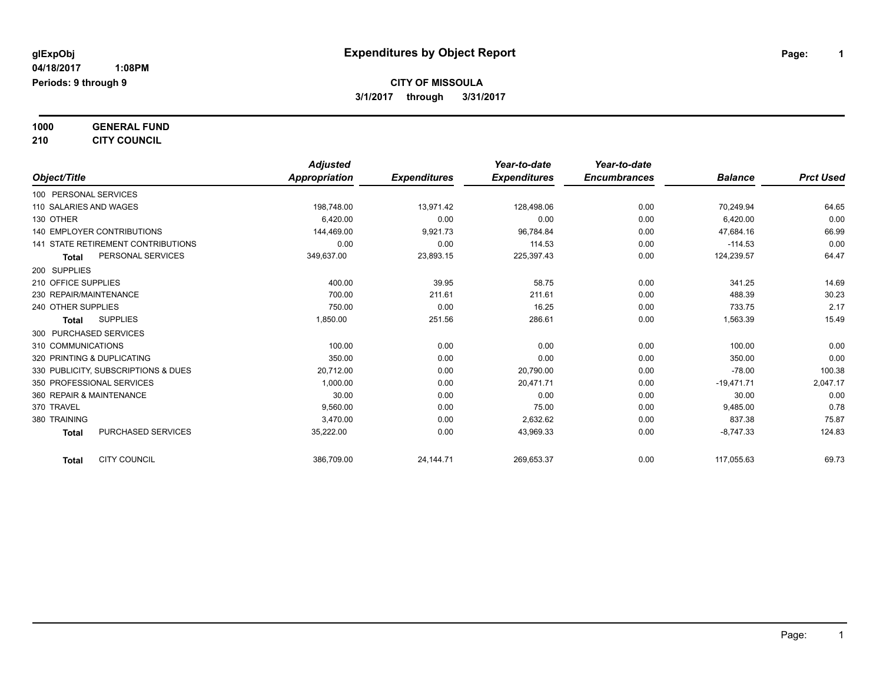glExpObj
04/18/2017 1:08PM
Periods: 9 through 9

# Expenditures by Object Report

**CITY OF MISSOULA**
**3/1/2017 through 3/31/2017**

**1000 GENERAL FUND**
**210 CITY COUNCIL**

| Object/Title | Adjusted Appropriation | Expenditures | Year-to-date Expenditures | Year-to-date Encumbrances | Balance | Prct Used |
|---|---|---|---|---|---|---|
| 100 PERSONAL SERVICES | | | | | | |
| 110 SALARIES AND WAGES | 198,748.00 | 13,971.42 | 128,498.06 | 0.00 | 70,249.94 | 64.65 |
| 130 OTHER | 6,420.00 | 0.00 | 0.00 | 0.00 | 6,420.00 | 0.00 |
| 140 EMPLOYER CONTRIBUTIONS | 144,469.00 | 9,921.73 | 96,784.84 | 0.00 | 47,684.16 | 66.99 |
| 141 STATE RETIREMENT CONTRIBUTIONS | 0.00 | 0.00 | 114.53 | 0.00 | -114.53 | 0.00 |
| **Total** PERSONAL SERVICES | 349,637.00 | 23,893.15 | 225,397.43 | 0.00 | 124,239.57 | 64.47 |
| 200 SUPPLIES | | | | | | |
| 210 OFFICE SUPPLIES | 400.00 | 39.95 | 58.75 | 0.00 | 341.25 | 14.69 |
| 230 REPAIR/MAINTENANCE | 700.00 | 211.61 | 211.61 | 0.00 | 488.39 | 30.23 |
| 240 OTHER SUPPLIES | 750.00 | 0.00 | 16.25 | 0.00 | 733.75 | 2.17 |
| **Total** SUPPLIES | 1,850.00 | 251.56 | 286.61 | 0.00 | 1,563.39 | 15.49 |
| 300 PURCHASED SERVICES | | | | | | |
| 310 COMMUNICATIONS | 100.00 | 0.00 | 0.00 | 0.00 | 100.00 | 0.00 |
| 320 PRINTING & DUPLICATING | 350.00 | 0.00 | 0.00 | 0.00 | 350.00 | 0.00 |
| 330 PUBLICITY, SUBSCRIPTIONS & DUES | 20,712.00 | 0.00 | 20,790.00 | 0.00 | -78.00 | 100.38 |
| 350 PROFESSIONAL SERVICES | 1,000.00 | 0.00 | 20,471.71 | 0.00 | -19,471.71 | 2,047.17 |
| 360 REPAIR & MAINTENANCE | 30.00 | 0.00 | 0.00 | 0.00 | 30.00 | 0.00 |
| 370 TRAVEL | 9,560.00 | 0.00 | 75.00 | 0.00 | 9,485.00 | 0.78 |
| 380 TRAINING | 3,470.00 | 0.00 | 2,632.62 | 0.00 | 837.38 | 75.87 |
| **Total** PURCHASED SERVICES | 35,222.00 | 0.00 | 43,969.33 | 0.00 | -8,747.33 | 124.83 |
| **Total** CITY COUNCIL | 386,709.00 | 24,144.71 | 269,653.37 | 0.00 | 117,055.63 | 69.73 |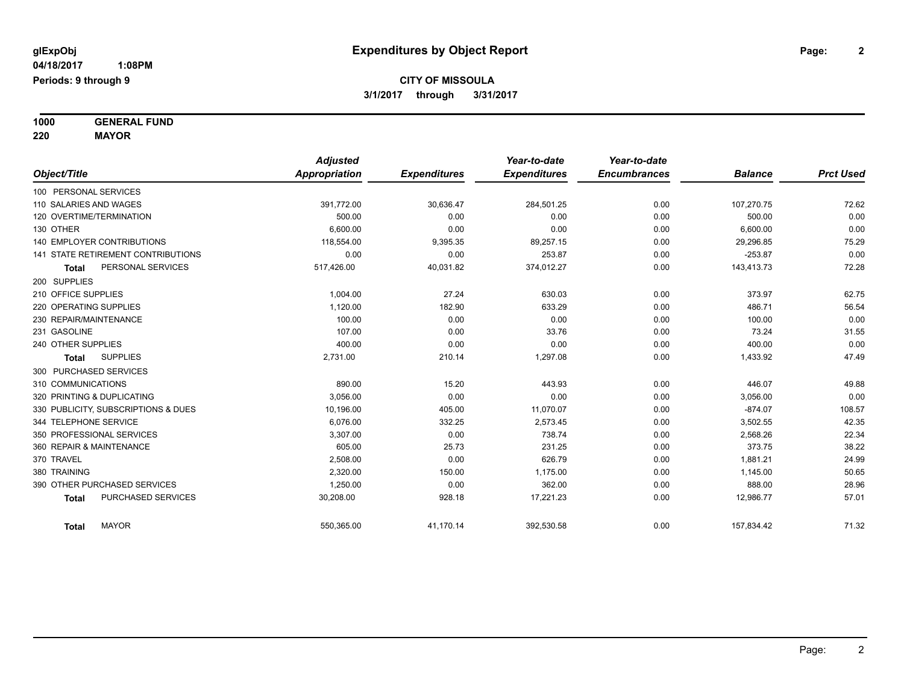**glExpObj** 

**04/18/2017 1:08PM**

**Periods: 9 through 9**

# Expenditures by Object Report

**CITY OF MISSOULA**

**3/1/2017 through 3/31/2017**

**1000 GENERAL FUND**

**220 MAYOR**

| Object/Title | Adjusted Appropriation | Expenditures | Year-to-date Expenditures | Year-to-date Encumbrances | Balance | Prct Used |
|---|---|---|---|---|---|---|
| 100 PERSONAL SERVICES | | | | | | |
| 110 SALARIES AND WAGES | 391,772.00 | 30,636.47 | 284,501.25 | 0.00 | 107,270.75 | 72.62 |
| 120 OVERTIME/TERMINATION | 500.00 | 0.00 | 0.00 | 0.00 | 500.00 | 0.00 |
| 130 OTHER | 6,600.00 | 0.00 | 0.00 | 0.00 | 6,600.00 | 0.00 |
| 140 EMPLOYER CONTRIBUTIONS | 118,554.00 | 9,395.35 | 89,257.15 | 0.00 | 29,296.85 | 75.29 |
| 141 STATE RETIREMENT CONTRIBUTIONS | 0.00 | 0.00 | 253.87 | 0.00 | -253.87 | 0.00 |
| **Total** PERSONAL SERVICES | 517,426.00 | 40,031.82 | 374,012.27 | 0.00 | 143,413.73 | 72.28 |
| 200 SUPPLIES | | | | | | |
| 210 OFFICE SUPPLIES | 1,004.00 | 27.24 | 630.03 | 0.00 | 373.97 | 62.75 |
| 220 OPERATING SUPPLIES | 1,120.00 | 182.90 | 633.29 | 0.00 | 486.71 | 56.54 |
| 230 REPAIR/MAINTENANCE | 100.00 | 0.00 | 0.00 | 0.00 | 100.00 | 0.00 |
| 231 GASOLINE | 107.00 | 0.00 | 33.76 | 0.00 | 73.24 | 31.55 |
| 240 OTHER SUPPLIES | 400.00 | 0.00 | 0.00 | 0.00 | 400.00 | 0.00 |
| **Total** SUPPLIES | 2,731.00 | 210.14 | 1,297.08 | 0.00 | 1,433.92 | 47.49 |
| 300 PURCHASED SERVICES | | | | | | |
| 310 COMMUNICATIONS | 890.00 | 15.20 | 443.93 | 0.00 | 446.07 | 49.88 |
| 320 PRINTING & DUPLICATING | 3,056.00 | 0.00 | 0.00 | 0.00 | 3,056.00 | 0.00 |
| 330 PUBLICITY, SUBSCRIPTIONS & DUES | 10,196.00 | 405.00 | 11,070.07 | 0.00 | -874.07 | 108.57 |
| 344 TELEPHONE SERVICE | 6,076.00 | 332.25 | 2,573.45 | 0.00 | 3,502.55 | 42.35 |
| 350 PROFESSIONAL SERVICES | 3,307.00 | 0.00 | 738.74 | 0.00 | 2,568.26 | 22.34 |
| 360 REPAIR & MAINTENANCE | 605.00 | 25.73 | 231.25 | 0.00 | 373.75 | 38.22 |
| 370 TRAVEL | 2,508.00 | 0.00 | 626.79 | 0.00 | 1,881.21 | 24.99 |
| 380 TRAINING | 2,320.00 | 150.00 | 1,175.00 | 0.00 | 1,145.00 | 50.65 |
| 390 OTHER PURCHASED SERVICES | 1,250.00 | 0.00 | 362.00 | 0.00 | 888.00 | 28.96 |
| **Total** PURCHASED SERVICES | 30,208.00 | 928.18 | 17,221.23 | 0.00 | 12,986.77 | 57.01 |
| **Total** MAYOR | 550,365.00 | 41,170.14 | 392,530.58 | 0.00 | 157,834.42 | 71.32 |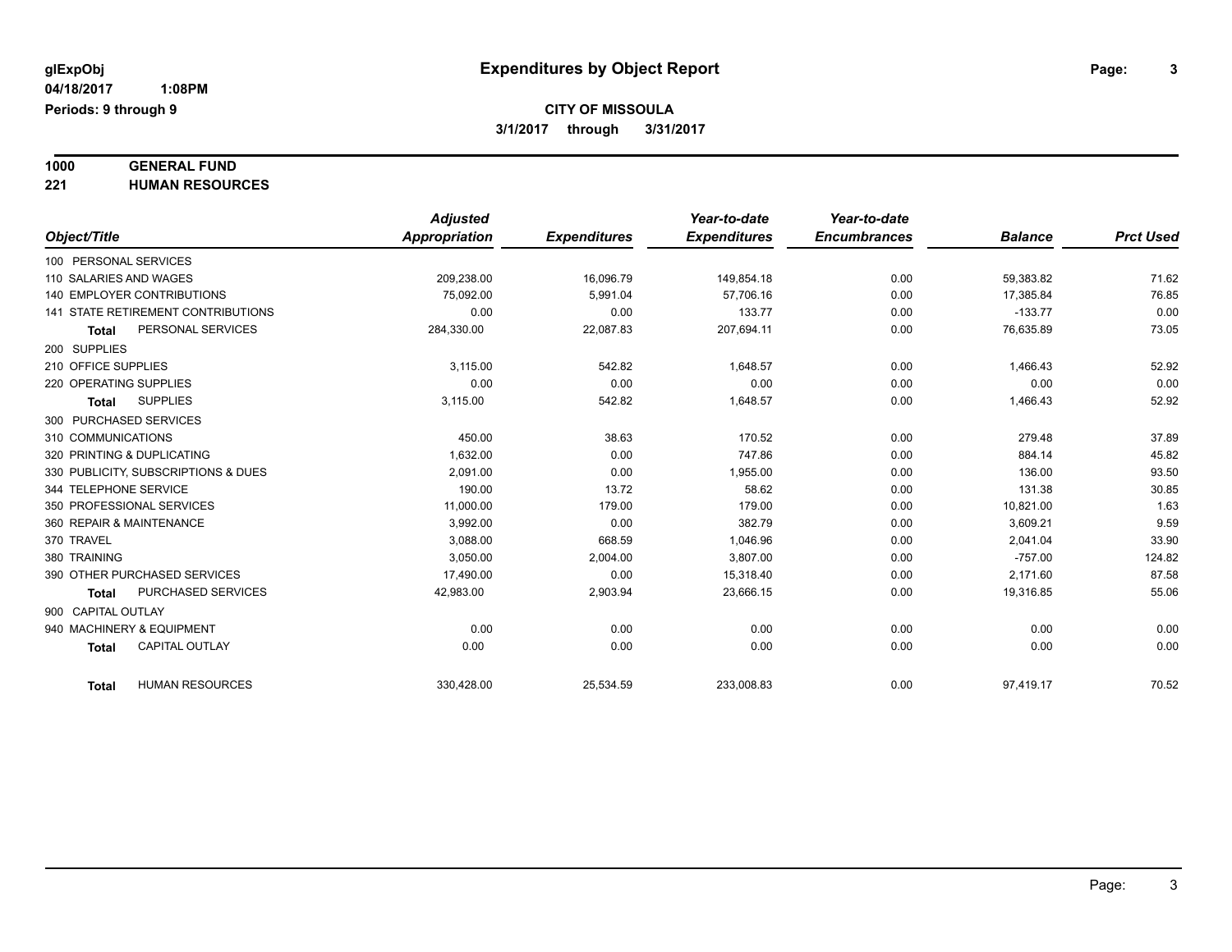glExpObj
04/18/2017 1:08PM
Periods: 9 through 9

# Expenditures by Object Report

**CITY OF MISSOULA**
**3/1/2017 through 3/31/2017**

**1000 GENERAL FUND**
**221 HUMAN RESOURCES**

| Object/Title | Adjusted Appropriation | Expenditures | Year-to-date Expenditures | Year-to-date Encumbrances | Balance | Prct Used |
|---|---|---|---|---|---|---|
| 100 PERSONAL SERVICES | | | | | | |
| 110 SALARIES AND WAGES | 209,238.00 | 16,096.79 | 149,854.18 | 0.00 | 59,383.82 | 71.62 |
| 140 EMPLOYER CONTRIBUTIONS | 75,092.00 | 5,991.04 | 57,706.16 | 0.00 | 17,385.84 | 76.85 |
| 141 STATE RETIREMENT CONTRIBUTIONS | 0.00 | 0.00 | 133.77 | 0.00 | -133.77 | 0.00 |
| **Total** PERSONAL SERVICES | 284,330.00 | 22,087.83 | 207,694.11 | 0.00 | 76,635.89 | 73.05 |
| 200 SUPPLIES | | | | | | |
| 210 OFFICE SUPPLIES | 3,115.00 | 542.82 | 1,648.57 | 0.00 | 1,466.43 | 52.92 |
| 220 OPERATING SUPPLIES | 0.00 | 0.00 | 0.00 | 0.00 | 0.00 | 0.00 |
| **Total** SUPPLIES | 3,115.00 | 542.82 | 1,648.57 | 0.00 | 1,466.43 | 52.92 |
| 300 PURCHASED SERVICES | | | | | | |
| 310 COMMUNICATIONS | 450.00 | 38.63 | 170.52 | 0.00 | 279.48 | 37.89 |
| 320 PRINTING & DUPLICATING | 1,632.00 | 0.00 | 747.86 | 0.00 | 884.14 | 45.82 |
| 330 PUBLICITY, SUBSCRIPTIONS & DUES | 2,091.00 | 0.00 | 1,955.00 | 0.00 | 136.00 | 93.50 |
| 344 TELEPHONE SERVICE | 190.00 | 13.72 | 58.62 | 0.00 | 131.38 | 30.85 |
| 350 PROFESSIONAL SERVICES | 11,000.00 | 179.00 | 179.00 | 0.00 | 10,821.00 | 1.63 |
| 360 REPAIR & MAINTENANCE | 3,992.00 | 0.00 | 382.79 | 0.00 | 3,609.21 | 9.59 |
| 370 TRAVEL | 3,088.00 | 668.59 | 1,046.96 | 0.00 | 2,041.04 | 33.90 |
| 380 TRAINING | 3,050.00 | 2,004.00 | 3,807.00 | 0.00 | -757.00 | 124.82 |
| 390 OTHER PURCHASED SERVICES | 17,490.00 | 0.00 | 15,318.40 | 0.00 | 2,171.60 | 87.58 |
| **Total** PURCHASED SERVICES | 42,983.00 | 2,903.94 | 23,666.15 | 0.00 | 19,316.85 | 55.06 |
| 900 CAPITAL OUTLAY | | | | | | |
| 940 MACHINERY & EQUIPMENT | 0.00 | 0.00 | 0.00 | 0.00 | 0.00 | 0.00 |
| **Total** CAPITAL OUTLAY | 0.00 | 0.00 | 0.00 | 0.00 | 0.00 | 0.00 |
| **Total** HUMAN RESOURCES | 330,428.00 | 25,534.59 | 233,008.83 | 0.00 | 97,419.17 | 70.52 |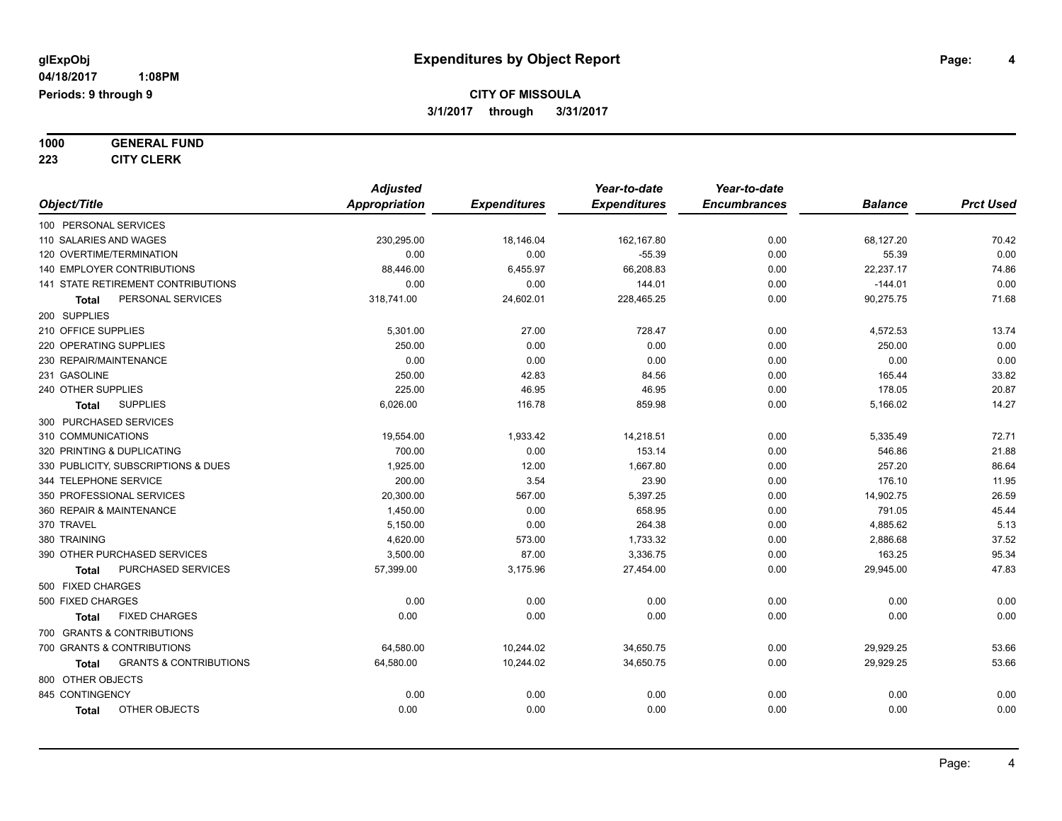glExpObj
04/18/2017 1:08PM
Periods: 9 through 9

# Expenditures by Object Report

**CITY OF MISSOULA**
**3/1/2017 through 3/31/2017**

**1000 GENERAL FUND**
**223 CITY CLERK**

| Object/Title | Adjusted Appropriation | Expenditures | Year-to-date Expenditures | Year-to-date Encumbrances | Balance | Prct Used |
|---|---|---|---|---|---|---|
| 100 PERSONAL SERVICES | | | | | | |
| 110 SALARIES AND WAGES | 230,295.00 | 18,146.04 | 162,167.80 | 0.00 | 68,127.20 | 70.42 |
| 120 OVERTIME/TERMINATION | 0.00 | 0.00 | -55.39 | 0.00 | 55.39 | 0.00 |
| 140 EMPLOYER CONTRIBUTIONS | 88,446.00 | 6,455.97 | 66,208.83 | 0.00 | 22,237.17 | 74.86 |
| 141 STATE RETIREMENT CONTRIBUTIONS | 0.00 | 0.00 | 144.01 | 0.00 | -144.01 | 0.00 |
| **Total** PERSONAL SERVICES | 318,741.00 | 24,602.01 | 228,465.25 | 0.00 | 90,275.75 | 71.68 |
| 200 SUPPLIES | | | | | | |
| 210 OFFICE SUPPLIES | 5,301.00 | 27.00 | 728.47 | 0.00 | 4,572.53 | 13.74 |
| 220 OPERATING SUPPLIES | 250.00 | 0.00 | 0.00 | 0.00 | 250.00 | 0.00 |
| 230 REPAIR/MAINTENANCE | 0.00 | 0.00 | 0.00 | 0.00 | 0.00 | 0.00 |
| 231 GASOLINE | 250.00 | 42.83 | 84.56 | 0.00 | 165.44 | 33.82 |
| 240 OTHER SUPPLIES | 225.00 | 46.95 | 46.95 | 0.00 | 178.05 | 20.87 |
| **Total** SUPPLIES | 6,026.00 | 116.78 | 859.98 | 0.00 | 5,166.02 | 14.27 |
| 300 PURCHASED SERVICES | | | | | | |
| 310 COMMUNICATIONS | 19,554.00 | 1,933.42 | 14,218.51 | 0.00 | 5,335.49 | 72.71 |
| 320 PRINTING & DUPLICATING | 700.00 | 0.00 | 153.14 | 0.00 | 546.86 | 21.88 |
| 330 PUBLICITY, SUBSCRIPTIONS & DUES | 1,925.00 | 12.00 | 1,667.80 | 0.00 | 257.20 | 86.64 |
| 344 TELEPHONE SERVICE | 200.00 | 3.54 | 23.90 | 0.00 | 176.10 | 11.95 |
| 350 PROFESSIONAL SERVICES | 20,300.00 | 567.00 | 5,397.25 | 0.00 | 14,902.75 | 26.59 |
| 360 REPAIR & MAINTENANCE | 1,450.00 | 0.00 | 658.95 | 0.00 | 791.05 | 45.44 |
| 370 TRAVEL | 5,150.00 | 0.00 | 264.38 | 0.00 | 4,885.62 | 5.13 |
| 380 TRAINING | 4,620.00 | 573.00 | 1,733.32 | 0.00 | 2,886.68 | 37.52 |
| 390 OTHER PURCHASED SERVICES | 3,500.00 | 87.00 | 3,336.75 | 0.00 | 163.25 | 95.34 |
| **Total** PURCHASED SERVICES | 57,399.00 | 3,175.96 | 27,454.00 | 0.00 | 29,945.00 | 47.83 |
| 500 FIXED CHARGES | | | | | | |
| 500 FIXED CHARGES | 0.00 | 0.00 | 0.00 | 0.00 | 0.00 | 0.00 |
| **Total** FIXED CHARGES | 0.00 | 0.00 | 0.00 | 0.00 | 0.00 | 0.00 |
| 700 GRANTS & CONTRIBUTIONS | | | | | | |
| 700 GRANTS & CONTRIBUTIONS | 64,580.00 | 10,244.02 | 34,650.75 | 0.00 | 29,929.25 | 53.66 |
| **Total** GRANTS & CONTRIBUTIONS | 64,580.00 | 10,244.02 | 34,650.75 | 0.00 | 29,929.25 | 53.66 |
| 800 OTHER OBJECTS | | | | | | |
| 845 CONTINGENCY | 0.00 | 0.00 | 0.00 | 0.00 | 0.00 | 0.00 |
| **Total** OTHER OBJECTS | 0.00 | 0.00 | 0.00 | 0.00 | 0.00 | 0.00 |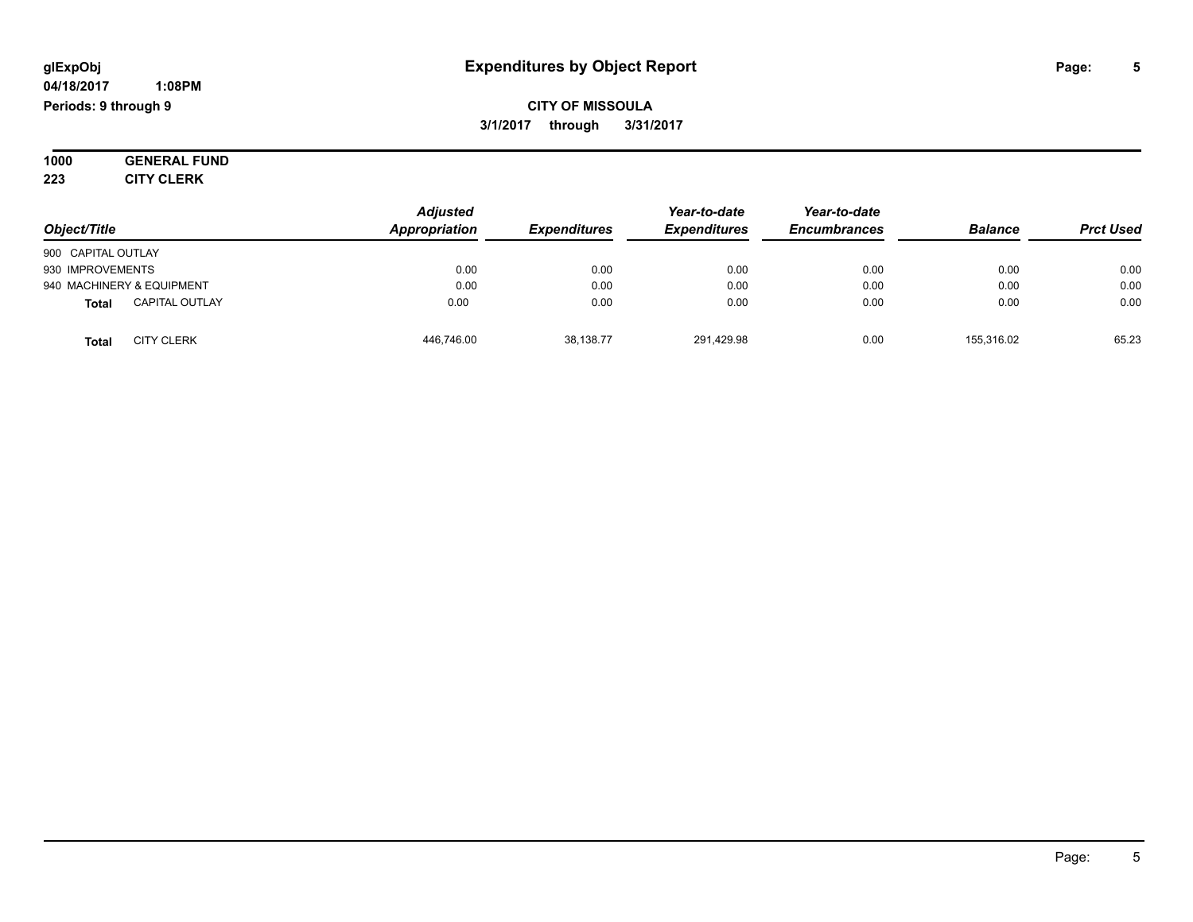# Expenditures by Object Report

glExpObj
04/18/2017 1:08PM
Periods: 9 through 9

**CITY OF MISSOULA**
**3/1/2017 through 3/31/2017**

**1000 GENERAL FUND**
**223 CITY CLERK**

| Object/Title | Adjusted Appropriation | Expenditures | Year-to-date Expenditures | Year-to-date Encumbrances | Balance | Prct Used |
|---|---|---|---|---|---|---|
| 900 CAPITAL OUTLAY | | | | | | |
| 930 IMPROVEMENTS | 0.00 | 0.00 | 0.00 | 0.00 | 0.00 | 0.00 |
| 940 MACHINERY & EQUIPMENT | 0.00 | 0.00 | 0.00 | 0.00 | 0.00 | 0.00 |
| **Total** CAPITAL OUTLAY | 0.00 | 0.00 | 0.00 | 0.00 | 0.00 | 0.00 |
| **Total** CITY CLERK | 446,746.00 | 38,138.77 | 291,429.98 | 0.00 | 155,316.02 | 65.23 |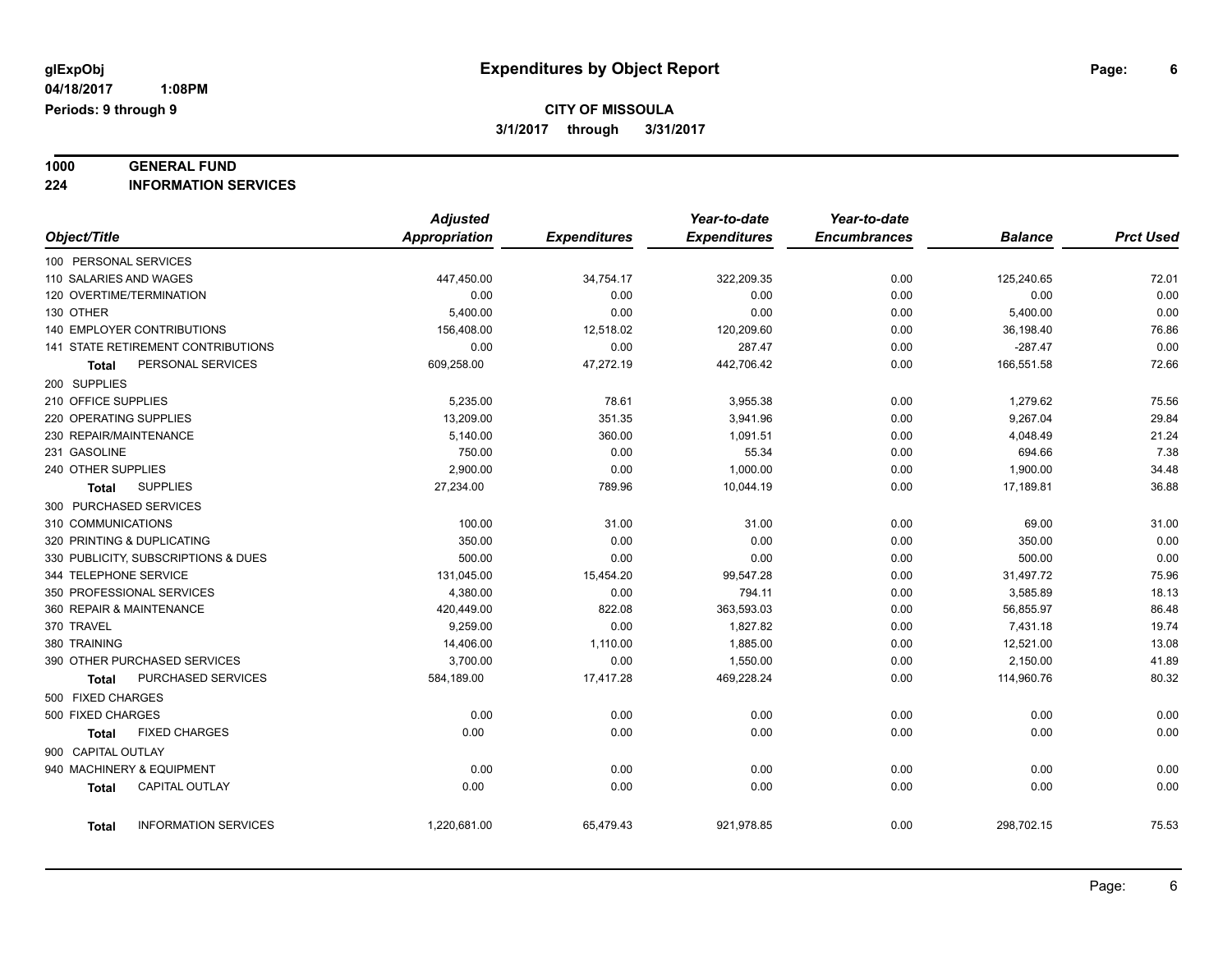**glExpObj** | **Expenditures by Object Report**

**04/18/2017 1:08PM**

**Periods: 9 through 9**

**CITY OF MISSOULA**

**3/1/2017 through 3/31/2017**

## 1000 GENERAL FUND
## 224 INFORMATION SERVICES

| Object/Title | Adjusted Appropriation | Expenditures | Year-to-date Expenditures | Year-to-date Encumbrances | Balance | Prct Used |
|---|---|---|---|---|---|---|
| 100 PERSONAL SERVICES | | | | | | |
| 110 SALARIES AND WAGES | 447,450.00 | 34,754.17 | 322,209.35 | 0.00 | 125,240.65 | 72.01 |
| 120 OVERTIME/TERMINATION | 0.00 | 0.00 | 0.00 | 0.00 | 0.00 | 0.00 |
| 130 OTHER | 5,400.00 | 0.00 | 0.00 | 0.00 | 5,400.00 | 0.00 |
| 140 EMPLOYER CONTRIBUTIONS | 156,408.00 | 12,518.02 | 120,209.60 | 0.00 | 36,198.40 | 76.86 |
| 141 STATE RETIREMENT CONTRIBUTIONS | 0.00 | 0.00 | 287.47 | 0.00 | -287.47 | 0.00 |
| **Total** PERSONAL SERVICES | 609,258.00 | 47,272.19 | 442,706.42 | 0.00 | 166,551.58 | 72.66 |
| 200 SUPPLIES | | | | | | |
| 210 OFFICE SUPPLIES | 5,235.00 | 78.61 | 3,955.38 | 0.00 | 1,279.62 | 75.56 |
| 220 OPERATING SUPPLIES | 13,209.00 | 351.35 | 3,941.96 | 0.00 | 9,267.04 | 29.84 |
| 230 REPAIR/MAINTENANCE | 5,140.00 | 360.00 | 1,091.51 | 0.00 | 4,048.49 | 21.24 |
| 231 GASOLINE | 750.00 | 0.00 | 55.34 | 0.00 | 694.66 | 7.38 |
| 240 OTHER SUPPLIES | 2,900.00 | 0.00 | 1,000.00 | 0.00 | 1,900.00 | 34.48 |
| **Total** SUPPLIES | 27,234.00 | 789.96 | 10,044.19 | 0.00 | 17,189.81 | 36.88 |
| 300 PURCHASED SERVICES | | | | | | |
| 310 COMMUNICATIONS | 100.00 | 31.00 | 31.00 | 0.00 | 69.00 | 31.00 |
| 320 PRINTING & DUPLICATING | 350.00 | 0.00 | 0.00 | 0.00 | 350.00 | 0.00 |
| 330 PUBLICITY, SUBSCRIPTIONS & DUES | 500.00 | 0.00 | 0.00 | 0.00 | 500.00 | 0.00 |
| 344 TELEPHONE SERVICE | 131,045.00 | 15,454.20 | 99,547.28 | 0.00 | 31,497.72 | 75.96 |
| 350 PROFESSIONAL SERVICES | 4,380.00 | 0.00 | 794.11 | 0.00 | 3,585.89 | 18.13 |
| 360 REPAIR & MAINTENANCE | 420,449.00 | 822.08 | 363,593.03 | 0.00 | 56,855.97 | 86.48 |
| 370 TRAVEL | 9,259.00 | 0.00 | 1,827.82 | 0.00 | 7,431.18 | 19.74 |
| 380 TRAINING | 14,406.00 | 1,110.00 | 1,885.00 | 0.00 | 12,521.00 | 13.08 |
| 390 OTHER PURCHASED SERVICES | 3,700.00 | 0.00 | 1,550.00 | 0.00 | 2,150.00 | 41.89 |
| **Total** PURCHASED SERVICES | 584,189.00 | 17,417.28 | 469,228.24 | 0.00 | 114,960.76 | 80.32 |
| 500 FIXED CHARGES | | | | | | |
| 500 FIXED CHARGES | 0.00 | 0.00 | 0.00 | 0.00 | 0.00 | 0.00 |
| **Total** FIXED CHARGES | 0.00 | 0.00 | 0.00 | 0.00 | 0.00 | 0.00 |
| 900 CAPITAL OUTLAY | | | | | | |
| 940 MACHINERY & EQUIPMENT | 0.00 | 0.00 | 0.00 | 0.00 | 0.00 | 0.00 |
| **Total** CAPITAL OUTLAY | 0.00 | 0.00 | 0.00 | 0.00 | 0.00 | 0.00 |
| **Total** INFORMATION SERVICES | 1,220,681.00 | 65,479.43 | 921,978.85 | 0.00 | 298,702.15 | 75.53 |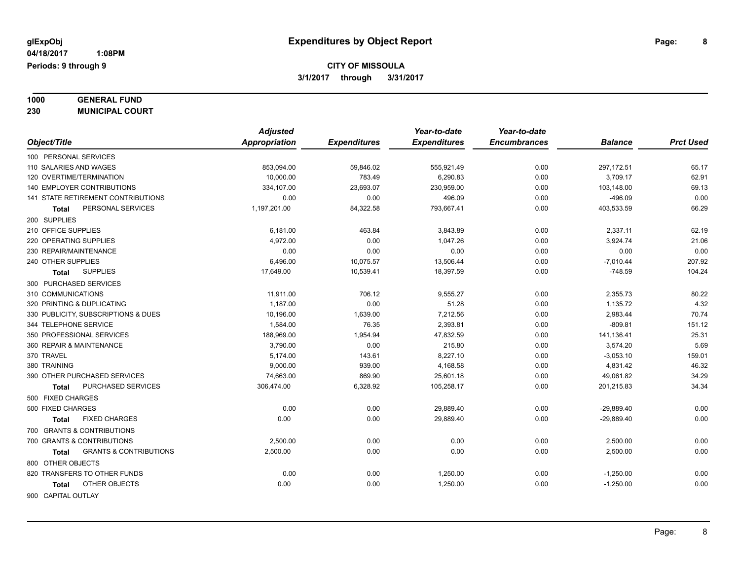**glExpObj** 
**04/18/2017 1:08PM**
**Periods: 9 through 9**

# Expenditures by Object Report

**CITY OF MISSOULA**
**3/1/2017 through 3/31/2017**

**1000 GENERAL FUND**
**230 MUNICIPAL COURT**

| Object/Title | Adjusted Appropriation | Expenditures | Year-to-date Expenditures | Year-to-date Encumbrances | Balance | Prct Used |
|---|---|---|---|---|---|---|
| 100 PERSONAL SERVICES | | | | | | |
| 110 SALARIES AND WAGES | 853,094.00 | 59,846.02 | 555,921.49 | 0.00 | 297,172.51 | 65.17 |
| 120 OVERTIME/TERMINATION | 10,000.00 | 783.49 | 6,290.83 | 0.00 | 3,709.17 | 62.91 |
| 140 EMPLOYER CONTRIBUTIONS | 334,107.00 | 23,693.07 | 230,959.00 | 0.00 | 103,148.00 | 69.13 |
| 141 STATE RETIREMENT CONTRIBUTIONS | 0.00 | 0.00 | 496.09 | 0.00 | -496.09 | 0.00 |
| **Total** PERSONAL SERVICES | 1,197,201.00 | 84,322.58 | 793,667.41 | 0.00 | 403,533.59 | 66.29 |
| 200 SUPPLIES | | | | | | |
| 210 OFFICE SUPPLIES | 6,181.00 | 463.84 | 3,843.89 | 0.00 | 2,337.11 | 62.19 |
| 220 OPERATING SUPPLIES | 4,972.00 | 0.00 | 1,047.26 | 0.00 | 3,924.74 | 21.06 |
| 230 REPAIR/MAINTENANCE | 0.00 | 0.00 | 0.00 | 0.00 | 0.00 | 0.00 |
| 240 OTHER SUPPLIES | 6,496.00 | 10,075.57 | 13,506.44 | 0.00 | -7,010.44 | 207.92 |
| **Total** SUPPLIES | 17,649.00 | 10,539.41 | 18,397.59 | 0.00 | -748.59 | 104.24 |
| 300 PURCHASED SERVICES | | | | | | |
| 310 COMMUNICATIONS | 11,911.00 | 706.12 | 9,555.27 | 0.00 | 2,355.73 | 80.22 |
| 320 PRINTING & DUPLICATING | 1,187.00 | 0.00 | 51.28 | 0.00 | 1,135.72 | 4.32 |
| 330 PUBLICITY, SUBSCRIPTIONS & DUES | 10,196.00 | 1,639.00 | 7,212.56 | 0.00 | 2,983.44 | 70.74 |
| 344 TELEPHONE SERVICE | 1,584.00 | 76.35 | 2,393.81 | 0.00 | -809.81 | 151.12 |
| 350 PROFESSIONAL SERVICES | 188,969.00 | 1,954.94 | 47,832.59 | 0.00 | 141,136.41 | 25.31 |
| 360 REPAIR & MAINTENANCE | 3,790.00 | 0.00 | 215.80 | 0.00 | 3,574.20 | 5.69 |
| 370 TRAVEL | 5,174.00 | 143.61 | 8,227.10 | 0.00 | -3,053.10 | 159.01 |
| 380 TRAINING | 9,000.00 | 939.00 | 4,168.58 | 0.00 | 4,831.42 | 46.32 |
| 390 OTHER PURCHASED SERVICES | 74,663.00 | 869.90 | 25,601.18 | 0.00 | 49,061.82 | 34.29 |
| **Total** PURCHASED SERVICES | 306,474.00 | 6,328.92 | 105,258.17 | 0.00 | 201,215.83 | 34.34 |
| 500 FIXED CHARGES | | | | | | |
| 500 FIXED CHARGES | 0.00 | 0.00 | 29,889.40 | 0.00 | -29,889.40 | 0.00 |
| **Total** FIXED CHARGES | 0.00 | 0.00 | 29,889.40 | 0.00 | -29,889.40 | 0.00 |
| 700 GRANTS & CONTRIBUTIONS | | | | | | |
| 700 GRANTS & CONTRIBUTIONS | 2,500.00 | 0.00 | 0.00 | 0.00 | 2,500.00 | 0.00 |
| **Total** GRANTS & CONTRIBUTIONS | 2,500.00 | 0.00 | 0.00 | 0.00 | 2,500.00 | 0.00 |
| 800 OTHER OBJECTS | | | | | | |
| 820 TRANSFERS TO OTHER FUNDS | 0.00 | 0.00 | 1,250.00 | 0.00 | -1,250.00 | 0.00 |
| **Total** OTHER OBJECTS | 0.00 | 0.00 | 1,250.00 | 0.00 | -1,250.00 | 0.00 |
| 900 CAPITAL OUTLAY | | | | | | |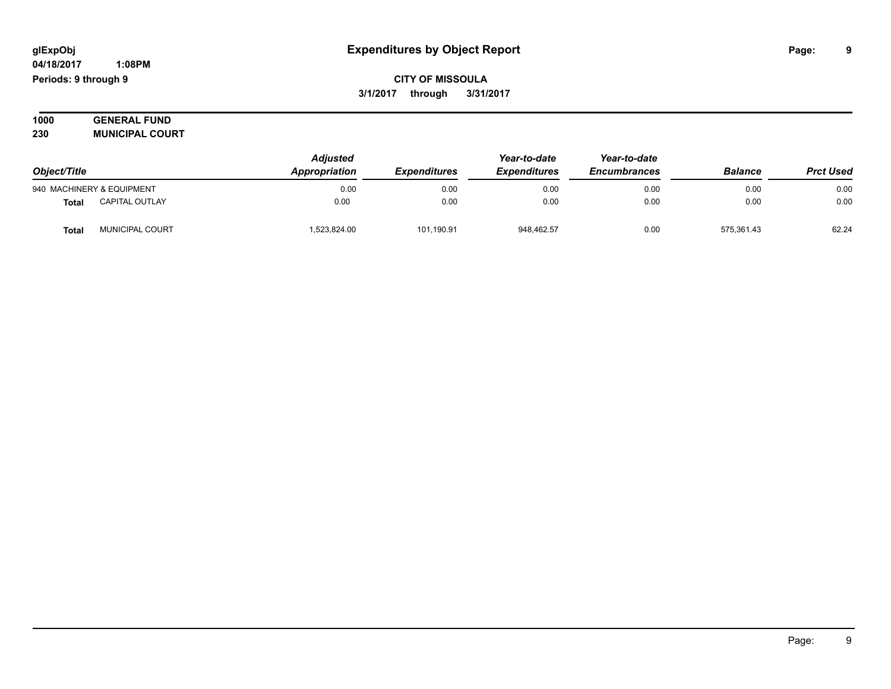**CITY OF MISSOULA**

**3/1/2017 through 3/31/2017**

**1000 GENERAL FUND**

**230 MUNICIPAL COURT**

| Object/Title | | Adjusted Appropriation | Expenditures | Year-to-date Expenditures | Year-to-date Encumbrances | Balance | Prct Used |
|---|---|---|---|---|---|---|---|
| 940 MACHINERY & EQUIPMENT | | 0.00 | 0.00 | 0.00 | 0.00 | 0.00 | 0.00 |
| **Total** | CAPITAL OUTLAY | 0.00 | 0.00 | 0.00 | 0.00 | 0.00 | 0.00 |
| **Total** | MUNICIPAL COURT | 1,523,824.00 | 101,190.91 | 948,462.57 | 0.00 | 575,361.43 | 62.24 |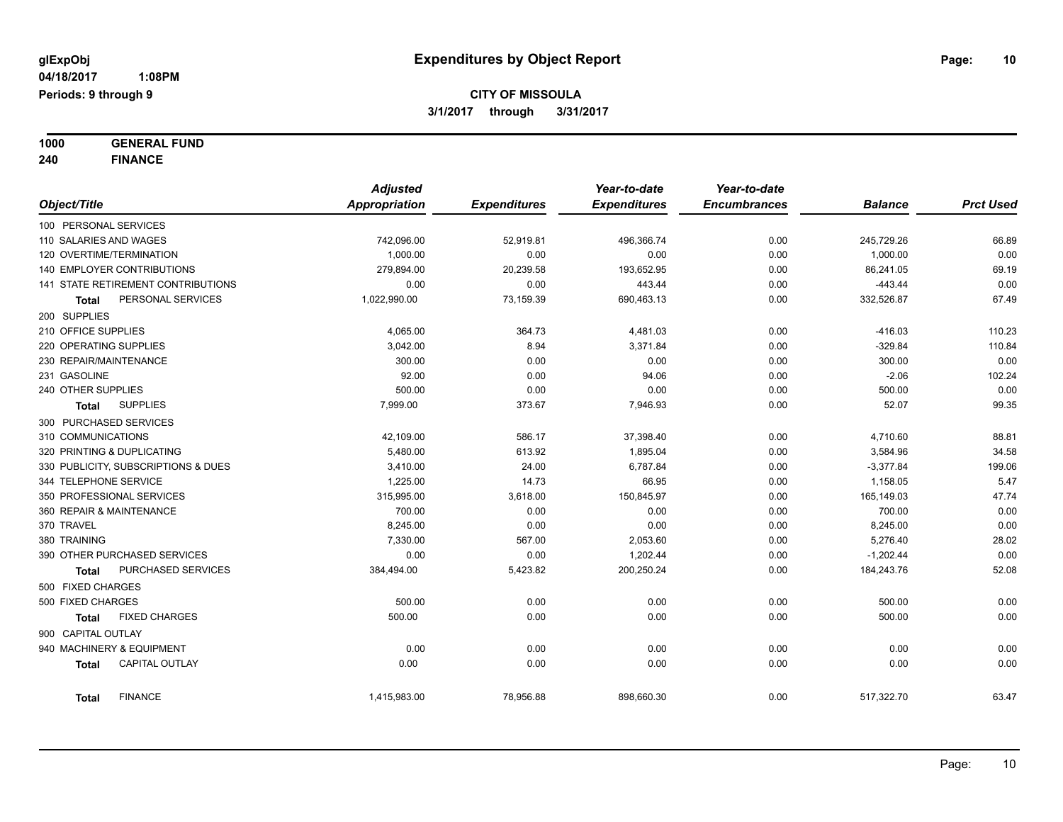glExpObj
04/18/2017 1:08PM
Periods: 9 through 9

# Expenditures by Object Report

**CITY OF MISSOULA**
**3/1/2017 through 3/31/2017**

**1000 GENERAL FUND**
**240 FINANCE**

| Object/Title | Adjusted Appropriation | Expenditures | Year-to-date Expenditures | Year-to-date Encumbrances | Balance | Prct Used |
|---|---|---|---|---|---|---|
| 100 PERSONAL SERVICES | | | | | | |
| 110 SALARIES AND WAGES | 742,096.00 | 52,919.81 | 496,366.74 | 0.00 | 245,729.26 | 66.89 |
| 120 OVERTIME/TERMINATION | 1,000.00 | 0.00 | 0.00 | 0.00 | 1,000.00 | 0.00 |
| 140 EMPLOYER CONTRIBUTIONS | 279,894.00 | 20,239.58 | 193,652.95 | 0.00 | 86,241.05 | 69.19 |
| 141 STATE RETIREMENT CONTRIBUTIONS | 0.00 | 0.00 | 443.44 | 0.00 | -443.44 | 0.00 |
| **Total** PERSONAL SERVICES | 1,022,990.00 | 73,159.39 | 690,463.13 | 0.00 | 332,526.87 | 67.49 |
| 200 SUPPLIES | | | | | | |
| 210 OFFICE SUPPLIES | 4,065.00 | 364.73 | 4,481.03 | 0.00 | -416.03 | 110.23 |
| 220 OPERATING SUPPLIES | 3,042.00 | 8.94 | 3,371.84 | 0.00 | -329.84 | 110.84 |
| 230 REPAIR/MAINTENANCE | 300.00 | 0.00 | 0.00 | 0.00 | 300.00 | 0.00 |
| 231 GASOLINE | 92.00 | 0.00 | 94.06 | 0.00 | -2.06 | 102.24 |
| 240 OTHER SUPPLIES | 500.00 | 0.00 | 0.00 | 0.00 | 500.00 | 0.00 |
| **Total** SUPPLIES | 7,999.00 | 373.67 | 7,946.93 | 0.00 | 52.07 | 99.35 |
| 300 PURCHASED SERVICES | | | | | | |
| 310 COMMUNICATIONS | 42,109.00 | 586.17 | 37,398.40 | 0.00 | 4,710.60 | 88.81 |
| 320 PRINTING & DUPLICATING | 5,480.00 | 613.92 | 1,895.04 | 0.00 | 3,584.96 | 34.58 |
| 330 PUBLICITY, SUBSCRIPTIONS & DUES | 3,410.00 | 24.00 | 6,787.84 | 0.00 | -3,377.84 | 199.06 |
| 344 TELEPHONE SERVICE | 1,225.00 | 14.73 | 66.95 | 0.00 | 1,158.05 | 5.47 |
| 350 PROFESSIONAL SERVICES | 315,995.00 | 3,618.00 | 150,845.97 | 0.00 | 165,149.03 | 47.74 |
| 360 REPAIR & MAINTENANCE | 700.00 | 0.00 | 0.00 | 0.00 | 700.00 | 0.00 |
| 370 TRAVEL | 8,245.00 | 0.00 | 0.00 | 0.00 | 8,245.00 | 0.00 |
| 380 TRAINING | 7,330.00 | 567.00 | 2,053.60 | 0.00 | 5,276.40 | 28.02 |
| 390 OTHER PURCHASED SERVICES | 0.00 | 0.00 | 1,202.44 | 0.00 | -1,202.44 | 0.00 |
| **Total** PURCHASED SERVICES | 384,494.00 | 5,423.82 | 200,250.24 | 0.00 | 184,243.76 | 52.08 |
| 500 FIXED CHARGES | | | | | | |
| 500 FIXED CHARGES | 500.00 | 0.00 | 0.00 | 0.00 | 500.00 | 0.00 |
| **Total** FIXED CHARGES | 500.00 | 0.00 | 0.00 | 0.00 | 500.00 | 0.00 |
| 900 CAPITAL OUTLAY | | | | | | |
| 940 MACHINERY & EQUIPMENT | 0.00 | 0.00 | 0.00 | 0.00 | 0.00 | 0.00 |
| **Total** CAPITAL OUTLAY | 0.00 | 0.00 | 0.00 | 0.00 | 0.00 | 0.00 |
| **Total** FINANCE | 1,415,983.00 | 78,956.88 | 898,660.30 | 0.00 | 517,322.70 | 63.47 |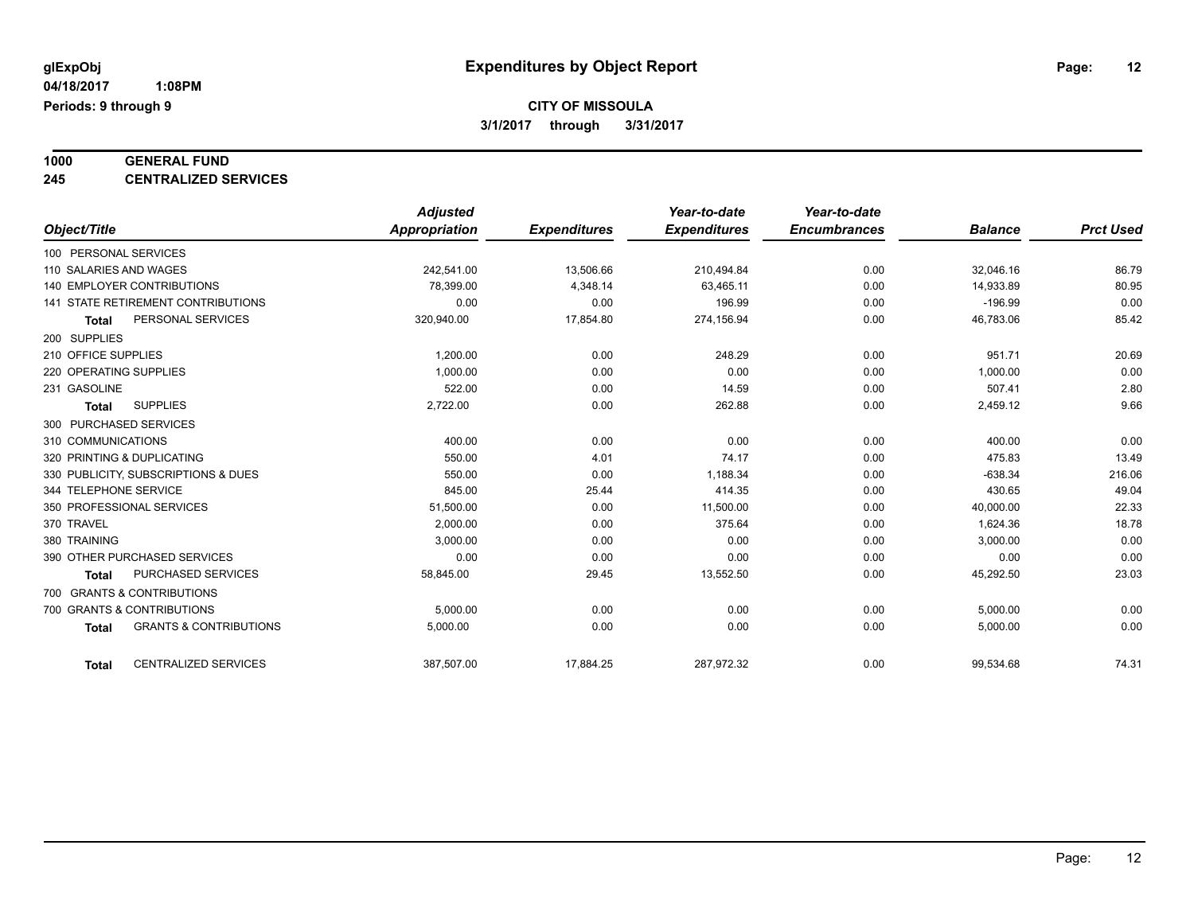# Expenditures by Object Report

glExpObj
04/18/2017 1:08PM
Periods: 9 through 9

**CITY OF MISSOULA**
**3/1/2017 through 3/31/2017**

**1000 GENERAL FUND**
**245 CENTRALIZED SERVICES**

| Object/Title | Adjusted Appropriation | Expenditures | Year-to-date Expenditures | Year-to-date Encumbrances | Balance | Prct Used |
|---|---|---|---|---|---|---|
| 100 PERSONAL SERVICES | | | | | | |
| 110 SALARIES AND WAGES | 242,541.00 | 13,506.66 | 210,494.84 | 0.00 | 32,046.16 | 86.79 |
| 140 EMPLOYER CONTRIBUTIONS | 78,399.00 | 4,348.14 | 63,465.11 | 0.00 | 14,933.89 | 80.95 |
| 141 STATE RETIREMENT CONTRIBUTIONS | 0.00 | 0.00 | 196.99 | 0.00 | -196.99 | 0.00 |
| **Total** PERSONAL SERVICES | 320,940.00 | 17,854.80 | 274,156.94 | 0.00 | 46,783.06 | 85.42 |
| 200 SUPPLIES | | | | | | |
| 210 OFFICE SUPPLIES | 1,200.00 | 0.00 | 248.29 | 0.00 | 951.71 | 20.69 |
| 220 OPERATING SUPPLIES | 1,000.00 | 0.00 | 0.00 | 0.00 | 1,000.00 | 0.00 |
| 231 GASOLINE | 522.00 | 0.00 | 14.59 | 0.00 | 507.41 | 2.80 |
| **Total** SUPPLIES | 2,722.00 | 0.00 | 262.88 | 0.00 | 2,459.12 | 9.66 |
| 300 PURCHASED SERVICES | | | | | | |
| 310 COMMUNICATIONS | 400.00 | 0.00 | 0.00 | 0.00 | 400.00 | 0.00 |
| 320 PRINTING & DUPLICATING | 550.00 | 4.01 | 74.17 | 0.00 | 475.83 | 13.49 |
| 330 PUBLICITY, SUBSCRIPTIONS & DUES | 550.00 | 0.00 | 1,188.34 | 0.00 | -638.34 | 216.06 |
| 344 TELEPHONE SERVICE | 845.00 | 25.44 | 414.35 | 0.00 | 430.65 | 49.04 |
| 350 PROFESSIONAL SERVICES | 51,500.00 | 0.00 | 11,500.00 | 0.00 | 40,000.00 | 22.33 |
| 370 TRAVEL | 2,000.00 | 0.00 | 375.64 | 0.00 | 1,624.36 | 18.78 |
| 380 TRAINING | 3,000.00 | 0.00 | 0.00 | 0.00 | 3,000.00 | 0.00 |
| 390 OTHER PURCHASED SERVICES | 0.00 | 0.00 | 0.00 | 0.00 | 0.00 | 0.00 |
| **Total** PURCHASED SERVICES | 58,845.00 | 29.45 | 13,552.50 | 0.00 | 45,292.50 | 23.03 |
| 700 GRANTS & CONTRIBUTIONS | | | | | | |
| 700 GRANTS & CONTRIBUTIONS | 5,000.00 | 0.00 | 0.00 | 0.00 | 5,000.00 | 0.00 |
| **Total** GRANTS & CONTRIBUTIONS | 5,000.00 | 0.00 | 0.00 | 0.00 | 5,000.00 | 0.00 |
| **Total** CENTRALIZED SERVICES | 387,507.00 | 17,884.25 | 287,972.32 | 0.00 | 99,534.68 | 74.31 |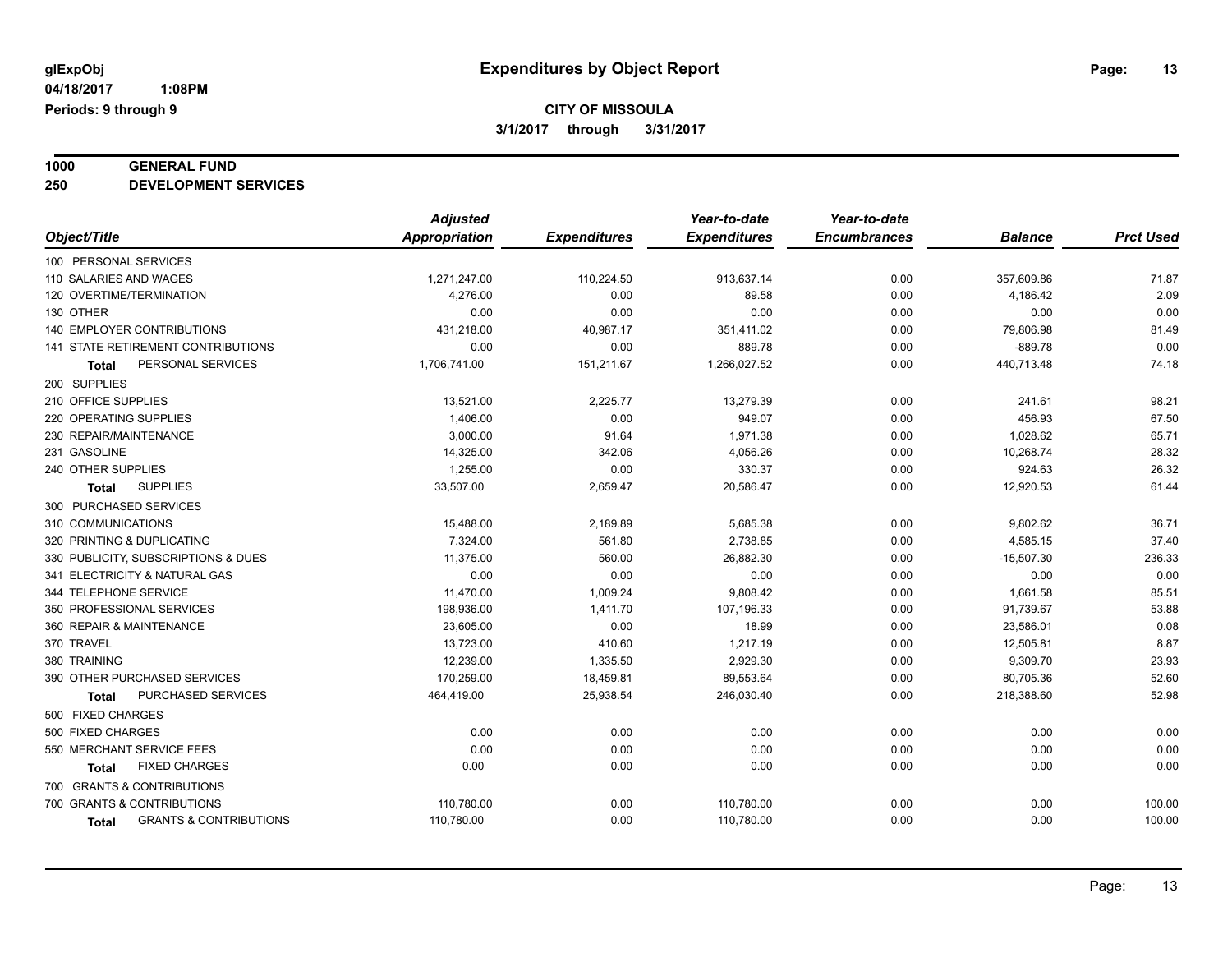**glExpObj** 04/18/2017 1:08PM
Periods: 9 through 9

# Expenditures by Object Report

**CITY OF MISSOULA**
**3/1/2017 through 3/31/2017**

**1000 GENERAL FUND**
**250 DEVELOPMENT SERVICES**

| Object/Title | Adjusted Appropriation | Expenditures | Year-to-date Expenditures | Year-to-date Encumbrances | Balance | Prct Used |
|---|---|---|---|---|---|---|
| 100 PERSONAL SERVICES | | | | | | |
| 110 SALARIES AND WAGES | 1,271,247.00 | 110,224.50 | 913,637.14 | 0.00 | 357,609.86 | 71.87 |
| 120 OVERTIME/TERMINATION | 4,276.00 | 0.00 | 89.58 | 0.00 | 4,186.42 | 2.09 |
| 130 OTHER | 0.00 | 0.00 | 0.00 | 0.00 | 0.00 | 0.00 |
| 140 EMPLOYER CONTRIBUTIONS | 431,218.00 | 40,987.17 | 351,411.02 | 0.00 | 79,806.98 | 81.49 |
| 141 STATE RETIREMENT CONTRIBUTIONS | 0.00 | 0.00 | 889.78 | 0.00 | -889.78 | 0.00 |
| **Total** PERSONAL SERVICES | 1,706,741.00 | 151,211.67 | 1,266,027.52 | 0.00 | 440,713.48 | 74.18 |
| 200 SUPPLIES | | | | | | |
| 210 OFFICE SUPPLIES | 13,521.00 | 2,225.77 | 13,279.39 | 0.00 | 241.61 | 98.21 |
| 220 OPERATING SUPPLIES | 1,406.00 | 0.00 | 949.07 | 0.00 | 456.93 | 67.50 |
| 230 REPAIR/MAINTENANCE | 3,000.00 | 91.64 | 1,971.38 | 0.00 | 1,028.62 | 65.71 |
| 231 GASOLINE | 14,325.00 | 342.06 | 4,056.26 | 0.00 | 10,268.74 | 28.32 |
| 240 OTHER SUPPLIES | 1,255.00 | 0.00 | 330.37 | 0.00 | 924.63 | 26.32 |
| **Total** SUPPLIES | 33,507.00 | 2,659.47 | 20,586.47 | 0.00 | 12,920.53 | 61.44 |
| 300 PURCHASED SERVICES | | | | | | |
| 310 COMMUNICATIONS | 15,488.00 | 2,189.89 | 5,685.38 | 0.00 | 9,802.62 | 36.71 |
| 320 PRINTING & DUPLICATING | 7,324.00 | 561.80 | 2,738.85 | 0.00 | 4,585.15 | 37.40 |
| 330 PUBLICITY, SUBSCRIPTIONS & DUES | 11,375.00 | 560.00 | 26,882.30 | 0.00 | -15,507.30 | 236.33 |
| 341 ELECTRICITY & NATURAL GAS | 0.00 | 0.00 | 0.00 | 0.00 | 0.00 | 0.00 |
| 344 TELEPHONE SERVICE | 11,470.00 | 1,009.24 | 9,808.42 | 0.00 | 1,661.58 | 85.51 |
| 350 PROFESSIONAL SERVICES | 198,936.00 | 1,411.70 | 107,196.33 | 0.00 | 91,739.67 | 53.88 |
| 360 REPAIR & MAINTENANCE | 23,605.00 | 0.00 | 18.99 | 0.00 | 23,586.01 | 0.08 |
| 370 TRAVEL | 13,723.00 | 410.60 | 1,217.19 | 0.00 | 12,505.81 | 8.87 |
| 380 TRAINING | 12,239.00 | 1,335.50 | 2,929.30 | 0.00 | 9,309.70 | 23.93 |
| 390 OTHER PURCHASED SERVICES | 170,259.00 | 18,459.81 | 89,553.64 | 0.00 | 80,705.36 | 52.60 |
| **Total** PURCHASED SERVICES | 464,419.00 | 25,938.54 | 246,030.40 | 0.00 | 218,388.60 | 52.98 |
| 500 FIXED CHARGES | | | | | | |
| 500 FIXED CHARGES | 0.00 | 0.00 | 0.00 | 0.00 | 0.00 | 0.00 |
| 550 MERCHANT SERVICE FEES | 0.00 | 0.00 | 0.00 | 0.00 | 0.00 | 0.00 |
| **Total** FIXED CHARGES | 0.00 | 0.00 | 0.00 | 0.00 | 0.00 | 0.00 |
| 700 GRANTS & CONTRIBUTIONS | | | | | | |
| 700 GRANTS & CONTRIBUTIONS | 110,780.00 | 0.00 | 110,780.00 | 0.00 | 0.00 | 100.00 |
| **Total** GRANTS & CONTRIBUTIONS | 110,780.00 | 0.00 | 110,780.00 | 0.00 | 0.00 | 100.00 |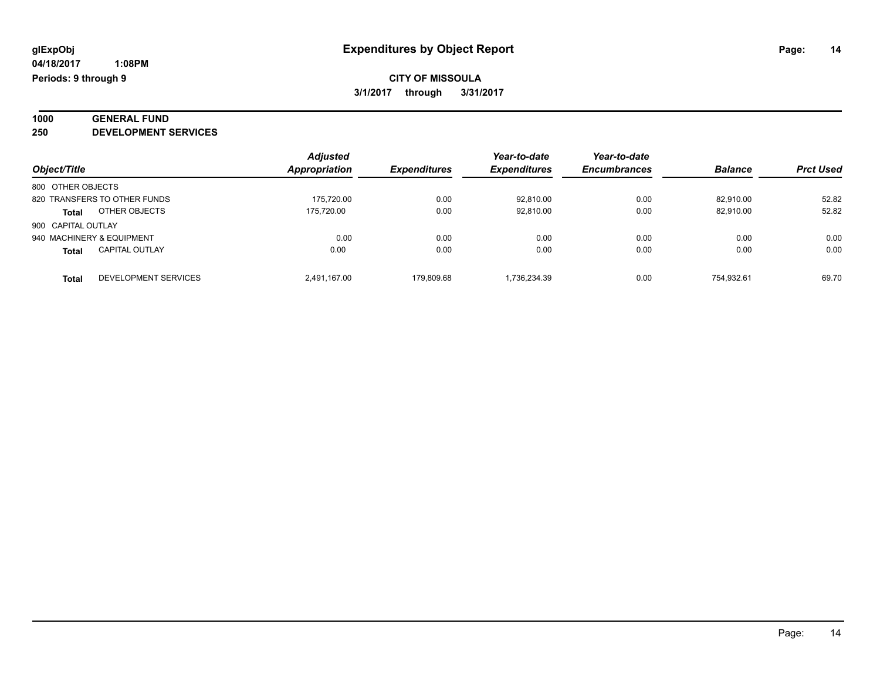**glExpObj**
**04/18/2017 1:08PM**
**Periods: 9 through 9**

# Expenditures by Object Report

**CITY OF MISSOULA**
**3/1/2017 through 3/31/2017**

**1000 GENERAL FUND**
**250 DEVELOPMENT SERVICES**

| Object/Title | Adjusted Appropriation | Expenditures | Year-to-date Expenditures | Year-to-date Encumbrances | Balance | Prct Used |
|---|---|---|---|---|---|---|
| 800 OTHER OBJECTS | | | | | | |
| 820 TRANSFERS TO OTHER FUNDS | 175,720.00 | 0.00 | 92,810.00 | 0.00 | 82,910.00 | 52.82 |
| **Total** OTHER OBJECTS | 175,720.00 | 0.00 | 92,810.00 | 0.00 | 82,910.00 | 52.82 |
| 900 CAPITAL OUTLAY | | | | | | |
| 940 MACHINERY & EQUIPMENT | 0.00 | 0.00 | 0.00 | 0.00 | 0.00 | 0.00 |
| **Total** CAPITAL OUTLAY | 0.00 | 0.00 | 0.00 | 0.00 | 0.00 | 0.00 |
| **Total** DEVELOPMENT SERVICES | 2,491,167.00 | 179,809.68 | 1,736,234.39 | 0.00 | 754,932.61 | 69.70 |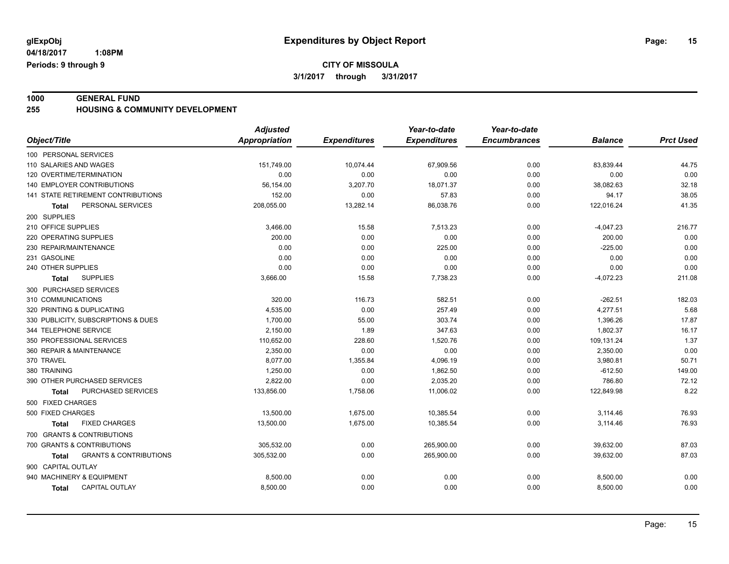glExpObj
04/18/2017 1:08PM
Periods: 9 through 9

# Expenditures by Object Report

**CITY OF MISSOULA**
**3/1/2017 through 3/31/2017**

**1000 GENERAL FUND**
**255 HOUSING & COMMUNITY DEVELOPMENT**

| Object/Title | Adjusted Appropriation | Expenditures | Year-to-date Expenditures | Year-to-date Encumbrances | Balance | Prct Used |
|---|---|---|---|---|---|---|
| 100 PERSONAL SERVICES | | | | | | |
| 110 SALARIES AND WAGES | 151,749.00 | 10,074.44 | 67,909.56 | 0.00 | 83,839.44 | 44.75 |
| 120 OVERTIME/TERMINATION | 0.00 | 0.00 | 0.00 | 0.00 | 0.00 | 0.00 |
| 140 EMPLOYER CONTRIBUTIONS | 56,154.00 | 3,207.70 | 18,071.37 | 0.00 | 38,082.63 | 32.18 |
| 141 STATE RETIREMENT CONTRIBUTIONS | 152.00 | 0.00 | 57.83 | 0.00 | 94.17 | 38.05 |
| **Total** PERSONAL SERVICES | 208,055.00 | 13,282.14 | 86,038.76 | 0.00 | 122,016.24 | 41.35 |
| 200 SUPPLIES | | | | | | |
| 210 OFFICE SUPPLIES | 3,466.00 | 15.58 | 7,513.23 | 0.00 | -4,047.23 | 216.77 |
| 220 OPERATING SUPPLIES | 200.00 | 0.00 | 0.00 | 0.00 | 200.00 | 0.00 |
| 230 REPAIR/MAINTENANCE | 0.00 | 0.00 | 225.00 | 0.00 | -225.00 | 0.00 |
| 231 GASOLINE | 0.00 | 0.00 | 0.00 | 0.00 | 0.00 | 0.00 |
| 240 OTHER SUPPLIES | 0.00 | 0.00 | 0.00 | 0.00 | 0.00 | 0.00 |
| **Total** SUPPLIES | 3,666.00 | 15.58 | 7,738.23 | 0.00 | -4,072.23 | 211.08 |
| 300 PURCHASED SERVICES | | | | | | |
| 310 COMMUNICATIONS | 320.00 | 116.73 | 582.51 | 0.00 | -262.51 | 182.03 |
| 320 PRINTING & DUPLICATING | 4,535.00 | 0.00 | 257.49 | 0.00 | 4,277.51 | 5.68 |
| 330 PUBLICITY, SUBSCRIPTIONS & DUES | 1,700.00 | 55.00 | 303.74 | 0.00 | 1,396.26 | 17.87 |
| 344 TELEPHONE SERVICE | 2,150.00 | 1.89 | 347.63 | 0.00 | 1,802.37 | 16.17 |
| 350 PROFESSIONAL SERVICES | 110,652.00 | 228.60 | 1,520.76 | 0.00 | 109,131.24 | 1.37 |
| 360 REPAIR & MAINTENANCE | 2,350.00 | 0.00 | 0.00 | 0.00 | 2,350.00 | 0.00 |
| 370 TRAVEL | 8,077.00 | 1,355.84 | 4,096.19 | 0.00 | 3,980.81 | 50.71 |
| 380 TRAINING | 1,250.00 | 0.00 | 1,862.50 | 0.00 | -612.50 | 149.00 |
| 390 OTHER PURCHASED SERVICES | 2,822.00 | 0.00 | 2,035.20 | 0.00 | 786.80 | 72.12 |
| **Total** PURCHASED SERVICES | 133,856.00 | 1,758.06 | 11,006.02 | 0.00 | 122,849.98 | 8.22 |
| 500 FIXED CHARGES | | | | | | |
| 500 FIXED CHARGES | 13,500.00 | 1,675.00 | 10,385.54 | 0.00 | 3,114.46 | 76.93 |
| **Total** FIXED CHARGES | 13,500.00 | 1,675.00 | 10,385.54 | 0.00 | 3,114.46 | 76.93 |
| 700 GRANTS & CONTRIBUTIONS | | | | | | |
| 700 GRANTS & CONTRIBUTIONS | 305,532.00 | 0.00 | 265,900.00 | 0.00 | 39,632.00 | 87.03 |
| **Total** GRANTS & CONTRIBUTIONS | 305,532.00 | 0.00 | 265,900.00 | 0.00 | 39,632.00 | 87.03 |
| 900 CAPITAL OUTLAY | | | | | | |
| 940 MACHINERY & EQUIPMENT | 8,500.00 | 0.00 | 0.00 | 0.00 | 8,500.00 | 0.00 |
| **Total** CAPITAL OUTLAY | 8,500.00 | 0.00 | 0.00 | 0.00 | 8,500.00 | 0.00 |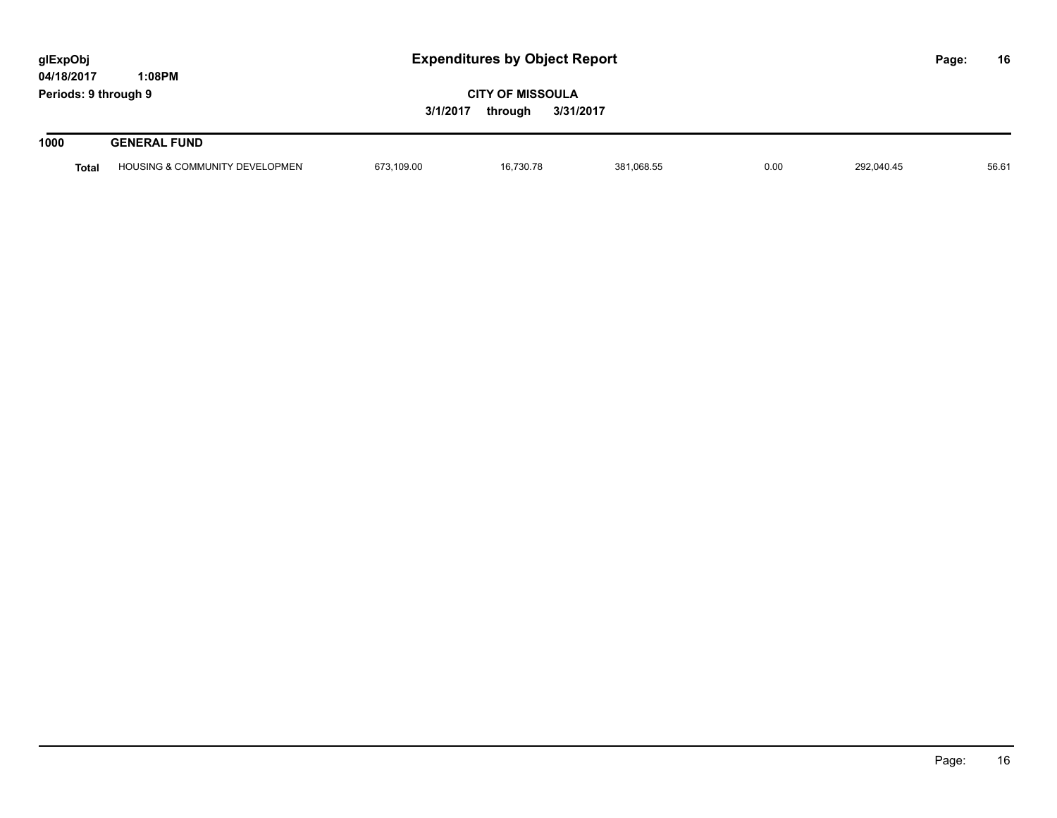glExpObj
04/18/2017 1:08PM
Periods: 9 through 9

# Expenditures by Object Report

**CITY OF MISSOULA**

**3/1/2017 through 3/31/2017**

| **1000** | **GENERAL FUND** | | | | | | |
|---|---|---|---|---|---|---|---|
| **Total** | HOUSING & COMMUNITY DEVELOPMEN | 673,109.00 | 16,730.78 | 381,068.55 | 0.00 | 292,040.45 | 56.61 |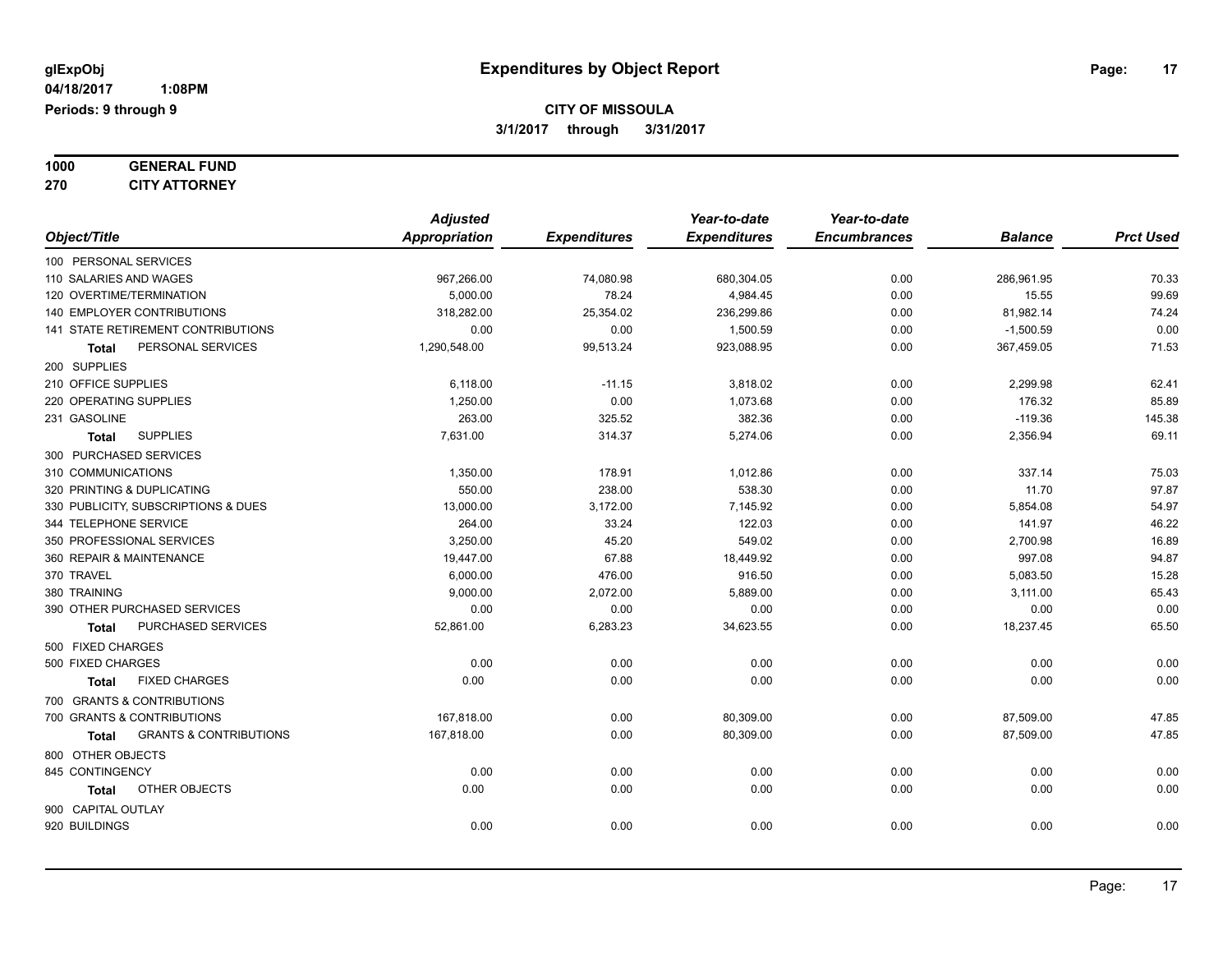glExpObj
04/18/2017 1:08PM
Periods: 9 through 9

# Expenditures by Object Report

**CITY OF MISSOULA**
**3/1/2017 through 3/31/2017**

**1000 GENERAL FUND**
**270 CITY ATTORNEY**

| Object/Title | Adjusted Appropriation | Expenditures | Year-to-date Expenditures | Year-to-date Encumbrances | Balance | Prct Used |
|---|---|---|---|---|---|---|
| 100 PERSONAL SERVICES | | | | | | |
| 110 SALARIES AND WAGES | 967,266.00 | 74,080.98 | 680,304.05 | 0.00 | 286,961.95 | 70.33 |
| 120 OVERTIME/TERMINATION | 5,000.00 | 78.24 | 4,984.45 | 0.00 | 15.55 | 99.69 |
| 140 EMPLOYER CONTRIBUTIONS | 318,282.00 | 25,354.02 | 236,299.86 | 0.00 | 81,982.14 | 74.24 |
| 141 STATE RETIREMENT CONTRIBUTIONS | 0.00 | 0.00 | 1,500.59 | 0.00 | -1,500.59 | 0.00 |
| **Total** PERSONAL SERVICES | 1,290,548.00 | 99,513.24 | 923,088.95 | 0.00 | 367,459.05 | 71.53 |
| 200 SUPPLIES | | | | | | |
| 210 OFFICE SUPPLIES | 6,118.00 | -11.15 | 3,818.02 | 0.00 | 2,299.98 | 62.41 |
| 220 OPERATING SUPPLIES | 1,250.00 | 0.00 | 1,073.68 | 0.00 | 176.32 | 85.89 |
| 231 GASOLINE | 263.00 | 325.52 | 382.36 | 0.00 | -119.36 | 145.38 |
| **Total** SUPPLIES | 7,631.00 | 314.37 | 5,274.06 | 0.00 | 2,356.94 | 69.11 |
| 300 PURCHASED SERVICES | | | | | | |
| 310 COMMUNICATIONS | 1,350.00 | 178.91 | 1,012.86 | 0.00 | 337.14 | 75.03 |
| 320 PRINTING & DUPLICATING | 550.00 | 238.00 | 538.30 | 0.00 | 11.70 | 97.87 |
| 330 PUBLICITY, SUBSCRIPTIONS & DUES | 13,000.00 | 3,172.00 | 7,145.92 | 0.00 | 5,854.08 | 54.97 |
| 344 TELEPHONE SERVICE | 264.00 | 33.24 | 122.03 | 0.00 | 141.97 | 46.22 |
| 350 PROFESSIONAL SERVICES | 3,250.00 | 45.20 | 549.02 | 0.00 | 2,700.98 | 16.89 |
| 360 REPAIR & MAINTENANCE | 19,447.00 | 67.88 | 18,449.92 | 0.00 | 997.08 | 94.87 |
| 370 TRAVEL | 6,000.00 | 476.00 | 916.50 | 0.00 | 5,083.50 | 15.28 |
| 380 TRAINING | 9,000.00 | 2,072.00 | 5,889.00 | 0.00 | 3,111.00 | 65.43 |
| 390 OTHER PURCHASED SERVICES | 0.00 | 0.00 | 0.00 | 0.00 | 0.00 | 0.00 |
| **Total** PURCHASED SERVICES | 52,861.00 | 6,283.23 | 34,623.55 | 0.00 | 18,237.45 | 65.50 |
| 500 FIXED CHARGES | | | | | | |
| 500 FIXED CHARGES | 0.00 | 0.00 | 0.00 | 0.00 | 0.00 | 0.00 |
| **Total** FIXED CHARGES | 0.00 | 0.00 | 0.00 | 0.00 | 0.00 | 0.00 |
| 700 GRANTS & CONTRIBUTIONS | | | | | | |
| 700 GRANTS & CONTRIBUTIONS | 167,818.00 | 0.00 | 80,309.00 | 0.00 | 87,509.00 | 47.85 |
| **Total** GRANTS & CONTRIBUTIONS | 167,818.00 | 0.00 | 80,309.00 | 0.00 | 87,509.00 | 47.85 |
| 800 OTHER OBJECTS | | | | | | |
| 845 CONTINGENCY | 0.00 | 0.00 | 0.00 | 0.00 | 0.00 | 0.00 |
| **Total** OTHER OBJECTS | 0.00 | 0.00 | 0.00 | 0.00 | 0.00 | 0.00 |
| 900 CAPITAL OUTLAY | | | | | | |
| 920 BUILDINGS | 0.00 | 0.00 | 0.00 | 0.00 | 0.00 | 0.00 |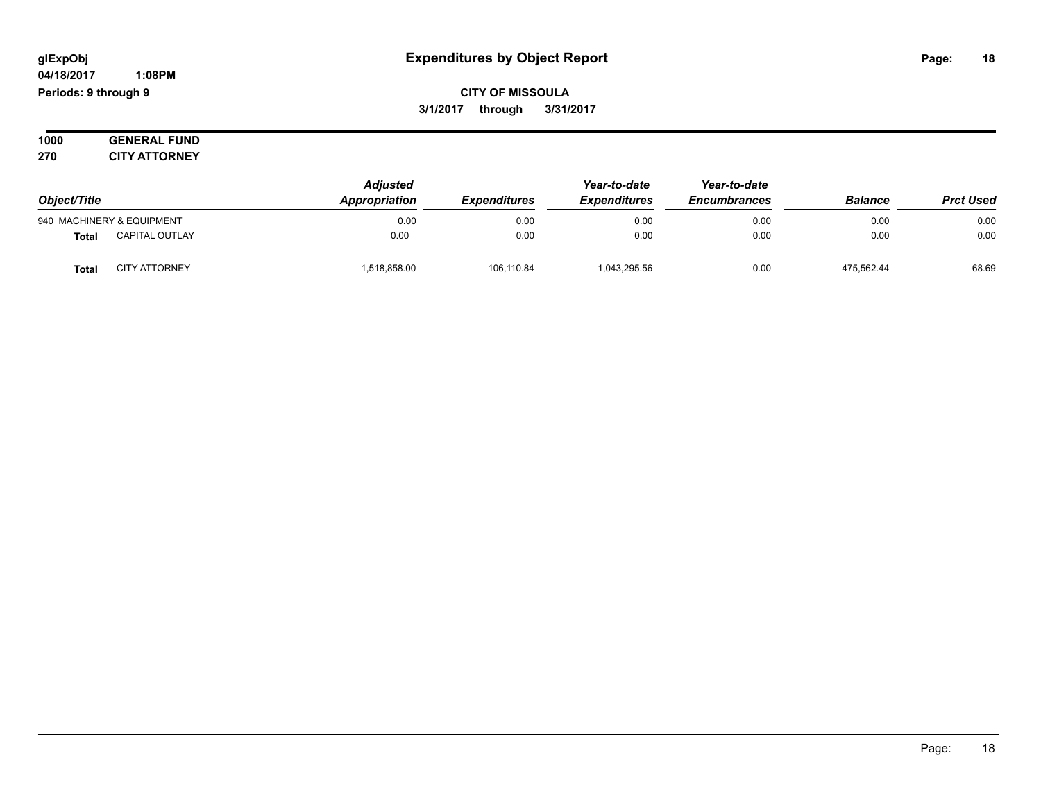# Expenditures by Object Report

glExpObj
04/18/2017 1:08PM
Periods: 9 through 9

**CITY OF MISSOULA**
**3/1/2017 through 3/31/2017**

**1000 GENERAL FUND**
**270 CITY ATTORNEY**

| Object/Title | | Adjusted Appropriation | Expenditures | Year-to-date Expenditures | Year-to-date Encumbrances | Balance | Prct Used |
|---|---|---|---|---|---|---|---|
| 940 MACHINERY & EQUIPMENT | | 0.00 | 0.00 | 0.00 | 0.00 | 0.00 | 0.00 |
| **Total** | CAPITAL OUTLAY | 0.00 | 0.00 | 0.00 | 0.00 | 0.00 | 0.00 |
| **Total** | CITY ATTORNEY | 1,518,858.00 | 106,110.84 | 1,043,295.56 | 0.00 | 475,562.44 | 68.69 |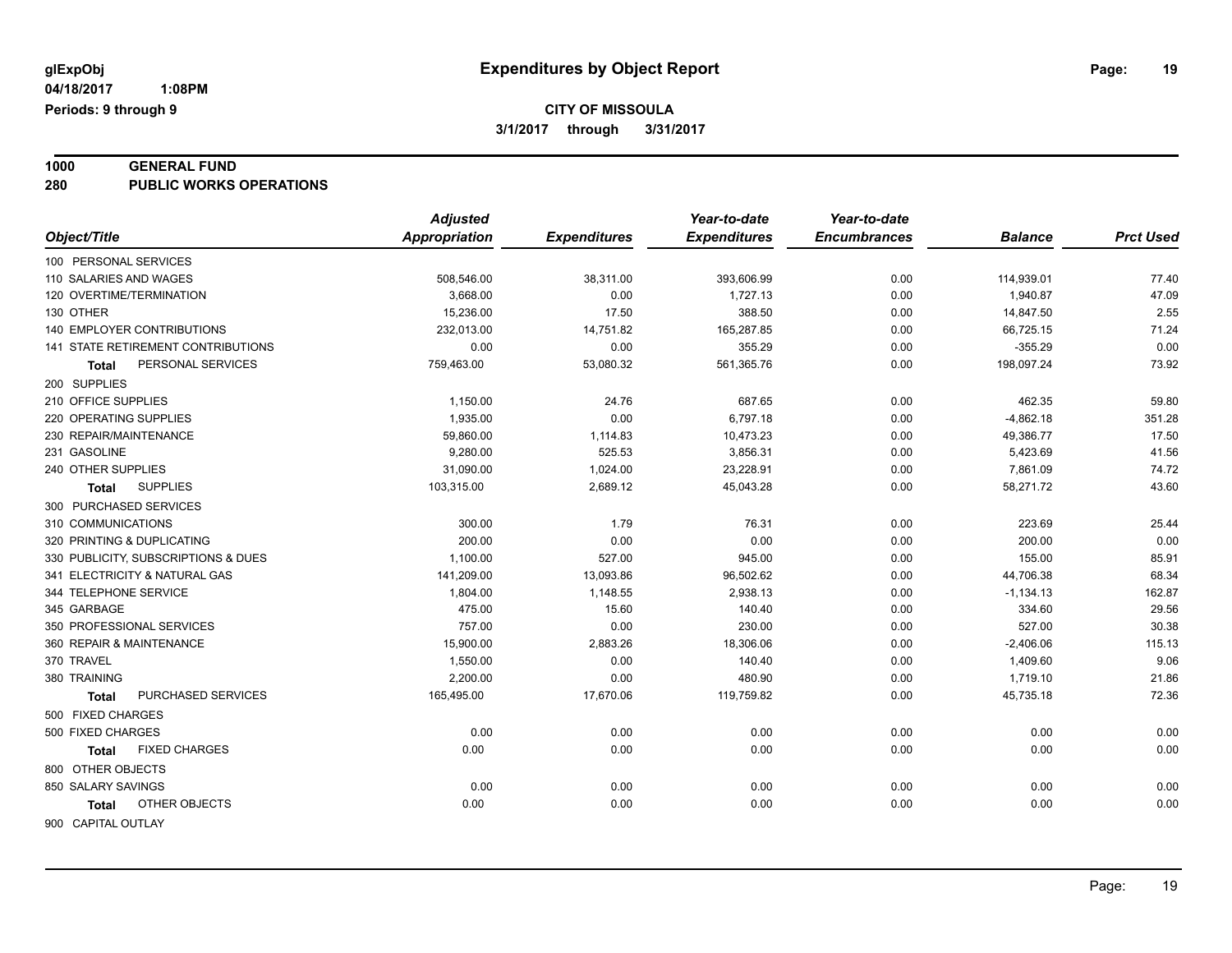glExpObj
04/18/2017 1:08PM
Periods: 9 through 9

# Expenditures by Object Report

**CITY OF MISSOULA**
**3/1/2017 through 3/31/2017**

**1000 GENERAL FUND**
**280 PUBLIC WORKS OPERATIONS**

| Object/Title | Adjusted Appropriation | Expenditures | Year-to-date Expenditures | Year-to-date Encumbrances | Balance | Prct Used |
|---|---|---|---|---|---|---|
| 100 PERSONAL SERVICES | | | | | | |
| 110 SALARIES AND WAGES | 508,546.00 | 38,311.00 | 393,606.99 | 0.00 | 114,939.01 | 77.40 |
| 120 OVERTIME/TERMINATION | 3,668.00 | 0.00 | 1,727.13 | 0.00 | 1,940.87 | 47.09 |
| 130 OTHER | 15,236.00 | 17.50 | 388.50 | 0.00 | 14,847.50 | 2.55 |
| 140 EMPLOYER CONTRIBUTIONS | 232,013.00 | 14,751.82 | 165,287.85 | 0.00 | 66,725.15 | 71.24 |
| 141 STATE RETIREMENT CONTRIBUTIONS | 0.00 | 0.00 | 355.29 | 0.00 | -355.29 | 0.00 |
| **Total** PERSONAL SERVICES | 759,463.00 | 53,080.32 | 561,365.76 | 0.00 | 198,097.24 | 73.92 |
| 200 SUPPLIES | | | | | | |
| 210 OFFICE SUPPLIES | 1,150.00 | 24.76 | 687.65 | 0.00 | 462.35 | 59.80 |
| 220 OPERATING SUPPLIES | 1,935.00 | 0.00 | 6,797.18 | 0.00 | -4,862.18 | 351.28 |
| 230 REPAIR/MAINTENANCE | 59,860.00 | 1,114.83 | 10,473.23 | 0.00 | 49,386.77 | 17.50 |
| 231 GASOLINE | 9,280.00 | 525.53 | 3,856.31 | 0.00 | 5,423.69 | 41.56 |
| 240 OTHER SUPPLIES | 31,090.00 | 1,024.00 | 23,228.91 | 0.00 | 7,861.09 | 74.72 |
| **Total** SUPPLIES | 103,315.00 | 2,689.12 | 45,043.28 | 0.00 | 58,271.72 | 43.60 |
| 300 PURCHASED SERVICES | | | | | | |
| 310 COMMUNICATIONS | 300.00 | 1.79 | 76.31 | 0.00 | 223.69 | 25.44 |
| 320 PRINTING & DUPLICATING | 200.00 | 0.00 | 0.00 | 0.00 | 200.00 | 0.00 |
| 330 PUBLICITY, SUBSCRIPTIONS & DUES | 1,100.00 | 527.00 | 945.00 | 0.00 | 155.00 | 85.91 |
| 341 ELECTRICITY & NATURAL GAS | 141,209.00 | 13,093.86 | 96,502.62 | 0.00 | 44,706.38 | 68.34 |
| 344 TELEPHONE SERVICE | 1,804.00 | 1,148.55 | 2,938.13 | 0.00 | -1,134.13 | 162.87 |
| 345 GARBAGE | 475.00 | 15.60 | 140.40 | 0.00 | 334.60 | 29.56 |
| 350 PROFESSIONAL SERVICES | 757.00 | 0.00 | 230.00 | 0.00 | 527.00 | 30.38 |
| 360 REPAIR & MAINTENANCE | 15,900.00 | 2,883.26 | 18,306.06 | 0.00 | -2,406.06 | 115.13 |
| 370 TRAVEL | 1,550.00 | 0.00 | 140.40 | 0.00 | 1,409.60 | 9.06 |
| 380 TRAINING | 2,200.00 | 0.00 | 480.90 | 0.00 | 1,719.10 | 21.86 |
| **Total** PURCHASED SERVICES | 165,495.00 | 17,670.06 | 119,759.82 | 0.00 | 45,735.18 | 72.36 |
| 500 FIXED CHARGES | | | | | | |
| 500 FIXED CHARGES | 0.00 | 0.00 | 0.00 | 0.00 | 0.00 | 0.00 |
| **Total** FIXED CHARGES | 0.00 | 0.00 | 0.00 | 0.00 | 0.00 | 0.00 |
| 800 OTHER OBJECTS | | | | | | |
| 850 SALARY SAVINGS | 0.00 | 0.00 | 0.00 | 0.00 | 0.00 | 0.00 |
| **Total** OTHER OBJECTS | 0.00 | 0.00 | 0.00 | 0.00 | 0.00 | 0.00 |
| 900 CAPITAL OUTLAY | | | | | | |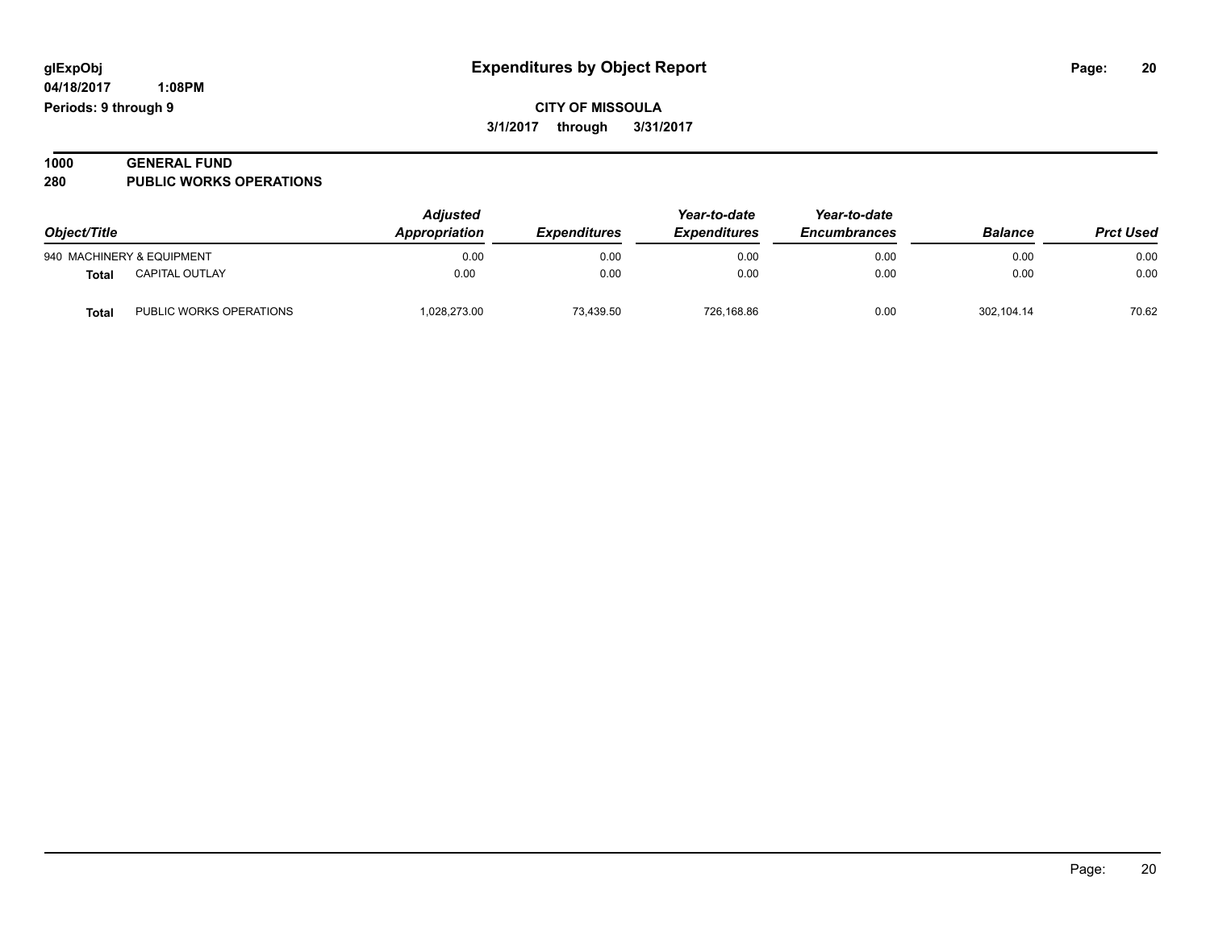# Expenditures by Object Report

glExpObj
04/18/2017 1:08PM
Periods: 9 through 9

**CITY OF MISSOULA**
**3/1/2017 through 3/31/2017**

**1000 GENERAL FUND**
**280 PUBLIC WORKS OPERATIONS**

| Object/Title | | Adjusted Appropriation | Expenditures | Year-to-date Expenditures | Year-to-date Encumbrances | Balance | Prct Used |
|---|---|---|---|---|---|---|---|
| 940 MACHINERY & EQUIPMENT | | 0.00 | 0.00 | 0.00 | 0.00 | 0.00 | 0.00 |
| **Total** | CAPITAL OUTLAY | 0.00 | 0.00 | 0.00 | 0.00 | 0.00 | 0.00 |
| **Total** | PUBLIC WORKS OPERATIONS | 1,028,273.00 | 73,439.50 | 726,168.86 | 0.00 | 302,104.14 | 70.62 |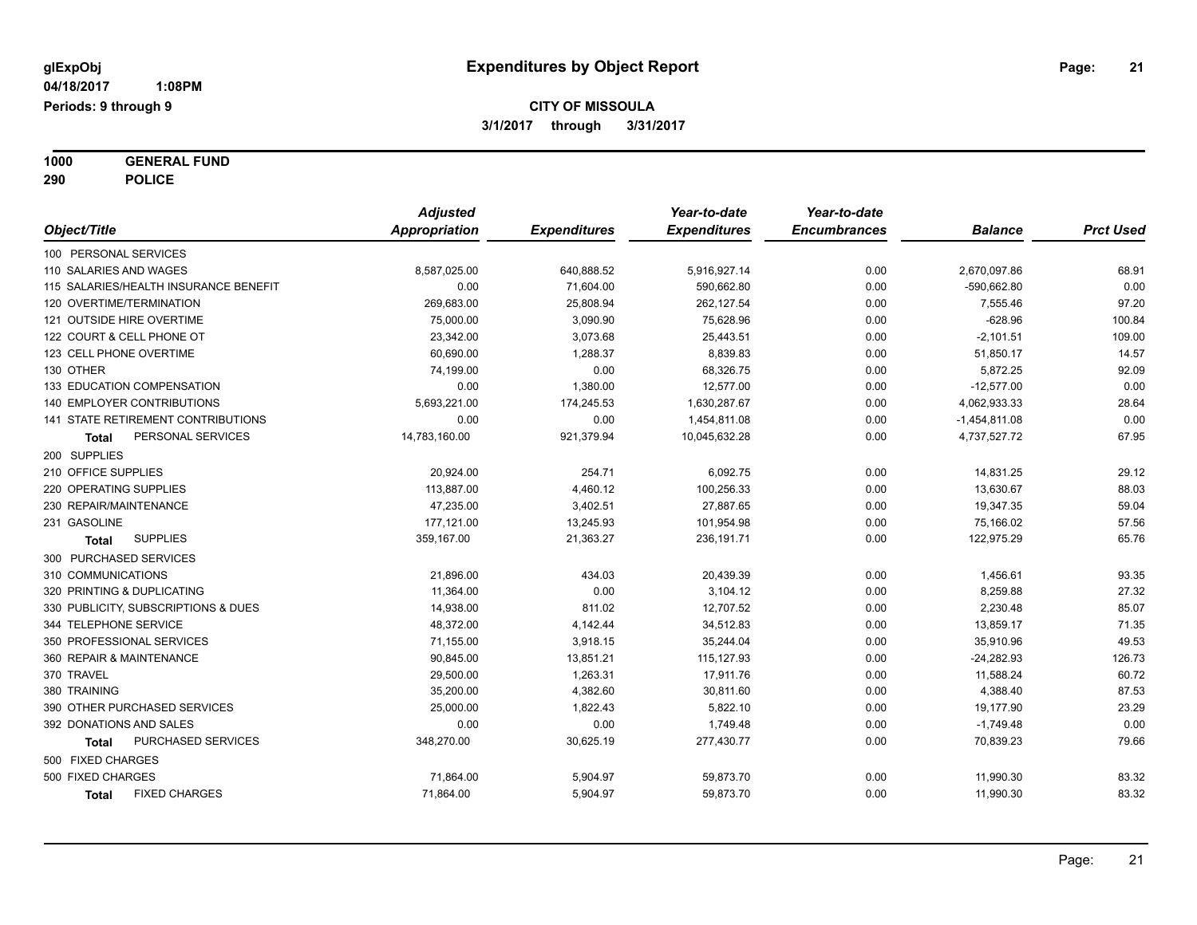**glExpObj** — **Expenditures by Object Report**

**04/18/2017 1:08PM**

**Periods: 9 through 9**

**CITY OF MISSOULA**

**3/1/2017 through 3/31/2017**

**1000 GENERAL FUND**

**290 POLICE**

| Object/Title | Adjusted Appropriation | Expenditures | Year-to-date Expenditures | Year-to-date Encumbrances | Balance | Prct Used |
|---|---|---|---|---|---|---|
| 100 PERSONAL SERVICES | | | | | | |
| 110 SALARIES AND WAGES | 8,587,025.00 | 640,888.52 | 5,916,927.14 | 0.00 | 2,670,097.86 | 68.91 |
| 115 SALARIES/HEALTH INSURANCE BENEFIT | 0.00 | 71,604.00 | 590,662.80 | 0.00 | -590,662.80 | 0.00 |
| 120 OVERTIME/TERMINATION | 269,683.00 | 25,808.94 | 262,127.54 | 0.00 | 7,555.46 | 97.20 |
| 121 OUTSIDE HIRE OVERTIME | 75,000.00 | 3,090.90 | 75,628.96 | 0.00 | -628.96 | 100.84 |
| 122 COURT & CELL PHONE OT | 23,342.00 | 3,073.68 | 25,443.51 | 0.00 | -2,101.51 | 109.00 |
| 123 CELL PHONE OVERTIME | 60,690.00 | 1,288.37 | 8,839.83 | 0.00 | 51,850.17 | 14.57 |
| 130 OTHER | 74,199.00 | 0.00 | 68,326.75 | 0.00 | 5,872.25 | 92.09 |
| 133 EDUCATION COMPENSATION | 0.00 | 1,380.00 | 12,577.00 | 0.00 | -12,577.00 | 0.00 |
| 140 EMPLOYER CONTRIBUTIONS | 5,693,221.00 | 174,245.53 | 1,630,287.67 | 0.00 | 4,062,933.33 | 28.64 |
| 141 STATE RETIREMENT CONTRIBUTIONS | 0.00 | 0.00 | 1,454,811.08 | 0.00 | -1,454,811.08 | 0.00 |
| **Total** PERSONAL SERVICES | 14,783,160.00 | 921,379.94 | 10,045,632.28 | 0.00 | 4,737,527.72 | 67.95 |
| 200 SUPPLIES | | | | | | |
| 210 OFFICE SUPPLIES | 20,924.00 | 254.71 | 6,092.75 | 0.00 | 14,831.25 | 29.12 |
| 220 OPERATING SUPPLIES | 113,887.00 | 4,460.12 | 100,256.33 | 0.00 | 13,630.67 | 88.03 |
| 230 REPAIR/MAINTENANCE | 47,235.00 | 3,402.51 | 27,887.65 | 0.00 | 19,347.35 | 59.04 |
| 231 GASOLINE | 177,121.00 | 13,245.93 | 101,954.98 | 0.00 | 75,166.02 | 57.56 |
| **Total** SUPPLIES | 359,167.00 | 21,363.27 | 236,191.71 | 0.00 | 122,975.29 | 65.76 |
| 300 PURCHASED SERVICES | | | | | | |
| 310 COMMUNICATIONS | 21,896.00 | 434.03 | 20,439.39 | 0.00 | 1,456.61 | 93.35 |
| 320 PRINTING & DUPLICATING | 11,364.00 | 0.00 | 3,104.12 | 0.00 | 8,259.88 | 27.32 |
| 330 PUBLICITY, SUBSCRIPTIONS & DUES | 14,938.00 | 811.02 | 12,707.52 | 0.00 | 2,230.48 | 85.07 |
| 344 TELEPHONE SERVICE | 48,372.00 | 4,142.44 | 34,512.83 | 0.00 | 13,859.17 | 71.35 |
| 350 PROFESSIONAL SERVICES | 71,155.00 | 3,918.15 | 35,244.04 | 0.00 | 35,910.96 | 49.53 |
| 360 REPAIR & MAINTENANCE | 90,845.00 | 13,851.21 | 115,127.93 | 0.00 | -24,282.93 | 126.73 |
| 370 TRAVEL | 29,500.00 | 1,263.31 | 17,911.76 | 0.00 | 11,588.24 | 60.72 |
| 380 TRAINING | 35,200.00 | 4,382.60 | 30,811.60 | 0.00 | 4,388.40 | 87.53 |
| 390 OTHER PURCHASED SERVICES | 25,000.00 | 1,822.43 | 5,822.10 | 0.00 | 19,177.90 | 23.29 |
| 392 DONATIONS AND SALES | 0.00 | 0.00 | 1,749.48 | 0.00 | -1,749.48 | 0.00 |
| **Total** PURCHASED SERVICES | 348,270.00 | 30,625.19 | 277,430.77 | 0.00 | 70,839.23 | 79.66 |
| 500 FIXED CHARGES | | | | | | |
| 500 FIXED CHARGES | 71,864.00 | 5,904.97 | 59,873.70 | 0.00 | 11,990.30 | 83.32 |
| **Total** FIXED CHARGES | 71,864.00 | 5,904.97 | 59,873.70 | 0.00 | 11,990.30 | 83.32 |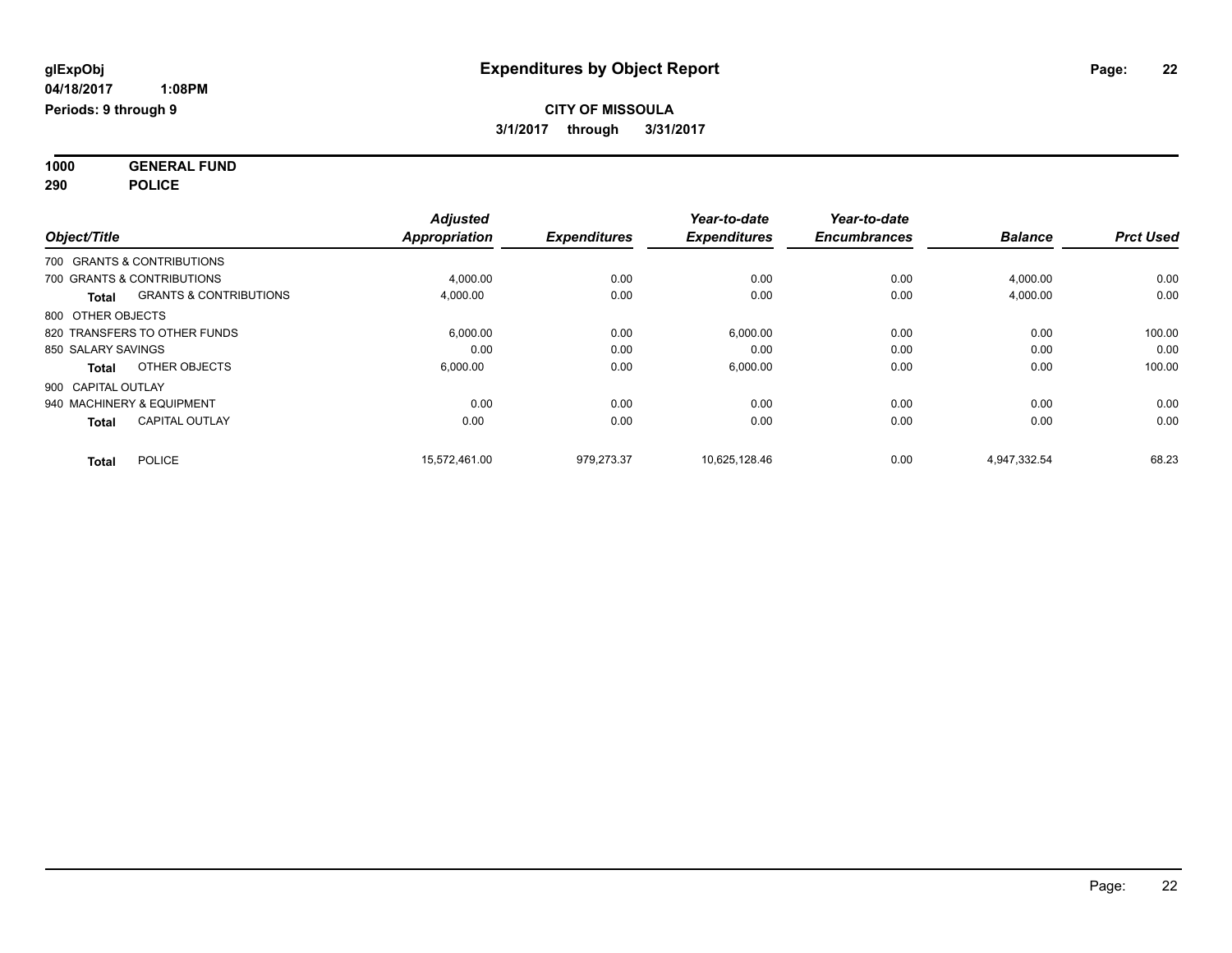**glExpObj**
**04/18/2017 1:08PM**
**Periods: 9 through 9**

# Expenditures by Object Report

**CITY OF MISSOULA**
**3/1/2017 through 3/31/2017**

**1000 GENERAL FUND**
**290 POLICE**

| Object/Title | | *Adjusted Appropriation* | *Expenditures* | *Year-to-date Expenditures* | *Year-to-date Encumbrances* | *Balance* | *Prct Used* |
|---|---|---|---|---|---|---|---|
| 700 GRANTS & CONTRIBUTIONS | | | | | | | |
| 700 GRANTS & CONTRIBUTIONS | | 4,000.00 | 0.00 | 0.00 | 0.00 | 4,000.00 | 0.00 |
| **Total** | GRANTS & CONTRIBUTIONS | 4,000.00 | 0.00 | 0.00 | 0.00 | 4,000.00 | 0.00 |
| 800 OTHER OBJECTS | | | | | | | |
| 820 TRANSFERS TO OTHER FUNDS | | 6,000.00 | 0.00 | 6,000.00 | 0.00 | 0.00 | 100.00 |
| 850 SALARY SAVINGS | | 0.00 | 0.00 | 0.00 | 0.00 | 0.00 | 0.00 |
| **Total** | OTHER OBJECTS | 6,000.00 | 0.00 | 6,000.00 | 0.00 | 0.00 | 100.00 |
| 900 CAPITAL OUTLAY | | | | | | | |
| 940 MACHINERY & EQUIPMENT | | 0.00 | 0.00 | 0.00 | 0.00 | 0.00 | 0.00 |
| **Total** | CAPITAL OUTLAY | 0.00 | 0.00 | 0.00 | 0.00 | 0.00 | 0.00 |
| **Total** | POLICE | 15,572,461.00 | 979,273.37 | 10,625,128.46 | 0.00 | 4,947,332.54 | 68.23 |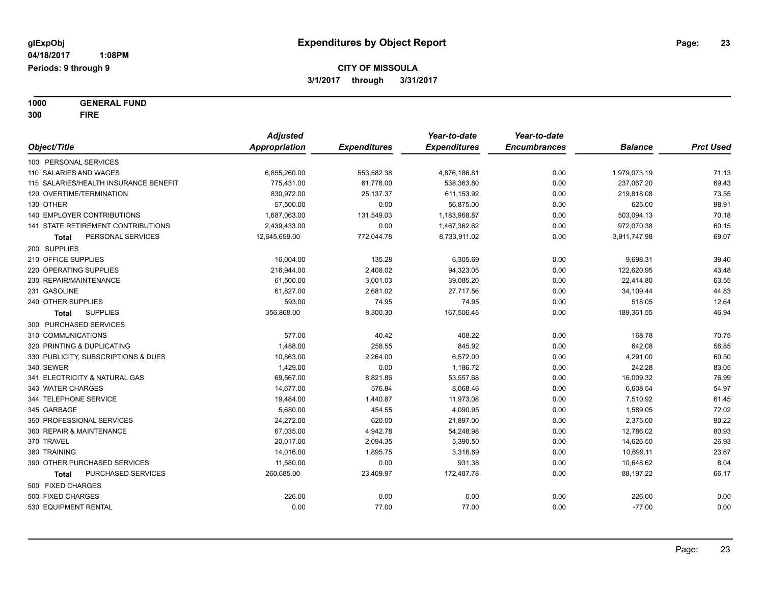**glExpObj** **Expenditures by Object Report**

**04/18/2017 1:08PM**

**Periods: 9 through 9**

**CITY OF MISSOULA**

**3/1/2017 through 3/31/2017**

**1000 GENERAL FUND**

**300 FIRE**

| Object/Title | Adjusted Appropriation | Expenditures | Year-to-date Expenditures | Year-to-date Encumbrances | Balance | Prct Used |
|---|---|---|---|---|---|---|
| 100 PERSONAL SERVICES | | | | | | |
| 110 SALARIES AND WAGES | 6,855,260.00 | 553,582.38 | 4,876,186.81 | 0.00 | 1,979,073.19 | 71.13 |
| 115 SALARIES/HEALTH INSURANCE BENEFIT | 775,431.00 | 61,776.00 | 538,363.80 | 0.00 | 237,067.20 | 69.43 |
| 120 OVERTIME/TERMINATION | 830,972.00 | 25,137.37 | 611,153.92 | 0.00 | 219,818.08 | 73.55 |
| 130 OTHER | 57,500.00 | 0.00 | 56,875.00 | 0.00 | 625.00 | 98.91 |
| 140 EMPLOYER CONTRIBUTIONS | 1,687,063.00 | 131,549.03 | 1,183,968.87 | 0.00 | 503,094.13 | 70.18 |
| 141 STATE RETIREMENT CONTRIBUTIONS | 2,439,433.00 | 0.00 | 1,467,362.62 | 0.00 | 972,070.38 | 60.15 |
| **Total** PERSONAL SERVICES | 12,645,659.00 | 772,044.78 | 8,733,911.02 | 0.00 | 3,911,747.98 | 69.07 |
| 200 SUPPLIES | | | | | | |
| 210 OFFICE SUPPLIES | 16,004.00 | 135.28 | 6,305.69 | 0.00 | 9,698.31 | 39.40 |
| 220 OPERATING SUPPLIES | 216,944.00 | 2,408.02 | 94,323.05 | 0.00 | 122,620.95 | 43.48 |
| 230 REPAIR/MAINTENANCE | 61,500.00 | 3,001.03 | 39,085.20 | 0.00 | 22,414.80 | 63.55 |
| 231 GASOLINE | 61,827.00 | 2,681.02 | 27,717.56 | 0.00 | 34,109.44 | 44.83 |
| 240 OTHER SUPPLIES | 593.00 | 74.95 | 74.95 | 0.00 | 518.05 | 12.64 |
| **Total** SUPPLIES | 356,868.00 | 8,300.30 | 167,506.45 | 0.00 | 189,361.55 | 46.94 |
| 300 PURCHASED SERVICES | | | | | | |
| 310 COMMUNICATIONS | 577.00 | 40.42 | 408.22 | 0.00 | 168.78 | 70.75 |
| 320 PRINTING & DUPLICATING | 1,488.00 | 258.55 | 845.92 | 0.00 | 642.08 | 56.85 |
| 330 PUBLICITY, SUBSCRIPTIONS & DUES | 10,863.00 | 2,264.00 | 6,572.00 | 0.00 | 4,291.00 | 60.50 |
| 340 SEWER | 1,429.00 | 0.00 | 1,186.72 | 0.00 | 242.28 | 83.05 |
| 341 ELECTRICITY & NATURAL GAS | 69,567.00 | 8,821.86 | 53,557.68 | 0.00 | 16,009.32 | 76.99 |
| 343 WATER CHARGES | 14,677.00 | 576.84 | 8,068.46 | 0.00 | 6,608.54 | 54.97 |
| 344 TELEPHONE SERVICE | 19,484.00 | 1,440.87 | 11,973.08 | 0.00 | 7,510.92 | 61.45 |
| 345 GARBAGE | 5,680.00 | 454.55 | 4,090.95 | 0.00 | 1,589.05 | 72.02 |
| 350 PROFESSIONAL SERVICES | 24,272.00 | 620.00 | 21,897.00 | 0.00 | 2,375.00 | 90.22 |
| 360 REPAIR & MAINTENANCE | 67,035.00 | 4,942.78 | 54,248.98 | 0.00 | 12,786.02 | 80.93 |
| 370 TRAVEL | 20,017.00 | 2,094.35 | 5,390.50 | 0.00 | 14,626.50 | 26.93 |
| 380 TRAINING | 14,016.00 | 1,895.75 | 3,316.89 | 0.00 | 10,699.11 | 23.67 |
| 390 OTHER PURCHASED SERVICES | 11,580.00 | 0.00 | 931.38 | 0.00 | 10,648.62 | 8.04 |
| **Total** PURCHASED SERVICES | 260,685.00 | 23,409.97 | 172,487.78 | 0.00 | 88,197.22 | 66.17 |
| 500 FIXED CHARGES | | | | | | |
| 500 FIXED CHARGES | 226.00 | 0.00 | 0.00 | 0.00 | 226.00 | 0.00 |
| 530 EQUIPMENT RENTAL | 0.00 | 77.00 | 77.00 | 0.00 | -77.00 | 0.00 |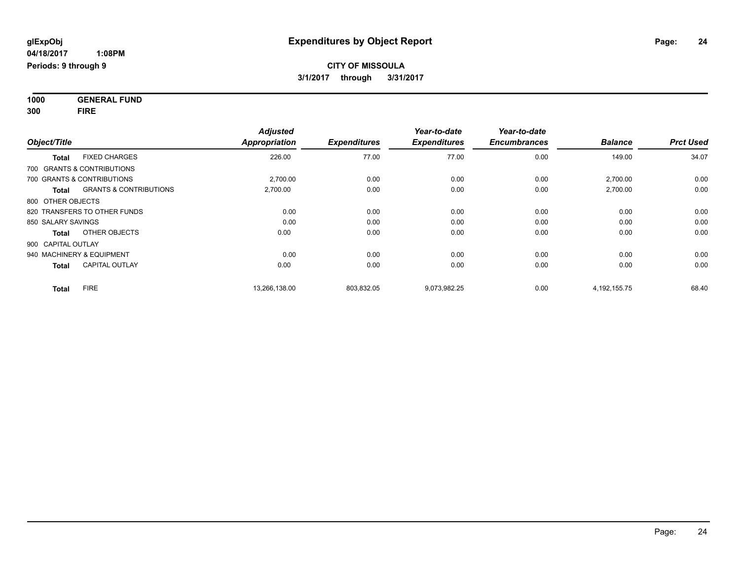**glExpObj** | **Expenditures by Object Report**

**04/18/2017 1:08PM**

**Periods: 9 through 9**

**CITY OF MISSOULA**

**3/1/2017 through 3/31/2017**

**1000 GENERAL FUND**

**300 FIRE**

| Object/Title | | Adjusted Appropriation | Expenditures | Year-to-date Expenditures | Year-to-date Encumbrances | Balance | Prct Used |
|---|---|---|---|---|---|---|---|
| **Total** | FIXED CHARGES | 226.00 | 77.00 | 77.00 | 0.00 | 149.00 | 34.07 |
| 700 GRANTS & CONTRIBUTIONS | | | | | | | |
| 700 GRANTS & CONTRIBUTIONS | | 2,700.00 | 0.00 | 0.00 | 0.00 | 2,700.00 | 0.00 |
| **Total** | GRANTS & CONTRIBUTIONS | 2,700.00 | 0.00 | 0.00 | 0.00 | 2,700.00 | 0.00 |
| 800 OTHER OBJECTS | | | | | | | |
| 820 TRANSFERS TO OTHER FUNDS | | 0.00 | 0.00 | 0.00 | 0.00 | 0.00 | 0.00 |
| 850 SALARY SAVINGS | | 0.00 | 0.00 | 0.00 | 0.00 | 0.00 | 0.00 |
| **Total** | OTHER OBJECTS | 0.00 | 0.00 | 0.00 | 0.00 | 0.00 | 0.00 |
| 900 CAPITAL OUTLAY | | | | | | | |
| 940 MACHINERY & EQUIPMENT | | 0.00 | 0.00 | 0.00 | 0.00 | 0.00 | 0.00 |
| **Total** | CAPITAL OUTLAY | 0.00 | 0.00 | 0.00 | 0.00 | 0.00 | 0.00 |
| **Total** | FIRE | 13,266,138.00 | 803,832.05 | 9,073,982.25 | 0.00 | 4,192,155.75 | 68.40 |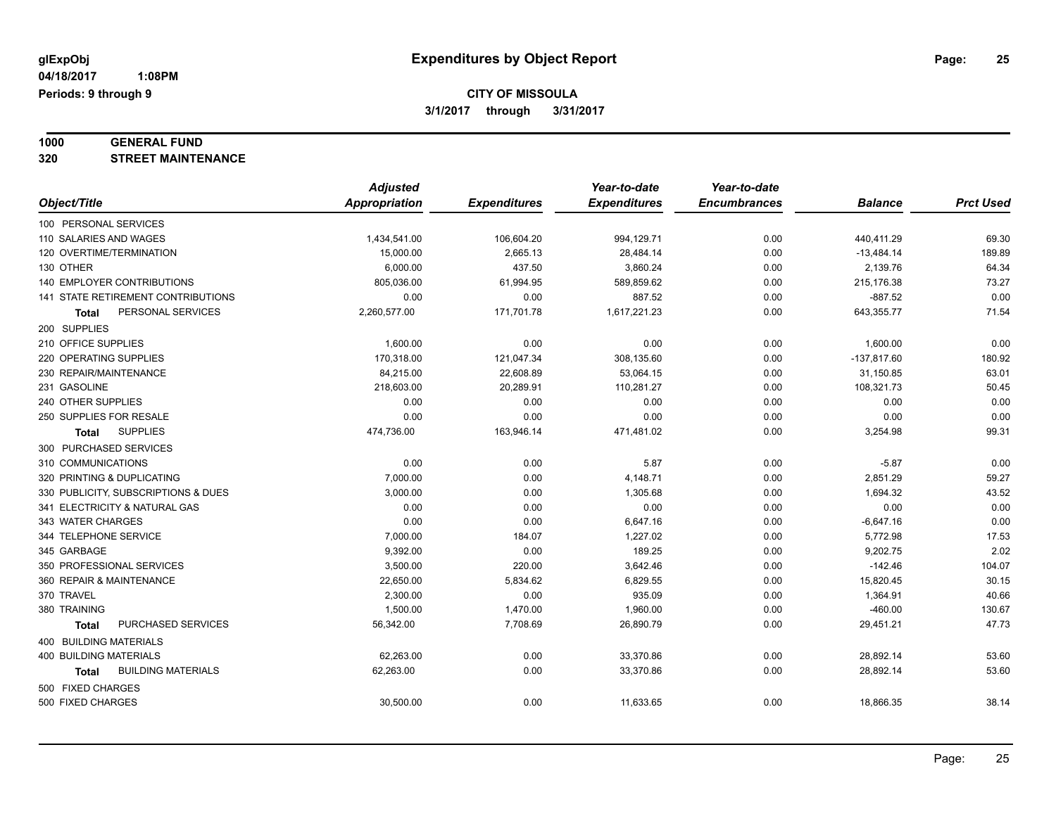glExpObj
04/18/2017 1:08PM
Periods: 9 through 9

# Expenditures by Object Report

**CITY OF MISSOULA**
**3/1/2017 through 3/31/2017**

**1000 GENERAL FUND**
**320 STREET MAINTENANCE**

| Object/Title | Adjusted Appropriation | Expenditures | Year-to-date Expenditures | Year-to-date Encumbrances | Balance | Prct Used |
|---|---|---|---|---|---|---|
| 100 PERSONAL SERVICES | | | | | | |
| 110 SALARIES AND WAGES | 1,434,541.00 | 106,604.20 | 994,129.71 | 0.00 | 440,411.29 | 69.30 |
| 120 OVERTIME/TERMINATION | 15,000.00 | 2,665.13 | 28,484.14 | 0.00 | -13,484.14 | 189.89 |
| 130 OTHER | 6,000.00 | 437.50 | 3,860.24 | 0.00 | 2,139.76 | 64.34 |
| 140 EMPLOYER CONTRIBUTIONS | 805,036.00 | 61,994.95 | 589,859.62 | 0.00 | 215,176.38 | 73.27 |
| 141 STATE RETIREMENT CONTRIBUTIONS | 0.00 | 0.00 | 887.52 | 0.00 | -887.52 | 0.00 |
| **Total** PERSONAL SERVICES | 2,260,577.00 | 171,701.78 | 1,617,221.23 | 0.00 | 643,355.77 | 71.54 |
| 200 SUPPLIES | | | | | | |
| 210 OFFICE SUPPLIES | 1,600.00 | 0.00 | 0.00 | 0.00 | 1,600.00 | 0.00 |
| 220 OPERATING SUPPLIES | 170,318.00 | 121,047.34 | 308,135.60 | 0.00 | -137,817.60 | 180.92 |
| 230 REPAIR/MAINTENANCE | 84,215.00 | 22,608.89 | 53,064.15 | 0.00 | 31,150.85 | 63.01 |
| 231 GASOLINE | 218,603.00 | 20,289.91 | 110,281.27 | 0.00 | 108,321.73 | 50.45 |
| 240 OTHER SUPPLIES | 0.00 | 0.00 | 0.00 | 0.00 | 0.00 | 0.00 |
| 250 SUPPLIES FOR RESALE | 0.00 | 0.00 | 0.00 | 0.00 | 0.00 | 0.00 |
| **Total** SUPPLIES | 474,736.00 | 163,946.14 | 471,481.02 | 0.00 | 3,254.98 | 99.31 |
| 300 PURCHASED SERVICES | | | | | | |
| 310 COMMUNICATIONS | 0.00 | 0.00 | 5.87 | 0.00 | -5.87 | 0.00 |
| 320 PRINTING & DUPLICATING | 7,000.00 | 0.00 | 4,148.71 | 0.00 | 2,851.29 | 59.27 |
| 330 PUBLICITY, SUBSCRIPTIONS & DUES | 3,000.00 | 0.00 | 1,305.68 | 0.00 | 1,694.32 | 43.52 |
| 341 ELECTRICITY & NATURAL GAS | 0.00 | 0.00 | 0.00 | 0.00 | 0.00 | 0.00 |
| 343 WATER CHARGES | 0.00 | 0.00 | 6,647.16 | 0.00 | -6,647.16 | 0.00 |
| 344 TELEPHONE SERVICE | 7,000.00 | 184.07 | 1,227.02 | 0.00 | 5,772.98 | 17.53 |
| 345 GARBAGE | 9,392.00 | 0.00 | 189.25 | 0.00 | 9,202.75 | 2.02 |
| 350 PROFESSIONAL SERVICES | 3,500.00 | 220.00 | 3,642.46 | 0.00 | -142.46 | 104.07 |
| 360 REPAIR & MAINTENANCE | 22,650.00 | 5,834.62 | 6,829.55 | 0.00 | 15,820.45 | 30.15 |
| 370 TRAVEL | 2,300.00 | 0.00 | 935.09 | 0.00 | 1,364.91 | 40.66 |
| 380 TRAINING | 1,500.00 | 1,470.00 | 1,960.00 | 0.00 | -460.00 | 130.67 |
| **Total** PURCHASED SERVICES | 56,342.00 | 7,708.69 | 26,890.79 | 0.00 | 29,451.21 | 47.73 |
| 400 BUILDING MATERIALS | | | | | | |
| 400 BUILDING MATERIALS | 62,263.00 | 0.00 | 33,370.86 | 0.00 | 28,892.14 | 53.60 |
| **Total** BUILDING MATERIALS | 62,263.00 | 0.00 | 33,370.86 | 0.00 | 28,892.14 | 53.60 |
| 500 FIXED CHARGES | | | | | | |
| 500 FIXED CHARGES | 30,500.00 | 0.00 | 11,633.65 | 0.00 | 18,866.35 | 38.14 |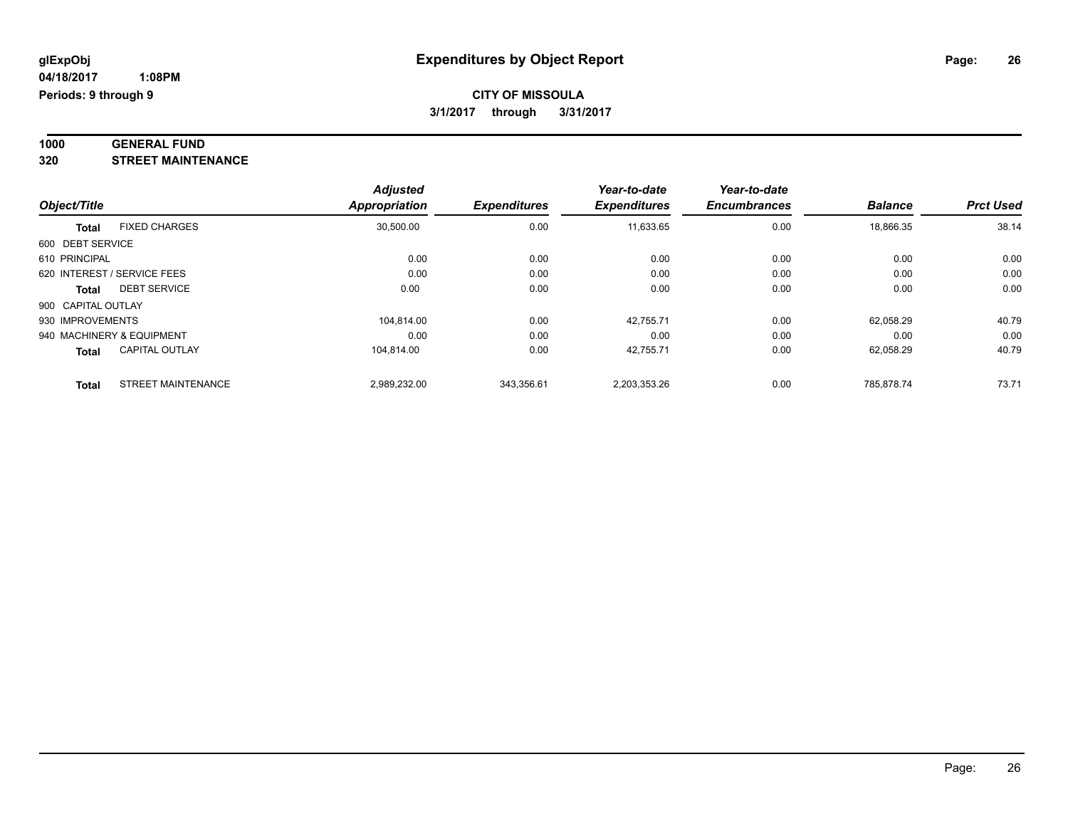**glExpObj** **Expenditures by Object Report**

**04/18/2017 1:08PM**

**Periods: 9 through 9**

**CITY OF MISSOULA**

**3/1/2017 through 3/31/2017**

**1000 GENERAL FUND**

**320 STREET MAINTENANCE**

| Object/Title | | Adjusted Appropriation | Expenditures | Year-to-date Expenditures | Year-to-date Encumbrances | Balance | Prct Used |
|---|---|---|---|---|---|---|---|
| **Total** | FIXED CHARGES | 30,500.00 | 0.00 | 11,633.65 | 0.00 | 18,866.35 | 38.14 |
| 600 DEBT SERVICE | | | | | | | |
| 610 PRINCIPAL | | 0.00 | 0.00 | 0.00 | 0.00 | 0.00 | 0.00 |
| 620 INTEREST / SERVICE FEES | | 0.00 | 0.00 | 0.00 | 0.00 | 0.00 | 0.00 |
| **Total** | DEBT SERVICE | 0.00 | 0.00 | 0.00 | 0.00 | 0.00 | 0.00 |
| 900 CAPITAL OUTLAY | | | | | | | |
| 930 IMPROVEMENTS | | 104,814.00 | 0.00 | 42,755.71 | 0.00 | 62,058.29 | 40.79 |
| 940 MACHINERY & EQUIPMENT | | 0.00 | 0.00 | 0.00 | 0.00 | 0.00 | 0.00 |
| **Total** | CAPITAL OUTLAY | 104,814.00 | 0.00 | 42,755.71 | 0.00 | 62,058.29 | 40.79 |
| **Total** | STREET MAINTENANCE | 2,989,232.00 | 343,356.61 | 2,203,353.26 | 0.00 | 785,878.74 | 73.71 |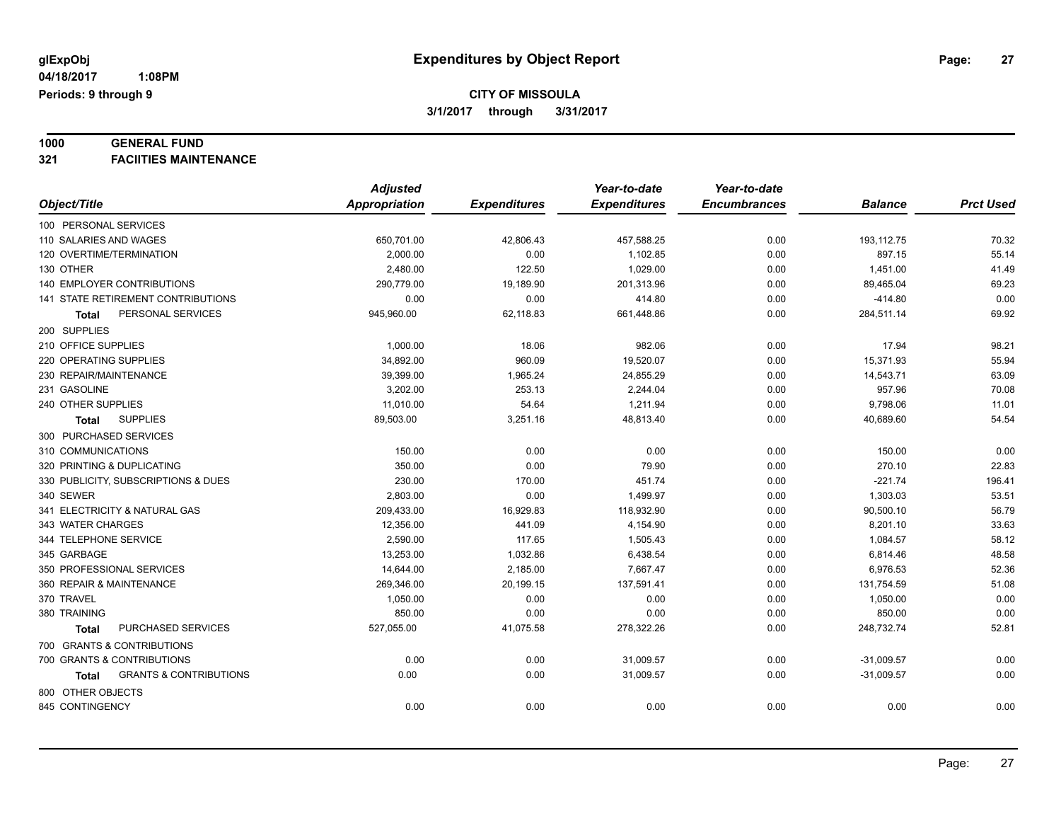glExpObj
04/18/2017 1:08PM
Periods: 9 through 9

# Expenditures by Object Report

**CITY OF MISSOULA**
**3/1/2017 through 3/31/2017**

## 1000 GENERAL FUND
## 321 FACIITIES MAINTENANCE

| Object/Title | Adjusted Appropriation | Expenditures | Year-to-date Expenditures | Year-to-date Encumbrances | Balance | Prct Used |
|---|---|---|---|---|---|---|
| 100 PERSONAL SERVICES | | | | | | |
| 110 SALARIES AND WAGES | 650,701.00 | 42,806.43 | 457,588.25 | 0.00 | 193,112.75 | 70.32 |
| 120 OVERTIME/TERMINATION | 2,000.00 | 0.00 | 1,102.85 | 0.00 | 897.15 | 55.14 |
| 130 OTHER | 2,480.00 | 122.50 | 1,029.00 | 0.00 | 1,451.00 | 41.49 |
| 140 EMPLOYER CONTRIBUTIONS | 290,779.00 | 19,189.90 | 201,313.96 | 0.00 | 89,465.04 | 69.23 |
| 141 STATE RETIREMENT CONTRIBUTIONS | 0.00 | 0.00 | 414.80 | 0.00 | -414.80 | 0.00 |
| **Total** PERSONAL SERVICES | 945,960.00 | 62,118.83 | 661,448.86 | 0.00 | 284,511.14 | 69.92 |
| 200 SUPPLIES | | | | | | |
| 210 OFFICE SUPPLIES | 1,000.00 | 18.06 | 982.06 | 0.00 | 17.94 | 98.21 |
| 220 OPERATING SUPPLIES | 34,892.00 | 960.09 | 19,520.07 | 0.00 | 15,371.93 | 55.94 |
| 230 REPAIR/MAINTENANCE | 39,399.00 | 1,965.24 | 24,855.29 | 0.00 | 14,543.71 | 63.09 |
| 231 GASOLINE | 3,202.00 | 253.13 | 2,244.04 | 0.00 | 957.96 | 70.08 |
| 240 OTHER SUPPLIES | 11,010.00 | 54.64 | 1,211.94 | 0.00 | 9,798.06 | 11.01 |
| **Total** SUPPLIES | 89,503.00 | 3,251.16 | 48,813.40 | 0.00 | 40,689.60 | 54.54 |
| 300 PURCHASED SERVICES | | | | | | |
| 310 COMMUNICATIONS | 150.00 | 0.00 | 0.00 | 0.00 | 150.00 | 0.00 |
| 320 PRINTING & DUPLICATING | 350.00 | 0.00 | 79.90 | 0.00 | 270.10 | 22.83 |
| 330 PUBLICITY, SUBSCRIPTIONS & DUES | 230.00 | 170.00 | 451.74 | 0.00 | -221.74 | 196.41 |
| 340 SEWER | 2,803.00 | 0.00 | 1,499.97 | 0.00 | 1,303.03 | 53.51 |
| 341 ELECTRICITY & NATURAL GAS | 209,433.00 | 16,929.83 | 118,932.90 | 0.00 | 90,500.10 | 56.79 |
| 343 WATER CHARGES | 12,356.00 | 441.09 | 4,154.90 | 0.00 | 8,201.10 | 33.63 |
| 344 TELEPHONE SERVICE | 2,590.00 | 117.65 | 1,505.43 | 0.00 | 1,084.57 | 58.12 |
| 345 GARBAGE | 13,253.00 | 1,032.86 | 6,438.54 | 0.00 | 6,814.46 | 48.58 |
| 350 PROFESSIONAL SERVICES | 14,644.00 | 2,185.00 | 7,667.47 | 0.00 | 6,976.53 | 52.36 |
| 360 REPAIR & MAINTENANCE | 269,346.00 | 20,199.15 | 137,591.41 | 0.00 | 131,754.59 | 51.08 |
| 370 TRAVEL | 1,050.00 | 0.00 | 0.00 | 0.00 | 1,050.00 | 0.00 |
| 380 TRAINING | 850.00 | 0.00 | 0.00 | 0.00 | 850.00 | 0.00 |
| **Total** PURCHASED SERVICES | 527,055.00 | 41,075.58 | 278,322.26 | 0.00 | 248,732.74 | 52.81 |
| 700 GRANTS & CONTRIBUTIONS | | | | | | |
| 700 GRANTS & CONTRIBUTIONS | 0.00 | 0.00 | 31,009.57 | 0.00 | -31,009.57 | 0.00 |
| **Total** GRANTS & CONTRIBUTIONS | 0.00 | 0.00 | 31,009.57 | 0.00 | -31,009.57 | 0.00 |
| 800 OTHER OBJECTS | | | | | | |
| 845 CONTINGENCY | 0.00 | 0.00 | 0.00 | 0.00 | 0.00 | 0.00 |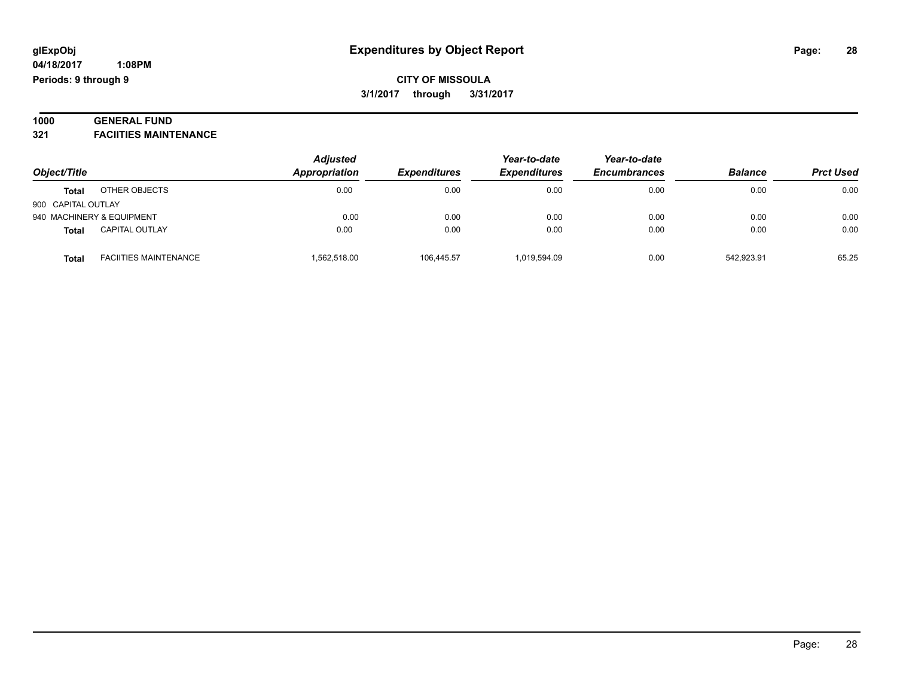**glExpObj**
**04/18/2017 1:08PM**
**Periods: 9 through 9**

# Expenditures by Object Report

**CITY OF MISSOULA**
**3/1/2017 through 3/31/2017**

**1000 GENERAL FUND**
**321 FACIITIES MAINTENANCE**

| Object/Title | | Adjusted Appropriation | Expenditures | Year-to-date Expenditures | Year-to-date Encumbrances | Balance | Prct Used |
|---|---|---|---|---|---|---|---|
| **Total** | OTHER OBJECTS | 0.00 | 0.00 | 0.00 | 0.00 | 0.00 | 0.00 |
| 900 CAPITAL OUTLAY | | | | | | | |
| 940 MACHINERY & EQUIPMENT | | 0.00 | 0.00 | 0.00 | 0.00 | 0.00 | 0.00 |
| **Total** | CAPITAL OUTLAY | 0.00 | 0.00 | 0.00 | 0.00 | 0.00 | 0.00 |
| **Total** | FACIITIES MAINTENANCE | 1,562,518.00 | 106,445.57 | 1,019,594.09 | 0.00 | 542,923.91 | 65.25 |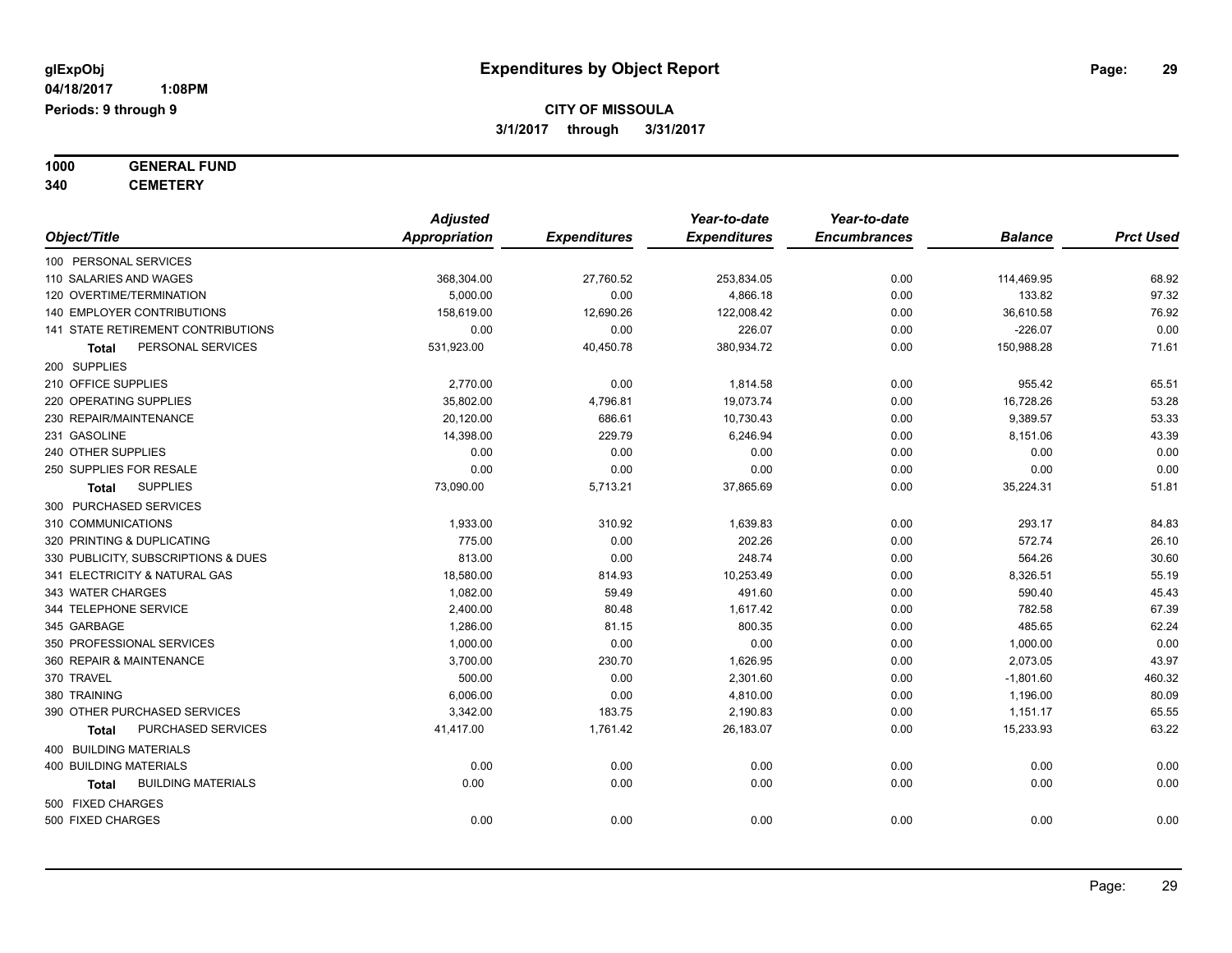glExpObj
04/18/2017 1:08PM
Periods: 9 through 9

# Expenditures by Object Report

**CITY OF MISSOULA**
**3/1/2017 through 3/31/2017**

**1000 GENERAL FUND**
**340 CEMETERY**

| Object/Title | Adjusted Appropriation | Expenditures | Year-to-date Expenditures | Year-to-date Encumbrances | Balance | Prct Used |
|---|---|---|---|---|---|---|
| 100 PERSONAL SERVICES | | | | | | |
| 110 SALARIES AND WAGES | 368,304.00 | 27,760.52 | 253,834.05 | 0.00 | 114,469.95 | 68.92 |
| 120 OVERTIME/TERMINATION | 5,000.00 | 0.00 | 4,866.18 | 0.00 | 133.82 | 97.32 |
| 140 EMPLOYER CONTRIBUTIONS | 158,619.00 | 12,690.26 | 122,008.42 | 0.00 | 36,610.58 | 76.92 |
| 141 STATE RETIREMENT CONTRIBUTIONS | 0.00 | 0.00 | 226.07 | 0.00 | -226.07 | 0.00 |
| **Total** PERSONAL SERVICES | 531,923.00 | 40,450.78 | 380,934.72 | 0.00 | 150,988.28 | 71.61 |
| 200 SUPPLIES | | | | | | |
| 210 OFFICE SUPPLIES | 2,770.00 | 0.00 | 1,814.58 | 0.00 | 955.42 | 65.51 |
| 220 OPERATING SUPPLIES | 35,802.00 | 4,796.81 | 19,073.74 | 0.00 | 16,728.26 | 53.28 |
| 230 REPAIR/MAINTENANCE | 20,120.00 | 686.61 | 10,730.43 | 0.00 | 9,389.57 | 53.33 |
| 231 GASOLINE | 14,398.00 | 229.79 | 6,246.94 | 0.00 | 8,151.06 | 43.39 |
| 240 OTHER SUPPLIES | 0.00 | 0.00 | 0.00 | 0.00 | 0.00 | 0.00 |
| 250 SUPPLIES FOR RESALE | 0.00 | 0.00 | 0.00 | 0.00 | 0.00 | 0.00 |
| **Total** SUPPLIES | 73,090.00 | 5,713.21 | 37,865.69 | 0.00 | 35,224.31 | 51.81 |
| 300 PURCHASED SERVICES | | | | | | |
| 310 COMMUNICATIONS | 1,933.00 | 310.92 | 1,639.83 | 0.00 | 293.17 | 84.83 |
| 320 PRINTING & DUPLICATING | 775.00 | 0.00 | 202.26 | 0.00 | 572.74 | 26.10 |
| 330 PUBLICITY, SUBSCRIPTIONS & DUES | 813.00 | 0.00 | 248.74 | 0.00 | 564.26 | 30.60 |
| 341 ELECTRICITY & NATURAL GAS | 18,580.00 | 814.93 | 10,253.49 | 0.00 | 8,326.51 | 55.19 |
| 343 WATER CHARGES | 1,082.00 | 59.49 | 491.60 | 0.00 | 590.40 | 45.43 |
| 344 TELEPHONE SERVICE | 2,400.00 | 80.48 | 1,617.42 | 0.00 | 782.58 | 67.39 |
| 345 GARBAGE | 1,286.00 | 81.15 | 800.35 | 0.00 | 485.65 | 62.24 |
| 350 PROFESSIONAL SERVICES | 1,000.00 | 0.00 | 0.00 | 0.00 | 1,000.00 | 0.00 |
| 360 REPAIR & MAINTENANCE | 3,700.00 | 230.70 | 1,626.95 | 0.00 | 2,073.05 | 43.97 |
| 370 TRAVEL | 500.00 | 0.00 | 2,301.60 | 0.00 | -1,801.60 | 460.32 |
| 380 TRAINING | 6,006.00 | 0.00 | 4,810.00 | 0.00 | 1,196.00 | 80.09 |
| 390 OTHER PURCHASED SERVICES | 3,342.00 | 183.75 | 2,190.83 | 0.00 | 1,151.17 | 65.55 |
| **Total** PURCHASED SERVICES | 41,417.00 | 1,761.42 | 26,183.07 | 0.00 | 15,233.93 | 63.22 |
| 400 BUILDING MATERIALS | | | | | | |
| 400 BUILDING MATERIALS | 0.00 | 0.00 | 0.00 | 0.00 | 0.00 | 0.00 |
| **Total** BUILDING MATERIALS | 0.00 | 0.00 | 0.00 | 0.00 | 0.00 | 0.00 |
| 500 FIXED CHARGES | | | | | | |
| 500 FIXED CHARGES | 0.00 | 0.00 | 0.00 | 0.00 | 0.00 | 0.00 |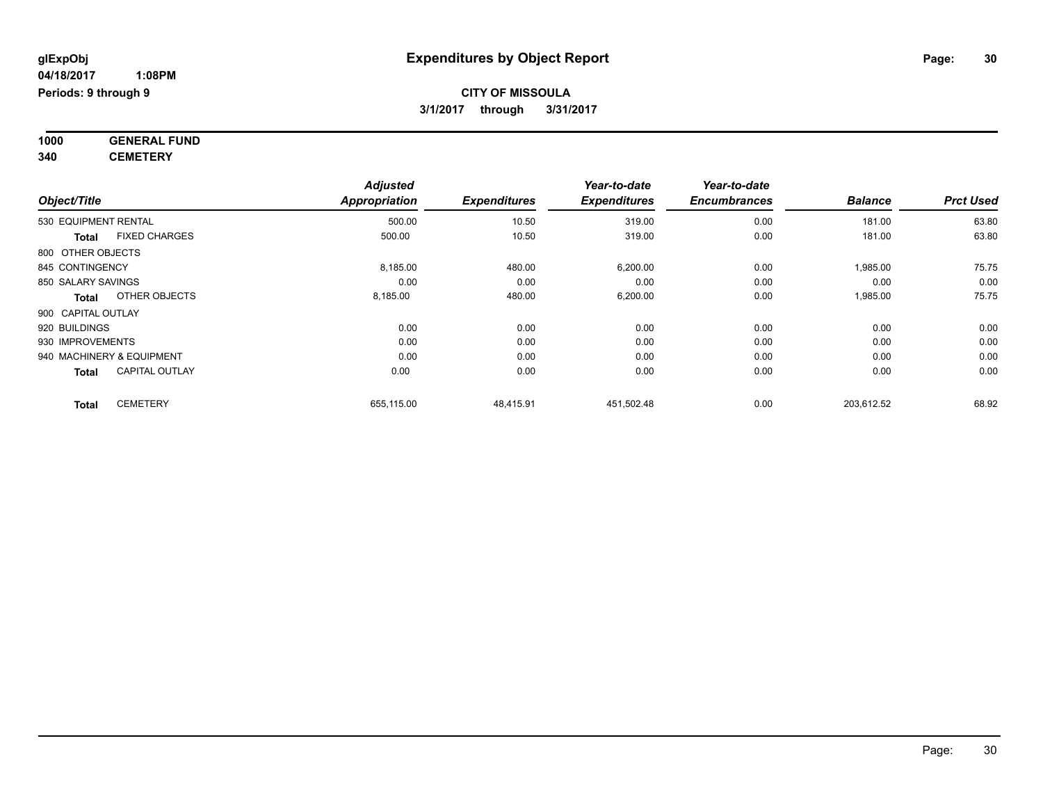# Expenditures by Object Report

glExpObj
04/18/2017 1:08PM
Periods: 9 through 9

**CITY OF MISSOULA**
**3/1/2017 through 3/31/2017**

**1000 GENERAL FUND**
**340 CEMETERY**

| Object/Title | | Adjusted Appropriation | Expenditures | Year-to-date Expenditures | Year-to-date Encumbrances | Balance | Prct Used |
|---|---|---|---|---|---|---|---|
| 530 EQUIPMENT RENTAL | | 500.00 | 10.50 | 319.00 | 0.00 | 181.00 | 63.80 |
| **Total** | FIXED CHARGES | 500.00 | 10.50 | 319.00 | 0.00 | 181.00 | 63.80 |
| 800 OTHER OBJECTS | | | | | | | |
| 845 CONTINGENCY | | 8,185.00 | 480.00 | 6,200.00 | 0.00 | 1,985.00 | 75.75 |
| 850 SALARY SAVINGS | | 0.00 | 0.00 | 0.00 | 0.00 | 0.00 | 0.00 |
| **Total** | OTHER OBJECTS | 8,185.00 | 480.00 | 6,200.00 | 0.00 | 1,985.00 | 75.75 |
| 900 CAPITAL OUTLAY | | | | | | | |
| 920 BUILDINGS | | 0.00 | 0.00 | 0.00 | 0.00 | 0.00 | 0.00 |
| 930 IMPROVEMENTS | | 0.00 | 0.00 | 0.00 | 0.00 | 0.00 | 0.00 |
| 940 MACHINERY & EQUIPMENT | | 0.00 | 0.00 | 0.00 | 0.00 | 0.00 | 0.00 |
| **Total** | CAPITAL OUTLAY | 0.00 | 0.00 | 0.00 | 0.00 | 0.00 | 0.00 |
| **Total** | CEMETERY | 655,115.00 | 48,415.91 | 451,502.48 | 0.00 | 203,612.52 | 68.92 |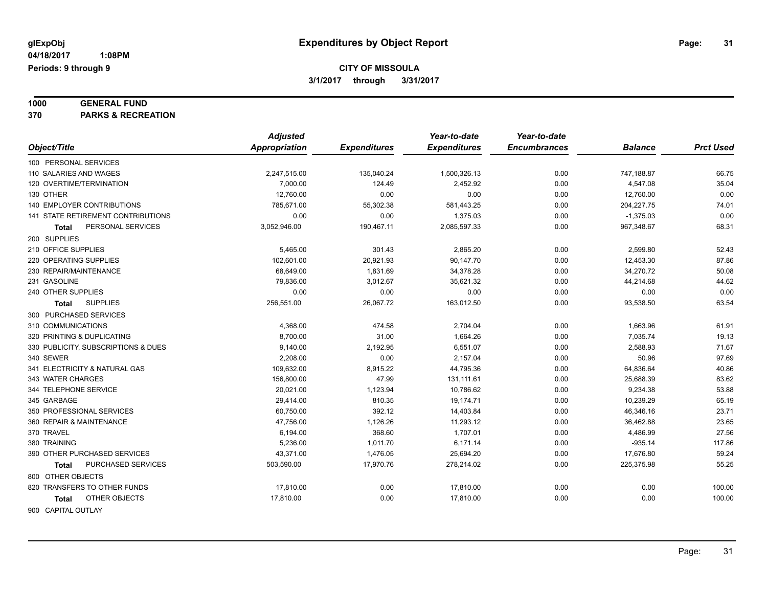**glExpObj** | **Expenditures by Object Report**

**04/18/2017 1:08PM**

**Periods: 9 through 9**

**CITY OF MISSOULA**

**3/1/2017 through 3/31/2017**

**1000 GENERAL FUND**

**370 PARKS & RECREATION**

| Object/Title | Adjusted Appropriation | Expenditures | Year-to-date Expenditures | Year-to-date Encumbrances | Balance | Prct Used |
|---|---|---|---|---|---|---|
| 100 PERSONAL SERVICES | | | | | | |
| 110 SALARIES AND WAGES | 2,247,515.00 | 135,040.24 | 1,500,326.13 | 0.00 | 747,188.87 | 66.75 |
| 120 OVERTIME/TERMINATION | 7,000.00 | 124.49 | 2,452.92 | 0.00 | 4,547.08 | 35.04 |
| 130 OTHER | 12,760.00 | 0.00 | 0.00 | 0.00 | 12,760.00 | 0.00 |
| 140 EMPLOYER CONTRIBUTIONS | 785,671.00 | 55,302.38 | 581,443.25 | 0.00 | 204,227.75 | 74.01 |
| 141 STATE RETIREMENT CONTRIBUTIONS | 0.00 | 0.00 | 1,375.03 | 0.00 | -1,375.03 | 0.00 |
| **Total** PERSONAL SERVICES | 3,052,946.00 | 190,467.11 | 2,085,597.33 | 0.00 | 967,348.67 | 68.31 |
| 200 SUPPLIES | | | | | | |
| 210 OFFICE SUPPLIES | 5,465.00 | 301.43 | 2,865.20 | 0.00 | 2,599.80 | 52.43 |
| 220 OPERATING SUPPLIES | 102,601.00 | 20,921.93 | 90,147.70 | 0.00 | 12,453.30 | 87.86 |
| 230 REPAIR/MAINTENANCE | 68,649.00 | 1,831.69 | 34,378.28 | 0.00 | 34,270.72 | 50.08 |
| 231 GASOLINE | 79,836.00 | 3,012.67 | 35,621.32 | 0.00 | 44,214.68 | 44.62 |
| 240 OTHER SUPPLIES | 0.00 | 0.00 | 0.00 | 0.00 | 0.00 | 0.00 |
| **Total** SUPPLIES | 256,551.00 | 26,067.72 | 163,012.50 | 0.00 | 93,538.50 | 63.54 |
| 300 PURCHASED SERVICES | | | | | | |
| 310 COMMUNICATIONS | 4,368.00 | 474.58 | 2,704.04 | 0.00 | 1,663.96 | 61.91 |
| 320 PRINTING & DUPLICATING | 8,700.00 | 31.00 | 1,664.26 | 0.00 | 7,035.74 | 19.13 |
| 330 PUBLICITY, SUBSCRIPTIONS & DUES | 9,140.00 | 2,192.95 | 6,551.07 | 0.00 | 2,588.93 | 71.67 |
| 340 SEWER | 2,208.00 | 0.00 | 2,157.04 | 0.00 | 50.96 | 97.69 |
| 341 ELECTRICITY & NATURAL GAS | 109,632.00 | 8,915.22 | 44,795.36 | 0.00 | 64,836.64 | 40.86 |
| 343 WATER CHARGES | 156,800.00 | 47.99 | 131,111.61 | 0.00 | 25,688.39 | 83.62 |
| 344 TELEPHONE SERVICE | 20,021.00 | 1,123.94 | 10,786.62 | 0.00 | 9,234.38 | 53.88 |
| 345 GARBAGE | 29,414.00 | 810.35 | 19,174.71 | 0.00 | 10,239.29 | 65.19 |
| 350 PROFESSIONAL SERVICES | 60,750.00 | 392.12 | 14,403.84 | 0.00 | 46,346.16 | 23.71 |
| 360 REPAIR & MAINTENANCE | 47,756.00 | 1,126.26 | 11,293.12 | 0.00 | 36,462.88 | 23.65 |
| 370 TRAVEL | 6,194.00 | 368.60 | 1,707.01 | 0.00 | 4,486.99 | 27.56 |
| 380 TRAINING | 5,236.00 | 1,011.70 | 6,171.14 | 0.00 | -935.14 | 117.86 |
| 390 OTHER PURCHASED SERVICES | 43,371.00 | 1,476.05 | 25,694.20 | 0.00 | 17,676.80 | 59.24 |
| **Total** PURCHASED SERVICES | 503,590.00 | 17,970.76 | 278,214.02 | 0.00 | 225,375.98 | 55.25 |
| 800 OTHER OBJECTS | | | | | | |
| 820 TRANSFERS TO OTHER FUNDS | 17,810.00 | 0.00 | 17,810.00 | 0.00 | 0.00 | 100.00 |
| **Total** OTHER OBJECTS | 17,810.00 | 0.00 | 17,810.00 | 0.00 | 0.00 | 100.00 |
| 900 CAPITAL OUTLAY | | | | | | |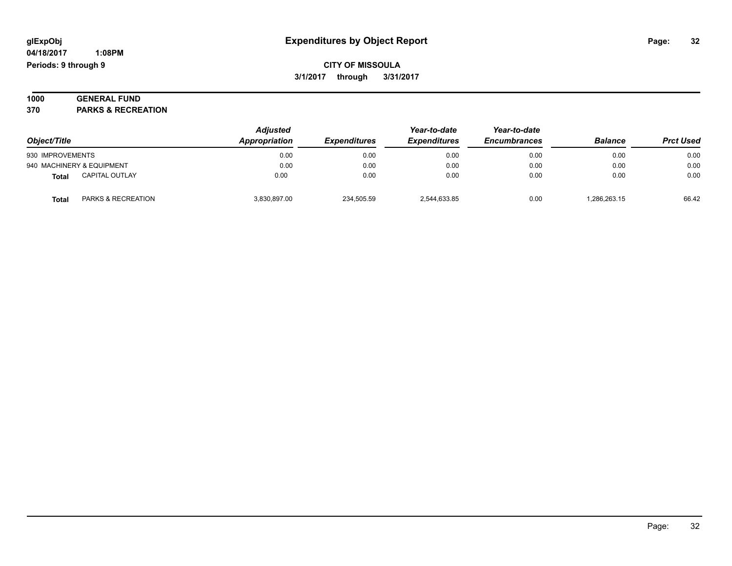**glExpObj** **Expenditures by Object Report**

**04/18/2017 1:08PM**

**Periods: 9 through 9**

**CITY OF MISSOULA**

**3/1/2017 through 3/31/2017**

**1000 GENERAL FUND**

**370 PARKS & RECREATION**

| Object/Title | | Adjusted Appropriation | Expenditures | Year-to-date Expenditures | Year-to-date Encumbrances | Balance | Prct Used |
|---|---|---|---|---|---|---|---|
| 930 IMPROVEMENTS | | 0.00 | 0.00 | 0.00 | 0.00 | 0.00 | 0.00 |
| 940 MACHINERY & EQUIPMENT | | 0.00 | 0.00 | 0.00 | 0.00 | 0.00 | 0.00 |
| **Total** | CAPITAL OUTLAY | 0.00 | 0.00 | 0.00 | 0.00 | 0.00 | 0.00 |
| **Total** | PARKS & RECREATION | 3,830,897.00 | 234,505.59 | 2,544,633.85 | 0.00 | 1,286,263.15 | 66.42 |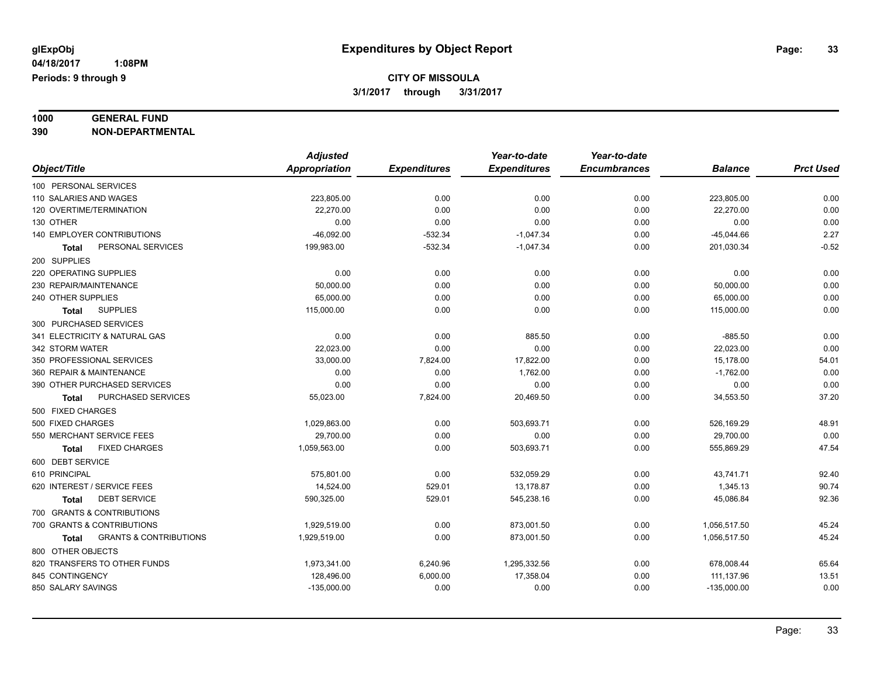# Expenditures by Object Report

glExpObj
04/18/2017 1:08PM
Periods: 9 through 9

**CITY OF MISSOULA**
**3/1/2017 through 3/31/2017**

**1000 GENERAL FUND**
**390 NON-DEPARTMENTAL**

| Object/Title | Adjusted Appropriation | Expenditures | Year-to-date Expenditures | Year-to-date Encumbrances | Balance | Prct Used |
|---|---|---|---|---|---|---|
| 100 PERSONAL SERVICES | | | | | | |
| 110 SALARIES AND WAGES | 223,805.00 | 0.00 | 0.00 | 0.00 | 223,805.00 | 0.00 |
| 120 OVERTIME/TERMINATION | 22,270.00 | 0.00 | 0.00 | 0.00 | 22,270.00 | 0.00 |
| 130 OTHER | 0.00 | 0.00 | 0.00 | 0.00 | 0.00 | 0.00 |
| 140 EMPLOYER CONTRIBUTIONS | -46,092.00 | -532.34 | -1,047.34 | 0.00 | -45,044.66 | 2.27 |
| **Total** PERSONAL SERVICES | 199,983.00 | -532.34 | -1,047.34 | 0.00 | 201,030.34 | -0.52 |
| 200 SUPPLIES | | | | | | |
| 220 OPERATING SUPPLIES | 0.00 | 0.00 | 0.00 | 0.00 | 0.00 | 0.00 |
| 230 REPAIR/MAINTENANCE | 50,000.00 | 0.00 | 0.00 | 0.00 | 50,000.00 | 0.00 |
| 240 OTHER SUPPLIES | 65,000.00 | 0.00 | 0.00 | 0.00 | 65,000.00 | 0.00 |
| **Total** SUPPLIES | 115,000.00 | 0.00 | 0.00 | 0.00 | 115,000.00 | 0.00 |
| 300 PURCHASED SERVICES | | | | | | |
| 341 ELECTRICITY & NATURAL GAS | 0.00 | 0.00 | 885.50 | 0.00 | -885.50 | 0.00 |
| 342 STORM WATER | 22,023.00 | 0.00 | 0.00 | 0.00 | 22,023.00 | 0.00 |
| 350 PROFESSIONAL SERVICES | 33,000.00 | 7,824.00 | 17,822.00 | 0.00 | 15,178.00 | 54.01 |
| 360 REPAIR & MAINTENANCE | 0.00 | 0.00 | 1,762.00 | 0.00 | -1,762.00 | 0.00 |
| 390 OTHER PURCHASED SERVICES | 0.00 | 0.00 | 0.00 | 0.00 | 0.00 | 0.00 |
| **Total** PURCHASED SERVICES | 55,023.00 | 7,824.00 | 20,469.50 | 0.00 | 34,553.50 | 37.20 |
| 500 FIXED CHARGES | | | | | | |
| 500 FIXED CHARGES | 1,029,863.00 | 0.00 | 503,693.71 | 0.00 | 526,169.29 | 48.91 |
| 550 MERCHANT SERVICE FEES | 29,700.00 | 0.00 | 0.00 | 0.00 | 29,700.00 | 0.00 |
| **Total** FIXED CHARGES | 1,059,563.00 | 0.00 | 503,693.71 | 0.00 | 555,869.29 | 47.54 |
| 600 DEBT SERVICE | | | | | | |
| 610 PRINCIPAL | 575,801.00 | 0.00 | 532,059.29 | 0.00 | 43,741.71 | 92.40 |
| 620 INTEREST / SERVICE FEES | 14,524.00 | 529.01 | 13,178.87 | 0.00 | 1,345.13 | 90.74 |
| **Total** DEBT SERVICE | 590,325.00 | 529.01 | 545,238.16 | 0.00 | 45,086.84 | 92.36 |
| 700 GRANTS & CONTRIBUTIONS | | | | | | |
| 700 GRANTS & CONTRIBUTIONS | 1,929,519.00 | 0.00 | 873,001.50 | 0.00 | 1,056,517.50 | 45.24 |
| **Total** GRANTS & CONTRIBUTIONS | 1,929,519.00 | 0.00 | 873,001.50 | 0.00 | 1,056,517.50 | 45.24 |
| 800 OTHER OBJECTS | | | | | | |
| 820 TRANSFERS TO OTHER FUNDS | 1,973,341.00 | 6,240.96 | 1,295,332.56 | 0.00 | 678,008.44 | 65.64 |
| 845 CONTINGENCY | 128,496.00 | 6,000.00 | 17,358.04 | 0.00 | 111,137.96 | 13.51 |
| 850 SALARY SAVINGS | -135,000.00 | 0.00 | 0.00 | 0.00 | -135,000.00 | 0.00 |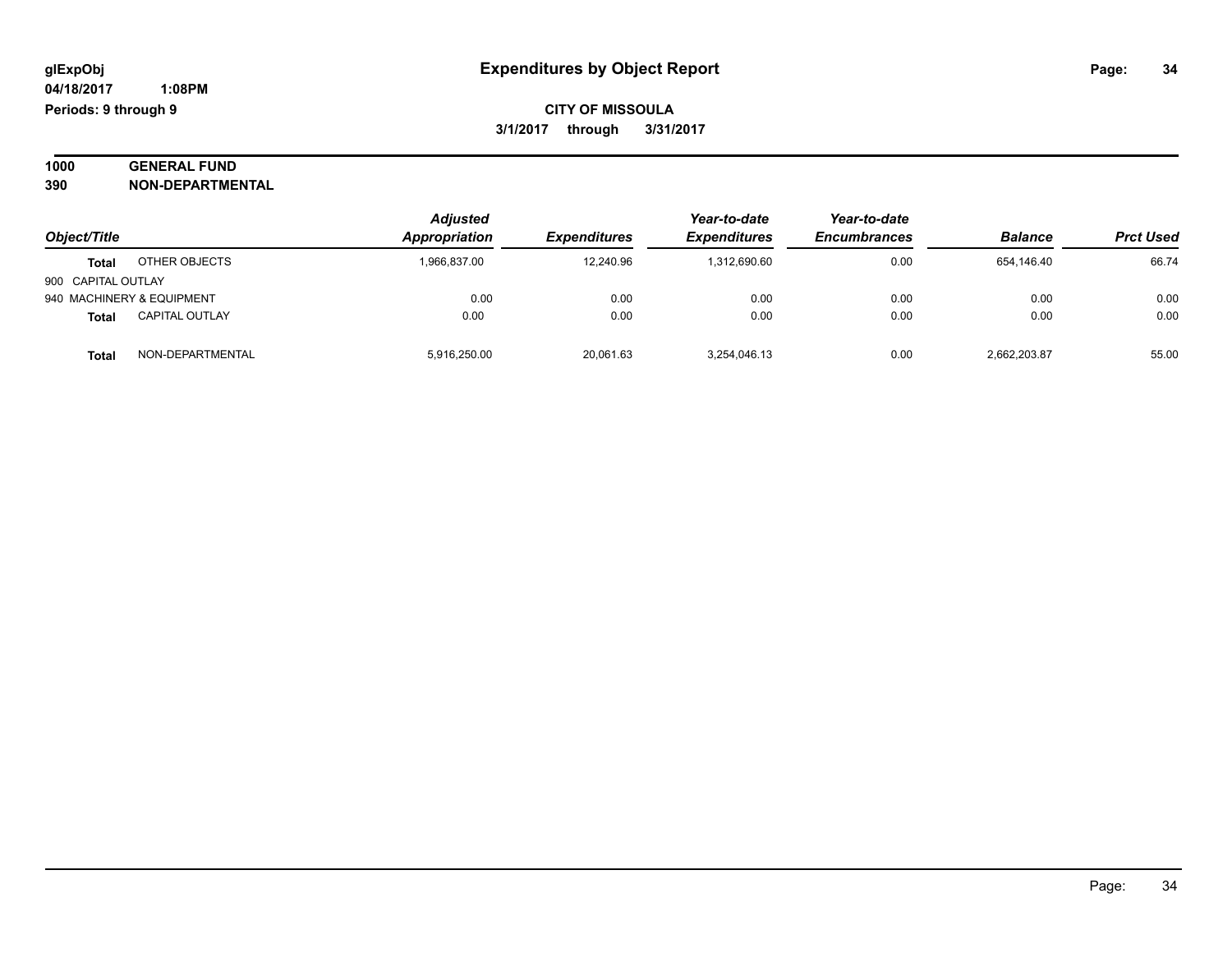# Expenditures by Object Report

**glExpObj**
**04/18/2017 1:08PM**
**Periods: 9 through 9**

**CITY OF MISSOULA**
**3/1/2017 through 3/31/2017**

**1000 GENERAL FUND**
**390 NON-DEPARTMENTAL**

| Object/Title | | Adjusted Appropriation | Expenditures | Year-to-date Expenditures | Year-to-date Encumbrances | Balance | Prct Used |
|---|---|---|---|---|---|---|---|
| **Total** | OTHER OBJECTS | 1,966,837.00 | 12,240.96 | 1,312,690.60 | 0.00 | 654,146.40 | 66.74 |
| 900 CAPITAL OUTLAY | | | | | | | |
| 940 MACHINERY & EQUIPMENT | | 0.00 | 0.00 | 0.00 | 0.00 | 0.00 | 0.00 |
| **Total** | CAPITAL OUTLAY | 0.00 | 0.00 | 0.00 | 0.00 | 0.00 | 0.00 |
| **Total** | NON-DEPARTMENTAL | 5,916,250.00 | 20,061.63 | 3,254,046.13 | 0.00 | 2,662,203.87 | 55.00 |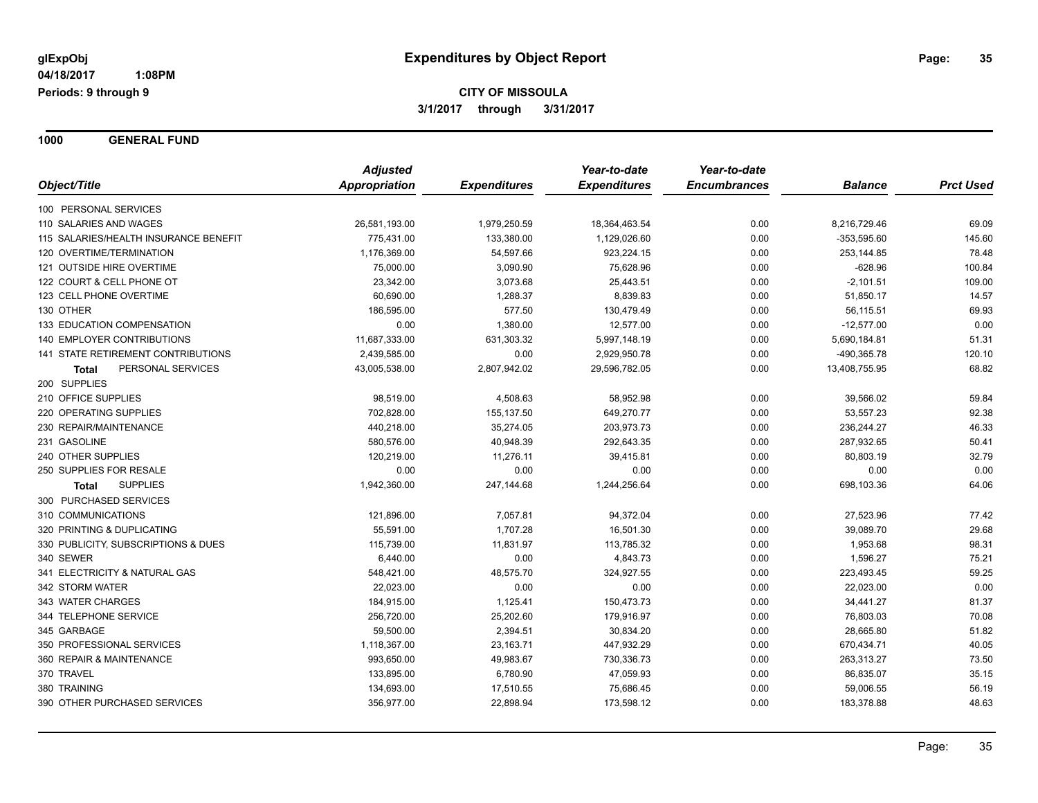glExpObj
04/18/2017 1:08PM
Periods: 9 through 9

# Expenditures by Object Report

**CITY OF MISSOULA**
**3/1/2017 through 3/31/2017**

## 1000 GENERAL FUND

| Object/Title | Adjusted Appropriation | Expenditures | Year-to-date Expenditures | Year-to-date Encumbrances | Balance | Prct Used |
|---|---|---|---|---|---|---|
| 100 PERSONAL SERVICES | | | | | | |
| 110 SALARIES AND WAGES | 26,581,193.00 | 1,979,250.59 | 18,364,463.54 | 0.00 | 8,216,729.46 | 69.09 |
| 115 SALARIES/HEALTH INSURANCE BENEFIT | 775,431.00 | 133,380.00 | 1,129,026.60 | 0.00 | -353,595.60 | 145.60 |
| 120 OVERTIME/TERMINATION | 1,176,369.00 | 54,597.66 | 923,224.15 | 0.00 | 253,144.85 | 78.48 |
| 121 OUTSIDE HIRE OVERTIME | 75,000.00 | 3,090.90 | 75,628.96 | 0.00 | -628.96 | 100.84 |
| 122 COURT & CELL PHONE OT | 23,342.00 | 3,073.68 | 25,443.51 | 0.00 | -2,101.51 | 109.00 |
| 123 CELL PHONE OVERTIME | 60,690.00 | 1,288.37 | 8,839.83 | 0.00 | 51,850.17 | 14.57 |
| 130 OTHER | 186,595.00 | 577.50 | 130,479.49 | 0.00 | 56,115.51 | 69.93 |
| 133 EDUCATION COMPENSATION | 0.00 | 1,380.00 | 12,577.00 | 0.00 | -12,577.00 | 0.00 |
| 140 EMPLOYER CONTRIBUTIONS | 11,687,333.00 | 631,303.32 | 5,997,148.19 | 0.00 | 5,690,184.81 | 51.31 |
| 141 STATE RETIREMENT CONTRIBUTIONS | 2,439,585.00 | 0.00 | 2,929,950.78 | 0.00 | -490,365.78 | 120.10 |
| **Total** PERSONAL SERVICES | 43,005,538.00 | 2,807,942.02 | 29,596,782.05 | 0.00 | 13,408,755.95 | 68.82 |
| 200 SUPPLIES | | | | | | |
| 210 OFFICE SUPPLIES | 98,519.00 | 4,508.63 | 58,952.98 | 0.00 | 39,566.02 | 59.84 |
| 220 OPERATING SUPPLIES | 702,828.00 | 155,137.50 | 649,270.77 | 0.00 | 53,557.23 | 92.38 |
| 230 REPAIR/MAINTENANCE | 440,218.00 | 35,274.05 | 203,973.73 | 0.00 | 236,244.27 | 46.33 |
| 231 GASOLINE | 580,576.00 | 40,948.39 | 292,643.35 | 0.00 | 287,932.65 | 50.41 |
| 240 OTHER SUPPLIES | 120,219.00 | 11,276.11 | 39,415.81 | 0.00 | 80,803.19 | 32.79 |
| 250 SUPPLIES FOR RESALE | 0.00 | 0.00 | 0.00 | 0.00 | 0.00 | 0.00 |
| **Total** SUPPLIES | 1,942,360.00 | 247,144.68 | 1,244,256.64 | 0.00 | 698,103.36 | 64.06 |
| 300 PURCHASED SERVICES | | | | | | |
| 310 COMMUNICATIONS | 121,896.00 | 7,057.81 | 94,372.04 | 0.00 | 27,523.96 | 77.42 |
| 320 PRINTING & DUPLICATING | 55,591.00 | 1,707.28 | 16,501.30 | 0.00 | 39,089.70 | 29.68 |
| 330 PUBLICITY, SUBSCRIPTIONS & DUES | 115,739.00 | 11,831.97 | 113,785.32 | 0.00 | 1,953.68 | 98.31 |
| 340 SEWER | 6,440.00 | 0.00 | 4,843.73 | 0.00 | 1,596.27 | 75.21 |
| 341 ELECTRICITY & NATURAL GAS | 548,421.00 | 48,575.70 | 324,927.55 | 0.00 | 223,493.45 | 59.25 |
| 342 STORM WATER | 22,023.00 | 0.00 | 0.00 | 0.00 | 22,023.00 | 0.00 |
| 343 WATER CHARGES | 184,915.00 | 1,125.41 | 150,473.73 | 0.00 | 34,441.27 | 81.37 |
| 344 TELEPHONE SERVICE | 256,720.00 | 25,202.60 | 179,916.97 | 0.00 | 76,803.03 | 70.08 |
| 345 GARBAGE | 59,500.00 | 2,394.51 | 30,834.20 | 0.00 | 28,665.80 | 51.82 |
| 350 PROFESSIONAL SERVICES | 1,118,367.00 | 23,163.71 | 447,932.29 | 0.00 | 670,434.71 | 40.05 |
| 360 REPAIR & MAINTENANCE | 993,650.00 | 49,983.67 | 730,336.73 | 0.00 | 263,313.27 | 73.50 |
| 370 TRAVEL | 133,895.00 | 6,780.90 | 47,059.93 | 0.00 | 86,835.07 | 35.15 |
| 380 TRAINING | 134,693.00 | 17,510.55 | 75,686.45 | 0.00 | 59,006.55 | 56.19 |
| 390 OTHER PURCHASED SERVICES | 356,977.00 | 22,898.94 | 173,598.12 | 0.00 | 183,378.88 | 48.63 |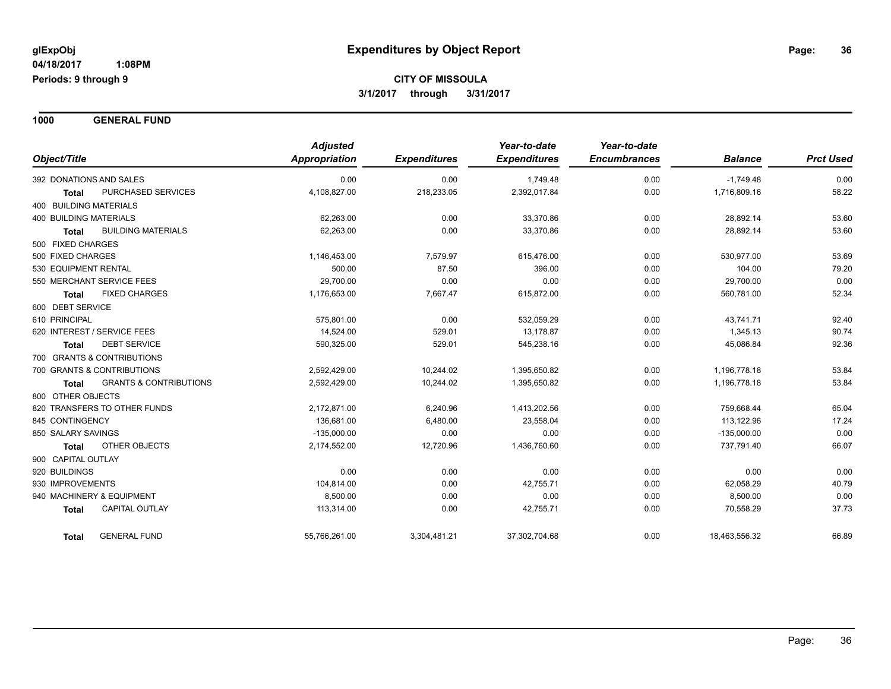**glExpObj**
**04/18/2017 1:08PM**
**Periods: 9 through 9**

# Expenditures by Object Report

**CITY OF MISSOULA**
**3/1/2017 through 3/31/2017**

## 1000 GENERAL FUND

| Object/Title | | Adjusted Appropriation | Expenditures | Year-to-date Expenditures | Year-to-date Encumbrances | Balance | Prct Used |
|---|---|---|---|---|---|---|---|
| 392 DONATIONS AND SALES | | 0.00 | 0.00 | 1,749.48 | 0.00 | -1,749.48 | 0.00 |
| **Total** | PURCHASED SERVICES | 4,108,827.00 | 218,233.05 | 2,392,017.84 | 0.00 | 1,716,809.16 | 58.22 |
| 400 BUILDING MATERIALS | | | | | | | |
| 400 BUILDING MATERIALS | | 62,263.00 | 0.00 | 33,370.86 | 0.00 | 28,892.14 | 53.60 |
| **Total** | BUILDING MATERIALS | 62,263.00 | 0.00 | 33,370.86 | 0.00 | 28,892.14 | 53.60 |
| 500 FIXED CHARGES | | | | | | | |
| 500 FIXED CHARGES | | 1,146,453.00 | 7,579.97 | 615,476.00 | 0.00 | 530,977.00 | 53.69 |
| 530 EQUIPMENT RENTAL | | 500.00 | 87.50 | 396.00 | 0.00 | 104.00 | 79.20 |
| 550 MERCHANT SERVICE FEES | | 29,700.00 | 0.00 | 0.00 | 0.00 | 29,700.00 | 0.00 |
| **Total** | FIXED CHARGES | 1,176,653.00 | 7,667.47 | 615,872.00 | 0.00 | 560,781.00 | 52.34 |
| 600 DEBT SERVICE | | | | | | | |
| 610 PRINCIPAL | | 575,801.00 | 0.00 | 532,059.29 | 0.00 | 43,741.71 | 92.40 |
| 620 INTEREST / SERVICE FEES | | 14,524.00 | 529.01 | 13,178.87 | 0.00 | 1,345.13 | 90.74 |
| **Total** | DEBT SERVICE | 590,325.00 | 529.01 | 545,238.16 | 0.00 | 45,086.84 | 92.36 |
| 700 GRANTS & CONTRIBUTIONS | | | | | | | |
| 700 GRANTS & CONTRIBUTIONS | | 2,592,429.00 | 10,244.02 | 1,395,650.82 | 0.00 | 1,196,778.18 | 53.84 |
| **Total** | GRANTS & CONTRIBUTIONS | 2,592,429.00 | 10,244.02 | 1,395,650.82 | 0.00 | 1,196,778.18 | 53.84 |
| 800 OTHER OBJECTS | | | | | | | |
| 820 TRANSFERS TO OTHER FUNDS | | 2,172,871.00 | 6,240.96 | 1,413,202.56 | 0.00 | 759,668.44 | 65.04 |
| 845 CONTINGENCY | | 136,681.00 | 6,480.00 | 23,558.04 | 0.00 | 113,122.96 | 17.24 |
| 850 SALARY SAVINGS | | -135,000.00 | 0.00 | 0.00 | 0.00 | -135,000.00 | 0.00 |
| **Total** | OTHER OBJECTS | 2,174,552.00 | 12,720.96 | 1,436,760.60 | 0.00 | 737,791.40 | 66.07 |
| 900 CAPITAL OUTLAY | | | | | | | |
| 920 BUILDINGS | | 0.00 | 0.00 | 0.00 | 0.00 | 0.00 | 0.00 |
| 930 IMPROVEMENTS | | 104,814.00 | 0.00 | 42,755.71 | 0.00 | 62,058.29 | 40.79 |
| 940 MACHINERY & EQUIPMENT | | 8,500.00 | 0.00 | 0.00 | 0.00 | 8,500.00 | 0.00 |
| **Total** | CAPITAL OUTLAY | 113,314.00 | 0.00 | 42,755.71 | 0.00 | 70,558.29 | 37.73 |
| **Total** | GENERAL FUND | 55,766,261.00 | 3,304,481.21 | 37,302,704.68 | 0.00 | 18,463,556.32 | 66.89 |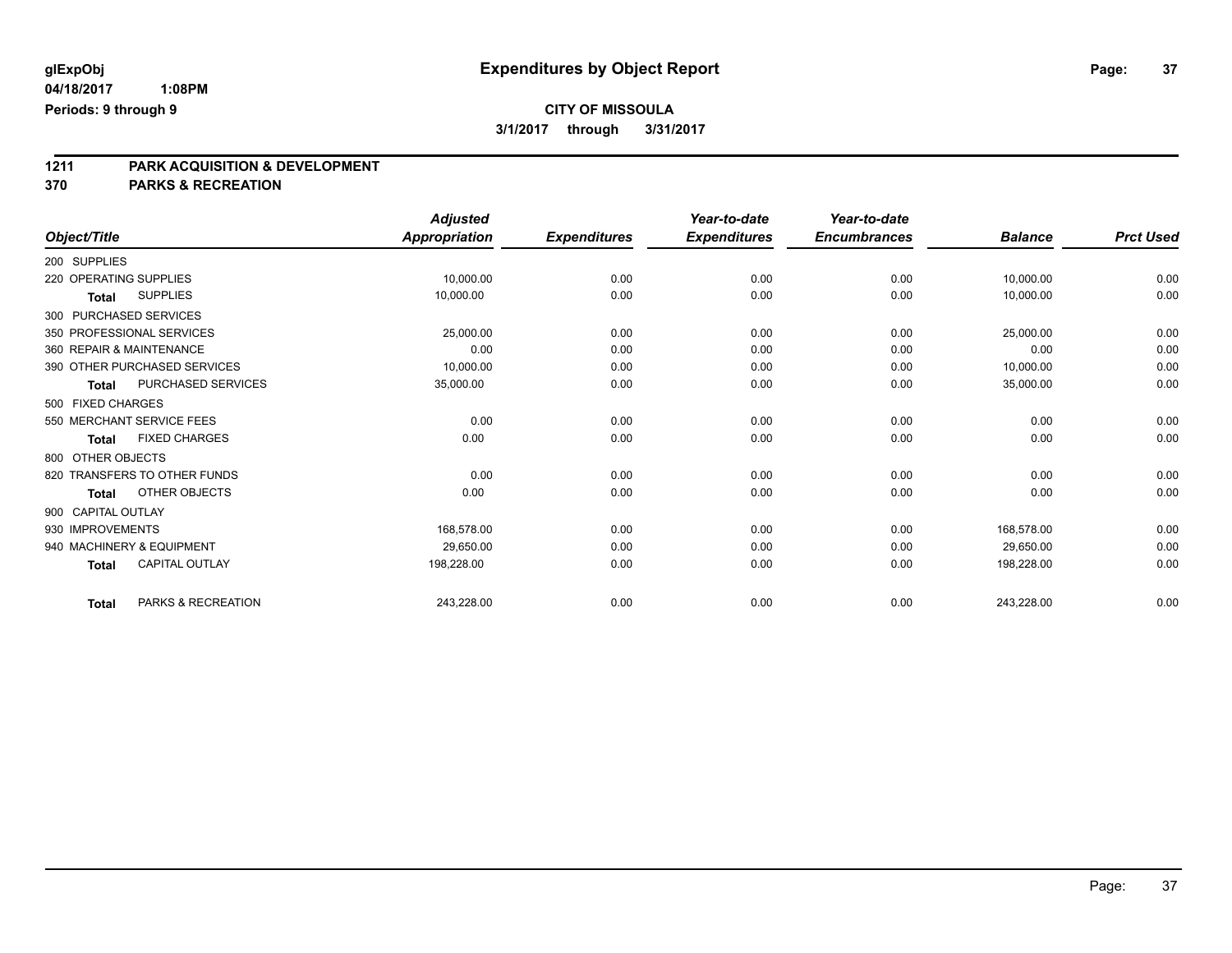glExpObj
04/18/2017 1:08PM
Periods: 9 through 9

# Expenditures by Object Report

**CITY OF MISSOULA**
**3/1/2017 through 3/31/2017**

## 1211 PARK ACQUISITION & DEVELOPMENT
## 370 PARKS & RECREATION

| Object/Title | Adjusted Appropriation | Expenditures | Year-to-date Expenditures | Year-to-date Encumbrances | Balance | Prct Used |
|---|---|---|---|---|---|---|
| 200 SUPPLIES | | | | | | |
| 220 OPERATING SUPPLIES | 10,000.00 | 0.00 | 0.00 | 0.00 | 10,000.00 | 0.00 |
| **Total** SUPPLIES | 10,000.00 | 0.00 | 0.00 | 0.00 | 10,000.00 | 0.00 |
| 300 PURCHASED SERVICES | | | | | | |
| 350 PROFESSIONAL SERVICES | 25,000.00 | 0.00 | 0.00 | 0.00 | 25,000.00 | 0.00 |
| 360 REPAIR & MAINTENANCE | 0.00 | 0.00 | 0.00 | 0.00 | 0.00 | 0.00 |
| 390 OTHER PURCHASED SERVICES | 10,000.00 | 0.00 | 0.00 | 0.00 | 10,000.00 | 0.00 |
| **Total** PURCHASED SERVICES | 35,000.00 | 0.00 | 0.00 | 0.00 | 35,000.00 | 0.00 |
| 500 FIXED CHARGES | | | | | | |
| 550 MERCHANT SERVICE FEES | 0.00 | 0.00 | 0.00 | 0.00 | 0.00 | 0.00 |
| **Total** FIXED CHARGES | 0.00 | 0.00 | 0.00 | 0.00 | 0.00 | 0.00 |
| 800 OTHER OBJECTS | | | | | | |
| 820 TRANSFERS TO OTHER FUNDS | 0.00 | 0.00 | 0.00 | 0.00 | 0.00 | 0.00 |
| **Total** OTHER OBJECTS | 0.00 | 0.00 | 0.00 | 0.00 | 0.00 | 0.00 |
| 900 CAPITAL OUTLAY | | | | | | |
| 930 IMPROVEMENTS | 168,578.00 | 0.00 | 0.00 | 0.00 | 168,578.00 | 0.00 |
| 940 MACHINERY & EQUIPMENT | 29,650.00 | 0.00 | 0.00 | 0.00 | 29,650.00 | 0.00 |
| **Total** CAPITAL OUTLAY | 198,228.00 | 0.00 | 0.00 | 0.00 | 198,228.00 | 0.00 |
| **Total** PARKS & RECREATION | 243,228.00 | 0.00 | 0.00 | 0.00 | 243,228.00 | 0.00 |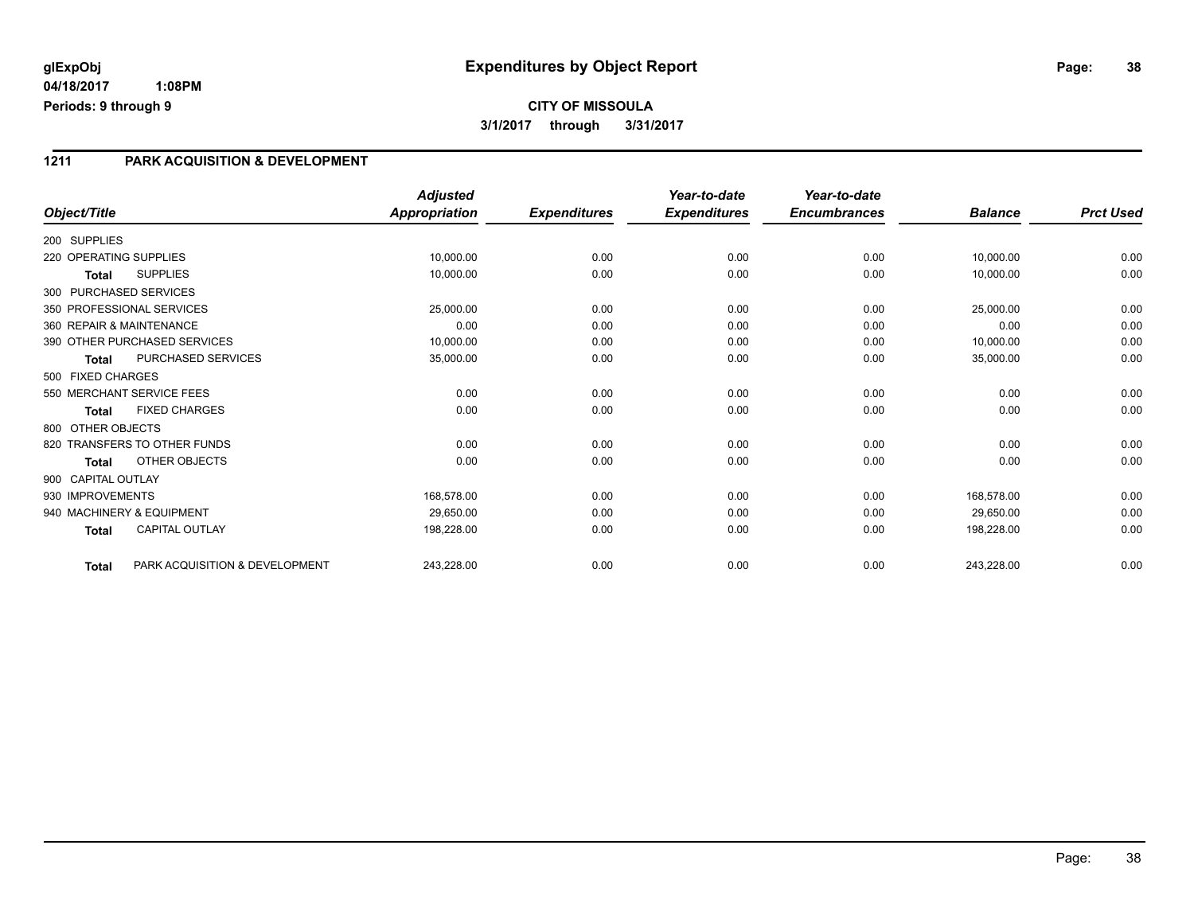**glExpObj**
**04/18/2017 1:08PM**
**Periods: 9 through 9**

# Expenditures by Object Report

**CITY OF MISSOULA**
**3/1/2017 through 3/31/2017**

## 1211 PARK ACQUISITION & DEVELOPMENT

| Object/Title | | Adjusted Appropriation | Expenditures | Year-to-date Expenditures | Year-to-date Encumbrances | Balance | Prct Used |
|---|---|---|---|---|---|---|---|
| 200 SUPPLIES | | | | | | | |
| 220 OPERATING SUPPLIES | | 10,000.00 | 0.00 | 0.00 | 0.00 | 10,000.00 | 0.00 |
| **Total** | SUPPLIES | 10,000.00 | 0.00 | 0.00 | 0.00 | 10,000.00 | 0.00 |
| 300 PURCHASED SERVICES | | | | | | | |
| 350 PROFESSIONAL SERVICES | | 25,000.00 | 0.00 | 0.00 | 0.00 | 25,000.00 | 0.00 |
| 360 REPAIR & MAINTENANCE | | 0.00 | 0.00 | 0.00 | 0.00 | 0.00 | 0.00 |
| 390 OTHER PURCHASED SERVICES | | 10,000.00 | 0.00 | 0.00 | 0.00 | 10,000.00 | 0.00 |
| **Total** | PURCHASED SERVICES | 35,000.00 | 0.00 | 0.00 | 0.00 | 35,000.00 | 0.00 |
| 500 FIXED CHARGES | | | | | | | |
| 550 MERCHANT SERVICE FEES | | 0.00 | 0.00 | 0.00 | 0.00 | 0.00 | 0.00 |
| **Total** | FIXED CHARGES | 0.00 | 0.00 | 0.00 | 0.00 | 0.00 | 0.00 |
| 800 OTHER OBJECTS | | | | | | | |
| 820 TRANSFERS TO OTHER FUNDS | | 0.00 | 0.00 | 0.00 | 0.00 | 0.00 | 0.00 |
| **Total** | OTHER OBJECTS | 0.00 | 0.00 | 0.00 | 0.00 | 0.00 | 0.00 |
| 900 CAPITAL OUTLAY | | | | | | | |
| 930 IMPROVEMENTS | | 168,578.00 | 0.00 | 0.00 | 0.00 | 168,578.00 | 0.00 |
| 940 MACHINERY & EQUIPMENT | | 29,650.00 | 0.00 | 0.00 | 0.00 | 29,650.00 | 0.00 |
| **Total** | CAPITAL OUTLAY | 198,228.00 | 0.00 | 0.00 | 0.00 | 198,228.00 | 0.00 |
| **Total** | PARK ACQUISITION & DEVELOPMENT | 243,228.00 | 0.00 | 0.00 | 0.00 | 243,228.00 | 0.00 |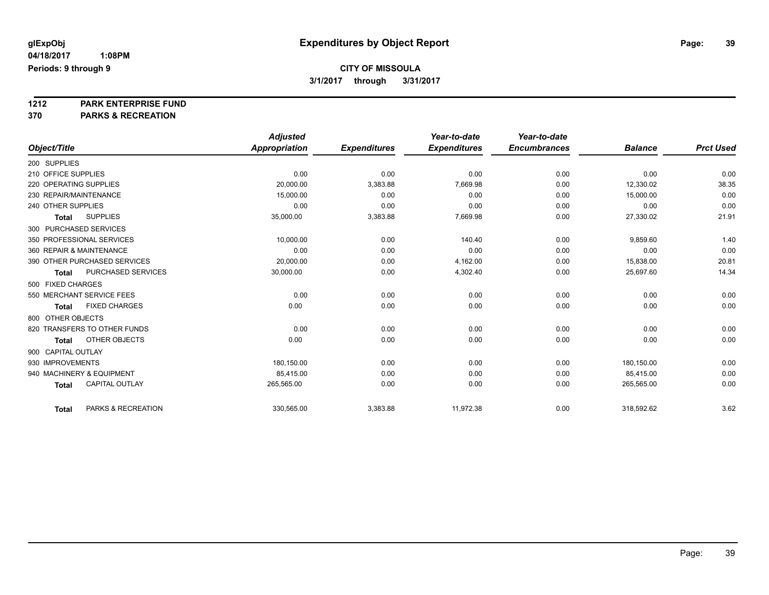# Expenditures by Object Report

glExpObj
04/18/2017 1:08PM
Periods: 9 through 9

**CITY OF MISSOULA**
**3/1/2017 through 3/31/2017**

**1212 PARK ENTERPRISE FUND**
**370 PARKS & RECREATION**

| Object/Title | Adjusted Appropriation | Expenditures | Year-to-date Expenditures | Year-to-date Encumbrances | Balance | Prct Used |
|---|---|---|---|---|---|---|
| 200 SUPPLIES | | | | | | |
| 210 OFFICE SUPPLIES | 0.00 | 0.00 | 0.00 | 0.00 | 0.00 | 0.00 |
| 220 OPERATING SUPPLIES | 20,000.00 | 3,383.88 | 7,669.98 | 0.00 | 12,330.02 | 38.35 |
| 230 REPAIR/MAINTENANCE | 15,000.00 | 0.00 | 0.00 | 0.00 | 15,000.00 | 0.00 |
| 240 OTHER SUPPLIES | 0.00 | 0.00 | 0.00 | 0.00 | 0.00 | 0.00 |
| **Total** SUPPLIES | 35,000.00 | 3,383.88 | 7,669.98 | 0.00 | 27,330.02 | 21.91 |
| 300 PURCHASED SERVICES | | | | | | |
| 350 PROFESSIONAL SERVICES | 10,000.00 | 0.00 | 140.40 | 0.00 | 9,859.60 | 1.40 |
| 360 REPAIR & MAINTENANCE | 0.00 | 0.00 | 0.00 | 0.00 | 0.00 | 0.00 |
| 390 OTHER PURCHASED SERVICES | 20,000.00 | 0.00 | 4,162.00 | 0.00 | 15,838.00 | 20.81 |
| **Total** PURCHASED SERVICES | 30,000.00 | 0.00 | 4,302.40 | 0.00 | 25,697.60 | 14.34 |
| 500 FIXED CHARGES | | | | | | |
| 550 MERCHANT SERVICE FEES | 0.00 | 0.00 | 0.00 | 0.00 | 0.00 | 0.00 |
| **Total** FIXED CHARGES | 0.00 | 0.00 | 0.00 | 0.00 | 0.00 | 0.00 |
| 800 OTHER OBJECTS | | | | | | |
| 820 TRANSFERS TO OTHER FUNDS | 0.00 | 0.00 | 0.00 | 0.00 | 0.00 | 0.00 |
| **Total** OTHER OBJECTS | 0.00 | 0.00 | 0.00 | 0.00 | 0.00 | 0.00 |
| 900 CAPITAL OUTLAY | | | | | | |
| 930 IMPROVEMENTS | 180,150.00 | 0.00 | 0.00 | 0.00 | 180,150.00 | 0.00 |
| 940 MACHINERY & EQUIPMENT | 85,415.00 | 0.00 | 0.00 | 0.00 | 85,415.00 | 0.00 |
| **Total** CAPITAL OUTLAY | 265,565.00 | 0.00 | 0.00 | 0.00 | 265,565.00 | 0.00 |
| **Total** PARKS & RECREATION | 330,565.00 | 3,383.88 | 11,972.38 | 0.00 | 318,592.62 | 3.62 |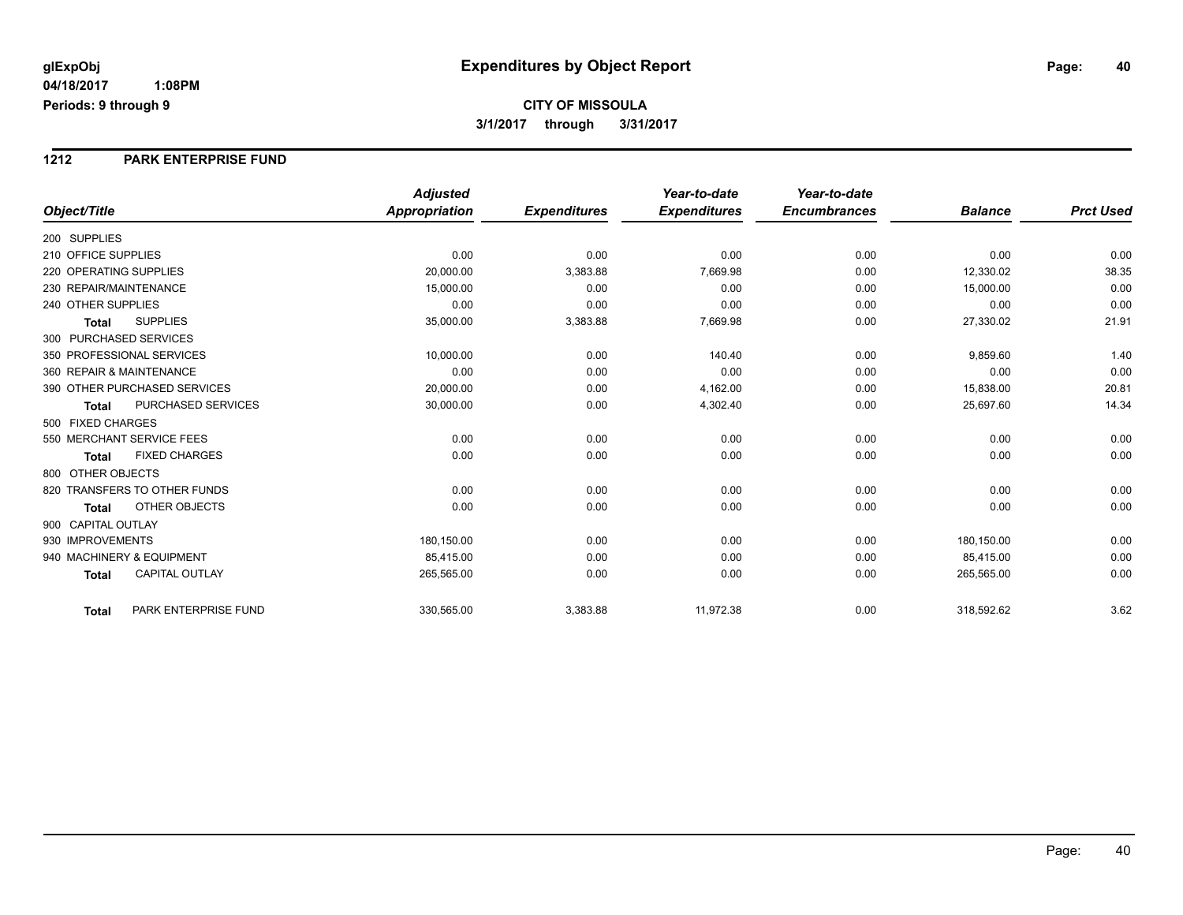**glExpObj**
**04/18/2017 1:08PM**
**Periods: 9 through 9**

# Expenditures by Object Report

**CITY OF MISSOULA**
**3/1/2017 through 3/31/2017**

## 1212 PARK ENTERPRISE FUND

| Object/Title | | *Adjusted Appropriation* | *Expenditures* | *Year-to-date Expenditures* | *Year-to-date Encumbrances* | *Balance* | *Prct Used* |
|---|---|---|---|---|---|---|---|
| 200 SUPPLIES | | | | | | | |
| 210 OFFICE SUPPLIES | | 0.00 | 0.00 | 0.00 | 0.00 | 0.00 | 0.00 |
| 220 OPERATING SUPPLIES | | 20,000.00 | 3,383.88 | 7,669.98 | 0.00 | 12,330.02 | 38.35 |
| 230 REPAIR/MAINTENANCE | | 15,000.00 | 0.00 | 0.00 | 0.00 | 15,000.00 | 0.00 |
| 240 OTHER SUPPLIES | | 0.00 | 0.00 | 0.00 | 0.00 | 0.00 | 0.00 |
| **Total** | SUPPLIES | 35,000.00 | 3,383.88 | 7,669.98 | 0.00 | 27,330.02 | 21.91 |
| 300 PURCHASED SERVICES | | | | | | | |
| 350 PROFESSIONAL SERVICES | | 10,000.00 | 0.00 | 140.40 | 0.00 | 9,859.60 | 1.40 |
| 360 REPAIR & MAINTENANCE | | 0.00 | 0.00 | 0.00 | 0.00 | 0.00 | 0.00 |
| 390 OTHER PURCHASED SERVICES | | 20,000.00 | 0.00 | 4,162.00 | 0.00 | 15,838.00 | 20.81 |
| **Total** | PURCHASED SERVICES | 30,000.00 | 0.00 | 4,302.40 | 0.00 | 25,697.60 | 14.34 |
| 500 FIXED CHARGES | | | | | | | |
| 550 MERCHANT SERVICE FEES | | 0.00 | 0.00 | 0.00 | 0.00 | 0.00 | 0.00 |
| **Total** | FIXED CHARGES | 0.00 | 0.00 | 0.00 | 0.00 | 0.00 | 0.00 |
| 800 OTHER OBJECTS | | | | | | | |
| 820 TRANSFERS TO OTHER FUNDS | | 0.00 | 0.00 | 0.00 | 0.00 | 0.00 | 0.00 |
| **Total** | OTHER OBJECTS | 0.00 | 0.00 | 0.00 | 0.00 | 0.00 | 0.00 |
| 900 CAPITAL OUTLAY | | | | | | | |
| 930 IMPROVEMENTS | | 180,150.00 | 0.00 | 0.00 | 0.00 | 180,150.00 | 0.00 |
| 940 MACHINERY & EQUIPMENT | | 85,415.00 | 0.00 | 0.00 | 0.00 | 85,415.00 | 0.00 |
| **Total** | CAPITAL OUTLAY | 265,565.00 | 0.00 | 0.00 | 0.00 | 265,565.00 | 0.00 |
| **Total** | PARK ENTERPRISE FUND | 330,565.00 | 3,383.88 | 11,972.38 | 0.00 | 318,592.62 | 3.62 |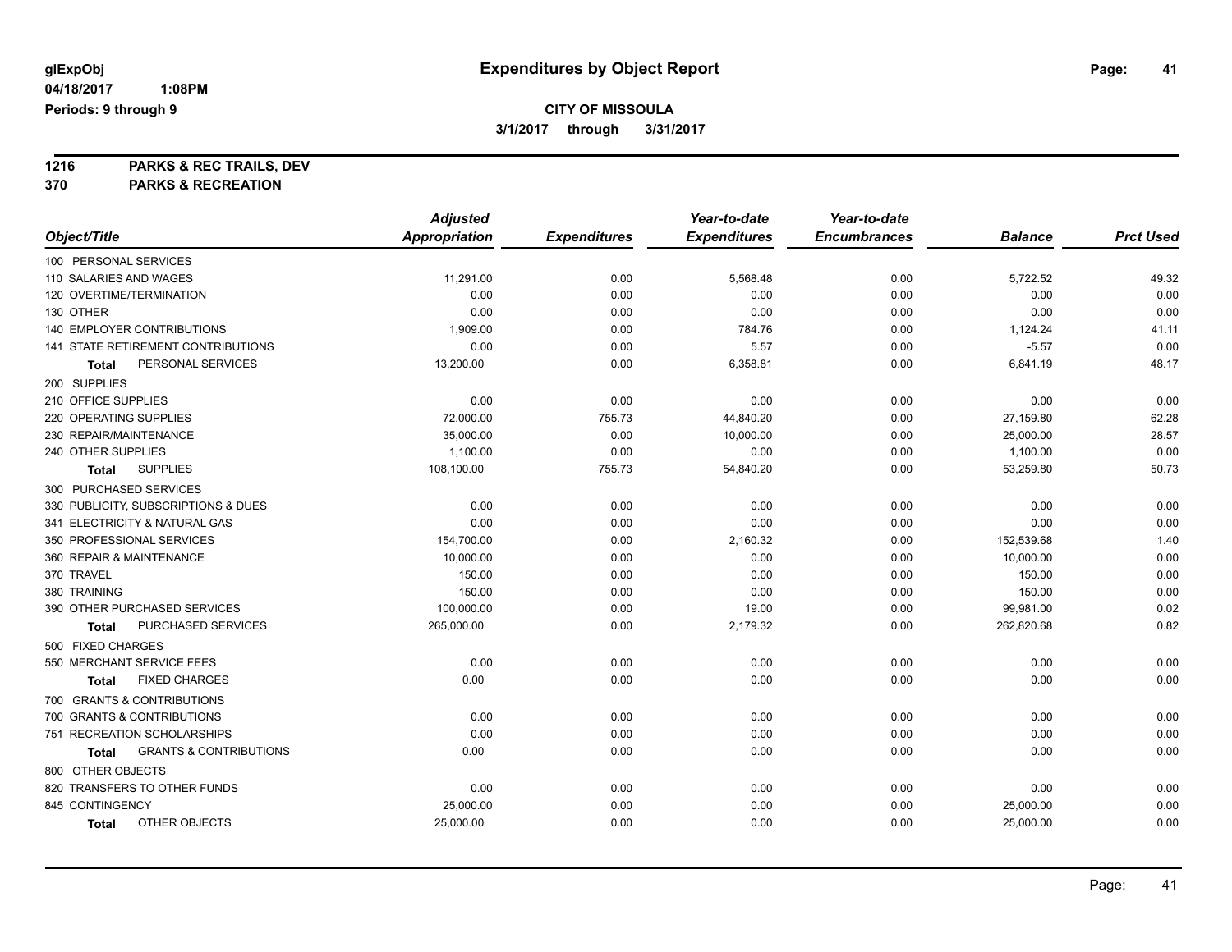# Expenditures by Object Report

glExpObj
04/18/2017 1:08PM
Periods: 9 through 9

**CITY OF MISSOULA**
**3/1/2017 through 3/31/2017**

**1216 PARKS & REC TRAILS, DEV**
**370 PARKS & RECREATION**

| Object/Title | Adjusted Appropriation | Expenditures | Year-to-date Expenditures | Year-to-date Encumbrances | Balance | Prct Used |
|---|---|---|---|---|---|---|
| 100 PERSONAL SERVICES | | | | | | |
| 110 SALARIES AND WAGES | 11,291.00 | 0.00 | 5,568.48 | 0.00 | 5,722.52 | 49.32 |
| 120 OVERTIME/TERMINATION | 0.00 | 0.00 | 0.00 | 0.00 | 0.00 | 0.00 |
| 130 OTHER | 0.00 | 0.00 | 0.00 | 0.00 | 0.00 | 0.00 |
| 140 EMPLOYER CONTRIBUTIONS | 1,909.00 | 0.00 | 784.76 | 0.00 | 1,124.24 | 41.11 |
| 141 STATE RETIREMENT CONTRIBUTIONS | 0.00 | 0.00 | 5.57 | 0.00 | -5.57 | 0.00 |
| **Total** PERSONAL SERVICES | 13,200.00 | 0.00 | 6,358.81 | 0.00 | 6,841.19 | 48.17 |
| 200 SUPPLIES | | | | | | |
| 210 OFFICE SUPPLIES | 0.00 | 0.00 | 0.00 | 0.00 | 0.00 | 0.00 |
| 220 OPERATING SUPPLIES | 72,000.00 | 755.73 | 44,840.20 | 0.00 | 27,159.80 | 62.28 |
| 230 REPAIR/MAINTENANCE | 35,000.00 | 0.00 | 10,000.00 | 0.00 | 25,000.00 | 28.57 |
| 240 OTHER SUPPLIES | 1,100.00 | 0.00 | 0.00 | 0.00 | 1,100.00 | 0.00 |
| **Total** SUPPLIES | 108,100.00 | 755.73 | 54,840.20 | 0.00 | 53,259.80 | 50.73 |
| 300 PURCHASED SERVICES | | | | | | |
| 330 PUBLICITY, SUBSCRIPTIONS & DUES | 0.00 | 0.00 | 0.00 | 0.00 | 0.00 | 0.00 |
| 341 ELECTRICITY & NATURAL GAS | 0.00 | 0.00 | 0.00 | 0.00 | 0.00 | 0.00 |
| 350 PROFESSIONAL SERVICES | 154,700.00 | 0.00 | 2,160.32 | 0.00 | 152,539.68 | 1.40 |
| 360 REPAIR & MAINTENANCE | 10,000.00 | 0.00 | 0.00 | 0.00 | 10,000.00 | 0.00 |
| 370 TRAVEL | 150.00 | 0.00 | 0.00 | 0.00 | 150.00 | 0.00 |
| 380 TRAINING | 150.00 | 0.00 | 0.00 | 0.00 | 150.00 | 0.00 |
| 390 OTHER PURCHASED SERVICES | 100,000.00 | 0.00 | 19.00 | 0.00 | 99,981.00 | 0.02 |
| **Total** PURCHASED SERVICES | 265,000.00 | 0.00 | 2,179.32 | 0.00 | 262,820.68 | 0.82 |
| 500 FIXED CHARGES | | | | | | |
| 550 MERCHANT SERVICE FEES | 0.00 | 0.00 | 0.00 | 0.00 | 0.00 | 0.00 |
| **Total** FIXED CHARGES | 0.00 | 0.00 | 0.00 | 0.00 | 0.00 | 0.00 |
| 700 GRANTS & CONTRIBUTIONS | | | | | | |
| 700 GRANTS & CONTRIBUTIONS | 0.00 | 0.00 | 0.00 | 0.00 | 0.00 | 0.00 |
| 751 RECREATION SCHOLARSHIPS | 0.00 | 0.00 | 0.00 | 0.00 | 0.00 | 0.00 |
| **Total** GRANTS & CONTRIBUTIONS | 0.00 | 0.00 | 0.00 | 0.00 | 0.00 | 0.00 |
| 800 OTHER OBJECTS | | | | | | |
| 820 TRANSFERS TO OTHER FUNDS | 0.00 | 0.00 | 0.00 | 0.00 | 0.00 | 0.00 |
| 845 CONTINGENCY | 25,000.00 | 0.00 | 0.00 | 0.00 | 25,000.00 | 0.00 |
| **Total** OTHER OBJECTS | 25,000.00 | 0.00 | 0.00 | 0.00 | 25,000.00 | 0.00 |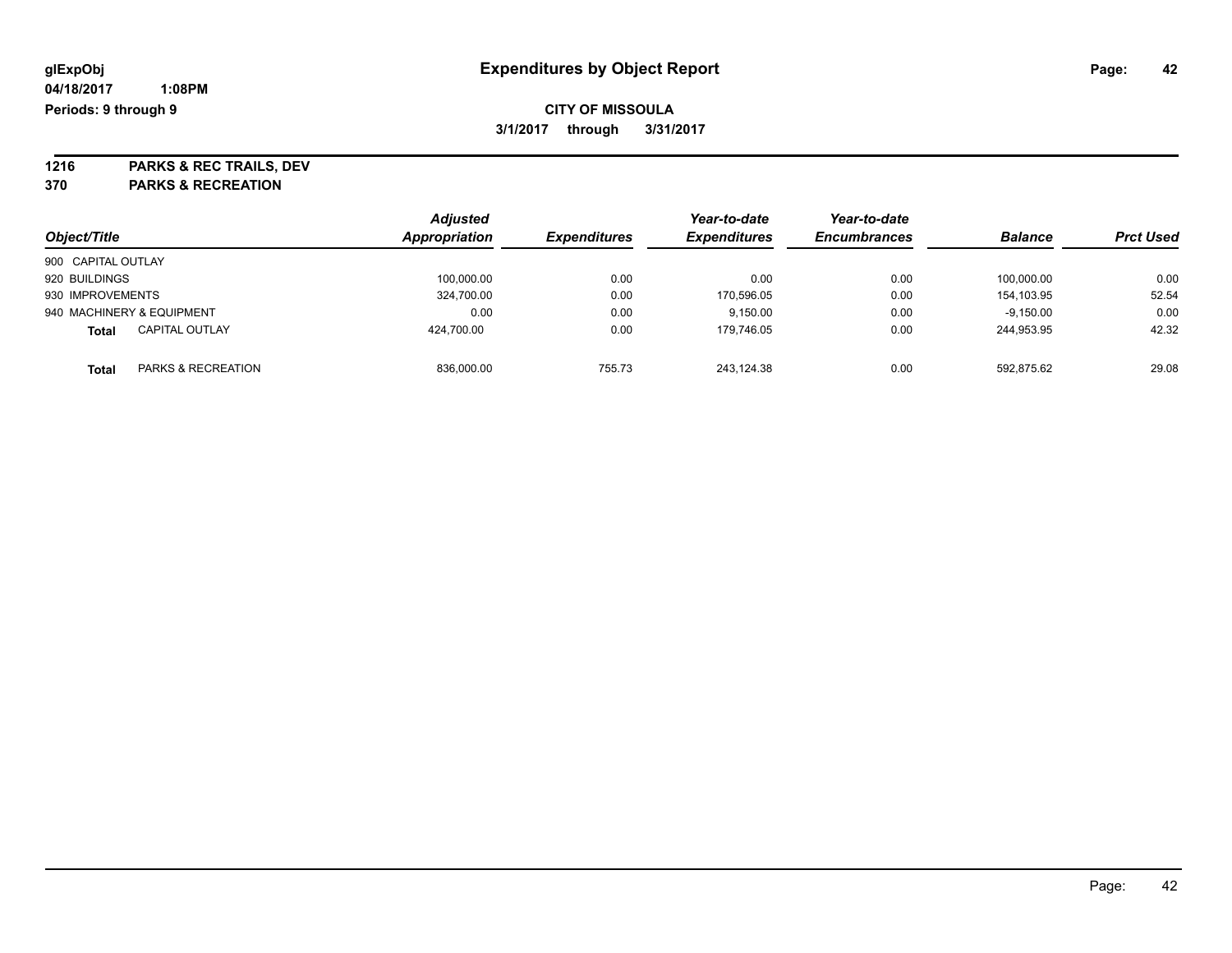**glExpObj**
**04/18/2017 1:08PM**
**Periods: 9 through 9**

# Expenditures by Object Report

**CITY OF MISSOULA**
**3/1/2017 through 3/31/2017**

**1216 PARKS & REC TRAILS, DEV**
**370 PARKS & RECREATION**

| Object/Title | | *Adjusted Appropriation* | *Expenditures* | *Year-to-date Expenditures* | *Year-to-date Encumbrances* | *Balance* | *Prct Used* |
|---|---|---|---|---|---|---|---|
| 900 CAPITAL OUTLAY | | | | | | | |
| 920 BUILDINGS | | 100,000.00 | 0.00 | 0.00 | 0.00 | 100,000.00 | 0.00 |
| 930 IMPROVEMENTS | | 324,700.00 | 0.00 | 170,596.05 | 0.00 | 154,103.95 | 52.54 |
| 940 MACHINERY & EQUIPMENT | | 0.00 | 0.00 | 9,150.00 | 0.00 | -9,150.00 | 0.00 |
| **Total** | CAPITAL OUTLAY | 424,700.00 | 0.00 | 179,746.05 | 0.00 | 244,953.95 | 42.32 |
| **Total** | PARKS & RECREATION | 836,000.00 | 755.73 | 243,124.38 | 0.00 | 592,875.62 | 29.08 |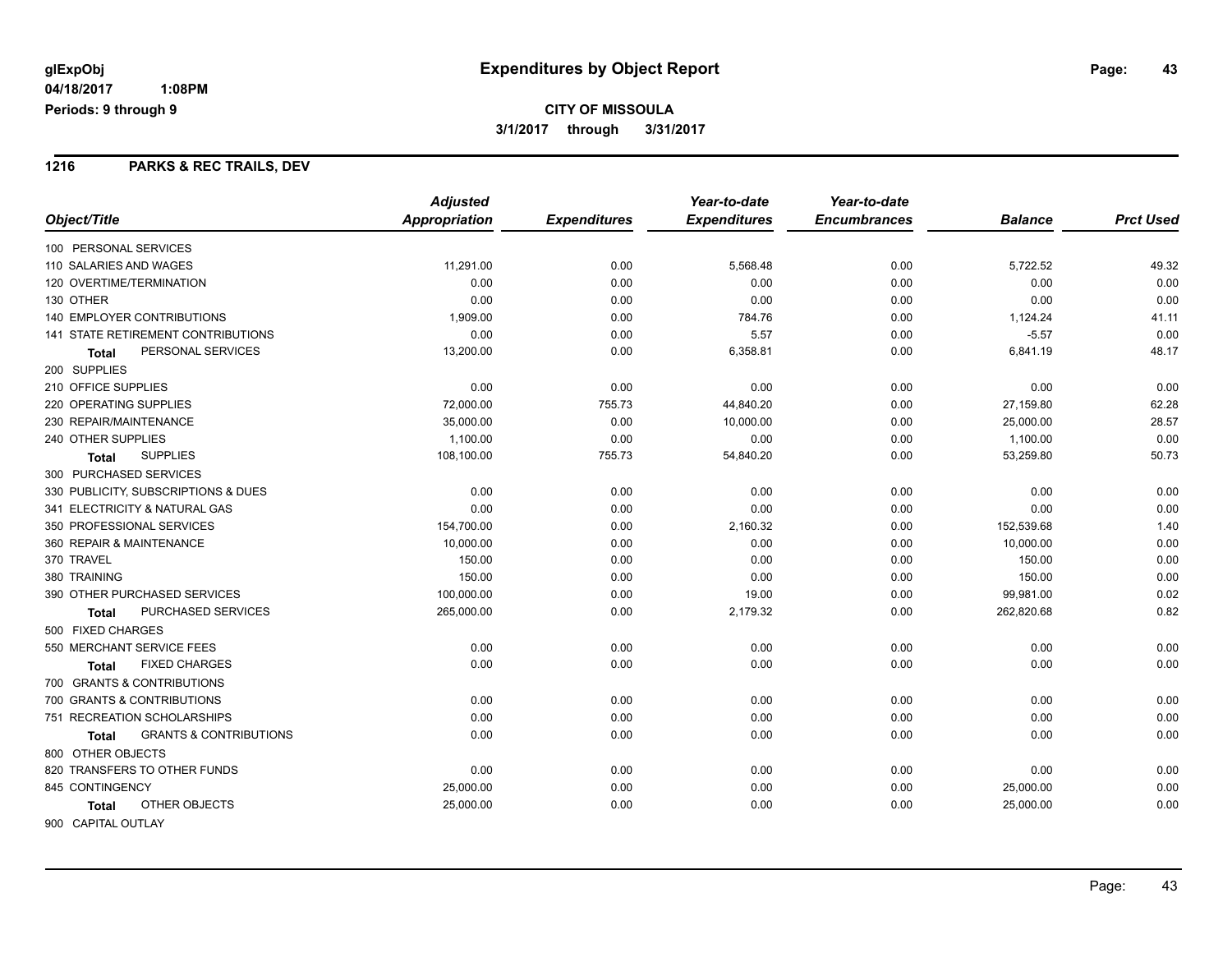# Expenditures by Object Report

glExpObj
04/18/2017 1:08PM
Periods: 9 through 9

**CITY OF MISSOULA**
**3/1/2017 through 3/31/2017**

## 1216 PARKS & REC TRAILS, DEV

| Object/Title | Adjusted Appropriation | Expenditures | Year-to-date Expenditures | Year-to-date Encumbrances | Balance | Prct Used |
|---|---|---|---|---|---|---|
| 100 PERSONAL SERVICES | | | | | | |
| 110 SALARIES AND WAGES | 11,291.00 | 0.00 | 5,568.48 | 0.00 | 5,722.52 | 49.32 |
| 120 OVERTIME/TERMINATION | 0.00 | 0.00 | 0.00 | 0.00 | 0.00 | 0.00 |
| 130 OTHER | 0.00 | 0.00 | 0.00 | 0.00 | 0.00 | 0.00 |
| 140 EMPLOYER CONTRIBUTIONS | 1,909.00 | 0.00 | 784.76 | 0.00 | 1,124.24 | 41.11 |
| 141 STATE RETIREMENT CONTRIBUTIONS | 0.00 | 0.00 | 5.57 | 0.00 | -5.57 | 0.00 |
| **Total** PERSONAL SERVICES | 13,200.00 | 0.00 | 6,358.81 | 0.00 | 6,841.19 | 48.17 |
| 200 SUPPLIES | | | | | | |
| 210 OFFICE SUPPLIES | 0.00 | 0.00 | 0.00 | 0.00 | 0.00 | 0.00 |
| 220 OPERATING SUPPLIES | 72,000.00 | 755.73 | 44,840.20 | 0.00 | 27,159.80 | 62.28 |
| 230 REPAIR/MAINTENANCE | 35,000.00 | 0.00 | 10,000.00 | 0.00 | 25,000.00 | 28.57 |
| 240 OTHER SUPPLIES | 1,100.00 | 0.00 | 0.00 | 0.00 | 1,100.00 | 0.00 |
| **Total** SUPPLIES | 108,100.00 | 755.73 | 54,840.20 | 0.00 | 53,259.80 | 50.73 |
| 300 PURCHASED SERVICES | | | | | | |
| 330 PUBLICITY, SUBSCRIPTIONS & DUES | 0.00 | 0.00 | 0.00 | 0.00 | 0.00 | 0.00 |
| 341 ELECTRICITY & NATURAL GAS | 0.00 | 0.00 | 0.00 | 0.00 | 0.00 | 0.00 |
| 350 PROFESSIONAL SERVICES | 154,700.00 | 0.00 | 2,160.32 | 0.00 | 152,539.68 | 1.40 |
| 360 REPAIR & MAINTENANCE | 10,000.00 | 0.00 | 0.00 | 0.00 | 10,000.00 | 0.00 |
| 370 TRAVEL | 150.00 | 0.00 | 0.00 | 0.00 | 150.00 | 0.00 |
| 380 TRAINING | 150.00 | 0.00 | 0.00 | 0.00 | 150.00 | 0.00 |
| 390 OTHER PURCHASED SERVICES | 100,000.00 | 0.00 | 19.00 | 0.00 | 99,981.00 | 0.02 |
| **Total** PURCHASED SERVICES | 265,000.00 | 0.00 | 2,179.32 | 0.00 | 262,820.68 | 0.82 |
| 500 FIXED CHARGES | | | | | | |
| 550 MERCHANT SERVICE FEES | 0.00 | 0.00 | 0.00 | 0.00 | 0.00 | 0.00 |
| **Total** FIXED CHARGES | 0.00 | 0.00 | 0.00 | 0.00 | 0.00 | 0.00 |
| 700 GRANTS & CONTRIBUTIONS | | | | | | |
| 700 GRANTS & CONTRIBUTIONS | 0.00 | 0.00 | 0.00 | 0.00 | 0.00 | 0.00 |
| 751 RECREATION SCHOLARSHIPS | 0.00 | 0.00 | 0.00 | 0.00 | 0.00 | 0.00 |
| **Total** GRANTS & CONTRIBUTIONS | 0.00 | 0.00 | 0.00 | 0.00 | 0.00 | 0.00 |
| 800 OTHER OBJECTS | | | | | | |
| 820 TRANSFERS TO OTHER FUNDS | 0.00 | 0.00 | 0.00 | 0.00 | 0.00 | 0.00 |
| 845 CONTINGENCY | 25,000.00 | 0.00 | 0.00 | 0.00 | 25,000.00 | 0.00 |
| **Total** OTHER OBJECTS | 25,000.00 | 0.00 | 0.00 | 0.00 | 25,000.00 | 0.00 |
| 900 CAPITAL OUTLAY | | | | | | |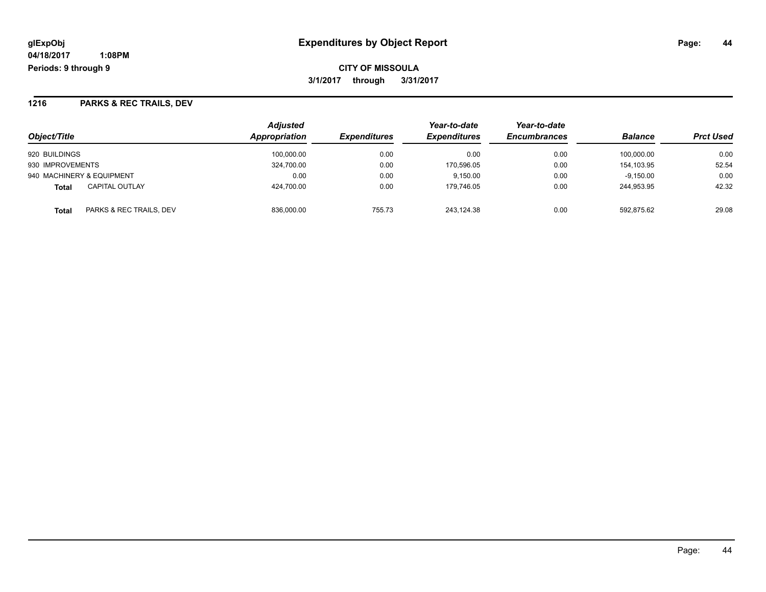**glExpObj**
**04/18/2017 1:08PM**
**Periods: 9 through 9**

# Expenditures by Object Report

**CITY OF MISSOULA**
**3/1/2017 through 3/31/2017**

## 1216 PARKS & REC TRAILS, DEV

| Object/Title | | Adjusted Appropriation | Expenditures | Year-to-date Expenditures | Year-to-date Encumbrances | Balance | Prct Used |
|---|---|---|---|---|---|---|---|
| 920 BUILDINGS | | 100,000.00 | 0.00 | 0.00 | 0.00 | 100,000.00 | 0.00 |
| 930 IMPROVEMENTS | | 324,700.00 | 0.00 | 170,596.05 | 0.00 | 154,103.95 | 52.54 |
| 940 MACHINERY & EQUIPMENT | | 0.00 | 0.00 | 9,150.00 | 0.00 | -9,150.00 | 0.00 |
| **Total** | CAPITAL OUTLAY | 424,700.00 | 0.00 | 179,746.05 | 0.00 | 244,953.95 | 42.32 |
| **Total** | PARKS & REC TRAILS, DEV | 836,000.00 | 755.73 | 243,124.38 | 0.00 | 592,875.62 | 29.08 |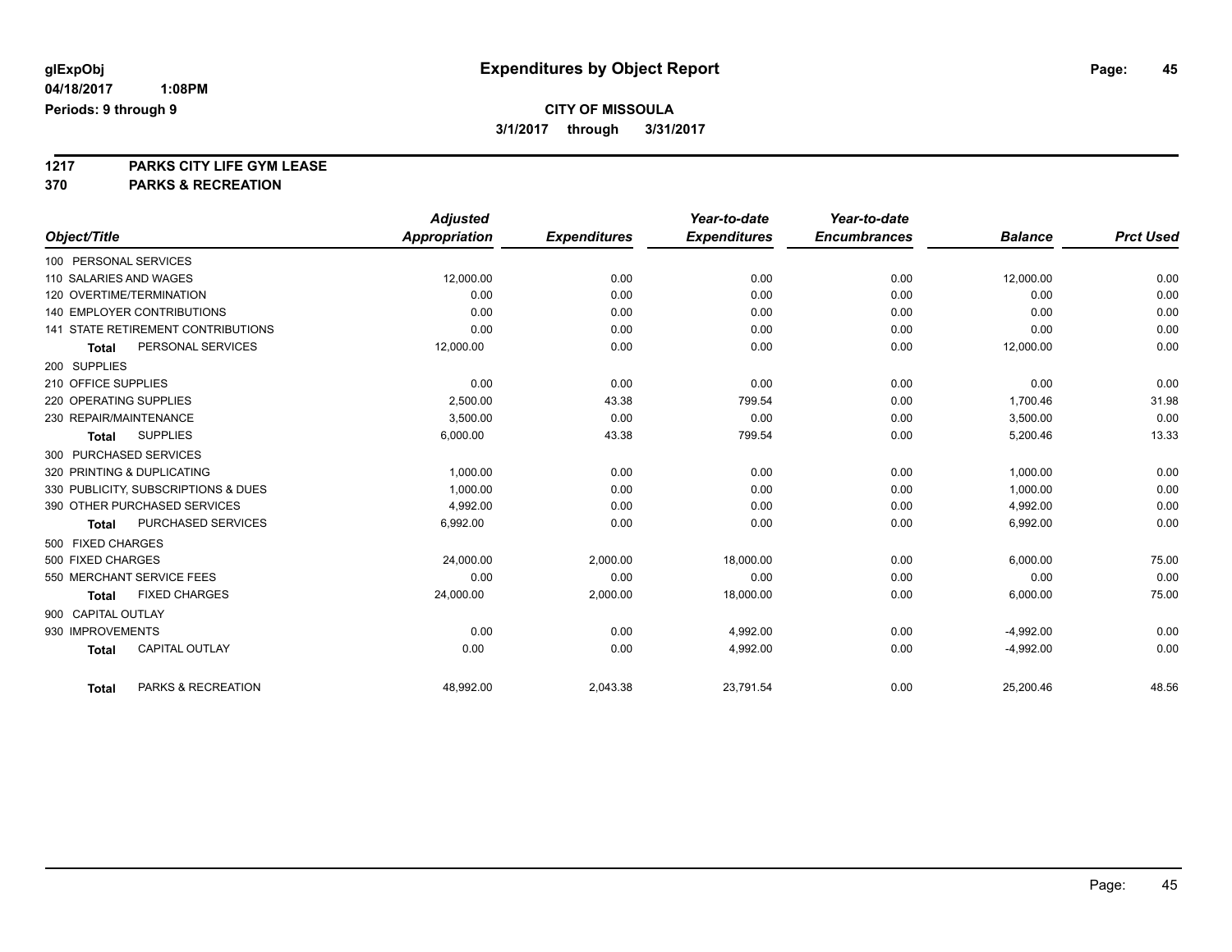glExpObj
04/18/2017 1:08PM
Periods: 9 through 9

# Expenditures by Object Report

**CITY OF MISSOULA**
**3/1/2017 through 3/31/2017**

**1217 PARKS CITY LIFE GYM LEASE**
**370 PARKS & RECREATION**

| Object/Title | Adjusted Appropriation | Expenditures | Year-to-date Expenditures | Year-to-date Encumbrances | Balance | Prct Used |
|---|---|---|---|---|---|---|
| 100 PERSONAL SERVICES | | | | | | |
| 110 SALARIES AND WAGES | 12,000.00 | 0.00 | 0.00 | 0.00 | 12,000.00 | 0.00 |
| 120 OVERTIME/TERMINATION | 0.00 | 0.00 | 0.00 | 0.00 | 0.00 | 0.00 |
| 140 EMPLOYER CONTRIBUTIONS | 0.00 | 0.00 | 0.00 | 0.00 | 0.00 | 0.00 |
| 141 STATE RETIREMENT CONTRIBUTIONS | 0.00 | 0.00 | 0.00 | 0.00 | 0.00 | 0.00 |
| **Total** PERSONAL SERVICES | 12,000.00 | 0.00 | 0.00 | 0.00 | 12,000.00 | 0.00 |
| 200 SUPPLIES | | | | | | |
| 210 OFFICE SUPPLIES | 0.00 | 0.00 | 0.00 | 0.00 | 0.00 | 0.00 |
| 220 OPERATING SUPPLIES | 2,500.00 | 43.38 | 799.54 | 0.00 | 1,700.46 | 31.98 |
| 230 REPAIR/MAINTENANCE | 3,500.00 | 0.00 | 0.00 | 0.00 | 3,500.00 | 0.00 |
| **Total** SUPPLIES | 6,000.00 | 43.38 | 799.54 | 0.00 | 5,200.46 | 13.33 |
| 300 PURCHASED SERVICES | | | | | | |
| 320 PRINTING & DUPLICATING | 1,000.00 | 0.00 | 0.00 | 0.00 | 1,000.00 | 0.00 |
| 330 PUBLICITY, SUBSCRIPTIONS & DUES | 1,000.00 | 0.00 | 0.00 | 0.00 | 1,000.00 | 0.00 |
| 390 OTHER PURCHASED SERVICES | 4,992.00 | 0.00 | 0.00 | 0.00 | 4,992.00 | 0.00 |
| **Total** PURCHASED SERVICES | 6,992.00 | 0.00 | 0.00 | 0.00 | 6,992.00 | 0.00 |
| 500 FIXED CHARGES | | | | | | |
| 500 FIXED CHARGES | 24,000.00 | 2,000.00 | 18,000.00 | 0.00 | 6,000.00 | 75.00 |
| 550 MERCHANT SERVICE FEES | 0.00 | 0.00 | 0.00 | 0.00 | 0.00 | 0.00 |
| **Total** FIXED CHARGES | 24,000.00 | 2,000.00 | 18,000.00 | 0.00 | 6,000.00 | 75.00 |
| 900 CAPITAL OUTLAY | | | | | | |
| 930 IMPROVEMENTS | 0.00 | 0.00 | 4,992.00 | 0.00 | -4,992.00 | 0.00 |
| **Total** CAPITAL OUTLAY | 0.00 | 0.00 | 4,992.00 | 0.00 | -4,992.00 | 0.00 |
| **Total** PARKS & RECREATION | 48,992.00 | 2,043.38 | 23,791.54 | 0.00 | 25,200.46 | 48.56 |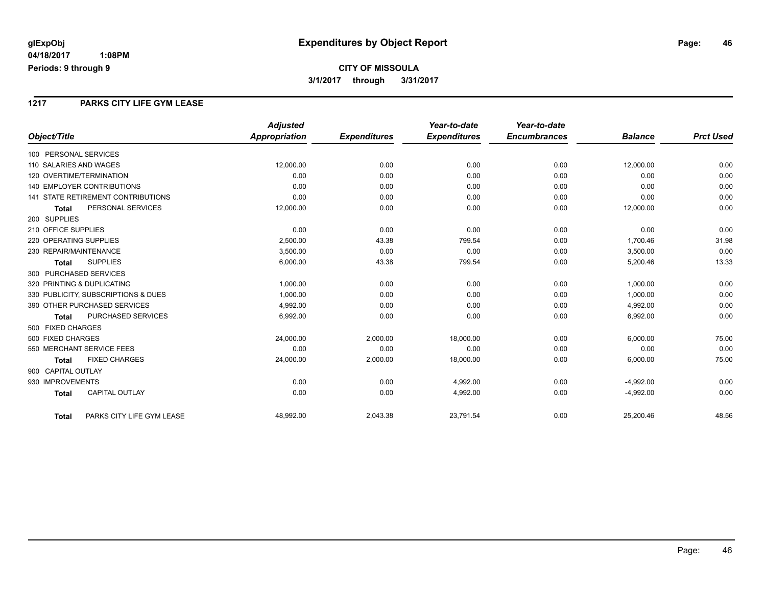**glExpObj**
**04/18/2017 1:08PM**
**Periods: 9 through 9**

# Expenditures by Object Report

**CITY OF MISSOULA**
**3/1/2017 through 3/31/2017**

## 1217 PARKS CITY LIFE GYM LEASE

| Object/Title | *Adjusted Appropriation* | *Expenditures* | *Year-to-date Expenditures* | *Year-to-date Encumbrances* | *Balance* | *Prct Used* |
|---|---|---|---|---|---|---|
| 100 PERSONAL SERVICES | | | | | | |
| 110 SALARIES AND WAGES | 12,000.00 | 0.00 | 0.00 | 0.00 | 12,000.00 | 0.00 |
| 120 OVERTIME/TERMINATION | 0.00 | 0.00 | 0.00 | 0.00 | 0.00 | 0.00 |
| 140 EMPLOYER CONTRIBUTIONS | 0.00 | 0.00 | 0.00 | 0.00 | 0.00 | 0.00 |
| 141 STATE RETIREMENT CONTRIBUTIONS | 0.00 | 0.00 | 0.00 | 0.00 | 0.00 | 0.00 |
| **Total** PERSONAL SERVICES | 12,000.00 | 0.00 | 0.00 | 0.00 | 12,000.00 | 0.00 |
| 200 SUPPLIES | | | | | | |
| 210 OFFICE SUPPLIES | 0.00 | 0.00 | 0.00 | 0.00 | 0.00 | 0.00 |
| 220 OPERATING SUPPLIES | 2,500.00 | 43.38 | 799.54 | 0.00 | 1,700.46 | 31.98 |
| 230 REPAIR/MAINTENANCE | 3,500.00 | 0.00 | 0.00 | 0.00 | 3,500.00 | 0.00 |
| **Total** SUPPLIES | 6,000.00 | 43.38 | 799.54 | 0.00 | 5,200.46 | 13.33 |
| 300 PURCHASED SERVICES | | | | | | |
| 320 PRINTING & DUPLICATING | 1,000.00 | 0.00 | 0.00 | 0.00 | 1,000.00 | 0.00 |
| 330 PUBLICITY, SUBSCRIPTIONS & DUES | 1,000.00 | 0.00 | 0.00 | 0.00 | 1,000.00 | 0.00 |
| 390 OTHER PURCHASED SERVICES | 4,992.00 | 0.00 | 0.00 | 0.00 | 4,992.00 | 0.00 |
| **Total** PURCHASED SERVICES | 6,992.00 | 0.00 | 0.00 | 0.00 | 6,992.00 | 0.00 |
| 500 FIXED CHARGES | | | | | | |
| 500 FIXED CHARGES | 24,000.00 | 2,000.00 | 18,000.00 | 0.00 | 6,000.00 | 75.00 |
| 550 MERCHANT SERVICE FEES | 0.00 | 0.00 | 0.00 | 0.00 | 0.00 | 0.00 |
| **Total** FIXED CHARGES | 24,000.00 | 2,000.00 | 18,000.00 | 0.00 | 6,000.00 | 75.00 |
| 900 CAPITAL OUTLAY | | | | | | |
| 930 IMPROVEMENTS | 0.00 | 0.00 | 4,992.00 | 0.00 | -4,992.00 | 0.00 |
| **Total** CAPITAL OUTLAY | 0.00 | 0.00 | 4,992.00 | 0.00 | -4,992.00 | 0.00 |
| **Total** PARKS CITY LIFE GYM LEASE | 48,992.00 | 2,043.38 | 23,791.54 | 0.00 | 25,200.46 | 48.56 |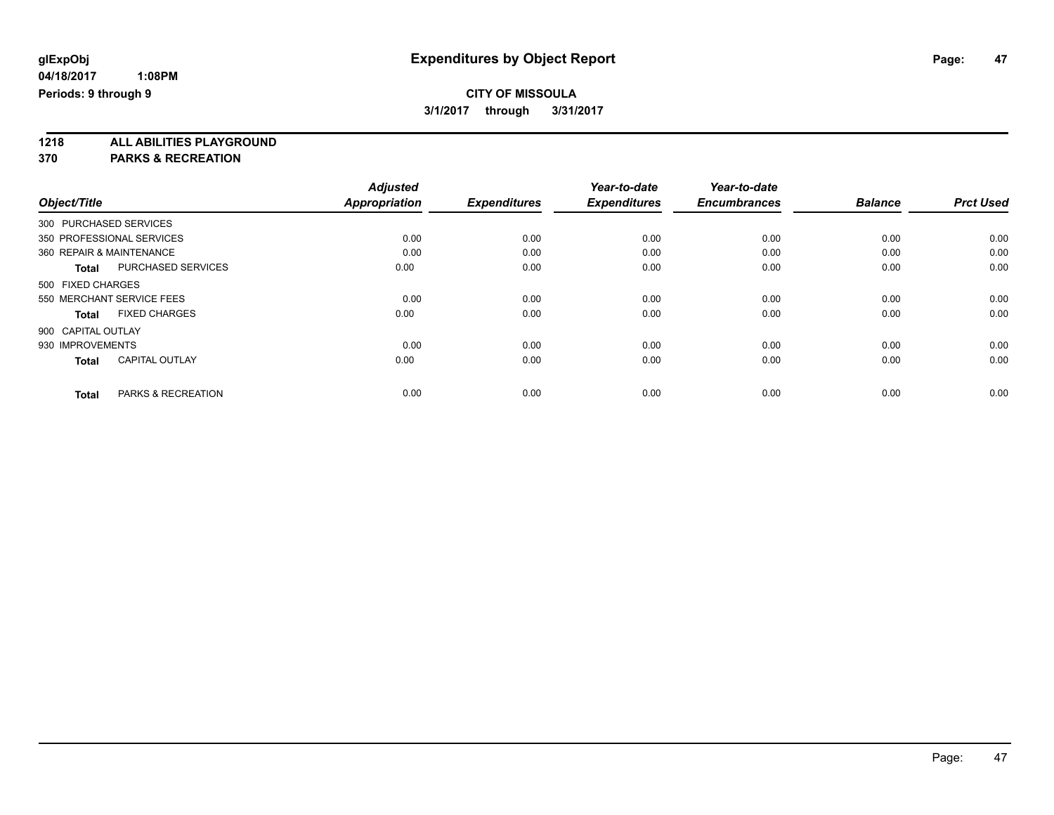**glExpObj**
**04/18/2017 1:08PM**
**Periods: 9 through 9**

# Expenditures by Object Report

**CITY OF MISSOULA**
**3/1/2017 through 3/31/2017**

**1218 ALL ABILITIES PLAYGROUND**
**370 PARKS & RECREATION**

| Object/Title | Adjusted Appropriation | Expenditures | Year-to-date Expenditures | Year-to-date Encumbrances | Balance | Prct Used |
|---|---|---|---|---|---|---|
| 300 PURCHASED SERVICES | | | | | | |
| 350 PROFESSIONAL SERVICES | 0.00 | 0.00 | 0.00 | 0.00 | 0.00 | 0.00 |
| 360 REPAIR & MAINTENANCE | 0.00 | 0.00 | 0.00 | 0.00 | 0.00 | 0.00 |
| **Total** PURCHASED SERVICES | 0.00 | 0.00 | 0.00 | 0.00 | 0.00 | 0.00 |
| 500 FIXED CHARGES | | | | | | |
| 550 MERCHANT SERVICE FEES | 0.00 | 0.00 | 0.00 | 0.00 | 0.00 | 0.00 |
| **Total** FIXED CHARGES | 0.00 | 0.00 | 0.00 | 0.00 | 0.00 | 0.00 |
| 900 CAPITAL OUTLAY | | | | | | |
| 930 IMPROVEMENTS | 0.00 | 0.00 | 0.00 | 0.00 | 0.00 | 0.00 |
| **Total** CAPITAL OUTLAY | 0.00 | 0.00 | 0.00 | 0.00 | 0.00 | 0.00 |
| **Total** PARKS & RECREATION | 0.00 | 0.00 | 0.00 | 0.00 | 0.00 | 0.00 |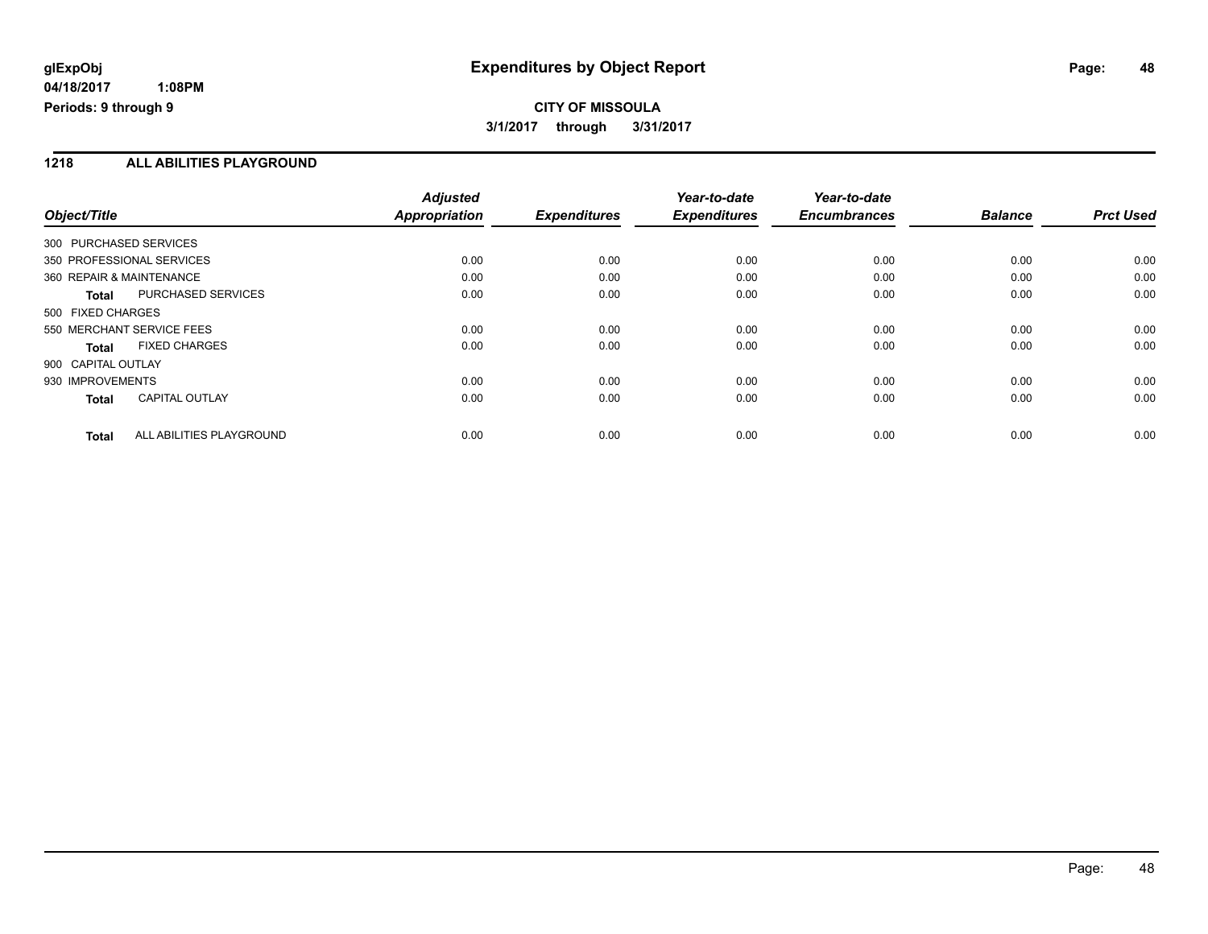# Expenditures by Object Report

glExpObj
04/18/2017 1:08PM
Periods: 9 through 9

**CITY OF MISSOULA**
**3/1/2017 through 3/31/2017**

## 1218 ALL ABILITIES PLAYGROUND

| Object/Title | Adjusted Appropriation | Expenditures | Year-to-date Expenditures | Year-to-date Encumbrances | Balance | Prct Used |
|---|---|---|---|---|---|---|
| 300 PURCHASED SERVICES | | | | | | |
| 350 PROFESSIONAL SERVICES | 0.00 | 0.00 | 0.00 | 0.00 | 0.00 | 0.00 |
| 360 REPAIR & MAINTENANCE | 0.00 | 0.00 | 0.00 | 0.00 | 0.00 | 0.00 |
| **Total** PURCHASED SERVICES | 0.00 | 0.00 | 0.00 | 0.00 | 0.00 | 0.00 |
| 500 FIXED CHARGES | | | | | | |
| 550 MERCHANT SERVICE FEES | 0.00 | 0.00 | 0.00 | 0.00 | 0.00 | 0.00 |
| **Total** FIXED CHARGES | 0.00 | 0.00 | 0.00 | 0.00 | 0.00 | 0.00 |
| 900 CAPITAL OUTLAY | | | | | | |
| 930 IMPROVEMENTS | 0.00 | 0.00 | 0.00 | 0.00 | 0.00 | 0.00 |
| **Total** CAPITAL OUTLAY | 0.00 | 0.00 | 0.00 | 0.00 | 0.00 | 0.00 |
| **Total** ALL ABILITIES PLAYGROUND | 0.00 | 0.00 | 0.00 | 0.00 | 0.00 | 0.00 |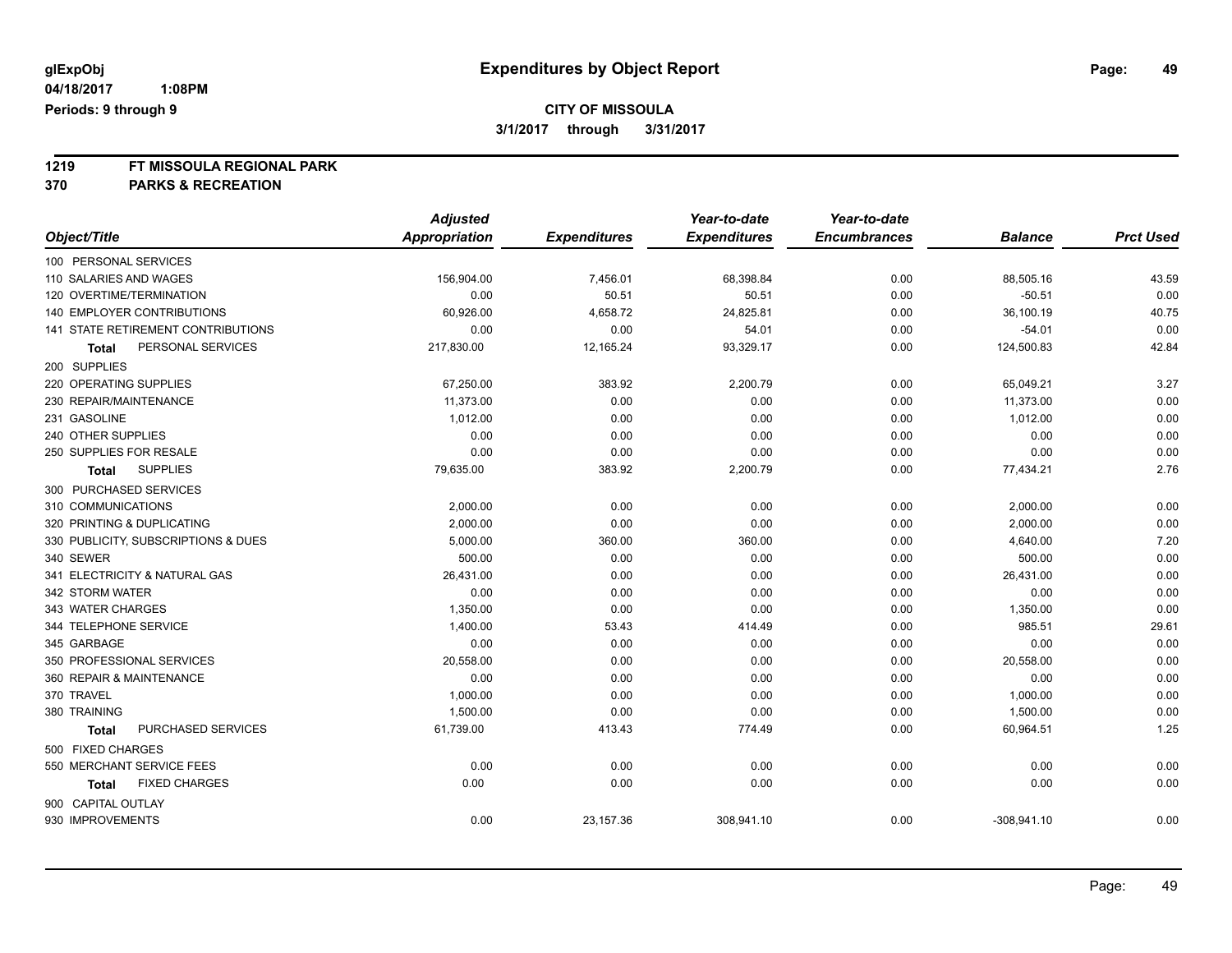**glExpObj**
**04/18/2017 1:08PM**
**Periods: 9 through 9**

# Expenditures by Object Report

**CITY OF MISSOULA**
**3/1/2017 through 3/31/2017**

**1219 FT MISSOULA REGIONAL PARK**
**370 PARKS & RECREATION**

| Object/Title | Adjusted Appropriation | Expenditures | Year-to-date Expenditures | Year-to-date Encumbrances | Balance | Prct Used |
|---|---|---|---|---|---|---|
| 100 PERSONAL SERVICES | | | | | | |
| 110 SALARIES AND WAGES | 156,904.00 | 7,456.01 | 68,398.84 | 0.00 | 88,505.16 | 43.59 |
| 120 OVERTIME/TERMINATION | 0.00 | 50.51 | 50.51 | 0.00 | -50.51 | 0.00 |
| 140 EMPLOYER CONTRIBUTIONS | 60,926.00 | 4,658.72 | 24,825.81 | 0.00 | 36,100.19 | 40.75 |
| 141 STATE RETIREMENT CONTRIBUTIONS | 0.00 | 0.00 | 54.01 | 0.00 | -54.01 | 0.00 |
| **Total** PERSONAL SERVICES | 217,830.00 | 12,165.24 | 93,329.17 | 0.00 | 124,500.83 | 42.84 |
| 200 SUPPLIES | | | | | | |
| 220 OPERATING SUPPLIES | 67,250.00 | 383.92 | 2,200.79 | 0.00 | 65,049.21 | 3.27 |
| 230 REPAIR/MAINTENANCE | 11,373.00 | 0.00 | 0.00 | 0.00 | 11,373.00 | 0.00 |
| 231 GASOLINE | 1,012.00 | 0.00 | 0.00 | 0.00 | 1,012.00 | 0.00 |
| 240 OTHER SUPPLIES | 0.00 | 0.00 | 0.00 | 0.00 | 0.00 | 0.00 |
| 250 SUPPLIES FOR RESALE | 0.00 | 0.00 | 0.00 | 0.00 | 0.00 | 0.00 |
| **Total** SUPPLIES | 79,635.00 | 383.92 | 2,200.79 | 0.00 | 77,434.21 | 2.76 |
| 300 PURCHASED SERVICES | | | | | | |
| 310 COMMUNICATIONS | 2,000.00 | 0.00 | 0.00 | 0.00 | 2,000.00 | 0.00 |
| 320 PRINTING & DUPLICATING | 2,000.00 | 0.00 | 0.00 | 0.00 | 2,000.00 | 0.00 |
| 330 PUBLICITY, SUBSCRIPTIONS & DUES | 5,000.00 | 360.00 | 360.00 | 0.00 | 4,640.00 | 7.20 |
| 340 SEWER | 500.00 | 0.00 | 0.00 | 0.00 | 500.00 | 0.00 |
| 341 ELECTRICITY & NATURAL GAS | 26,431.00 | 0.00 | 0.00 | 0.00 | 26,431.00 | 0.00 |
| 342 STORM WATER | 0.00 | 0.00 | 0.00 | 0.00 | 0.00 | 0.00 |
| 343 WATER CHARGES | 1,350.00 | 0.00 | 0.00 | 0.00 | 1,350.00 | 0.00 |
| 344 TELEPHONE SERVICE | 1,400.00 | 53.43 | 414.49 | 0.00 | 985.51 | 29.61 |
| 345 GARBAGE | 0.00 | 0.00 | 0.00 | 0.00 | 0.00 | 0.00 |
| 350 PROFESSIONAL SERVICES | 20,558.00 | 0.00 | 0.00 | 0.00 | 20,558.00 | 0.00 |
| 360 REPAIR & MAINTENANCE | 0.00 | 0.00 | 0.00 | 0.00 | 0.00 | 0.00 |
| 370 TRAVEL | 1,000.00 | 0.00 | 0.00 | 0.00 | 1,000.00 | 0.00 |
| 380 TRAINING | 1,500.00 | 0.00 | 0.00 | 0.00 | 1,500.00 | 0.00 |
| **Total** PURCHASED SERVICES | 61,739.00 | 413.43 | 774.49 | 0.00 | 60,964.51 | 1.25 |
| 500 FIXED CHARGES | | | | | | |
| 550 MERCHANT SERVICE FEES | 0.00 | 0.00 | 0.00 | 0.00 | 0.00 | 0.00 |
| **Total** FIXED CHARGES | 0.00 | 0.00 | 0.00 | 0.00 | 0.00 | 0.00 |
| 900 CAPITAL OUTLAY | | | | | | |
| 930 IMPROVEMENTS | 0.00 | 23,157.36 | 308,941.10 | 0.00 | -308,941.10 | 0.00 |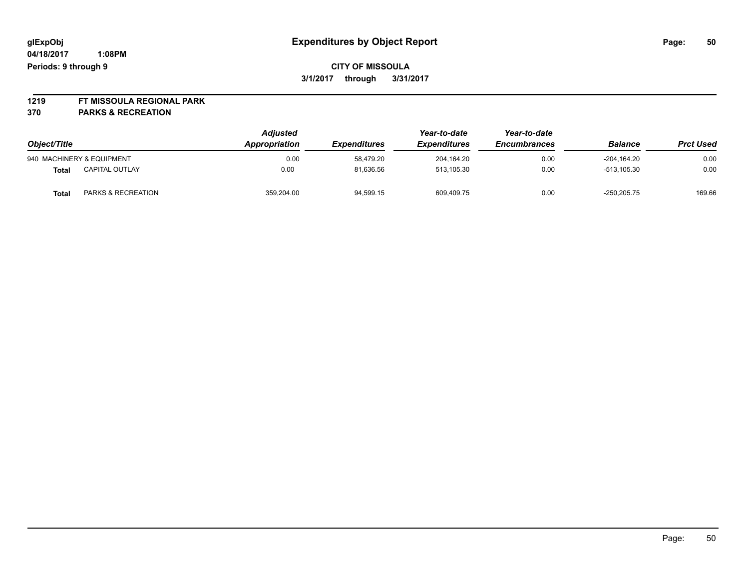glExpObj
04/18/2017 1:08PM
Periods: 9 through 9

# Expenditures by Object Report

**CITY OF MISSOULA**

**3/1/2017 through 3/31/2017**

**1219 FT MISSOULA REGIONAL PARK**

**370 PARKS & RECREATION**

| Object/Title | | Adjusted Appropriation | Expenditures | Year-to-date Expenditures | Year-to-date Encumbrances | Balance | Prct Used |
|---|---|---|---|---|---|---|---|
| 940 MACHINERY & EQUIPMENT | | 0.00 | 58,479.20 | 204,164.20 | 0.00 | -204,164.20 | 0.00 |
| **Total** | CAPITAL OUTLAY | 0.00 | 81,636.56 | 513,105.30 | 0.00 | -513,105.30 | 0.00 |
| **Total** | PARKS & RECREATION | 359,204.00 | 94,599.15 | 609,409.75 | 0.00 | -250,205.75 | 169.66 |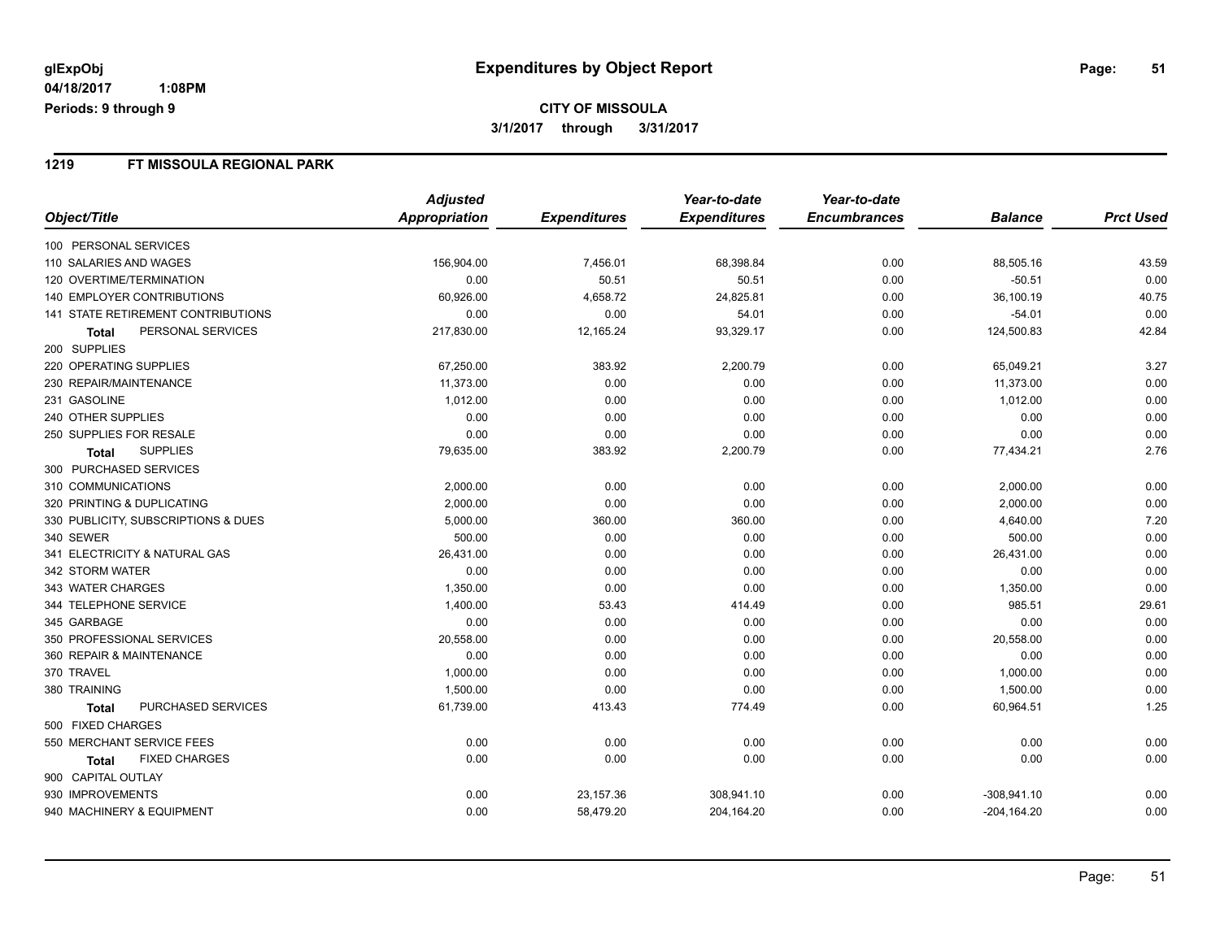glExpObj
04/18/2017 1:08PM
Periods: 9 through 9

# Expenditures by Object Report

**CITY OF MISSOULA**

**3/1/2017 through 3/31/2017**

## 1219 FT MISSOULA REGIONAL PARK

| Object/Title | Adjusted Appropriation | Expenditures | Year-to-date Expenditures | Year-to-date Encumbrances | Balance | Prct Used |
|---|---|---|---|---|---|---|
| 100 PERSONAL SERVICES | | | | | | |
| 110 SALARIES AND WAGES | 156,904.00 | 7,456.01 | 68,398.84 | 0.00 | 88,505.16 | 43.59 |
| 120 OVERTIME/TERMINATION | 0.00 | 50.51 | 50.51 | 0.00 | -50.51 | 0.00 |
| 140 EMPLOYER CONTRIBUTIONS | 60,926.00 | 4,658.72 | 24,825.81 | 0.00 | 36,100.19 | 40.75 |
| 141 STATE RETIREMENT CONTRIBUTIONS | 0.00 | 0.00 | 54.01 | 0.00 | -54.01 | 0.00 |
| **Total** PERSONAL SERVICES | 217,830.00 | 12,165.24 | 93,329.17 | 0.00 | 124,500.83 | 42.84 |
| 200 SUPPLIES | | | | | | |
| 220 OPERATING SUPPLIES | 67,250.00 | 383.92 | 2,200.79 | 0.00 | 65,049.21 | 3.27 |
| 230 REPAIR/MAINTENANCE | 11,373.00 | 0.00 | 0.00 | 0.00 | 11,373.00 | 0.00 |
| 231 GASOLINE | 1,012.00 | 0.00 | 0.00 | 0.00 | 1,012.00 | 0.00 |
| 240 OTHER SUPPLIES | 0.00 | 0.00 | 0.00 | 0.00 | 0.00 | 0.00 |
| 250 SUPPLIES FOR RESALE | 0.00 | 0.00 | 0.00 | 0.00 | 0.00 | 0.00 |
| **Total** SUPPLIES | 79,635.00 | 383.92 | 2,200.79 | 0.00 | 77,434.21 | 2.76 |
| 300 PURCHASED SERVICES | | | | | | |
| 310 COMMUNICATIONS | 2,000.00 | 0.00 | 0.00 | 0.00 | 2,000.00 | 0.00 |
| 320 PRINTING & DUPLICATING | 2,000.00 | 0.00 | 0.00 | 0.00 | 2,000.00 | 0.00 |
| 330 PUBLICITY, SUBSCRIPTIONS & DUES | 5,000.00 | 360.00 | 360.00 | 0.00 | 4,640.00 | 7.20 |
| 340 SEWER | 500.00 | 0.00 | 0.00 | 0.00 | 500.00 | 0.00 |
| 341 ELECTRICITY & NATURAL GAS | 26,431.00 | 0.00 | 0.00 | 0.00 | 26,431.00 | 0.00 |
| 342 STORM WATER | 0.00 | 0.00 | 0.00 | 0.00 | 0.00 | 0.00 |
| 343 WATER CHARGES | 1,350.00 | 0.00 | 0.00 | 0.00 | 1,350.00 | 0.00 |
| 344 TELEPHONE SERVICE | 1,400.00 | 53.43 | 414.49 | 0.00 | 985.51 | 29.61 |
| 345 GARBAGE | 0.00 | 0.00 | 0.00 | 0.00 | 0.00 | 0.00 |
| 350 PROFESSIONAL SERVICES | 20,558.00 | 0.00 | 0.00 | 0.00 | 20,558.00 | 0.00 |
| 360 REPAIR & MAINTENANCE | 0.00 | 0.00 | 0.00 | 0.00 | 0.00 | 0.00 |
| 370 TRAVEL | 1,000.00 | 0.00 | 0.00 | 0.00 | 1,000.00 | 0.00 |
| 380 TRAINING | 1,500.00 | 0.00 | 0.00 | 0.00 | 1,500.00 | 0.00 |
| **Total** PURCHASED SERVICES | 61,739.00 | 413.43 | 774.49 | 0.00 | 60,964.51 | 1.25 |
| 500 FIXED CHARGES | | | | | | |
| 550 MERCHANT SERVICE FEES | 0.00 | 0.00 | 0.00 | 0.00 | 0.00 | 0.00 |
| **Total** FIXED CHARGES | 0.00 | 0.00 | 0.00 | 0.00 | 0.00 | 0.00 |
| 900 CAPITAL OUTLAY | | | | | | |
| 930 IMPROVEMENTS | 0.00 | 23,157.36 | 308,941.10 | 0.00 | -308,941.10 | 0.00 |
| 940 MACHINERY & EQUIPMENT | 0.00 | 58,479.20 | 204,164.20 | 0.00 | -204,164.20 | 0.00 |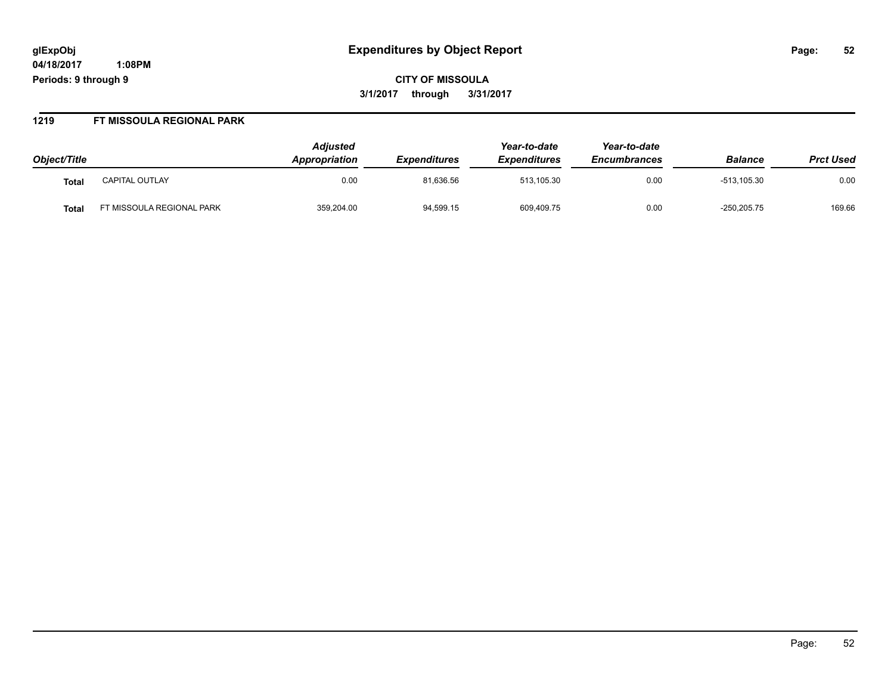# Expenditures by Object Report

glExpObj
04/18/2017 1:08PM
Periods: 9 through 9

**CITY OF MISSOULA**
**3/1/2017 through 3/31/2017**

## 1219 FT MISSOULA REGIONAL PARK

| Object/Title | | Adjusted Appropriation | Expenditures | Year-to-date Expenditures | Year-to-date Encumbrances | Balance | Prct Used |
|---|---|---|---|---|---|---|---|
| **Total** | CAPITAL OUTLAY | 0.00 | 81,636.56 | 513,105.30 | 0.00 | -513,105.30 | 0.00 |
| **Total** | FT MISSOULA REGIONAL PARK | 359,204.00 | 94,599.15 | 609,409.75 | 0.00 | -250,205.75 | 169.66 |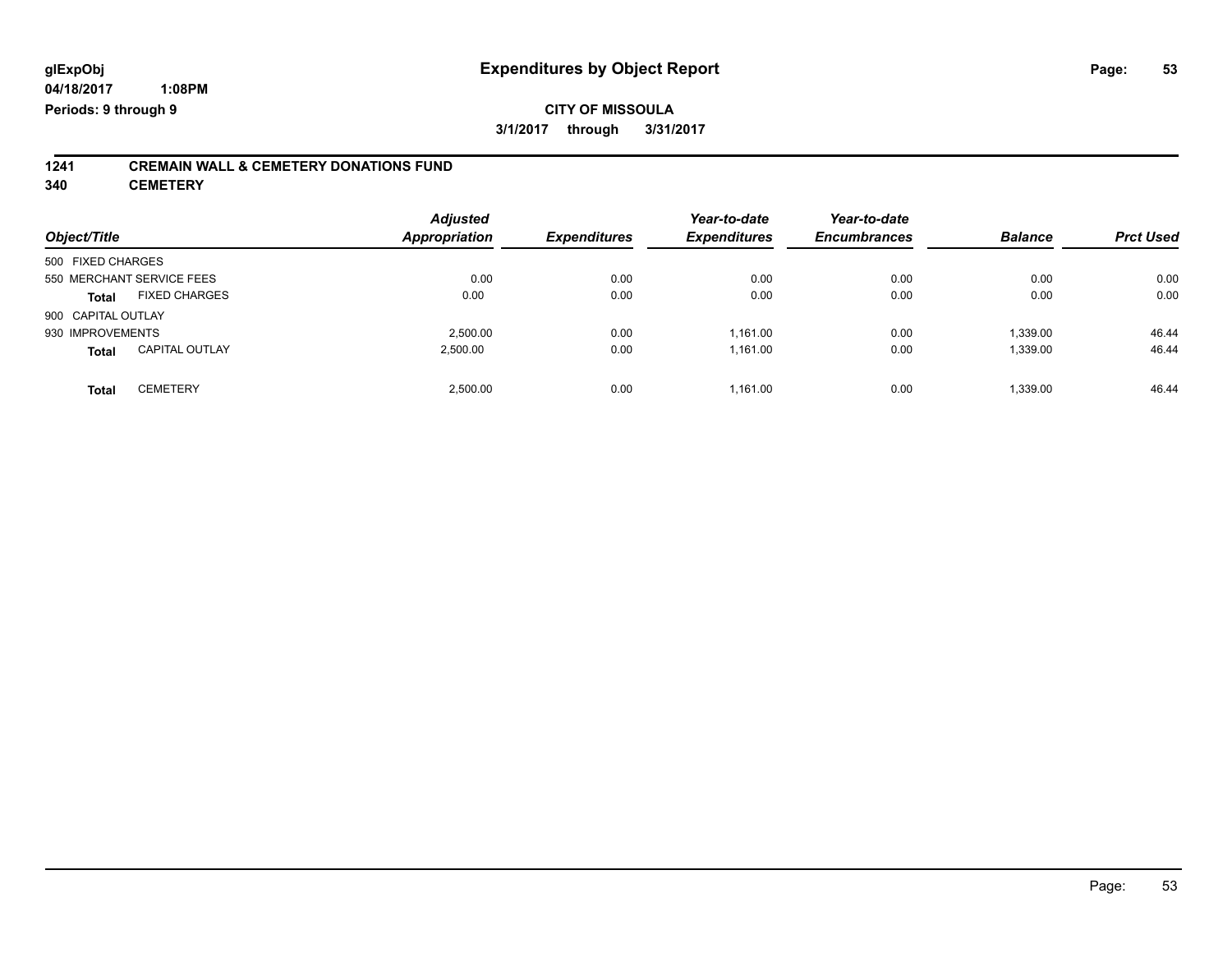**glExpObj**
**04/18/2017 1:08PM**
**Periods: 9 through 9**

# Expenditures by Object Report

**CITY OF MISSOULA**
**3/1/2017 through 3/31/2017**

## 1241 CREMAIN WALL & CEMETERY DONATIONS FUND
## 340 CEMETERY

| Object/Title | | Adjusted Appropriation | Expenditures | Year-to-date Expenditures | Year-to-date Encumbrances | Balance | Prct Used |
|---|---|---|---|---|---|---|---|
| 500 FIXED CHARGES | | | | | | | |
| 550 MERCHANT SERVICE FEES | | 0.00 | 0.00 | 0.00 | 0.00 | 0.00 | 0.00 |
| **Total** | FIXED CHARGES | 0.00 | 0.00 | 0.00 | 0.00 | 0.00 | 0.00 |
| 900 CAPITAL OUTLAY | | | | | | | |
| 930 IMPROVEMENTS | | 2,500.00 | 0.00 | 1,161.00 | 0.00 | 1,339.00 | 46.44 |
| **Total** | CAPITAL OUTLAY | 2,500.00 | 0.00 | 1,161.00 | 0.00 | 1,339.00 | 46.44 |
| **Total** | CEMETERY | 2,500.00 | 0.00 | 1,161.00 | 0.00 | 1,339.00 | 46.44 |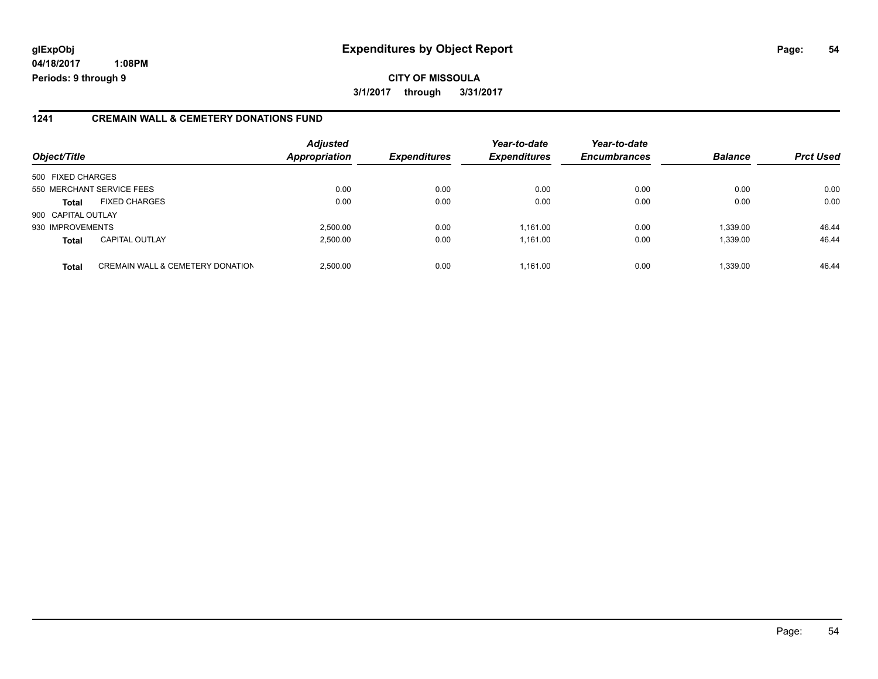**glExpObj**
**04/18/2017 1:08PM**
**Periods: 9 through 9**

# Expenditures by Object Report

**CITY OF MISSOULA**
**3/1/2017 through 3/31/2017**

## 1241 CREMAIN WALL & CEMETERY DONATIONS FUND

| Object/Title | | Adjusted Appropriation | Expenditures | Year-to-date Expenditures | Year-to-date Encumbrances | Balance | Prct Used |
|---|---|---|---|---|---|---|---|
| 500 FIXED CHARGES | | | | | | | |
| 550 MERCHANT SERVICE FEES | | 0.00 | 0.00 | 0.00 | 0.00 | 0.00 | 0.00 |
| **Total** | FIXED CHARGES | 0.00 | 0.00 | 0.00 | 0.00 | 0.00 | 0.00 |
| 900 CAPITAL OUTLAY | | | | | | | |
| 930 IMPROVEMENTS | | 2,500.00 | 0.00 | 1,161.00 | 0.00 | 1,339.00 | 46.44 |
| **Total** | CAPITAL OUTLAY | 2,500.00 | 0.00 | 1,161.00 | 0.00 | 1,339.00 | 46.44 |
| **Total** | CREMAIN WALL & CEMETERY DONATION | 2,500.00 | 0.00 | 1,161.00 | 0.00 | 1,339.00 | 46.44 |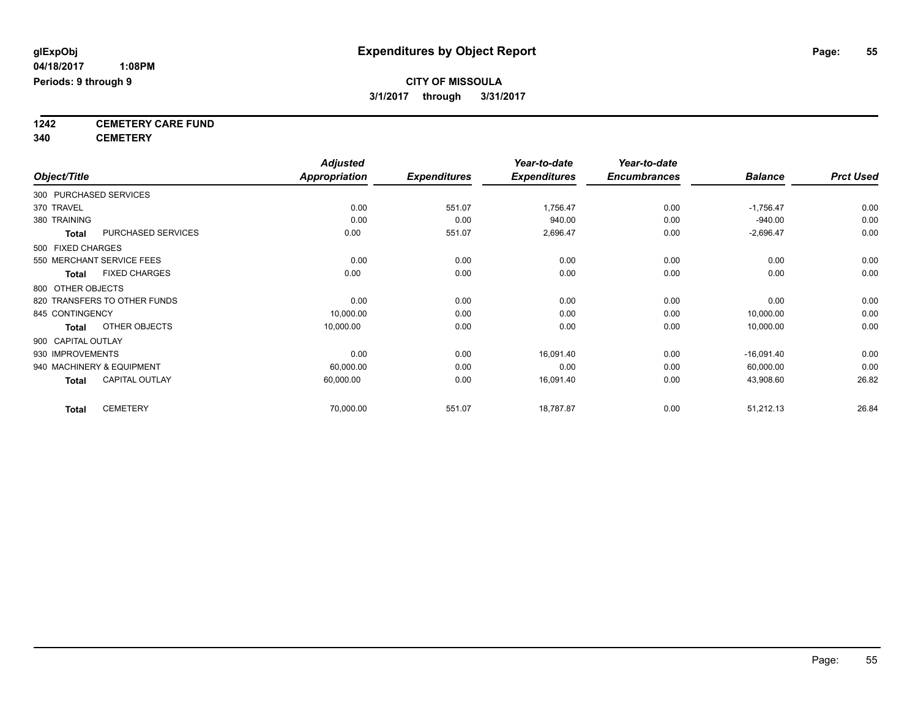# Expenditures by Object Report

glExpObj
04/18/2017 1:08PM
Periods: 9 through 9

**CITY OF MISSOULA**
**3/1/2017 through 3/31/2017**

**1242 CEMETERY CARE FUND**
**340 CEMETERY**

| Object/Title | | Adjusted Appropriation | Expenditures | Year-to-date Expenditures | Year-to-date Encumbrances | Balance | Prct Used |
|---|---|---|---|---|---|---|---|
| 300 PURCHASED SERVICES | | | | | | | |
| 370 TRAVEL | | 0.00 | 551.07 | 1,756.47 | 0.00 | -1,756.47 | 0.00 |
| 380 TRAINING | | 0.00 | 0.00 | 940.00 | 0.00 | -940.00 | 0.00 |
| **Total** | PURCHASED SERVICES | 0.00 | 551.07 | 2,696.47 | 0.00 | -2,696.47 | 0.00 |
| 500 FIXED CHARGES | | | | | | | |
| 550 MERCHANT SERVICE FEES | | 0.00 | 0.00 | 0.00 | 0.00 | 0.00 | 0.00 |
| **Total** | FIXED CHARGES | 0.00 | 0.00 | 0.00 | 0.00 | 0.00 | 0.00 |
| 800 OTHER OBJECTS | | | | | | | |
| 820 TRANSFERS TO OTHER FUNDS | | 0.00 | 0.00 | 0.00 | 0.00 | 0.00 | 0.00 |
| 845 CONTINGENCY | | 10,000.00 | 0.00 | 0.00 | 0.00 | 10,000.00 | 0.00 |
| **Total** | OTHER OBJECTS | 10,000.00 | 0.00 | 0.00 | 0.00 | 10,000.00 | 0.00 |
| 900 CAPITAL OUTLAY | | | | | | | |
| 930 IMPROVEMENTS | | 0.00 | 0.00 | 16,091.40 | 0.00 | -16,091.40 | 0.00 |
| 940 MACHINERY & EQUIPMENT | | 60,000.00 | 0.00 | 0.00 | 0.00 | 60,000.00 | 0.00 |
| **Total** | CAPITAL OUTLAY | 60,000.00 | 0.00 | 16,091.40 | 0.00 | 43,908.60 | 26.82 |
| **Total** | CEMETERY | 70,000.00 | 551.07 | 18,787.87 | 0.00 | 51,212.13 | 26.84 |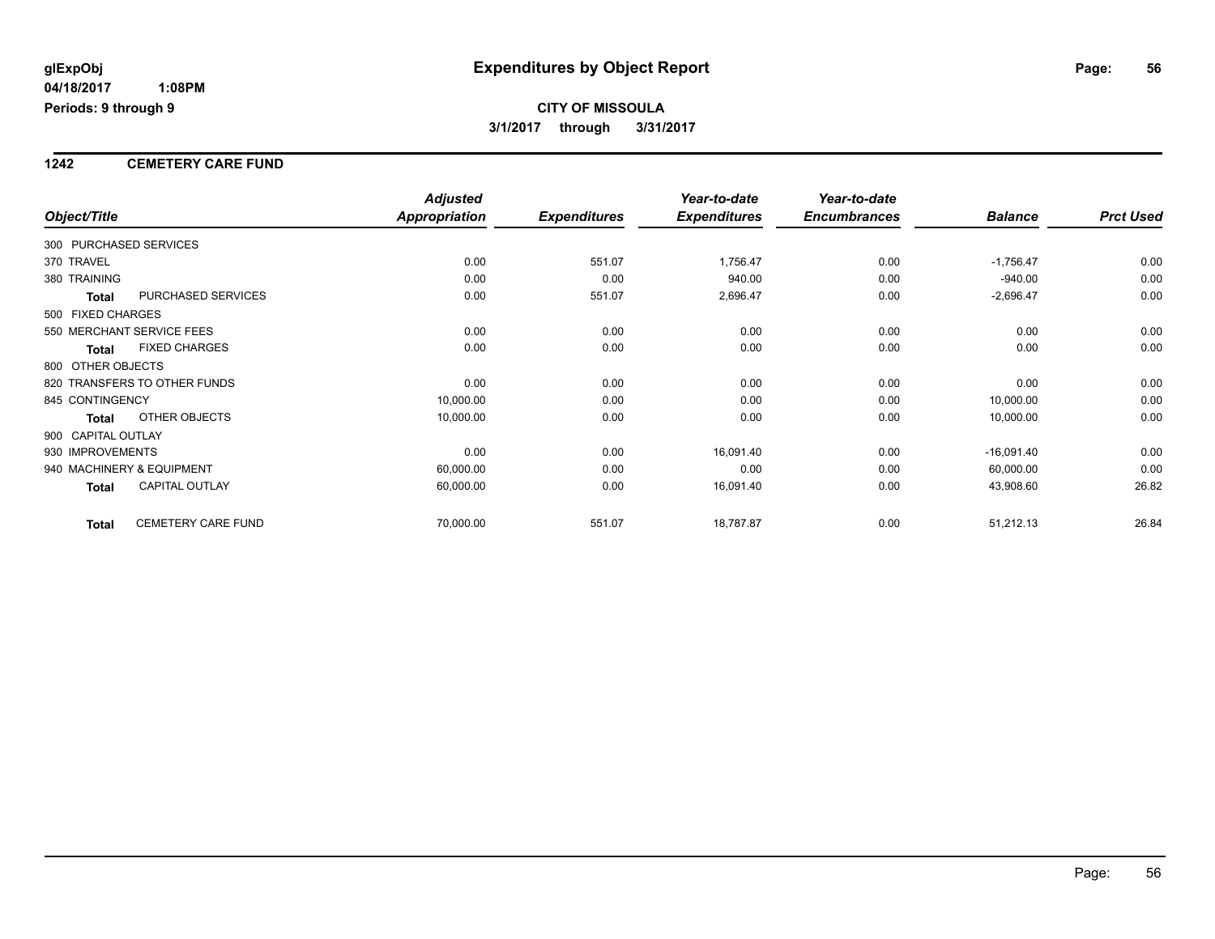# Expenditures by Object Report

glExpObj
04/18/2017 1:08PM
Periods: 9 through 9

**CITY OF MISSOULA**
**3/1/2017 through 3/31/2017**

## 1242 CEMETERY CARE FUND

| Object/Title | | Adjusted Appropriation | Expenditures | Year-to-date Expenditures | Year-to-date Encumbrances | Balance | Prct Used |
|---|---|---|---|---|---|---|---|
| 300 PURCHASED SERVICES | | | | | | | |
| 370 TRAVEL | | 0.00 | 551.07 | 1,756.47 | 0.00 | -1,756.47 | 0.00 |
| 380 TRAINING | | 0.00 | 0.00 | 940.00 | 0.00 | -940.00 | 0.00 |
| **Total** | PURCHASED SERVICES | 0.00 | 551.07 | 2,696.47 | 0.00 | -2,696.47 | 0.00 |
| 500 FIXED CHARGES | | | | | | | |
| 550 MERCHANT SERVICE FEES | | 0.00 | 0.00 | 0.00 | 0.00 | 0.00 | 0.00 |
| **Total** | FIXED CHARGES | 0.00 | 0.00 | 0.00 | 0.00 | 0.00 | 0.00 |
| 800 OTHER OBJECTS | | | | | | | |
| 820 TRANSFERS TO OTHER FUNDS | | 0.00 | 0.00 | 0.00 | 0.00 | 0.00 | 0.00 |
| 845 CONTINGENCY | | 10,000.00 | 0.00 | 0.00 | 0.00 | 10,000.00 | 0.00 |
| **Total** | OTHER OBJECTS | 10,000.00 | 0.00 | 0.00 | 0.00 | 10,000.00 | 0.00 |
| 900 CAPITAL OUTLAY | | | | | | | |
| 930 IMPROVEMENTS | | 0.00 | 0.00 | 16,091.40 | 0.00 | -16,091.40 | 0.00 |
| 940 MACHINERY & EQUIPMENT | | 60,000.00 | 0.00 | 0.00 | 0.00 | 60,000.00 | 0.00 |
| **Total** | CAPITAL OUTLAY | 60,000.00 | 0.00 | 16,091.40 | 0.00 | 43,908.60 | 26.82 |
| **Total** | CEMETERY CARE FUND | 70,000.00 | 551.07 | 18,787.87 | 0.00 | 51,212.13 | 26.84 |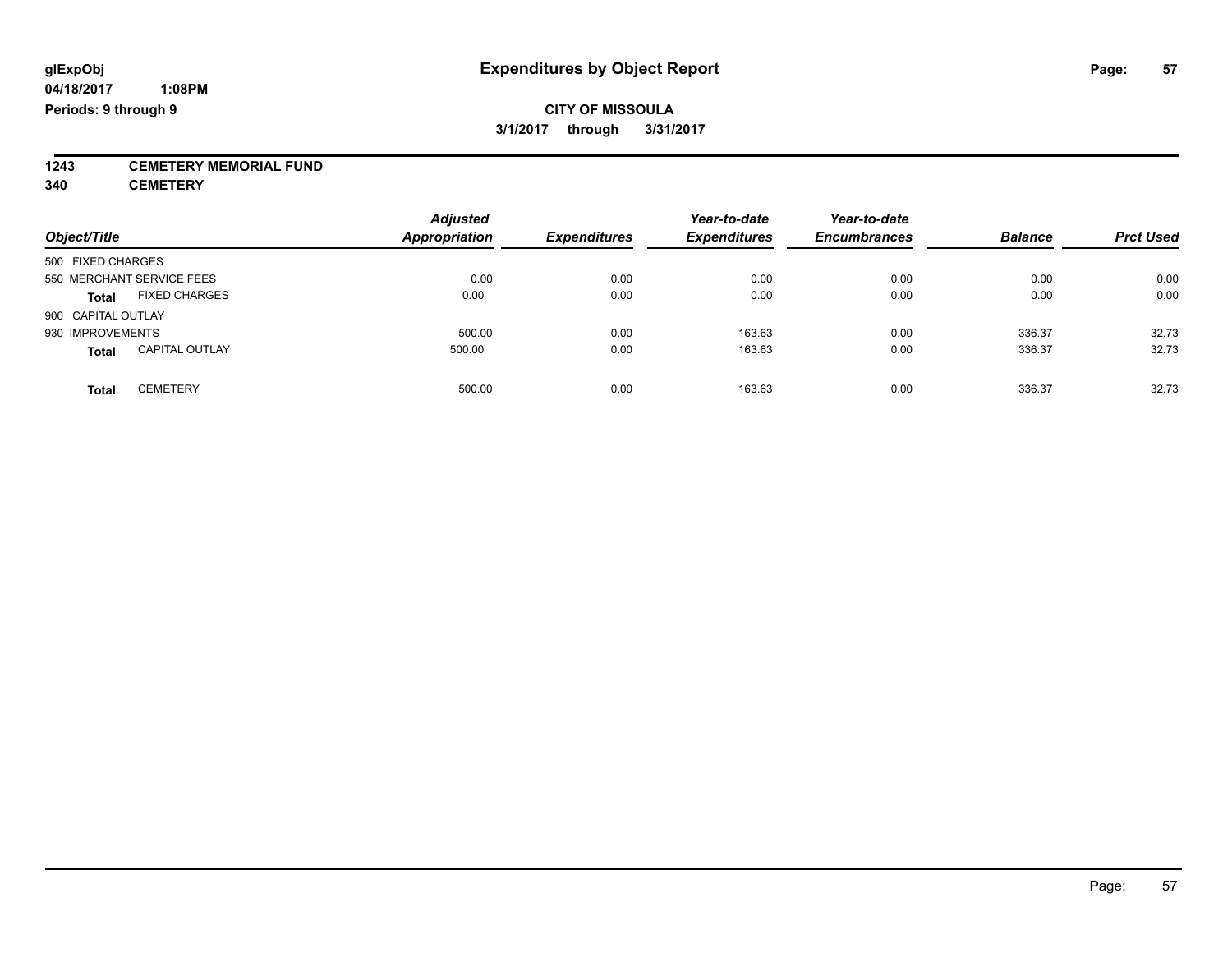**glExpObj**
**04/18/2017 1:08PM**
**Periods: 9 through 9**

# Expenditures by Object Report

**CITY OF MISSOULA**
**3/1/2017 through 3/31/2017**

**1243 CEMETERY MEMORIAL FUND**
**340 CEMETERY**

| Object/Title | Adjusted Appropriation | Expenditures | Year-to-date Expenditures | Year-to-date Encumbrances | Balance | Prct Used |
|---|---|---|---|---|---|---|
| 500 FIXED CHARGES | | | | | | |
| 550 MERCHANT SERVICE FEES | 0.00 | 0.00 | 0.00 | 0.00 | 0.00 | 0.00 |
| **Total** FIXED CHARGES | 0.00 | 0.00 | 0.00 | 0.00 | 0.00 | 0.00 |
| 900 CAPITAL OUTLAY | | | | | | |
| 930 IMPROVEMENTS | 500.00 | 0.00 | 163.63 | 0.00 | 336.37 | 32.73 |
| **Total** CAPITAL OUTLAY | 500.00 | 0.00 | 163.63 | 0.00 | 336.37 | 32.73 |
| **Total** CEMETERY | 500.00 | 0.00 | 163.63 | 0.00 | 336.37 | 32.73 |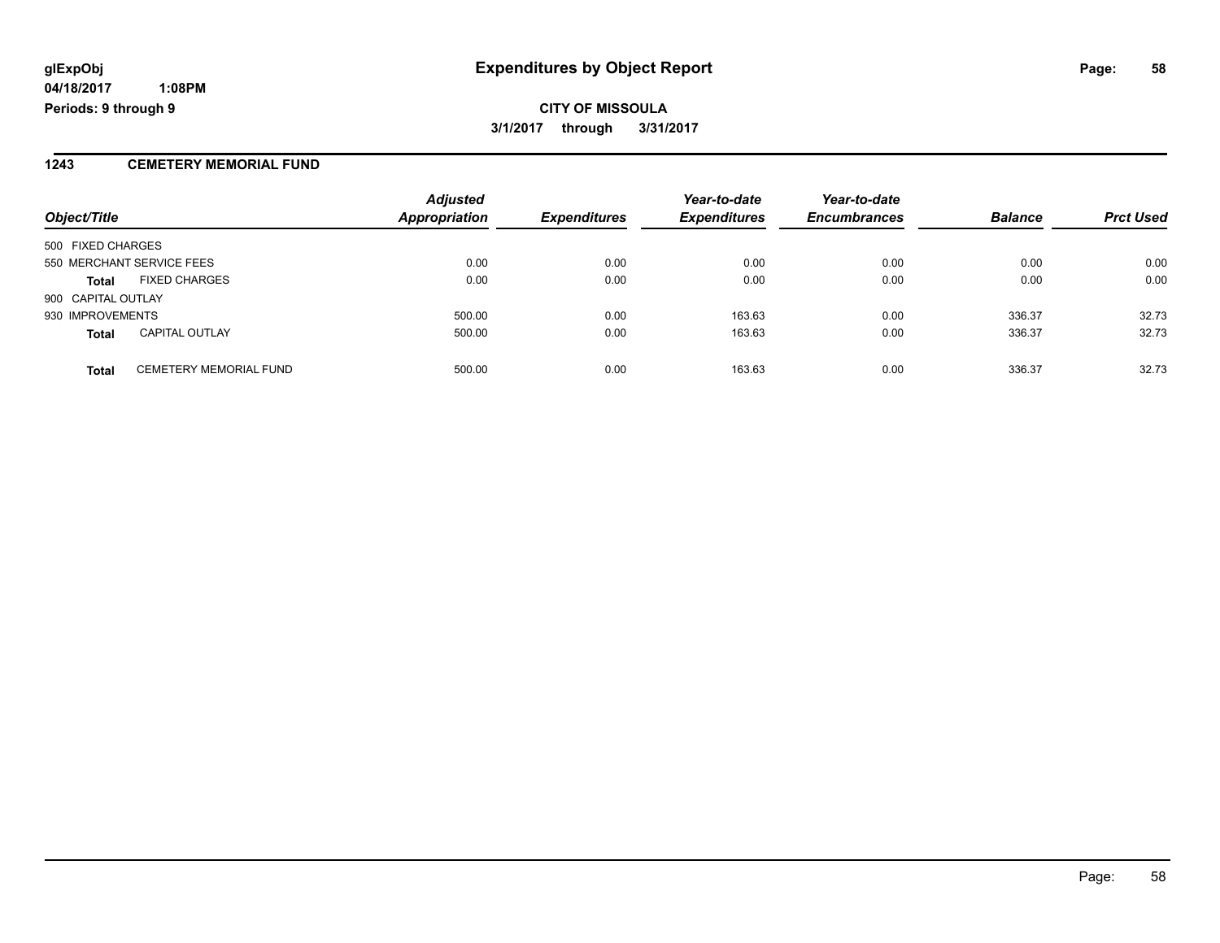# Expenditures by Object Report

glExpObj
04/18/2017 1:08PM
Periods: 9 through 9

**CITY OF MISSOULA**

**3/1/2017 through 3/31/2017**

## 1243 CEMETERY MEMORIAL FUND

| Object/Title | | Adjusted Appropriation | Expenditures | Year-to-date Expenditures | Year-to-date Encumbrances | Balance | Prct Used |
|---|---|---|---|---|---|---|---|
| 500 FIXED CHARGES | | | | | | | |
| 550 MERCHANT SERVICE FEES | | 0.00 | 0.00 | 0.00 | 0.00 | 0.00 | 0.00 |
| **Total** | FIXED CHARGES | 0.00 | 0.00 | 0.00 | 0.00 | 0.00 | 0.00 |
| 900 CAPITAL OUTLAY | | | | | | | |
| 930 IMPROVEMENTS | | 500.00 | 0.00 | 163.63 | 0.00 | 336.37 | 32.73 |
| **Total** | CAPITAL OUTLAY | 500.00 | 0.00 | 163.63 | 0.00 | 336.37 | 32.73 |
| **Total** | CEMETERY MEMORIAL FUND | 500.00 | 0.00 | 163.63 | 0.00 | 336.37 | 32.73 |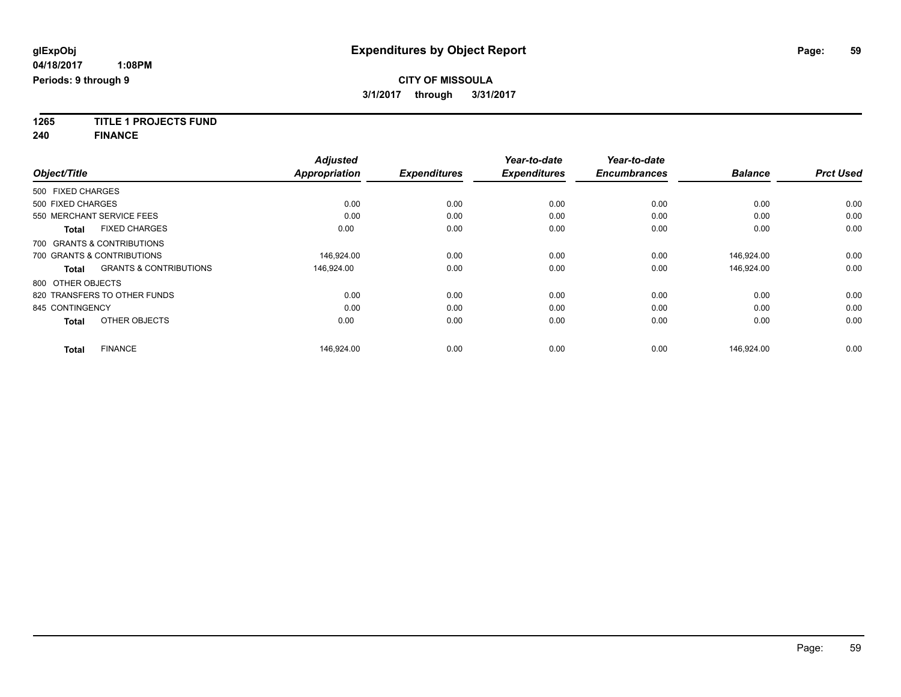glExpObj
04/18/2017 1:08PM
Periods: 9 through 9

# Expenditures by Object Report

**CITY OF MISSOULA**
**3/1/2017 through 3/31/2017**

**1265 TITLE 1 PROJECTS FUND**
**240 FINANCE**

| Object/Title | Adjusted Appropriation | Expenditures | Year-to-date Expenditures | Year-to-date Encumbrances | Balance | Prct Used |
|---|---|---|---|---|---|---|
| 500 FIXED CHARGES | | | | | | |
| 500 FIXED CHARGES | 0.00 | 0.00 | 0.00 | 0.00 | 0.00 | 0.00 |
| 550 MERCHANT SERVICE FEES | 0.00 | 0.00 | 0.00 | 0.00 | 0.00 | 0.00 |
| **Total** FIXED CHARGES | 0.00 | 0.00 | 0.00 | 0.00 | 0.00 | 0.00 |
| 700 GRANTS & CONTRIBUTIONS | | | | | | |
| 700 GRANTS & CONTRIBUTIONS | 146,924.00 | 0.00 | 0.00 | 0.00 | 146,924.00 | 0.00 |
| **Total** GRANTS & CONTRIBUTIONS | 146,924.00 | 0.00 | 0.00 | 0.00 | 146,924.00 | 0.00 |
| 800 OTHER OBJECTS | | | | | | |
| 820 TRANSFERS TO OTHER FUNDS | 0.00 | 0.00 | 0.00 | 0.00 | 0.00 | 0.00 |
| 845 CONTINGENCY | 0.00 | 0.00 | 0.00 | 0.00 | 0.00 | 0.00 |
| **Total** OTHER OBJECTS | 0.00 | 0.00 | 0.00 | 0.00 | 0.00 | 0.00 |
| **Total** FINANCE | 146,924.00 | 0.00 | 0.00 | 0.00 | 146,924.00 | 0.00 |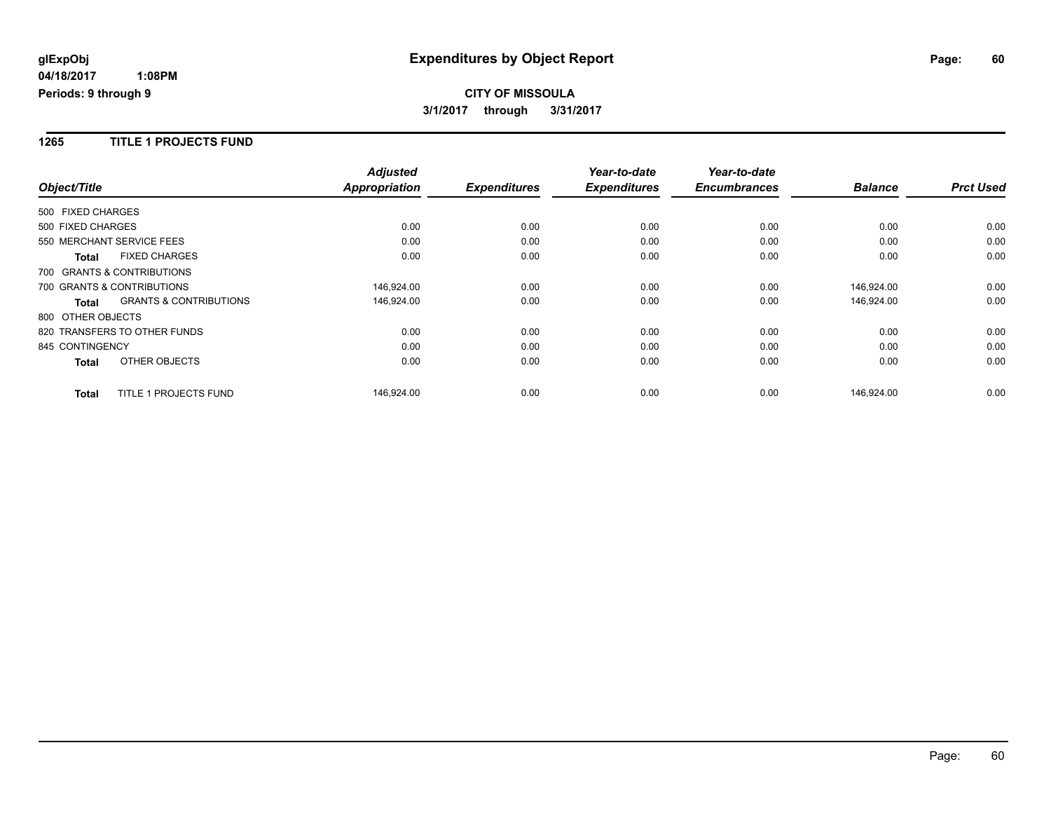**glExpObj** 
**04/18/2017 1:08PM** 
**Periods: 9 through 9**

# Expenditures by Object Report

**CITY OF MISSOULA**
**3/1/2017 through 3/31/2017**

## 1265 TITLE 1 PROJECTS FUND

| Object/Title | | Adjusted Appropriation | Expenditures | Year-to-date Expenditures | Year-to-date Encumbrances | Balance | Prct Used |
|---|---|---|---|---|---|---|---|
| 500 FIXED CHARGES | | | | | | | |
| 500 FIXED CHARGES | | 0.00 | 0.00 | 0.00 | 0.00 | 0.00 | 0.00 |
| 550 MERCHANT SERVICE FEES | | 0.00 | 0.00 | 0.00 | 0.00 | 0.00 | 0.00 |
| **Total** | FIXED CHARGES | 0.00 | 0.00 | 0.00 | 0.00 | 0.00 | 0.00 |
| 700 GRANTS & CONTRIBUTIONS | | | | | | | |
| 700 GRANTS & CONTRIBUTIONS | | 146,924.00 | 0.00 | 0.00 | 0.00 | 146,924.00 | 0.00 |
| **Total** | GRANTS & CONTRIBUTIONS | 146,924.00 | 0.00 | 0.00 | 0.00 | 146,924.00 | 0.00 |
| 800 OTHER OBJECTS | | | | | | | |
| 820 TRANSFERS TO OTHER FUNDS | | 0.00 | 0.00 | 0.00 | 0.00 | 0.00 | 0.00 |
| 845 CONTINGENCY | | 0.00 | 0.00 | 0.00 | 0.00 | 0.00 | 0.00 |
| **Total** | OTHER OBJECTS | 0.00 | 0.00 | 0.00 | 0.00 | 0.00 | 0.00 |
| **Total** | TITLE 1 PROJECTS FUND | 146,924.00 | 0.00 | 0.00 | 0.00 | 146,924.00 | 0.00 |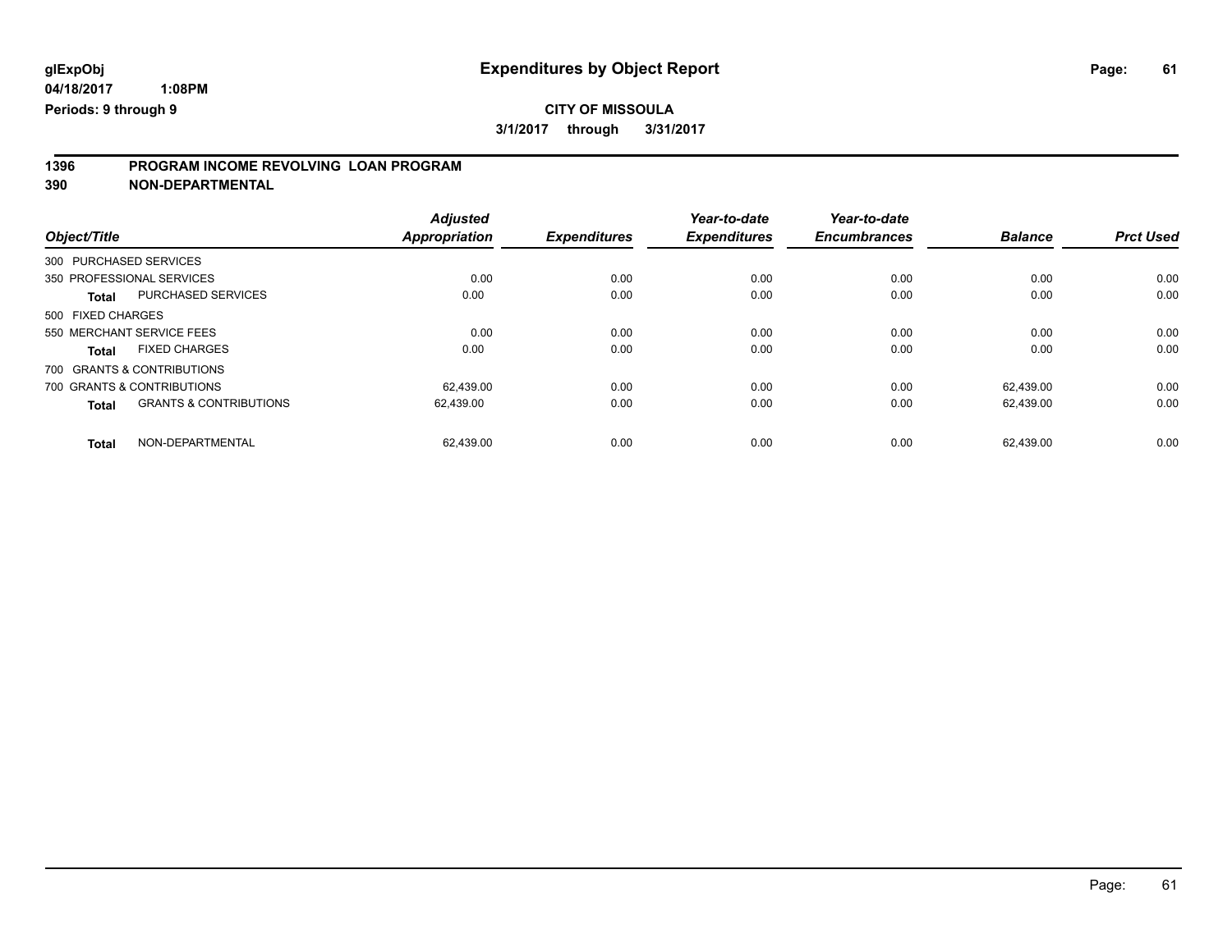**glExpObj** **Expenditures by Object Report**

**04/18/2017 1:08PM**

**Periods: 9 through 9**

**CITY OF MISSOULA**

**3/1/2017 through 3/31/2017**

## 1396 PROGRAM INCOME REVOLVING LOAN PROGRAM

## 390 NON-DEPARTMENTAL

| Object/Title | | Adjusted Appropriation | Expenditures | Year-to-date Expenditures | Year-to-date Encumbrances | Balance | Prct Used |
|---|---|---|---|---|---|---|---|
| 300 PURCHASED SERVICES | | | | | | | |
| 350 PROFESSIONAL SERVICES | | 0.00 | 0.00 | 0.00 | 0.00 | 0.00 | 0.00 |
| **Total** | PURCHASED SERVICES | 0.00 | 0.00 | 0.00 | 0.00 | 0.00 | 0.00 |
| 500 FIXED CHARGES | | | | | | | |
| 550 MERCHANT SERVICE FEES | | 0.00 | 0.00 | 0.00 | 0.00 | 0.00 | 0.00 |
| **Total** | FIXED CHARGES | 0.00 | 0.00 | 0.00 | 0.00 | 0.00 | 0.00 |
| 700 GRANTS & CONTRIBUTIONS | | | | | | | |
| 700 GRANTS & CONTRIBUTIONS | | 62,439.00 | 0.00 | 0.00 | 0.00 | 62,439.00 | 0.00 |
| **Total** | GRANTS & CONTRIBUTIONS | 62,439.00 | 0.00 | 0.00 | 0.00 | 62,439.00 | 0.00 |
| **Total** | NON-DEPARTMENTAL | 62,439.00 | 0.00 | 0.00 | 0.00 | 62,439.00 | 0.00 |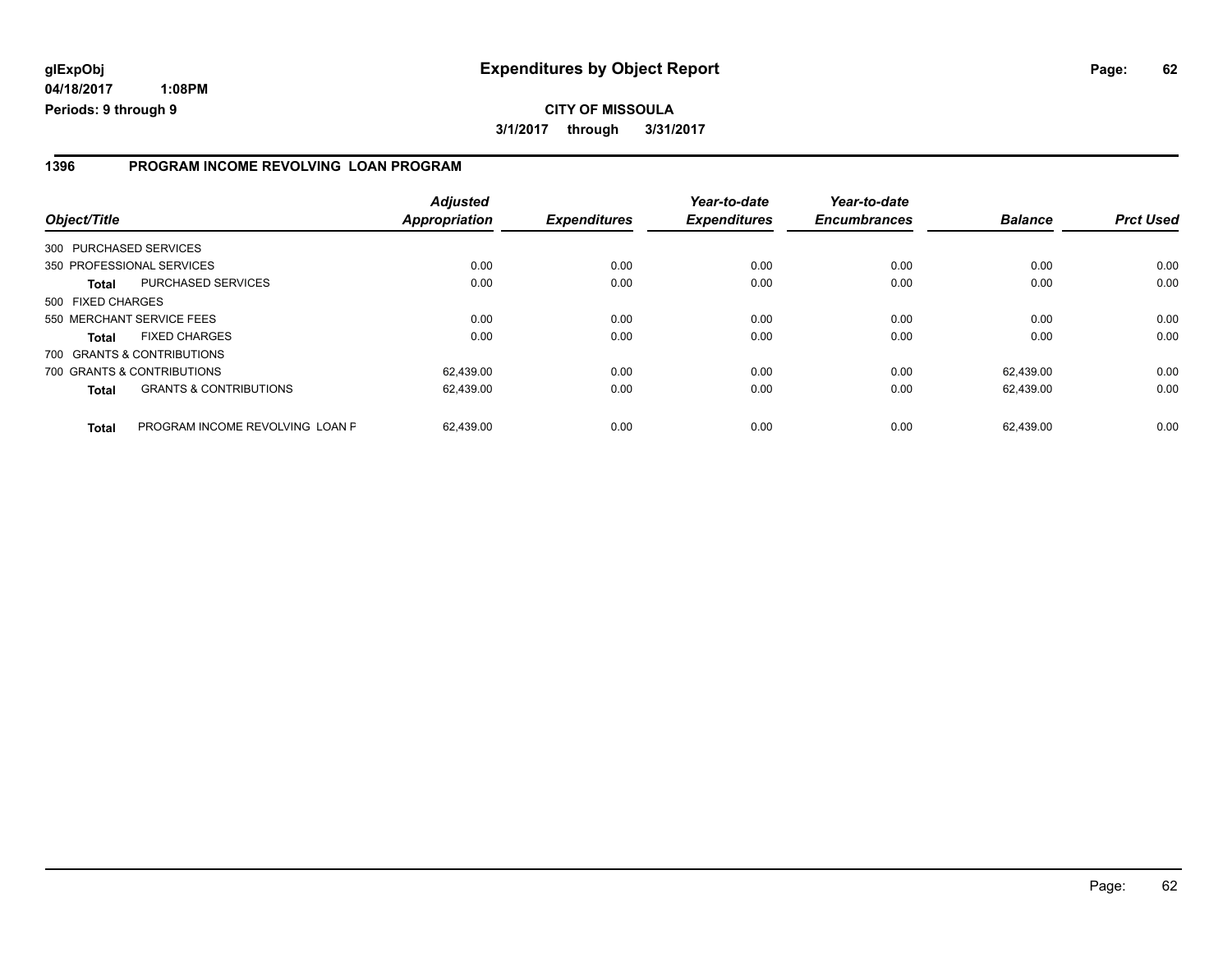# Expenditures by Object Report

glExpObj
04/18/2017 1:08PM
Periods: 9 through 9

**CITY OF MISSOULA**

**3/1/2017 through 3/31/2017**

## 1396 PROGRAM INCOME REVOLVING LOAN PROGRAM

| Object/Title | | Adjusted Appropriation | Expenditures | Year-to-date Expenditures | Year-to-date Encumbrances | Balance | Prct Used |
|---|---|---|---|---|---|---|---|
| 300 PURCHASED SERVICES | | | | | | | |
| 350 PROFESSIONAL SERVICES | | 0.00 | 0.00 | 0.00 | 0.00 | 0.00 | 0.00 |
| **Total** | PURCHASED SERVICES | 0.00 | 0.00 | 0.00 | 0.00 | 0.00 | 0.00 |
| 500 FIXED CHARGES | | | | | | | |
| 550 MERCHANT SERVICE FEES | | 0.00 | 0.00 | 0.00 | 0.00 | 0.00 | 0.00 |
| **Total** | FIXED CHARGES | 0.00 | 0.00 | 0.00 | 0.00 | 0.00 | 0.00 |
| 700 GRANTS & CONTRIBUTIONS | | | | | | | |
| 700 GRANTS & CONTRIBUTIONS | | 62,439.00 | 0.00 | 0.00 | 0.00 | 62,439.00 | 0.00 |
| **Total** | GRANTS & CONTRIBUTIONS | 62,439.00 | 0.00 | 0.00 | 0.00 | 62,439.00 | 0.00 |
| **Total** | PROGRAM INCOME REVOLVING LOAN F | 62,439.00 | 0.00 | 0.00 | 0.00 | 62,439.00 | 0.00 |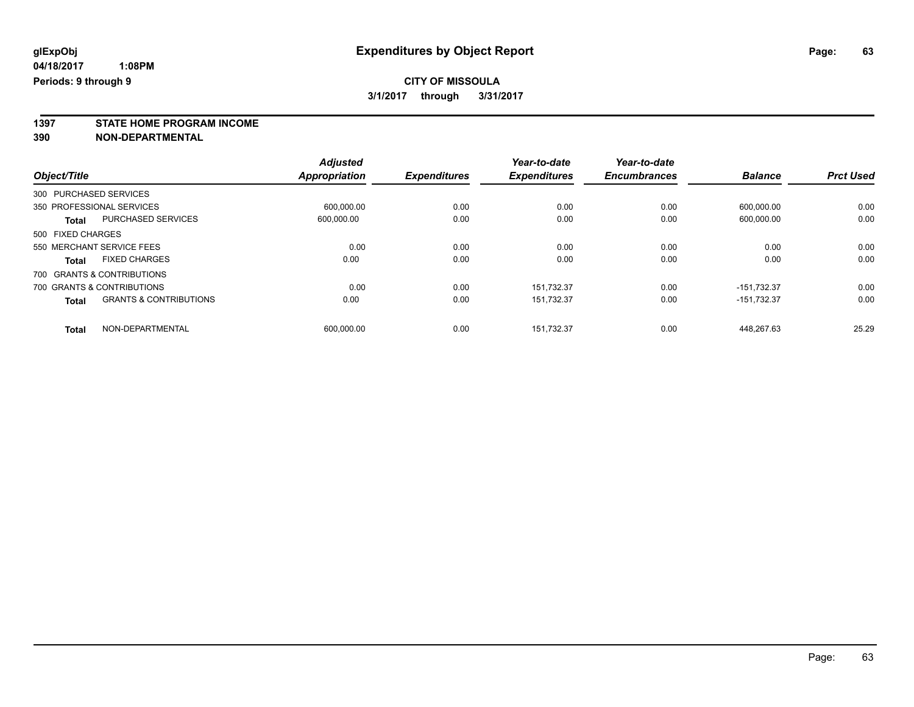**glExpObj** | **Expenditures by Object Report**

**04/18/2017 1:08PM**

**Periods: 9 through 9**

**CITY OF MISSOULA**

**3/1/2017 through 3/31/2017**

**1397 STATE HOME PROGRAM INCOME**

**390 NON-DEPARTMENTAL**

| Object/Title | | Adjusted Appropriation | Expenditures | Year-to-date Expenditures | Year-to-date Encumbrances | Balance | Prct Used |
|---|---|---|---|---|---|---|---|
| 300 PURCHASED SERVICES | | | | | | | |
| 350 PROFESSIONAL SERVICES | | 600,000.00 | 0.00 | 0.00 | 0.00 | 600,000.00 | 0.00 |
| **Total** | PURCHASED SERVICES | 600,000.00 | 0.00 | 0.00 | 0.00 | 600,000.00 | 0.00 |
| 500 FIXED CHARGES | | | | | | | |
| 550 MERCHANT SERVICE FEES | | 0.00 | 0.00 | 0.00 | 0.00 | 0.00 | 0.00 |
| **Total** | FIXED CHARGES | 0.00 | 0.00 | 0.00 | 0.00 | 0.00 | 0.00 |
| 700 GRANTS & CONTRIBUTIONS | | | | | | | |
| 700 GRANTS & CONTRIBUTIONS | | 0.00 | 0.00 | 151,732.37 | 0.00 | -151,732.37 | 0.00 |
| **Total** | GRANTS & CONTRIBUTIONS | 0.00 | 0.00 | 151,732.37 | 0.00 | -151,732.37 | 0.00 |
| **Total** | NON-DEPARTMENTAL | 600,000.00 | 0.00 | 151,732.37 | 0.00 | 448,267.63 | 25.29 |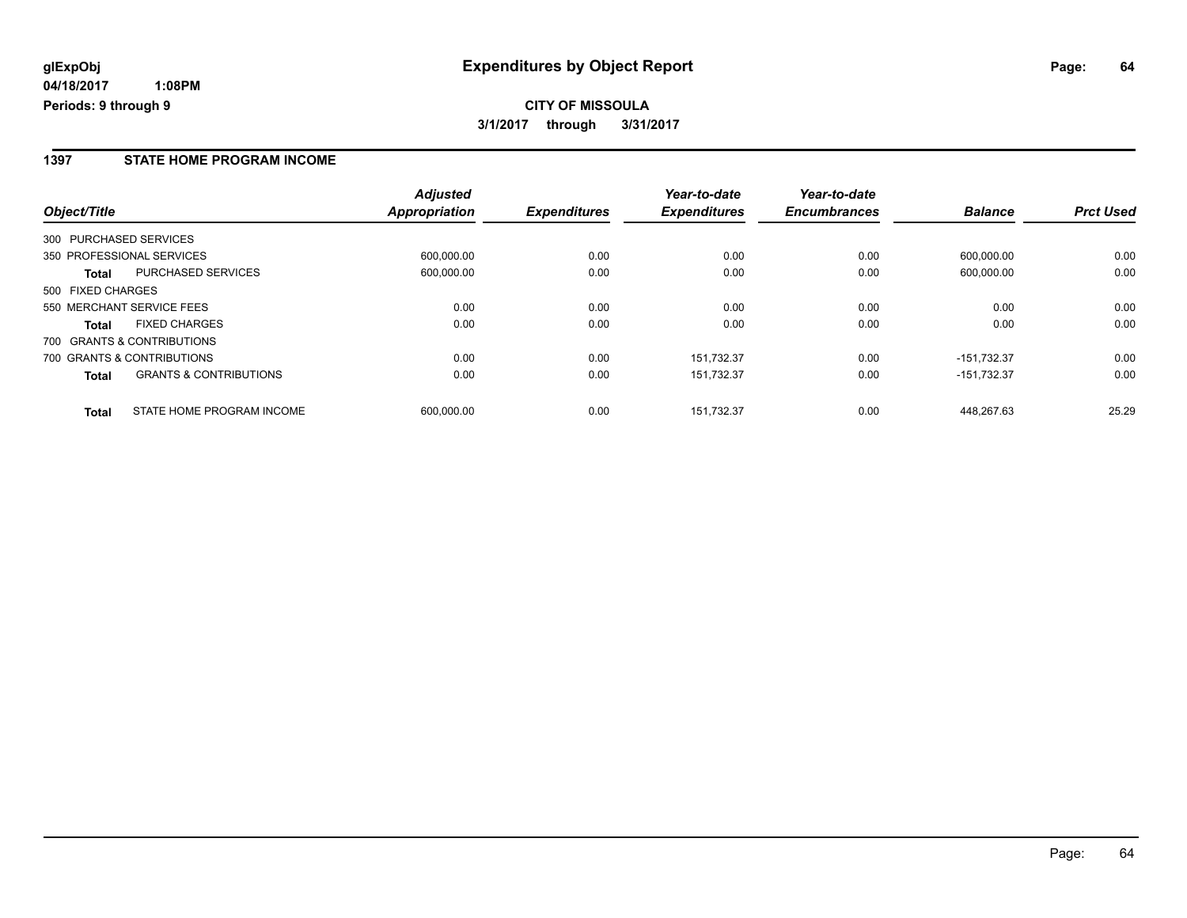**glExpObj**
**04/18/2017 1:08PM**
**Periods: 9 through 9**

# Expenditures by Object Report

**CITY OF MISSOULA**
**3/1/2017 through 3/31/2017**

## 1397 STATE HOME PROGRAM INCOME

| Object/Title | | Adjusted Appropriation | Expenditures | Year-to-date Expenditures | Year-to-date Encumbrances | Balance | Prct Used |
|---|---|---|---|---|---|---|---|
| 300 PURCHASED SERVICES | | | | | | | |
| 350 PROFESSIONAL SERVICES | | 600,000.00 | 0.00 | 0.00 | 0.00 | 600,000.00 | 0.00 |
| **Total** | PURCHASED SERVICES | 600,000.00 | 0.00 | 0.00 | 0.00 | 600,000.00 | 0.00 |
| 500 FIXED CHARGES | | | | | | | |
| 550 MERCHANT SERVICE FEES | | 0.00 | 0.00 | 0.00 | 0.00 | 0.00 | 0.00 |
| **Total** | FIXED CHARGES | 0.00 | 0.00 | 0.00 | 0.00 | 0.00 | 0.00 |
| 700 GRANTS & CONTRIBUTIONS | | | | | | | |
| 700 GRANTS & CONTRIBUTIONS | | 0.00 | 0.00 | 151,732.37 | 0.00 | -151,732.37 | 0.00 |
| **Total** | GRANTS & CONTRIBUTIONS | 0.00 | 0.00 | 151,732.37 | 0.00 | -151,732.37 | 0.00 |
| **Total** | STATE HOME PROGRAM INCOME | 600,000.00 | 0.00 | 151,732.37 | 0.00 | 448,267.63 | 25.29 |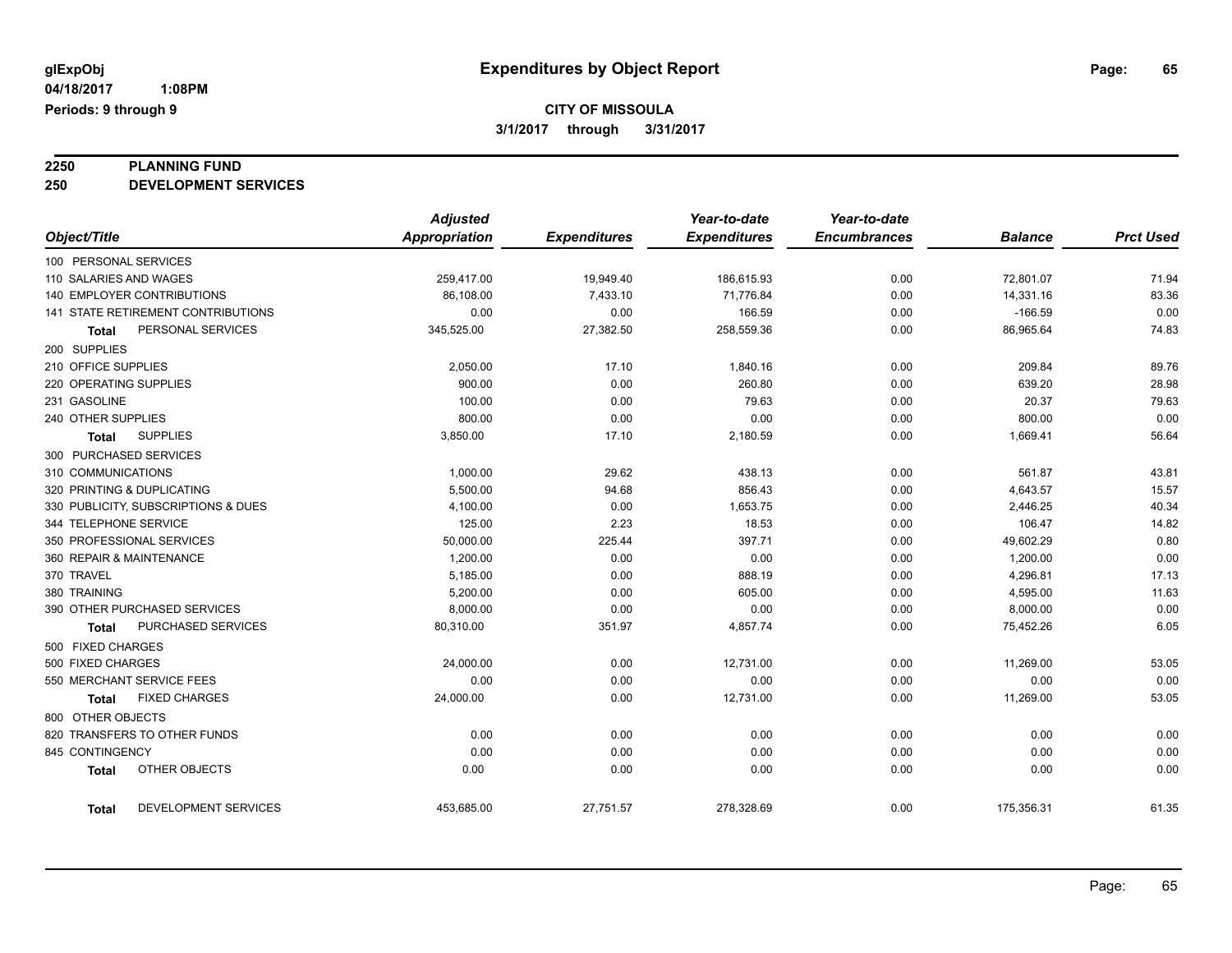# Expenditures by Object Report

**glExpObj**
**04/18/2017 1:08PM**
**Periods: 9 through 9**

**CITY OF MISSOULA**
**3/1/2017 through 3/31/2017**

**2250 PLANNING FUND**
**250 DEVELOPMENT SERVICES**

| Object/Title | Adjusted Appropriation | Expenditures | Year-to-date Expenditures | Year-to-date Encumbrances | Balance | Prct Used |
|---|---|---|---|---|---|---|
| 100 PERSONAL SERVICES | | | | | | |
| 110 SALARIES AND WAGES | 259,417.00 | 19,949.40 | 186,615.93 | 0.00 | 72,801.07 | 71.94 |
| 140 EMPLOYER CONTRIBUTIONS | 86,108.00 | 7,433.10 | 71,776.84 | 0.00 | 14,331.16 | 83.36 |
| 141 STATE RETIREMENT CONTRIBUTIONS | 0.00 | 0.00 | 166.59 | 0.00 | -166.59 | 0.00 |
| **Total** PERSONAL SERVICES | 345,525.00 | 27,382.50 | 258,559.36 | 0.00 | 86,965.64 | 74.83 |
| 200 SUPPLIES | | | | | | |
| 210 OFFICE SUPPLIES | 2,050.00 | 17.10 | 1,840.16 | 0.00 | 209.84 | 89.76 |
| 220 OPERATING SUPPLIES | 900.00 | 0.00 | 260.80 | 0.00 | 639.20 | 28.98 |
| 231 GASOLINE | 100.00 | 0.00 | 79.63 | 0.00 | 20.37 | 79.63 |
| 240 OTHER SUPPLIES | 800.00 | 0.00 | 0.00 | 0.00 | 800.00 | 0.00 |
| **Total** SUPPLIES | 3,850.00 | 17.10 | 2,180.59 | 0.00 | 1,669.41 | 56.64 |
| 300 PURCHASED SERVICES | | | | | | |
| 310 COMMUNICATIONS | 1,000.00 | 29.62 | 438.13 | 0.00 | 561.87 | 43.81 |
| 320 PRINTING & DUPLICATING | 5,500.00 | 94.68 | 856.43 | 0.00 | 4,643.57 | 15.57 |
| 330 PUBLICITY, SUBSCRIPTIONS & DUES | 4,100.00 | 0.00 | 1,653.75 | 0.00 | 2,446.25 | 40.34 |
| 344 TELEPHONE SERVICE | 125.00 | 2.23 | 18.53 | 0.00 | 106.47 | 14.82 |
| 350 PROFESSIONAL SERVICES | 50,000.00 | 225.44 | 397.71 | 0.00 | 49,602.29 | 0.80 |
| 360 REPAIR & MAINTENANCE | 1,200.00 | 0.00 | 0.00 | 0.00 | 1,200.00 | 0.00 |
| 370 TRAVEL | 5,185.00 | 0.00 | 888.19 | 0.00 | 4,296.81 | 17.13 |
| 380 TRAINING | 5,200.00 | 0.00 | 605.00 | 0.00 | 4,595.00 | 11.63 |
| 390 OTHER PURCHASED SERVICES | 8,000.00 | 0.00 | 0.00 | 0.00 | 8,000.00 | 0.00 |
| **Total** PURCHASED SERVICES | 80,310.00 | 351.97 | 4,857.74 | 0.00 | 75,452.26 | 6.05 |
| 500 FIXED CHARGES | | | | | | |
| 500 FIXED CHARGES | 24,000.00 | 0.00 | 12,731.00 | 0.00 | 11,269.00 | 53.05 |
| 550 MERCHANT SERVICE FEES | 0.00 | 0.00 | 0.00 | 0.00 | 0.00 | 0.00 |
| **Total** FIXED CHARGES | 24,000.00 | 0.00 | 12,731.00 | 0.00 | 11,269.00 | 53.05 |
| 800 OTHER OBJECTS | | | | | | |
| 820 TRANSFERS TO OTHER FUNDS | 0.00 | 0.00 | 0.00 | 0.00 | 0.00 | 0.00 |
| 845 CONTINGENCY | 0.00 | 0.00 | 0.00 | 0.00 | 0.00 | 0.00 |
| **Total** OTHER OBJECTS | 0.00 | 0.00 | 0.00 | 0.00 | 0.00 | 0.00 |
| **Total** DEVELOPMENT SERVICES | 453,685.00 | 27,751.57 | 278,328.69 | 0.00 | 175,356.31 | 61.35 |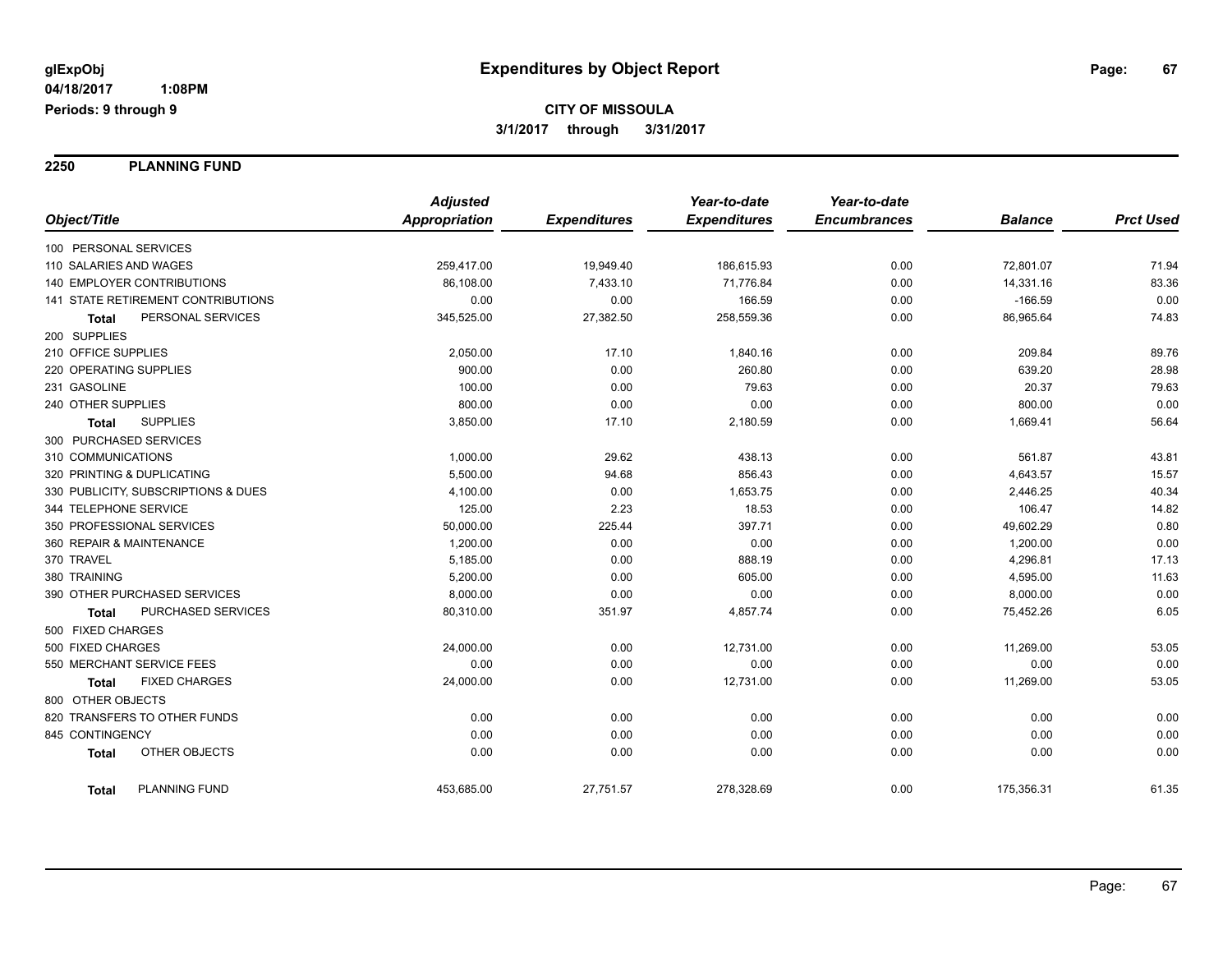# Expenditures by Object Report

glExpObj
04/18/2017 1:08PM
Periods: 9 through 9

**CITY OF MISSOULA**
**3/1/2017 through 3/31/2017**

## 2250 PLANNING FUND

| Object/Title | Adjusted Appropriation | Expenditures | Year-to-date Expenditures | Year-to-date Encumbrances | Balance | Prct Used |
|---|---|---|---|---|---|---|
| 100 PERSONAL SERVICES | | | | | | |
| 110 SALARIES AND WAGES | 259,417.00 | 19,949.40 | 186,615.93 | 0.00 | 72,801.07 | 71.94 |
| 140 EMPLOYER CONTRIBUTIONS | 86,108.00 | 7,433.10 | 71,776.84 | 0.00 | 14,331.16 | 83.36 |
| 141 STATE RETIREMENT CONTRIBUTIONS | 0.00 | 0.00 | 166.59 | 0.00 | -166.59 | 0.00 |
| **Total** PERSONAL SERVICES | 345,525.00 | 27,382.50 | 258,559.36 | 0.00 | 86,965.64 | 74.83 |
| 200 SUPPLIES | | | | | | |
| 210 OFFICE SUPPLIES | 2,050.00 | 17.10 | 1,840.16 | 0.00 | 209.84 | 89.76 |
| 220 OPERATING SUPPLIES | 900.00 | 0.00 | 260.80 | 0.00 | 639.20 | 28.98 |
| 231 GASOLINE | 100.00 | 0.00 | 79.63 | 0.00 | 20.37 | 79.63 |
| 240 OTHER SUPPLIES | 800.00 | 0.00 | 0.00 | 0.00 | 800.00 | 0.00 |
| **Total** SUPPLIES | 3,850.00 | 17.10 | 2,180.59 | 0.00 | 1,669.41 | 56.64 |
| 300 PURCHASED SERVICES | | | | | | |
| 310 COMMUNICATIONS | 1,000.00 | 29.62 | 438.13 | 0.00 | 561.87 | 43.81 |
| 320 PRINTING & DUPLICATING | 5,500.00 | 94.68 | 856.43 | 0.00 | 4,643.57 | 15.57 |
| 330 PUBLICITY, SUBSCRIPTIONS & DUES | 4,100.00 | 0.00 | 1,653.75 | 0.00 | 2,446.25 | 40.34 |
| 344 TELEPHONE SERVICE | 125.00 | 2.23 | 18.53 | 0.00 | 106.47 | 14.82 |
| 350 PROFESSIONAL SERVICES | 50,000.00 | 225.44 | 397.71 | 0.00 | 49,602.29 | 0.80 |
| 360 REPAIR & MAINTENANCE | 1,200.00 | 0.00 | 0.00 | 0.00 | 1,200.00 | 0.00 |
| 370 TRAVEL | 5,185.00 | 0.00 | 888.19 | 0.00 | 4,296.81 | 17.13 |
| 380 TRAINING | 5,200.00 | 0.00 | 605.00 | 0.00 | 4,595.00 | 11.63 |
| 390 OTHER PURCHASED SERVICES | 8,000.00 | 0.00 | 0.00 | 0.00 | 8,000.00 | 0.00 |
| **Total** PURCHASED SERVICES | 80,310.00 | 351.97 | 4,857.74 | 0.00 | 75,452.26 | 6.05 |
| 500 FIXED CHARGES | | | | | | |
| 500 FIXED CHARGES | 24,000.00 | 0.00 | 12,731.00 | 0.00 | 11,269.00 | 53.05 |
| 550 MERCHANT SERVICE FEES | 0.00 | 0.00 | 0.00 | 0.00 | 0.00 | 0.00 |
| **Total** FIXED CHARGES | 24,000.00 | 0.00 | 12,731.00 | 0.00 | 11,269.00 | 53.05 |
| 800 OTHER OBJECTS | | | | | | |
| 820 TRANSFERS TO OTHER FUNDS | 0.00 | 0.00 | 0.00 | 0.00 | 0.00 | 0.00 |
| 845 CONTINGENCY | 0.00 | 0.00 | 0.00 | 0.00 | 0.00 | 0.00 |
| **Total** OTHER OBJECTS | 0.00 | 0.00 | 0.00 | 0.00 | 0.00 | 0.00 |
| **Total** PLANNING FUND | 453,685.00 | 27,751.57 | 278,328.69 | 0.00 | 175,356.31 | 61.35 |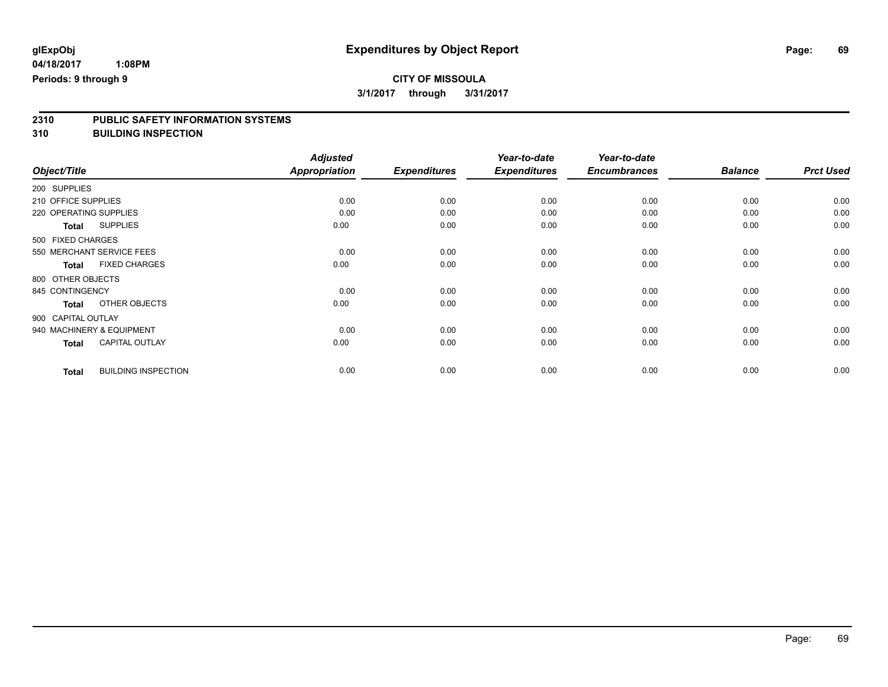# Expenditures by Object Report

glExpObj
04/18/2017 1:08PM
Periods: 9 through 9

**CITY OF MISSOULA**
**3/1/2017 through 3/31/2017**

## 2310 PUBLIC SAFETY INFORMATION SYSTEMS
## 310 BUILDING INSPECTION

| Object/Title | | *Adjusted Appropriation* | *Expenditures* | *Year-to-date Expenditures* | *Year-to-date Encumbrances* | *Balance* | *Prct Used* |
|---|---|---|---|---|---|---|---|
| 200 SUPPLIES | | | | | | | |
| 210 OFFICE SUPPLIES | | 0.00 | 0.00 | 0.00 | 0.00 | 0.00 | 0.00 |
| 220 OPERATING SUPPLIES | | 0.00 | 0.00 | 0.00 | 0.00 | 0.00 | 0.00 |
| **Total** | SUPPLIES | 0.00 | 0.00 | 0.00 | 0.00 | 0.00 | 0.00 |
| 500 FIXED CHARGES | | | | | | | |
| 550 MERCHANT SERVICE FEES | | 0.00 | 0.00 | 0.00 | 0.00 | 0.00 | 0.00 |
| **Total** | FIXED CHARGES | 0.00 | 0.00 | 0.00 | 0.00 | 0.00 | 0.00 |
| 800 OTHER OBJECTS | | | | | | | |
| 845 CONTINGENCY | | 0.00 | 0.00 | 0.00 | 0.00 | 0.00 | 0.00 |
| **Total** | OTHER OBJECTS | 0.00 | 0.00 | 0.00 | 0.00 | 0.00 | 0.00 |
| 900 CAPITAL OUTLAY | | | | | | | |
| 940 MACHINERY & EQUIPMENT | | 0.00 | 0.00 | 0.00 | 0.00 | 0.00 | 0.00 |
| **Total** | CAPITAL OUTLAY | 0.00 | 0.00 | 0.00 | 0.00 | 0.00 | 0.00 |
| **Total** | BUILDING INSPECTION | 0.00 | 0.00 | 0.00 | 0.00 | 0.00 | 0.00 |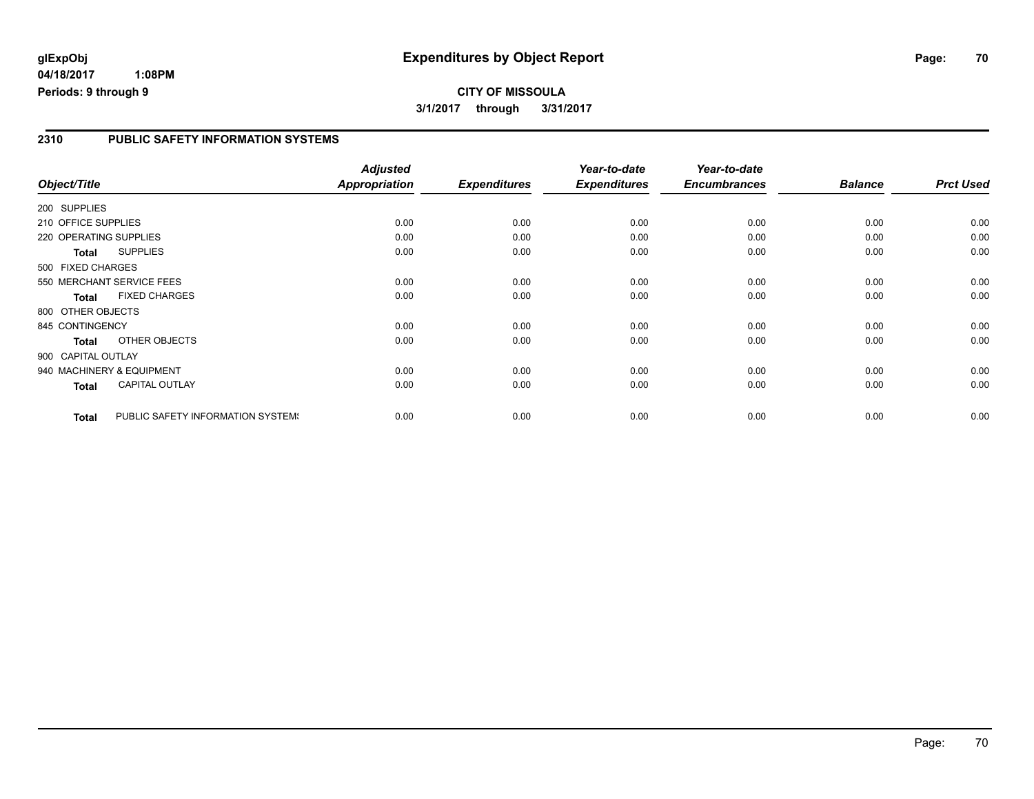glExpObj
04/18/2017 1:08PM
Periods: 9 through 9

# Expenditures by Object Report

**CITY OF MISSOULA**

**3/1/2017 through 3/31/2017**

## 2310 PUBLIC SAFETY INFORMATION SYSTEMS

| Object/Title | Adjusted Appropriation | Expenditures | Year-to-date Expenditures | Year-to-date Encumbrances | Balance | Prct Used |
|---|---|---|---|---|---|---|
| 200 SUPPLIES | | | | | | |
| 210 OFFICE SUPPLIES | 0.00 | 0.00 | 0.00 | 0.00 | 0.00 | 0.00 |
| 220 OPERATING SUPPLIES | 0.00 | 0.00 | 0.00 | 0.00 | 0.00 | 0.00 |
| **Total** SUPPLIES | 0.00 | 0.00 | 0.00 | 0.00 | 0.00 | 0.00 |
| 500 FIXED CHARGES | | | | | | |
| 550 MERCHANT SERVICE FEES | 0.00 | 0.00 | 0.00 | 0.00 | 0.00 | 0.00 |
| **Total** FIXED CHARGES | 0.00 | 0.00 | 0.00 | 0.00 | 0.00 | 0.00 |
| 800 OTHER OBJECTS | | | | | | |
| 845 CONTINGENCY | 0.00 | 0.00 | 0.00 | 0.00 | 0.00 | 0.00 |
| **Total** OTHER OBJECTS | 0.00 | 0.00 | 0.00 | 0.00 | 0.00 | 0.00 |
| 900 CAPITAL OUTLAY | | | | | | |
| 940 MACHINERY & EQUIPMENT | 0.00 | 0.00 | 0.00 | 0.00 | 0.00 | 0.00 |
| **Total** CAPITAL OUTLAY | 0.00 | 0.00 | 0.00 | 0.00 | 0.00 | 0.00 |
| **Total** PUBLIC SAFETY INFORMATION SYSTEMS | 0.00 | 0.00 | 0.00 | 0.00 | 0.00 | 0.00 |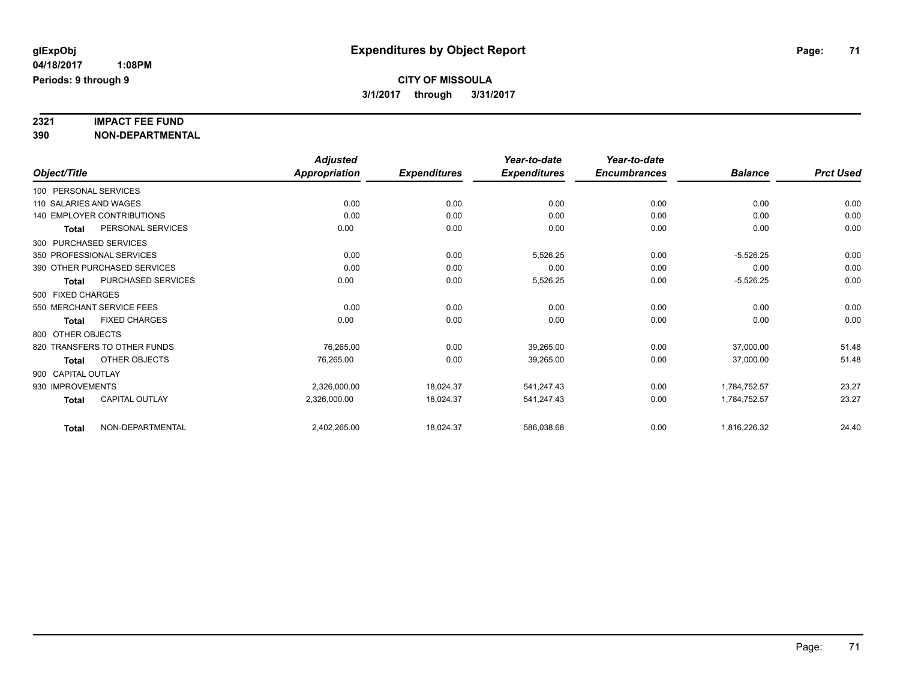**glExpObj**
**04/18/2017 1:08PM**
**Periods: 9 through 9**

# Expenditures by Object Report

**CITY OF MISSOULA**
**3/1/2017 through 3/31/2017**

## 2321 IMPACT FEE FUND
## 390 NON-DEPARTMENTAL

| Object/Title | Adjusted Appropriation | Expenditures | Year-to-date Expenditures | Year-to-date Encumbrances | Balance | Prct Used |
|---|---|---|---|---|---|---|
| 100 PERSONAL SERVICES | | | | | | |
| 110 SALARIES AND WAGES | 0.00 | 0.00 | 0.00 | 0.00 | 0.00 | 0.00 |
| 140 EMPLOYER CONTRIBUTIONS | 0.00 | 0.00 | 0.00 | 0.00 | 0.00 | 0.00 |
| **Total** PERSONAL SERVICES | 0.00 | 0.00 | 0.00 | 0.00 | 0.00 | 0.00 |
| 300 PURCHASED SERVICES | | | | | | |
| 350 PROFESSIONAL SERVICES | 0.00 | 0.00 | 5,526.25 | 0.00 | -5,526.25 | 0.00 |
| 390 OTHER PURCHASED SERVICES | 0.00 | 0.00 | 0.00 | 0.00 | 0.00 | 0.00 |
| **Total** PURCHASED SERVICES | 0.00 | 0.00 | 5,526.25 | 0.00 | -5,526.25 | 0.00 |
| 500 FIXED CHARGES | | | | | | |
| 550 MERCHANT SERVICE FEES | 0.00 | 0.00 | 0.00 | 0.00 | 0.00 | 0.00 |
| **Total** FIXED CHARGES | 0.00 | 0.00 | 0.00 | 0.00 | 0.00 | 0.00 |
| 800 OTHER OBJECTS | | | | | | |
| 820 TRANSFERS TO OTHER FUNDS | 76,265.00 | 0.00 | 39,265.00 | 0.00 | 37,000.00 | 51.48 |
| **Total** OTHER OBJECTS | 76,265.00 | 0.00 | 39,265.00 | 0.00 | 37,000.00 | 51.48 |
| 900 CAPITAL OUTLAY | | | | | | |
| 930 IMPROVEMENTS | 2,326,000.00 | 18,024.37 | 541,247.43 | 0.00 | 1,784,752.57 | 23.27 |
| **Total** CAPITAL OUTLAY | 2,326,000.00 | 18,024.37 | 541,247.43 | 0.00 | 1,784,752.57 | 23.27 |
| **Total** NON-DEPARTMENTAL | 2,402,265.00 | 18,024.37 | 586,038.68 | 0.00 | 1,816,226.32 | 24.40 |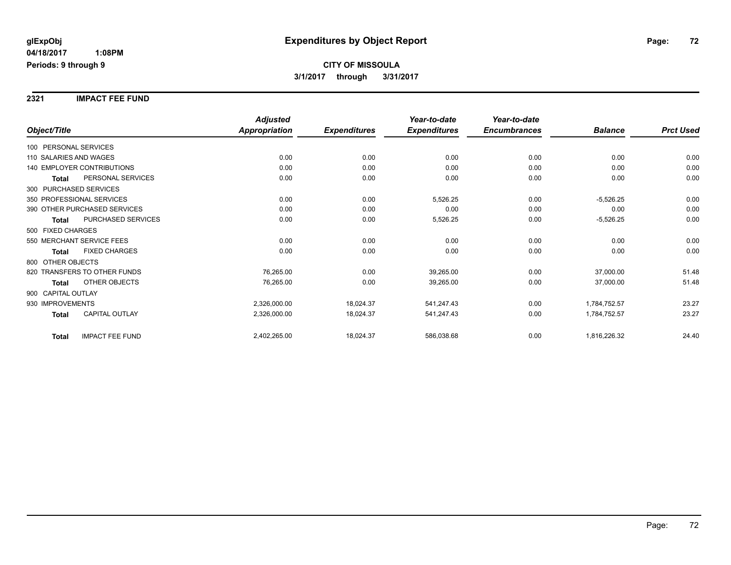glExpObj
04/18/2017 1:08PM
Periods: 9 through 9

# Expenditures by Object Report

**CITY OF MISSOULA**

**3/1/2017 through 3/31/2017**

## 2321 IMPACT FEE FUND

| Object/Title | | Adjusted Appropriation | Expenditures | Year-to-date Expenditures | Year-to-date Encumbrances | Balance | Prct Used |
|---|---|---|---|---|---|---|---|
| 100 PERSONAL SERVICES | | | | | | | |
| 110 SALARIES AND WAGES | | 0.00 | 0.00 | 0.00 | 0.00 | 0.00 | 0.00 |
| 140 EMPLOYER CONTRIBUTIONS | | 0.00 | 0.00 | 0.00 | 0.00 | 0.00 | 0.00 |
| Total | PERSONAL SERVICES | 0.00 | 0.00 | 0.00 | 0.00 | 0.00 | 0.00 |
| 300 PURCHASED SERVICES | | | | | | | |
| 350 PROFESSIONAL SERVICES | | 0.00 | 0.00 | 5,526.25 | 0.00 | -5,526.25 | 0.00 |
| 390 OTHER PURCHASED SERVICES | | 0.00 | 0.00 | 0.00 | 0.00 | 0.00 | 0.00 |
| Total | PURCHASED SERVICES | 0.00 | 0.00 | 5,526.25 | 0.00 | -5,526.25 | 0.00 |
| 500 FIXED CHARGES | | | | | | | |
| 550 MERCHANT SERVICE FEES | | 0.00 | 0.00 | 0.00 | 0.00 | 0.00 | 0.00 |
| Total | FIXED CHARGES | 0.00 | 0.00 | 0.00 | 0.00 | 0.00 | 0.00 |
| 800 OTHER OBJECTS | | | | | | | |
| 820 TRANSFERS TO OTHER FUNDS | | 76,265.00 | 0.00 | 39,265.00 | 0.00 | 37,000.00 | 51.48 |
| Total | OTHER OBJECTS | 76,265.00 | 0.00 | 39,265.00 | 0.00 | 37,000.00 | 51.48 |
| 900 CAPITAL OUTLAY | | | | | | | |
| 930 IMPROVEMENTS | | 2,326,000.00 | 18,024.37 | 541,247.43 | 0.00 | 1,784,752.57 | 23.27 |
| Total | CAPITAL OUTLAY | 2,326,000.00 | 18,024.37 | 541,247.43 | 0.00 | 1,784,752.57 | 23.27 |
| Total | IMPACT FEE FUND | 2,402,265.00 | 18,024.37 | 586,038.68 | 0.00 | 1,816,226.32 | 24.40 |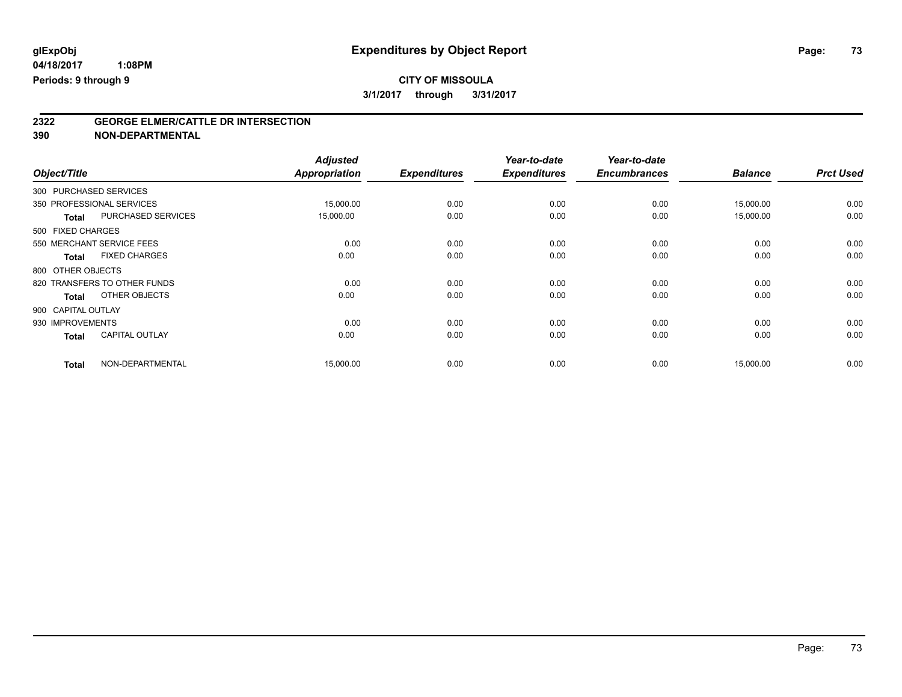**glExpObj**
**04/18/2017 1:08PM**
**Periods: 9 through 9**

# Expenditures by Object Report

**CITY OF MISSOULA**
**3/1/2017 through 3/31/2017**

## 2322 GEORGE ELMER/CATTLE DR INTERSECTION
## 390 NON-DEPARTMENTAL

| Object/Title | Adjusted Appropriation | Expenditures | Year-to-date Expenditures | Year-to-date Encumbrances | Balance | Prct Used |
|---|---|---|---|---|---|---|
| 300 PURCHASED SERVICES | | | | | | |
| 350 PROFESSIONAL SERVICES | 15,000.00 | 0.00 | 0.00 | 0.00 | 15,000.00 | 0.00 |
| **Total** PURCHASED SERVICES | 15,000.00 | 0.00 | 0.00 | 0.00 | 15,000.00 | 0.00 |
| 500 FIXED CHARGES | | | | | | |
| 550 MERCHANT SERVICE FEES | 0.00 | 0.00 | 0.00 | 0.00 | 0.00 | 0.00 |
| **Total** FIXED CHARGES | 0.00 | 0.00 | 0.00 | 0.00 | 0.00 | 0.00 |
| 800 OTHER OBJECTS | | | | | | |
| 820 TRANSFERS TO OTHER FUNDS | 0.00 | 0.00 | 0.00 | 0.00 | 0.00 | 0.00 |
| **Total** OTHER OBJECTS | 0.00 | 0.00 | 0.00 | 0.00 | 0.00 | 0.00 |
| 900 CAPITAL OUTLAY | | | | | | |
| 930 IMPROVEMENTS | 0.00 | 0.00 | 0.00 | 0.00 | 0.00 | 0.00 |
| **Total** CAPITAL OUTLAY | 0.00 | 0.00 | 0.00 | 0.00 | 0.00 | 0.00 |
| **Total** NON-DEPARTMENTAL | 15,000.00 | 0.00 | 0.00 | 0.00 | 15,000.00 | 0.00 |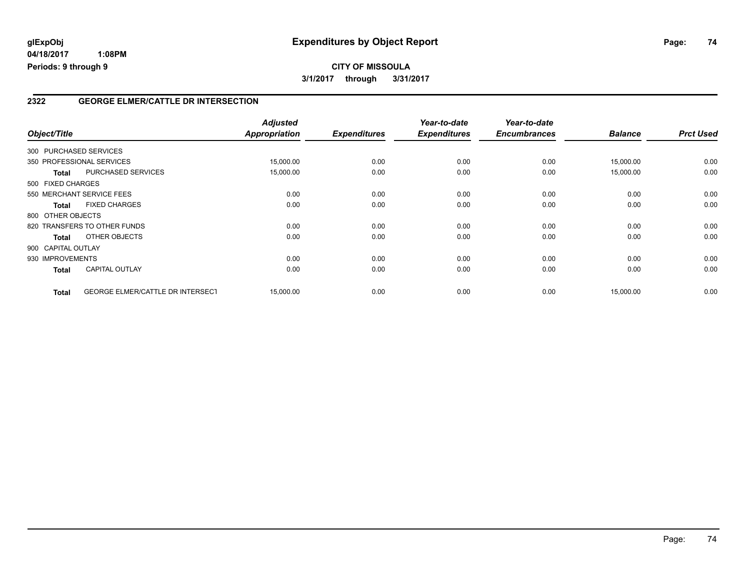# Expenditures by Object Report

glExpObj
04/18/2017 1:08PM
Periods: 9 through 9

**CITY OF MISSOULA**
**3/1/2017 through 3/31/2017**

## 2322 GEORGE ELMER/CATTLE DR INTERSECTION

| Object/Title | | Adjusted Appropriation | Expenditures | Year-to-date Expenditures | Year-to-date Encumbrances | Balance | Prct Used |
|---|---|---|---|---|---|---|---|
| 300 PURCHASED SERVICES | | | | | | | |
| 350 PROFESSIONAL SERVICES | | 15,000.00 | 0.00 | 0.00 | 0.00 | 15,000.00 | 0.00 |
| **Total** | PURCHASED SERVICES | 15,000.00 | 0.00 | 0.00 | 0.00 | 15,000.00 | 0.00 |
| 500 FIXED CHARGES | | | | | | | |
| 550 MERCHANT SERVICE FEES | | 0.00 | 0.00 | 0.00 | 0.00 | 0.00 | 0.00 |
| **Total** | FIXED CHARGES | 0.00 | 0.00 | 0.00 | 0.00 | 0.00 | 0.00 |
| 800 OTHER OBJECTS | | | | | | | |
| 820 TRANSFERS TO OTHER FUNDS | | 0.00 | 0.00 | 0.00 | 0.00 | 0.00 | 0.00 |
| **Total** | OTHER OBJECTS | 0.00 | 0.00 | 0.00 | 0.00 | 0.00 | 0.00 |
| 900 CAPITAL OUTLAY | | | | | | | |
| 930 IMPROVEMENTS | | 0.00 | 0.00 | 0.00 | 0.00 | 0.00 | 0.00 |
| **Total** | CAPITAL OUTLAY | 0.00 | 0.00 | 0.00 | 0.00 | 0.00 | 0.00 |
| **Total** | GEORGE ELMER/CATTLE DR INTERSECT | 15,000.00 | 0.00 | 0.00 | 0.00 | 15,000.00 | 0.00 |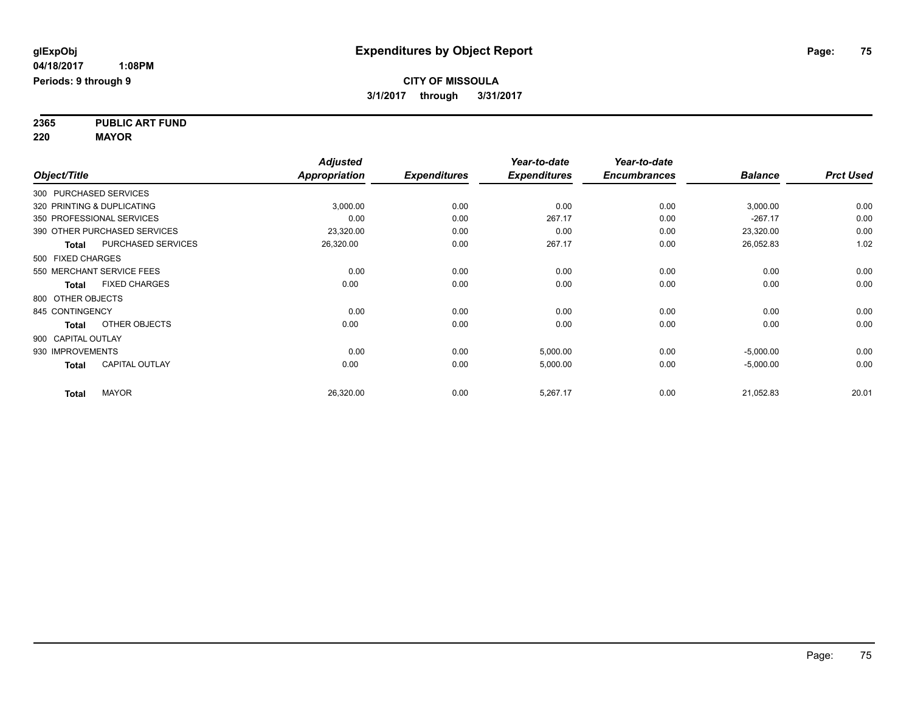**glExpObj**
**04/18/2017 1:08PM**
**Periods: 9 through 9**

# Expenditures by Object Report

**CITY OF MISSOULA**
**3/1/2017 through 3/31/2017**

**2365 PUBLIC ART FUND**
**220 MAYOR**

| Object/Title | Adjusted Appropriation | Expenditures | Year-to-date Expenditures | Year-to-date Encumbrances | Balance | Prct Used |
|---|---|---|---|---|---|---|
| 300 PURCHASED SERVICES | | | | | | |
| 320 PRINTING & DUPLICATING | 3,000.00 | 0.00 | 0.00 | 0.00 | 3,000.00 | 0.00 |
| 350 PROFESSIONAL SERVICES | 0.00 | 0.00 | 267.17 | 0.00 | -267.17 | 0.00 |
| 390 OTHER PURCHASED SERVICES | 23,320.00 | 0.00 | 0.00 | 0.00 | 23,320.00 | 0.00 |
| **Total** PURCHASED SERVICES | 26,320.00 | 0.00 | 267.17 | 0.00 | 26,052.83 | 1.02 |
| 500 FIXED CHARGES | | | | | | |
| 550 MERCHANT SERVICE FEES | 0.00 | 0.00 | 0.00 | 0.00 | 0.00 | 0.00 |
| **Total** FIXED CHARGES | 0.00 | 0.00 | 0.00 | 0.00 | 0.00 | 0.00 |
| 800 OTHER OBJECTS | | | | | | |
| 845 CONTINGENCY | 0.00 | 0.00 | 0.00 | 0.00 | 0.00 | 0.00 |
| **Total** OTHER OBJECTS | 0.00 | 0.00 | 0.00 | 0.00 | 0.00 | 0.00 |
| 900 CAPITAL OUTLAY | | | | | | |
| 930 IMPROVEMENTS | 0.00 | 0.00 | 5,000.00 | 0.00 | -5,000.00 | 0.00 |
| **Total** CAPITAL OUTLAY | 0.00 | 0.00 | 5,000.00 | 0.00 | -5,000.00 | 0.00 |
| **Total** MAYOR | 26,320.00 | 0.00 | 5,267.17 | 0.00 | 21,052.83 | 20.01 |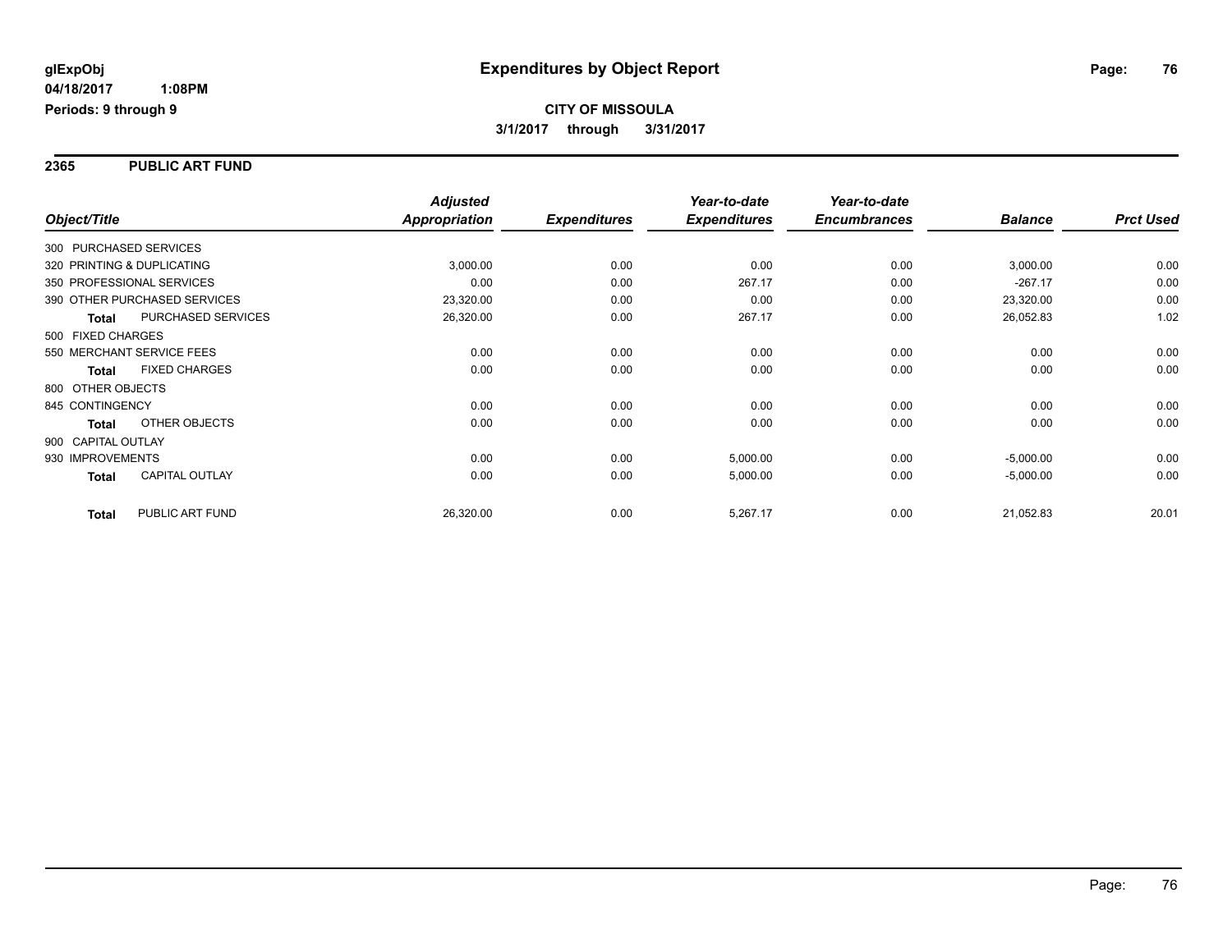# Expenditures by Object Report

glExpObj
04/18/2017 1:08PM
Periods: 9 through 9

**CITY OF MISSOULA**
**3/1/2017 through 3/31/2017**

## 2365 PUBLIC ART FUND

| Object/Title | | Adjusted Appropriation | Expenditures | Year-to-date Expenditures | Year-to-date Encumbrances | Balance | Prct Used |
|---|---|---|---|---|---|---|---|
| 300 PURCHASED SERVICES | | | | | | | |
| 320 PRINTING & DUPLICATING | | 3,000.00 | 0.00 | 0.00 | 0.00 | 3,000.00 | 0.00 |
| 350 PROFESSIONAL SERVICES | | 0.00 | 0.00 | 267.17 | 0.00 | -267.17 | 0.00 |
| 390 OTHER PURCHASED SERVICES | | 23,320.00 | 0.00 | 0.00 | 0.00 | 23,320.00 | 0.00 |
| **Total** | PURCHASED SERVICES | 26,320.00 | 0.00 | 267.17 | 0.00 | 26,052.83 | 1.02 |
| 500 FIXED CHARGES | | | | | | | |
| 550 MERCHANT SERVICE FEES | | 0.00 | 0.00 | 0.00 | 0.00 | 0.00 | 0.00 |
| **Total** | FIXED CHARGES | 0.00 | 0.00 | 0.00 | 0.00 | 0.00 | 0.00 |
| 800 OTHER OBJECTS | | | | | | | |
| 845 CONTINGENCY | | 0.00 | 0.00 | 0.00 | 0.00 | 0.00 | 0.00 |
| **Total** | OTHER OBJECTS | 0.00 | 0.00 | 0.00 | 0.00 | 0.00 | 0.00 |
| 900 CAPITAL OUTLAY | | | | | | | |
| 930 IMPROVEMENTS | | 0.00 | 0.00 | 5,000.00 | 0.00 | -5,000.00 | 0.00 |
| **Total** | CAPITAL OUTLAY | 0.00 | 0.00 | 5,000.00 | 0.00 | -5,000.00 | 0.00 |
| **Total** | PUBLIC ART FUND | 26,320.00 | 0.00 | 5,267.17 | 0.00 | 21,052.83 | 20.01 |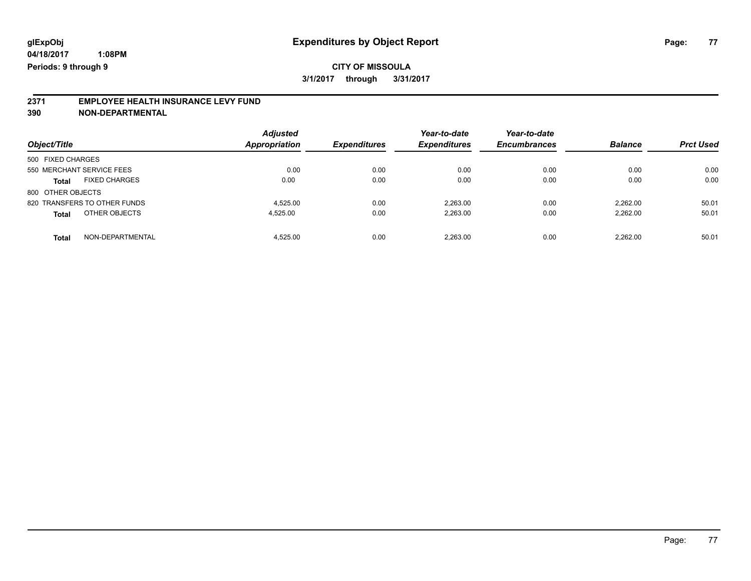# Expenditures by Object Report

glExpObj
04/18/2017 1:08PM
Periods: 9 through 9

**CITY OF MISSOULA**
**3/1/2017 through 3/31/2017**

## 2371 EMPLOYEE HEALTH INSURANCE LEVY FUND
## 390 NON-DEPARTMENTAL

| Object/Title | Adjusted Appropriation | Expenditures | Year-to-date Expenditures | Year-to-date Encumbrances | Balance | Prct Used |
|---|---|---|---|---|---|---|
| 500 FIXED CHARGES | | | | | | |
| 550 MERCHANT SERVICE FEES | 0.00 | 0.00 | 0.00 | 0.00 | 0.00 | 0.00 |
| **Total** FIXED CHARGES | 0.00 | 0.00 | 0.00 | 0.00 | 0.00 | 0.00 |
| 800 OTHER OBJECTS | | | | | | |
| 820 TRANSFERS TO OTHER FUNDS | 4,525.00 | 0.00 | 2,263.00 | 0.00 | 2,262.00 | 50.01 |
| **Total** OTHER OBJECTS | 4,525.00 | 0.00 | 2,263.00 | 0.00 | 2,262.00 | 50.01 |
| **Total** NON-DEPARTMENTAL | 4,525.00 | 0.00 | 2,263.00 | 0.00 | 2,262.00 | 50.01 |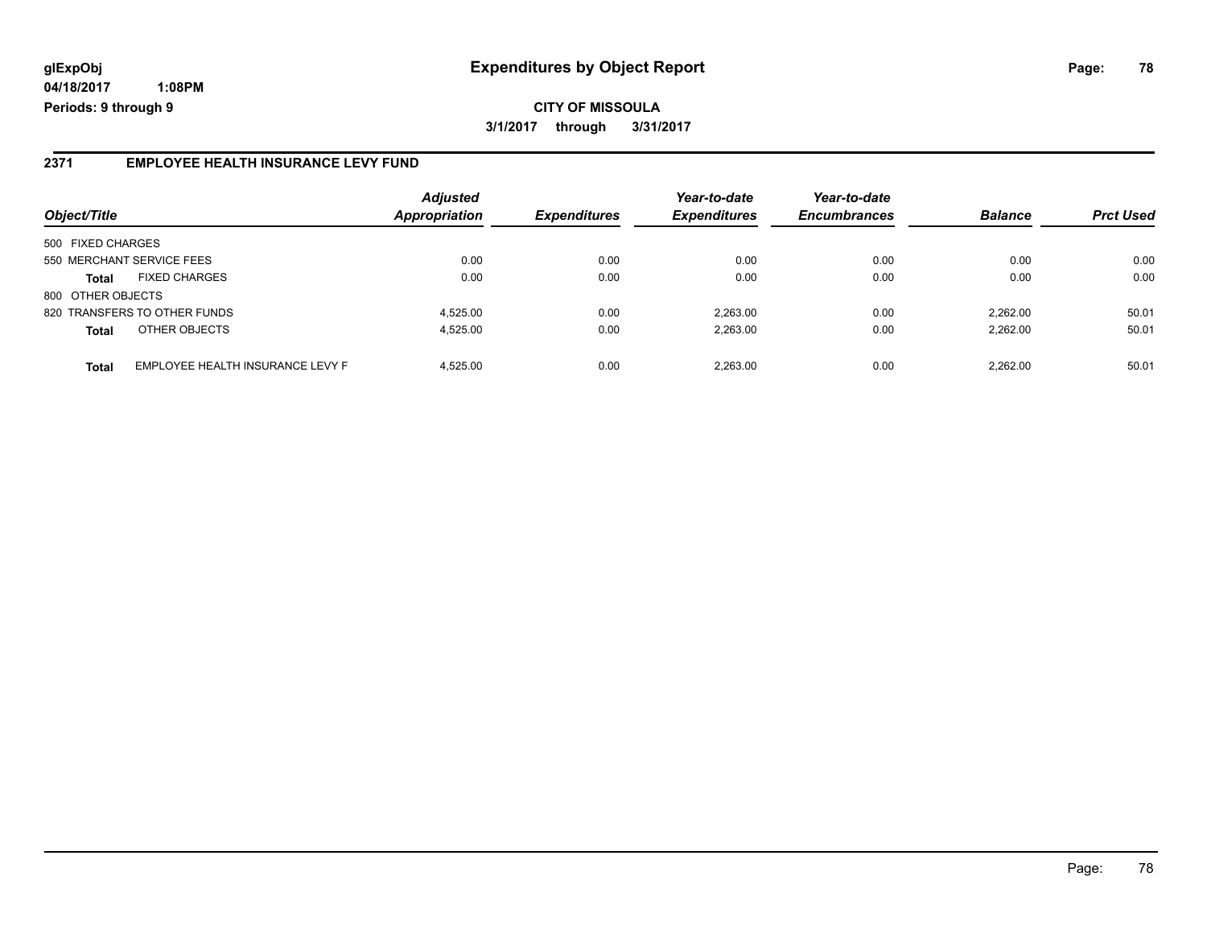# Expenditures by Object Report

glExpObj
04/18/2017 1:08PM
Periods: 9 through 9

**CITY OF MISSOULA**

**3/1/2017 through 3/31/2017**

## 2371 EMPLOYEE HEALTH INSURANCE LEVY FUND

| Object/Title | | Adjusted Appropriation | Expenditures | Year-to-date Expenditures | Year-to-date Encumbrances | Balance | Prct Used |
|---|---|---|---|---|---|---|---|
| 500 FIXED CHARGES | | | | | | | |
| 550 MERCHANT SERVICE FEES | | 0.00 | 0.00 | 0.00 | 0.00 | 0.00 | 0.00 |
| **Total** | FIXED CHARGES | 0.00 | 0.00 | 0.00 | 0.00 | 0.00 | 0.00 |
| 800 OTHER OBJECTS | | | | | | | |
| 820 TRANSFERS TO OTHER FUNDS | | 4,525.00 | 0.00 | 2,263.00 | 0.00 | 2,262.00 | 50.01 |
| **Total** | OTHER OBJECTS | 4,525.00 | 0.00 | 2,263.00 | 0.00 | 2,262.00 | 50.01 |
| **Total** | EMPLOYEE HEALTH INSURANCE LEVY F | 4,525.00 | 0.00 | 2,263.00 | 0.00 | 2,262.00 | 50.01 |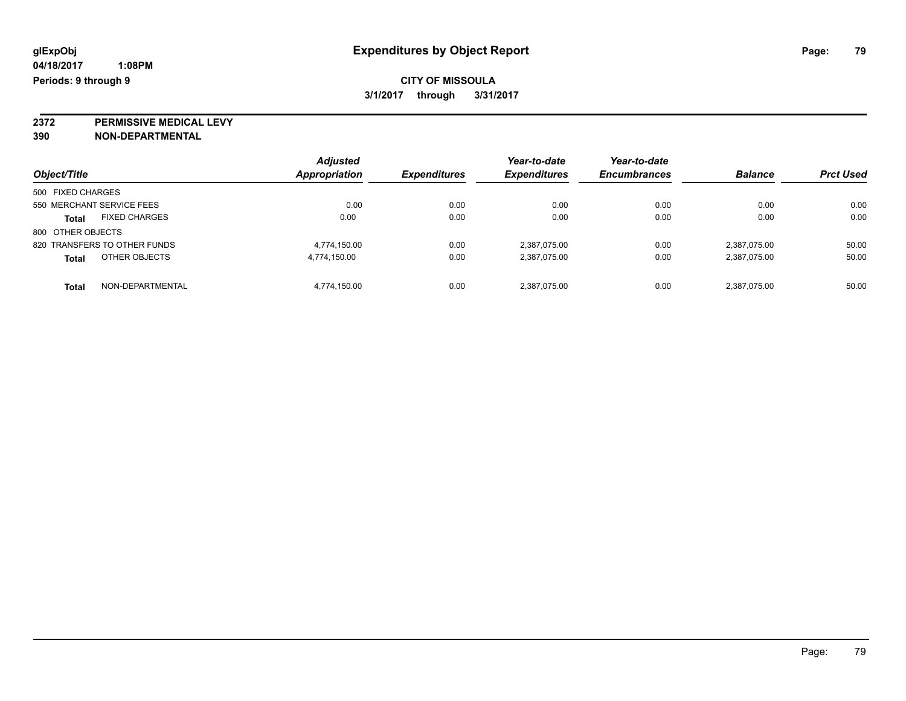glExpObj
04/18/2017 1:08PM
Periods: 9 through 9

# Expenditures by Object Report

**CITY OF MISSOULA**
**3/1/2017 through 3/31/2017**

**2372 PERMISSIVE MEDICAL LEVY**
**390 NON-DEPARTMENTAL**

| Object/Title | | Adjusted Appropriation | Expenditures | Year-to-date Expenditures | Year-to-date Encumbrances | Balance | Prct Used |
|---|---|---|---|---|---|---|---|
| 500 FIXED CHARGES | | | | | | | |
| 550 MERCHANT SERVICE FEES | | 0.00 | 0.00 | 0.00 | 0.00 | 0.00 | 0.00 |
| **Total** | FIXED CHARGES | 0.00 | 0.00 | 0.00 | 0.00 | 0.00 | 0.00 |
| 800 OTHER OBJECTS | | | | | | | |
| 820 TRANSFERS TO OTHER FUNDS | | 4,774,150.00 | 0.00 | 2,387,075.00 | 0.00 | 2,387,075.00 | 50.00 |
| **Total** | OTHER OBJECTS | 4,774,150.00 | 0.00 | 2,387,075.00 | 0.00 | 2,387,075.00 | 50.00 |
| **Total** | NON-DEPARTMENTAL | 4,774,150.00 | 0.00 | 2,387,075.00 | 0.00 | 2,387,075.00 | 50.00 |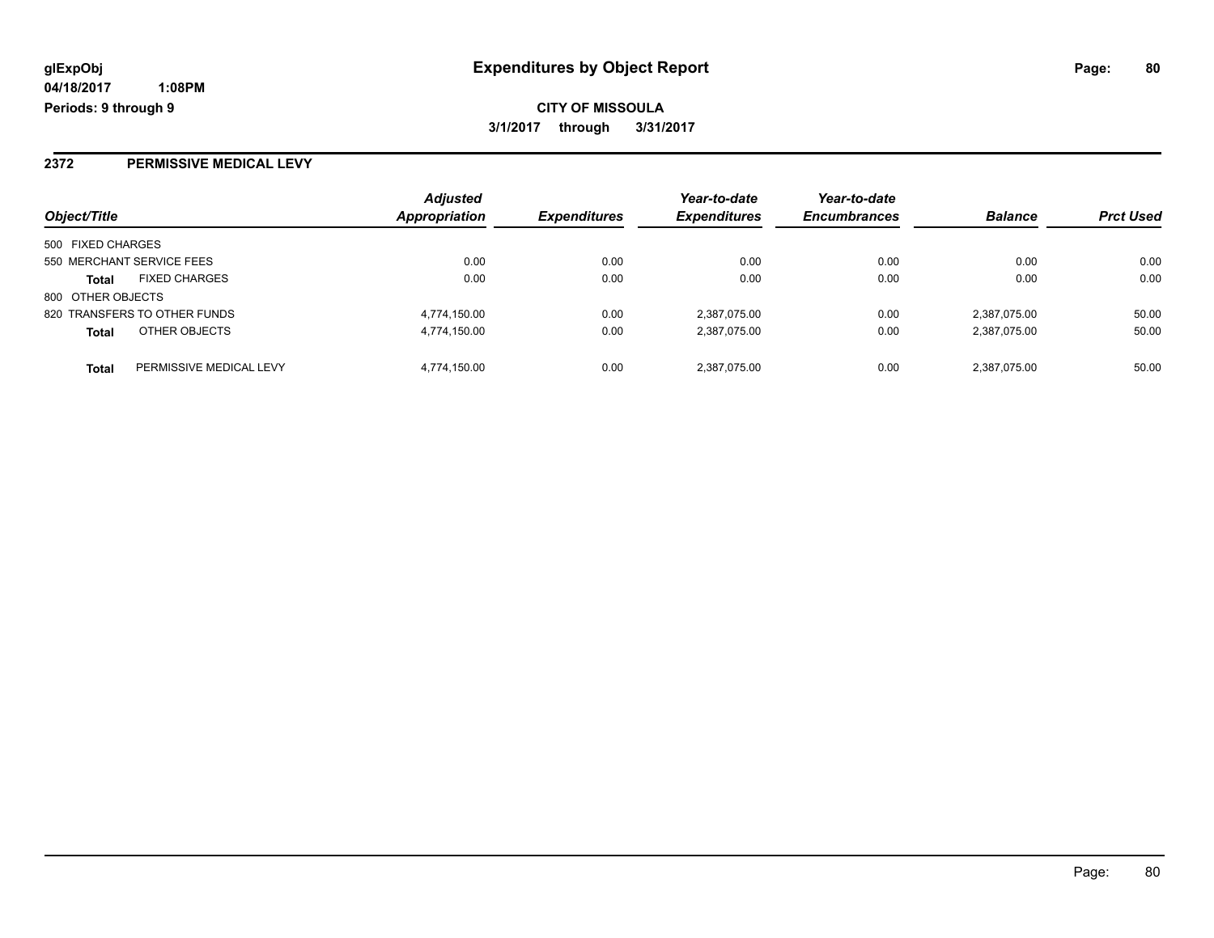glExpObj
04/18/2017 1:08PM
Periods: 9 through 9

# Expenditures by Object Report

**CITY OF MISSOULA**

**3/1/2017 through 3/31/2017**

## 2372 PERMISSIVE MEDICAL LEVY

| Object/Title | | Adjusted Appropriation | Expenditures | Year-to-date Expenditures | Year-to-date Encumbrances | Balance | Prct Used |
|---|---|---|---|---|---|---|---|
| 500 FIXED CHARGES | | | | | | | |
| 550 MERCHANT SERVICE FEES | | 0.00 | 0.00 | 0.00 | 0.00 | 0.00 | 0.00 |
| **Total** | FIXED CHARGES | 0.00 | 0.00 | 0.00 | 0.00 | 0.00 | 0.00 |
| 800 OTHER OBJECTS | | | | | | | |
| 820 TRANSFERS TO OTHER FUNDS | | 4,774,150.00 | 0.00 | 2,387,075.00 | 0.00 | 2,387,075.00 | 50.00 |
| **Total** | OTHER OBJECTS | 4,774,150.00 | 0.00 | 2,387,075.00 | 0.00 | 2,387,075.00 | 50.00 |
| **Total** | PERMISSIVE MEDICAL LEVY | 4,774,150.00 | 0.00 | 2,387,075.00 | 0.00 | 2,387,075.00 | 50.00 |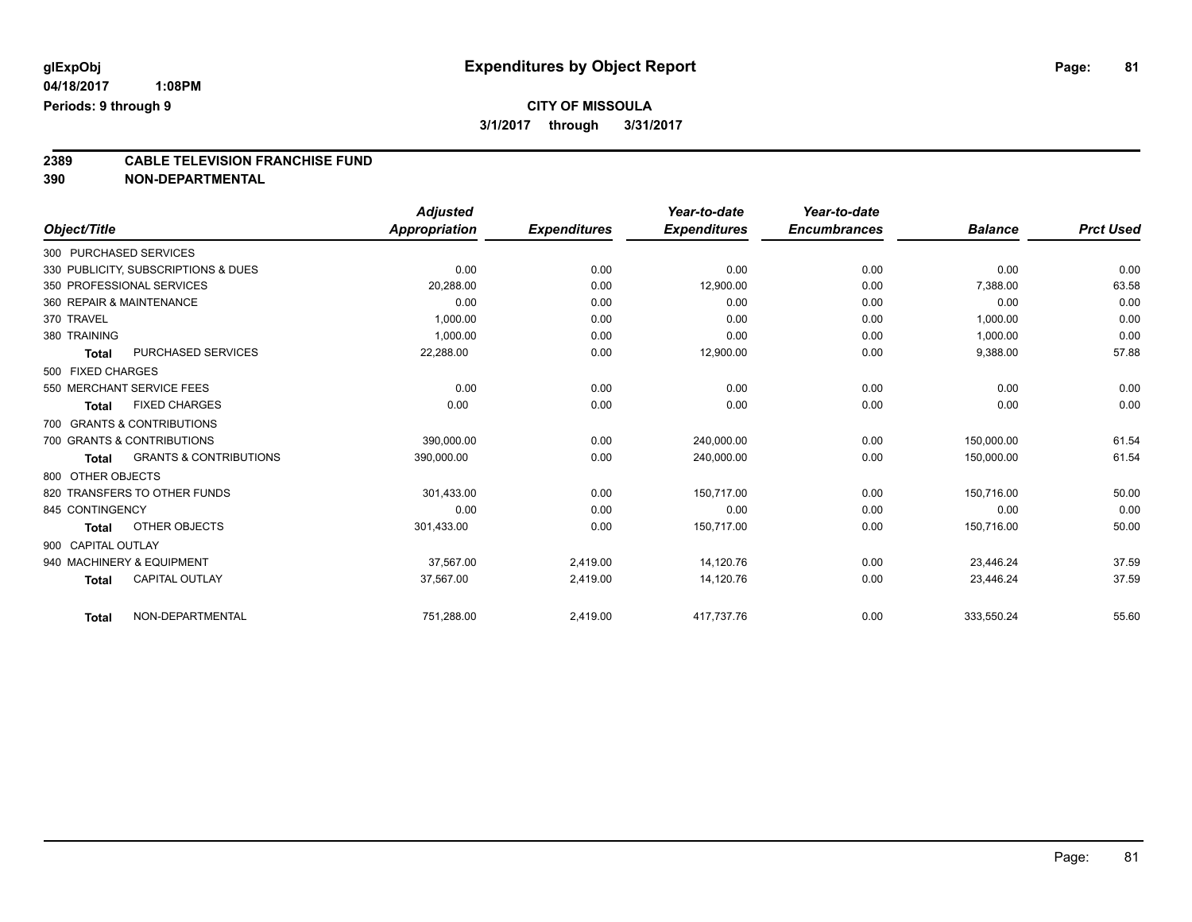# Expenditures by Object Report

glExpObj
04/18/2017 1:08PM
Periods: 9 through 9

**CITY OF MISSOULA**
**3/1/2017 through 3/31/2017**

## 2389 CABLE TELEVISION FRANCHISE FUND
## 390 NON-DEPARTMENTAL

| Object/Title | Adjusted Appropriation | Expenditures | Year-to-date Expenditures | Year-to-date Encumbrances | Balance | Prct Used |
|---|---|---|---|---|---|---|
| 300 PURCHASED SERVICES | | | | | | |
| 330 PUBLICITY, SUBSCRIPTIONS & DUES | 0.00 | 0.00 | 0.00 | 0.00 | 0.00 | 0.00 |
| 350 PROFESSIONAL SERVICES | 20,288.00 | 0.00 | 12,900.00 | 0.00 | 7,388.00 | 63.58 |
| 360 REPAIR & MAINTENANCE | 0.00 | 0.00 | 0.00 | 0.00 | 0.00 | 0.00 |
| 370 TRAVEL | 1,000.00 | 0.00 | 0.00 | 0.00 | 1,000.00 | 0.00 |
| 380 TRAINING | 1,000.00 | 0.00 | 0.00 | 0.00 | 1,000.00 | 0.00 |
| **Total** PURCHASED SERVICES | 22,288.00 | 0.00 | 12,900.00 | 0.00 | 9,388.00 | 57.88 |
| 500 FIXED CHARGES | | | | | | |
| 550 MERCHANT SERVICE FEES | 0.00 | 0.00 | 0.00 | 0.00 | 0.00 | 0.00 |
| **Total** FIXED CHARGES | 0.00 | 0.00 | 0.00 | 0.00 | 0.00 | 0.00 |
| 700 GRANTS & CONTRIBUTIONS | | | | | | |
| 700 GRANTS & CONTRIBUTIONS | 390,000.00 | 0.00 | 240,000.00 | 0.00 | 150,000.00 | 61.54 |
| **Total** GRANTS & CONTRIBUTIONS | 390,000.00 | 0.00 | 240,000.00 | 0.00 | 150,000.00 | 61.54 |
| 800 OTHER OBJECTS | | | | | | |
| 820 TRANSFERS TO OTHER FUNDS | 301,433.00 | 0.00 | 150,717.00 | 0.00 | 150,716.00 | 50.00 |
| 845 CONTINGENCY | 0.00 | 0.00 | 0.00 | 0.00 | 0.00 | 0.00 |
| **Total** OTHER OBJECTS | 301,433.00 | 0.00 | 150,717.00 | 0.00 | 150,716.00 | 50.00 |
| 900 CAPITAL OUTLAY | | | | | | |
| 940 MACHINERY & EQUIPMENT | 37,567.00 | 2,419.00 | 14,120.76 | 0.00 | 23,446.24 | 37.59 |
| **Total** CAPITAL OUTLAY | 37,567.00 | 2,419.00 | 14,120.76 | 0.00 | 23,446.24 | 37.59 |
| **Total** NON-DEPARTMENTAL | 751,288.00 | 2,419.00 | 417,737.76 | 0.00 | 333,550.24 | 55.60 |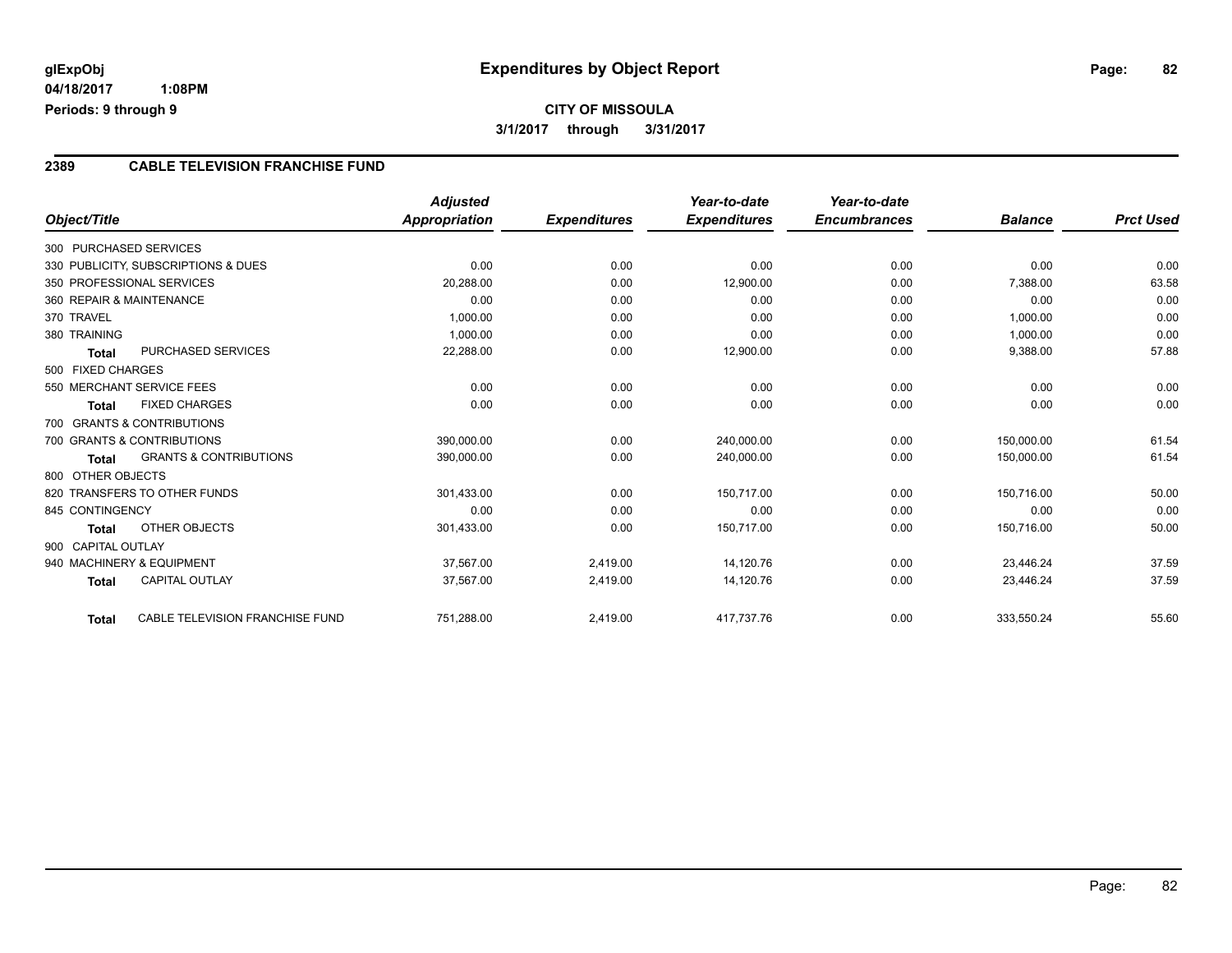**glExpObj** **Expenditures by Object Report**

**04/18/2017 1:08PM**

**Periods: 9 through 9**

**CITY OF MISSOULA**

**3/1/2017 through 3/31/2017**

## 2389 CABLE TELEVISION FRANCHISE FUND

| Object/Title | Adjusted Appropriation | Expenditures | Year-to-date Expenditures | Year-to-date Encumbrances | Balance | Prct Used |
|---|---|---|---|---|---|---|
| 300 PURCHASED SERVICES | | | | | | |
| 330 PUBLICITY, SUBSCRIPTIONS & DUES | 0.00 | 0.00 | 0.00 | 0.00 | 0.00 | 0.00 |
| 350 PROFESSIONAL SERVICES | 20,288.00 | 0.00 | 12,900.00 | 0.00 | 7,388.00 | 63.58 |
| 360 REPAIR & MAINTENANCE | 0.00 | 0.00 | 0.00 | 0.00 | 0.00 | 0.00 |
| 370 TRAVEL | 1,000.00 | 0.00 | 0.00 | 0.00 | 1,000.00 | 0.00 |
| 380 TRAINING | 1,000.00 | 0.00 | 0.00 | 0.00 | 1,000.00 | 0.00 |
| **Total** PURCHASED SERVICES | 22,288.00 | 0.00 | 12,900.00 | 0.00 | 9,388.00 | 57.88 |
| 500 FIXED CHARGES | | | | | | |
| 550 MERCHANT SERVICE FEES | 0.00 | 0.00 | 0.00 | 0.00 | 0.00 | 0.00 |
| **Total** FIXED CHARGES | 0.00 | 0.00 | 0.00 | 0.00 | 0.00 | 0.00 |
| 700 GRANTS & CONTRIBUTIONS | | | | | | |
| 700 GRANTS & CONTRIBUTIONS | 390,000.00 | 0.00 | 240,000.00 | 0.00 | 150,000.00 | 61.54 |
| **Total** GRANTS & CONTRIBUTIONS | 390,000.00 | 0.00 | 240,000.00 | 0.00 | 150,000.00 | 61.54 |
| 800 OTHER OBJECTS | | | | | | |
| 820 TRANSFERS TO OTHER FUNDS | 301,433.00 | 0.00 | 150,717.00 | 0.00 | 150,716.00 | 50.00 |
| 845 CONTINGENCY | 0.00 | 0.00 | 0.00 | 0.00 | 0.00 | 0.00 |
| **Total** OTHER OBJECTS | 301,433.00 | 0.00 | 150,717.00 | 0.00 | 150,716.00 | 50.00 |
| 900 CAPITAL OUTLAY | | | | | | |
| 940 MACHINERY & EQUIPMENT | 37,567.00 | 2,419.00 | 14,120.76 | 0.00 | 23,446.24 | 37.59 |
| **Total** CAPITAL OUTLAY | 37,567.00 | 2,419.00 | 14,120.76 | 0.00 | 23,446.24 | 37.59 |
| **Total** CABLE TELEVISION FRANCHISE FUND | 751,288.00 | 2,419.00 | 417,737.76 | 0.00 | 333,550.24 | 55.60 |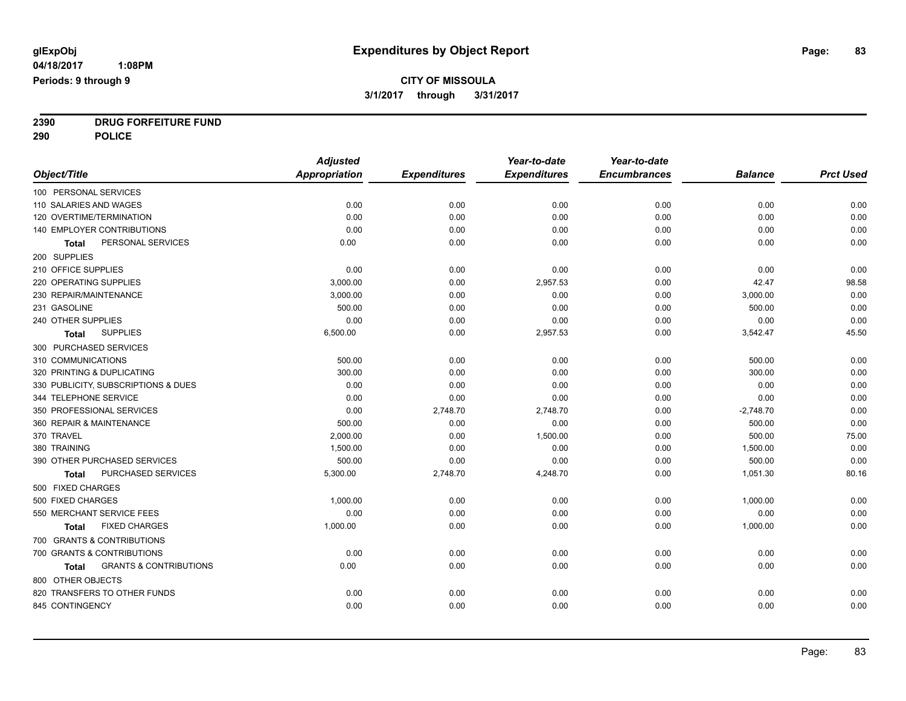**glExpObj**
**04/18/2017 1:08PM**
**Periods: 9 through 9**

# Expenditures by Object Report

**CITY OF MISSOULA**
**3/1/2017 through 3/31/2017**

**2390 DRUG FORFEITURE FUND**
**290 POLICE**

| Object/Title | Adjusted Appropriation | Expenditures | Year-to-date Expenditures | Year-to-date Encumbrances | Balance | Prct Used |
|---|---|---|---|---|---|---|
| 100 PERSONAL SERVICES | | | | | | |
| 110 SALARIES AND WAGES | 0.00 | 0.00 | 0.00 | 0.00 | 0.00 | 0.00 |
| 120 OVERTIME/TERMINATION | 0.00 | 0.00 | 0.00 | 0.00 | 0.00 | 0.00 |
| 140 EMPLOYER CONTRIBUTIONS | 0.00 | 0.00 | 0.00 | 0.00 | 0.00 | 0.00 |
| **Total** PERSONAL SERVICES | 0.00 | 0.00 | 0.00 | 0.00 | 0.00 | 0.00 |
| 200 SUPPLIES | | | | | | |
| 210 OFFICE SUPPLIES | 0.00 | 0.00 | 0.00 | 0.00 | 0.00 | 0.00 |
| 220 OPERATING SUPPLIES | 3,000.00 | 0.00 | 2,957.53 | 0.00 | 42.47 | 98.58 |
| 230 REPAIR/MAINTENANCE | 3,000.00 | 0.00 | 0.00 | 0.00 | 3,000.00 | 0.00 |
| 231 GASOLINE | 500.00 | 0.00 | 0.00 | 0.00 | 500.00 | 0.00 |
| 240 OTHER SUPPLIES | 0.00 | 0.00 | 0.00 | 0.00 | 0.00 | 0.00 |
| **Total** SUPPLIES | 6,500.00 | 0.00 | 2,957.53 | 0.00 | 3,542.47 | 45.50 |
| 300 PURCHASED SERVICES | | | | | | |
| 310 COMMUNICATIONS | 500.00 | 0.00 | 0.00 | 0.00 | 500.00 | 0.00 |
| 320 PRINTING & DUPLICATING | 300.00 | 0.00 | 0.00 | 0.00 | 300.00 | 0.00 |
| 330 PUBLICITY, SUBSCRIPTIONS & DUES | 0.00 | 0.00 | 0.00 | 0.00 | 0.00 | 0.00 |
| 344 TELEPHONE SERVICE | 0.00 | 0.00 | 0.00 | 0.00 | 0.00 | 0.00 |
| 350 PROFESSIONAL SERVICES | 0.00 | 2,748.70 | 2,748.70 | 0.00 | -2,748.70 | 0.00 |
| 360 REPAIR & MAINTENANCE | 500.00 | 0.00 | 0.00 | 0.00 | 500.00 | 0.00 |
| 370 TRAVEL | 2,000.00 | 0.00 | 1,500.00 | 0.00 | 500.00 | 75.00 |
| 380 TRAINING | 1,500.00 | 0.00 | 0.00 | 0.00 | 1,500.00 | 0.00 |
| 390 OTHER PURCHASED SERVICES | 500.00 | 0.00 | 0.00 | 0.00 | 500.00 | 0.00 |
| **Total** PURCHASED SERVICES | 5,300.00 | 2,748.70 | 4,248.70 | 0.00 | 1,051.30 | 80.16 |
| 500 FIXED CHARGES | | | | | | |
| 500 FIXED CHARGES | 1,000.00 | 0.00 | 0.00 | 0.00 | 1,000.00 | 0.00 |
| 550 MERCHANT SERVICE FEES | 0.00 | 0.00 | 0.00 | 0.00 | 0.00 | 0.00 |
| **Total** FIXED CHARGES | 1,000.00 | 0.00 | 0.00 | 0.00 | 1,000.00 | 0.00 |
| 700 GRANTS & CONTRIBUTIONS | | | | | | |
| 700 GRANTS & CONTRIBUTIONS | 0.00 | 0.00 | 0.00 | 0.00 | 0.00 | 0.00 |
| **Total** GRANTS & CONTRIBUTIONS | 0.00 | 0.00 | 0.00 | 0.00 | 0.00 | 0.00 |
| 800 OTHER OBJECTS | | | | | | |
| 820 TRANSFERS TO OTHER FUNDS | 0.00 | 0.00 | 0.00 | 0.00 | 0.00 | 0.00 |
| 845 CONTINGENCY | 0.00 | 0.00 | 0.00 | 0.00 | 0.00 | 0.00 |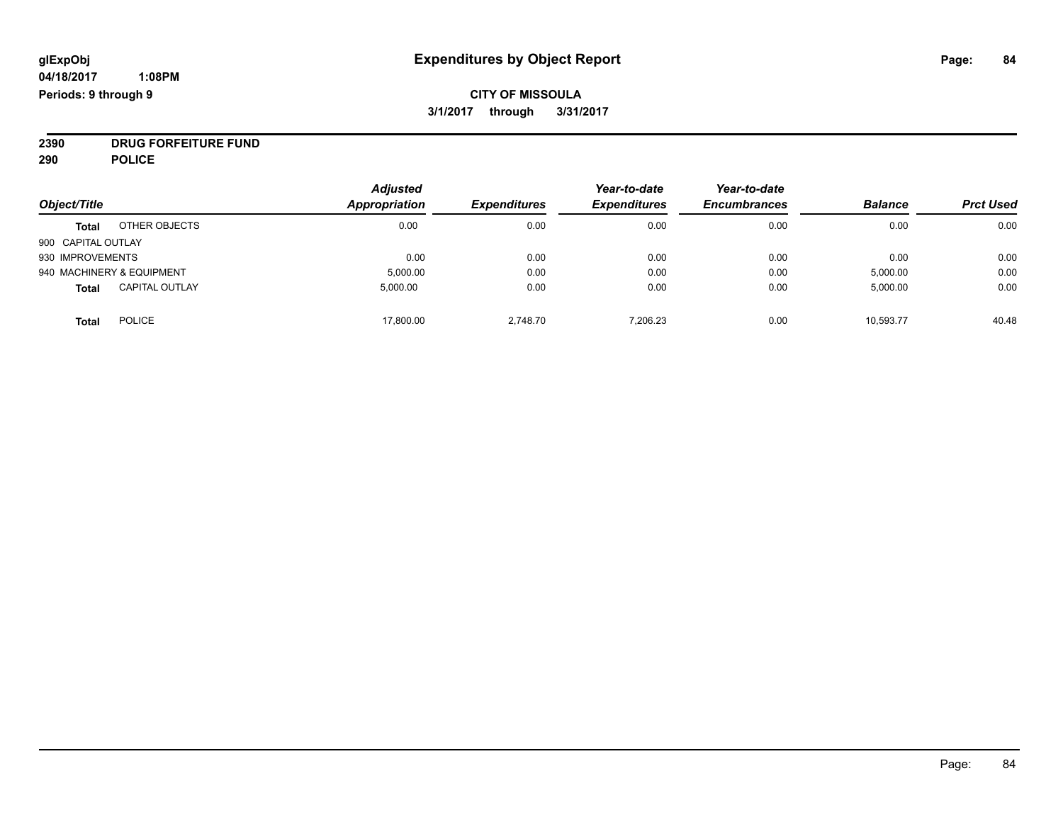# Expenditures by Object Report

glExpObj
04/18/2017 1:08PM
Periods: 9 through 9

**CITY OF MISSOULA**
**3/1/2017 through 3/31/2017**

**2390 DRUG FORFEITURE FUND**
**290 POLICE**

| Object/Title | | Adjusted Appropriation | Expenditures | Year-to-date Expenditures | Year-to-date Encumbrances | Balance | Prct Used |
|---|---|---|---|---|---|---|---|
| **Total** | OTHER OBJECTS | 0.00 | 0.00 | 0.00 | 0.00 | 0.00 | 0.00 |
| 900 CAPITAL OUTLAY | | | | | | | |
| 930 IMPROVEMENTS | | 0.00 | 0.00 | 0.00 | 0.00 | 0.00 | 0.00 |
| 940 MACHINERY & EQUIPMENT | | 5,000.00 | 0.00 | 0.00 | 0.00 | 5,000.00 | 0.00 |
| **Total** | CAPITAL OUTLAY | 5,000.00 | 0.00 | 0.00 | 0.00 | 5,000.00 | 0.00 |
| **Total** | POLICE | 17,800.00 | 2,748.70 | 7,206.23 | 0.00 | 10,593.77 | 40.48 |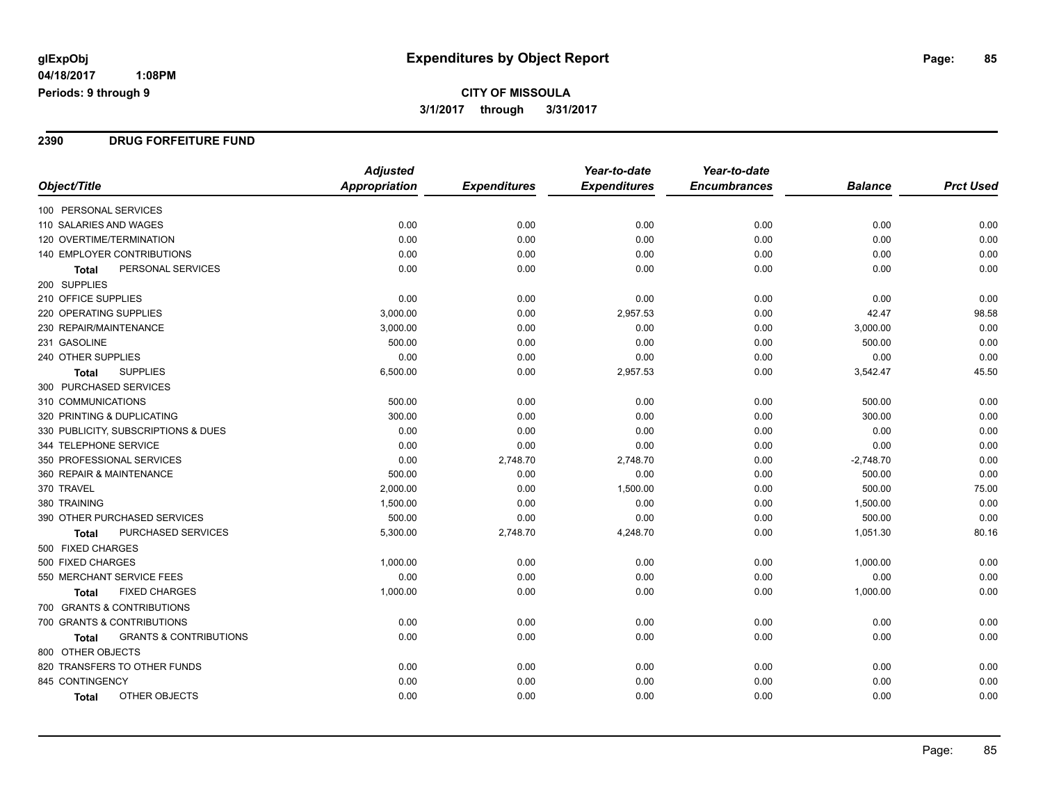# Expenditures by Object Report

glExpObj
04/18/2017 1:08PM
Periods: 9 through 9

**CITY OF MISSOULA**
**3/1/2017 through 3/31/2017**

## 2390 DRUG FORFEITURE FUND

| Object/Title | Adjusted Appropriation | Expenditures | Year-to-date Expenditures | Year-to-date Encumbrances | Balance | Prct Used |
|---|---|---|---|---|---|---|
| 100 PERSONAL SERVICES | | | | | | |
| 110 SALARIES AND WAGES | 0.00 | 0.00 | 0.00 | 0.00 | 0.00 | 0.00 |
| 120 OVERTIME/TERMINATION | 0.00 | 0.00 | 0.00 | 0.00 | 0.00 | 0.00 |
| 140 EMPLOYER CONTRIBUTIONS | 0.00 | 0.00 | 0.00 | 0.00 | 0.00 | 0.00 |
| **Total** PERSONAL SERVICES | 0.00 | 0.00 | 0.00 | 0.00 | 0.00 | 0.00 |
| 200 SUPPLIES | | | | | | |
| 210 OFFICE SUPPLIES | 0.00 | 0.00 | 0.00 | 0.00 | 0.00 | 0.00 |
| 220 OPERATING SUPPLIES | 3,000.00 | 0.00 | 2,957.53 | 0.00 | 42.47 | 98.58 |
| 230 REPAIR/MAINTENANCE | 3,000.00 | 0.00 | 0.00 | 0.00 | 3,000.00 | 0.00 |
| 231 GASOLINE | 500.00 | 0.00 | 0.00 | 0.00 | 500.00 | 0.00 |
| 240 OTHER SUPPLIES | 0.00 | 0.00 | 0.00 | 0.00 | 0.00 | 0.00 |
| **Total** SUPPLIES | 6,500.00 | 0.00 | 2,957.53 | 0.00 | 3,542.47 | 45.50 |
| 300 PURCHASED SERVICES | | | | | | |
| 310 COMMUNICATIONS | 500.00 | 0.00 | 0.00 | 0.00 | 500.00 | 0.00 |
| 320 PRINTING & DUPLICATING | 300.00 | 0.00 | 0.00 | 0.00 | 300.00 | 0.00 |
| 330 PUBLICITY, SUBSCRIPTIONS & DUES | 0.00 | 0.00 | 0.00 | 0.00 | 0.00 | 0.00 |
| 344 TELEPHONE SERVICE | 0.00 | 0.00 | 0.00 | 0.00 | 0.00 | 0.00 |
| 350 PROFESSIONAL SERVICES | 0.00 | 2,748.70 | 2,748.70 | 0.00 | -2,748.70 | 0.00 |
| 360 REPAIR & MAINTENANCE | 500.00 | 0.00 | 0.00 | 0.00 | 500.00 | 0.00 |
| 370 TRAVEL | 2,000.00 | 0.00 | 1,500.00 | 0.00 | 500.00 | 75.00 |
| 380 TRAINING | 1,500.00 | 0.00 | 0.00 | 0.00 | 1,500.00 | 0.00 |
| 390 OTHER PURCHASED SERVICES | 500.00 | 0.00 | 0.00 | 0.00 | 500.00 | 0.00 |
| **Total** PURCHASED SERVICES | 5,300.00 | 2,748.70 | 4,248.70 | 0.00 | 1,051.30 | 80.16 |
| 500 FIXED CHARGES | | | | | | |
| 500 FIXED CHARGES | 1,000.00 | 0.00 | 0.00 | 0.00 | 1,000.00 | 0.00 |
| 550 MERCHANT SERVICE FEES | 0.00 | 0.00 | 0.00 | 0.00 | 0.00 | 0.00 |
| **Total** FIXED CHARGES | 1,000.00 | 0.00 | 0.00 | 0.00 | 1,000.00 | 0.00 |
| 700 GRANTS & CONTRIBUTIONS | | | | | | |
| 700 GRANTS & CONTRIBUTIONS | 0.00 | 0.00 | 0.00 | 0.00 | 0.00 | 0.00 |
| **Total** GRANTS & CONTRIBUTIONS | 0.00 | 0.00 | 0.00 | 0.00 | 0.00 | 0.00 |
| 800 OTHER OBJECTS | | | | | | |
| 820 TRANSFERS TO OTHER FUNDS | 0.00 | 0.00 | 0.00 | 0.00 | 0.00 | 0.00 |
| 845 CONTINGENCY | 0.00 | 0.00 | 0.00 | 0.00 | 0.00 | 0.00 |
| **Total** OTHER OBJECTS | 0.00 | 0.00 | 0.00 | 0.00 | 0.00 | 0.00 |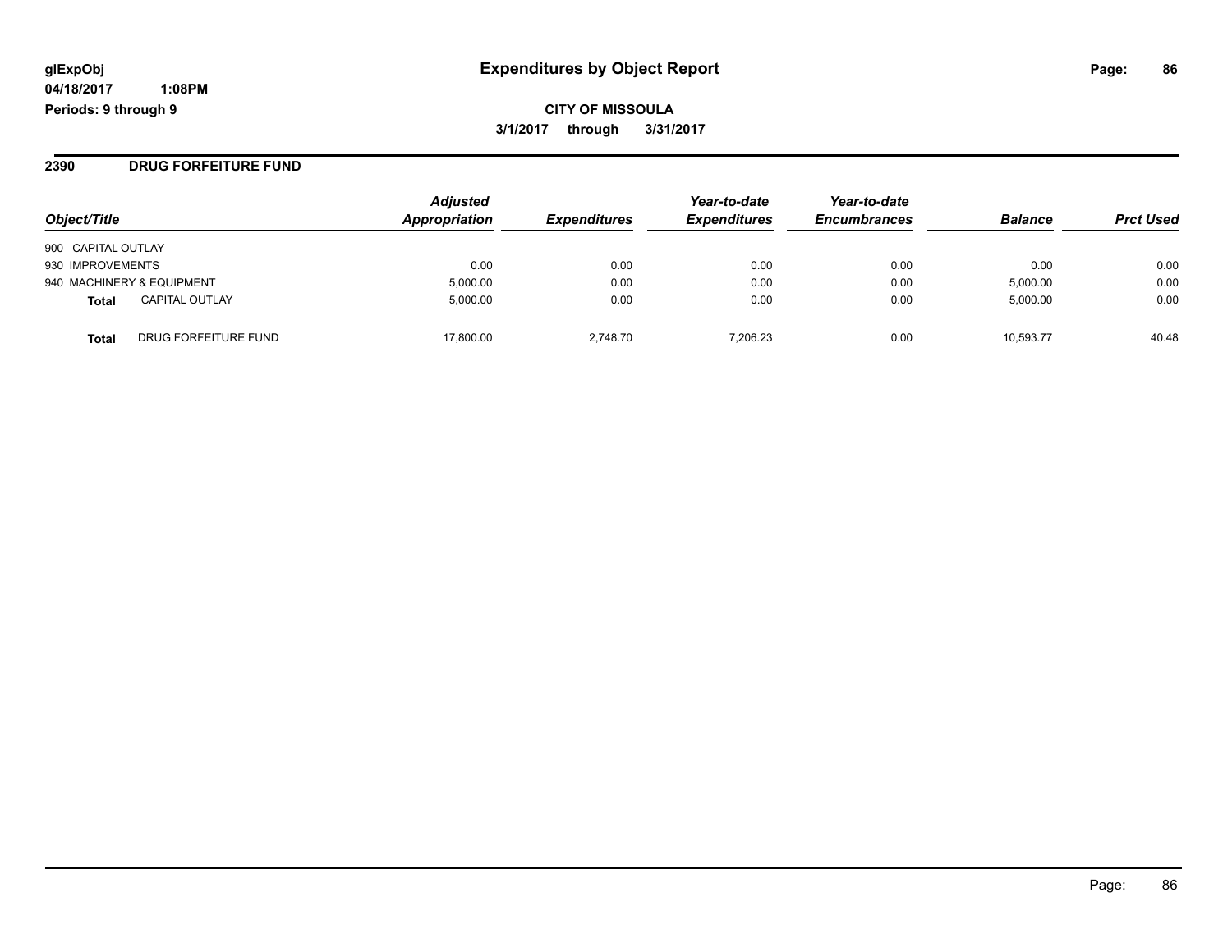# Expenditures by Object Report

glExpObj
04/18/2017 1:08PM
Periods: 9 through 9

**CITY OF MISSOULA**
**3/1/2017 through 3/31/2017**

## 2390 DRUG FORFEITURE FUND

| Object/Title | | Adjusted Appropriation | Expenditures | Year-to-date Expenditures | Year-to-date Encumbrances | Balance | Prct Used |
|---|---|---|---|---|---|---|---|
| 900 CAPITAL OUTLAY | | | | | | | |
| 930 IMPROVEMENTS | | 0.00 | 0.00 | 0.00 | 0.00 | 0.00 | 0.00 |
| 940 MACHINERY & EQUIPMENT | | 5,000.00 | 0.00 | 0.00 | 0.00 | 5,000.00 | 0.00 |
| **Total** | CAPITAL OUTLAY | 5,000.00 | 0.00 | 0.00 | 0.00 | 5,000.00 | 0.00 |
| **Total** | DRUG FORFEITURE FUND | 17,800.00 | 2,748.70 | 7,206.23 | 0.00 | 10,593.77 | 40.48 |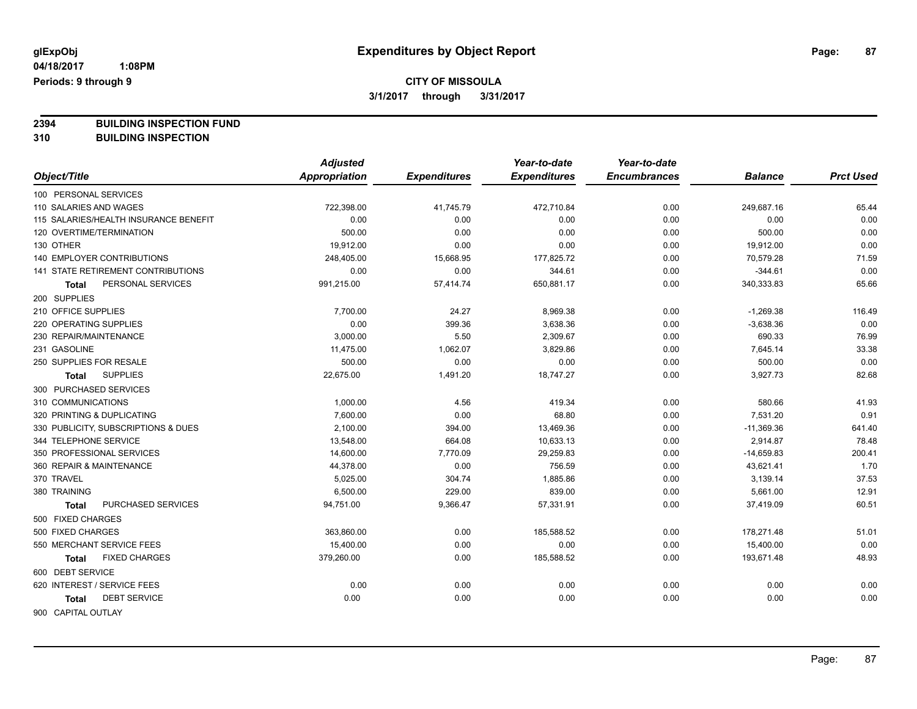**glExpObj** 04/18/2017 1:08PM
**Periods: 9 through 9**

# Expenditures by Object Report

**CITY OF MISSOULA**
**3/1/2017 through 3/31/2017**

**2394 BUILDING INSPECTION FUND**
**310 BUILDING INSPECTION**

| Object/Title | Adjusted Appropriation | Expenditures | Year-to-date Expenditures | Year-to-date Encumbrances | Balance | Prct Used |
|---|---|---|---|---|---|---|
| 100 PERSONAL SERVICES | | | | | | |
| 110 SALARIES AND WAGES | 722,398.00 | 41,745.79 | 472,710.84 | 0.00 | 249,687.16 | 65.44 |
| 115 SALARIES/HEALTH INSURANCE BENEFIT | 0.00 | 0.00 | 0.00 | 0.00 | 0.00 | 0.00 |
| 120 OVERTIME/TERMINATION | 500.00 | 0.00 | 0.00 | 0.00 | 500.00 | 0.00 |
| 130 OTHER | 19,912.00 | 0.00 | 0.00 | 0.00 | 19,912.00 | 0.00 |
| 140 EMPLOYER CONTRIBUTIONS | 248,405.00 | 15,668.95 | 177,825.72 | 0.00 | 70,579.28 | 71.59 |
| 141 STATE RETIREMENT CONTRIBUTIONS | 0.00 | 0.00 | 344.61 | 0.00 | -344.61 | 0.00 |
| **Total** PERSONAL SERVICES | 991,215.00 | 57,414.74 | 650,881.17 | 0.00 | 340,333.83 | 65.66 |
| 200 SUPPLIES | | | | | | |
| 210 OFFICE SUPPLIES | 7,700.00 | 24.27 | 8,969.38 | 0.00 | -1,269.38 | 116.49 |
| 220 OPERATING SUPPLIES | 0.00 | 399.36 | 3,638.36 | 0.00 | -3,638.36 | 0.00 |
| 230 REPAIR/MAINTENANCE | 3,000.00 | 5.50 | 2,309.67 | 0.00 | 690.33 | 76.99 |
| 231 GASOLINE | 11,475.00 | 1,062.07 | 3,829.86 | 0.00 | 7,645.14 | 33.38 |
| 250 SUPPLIES FOR RESALE | 500.00 | 0.00 | 0.00 | 0.00 | 500.00 | 0.00 |
| **Total** SUPPLIES | 22,675.00 | 1,491.20 | 18,747.27 | 0.00 | 3,927.73 | 82.68 |
| 300 PURCHASED SERVICES | | | | | | |
| 310 COMMUNICATIONS | 1,000.00 | 4.56 | 419.34 | 0.00 | 580.66 | 41.93 |
| 320 PRINTING & DUPLICATING | 7,600.00 | 0.00 | 68.80 | 0.00 | 7,531.20 | 0.91 |
| 330 PUBLICITY, SUBSCRIPTIONS & DUES | 2,100.00 | 394.00 | 13,469.36 | 0.00 | -11,369.36 | 641.40 |
| 344 TELEPHONE SERVICE | 13,548.00 | 664.08 | 10,633.13 | 0.00 | 2,914.87 | 78.48 |
| 350 PROFESSIONAL SERVICES | 14,600.00 | 7,770.09 | 29,259.83 | 0.00 | -14,659.83 | 200.41 |
| 360 REPAIR & MAINTENANCE | 44,378.00 | 0.00 | 756.59 | 0.00 | 43,621.41 | 1.70 |
| 370 TRAVEL | 5,025.00 | 304.74 | 1,885.86 | 0.00 | 3,139.14 | 37.53 |
| 380 TRAINING | 6,500.00 | 229.00 | 839.00 | 0.00 | 5,661.00 | 12.91 |
| **Total** PURCHASED SERVICES | 94,751.00 | 9,366.47 | 57,331.91 | 0.00 | 37,419.09 | 60.51 |
| 500 FIXED CHARGES | | | | | | |
| 500 FIXED CHARGES | 363,860.00 | 0.00 | 185,588.52 | 0.00 | 178,271.48 | 51.01 |
| 550 MERCHANT SERVICE FEES | 15,400.00 | 0.00 | 0.00 | 0.00 | 15,400.00 | 0.00 |
| **Total** FIXED CHARGES | 379,260.00 | 0.00 | 185,588.52 | 0.00 | 193,671.48 | 48.93 |
| 600 DEBT SERVICE | | | | | | |
| 620 INTEREST / SERVICE FEES | 0.00 | 0.00 | 0.00 | 0.00 | 0.00 | 0.00 |
| **Total** DEBT SERVICE | 0.00 | 0.00 | 0.00 | 0.00 | 0.00 | 0.00 |
| 900 CAPITAL OUTLAY | | | | | | |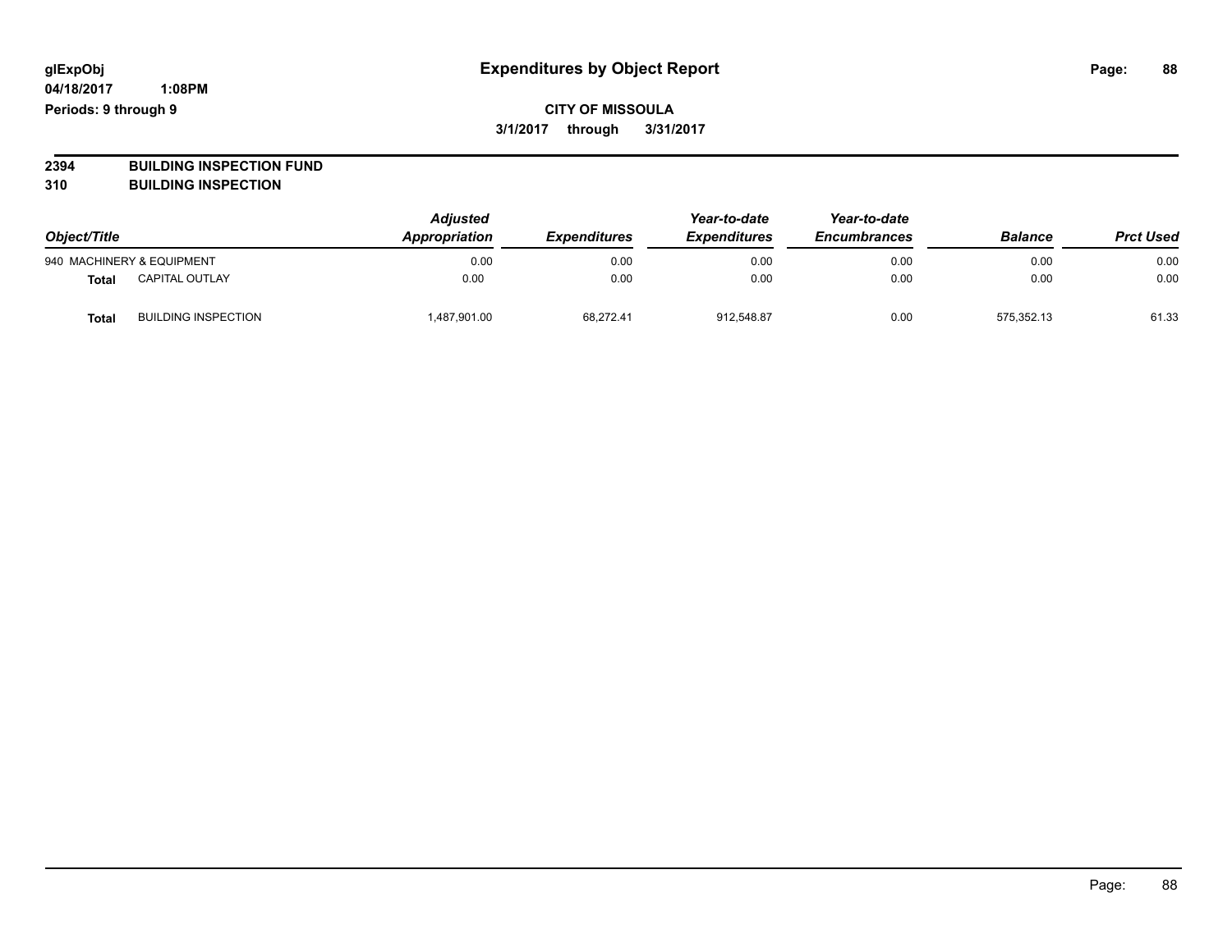glExpObj
04/18/2017 1:08PM
Periods: 9 through 9

# Expenditures by Object Report

**CITY OF MISSOULA**
**3/1/2017 through 3/31/2017**

**2394 BUILDING INSPECTION FUND**
**310 BUILDING INSPECTION**

| Object/Title | | Adjusted Appropriation | Expenditures | Year-to-date Expenditures | Year-to-date Encumbrances | Balance | Prct Used |
|---|---|---|---|---|---|---|---|
| 940 MACHINERY & EQUIPMENT | | 0.00 | 0.00 | 0.00 | 0.00 | 0.00 | 0.00 |
| **Total** | CAPITAL OUTLAY | 0.00 | 0.00 | 0.00 | 0.00 | 0.00 | 0.00 |
| **Total** | BUILDING INSPECTION | 1,487,901.00 | 68,272.41 | 912,548.87 | 0.00 | 575,352.13 | 61.33 |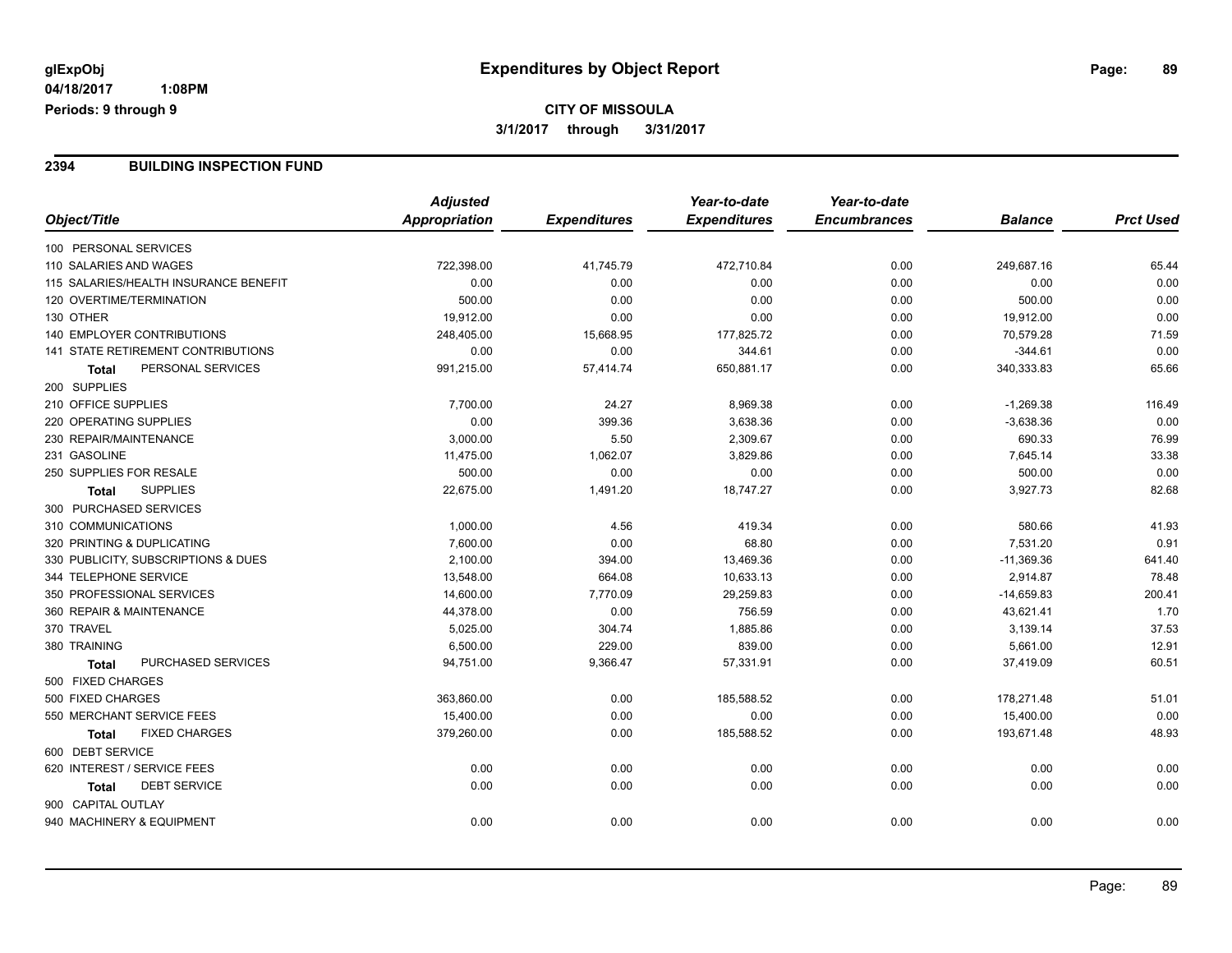# Expenditures by Object Report

glExpObj
04/18/2017 1:08PM
Periods: 9 through 9

**CITY OF MISSOULA**
**3/1/2017 through 3/31/2017**

## 2394 BUILDING INSPECTION FUND

| Object/Title | Adjusted Appropriation | Expenditures | Year-to-date Expenditures | Year-to-date Encumbrances | Balance | Prct Used |
|---|---|---|---|---|---|---|
| 100 PERSONAL SERVICES | | | | | | |
| 110 SALARIES AND WAGES | 722,398.00 | 41,745.79 | 472,710.84 | 0.00 | 249,687.16 | 65.44 |
| 115 SALARIES/HEALTH INSURANCE BENEFIT | 0.00 | 0.00 | 0.00 | 0.00 | 0.00 | 0.00 |
| 120 OVERTIME/TERMINATION | 500.00 | 0.00 | 0.00 | 0.00 | 500.00 | 0.00 |
| 130 OTHER | 19,912.00 | 0.00 | 0.00 | 0.00 | 19,912.00 | 0.00 |
| 140 EMPLOYER CONTRIBUTIONS | 248,405.00 | 15,668.95 | 177,825.72 | 0.00 | 70,579.28 | 71.59 |
| 141 STATE RETIREMENT CONTRIBUTIONS | 0.00 | 0.00 | 344.61 | 0.00 | -344.61 | 0.00 |
| **Total** PERSONAL SERVICES | 991,215.00 | 57,414.74 | 650,881.17 | 0.00 | 340,333.83 | 65.66 |
| 200 SUPPLIES | | | | | | |
| 210 OFFICE SUPPLIES | 7,700.00 | 24.27 | 8,969.38 | 0.00 | -1,269.38 | 116.49 |
| 220 OPERATING SUPPLIES | 0.00 | 399.36 | 3,638.36 | 0.00 | -3,638.36 | 0.00 |
| 230 REPAIR/MAINTENANCE | 3,000.00 | 5.50 | 2,309.67 | 0.00 | 690.33 | 76.99 |
| 231 GASOLINE | 11,475.00 | 1,062.07 | 3,829.86 | 0.00 | 7,645.14 | 33.38 |
| 250 SUPPLIES FOR RESALE | 500.00 | 0.00 | 0.00 | 0.00 | 500.00 | 0.00 |
| **Total** SUPPLIES | 22,675.00 | 1,491.20 | 18,747.27 | 0.00 | 3,927.73 | 82.68 |
| 300 PURCHASED SERVICES | | | | | | |
| 310 COMMUNICATIONS | 1,000.00 | 4.56 | 419.34 | 0.00 | 580.66 | 41.93 |
| 320 PRINTING & DUPLICATING | 7,600.00 | 0.00 | 68.80 | 0.00 | 7,531.20 | 0.91 |
| 330 PUBLICITY, SUBSCRIPTIONS & DUES | 2,100.00 | 394.00 | 13,469.36 | 0.00 | -11,369.36 | 641.40 |
| 344 TELEPHONE SERVICE | 13,548.00 | 664.08 | 10,633.13 | 0.00 | 2,914.87 | 78.48 |
| 350 PROFESSIONAL SERVICES | 14,600.00 | 7,770.09 | 29,259.83 | 0.00 | -14,659.83 | 200.41 |
| 360 REPAIR & MAINTENANCE | 44,378.00 | 0.00 | 756.59 | 0.00 | 43,621.41 | 1.70 |
| 370 TRAVEL | 5,025.00 | 304.74 | 1,885.86 | 0.00 | 3,139.14 | 37.53 |
| 380 TRAINING | 6,500.00 | 229.00 | 839.00 | 0.00 | 5,661.00 | 12.91 |
| **Total** PURCHASED SERVICES | 94,751.00 | 9,366.47 | 57,331.91 | 0.00 | 37,419.09 | 60.51 |
| 500 FIXED CHARGES | | | | | | |
| 500 FIXED CHARGES | 363,860.00 | 0.00 | 185,588.52 | 0.00 | 178,271.48 | 51.01 |
| 550 MERCHANT SERVICE FEES | 15,400.00 | 0.00 | 0.00 | 0.00 | 15,400.00 | 0.00 |
| **Total** FIXED CHARGES | 379,260.00 | 0.00 | 185,588.52 | 0.00 | 193,671.48 | 48.93 |
| 600 DEBT SERVICE | | | | | | |
| 620 INTEREST / SERVICE FEES | 0.00 | 0.00 | 0.00 | 0.00 | 0.00 | 0.00 |
| **Total** DEBT SERVICE | 0.00 | 0.00 | 0.00 | 0.00 | 0.00 | 0.00 |
| 900 CAPITAL OUTLAY | | | | | | |
| 940 MACHINERY & EQUIPMENT | 0.00 | 0.00 | 0.00 | 0.00 | 0.00 | 0.00 |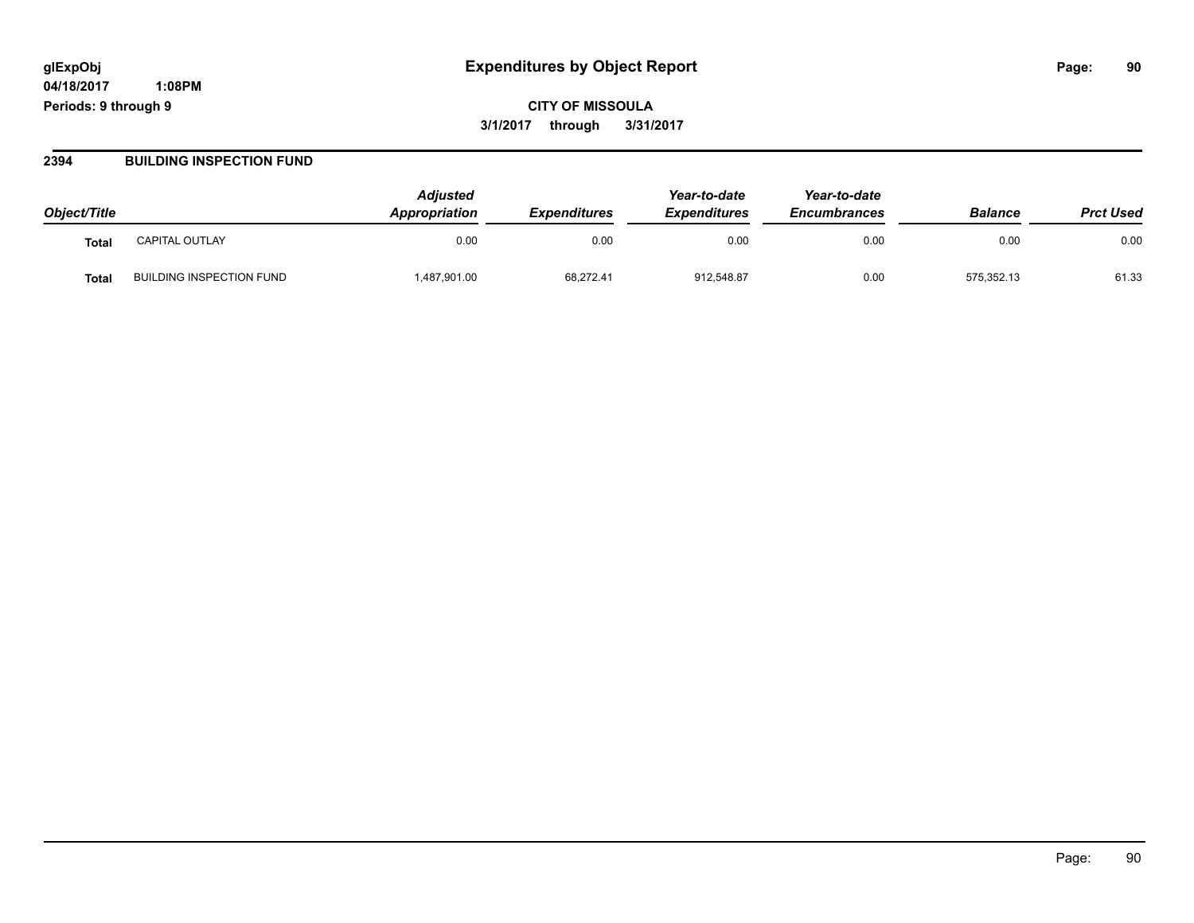**glExpObj** **Expenditures by Object Report**

**04/18/2017 1:08PM**

**Periods: 9 through 9**

**CITY OF MISSOULA**

**3/1/2017 through 3/31/2017**

## 2394 BUILDING INSPECTION FUND

| Object/Title | | Adjusted Appropriation | Expenditures | Year-to-date Expenditures | Year-to-date Encumbrances | Balance | Prct Used |
|---|---|---|---|---|---|---|---|
| **Total** | CAPITAL OUTLAY | 0.00 | 0.00 | 0.00 | 0.00 | 0.00 | 0.00 |
| **Total** | BUILDING INSPECTION FUND | 1,487,901.00 | 68,272.41 | 912,548.87 | 0.00 | 575,352.13 | 61.33 |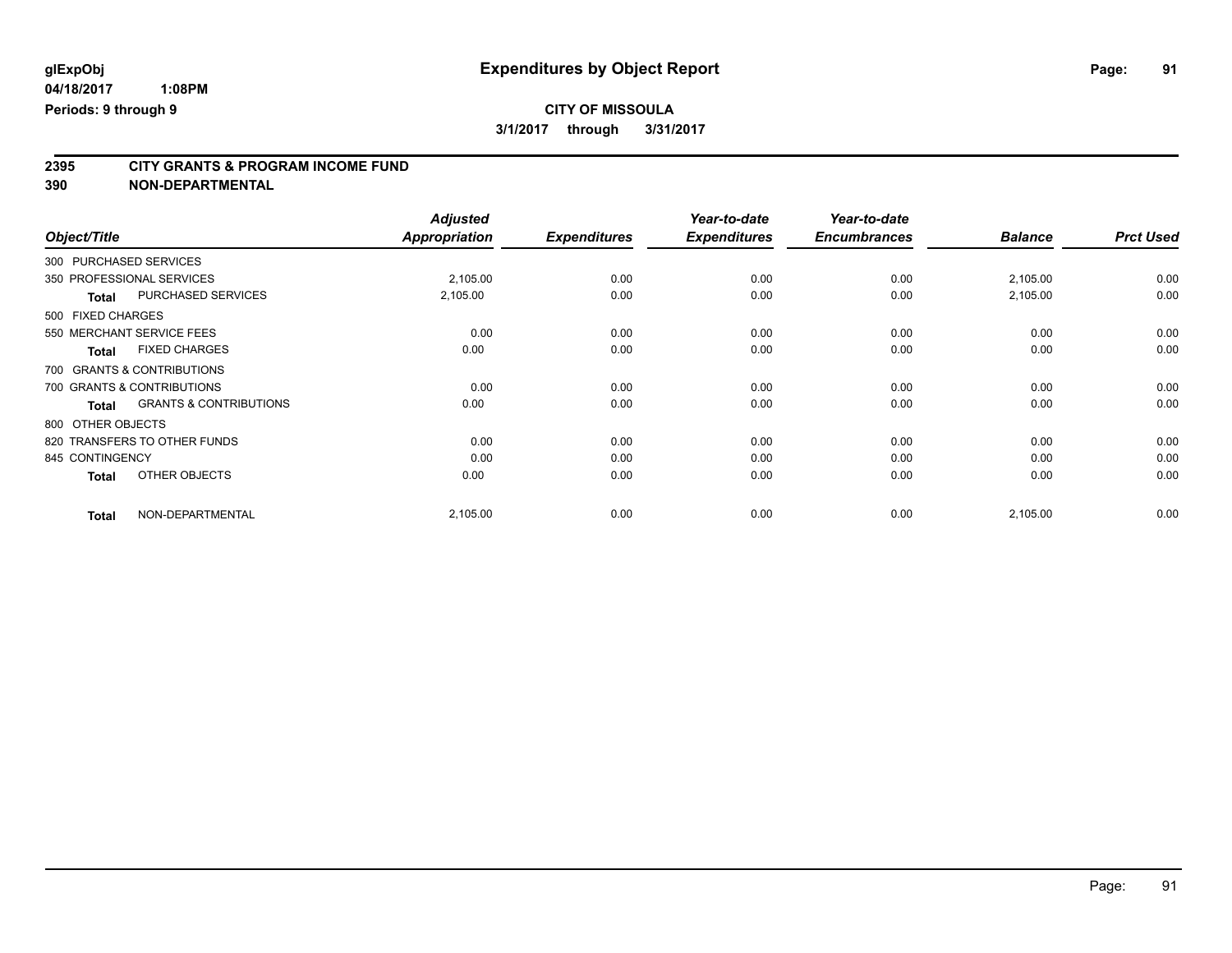**glExpObj**
**04/18/2017 1:08PM**
**Periods: 9 through 9**

# Expenditures by Object Report

**CITY OF MISSOULA**
**3/1/2017 through 3/31/2017**

## 2395 CITY GRANTS & PROGRAM INCOME FUND
## 390 NON-DEPARTMENTAL

| Object/Title | | Adjusted Appropriation | Expenditures | Year-to-date Expenditures | Year-to-date Encumbrances | Balance | Prct Used |
|---|---|---|---|---|---|---|---|
| 300 PURCHASED SERVICES | | | | | | | |
| 350 PROFESSIONAL SERVICES | | 2,105.00 | 0.00 | 0.00 | 0.00 | 2,105.00 | 0.00 |
| **Total** | PURCHASED SERVICES | 2,105.00 | 0.00 | 0.00 | 0.00 | 2,105.00 | 0.00 |
| 500 FIXED CHARGES | | | | | | | |
| 550 MERCHANT SERVICE FEES | | 0.00 | 0.00 | 0.00 | 0.00 | 0.00 | 0.00 |
| **Total** | FIXED CHARGES | 0.00 | 0.00 | 0.00 | 0.00 | 0.00 | 0.00 |
| 700 GRANTS & CONTRIBUTIONS | | | | | | | |
| 700 GRANTS & CONTRIBUTIONS | | 0.00 | 0.00 | 0.00 | 0.00 | 0.00 | 0.00 |
| **Total** | GRANTS & CONTRIBUTIONS | 0.00 | 0.00 | 0.00 | 0.00 | 0.00 | 0.00 |
| 800 OTHER OBJECTS | | | | | | | |
| 820 TRANSFERS TO OTHER FUNDS | | 0.00 | 0.00 | 0.00 | 0.00 | 0.00 | 0.00 |
| 845 CONTINGENCY | | 0.00 | 0.00 | 0.00 | 0.00 | 0.00 | 0.00 |
| **Total** | OTHER OBJECTS | 0.00 | 0.00 | 0.00 | 0.00 | 0.00 | 0.00 |
| **Total** | NON-DEPARTMENTAL | 2,105.00 | 0.00 | 0.00 | 0.00 | 2,105.00 | 0.00 |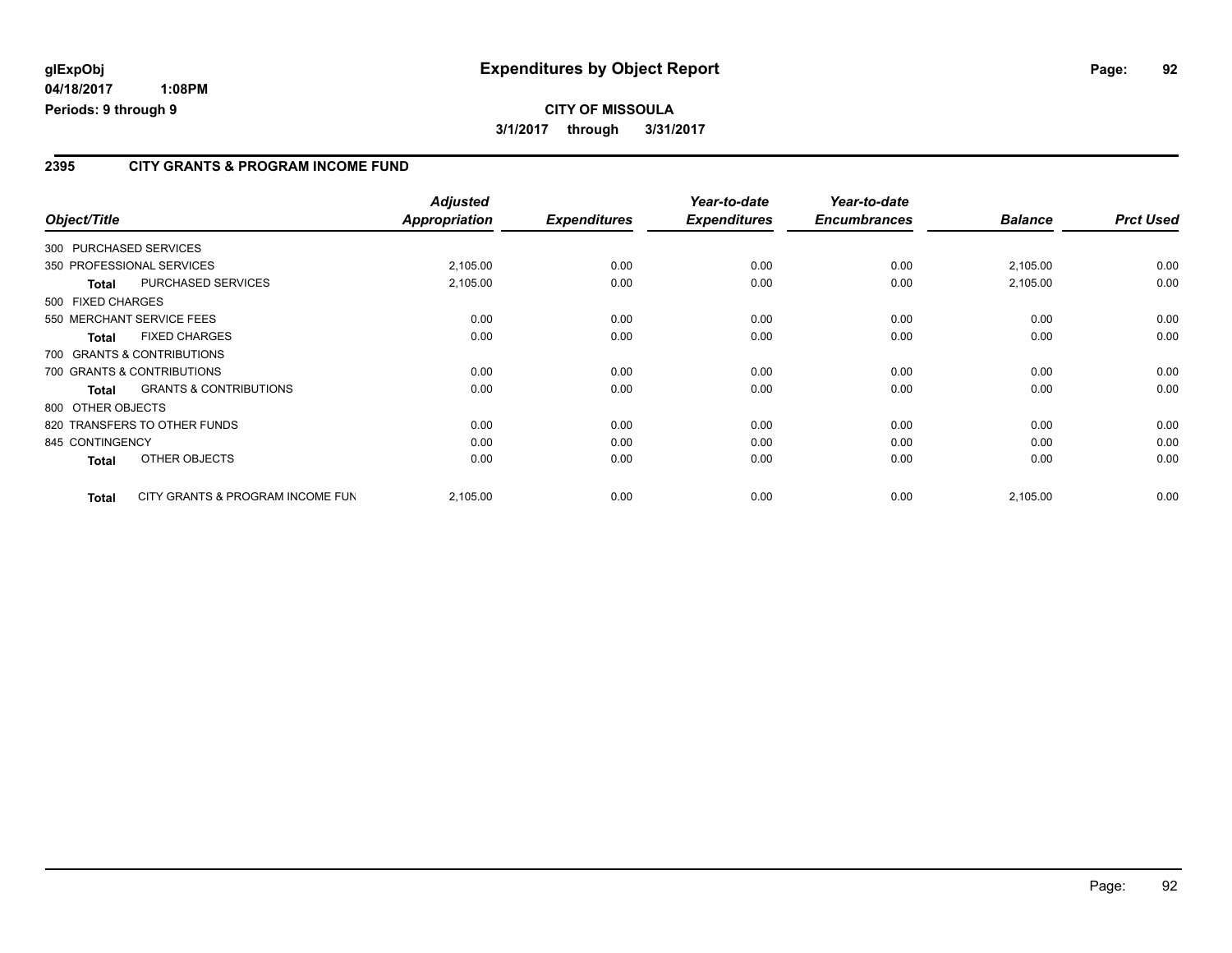**glExpObj**
**04/18/2017 1:08PM**
**Periods: 9 through 9**

# Expenditures by Object Report

**CITY OF MISSOULA**
**3/1/2017 through 3/31/2017**

## 2395 CITY GRANTS & PROGRAM INCOME FUND

| Object/Title | | *Adjusted Appropriation* | *Expenditures* | *Year-to-date Expenditures* | *Year-to-date Encumbrances* | *Balance* | *Prct Used* |
|---|---|---|---|---|---|---|---|
| 300 PURCHASED SERVICES | | | | | | | |
| 350 PROFESSIONAL SERVICES | | 2,105.00 | 0.00 | 0.00 | 0.00 | 2,105.00 | 0.00 |
| **Total** | PURCHASED SERVICES | 2,105.00 | 0.00 | 0.00 | 0.00 | 2,105.00 | 0.00 |
| 500 FIXED CHARGES | | | | | | | |
| 550 MERCHANT SERVICE FEES | | 0.00 | 0.00 | 0.00 | 0.00 | 0.00 | 0.00 |
| **Total** | FIXED CHARGES | 0.00 | 0.00 | 0.00 | 0.00 | 0.00 | 0.00 |
| 700 GRANTS & CONTRIBUTIONS | | | | | | | |
| 700 GRANTS & CONTRIBUTIONS | | 0.00 | 0.00 | 0.00 | 0.00 | 0.00 | 0.00 |
| **Total** | GRANTS & CONTRIBUTIONS | 0.00 | 0.00 | 0.00 | 0.00 | 0.00 | 0.00 |
| 800 OTHER OBJECTS | | | | | | | |
| 820 TRANSFERS TO OTHER FUNDS | | 0.00 | 0.00 | 0.00 | 0.00 | 0.00 | 0.00 |
| 845 CONTINGENCY | | 0.00 | 0.00 | 0.00 | 0.00 | 0.00 | 0.00 |
| **Total** | OTHER OBJECTS | 0.00 | 0.00 | 0.00 | 0.00 | 0.00 | 0.00 |
| **Total** | CITY GRANTS & PROGRAM INCOME FUN | 2,105.00 | 0.00 | 0.00 | 0.00 | 2,105.00 | 0.00 |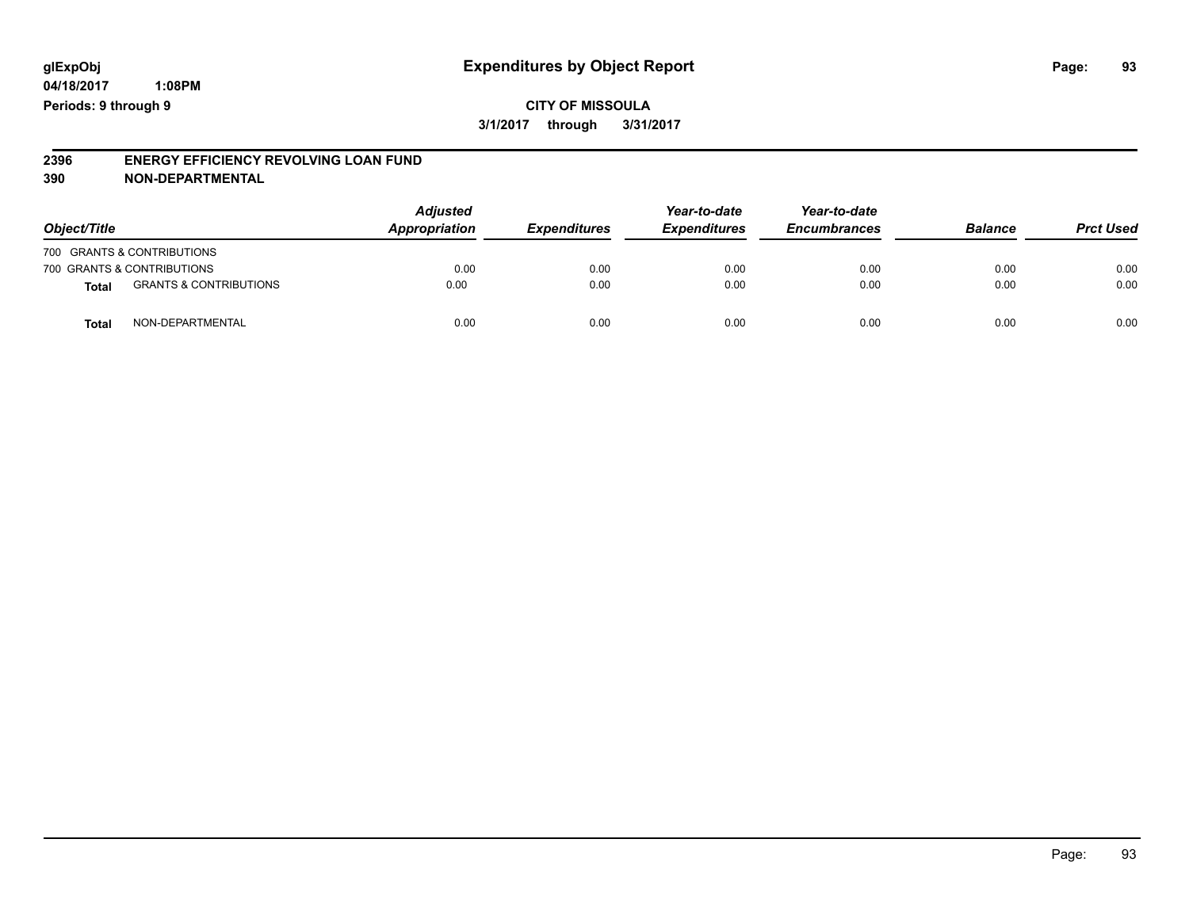glExpObj
04/18/2017 1:08PM
Periods: 9 through 9

# Expenditures by Object Report

**CITY OF MISSOULA**
**3/1/2017 through 3/31/2017**

**2396 ENERGY EFFICIENCY REVOLVING LOAN FUND**
**390 NON-DEPARTMENTAL**

| Object/Title | | Adjusted Appropriation | Expenditures | Year-to-date Expenditures | Year-to-date Encumbrances | Balance | Prct Used |
|---|---|---|---|---|---|---|---|
| 700 GRANTS & CONTRIBUTIONS | | | | | | | |
| 700 GRANTS & CONTRIBUTIONS | | 0.00 | 0.00 | 0.00 | 0.00 | 0.00 | 0.00 |
| **Total** | GRANTS & CONTRIBUTIONS | 0.00 | 0.00 | 0.00 | 0.00 | 0.00 | 0.00 |
| **Total** | NON-DEPARTMENTAL | 0.00 | 0.00 | 0.00 | 0.00 | 0.00 | 0.00 |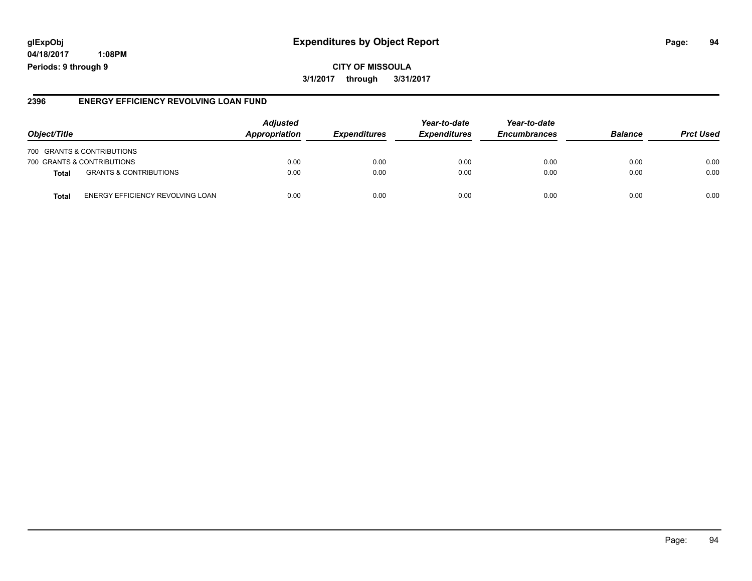**glExpObj**
**04/18/2017 1:08PM**
**Periods: 9 through 9**

# Expenditures by Object Report

**CITY OF MISSOULA**

**3/1/2017 through 3/31/2017**

## 2396 ENERGY EFFICIENCY REVOLVING LOAN FUND

| Object/Title | | Adjusted Appropriation | Expenditures | Year-to-date Expenditures | Year-to-date Encumbrances | Balance | Prct Used |
|---|---|---|---|---|---|---|---|
| 700 GRANTS & CONTRIBUTIONS | | | | | | | |
| 700 GRANTS & CONTRIBUTIONS | | 0.00 | 0.00 | 0.00 | 0.00 | 0.00 | 0.00 |
| **Total** | GRANTS & CONTRIBUTIONS | 0.00 | 0.00 | 0.00 | 0.00 | 0.00 | 0.00 |
| **Total** | ENERGY EFFICIENCY REVOLVING LOAN | 0.00 | 0.00 | 0.00 | 0.00 | 0.00 | 0.00 |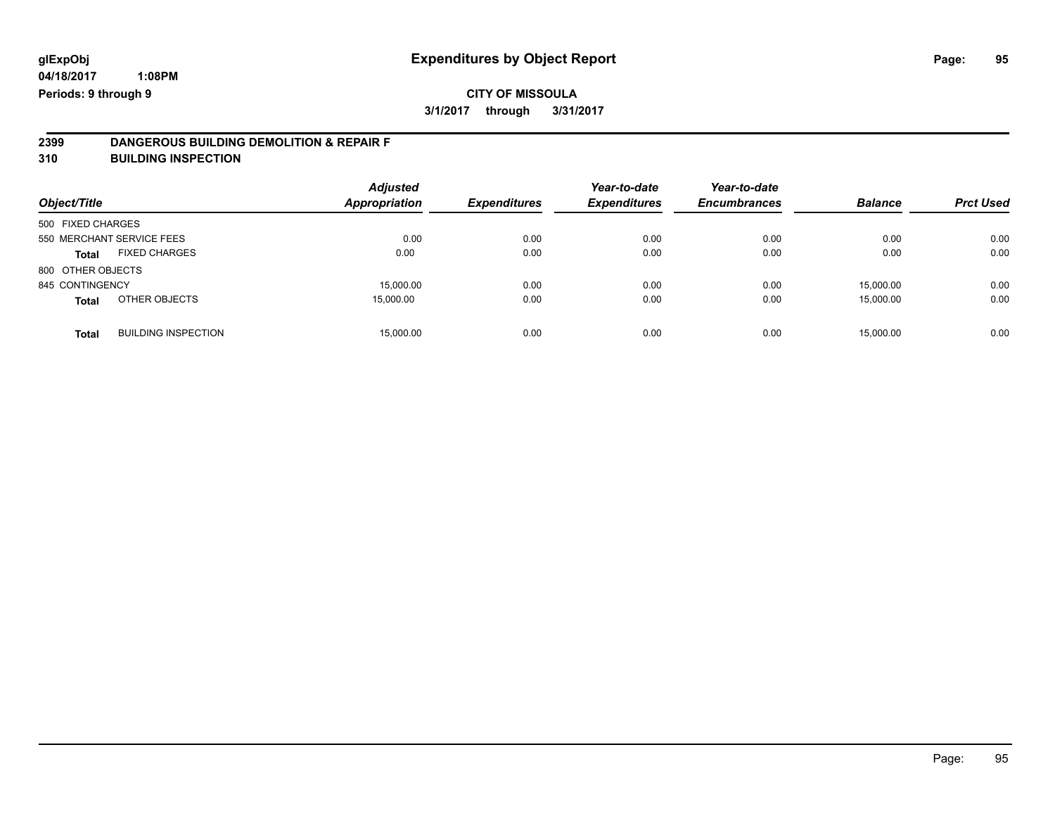**glExpObj** **Expenditures by Object Report**

**04/18/2017 1:08PM**

**Periods: 9 through 9**

**CITY OF MISSOULA**

**3/1/2017 through 3/31/2017**

**2399 DANGEROUS BUILDING DEMOLITION & REPAIR F**

**310 BUILDING INSPECTION**

| Object/Title | | Adjusted Appropriation | Expenditures | Year-to-date Expenditures | Year-to-date Encumbrances | Balance | Prct Used |
|---|---|---|---|---|---|---|---|
| 500 FIXED CHARGES | | | | | | | |
| 550 MERCHANT SERVICE FEES | | 0.00 | 0.00 | 0.00 | 0.00 | 0.00 | 0.00 |
| **Total** | FIXED CHARGES | 0.00 | 0.00 | 0.00 | 0.00 | 0.00 | 0.00 |
| 800 OTHER OBJECTS | | | | | | | |
| 845 CONTINGENCY | | 15,000.00 | 0.00 | 0.00 | 0.00 | 15,000.00 | 0.00 |
| **Total** | OTHER OBJECTS | 15,000.00 | 0.00 | 0.00 | 0.00 | 15,000.00 | 0.00 |
| **Total** | BUILDING INSPECTION | 15,000.00 | 0.00 | 0.00 | 0.00 | 15,000.00 | 0.00 |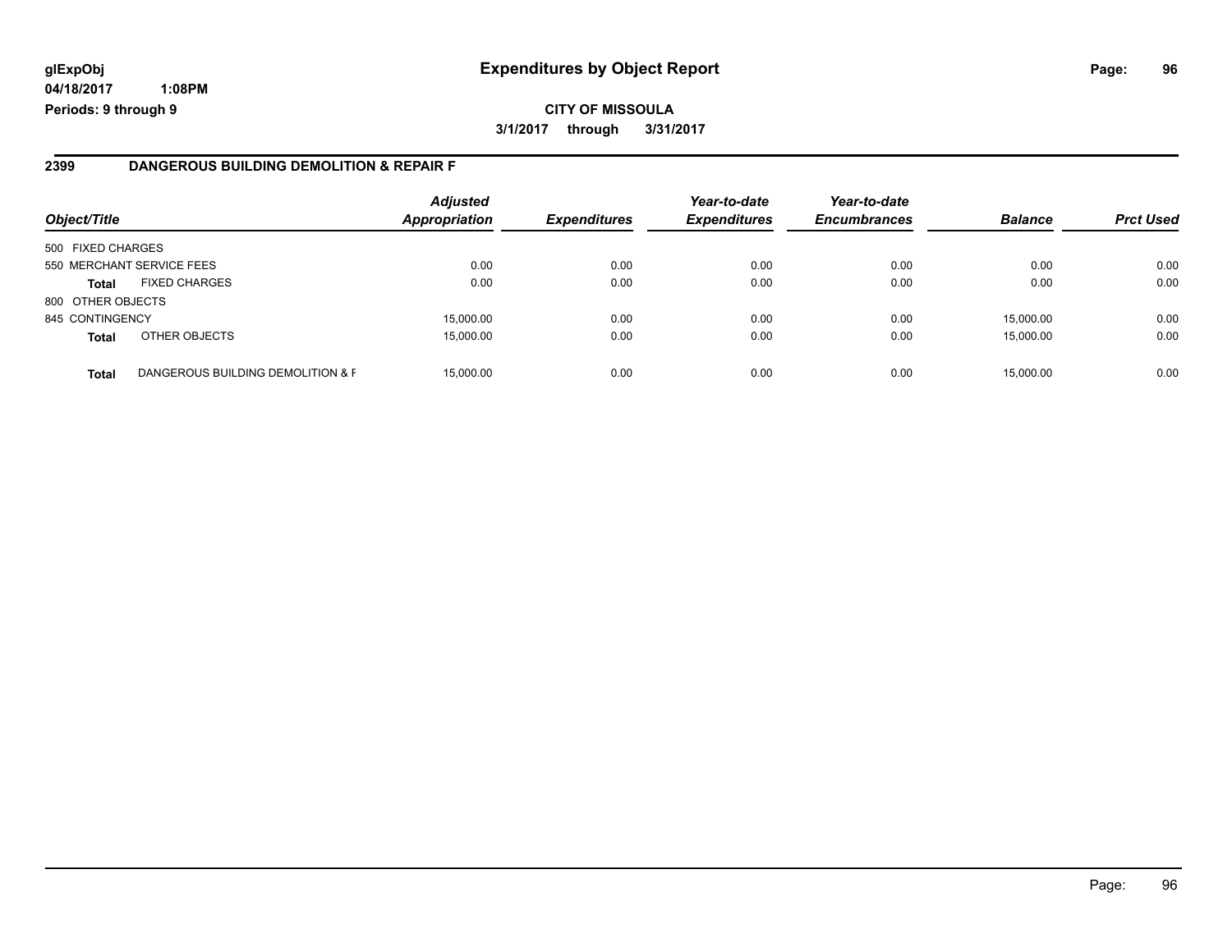**glExpObj** **Expenditures by Object Report**

**04/18/2017 1:08PM**

**Periods: 9 through 9**

**CITY OF MISSOULA**

**3/1/2017 through 3/31/2017**

## 2399 DANGEROUS BUILDING DEMOLITION & REPAIR F

| Object/Title | | Adjusted Appropriation | Expenditures | Year-to-date Expenditures | Year-to-date Encumbrances | Balance | Prct Used |
|---|---|---|---|---|---|---|---|
| 500 FIXED CHARGES | | | | | | | |
| 550 MERCHANT SERVICE FEES | | 0.00 | 0.00 | 0.00 | 0.00 | 0.00 | 0.00 |
| **Total** | FIXED CHARGES | 0.00 | 0.00 | 0.00 | 0.00 | 0.00 | 0.00 |
| 800 OTHER OBJECTS | | | | | | | |
| 845 CONTINGENCY | | 15,000.00 | 0.00 | 0.00 | 0.00 | 15,000.00 | 0.00 |
| **Total** | OTHER OBJECTS | 15,000.00 | 0.00 | 0.00 | 0.00 | 15,000.00 | 0.00 |
| **Total** | DANGEROUS BUILDING DEMOLITION & F | 15,000.00 | 0.00 | 0.00 | 0.00 | 15,000.00 | 0.00 |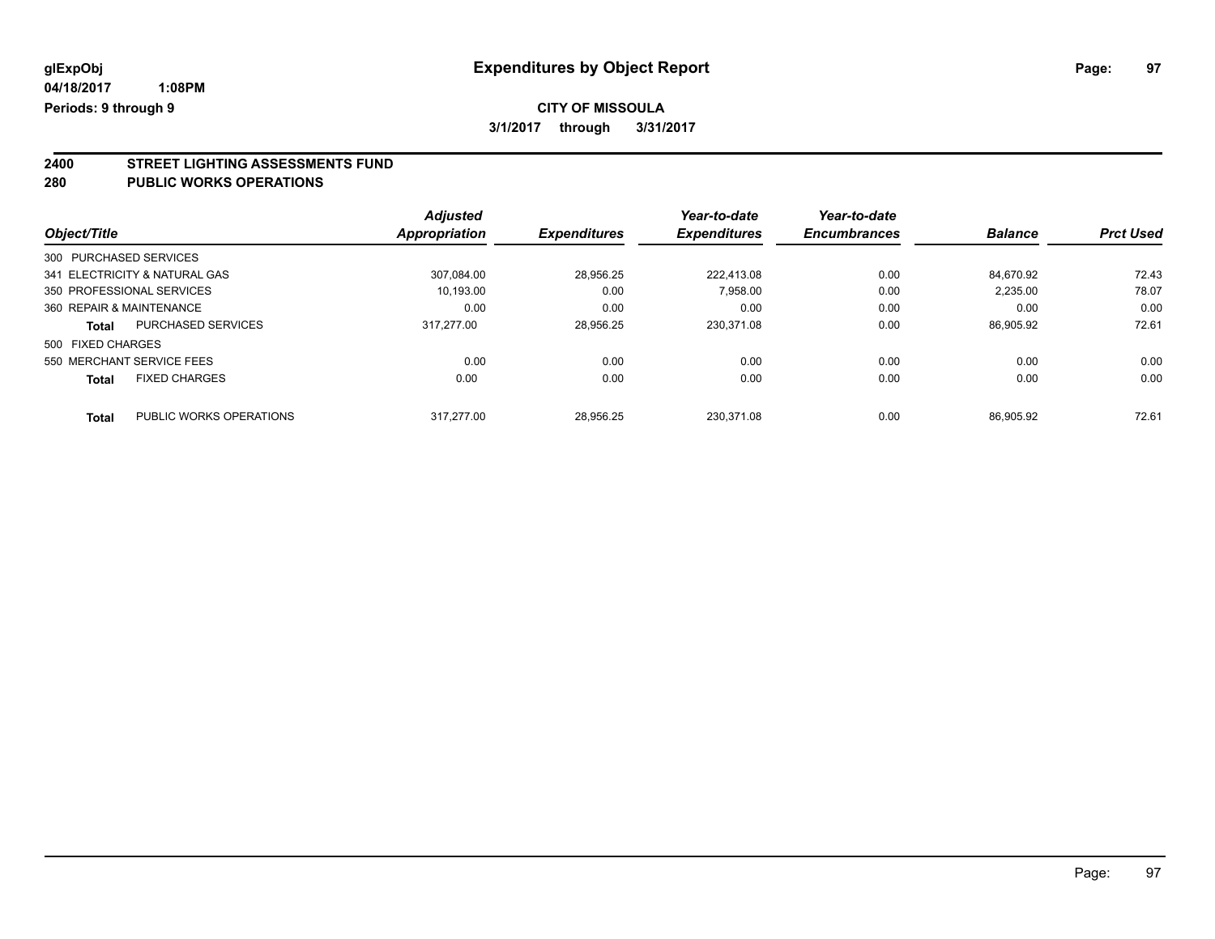**glExpObj** **Expenditures by Object Report**

**04/18/2017 1:08PM**

**Periods: 9 through 9**

**CITY OF MISSOULA**

**3/1/2017 through 3/31/2017**

## 2400 STREET LIGHTING ASSESSMENTS FUND
## 280 PUBLIC WORKS OPERATIONS

| Object/Title | | Adjusted Appropriation | Expenditures | Year-to-date Expenditures | Year-to-date Encumbrances | Balance | Prct Used |
|---|---|---|---|---|---|---|---|
| 300 PURCHASED SERVICES | | | | | | | |
| 341 ELECTRICITY & NATURAL GAS | | 307,084.00 | 28,956.25 | 222,413.08 | 0.00 | 84,670.92 | 72.43 |
| 350 PROFESSIONAL SERVICES | | 10,193.00 | 0.00 | 7,958.00 | 0.00 | 2,235.00 | 78.07 |
| 360 REPAIR & MAINTENANCE | | 0.00 | 0.00 | 0.00 | 0.00 | 0.00 | 0.00 |
| **Total** | PURCHASED SERVICES | 317,277.00 | 28,956.25 | 230,371.08 | 0.00 | 86,905.92 | 72.61 |
| 500 FIXED CHARGES | | | | | | | |
| 550 MERCHANT SERVICE FEES | | 0.00 | 0.00 | 0.00 | 0.00 | 0.00 | 0.00 |
| **Total** | FIXED CHARGES | 0.00 | 0.00 | 0.00 | 0.00 | 0.00 | 0.00 |
| **Total** | PUBLIC WORKS OPERATIONS | 317,277.00 | 28,956.25 | 230,371.08 | 0.00 | 86,905.92 | 72.61 |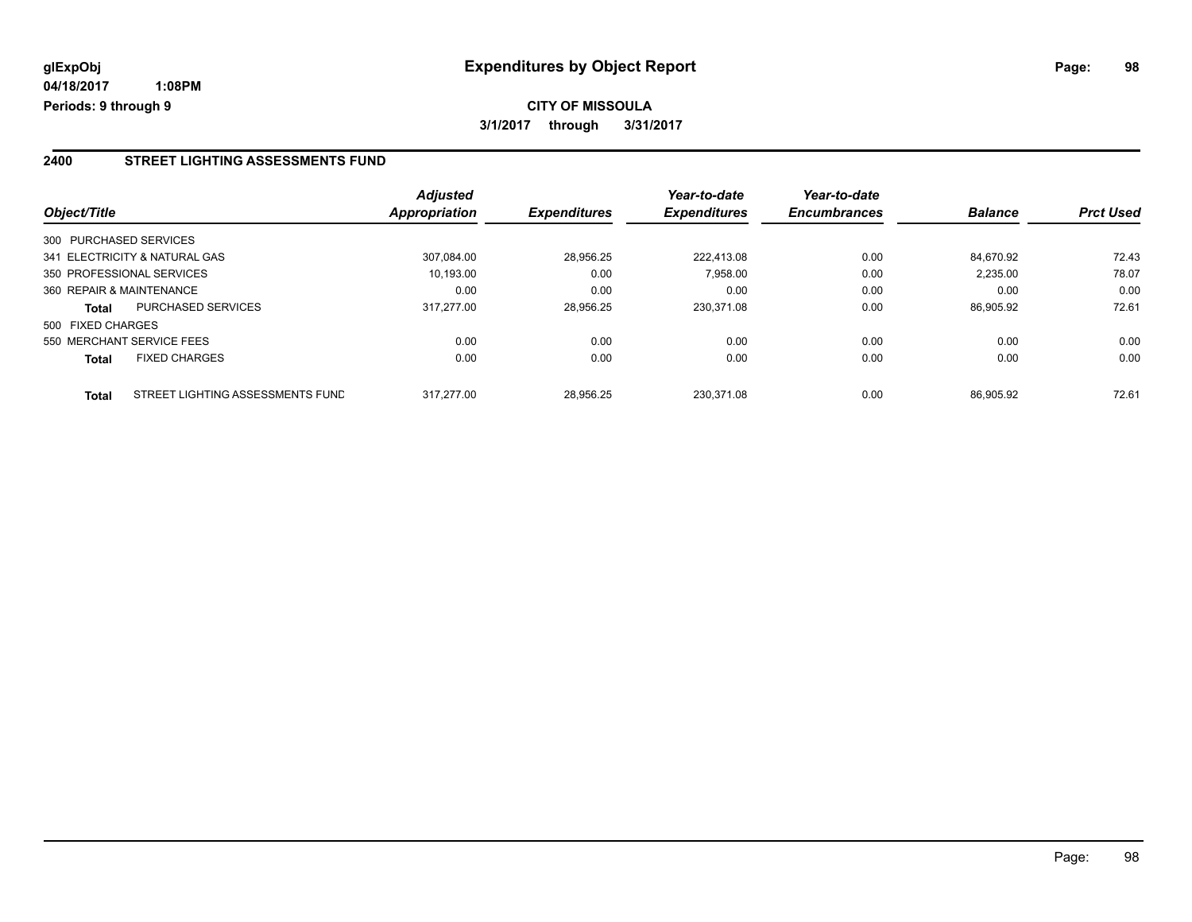# Expenditures by Object Report

glExpObj
04/18/2017 1:08PM
Periods: 9 through 9

**CITY OF MISSOULA**
**3/1/2017 through 3/31/2017**

## 2400 STREET LIGHTING ASSESSMENTS FUND

| Object/Title | | Adjusted Appropriation | Expenditures | Year-to-date Expenditures | Year-to-date Encumbrances | Balance | Prct Used |
|---|---|---|---|---|---|---|---|
| 300 PURCHASED SERVICES | | | | | | | |
| 341 ELECTRICITY & NATURAL GAS | | 307,084.00 | 28,956.25 | 222,413.08 | 0.00 | 84,670.92 | 72.43 |
| 350 PROFESSIONAL SERVICES | | 10,193.00 | 0.00 | 7,958.00 | 0.00 | 2,235.00 | 78.07 |
| 360 REPAIR & MAINTENANCE | | 0.00 | 0.00 | 0.00 | 0.00 | 0.00 | 0.00 |
| **Total** | PURCHASED SERVICES | 317,277.00 | 28,956.25 | 230,371.08 | 0.00 | 86,905.92 | 72.61 |
| 500 FIXED CHARGES | | | | | | | |
| 550 MERCHANT SERVICE FEES | | 0.00 | 0.00 | 0.00 | 0.00 | 0.00 | 0.00 |
| **Total** | FIXED CHARGES | 0.00 | 0.00 | 0.00 | 0.00 | 0.00 | 0.00 |
| **Total** | STREET LIGHTING ASSESSMENTS FUND | 317,277.00 | 28,956.25 | 230,371.08 | 0.00 | 86,905.92 | 72.61 |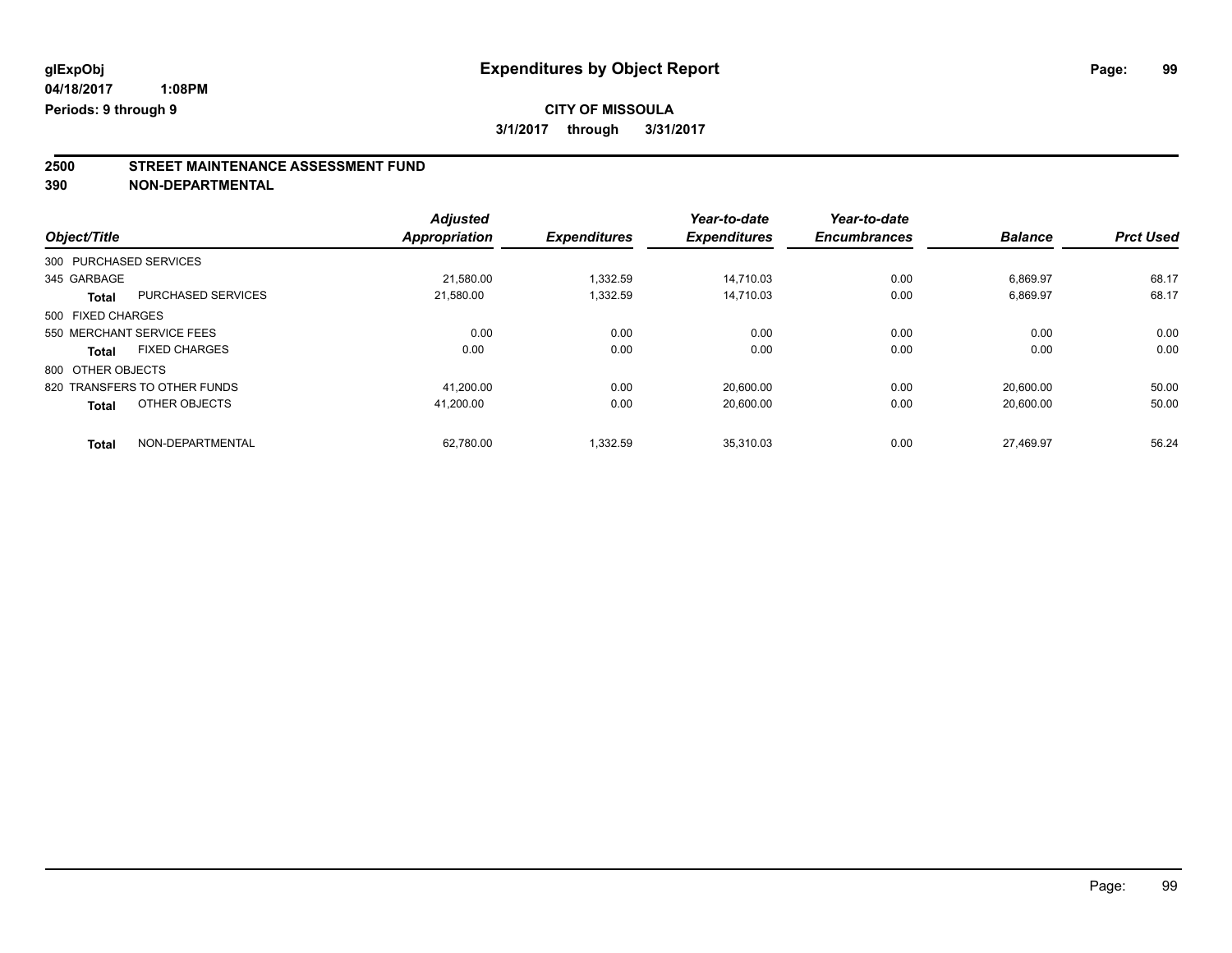**glExpObj**
**04/18/2017 1:08PM**
**Periods: 9 through 9**

# Expenditures by Object Report

**CITY OF MISSOULA**
**3/1/2017 through 3/31/2017**

## 2500 STREET MAINTENANCE ASSESSMENT FUND
## 390 NON-DEPARTMENTAL

| Object/Title | | Adjusted Appropriation | Expenditures | Year-to-date Expenditures | Year-to-date Encumbrances | Balance | Prct Used |
|---|---|---|---|---|---|---|---|
| 300 PURCHASED SERVICES | | | | | | | |
| 345 GARBAGE | | 21,580.00 | 1,332.59 | 14,710.03 | 0.00 | 6,869.97 | 68.17 |
| **Total** | PURCHASED SERVICES | 21,580.00 | 1,332.59 | 14,710.03 | 0.00 | 6,869.97 | 68.17 |
| 500 FIXED CHARGES | | | | | | | |
| 550 MERCHANT SERVICE FEES | | 0.00 | 0.00 | 0.00 | 0.00 | 0.00 | 0.00 |
| **Total** | FIXED CHARGES | 0.00 | 0.00 | 0.00 | 0.00 | 0.00 | 0.00 |
| 800 OTHER OBJECTS | | | | | | | |
| 820 TRANSFERS TO OTHER FUNDS | | 41,200.00 | 0.00 | 20,600.00 | 0.00 | 20,600.00 | 50.00 |
| **Total** | OTHER OBJECTS | 41,200.00 | 0.00 | 20,600.00 | 0.00 | 20,600.00 | 50.00 |
| **Total** | NON-DEPARTMENTAL | 62,780.00 | 1,332.59 | 35,310.03 | 0.00 | 27,469.97 | 56.24 |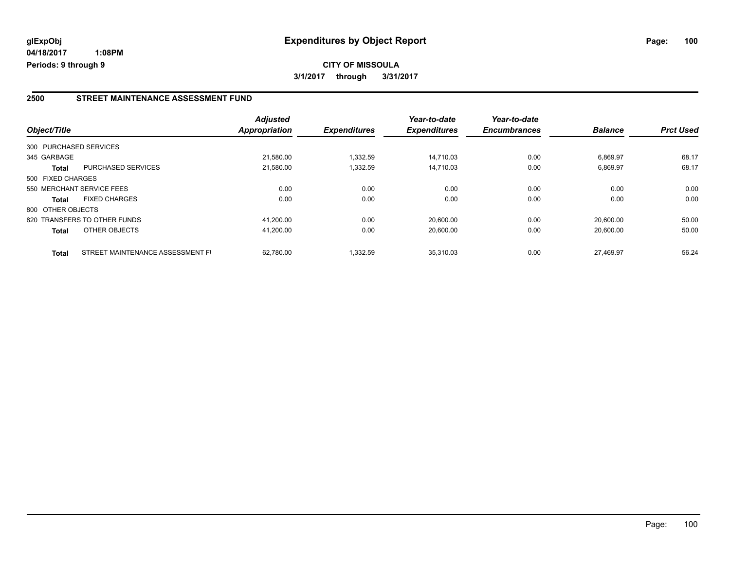**glExpObj** **Expenditures by Object Report**

**04/18/2017 1:08PM**

**Periods: 9 through 9**

**CITY OF MISSOULA**

**3/1/2017 through 3/31/2017**

## 2500 STREET MAINTENANCE ASSESSMENT FUND

| Object/Title | | Adjusted Appropriation | Expenditures | Year-to-date Expenditures | Year-to-date Encumbrances | Balance | Prct Used |
|---|---|---|---|---|---|---|---|
| 300 PURCHASED SERVICES | | | | | | | |
| 345 GARBAGE | | 21,580.00 | 1,332.59 | 14,710.03 | 0.00 | 6,869.97 | 68.17 |
| **Total** | PURCHASED SERVICES | 21,580.00 | 1,332.59 | 14,710.03 | 0.00 | 6,869.97 | 68.17 |
| 500 FIXED CHARGES | | | | | | | |
| 550 MERCHANT SERVICE FEES | | 0.00 | 0.00 | 0.00 | 0.00 | 0.00 | 0.00 |
| **Total** | FIXED CHARGES | 0.00 | 0.00 | 0.00 | 0.00 | 0.00 | 0.00 |
| 800 OTHER OBJECTS | | | | | | | |
| 820 TRANSFERS TO OTHER FUNDS | | 41,200.00 | 0.00 | 20,600.00 | 0.00 | 20,600.00 | 50.00 |
| **Total** | OTHER OBJECTS | 41,200.00 | 0.00 | 20,600.00 | 0.00 | 20,600.00 | 50.00 |
| **Total** | STREET MAINTENANCE ASSESSMENT FI | 62,780.00 | 1,332.59 | 35,310.03 | 0.00 | 27,469.97 | 56.24 |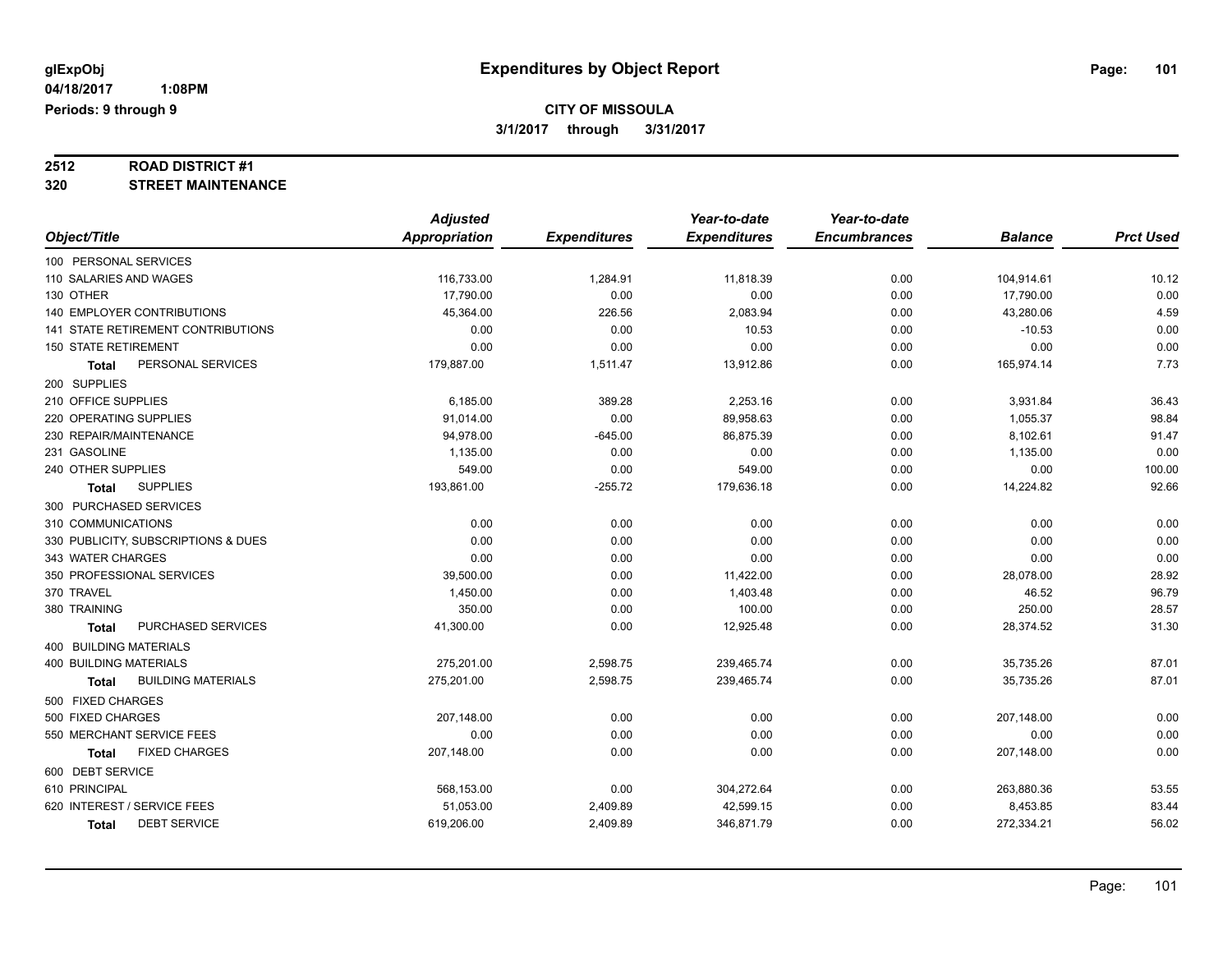# Expenditures by Object Report

glExpObj
04/18/2017 1:08PM
Periods: 9 through 9

**CITY OF MISSOULA**
**3/1/2017 through 3/31/2017**

**2512 ROAD DISTRICT #1**
**320 STREET MAINTENANCE**

| Object/Title | Adjusted Appropriation | Expenditures | Year-to-date Expenditures | Year-to-date Encumbrances | Balance | Prct Used |
|---|---|---|---|---|---|---|
| 100 PERSONAL SERVICES | | | | | | |
| 110 SALARIES AND WAGES | 116,733.00 | 1,284.91 | 11,818.39 | 0.00 | 104,914.61 | 10.12 |
| 130 OTHER | 17,790.00 | 0.00 | 0.00 | 0.00 | 17,790.00 | 0.00 |
| 140 EMPLOYER CONTRIBUTIONS | 45,364.00 | 226.56 | 2,083.94 | 0.00 | 43,280.06 | 4.59 |
| 141 STATE RETIREMENT CONTRIBUTIONS | 0.00 | 0.00 | 10.53 | 0.00 | -10.53 | 0.00 |
| 150 STATE RETIREMENT | 0.00 | 0.00 | 0.00 | 0.00 | 0.00 | 0.00 |
| **Total** PERSONAL SERVICES | 179,887.00 | 1,511.47 | 13,912.86 | 0.00 | 165,974.14 | 7.73 |
| 200 SUPPLIES | | | | | | |
| 210 OFFICE SUPPLIES | 6,185.00 | 389.28 | 2,253.16 | 0.00 | 3,931.84 | 36.43 |
| 220 OPERATING SUPPLIES | 91,014.00 | 0.00 | 89,958.63 | 0.00 | 1,055.37 | 98.84 |
| 230 REPAIR/MAINTENANCE | 94,978.00 | -645.00 | 86,875.39 | 0.00 | 8,102.61 | 91.47 |
| 231 GASOLINE | 1,135.00 | 0.00 | 0.00 | 0.00 | 1,135.00 | 0.00 |
| 240 OTHER SUPPLIES | 549.00 | 0.00 | 549.00 | 0.00 | 0.00 | 100.00 |
| **Total** SUPPLIES | 193,861.00 | -255.72 | 179,636.18 | 0.00 | 14,224.82 | 92.66 |
| 300 PURCHASED SERVICES | | | | | | |
| 310 COMMUNICATIONS | 0.00 | 0.00 | 0.00 | 0.00 | 0.00 | 0.00 |
| 330 PUBLICITY, SUBSCRIPTIONS & DUES | 0.00 | 0.00 | 0.00 | 0.00 | 0.00 | 0.00 |
| 343 WATER CHARGES | 0.00 | 0.00 | 0.00 | 0.00 | 0.00 | 0.00 |
| 350 PROFESSIONAL SERVICES | 39,500.00 | 0.00 | 11,422.00 | 0.00 | 28,078.00 | 28.92 |
| 370 TRAVEL | 1,450.00 | 0.00 | 1,403.48 | 0.00 | 46.52 | 96.79 |
| 380 TRAINING | 350.00 | 0.00 | 100.00 | 0.00 | 250.00 | 28.57 |
| **Total** PURCHASED SERVICES | 41,300.00 | 0.00 | 12,925.48 | 0.00 | 28,374.52 | 31.30 |
| 400 BUILDING MATERIALS | | | | | | |
| 400 BUILDING MATERIALS | 275,201.00 | 2,598.75 | 239,465.74 | 0.00 | 35,735.26 | 87.01 |
| **Total** BUILDING MATERIALS | 275,201.00 | 2,598.75 | 239,465.74 | 0.00 | 35,735.26 | 87.01 |
| 500 FIXED CHARGES | | | | | | |
| 500 FIXED CHARGES | 207,148.00 | 0.00 | 0.00 | 0.00 | 207,148.00 | 0.00 |
| 550 MERCHANT SERVICE FEES | 0.00 | 0.00 | 0.00 | 0.00 | 0.00 | 0.00 |
| **Total** FIXED CHARGES | 207,148.00 | 0.00 | 0.00 | 0.00 | 207,148.00 | 0.00 |
| 600 DEBT SERVICE | | | | | | |
| 610 PRINCIPAL | 568,153.00 | 0.00 | 304,272.64 | 0.00 | 263,880.36 | 53.55 |
| 620 INTEREST / SERVICE FEES | 51,053.00 | 2,409.89 | 42,599.15 | 0.00 | 8,453.85 | 83.44 |
| **Total** DEBT SERVICE | 619,206.00 | 2,409.89 | 346,871.79 | 0.00 | 272,334.21 | 56.02 |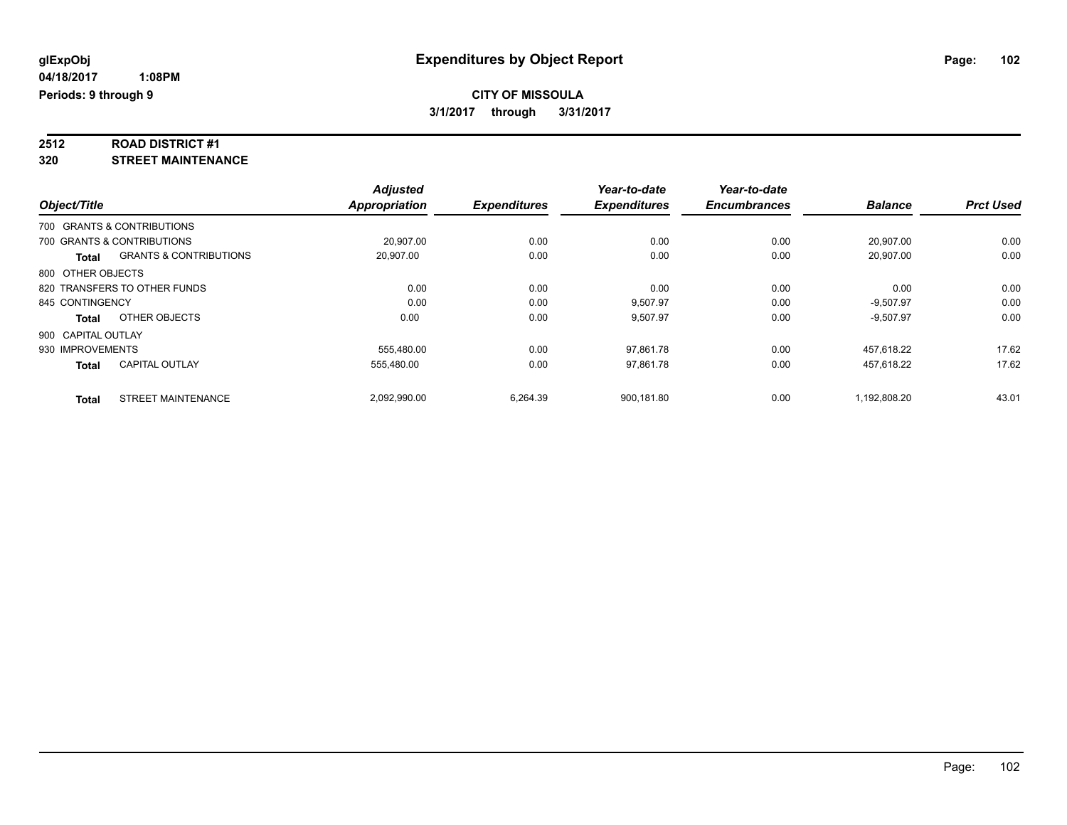**glExpObj** **Expenditures by Object Report**

**04/18/2017 1:08PM**

**Periods: 9 through 9**

**CITY OF MISSOULA**

**3/1/2017 through 3/31/2017**

**2512 ROAD DISTRICT #1**

**320 STREET MAINTENANCE**

| Object/Title | | Adjusted Appropriation | Expenditures | Year-to-date Expenditures | Year-to-date Encumbrances | Balance | Prct Used |
|---|---|---|---|---|---|---|---|
| 700 GRANTS & CONTRIBUTIONS | | | | | | | |
| 700 GRANTS & CONTRIBUTIONS | | 20,907.00 | 0.00 | 0.00 | 0.00 | 20,907.00 | 0.00 |
| **Total** | GRANTS & CONTRIBUTIONS | 20,907.00 | 0.00 | 0.00 | 0.00 | 20,907.00 | 0.00 |
| 800 OTHER OBJECTS | | | | | | | |
| 820 TRANSFERS TO OTHER FUNDS | | 0.00 | 0.00 | 0.00 | 0.00 | 0.00 | 0.00 |
| 845 CONTINGENCY | | 0.00 | 0.00 | 9,507.97 | 0.00 | -9,507.97 | 0.00 |
| **Total** | OTHER OBJECTS | 0.00 | 0.00 | 9,507.97 | 0.00 | -9,507.97 | 0.00 |
| 900 CAPITAL OUTLAY | | | | | | | |
| 930 IMPROVEMENTS | | 555,480.00 | 0.00 | 97,861.78 | 0.00 | 457,618.22 | 17.62 |
| **Total** | CAPITAL OUTLAY | 555,480.00 | 0.00 | 97,861.78 | 0.00 | 457,618.22 | 17.62 |
| **Total** | STREET MAINTENANCE | 2,092,990.00 | 6,264.39 | 900,181.80 | 0.00 | 1,192,808.20 | 43.01 |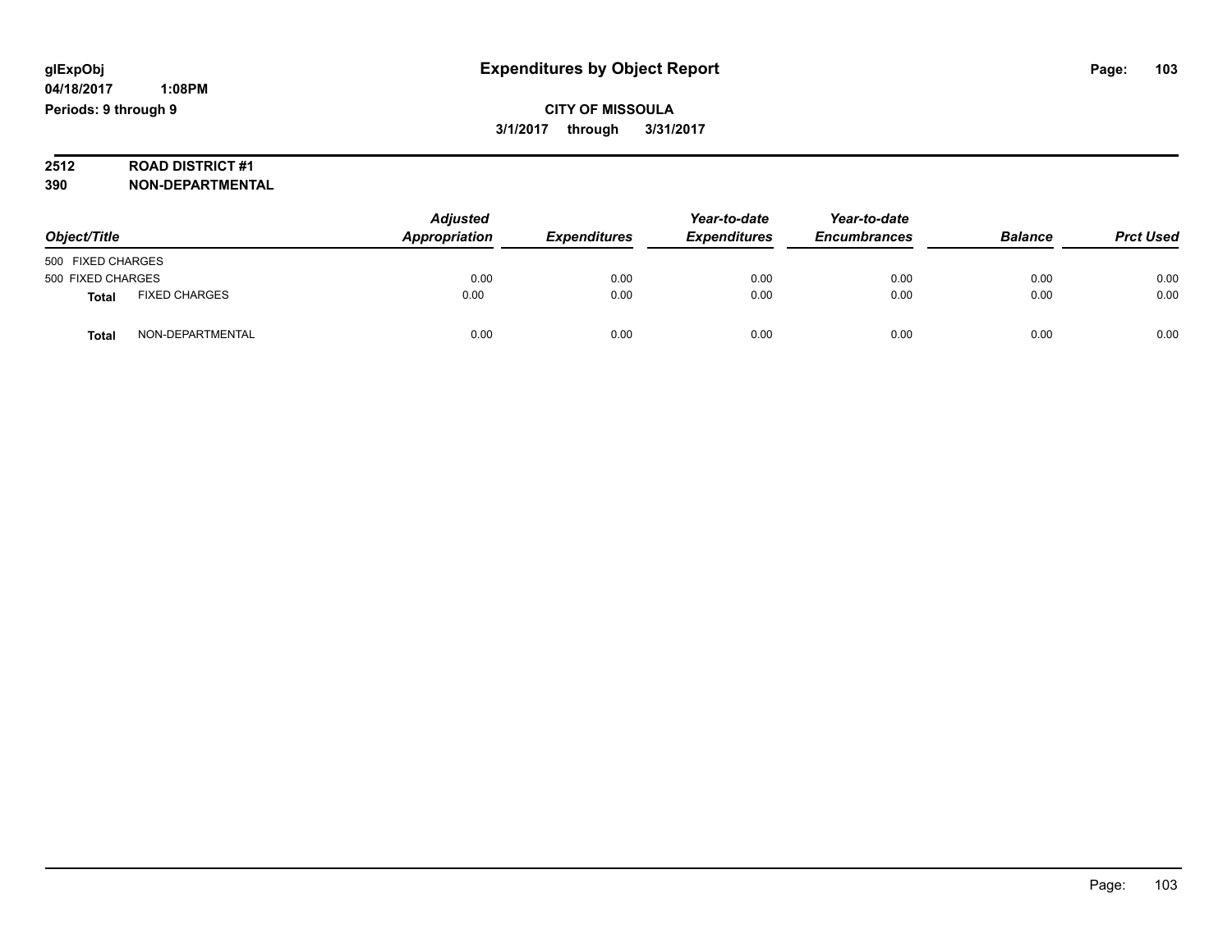# Expenditures by Object Report

glExpObj
04/18/2017 1:08PM
Periods: 9 through 9

**CITY OF MISSOULA**
**3/1/2017 through 3/31/2017**

**2512 ROAD DISTRICT #1**
**390 NON-DEPARTMENTAL**

| Object/Title | | Adjusted Appropriation | Expenditures | Year-to-date Expenditures | Year-to-date Encumbrances | Balance | Prct Used |
|---|---|---|---|---|---|---|---|
| 500 FIXED CHARGES | | | | | | | |
| 500 FIXED CHARGES | | 0.00 | 0.00 | 0.00 | 0.00 | 0.00 | 0.00 |
| **Total** | FIXED CHARGES | 0.00 | 0.00 | 0.00 | 0.00 | 0.00 | 0.00 |
| **Total** | NON-DEPARTMENTAL | 0.00 | 0.00 | 0.00 | 0.00 | 0.00 | 0.00 |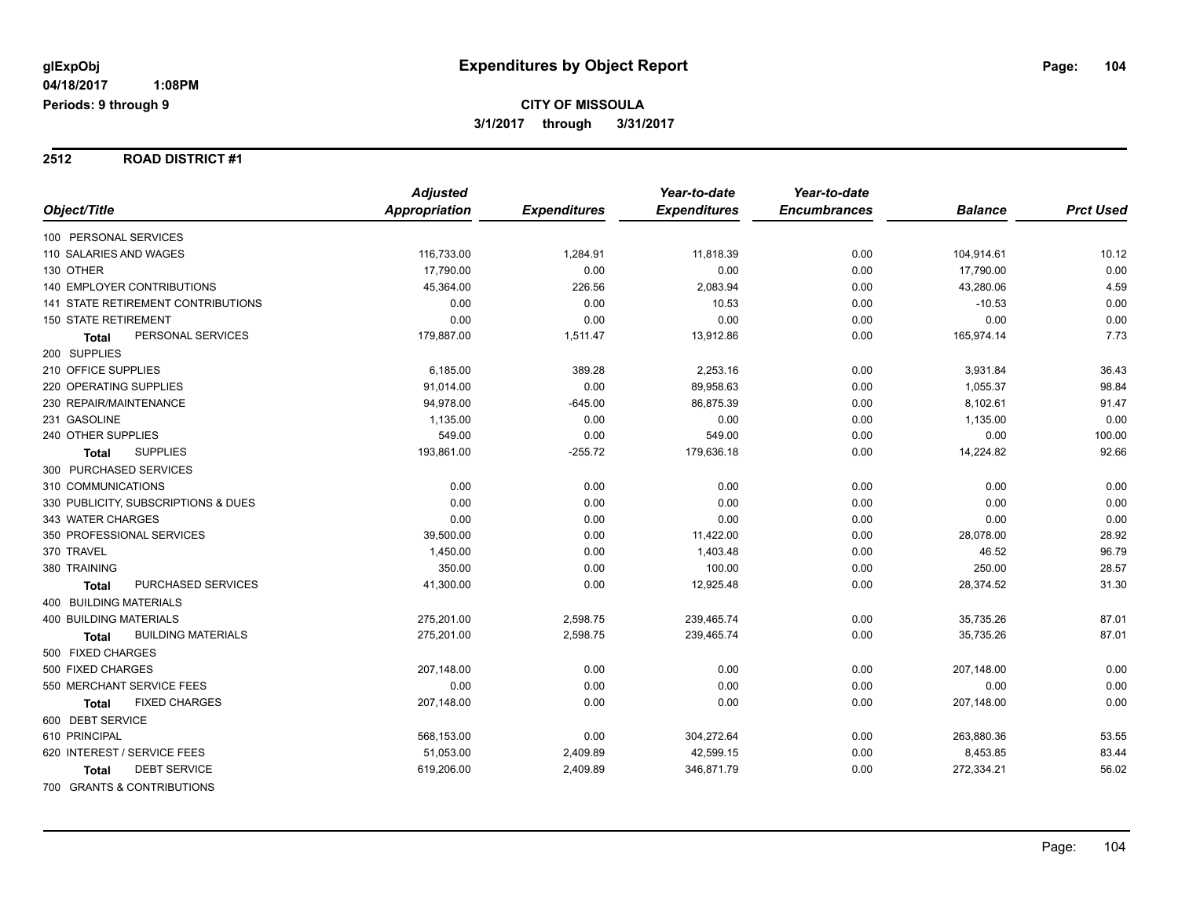# Expenditures by Object Report

glExpObj
04/18/2017 1:08PM
Periods: 9 through 9

**CITY OF MISSOULA**
**3/1/2017 through 3/31/2017**

## 2512 ROAD DISTRICT #1

| Object/Title | Adjusted Appropriation | Expenditures | Year-to-date Expenditures | Year-to-date Encumbrances | Balance | Prct Used |
|---|---|---|---|---|---|---|
| 100 PERSONAL SERVICES | | | | | | |
| 110 SALARIES AND WAGES | 116,733.00 | 1,284.91 | 11,818.39 | 0.00 | 104,914.61 | 10.12 |
| 130 OTHER | 17,790.00 | 0.00 | 0.00 | 0.00 | 17,790.00 | 0.00 |
| 140 EMPLOYER CONTRIBUTIONS | 45,364.00 | 226.56 | 2,083.94 | 0.00 | 43,280.06 | 4.59 |
| 141 STATE RETIREMENT CONTRIBUTIONS | 0.00 | 0.00 | 10.53 | 0.00 | -10.53 | 0.00 |
| 150 STATE RETIREMENT | 0.00 | 0.00 | 0.00 | 0.00 | 0.00 | 0.00 |
| **Total** PERSONAL SERVICES | 179,887.00 | 1,511.47 | 13,912.86 | 0.00 | 165,974.14 | 7.73 |
| 200 SUPPLIES | | | | | | |
| 210 OFFICE SUPPLIES | 6,185.00 | 389.28 | 2,253.16 | 0.00 | 3,931.84 | 36.43 |
| 220 OPERATING SUPPLIES | 91,014.00 | 0.00 | 89,958.63 | 0.00 | 1,055.37 | 98.84 |
| 230 REPAIR/MAINTENANCE | 94,978.00 | -645.00 | 86,875.39 | 0.00 | 8,102.61 | 91.47 |
| 231 GASOLINE | 1,135.00 | 0.00 | 0.00 | 0.00 | 1,135.00 | 0.00 |
| 240 OTHER SUPPLIES | 549.00 | 0.00 | 549.00 | 0.00 | 0.00 | 100.00 |
| **Total** SUPPLIES | 193,861.00 | -255.72 | 179,636.18 | 0.00 | 14,224.82 | 92.66 |
| 300 PURCHASED SERVICES | | | | | | |
| 310 COMMUNICATIONS | 0.00 | 0.00 | 0.00 | 0.00 | 0.00 | 0.00 |
| 330 PUBLICITY, SUBSCRIPTIONS & DUES | 0.00 | 0.00 | 0.00 | 0.00 | 0.00 | 0.00 |
| 343 WATER CHARGES | 0.00 | 0.00 | 0.00 | 0.00 | 0.00 | 0.00 |
| 350 PROFESSIONAL SERVICES | 39,500.00 | 0.00 | 11,422.00 | 0.00 | 28,078.00 | 28.92 |
| 370 TRAVEL | 1,450.00 | 0.00 | 1,403.48 | 0.00 | 46.52 | 96.79 |
| 380 TRAINING | 350.00 | 0.00 | 100.00 | 0.00 | 250.00 | 28.57 |
| **Total** PURCHASED SERVICES | 41,300.00 | 0.00 | 12,925.48 | 0.00 | 28,374.52 | 31.30 |
| 400 BUILDING MATERIALS | | | | | | |
| 400 BUILDING MATERIALS | 275,201.00 | 2,598.75 | 239,465.74 | 0.00 | 35,735.26 | 87.01 |
| **Total** BUILDING MATERIALS | 275,201.00 | 2,598.75 | 239,465.74 | 0.00 | 35,735.26 | 87.01 |
| 500 FIXED CHARGES | | | | | | |
| 500 FIXED CHARGES | 207,148.00 | 0.00 | 0.00 | 0.00 | 207,148.00 | 0.00 |
| 550 MERCHANT SERVICE FEES | 0.00 | 0.00 | 0.00 | 0.00 | 0.00 | 0.00 |
| **Total** FIXED CHARGES | 207,148.00 | 0.00 | 0.00 | 0.00 | 207,148.00 | 0.00 |
| 600 DEBT SERVICE | | | | | | |
| 610 PRINCIPAL | 568,153.00 | 0.00 | 304,272.64 | 0.00 | 263,880.36 | 53.55 |
| 620 INTEREST / SERVICE FEES | 51,053.00 | 2,409.89 | 42,599.15 | 0.00 | 8,453.85 | 83.44 |
| **Total** DEBT SERVICE | 619,206.00 | 2,409.89 | 346,871.79 | 0.00 | 272,334.21 | 56.02 |
| 700 GRANTS & CONTRIBUTIONS | | | | | | |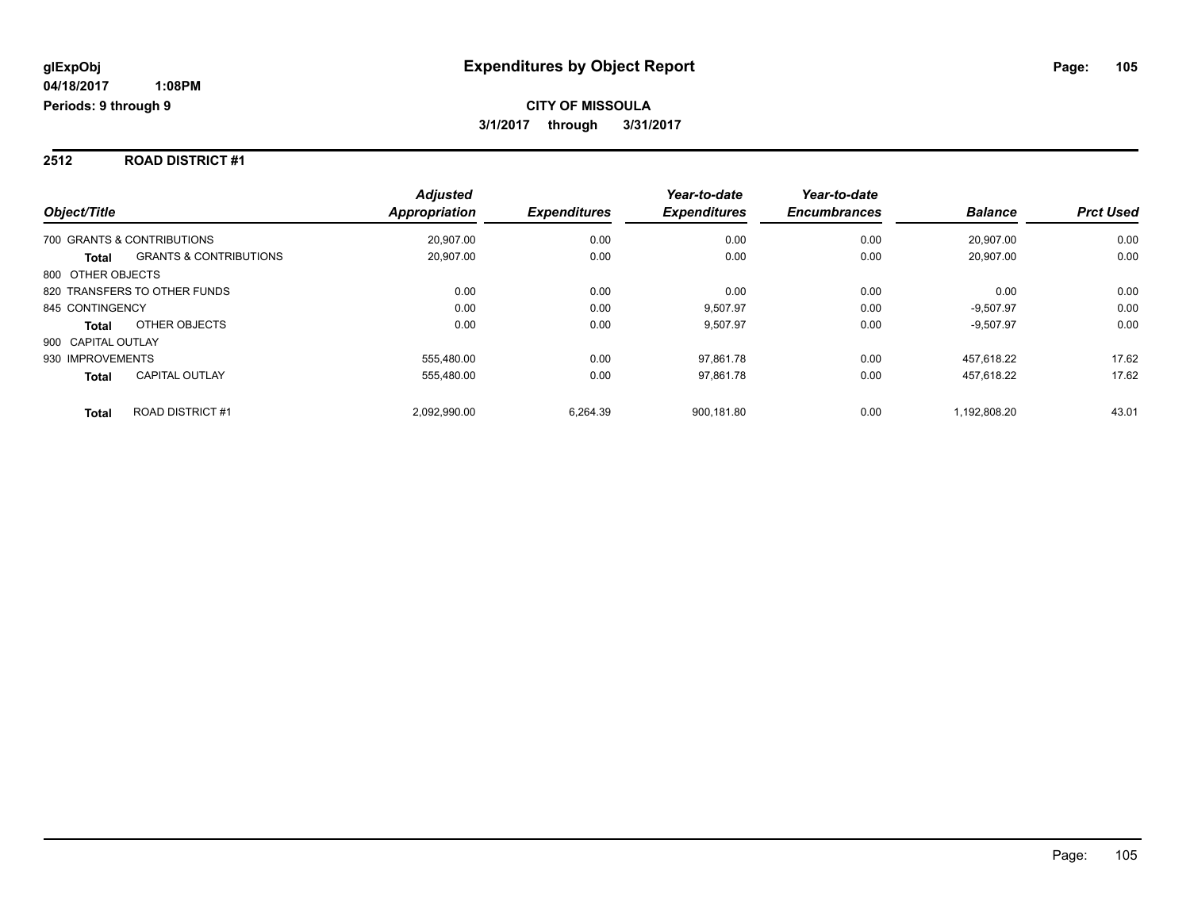**glExpObj** **Expenditures by Object Report**
**04/18/2017 1:08PM**
**Periods: 9 through 9**

**CITY OF MISSOULA**
**3/1/2017 through 3/31/2017**

## 2512 ROAD DISTRICT #1

| Object/Title | | Adjusted Appropriation | Expenditures | Year-to-date Expenditures | Year-to-date Encumbrances | Balance | Prct Used |
|---|---|---|---|---|---|---|---|
| 700 GRANTS & CONTRIBUTIONS | | 20,907.00 | 0.00 | 0.00 | 0.00 | 20,907.00 | 0.00 |
| **Total** | GRANTS & CONTRIBUTIONS | 20,907.00 | 0.00 | 0.00 | 0.00 | 20,907.00 | 0.00 |
| 800 OTHER OBJECTS | | | | | | | |
| 820 TRANSFERS TO OTHER FUNDS | | 0.00 | 0.00 | 0.00 | 0.00 | 0.00 | 0.00 |
| 845 CONTINGENCY | | 0.00 | 0.00 | 9,507.97 | 0.00 | -9,507.97 | 0.00 |
| **Total** | OTHER OBJECTS | 0.00 | 0.00 | 9,507.97 | 0.00 | -9,507.97 | 0.00 |
| 900 CAPITAL OUTLAY | | | | | | | |
| 930 IMPROVEMENTS | | 555,480.00 | 0.00 | 97,861.78 | 0.00 | 457,618.22 | 17.62 |
| **Total** | CAPITAL OUTLAY | 555,480.00 | 0.00 | 97,861.78 | 0.00 | 457,618.22 | 17.62 |
| **Total** | ROAD DISTRICT #1 | 2,092,990.00 | 6,264.39 | 900,181.80 | 0.00 | 1,192,808.20 | 43.01 |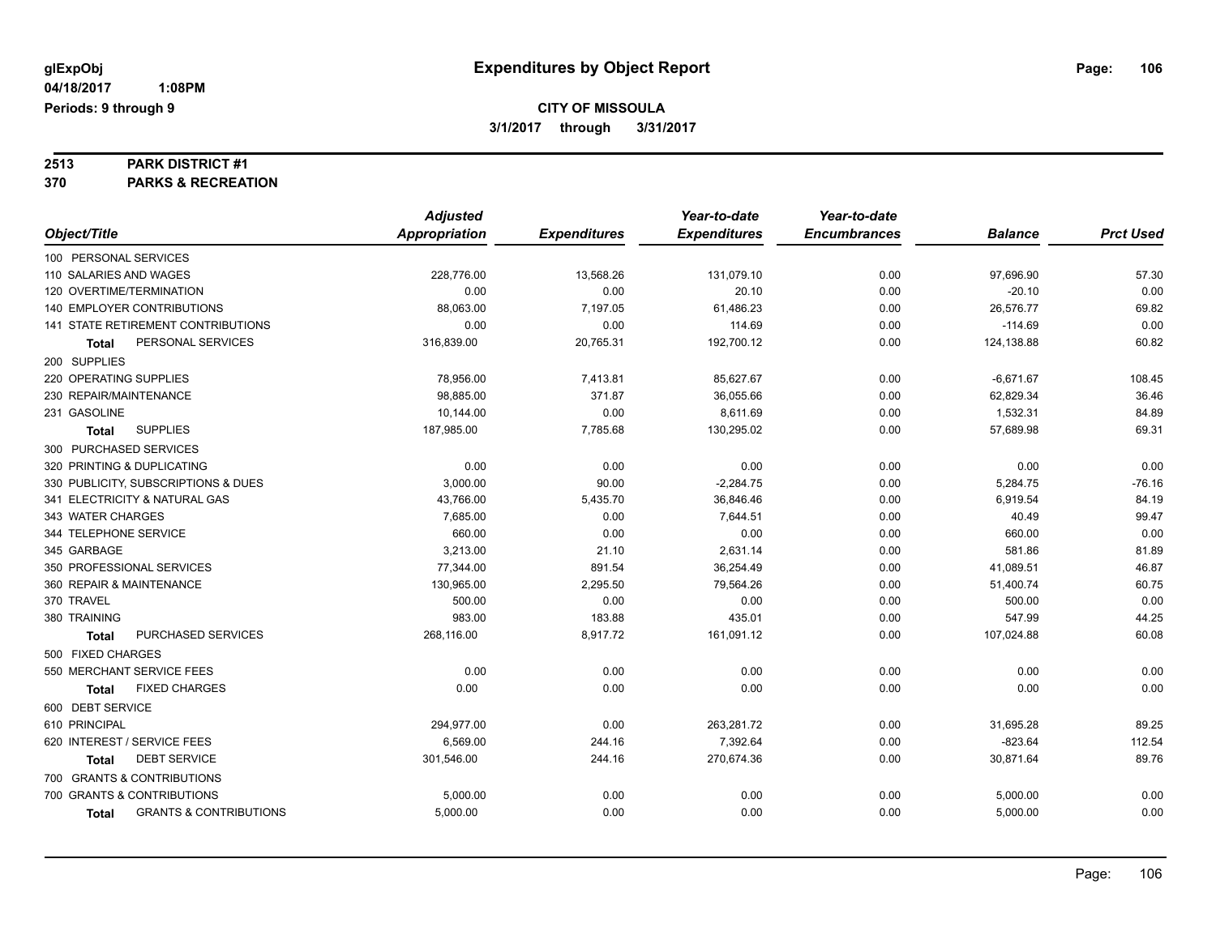glExpObj
04/18/2017 1:08PM
Periods: 9 through 9

# Expenditures by Object Report

## CITY OF MISSOULA

3/1/2017 through 3/31/2017

**2513 PARK DISTRICT #1**
**370 PARKS & RECREATION**

| Object/Title | Adjusted Appropriation | Expenditures | Year-to-date Expenditures | Year-to-date Encumbrances | Balance | Prct Used |
|---|---|---|---|---|---|---|
| 100 PERSONAL SERVICES | | | | | | |
| 110 SALARIES AND WAGES | 228,776.00 | 13,568.26 | 131,079.10 | 0.00 | 97,696.90 | 57.30 |
| 120 OVERTIME/TERMINATION | 0.00 | 0.00 | 20.10 | 0.00 | -20.10 | 0.00 |
| 140 EMPLOYER CONTRIBUTIONS | 88,063.00 | 7,197.05 | 61,486.23 | 0.00 | 26,576.77 | 69.82 |
| 141 STATE RETIREMENT CONTRIBUTIONS | 0.00 | 0.00 | 114.69 | 0.00 | -114.69 | 0.00 |
| **Total** PERSONAL SERVICES | 316,839.00 | 20,765.31 | 192,700.12 | 0.00 | 124,138.88 | 60.82 |
| 200 SUPPLIES | | | | | | |
| 220 OPERATING SUPPLIES | 78,956.00 | 7,413.81 | 85,627.67 | 0.00 | -6,671.67 | 108.45 |
| 230 REPAIR/MAINTENANCE | 98,885.00 | 371.87 | 36,055.66 | 0.00 | 62,829.34 | 36.46 |
| 231 GASOLINE | 10,144.00 | 0.00 | 8,611.69 | 0.00 | 1,532.31 | 84.89 |
| **Total** SUPPLIES | 187,985.00 | 7,785.68 | 130,295.02 | 0.00 | 57,689.98 | 69.31 |
| 300 PURCHASED SERVICES | | | | | | |
| 320 PRINTING & DUPLICATING | 0.00 | 0.00 | 0.00 | 0.00 | 0.00 | 0.00 |
| 330 PUBLICITY, SUBSCRIPTIONS & DUES | 3,000.00 | 90.00 | -2,284.75 | 0.00 | 5,284.75 | -76.16 |
| 341 ELECTRICITY & NATURAL GAS | 43,766.00 | 5,435.70 | 36,846.46 | 0.00 | 6,919.54 | 84.19 |
| 343 WATER CHARGES | 7,685.00 | 0.00 | 7,644.51 | 0.00 | 40.49 | 99.47 |
| 344 TELEPHONE SERVICE | 660.00 | 0.00 | 0.00 | 0.00 | 660.00 | 0.00 |
| 345 GARBAGE | 3,213.00 | 21.10 | 2,631.14 | 0.00 | 581.86 | 81.89 |
| 350 PROFESSIONAL SERVICES | 77,344.00 | 891.54 | 36,254.49 | 0.00 | 41,089.51 | 46.87 |
| 360 REPAIR & MAINTENANCE | 130,965.00 | 2,295.50 | 79,564.26 | 0.00 | 51,400.74 | 60.75 |
| 370 TRAVEL | 500.00 | 0.00 | 0.00 | 0.00 | 500.00 | 0.00 |
| 380 TRAINING | 983.00 | 183.88 | 435.01 | 0.00 | 547.99 | 44.25 |
| **Total** PURCHASED SERVICES | 268,116.00 | 8,917.72 | 161,091.12 | 0.00 | 107,024.88 | 60.08 |
| 500 FIXED CHARGES | | | | | | |
| 550 MERCHANT SERVICE FEES | 0.00 | 0.00 | 0.00 | 0.00 | 0.00 | 0.00 |
| **Total** FIXED CHARGES | 0.00 | 0.00 | 0.00 | 0.00 | 0.00 | 0.00 |
| 600 DEBT SERVICE | | | | | | |
| 610 PRINCIPAL | 294,977.00 | 0.00 | 263,281.72 | 0.00 | 31,695.28 | 89.25 |
| 620 INTEREST / SERVICE FEES | 6,569.00 | 244.16 | 7,392.64 | 0.00 | -823.64 | 112.54 |
| **Total** DEBT SERVICE | 301,546.00 | 244.16 | 270,674.36 | 0.00 | 30,871.64 | 89.76 |
| 700 GRANTS & CONTRIBUTIONS | | | | | | |
| 700 GRANTS & CONTRIBUTIONS | 5,000.00 | 0.00 | 0.00 | 0.00 | 5,000.00 | 0.00 |
| **Total** GRANTS & CONTRIBUTIONS | 5,000.00 | 0.00 | 0.00 | 0.00 | 5,000.00 | 0.00 |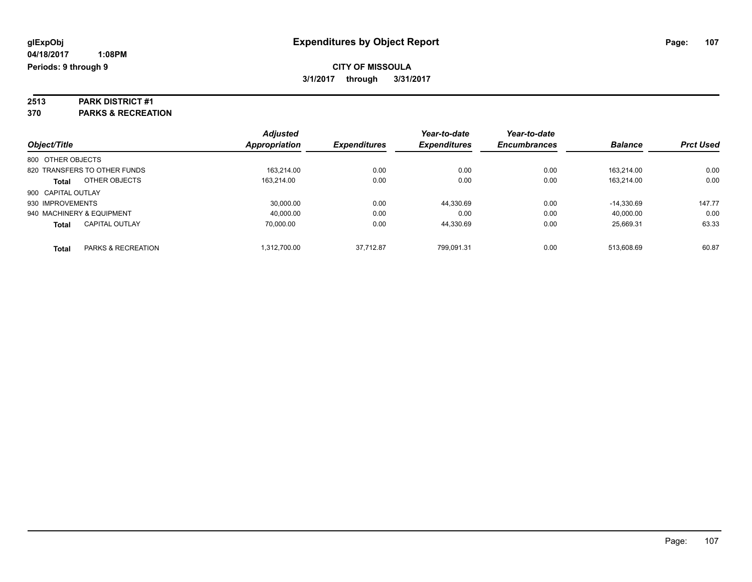**glExpObj** **Expenditures by Object Report**

**04/18/2017 1:08PM**

**Periods: 9 through 9**

**CITY OF MISSOULA**

**3/1/2017 through 3/31/2017**

**2513 PARK DISTRICT #1**

**370 PARKS & RECREATION**

| Object/Title | Adjusted Appropriation | Expenditures | Year-to-date Expenditures | Year-to-date Encumbrances | Balance | Prct Used |
|---|---|---|---|---|---|---|
| 800 OTHER OBJECTS | | | | | | |
| 820 TRANSFERS TO OTHER FUNDS | 163,214.00 | 0.00 | 0.00 | 0.00 | 163,214.00 | 0.00 |
| **Total** OTHER OBJECTS | 163,214.00 | 0.00 | 0.00 | 0.00 | 163,214.00 | 0.00 |
| 900 CAPITAL OUTLAY | | | | | | |
| 930 IMPROVEMENTS | 30,000.00 | 0.00 | 44,330.69 | 0.00 | -14,330.69 | 147.77 |
| 940 MACHINERY & EQUIPMENT | 40,000.00 | 0.00 | 0.00 | 0.00 | 40,000.00 | 0.00 |
| **Total** CAPITAL OUTLAY | 70,000.00 | 0.00 | 44,330.69 | 0.00 | 25,669.31 | 63.33 |
| **Total** PARKS & RECREATION | 1,312,700.00 | 37,712.87 | 799,091.31 | 0.00 | 513,608.69 | 60.87 |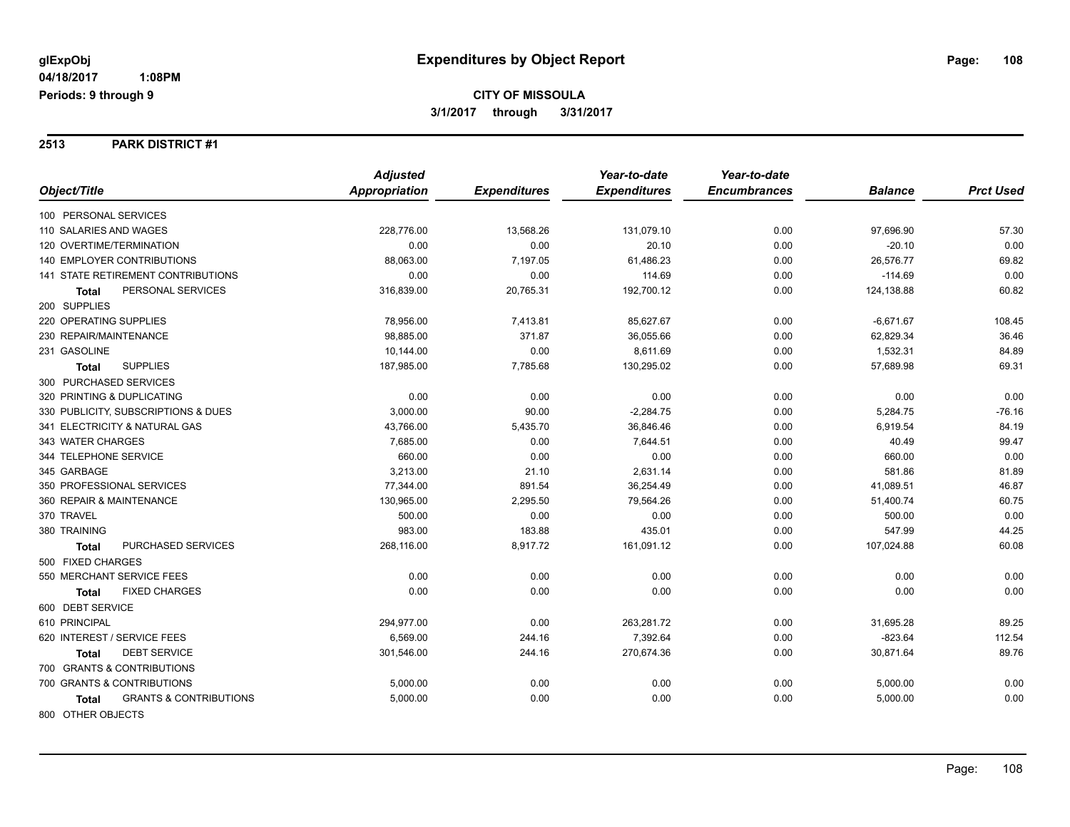glExpObj
04/18/2017 1:08PM
Periods: 9 through 9

# Expenditures by Object Report

**CITY OF MISSOULA**
**3/1/2017 through 3/31/2017**

## 2513 PARK DISTRICT #1

| Object/Title | Adjusted Appropriation | Expenditures | Year-to-date Expenditures | Year-to-date Encumbrances | Balance | Prct Used |
|---|---|---|---|---|---|---|
| 100 PERSONAL SERVICES | | | | | | |
| 110 SALARIES AND WAGES | 228,776.00 | 13,568.26 | 131,079.10 | 0.00 | 97,696.90 | 57.30 |
| 120 OVERTIME/TERMINATION | 0.00 | 0.00 | 20.10 | 0.00 | -20.10 | 0.00 |
| 140 EMPLOYER CONTRIBUTIONS | 88,063.00 | 7,197.05 | 61,486.23 | 0.00 | 26,576.77 | 69.82 |
| 141 STATE RETIREMENT CONTRIBUTIONS | 0.00 | 0.00 | 114.69 | 0.00 | -114.69 | 0.00 |
| **Total** PERSONAL SERVICES | 316,839.00 | 20,765.31 | 192,700.12 | 0.00 | 124,138.88 | 60.82 |
| 200 SUPPLIES | | | | | | |
| 220 OPERATING SUPPLIES | 78,956.00 | 7,413.81 | 85,627.67 | 0.00 | -6,671.67 | 108.45 |
| 230 REPAIR/MAINTENANCE | 98,885.00 | 371.87 | 36,055.66 | 0.00 | 62,829.34 | 36.46 |
| 231 GASOLINE | 10,144.00 | 0.00 | 8,611.69 | 0.00 | 1,532.31 | 84.89 |
| **Total** SUPPLIES | 187,985.00 | 7,785.68 | 130,295.02 | 0.00 | 57,689.98 | 69.31 |
| 300 PURCHASED SERVICES | | | | | | |
| 320 PRINTING & DUPLICATING | 0.00 | 0.00 | 0.00 | 0.00 | 0.00 | 0.00 |
| 330 PUBLICITY, SUBSCRIPTIONS & DUES | 3,000.00 | 90.00 | -2,284.75 | 0.00 | 5,284.75 | -76.16 |
| 341 ELECTRICITY & NATURAL GAS | 43,766.00 | 5,435.70 | 36,846.46 | 0.00 | 6,919.54 | 84.19 |
| 343 WATER CHARGES | 7,685.00 | 0.00 | 7,644.51 | 0.00 | 40.49 | 99.47 |
| 344 TELEPHONE SERVICE | 660.00 | 0.00 | 0.00 | 0.00 | 660.00 | 0.00 |
| 345 GARBAGE | 3,213.00 | 21.10 | 2,631.14 | 0.00 | 581.86 | 81.89 |
| 350 PROFESSIONAL SERVICES | 77,344.00 | 891.54 | 36,254.49 | 0.00 | 41,089.51 | 46.87 |
| 360 REPAIR & MAINTENANCE | 130,965.00 | 2,295.50 | 79,564.26 | 0.00 | 51,400.74 | 60.75 |
| 370 TRAVEL | 500.00 | 0.00 | 0.00 | 0.00 | 500.00 | 0.00 |
| 380 TRAINING | 983.00 | 183.88 | 435.01 | 0.00 | 547.99 | 44.25 |
| **Total** PURCHASED SERVICES | 268,116.00 | 8,917.72 | 161,091.12 | 0.00 | 107,024.88 | 60.08 |
| 500 FIXED CHARGES | | | | | | |
| 550 MERCHANT SERVICE FEES | 0.00 | 0.00 | 0.00 | 0.00 | 0.00 | 0.00 |
| **Total** FIXED CHARGES | 0.00 | 0.00 | 0.00 | 0.00 | 0.00 | 0.00 |
| 600 DEBT SERVICE | | | | | | |
| 610 PRINCIPAL | 294,977.00 | 0.00 | 263,281.72 | 0.00 | 31,695.28 | 89.25 |
| 620 INTEREST / SERVICE FEES | 6,569.00 | 244.16 | 7,392.64 | 0.00 | -823.64 | 112.54 |
| **Total** DEBT SERVICE | 301,546.00 | 244.16 | 270,674.36 | 0.00 | 30,871.64 | 89.76 |
| 700 GRANTS & CONTRIBUTIONS | | | | | | |
| 700 GRANTS & CONTRIBUTIONS | 5,000.00 | 0.00 | 0.00 | 0.00 | 5,000.00 | 0.00 |
| **Total** GRANTS & CONTRIBUTIONS | 5,000.00 | 0.00 | 0.00 | 0.00 | 5,000.00 | 0.00 |
| 800 OTHER OBJECTS | | | | | | |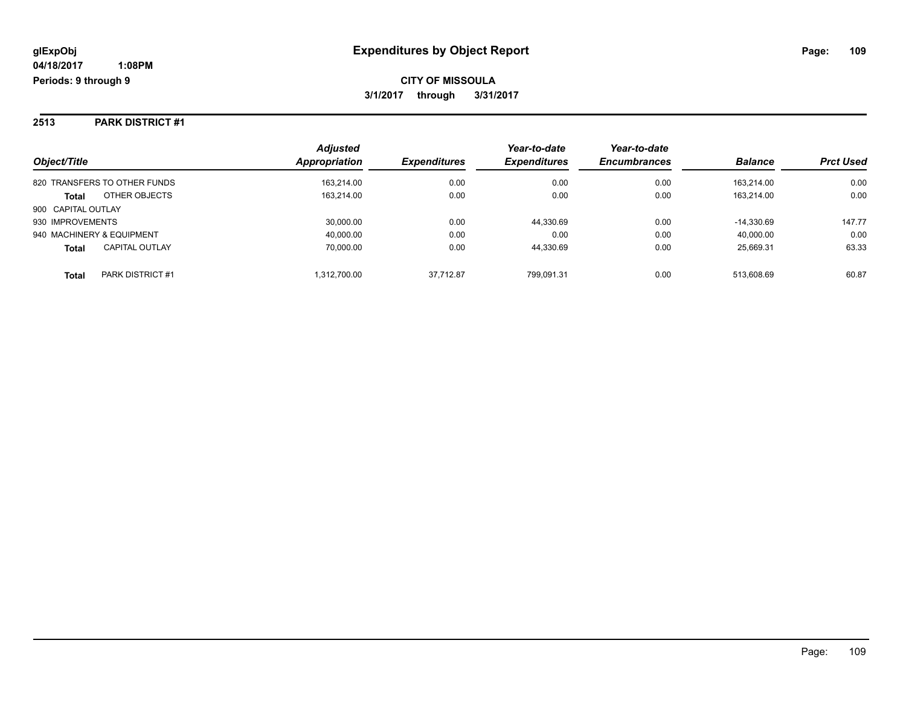**glExpObj**
**04/18/2017 1:08PM**
**Periods: 9 through 9**

# Expenditures by Object Report

**CITY OF MISSOULA**
**3/1/2017 through 3/31/2017**

## 2513 PARK DISTRICT #1

| Object/Title | | Adjusted Appropriation | Expenditures | Year-to-date Expenditures | Year-to-date Encumbrances | Balance | Prct Used |
|---|---|---|---|---|---|---|---|
| 820 TRANSFERS TO OTHER FUNDS | | 163,214.00 | 0.00 | 0.00 | 0.00 | 163,214.00 | 0.00 |
| **Total** | OTHER OBJECTS | 163,214.00 | 0.00 | 0.00 | 0.00 | 163,214.00 | 0.00 |
| 900 CAPITAL OUTLAY | | | | | | | |
| 930 IMPROVEMENTS | | 30,000.00 | 0.00 | 44,330.69 | 0.00 | -14,330.69 | 147.77 |
| 940 MACHINERY & EQUIPMENT | | 40,000.00 | 0.00 | 0.00 | 0.00 | 40,000.00 | 0.00 |
| **Total** | CAPITAL OUTLAY | 70,000.00 | 0.00 | 44,330.69 | 0.00 | 25,669.31 | 63.33 |
| **Total** | PARK DISTRICT #1 | 1,312,700.00 | 37,712.87 | 799,091.31 | 0.00 | 513,608.69 | 60.87 |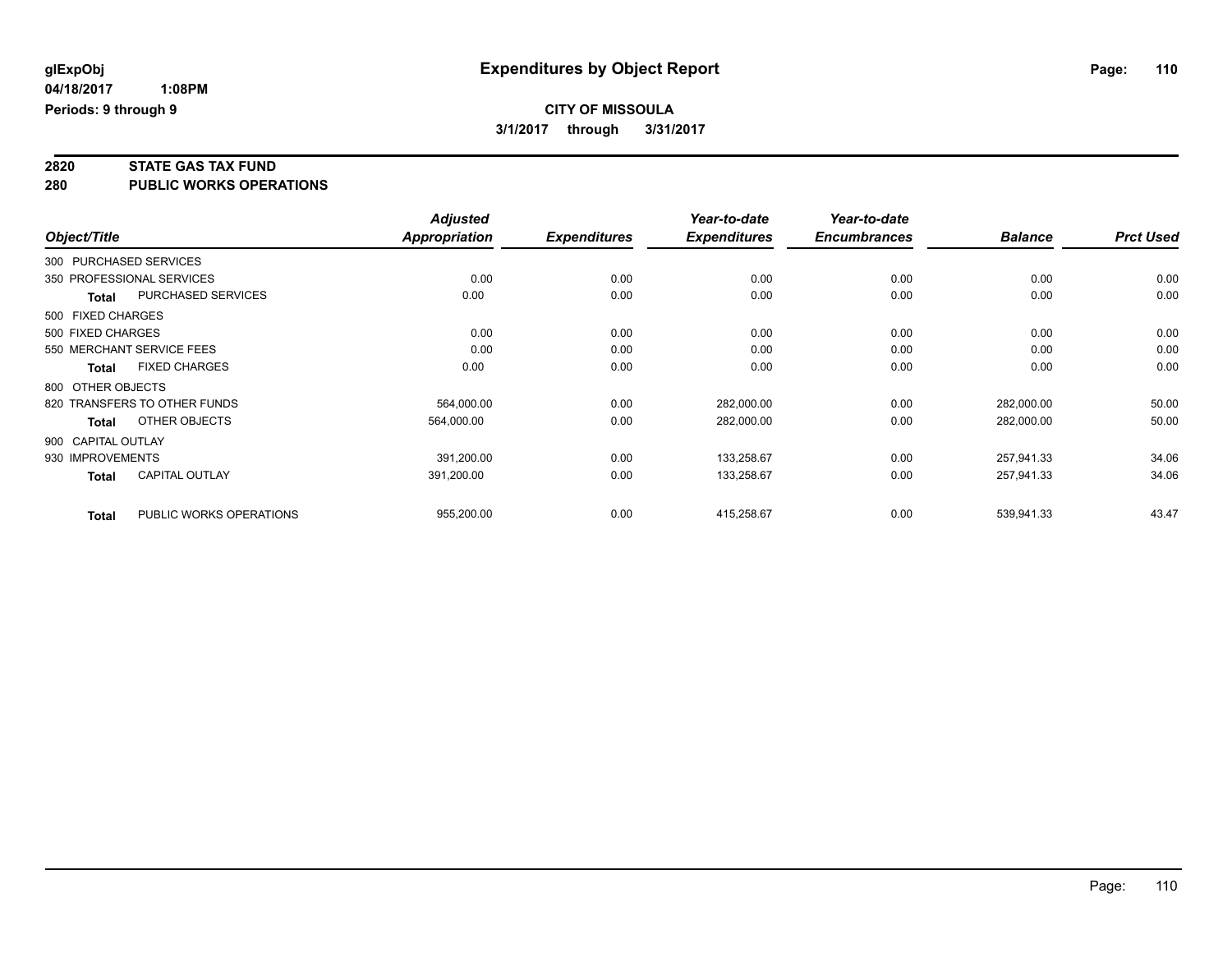**glExpObj**
**04/18/2017 1:08PM**
**Periods: 9 through 9**

# Expenditures by Object Report

**CITY OF MISSOULA**
**3/1/2017 through 3/31/2017**

## 2820 STATE GAS TAX FUND
## 280 PUBLIC WORKS OPERATIONS

| Object/Title | Adjusted Appropriation | Expenditures | Year-to-date Expenditures | Year-to-date Encumbrances | Balance | Prct Used |
|---|---|---|---|---|---|---|
| 300 PURCHASED SERVICES | | | | | | |
| 350 PROFESSIONAL SERVICES | 0.00 | 0.00 | 0.00 | 0.00 | 0.00 | 0.00 |
| **Total** PURCHASED SERVICES | 0.00 | 0.00 | 0.00 | 0.00 | 0.00 | 0.00 |
| 500 FIXED CHARGES | | | | | | |
| 500 FIXED CHARGES | 0.00 | 0.00 | 0.00 | 0.00 | 0.00 | 0.00 |
| 550 MERCHANT SERVICE FEES | 0.00 | 0.00 | 0.00 | 0.00 | 0.00 | 0.00 |
| **Total** FIXED CHARGES | 0.00 | 0.00 | 0.00 | 0.00 | 0.00 | 0.00 |
| 800 OTHER OBJECTS | | | | | | |
| 820 TRANSFERS TO OTHER FUNDS | 564,000.00 | 0.00 | 282,000.00 | 0.00 | 282,000.00 | 50.00 |
| **Total** OTHER OBJECTS | 564,000.00 | 0.00 | 282,000.00 | 0.00 | 282,000.00 | 50.00 |
| 900 CAPITAL OUTLAY | | | | | | |
| 930 IMPROVEMENTS | 391,200.00 | 0.00 | 133,258.67 | 0.00 | 257,941.33 | 34.06 |
| **Total** CAPITAL OUTLAY | 391,200.00 | 0.00 | 133,258.67 | 0.00 | 257,941.33 | 34.06 |
| **Total** PUBLIC WORKS OPERATIONS | 955,200.00 | 0.00 | 415,258.67 | 0.00 | 539,941.33 | 43.47 |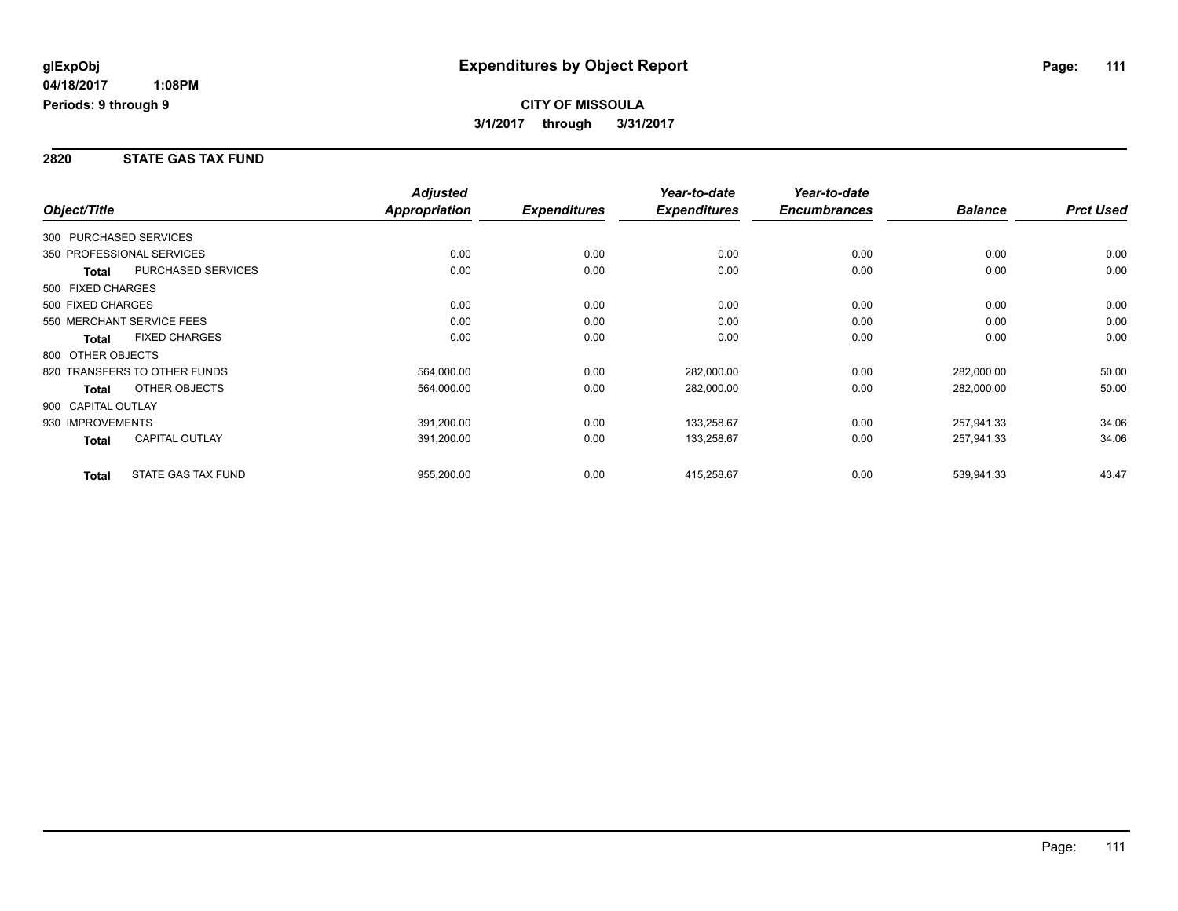**glExpObj** 04/18/2017 1:08PM Periods: 9 through 9

# Expenditures by Object Report

**CITY OF MISSOULA**
**3/1/2017 through 3/31/2017**

## 2820 STATE GAS TAX FUND

| Object/Title | | Adjusted Appropriation | Expenditures | Year-to-date Expenditures | Year-to-date Encumbrances | Balance | Prct Used |
|---|---|---|---|---|---|---|---|
| 300 PURCHASED SERVICES | | | | | | | |
| 350 PROFESSIONAL SERVICES | | 0.00 | 0.00 | 0.00 | 0.00 | 0.00 | 0.00 |
| **Total** | PURCHASED SERVICES | 0.00 | 0.00 | 0.00 | 0.00 | 0.00 | 0.00 |
| 500 FIXED CHARGES | | | | | | | |
| 500 FIXED CHARGES | | 0.00 | 0.00 | 0.00 | 0.00 | 0.00 | 0.00 |
| 550 MERCHANT SERVICE FEES | | 0.00 | 0.00 | 0.00 | 0.00 | 0.00 | 0.00 |
| **Total** | FIXED CHARGES | 0.00 | 0.00 | 0.00 | 0.00 | 0.00 | 0.00 |
| 800 OTHER OBJECTS | | | | | | | |
| 820 TRANSFERS TO OTHER FUNDS | | 564,000.00 | 0.00 | 282,000.00 | 0.00 | 282,000.00 | 50.00 |
| **Total** | OTHER OBJECTS | 564,000.00 | 0.00 | 282,000.00 | 0.00 | 282,000.00 | 50.00 |
| 900 CAPITAL OUTLAY | | | | | | | |
| 930 IMPROVEMENTS | | 391,200.00 | 0.00 | 133,258.67 | 0.00 | 257,941.33 | 34.06 |
| **Total** | CAPITAL OUTLAY | 391,200.00 | 0.00 | 133,258.67 | 0.00 | 257,941.33 | 34.06 |
| **Total** | STATE GAS TAX FUND | 955,200.00 | 0.00 | 415,258.67 | 0.00 | 539,941.33 | 43.47 |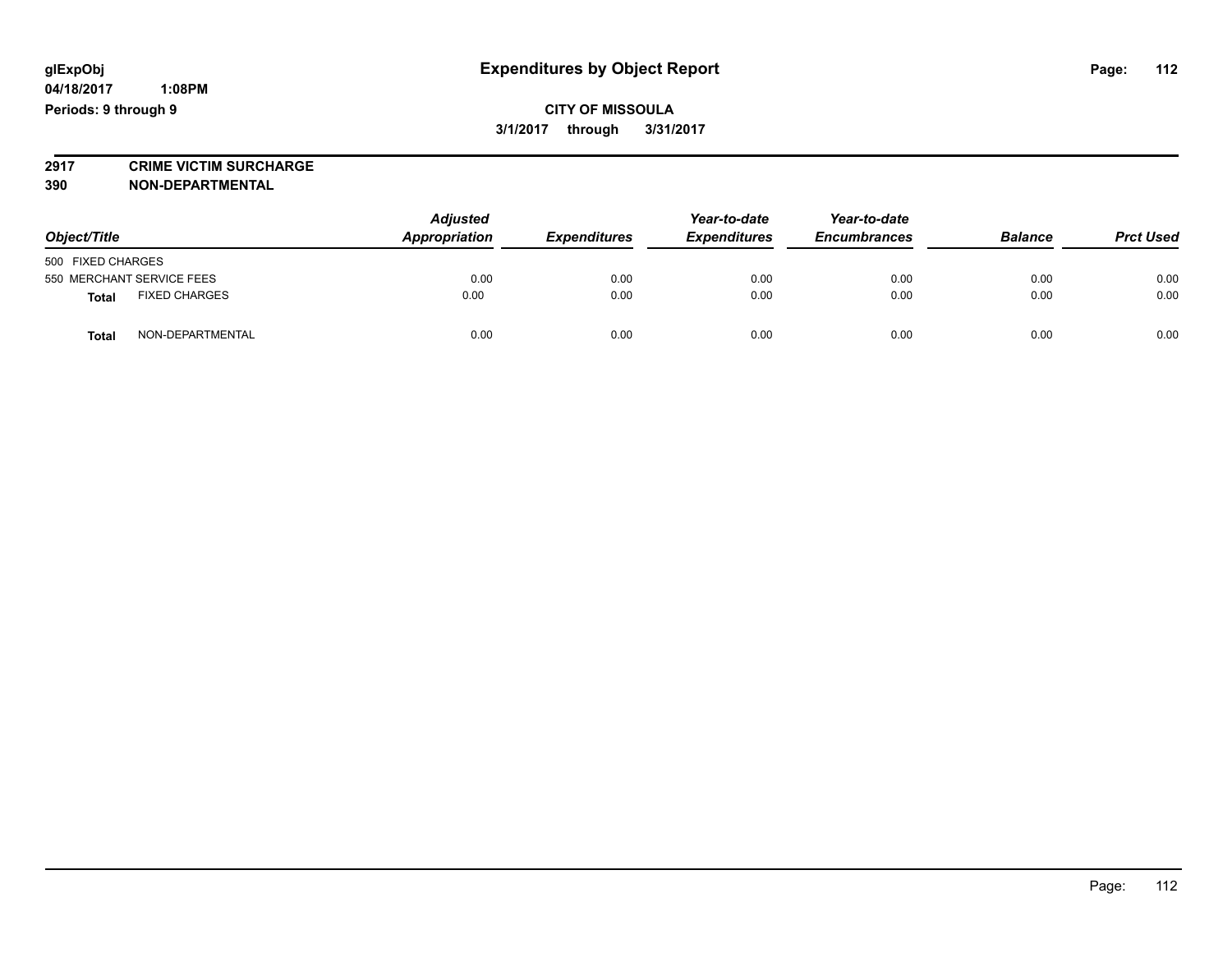# Expenditures by Object Report

glExpObj
04/18/2017 1:08PM
Periods: 9 through 9

**CITY OF MISSOULA**
**3/1/2017 through 3/31/2017**

**2917 CRIME VICTIM SURCHARGE**
**390 NON-DEPARTMENTAL**

| Object/Title | Adjusted Appropriation | Expenditures | Year-to-date Expenditures | Year-to-date Encumbrances | Balance | Prct Used |
|---|---|---|---|---|---|---|
| 500 FIXED CHARGES | | | | | | |
| 550 MERCHANT SERVICE FEES | 0.00 | 0.00 | 0.00 | 0.00 | 0.00 | 0.00 |
| **Total** FIXED CHARGES | 0.00 | 0.00 | 0.00 | 0.00 | 0.00 | 0.00 |
| **Total** NON-DEPARTMENTAL | 0.00 | 0.00 | 0.00 | 0.00 | 0.00 | 0.00 |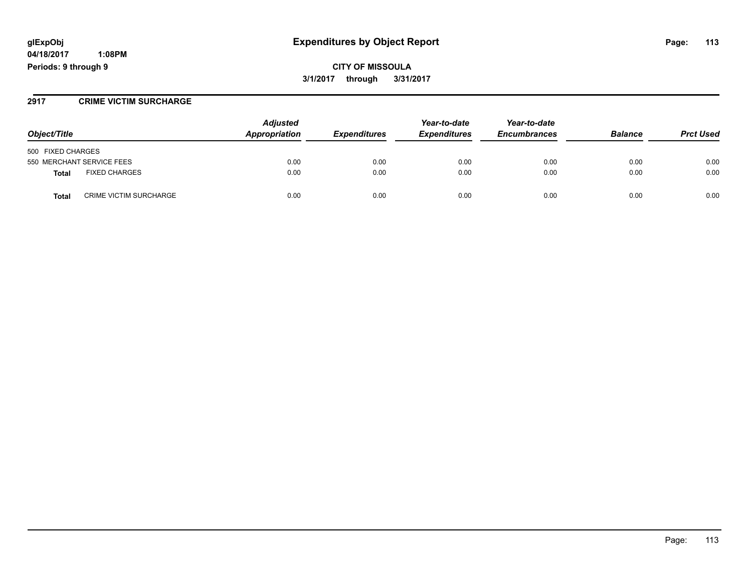**glExpObj**
**04/18/2017 1:08PM**
**Periods: 9 through 9**

# Expenditures by Object Report

**CITY OF MISSOULA**
**3/1/2017 through 3/31/2017**

## 2917 CRIME VICTIM SURCHARGE

| Object/Title | | Adjusted Appropriation | Expenditures | Year-to-date Expenditures | Year-to-date Encumbrances | Balance | Prct Used |
|---|---|---|---|---|---|---|---|
| 500 FIXED CHARGES | | | | | | | |
| 550 MERCHANT SERVICE FEES | | 0.00 | 0.00 | 0.00 | 0.00 | 0.00 | 0.00 |
| **Total** | FIXED CHARGES | 0.00 | 0.00 | 0.00 | 0.00 | 0.00 | 0.00 |
| **Total** | CRIME VICTIM SURCHARGE | 0.00 | 0.00 | 0.00 | 0.00 | 0.00 | 0.00 |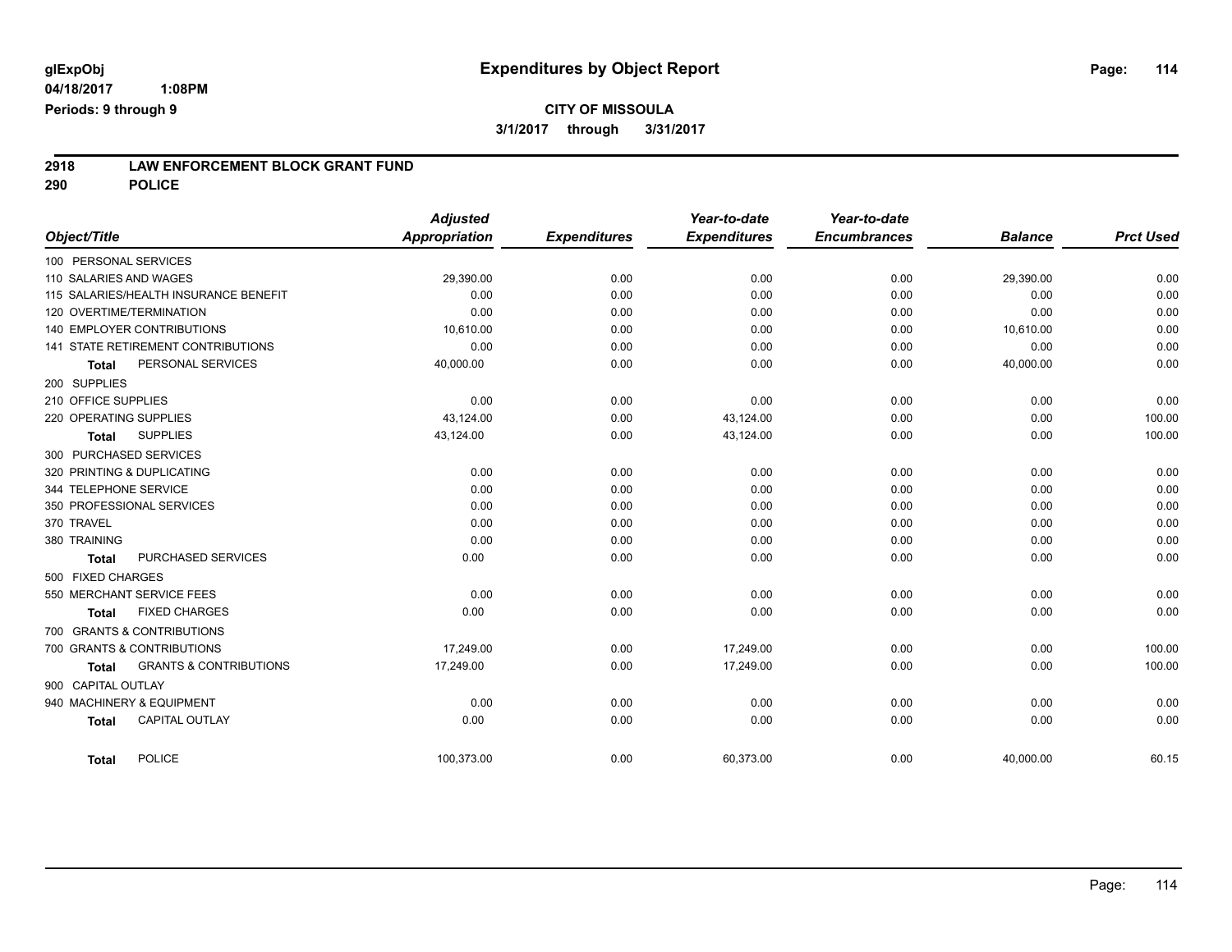**glExpObj** 04/18/2017 1:08PM
Periods: 9 through 9

# Expenditures by Object Report

**CITY OF MISSOULA**
**3/1/2017 through 3/31/2017**

## 2918 LAW ENFORCEMENT BLOCK GRANT FUND
## 290 POLICE

| Object/Title | Adjusted Appropriation | Expenditures | Year-to-date Expenditures | Year-to-date Encumbrances | Balance | Prct Used |
|---|---|---|---|---|---|---|
| 100 PERSONAL SERVICES | | | | | | |
| 110 SALARIES AND WAGES | 29,390.00 | 0.00 | 0.00 | 0.00 | 29,390.00 | 0.00 |
| 115 SALARIES/HEALTH INSURANCE BENEFIT | 0.00 | 0.00 | 0.00 | 0.00 | 0.00 | 0.00 |
| 120 OVERTIME/TERMINATION | 0.00 | 0.00 | 0.00 | 0.00 | 0.00 | 0.00 |
| 140 EMPLOYER CONTRIBUTIONS | 10,610.00 | 0.00 | 0.00 | 0.00 | 10,610.00 | 0.00 |
| 141 STATE RETIREMENT CONTRIBUTIONS | 0.00 | 0.00 | 0.00 | 0.00 | 0.00 | 0.00 |
| **Total** PERSONAL SERVICES | 40,000.00 | 0.00 | 0.00 | 0.00 | 40,000.00 | 0.00 |
| 200 SUPPLIES | | | | | | |
| 210 OFFICE SUPPLIES | 0.00 | 0.00 | 0.00 | 0.00 | 0.00 | 0.00 |
| 220 OPERATING SUPPLIES | 43,124.00 | 0.00 | 43,124.00 | 0.00 | 0.00 | 100.00 |
| **Total** SUPPLIES | 43,124.00 | 0.00 | 43,124.00 | 0.00 | 0.00 | 100.00 |
| 300 PURCHASED SERVICES | | | | | | |
| 320 PRINTING & DUPLICATING | 0.00 | 0.00 | 0.00 | 0.00 | 0.00 | 0.00 |
| 344 TELEPHONE SERVICE | 0.00 | 0.00 | 0.00 | 0.00 | 0.00 | 0.00 |
| 350 PROFESSIONAL SERVICES | 0.00 | 0.00 | 0.00 | 0.00 | 0.00 | 0.00 |
| 370 TRAVEL | 0.00 | 0.00 | 0.00 | 0.00 | 0.00 | 0.00 |
| 380 TRAINING | 0.00 | 0.00 | 0.00 | 0.00 | 0.00 | 0.00 |
| **Total** PURCHASED SERVICES | 0.00 | 0.00 | 0.00 | 0.00 | 0.00 | 0.00 |
| 500 FIXED CHARGES | | | | | | |
| 550 MERCHANT SERVICE FEES | 0.00 | 0.00 | 0.00 | 0.00 | 0.00 | 0.00 |
| **Total** FIXED CHARGES | 0.00 | 0.00 | 0.00 | 0.00 | 0.00 | 0.00 |
| 700 GRANTS & CONTRIBUTIONS | | | | | | |
| 700 GRANTS & CONTRIBUTIONS | 17,249.00 | 0.00 | 17,249.00 | 0.00 | 0.00 | 100.00 |
| **Total** GRANTS & CONTRIBUTIONS | 17,249.00 | 0.00 | 17,249.00 | 0.00 | 0.00 | 100.00 |
| 900 CAPITAL OUTLAY | | | | | | |
| 940 MACHINERY & EQUIPMENT | 0.00 | 0.00 | 0.00 | 0.00 | 0.00 | 0.00 |
| **Total** CAPITAL OUTLAY | 0.00 | 0.00 | 0.00 | 0.00 | 0.00 | 0.00 |
| **Total** POLICE | 100,373.00 | 0.00 | 60,373.00 | 0.00 | 40,000.00 | 60.15 |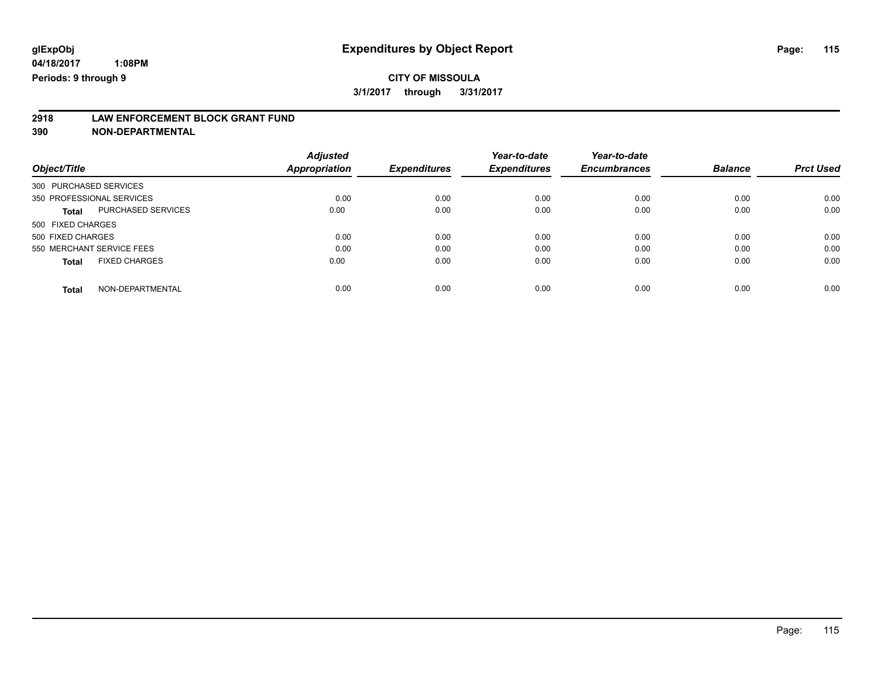**glExpObj**
**04/18/2017 1:08PM**
**Periods: 9 through 9**

# Expenditures by Object Report

**CITY OF MISSOULA**
**3/1/2017 through 3/31/2017**

## 2918 LAW ENFORCEMENT BLOCK GRANT FUND
## 390 NON-DEPARTMENTAL

| Object/Title | | Adjusted Appropriation | Expenditures | Year-to-date Expenditures | Year-to-date Encumbrances | Balance | Prct Used |
|---|---|---|---|---|---|---|---|
| 300 PURCHASED SERVICES | | | | | | | |
| 350 PROFESSIONAL SERVICES | | 0.00 | 0.00 | 0.00 | 0.00 | 0.00 | 0.00 |
| **Total** | PURCHASED SERVICES | 0.00 | 0.00 | 0.00 | 0.00 | 0.00 | 0.00 |
| 500 FIXED CHARGES | | | | | | | |
| 500 FIXED CHARGES | | 0.00 | 0.00 | 0.00 | 0.00 | 0.00 | 0.00 |
| 550 MERCHANT SERVICE FEES | | 0.00 | 0.00 | 0.00 | 0.00 | 0.00 | 0.00 |
| **Total** | FIXED CHARGES | 0.00 | 0.00 | 0.00 | 0.00 | 0.00 | 0.00 |
| **Total** | NON-DEPARTMENTAL | 0.00 | 0.00 | 0.00 | 0.00 | 0.00 | 0.00 |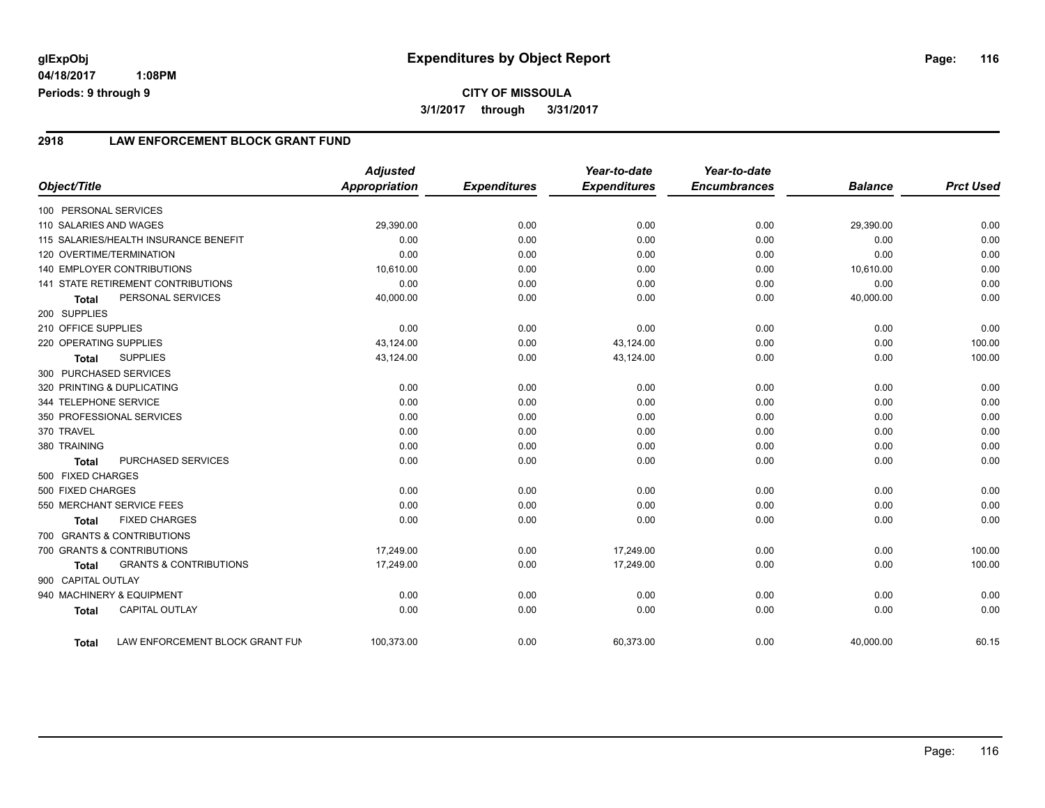# Expenditures by Object Report

glExpObj
04/18/2017 1:08PM
Periods: 9 through 9

**CITY OF MISSOULA**
**3/1/2017 through 3/31/2017**

## 2918 LAW ENFORCEMENT BLOCK GRANT FUND

| Object/Title | Adjusted Appropriation | Expenditures | Year-to-date Expenditures | Year-to-date Encumbrances | Balance | Prct Used |
|---|---|---|---|---|---|---|
| 100 PERSONAL SERVICES | | | | | | |
| 110 SALARIES AND WAGES | 29,390.00 | 0.00 | 0.00 | 0.00 | 29,390.00 | 0.00 |
| 115 SALARIES/HEALTH INSURANCE BENEFIT | 0.00 | 0.00 | 0.00 | 0.00 | 0.00 | 0.00 |
| 120 OVERTIME/TERMINATION | 0.00 | 0.00 | 0.00 | 0.00 | 0.00 | 0.00 |
| 140 EMPLOYER CONTRIBUTIONS | 10,610.00 | 0.00 | 0.00 | 0.00 | 10,610.00 | 0.00 |
| 141 STATE RETIREMENT CONTRIBUTIONS | 0.00 | 0.00 | 0.00 | 0.00 | 0.00 | 0.00 |
| **Total** PERSONAL SERVICES | 40,000.00 | 0.00 | 0.00 | 0.00 | 40,000.00 | 0.00 |
| 200 SUPPLIES | | | | | | |
| 210 OFFICE SUPPLIES | 0.00 | 0.00 | 0.00 | 0.00 | 0.00 | 0.00 |
| 220 OPERATING SUPPLIES | 43,124.00 | 0.00 | 43,124.00 | 0.00 | 0.00 | 100.00 |
| **Total** SUPPLIES | 43,124.00 | 0.00 | 43,124.00 | 0.00 | 0.00 | 100.00 |
| 300 PURCHASED SERVICES | | | | | | |
| 320 PRINTING & DUPLICATING | 0.00 | 0.00 | 0.00 | 0.00 | 0.00 | 0.00 |
| 344 TELEPHONE SERVICE | 0.00 | 0.00 | 0.00 | 0.00 | 0.00 | 0.00 |
| 350 PROFESSIONAL SERVICES | 0.00 | 0.00 | 0.00 | 0.00 | 0.00 | 0.00 |
| 370 TRAVEL | 0.00 | 0.00 | 0.00 | 0.00 | 0.00 | 0.00 |
| 380 TRAINING | 0.00 | 0.00 | 0.00 | 0.00 | 0.00 | 0.00 |
| **Total** PURCHASED SERVICES | 0.00 | 0.00 | 0.00 | 0.00 | 0.00 | 0.00 |
| 500 FIXED CHARGES | | | | | | |
| 500 FIXED CHARGES | 0.00 | 0.00 | 0.00 | 0.00 | 0.00 | 0.00 |
| 550 MERCHANT SERVICE FEES | 0.00 | 0.00 | 0.00 | 0.00 | 0.00 | 0.00 |
| **Total** FIXED CHARGES | 0.00 | 0.00 | 0.00 | 0.00 | 0.00 | 0.00 |
| 700 GRANTS & CONTRIBUTIONS | | | | | | |
| 700 GRANTS & CONTRIBUTIONS | 17,249.00 | 0.00 | 17,249.00 | 0.00 | 0.00 | 100.00 |
| **Total** GRANTS & CONTRIBUTIONS | 17,249.00 | 0.00 | 17,249.00 | 0.00 | 0.00 | 100.00 |
| 900 CAPITAL OUTLAY | | | | | | |
| 940 MACHINERY & EQUIPMENT | 0.00 | 0.00 | 0.00 | 0.00 | 0.00 | 0.00 |
| **Total** CAPITAL OUTLAY | 0.00 | 0.00 | 0.00 | 0.00 | 0.00 | 0.00 |
| **Total** LAW ENFORCEMENT BLOCK GRANT FUN | 100,373.00 | 0.00 | 60,373.00 | 0.00 | 40,000.00 | 60.15 |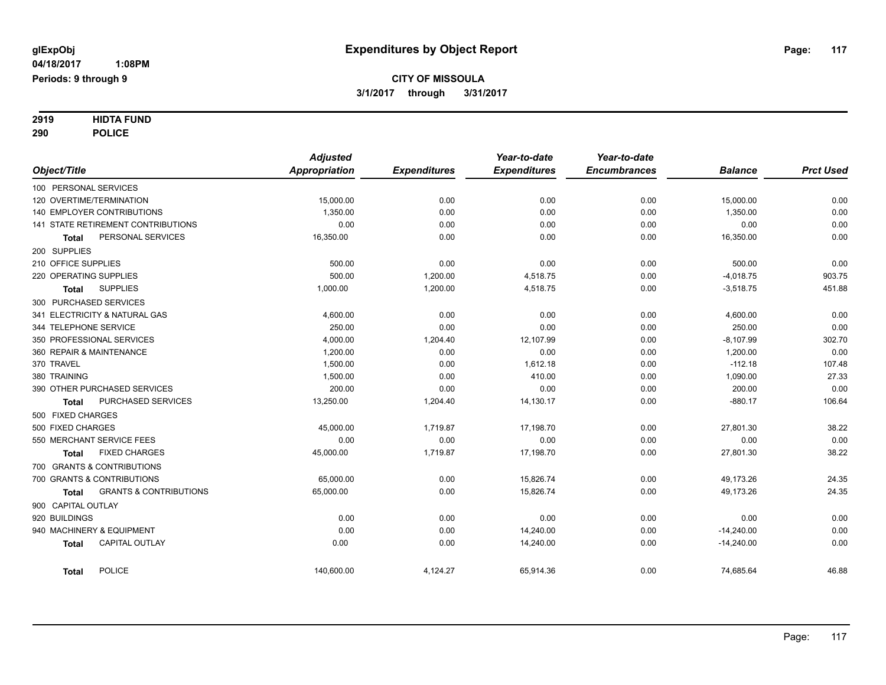glExpObj
04/18/2017 1:08PM
Periods: 9 through 9

# Expenditures by Object Report

**CITY OF MISSOULA**
**3/1/2017 through 3/31/2017**

**2919 HIDTA FUND**
**290 POLICE**

| Object/Title | Adjusted Appropriation | Expenditures | Year-to-date Expenditures | Year-to-date Encumbrances | Balance | Prct Used |
|---|---|---|---|---|---|---|
| 100 PERSONAL SERVICES | | | | | | |
| 120 OVERTIME/TERMINATION | 15,000.00 | 0.00 | 0.00 | 0.00 | 15,000.00 | 0.00 |
| 140 EMPLOYER CONTRIBUTIONS | 1,350.00 | 0.00 | 0.00 | 0.00 | 1,350.00 | 0.00 |
| 141 STATE RETIREMENT CONTRIBUTIONS | 0.00 | 0.00 | 0.00 | 0.00 | 0.00 | 0.00 |
| **Total** PERSONAL SERVICES | 16,350.00 | 0.00 | 0.00 | 0.00 | 16,350.00 | 0.00 |
| 200 SUPPLIES | | | | | | |
| 210 OFFICE SUPPLIES | 500.00 | 0.00 | 0.00 | 0.00 | 500.00 | 0.00 |
| 220 OPERATING SUPPLIES | 500.00 | 1,200.00 | 4,518.75 | 0.00 | -4,018.75 | 903.75 |
| **Total** SUPPLIES | 1,000.00 | 1,200.00 | 4,518.75 | 0.00 | -3,518.75 | 451.88 |
| 300 PURCHASED SERVICES | | | | | | |
| 341 ELECTRICITY & NATURAL GAS | 4,600.00 | 0.00 | 0.00 | 0.00 | 4,600.00 | 0.00 |
| 344 TELEPHONE SERVICE | 250.00 | 0.00 | 0.00 | 0.00 | 250.00 | 0.00 |
| 350 PROFESSIONAL SERVICES | 4,000.00 | 1,204.40 | 12,107.99 | 0.00 | -8,107.99 | 302.70 |
| 360 REPAIR & MAINTENANCE | 1,200.00 | 0.00 | 0.00 | 0.00 | 1,200.00 | 0.00 |
| 370 TRAVEL | 1,500.00 | 0.00 | 1,612.18 | 0.00 | -112.18 | 107.48 |
| 380 TRAINING | 1,500.00 | 0.00 | 410.00 | 0.00 | 1,090.00 | 27.33 |
| 390 OTHER PURCHASED SERVICES | 200.00 | 0.00 | 0.00 | 0.00 | 200.00 | 0.00 |
| **Total** PURCHASED SERVICES | 13,250.00 | 1,204.40 | 14,130.17 | 0.00 | -880.17 | 106.64 |
| 500 FIXED CHARGES | | | | | | |
| 500 FIXED CHARGES | 45,000.00 | 1,719.87 | 17,198.70 | 0.00 | 27,801.30 | 38.22 |
| 550 MERCHANT SERVICE FEES | 0.00 | 0.00 | 0.00 | 0.00 | 0.00 | 0.00 |
| **Total** FIXED CHARGES | 45,000.00 | 1,719.87 | 17,198.70 | 0.00 | 27,801.30 | 38.22 |
| 700 GRANTS & CONTRIBUTIONS | | | | | | |
| 700 GRANTS & CONTRIBUTIONS | 65,000.00 | 0.00 | 15,826.74 | 0.00 | 49,173.26 | 24.35 |
| **Total** GRANTS & CONTRIBUTIONS | 65,000.00 | 0.00 | 15,826.74 | 0.00 | 49,173.26 | 24.35 |
| 900 CAPITAL OUTLAY | | | | | | |
| 920 BUILDINGS | 0.00 | 0.00 | 0.00 | 0.00 | 0.00 | 0.00 |
| 940 MACHINERY & EQUIPMENT | 0.00 | 0.00 | 14,240.00 | 0.00 | -14,240.00 | 0.00 |
| **Total** CAPITAL OUTLAY | 0.00 | 0.00 | 14,240.00 | 0.00 | -14,240.00 | 0.00 |
| **Total** POLICE | 140,600.00 | 4,124.27 | 65,914.36 | 0.00 | 74,685.64 | 46.88 |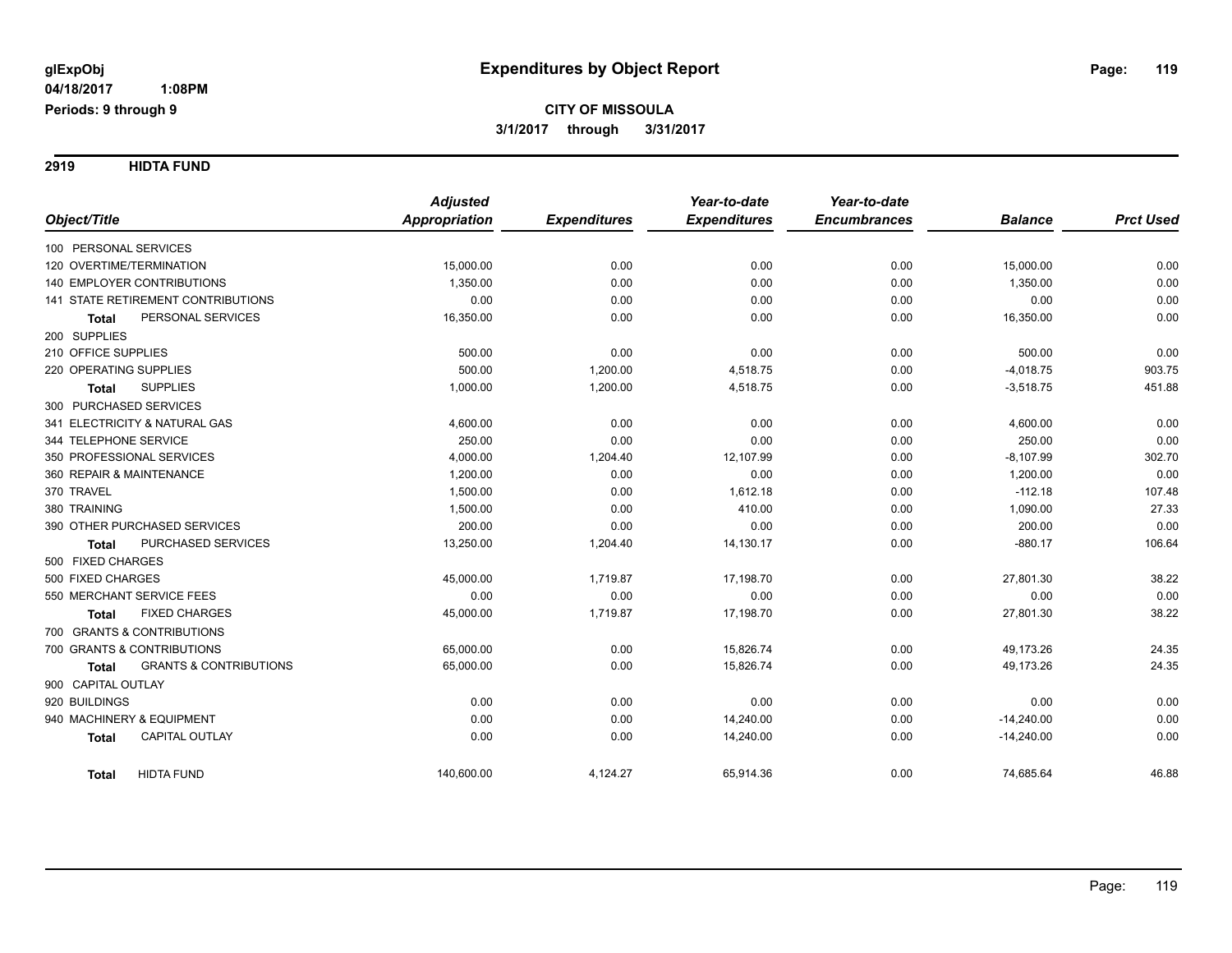glExpObj
04/18/2017 1:08PM
Periods: 9 through 9

# Expenditures by Object Report

**CITY OF MISSOULA**
**3/1/2017 through 3/31/2017**

## 2919 HIDTA FUND

| Object/Title | | Adjusted Appropriation | Expenditures | Year-to-date Expenditures | Year-to-date Encumbrances | Balance | Prct Used |
|---|---|---|---|---|---|---|---|
| 100 PERSONAL SERVICES | | | | | | | |
| 120 OVERTIME/TERMINATION | | 15,000.00 | 0.00 | 0.00 | 0.00 | 15,000.00 | 0.00 |
| 140 EMPLOYER CONTRIBUTIONS | | 1,350.00 | 0.00 | 0.00 | 0.00 | 1,350.00 | 0.00 |
| 141 STATE RETIREMENT CONTRIBUTIONS | | 0.00 | 0.00 | 0.00 | 0.00 | 0.00 | 0.00 |
| Total | PERSONAL SERVICES | 16,350.00 | 0.00 | 0.00 | 0.00 | 16,350.00 | 0.00 |
| 200 SUPPLIES | | | | | | | |
| 210 OFFICE SUPPLIES | | 500.00 | 0.00 | 0.00 | 0.00 | 500.00 | 0.00 |
| 220 OPERATING SUPPLIES | | 500.00 | 1,200.00 | 4,518.75 | 0.00 | -4,018.75 | 903.75 |
| Total | SUPPLIES | 1,000.00 | 1,200.00 | 4,518.75 | 0.00 | -3,518.75 | 451.88 |
| 300 PURCHASED SERVICES | | | | | | | |
| 341 ELECTRICITY & NATURAL GAS | | 4,600.00 | 0.00 | 0.00 | 0.00 | 4,600.00 | 0.00 |
| 344 TELEPHONE SERVICE | | 250.00 | 0.00 | 0.00 | 0.00 | 250.00 | 0.00 |
| 350 PROFESSIONAL SERVICES | | 4,000.00 | 1,204.40 | 12,107.99 | 0.00 | -8,107.99 | 302.70 |
| 360 REPAIR & MAINTENANCE | | 1,200.00 | 0.00 | 0.00 | 0.00 | 1,200.00 | 0.00 |
| 370 TRAVEL | | 1,500.00 | 0.00 | 1,612.18 | 0.00 | -112.18 | 107.48 |
| 380 TRAINING | | 1,500.00 | 0.00 | 410.00 | 0.00 | 1,090.00 | 27.33 |
| 390 OTHER PURCHASED SERVICES | | 200.00 | 0.00 | 0.00 | 0.00 | 200.00 | 0.00 |
| Total | PURCHASED SERVICES | 13,250.00 | 1,204.40 | 14,130.17 | 0.00 | -880.17 | 106.64 |
| 500 FIXED CHARGES | | | | | | | |
| 500 FIXED CHARGES | | 45,000.00 | 1,719.87 | 17,198.70 | 0.00 | 27,801.30 | 38.22 |
| 550 MERCHANT SERVICE FEES | | 0.00 | 0.00 | 0.00 | 0.00 | 0.00 | 0.00 |
| Total | FIXED CHARGES | 45,000.00 | 1,719.87 | 17,198.70 | 0.00 | 27,801.30 | 38.22 |
| 700 GRANTS & CONTRIBUTIONS | | | | | | | |
| 700 GRANTS & CONTRIBUTIONS | | 65,000.00 | 0.00 | 15,826.74 | 0.00 | 49,173.26 | 24.35 |
| Total | GRANTS & CONTRIBUTIONS | 65,000.00 | 0.00 | 15,826.74 | 0.00 | 49,173.26 | 24.35 |
| 900 CAPITAL OUTLAY | | | | | | | |
| 920 BUILDINGS | | 0.00 | 0.00 | 0.00 | 0.00 | 0.00 | 0.00 |
| 940 MACHINERY & EQUIPMENT | | 0.00 | 0.00 | 14,240.00 | 0.00 | -14,240.00 | 0.00 |
| Total | CAPITAL OUTLAY | 0.00 | 0.00 | 14,240.00 | 0.00 | -14,240.00 | 0.00 |
| Total | HIDTA FUND | 140,600.00 | 4,124.27 | 65,914.36 | 0.00 | 74,685.64 | 46.88 |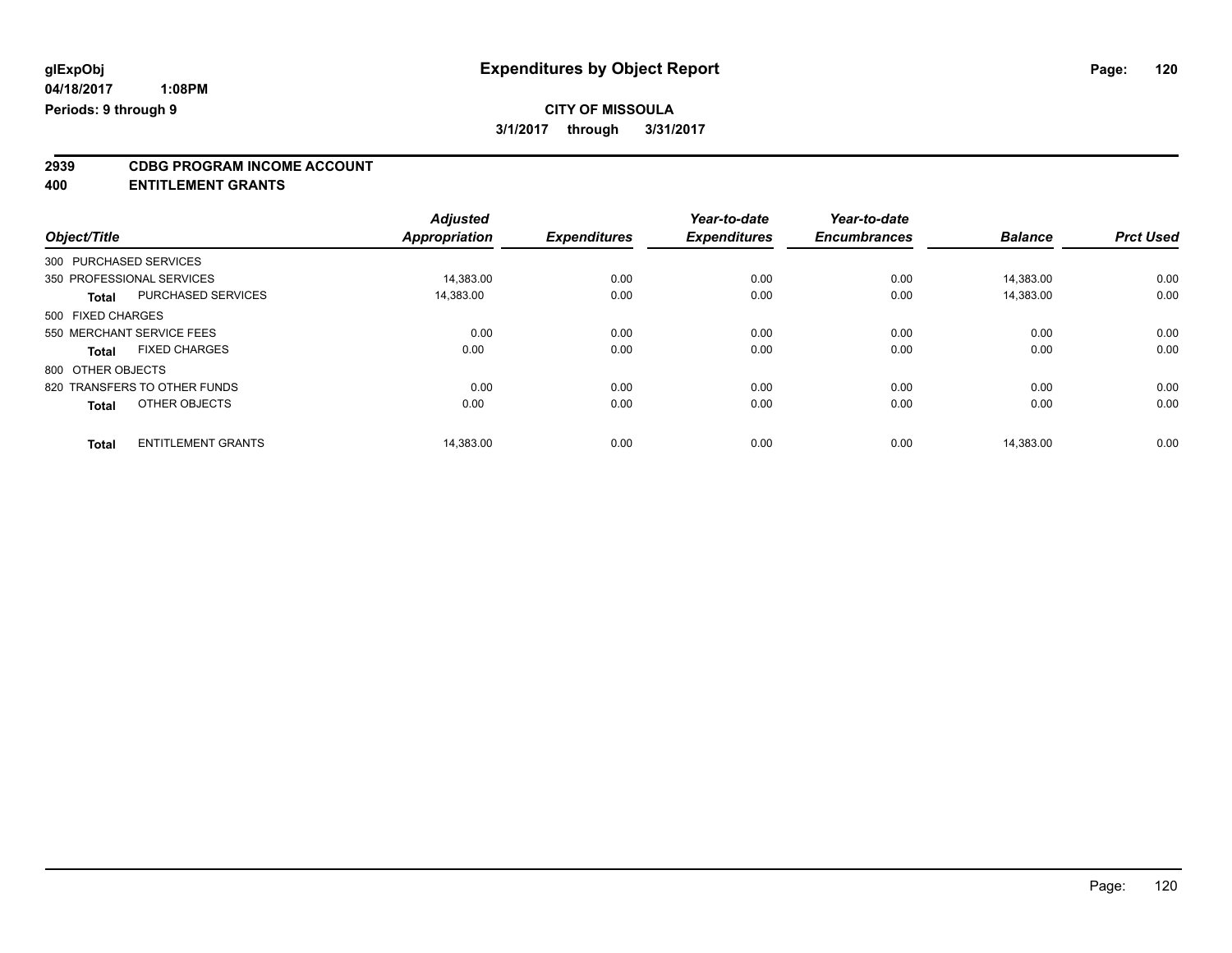glExpObj
04/18/2017 1:08PM
Periods: 9 through 9

# Expenditures by Object Report

**CITY OF MISSOULA**

**3/1/2017 through 3/31/2017**

**2939 CDBG PROGRAM INCOME ACCOUNT**
**400 ENTITLEMENT GRANTS**

| Object/Title | | Adjusted Appropriation | Expenditures | Year-to-date Expenditures | Year-to-date Encumbrances | Balance | Prct Used |
|---|---|---|---|---|---|---|---|
| 300 PURCHASED SERVICES | | | | | | | |
| 350 PROFESSIONAL SERVICES | | 14,383.00 | 0.00 | 0.00 | 0.00 | 14,383.00 | 0.00 |
| **Total** | PURCHASED SERVICES | 14,383.00 | 0.00 | 0.00 | 0.00 | 14,383.00 | 0.00 |
| 500 FIXED CHARGES | | | | | | | |
| 550 MERCHANT SERVICE FEES | | 0.00 | 0.00 | 0.00 | 0.00 | 0.00 | 0.00 |
| **Total** | FIXED CHARGES | 0.00 | 0.00 | 0.00 | 0.00 | 0.00 | 0.00 |
| 800 OTHER OBJECTS | | | | | | | |
| 820 TRANSFERS TO OTHER FUNDS | | 0.00 | 0.00 | 0.00 | 0.00 | 0.00 | 0.00 |
| **Total** | OTHER OBJECTS | 0.00 | 0.00 | 0.00 | 0.00 | 0.00 | 0.00 |
| **Total** | ENTITLEMENT GRANTS | 14,383.00 | 0.00 | 0.00 | 0.00 | 14,383.00 | 0.00 |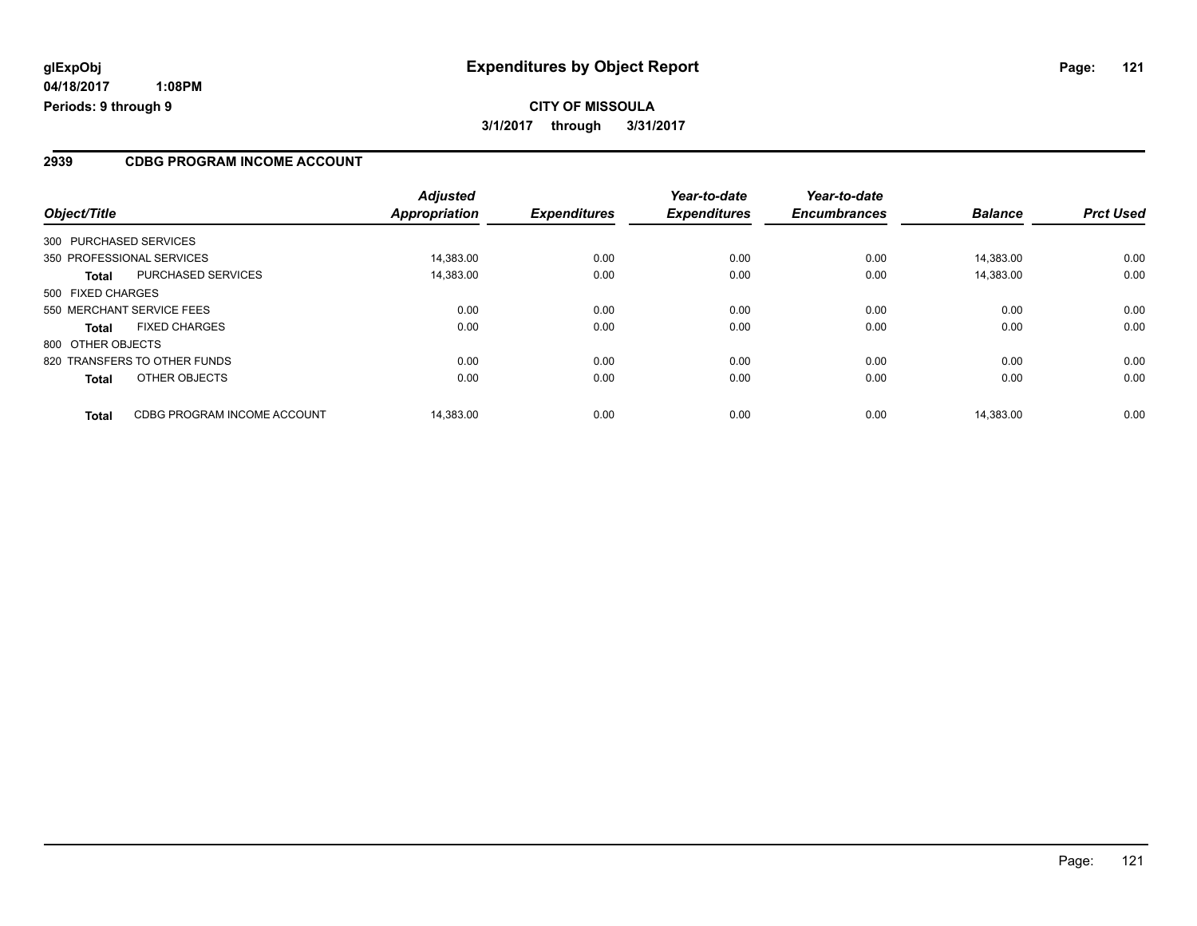# Expenditures by Object Report

glExpObj
04/18/2017 1:08PM
Periods: 9 through 9

**CITY OF MISSOULA**
**3/1/2017 through 3/31/2017**

## 2939 CDBG PROGRAM INCOME ACCOUNT

| Object/Title | | Adjusted Appropriation | Expenditures | Year-to-date Expenditures | Year-to-date Encumbrances | Balance | Prct Used |
|---|---|---|---|---|---|---|---|
| 300 PURCHASED SERVICES | | | | | | | |
| 350 PROFESSIONAL SERVICES | | 14,383.00 | 0.00 | 0.00 | 0.00 | 14,383.00 | 0.00 |
| **Total** | PURCHASED SERVICES | 14,383.00 | 0.00 | 0.00 | 0.00 | 14,383.00 | 0.00 |
| 500 FIXED CHARGES | | | | | | | |
| 550 MERCHANT SERVICE FEES | | 0.00 | 0.00 | 0.00 | 0.00 | 0.00 | 0.00 |
| **Total** | FIXED CHARGES | 0.00 | 0.00 | 0.00 | 0.00 | 0.00 | 0.00 |
| 800 OTHER OBJECTS | | | | | | | |
| 820 TRANSFERS TO OTHER FUNDS | | 0.00 | 0.00 | 0.00 | 0.00 | 0.00 | 0.00 |
| **Total** | OTHER OBJECTS | 0.00 | 0.00 | 0.00 | 0.00 | 0.00 | 0.00 |
| **Total** | CDBG PROGRAM INCOME ACCOUNT | 14,383.00 | 0.00 | 0.00 | 0.00 | 14,383.00 | 0.00 |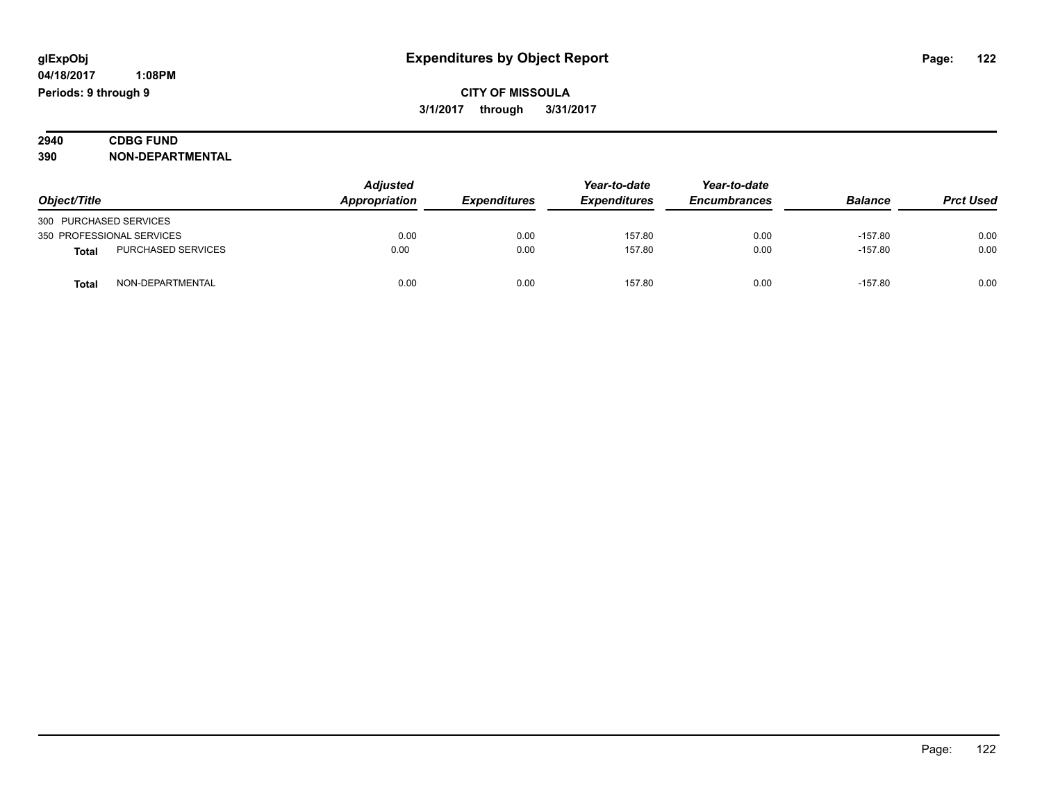# Expenditures by Object Report

glExpObj
04/18/2017 1:08PM
Periods: 9 through 9

**CITY OF MISSOULA**
**3/1/2017 through 3/31/2017**

**2940 CDBG FUND**
**390 NON-DEPARTMENTAL**

| Object/Title | | Adjusted Appropriation | Expenditures | Year-to-date Expenditures | Year-to-date Encumbrances | Balance | Prct Used |
|---|---|---|---|---|---|---|---|
| 300 PURCHASED SERVICES | | | | | | | |
| 350 PROFESSIONAL SERVICES | | 0.00 | 0.00 | 157.80 | 0.00 | -157.80 | 0.00 |
| **Total** | PURCHASED SERVICES | 0.00 | 0.00 | 157.80 | 0.00 | -157.80 | 0.00 |
| **Total** | NON-DEPARTMENTAL | 0.00 | 0.00 | 157.80 | 0.00 | -157.80 | 0.00 |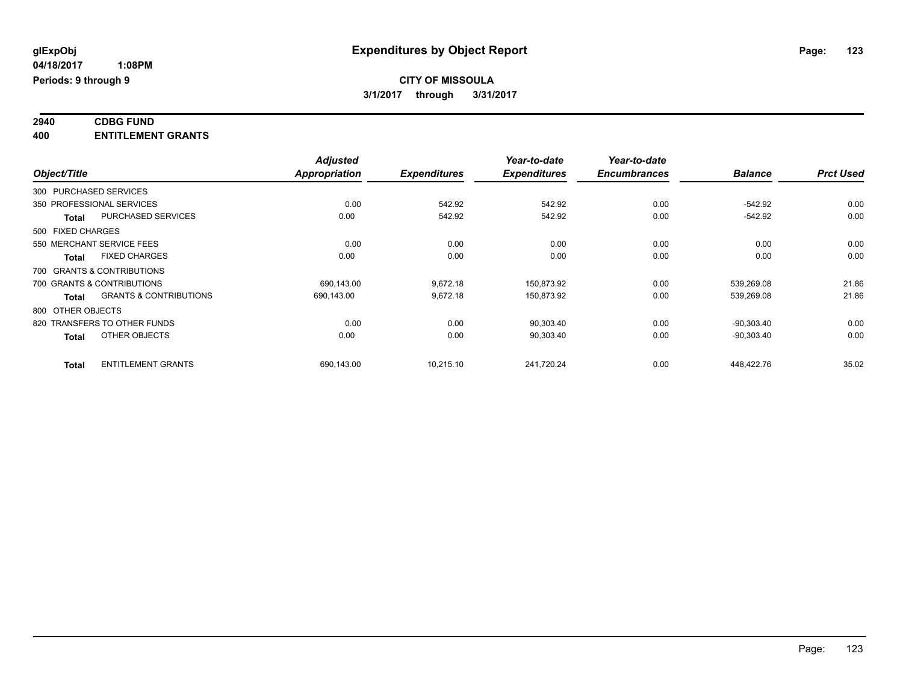# Expenditures by Object Report

**glExpObj**
**04/18/2017 1:08PM**
**Periods: 9 through 9**

**CITY OF MISSOULA**
**3/1/2017 through 3/31/2017**

**2940 CDBG FUND**
**400 ENTITLEMENT GRANTS**

| Object/Title | | Adjusted Appropriation | Expenditures | Year-to-date Expenditures | Year-to-date Encumbrances | Balance | Prct Used |
|---|---|---|---|---|---|---|---|
| 300 PURCHASED SERVICES | | | | | | | |
| 350 PROFESSIONAL SERVICES | | 0.00 | 542.92 | 542.92 | 0.00 | -542.92 | 0.00 |
| Total | PURCHASED SERVICES | 0.00 | 542.92 | 542.92 | 0.00 | -542.92 | 0.00 |
| 500 FIXED CHARGES | | | | | | | |
| 550 MERCHANT SERVICE FEES | | 0.00 | 0.00 | 0.00 | 0.00 | 0.00 | 0.00 |
| Total | FIXED CHARGES | 0.00 | 0.00 | 0.00 | 0.00 | 0.00 | 0.00 |
| 700 GRANTS & CONTRIBUTIONS | | | | | | | |
| 700 GRANTS & CONTRIBUTIONS | | 690,143.00 | 9,672.18 | 150,873.92 | 0.00 | 539,269.08 | 21.86 |
| Total | GRANTS & CONTRIBUTIONS | 690,143.00 | 9,672.18 | 150,873.92 | 0.00 | 539,269.08 | 21.86 |
| 800 OTHER OBJECTS | | | | | | | |
| 820 TRANSFERS TO OTHER FUNDS | | 0.00 | 0.00 | 90,303.40 | 0.00 | -90,303.40 | 0.00 |
| Total | OTHER OBJECTS | 0.00 | 0.00 | 90,303.40 | 0.00 | -90,303.40 | 0.00 |
| Total | ENTITLEMENT GRANTS | 690,143.00 | 10,215.10 | 241,720.24 | 0.00 | 448,422.76 | 35.02 |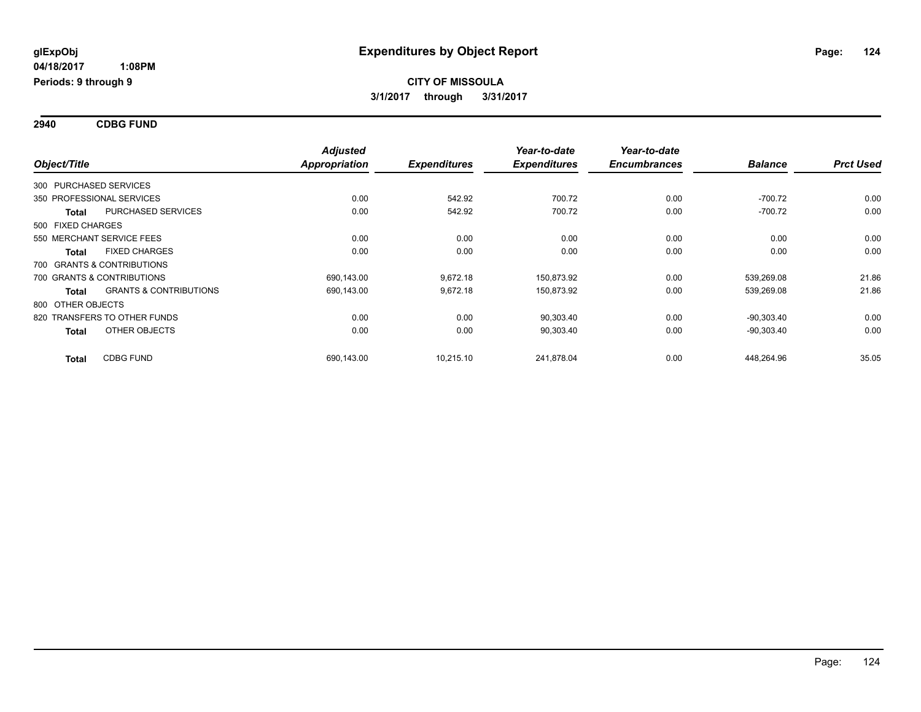# Expenditures by Object Report

glExpObj
04/18/2017 1:08PM
Periods: 9 through 9

**CITY OF MISSOULA**

**3/1/2017 through 3/31/2017**

## 2940 CDBG FUND

| Object/Title | | Adjusted Appropriation | Expenditures | Year-to-date Expenditures | Year-to-date Encumbrances | Balance | Prct Used |
|---|---|---|---|---|---|---|---|
| 300 PURCHASED SERVICES | | | | | | | |
| 350 PROFESSIONAL SERVICES | | 0.00 | 542.92 | 700.72 | 0.00 | -700.72 | 0.00 |
| **Total** | PURCHASED SERVICES | 0.00 | 542.92 | 700.72 | 0.00 | -700.72 | 0.00 |
| 500 FIXED CHARGES | | | | | | | |
| 550 MERCHANT SERVICE FEES | | 0.00 | 0.00 | 0.00 | 0.00 | 0.00 | 0.00 |
| **Total** | FIXED CHARGES | 0.00 | 0.00 | 0.00 | 0.00 | 0.00 | 0.00 |
| 700 GRANTS & CONTRIBUTIONS | | | | | | | |
| 700 GRANTS & CONTRIBUTIONS | | 690,143.00 | 9,672.18 | 150,873.92 | 0.00 | 539,269.08 | 21.86 |
| **Total** | GRANTS & CONTRIBUTIONS | 690,143.00 | 9,672.18 | 150,873.92 | 0.00 | 539,269.08 | 21.86 |
| 800 OTHER OBJECTS | | | | | | | |
| 820 TRANSFERS TO OTHER FUNDS | | 0.00 | 0.00 | 90,303.40 | 0.00 | -90,303.40 | 0.00 |
| **Total** | OTHER OBJECTS | 0.00 | 0.00 | 90,303.40 | 0.00 | -90,303.40 | 0.00 |
| **Total** | CDBG FUND | 690,143.00 | 10,215.10 | 241,878.04 | 0.00 | 448,264.96 | 35.05 |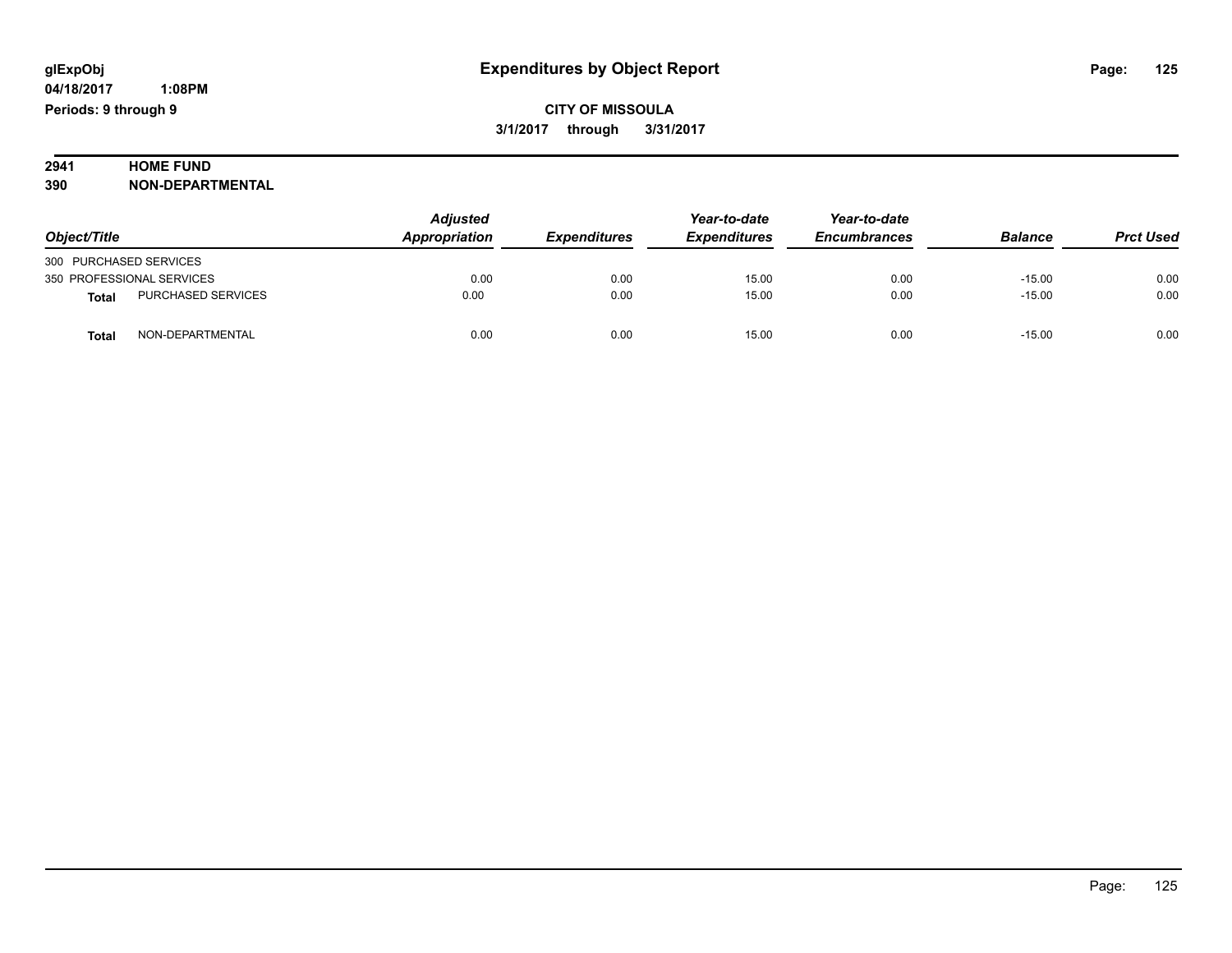glExpObj
04/18/2017 1:08PM
Periods: 9 through 9

# Expenditures by Object Report

**CITY OF MISSOULA**

**3/1/2017 through 3/31/2017**

**2941 HOME FUND**

**390 NON-DEPARTMENTAL**

| Object/Title | | Adjusted Appropriation | Expenditures | Year-to-date Expenditures | Year-to-date Encumbrances | Balance | Prct Used |
|---|---|---|---|---|---|---|---|
| 300 PURCHASED SERVICES | | | | | | | |
| 350 PROFESSIONAL SERVICES | | 0.00 | 0.00 | 15.00 | 0.00 | -15.00 | 0.00 |
| **Total** | PURCHASED SERVICES | 0.00 | 0.00 | 15.00 | 0.00 | -15.00 | 0.00 |
| **Total** | NON-DEPARTMENTAL | 0.00 | 0.00 | 15.00 | 0.00 | -15.00 | 0.00 |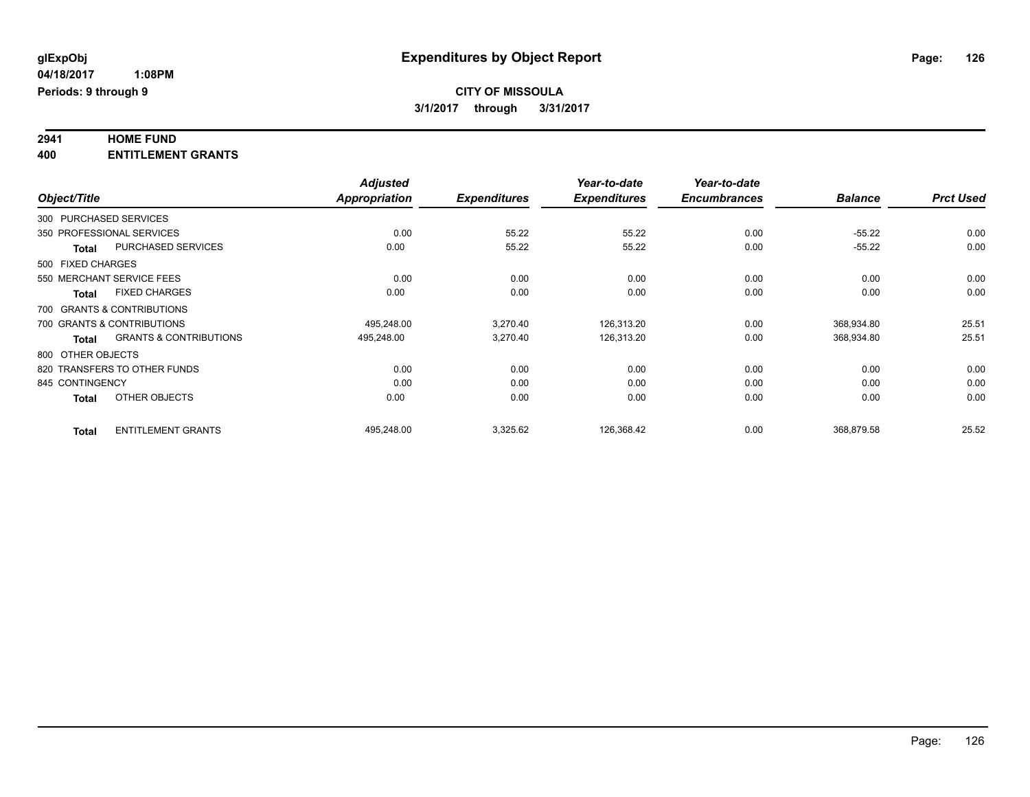**glExpObj**
**04/18/2017 1:08PM**
**Periods: 9 through 9**

# Expenditures by Object Report

**CITY OF MISSOULA**
**3/1/2017 through 3/31/2017**

**2941 HOME FUND**
**400 ENTITLEMENT GRANTS**

| Object/Title | Adjusted Appropriation | Expenditures | Year-to-date Expenditures | Year-to-date Encumbrances | Balance | Prct Used |
|---|---|---|---|---|---|---|
| 300 PURCHASED SERVICES | | | | | | |
| 350 PROFESSIONAL SERVICES | 0.00 | 55.22 | 55.22 | 0.00 | -55.22 | 0.00 |
| **Total** PURCHASED SERVICES | 0.00 | 55.22 | 55.22 | 0.00 | -55.22 | 0.00 |
| 500 FIXED CHARGES | | | | | | |
| 550 MERCHANT SERVICE FEES | 0.00 | 0.00 | 0.00 | 0.00 | 0.00 | 0.00 |
| **Total** FIXED CHARGES | 0.00 | 0.00 | 0.00 | 0.00 | 0.00 | 0.00 |
| 700 GRANTS & CONTRIBUTIONS | | | | | | |
| 700 GRANTS & CONTRIBUTIONS | 495,248.00 | 3,270.40 | 126,313.20 | 0.00 | 368,934.80 | 25.51 |
| **Total** GRANTS & CONTRIBUTIONS | 495,248.00 | 3,270.40 | 126,313.20 | 0.00 | 368,934.80 | 25.51 |
| 800 OTHER OBJECTS | | | | | | |
| 820 TRANSFERS TO OTHER FUNDS | 0.00 | 0.00 | 0.00 | 0.00 | 0.00 | 0.00 |
| 845 CONTINGENCY | 0.00 | 0.00 | 0.00 | 0.00 | 0.00 | 0.00 |
| **Total** OTHER OBJECTS | 0.00 | 0.00 | 0.00 | 0.00 | 0.00 | 0.00 |
| **Total** ENTITLEMENT GRANTS | 495,248.00 | 3,325.62 | 126,368.42 | 0.00 | 368,879.58 | 25.52 |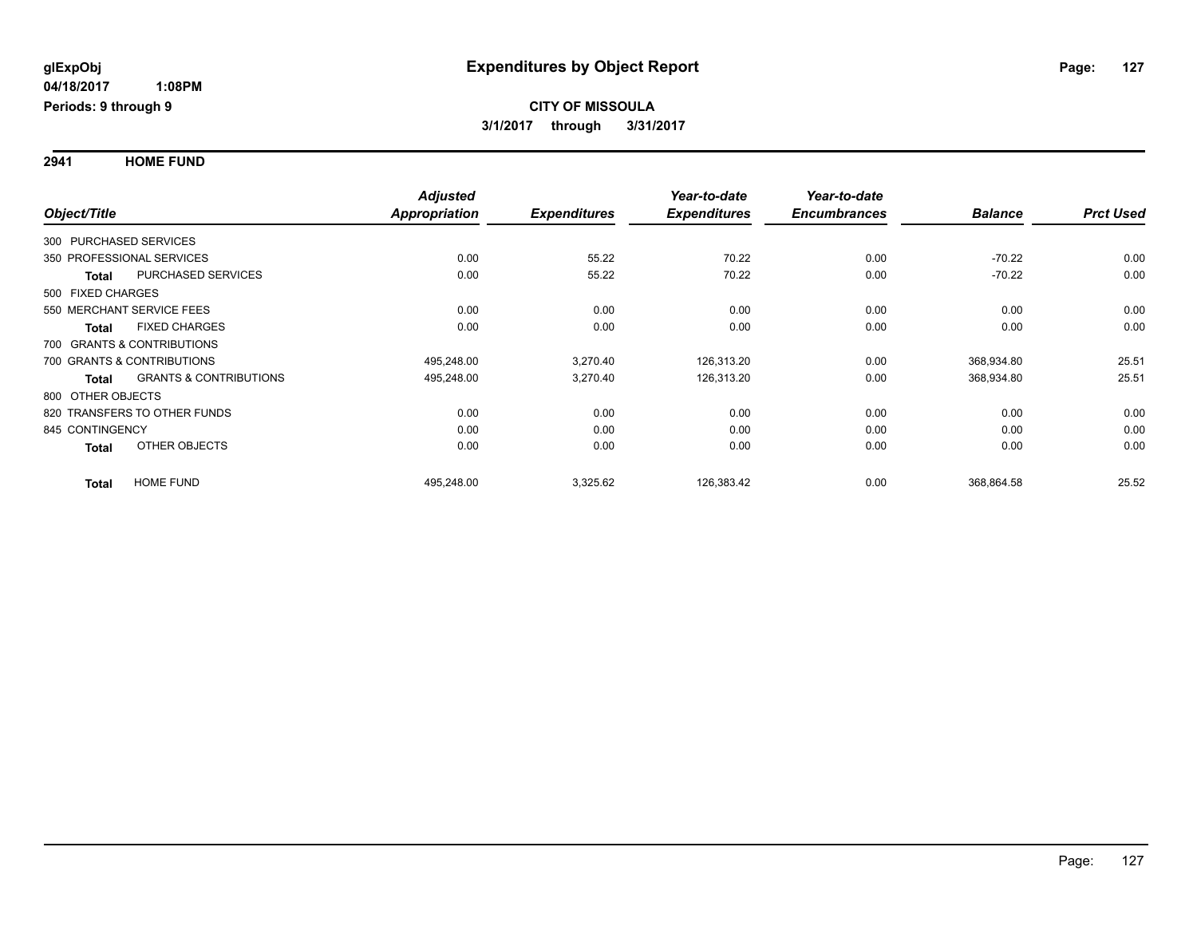**glExpObj** **Expenditures by Object Report**

**04/18/2017 1:08PM**

**Periods: 9 through 9**

**CITY OF MISSOULA**

**3/1/2017 through 3/31/2017**

## 2941 HOME FUND

| Object/Title | | Adjusted Appropriation | Expenditures | Year-to-date Expenditures | Year-to-date Encumbrances | Balance | Prct Used |
|---|---|---|---|---|---|---|---|
| 300 PURCHASED SERVICES | | | | | | | |
| 350 PROFESSIONAL SERVICES | | 0.00 | 55.22 | 70.22 | 0.00 | -70.22 | 0.00 |
| **Total** | PURCHASED SERVICES | 0.00 | 55.22 | 70.22 | 0.00 | -70.22 | 0.00 |
| 500 FIXED CHARGES | | | | | | | |
| 550 MERCHANT SERVICE FEES | | 0.00 | 0.00 | 0.00 | 0.00 | 0.00 | 0.00 |
| **Total** | FIXED CHARGES | 0.00 | 0.00 | 0.00 | 0.00 | 0.00 | 0.00 |
| 700 GRANTS & CONTRIBUTIONS | | | | | | | |
| 700 GRANTS & CONTRIBUTIONS | | 495,248.00 | 3,270.40 | 126,313.20 | 0.00 | 368,934.80 | 25.51 |
| **Total** | GRANTS & CONTRIBUTIONS | 495,248.00 | 3,270.40 | 126,313.20 | 0.00 | 368,934.80 | 25.51 |
| 800 OTHER OBJECTS | | | | | | | |
| 820 TRANSFERS TO OTHER FUNDS | | 0.00 | 0.00 | 0.00 | 0.00 | 0.00 | 0.00 |
| 845 CONTINGENCY | | 0.00 | 0.00 | 0.00 | 0.00 | 0.00 | 0.00 |
| **Total** | OTHER OBJECTS | 0.00 | 0.00 | 0.00 | 0.00 | 0.00 | 0.00 |
| **Total** | HOME FUND | 495,248.00 | 3,325.62 | 126,383.42 | 0.00 | 368,864.58 | 25.52 |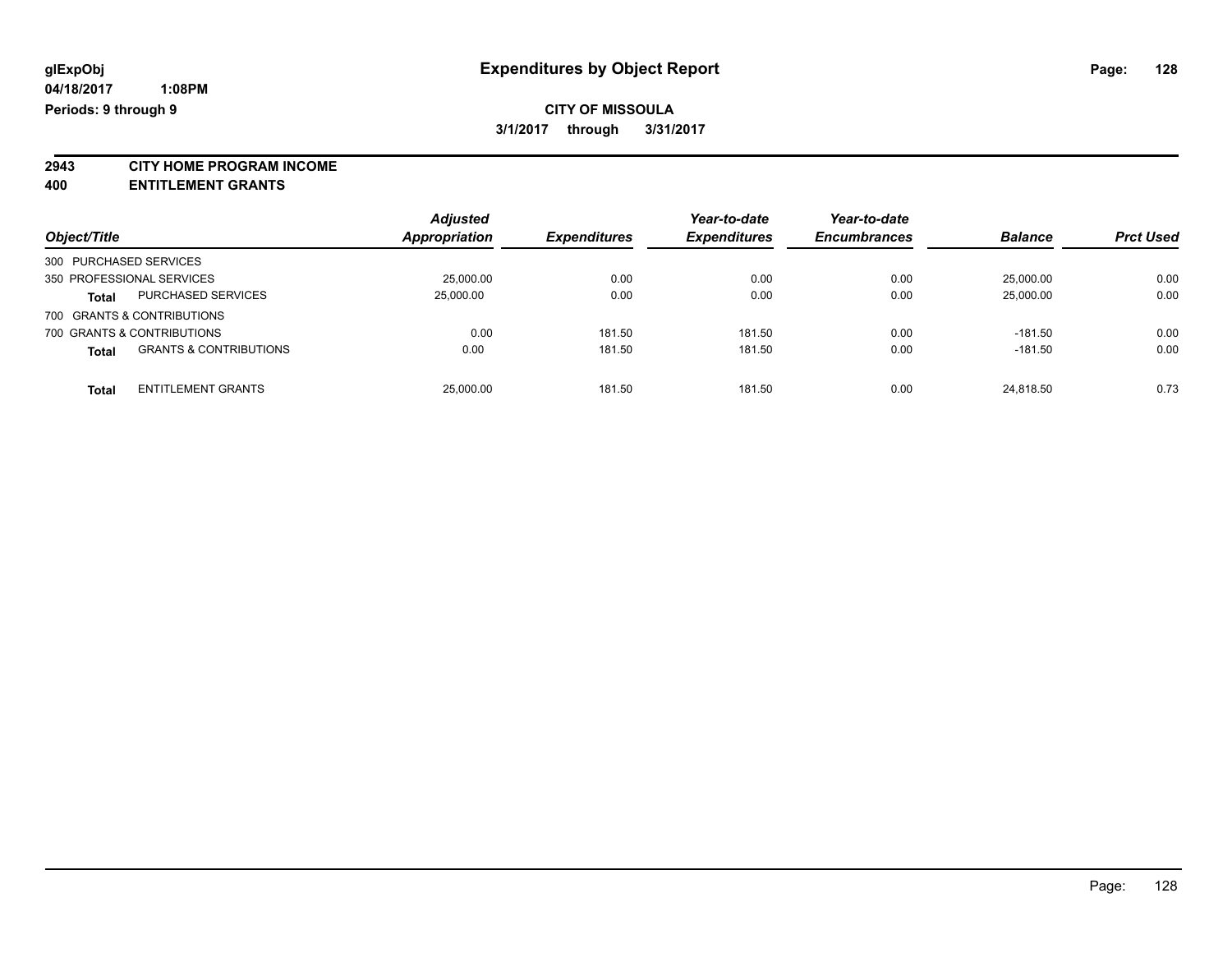glExpObj
04/18/2017 1:08PM
Periods: 9 through 9

# Expenditures by Object Report

**CITY OF MISSOULA**
**3/1/2017 through 3/31/2017**

**2943 CITY HOME PROGRAM INCOME**
**400 ENTITLEMENT GRANTS**

| Object/Title | | Adjusted Appropriation | Expenditures | Year-to-date Expenditures | Year-to-date Encumbrances | Balance | Prct Used |
|---|---|---|---|---|---|---|---|
| 300 PURCHASED SERVICES | | | | | | | |
| 350 PROFESSIONAL SERVICES | | 25,000.00 | 0.00 | 0.00 | 0.00 | 25,000.00 | 0.00 |
| **Total** | PURCHASED SERVICES | 25,000.00 | 0.00 | 0.00 | 0.00 | 25,000.00 | 0.00 |
| 700 GRANTS & CONTRIBUTIONS | | | | | | | |
| 700 GRANTS & CONTRIBUTIONS | | 0.00 | 181.50 | 181.50 | 0.00 | -181.50 | 0.00 |
| **Total** | GRANTS & CONTRIBUTIONS | 0.00 | 181.50 | 181.50 | 0.00 | -181.50 | 0.00 |
| **Total** | ENTITLEMENT GRANTS | 25,000.00 | 181.50 | 181.50 | 0.00 | 24,818.50 | 0.73 |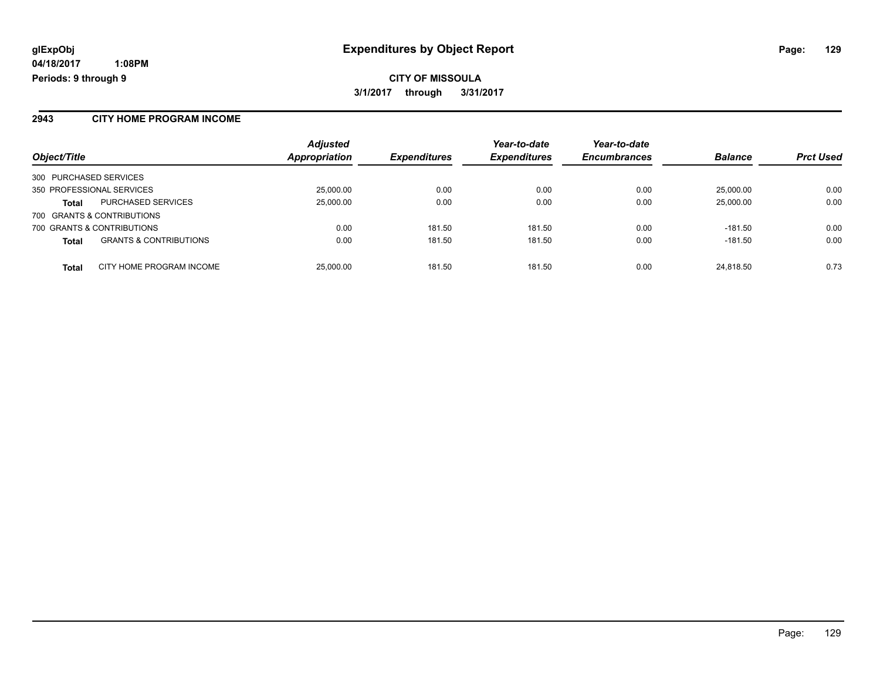**glExpObj** 
**04/18/2017 1:08PM** 
**Periods: 9 through 9**

# Expenditures by Object Report

**CITY OF MISSOULA**

**3/1/2017 through 3/31/2017**

## 2943 CITY HOME PROGRAM INCOME

| Object/Title | | *Adjusted Appropriation* | *Expenditures* | *Year-to-date Expenditures* | *Year-to-date Encumbrances* | *Balance* | *Prct Used* |
|---|---|---|---|---|---|---|---|
| 300 PURCHASED SERVICES | | | | | | | |
| 350 PROFESSIONAL SERVICES | | 25,000.00 | 0.00 | 0.00 | 0.00 | 25,000.00 | 0.00 |
| **Total** | PURCHASED SERVICES | 25,000.00 | 0.00 | 0.00 | 0.00 | 25,000.00 | 0.00 |
| 700 GRANTS & CONTRIBUTIONS | | | | | | | |
| 700 GRANTS & CONTRIBUTIONS | | 0.00 | 181.50 | 181.50 | 0.00 | -181.50 | 0.00 |
| **Total** | GRANTS & CONTRIBUTIONS | 0.00 | 181.50 | 181.50 | 0.00 | -181.50 | 0.00 |
| **Total** | CITY HOME PROGRAM INCOME | 25,000.00 | 181.50 | 181.50 | 0.00 | 24,818.50 | 0.73 |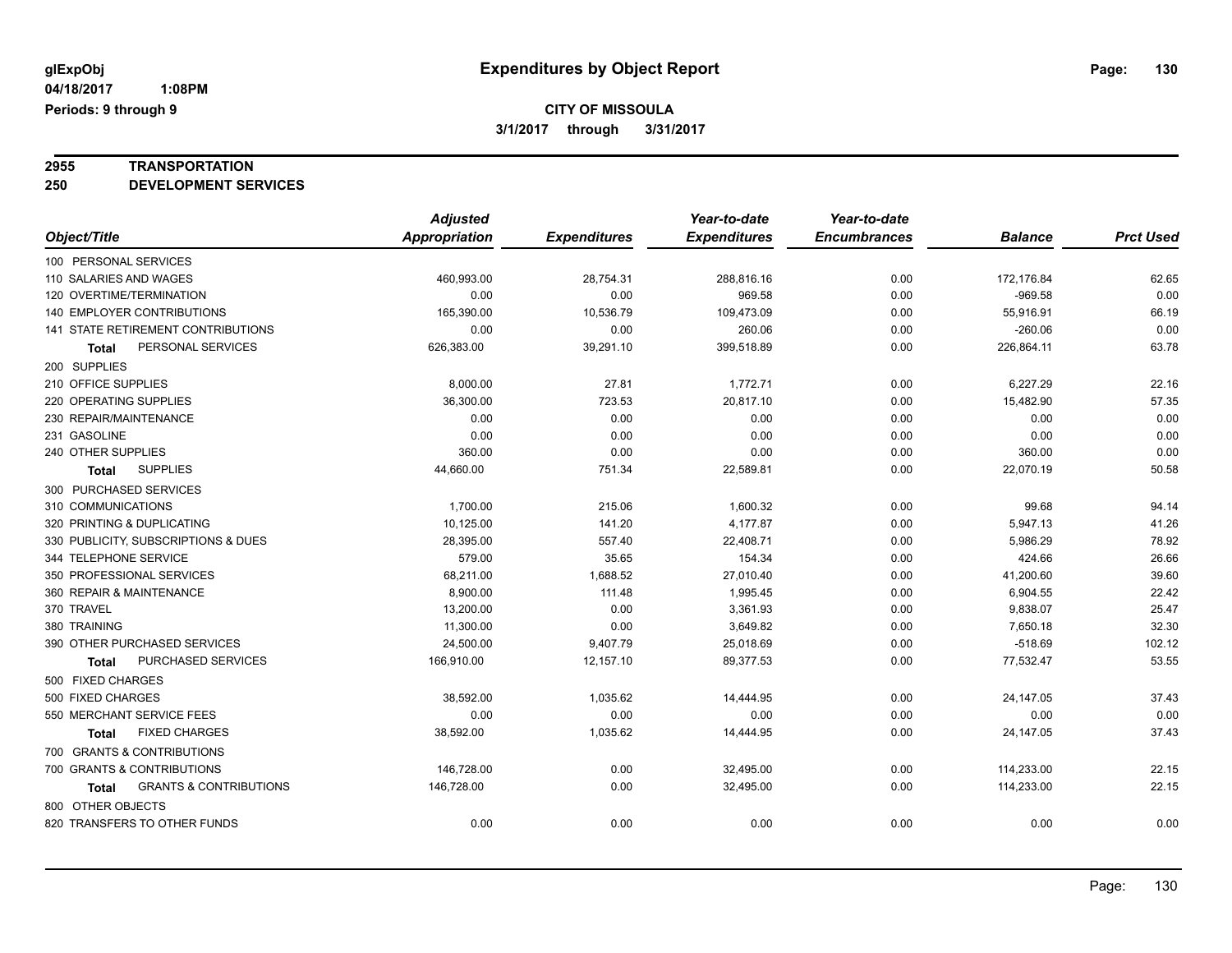**glExpObj** **Expenditures by Object Report**

**04/18/2017 1:08PM**

**Periods: 9 through 9**

**CITY OF MISSOULA**

**3/1/2017 through 3/31/2017**

**2955 TRANSPORTATION**

**250 DEVELOPMENT SERVICES**

| Object/Title | Adjusted Appropriation | Expenditures | Year-to-date Expenditures | Year-to-date Encumbrances | Balance | Prct Used |
|---|---|---|---|---|---|---|
| 100 PERSONAL SERVICES | | | | | | |
| 110 SALARIES AND WAGES | 460,993.00 | 28,754.31 | 288,816.16 | 0.00 | 172,176.84 | 62.65 |
| 120 OVERTIME/TERMINATION | 0.00 | 0.00 | 969.58 | 0.00 | -969.58 | 0.00 |
| 140 EMPLOYER CONTRIBUTIONS | 165,390.00 | 10,536.79 | 109,473.09 | 0.00 | 55,916.91 | 66.19 |
| 141 STATE RETIREMENT CONTRIBUTIONS | 0.00 | 0.00 | 260.06 | 0.00 | -260.06 | 0.00 |
| **Total** PERSONAL SERVICES | 626,383.00 | 39,291.10 | 399,518.89 | 0.00 | 226,864.11 | 63.78 |
| 200 SUPPLIES | | | | | | |
| 210 OFFICE SUPPLIES | 8,000.00 | 27.81 | 1,772.71 | 0.00 | 6,227.29 | 22.16 |
| 220 OPERATING SUPPLIES | 36,300.00 | 723.53 | 20,817.10 | 0.00 | 15,482.90 | 57.35 |
| 230 REPAIR/MAINTENANCE | 0.00 | 0.00 | 0.00 | 0.00 | 0.00 | 0.00 |
| 231 GASOLINE | 0.00 | 0.00 | 0.00 | 0.00 | 0.00 | 0.00 |
| 240 OTHER SUPPLIES | 360.00 | 0.00 | 0.00 | 0.00 | 360.00 | 0.00 |
| **Total** SUPPLIES | 44,660.00 | 751.34 | 22,589.81 | 0.00 | 22,070.19 | 50.58 |
| 300 PURCHASED SERVICES | | | | | | |
| 310 COMMUNICATIONS | 1,700.00 | 215.06 | 1,600.32 | 0.00 | 99.68 | 94.14 |
| 320 PRINTING & DUPLICATING | 10,125.00 | 141.20 | 4,177.87 | 0.00 | 5,947.13 | 41.26 |
| 330 PUBLICITY, SUBSCRIPTIONS & DUES | 28,395.00 | 557.40 | 22,408.71 | 0.00 | 5,986.29 | 78.92 |
| 344 TELEPHONE SERVICE | 579.00 | 35.65 | 154.34 | 0.00 | 424.66 | 26.66 |
| 350 PROFESSIONAL SERVICES | 68,211.00 | 1,688.52 | 27,010.40 | 0.00 | 41,200.60 | 39.60 |
| 360 REPAIR & MAINTENANCE | 8,900.00 | 111.48 | 1,995.45 | 0.00 | 6,904.55 | 22.42 |
| 370 TRAVEL | 13,200.00 | 0.00 | 3,361.93 | 0.00 | 9,838.07 | 25.47 |
| 380 TRAINING | 11,300.00 | 0.00 | 3,649.82 | 0.00 | 7,650.18 | 32.30 |
| 390 OTHER PURCHASED SERVICES | 24,500.00 | 9,407.79 | 25,018.69 | 0.00 | -518.69 | 102.12 |
| **Total** PURCHASED SERVICES | 166,910.00 | 12,157.10 | 89,377.53 | 0.00 | 77,532.47 | 53.55 |
| 500 FIXED CHARGES | | | | | | |
| 500 FIXED CHARGES | 38,592.00 | 1,035.62 | 14,444.95 | 0.00 | 24,147.05 | 37.43 |
| 550 MERCHANT SERVICE FEES | 0.00 | 0.00 | 0.00 | 0.00 | 0.00 | 0.00 |
| **Total** FIXED CHARGES | 38,592.00 | 1,035.62 | 14,444.95 | 0.00 | 24,147.05 | 37.43 |
| 700 GRANTS & CONTRIBUTIONS | | | | | | |
| 700 GRANTS & CONTRIBUTIONS | 146,728.00 | 0.00 | 32,495.00 | 0.00 | 114,233.00 | 22.15 |
| **Total** GRANTS & CONTRIBUTIONS | 146,728.00 | 0.00 | 32,495.00 | 0.00 | 114,233.00 | 22.15 |
| 800 OTHER OBJECTS | | | | | | |
| 820 TRANSFERS TO OTHER FUNDS | 0.00 | 0.00 | 0.00 | 0.00 | 0.00 | 0.00 |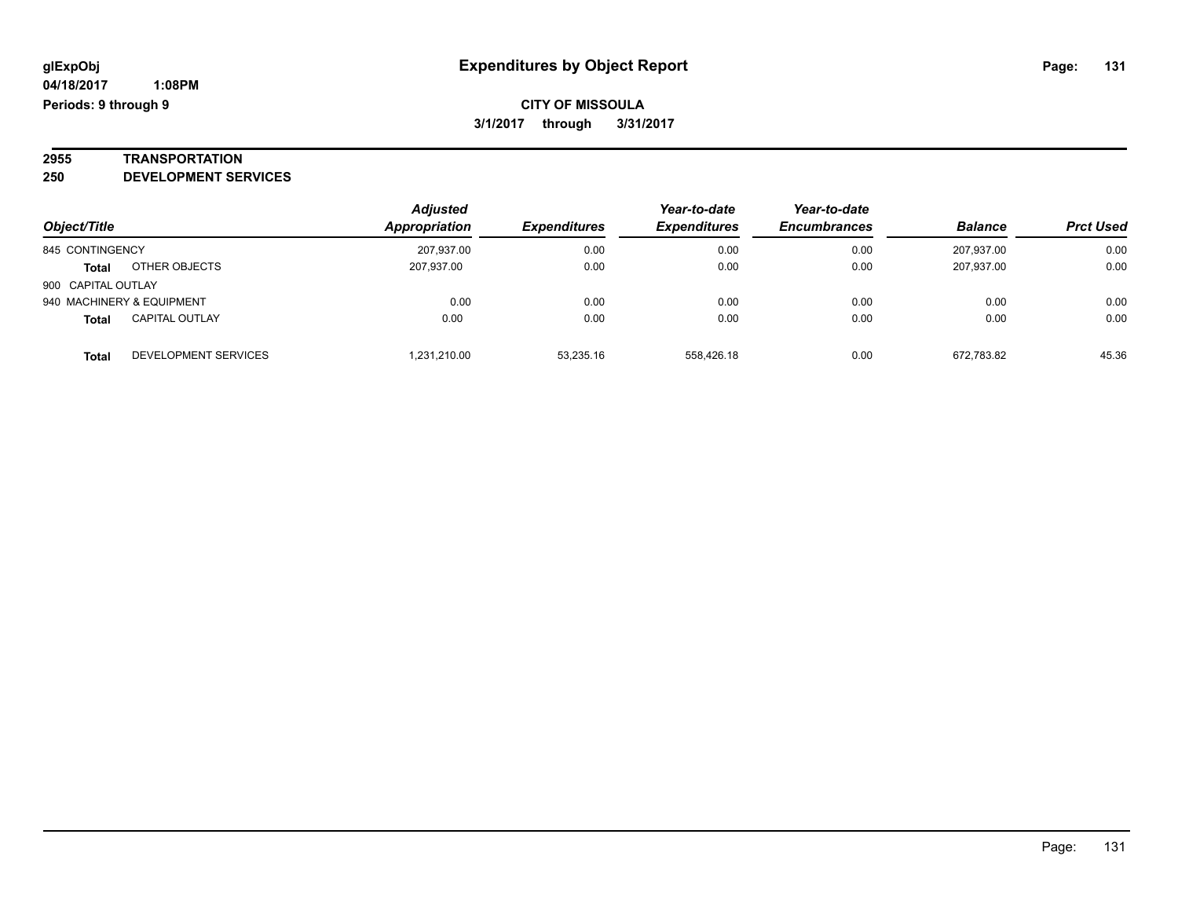glExpObj
04/18/2017 1:08PM
Periods: 9 through 9

# Expenditures by Object Report

**CITY OF MISSOULA**
**3/1/2017 through 3/31/2017**

## 2955 TRANSPORTATION
## 250 DEVELOPMENT SERVICES

| Object/Title | | Adjusted Appropriation | Expenditures | Year-to-date Expenditures | Year-to-date Encumbrances | Balance | Prct Used |
|---|---|---|---|---|---|---|---|
| 845 CONTINGENCY | | 207,937.00 | 0.00 | 0.00 | 0.00 | 207,937.00 | 0.00 |
| **Total** | OTHER OBJECTS | 207,937.00 | 0.00 | 0.00 | 0.00 | 207,937.00 | 0.00 |
| 900 CAPITAL OUTLAY | | | | | | | |
| 940 MACHINERY & EQUIPMENT | | 0.00 | 0.00 | 0.00 | 0.00 | 0.00 | 0.00 |
| **Total** | CAPITAL OUTLAY | 0.00 | 0.00 | 0.00 | 0.00 | 0.00 | 0.00 |
| **Total** | DEVELOPMENT SERVICES | 1,231,210.00 | 53,235.16 | 558,426.18 | 0.00 | 672,783.82 | 45.36 |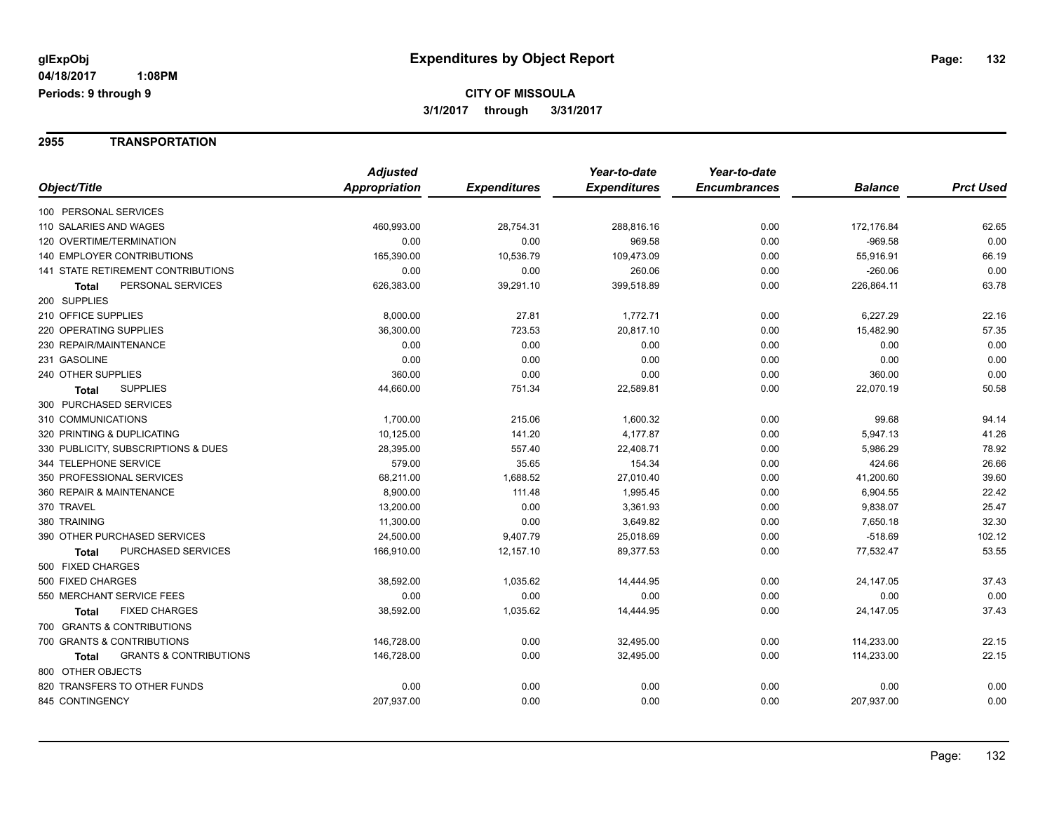# Expenditures by Object Report

glExpObj
04/18/2017 1:08PM
Periods: 9 through 9

**CITY OF MISSOULA**
**3/1/2017 through 3/31/2017**

## 2955 TRANSPORTATION

| Object/Title | Adjusted Appropriation | Expenditures | Year-to-date Expenditures | Year-to-date Encumbrances | Balance | Prct Used |
|---|---|---|---|---|---|---|
| 100 PERSONAL SERVICES | | | | | | |
| 110 SALARIES AND WAGES | 460,993.00 | 28,754.31 | 288,816.16 | 0.00 | 172,176.84 | 62.65 |
| 120 OVERTIME/TERMINATION | 0.00 | 0.00 | 969.58 | 0.00 | -969.58 | 0.00 |
| 140 EMPLOYER CONTRIBUTIONS | 165,390.00 | 10,536.79 | 109,473.09 | 0.00 | 55,916.91 | 66.19 |
| 141 STATE RETIREMENT CONTRIBUTIONS | 0.00 | 0.00 | 260.06 | 0.00 | -260.06 | 0.00 |
| **Total** PERSONAL SERVICES | 626,383.00 | 39,291.10 | 399,518.89 | 0.00 | 226,864.11 | 63.78 |
| 200 SUPPLIES | | | | | | |
| 210 OFFICE SUPPLIES | 8,000.00 | 27.81 | 1,772.71 | 0.00 | 6,227.29 | 22.16 |
| 220 OPERATING SUPPLIES | 36,300.00 | 723.53 | 20,817.10 | 0.00 | 15,482.90 | 57.35 |
| 230 REPAIR/MAINTENANCE | 0.00 | 0.00 | 0.00 | 0.00 | 0.00 | 0.00 |
| 231 GASOLINE | 0.00 | 0.00 | 0.00 | 0.00 | 0.00 | 0.00 |
| 240 OTHER SUPPLIES | 360.00 | 0.00 | 0.00 | 0.00 | 360.00 | 0.00 |
| **Total** SUPPLIES | 44,660.00 | 751.34 | 22,589.81 | 0.00 | 22,070.19 | 50.58 |
| 300 PURCHASED SERVICES | | | | | | |
| 310 COMMUNICATIONS | 1,700.00 | 215.06 | 1,600.32 | 0.00 | 99.68 | 94.14 |
| 320 PRINTING & DUPLICATING | 10,125.00 | 141.20 | 4,177.87 | 0.00 | 5,947.13 | 41.26 |
| 330 PUBLICITY, SUBSCRIPTIONS & DUES | 28,395.00 | 557.40 | 22,408.71 | 0.00 | 5,986.29 | 78.92 |
| 344 TELEPHONE SERVICE | 579.00 | 35.65 | 154.34 | 0.00 | 424.66 | 26.66 |
| 350 PROFESSIONAL SERVICES | 68,211.00 | 1,688.52 | 27,010.40 | 0.00 | 41,200.60 | 39.60 |
| 360 REPAIR & MAINTENANCE | 8,900.00 | 111.48 | 1,995.45 | 0.00 | 6,904.55 | 22.42 |
| 370 TRAVEL | 13,200.00 | 0.00 | 3,361.93 | 0.00 | 9,838.07 | 25.47 |
| 380 TRAINING | 11,300.00 | 0.00 | 3,649.82 | 0.00 | 7,650.18 | 32.30 |
| 390 OTHER PURCHASED SERVICES | 24,500.00 | 9,407.79 | 25,018.69 | 0.00 | -518.69 | 102.12 |
| **Total** PURCHASED SERVICES | 166,910.00 | 12,157.10 | 89,377.53 | 0.00 | 77,532.47 | 53.55 |
| 500 FIXED CHARGES | | | | | | |
| 500 FIXED CHARGES | 38,592.00 | 1,035.62 | 14,444.95 | 0.00 | 24,147.05 | 37.43 |
| 550 MERCHANT SERVICE FEES | 0.00 | 0.00 | 0.00 | 0.00 | 0.00 | 0.00 |
| **Total** FIXED CHARGES | 38,592.00 | 1,035.62 | 14,444.95 | 0.00 | 24,147.05 | 37.43 |
| 700 GRANTS & CONTRIBUTIONS | | | | | | |
| 700 GRANTS & CONTRIBUTIONS | 146,728.00 | 0.00 | 32,495.00 | 0.00 | 114,233.00 | 22.15 |
| **Total** GRANTS & CONTRIBUTIONS | 146,728.00 | 0.00 | 32,495.00 | 0.00 | 114,233.00 | 22.15 |
| 800 OTHER OBJECTS | | | | | | |
| 820 TRANSFERS TO OTHER FUNDS | 0.00 | 0.00 | 0.00 | 0.00 | 0.00 | 0.00 |
| 845 CONTINGENCY | 207,937.00 | 0.00 | 0.00 | 0.00 | 207,937.00 | 0.00 |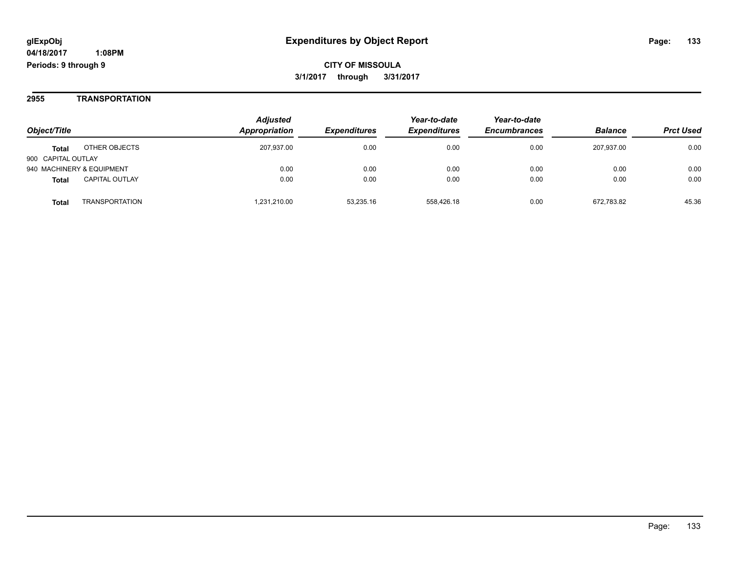# Expenditures by Object Report

glExpObj
04/18/2017 1:08PM
Periods: 9 through 9

**CITY OF MISSOULA**
**3/1/2017 through 3/31/2017**

## 2955 TRANSPORTATION

| Object/Title | | *Adjusted Appropriation* | *Expenditures* | *Year-to-date Expenditures* | *Year-to-date Encumbrances* | *Balance* | *Prct Used* |
|---|---|---|---|---|---|---|---|
| **Total** | OTHER OBJECTS | 207,937.00 | 0.00 | 0.00 | 0.00 | 207,937.00 | 0.00 |
| 900 CAPITAL OUTLAY | | | | | | | |
| 940 MACHINERY & EQUIPMENT | | 0.00 | 0.00 | 0.00 | 0.00 | 0.00 | 0.00 |
| **Total** | CAPITAL OUTLAY | 0.00 | 0.00 | 0.00 | 0.00 | 0.00 | 0.00 |
| **Total** | TRANSPORTATION | 1,231,210.00 | 53,235.16 | 558,426.18 | 0.00 | 672,783.82 | 45.36 |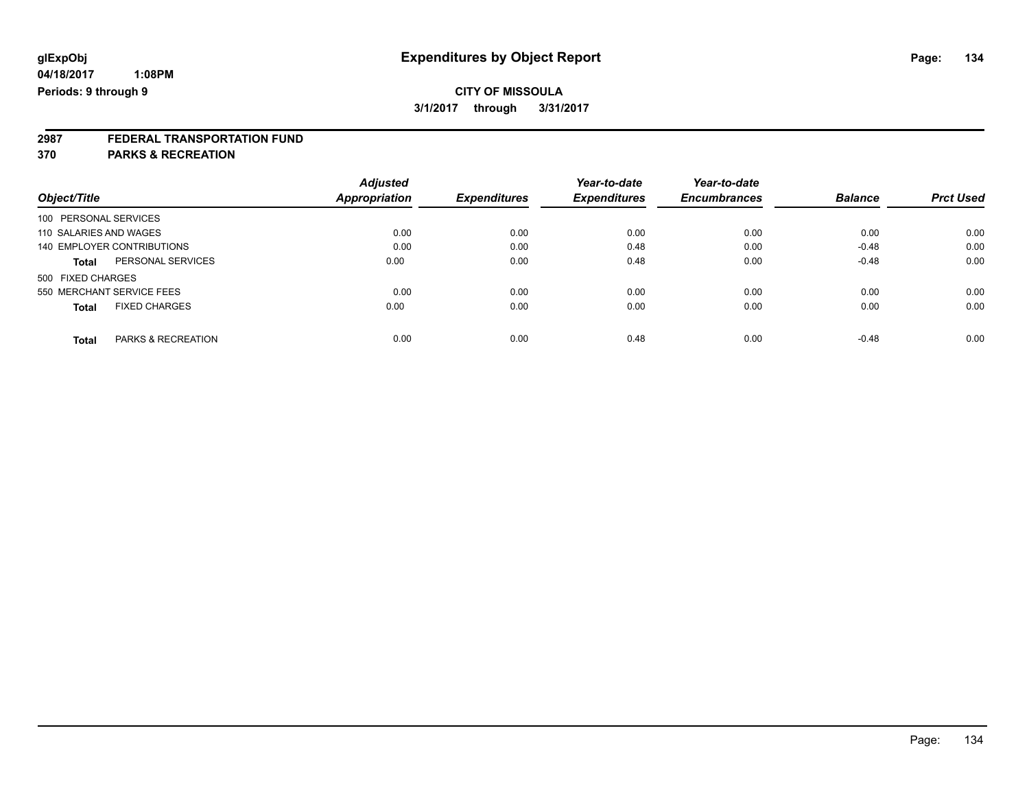**glExpObj**
**04/18/2017 1:08PM**
**Periods: 9 through 9**

# Expenditures by Object Report

**CITY OF MISSOULA**
**3/1/2017 through 3/31/2017**

## 2987 FEDERAL TRANSPORTATION FUND
## 370 PARKS & RECREATION

| Object/Title | Adjusted Appropriation | Expenditures | Year-to-date Expenditures | Year-to-date Encumbrances | Balance | Prct Used |
|---|---|---|---|---|---|---|
| 100 PERSONAL SERVICES | | | | | | |
| 110 SALARIES AND WAGES | 0.00 | 0.00 | 0.00 | 0.00 | 0.00 | 0.00 |
| 140 EMPLOYER CONTRIBUTIONS | 0.00 | 0.00 | 0.48 | 0.00 | -0.48 | 0.00 |
| **Total** PERSONAL SERVICES | 0.00 | 0.00 | 0.48 | 0.00 | -0.48 | 0.00 |
| 500 FIXED CHARGES | | | | | | |
| 550 MERCHANT SERVICE FEES | 0.00 | 0.00 | 0.00 | 0.00 | 0.00 | 0.00 |
| **Total** FIXED CHARGES | 0.00 | 0.00 | 0.00 | 0.00 | 0.00 | 0.00 |
| **Total** PARKS & RECREATION | 0.00 | 0.00 | 0.48 | 0.00 | -0.48 | 0.00 |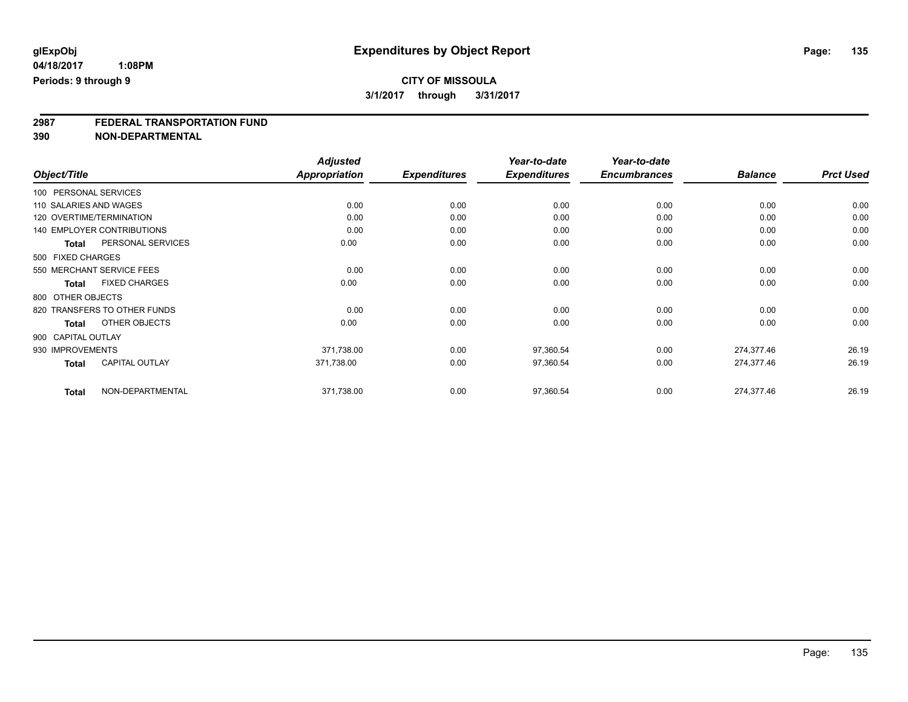**glExpObj** | **Expenditures by Object Report**

**04/18/2017 1:08PM**

**Periods: 9 through 9**

**CITY OF MISSOULA**

**3/1/2017 through 3/31/2017**

## 2987 FEDERAL TRANSPORTATION FUND
## 390 NON-DEPARTMENTAL

| Object/Title | Adjusted Appropriation | Expenditures | Year-to-date Expenditures | Year-to-date Encumbrances | Balance | Prct Used |
|---|---|---|---|---|---|---|
| 100 PERSONAL SERVICES | | | | | | |
| 110 SALARIES AND WAGES | 0.00 | 0.00 | 0.00 | 0.00 | 0.00 | 0.00 |
| 120 OVERTIME/TERMINATION | 0.00 | 0.00 | 0.00 | 0.00 | 0.00 | 0.00 |
| 140 EMPLOYER CONTRIBUTIONS | 0.00 | 0.00 | 0.00 | 0.00 | 0.00 | 0.00 |
| **Total** PERSONAL SERVICES | 0.00 | 0.00 | 0.00 | 0.00 | 0.00 | 0.00 |
| 500 FIXED CHARGES | | | | | | |
| 550 MERCHANT SERVICE FEES | 0.00 | 0.00 | 0.00 | 0.00 | 0.00 | 0.00 |
| **Total** FIXED CHARGES | 0.00 | 0.00 | 0.00 | 0.00 | 0.00 | 0.00 |
| 800 OTHER OBJECTS | | | | | | |
| 820 TRANSFERS TO OTHER FUNDS | 0.00 | 0.00 | 0.00 | 0.00 | 0.00 | 0.00 |
| **Total** OTHER OBJECTS | 0.00 | 0.00 | 0.00 | 0.00 | 0.00 | 0.00 |
| 900 CAPITAL OUTLAY | | | | | | |
| 930 IMPROVEMENTS | 371,738.00 | 0.00 | 97,360.54 | 0.00 | 274,377.46 | 26.19 |
| **Total** CAPITAL OUTLAY | 371,738.00 | 0.00 | 97,360.54 | 0.00 | 274,377.46 | 26.19 |
| **Total** NON-DEPARTMENTAL | 371,738.00 | 0.00 | 97,360.54 | 0.00 | 274,377.46 | 26.19 |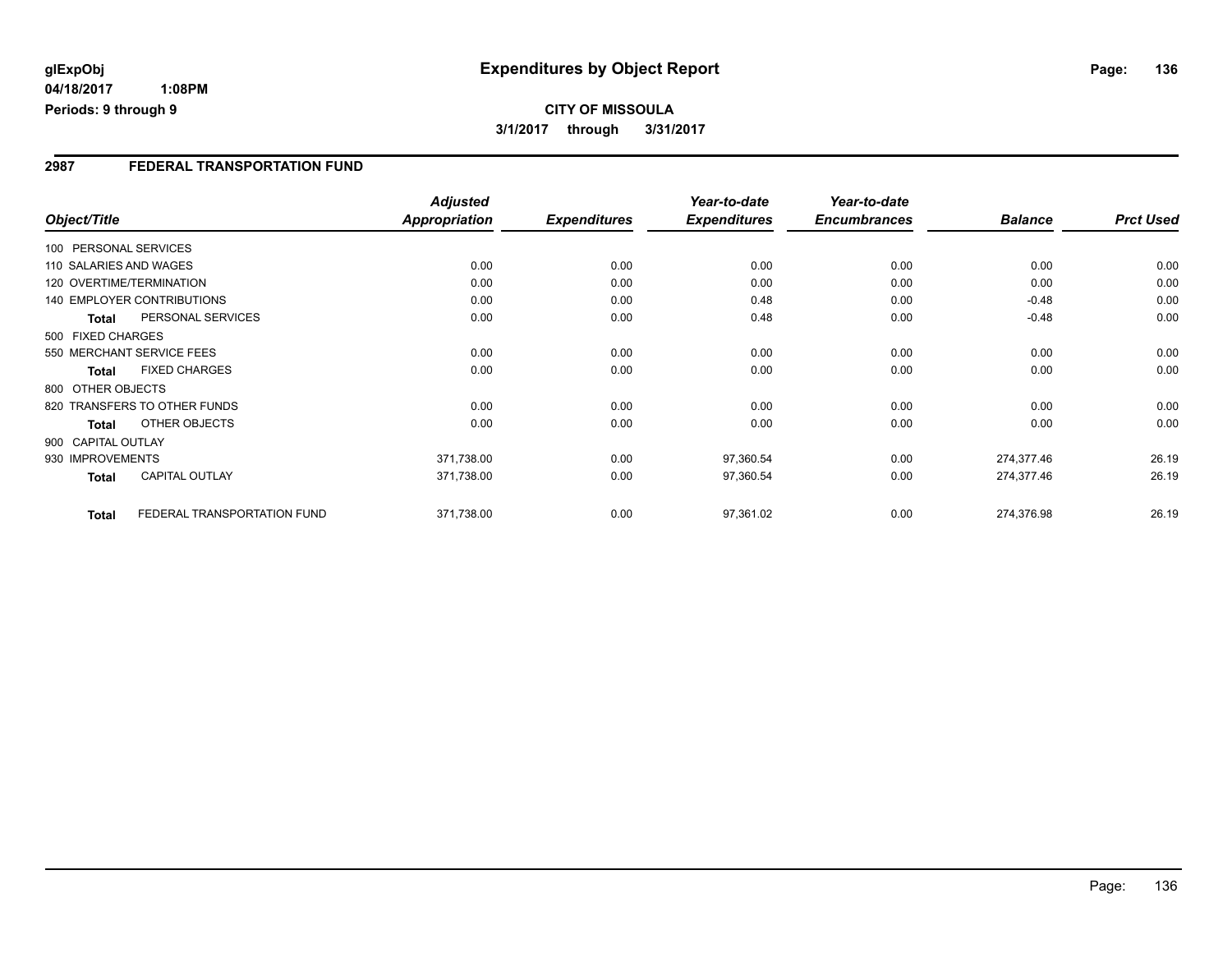**glExpObj**
**04/18/2017 1:08PM**
**Periods: 9 through 9**

# Expenditures by Object Report

**CITY OF MISSOULA**
**3/1/2017 through 3/31/2017**

## 2987 FEDERAL TRANSPORTATION FUND

| Object/Title | | *Adjusted Appropriation* | *Expenditures* | *Year-to-date Expenditures* | *Year-to-date Encumbrances* | *Balance* | *Prct Used* |
|---|---|---|---|---|---|---|---|
| 100 PERSONAL SERVICES | | | | | | | |
| 110 SALARIES AND WAGES | | 0.00 | 0.00 | 0.00 | 0.00 | 0.00 | 0.00 |
| 120 OVERTIME/TERMINATION | | 0.00 | 0.00 | 0.00 | 0.00 | 0.00 | 0.00 |
| 140 EMPLOYER CONTRIBUTIONS | | 0.00 | 0.00 | 0.48 | 0.00 | -0.48 | 0.00 |
| **Total** | PERSONAL SERVICES | 0.00 | 0.00 | 0.48 | 0.00 | -0.48 | 0.00 |
| 500 FIXED CHARGES | | | | | | | |
| 550 MERCHANT SERVICE FEES | | 0.00 | 0.00 | 0.00 | 0.00 | 0.00 | 0.00 |
| **Total** | FIXED CHARGES | 0.00 | 0.00 | 0.00 | 0.00 | 0.00 | 0.00 |
| 800 OTHER OBJECTS | | | | | | | |
| 820 TRANSFERS TO OTHER FUNDS | | 0.00 | 0.00 | 0.00 | 0.00 | 0.00 | 0.00 |
| **Total** | OTHER OBJECTS | 0.00 | 0.00 | 0.00 | 0.00 | 0.00 | 0.00 |
| 900 CAPITAL OUTLAY | | | | | | | |
| 930 IMPROVEMENTS | | 371,738.00 | 0.00 | 97,360.54 | 0.00 | 274,377.46 | 26.19 |
| **Total** | CAPITAL OUTLAY | 371,738.00 | 0.00 | 97,360.54 | 0.00 | 274,377.46 | 26.19 |
| **Total** | FEDERAL TRANSPORTATION FUND | 371,738.00 | 0.00 | 97,361.02 | 0.00 | 274,376.98 | 26.19 |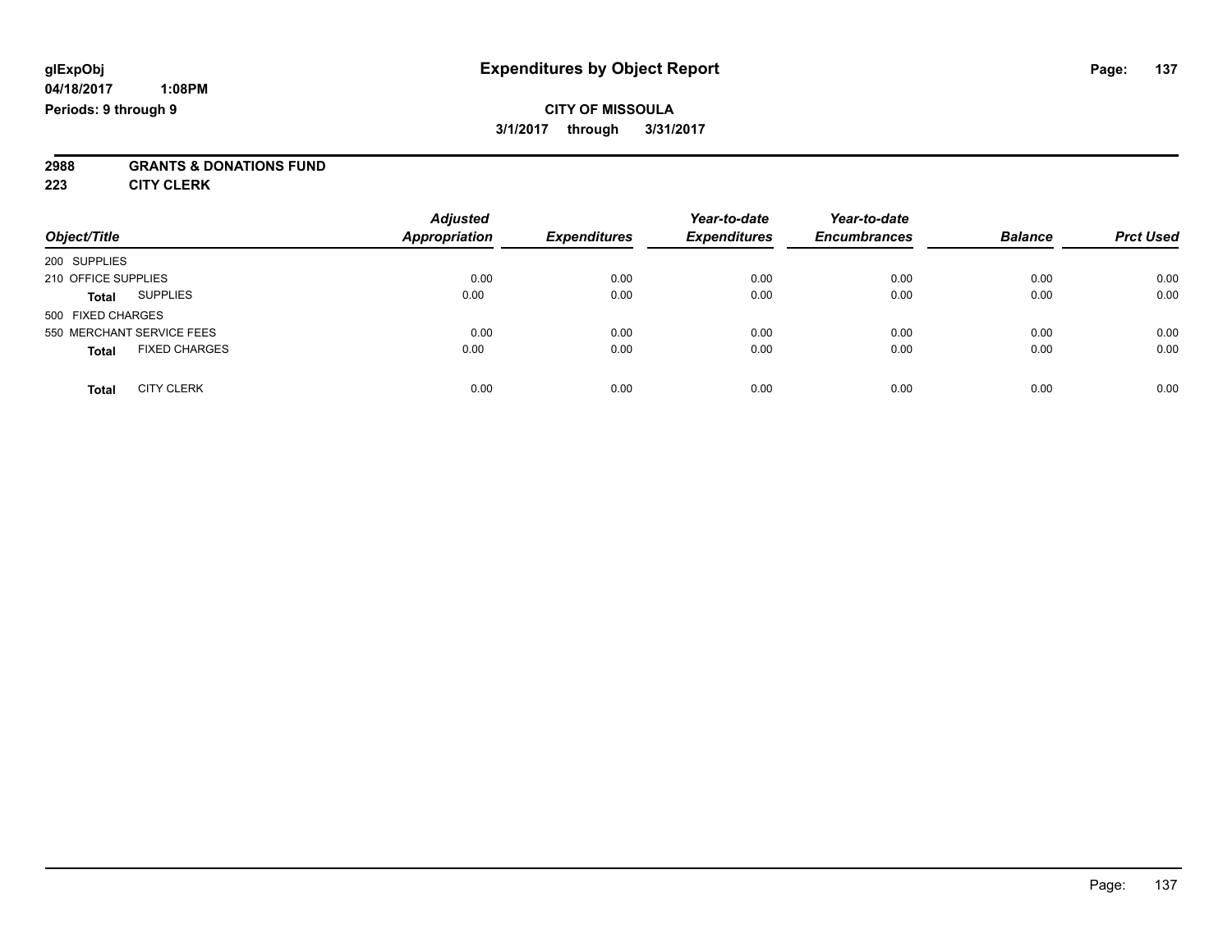glExpObj
04/18/2017 1:08PM
Periods: 9 through 9

# Expenditures by Object Report

**CITY OF MISSOULA**
**3/1/2017 through 3/31/2017**

**2988 GRANTS & DONATIONS FUND**
**223 CITY CLERK**

| Object/Title | Adjusted Appropriation | Expenditures | Year-to-date Expenditures | Year-to-date Encumbrances | Balance | Prct Used |
|---|---|---|---|---|---|---|
| 200 SUPPLIES | | | | | | |
| 210 OFFICE SUPPLIES | 0.00 | 0.00 | 0.00 | 0.00 | 0.00 | 0.00 |
| **Total** SUPPLIES | 0.00 | 0.00 | 0.00 | 0.00 | 0.00 | 0.00 |
| 500 FIXED CHARGES | | | | | | |
| 550 MERCHANT SERVICE FEES | 0.00 | 0.00 | 0.00 | 0.00 | 0.00 | 0.00 |
| **Total** FIXED CHARGES | 0.00 | 0.00 | 0.00 | 0.00 | 0.00 | 0.00 |
| **Total** CITY CLERK | 0.00 | 0.00 | 0.00 | 0.00 | 0.00 | 0.00 |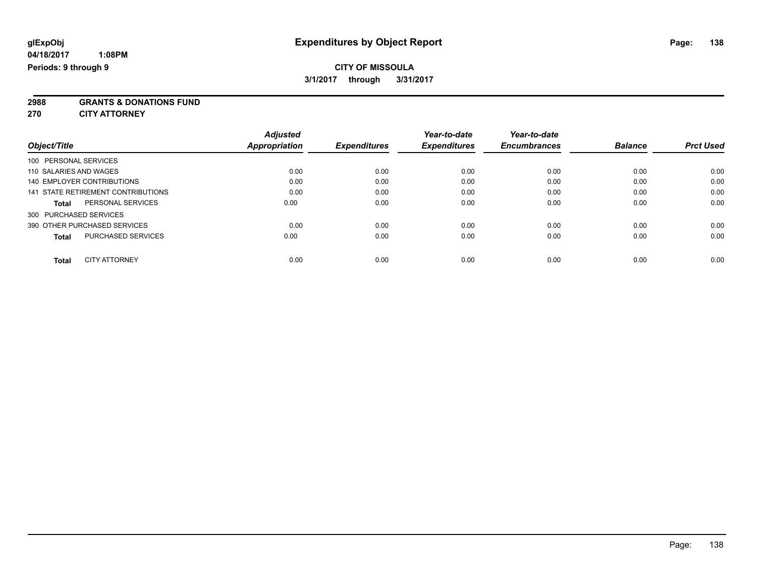**glExpObj**
**04/18/2017 1:08PM**
**Periods: 9 through 9**

# Expenditures by Object Report

**CITY OF MISSOULA**
**3/1/2017 through 3/31/2017**

**2988 GRANTS & DONATIONS FUND**
**270 CITY ATTORNEY**

| Object/Title | Adjusted Appropriation | Expenditures | Year-to-date Expenditures | Year-to-date Encumbrances | Balance | Prct Used |
|---|---|---|---|---|---|---|
| 100 PERSONAL SERVICES | | | | | | |
| 110 SALARIES AND WAGES | 0.00 | 0.00 | 0.00 | 0.00 | 0.00 | 0.00 |
| 140 EMPLOYER CONTRIBUTIONS | 0.00 | 0.00 | 0.00 | 0.00 | 0.00 | 0.00 |
| 141 STATE RETIREMENT CONTRIBUTIONS | 0.00 | 0.00 | 0.00 | 0.00 | 0.00 | 0.00 |
| **Total** PERSONAL SERVICES | 0.00 | 0.00 | 0.00 | 0.00 | 0.00 | 0.00 |
| 300 PURCHASED SERVICES | | | | | | |
| 390 OTHER PURCHASED SERVICES | 0.00 | 0.00 | 0.00 | 0.00 | 0.00 | 0.00 |
| **Total** PURCHASED SERVICES | 0.00 | 0.00 | 0.00 | 0.00 | 0.00 | 0.00 |
| **Total** CITY ATTORNEY | 0.00 | 0.00 | 0.00 | 0.00 | 0.00 | 0.00 |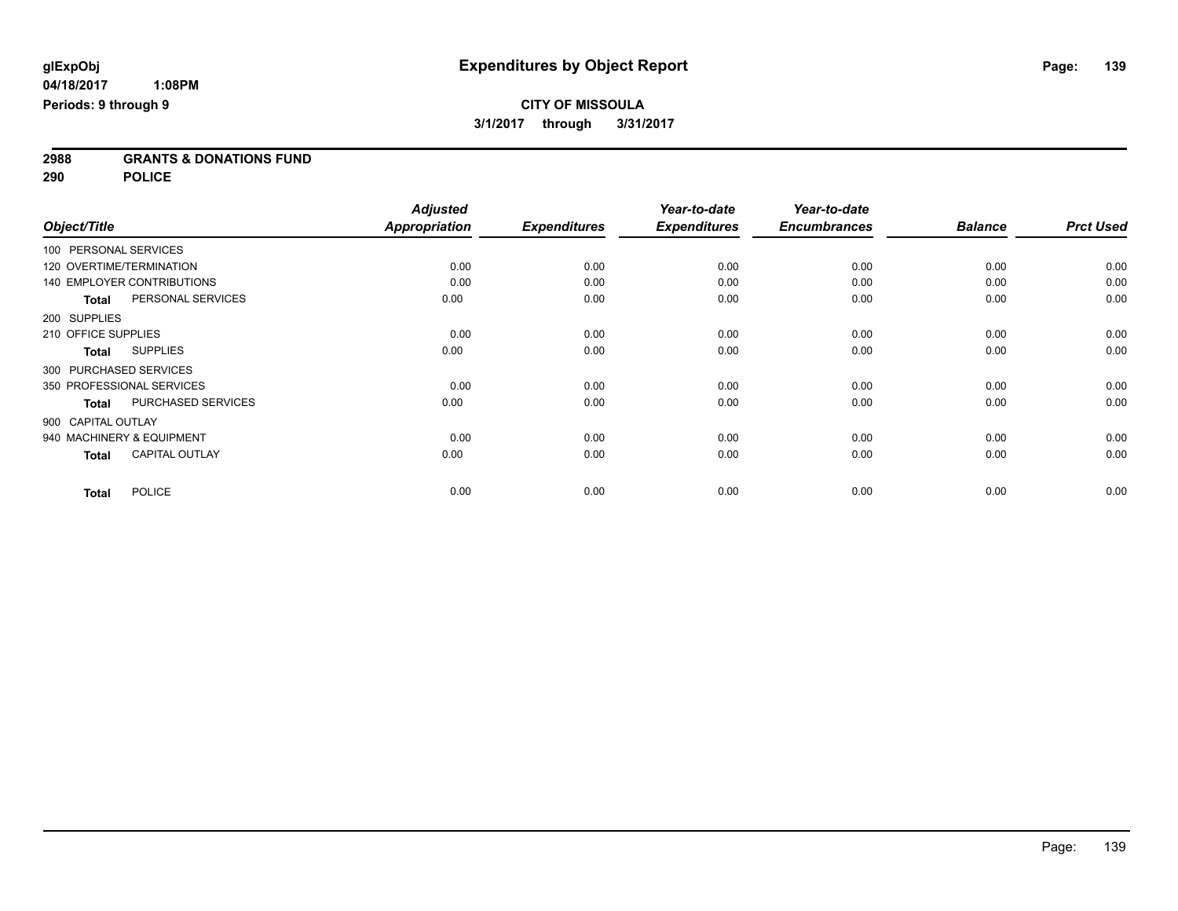glExpObj
04/18/2017 1:08PM
Periods: 9 through 9

# Expenditures by Object Report

**CITY OF MISSOULA**
**3/1/2017 through 3/31/2017**

**2988 GRANTS & DONATIONS FUND**
**290 POLICE**

| Object/Title | Adjusted Appropriation | Expenditures | Year-to-date Expenditures | Year-to-date Encumbrances | Balance | Prct Used |
|---|---|---|---|---|---|---|
| 100 PERSONAL SERVICES | | | | | | |
| 120 OVERTIME/TERMINATION | 0.00 | 0.00 | 0.00 | 0.00 | 0.00 | 0.00 |
| 140 EMPLOYER CONTRIBUTIONS | 0.00 | 0.00 | 0.00 | 0.00 | 0.00 | 0.00 |
| **Total** PERSONAL SERVICES | 0.00 | 0.00 | 0.00 | 0.00 | 0.00 | 0.00 |
| 200 SUPPLIES | | | | | | |
| 210 OFFICE SUPPLIES | 0.00 | 0.00 | 0.00 | 0.00 | 0.00 | 0.00 |
| **Total** SUPPLIES | 0.00 | 0.00 | 0.00 | 0.00 | 0.00 | 0.00 |
| 300 PURCHASED SERVICES | | | | | | |
| 350 PROFESSIONAL SERVICES | 0.00 | 0.00 | 0.00 | 0.00 | 0.00 | 0.00 |
| **Total** PURCHASED SERVICES | 0.00 | 0.00 | 0.00 | 0.00 | 0.00 | 0.00 |
| 900 CAPITAL OUTLAY | | | | | | |
| 940 MACHINERY & EQUIPMENT | 0.00 | 0.00 | 0.00 | 0.00 | 0.00 | 0.00 |
| **Total** CAPITAL OUTLAY | 0.00 | 0.00 | 0.00 | 0.00 | 0.00 | 0.00 |
| **Total** POLICE | 0.00 | 0.00 | 0.00 | 0.00 | 0.00 | 0.00 |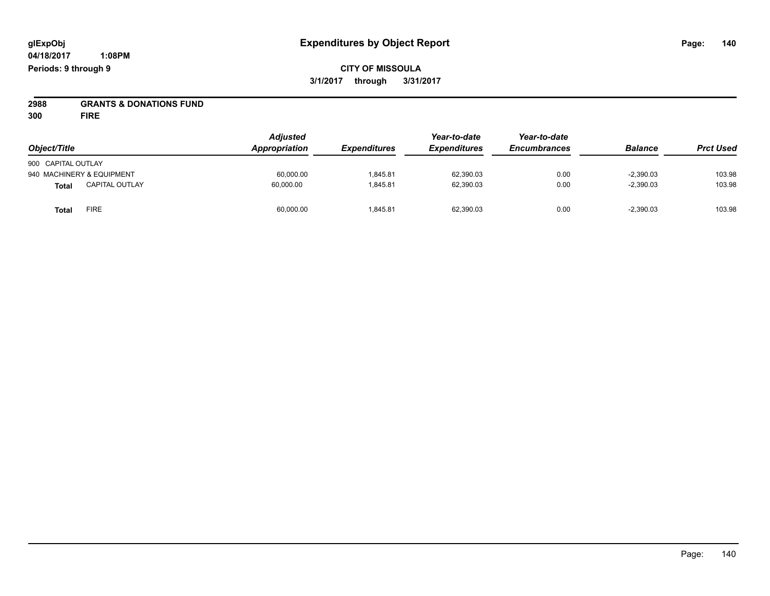# Expenditures by Object Report

glExpObj
04/18/2017 1:08PM
Periods: 9 through 9

**CITY OF MISSOULA**
**3/1/2017 through 3/31/2017**

**2988 GRANTS & DONATIONS FUND**
**300 FIRE**

| Object/Title | Adjusted Appropriation | Expenditures | Year-to-date Expenditures | Year-to-date Encumbrances | Balance | Prct Used |
|---|---|---|---|---|---|---|
| 900 CAPITAL OUTLAY | | | | | | |
| 940 MACHINERY & EQUIPMENT | 60,000.00 | 1,845.81 | 62,390.03 | 0.00 | -2,390.03 | 103.98 |
| **Total** CAPITAL OUTLAY | 60,000.00 | 1,845.81 | 62,390.03 | 0.00 | -2,390.03 | 103.98 |
| **Total** FIRE | 60,000.00 | 1,845.81 | 62,390.03 | 0.00 | -2,390.03 | 103.98 |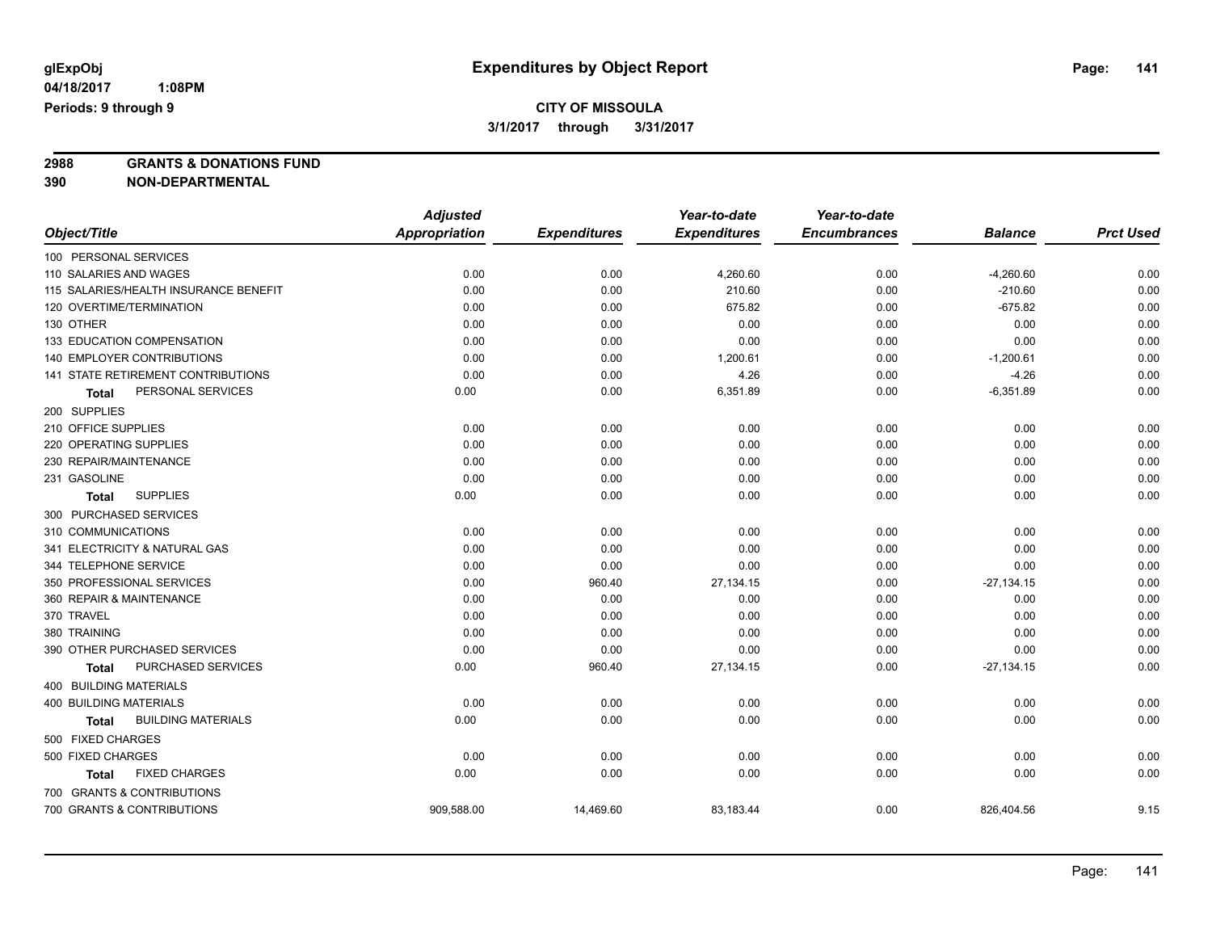**glExpObj** 04/18/2017 1:08PM
**Periods: 9 through 9**

# Expenditures by Object Report

**CITY OF MISSOULA**
**3/1/2017 through 3/31/2017**

**2988 GRANTS & DONATIONS FUND**
**390 NON-DEPARTMENTAL**

| Object/Title | Adjusted Appropriation | Expenditures | Year-to-date Expenditures | Year-to-date Encumbrances | Balance | Prct Used |
|---|---|---|---|---|---|---|
| 100 PERSONAL SERVICES | | | | | | |
| 110 SALARIES AND WAGES | 0.00 | 0.00 | 4,260.60 | 0.00 | -4,260.60 | 0.00 |
| 115 SALARIES/HEALTH INSURANCE BENEFIT | 0.00 | 0.00 | 210.60 | 0.00 | -210.60 | 0.00 |
| 120 OVERTIME/TERMINATION | 0.00 | 0.00 | 675.82 | 0.00 | -675.82 | 0.00 |
| 130 OTHER | 0.00 | 0.00 | 0.00 | 0.00 | 0.00 | 0.00 |
| 133 EDUCATION COMPENSATION | 0.00 | 0.00 | 0.00 | 0.00 | 0.00 | 0.00 |
| 140 EMPLOYER CONTRIBUTIONS | 0.00 | 0.00 | 1,200.61 | 0.00 | -1,200.61 | 0.00 |
| 141 STATE RETIREMENT CONTRIBUTIONS | 0.00 | 0.00 | 4.26 | 0.00 | -4.26 | 0.00 |
| **Total** PERSONAL SERVICES | 0.00 | 0.00 | 6,351.89 | 0.00 | -6,351.89 | 0.00 |
| 200 SUPPLIES | | | | | | |
| 210 OFFICE SUPPLIES | 0.00 | 0.00 | 0.00 | 0.00 | 0.00 | 0.00 |
| 220 OPERATING SUPPLIES | 0.00 | 0.00 | 0.00 | 0.00 | 0.00 | 0.00 |
| 230 REPAIR/MAINTENANCE | 0.00 | 0.00 | 0.00 | 0.00 | 0.00 | 0.00 |
| 231 GASOLINE | 0.00 | 0.00 | 0.00 | 0.00 | 0.00 | 0.00 |
| **Total** SUPPLIES | 0.00 | 0.00 | 0.00 | 0.00 | 0.00 | 0.00 |
| 300 PURCHASED SERVICES | | | | | | |
| 310 COMMUNICATIONS | 0.00 | 0.00 | 0.00 | 0.00 | 0.00 | 0.00 |
| 341 ELECTRICITY & NATURAL GAS | 0.00 | 0.00 | 0.00 | 0.00 | 0.00 | 0.00 |
| 344 TELEPHONE SERVICE | 0.00 | 0.00 | 0.00 | 0.00 | 0.00 | 0.00 |
| 350 PROFESSIONAL SERVICES | 0.00 | 960.40 | 27,134.15 | 0.00 | -27,134.15 | 0.00 |
| 360 REPAIR & MAINTENANCE | 0.00 | 0.00 | 0.00 | 0.00 | 0.00 | 0.00 |
| 370 TRAVEL | 0.00 | 0.00 | 0.00 | 0.00 | 0.00 | 0.00 |
| 380 TRAINING | 0.00 | 0.00 | 0.00 | 0.00 | 0.00 | 0.00 |
| 390 OTHER PURCHASED SERVICES | 0.00 | 0.00 | 0.00 | 0.00 | 0.00 | 0.00 |
| **Total** PURCHASED SERVICES | 0.00 | 960.40 | 27,134.15 | 0.00 | -27,134.15 | 0.00 |
| 400 BUILDING MATERIALS | | | | | | |
| 400 BUILDING MATERIALS | 0.00 | 0.00 | 0.00 | 0.00 | 0.00 | 0.00 |
| **Total** BUILDING MATERIALS | 0.00 | 0.00 | 0.00 | 0.00 | 0.00 | 0.00 |
| 500 FIXED CHARGES | | | | | | |
| 500 FIXED CHARGES | 0.00 | 0.00 | 0.00 | 0.00 | 0.00 | 0.00 |
| **Total** FIXED CHARGES | 0.00 | 0.00 | 0.00 | 0.00 | 0.00 | 0.00 |
| 700 GRANTS & CONTRIBUTIONS | | | | | | |
| 700 GRANTS & CONTRIBUTIONS | 909,588.00 | 14,469.60 | 83,183.44 | 0.00 | 826,404.56 | 9.15 |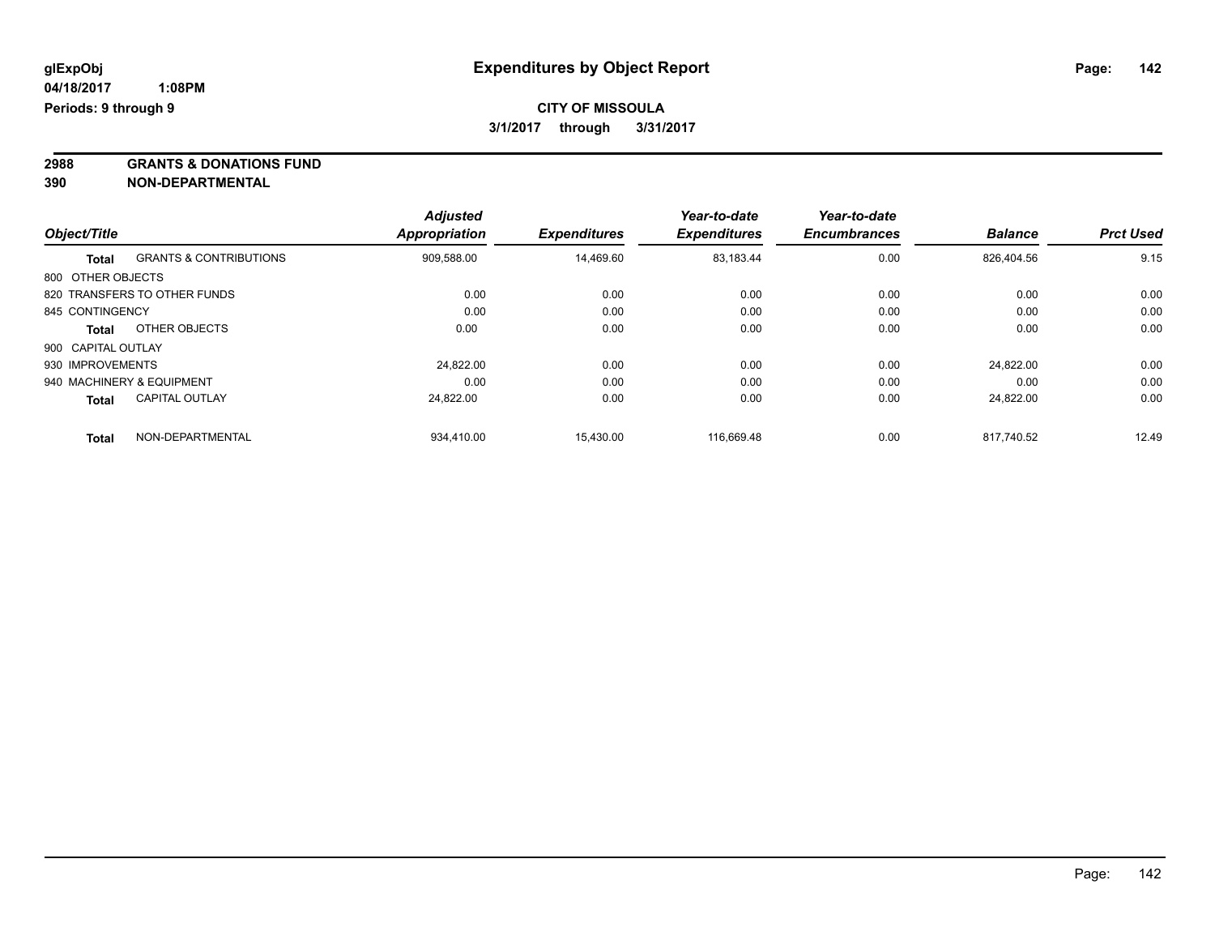**glExpObj**
**04/18/2017 1:08PM**
**Periods: 9 through 9**

# Expenditures by Object Report

**CITY OF MISSOULA**
**3/1/2017 through 3/31/2017**

**2988 GRANTS & DONATIONS FUND**
**390 NON-DEPARTMENTAL**

| Object/Title | | Adjusted Appropriation | Expenditures | Year-to-date Expenditures | Year-to-date Encumbrances | Balance | Prct Used |
|---|---|---|---|---|---|---|---|
| **Total** | GRANTS & CONTRIBUTIONS | 909,588.00 | 14,469.60 | 83,183.44 | 0.00 | 826,404.56 | 9.15 |
| 800 OTHER OBJECTS | | | | | | | |
| 820 TRANSFERS TO OTHER FUNDS | | 0.00 | 0.00 | 0.00 | 0.00 | 0.00 | 0.00 |
| 845 CONTINGENCY | | 0.00 | 0.00 | 0.00 | 0.00 | 0.00 | 0.00 |
| **Total** | OTHER OBJECTS | 0.00 | 0.00 | 0.00 | 0.00 | 0.00 | 0.00 |
| 900 CAPITAL OUTLAY | | | | | | | |
| 930 IMPROVEMENTS | | 24,822.00 | 0.00 | 0.00 | 0.00 | 24,822.00 | 0.00 |
| 940 MACHINERY & EQUIPMENT | | 0.00 | 0.00 | 0.00 | 0.00 | 0.00 | 0.00 |
| **Total** | CAPITAL OUTLAY | 24,822.00 | 0.00 | 0.00 | 0.00 | 24,822.00 | 0.00 |
| **Total** | NON-DEPARTMENTAL | 934,410.00 | 15,430.00 | 116,669.48 | 0.00 | 817,740.52 | 12.49 |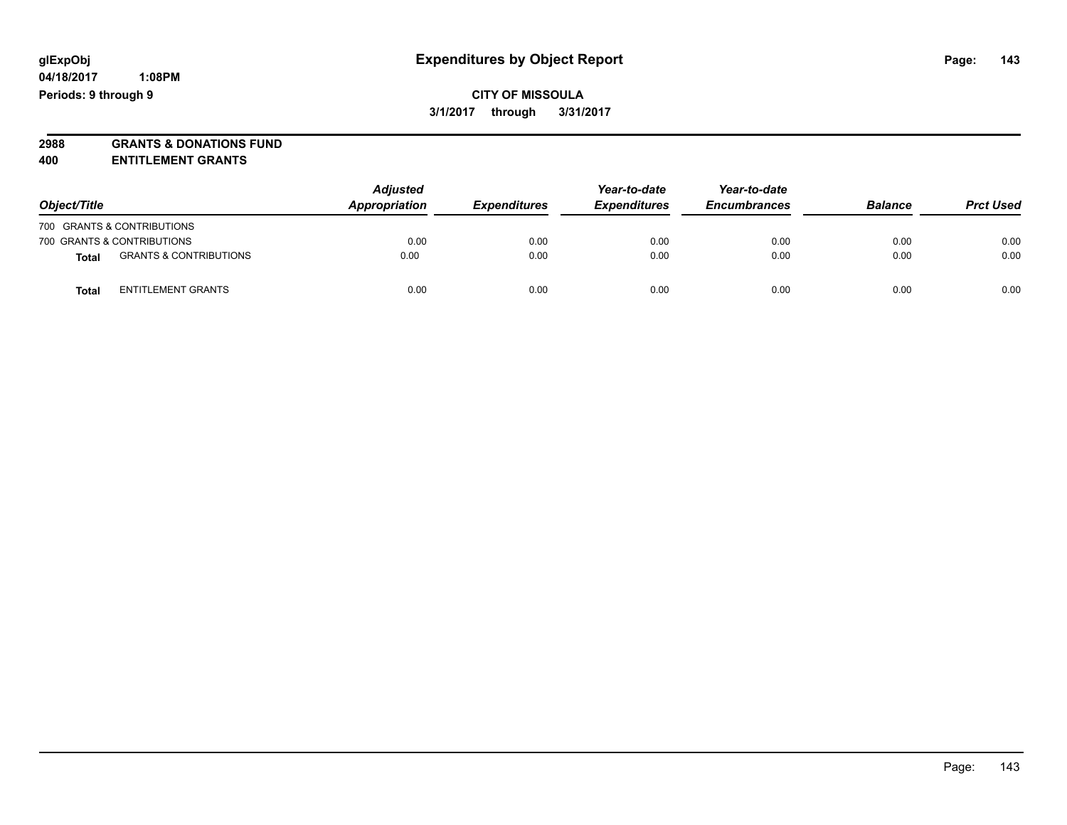glExpObj
04/18/2017 1:08PM
Periods: 9 through 9

# Expenditures by Object Report

**CITY OF MISSOULA**
**3/1/2017 through 3/31/2017**

**2988 GRANTS & DONATIONS FUND**
**400 ENTITLEMENT GRANTS**

| Object/Title | | *Adjusted Appropriation* | *Expenditures* | *Year-to-date Expenditures* | *Year-to-date Encumbrances* | *Balance* | *Prct Used* |
|---|---|---|---|---|---|---|---|
| 700 GRANTS & CONTRIBUTIONS | | | | | | | |
| 700 GRANTS & CONTRIBUTIONS | | 0.00 | 0.00 | 0.00 | 0.00 | 0.00 | 0.00 |
| **Total** | GRANTS & CONTRIBUTIONS | 0.00 | 0.00 | 0.00 | 0.00 | 0.00 | 0.00 |
| **Total** | ENTITLEMENT GRANTS | 0.00 | 0.00 | 0.00 | 0.00 | 0.00 | 0.00 |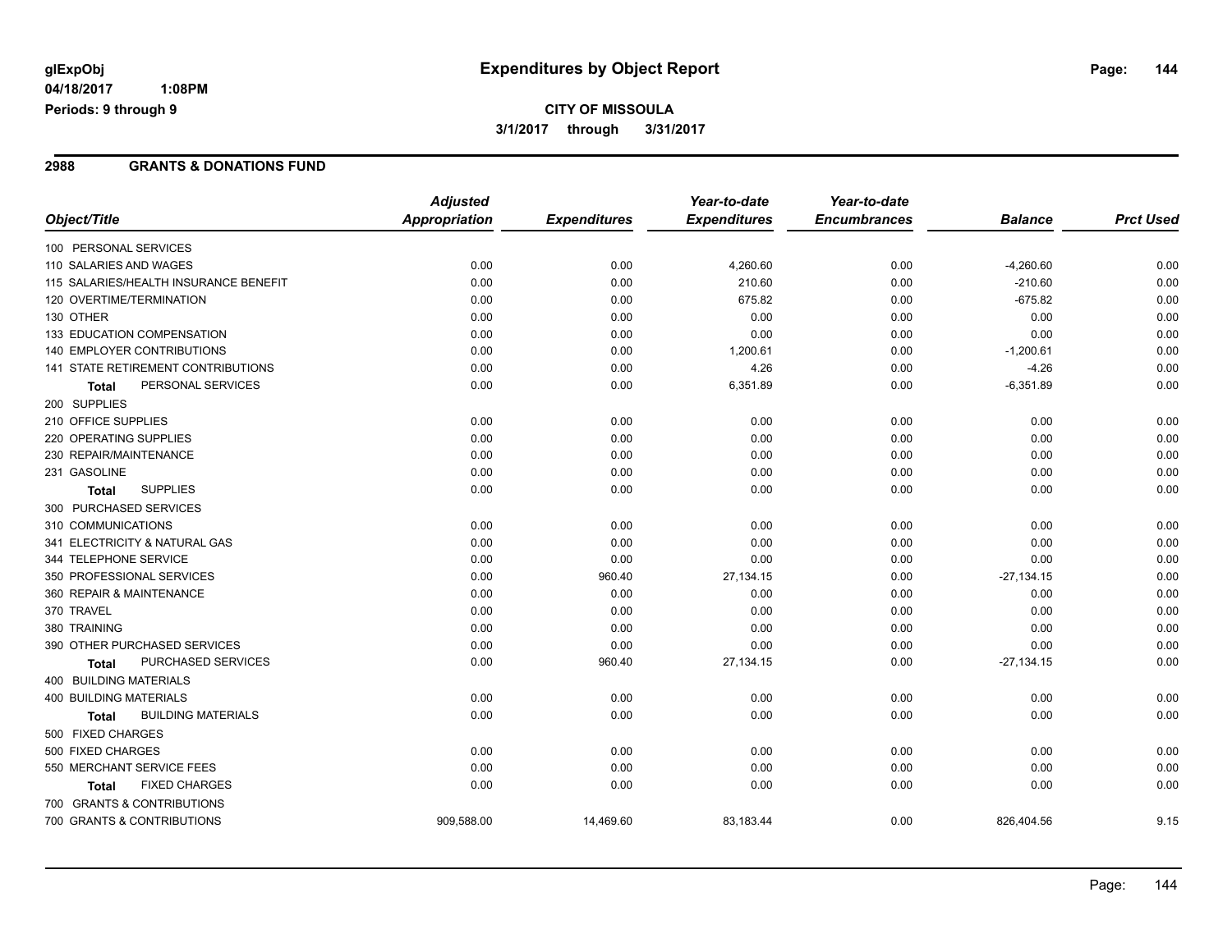**glExpObj**
**04/18/2017 1:08PM**
**Periods: 9 through 9**

# Expenditures by Object Report

**CITY OF MISSOULA**
**3/1/2017 through 3/31/2017**

## 2988 GRANTS & DONATIONS FUND

| Object/Title | Adjusted Appropriation | Expenditures | Year-to-date Expenditures | Year-to-date Encumbrances | Balance | Prct Used |
|---|---|---|---|---|---|---|
| 100 PERSONAL SERVICES | | | | | | |
| 110 SALARIES AND WAGES | 0.00 | 0.00 | 4,260.60 | 0.00 | -4,260.60 | 0.00 |
| 115 SALARIES/HEALTH INSURANCE BENEFIT | 0.00 | 0.00 | 210.60 | 0.00 | -210.60 | 0.00 |
| 120 OVERTIME/TERMINATION | 0.00 | 0.00 | 675.82 | 0.00 | -675.82 | 0.00 |
| 130 OTHER | 0.00 | 0.00 | 0.00 | 0.00 | 0.00 | 0.00 |
| 133 EDUCATION COMPENSATION | 0.00 | 0.00 | 0.00 | 0.00 | 0.00 | 0.00 |
| 140 EMPLOYER CONTRIBUTIONS | 0.00 | 0.00 | 1,200.61 | 0.00 | -1,200.61 | 0.00 |
| 141 STATE RETIREMENT CONTRIBUTIONS | 0.00 | 0.00 | 4.26 | 0.00 | -4.26 | 0.00 |
| **Total** PERSONAL SERVICES | 0.00 | 0.00 | 6,351.89 | 0.00 | -6,351.89 | 0.00 |
| 200 SUPPLIES | | | | | | |
| 210 OFFICE SUPPLIES | 0.00 | 0.00 | 0.00 | 0.00 | 0.00 | 0.00 |
| 220 OPERATING SUPPLIES | 0.00 | 0.00 | 0.00 | 0.00 | 0.00 | 0.00 |
| 230 REPAIR/MAINTENANCE | 0.00 | 0.00 | 0.00 | 0.00 | 0.00 | 0.00 |
| 231 GASOLINE | 0.00 | 0.00 | 0.00 | 0.00 | 0.00 | 0.00 |
| **Total** SUPPLIES | 0.00 | 0.00 | 0.00 | 0.00 | 0.00 | 0.00 |
| 300 PURCHASED SERVICES | | | | | | |
| 310 COMMUNICATIONS | 0.00 | 0.00 | 0.00 | 0.00 | 0.00 | 0.00 |
| 341 ELECTRICITY & NATURAL GAS | 0.00 | 0.00 | 0.00 | 0.00 | 0.00 | 0.00 |
| 344 TELEPHONE SERVICE | 0.00 | 0.00 | 0.00 | 0.00 | 0.00 | 0.00 |
| 350 PROFESSIONAL SERVICES | 0.00 | 960.40 | 27,134.15 | 0.00 | -27,134.15 | 0.00 |
| 360 REPAIR & MAINTENANCE | 0.00 | 0.00 | 0.00 | 0.00 | 0.00 | 0.00 |
| 370 TRAVEL | 0.00 | 0.00 | 0.00 | 0.00 | 0.00 | 0.00 |
| 380 TRAINING | 0.00 | 0.00 | 0.00 | 0.00 | 0.00 | 0.00 |
| 390 OTHER PURCHASED SERVICES | 0.00 | 0.00 | 0.00 | 0.00 | 0.00 | 0.00 |
| **Total** PURCHASED SERVICES | 0.00 | 960.40 | 27,134.15 | 0.00 | -27,134.15 | 0.00 |
| 400 BUILDING MATERIALS | | | | | | |
| 400 BUILDING MATERIALS | 0.00 | 0.00 | 0.00 | 0.00 | 0.00 | 0.00 |
| **Total** BUILDING MATERIALS | 0.00 | 0.00 | 0.00 | 0.00 | 0.00 | 0.00 |
| 500 FIXED CHARGES | | | | | | |
| 500 FIXED CHARGES | 0.00 | 0.00 | 0.00 | 0.00 | 0.00 | 0.00 |
| 550 MERCHANT SERVICE FEES | 0.00 | 0.00 | 0.00 | 0.00 | 0.00 | 0.00 |
| **Total** FIXED CHARGES | 0.00 | 0.00 | 0.00 | 0.00 | 0.00 | 0.00 |
| 700 GRANTS & CONTRIBUTIONS | | | | | | |
| 700 GRANTS & CONTRIBUTIONS | 909,588.00 | 14,469.60 | 83,183.44 | 0.00 | 826,404.56 | 9.15 |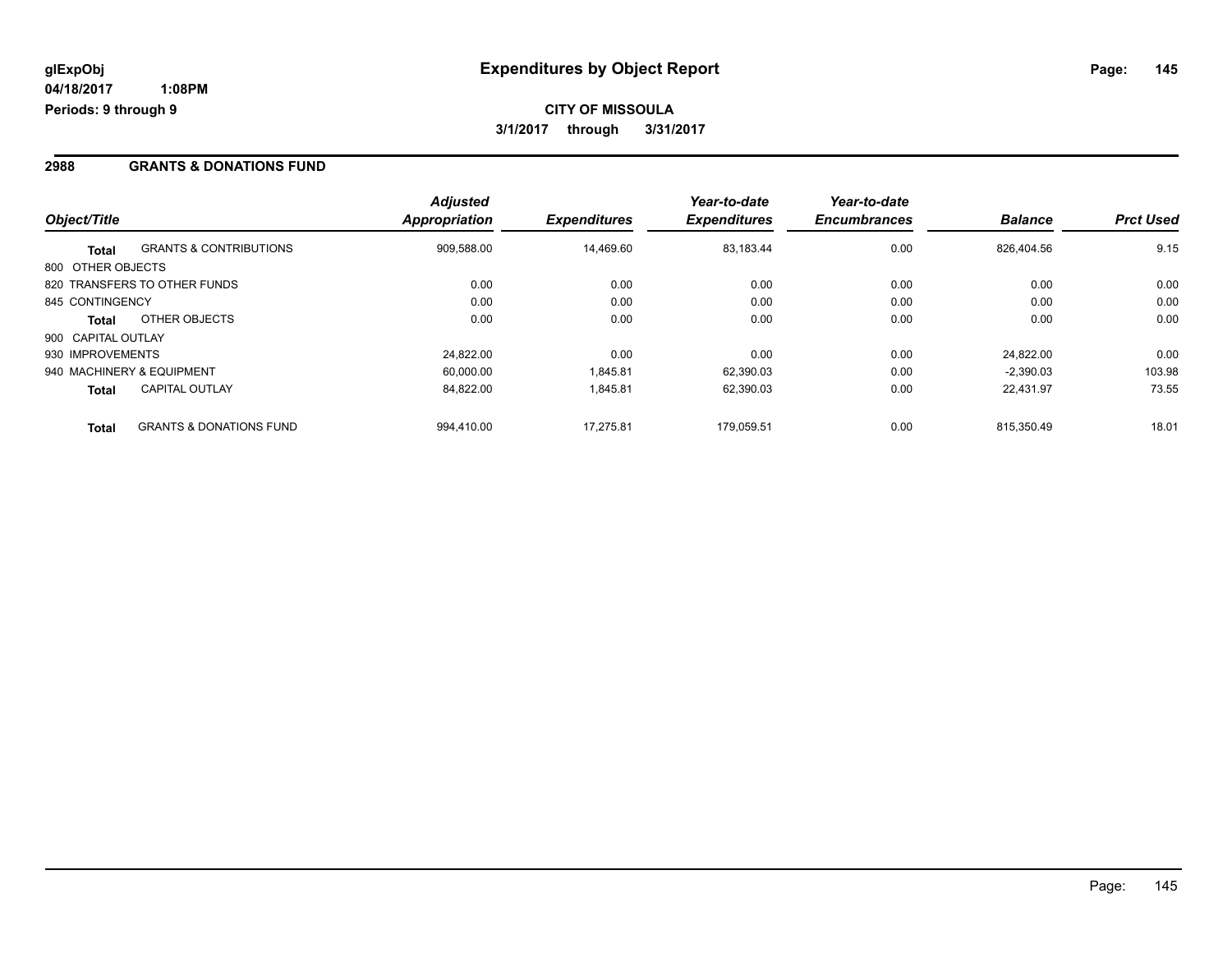**glExpObj**
**04/18/2017 1:08PM**
**Periods: 9 through 9**

# Expenditures by Object Report

**CITY OF MISSOULA**
**3/1/2017 through 3/31/2017**

## 2988 GRANTS & DONATIONS FUND

| Object/Title | | *Adjusted Appropriation* | *Expenditures* | *Year-to-date Expenditures* | *Year-to-date Encumbrances* | *Balance* | *Prct Used* |
|---|---|---|---|---|---|---|---|
| **Total** | GRANTS & CONTRIBUTIONS | 909,588.00 | 14,469.60 | 83,183.44 | 0.00 | 826,404.56 | 9.15 |
| 800 OTHER OBJECTS | | | | | | | |
| 820 TRANSFERS TO OTHER FUNDS | | 0.00 | 0.00 | 0.00 | 0.00 | 0.00 | 0.00 |
| 845 CONTINGENCY | | 0.00 | 0.00 | 0.00 | 0.00 | 0.00 | 0.00 |
| **Total** | OTHER OBJECTS | 0.00 | 0.00 | 0.00 | 0.00 | 0.00 | 0.00 |
| 900 CAPITAL OUTLAY | | | | | | | |
| 930 IMPROVEMENTS | | 24,822.00 | 0.00 | 0.00 | 0.00 | 24,822.00 | 0.00 |
| 940 MACHINERY & EQUIPMENT | | 60,000.00 | 1,845.81 | 62,390.03 | 0.00 | -2,390.03 | 103.98 |
| **Total** | CAPITAL OUTLAY | 84,822.00 | 1,845.81 | 62,390.03 | 0.00 | 22,431.97 | 73.55 |
| **Total** | GRANTS & DONATIONS FUND | 994,410.00 | 17,275.81 | 179,059.51 | 0.00 | 815,350.49 | 18.01 |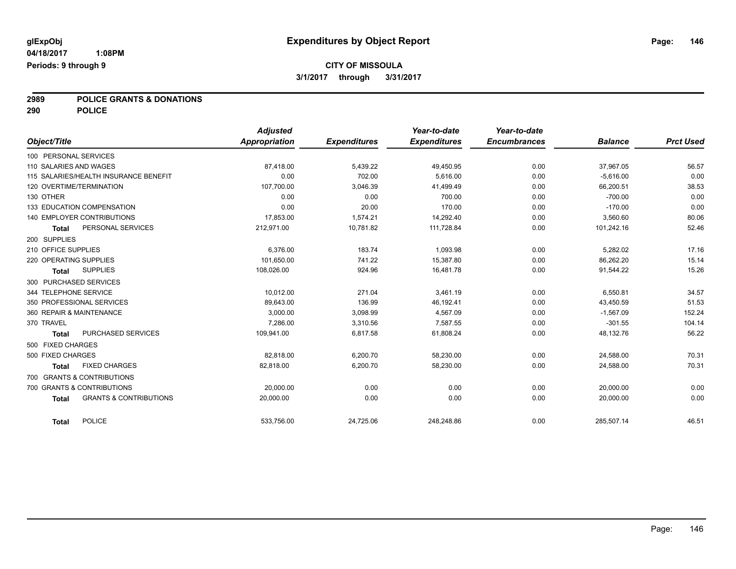glExpObj
04/18/2017 1:08PM
Periods: 9 through 9

# Expenditures by Object Report

**CITY OF MISSOULA**
**3/1/2017 through 3/31/2017**

**2989 POLICE GRANTS & DONATIONS**
**290 POLICE**

| Object/Title | | Adjusted Appropriation | Expenditures | Year-to-date Expenditures | Year-to-date Encumbrances | Balance | Prct Used |
|---|---|---|---|---|---|---|---|
| 100 PERSONAL SERVICES | | | | | | | |
| 110 SALARIES AND WAGES | | 87,418.00 | 5,439.22 | 49,450.95 | 0.00 | 37,967.05 | 56.57 |
| 115 SALARIES/HEALTH INSURANCE BENEFIT | | 0.00 | 702.00 | 5,616.00 | 0.00 | -5,616.00 | 0.00 |
| 120 OVERTIME/TERMINATION | | 107,700.00 | 3,046.39 | 41,499.49 | 0.00 | 66,200.51 | 38.53 |
| 130 OTHER | | 0.00 | 0.00 | 700.00 | 0.00 | -700.00 | 0.00 |
| 133 EDUCATION COMPENSATION | | 0.00 | 20.00 | 170.00 | 0.00 | -170.00 | 0.00 |
| 140 EMPLOYER CONTRIBUTIONS | | 17,853.00 | 1,574.21 | 14,292.40 | 0.00 | 3,560.60 | 80.06 |
| **Total** | PERSONAL SERVICES | 212,971.00 | 10,781.82 | 111,728.84 | 0.00 | 101,242.16 | 52.46 |
| 200 SUPPLIES | | | | | | | |
| 210 OFFICE SUPPLIES | | 6,376.00 | 183.74 | 1,093.98 | 0.00 | 5,282.02 | 17.16 |
| 220 OPERATING SUPPLIES | | 101,650.00 | 741.22 | 15,387.80 | 0.00 | 86,262.20 | 15.14 |
| **Total** | SUPPLIES | 108,026.00 | 924.96 | 16,481.78 | 0.00 | 91,544.22 | 15.26 |
| 300 PURCHASED SERVICES | | | | | | | |
| 344 TELEPHONE SERVICE | | 10,012.00 | 271.04 | 3,461.19 | 0.00 | 6,550.81 | 34.57 |
| 350 PROFESSIONAL SERVICES | | 89,643.00 | 136.99 | 46,192.41 | 0.00 | 43,450.59 | 51.53 |
| 360 REPAIR & MAINTENANCE | | 3,000.00 | 3,098.99 | 4,567.09 | 0.00 | -1,567.09 | 152.24 |
| 370 TRAVEL | | 7,286.00 | 3,310.56 | 7,587.55 | 0.00 | -301.55 | 104.14 |
| **Total** | PURCHASED SERVICES | 109,941.00 | 6,817.58 | 61,808.24 | 0.00 | 48,132.76 | 56.22 |
| 500 FIXED CHARGES | | | | | | | |
| 500 FIXED CHARGES | | 82,818.00 | 6,200.70 | 58,230.00 | 0.00 | 24,588.00 | 70.31 |
| **Total** | FIXED CHARGES | 82,818.00 | 6,200.70 | 58,230.00 | 0.00 | 24,588.00 | 70.31 |
| 700 GRANTS & CONTRIBUTIONS | | | | | | | |
| 700 GRANTS & CONTRIBUTIONS | | 20,000.00 | 0.00 | 0.00 | 0.00 | 20,000.00 | 0.00 |
| **Total** | GRANTS & CONTRIBUTIONS | 20,000.00 | 0.00 | 0.00 | 0.00 | 20,000.00 | 0.00 |
| **Total** | POLICE | 533,756.00 | 24,725.06 | 248,248.86 | 0.00 | 285,507.14 | 46.51 |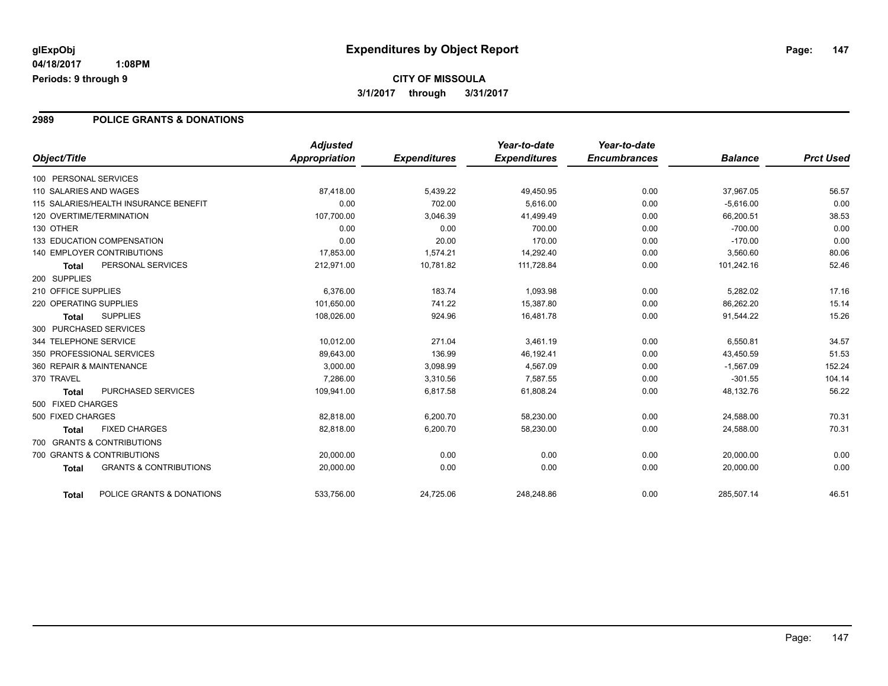**glExpObj** | **Expenditures by Object Report**

**04/18/2017 1:08PM**

**Periods: 9 through 9**

**CITY OF MISSOULA**

**3/1/2017 through 3/31/2017**

## 2989 POLICE GRANTS & DONATIONS

| Object/Title | | Adjusted Appropriation | Expenditures | Year-to-date Expenditures | Year-to-date Encumbrances | Balance | Prct Used |
|---|---|---|---|---|---|---|---|
| 100 PERSONAL SERVICES | | | | | | | |
| 110 SALARIES AND WAGES | | 87,418.00 | 5,439.22 | 49,450.95 | 0.00 | 37,967.05 | 56.57 |
| 115 SALARIES/HEALTH INSURANCE BENEFIT | | 0.00 | 702.00 | 5,616.00 | 0.00 | -5,616.00 | 0.00 |
| 120 OVERTIME/TERMINATION | | 107,700.00 | 3,046.39 | 41,499.49 | 0.00 | 66,200.51 | 38.53 |
| 130 OTHER | | 0.00 | 0.00 | 700.00 | 0.00 | -700.00 | 0.00 |
| 133 EDUCATION COMPENSATION | | 0.00 | 20.00 | 170.00 | 0.00 | -170.00 | 0.00 |
| 140 EMPLOYER CONTRIBUTIONS | | 17,853.00 | 1,574.21 | 14,292.40 | 0.00 | 3,560.60 | 80.06 |
| Total | PERSONAL SERVICES | 212,971.00 | 10,781.82 | 111,728.84 | 0.00 | 101,242.16 | 52.46 |
| 200 SUPPLIES | | | | | | | |
| 210 OFFICE SUPPLIES | | 6,376.00 | 183.74 | 1,093.98 | 0.00 | 5,282.02 | 17.16 |
| 220 OPERATING SUPPLIES | | 101,650.00 | 741.22 | 15,387.80 | 0.00 | 86,262.20 | 15.14 |
| Total | SUPPLIES | 108,026.00 | 924.96 | 16,481.78 | 0.00 | 91,544.22 | 15.26 |
| 300 PURCHASED SERVICES | | | | | | | |
| 344 TELEPHONE SERVICE | | 10,012.00 | 271.04 | 3,461.19 | 0.00 | 6,550.81 | 34.57 |
| 350 PROFESSIONAL SERVICES | | 89,643.00 | 136.99 | 46,192.41 | 0.00 | 43,450.59 | 51.53 |
| 360 REPAIR & MAINTENANCE | | 3,000.00 | 3,098.99 | 4,567.09 | 0.00 | -1,567.09 | 152.24 |
| 370 TRAVEL | | 7,286.00 | 3,310.56 | 7,587.55 | 0.00 | -301.55 | 104.14 |
| Total | PURCHASED SERVICES | 109,941.00 | 6,817.58 | 61,808.24 | 0.00 | 48,132.76 | 56.22 |
| 500 FIXED CHARGES | | | | | | | |
| 500 FIXED CHARGES | | 82,818.00 | 6,200.70 | 58,230.00 | 0.00 | 24,588.00 | 70.31 |
| Total | FIXED CHARGES | 82,818.00 | 6,200.70 | 58,230.00 | 0.00 | 24,588.00 | 70.31 |
| 700 GRANTS & CONTRIBUTIONS | | | | | | | |
| 700 GRANTS & CONTRIBUTIONS | | 20,000.00 | 0.00 | 0.00 | 0.00 | 20,000.00 | 0.00 |
| Total | GRANTS & CONTRIBUTIONS | 20,000.00 | 0.00 | 0.00 | 0.00 | 20,000.00 | 0.00 |
| Total | POLICE GRANTS & DONATIONS | 533,756.00 | 24,725.06 | 248,248.86 | 0.00 | 285,507.14 | 46.51 |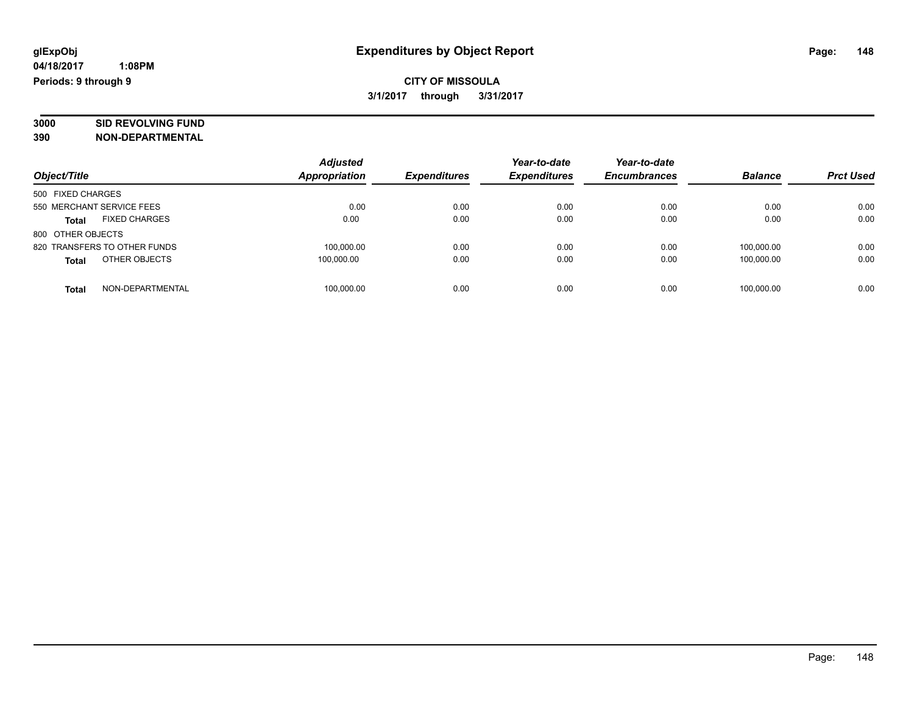**glExpObj**
**04/18/2017 1:08PM**
**Periods: 9 through 9**

# Expenditures by Object Report

**CITY OF MISSOULA**
**3/1/2017 through 3/31/2017**

**3000 SID REVOLVING FUND**
**390 NON-DEPARTMENTAL**

| Object/Title | Adjusted Appropriation | Expenditures | Year-to-date Expenditures | Year-to-date Encumbrances | Balance | Prct Used |
|---|---|---|---|---|---|---|
| 500 FIXED CHARGES | | | | | | |
| 550 MERCHANT SERVICE FEES | 0.00 | 0.00 | 0.00 | 0.00 | 0.00 | 0.00 |
| **Total** FIXED CHARGES | 0.00 | 0.00 | 0.00 | 0.00 | 0.00 | 0.00 |
| 800 OTHER OBJECTS | | | | | | |
| 820 TRANSFERS TO OTHER FUNDS | 100,000.00 | 0.00 | 0.00 | 0.00 | 100,000.00 | 0.00 |
| **Total** OTHER OBJECTS | 100,000.00 | 0.00 | 0.00 | 0.00 | 100,000.00 | 0.00 |
| **Total** NON-DEPARTMENTAL | 100,000.00 | 0.00 | 0.00 | 0.00 | 100,000.00 | 0.00 |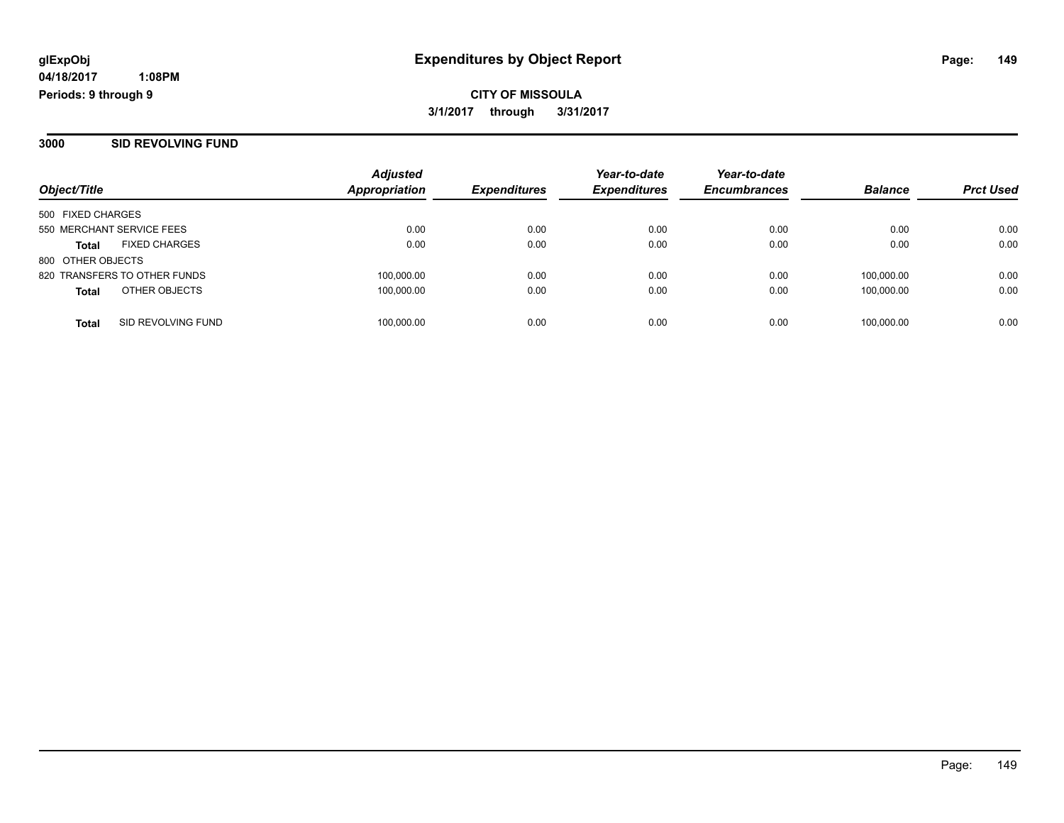# Expenditures by Object Report

glExpObj
04/18/2017 1:08PM
Periods: 9 through 9

**CITY OF MISSOULA**
**3/1/2017 through 3/31/2017**

## 3000 SID REVOLVING FUND

| Object/Title | | Adjusted Appropriation | Expenditures | Year-to-date Expenditures | Year-to-date Encumbrances | Balance | Prct Used |
|---|---|---|---|---|---|---|---|
| 500 FIXED CHARGES | | | | | | | |
| 550 MERCHANT SERVICE FEES | | 0.00 | 0.00 | 0.00 | 0.00 | 0.00 | 0.00 |
| **Total** | FIXED CHARGES | 0.00 | 0.00 | 0.00 | 0.00 | 0.00 | 0.00 |
| 800 OTHER OBJECTS | | | | | | | |
| 820 TRANSFERS TO OTHER FUNDS | | 100,000.00 | 0.00 | 0.00 | 0.00 | 100,000.00 | 0.00 |
| **Total** | OTHER OBJECTS | 100,000.00 | 0.00 | 0.00 | 0.00 | 100,000.00 | 0.00 |
| **Total** | SID REVOLVING FUND | 100,000.00 | 0.00 | 0.00 | 0.00 | 100,000.00 | 0.00 |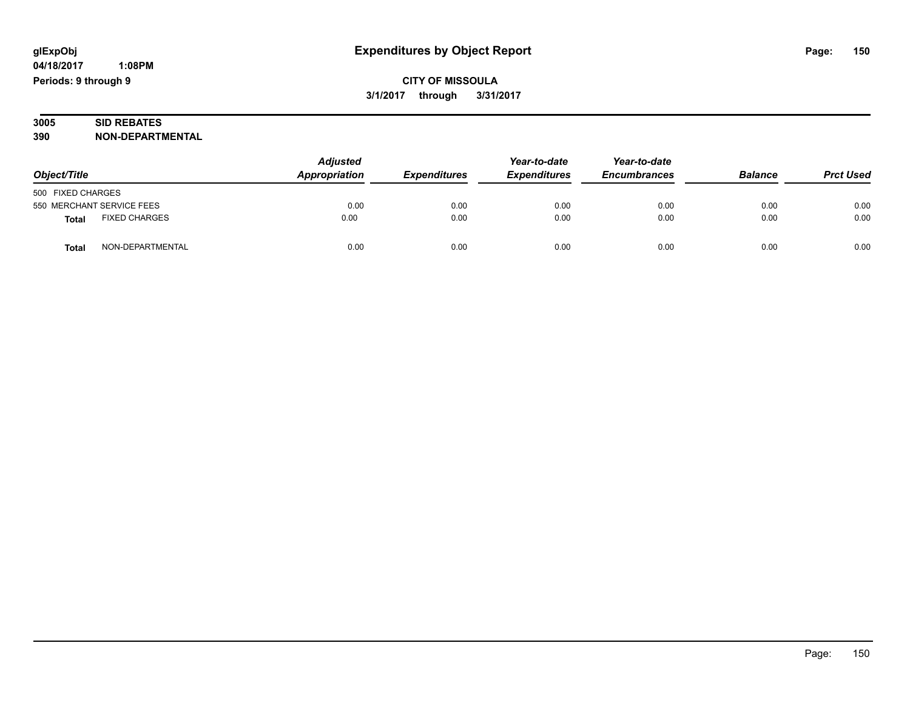glExpObj
04/18/2017 1:08PM
Periods: 9 through 9

# Expenditures by Object Report

**CITY OF MISSOULA**
**3/1/2017 through 3/31/2017**

**3005 SID REBATES**
**390 NON-DEPARTMENTAL**

| Object/Title | | Adjusted Appropriation | Expenditures | Year-to-date Expenditures | Year-to-date Encumbrances | Balance | Prct Used |
|---|---|---|---|---|---|---|---|
| 500 FIXED CHARGES | | | | | | | |
| 550 MERCHANT SERVICE FEES | | 0.00 | 0.00 | 0.00 | 0.00 | 0.00 | 0.00 |
| **Total** | FIXED CHARGES | 0.00 | 0.00 | 0.00 | 0.00 | 0.00 | 0.00 |
| **Total** | NON-DEPARTMENTAL | 0.00 | 0.00 | 0.00 | 0.00 | 0.00 | 0.00 |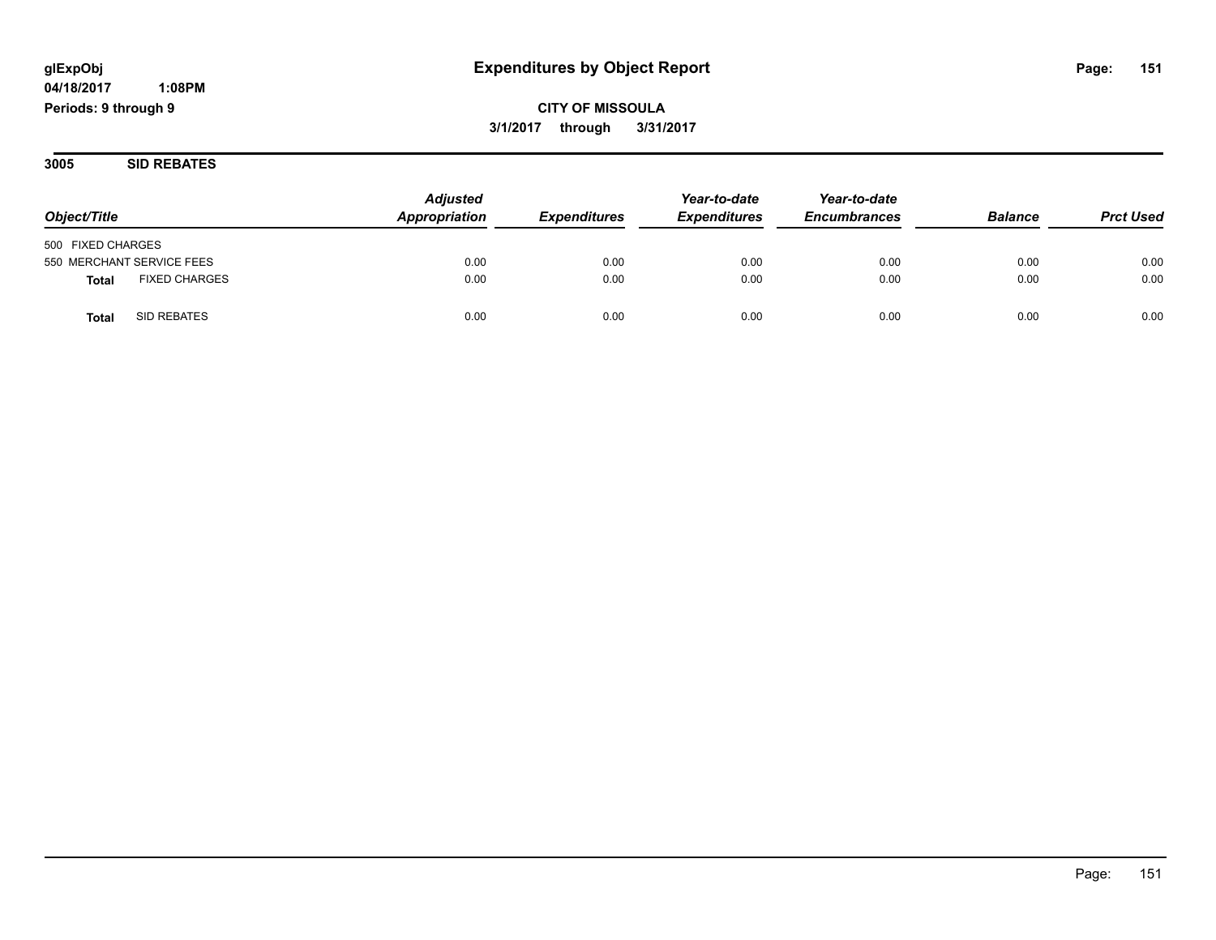**glExpObj** **Expenditures by Object Report**
**04/18/2017 1:08PM**
**Periods: 9 through 9**

**CITY OF MISSOULA**
**3/1/2017 through 3/31/2017**

## 3005 SID REBATES

| Object/Title | Adjusted Appropriation | Expenditures | Year-to-date Expenditures | Year-to-date Encumbrances | Balance | Prct Used |
|---|---|---|---|---|---|---|
| 500 FIXED CHARGES | | | | | | |
| 550 MERCHANT SERVICE FEES | 0.00 | 0.00 | 0.00 | 0.00 | 0.00 | 0.00 |
| **Total** FIXED CHARGES | 0.00 | 0.00 | 0.00 | 0.00 | 0.00 | 0.00 |
| **Total** SID REBATES | 0.00 | 0.00 | 0.00 | 0.00 | 0.00 | 0.00 |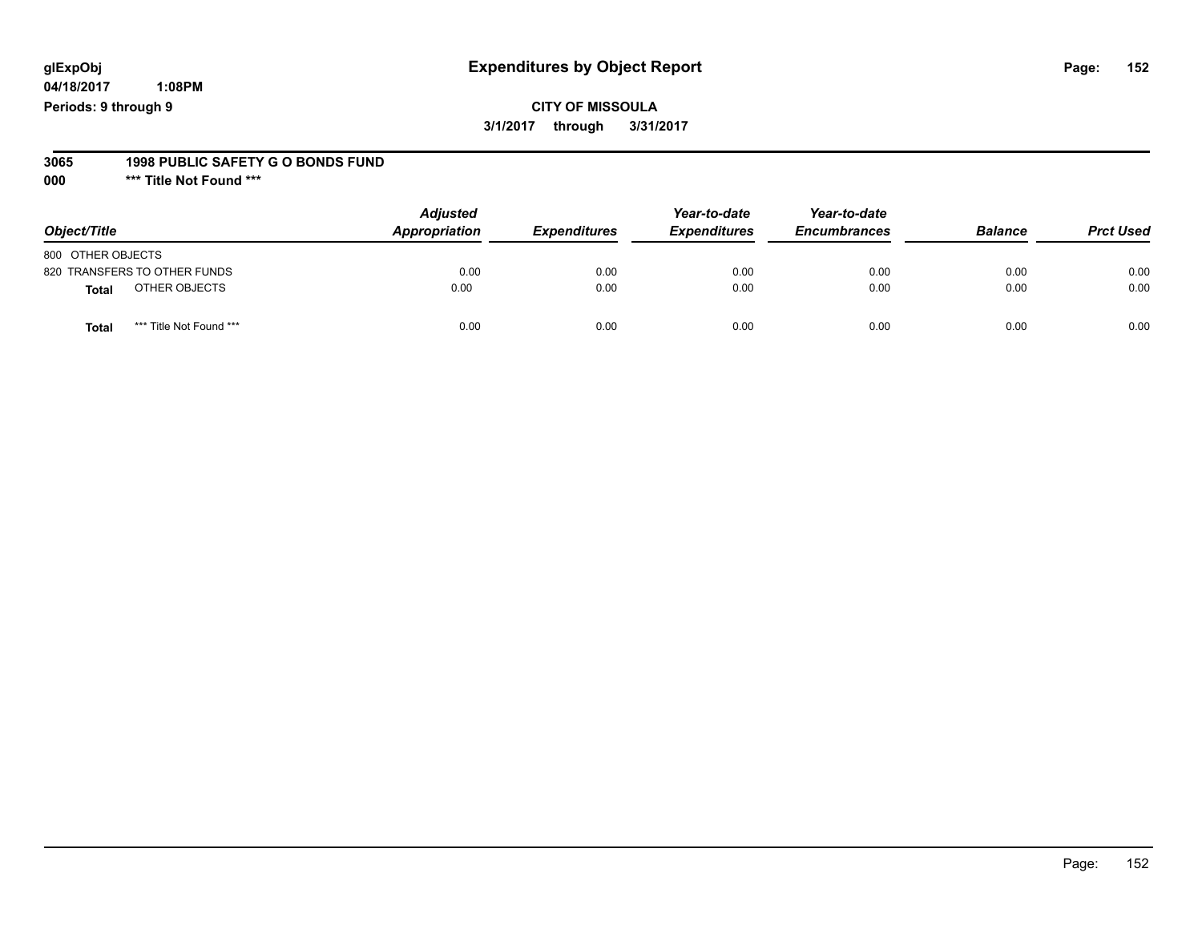glExpObj
04/18/2017 1:08PM
Periods: 9 through 9

# Expenditures by Object Report

**CITY OF MISSOULA**

**3/1/2017 through 3/31/2017**

**3065 1998 PUBLIC SAFETY G O BONDS FUND**

**000 \*\*\* Title Not Found \*\*\***

| Object/Title | Adjusted Appropriation | Expenditures | Year-to-date Expenditures | Year-to-date Encumbrances | Balance | Prct Used |
|---|---|---|---|---|---|---|
| 800 OTHER OBJECTS | | | | | | |
| 820 TRANSFERS TO OTHER FUNDS | 0.00 | 0.00 | 0.00 | 0.00 | 0.00 | 0.00 |
| **Total** OTHER OBJECTS | 0.00 | 0.00 | 0.00 | 0.00 | 0.00 | 0.00 |
| **Total** \*\*\* Title Not Found \*\*\* | 0.00 | 0.00 | 0.00 | 0.00 | 0.00 | 0.00 |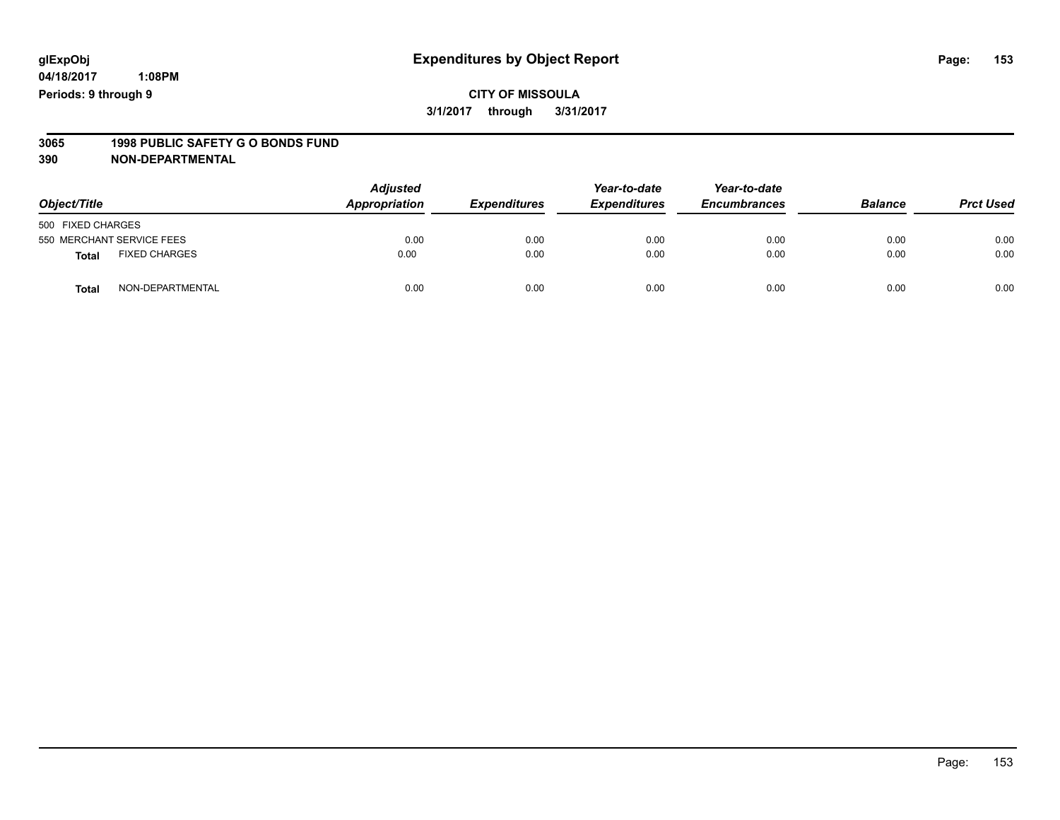glExpObj
04/18/2017 1:08PM
Periods: 9 through 9

# Expenditures by Object Report

**CITY OF MISSOULA**
**3/1/2017 through 3/31/2017**

**3065 1998 PUBLIC SAFETY G O BONDS FUND**
**390 NON-DEPARTMENTAL**

| Object/Title | | Adjusted Appropriation | Expenditures | Year-to-date Expenditures | Year-to-date Encumbrances | Balance | Prct Used |
|---|---|---|---|---|---|---|---|
| 500 FIXED CHARGES | | | | | | | |
| 550 MERCHANT SERVICE FEES | | 0.00 | 0.00 | 0.00 | 0.00 | 0.00 | 0.00 |
| **Total** | FIXED CHARGES | 0.00 | 0.00 | 0.00 | 0.00 | 0.00 | 0.00 |
| **Total** | NON-DEPARTMENTAL | 0.00 | 0.00 | 0.00 | 0.00 | 0.00 | 0.00 |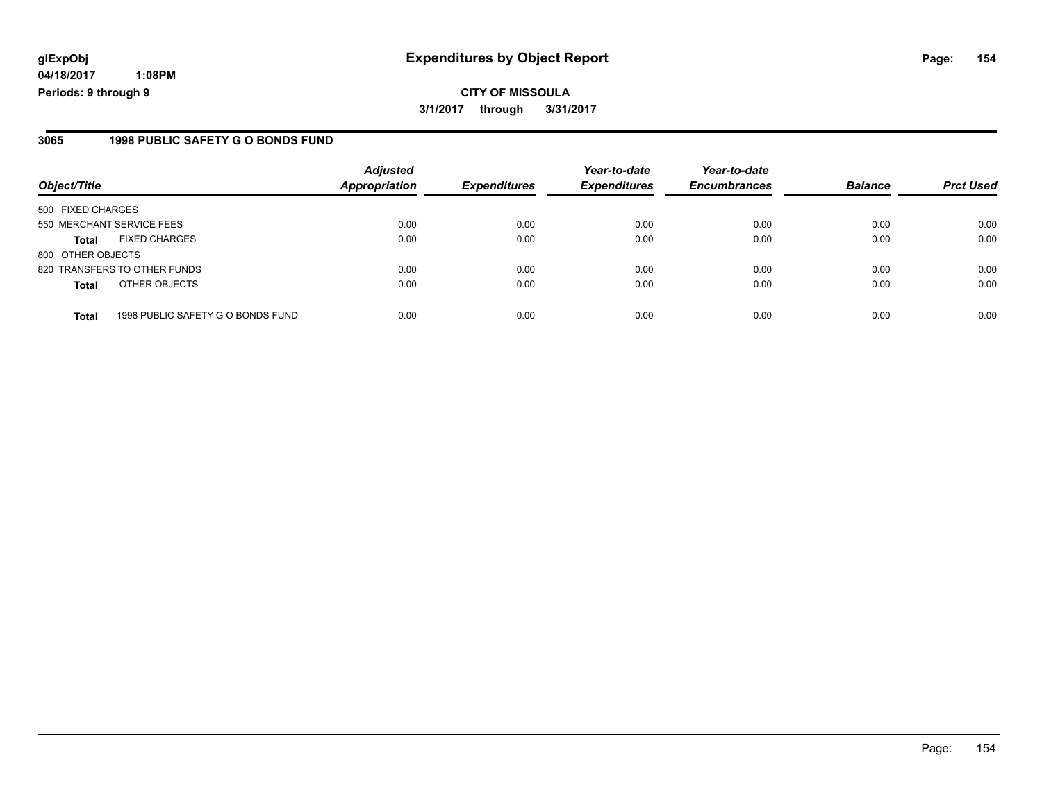**glExpObj**
**04/18/2017 1:08PM**
**Periods: 9 through 9**

# Expenditures by Object Report

**CITY OF MISSOULA**
**3/1/2017 through 3/31/2017**

## 3065 1998 PUBLIC SAFETY G O BONDS FUND

| Object/Title | Adjusted Appropriation | Expenditures | Year-to-date Expenditures | Year-to-date Encumbrances | Balance | Prct Used |
|---|---|---|---|---|---|---|
| 500 FIXED CHARGES | | | | | | |
| 550 MERCHANT SERVICE FEES | 0.00 | 0.00 | 0.00 | 0.00 | 0.00 | 0.00 |
| **Total** FIXED CHARGES | 0.00 | 0.00 | 0.00 | 0.00 | 0.00 | 0.00 |
| 800 OTHER OBJECTS | | | | | | |
| 820 TRANSFERS TO OTHER FUNDS | 0.00 | 0.00 | 0.00 | 0.00 | 0.00 | 0.00 |
| **Total** OTHER OBJECTS | 0.00 | 0.00 | 0.00 | 0.00 | 0.00 | 0.00 |
| **Total** 1998 PUBLIC SAFETY G O BONDS FUND | 0.00 | 0.00 | 0.00 | 0.00 | 0.00 | 0.00 |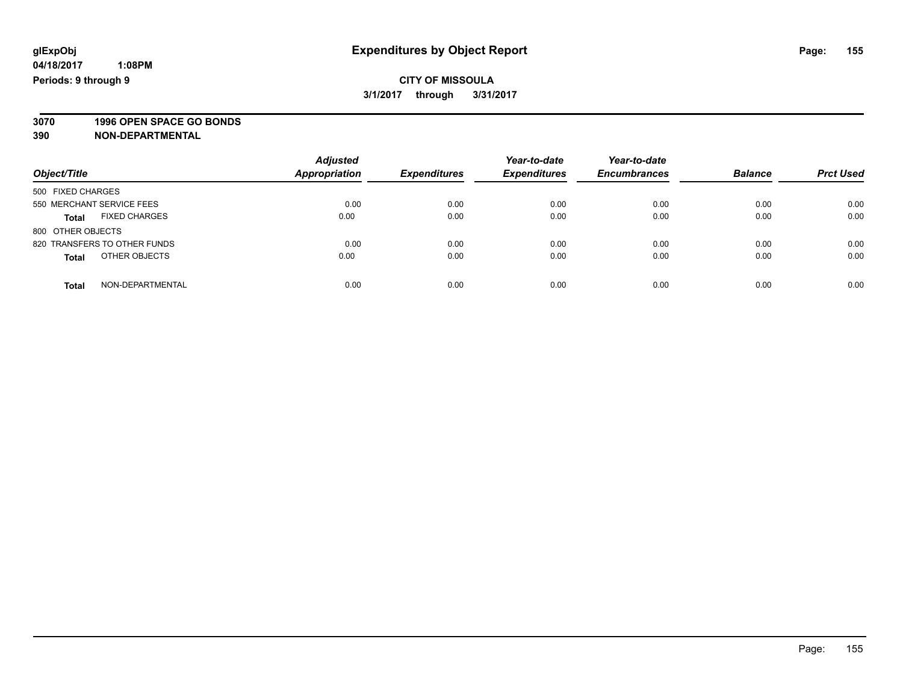**glExpObj** **Expenditures by Object Report**

**04/18/2017 1:08PM**

**Periods: 9 through 9**

**CITY OF MISSOULA**

**3/1/2017 through 3/31/2017**

**3070 1996 OPEN SPACE GO BONDS**

**390 NON-DEPARTMENTAL**

| Object/Title | Adjusted Appropriation | Expenditures | Year-to-date Expenditures | Year-to-date Encumbrances | Balance | Prct Used |
|---|---|---|---|---|---|---|
| 500 FIXED CHARGES | | | | | | |
| 550 MERCHANT SERVICE FEES | 0.00 | 0.00 | 0.00 | 0.00 | 0.00 | 0.00 |
| **Total** FIXED CHARGES | 0.00 | 0.00 | 0.00 | 0.00 | 0.00 | 0.00 |
| 800 OTHER OBJECTS | | | | | | |
| 820 TRANSFERS TO OTHER FUNDS | 0.00 | 0.00 | 0.00 | 0.00 | 0.00 | 0.00 |
| **Total** OTHER OBJECTS | 0.00 | 0.00 | 0.00 | 0.00 | 0.00 | 0.00 |
| **Total** NON-DEPARTMENTAL | 0.00 | 0.00 | 0.00 | 0.00 | 0.00 | 0.00 |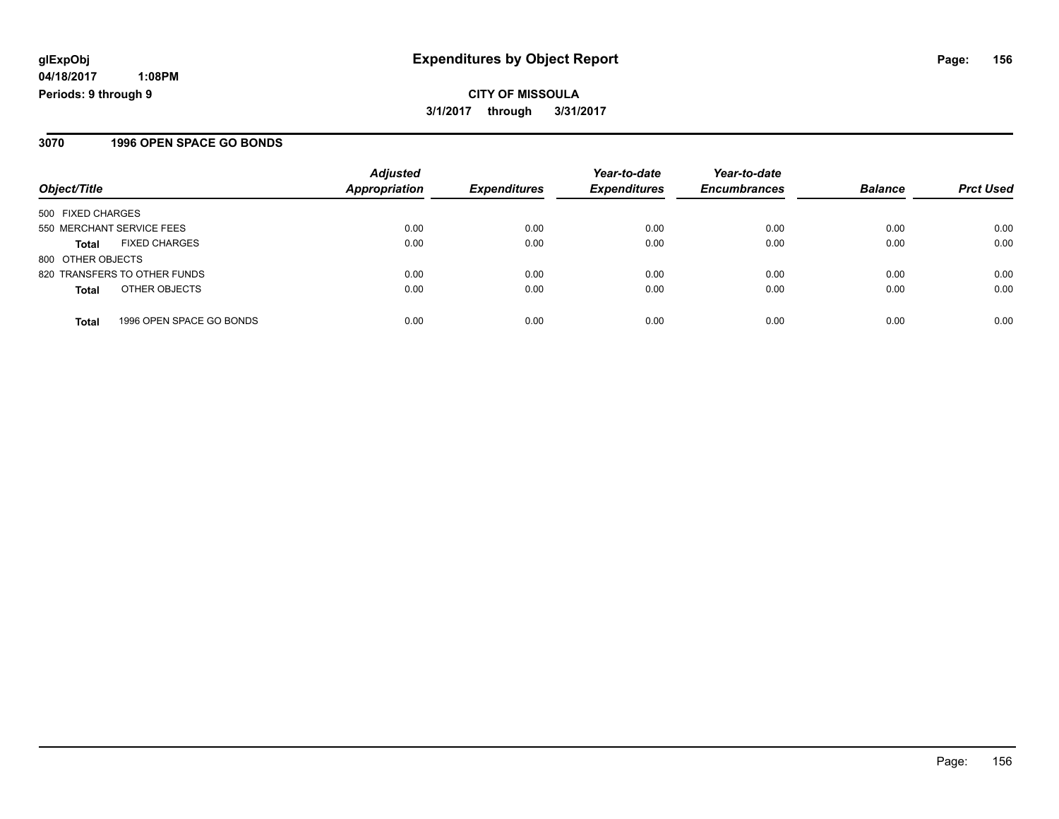**glExpObj** **Expenditures by Object Report**

**04/18/2017 1:08PM**

**Periods: 9 through 9**

**CITY OF MISSOULA**

**3/1/2017 through 3/31/2017**

## 3070 1996 OPEN SPACE GO BONDS

| Object/Title | Adjusted Appropriation | Expenditures | Year-to-date Expenditures | Year-to-date Encumbrances | Balance | Prct Used |
|---|---|---|---|---|---|---|
| 500 FIXED CHARGES | | | | | | |
| 550 MERCHANT SERVICE FEES | 0.00 | 0.00 | 0.00 | 0.00 | 0.00 | 0.00 |
| **Total** FIXED CHARGES | 0.00 | 0.00 | 0.00 | 0.00 | 0.00 | 0.00 |
| 800 OTHER OBJECTS | | | | | | |
| 820 TRANSFERS TO OTHER FUNDS | 0.00 | 0.00 | 0.00 | 0.00 | 0.00 | 0.00 |
| **Total** OTHER OBJECTS | 0.00 | 0.00 | 0.00 | 0.00 | 0.00 | 0.00 |
| **Total** 1996 OPEN SPACE GO BONDS | 0.00 | 0.00 | 0.00 | 0.00 | 0.00 | 0.00 |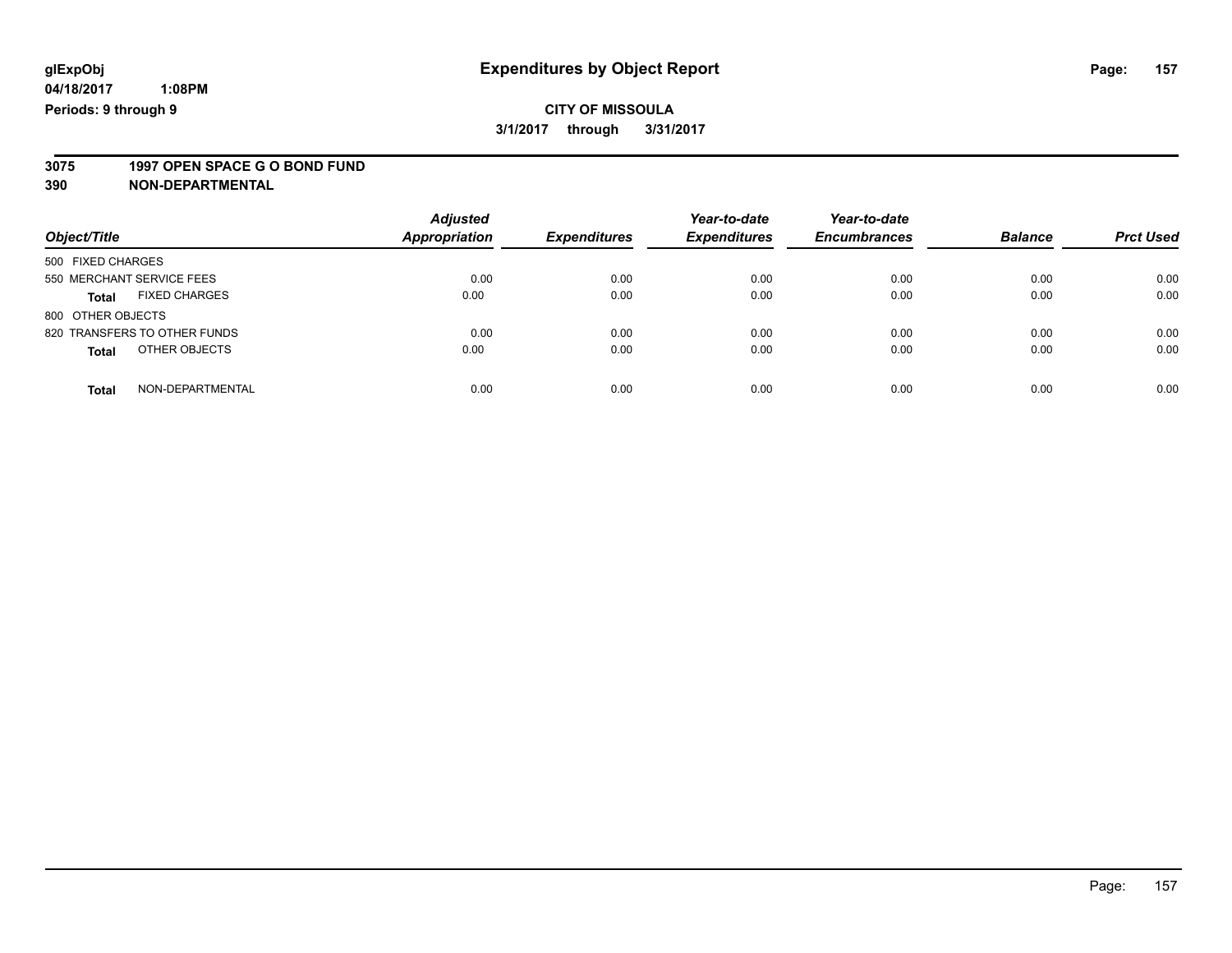# Expenditures by Object Report

glExpObj
04/18/2017 1:08PM
Periods: 9 through 9

**CITY OF MISSOULA**

**3/1/2017 through 3/31/2017**

**3075 1997 OPEN SPACE G O BOND FUND**

**390 NON-DEPARTMENTAL**

| Object/Title | Adjusted Appropriation | Expenditures | Year-to-date Expenditures | Year-to-date Encumbrances | Balance | Prct Used |
|---|---|---|---|---|---|---|
| 500 FIXED CHARGES | | | | | | |
| 550 MERCHANT SERVICE FEES | 0.00 | 0.00 | 0.00 | 0.00 | 0.00 | 0.00 |
| **Total** FIXED CHARGES | 0.00 | 0.00 | 0.00 | 0.00 | 0.00 | 0.00 |
| 800 OTHER OBJECTS | | | | | | |
| 820 TRANSFERS TO OTHER FUNDS | 0.00 | 0.00 | 0.00 | 0.00 | 0.00 | 0.00 |
| **Total** OTHER OBJECTS | 0.00 | 0.00 | 0.00 | 0.00 | 0.00 | 0.00 |
| **Total** NON-DEPARTMENTAL | 0.00 | 0.00 | 0.00 | 0.00 | 0.00 | 0.00 |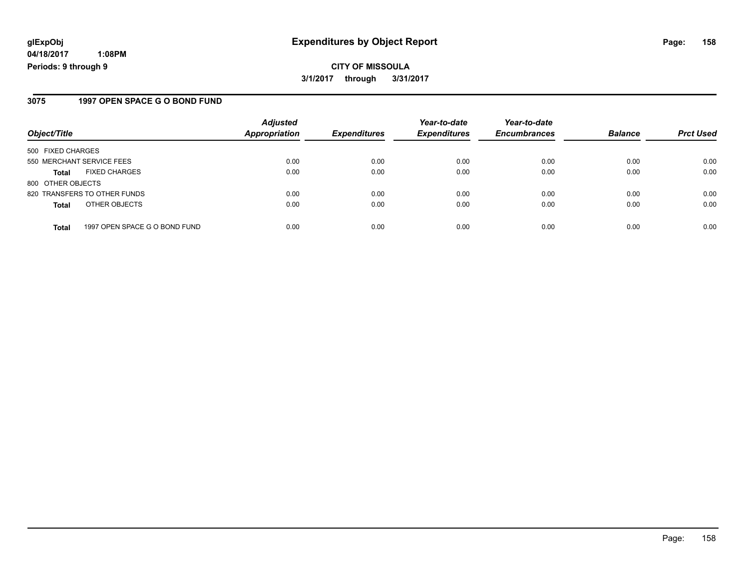# Expenditures by Object Report

glExpObj
04/18/2017 1:08PM
Periods: 9 through 9

**CITY OF MISSOULA**
**3/1/2017 through 3/31/2017**

## 3075 1997 OPEN SPACE G O BOND FUND

| Object/Title | Adjusted Appropriation | Expenditures | Year-to-date Expenditures | Year-to-date Encumbrances | Balance | Prct Used |
|---|---|---|---|---|---|---|
| 500 FIXED CHARGES | | | | | | |
| 550 MERCHANT SERVICE FEES | 0.00 | 0.00 | 0.00 | 0.00 | 0.00 | 0.00 |
| **Total** FIXED CHARGES | 0.00 | 0.00 | 0.00 | 0.00 | 0.00 | 0.00 |
| 800 OTHER OBJECTS | | | | | | |
| 820 TRANSFERS TO OTHER FUNDS | 0.00 | 0.00 | 0.00 | 0.00 | 0.00 | 0.00 |
| **Total** OTHER OBJECTS | 0.00 | 0.00 | 0.00 | 0.00 | 0.00 | 0.00 |
| **Total** 1997 OPEN SPACE G O BOND FUND | 0.00 | 0.00 | 0.00 | 0.00 | 0.00 | 0.00 |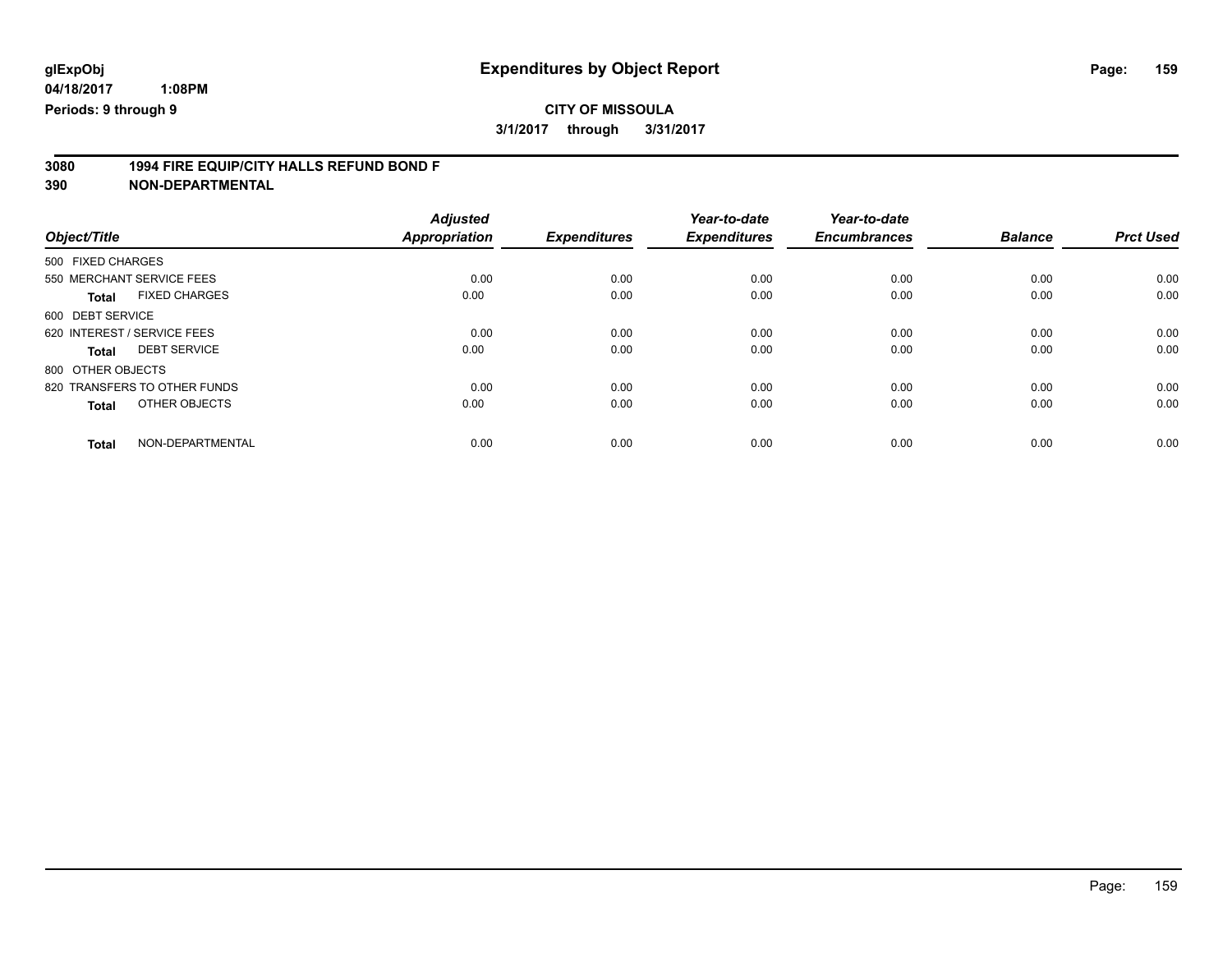glExpObj
04/18/2017 1:08PM
Periods: 9 through 9

# Expenditures by Object Report

**CITY OF MISSOULA**

**3/1/2017 through 3/31/2017**

**3080 1994 FIRE EQUIP/CITY HALLS REFUND BOND F**
**390 NON-DEPARTMENTAL**

| Object/Title | Adjusted Appropriation | Expenditures | Year-to-date Expenditures | Year-to-date Encumbrances | Balance | Prct Used |
|---|---|---|---|---|---|---|
| 500 FIXED CHARGES | | | | | | |
| 550 MERCHANT SERVICE FEES | 0.00 | 0.00 | 0.00 | 0.00 | 0.00 | 0.00 |
| **Total** FIXED CHARGES | 0.00 | 0.00 | 0.00 | 0.00 | 0.00 | 0.00 |
| 600 DEBT SERVICE | | | | | | |
| 620 INTEREST / SERVICE FEES | 0.00 | 0.00 | 0.00 | 0.00 | 0.00 | 0.00 |
| **Total** DEBT SERVICE | 0.00 | 0.00 | 0.00 | 0.00 | 0.00 | 0.00 |
| 800 OTHER OBJECTS | | | | | | |
| 820 TRANSFERS TO OTHER FUNDS | 0.00 | 0.00 | 0.00 | 0.00 | 0.00 | 0.00 |
| **Total** OTHER OBJECTS | 0.00 | 0.00 | 0.00 | 0.00 | 0.00 | 0.00 |
| **Total** NON-DEPARTMENTAL | 0.00 | 0.00 | 0.00 | 0.00 | 0.00 | 0.00 |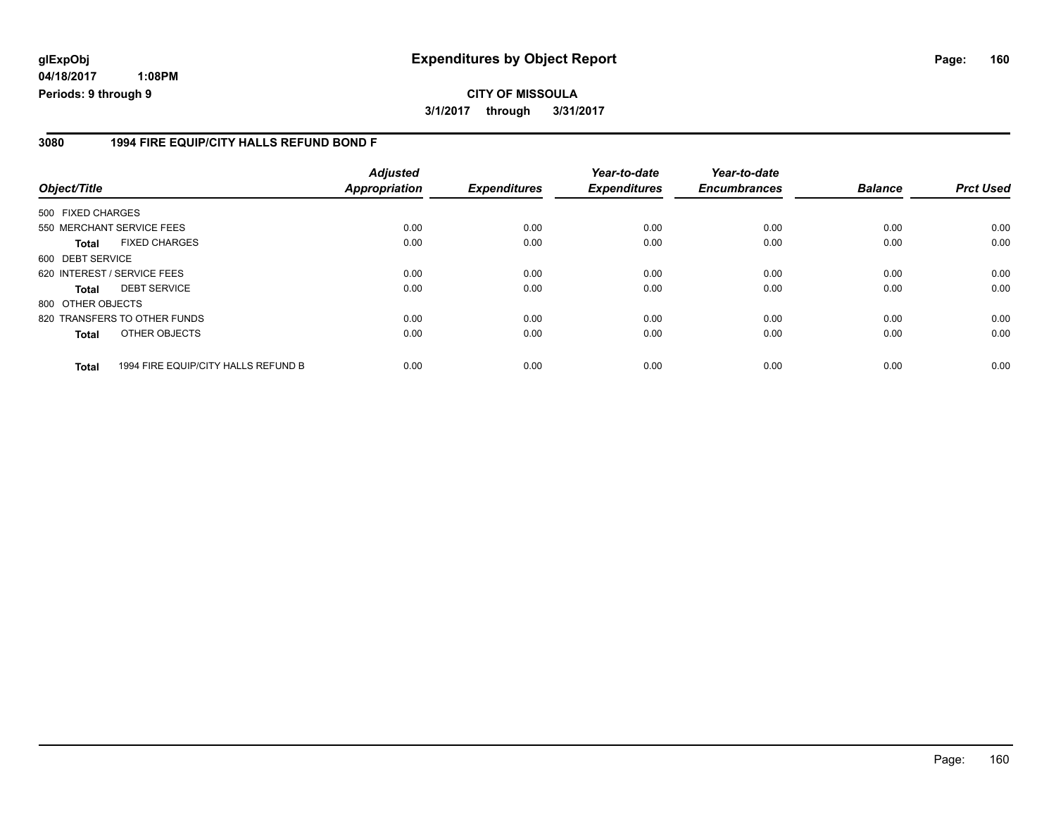glExpObj
04/18/2017 1:08PM
Periods: 9 through 9

# Expenditures by Object Report

**CITY OF MISSOULA**
**3/1/2017 through 3/31/2017**

## 3080 1994 FIRE EQUIP/CITY HALLS REFUND BOND F

| Object/Title | | Adjusted Appropriation | Expenditures | Year-to-date Expenditures | Year-to-date Encumbrances | Balance | Prct Used |
|---|---|---|---|---|---|---|---|
| 500 FIXED CHARGES | | | | | | | |
| 550 MERCHANT SERVICE FEES | | 0.00 | 0.00 | 0.00 | 0.00 | 0.00 | 0.00 |
| **Total** | FIXED CHARGES | 0.00 | 0.00 | 0.00 | 0.00 | 0.00 | 0.00 |
| 600 DEBT SERVICE | | | | | | | |
| 620 INTEREST / SERVICE FEES | | 0.00 | 0.00 | 0.00 | 0.00 | 0.00 | 0.00 |
| **Total** | DEBT SERVICE | 0.00 | 0.00 | 0.00 | 0.00 | 0.00 | 0.00 |
| 800 OTHER OBJECTS | | | | | | | |
| 820 TRANSFERS TO OTHER FUNDS | | 0.00 | 0.00 | 0.00 | 0.00 | 0.00 | 0.00 |
| **Total** | OTHER OBJECTS | 0.00 | 0.00 | 0.00 | 0.00 | 0.00 | 0.00 |
| **Total** | 1994 FIRE EQUIP/CITY HALLS REFUND B | 0.00 | 0.00 | 0.00 | 0.00 | 0.00 | 0.00 |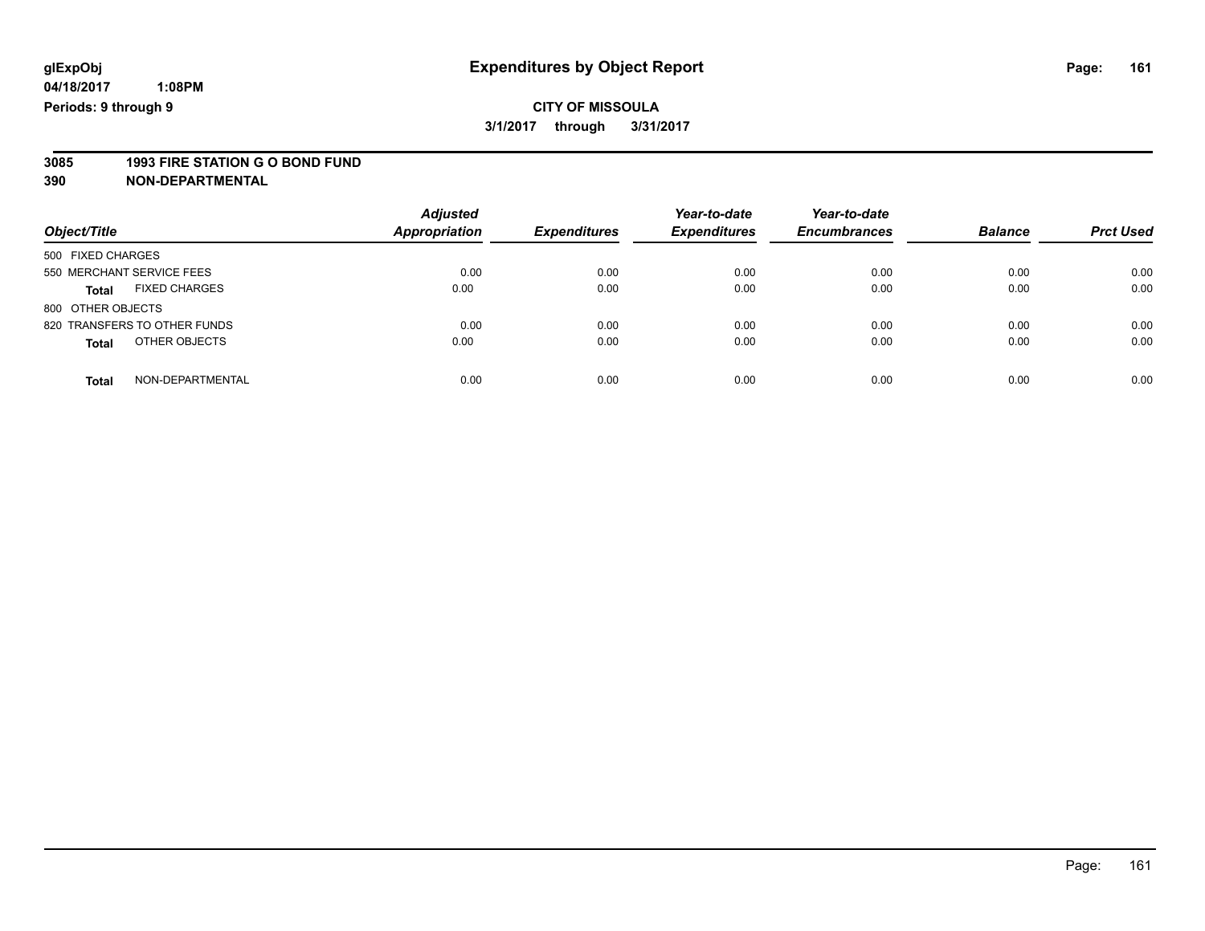**glExpObj**
**04/18/2017 1:08PM**
**Periods: 9 through 9**

# Expenditures by Object Report

**CITY OF MISSOULA**
**3/1/2017 through 3/31/2017**

**3085 1993 FIRE STATION G O BOND FUND**
**390 NON-DEPARTMENTAL**

| Object/Title | Adjusted Appropriation | Expenditures | Year-to-date Expenditures | Year-to-date Encumbrances | Balance | Prct Used |
|---|---|---|---|---|---|---|
| 500 FIXED CHARGES | | | | | | |
| 550 MERCHANT SERVICE FEES | 0.00 | 0.00 | 0.00 | 0.00 | 0.00 | 0.00 |
| **Total** FIXED CHARGES | 0.00 | 0.00 | 0.00 | 0.00 | 0.00 | 0.00 |
| 800 OTHER OBJECTS | | | | | | |
| 820 TRANSFERS TO OTHER FUNDS | 0.00 | 0.00 | 0.00 | 0.00 | 0.00 | 0.00 |
| **Total** OTHER OBJECTS | 0.00 | 0.00 | 0.00 | 0.00 | 0.00 | 0.00 |
| **Total** NON-DEPARTMENTAL | 0.00 | 0.00 | 0.00 | 0.00 | 0.00 | 0.00 |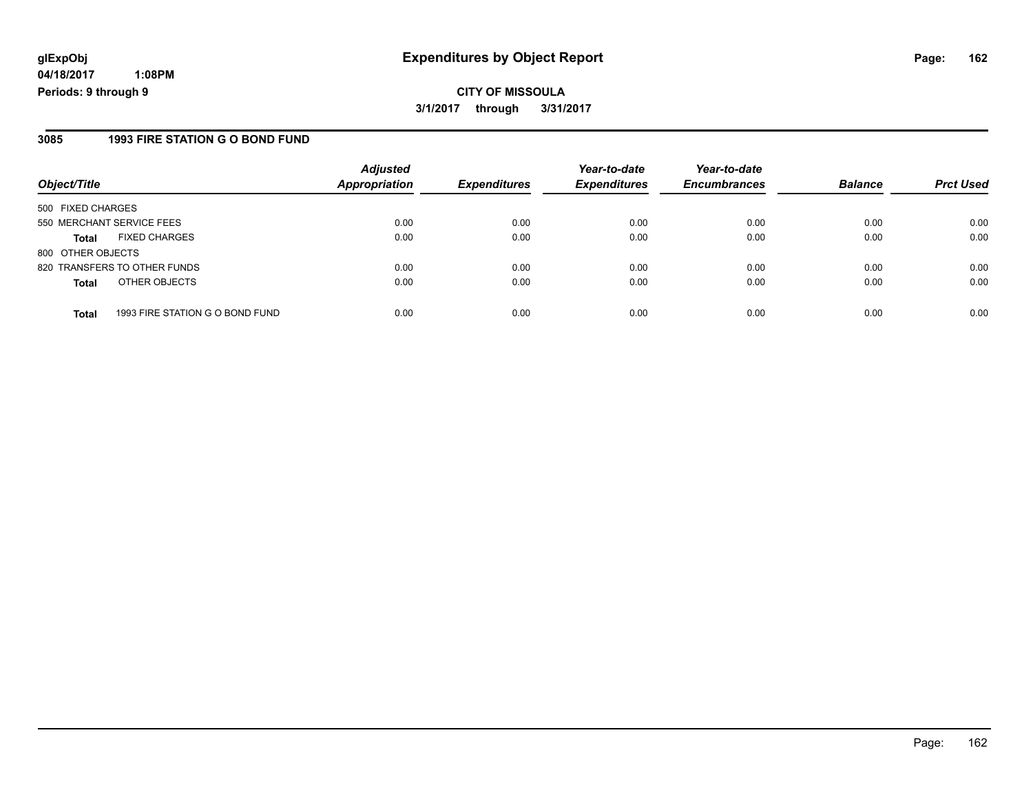**CITY OF MISSOULA**

**3/1/2017 through 3/31/2017**

## 3085 1993 FIRE STATION G O BOND FUND

| Object/Title | | Adjusted Appropriation | Expenditures | Year-to-date Expenditures | Year-to-date Encumbrances | Balance | Prct Used |
|---|---|---|---|---|---|---|---|
| 500 FIXED CHARGES | | | | | | | |
| 550 MERCHANT SERVICE FEES | | 0.00 | 0.00 | 0.00 | 0.00 | 0.00 | 0.00 |
| **Total** | FIXED CHARGES | 0.00 | 0.00 | 0.00 | 0.00 | 0.00 | 0.00 |
| 800 OTHER OBJECTS | | | | | | | |
| 820 TRANSFERS TO OTHER FUNDS | | 0.00 | 0.00 | 0.00 | 0.00 | 0.00 | 0.00 |
| **Total** | OTHER OBJECTS | 0.00 | 0.00 | 0.00 | 0.00 | 0.00 | 0.00 |
| **Total** | 1993 FIRE STATION G O BOND FUND | 0.00 | 0.00 | 0.00 | 0.00 | 0.00 | 0.00 |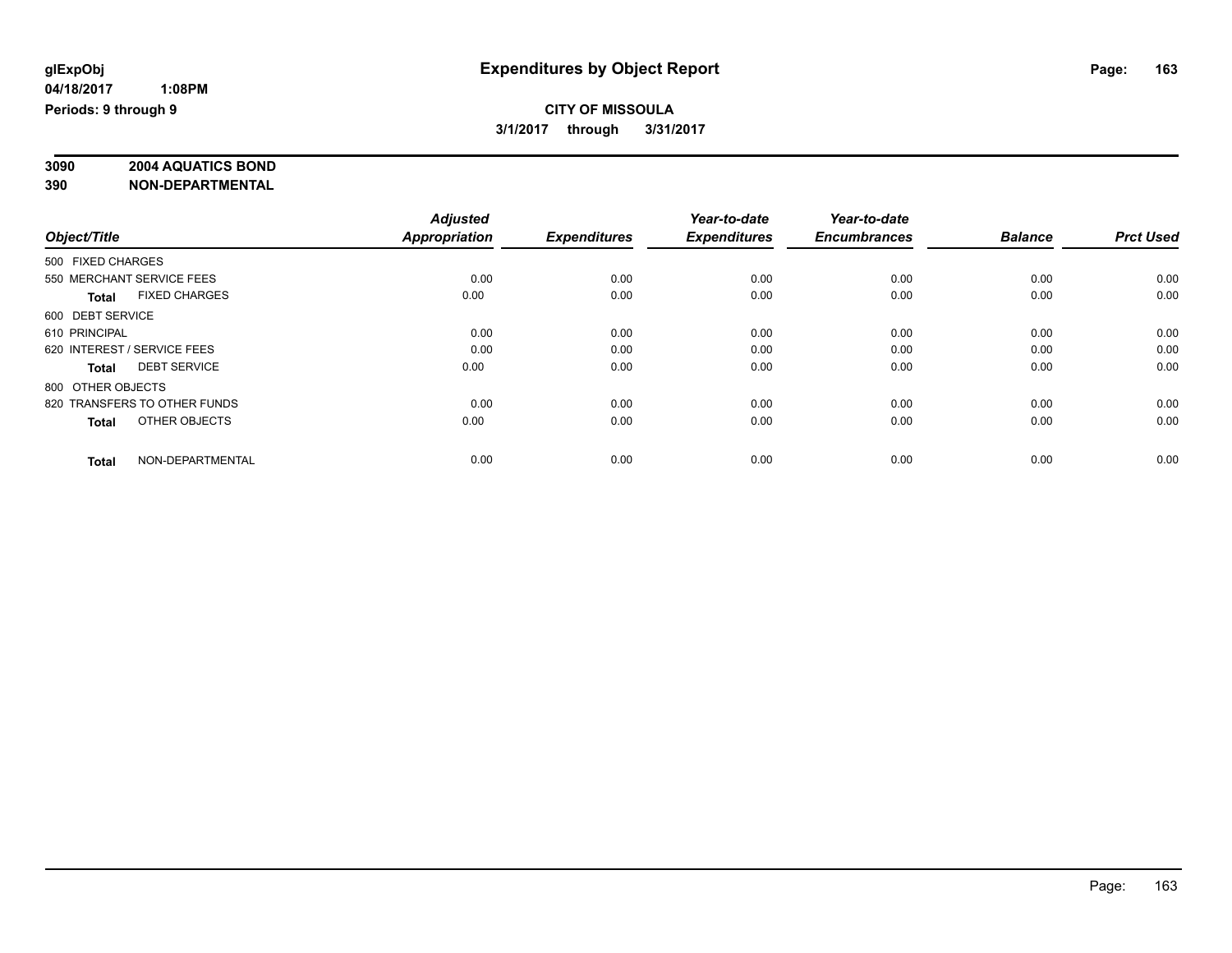glExpObj
04/18/2017 1:08PM
Periods: 9 through 9

# Expenditures by Object Report

**CITY OF MISSOULA**
**3/1/2017 through 3/31/2017**

**3090 2004 AQUATICS BOND**
**390 NON-DEPARTMENTAL**

| Object/Title | Adjusted Appropriation | Expenditures | Year-to-date Expenditures | Year-to-date Encumbrances | Balance | Prct Used |
|---|---|---|---|---|---|---|
| 500 FIXED CHARGES | | | | | | |
| 550 MERCHANT SERVICE FEES | 0.00 | 0.00 | 0.00 | 0.00 | 0.00 | 0.00 |
| **Total** FIXED CHARGES | 0.00 | 0.00 | 0.00 | 0.00 | 0.00 | 0.00 |
| 600 DEBT SERVICE | | | | | | |
| 610 PRINCIPAL | 0.00 | 0.00 | 0.00 | 0.00 | 0.00 | 0.00 |
| 620 INTEREST / SERVICE FEES | 0.00 | 0.00 | 0.00 | 0.00 | 0.00 | 0.00 |
| **Total** DEBT SERVICE | 0.00 | 0.00 | 0.00 | 0.00 | 0.00 | 0.00 |
| 800 OTHER OBJECTS | | | | | | |
| 820 TRANSFERS TO OTHER FUNDS | 0.00 | 0.00 | 0.00 | 0.00 | 0.00 | 0.00 |
| **Total** OTHER OBJECTS | 0.00 | 0.00 | 0.00 | 0.00 | 0.00 | 0.00 |
| **Total** NON-DEPARTMENTAL | 0.00 | 0.00 | 0.00 | 0.00 | 0.00 | 0.00 |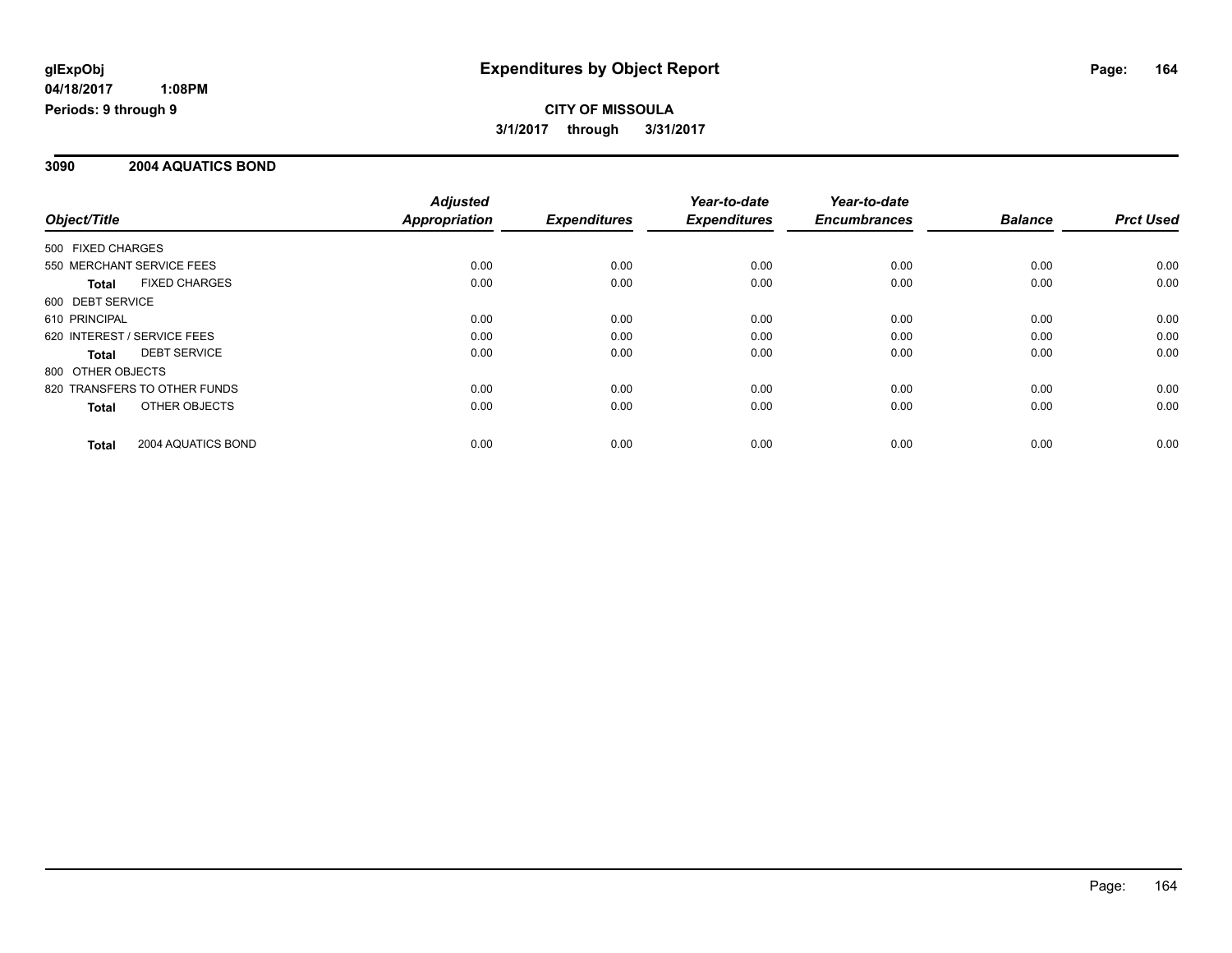**glExpObj** 04/18/2017 1:08PM
**Periods: 9 through 9**

# Expenditures by Object Report

**CITY OF MISSOULA**
**3/1/2017 through 3/31/2017**

## 3090 2004 AQUATICS BOND

| Object/Title | Adjusted Appropriation | Expenditures | Year-to-date Expenditures | Year-to-date Encumbrances | Balance | Prct Used |
|---|---|---|---|---|---|---|
| 500 FIXED CHARGES | | | | | | |
| 550 MERCHANT SERVICE FEES | 0.00 | 0.00 | 0.00 | 0.00 | 0.00 | 0.00 |
| **Total** FIXED CHARGES | 0.00 | 0.00 | 0.00 | 0.00 | 0.00 | 0.00 |
| 600 DEBT SERVICE | | | | | | |
| 610 PRINCIPAL | 0.00 | 0.00 | 0.00 | 0.00 | 0.00 | 0.00 |
| 620 INTEREST / SERVICE FEES | 0.00 | 0.00 | 0.00 | 0.00 | 0.00 | 0.00 |
| **Total** DEBT SERVICE | 0.00 | 0.00 | 0.00 | 0.00 | 0.00 | 0.00 |
| 800 OTHER OBJECTS | | | | | | |
| 820 TRANSFERS TO OTHER FUNDS | 0.00 | 0.00 | 0.00 | 0.00 | 0.00 | 0.00 |
| **Total** OTHER OBJECTS | 0.00 | 0.00 | 0.00 | 0.00 | 0.00 | 0.00 |
| **Total** 2004 AQUATICS BOND | 0.00 | 0.00 | 0.00 | 0.00 | 0.00 | 0.00 |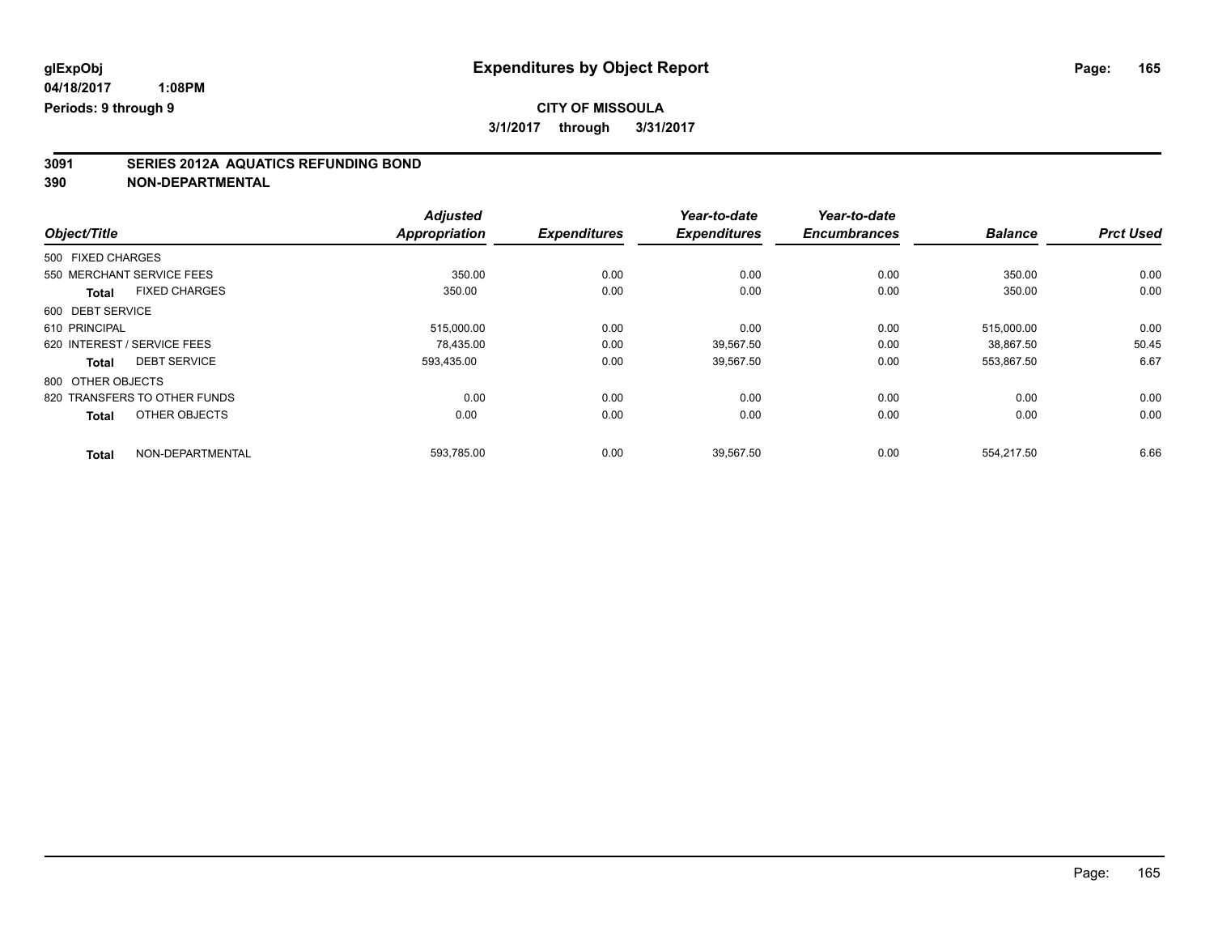**glExpObj** | **Expenditures by Object Report**

**04/18/2017 1:08PM**

**Periods: 9 through 9**

**CITY OF MISSOULA**

**3/1/2017 through 3/31/2017**

## 3091 SERIES 2012A AQUATICS REFUNDING BOND
## 390 NON-DEPARTMENTAL

| Object/Title | Adjusted Appropriation | Expenditures | Year-to-date Expenditures | Year-to-date Encumbrances | Balance | Prct Used |
|---|---|---|---|---|---|---|
| 500 FIXED CHARGES | | | | | | |
| 550 MERCHANT SERVICE FEES | 350.00 | 0.00 | 0.00 | 0.00 | 350.00 | 0.00 |
| **Total** FIXED CHARGES | 350.00 | 0.00 | 0.00 | 0.00 | 350.00 | 0.00 |
| 600 DEBT SERVICE | | | | | | |
| 610 PRINCIPAL | 515,000.00 | 0.00 | 0.00 | 0.00 | 515,000.00 | 0.00 |
| 620 INTEREST / SERVICE FEES | 78,435.00 | 0.00 | 39,567.50 | 0.00 | 38,867.50 | 50.45 |
| **Total** DEBT SERVICE | 593,435.00 | 0.00 | 39,567.50 | 0.00 | 553,867.50 | 6.67 |
| 800 OTHER OBJECTS | | | | | | |
| 820 TRANSFERS TO OTHER FUNDS | 0.00 | 0.00 | 0.00 | 0.00 | 0.00 | 0.00 |
| **Total** OTHER OBJECTS | 0.00 | 0.00 | 0.00 | 0.00 | 0.00 | 0.00 |
| **Total** NON-DEPARTMENTAL | 593,785.00 | 0.00 | 39,567.50 | 0.00 | 554,217.50 | 6.66 |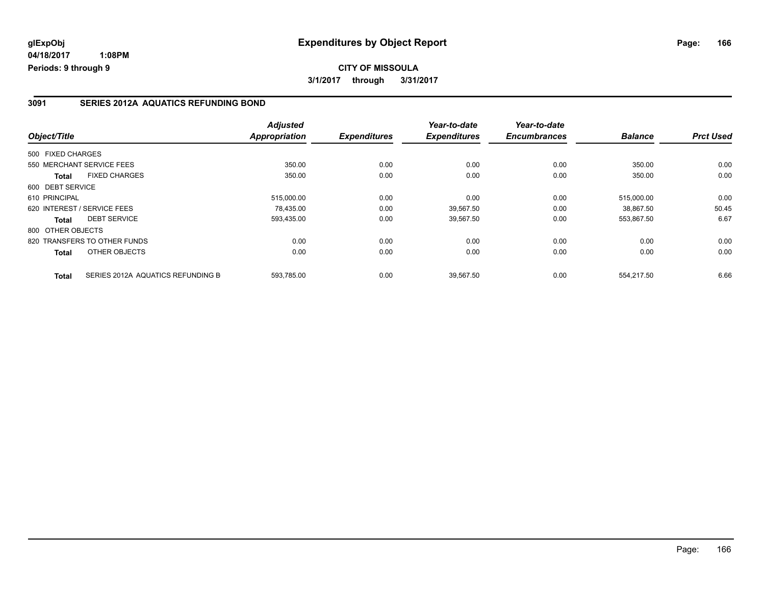**glExpObj** **Expenditures by Object Report**

**04/18/2017 1:08PM**

**Periods: 9 through 9**

**CITY OF MISSOULA**

**3/1/2017 through 3/31/2017**

## 3091 SERIES 2012A AQUATICS REFUNDING BOND

| Object/Title | | Adjusted Appropriation | Expenditures | Year-to-date Expenditures | Year-to-date Encumbrances | Balance | Prct Used |
|---|---|---|---|---|---|---|---|
| 500 FIXED CHARGES | | | | | | | |
| 550 MERCHANT SERVICE FEES | | 350.00 | 0.00 | 0.00 | 0.00 | 350.00 | 0.00 |
| Total | FIXED CHARGES | 350.00 | 0.00 | 0.00 | 0.00 | 350.00 | 0.00 |
| 600 DEBT SERVICE | | | | | | | |
| 610 PRINCIPAL | | 515,000.00 | 0.00 | 0.00 | 0.00 | 515,000.00 | 0.00 |
| 620 INTEREST / SERVICE FEES | | 78,435.00 | 0.00 | 39,567.50 | 0.00 | 38,867.50 | 50.45 |
| Total | DEBT SERVICE | 593,435.00 | 0.00 | 39,567.50 | 0.00 | 553,867.50 | 6.67 |
| 800 OTHER OBJECTS | | | | | | | |
| 820 TRANSFERS TO OTHER FUNDS | | 0.00 | 0.00 | 0.00 | 0.00 | 0.00 | 0.00 |
| Total | OTHER OBJECTS | 0.00 | 0.00 | 0.00 | 0.00 | 0.00 | 0.00 |
| Total | SERIES 2012A AQUATICS REFUNDING B | 593,785.00 | 0.00 | 39,567.50 | 0.00 | 554,217.50 | 6.66 |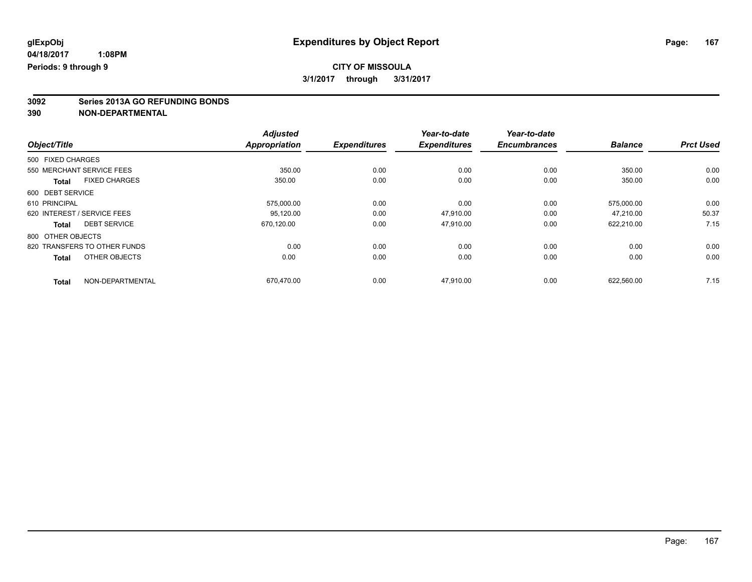glExpObj
04/18/2017 1:08PM
Periods: 9 through 9

# Expenditures by Object Report

**CITY OF MISSOULA**
**3/1/2017 through 3/31/2017**

**3092 Series 2013A GO REFUNDING BONDS**
**390 NON-DEPARTMENTAL**

| Object/Title | Adjusted Appropriation | Expenditures | Year-to-date Expenditures | Year-to-date Encumbrances | Balance | Prct Used |
|---|---|---|---|---|---|---|
| 500 FIXED CHARGES | | | | | | |
| 550 MERCHANT SERVICE FEES | 350.00 | 0.00 | 0.00 | 0.00 | 350.00 | 0.00 |
| **Total** FIXED CHARGES | 350.00 | 0.00 | 0.00 | 0.00 | 350.00 | 0.00 |
| 600 DEBT SERVICE | | | | | | |
| 610 PRINCIPAL | 575,000.00 | 0.00 | 0.00 | 0.00 | 575,000.00 | 0.00 |
| 620 INTEREST / SERVICE FEES | 95,120.00 | 0.00 | 47,910.00 | 0.00 | 47,210.00 | 50.37 |
| **Total** DEBT SERVICE | 670,120.00 | 0.00 | 47,910.00 | 0.00 | 622,210.00 | 7.15 |
| 800 OTHER OBJECTS | | | | | | |
| 820 TRANSFERS TO OTHER FUNDS | 0.00 | 0.00 | 0.00 | 0.00 | 0.00 | 0.00 |
| **Total** OTHER OBJECTS | 0.00 | 0.00 | 0.00 | 0.00 | 0.00 | 0.00 |
| **Total** NON-DEPARTMENTAL | 670,470.00 | 0.00 | 47,910.00 | 0.00 | 622,560.00 | 7.15 |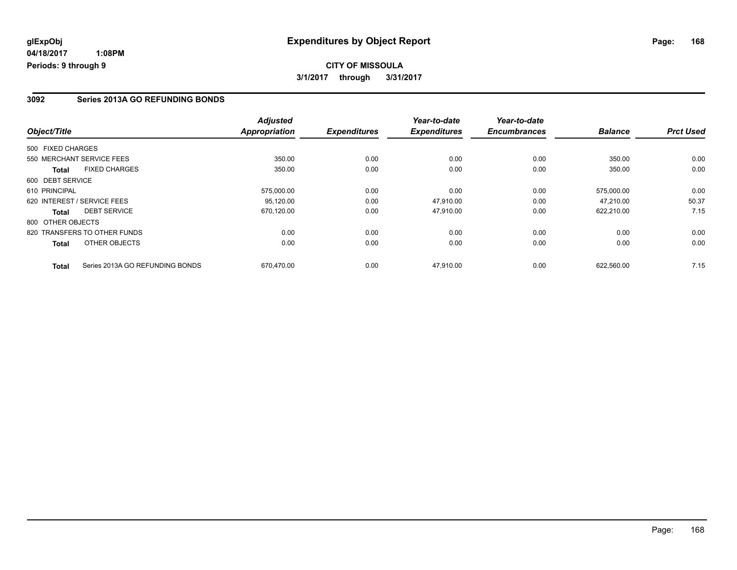glExpObj
04/18/2017 1:08PM
Periods: 9 through 9

# Expenditures by Object Report

**CITY OF MISSOULA**

**3/1/2017 through 3/31/2017**

## 3092 Series 2013A GO REFUNDING BONDS

| Object/Title | Adjusted Appropriation | Expenditures | Year-to-date Expenditures | Year-to-date Encumbrances | Balance | Prct Used |
|---|---|---|---|---|---|---|
| 500 FIXED CHARGES | | | | | | |
| 550 MERCHANT SERVICE FEES | 350.00 | 0.00 | 0.00 | 0.00 | 350.00 | 0.00 |
| **Total** FIXED CHARGES | 350.00 | 0.00 | 0.00 | 0.00 | 350.00 | 0.00 |
| 600 DEBT SERVICE | | | | | | |
| 610 PRINCIPAL | 575,000.00 | 0.00 | 0.00 | 0.00 | 575,000.00 | 0.00 |
| 620 INTEREST / SERVICE FEES | 95,120.00 | 0.00 | 47,910.00 | 0.00 | 47,210.00 | 50.37 |
| **Total** DEBT SERVICE | 670,120.00 | 0.00 | 47,910.00 | 0.00 | 622,210.00 | 7.15 |
| 800 OTHER OBJECTS | | | | | | |
| 820 TRANSFERS TO OTHER FUNDS | 0.00 | 0.00 | 0.00 | 0.00 | 0.00 | 0.00 |
| **Total** OTHER OBJECTS | 0.00 | 0.00 | 0.00 | 0.00 | 0.00 | 0.00 |
| **Total** Series 2013A GO REFUNDING BONDS | 670,470.00 | 0.00 | 47,910.00 | 0.00 | 622,560.00 | 7.15 |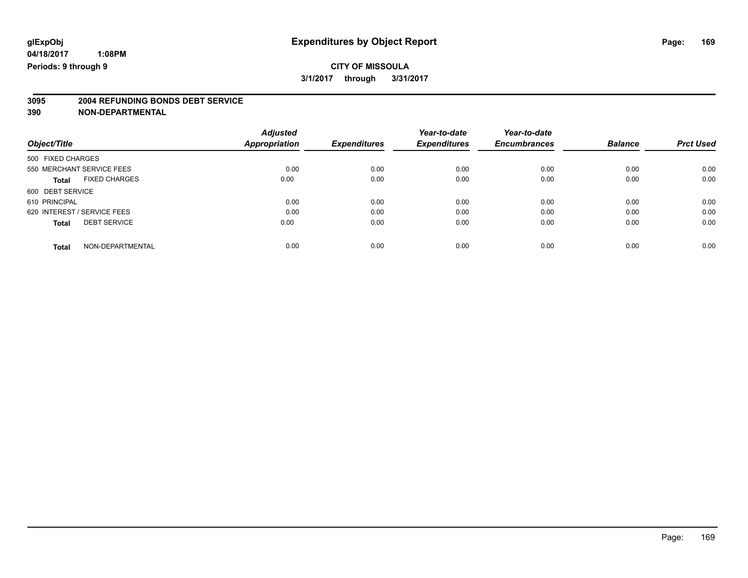glExpObj
04/18/2017 1:08PM
Periods: 9 through 9

# Expenditures by Object Report

**CITY OF MISSOULA**
**3/1/2017 through 3/31/2017**

## 3095 2004 REFUNDING BONDS DEBT SERVICE
## 390 NON-DEPARTMENTAL

| Object/Title | Adjusted Appropriation | Expenditures | Year-to-date Expenditures | Year-to-date Encumbrances | Balance | Prct Used |
|---|---|---|---|---|---|---|
| 500 FIXED CHARGES | | | | | | |
| 550 MERCHANT SERVICE FEES | 0.00 | 0.00 | 0.00 | 0.00 | 0.00 | 0.00 |
| **Total** FIXED CHARGES | 0.00 | 0.00 | 0.00 | 0.00 | 0.00 | 0.00 |
| 600 DEBT SERVICE | | | | | | |
| 610 PRINCIPAL | 0.00 | 0.00 | 0.00 | 0.00 | 0.00 | 0.00 |
| 620 INTEREST / SERVICE FEES | 0.00 | 0.00 | 0.00 | 0.00 | 0.00 | 0.00 |
| **Total** DEBT SERVICE | 0.00 | 0.00 | 0.00 | 0.00 | 0.00 | 0.00 |
| **Total** NON-DEPARTMENTAL | 0.00 | 0.00 | 0.00 | 0.00 | 0.00 | 0.00 |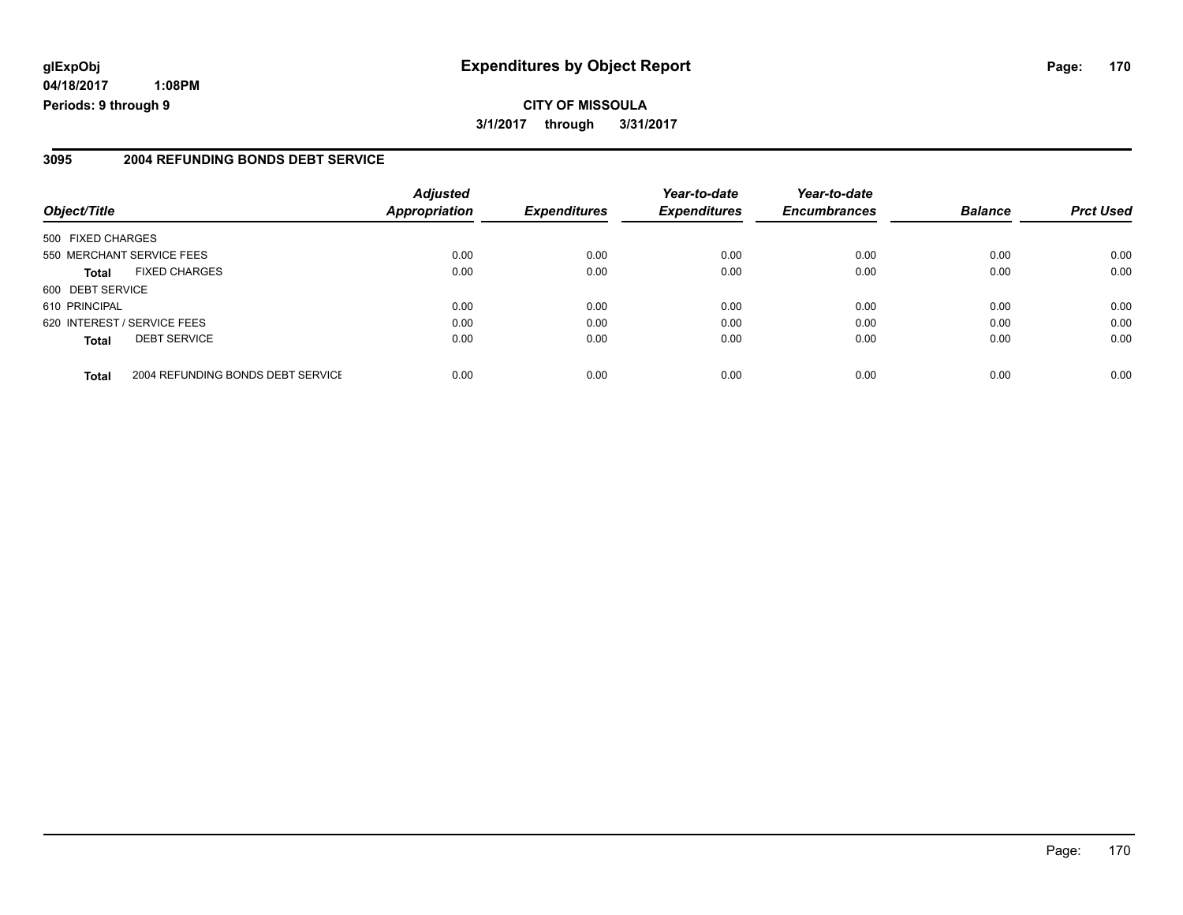# Expenditures by Object Report

glExpObj
04/18/2017 1:08PM
Periods: 9 through 9

**CITY OF MISSOULA**
**3/1/2017 through 3/31/2017**

## 3095 2004 REFUNDING BONDS DEBT SERVICE

| Object/Title | | Adjusted Appropriation | Expenditures | Year-to-date Expenditures | Year-to-date Encumbrances | Balance | Prct Used |
|---|---|---|---|---|---|---|---|
| 500 FIXED CHARGES | | | | | | | |
| 550 MERCHANT SERVICE FEES | | 0.00 | 0.00 | 0.00 | 0.00 | 0.00 | 0.00 |
| **Total** | FIXED CHARGES | 0.00 | 0.00 | 0.00 | 0.00 | 0.00 | 0.00 |
| 600 DEBT SERVICE | | | | | | | |
| 610 PRINCIPAL | | 0.00 | 0.00 | 0.00 | 0.00 | 0.00 | 0.00 |
| 620 INTEREST / SERVICE FEES | | 0.00 | 0.00 | 0.00 | 0.00 | 0.00 | 0.00 |
| **Total** | DEBT SERVICE | 0.00 | 0.00 | 0.00 | 0.00 | 0.00 | 0.00 |
| **Total** | 2004 REFUNDING BONDS DEBT SERVICE | 0.00 | 0.00 | 0.00 | 0.00 | 0.00 | 0.00 |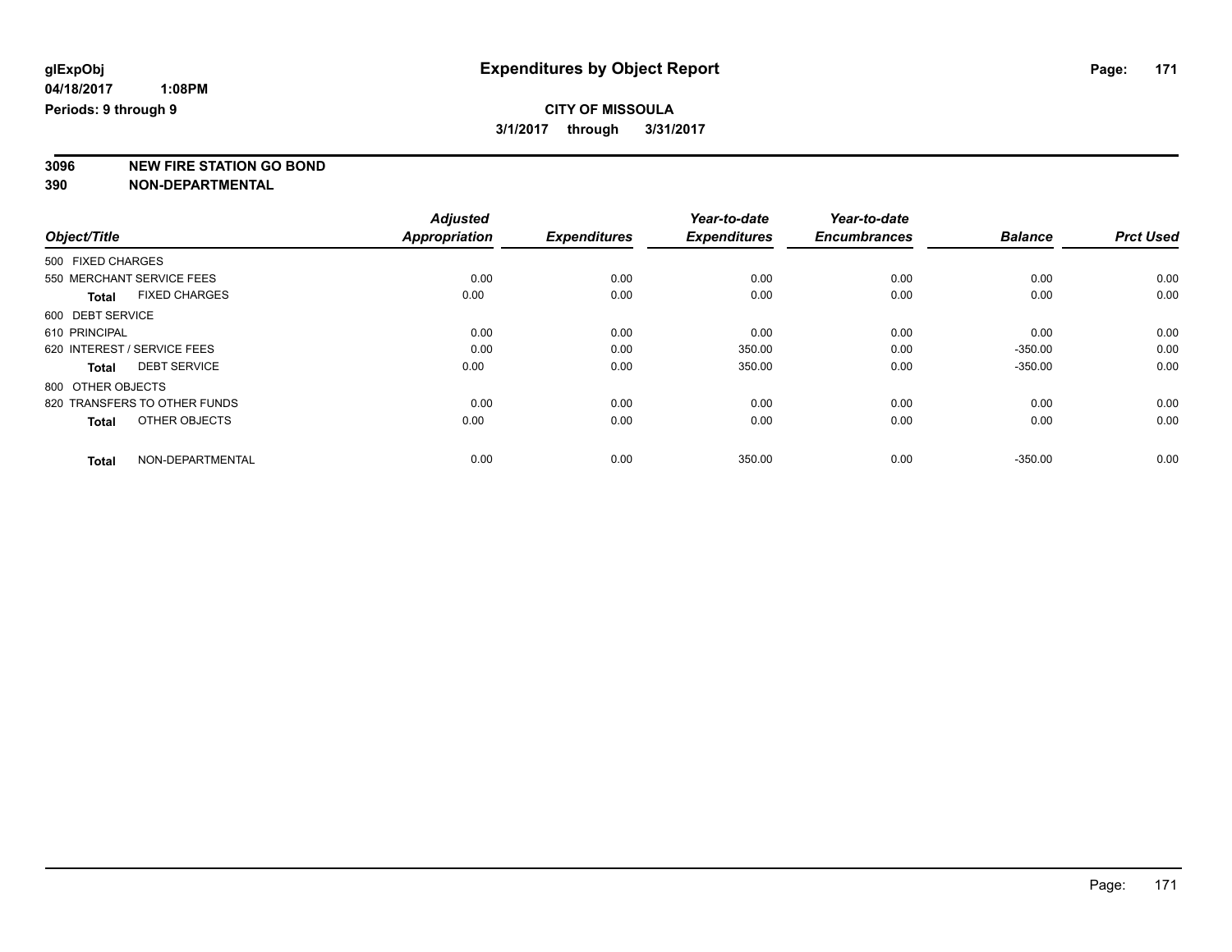**glExpObj**
**04/18/2017 1:08PM**
**Periods: 9 through 9**

# Expenditures by Object Report

**CITY OF MISSOULA**
**3/1/2017 through 3/31/2017**

**3096 NEW FIRE STATION GO BOND**
**390 NON-DEPARTMENTAL**

| Object/Title | | Adjusted Appropriation | Expenditures | Year-to-date Expenditures | Year-to-date Encumbrances | Balance | Prct Used |
|---|---|---|---|---|---|---|---|
| 500 FIXED CHARGES | | | | | | | |
| 550 MERCHANT SERVICE FEES | | 0.00 | 0.00 | 0.00 | 0.00 | 0.00 | 0.00 |
| **Total** | FIXED CHARGES | 0.00 | 0.00 | 0.00 | 0.00 | 0.00 | 0.00 |
| 600 DEBT SERVICE | | | | | | | |
| 610 PRINCIPAL | | 0.00 | 0.00 | 0.00 | 0.00 | 0.00 | 0.00 |
| 620 INTEREST / SERVICE FEES | | 0.00 | 0.00 | 350.00 | 0.00 | -350.00 | 0.00 |
| **Total** | DEBT SERVICE | 0.00 | 0.00 | 350.00 | 0.00 | -350.00 | 0.00 |
| 800 OTHER OBJECTS | | | | | | | |
| 820 TRANSFERS TO OTHER FUNDS | | 0.00 | 0.00 | 0.00 | 0.00 | 0.00 | 0.00 |
| **Total** | OTHER OBJECTS | 0.00 | 0.00 | 0.00 | 0.00 | 0.00 | 0.00 |
| **Total** | NON-DEPARTMENTAL | 0.00 | 0.00 | 350.00 | 0.00 | -350.00 | 0.00 |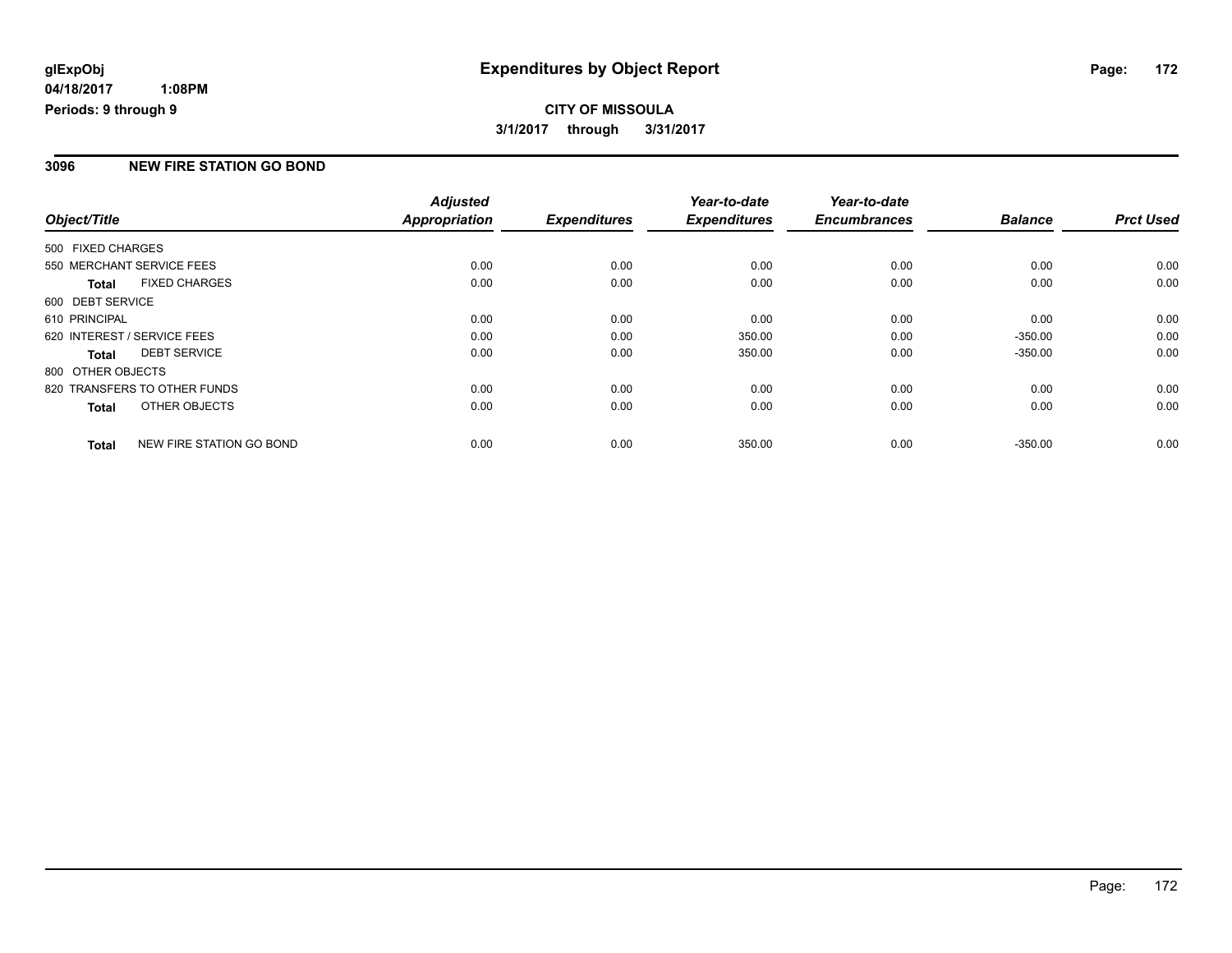**glExpObj** | **Expenditures by Object Report**

**04/18/2017 1:08PM**

**Periods: 9 through 9**

**CITY OF MISSOULA**

**3/1/2017 through 3/31/2017**

## 3096 NEW FIRE STATION GO BOND

| Object/Title | Adjusted Appropriation | Expenditures | Year-to-date Expenditures | Year-to-date Encumbrances | Balance | Prct Used |
|---|---|---|---|---|---|---|
| 500 FIXED CHARGES | | | | | | |
| 550 MERCHANT SERVICE FEES | 0.00 | 0.00 | 0.00 | 0.00 | 0.00 | 0.00 |
| **Total** FIXED CHARGES | 0.00 | 0.00 | 0.00 | 0.00 | 0.00 | 0.00 |
| 600 DEBT SERVICE | | | | | | |
| 610 PRINCIPAL | 0.00 | 0.00 | 0.00 | 0.00 | 0.00 | 0.00 |
| 620 INTEREST / SERVICE FEES | 0.00 | 0.00 | 350.00 | 0.00 | -350.00 | 0.00 |
| **Total** DEBT SERVICE | 0.00 | 0.00 | 350.00 | 0.00 | -350.00 | 0.00 |
| 800 OTHER OBJECTS | | | | | | |
| 820 TRANSFERS TO OTHER FUNDS | 0.00 | 0.00 | 0.00 | 0.00 | 0.00 | 0.00 |
| **Total** OTHER OBJECTS | 0.00 | 0.00 | 0.00 | 0.00 | 0.00 | 0.00 |
| **Total** NEW FIRE STATION GO BOND | 0.00 | 0.00 | 350.00 | 0.00 | -350.00 | 0.00 |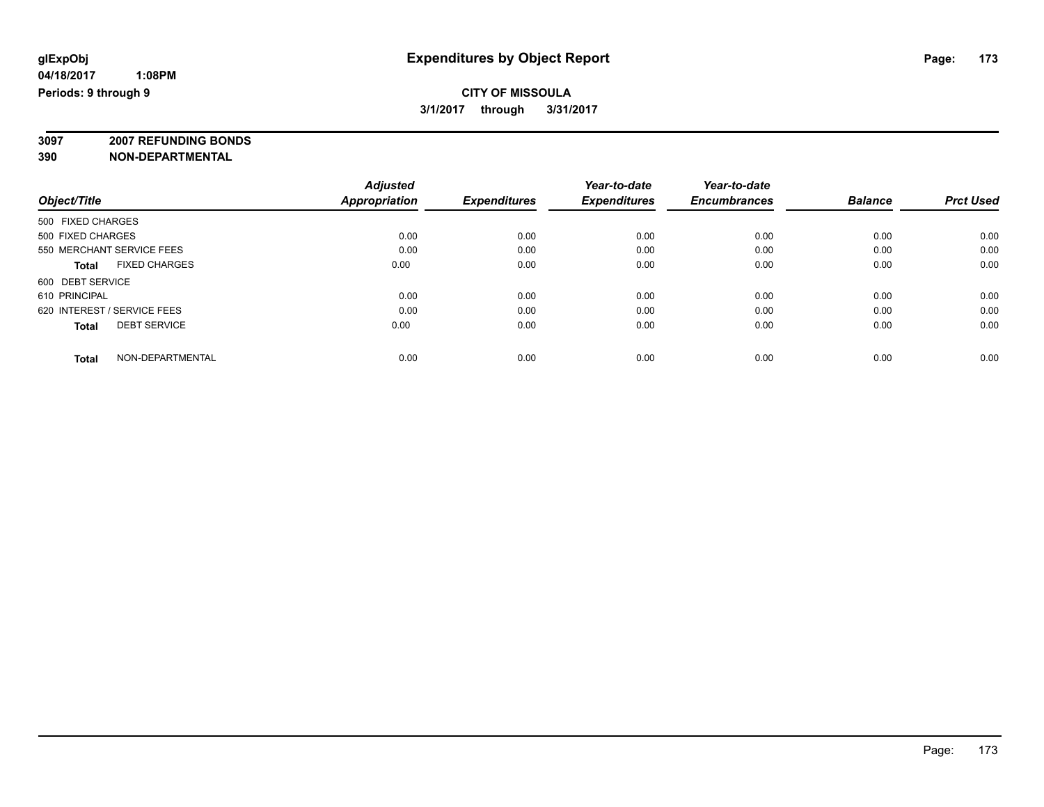**glExpObj**
**04/18/2017 1:08PM**
**Periods: 9 through 9**

# Expenditures by Object Report

**CITY OF MISSOULA**
**3/1/2017 through 3/31/2017**

**3097 2007 REFUNDING BONDS**
**390 NON-DEPARTMENTAL**

| Object/Title | Adjusted Appropriation | Expenditures | Year-to-date Expenditures | Year-to-date Encumbrances | Balance | Prct Used |
|---|---|---|---|---|---|---|
| 500 FIXED CHARGES | | | | | | |
| 500 FIXED CHARGES | 0.00 | 0.00 | 0.00 | 0.00 | 0.00 | 0.00 |
| 550 MERCHANT SERVICE FEES | 0.00 | 0.00 | 0.00 | 0.00 | 0.00 | 0.00 |
| **Total** FIXED CHARGES | 0.00 | 0.00 | 0.00 | 0.00 | 0.00 | 0.00 |
| 600 DEBT SERVICE | | | | | | |
| 610 PRINCIPAL | 0.00 | 0.00 | 0.00 | 0.00 | 0.00 | 0.00 |
| 620 INTEREST / SERVICE FEES | 0.00 | 0.00 | 0.00 | 0.00 | 0.00 | 0.00 |
| **Total** DEBT SERVICE | 0.00 | 0.00 | 0.00 | 0.00 | 0.00 | 0.00 |
| **Total** NON-DEPARTMENTAL | 0.00 | 0.00 | 0.00 | 0.00 | 0.00 | 0.00 |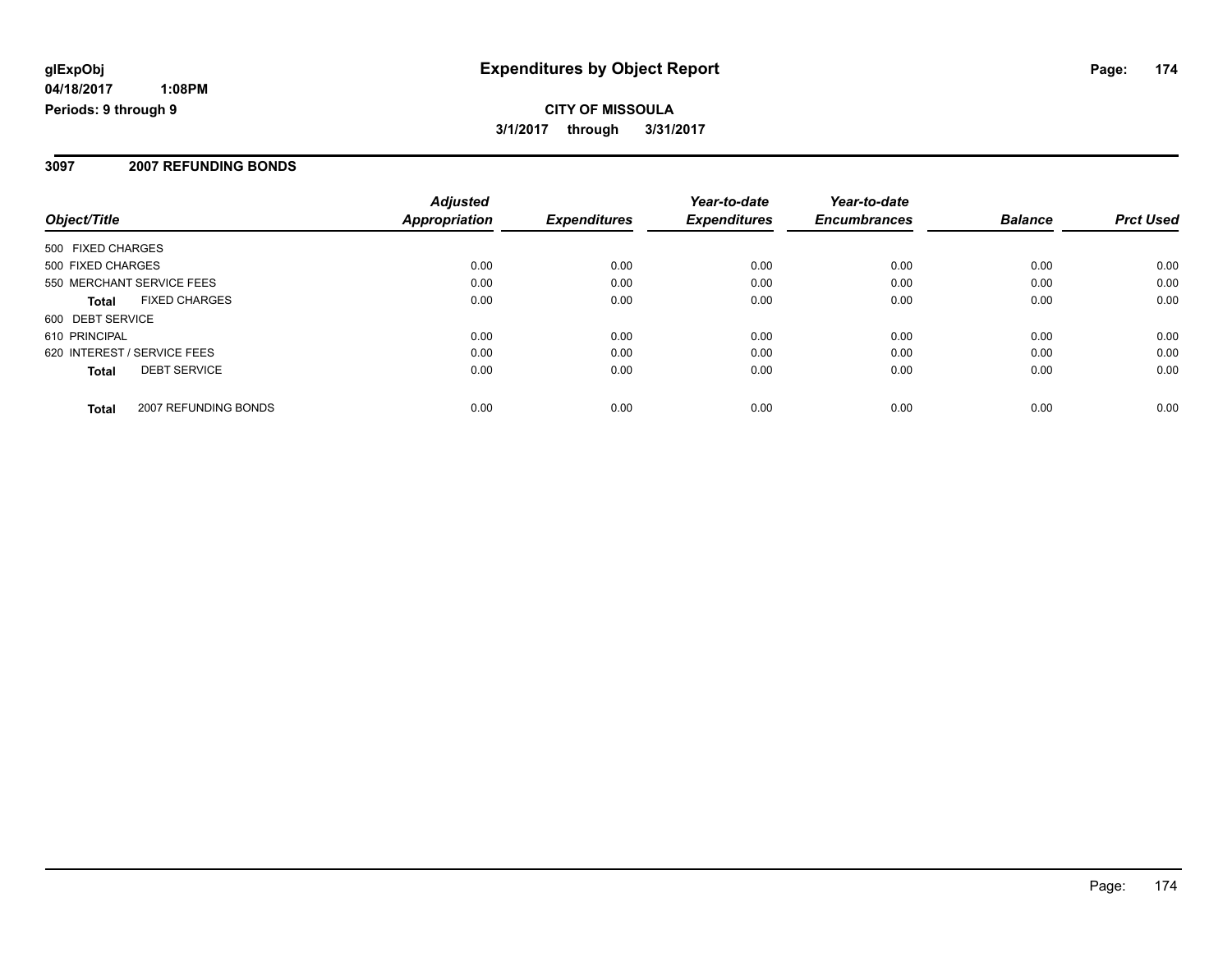# Expenditures by Object Report

glExpObj
04/18/2017 1:08PM
Periods: 9 through 9

**CITY OF MISSOULA**
**3/1/2017 through 3/31/2017**

## 3097 2007 REFUNDING BONDS

| Object/Title | Adjusted Appropriation | Expenditures | Year-to-date Expenditures | Year-to-date Encumbrances | Balance | Prct Used |
|---|---|---|---|---|---|---|
| 500 FIXED CHARGES | | | | | | |
| 500 FIXED CHARGES | 0.00 | 0.00 | 0.00 | 0.00 | 0.00 | 0.00 |
| 550 MERCHANT SERVICE FEES | 0.00 | 0.00 | 0.00 | 0.00 | 0.00 | 0.00 |
| **Total** FIXED CHARGES | 0.00 | 0.00 | 0.00 | 0.00 | 0.00 | 0.00 |
| 600 DEBT SERVICE | | | | | | |
| 610 PRINCIPAL | 0.00 | 0.00 | 0.00 | 0.00 | 0.00 | 0.00 |
| 620 INTEREST / SERVICE FEES | 0.00 | 0.00 | 0.00 | 0.00 | 0.00 | 0.00 |
| **Total** DEBT SERVICE | 0.00 | 0.00 | 0.00 | 0.00 | 0.00 | 0.00 |
| **Total** 2007 REFUNDING BONDS | 0.00 | 0.00 | 0.00 | 0.00 | 0.00 | 0.00 |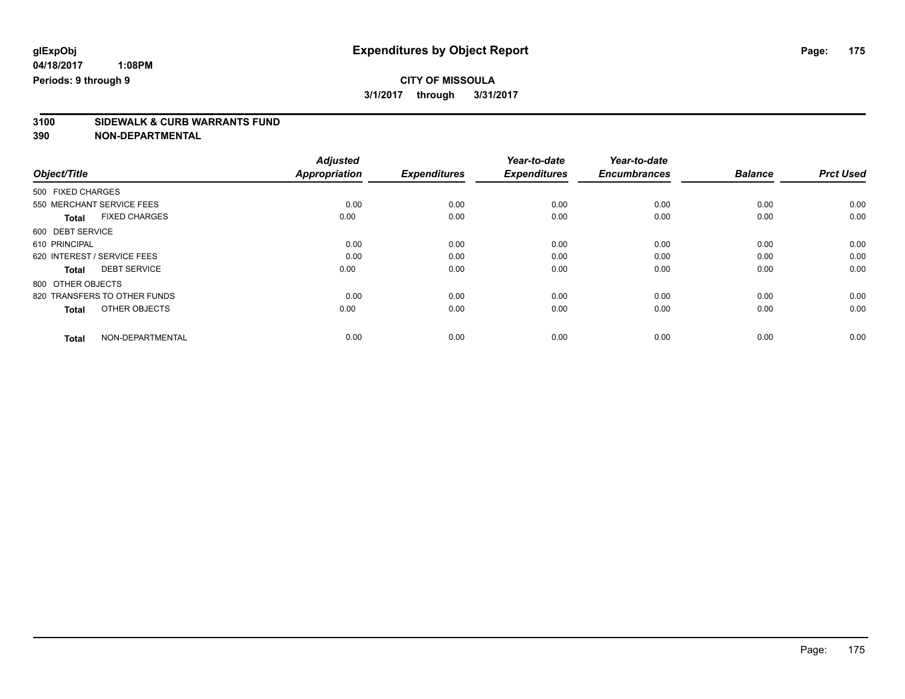# Expenditures by Object Report

glExpObj
04/18/2017 1:08PM
Periods: 9 through 9

**CITY OF MISSOULA**
**3/1/2017 through 3/31/2017**

**3100 SIDEWALK & CURB WARRANTS FUND**
**390 NON-DEPARTMENTAL**

| Object/Title | Adjusted Appropriation | Expenditures | Year-to-date Expenditures | Year-to-date Encumbrances | Balance | Prct Used |
|---|---|---|---|---|---|---|
| 500 FIXED CHARGES | | | | | | |
| 550 MERCHANT SERVICE FEES | 0.00 | 0.00 | 0.00 | 0.00 | 0.00 | 0.00 |
| **Total** FIXED CHARGES | 0.00 | 0.00 | 0.00 | 0.00 | 0.00 | 0.00 |
| 600 DEBT SERVICE | | | | | | |
| 610 PRINCIPAL | 0.00 | 0.00 | 0.00 | 0.00 | 0.00 | 0.00 |
| 620 INTEREST / SERVICE FEES | 0.00 | 0.00 | 0.00 | 0.00 | 0.00 | 0.00 |
| **Total** DEBT SERVICE | 0.00 | 0.00 | 0.00 | 0.00 | 0.00 | 0.00 |
| 800 OTHER OBJECTS | | | | | | |
| 820 TRANSFERS TO OTHER FUNDS | 0.00 | 0.00 | 0.00 | 0.00 | 0.00 | 0.00 |
| **Total** OTHER OBJECTS | 0.00 | 0.00 | 0.00 | 0.00 | 0.00 | 0.00 |
| **Total** NON-DEPARTMENTAL | 0.00 | 0.00 | 0.00 | 0.00 | 0.00 | 0.00 |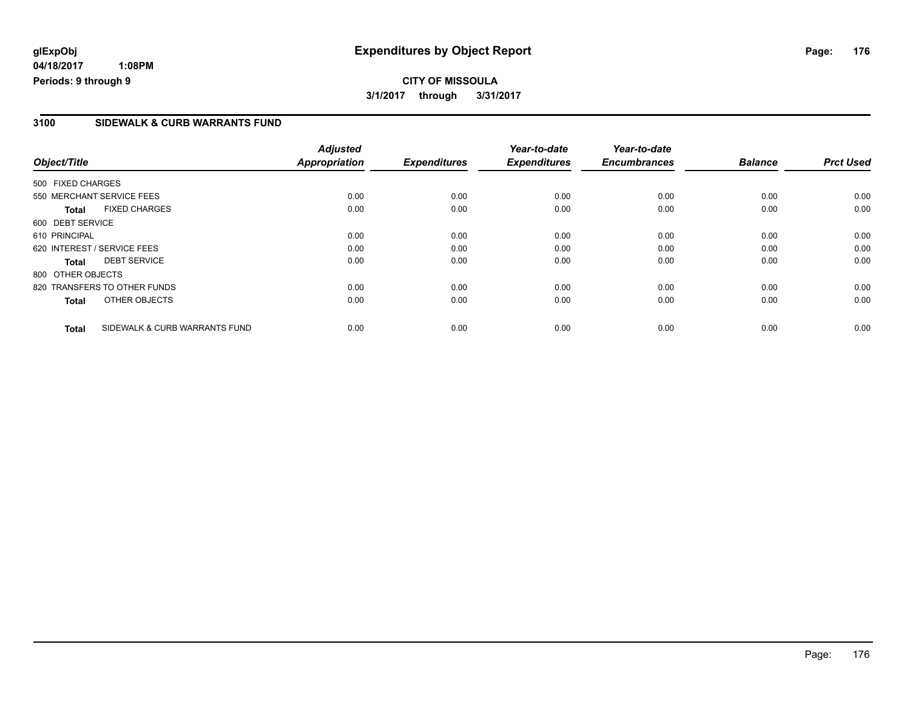**glExpObj** **Expenditures by Object Report**

**04/18/2017 1:08PM**

**Periods: 9 through 9**

**CITY OF MISSOULA**

**3/1/2017 through 3/31/2017**

## 3100 SIDEWALK & CURB WARRANTS FUND

| Object/Title | | Adjusted Appropriation | Expenditures | Year-to-date Expenditures | Year-to-date Encumbrances | Balance | Prct Used |
|---|---|---|---|---|---|---|---|
| 500 FIXED CHARGES | | | | | | | |
| 550 MERCHANT SERVICE FEES | | 0.00 | 0.00 | 0.00 | 0.00 | 0.00 | 0.00 |
| **Total** | FIXED CHARGES | 0.00 | 0.00 | 0.00 | 0.00 | 0.00 | 0.00 |
| 600 DEBT SERVICE | | | | | | | |
| 610 PRINCIPAL | | 0.00 | 0.00 | 0.00 | 0.00 | 0.00 | 0.00 |
| 620 INTEREST / SERVICE FEES | | 0.00 | 0.00 | 0.00 | 0.00 | 0.00 | 0.00 |
| **Total** | DEBT SERVICE | 0.00 | 0.00 | 0.00 | 0.00 | 0.00 | 0.00 |
| 800 OTHER OBJECTS | | | | | | | |
| 820 TRANSFERS TO OTHER FUNDS | | 0.00 | 0.00 | 0.00 | 0.00 | 0.00 | 0.00 |
| **Total** | OTHER OBJECTS | 0.00 | 0.00 | 0.00 | 0.00 | 0.00 | 0.00 |
| **Total** | SIDEWALK & CURB WARRANTS FUND | 0.00 | 0.00 | 0.00 | 0.00 | 0.00 | 0.00 |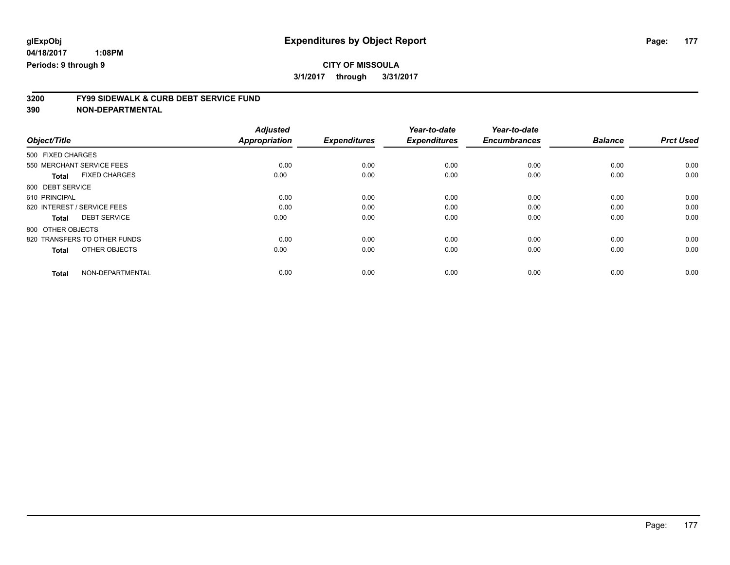**glExpObj**
**04/18/2017 1:08PM**
**Periods: 9 through 9**

# Expenditures by Object Report

**CITY OF MISSOULA**
**3/1/2017 through 3/31/2017**

**3200 FY99 SIDEWALK & CURB DEBT SERVICE FUND**
**390 NON-DEPARTMENTAL**

| Object/Title | Adjusted Appropriation | Expenditures | Year-to-date Expenditures | Year-to-date Encumbrances | Balance | Prct Used |
|---|---|---|---|---|---|---|
| 500 FIXED CHARGES | | | | | | |
| 550 MERCHANT SERVICE FEES | 0.00 | 0.00 | 0.00 | 0.00 | 0.00 | 0.00 |
| **Total** FIXED CHARGES | 0.00 | 0.00 | 0.00 | 0.00 | 0.00 | 0.00 |
| 600 DEBT SERVICE | | | | | | |
| 610 PRINCIPAL | 0.00 | 0.00 | 0.00 | 0.00 | 0.00 | 0.00 |
| 620 INTEREST / SERVICE FEES | 0.00 | 0.00 | 0.00 | 0.00 | 0.00 | 0.00 |
| **Total** DEBT SERVICE | 0.00 | 0.00 | 0.00 | 0.00 | 0.00 | 0.00 |
| 800 OTHER OBJECTS | | | | | | |
| 820 TRANSFERS TO OTHER FUNDS | 0.00 | 0.00 | 0.00 | 0.00 | 0.00 | 0.00 |
| **Total** OTHER OBJECTS | 0.00 | 0.00 | 0.00 | 0.00 | 0.00 | 0.00 |
| **Total** NON-DEPARTMENTAL | 0.00 | 0.00 | 0.00 | 0.00 | 0.00 | 0.00 |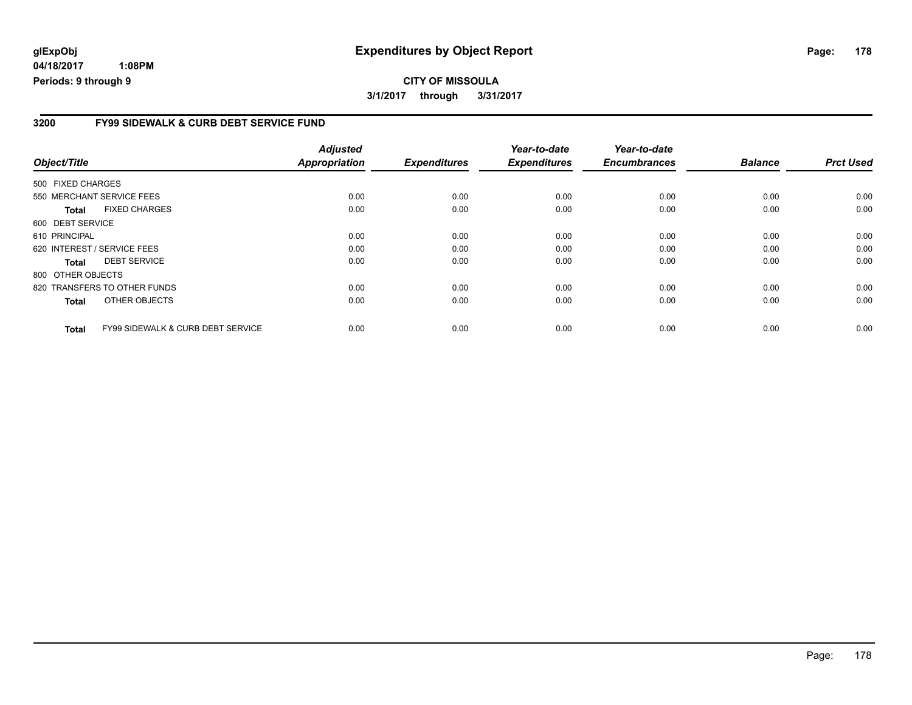**glExpObj**
**04/18/2017 1:08PM**
**Periods: 9 through 9**

# Expenditures by Object Report

**CITY OF MISSOULA**
**3/1/2017 through 3/31/2017**

## 3200 FY99 SIDEWALK & CURB DEBT SERVICE FUND

| Object/Title | | Adjusted Appropriation | Expenditures | Year-to-date Expenditures | Year-to-date Encumbrances | Balance | Prct Used |
|---|---|---|---|---|---|---|---|
| 500 FIXED CHARGES | | | | | | | |
| 550 MERCHANT SERVICE FEES | | 0.00 | 0.00 | 0.00 | 0.00 | 0.00 | 0.00 |
| **Total** | FIXED CHARGES | 0.00 | 0.00 | 0.00 | 0.00 | 0.00 | 0.00 |
| 600 DEBT SERVICE | | | | | | | |
| 610 PRINCIPAL | | 0.00 | 0.00 | 0.00 | 0.00 | 0.00 | 0.00 |
| 620 INTEREST / SERVICE FEES | | 0.00 | 0.00 | 0.00 | 0.00 | 0.00 | 0.00 |
| **Total** | DEBT SERVICE | 0.00 | 0.00 | 0.00 | 0.00 | 0.00 | 0.00 |
| 800 OTHER OBJECTS | | | | | | | |
| 820 TRANSFERS TO OTHER FUNDS | | 0.00 | 0.00 | 0.00 | 0.00 | 0.00 | 0.00 |
| **Total** | OTHER OBJECTS | 0.00 | 0.00 | 0.00 | 0.00 | 0.00 | 0.00 |
| **Total** | FY99 SIDEWALK & CURB DEBT SERVICE | 0.00 | 0.00 | 0.00 | 0.00 | 0.00 | 0.00 |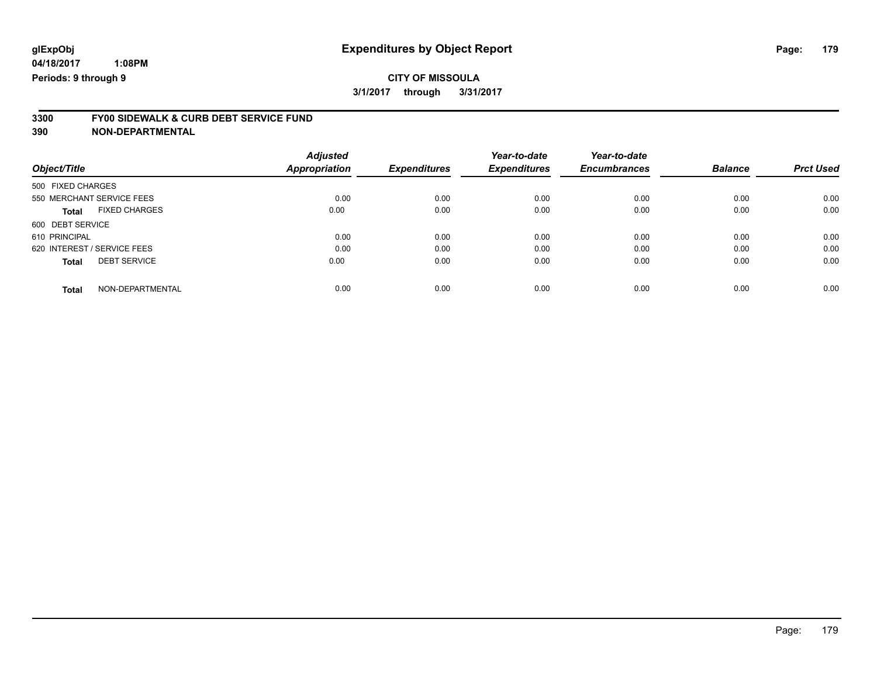# Expenditures by Object Report

glExpObj
04/18/2017 1:08PM
Periods: 9 through 9

**CITY OF MISSOULA**
**3/1/2017 through 3/31/2017**

## 3300 FY00 SIDEWALK & CURB DEBT SERVICE FUND
## 390 NON-DEPARTMENTAL

| Object/Title | Adjusted Appropriation | Expenditures | Year-to-date Expenditures | Year-to-date Encumbrances | Balance | Prct Used |
|---|---|---|---|---|---|---|
| 500 FIXED CHARGES | | | | | | |
| 550 MERCHANT SERVICE FEES | 0.00 | 0.00 | 0.00 | 0.00 | 0.00 | 0.00 |
| **Total** FIXED CHARGES | 0.00 | 0.00 | 0.00 | 0.00 | 0.00 | 0.00 |
| 600 DEBT SERVICE | | | | | | |
| 610 PRINCIPAL | 0.00 | 0.00 | 0.00 | 0.00 | 0.00 | 0.00 |
| 620 INTEREST / SERVICE FEES | 0.00 | 0.00 | 0.00 | 0.00 | 0.00 | 0.00 |
| **Total** DEBT SERVICE | 0.00 | 0.00 | 0.00 | 0.00 | 0.00 | 0.00 |
| **Total** NON-DEPARTMENTAL | 0.00 | 0.00 | 0.00 | 0.00 | 0.00 | 0.00 |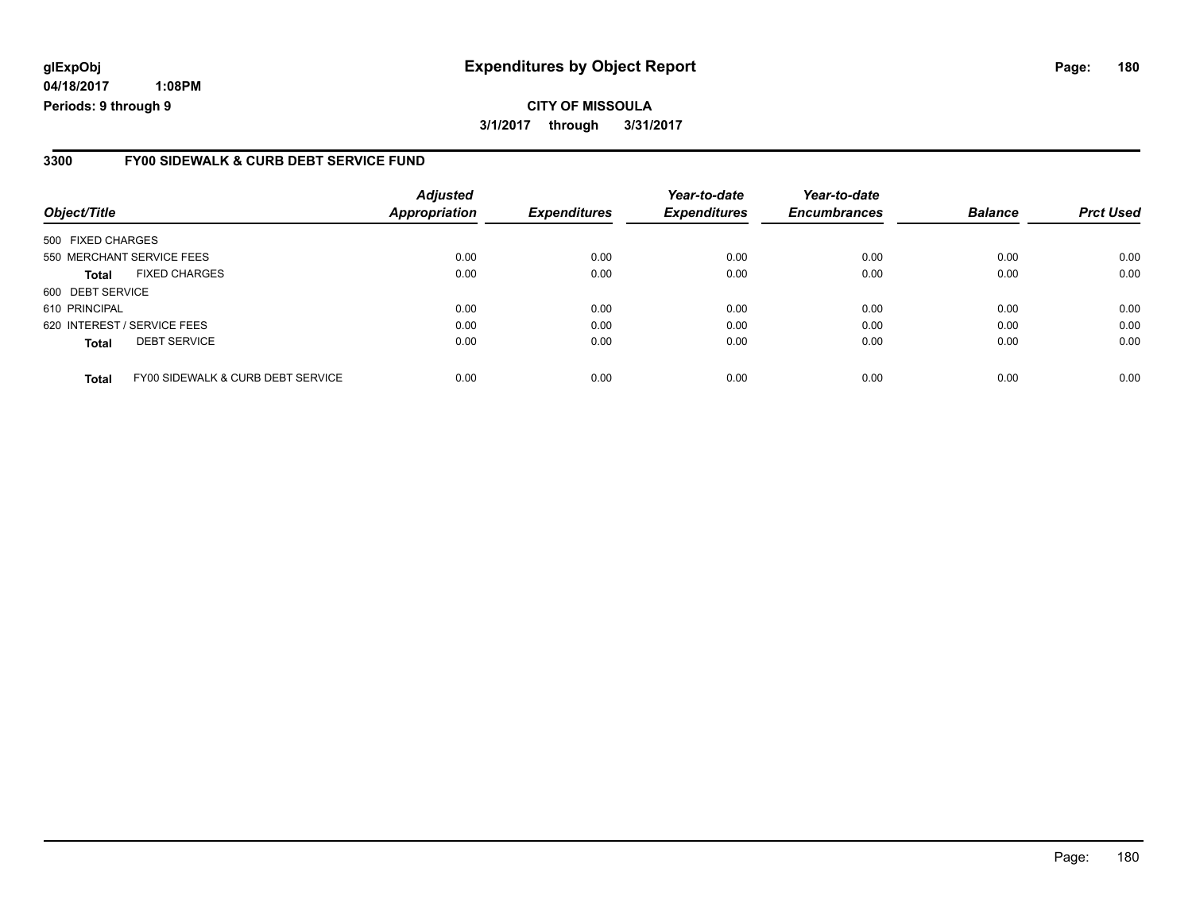glExpObj
04/18/2017 1:08PM
Periods: 9 through 9

# Expenditures by Object Report

**CITY OF MISSOULA**

**3/1/2017 through 3/31/2017**

## 3300 FY00 SIDEWALK & CURB DEBT SERVICE FUND

| Object/Title | | Adjusted Appropriation | Expenditures | Year-to-date Expenditures | Year-to-date Encumbrances | Balance | Prct Used |
|---|---|---|---|---|---|---|---|
| 500 FIXED CHARGES | | | | | | | |
| 550 MERCHANT SERVICE FEES | | 0.00 | 0.00 | 0.00 | 0.00 | 0.00 | 0.00 |
| **Total** | FIXED CHARGES | 0.00 | 0.00 | 0.00 | 0.00 | 0.00 | 0.00 |
| 600 DEBT SERVICE | | | | | | | |
| 610 PRINCIPAL | | 0.00 | 0.00 | 0.00 | 0.00 | 0.00 | 0.00 |
| 620 INTEREST / SERVICE FEES | | 0.00 | 0.00 | 0.00 | 0.00 | 0.00 | 0.00 |
| **Total** | DEBT SERVICE | 0.00 | 0.00 | 0.00 | 0.00 | 0.00 | 0.00 |
| **Total** | FY00 SIDEWALK & CURB DEBT SERVICE | 0.00 | 0.00 | 0.00 | 0.00 | 0.00 | 0.00 |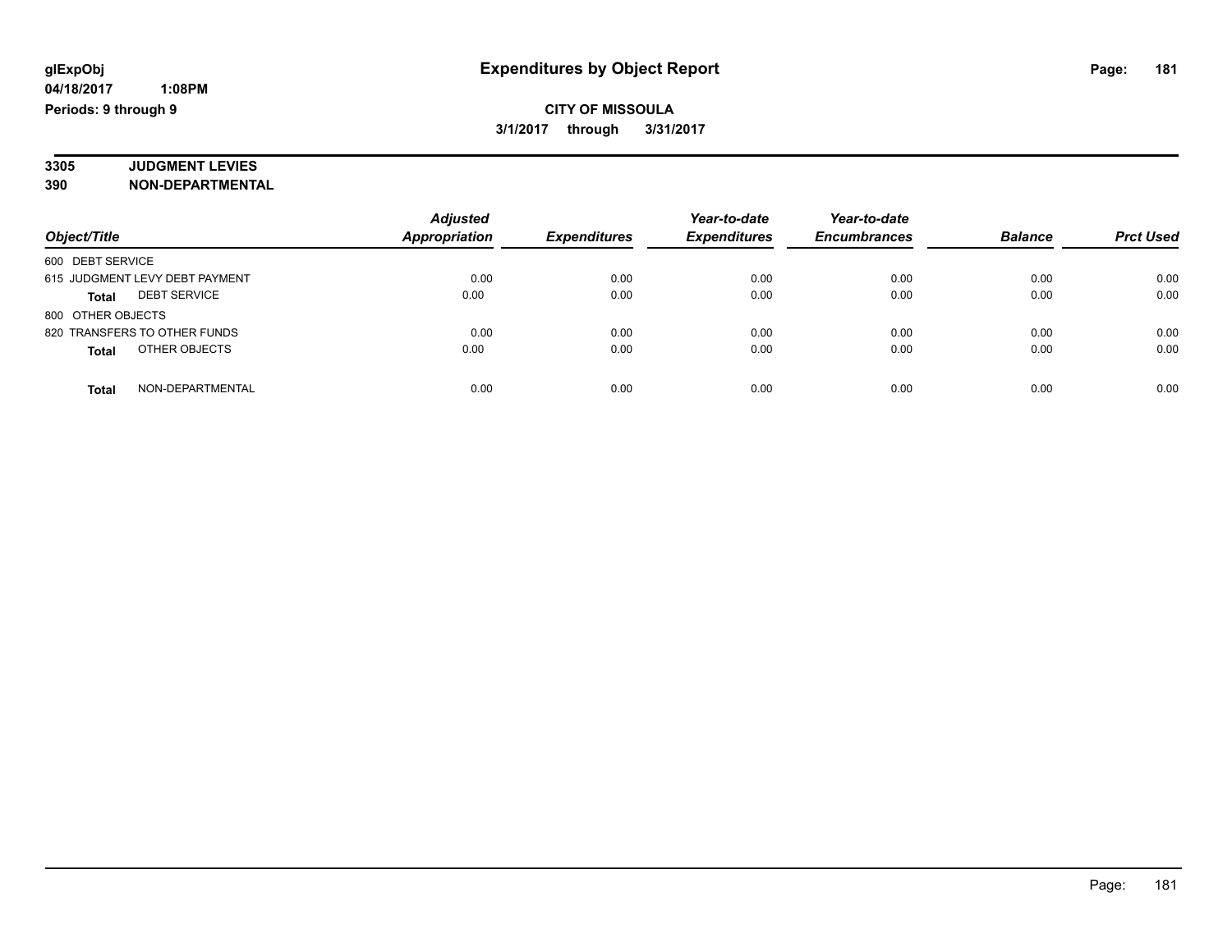**glExpObj** **Expenditures by Object Report**

**04/18/2017 1:08PM**

**Periods: 9 through 9**

**CITY OF MISSOULA**

**3/1/2017 through 3/31/2017**

**3305 JUDGMENT LEVIES**

**390 NON-DEPARTMENTAL**

| Object/Title | Adjusted Appropriation | Expenditures | Year-to-date Expenditures | Year-to-date Encumbrances | Balance | Prct Used |
|---|---|---|---|---|---|---|
| 600 DEBT SERVICE | | | | | | |
| 615 JUDGMENT LEVY DEBT PAYMENT | 0.00 | 0.00 | 0.00 | 0.00 | 0.00 | 0.00 |
| **Total** DEBT SERVICE | 0.00 | 0.00 | 0.00 | 0.00 | 0.00 | 0.00 |
| 800 OTHER OBJECTS | | | | | | |
| 820 TRANSFERS TO OTHER FUNDS | 0.00 | 0.00 | 0.00 | 0.00 | 0.00 | 0.00 |
| **Total** OTHER OBJECTS | 0.00 | 0.00 | 0.00 | 0.00 | 0.00 | 0.00 |
| **Total** NON-DEPARTMENTAL | 0.00 | 0.00 | 0.00 | 0.00 | 0.00 | 0.00 |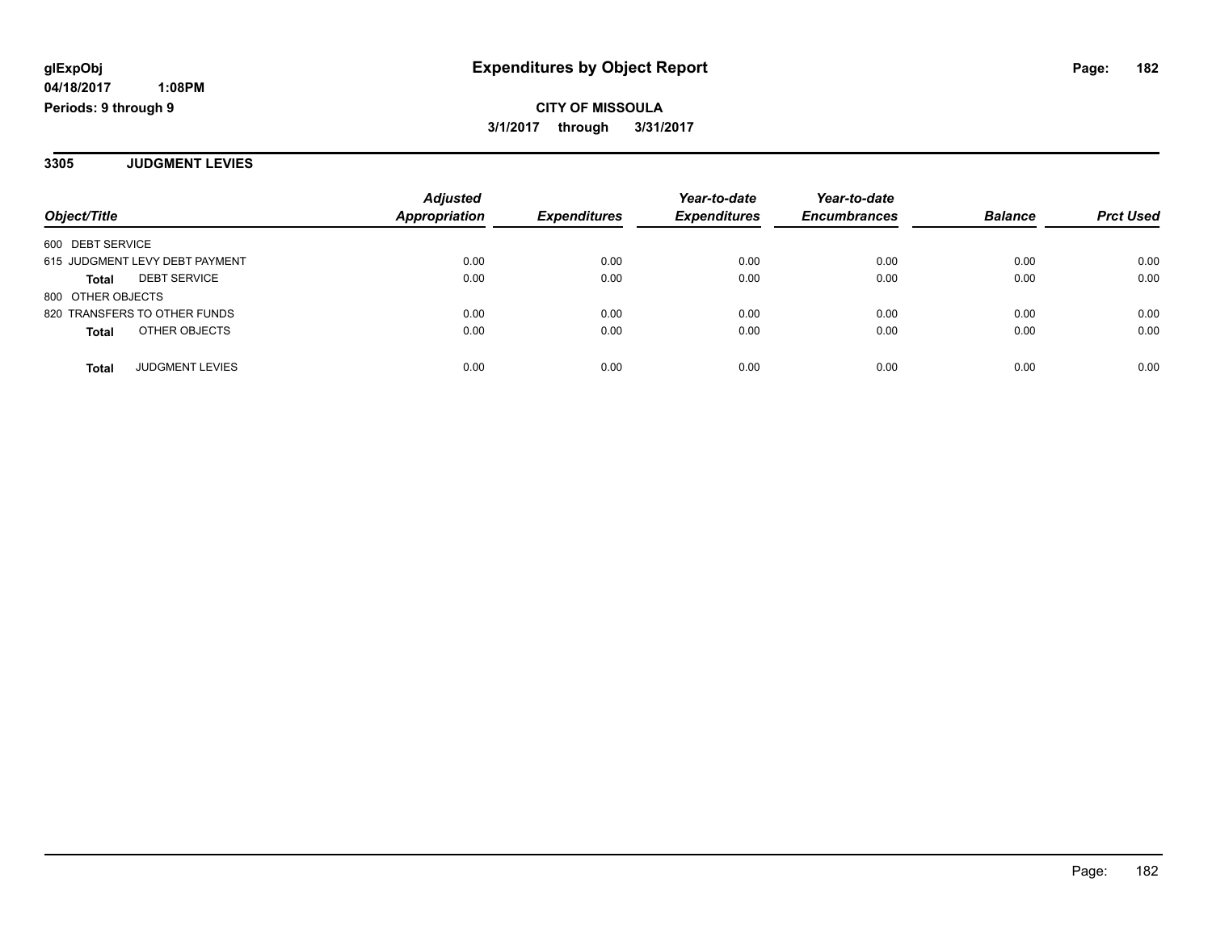**glExpObj** **Expenditures by Object Report**

**04/18/2017 1:08PM**

**Periods: 9 through 9**

**CITY OF MISSOULA**

**3/1/2017 through 3/31/2017**

## 3305 JUDGMENT LEVIES

| Object/Title | Adjusted Appropriation | Expenditures | Year-to-date Expenditures | Year-to-date Encumbrances | Balance | Prct Used |
|---|---|---|---|---|---|---|
| 600 DEBT SERVICE | | | | | | |
| 615 JUDGMENT LEVY DEBT PAYMENT | 0.00 | 0.00 | 0.00 | 0.00 | 0.00 | 0.00 |
| **Total** DEBT SERVICE | 0.00 | 0.00 | 0.00 | 0.00 | 0.00 | 0.00 |
| 800 OTHER OBJECTS | | | | | | |
| 820 TRANSFERS TO OTHER FUNDS | 0.00 | 0.00 | 0.00 | 0.00 | 0.00 | 0.00 |
| **Total** OTHER OBJECTS | 0.00 | 0.00 | 0.00 | 0.00 | 0.00 | 0.00 |
| **Total** JUDGMENT LEVIES | 0.00 | 0.00 | 0.00 | 0.00 | 0.00 | 0.00 |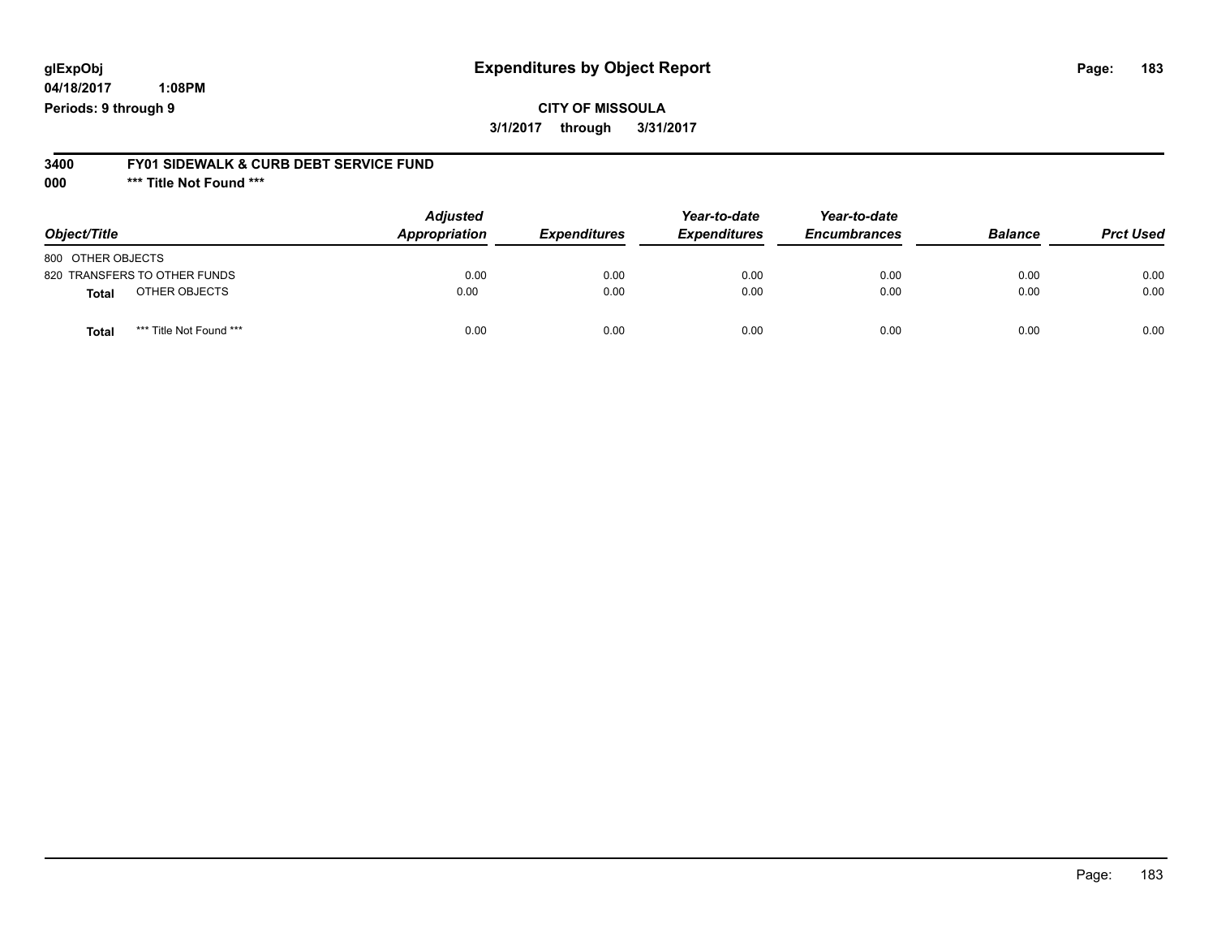glExpObj
04/18/2017 1:08PM
Periods: 9 through 9

# Expenditures by Object Report

**CITY OF MISSOULA**

**3/1/2017 through 3/31/2017**

**3400 FY01 SIDEWALK & CURB DEBT SERVICE FUND**

**000 *** Title Not Found *****

| Object/Title | Adjusted Appropriation | Expenditures | Year-to-date Expenditures | Year-to-date Encumbrances | Balance | Prct Used |
|---|---|---|---|---|---|---|
| 800 OTHER OBJECTS | | | | | | |
| 820 TRANSFERS TO OTHER FUNDS | 0.00 | 0.00 | 0.00 | 0.00 | 0.00 | 0.00 |
| **Total** OTHER OBJECTS | 0.00 | 0.00 | 0.00 | 0.00 | 0.00 | 0.00 |
| **Total** *** Title Not Found *** | 0.00 | 0.00 | 0.00 | 0.00 | 0.00 | 0.00 |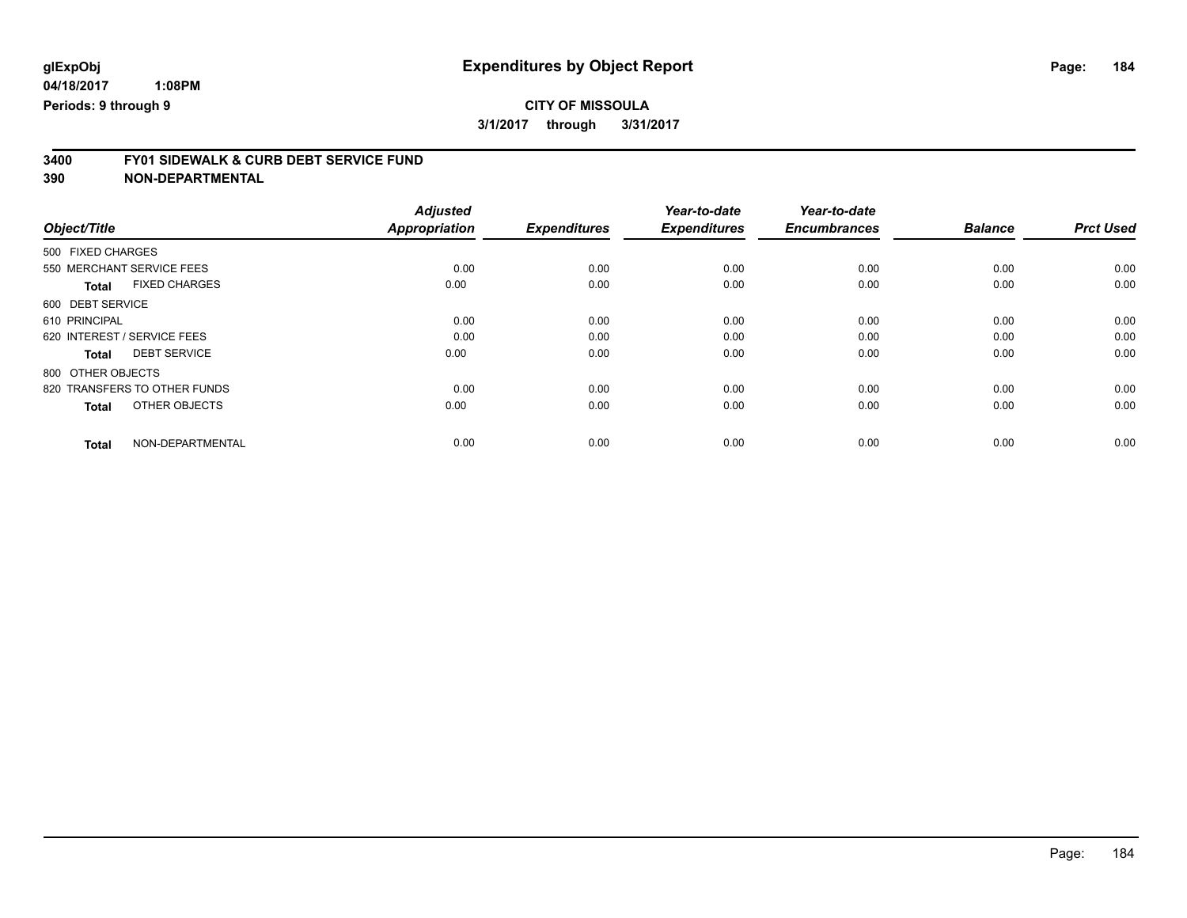**glExpObj** **Expenditures by Object Report**

**04/18/2017 1:08PM**

**Periods: 9 through 9**

**CITY OF MISSOULA**

**3/1/2017 through 3/31/2017**

**3400 FY01 SIDEWALK & CURB DEBT SERVICE FUND**

**390 NON-DEPARTMENTAL**

| Object/Title | Adjusted Appropriation | Expenditures | Year-to-date Expenditures | Year-to-date Encumbrances | Balance | Prct Used |
|---|---|---|---|---|---|---|
| 500 FIXED CHARGES | | | | | | |
| 550 MERCHANT SERVICE FEES | 0.00 | 0.00 | 0.00 | 0.00 | 0.00 | 0.00 |
| **Total** FIXED CHARGES | 0.00 | 0.00 | 0.00 | 0.00 | 0.00 | 0.00 |
| 600 DEBT SERVICE | | | | | | |
| 610 PRINCIPAL | 0.00 | 0.00 | 0.00 | 0.00 | 0.00 | 0.00 |
| 620 INTEREST / SERVICE FEES | 0.00 | 0.00 | 0.00 | 0.00 | 0.00 | 0.00 |
| **Total** DEBT SERVICE | 0.00 | 0.00 | 0.00 | 0.00 | 0.00 | 0.00 |
| 800 OTHER OBJECTS | | | | | | |
| 820 TRANSFERS TO OTHER FUNDS | 0.00 | 0.00 | 0.00 | 0.00 | 0.00 | 0.00 |
| **Total** OTHER OBJECTS | 0.00 | 0.00 | 0.00 | 0.00 | 0.00 | 0.00 |
| **Total** NON-DEPARTMENTAL | 0.00 | 0.00 | 0.00 | 0.00 | 0.00 | 0.00 |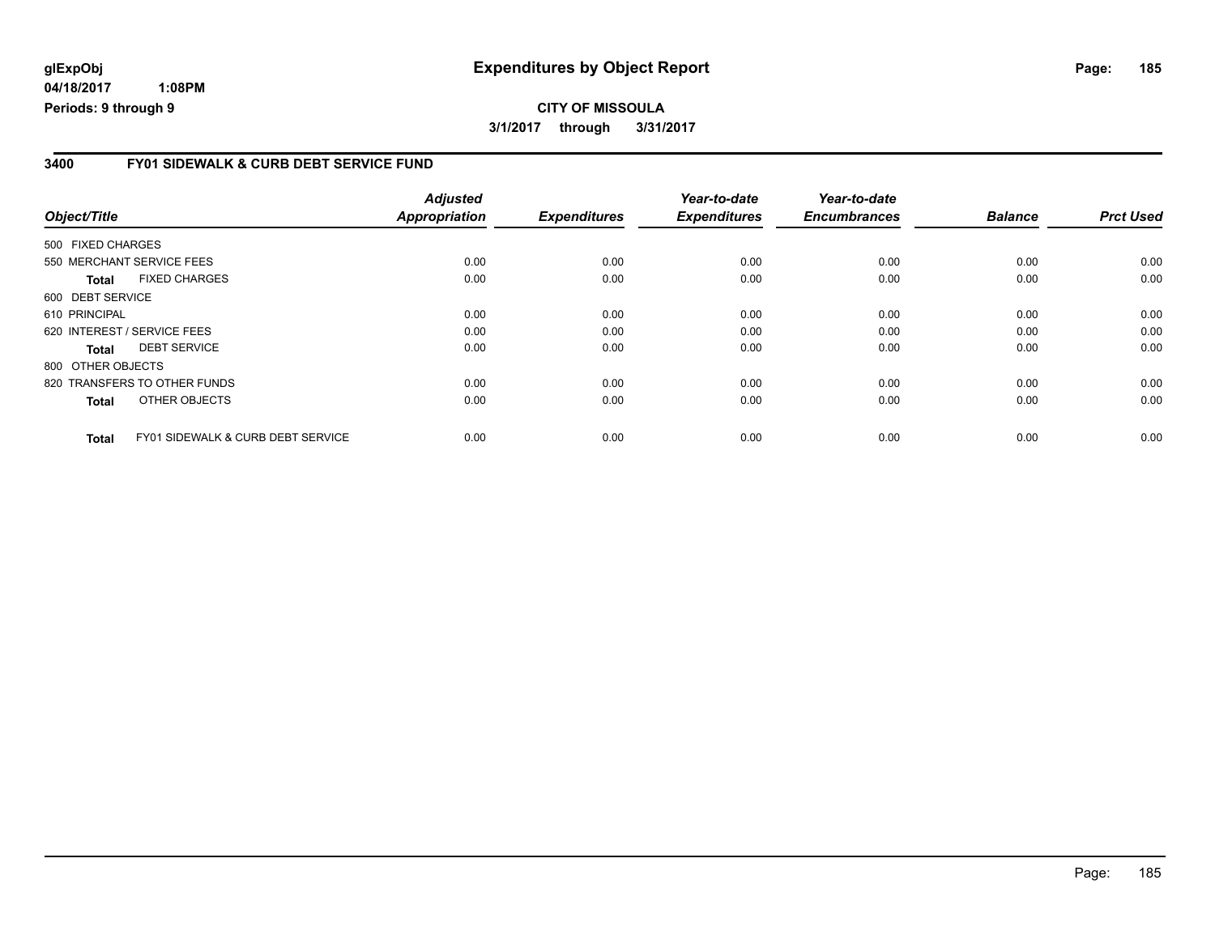**glExpObj** 04/18/2017 1:08PM
**Periods: 9 through 9**

# Expenditures by Object Report

**CITY OF MISSOULA**
**3/1/2017 through 3/31/2017**

## 3400 FY01 SIDEWALK & CURB DEBT SERVICE FUND

| Object/Title | | Adjusted Appropriation | Expenditures | Year-to-date Expenditures | Year-to-date Encumbrances | Balance | Prct Used |
|---|---|---|---|---|---|---|---|
| 500 FIXED CHARGES | | | | | | | |
| 550 MERCHANT SERVICE FEES | | 0.00 | 0.00 | 0.00 | 0.00 | 0.00 | 0.00 |
| **Total** | FIXED CHARGES | 0.00 | 0.00 | 0.00 | 0.00 | 0.00 | 0.00 |
| 600 DEBT SERVICE | | | | | | | |
| 610 PRINCIPAL | | 0.00 | 0.00 | 0.00 | 0.00 | 0.00 | 0.00 |
| 620 INTEREST / SERVICE FEES | | 0.00 | 0.00 | 0.00 | 0.00 | 0.00 | 0.00 |
| **Total** | DEBT SERVICE | 0.00 | 0.00 | 0.00 | 0.00 | 0.00 | 0.00 |
| 800 OTHER OBJECTS | | | | | | | |
| 820 TRANSFERS TO OTHER FUNDS | | 0.00 | 0.00 | 0.00 | 0.00 | 0.00 | 0.00 |
| **Total** | OTHER OBJECTS | 0.00 | 0.00 | 0.00 | 0.00 | 0.00 | 0.00 |
| **Total** | FY01 SIDEWALK & CURB DEBT SERVICE | 0.00 | 0.00 | 0.00 | 0.00 | 0.00 | 0.00 |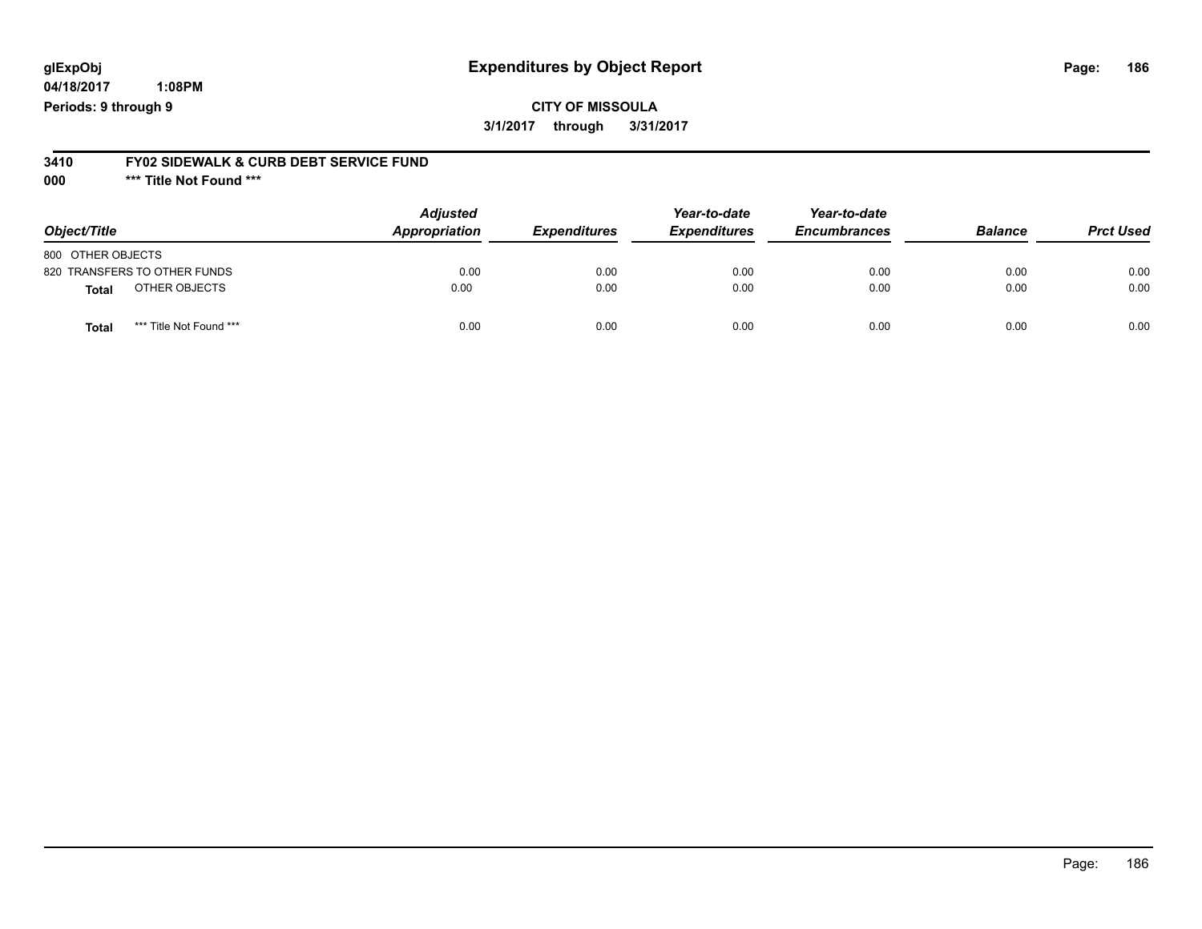**glExpObj** **Expenditures by Object Report**
**04/18/2017 1:08PM**
**Periods: 9 through 9**

**CITY OF MISSOULA**
**3/1/2017 through 3/31/2017**

**3410 FY02 SIDEWALK & CURB DEBT SERVICE FUND**
**000 \*\*\* Title Not Found \*\*\***

| Object/Title | Adjusted Appropriation | Expenditures | Year-to-date Expenditures | Year-to-date Encumbrances | Balance | Prct Used |
|---|---|---|---|---|---|---|
| 800 OTHER OBJECTS | | | | | | |
| 820 TRANSFERS TO OTHER FUNDS | 0.00 | 0.00 | 0.00 | 0.00 | 0.00 | 0.00 |
| **Total** OTHER OBJECTS | 0.00 | 0.00 | 0.00 | 0.00 | 0.00 | 0.00 |
| **Total** *** Title Not Found *** | 0.00 | 0.00 | 0.00 | 0.00 | 0.00 | 0.00 |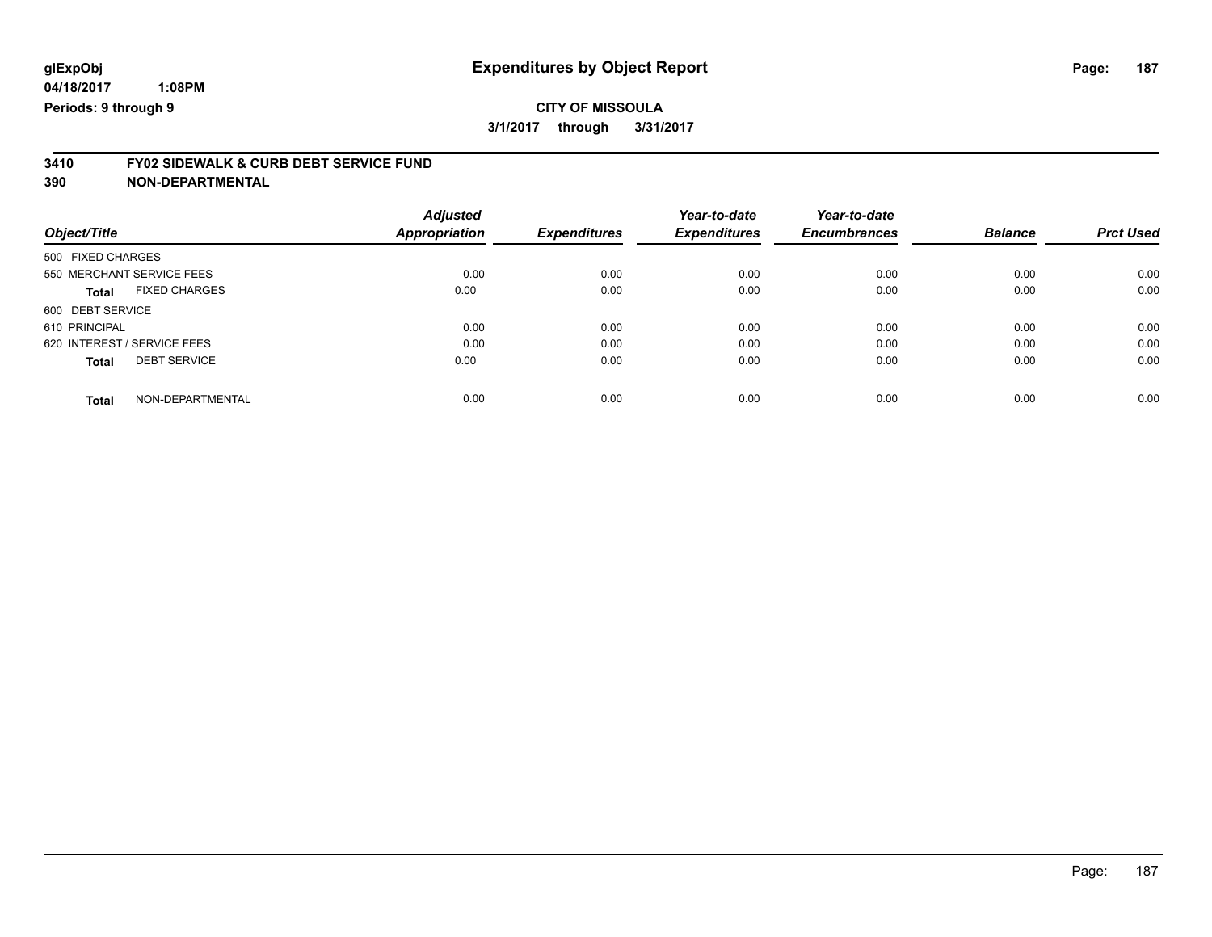glExpObj
04/18/2017 1:08PM
Periods: 9 through 9

# Expenditures by Object Report

**CITY OF MISSOULA**

**3/1/2017 through 3/31/2017**

**3410 FY02 SIDEWALK & CURB DEBT SERVICE FUND**

**390 NON-DEPARTMENTAL**

| Object/Title | Adjusted Appropriation | Expenditures | Year-to-date Expenditures | Year-to-date Encumbrances | Balance | Prct Used |
|---|---|---|---|---|---|---|
| 500 FIXED CHARGES | | | | | | |
| 550 MERCHANT SERVICE FEES | 0.00 | 0.00 | 0.00 | 0.00 | 0.00 | 0.00 |
| **Total** FIXED CHARGES | 0.00 | 0.00 | 0.00 | 0.00 | 0.00 | 0.00 |
| 600 DEBT SERVICE | | | | | | |
| 610 PRINCIPAL | 0.00 | 0.00 | 0.00 | 0.00 | 0.00 | 0.00 |
| 620 INTEREST / SERVICE FEES | 0.00 | 0.00 | 0.00 | 0.00 | 0.00 | 0.00 |
| **Total** DEBT SERVICE | 0.00 | 0.00 | 0.00 | 0.00 | 0.00 | 0.00 |
| **Total** NON-DEPARTMENTAL | 0.00 | 0.00 | 0.00 | 0.00 | 0.00 | 0.00 |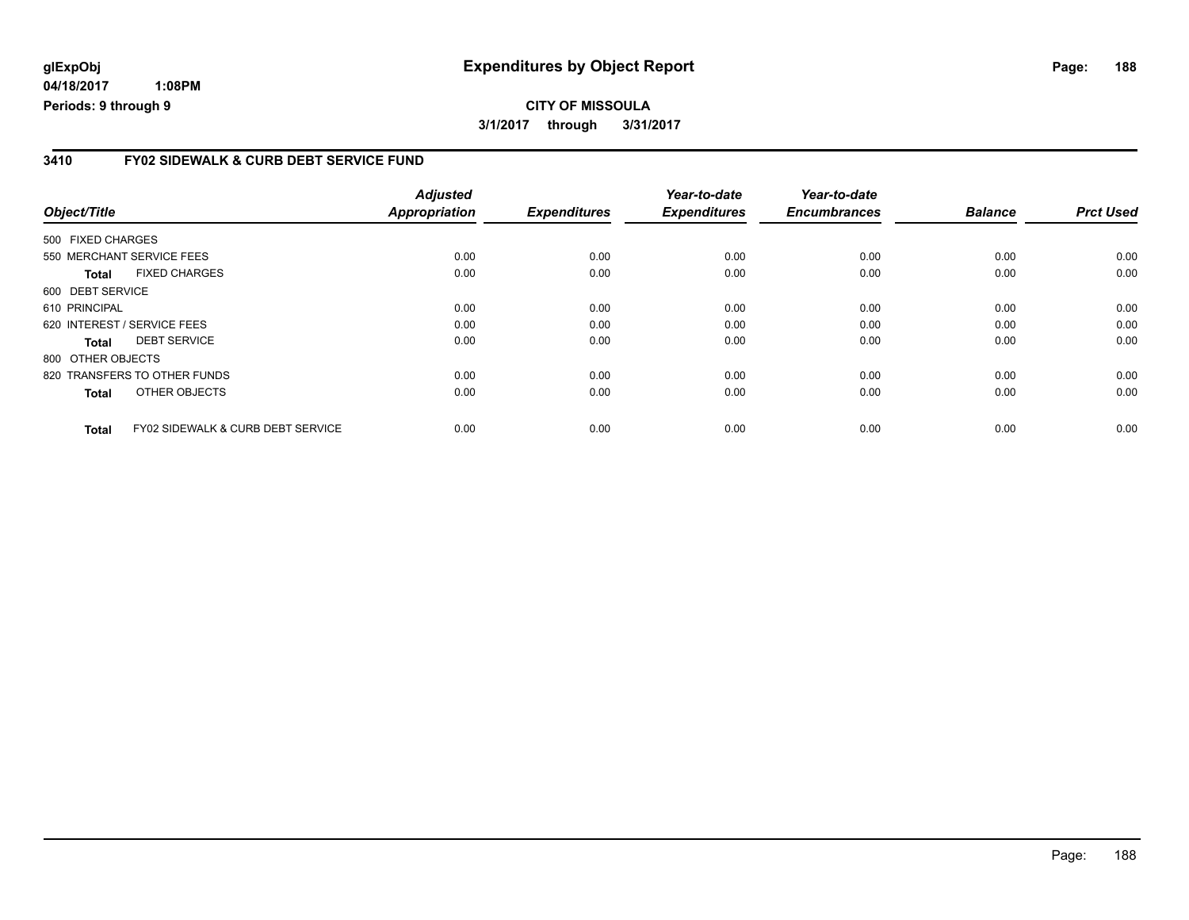glExpObj
04/18/2017 1:08PM
Periods: 9 through 9

# Expenditures by Object Report

**CITY OF MISSOULA**

**3/1/2017 through 3/31/2017**

## 3410 FY02 SIDEWALK & CURB DEBT SERVICE FUND

| Object/Title | | Adjusted Appropriation | Expenditures | Year-to-date Expenditures | Year-to-date Encumbrances | Balance | Prct Used |
|---|---|---|---|---|---|---|---|
| 500 FIXED CHARGES | | | | | | | |
| 550 MERCHANT SERVICE FEES | | 0.00 | 0.00 | 0.00 | 0.00 | 0.00 | 0.00 |
| **Total** | FIXED CHARGES | 0.00 | 0.00 | 0.00 | 0.00 | 0.00 | 0.00 |
| 600 DEBT SERVICE | | | | | | | |
| 610 PRINCIPAL | | 0.00 | 0.00 | 0.00 | 0.00 | 0.00 | 0.00 |
| 620 INTEREST / SERVICE FEES | | 0.00 | 0.00 | 0.00 | 0.00 | 0.00 | 0.00 |
| **Total** | DEBT SERVICE | 0.00 | 0.00 | 0.00 | 0.00 | 0.00 | 0.00 |
| 800 OTHER OBJECTS | | | | | | | |
| 820 TRANSFERS TO OTHER FUNDS | | 0.00 | 0.00 | 0.00 | 0.00 | 0.00 | 0.00 |
| **Total** | OTHER OBJECTS | 0.00 | 0.00 | 0.00 | 0.00 | 0.00 | 0.00 |
| **Total** | FY02 SIDEWALK & CURB DEBT SERVICE | 0.00 | 0.00 | 0.00 | 0.00 | 0.00 | 0.00 |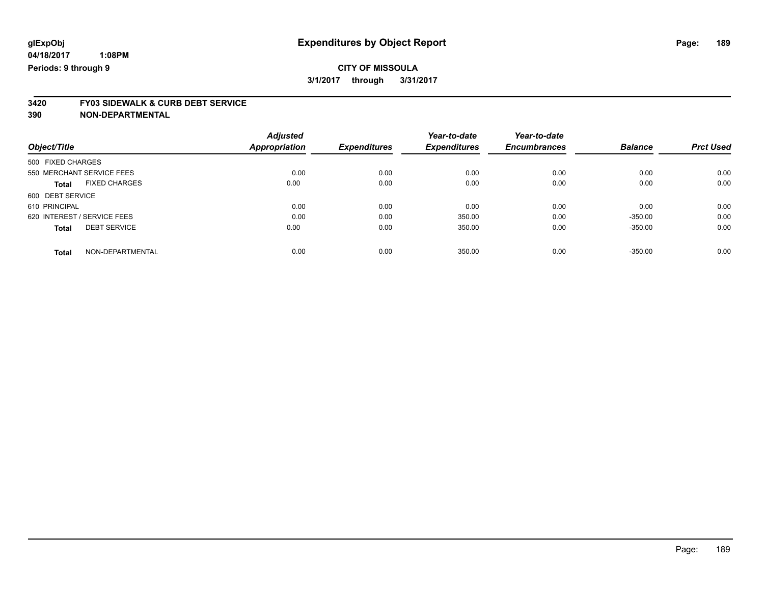glExpObj
04/18/2017 1:08PM
Periods: 9 through 9

# Expenditures by Object Report

**CITY OF MISSOULA**
**3/1/2017 through 3/31/2017**

**3420 FY03 SIDEWALK & CURB DEBT SERVICE**
**390 NON-DEPARTMENTAL**

| Object/Title | Adjusted Appropriation | Expenditures | Year-to-date Expenditures | Year-to-date Encumbrances | Balance | Prct Used |
|---|---|---|---|---|---|---|
| 500 FIXED CHARGES | | | | | | |
| 550 MERCHANT SERVICE FEES | 0.00 | 0.00 | 0.00 | 0.00 | 0.00 | 0.00 |
| **Total** FIXED CHARGES | 0.00 | 0.00 | 0.00 | 0.00 | 0.00 | 0.00 |
| 600 DEBT SERVICE | | | | | | |
| 610 PRINCIPAL | 0.00 | 0.00 | 0.00 | 0.00 | 0.00 | 0.00 |
| 620 INTEREST / SERVICE FEES | 0.00 | 0.00 | 350.00 | 0.00 | -350.00 | 0.00 |
| **Total** DEBT SERVICE | 0.00 | 0.00 | 350.00 | 0.00 | -350.00 | 0.00 |
| **Total** NON-DEPARTMENTAL | 0.00 | 0.00 | 350.00 | 0.00 | -350.00 | 0.00 |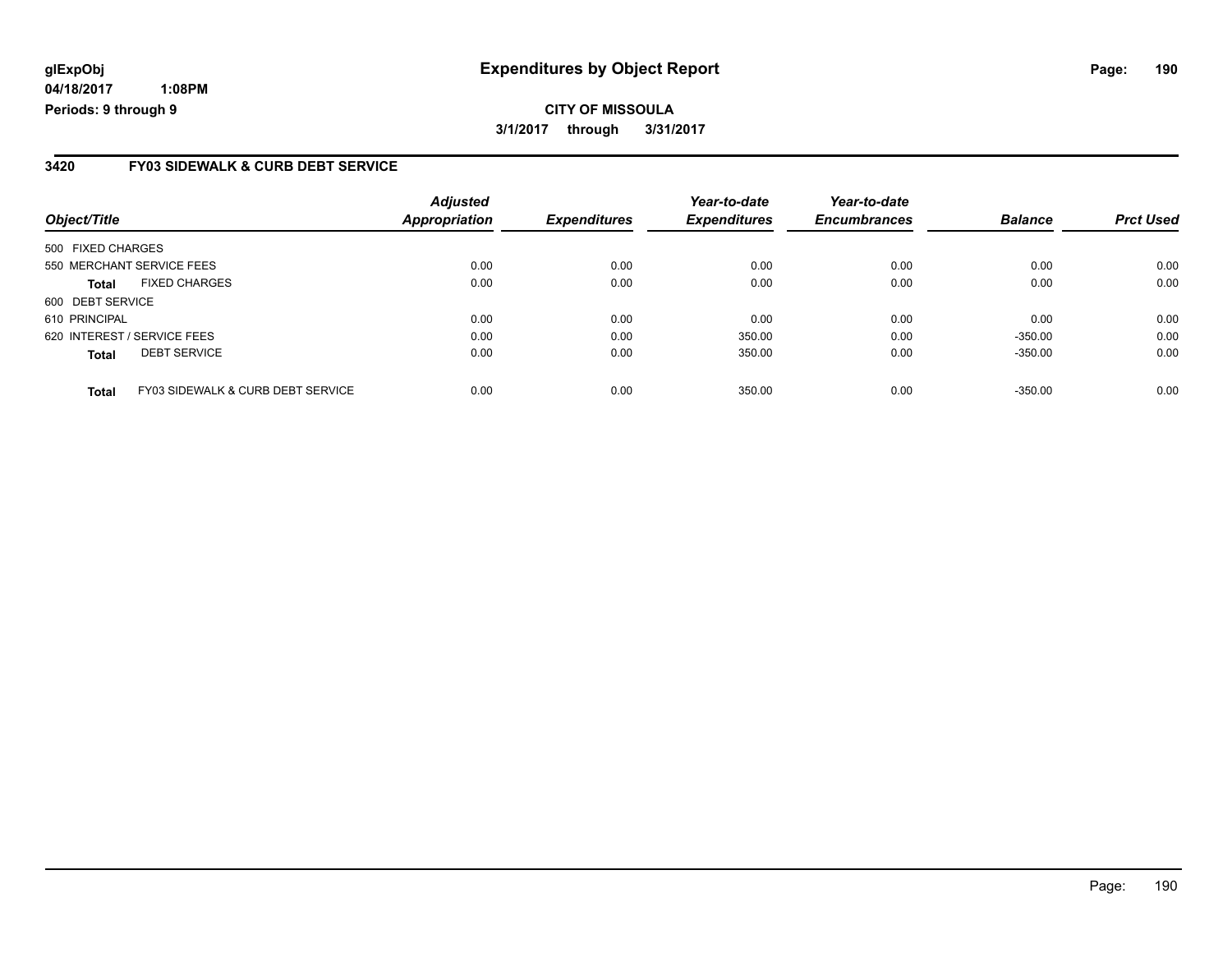glExpObj
04/18/2017 1:08PM
Periods: 9 through 9

# Expenditures by Object Report

**CITY OF MISSOULA**

**3/1/2017 through 3/31/2017**

## 3420 FY03 SIDEWALK & CURB DEBT SERVICE

| Object/Title | | Adjusted Appropriation | Expenditures | Year-to-date Expenditures | Year-to-date Encumbrances | Balance | Prct Used |
|---|---|---|---|---|---|---|---|
| 500 FIXED CHARGES | | | | | | | |
| 550 MERCHANT SERVICE FEES | | 0.00 | 0.00 | 0.00 | 0.00 | 0.00 | 0.00 |
| **Total** | FIXED CHARGES | 0.00 | 0.00 | 0.00 | 0.00 | 0.00 | 0.00 |
| 600 DEBT SERVICE | | | | | | | |
| 610 PRINCIPAL | | 0.00 | 0.00 | 0.00 | 0.00 | 0.00 | 0.00 |
| 620 INTEREST / SERVICE FEES | | 0.00 | 0.00 | 350.00 | 0.00 | -350.00 | 0.00 |
| **Total** | DEBT SERVICE | 0.00 | 0.00 | 350.00 | 0.00 | -350.00 | 0.00 |
| **Total** | FY03 SIDEWALK & CURB DEBT SERVICE | 0.00 | 0.00 | 350.00 | 0.00 | -350.00 | 0.00 |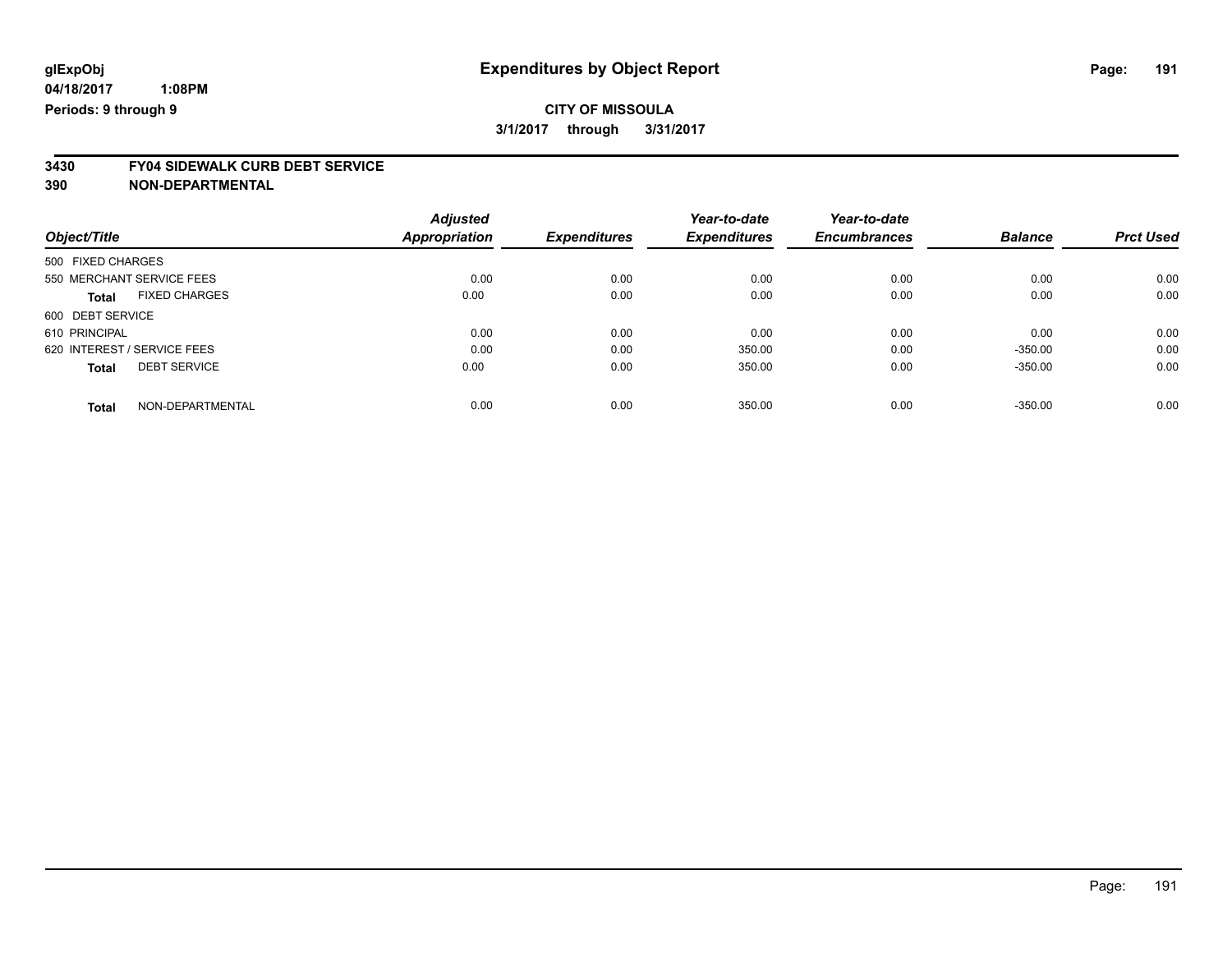**glExpObj**
**04/18/2017 1:08PM**
**Periods: 9 through 9**

# Expenditures by Object Report

**CITY OF MISSOULA**
**3/1/2017 through 3/31/2017**

## 3430 FY04 SIDEWALK CURB DEBT SERVICE
## 390 NON-DEPARTMENTAL

| Object/Title | Adjusted Appropriation | Expenditures | Year-to-date Expenditures | Year-to-date Encumbrances | Balance | Prct Used |
|---|---|---|---|---|---|---|
| 500 FIXED CHARGES | | | | | | |
| 550 MERCHANT SERVICE FEES | 0.00 | 0.00 | 0.00 | 0.00 | 0.00 | 0.00 |
| **Total** FIXED CHARGES | 0.00 | 0.00 | 0.00 | 0.00 | 0.00 | 0.00 |
| 600 DEBT SERVICE | | | | | | |
| 610 PRINCIPAL | 0.00 | 0.00 | 0.00 | 0.00 | 0.00 | 0.00 |
| 620 INTEREST / SERVICE FEES | 0.00 | 0.00 | 350.00 | 0.00 | -350.00 | 0.00 |
| **Total** DEBT SERVICE | 0.00 | 0.00 | 350.00 | 0.00 | -350.00 | 0.00 |
| **Total** NON-DEPARTMENTAL | 0.00 | 0.00 | 350.00 | 0.00 | -350.00 | 0.00 |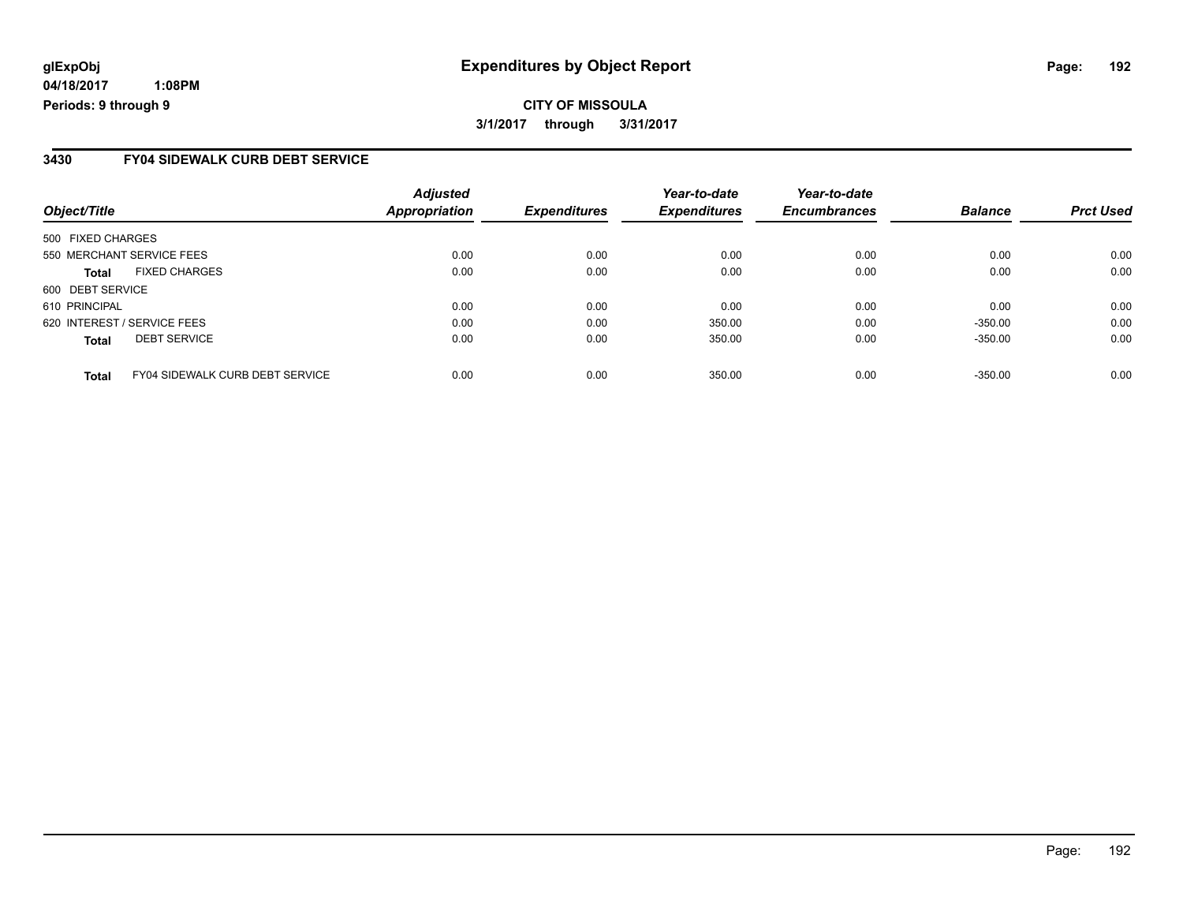**CITY OF MISSOULA**

**3/1/2017 through 3/31/2017**

## 3430 FY04 SIDEWALK CURB DEBT SERVICE

| Object/Title | | Adjusted Appropriation | Expenditures | Year-to-date Expenditures | Year-to-date Encumbrances | Balance | Prct Used |
|---|---|---|---|---|---|---|---|
| 500 FIXED CHARGES | | | | | | | |
| 550 MERCHANT SERVICE FEES | | 0.00 | 0.00 | 0.00 | 0.00 | 0.00 | 0.00 |
| **Total** | FIXED CHARGES | 0.00 | 0.00 | 0.00 | 0.00 | 0.00 | 0.00 |
| 600 DEBT SERVICE | | | | | | | |
| 610 PRINCIPAL | | 0.00 | 0.00 | 0.00 | 0.00 | 0.00 | 0.00 |
| 620 INTEREST / SERVICE FEES | | 0.00 | 0.00 | 350.00 | 0.00 | -350.00 | 0.00 |
| **Total** | DEBT SERVICE | 0.00 | 0.00 | 350.00 | 0.00 | -350.00 | 0.00 |
| **Total** | FY04 SIDEWALK CURB DEBT SERVICE | 0.00 | 0.00 | 350.00 | 0.00 | -350.00 | 0.00 |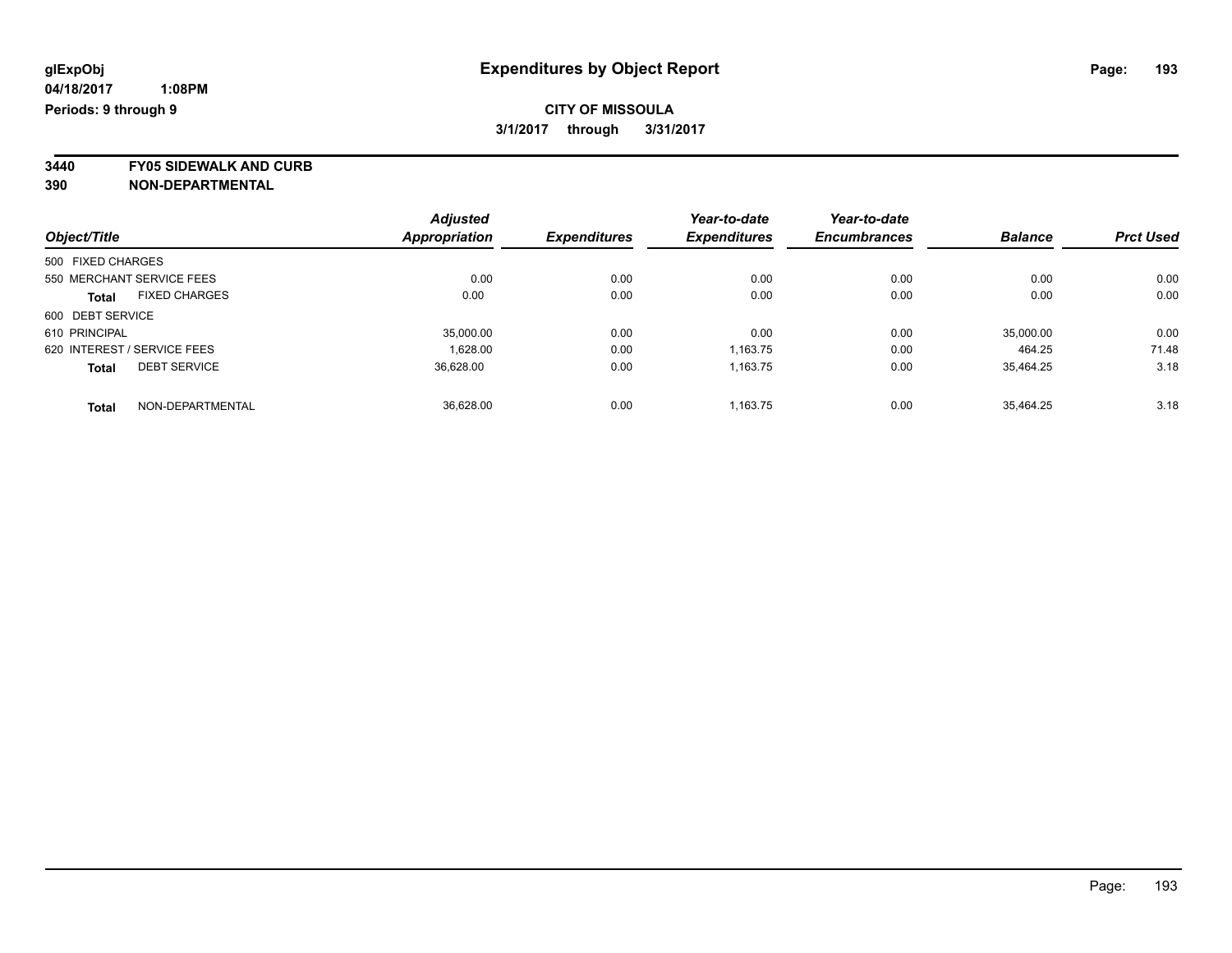**glExpObj**
**04/18/2017 1:08PM**
**Periods: 9 through 9**

# Expenditures by Object Report

**CITY OF MISSOULA**
**3/1/2017 through 3/31/2017**

**3440 FY05 SIDEWALK AND CURB**
**390 NON-DEPARTMENTAL**

| Object/Title | | Adjusted Appropriation | Expenditures | Year-to-date Expenditures | Year-to-date Encumbrances | Balance | Prct Used |
|---|---|---|---|---|---|---|---|
| 500 FIXED CHARGES | | | | | | | |
| 550 MERCHANT SERVICE FEES | | 0.00 | 0.00 | 0.00 | 0.00 | 0.00 | 0.00 |
| **Total** | FIXED CHARGES | 0.00 | 0.00 | 0.00 | 0.00 | 0.00 | 0.00 |
| 600 DEBT SERVICE | | | | | | | |
| 610 PRINCIPAL | | 35,000.00 | 0.00 | 0.00 | 0.00 | 35,000.00 | 0.00 |
| 620 INTEREST / SERVICE FEES | | 1,628.00 | 0.00 | 1,163.75 | 0.00 | 464.25 | 71.48 |
| **Total** | DEBT SERVICE | 36,628.00 | 0.00 | 1,163.75 | 0.00 | 35,464.25 | 3.18 |
| **Total** | NON-DEPARTMENTAL | 36,628.00 | 0.00 | 1,163.75 | 0.00 | 35,464.25 | 3.18 |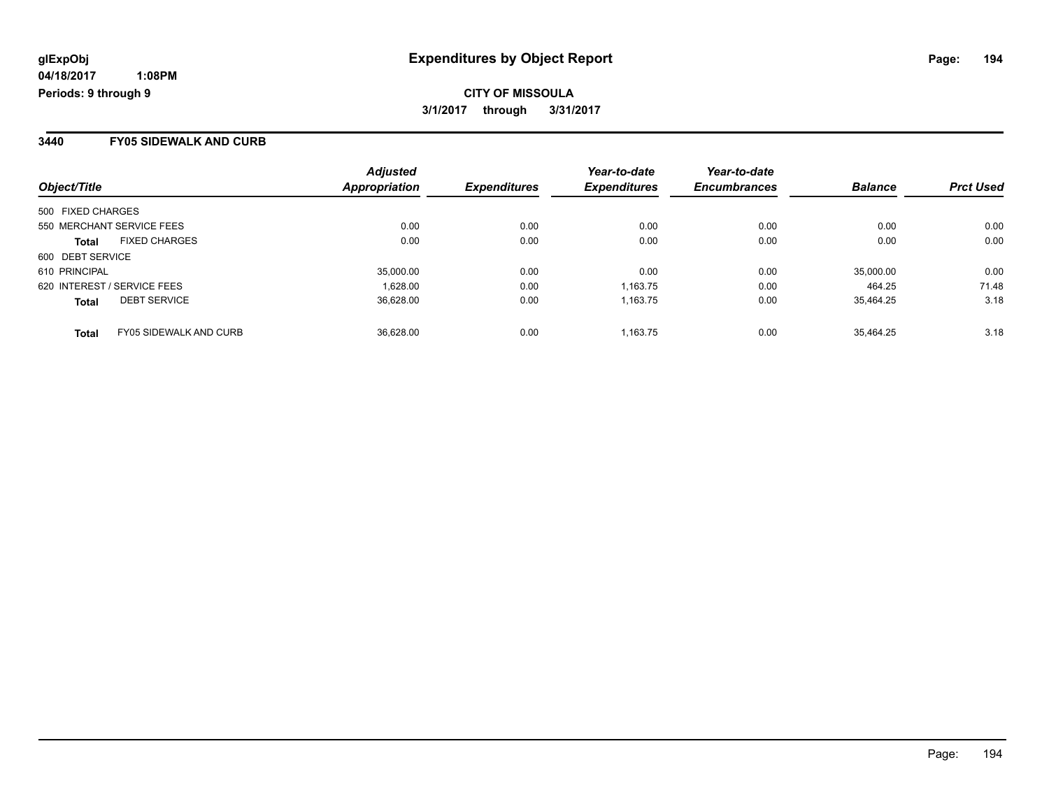**glExpObj**
**04/18/2017 1:08PM**
**Periods: 9 through 9**

# Expenditures by Object Report

**CITY OF MISSOULA**
**3/1/2017 through 3/31/2017**

## 3440 FY05 SIDEWALK AND CURB

| Object/Title | | Adjusted Appropriation | Expenditures | Year-to-date Expenditures | Year-to-date Encumbrances | Balance | Prct Used |
|---|---|---|---|---|---|---|---|
| 500 FIXED CHARGES | | | | | | | |
| 550 MERCHANT SERVICE FEES | | 0.00 | 0.00 | 0.00 | 0.00 | 0.00 | 0.00 |
| **Total** | FIXED CHARGES | 0.00 | 0.00 | 0.00 | 0.00 | 0.00 | 0.00 |
| 600 DEBT SERVICE | | | | | | | |
| 610 PRINCIPAL | | 35,000.00 | 0.00 | 0.00 | 0.00 | 35,000.00 | 0.00 |
| 620 INTEREST / SERVICE FEES | | 1,628.00 | 0.00 | 1,163.75 | 0.00 | 464.25 | 71.48 |
| **Total** | DEBT SERVICE | 36,628.00 | 0.00 | 1,163.75 | 0.00 | 35,464.25 | 3.18 |
| **Total** | FY05 SIDEWALK AND CURB | 36,628.00 | 0.00 | 1,163.75 | 0.00 | 35,464.25 | 3.18 |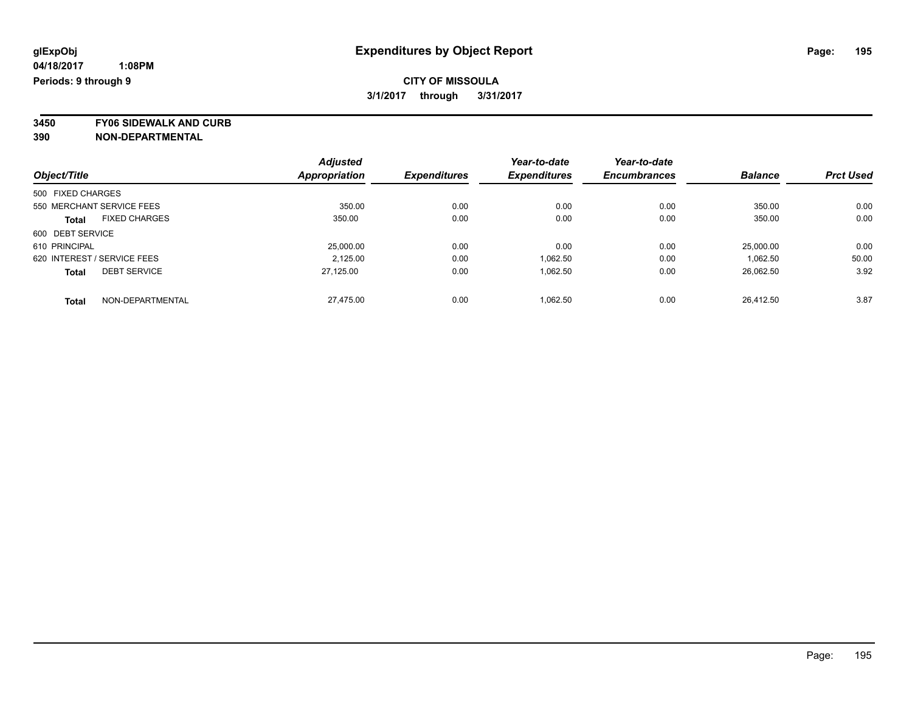glExpObj
04/18/2017 1:08PM
Periods: 9 through 9

# Expenditures by Object Report

**CITY OF MISSOULA**
**3/1/2017 through 3/31/2017**

**3450 FY06 SIDEWALK AND CURB**
**390 NON-DEPARTMENTAL**

| Object/Title | Adjusted Appropriation | Expenditures | Year-to-date Expenditures | Year-to-date Encumbrances | Balance | Prct Used |
|---|---|---|---|---|---|---|
| 500 FIXED CHARGES | | | | | | |
| 550 MERCHANT SERVICE FEES | 350.00 | 0.00 | 0.00 | 0.00 | 350.00 | 0.00 |
| **Total** FIXED CHARGES | 350.00 | 0.00 | 0.00 | 0.00 | 350.00 | 0.00 |
| 600 DEBT SERVICE | | | | | | |
| 610 PRINCIPAL | 25,000.00 | 0.00 | 0.00 | 0.00 | 25,000.00 | 0.00 |
| 620 INTEREST / SERVICE FEES | 2,125.00 | 0.00 | 1,062.50 | 0.00 | 1,062.50 | 50.00 |
| **Total** DEBT SERVICE | 27,125.00 | 0.00 | 1,062.50 | 0.00 | 26,062.50 | 3.92 |
| **Total** NON-DEPARTMENTAL | 27,475.00 | 0.00 | 1,062.50 | 0.00 | 26,412.50 | 3.87 |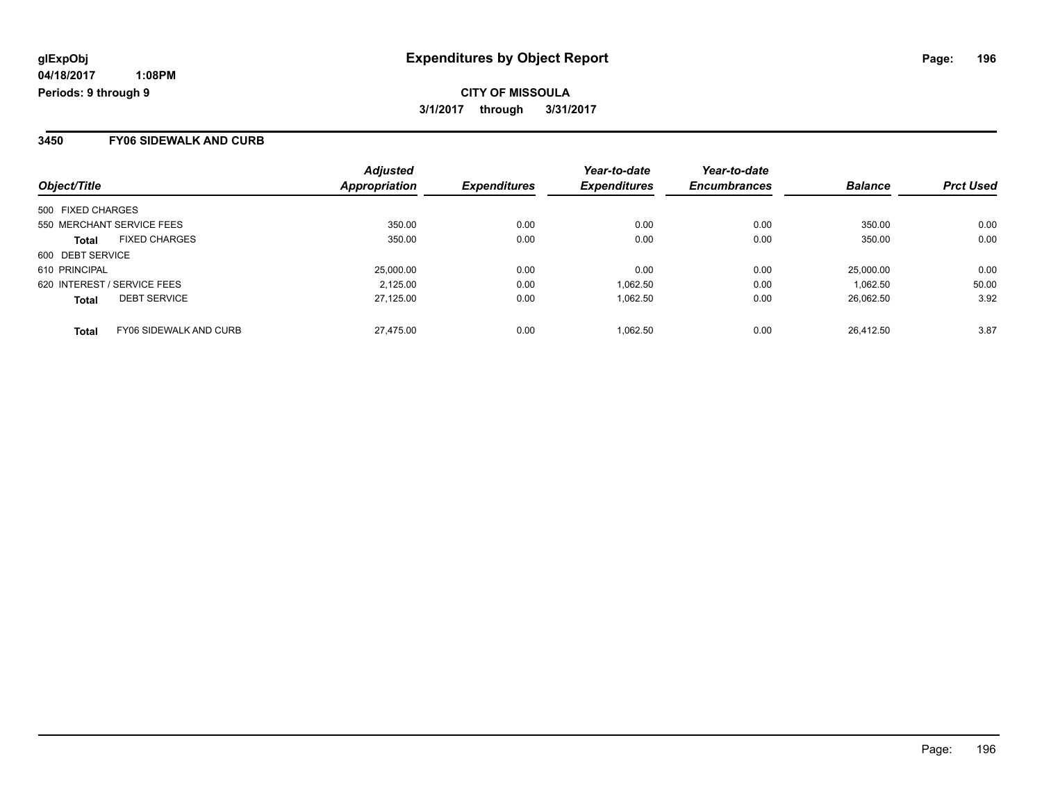**glExpObj**
**04/18/2017 1:08PM**
**Periods: 9 through 9**

# Expenditures by Object Report

**CITY OF MISSOULA**
**3/1/2017 through 3/31/2017**

## 3450 FY06 SIDEWALK AND CURB

| Object/Title | Adjusted Appropriation | Expenditures | Year-to-date Expenditures | Year-to-date Encumbrances | Balance | Prct Used |
|---|---|---|---|---|---|---|
| 500 FIXED CHARGES | | | | | | |
| 550 MERCHANT SERVICE FEES | 350.00 | 0.00 | 0.00 | 0.00 | 350.00 | 0.00 |
| **Total** FIXED CHARGES | 350.00 | 0.00 | 0.00 | 0.00 | 350.00 | 0.00 |
| 600 DEBT SERVICE | | | | | | |
| 610 PRINCIPAL | 25,000.00 | 0.00 | 0.00 | 0.00 | 25,000.00 | 0.00 |
| 620 INTEREST / SERVICE FEES | 2,125.00 | 0.00 | 1,062.50 | 0.00 | 1,062.50 | 50.00 |
| **Total** DEBT SERVICE | 27,125.00 | 0.00 | 1,062.50 | 0.00 | 26,062.50 | 3.92 |
| **Total** FY06 SIDEWALK AND CURB | 27,475.00 | 0.00 | 1,062.50 | 0.00 | 26,412.50 | 3.87 |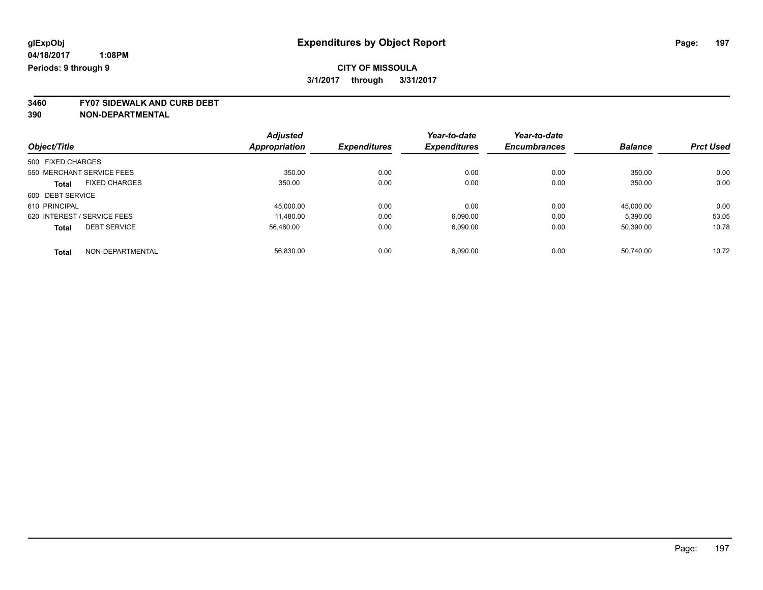**glExpObj** | **Expenditures by Object Report**

**04/18/2017 1:08PM**

**Periods: 9 through 9**

**CITY OF MISSOULA**

**3/1/2017 through 3/31/2017**

**3460 FY07 SIDEWALK AND CURB DEBT**

**390 NON-DEPARTMENTAL**

| Object/Title | Adjusted Appropriation | Expenditures | Year-to-date Expenditures | Year-to-date Encumbrances | Balance | Prct Used |
|---|---|---|---|---|---|---|
| 500 FIXED CHARGES | | | | | | |
| 550 MERCHANT SERVICE FEES | 350.00 | 0.00 | 0.00 | 0.00 | 350.00 | 0.00 |
| **Total** FIXED CHARGES | 350.00 | 0.00 | 0.00 | 0.00 | 350.00 | 0.00 |
| 600 DEBT SERVICE | | | | | | |
| 610 PRINCIPAL | 45,000.00 | 0.00 | 0.00 | 0.00 | 45,000.00 | 0.00 |
| 620 INTEREST / SERVICE FEES | 11,480.00 | 0.00 | 6,090.00 | 0.00 | 5,390.00 | 53.05 |
| **Total** DEBT SERVICE | 56,480.00 | 0.00 | 6,090.00 | 0.00 | 50,390.00 | 10.78 |
| **Total** NON-DEPARTMENTAL | 56,830.00 | 0.00 | 6,090.00 | 0.00 | 50,740.00 | 10.72 |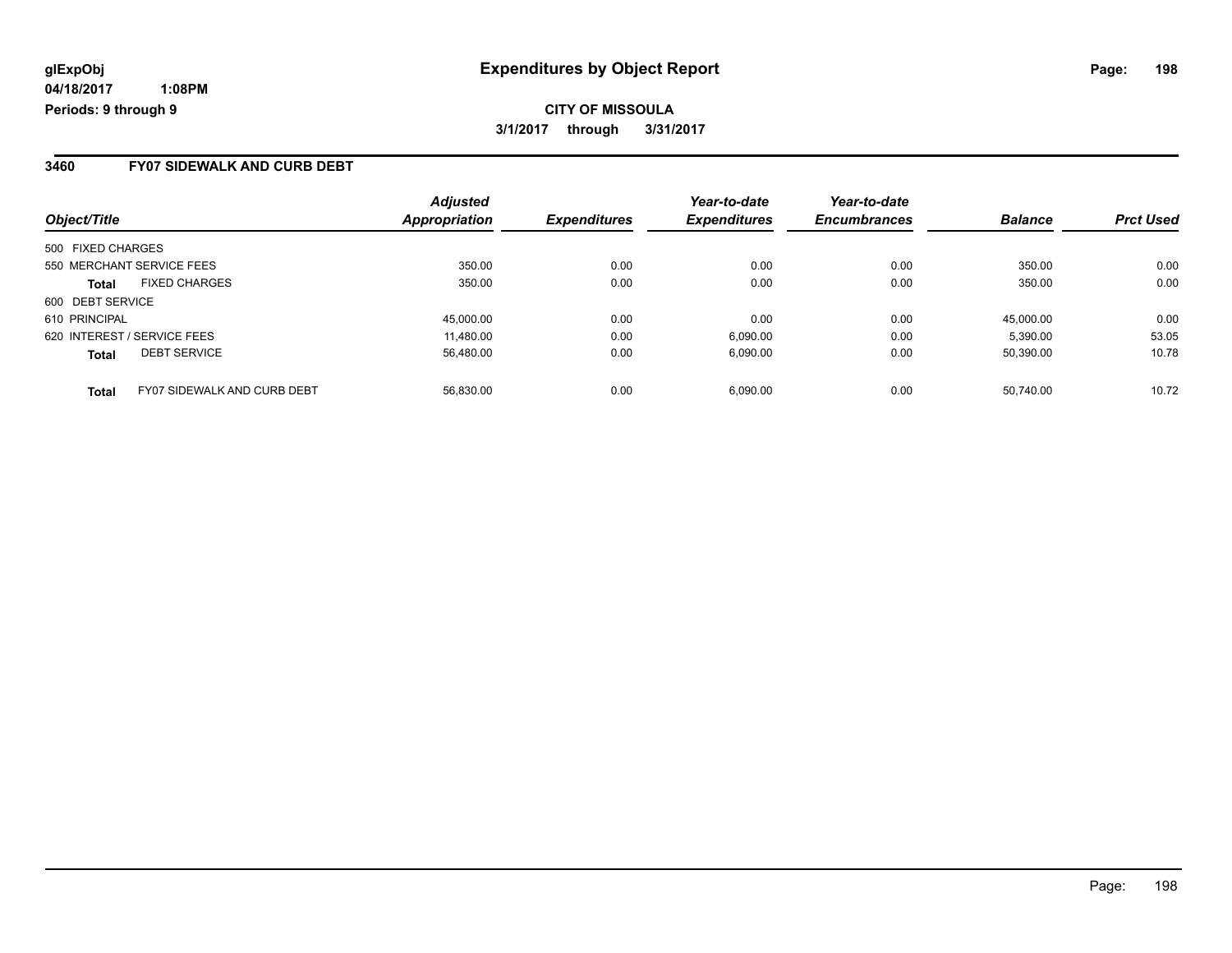**glExpObj**
**04/18/2017 1:08PM**
**Periods: 9 through 9**

# Expenditures by Object Report

**CITY OF MISSOULA**
**3/1/2017 through 3/31/2017**

## 3460 FY07 SIDEWALK AND CURB DEBT

| Object/Title | | Adjusted Appropriation | Expenditures | Year-to-date Expenditures | Year-to-date Encumbrances | Balance | Prct Used |
|---|---|---|---|---|---|---|---|
| 500 FIXED CHARGES | | | | | | | |
| 550 MERCHANT SERVICE FEES | | 350.00 | 0.00 | 0.00 | 0.00 | 350.00 | 0.00 |
| **Total** | FIXED CHARGES | 350.00 | 0.00 | 0.00 | 0.00 | 350.00 | 0.00 |
| 600 DEBT SERVICE | | | | | | | |
| 610 PRINCIPAL | | 45,000.00 | 0.00 | 0.00 | 0.00 | 45,000.00 | 0.00 |
| 620 INTEREST / SERVICE FEES | | 11,480.00 | 0.00 | 6,090.00 | 0.00 | 5,390.00 | 53.05 |
| **Total** | DEBT SERVICE | 56,480.00 | 0.00 | 6,090.00 | 0.00 | 50,390.00 | 10.78 |
| **Total** | FY07 SIDEWALK AND CURB DEBT | 56,830.00 | 0.00 | 6,090.00 | 0.00 | 50,740.00 | 10.72 |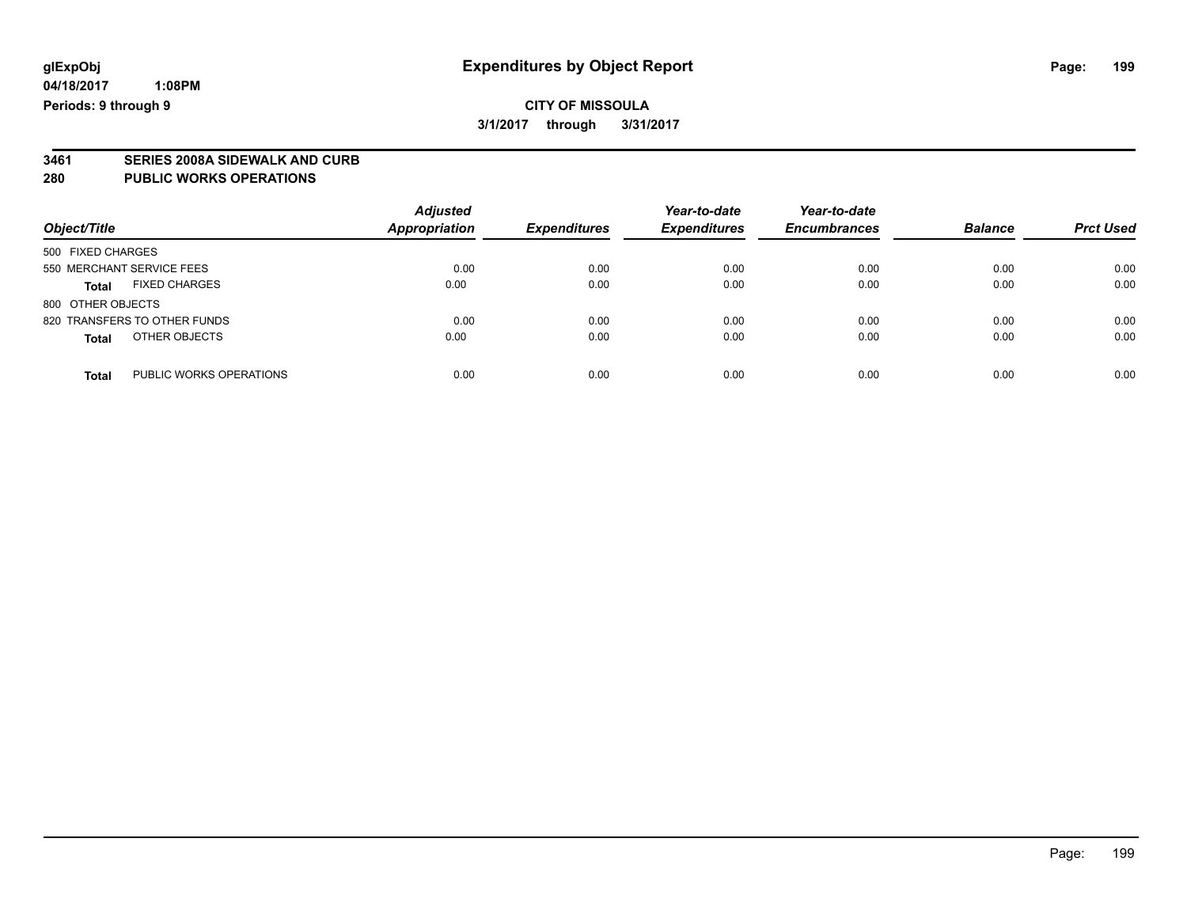glExpObj
04/18/2017 1:08PM
Periods: 9 through 9

# Expenditures by Object Report

**CITY OF MISSOULA**
**3/1/2017 through 3/31/2017**

**3461 SERIES 2008A SIDEWALK AND CURB**
**280 PUBLIC WORKS OPERATIONS**

| Object/Title | Adjusted Appropriation | Expenditures | Year-to-date Expenditures | Year-to-date Encumbrances | Balance | Prct Used |
|---|---|---|---|---|---|---|
| 500 FIXED CHARGES | | | | | | |
| 550 MERCHANT SERVICE FEES | 0.00 | 0.00 | 0.00 | 0.00 | 0.00 | 0.00 |
| **Total** FIXED CHARGES | 0.00 | 0.00 | 0.00 | 0.00 | 0.00 | 0.00 |
| 800 OTHER OBJECTS | | | | | | |
| 820 TRANSFERS TO OTHER FUNDS | 0.00 | 0.00 | 0.00 | 0.00 | 0.00 | 0.00 |
| **Total** OTHER OBJECTS | 0.00 | 0.00 | 0.00 | 0.00 | 0.00 | 0.00 |
| **Total** PUBLIC WORKS OPERATIONS | 0.00 | 0.00 | 0.00 | 0.00 | 0.00 | 0.00 |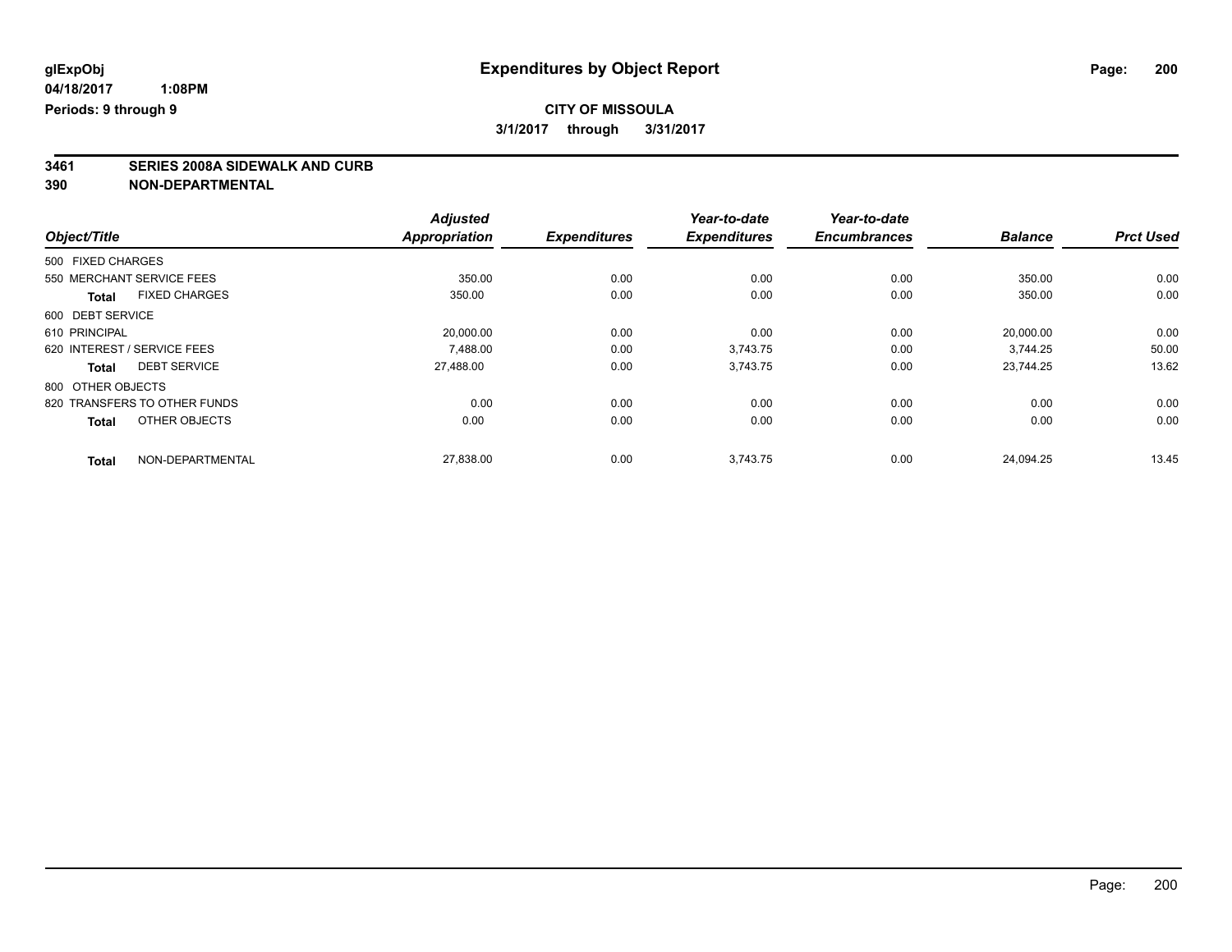glExpObj
04/18/2017 1:08PM
Periods: 9 through 9

# Expenditures by Object Report

## CITY OF MISSOULA

3/1/2017 through 3/31/2017

**3461 SERIES 2008A SIDEWALK AND CURB**
**390 NON-DEPARTMENTAL**

| Object/Title | | Adjusted Appropriation | Expenditures | Year-to-date Expenditures | Year-to-date Encumbrances | Balance | Prct Used |
|---|---|---|---|---|---|---|---|
| 500 FIXED CHARGES | | | | | | | |
| 550 MERCHANT SERVICE FEES | | 350.00 | 0.00 | 0.00 | 0.00 | 350.00 | 0.00 |
| **Total** | FIXED CHARGES | 350.00 | 0.00 | 0.00 | 0.00 | 350.00 | 0.00 |
| 600 DEBT SERVICE | | | | | | | |
| 610 PRINCIPAL | | 20,000.00 | 0.00 | 0.00 | 0.00 | 20,000.00 | 0.00 |
| 620 INTEREST / SERVICE FEES | | 7,488.00 | 0.00 | 3,743.75 | 0.00 | 3,744.25 | 50.00 |
| **Total** | DEBT SERVICE | 27,488.00 | 0.00 | 3,743.75 | 0.00 | 23,744.25 | 13.62 |
| 800 OTHER OBJECTS | | | | | | | |
| 820 TRANSFERS TO OTHER FUNDS | | 0.00 | 0.00 | 0.00 | 0.00 | 0.00 | 0.00 |
| **Total** | OTHER OBJECTS | 0.00 | 0.00 | 0.00 | 0.00 | 0.00 | 0.00 |
| **Total** | NON-DEPARTMENTAL | 27,838.00 | 0.00 | 3,743.75 | 0.00 | 24,094.25 | 13.45 |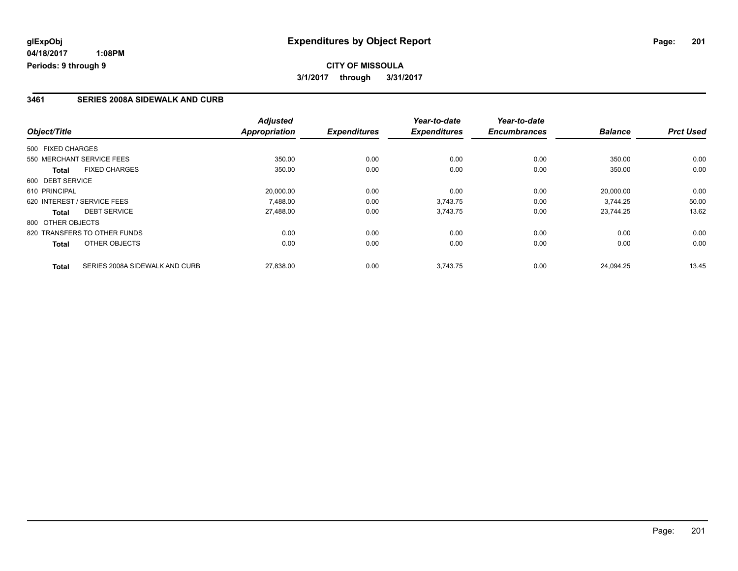**glExpObj**
**04/18/2017 1:08PM**
**Periods: 9 through 9**

# Expenditures by Object Report

**CITY OF MISSOULA**
**3/1/2017 through 3/31/2017**

## 3461 SERIES 2008A SIDEWALK AND CURB

| Object/Title | Adjusted Appropriation | Expenditures | Year-to-date Expenditures | Year-to-date Encumbrances | Balance | Prct Used |
|---|---|---|---|---|---|---|
| 500 FIXED CHARGES | | | | | | |
| 550 MERCHANT SERVICE FEES | 350.00 | 0.00 | 0.00 | 0.00 | 350.00 | 0.00 |
| **Total** FIXED CHARGES | 350.00 | 0.00 | 0.00 | 0.00 | 350.00 | 0.00 |
| 600 DEBT SERVICE | | | | | | |
| 610 PRINCIPAL | 20,000.00 | 0.00 | 0.00 | 0.00 | 20,000.00 | 0.00 |
| 620 INTEREST / SERVICE FEES | 7,488.00 | 0.00 | 3,743.75 | 0.00 | 3,744.25 | 50.00 |
| **Total** DEBT SERVICE | 27,488.00 | 0.00 | 3,743.75 | 0.00 | 23,744.25 | 13.62 |
| 800 OTHER OBJECTS | | | | | | |
| 820 TRANSFERS TO OTHER FUNDS | 0.00 | 0.00 | 0.00 | 0.00 | 0.00 | 0.00 |
| **Total** OTHER OBJECTS | 0.00 | 0.00 | 0.00 | 0.00 | 0.00 | 0.00 |
| **Total** SERIES 2008A SIDEWALK AND CURB | 27,838.00 | 0.00 | 3,743.75 | 0.00 | 24,094.25 | 13.45 |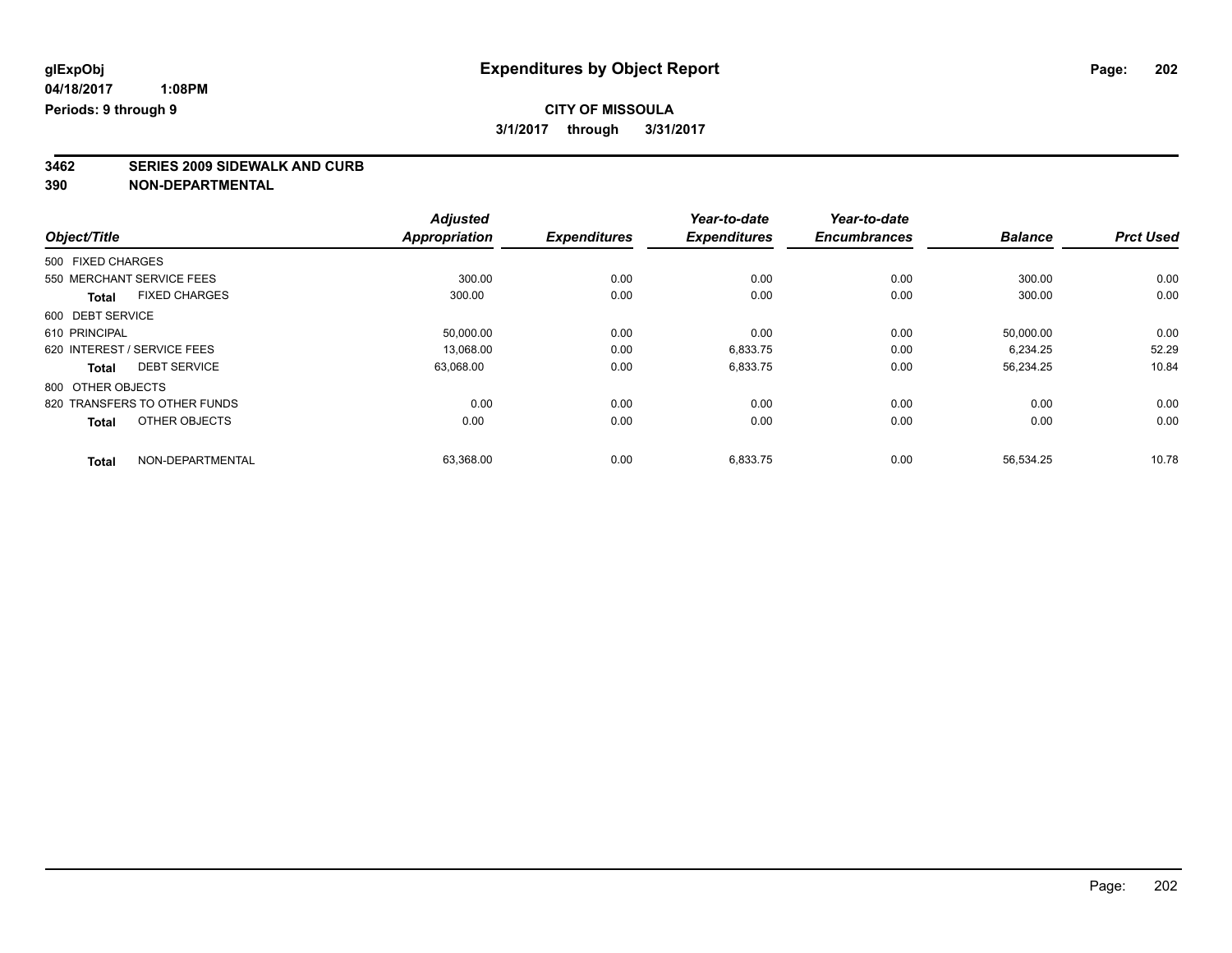**glExpObj**
**04/18/2017 1:08PM**
**Periods: 9 through 9**

# Expenditures by Object Report

**CITY OF MISSOULA**
**3/1/2017 through 3/31/2017**

**3462 SERIES 2009 SIDEWALK AND CURB**
**390 NON-DEPARTMENTAL**

| Object/Title | | Adjusted Appropriation | Expenditures | Year-to-date Expenditures | Year-to-date Encumbrances | Balance | Prct Used |
|---|---|---|---|---|---|---|---|
| 500 FIXED CHARGES | | | | | | | |
| 550 MERCHANT SERVICE FEES | | 300.00 | 0.00 | 0.00 | 0.00 | 300.00 | 0.00 |
| **Total** | FIXED CHARGES | 300.00 | 0.00 | 0.00 | 0.00 | 300.00 | 0.00 |
| 600 DEBT SERVICE | | | | | | | |
| 610 PRINCIPAL | | 50,000.00 | 0.00 | 0.00 | 0.00 | 50,000.00 | 0.00 |
| 620 INTEREST / SERVICE FEES | | 13,068.00 | 0.00 | 6,833.75 | 0.00 | 6,234.25 | 52.29 |
| **Total** | DEBT SERVICE | 63,068.00 | 0.00 | 6,833.75 | 0.00 | 56,234.25 | 10.84 |
| 800 OTHER OBJECTS | | | | | | | |
| 820 TRANSFERS TO OTHER FUNDS | | 0.00 | 0.00 | 0.00 | 0.00 | 0.00 | 0.00 |
| **Total** | OTHER OBJECTS | 0.00 | 0.00 | 0.00 | 0.00 | 0.00 | 0.00 |
| **Total** | NON-DEPARTMENTAL | 63,368.00 | 0.00 | 6,833.75 | 0.00 | 56,534.25 | 10.78 |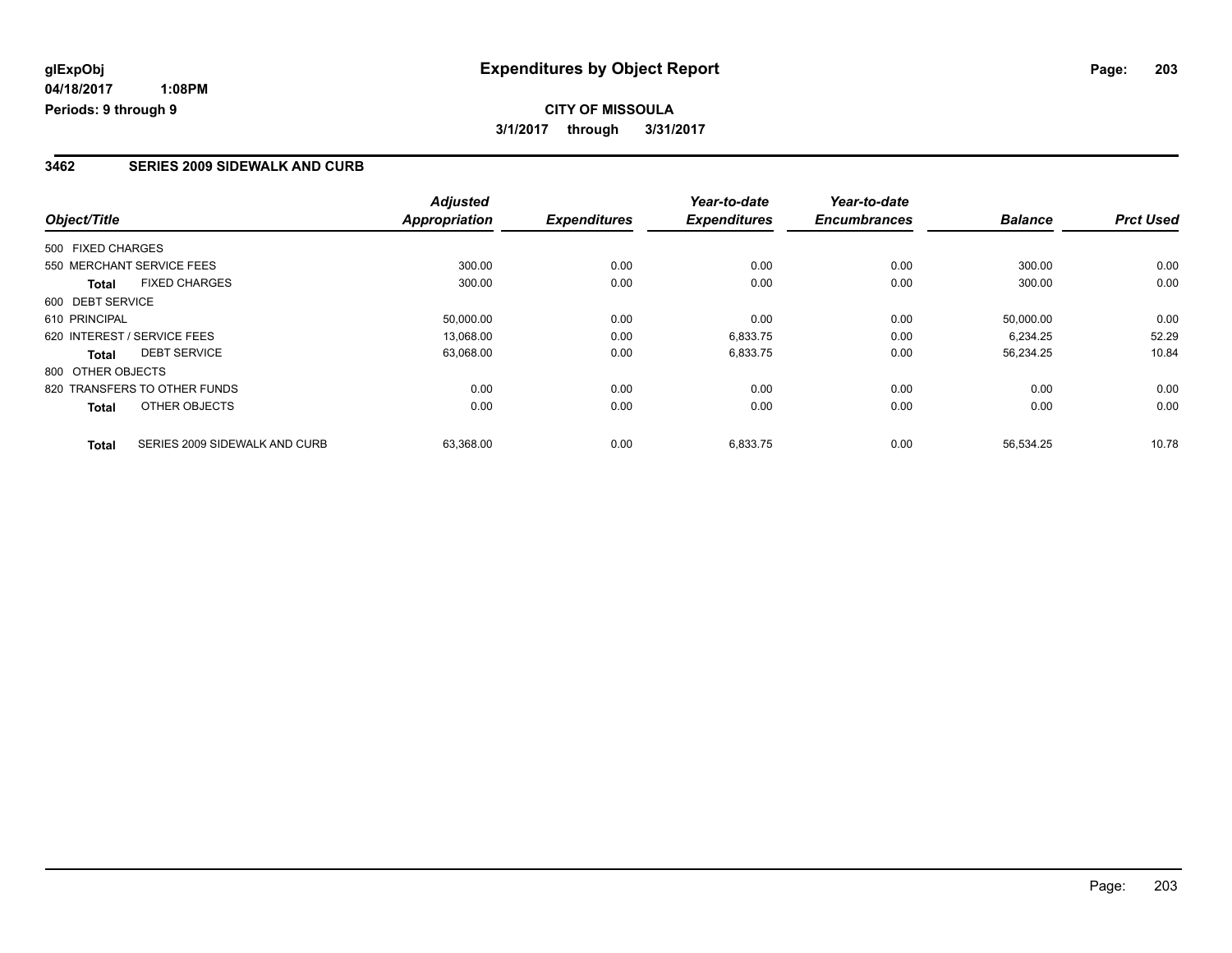**glExpObj** **Expenditures by Object Report**

**04/18/2017 1:08PM**

**Periods: 9 through 9**

**CITY OF MISSOULA**

**3/1/2017 through 3/31/2017**

## 3462 SERIES 2009 SIDEWALK AND CURB

| Object/Title | | Adjusted Appropriation | Expenditures | Year-to-date Expenditures | Year-to-date Encumbrances | Balance | Prct Used |
|---|---|---|---|---|---|---|---|
| 500 FIXED CHARGES | | | | | | | |
| 550 MERCHANT SERVICE FEES | | 300.00 | 0.00 | 0.00 | 0.00 | 300.00 | 0.00 |
| **Total** | FIXED CHARGES | 300.00 | 0.00 | 0.00 | 0.00 | 300.00 | 0.00 |
| 600 DEBT SERVICE | | | | | | | |
| 610 PRINCIPAL | | 50,000.00 | 0.00 | 0.00 | 0.00 | 50,000.00 | 0.00 |
| 620 INTEREST / SERVICE FEES | | 13,068.00 | 0.00 | 6,833.75 | 0.00 | 6,234.25 | 52.29 |
| **Total** | DEBT SERVICE | 63,068.00 | 0.00 | 6,833.75 | 0.00 | 56,234.25 | 10.84 |
| 800 OTHER OBJECTS | | | | | | | |
| 820 TRANSFERS TO OTHER FUNDS | | 0.00 | 0.00 | 0.00 | 0.00 | 0.00 | 0.00 |
| **Total** | OTHER OBJECTS | 0.00 | 0.00 | 0.00 | 0.00 | 0.00 | 0.00 |
| **Total** | SERIES 2009 SIDEWALK AND CURB | 63,368.00 | 0.00 | 6,833.75 | 0.00 | 56,534.25 | 10.78 |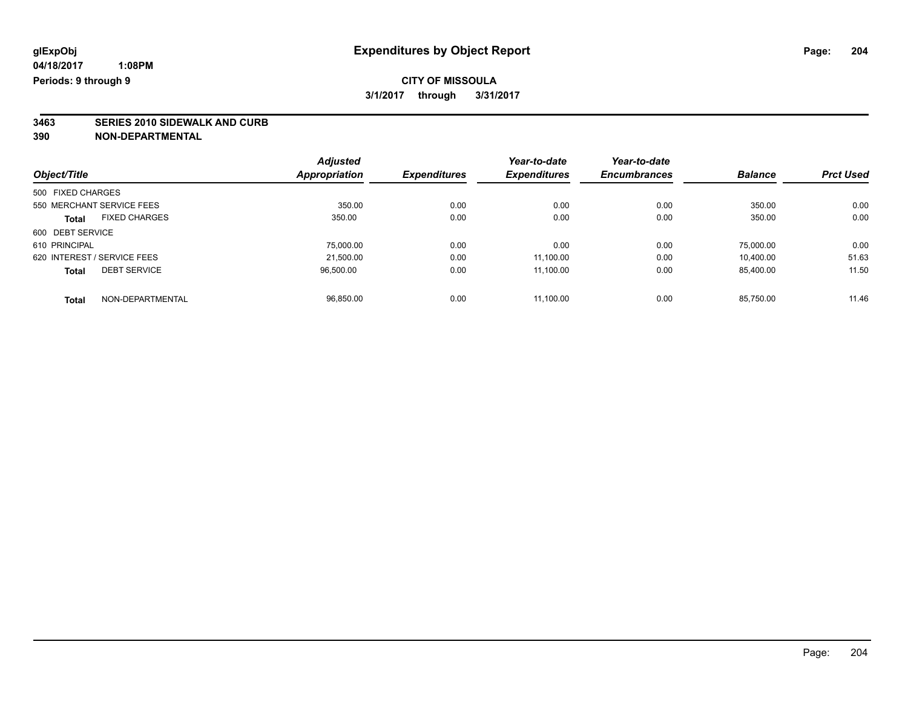glExpObj
04/18/2017 1:08PM
Periods: 9 through 9

# Expenditures by Object Report

**CITY OF MISSOULA**

**3/1/2017 through 3/31/2017**

**3463 SERIES 2010 SIDEWALK AND CURB**

**390 NON-DEPARTMENTAL**

| Object/Title | Adjusted Appropriation | Expenditures | Year-to-date Expenditures | Year-to-date Encumbrances | Balance | Prct Used |
|---|---|---|---|---|---|---|
| 500 FIXED CHARGES | | | | | | |
| 550 MERCHANT SERVICE FEES | 350.00 | 0.00 | 0.00 | 0.00 | 350.00 | 0.00 |
| **Total** FIXED CHARGES | 350.00 | 0.00 | 0.00 | 0.00 | 350.00 | 0.00 |
| 600 DEBT SERVICE | | | | | | |
| 610 PRINCIPAL | 75,000.00 | 0.00 | 0.00 | 0.00 | 75,000.00 | 0.00 |
| 620 INTEREST / SERVICE FEES | 21,500.00 | 0.00 | 11,100.00 | 0.00 | 10,400.00 | 51.63 |
| **Total** DEBT SERVICE | 96,500.00 | 0.00 | 11,100.00 | 0.00 | 85,400.00 | 11.50 |
| **Total** NON-DEPARTMENTAL | 96,850.00 | 0.00 | 11,100.00 | 0.00 | 85,750.00 | 11.46 |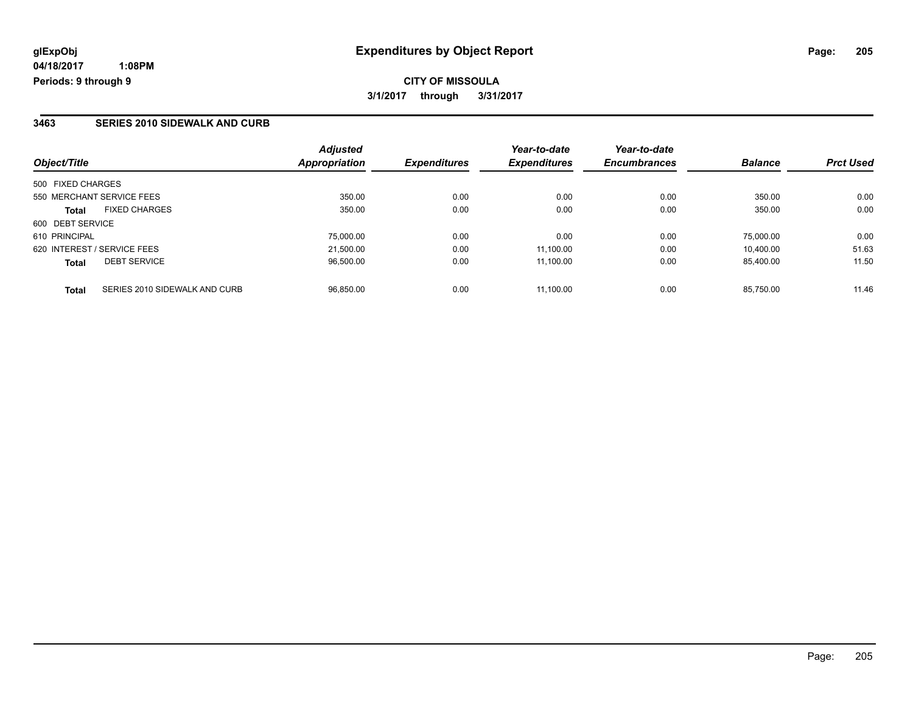glExpObj
04/18/2017 1:08PM
Periods: 9 through 9

# Expenditures by Object Report

**CITY OF MISSOULA**

**3/1/2017 through 3/31/2017**

### 3463 SERIES 2010 SIDEWALK AND CURB

| Object/Title | | Adjusted Appropriation | Expenditures | Year-to-date Expenditures | Year-to-date Encumbrances | Balance | Prct Used |
|---|---|---|---|---|---|---|---|
| 500 FIXED CHARGES | | | | | | | |
| 550 MERCHANT SERVICE FEES | | 350.00 | 0.00 | 0.00 | 0.00 | 350.00 | 0.00 |
| **Total** | FIXED CHARGES | 350.00 | 0.00 | 0.00 | 0.00 | 350.00 | 0.00 |
| 600 DEBT SERVICE | | | | | | | |
| 610 PRINCIPAL | | 75,000.00 | 0.00 | 0.00 | 0.00 | 75,000.00 | 0.00 |
| 620 INTEREST / SERVICE FEES | | 21,500.00 | 0.00 | 11,100.00 | 0.00 | 10,400.00 | 51.63 |
| **Total** | DEBT SERVICE | 96,500.00 | 0.00 | 11,100.00 | 0.00 | 85,400.00 | 11.50 |
| **Total** | SERIES 2010 SIDEWALK AND CURB | 96,850.00 | 0.00 | 11,100.00 | 0.00 | 85,750.00 | 11.46 |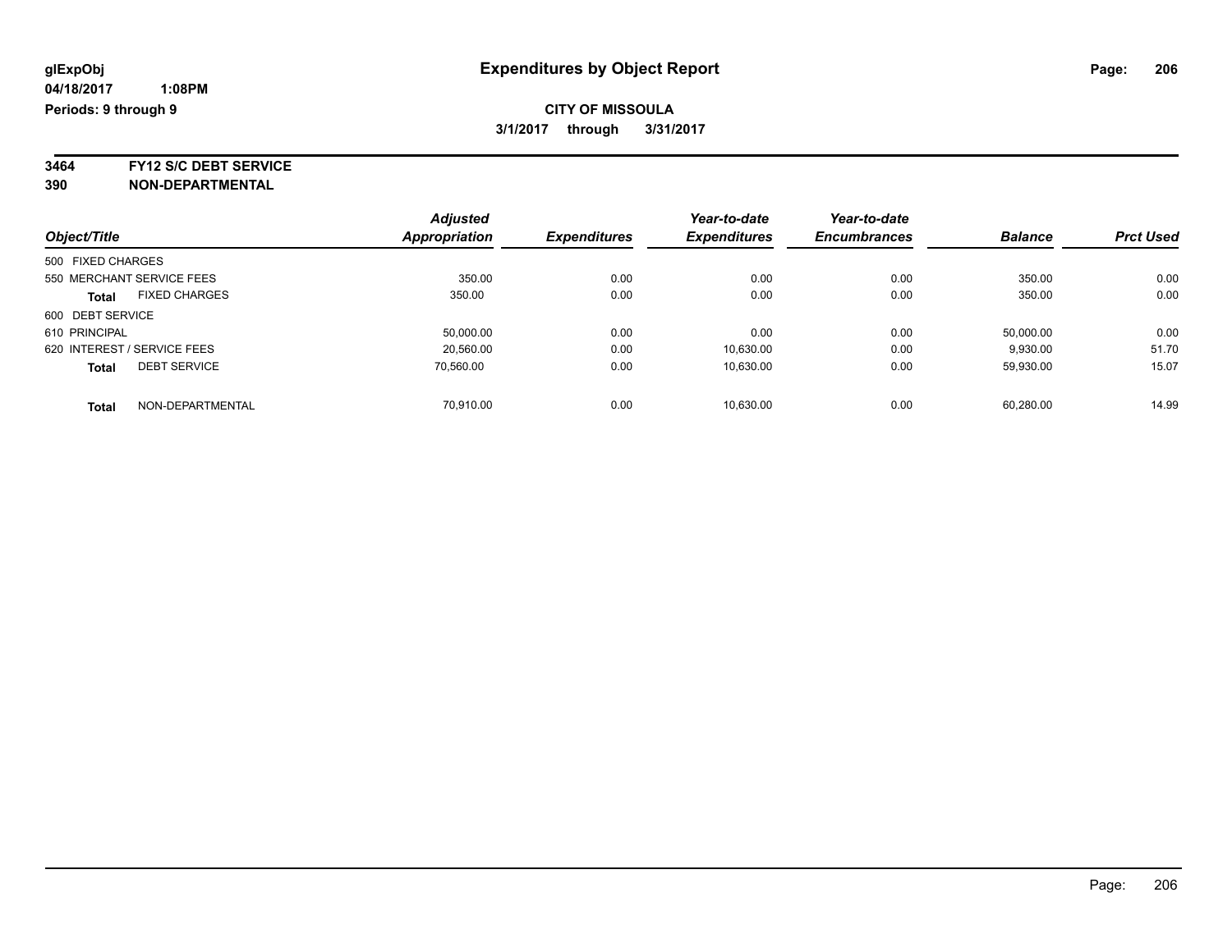**glExpObj** **Expenditures by Object Report**

**04/18/2017 1:08PM**

**Periods: 9 through 9**

**CITY OF MISSOULA**

**3/1/2017 through 3/31/2017**

**3464 FY12 S/C DEBT SERVICE**

**390 NON-DEPARTMENTAL**

| Object/Title | Adjusted Appropriation | Expenditures | Year-to-date Expenditures | Year-to-date Encumbrances | Balance | Prct Used |
|---|---|---|---|---|---|---|
| 500 FIXED CHARGES | | | | | | |
| 550 MERCHANT SERVICE FEES | 350.00 | 0.00 | 0.00 | 0.00 | 350.00 | 0.00 |
| **Total** FIXED CHARGES | 350.00 | 0.00 | 0.00 | 0.00 | 350.00 | 0.00 |
| 600 DEBT SERVICE | | | | | | |
| 610 PRINCIPAL | 50,000.00 | 0.00 | 0.00 | 0.00 | 50,000.00 | 0.00 |
| 620 INTEREST / SERVICE FEES | 20,560.00 | 0.00 | 10,630.00 | 0.00 | 9,930.00 | 51.70 |
| **Total** DEBT SERVICE | 70,560.00 | 0.00 | 10,630.00 | 0.00 | 59,930.00 | 15.07 |
| **Total** NON-DEPARTMENTAL | 70,910.00 | 0.00 | 10,630.00 | 0.00 | 60,280.00 | 14.99 |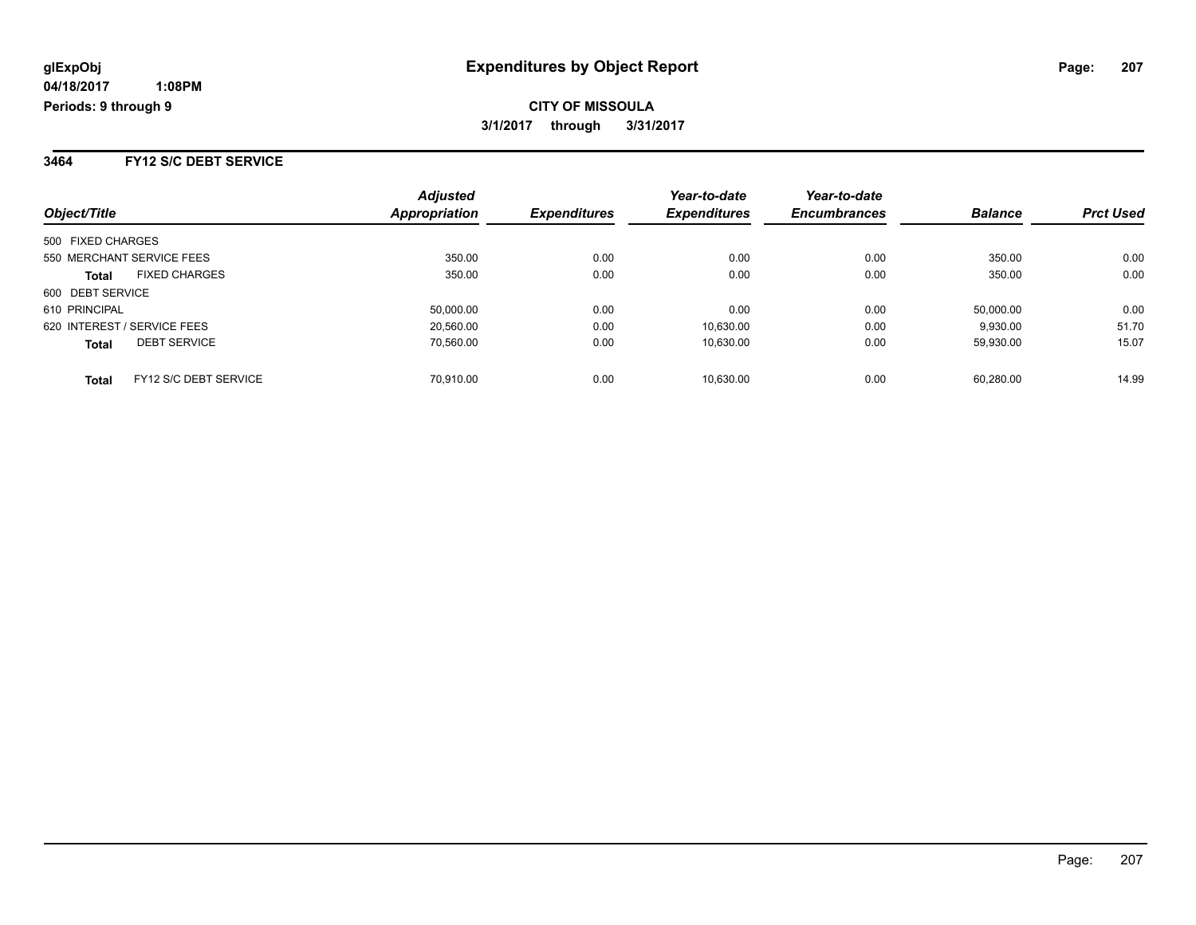# Expenditures by Object Report

**glExpObj**
**04/18/2017 1:08PM**
**Periods: 9 through 9**

**CITY OF MISSOULA**
**3/1/2017 through 3/31/2017**

## 3464 FY12 S/C DEBT SERVICE

| Object/Title | Adjusted Appropriation | Expenditures | Year-to-date Expenditures | Year-to-date Encumbrances | Balance | Prct Used |
|---|---|---|---|---|---|---|
| 500 FIXED CHARGES | | | | | | |
| 550 MERCHANT SERVICE FEES | 350.00 | 0.00 | 0.00 | 0.00 | 350.00 | 0.00 |
| **Total** FIXED CHARGES | 350.00 | 0.00 | 0.00 | 0.00 | 350.00 | 0.00 |
| 600 DEBT SERVICE | | | | | | |
| 610 PRINCIPAL | 50,000.00 | 0.00 | 0.00 | 0.00 | 50,000.00 | 0.00 |
| 620 INTEREST / SERVICE FEES | 20,560.00 | 0.00 | 10,630.00 | 0.00 | 9,930.00 | 51.70 |
| **Total** DEBT SERVICE | 70,560.00 | 0.00 | 10,630.00 | 0.00 | 59,930.00 | 15.07 |
| **Total** FY12 S/C DEBT SERVICE | 70,910.00 | 0.00 | 10,630.00 | 0.00 | 60,280.00 | 14.99 |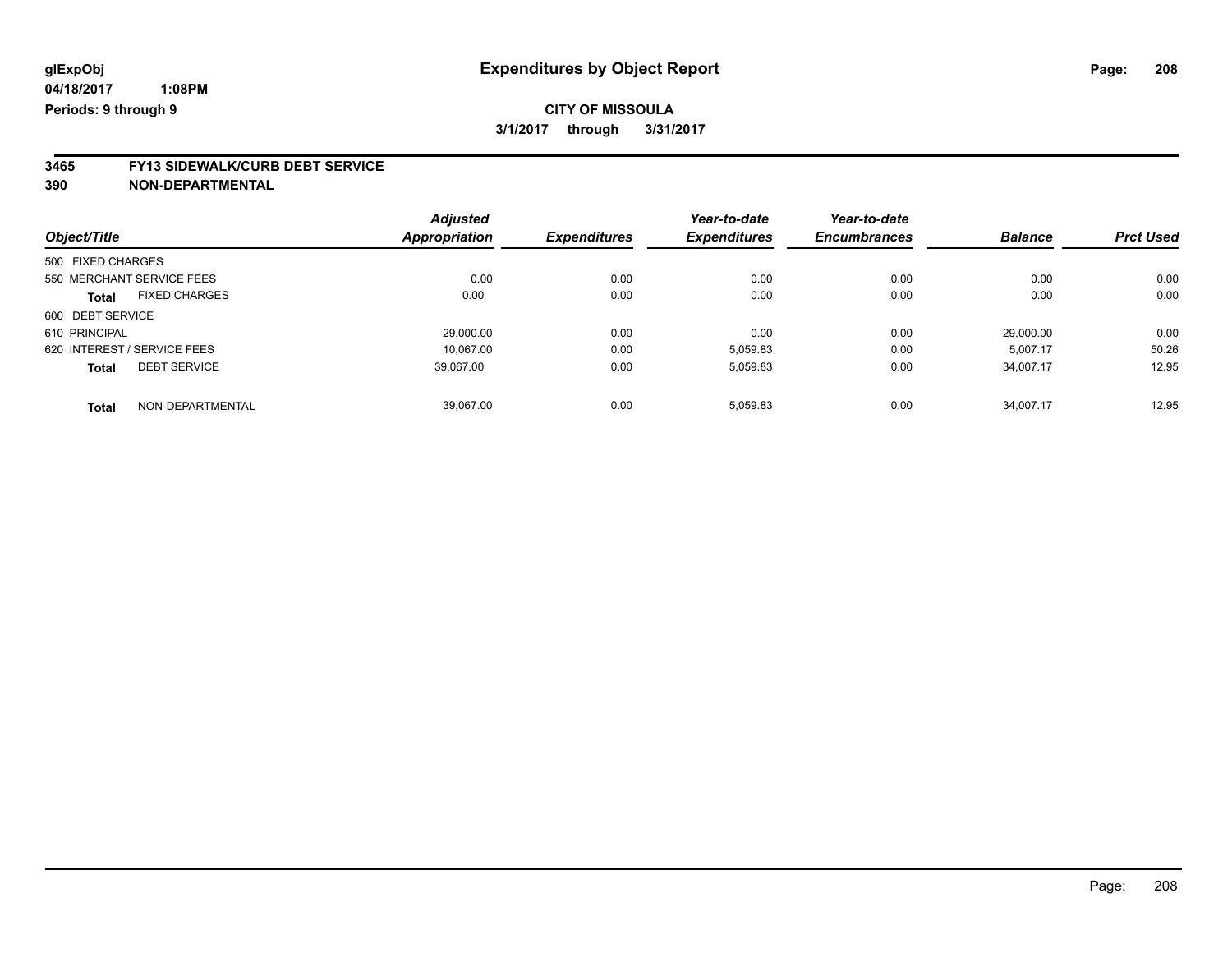# Expenditures by Object Report

glExpObj
04/18/2017 1:08PM
Periods: 9 through 9

**CITY OF MISSOULA**
3/1/2017 through 3/31/2017

## 3465 FY13 SIDEWALK/CURB DEBT SERVICE
## 390 NON-DEPARTMENTAL

| Object/Title | Adjusted Appropriation | Expenditures | Year-to-date Expenditures | Year-to-date Encumbrances | Balance | Prct Used |
|---|---|---|---|---|---|---|
| 500 FIXED CHARGES | | | | | | |
| 550 MERCHANT SERVICE FEES | 0.00 | 0.00 | 0.00 | 0.00 | 0.00 | 0.00 |
| **Total** FIXED CHARGES | 0.00 | 0.00 | 0.00 | 0.00 | 0.00 | 0.00 |
| 600 DEBT SERVICE | | | | | | |
| 610 PRINCIPAL | 29,000.00 | 0.00 | 0.00 | 0.00 | 29,000.00 | 0.00 |
| 620 INTEREST / SERVICE FEES | 10,067.00 | 0.00 | 5,059.83 | 0.00 | 5,007.17 | 50.26 |
| **Total** DEBT SERVICE | 39,067.00 | 0.00 | 5,059.83 | 0.00 | 34,007.17 | 12.95 |
| **Total** NON-DEPARTMENTAL | 39,067.00 | 0.00 | 5,059.83 | 0.00 | 34,007.17 | 12.95 |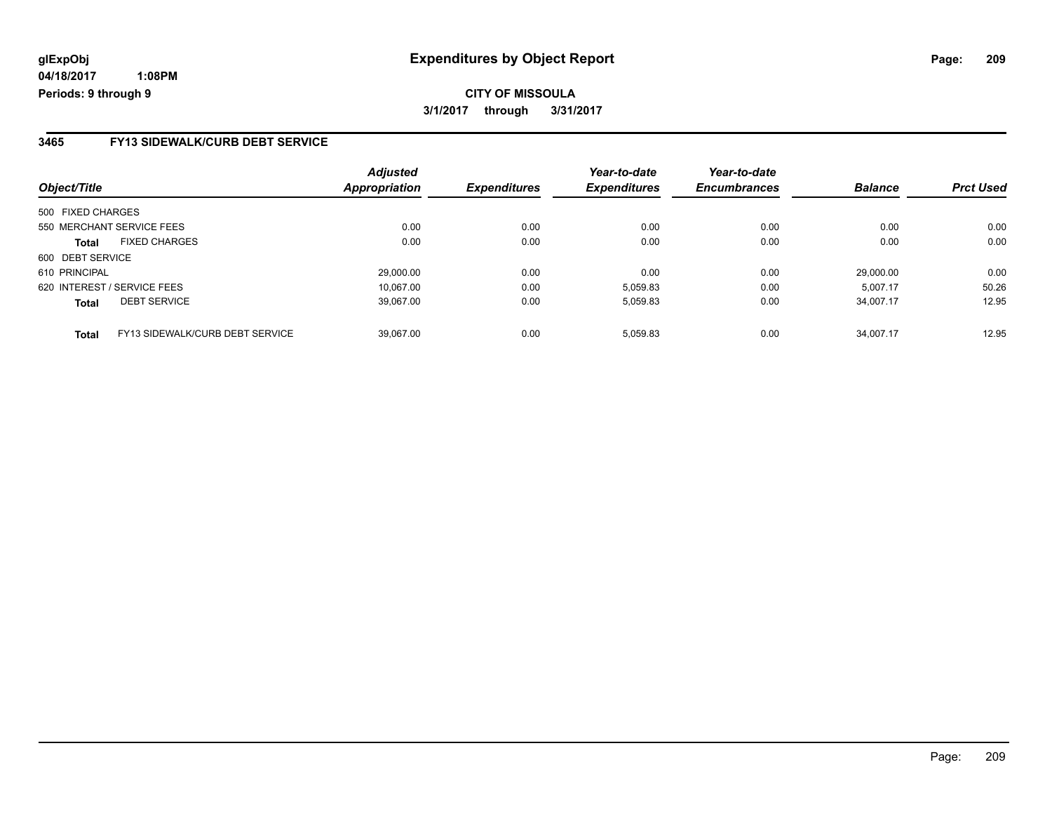**glExpObj** **Expenditures by Object Report**

**04/18/2017 1:08PM**

**Periods: 9 through 9**

**CITY OF MISSOULA**

**3/1/2017 through 3/31/2017**

### 3465 FY13 SIDEWALK/CURB DEBT SERVICE

| Object/Title | | Adjusted Appropriation | Expenditures | Year-to-date Expenditures | Year-to-date Encumbrances | Balance | Prct Used |
|---|---|---|---|---|---|---|---|
| 500 FIXED CHARGES | | | | | | | |
| 550 MERCHANT SERVICE FEES | | 0.00 | 0.00 | 0.00 | 0.00 | 0.00 | 0.00 |
| **Total** | FIXED CHARGES | 0.00 | 0.00 | 0.00 | 0.00 | 0.00 | 0.00 |
| 600 DEBT SERVICE | | | | | | | |
| 610 PRINCIPAL | | 29,000.00 | 0.00 | 0.00 | 0.00 | 29,000.00 | 0.00 |
| 620 INTEREST / SERVICE FEES | | 10,067.00 | 0.00 | 5,059.83 | 0.00 | 5,007.17 | 50.26 |
| **Total** | DEBT SERVICE | 39,067.00 | 0.00 | 5,059.83 | 0.00 | 34,007.17 | 12.95 |
| **Total** | FY13 SIDEWALK/CURB DEBT SERVICE | 39,067.00 | 0.00 | 5,059.83 | 0.00 | 34,007.17 | 12.95 |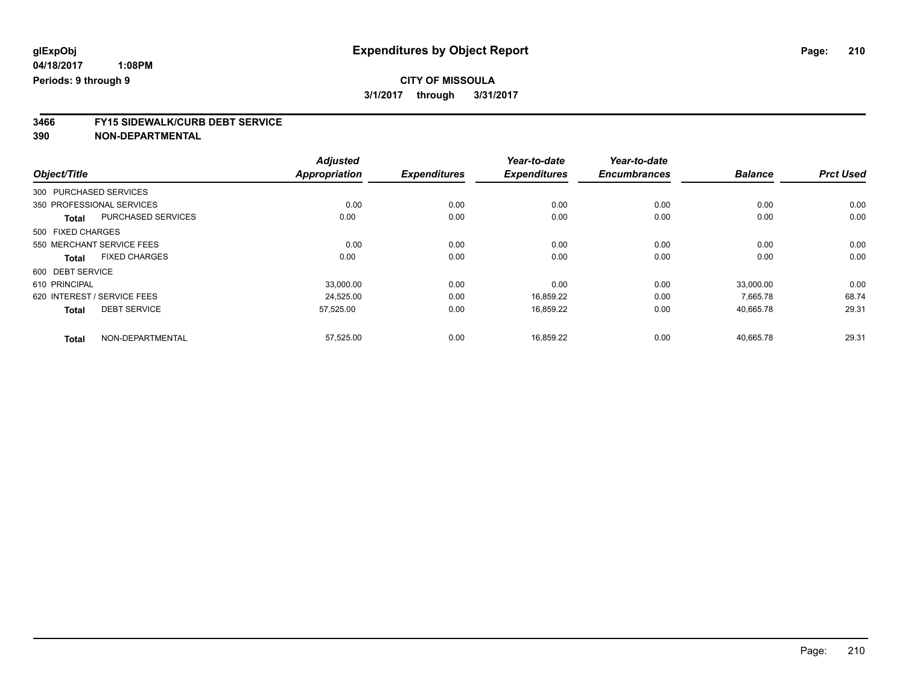glExpObj
04/18/2017 1:08PM
Periods: 9 through 9

# Expenditures by Object Report

**CITY OF MISSOULA**

**3/1/2017 through 3/31/2017**

**3466 FY15 SIDEWALK/CURB DEBT SERVICE**
**390 NON-DEPARTMENTAL**

| Object/Title | | Adjusted Appropriation | Expenditures | Year-to-date Expenditures | Year-to-date Encumbrances | Balance | Prct Used |
|---|---|---|---|---|---|---|---|
| 300 PURCHASED SERVICES | | | | | | | |
| 350 PROFESSIONAL SERVICES | | 0.00 | 0.00 | 0.00 | 0.00 | 0.00 | 0.00 |
| **Total** | PURCHASED SERVICES | 0.00 | 0.00 | 0.00 | 0.00 | 0.00 | 0.00 |
| 500 FIXED CHARGES | | | | | | | |
| 550 MERCHANT SERVICE FEES | | 0.00 | 0.00 | 0.00 | 0.00 | 0.00 | 0.00 |
| **Total** | FIXED CHARGES | 0.00 | 0.00 | 0.00 | 0.00 | 0.00 | 0.00 |
| 600 DEBT SERVICE | | | | | | | |
| 610 PRINCIPAL | | 33,000.00 | 0.00 | 0.00 | 0.00 | 33,000.00 | 0.00 |
| 620 INTEREST / SERVICE FEES | | 24,525.00 | 0.00 | 16,859.22 | 0.00 | 7,665.78 | 68.74 |
| **Total** | DEBT SERVICE | 57,525.00 | 0.00 | 16,859.22 | 0.00 | 40,665.78 | 29.31 |
| **Total** | NON-DEPARTMENTAL | 57,525.00 | 0.00 | 16,859.22 | 0.00 | 40,665.78 | 29.31 |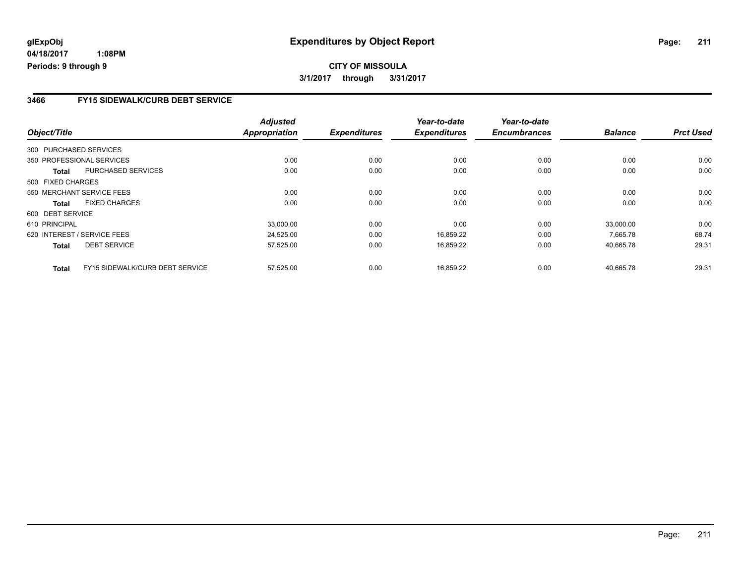glExpObj
04/18/2017 1:08PM
Periods: 9 through 9

# Expenditures by Object Report

**CITY OF MISSOULA**
**3/1/2017 through 3/31/2017**

## 3466 FY15 SIDEWALK/CURB DEBT SERVICE

| Object/Title | | Adjusted Appropriation | Expenditures | Year-to-date Expenditures | Year-to-date Encumbrances | Balance | Prct Used |
|---|---|---|---|---|---|---|---|
| 300 PURCHASED SERVICES | | | | | | | |
| 350 PROFESSIONAL SERVICES | | 0.00 | 0.00 | 0.00 | 0.00 | 0.00 | 0.00 |
| Total | PURCHASED SERVICES | 0.00 | 0.00 | 0.00 | 0.00 | 0.00 | 0.00 |
| 500 FIXED CHARGES | | | | | | | |
| 550 MERCHANT SERVICE FEES | | 0.00 | 0.00 | 0.00 | 0.00 | 0.00 | 0.00 |
| Total | FIXED CHARGES | 0.00 | 0.00 | 0.00 | 0.00 | 0.00 | 0.00 |
| 600 DEBT SERVICE | | | | | | | |
| 610 PRINCIPAL | | 33,000.00 | 0.00 | 0.00 | 0.00 | 33,000.00 | 0.00 |
| 620 INTEREST / SERVICE FEES | | 24,525.00 | 0.00 | 16,859.22 | 0.00 | 7,665.78 | 68.74 |
| Total | DEBT SERVICE | 57,525.00 | 0.00 | 16,859.22 | 0.00 | 40,665.78 | 29.31 |
| Total | FY15 SIDEWALK/CURB DEBT SERVICE | 57,525.00 | 0.00 | 16,859.22 | 0.00 | 40,665.78 | 29.31 |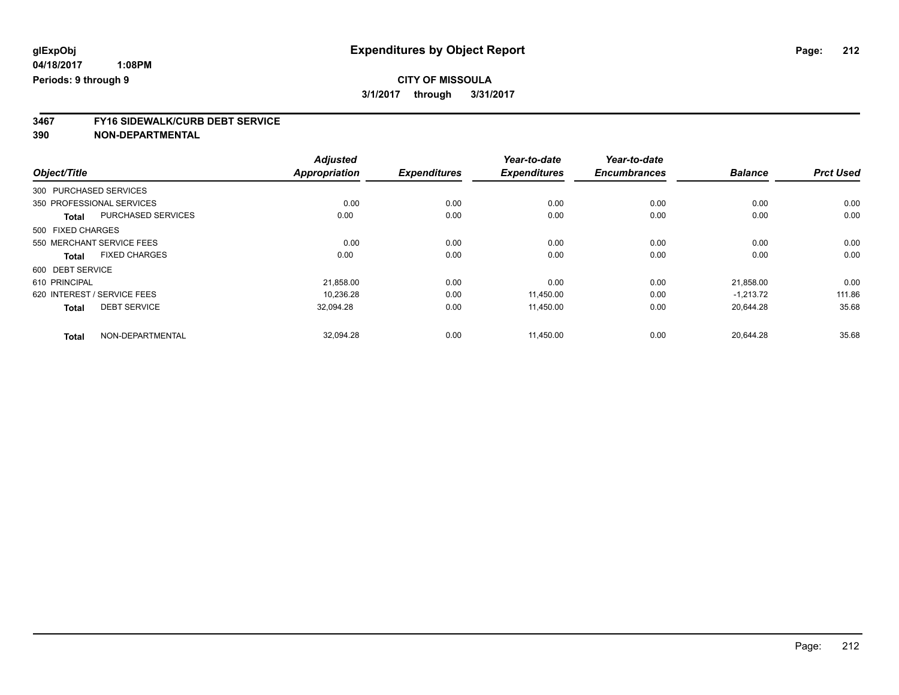glExpObj
04/18/2017 1:08PM
Periods: 9 through 9

# Expenditures by Object Report

**CITY OF MISSOULA**
**3/1/2017 through 3/31/2017**

## 3467 FY16 SIDEWALK/CURB DEBT SERVICE
## 390 NON-DEPARTMENTAL

| Object/Title | | Adjusted Appropriation | Expenditures | Year-to-date Expenditures | Year-to-date Encumbrances | Balance | Prct Used |
|---|---|---|---|---|---|---|---|
| 300 PURCHASED SERVICES | | | | | | | |
| 350 PROFESSIONAL SERVICES | | 0.00 | 0.00 | 0.00 | 0.00 | 0.00 | 0.00 |
| **Total** | PURCHASED SERVICES | 0.00 | 0.00 | 0.00 | 0.00 | 0.00 | 0.00 |
| 500 FIXED CHARGES | | | | | | | |
| 550 MERCHANT SERVICE FEES | | 0.00 | 0.00 | 0.00 | 0.00 | 0.00 | 0.00 |
| **Total** | FIXED CHARGES | 0.00 | 0.00 | 0.00 | 0.00 | 0.00 | 0.00 |
| 600 DEBT SERVICE | | | | | | | |
| 610 PRINCIPAL | | 21,858.00 | 0.00 | 0.00 | 0.00 | 21,858.00 | 0.00 |
| 620 INTEREST / SERVICE FEES | | 10,236.28 | 0.00 | 11,450.00 | 0.00 | -1,213.72 | 111.86 |
| **Total** | DEBT SERVICE | 32,094.28 | 0.00 | 11,450.00 | 0.00 | 20,644.28 | 35.68 |
| **Total** | NON-DEPARTMENTAL | 32,094.28 | 0.00 | 11,450.00 | 0.00 | 20,644.28 | 35.68 |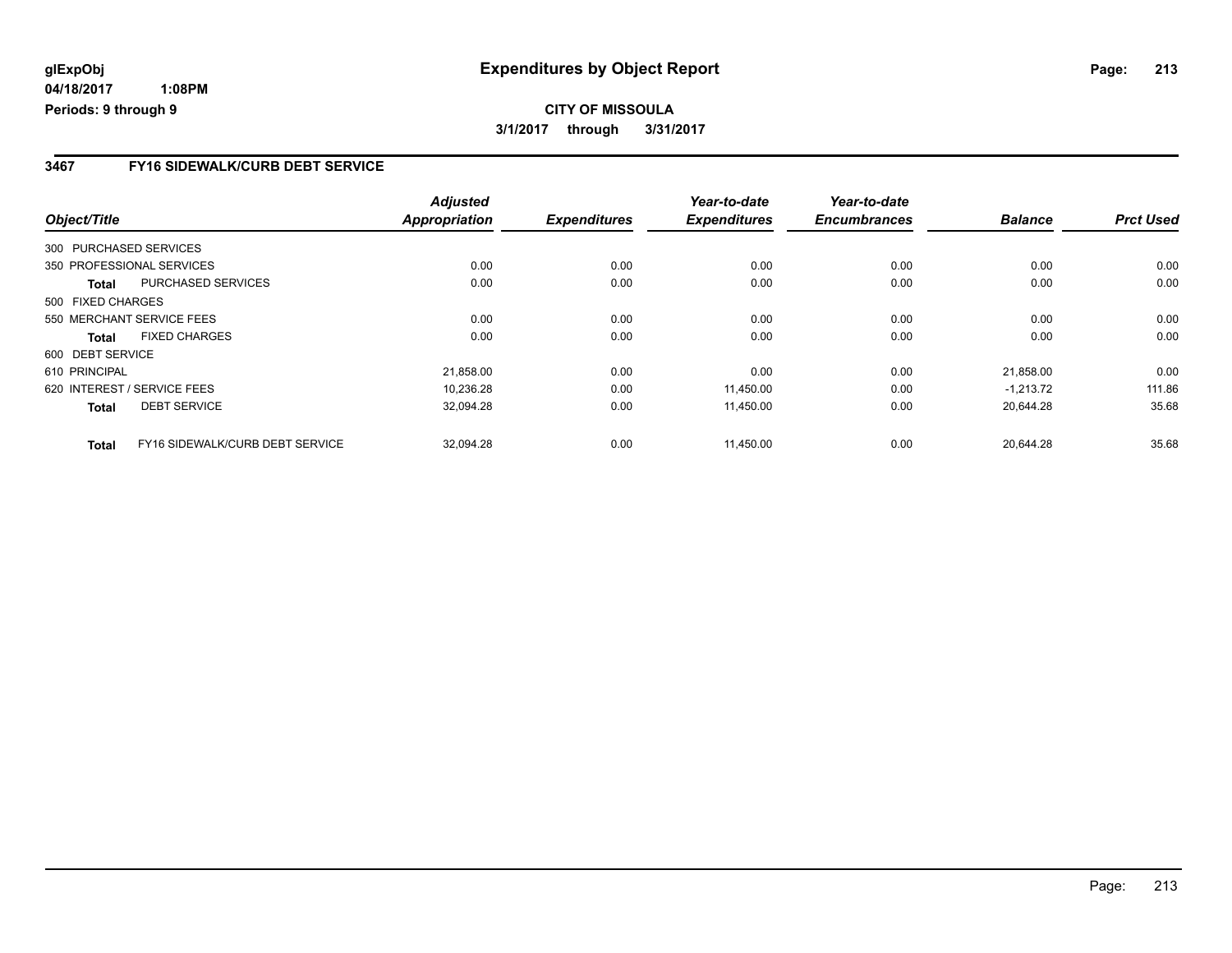glExpObj
04/18/2017 1:08PM
Periods: 9 through 9

# Expenditures by Object Report

**CITY OF MISSOULA**
**3/1/2017 through 3/31/2017**

## 3467 FY16 SIDEWALK/CURB DEBT SERVICE

| Object/Title | | Adjusted Appropriation | Expenditures | Year-to-date Expenditures | Year-to-date Encumbrances | Balance | Prct Used |
|---|---|---|---|---|---|---|---|
| 300 PURCHASED SERVICES | | | | | | | |
| 350 PROFESSIONAL SERVICES | | 0.00 | 0.00 | 0.00 | 0.00 | 0.00 | 0.00 |
| **Total** | PURCHASED SERVICES | 0.00 | 0.00 | 0.00 | 0.00 | 0.00 | 0.00 |
| 500 FIXED CHARGES | | | | | | | |
| 550 MERCHANT SERVICE FEES | | 0.00 | 0.00 | 0.00 | 0.00 | 0.00 | 0.00 |
| **Total** | FIXED CHARGES | 0.00 | 0.00 | 0.00 | 0.00 | 0.00 | 0.00 |
| 600 DEBT SERVICE | | | | | | | |
| 610 PRINCIPAL | | 21,858.00 | 0.00 | 0.00 | 0.00 | 21,858.00 | 0.00 |
| 620 INTEREST / SERVICE FEES | | 10,236.28 | 0.00 | 11,450.00 | 0.00 | -1,213.72 | 111.86 |
| **Total** | DEBT SERVICE | 32,094.28 | 0.00 | 11,450.00 | 0.00 | 20,644.28 | 35.68 |
| **Total** | FY16 SIDEWALK/CURB DEBT SERVICE | 32,094.28 | 0.00 | 11,450.00 | 0.00 | 20,644.28 | 35.68 |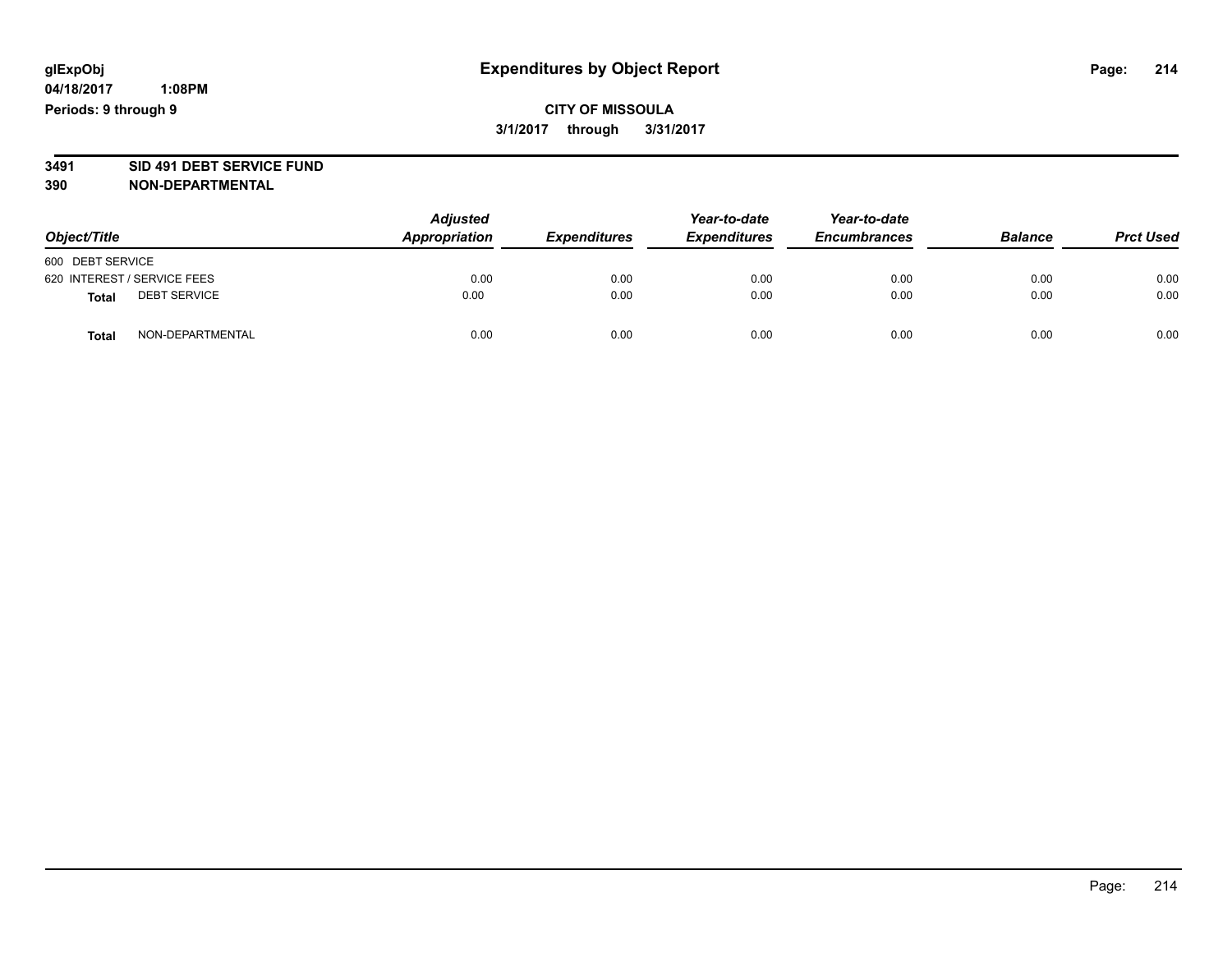**glExpObj**
**04/18/2017 1:08PM**
**Periods: 9 through 9**

# Expenditures by Object Report

**CITY OF MISSOULA**
**3/1/2017 through 3/31/2017**

**3491 SID 491 DEBT SERVICE FUND**
**390 NON-DEPARTMENTAL**

| Object/Title | Adjusted Appropriation | Expenditures | Year-to-date Expenditures | Year-to-date Encumbrances | Balance | Prct Used |
|---|---|---|---|---|---|---|
| 600 DEBT SERVICE | | | | | | |
| 620 INTEREST / SERVICE FEES | 0.00 | 0.00 | 0.00 | 0.00 | 0.00 | 0.00 |
| **Total** DEBT SERVICE | 0.00 | 0.00 | 0.00 | 0.00 | 0.00 | 0.00 |
| **Total** NON-DEPARTMENTAL | 0.00 | 0.00 | 0.00 | 0.00 | 0.00 | 0.00 |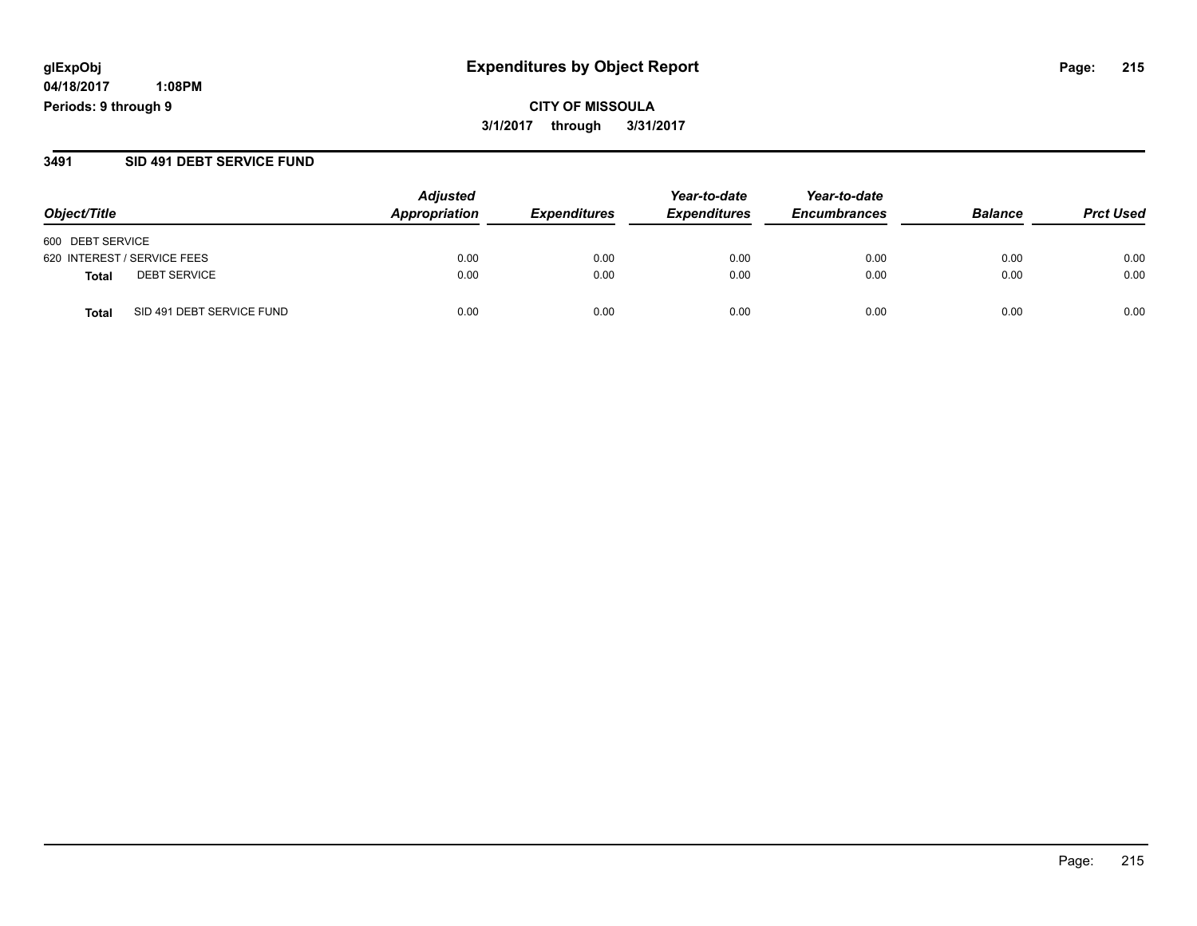**glExpObj**
**04/18/2017 1:08PM**
**Periods: 9 through 9**

# Expenditures by Object Report

**CITY OF MISSOULA**
**3/1/2017 through 3/31/2017**

## 3491 SID 491 DEBT SERVICE FUND

| Object/Title | Adjusted Appropriation | Expenditures | Year-to-date Expenditures | Year-to-date Encumbrances | Balance | Prct Used |
|---|---|---|---|---|---|---|
| 600 DEBT SERVICE | | | | | | |
| 620 INTEREST / SERVICE FEES | 0.00 | 0.00 | 0.00 | 0.00 | 0.00 | 0.00 |
| **Total** DEBT SERVICE | 0.00 | 0.00 | 0.00 | 0.00 | 0.00 | 0.00 |
| **Total** SID 491 DEBT SERVICE FUND | 0.00 | 0.00 | 0.00 | 0.00 | 0.00 | 0.00 |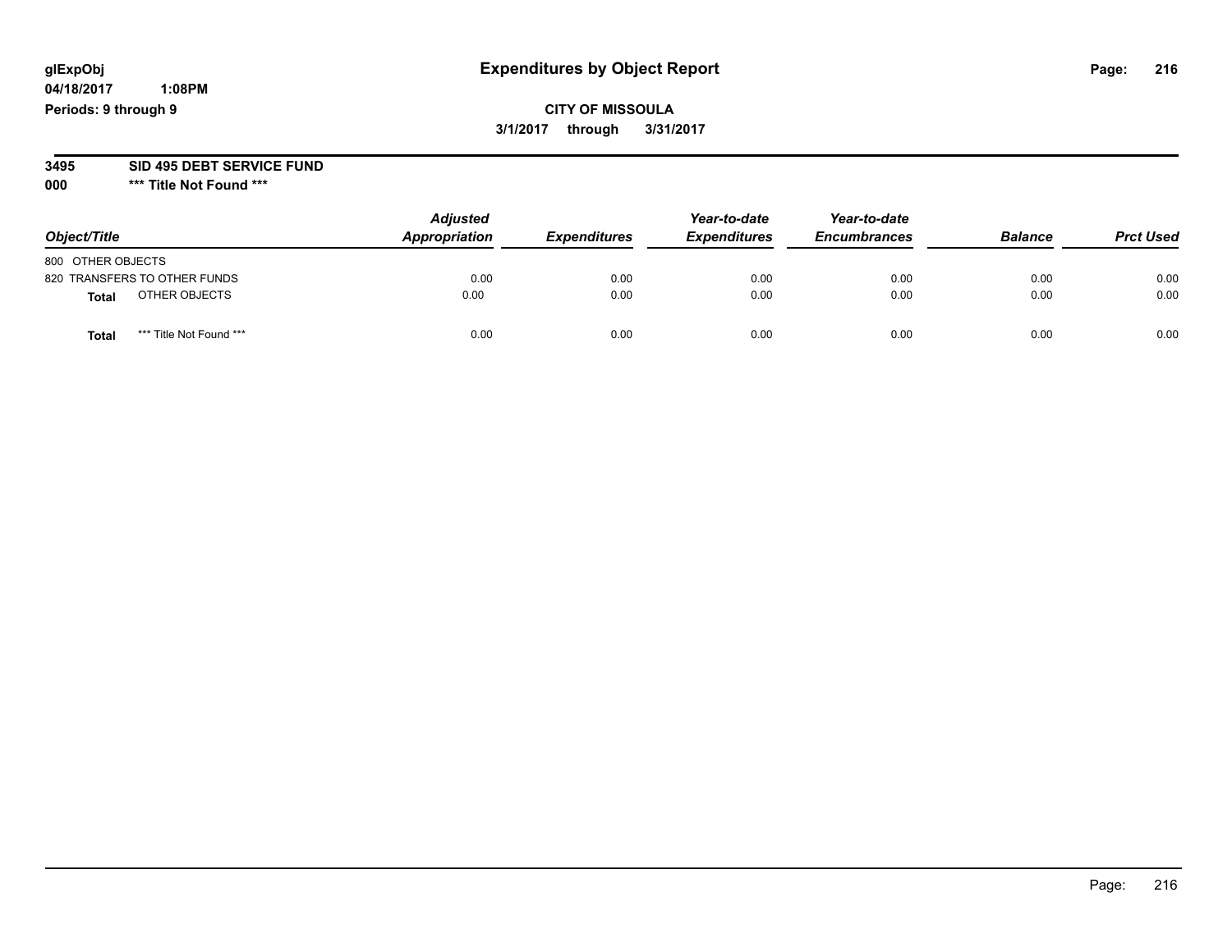**glExpObj**
**04/18/2017 1:08PM**
**Periods: 9 through 9**

# Expenditures by Object Report

**CITY OF MISSOULA**
**3/1/2017 through 3/31/2017**

**3495 SID 495 DEBT SERVICE FUND**
**000 \*\*\* Title Not Found \*\*\***

| Object/Title | Adjusted Appropriation | Expenditures | Year-to-date Expenditures | Year-to-date Encumbrances | Balance | Prct Used |
|---|---|---|---|---|---|---|
| 800 OTHER OBJECTS | | | | | | |
| 820 TRANSFERS TO OTHER FUNDS | 0.00 | 0.00 | 0.00 | 0.00 | 0.00 | 0.00 |
| **Total** OTHER OBJECTS | 0.00 | 0.00 | 0.00 | 0.00 | 0.00 | 0.00 |
| **Total** *** Title Not Found *** | 0.00 | 0.00 | 0.00 | 0.00 | 0.00 | 0.00 |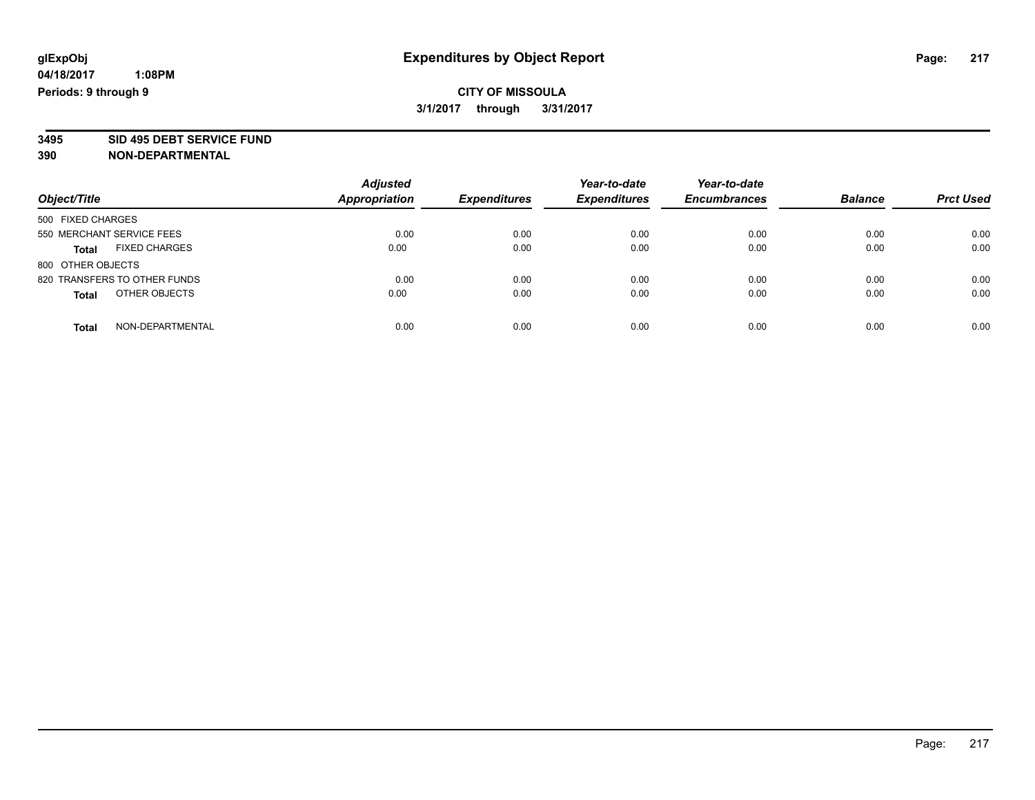glExpObj
04/18/2017 1:08PM
Periods: 9 through 9

# Expenditures by Object Report

**CITY OF MISSOULA**
**3/1/2017 through 3/31/2017**

**3495 SID 495 DEBT SERVICE FUND**
**390 NON-DEPARTMENTAL**

| Object/Title | Adjusted Appropriation | Expenditures | Year-to-date Expenditures | Year-to-date Encumbrances | Balance | Prct Used |
|---|---|---|---|---|---|---|
| 500 FIXED CHARGES | | | | | | |
| 550 MERCHANT SERVICE FEES | 0.00 | 0.00 | 0.00 | 0.00 | 0.00 | 0.00 |
| **Total** FIXED CHARGES | 0.00 | 0.00 | 0.00 | 0.00 | 0.00 | 0.00 |
| 800 OTHER OBJECTS | | | | | | |
| 820 TRANSFERS TO OTHER FUNDS | 0.00 | 0.00 | 0.00 | 0.00 | 0.00 | 0.00 |
| **Total** OTHER OBJECTS | 0.00 | 0.00 | 0.00 | 0.00 | 0.00 | 0.00 |
| **Total** NON-DEPARTMENTAL | 0.00 | 0.00 | 0.00 | 0.00 | 0.00 | 0.00 |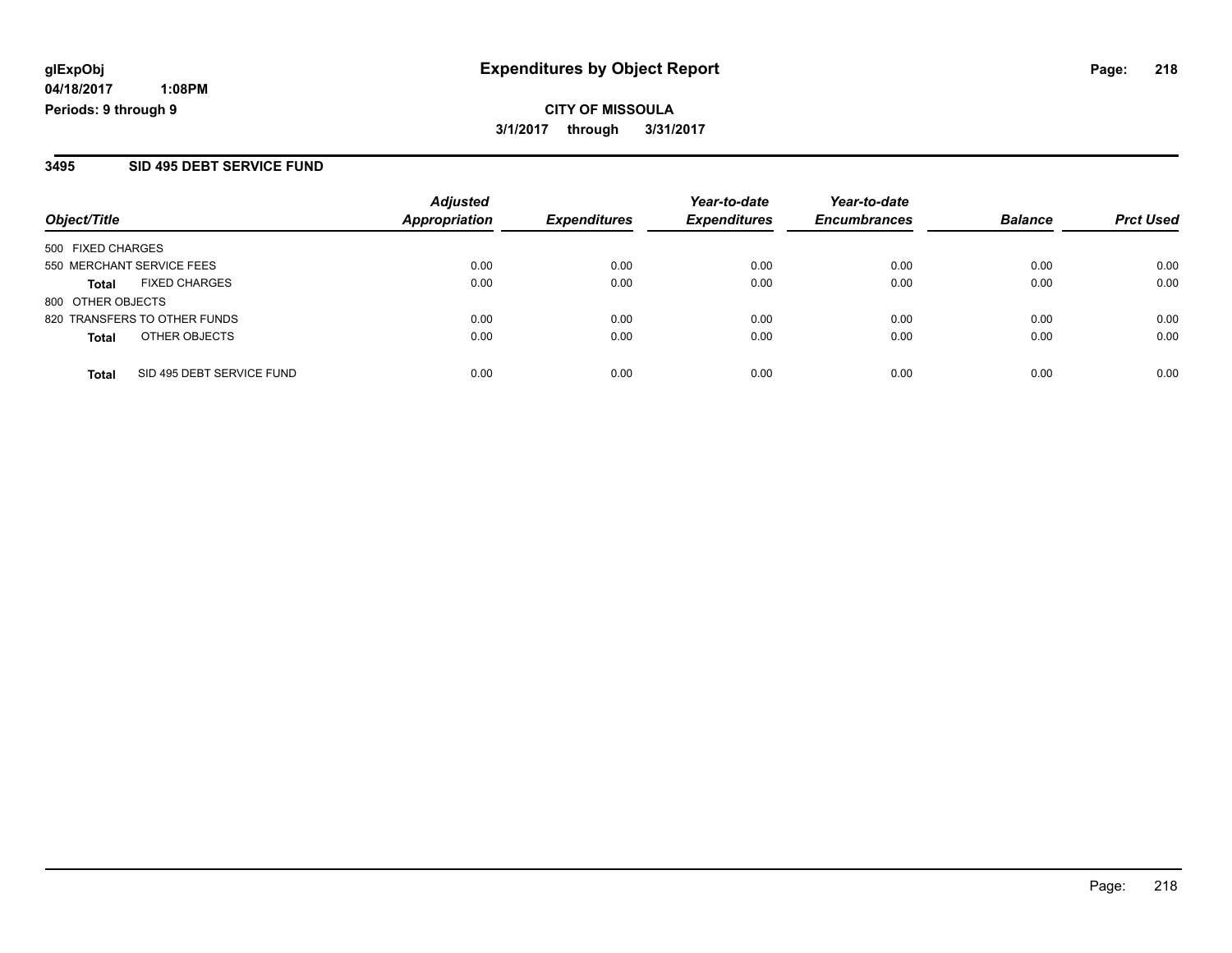glExpObj
04/18/2017 1:08PM
Periods: 9 through 9

# Expenditures by Object Report

**CITY OF MISSOULA**
**3/1/2017 through 3/31/2017**

## 3495 SID 495 DEBT SERVICE FUND

| Object/Title | | Adjusted Appropriation | Expenditures | Year-to-date Expenditures | Year-to-date Encumbrances | Balance | Prct Used |
|---|---|---|---|---|---|---|---|
| 500 FIXED CHARGES | | | | | | | |
| 550 MERCHANT SERVICE FEES | | 0.00 | 0.00 | 0.00 | 0.00 | 0.00 | 0.00 |
| **Total** | FIXED CHARGES | 0.00 | 0.00 | 0.00 | 0.00 | 0.00 | 0.00 |
| 800 OTHER OBJECTS | | | | | | | |
| 820 TRANSFERS TO OTHER FUNDS | | 0.00 | 0.00 | 0.00 | 0.00 | 0.00 | 0.00 |
| **Total** | OTHER OBJECTS | 0.00 | 0.00 | 0.00 | 0.00 | 0.00 | 0.00 |
| **Total** | SID 495 DEBT SERVICE FUND | 0.00 | 0.00 | 0.00 | 0.00 | 0.00 | 0.00 |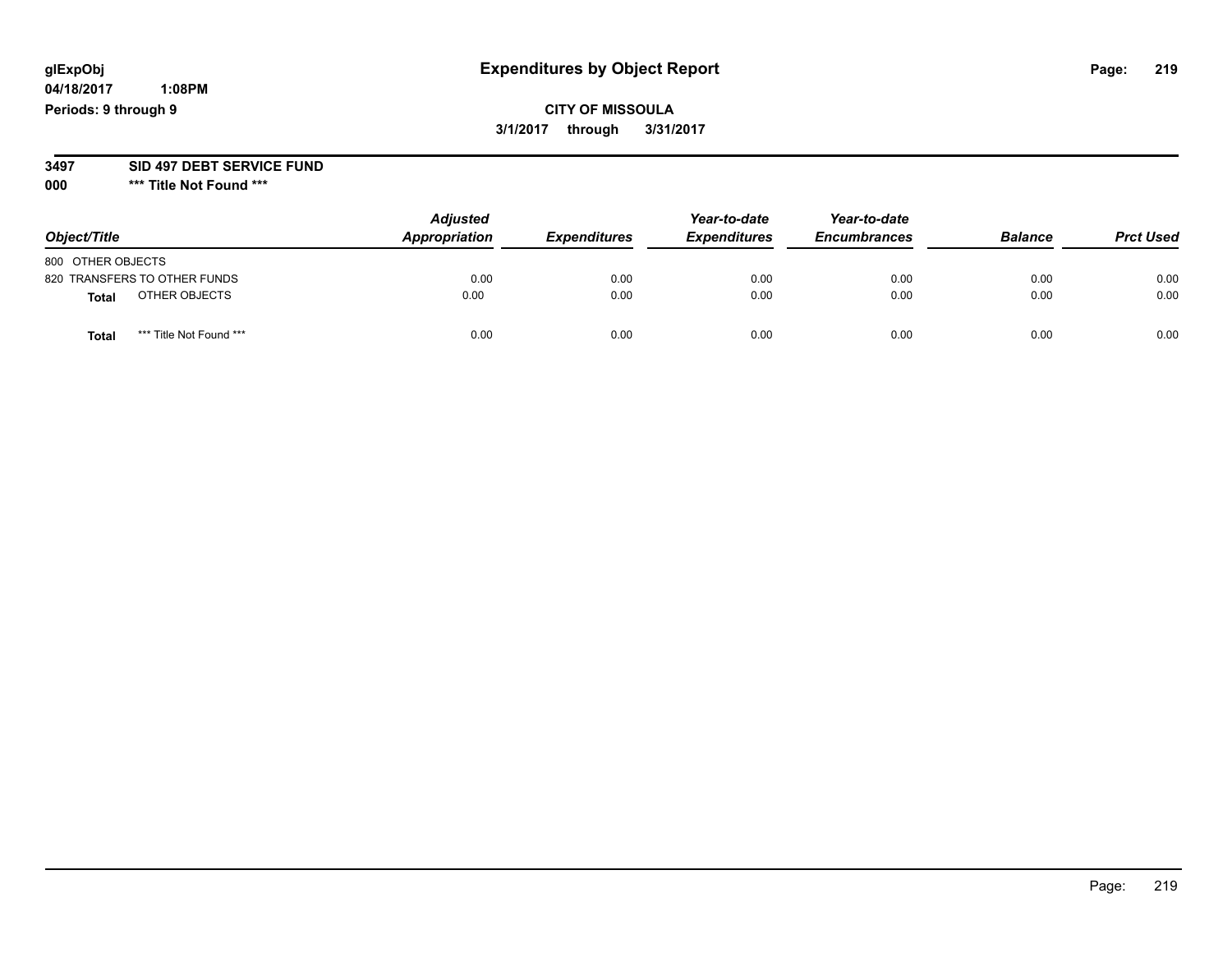**glExpObj** **Expenditures by Object Report**

**04/18/2017 1:08PM**

**Periods: 9 through 9**

**CITY OF MISSOULA**

**3/1/2017 through 3/31/2017**

**3497 SID 497 DEBT SERVICE FUND**

**000 \*** Title Not Found \*****

| Object/Title | Adjusted Appropriation | Expenditures | Year-to-date Expenditures | Year-to-date Encumbrances | Balance | Prct Used |
|---|---|---|---|---|---|---|
| 800 OTHER OBJECTS | | | | | | |
| 820 TRANSFERS TO OTHER FUNDS | 0.00 | 0.00 | 0.00 | 0.00 | 0.00 | 0.00 |
| **Total** OTHER OBJECTS | 0.00 | 0.00 | 0.00 | 0.00 | 0.00 | 0.00 |
| **Total** *** Title Not Found *** | 0.00 | 0.00 | 0.00 | 0.00 | 0.00 | 0.00 |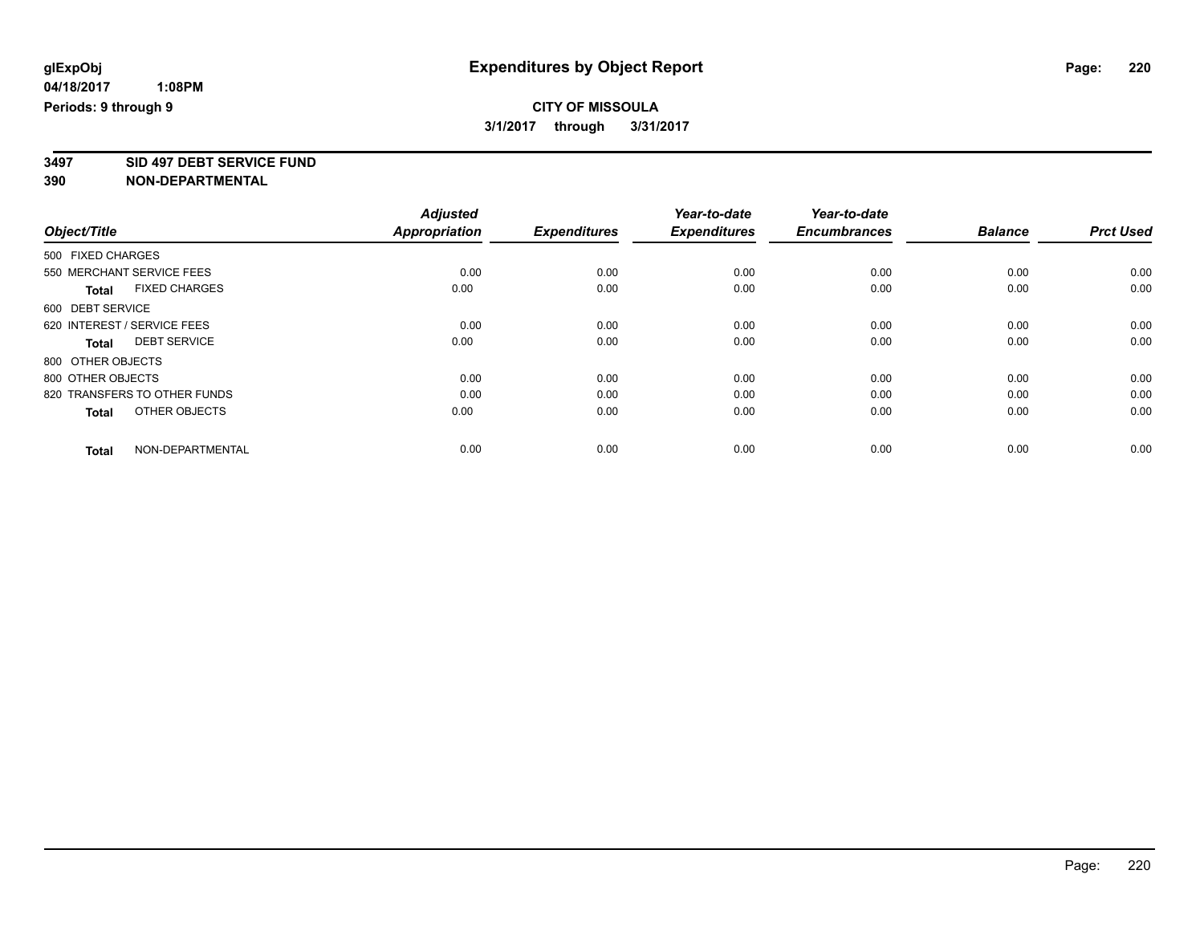**glExpObj** **Expenditures by Object Report**

**04/18/2017 1:08PM**

**Periods: 9 through 9**

**CITY OF MISSOULA**

**3/1/2017 through 3/31/2017**

**3497 SID 497 DEBT SERVICE FUND**

**390 NON-DEPARTMENTAL**

| Object/Title | Adjusted Appropriation | Expenditures | Year-to-date Expenditures | Year-to-date Encumbrances | Balance | Prct Used |
|---|---|---|---|---|---|---|
| 500 FIXED CHARGES | | | | | | |
| 550 MERCHANT SERVICE FEES | 0.00 | 0.00 | 0.00 | 0.00 | 0.00 | 0.00 |
| **Total** FIXED CHARGES | 0.00 | 0.00 | 0.00 | 0.00 | 0.00 | 0.00 |
| 600 DEBT SERVICE | | | | | | |
| 620 INTEREST / SERVICE FEES | 0.00 | 0.00 | 0.00 | 0.00 | 0.00 | 0.00 |
| **Total** DEBT SERVICE | 0.00 | 0.00 | 0.00 | 0.00 | 0.00 | 0.00 |
| 800 OTHER OBJECTS | | | | | | |
| 800 OTHER OBJECTS | 0.00 | 0.00 | 0.00 | 0.00 | 0.00 | 0.00 |
| 820 TRANSFERS TO OTHER FUNDS | 0.00 | 0.00 | 0.00 | 0.00 | 0.00 | 0.00 |
| **Total** OTHER OBJECTS | 0.00 | 0.00 | 0.00 | 0.00 | 0.00 | 0.00 |
| **Total** NON-DEPARTMENTAL | 0.00 | 0.00 | 0.00 | 0.00 | 0.00 | 0.00 |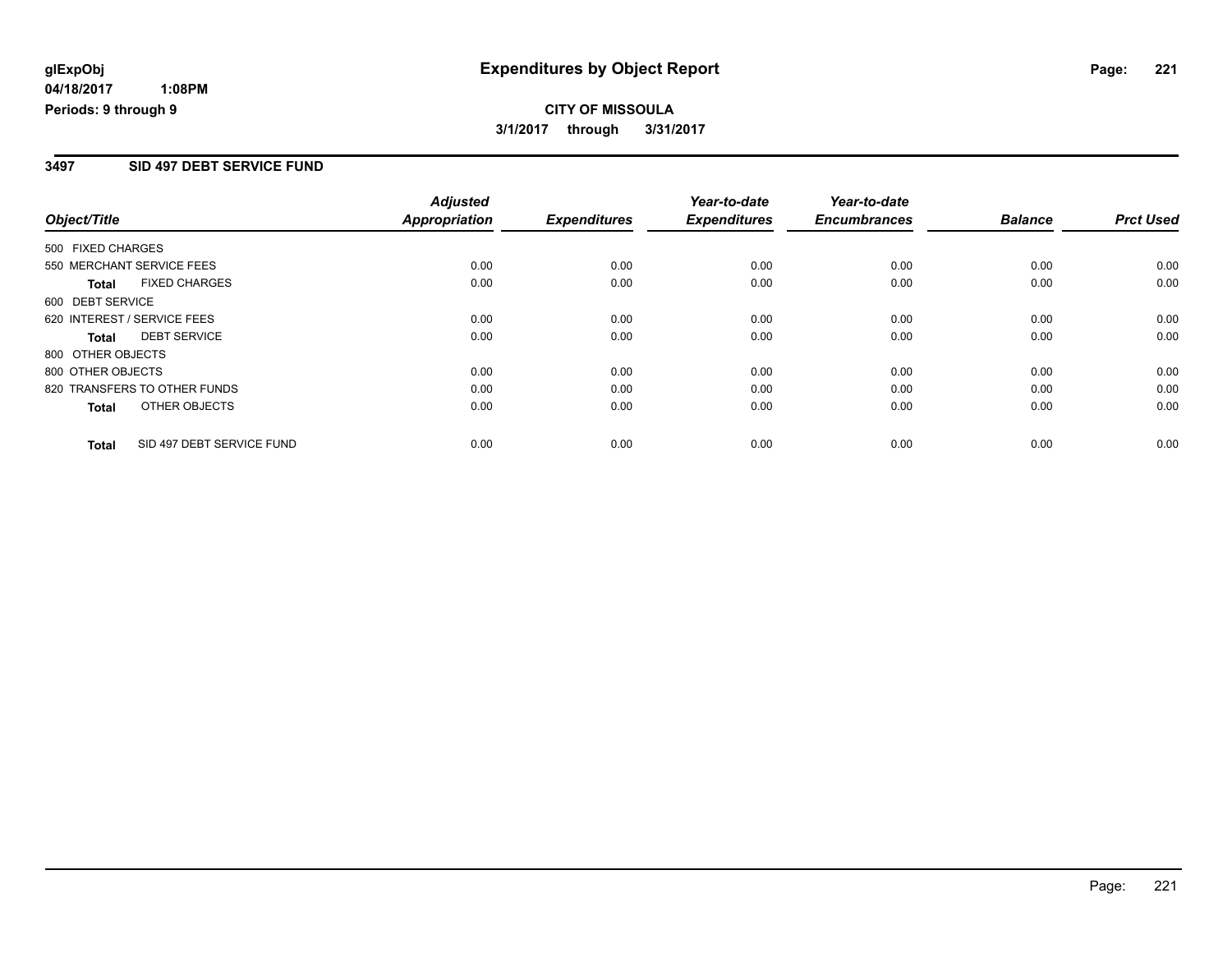**glExpObj** **Expenditures by Object Report**
**04/18/2017 1:08PM**
**Periods: 9 through 9**

**CITY OF MISSOULA**
**3/1/2017 through 3/31/2017**

## 3497 SID 497 DEBT SERVICE FUND

| Object/Title | Adjusted Appropriation | Expenditures | Year-to-date Expenditures | Year-to-date Encumbrances | Balance | Prct Used |
|---|---|---|---|---|---|---|
| 500 FIXED CHARGES | | | | | | |
| 550 MERCHANT SERVICE FEES | 0.00 | 0.00 | 0.00 | 0.00 | 0.00 | 0.00 |
| **Total** FIXED CHARGES | 0.00 | 0.00 | 0.00 | 0.00 | 0.00 | 0.00 |
| 600 DEBT SERVICE | | | | | | |
| 620 INTEREST / SERVICE FEES | 0.00 | 0.00 | 0.00 | 0.00 | 0.00 | 0.00 |
| **Total** DEBT SERVICE | 0.00 | 0.00 | 0.00 | 0.00 | 0.00 | 0.00 |
| 800 OTHER OBJECTS | | | | | | |
| 800 OTHER OBJECTS | 0.00 | 0.00 | 0.00 | 0.00 | 0.00 | 0.00 |
| 820 TRANSFERS TO OTHER FUNDS | 0.00 | 0.00 | 0.00 | 0.00 | 0.00 | 0.00 |
| **Total** OTHER OBJECTS | 0.00 | 0.00 | 0.00 | 0.00 | 0.00 | 0.00 |
| **Total** SID 497 DEBT SERVICE FUND | 0.00 | 0.00 | 0.00 | 0.00 | 0.00 | 0.00 |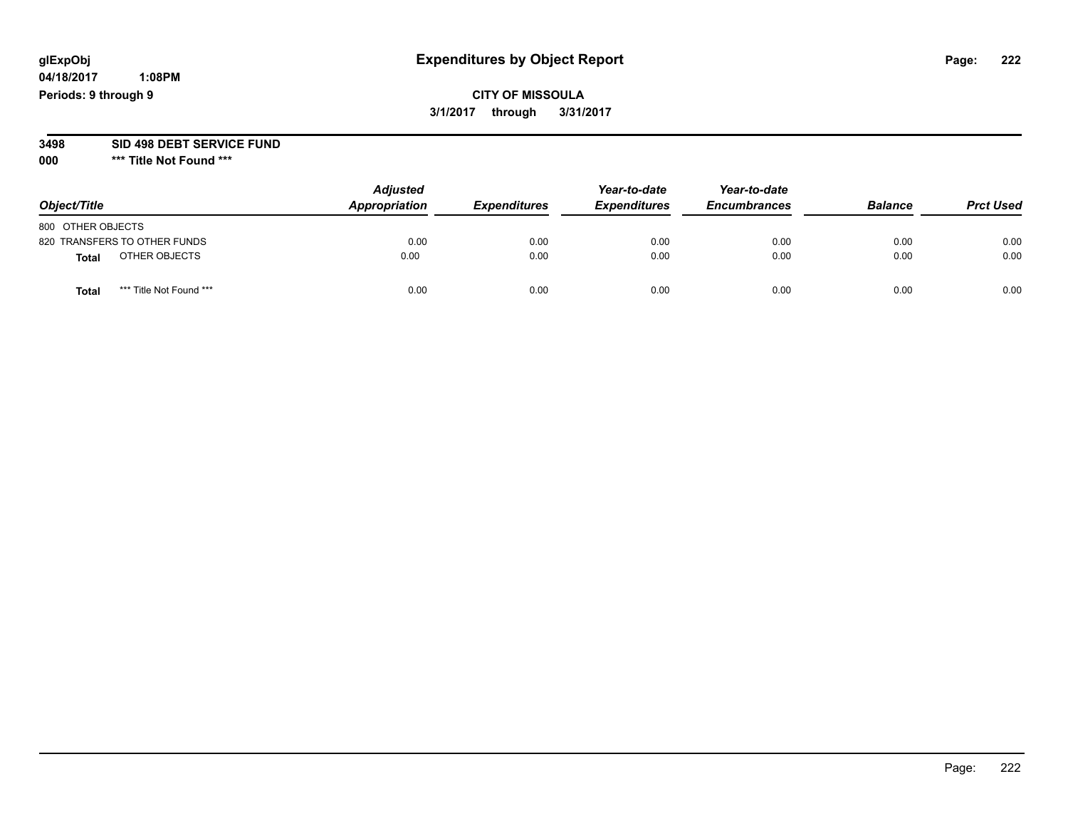# Expenditures by Object Report

glExpObj
04/18/2017 1:08PM
Periods: 9 through 9

**CITY OF MISSOULA**
**3/1/2017 through 3/31/2017**

**3498 SID 498 DEBT SERVICE FUND**
**000 *** Title Not Found *****

| Object/Title | Adjusted Appropriation | Expenditures | Year-to-date Expenditures | Year-to-date Encumbrances | Balance | Prct Used |
|---|---|---|---|---|---|---|
| 800 OTHER OBJECTS | | | | | | |
| 820 TRANSFERS TO OTHER FUNDS | 0.00 | 0.00 | 0.00 | 0.00 | 0.00 | 0.00 |
| **Total** OTHER OBJECTS | 0.00 | 0.00 | 0.00 | 0.00 | 0.00 | 0.00 |
| **Total** *** Title Not Found *** | 0.00 | 0.00 | 0.00 | 0.00 | 0.00 | 0.00 |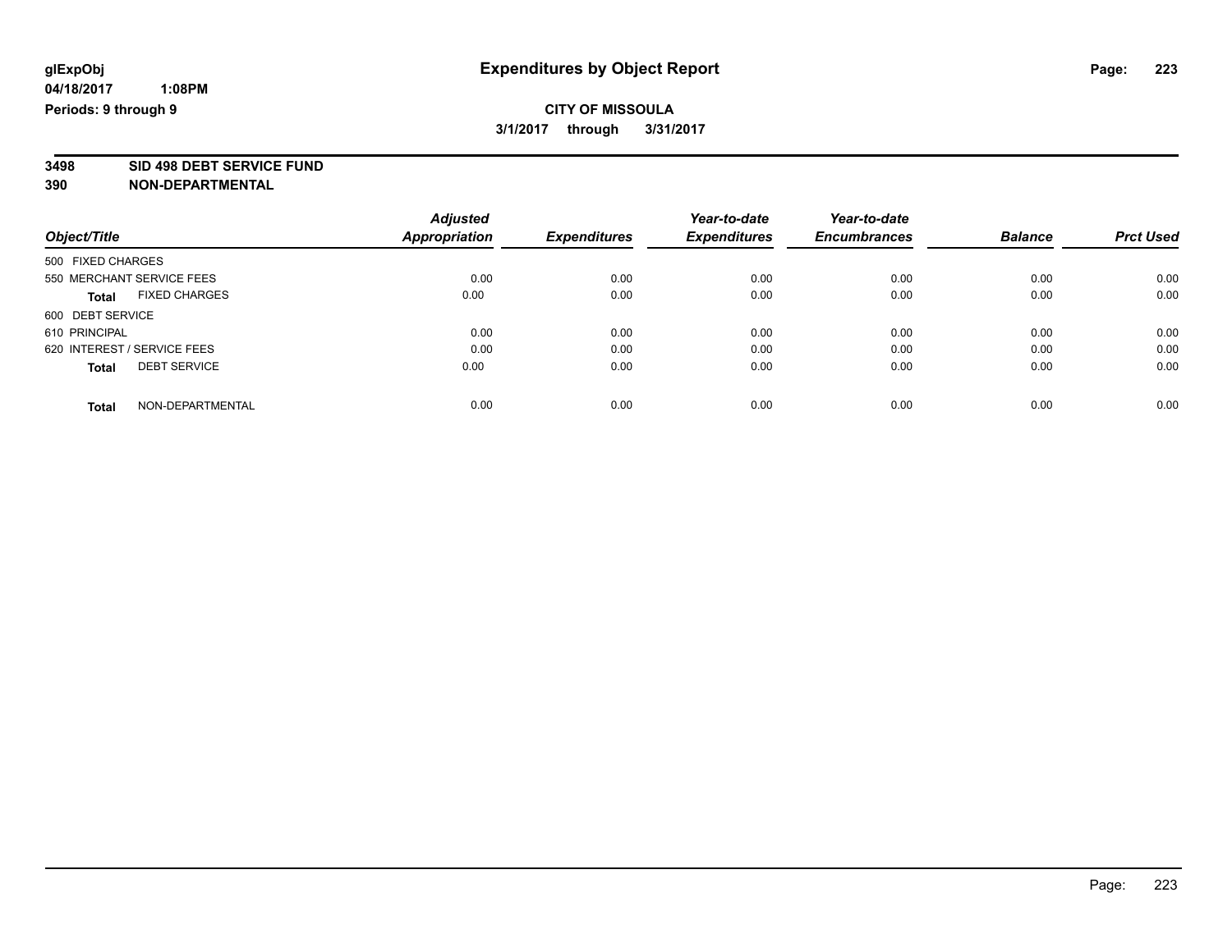**glExpObj**
**04/18/2017 1:08PM**
**Periods: 9 through 9**

# Expenditures by Object Report

**CITY OF MISSOULA**
**3/1/2017 through 3/31/2017**

**3498 SID 498 DEBT SERVICE FUND**
**390 NON-DEPARTMENTAL**

| Object/Title | Adjusted Appropriation | Expenditures | Year-to-date Expenditures | Year-to-date Encumbrances | Balance | Prct Used |
|---|---|---|---|---|---|---|
| 500 FIXED CHARGES | | | | | | |
| 550 MERCHANT SERVICE FEES | 0.00 | 0.00 | 0.00 | 0.00 | 0.00 | 0.00 |
| **Total** FIXED CHARGES | 0.00 | 0.00 | 0.00 | 0.00 | 0.00 | 0.00 |
| 600 DEBT SERVICE | | | | | | |
| 610 PRINCIPAL | 0.00 | 0.00 | 0.00 | 0.00 | 0.00 | 0.00 |
| 620 INTEREST / SERVICE FEES | 0.00 | 0.00 | 0.00 | 0.00 | 0.00 | 0.00 |
| **Total** DEBT SERVICE | 0.00 | 0.00 | 0.00 | 0.00 | 0.00 | 0.00 |
| **Total** NON-DEPARTMENTAL | 0.00 | 0.00 | 0.00 | 0.00 | 0.00 | 0.00 |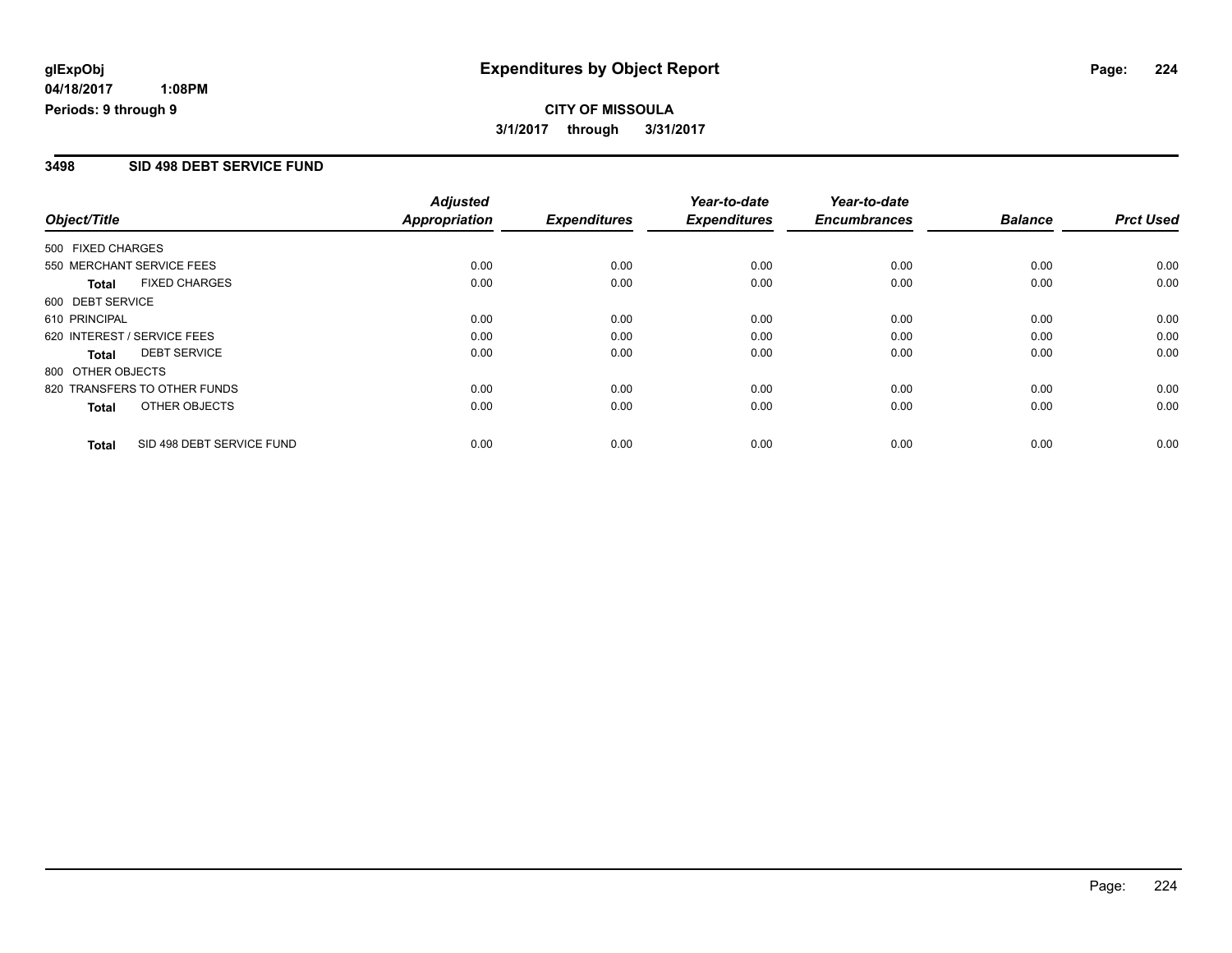**glExpObj**
**04/18/2017 1:08PM**
**Periods: 9 through 9**

# Expenditures by Object Report

**CITY OF MISSOULA**
**3/1/2017 through 3/31/2017**

## 3498 SID 498 DEBT SERVICE FUND

| Object/Title | | Adjusted Appropriation | Expenditures | Year-to-date Expenditures | Year-to-date Encumbrances | Balance | Prct Used |
|---|---|---|---|---|---|---|---|
| 500 FIXED CHARGES | | | | | | | |
| 550 MERCHANT SERVICE FEES | | 0.00 | 0.00 | 0.00 | 0.00 | 0.00 | 0.00 |
| **Total** | FIXED CHARGES | 0.00 | 0.00 | 0.00 | 0.00 | 0.00 | 0.00 |
| 600 DEBT SERVICE | | | | | | | |
| 610 PRINCIPAL | | 0.00 | 0.00 | 0.00 | 0.00 | 0.00 | 0.00 |
| 620 INTEREST / SERVICE FEES | | 0.00 | 0.00 | 0.00 | 0.00 | 0.00 | 0.00 |
| **Total** | DEBT SERVICE | 0.00 | 0.00 | 0.00 | 0.00 | 0.00 | 0.00 |
| 800 OTHER OBJECTS | | | | | | | |
| 820 TRANSFERS TO OTHER FUNDS | | 0.00 | 0.00 | 0.00 | 0.00 | 0.00 | 0.00 |
| **Total** | OTHER OBJECTS | 0.00 | 0.00 | 0.00 | 0.00 | 0.00 | 0.00 |
| **Total** | SID 498 DEBT SERVICE FUND | 0.00 | 0.00 | 0.00 | 0.00 | 0.00 | 0.00 |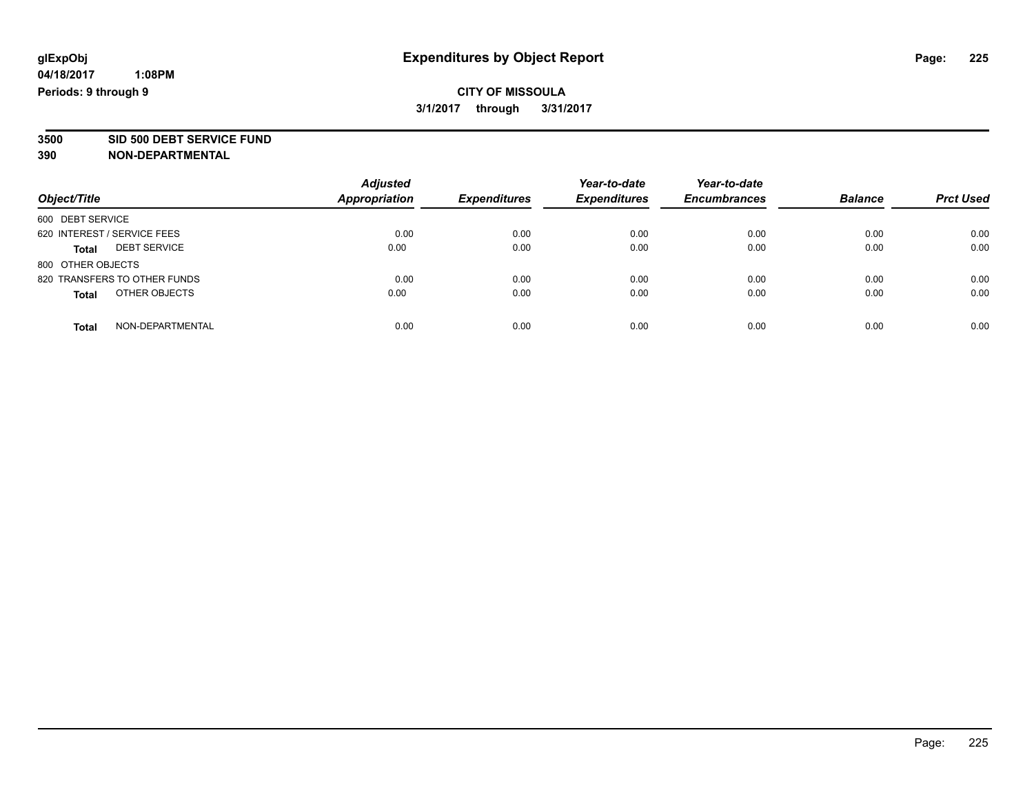# Expenditures by Object Report

glExpObj
04/18/2017 1:08PM
Periods: 9 through 9

**CITY OF MISSOULA**
**3/1/2017 through 3/31/2017**

**3500 SID 500 DEBT SERVICE FUND**
**390 NON-DEPARTMENTAL**

| Object/Title | Adjusted Appropriation | Expenditures | Year-to-date Expenditures | Year-to-date Encumbrances | Balance | Prct Used |
|---|---|---|---|---|---|---|
| 600 DEBT SERVICE | | | | | | |
| 620 INTEREST / SERVICE FEES | 0.00 | 0.00 | 0.00 | 0.00 | 0.00 | 0.00 |
| **Total** DEBT SERVICE | 0.00 | 0.00 | 0.00 | 0.00 | 0.00 | 0.00 |
| 800 OTHER OBJECTS | | | | | | |
| 820 TRANSFERS TO OTHER FUNDS | 0.00 | 0.00 | 0.00 | 0.00 | 0.00 | 0.00 |
| **Total** OTHER OBJECTS | 0.00 | 0.00 | 0.00 | 0.00 | 0.00 | 0.00 |
| **Total** NON-DEPARTMENTAL | 0.00 | 0.00 | 0.00 | 0.00 | 0.00 | 0.00 |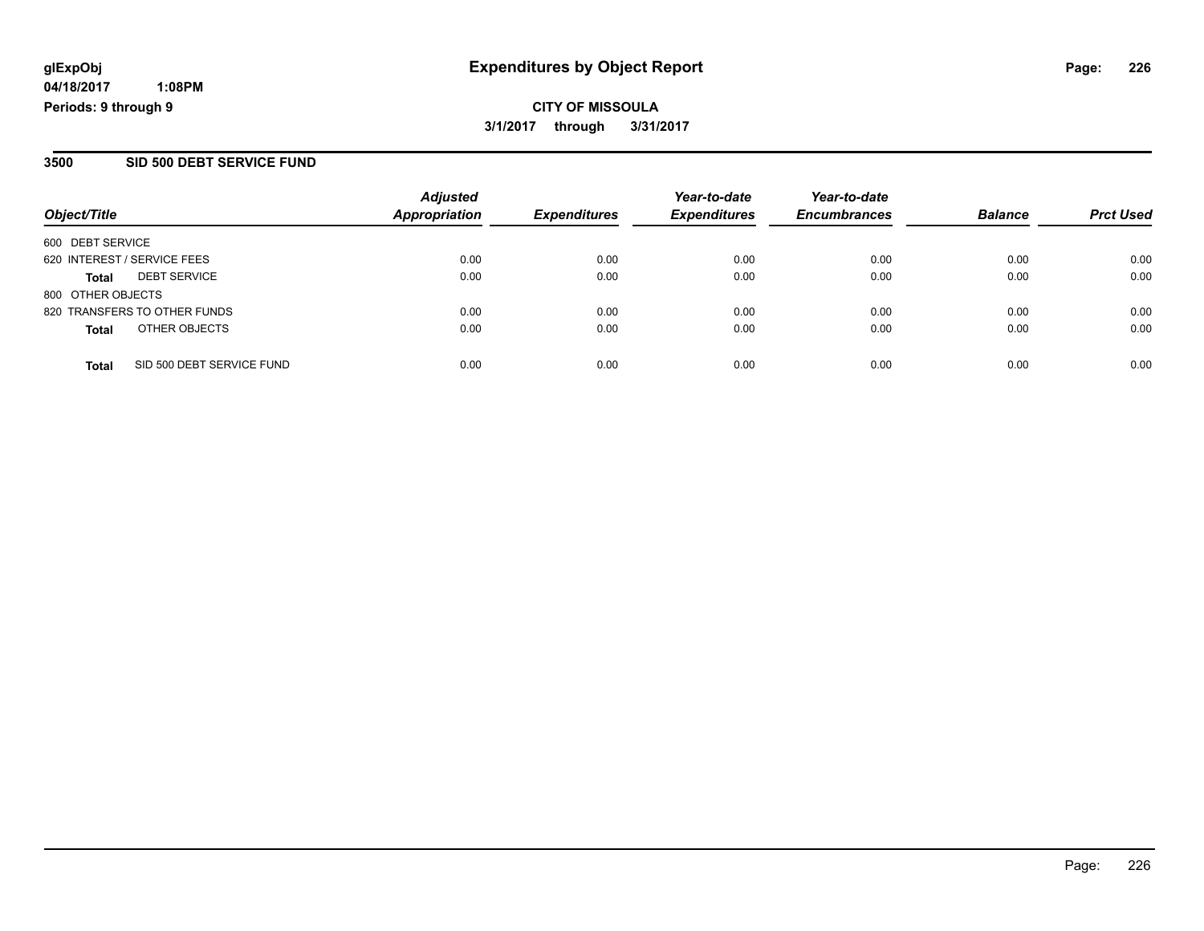**glExpObj** **Expenditures by Object Report**

**04/18/2017 1:08PM**

**Periods: 9 through 9**

**CITY OF MISSOULA**

**3/1/2017 through 3/31/2017**

## 3500 SID 500 DEBT SERVICE FUND

| Object/Title | Adjusted Appropriation | Expenditures | Year-to-date Expenditures | Year-to-date Encumbrances | Balance | Prct Used |
|---|---|---|---|---|---|---|
| 600 DEBT SERVICE | | | | | | |
| 620 INTEREST / SERVICE FEES | 0.00 | 0.00 | 0.00 | 0.00 | 0.00 | 0.00 |
| **Total** DEBT SERVICE | 0.00 | 0.00 | 0.00 | 0.00 | 0.00 | 0.00 |
| 800 OTHER OBJECTS | | | | | | |
| 820 TRANSFERS TO OTHER FUNDS | 0.00 | 0.00 | 0.00 | 0.00 | 0.00 | 0.00 |
| **Total** OTHER OBJECTS | 0.00 | 0.00 | 0.00 | 0.00 | 0.00 | 0.00 |
| **Total** SID 500 DEBT SERVICE FUND | 0.00 | 0.00 | 0.00 | 0.00 | 0.00 | 0.00 |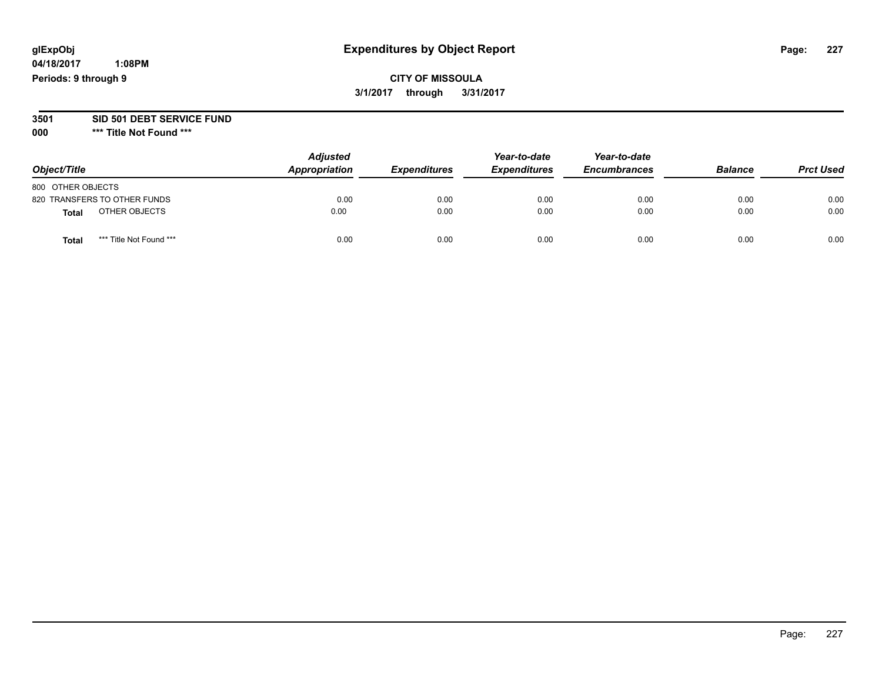glExpObj
04/18/2017 1:08PM
Periods: 9 through 9

# Expenditures by Object Report

**CITY OF MISSOULA**

**3/1/2017 through 3/31/2017**

**3501 SID 501 DEBT SERVICE FUND**

**000 \*\*\* Title Not Found \*\*\***

| Object/Title | Adjusted Appropriation | Expenditures | Year-to-date Expenditures | Year-to-date Encumbrances | Balance | Prct Used |
|---|---|---|---|---|---|---|
| 800 OTHER OBJECTS | | | | | | |
| 820 TRANSFERS TO OTHER FUNDS | 0.00 | 0.00 | 0.00 | 0.00 | 0.00 | 0.00 |
| **Total** OTHER OBJECTS | 0.00 | 0.00 | 0.00 | 0.00 | 0.00 | 0.00 |
| **Total** *** Title Not Found *** | 0.00 | 0.00 | 0.00 | 0.00 | 0.00 | 0.00 |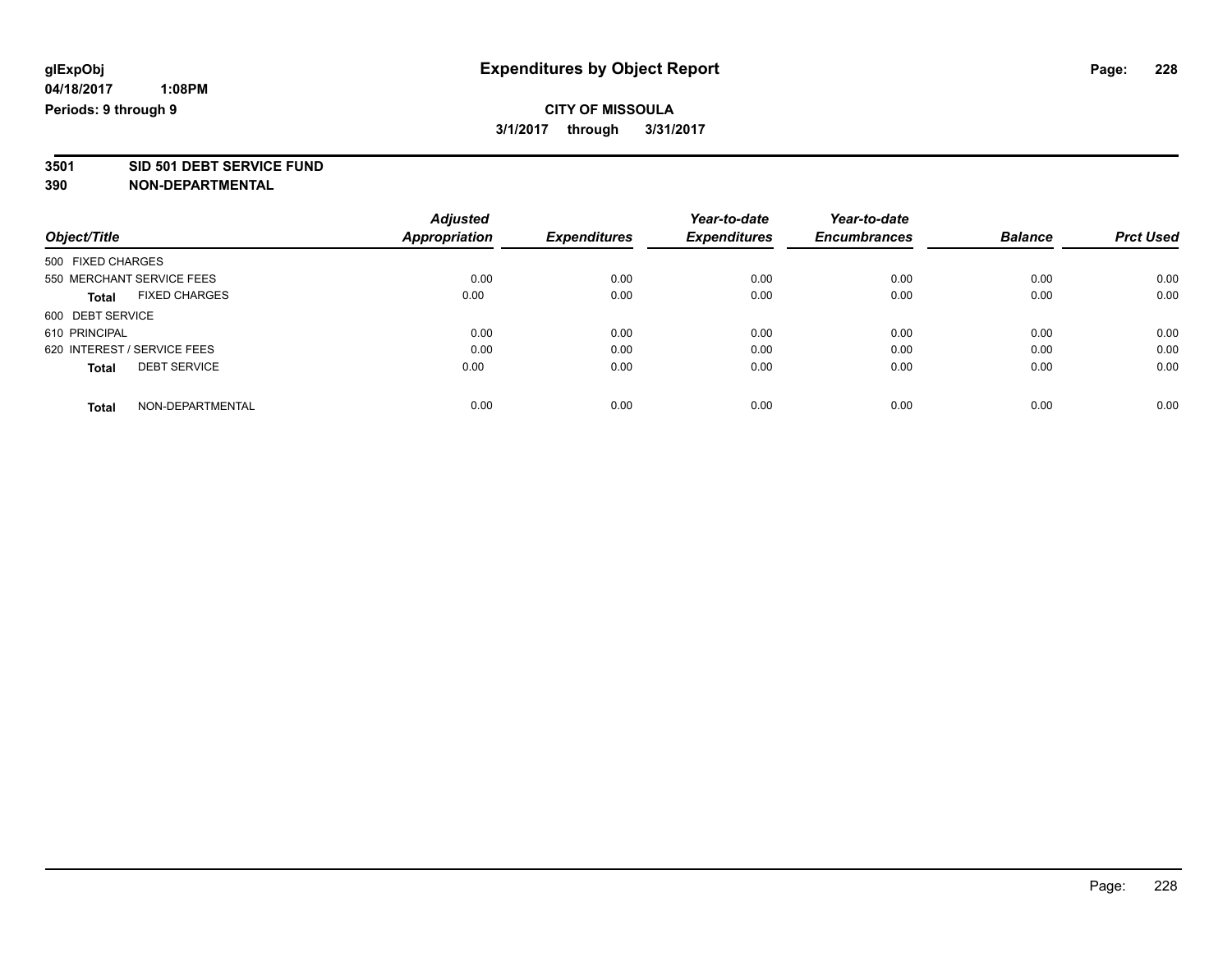**glExpObj** **Expenditures by Object Report**
**04/18/2017 1:08PM**
**Periods: 9 through 9**

**CITY OF MISSOULA**
**3/1/2017 through 3/31/2017**

**3501 SID 501 DEBT SERVICE FUND**
**390 NON-DEPARTMENTAL**

| Object/Title | Adjusted Appropriation | Expenditures | Year-to-date Expenditures | Year-to-date Encumbrances | Balance | Prct Used |
|---|---|---|---|---|---|---|
| 500 FIXED CHARGES | | | | | | |
| 550 MERCHANT SERVICE FEES | 0.00 | 0.00 | 0.00 | 0.00 | 0.00 | 0.00 |
| **Total** FIXED CHARGES | 0.00 | 0.00 | 0.00 | 0.00 | 0.00 | 0.00 |
| 600 DEBT SERVICE | | | | | | |
| 610 PRINCIPAL | 0.00 | 0.00 | 0.00 | 0.00 | 0.00 | 0.00 |
| 620 INTEREST / SERVICE FEES | 0.00 | 0.00 | 0.00 | 0.00 | 0.00 | 0.00 |
| **Total** DEBT SERVICE | 0.00 | 0.00 | 0.00 | 0.00 | 0.00 | 0.00 |
| **Total** NON-DEPARTMENTAL | 0.00 | 0.00 | 0.00 | 0.00 | 0.00 | 0.00 |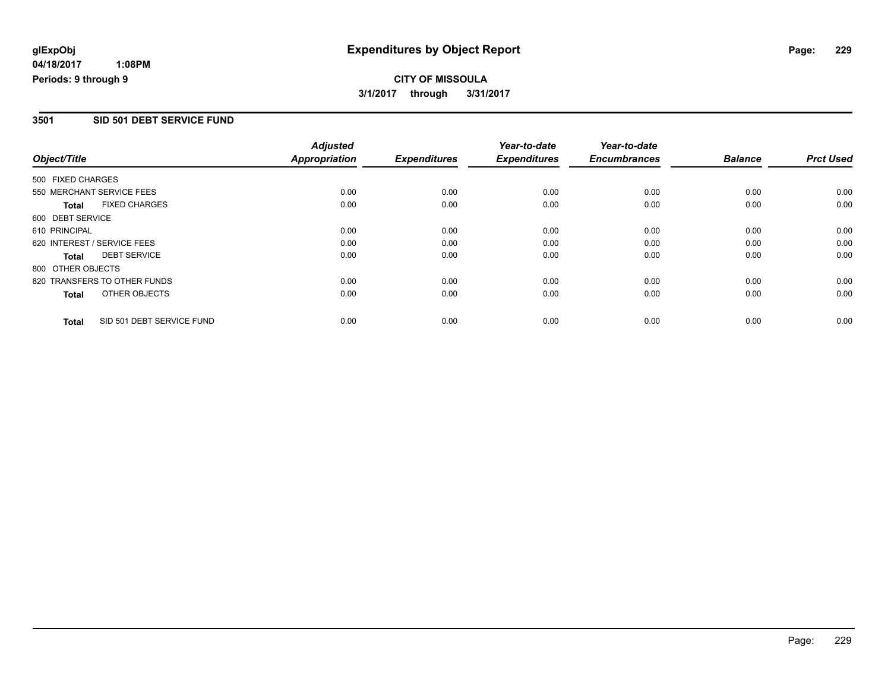**glExpObj** **Expenditures by Object Report**

**04/18/2017 1:08PM**

**Periods: 9 through 9**

**CITY OF MISSOULA**

**3/1/2017 through 3/31/2017**

### 3501 SID 501 DEBT SERVICE FUND

| Object/Title | Adjusted Appropriation | Expenditures | Year-to-date Expenditures | Year-to-date Encumbrances | Balance | Prct Used |
|---|---|---|---|---|---|---|
| 500 FIXED CHARGES | | | | | | |
| 550 MERCHANT SERVICE FEES | 0.00 | 0.00 | 0.00 | 0.00 | 0.00 | 0.00 |
| **Total** FIXED CHARGES | 0.00 | 0.00 | 0.00 | 0.00 | 0.00 | 0.00 |
| 600 DEBT SERVICE | | | | | | |
| 610 PRINCIPAL | 0.00 | 0.00 | 0.00 | 0.00 | 0.00 | 0.00 |
| 620 INTEREST / SERVICE FEES | 0.00 | 0.00 | 0.00 | 0.00 | 0.00 | 0.00 |
| **Total** DEBT SERVICE | 0.00 | 0.00 | 0.00 | 0.00 | 0.00 | 0.00 |
| 800 OTHER OBJECTS | | | | | | |
| 820 TRANSFERS TO OTHER FUNDS | 0.00 | 0.00 | 0.00 | 0.00 | 0.00 | 0.00 |
| **Total** OTHER OBJECTS | 0.00 | 0.00 | 0.00 | 0.00 | 0.00 | 0.00 |
| **Total** SID 501 DEBT SERVICE FUND | 0.00 | 0.00 | 0.00 | 0.00 | 0.00 | 0.00 |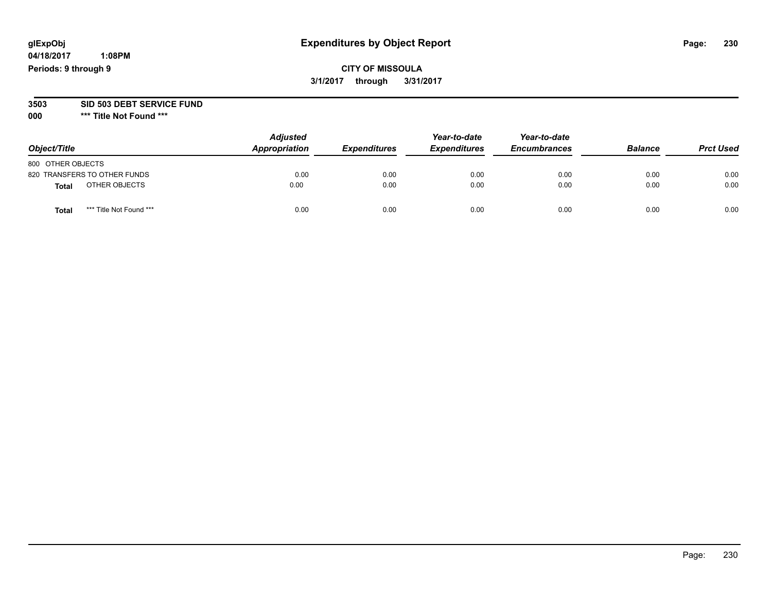glExpObj
04/18/2017 1:08PM
Periods: 9 through 9

# Expenditures by Object Report

**CITY OF MISSOULA**
**3/1/2017 through 3/31/2017**

**3503 SID 503 DEBT SERVICE FUND**
**000 \*\*\* Title Not Found \*\*\***

| Object/Title | Adjusted Appropriation | Expenditures | Year-to-date Expenditures | Year-to-date Encumbrances | Balance | Prct Used |
|---|---|---|---|---|---|---|
| 800 OTHER OBJECTS | | | | | | |
| 820 TRANSFERS TO OTHER FUNDS | 0.00 | 0.00 | 0.00 | 0.00 | 0.00 | 0.00 |
| **Total** OTHER OBJECTS | 0.00 | 0.00 | 0.00 | 0.00 | 0.00 | 0.00 |
| **Total** *** Title Not Found *** | 0.00 | 0.00 | 0.00 | 0.00 | 0.00 | 0.00 |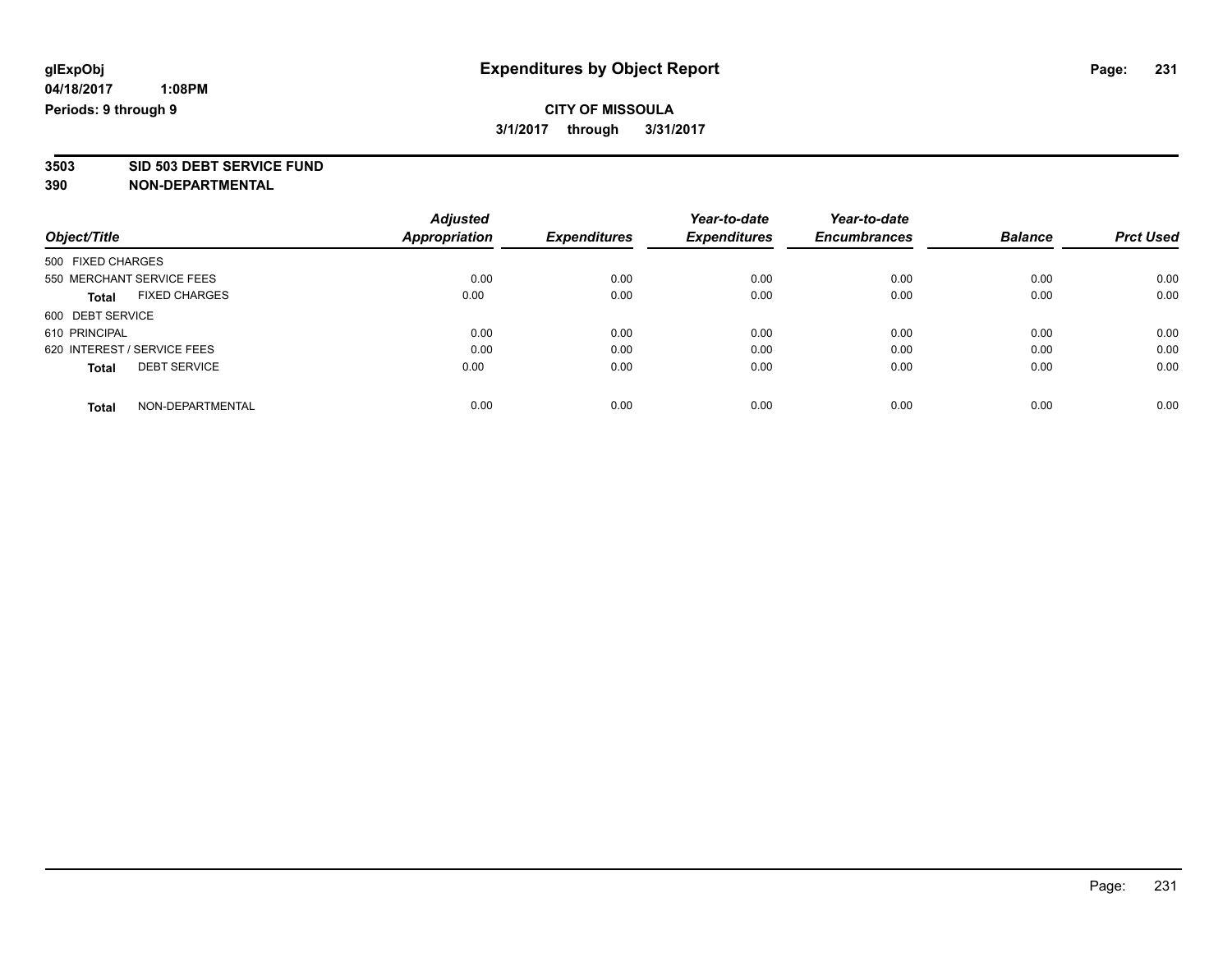glExpObj
04/18/2017 1:08PM
Periods: 9 through 9

# Expenditures by Object Report

**CITY OF MISSOULA**
**3/1/2017 through 3/31/2017**

**3503 SID 503 DEBT SERVICE FUND**
**390 NON-DEPARTMENTAL**

| Object/Title | Adjusted Appropriation | Expenditures | Year-to-date Expenditures | Year-to-date Encumbrances | Balance | Prct Used |
|---|---|---|---|---|---|---|
| 500 FIXED CHARGES | | | | | | |
| 550 MERCHANT SERVICE FEES | 0.00 | 0.00 | 0.00 | 0.00 | 0.00 | 0.00 |
| **Total** FIXED CHARGES | 0.00 | 0.00 | 0.00 | 0.00 | 0.00 | 0.00 |
| 600 DEBT SERVICE | | | | | | |
| 610 PRINCIPAL | 0.00 | 0.00 | 0.00 | 0.00 | 0.00 | 0.00 |
| 620 INTEREST / SERVICE FEES | 0.00 | 0.00 | 0.00 | 0.00 | 0.00 | 0.00 |
| **Total** DEBT SERVICE | 0.00 | 0.00 | 0.00 | 0.00 | 0.00 | 0.00 |
| **Total** NON-DEPARTMENTAL | 0.00 | 0.00 | 0.00 | 0.00 | 0.00 | 0.00 |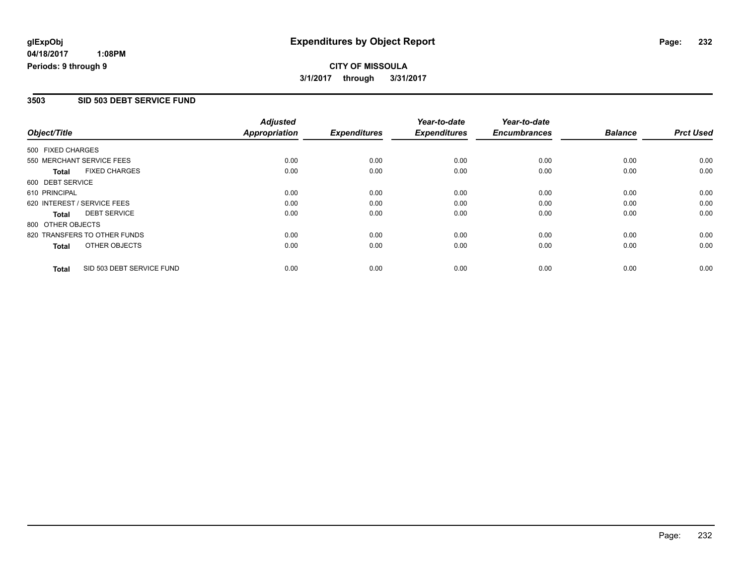glExpObj
04/18/2017 1:08PM
Periods: 9 through 9

# Expenditures by Object Report

**CITY OF MISSOULA**

**3/1/2017 through 3/31/2017**

## 3503 SID 503 DEBT SERVICE FUND

| Object/Title | Adjusted Appropriation | Expenditures | Year-to-date Expenditures | Year-to-date Encumbrances | Balance | Prct Used |
|---|---|---|---|---|---|---|
| 500 FIXED CHARGES | | | | | | |
| 550 MERCHANT SERVICE FEES | 0.00 | 0.00 | 0.00 | 0.00 | 0.00 | 0.00 |
| **Total** FIXED CHARGES | 0.00 | 0.00 | 0.00 | 0.00 | 0.00 | 0.00 |
| 600 DEBT SERVICE | | | | | | |
| 610 PRINCIPAL | 0.00 | 0.00 | 0.00 | 0.00 | 0.00 | 0.00 |
| 620 INTEREST / SERVICE FEES | 0.00 | 0.00 | 0.00 | 0.00 | 0.00 | 0.00 |
| **Total** DEBT SERVICE | 0.00 | 0.00 | 0.00 | 0.00 | 0.00 | 0.00 |
| 800 OTHER OBJECTS | | | | | | |
| 820 TRANSFERS TO OTHER FUNDS | 0.00 | 0.00 | 0.00 | 0.00 | 0.00 | 0.00 |
| **Total** OTHER OBJECTS | 0.00 | 0.00 | 0.00 | 0.00 | 0.00 | 0.00 |
| **Total** SID 503 DEBT SERVICE FUND | 0.00 | 0.00 | 0.00 | 0.00 | 0.00 | 0.00 |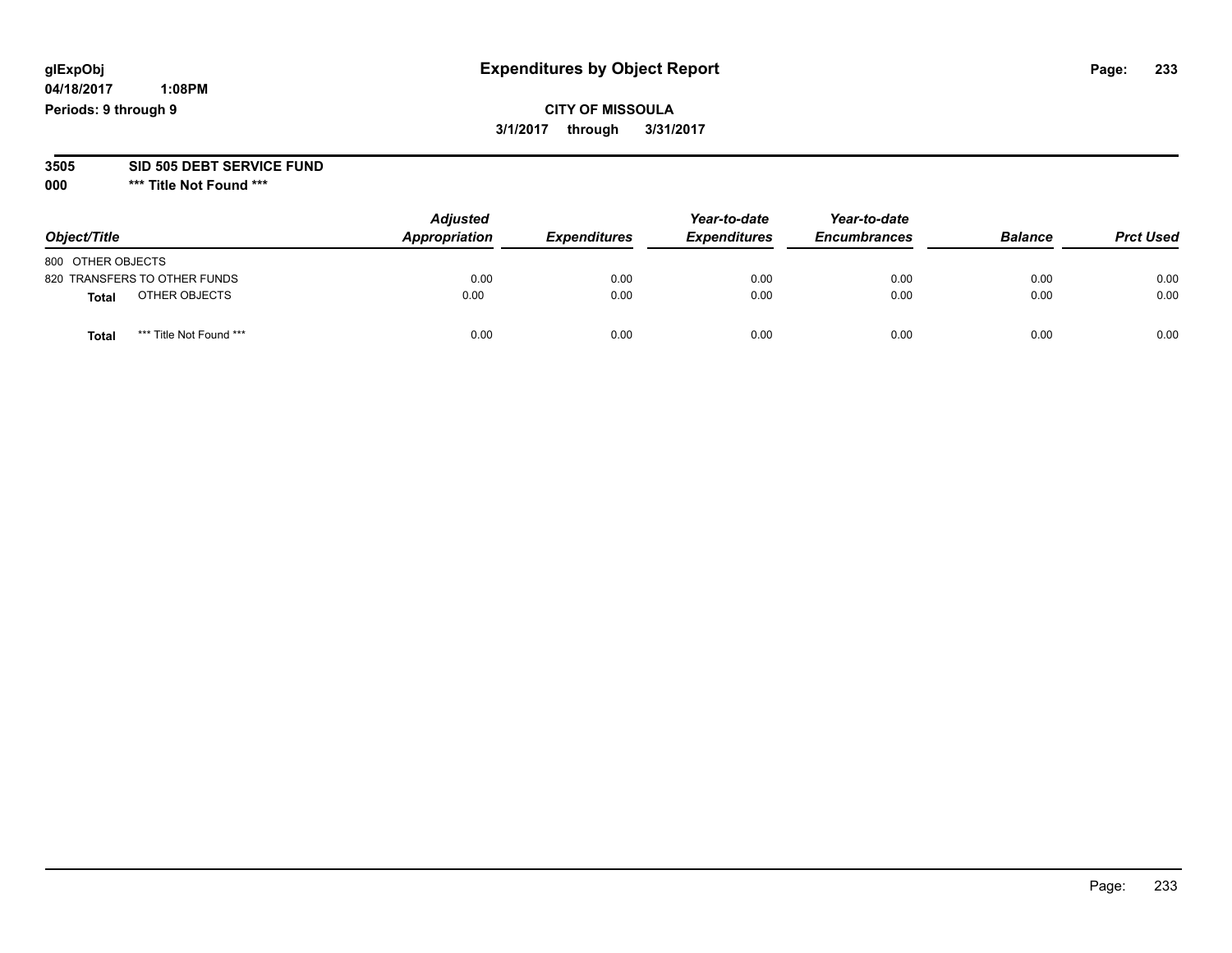**glExpObj**
**04/18/2017 1:08PM**
**Periods: 9 through 9**

# Expenditures by Object Report

**CITY OF MISSOULA**
**3/1/2017 through 3/31/2017**

**3505 SID 505 DEBT SERVICE FUND**
**000 *** Title Not Found *****

| *Object/Title* | *Adjusted Appropriation* | *Expenditures* | *Year-to-date Expenditures* | *Year-to-date Encumbrances* | *Balance* | *Prct Used* |
|---|---|---|---|---|---|---|
| 800 OTHER OBJECTS | | | | | | |
| 820 TRANSFERS TO OTHER FUNDS | 0.00 | 0.00 | 0.00 | 0.00 | 0.00 | 0.00 |
| **Total** OTHER OBJECTS | 0.00 | 0.00 | 0.00 | 0.00 | 0.00 | 0.00 |
| **Total** *** Title Not Found *** | 0.00 | 0.00 | 0.00 | 0.00 | 0.00 | 0.00 |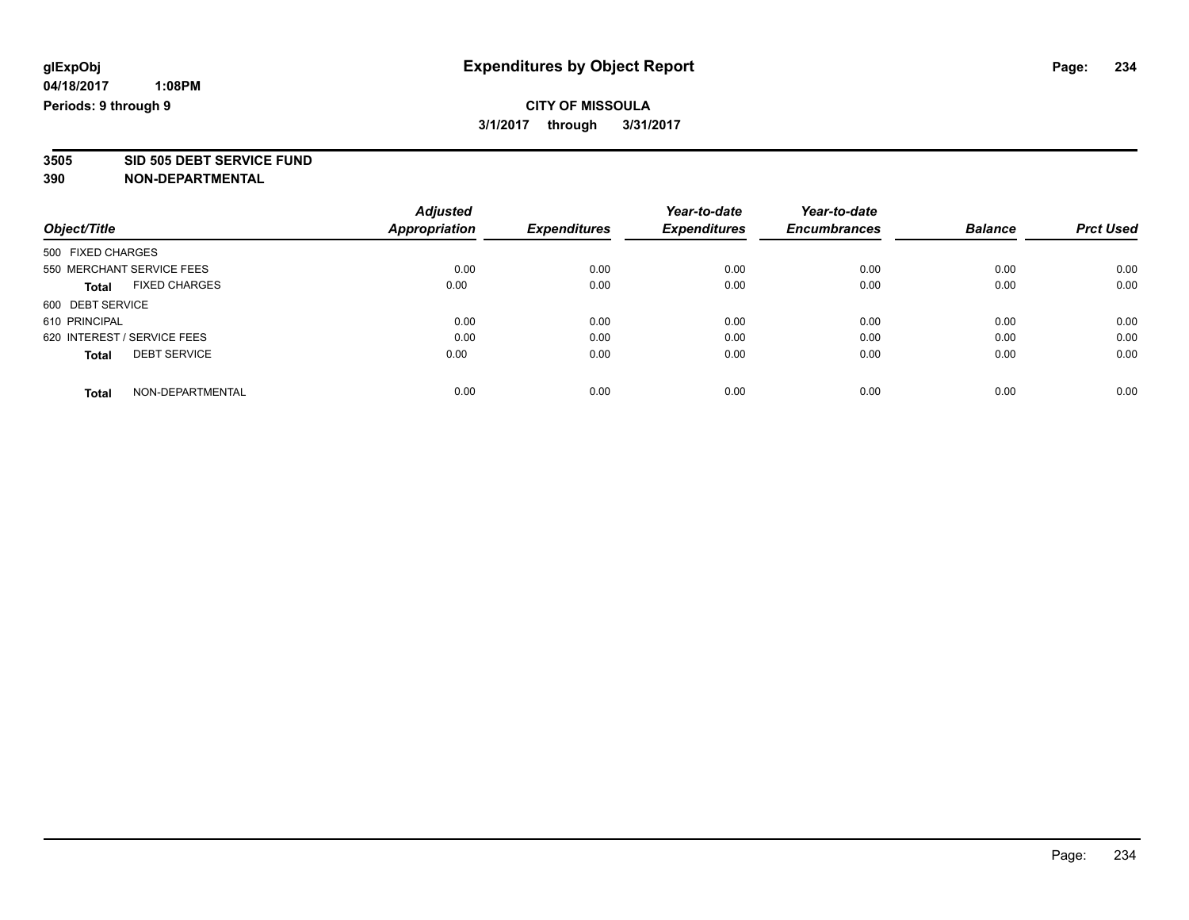**glExpObj** | **Expenditures by Object Report**

**04/18/2017 1:08PM**

**Periods: 9 through 9**

**CITY OF MISSOULA**

**3/1/2017 through 3/31/2017**

**3505 SID 505 DEBT SERVICE FUND**

**390 NON-DEPARTMENTAL**

| Object/Title | Adjusted Appropriation | Expenditures | Year-to-date Expenditures | Year-to-date Encumbrances | Balance | Prct Used |
|---|---|---|---|---|---|---|
| 500 FIXED CHARGES | | | | | | |
| 550 MERCHANT SERVICE FEES | 0.00 | 0.00 | 0.00 | 0.00 | 0.00 | 0.00 |
| **Total** FIXED CHARGES | 0.00 | 0.00 | 0.00 | 0.00 | 0.00 | 0.00 |
| 600 DEBT SERVICE | | | | | | |
| 610 PRINCIPAL | 0.00 | 0.00 | 0.00 | 0.00 | 0.00 | 0.00 |
| 620 INTEREST / SERVICE FEES | 0.00 | 0.00 | 0.00 | 0.00 | 0.00 | 0.00 |
| **Total** DEBT SERVICE | 0.00 | 0.00 | 0.00 | 0.00 | 0.00 | 0.00 |
| **Total** NON-DEPARTMENTAL | 0.00 | 0.00 | 0.00 | 0.00 | 0.00 | 0.00 |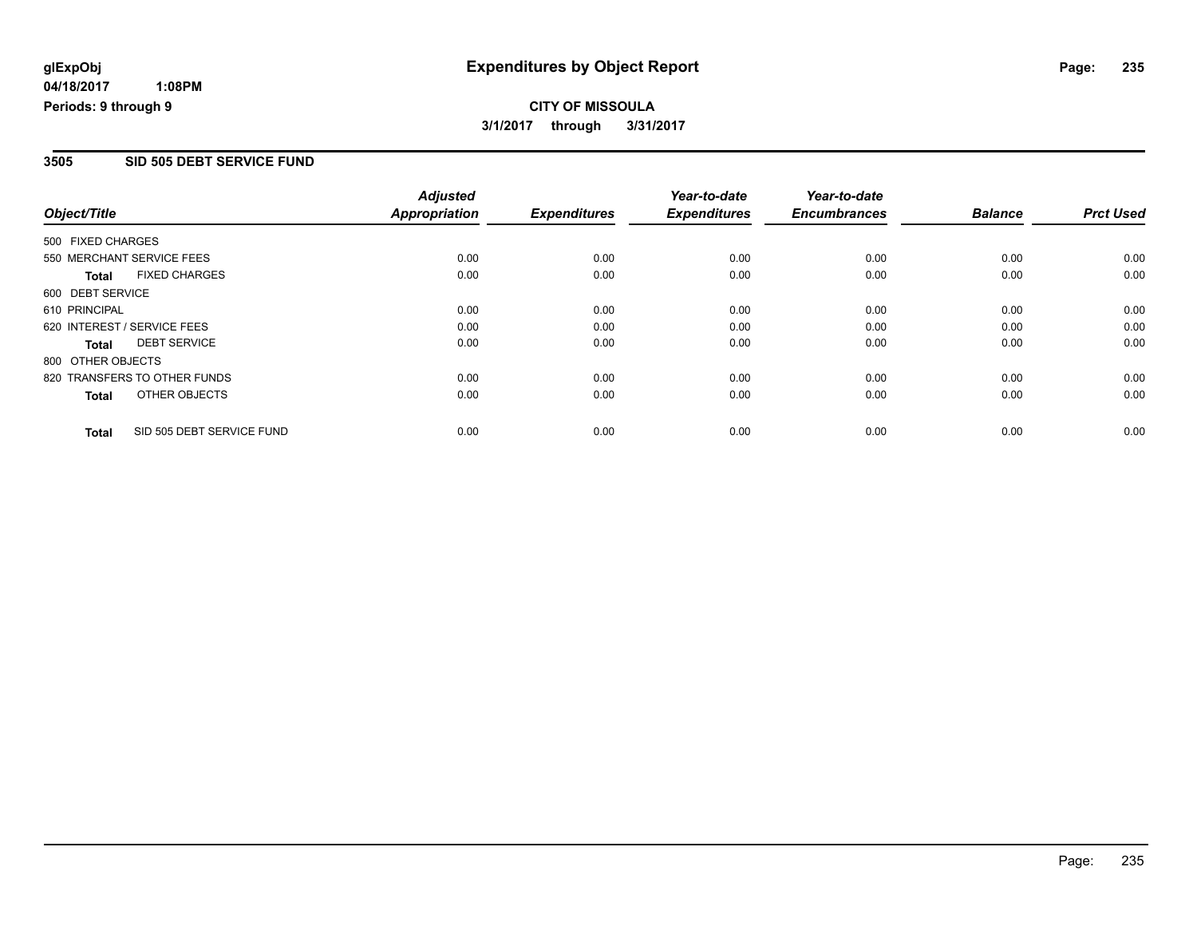**glExpObj** **Expenditures by Object Report**

**04/18/2017 1:08PM**

**Periods: 9 through 9**

**CITY OF MISSOULA**

**3/1/2017 through 3/31/2017**

## 3505 SID 505 DEBT SERVICE FUND

| Object/Title | Adjusted Appropriation | Expenditures | Year-to-date Expenditures | Year-to-date Encumbrances | Balance | Prct Used |
|---|---|---|---|---|---|---|
| 500 FIXED CHARGES | | | | | | |
| 550 MERCHANT SERVICE FEES | 0.00 | 0.00 | 0.00 | 0.00 | 0.00 | 0.00 |
| **Total** FIXED CHARGES | 0.00 | 0.00 | 0.00 | 0.00 | 0.00 | 0.00 |
| 600 DEBT SERVICE | | | | | | |
| 610 PRINCIPAL | 0.00 | 0.00 | 0.00 | 0.00 | 0.00 | 0.00 |
| 620 INTEREST / SERVICE FEES | 0.00 | 0.00 | 0.00 | 0.00 | 0.00 | 0.00 |
| **Total** DEBT SERVICE | 0.00 | 0.00 | 0.00 | 0.00 | 0.00 | 0.00 |
| 800 OTHER OBJECTS | | | | | | |
| 820 TRANSFERS TO OTHER FUNDS | 0.00 | 0.00 | 0.00 | 0.00 | 0.00 | 0.00 |
| **Total** OTHER OBJECTS | 0.00 | 0.00 | 0.00 | 0.00 | 0.00 | 0.00 |
| **Total** SID 505 DEBT SERVICE FUND | 0.00 | 0.00 | 0.00 | 0.00 | 0.00 | 0.00 |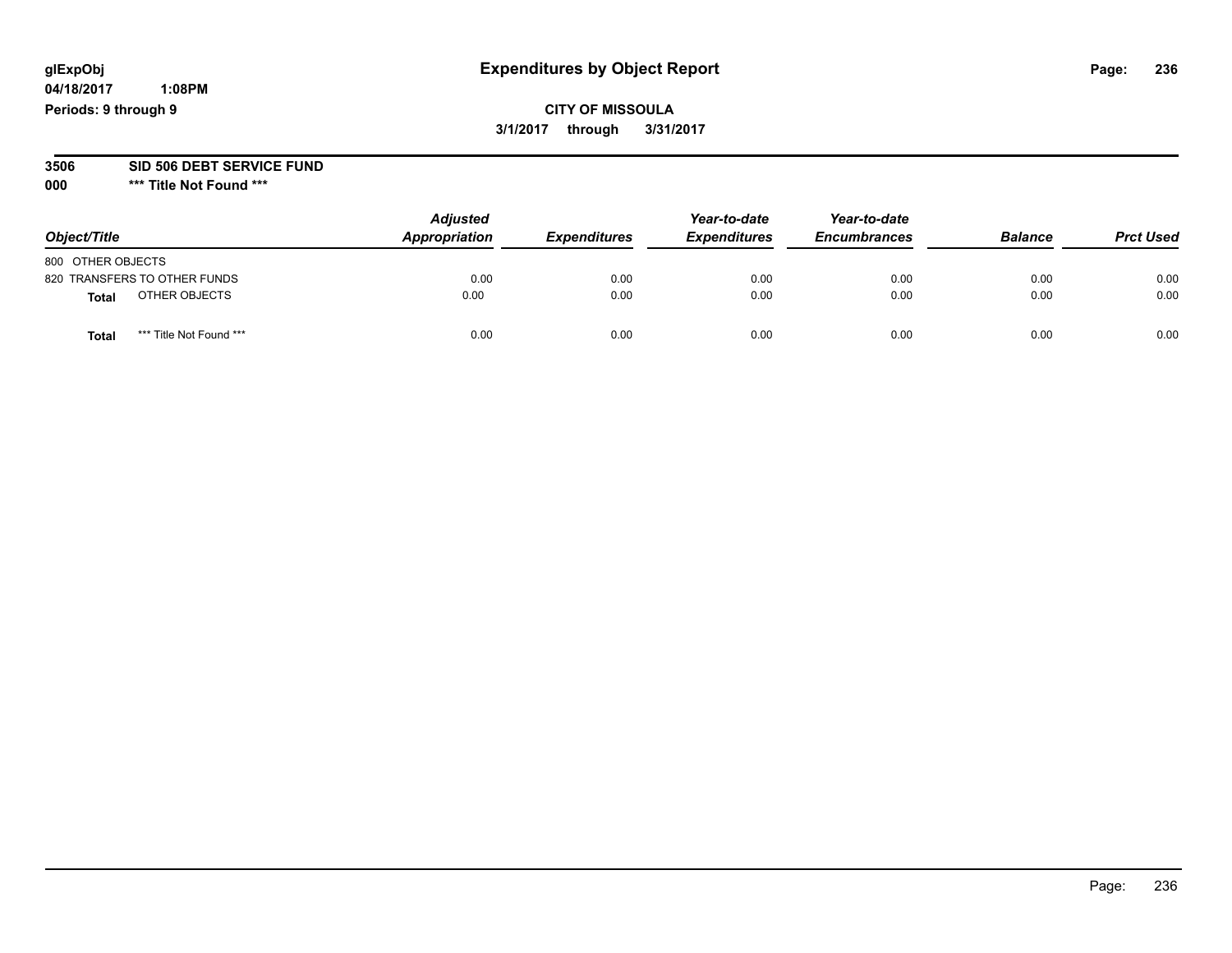glExpObj
04/18/2017 1:08PM
Periods: 9 through 9

# Expenditures by Object Report

**CITY OF MISSOULA**
**3/1/2017 through 3/31/2017**

**3506 SID 506 DEBT SERVICE FUND**
**000 *** Title Not Found *****

| Object/Title | Adjusted Appropriation | Expenditures | Year-to-date Expenditures | Year-to-date Encumbrances | Balance | Prct Used |
|---|---|---|---|---|---|---|
| 800 OTHER OBJECTS | | | | | | |
| 820 TRANSFERS TO OTHER FUNDS | 0.00 | 0.00 | 0.00 | 0.00 | 0.00 | 0.00 |
| **Total** OTHER OBJECTS | 0.00 | 0.00 | 0.00 | 0.00 | 0.00 | 0.00 |
| **Total** *** Title Not Found *** | 0.00 | 0.00 | 0.00 | 0.00 | 0.00 | 0.00 |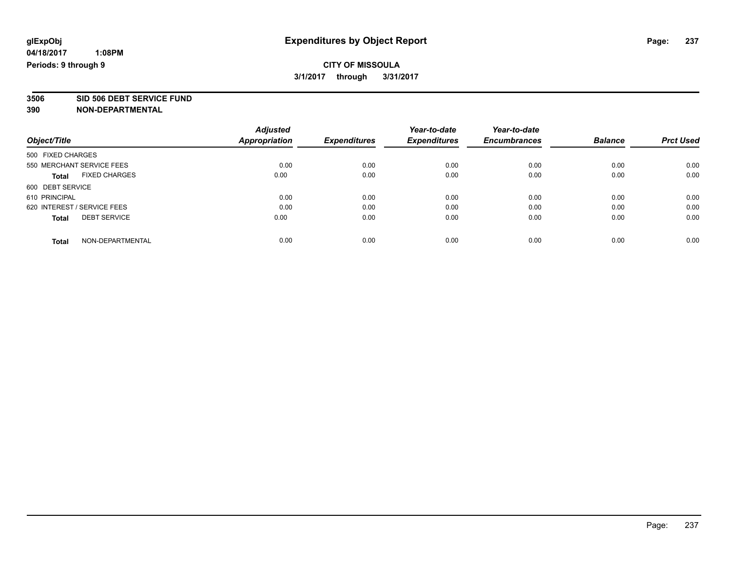**glExpObj**
**04/18/2017 1:08PM**
**Periods: 9 through 9**

# Expenditures by Object Report

**CITY OF MISSOULA**
**3/1/2017 through 3/31/2017**

**3506 SID 506 DEBT SERVICE FUND**
**390 NON-DEPARTMENTAL**

| Object/Title | Adjusted Appropriation | Expenditures | Year-to-date Expenditures | Year-to-date Encumbrances | Balance | Prct Used |
|---|---|---|---|---|---|---|
| 500 FIXED CHARGES | | | | | | |
| 550 MERCHANT SERVICE FEES | 0.00 | 0.00 | 0.00 | 0.00 | 0.00 | 0.00 |
| **Total** FIXED CHARGES | 0.00 | 0.00 | 0.00 | 0.00 | 0.00 | 0.00 |
| 600 DEBT SERVICE | | | | | | |
| 610 PRINCIPAL | 0.00 | 0.00 | 0.00 | 0.00 | 0.00 | 0.00 |
| 620 INTEREST / SERVICE FEES | 0.00 | 0.00 | 0.00 | 0.00 | 0.00 | 0.00 |
| **Total** DEBT SERVICE | 0.00 | 0.00 | 0.00 | 0.00 | 0.00 | 0.00 |
| **Total** NON-DEPARTMENTAL | 0.00 | 0.00 | 0.00 | 0.00 | 0.00 | 0.00 |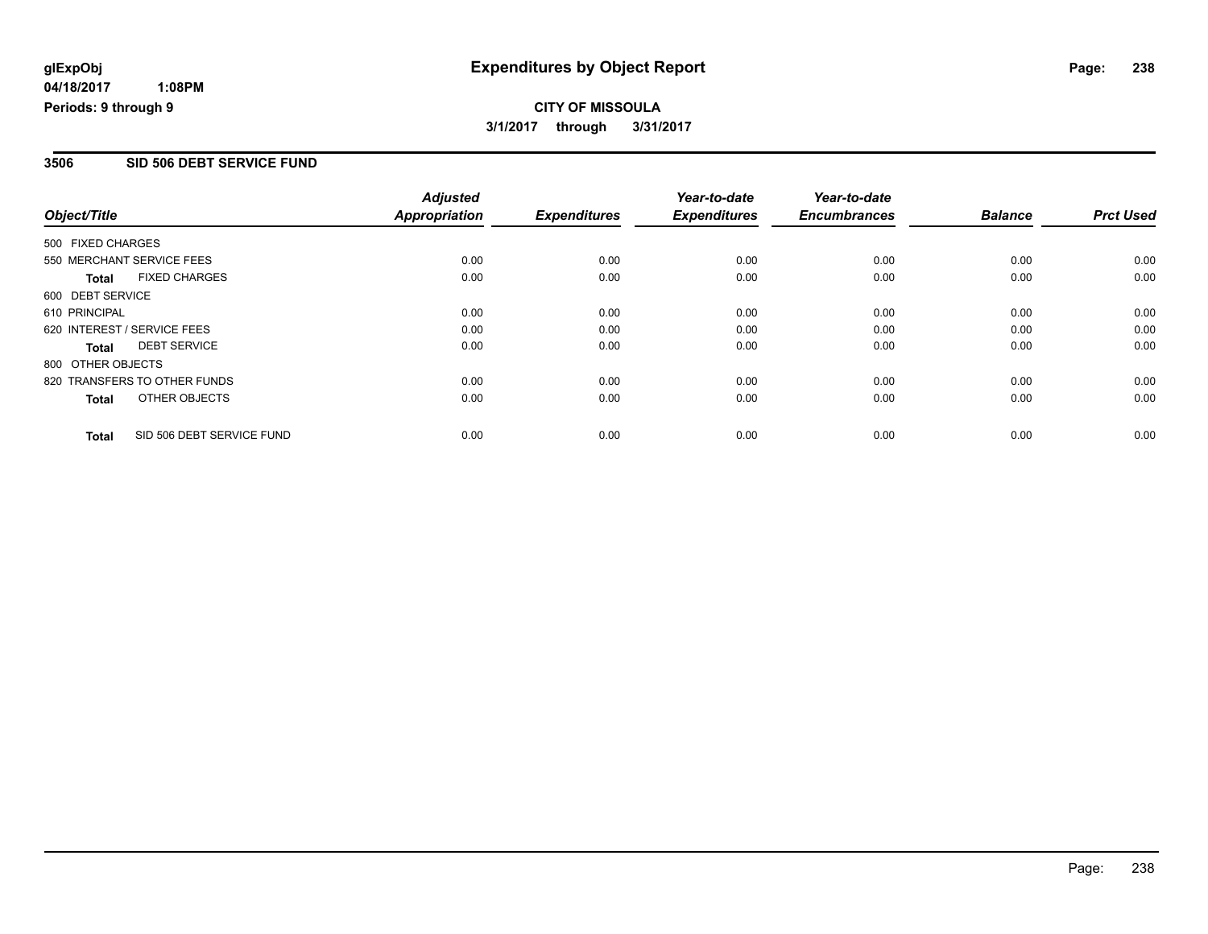**glExpObj**
**04/18/2017 1:08PM**
**Periods: 9 through 9**

# Expenditures by Object Report

**CITY OF MISSOULA**
**3/1/2017 through 3/31/2017**

## 3506 SID 506 DEBT SERVICE FUND

| Object/Title | Adjusted Appropriation | Expenditures | Year-to-date Expenditures | Year-to-date Encumbrances | Balance | Prct Used |
|---|---|---|---|---|---|---|
| 500 FIXED CHARGES | | | | | | |
| 550 MERCHANT SERVICE FEES | 0.00 | 0.00 | 0.00 | 0.00 | 0.00 | 0.00 |
| **Total** FIXED CHARGES | 0.00 | 0.00 | 0.00 | 0.00 | 0.00 | 0.00 |
| 600 DEBT SERVICE | | | | | | |
| 610 PRINCIPAL | 0.00 | 0.00 | 0.00 | 0.00 | 0.00 | 0.00 |
| 620 INTEREST / SERVICE FEES | 0.00 | 0.00 | 0.00 | 0.00 | 0.00 | 0.00 |
| **Total** DEBT SERVICE | 0.00 | 0.00 | 0.00 | 0.00 | 0.00 | 0.00 |
| 800 OTHER OBJECTS | | | | | | |
| 820 TRANSFERS TO OTHER FUNDS | 0.00 | 0.00 | 0.00 | 0.00 | 0.00 | 0.00 |
| **Total** OTHER OBJECTS | 0.00 | 0.00 | 0.00 | 0.00 | 0.00 | 0.00 |
| **Total** SID 506 DEBT SERVICE FUND | 0.00 | 0.00 | 0.00 | 0.00 | 0.00 | 0.00 |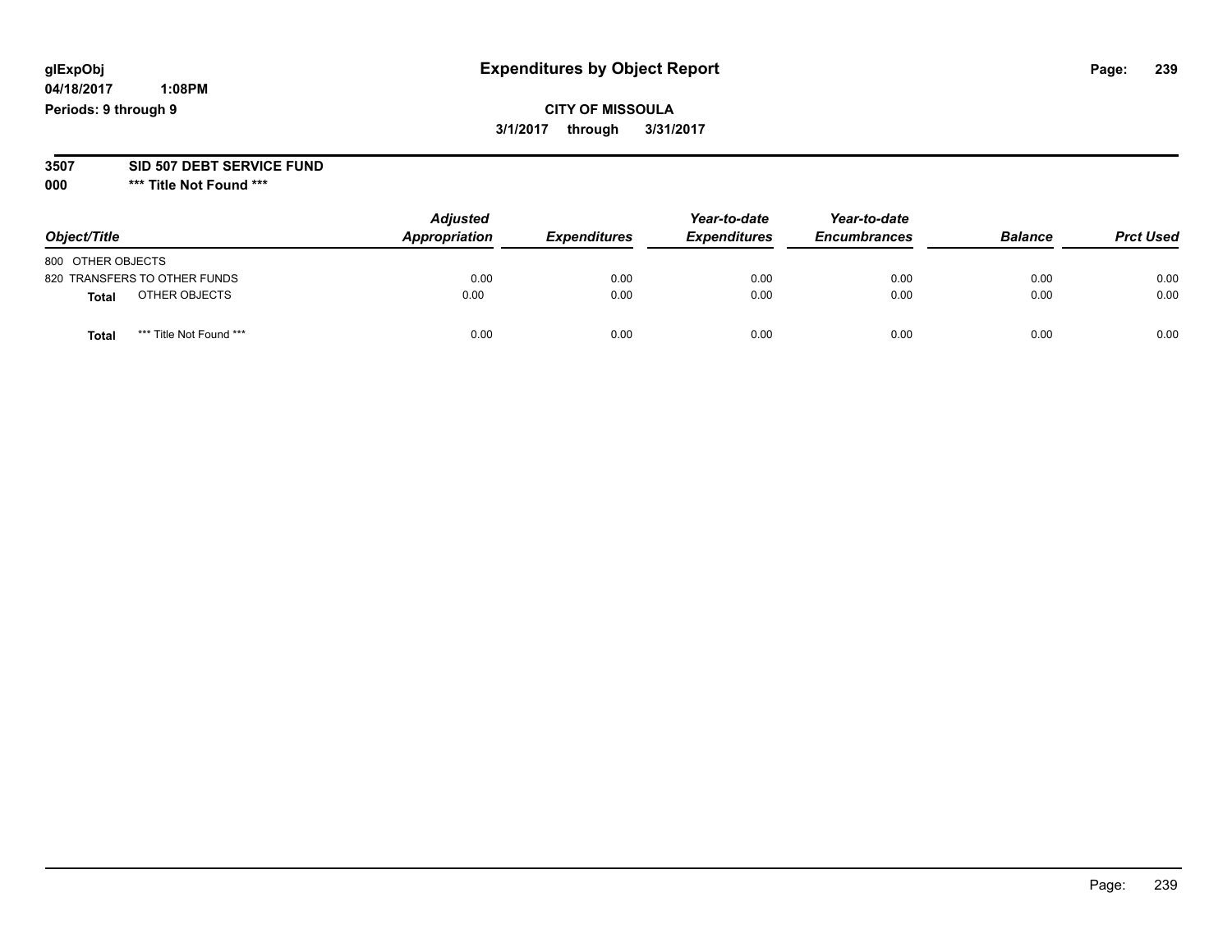# Expenditures by Object Report

glExpObj
04/18/2017 1:08PM
Periods: 9 through 9

**CITY OF MISSOULA**
**3/1/2017 through 3/31/2017**

**3507 SID 507 DEBT SERVICE FUND**
**000 \*\*\* Title Not Found \*\*\***

| Object/Title | Adjusted Appropriation | Expenditures | Year-to-date Expenditures | Year-to-date Encumbrances | Balance | Prct Used |
|---|---|---|---|---|---|---|
| 800 OTHER OBJECTS | | | | | | |
| 820 TRANSFERS TO OTHER FUNDS | 0.00 | 0.00 | 0.00 | 0.00 | 0.00 | 0.00 |
| **Total** OTHER OBJECTS | 0.00 | 0.00 | 0.00 | 0.00 | 0.00 | 0.00 |
| **Total** *** Title Not Found *** | 0.00 | 0.00 | 0.00 | 0.00 | 0.00 | 0.00 |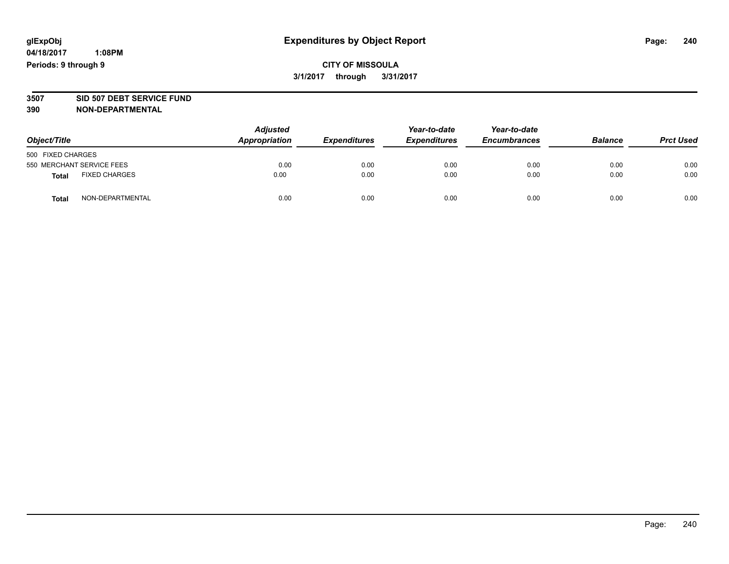**glExpObj** **Expenditures by Object Report**
**04/18/2017 1:08PM**
**Periods: 9 through 9**

**CITY OF MISSOULA**
**3/1/2017 through 3/31/2017**

**3507 SID 507 DEBT SERVICE FUND**
**390 NON-DEPARTMENTAL**

| Object/Title | | Adjusted Appropriation | Expenditures | Year-to-date Expenditures | Year-to-date Encumbrances | Balance | Prct Used |
|---|---|---|---|---|---|---|---|
| 500 FIXED CHARGES | | | | | | | |
| 550 MERCHANT SERVICE FEES | | 0.00 | 0.00 | 0.00 | 0.00 | 0.00 | 0.00 |
| **Total** | FIXED CHARGES | 0.00 | 0.00 | 0.00 | 0.00 | 0.00 | 0.00 |
| **Total** | NON-DEPARTMENTAL | 0.00 | 0.00 | 0.00 | 0.00 | 0.00 | 0.00 |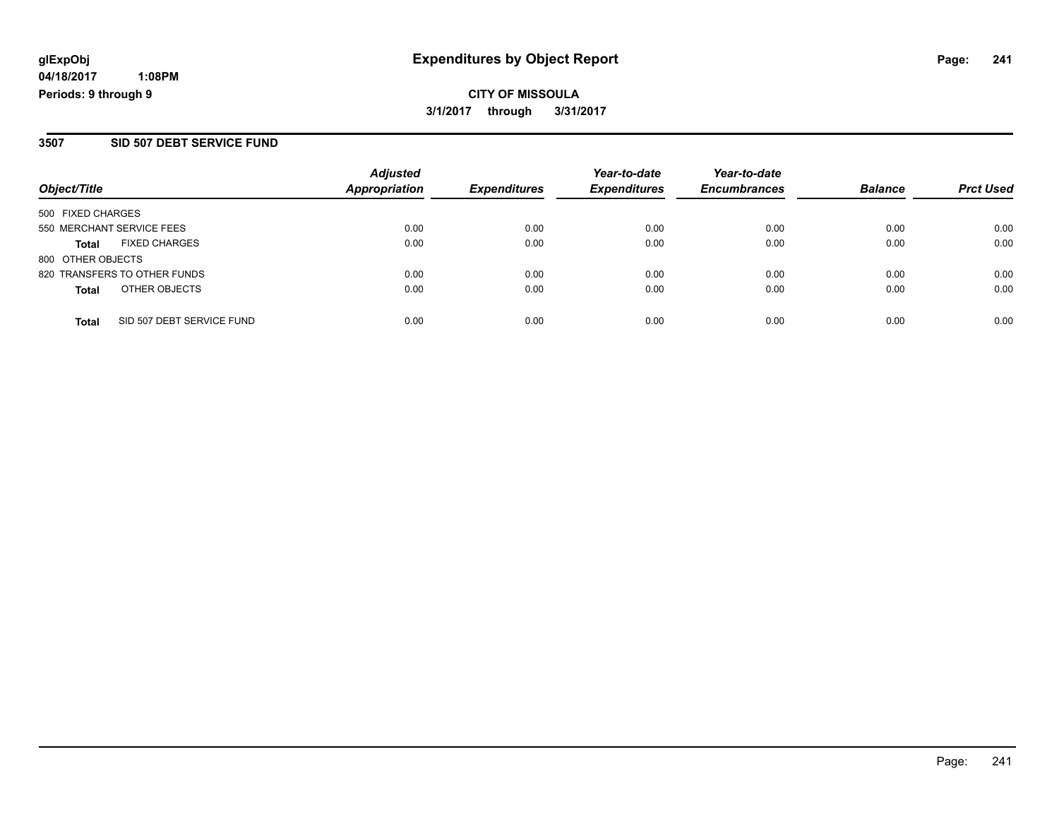**glExpObj**
**04/18/2017 1:08PM**
**Periods: 9 through 9**

# Expenditures by Object Report

**CITY OF MISSOULA**
**3/1/2017 through 3/31/2017**

## 3507 SID 507 DEBT SERVICE FUND

| Object/Title | Adjusted Appropriation | Expenditures | Year-to-date Expenditures | Year-to-date Encumbrances | Balance | Prct Used |
|---|---|---|---|---|---|---|
| 500 FIXED CHARGES | | | | | | |
| 550 MERCHANT SERVICE FEES | 0.00 | 0.00 | 0.00 | 0.00 | 0.00 | 0.00 |
| **Total** FIXED CHARGES | 0.00 | 0.00 | 0.00 | 0.00 | 0.00 | 0.00 |
| 800 OTHER OBJECTS | | | | | | |
| 820 TRANSFERS TO OTHER FUNDS | 0.00 | 0.00 | 0.00 | 0.00 | 0.00 | 0.00 |
| **Total** OTHER OBJECTS | 0.00 | 0.00 | 0.00 | 0.00 | 0.00 | 0.00 |
| **Total** SID 507 DEBT SERVICE FUND | 0.00 | 0.00 | 0.00 | 0.00 | 0.00 | 0.00 |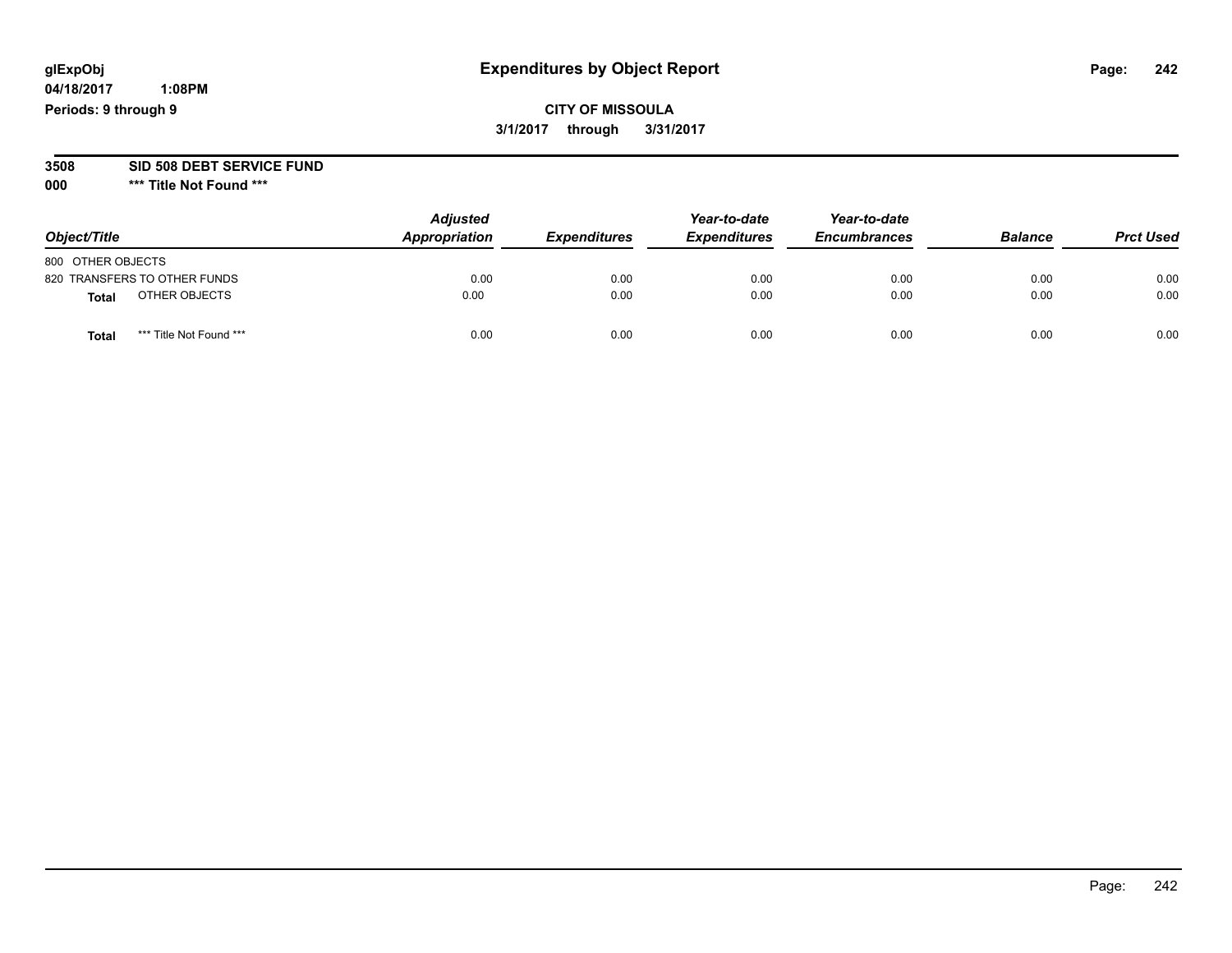glExpObj
04/18/2017 1:08PM
Periods: 9 through 9

# Expenditures by Object Report

**CITY OF MISSOULA**
**3/1/2017 through 3/31/2017**

**3508 SID 508 DEBT SERVICE FUND**
**000 \*\*\* Title Not Found \*\*\***

| Object/Title | Adjusted Appropriation | Expenditures | Year-to-date Expenditures | Year-to-date Encumbrances | Balance | Prct Used |
|---|---|---|---|---|---|---|
| 800 OTHER OBJECTS | | | | | | |
| 820 TRANSFERS TO OTHER FUNDS | 0.00 | 0.00 | 0.00 | 0.00 | 0.00 | 0.00 |
| **Total** OTHER OBJECTS | 0.00 | 0.00 | 0.00 | 0.00 | 0.00 | 0.00 |
| **Total** *** Title Not Found *** | 0.00 | 0.00 | 0.00 | 0.00 | 0.00 | 0.00 |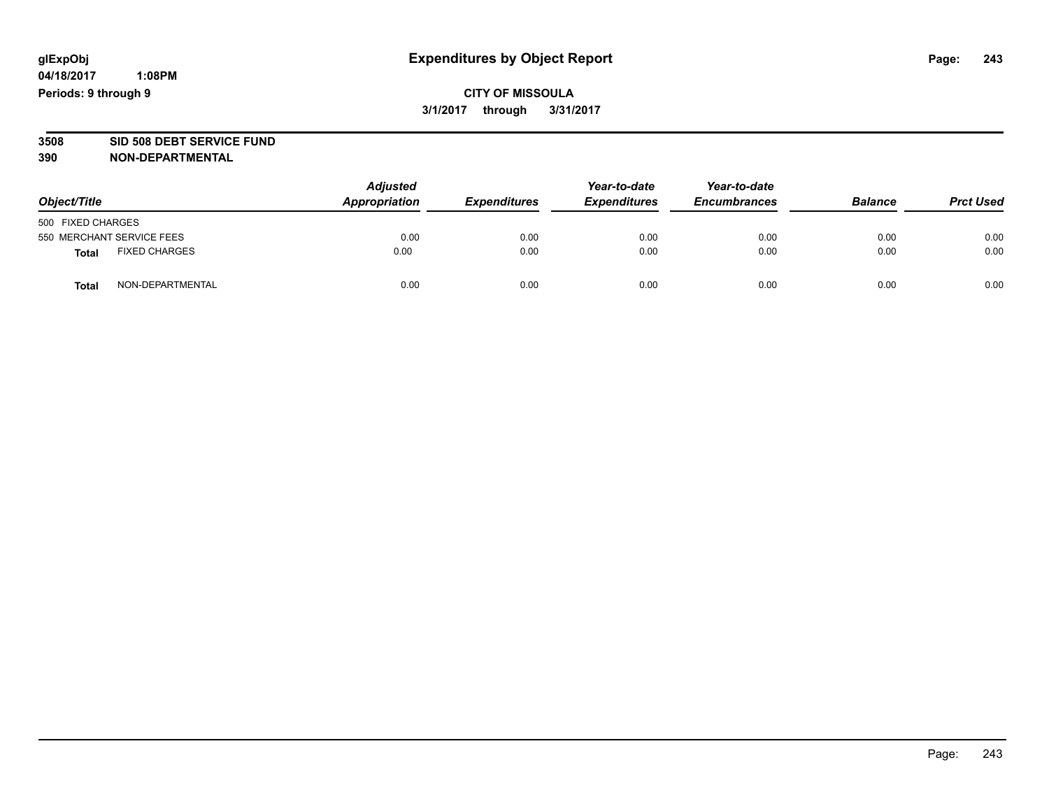glExpObj **Expenditures by Object Report**

04/18/2017 1:08PM

Periods: 9 through 9

**CITY OF MISSOULA**

**3/1/2017 through 3/31/2017**

**3508 SID 508 DEBT SERVICE FUND**

**390 NON-DEPARTMENTAL**

| Object/Title | Adjusted Appropriation | Expenditures | Year-to-date Expenditures | Year-to-date Encumbrances | Balance | Prct Used |
|---|---|---|---|---|---|---|
| 500 FIXED CHARGES | | | | | | |
| 550 MERCHANT SERVICE FEES | 0.00 | 0.00 | 0.00 | 0.00 | 0.00 | 0.00 |
| **Total** FIXED CHARGES | 0.00 | 0.00 | 0.00 | 0.00 | 0.00 | 0.00 |
| **Total** NON-DEPARTMENTAL | 0.00 | 0.00 | 0.00 | 0.00 | 0.00 | 0.00 |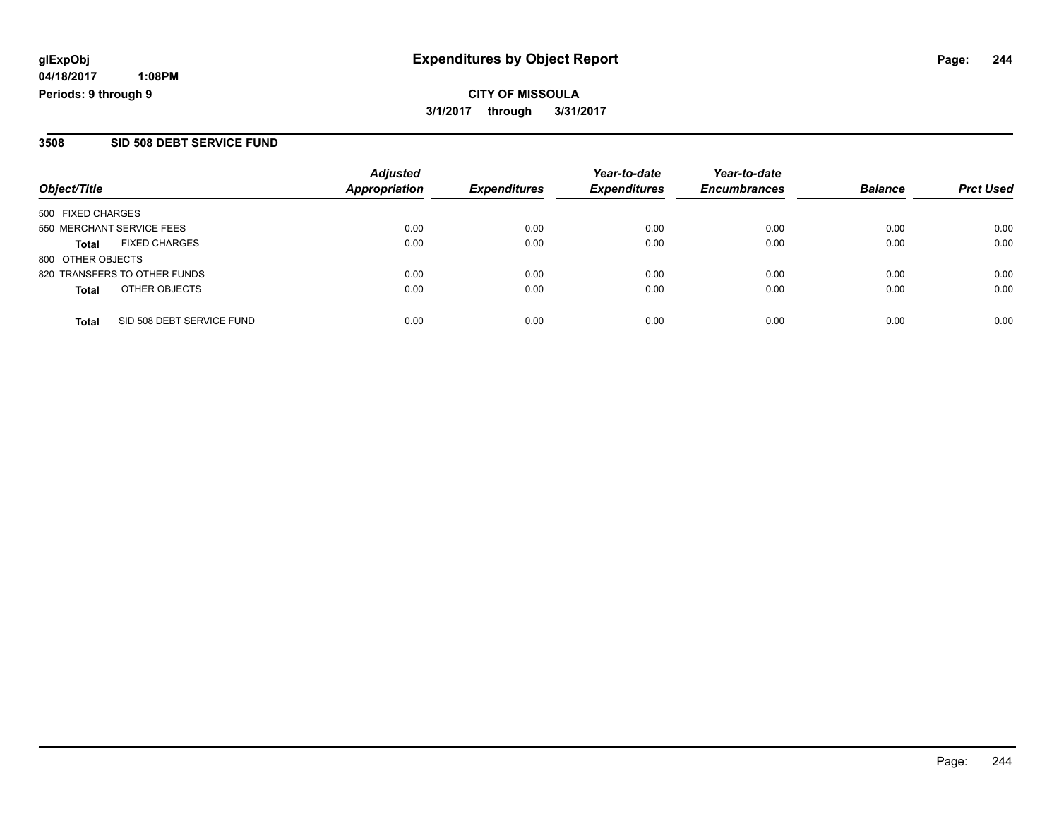# Expenditures by Object Report

**glExpObj**
**04/18/2017 1:08PM**
**Periods: 9 through 9**

**CITY OF MISSOULA**
**3/1/2017 through 3/31/2017**

## 3508 SID 508 DEBT SERVICE FUND

| Object/Title | Adjusted Appropriation | Expenditures | Year-to-date Expenditures | Year-to-date Encumbrances | Balance | Prct Used |
|---|---|---|---|---|---|---|
| 500 FIXED CHARGES | | | | | | |
| 550 MERCHANT SERVICE FEES | 0.00 | 0.00 | 0.00 | 0.00 | 0.00 | 0.00 |
| **Total** FIXED CHARGES | 0.00 | 0.00 | 0.00 | 0.00 | 0.00 | 0.00 |
| 800 OTHER OBJECTS | | | | | | |
| 820 TRANSFERS TO OTHER FUNDS | 0.00 | 0.00 | 0.00 | 0.00 | 0.00 | 0.00 |
| **Total** OTHER OBJECTS | 0.00 | 0.00 | 0.00 | 0.00 | 0.00 | 0.00 |
| **Total** SID 508 DEBT SERVICE FUND | 0.00 | 0.00 | 0.00 | 0.00 | 0.00 | 0.00 |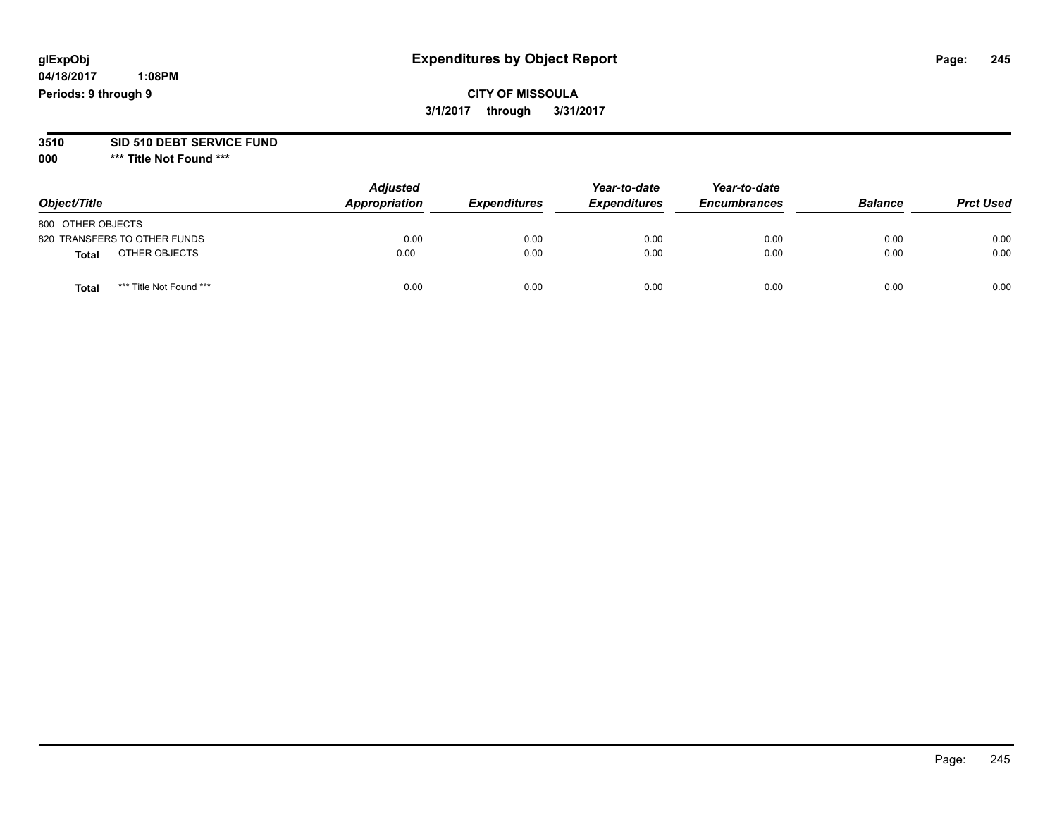glExpObj
04/18/2017 1:08PM
Periods: 9 through 9

# Expenditures by Object Report

**CITY OF MISSOULA**

**3/1/2017 through 3/31/2017**

**3510 SID 510 DEBT SERVICE FUND**

**000 \*** Title Not Found \*****

| Object/Title | Adjusted Appropriation | Expenditures | Year-to-date Expenditures | Year-to-date Encumbrances | Balance | Prct Used |
|---|---|---|---|---|---|---|
| 800 OTHER OBJECTS | | | | | | |
| 820 TRANSFERS TO OTHER FUNDS | 0.00 | 0.00 | 0.00 | 0.00 | 0.00 | 0.00 |
| **Total** OTHER OBJECTS | 0.00 | 0.00 | 0.00 | 0.00 | 0.00 | 0.00 |
| **Total** *** Title Not Found *** | 0.00 | 0.00 | 0.00 | 0.00 | 0.00 | 0.00 |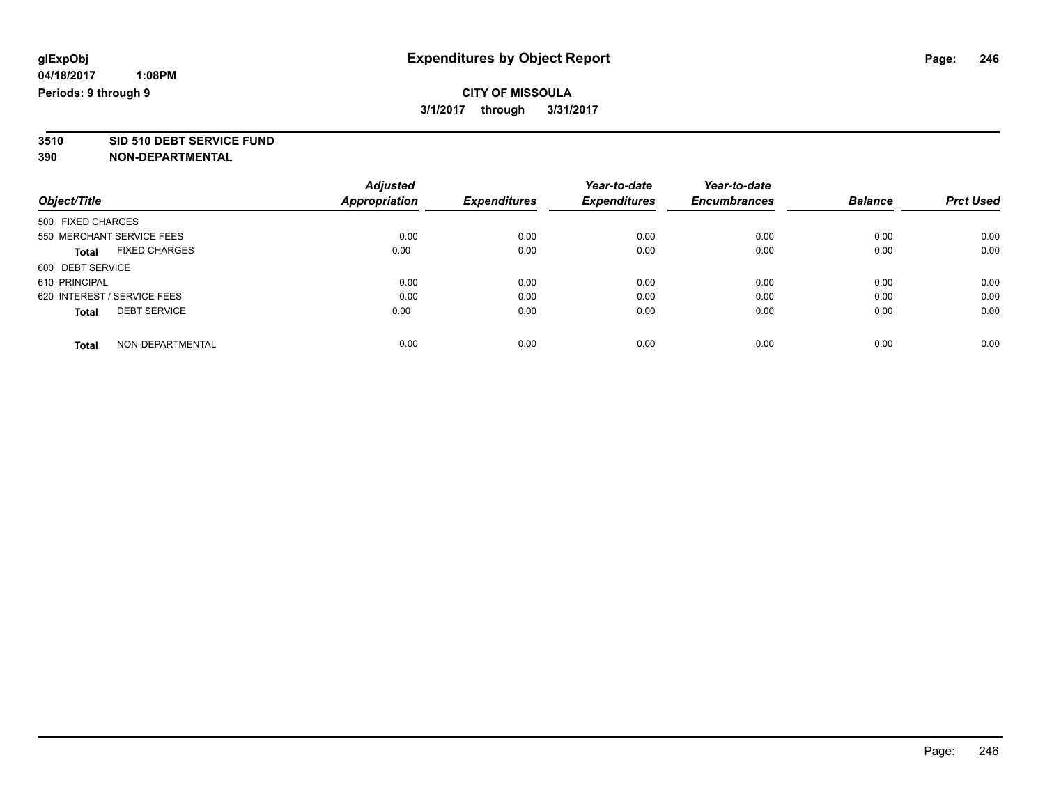**glExpObj**
**04/18/2017 1:08PM**
**Periods: 9 through 9**

# Expenditures by Object Report

**CITY OF MISSOULA**
**3/1/2017 through 3/31/2017**

**3510 SID 510 DEBT SERVICE FUND**
**390 NON-DEPARTMENTAL**

| Object/Title | Adjusted Appropriation | Expenditures | Year-to-date Expenditures | Year-to-date Encumbrances | Balance | Prct Used |
|---|---|---|---|---|---|---|
| 500 FIXED CHARGES | | | | | | |
| 550 MERCHANT SERVICE FEES | 0.00 | 0.00 | 0.00 | 0.00 | 0.00 | 0.00 |
| **Total** FIXED CHARGES | 0.00 | 0.00 | 0.00 | 0.00 | 0.00 | 0.00 |
| 600 DEBT SERVICE | | | | | | |
| 610 PRINCIPAL | 0.00 | 0.00 | 0.00 | 0.00 | 0.00 | 0.00 |
| 620 INTEREST / SERVICE FEES | 0.00 | 0.00 | 0.00 | 0.00 | 0.00 | 0.00 |
| **Total** DEBT SERVICE | 0.00 | 0.00 | 0.00 | 0.00 | 0.00 | 0.00 |
| **Total** NON-DEPARTMENTAL | 0.00 | 0.00 | 0.00 | 0.00 | 0.00 | 0.00 |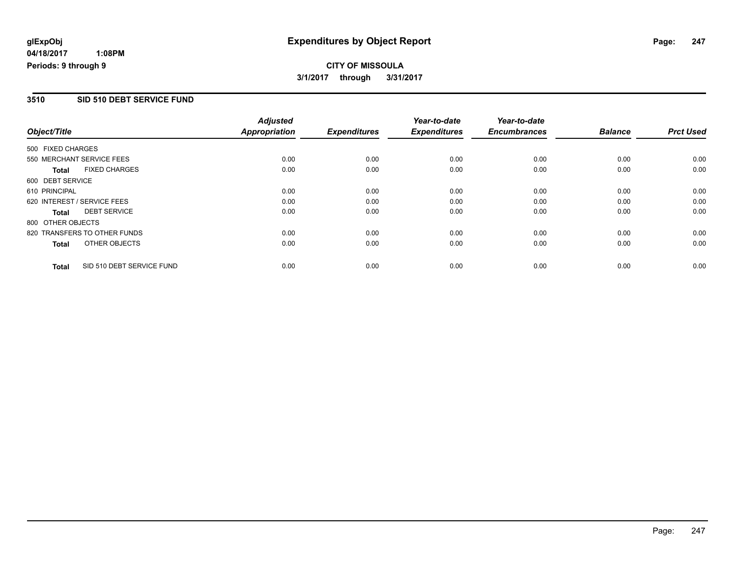**glExpObj** **Expenditures by Object Report**

**04/18/2017 1:08PM**

**Periods: 9 through 9**

**CITY OF MISSOULA**

**3/1/2017 through 3/31/2017**

## 3510 SID 510 DEBT SERVICE FUND

| Object/Title | Adjusted Appropriation | Expenditures | Year-to-date Expenditures | Year-to-date Encumbrances | Balance | Prct Used |
|---|---|---|---|---|---|---|
| 500 FIXED CHARGES | | | | | | |
| 550 MERCHANT SERVICE FEES | 0.00 | 0.00 | 0.00 | 0.00 | 0.00 | 0.00 |
| **Total** FIXED CHARGES | 0.00 | 0.00 | 0.00 | 0.00 | 0.00 | 0.00 |
| 600 DEBT SERVICE | | | | | | |
| 610 PRINCIPAL | 0.00 | 0.00 | 0.00 | 0.00 | 0.00 | 0.00 |
| 620 INTEREST / SERVICE FEES | 0.00 | 0.00 | 0.00 | 0.00 | 0.00 | 0.00 |
| **Total** DEBT SERVICE | 0.00 | 0.00 | 0.00 | 0.00 | 0.00 | 0.00 |
| 800 OTHER OBJECTS | | | | | | |
| 820 TRANSFERS TO OTHER FUNDS | 0.00 | 0.00 | 0.00 | 0.00 | 0.00 | 0.00 |
| **Total** OTHER OBJECTS | 0.00 | 0.00 | 0.00 | 0.00 | 0.00 | 0.00 |
| **Total** SID 510 DEBT SERVICE FUND | 0.00 | 0.00 | 0.00 | 0.00 | 0.00 | 0.00 |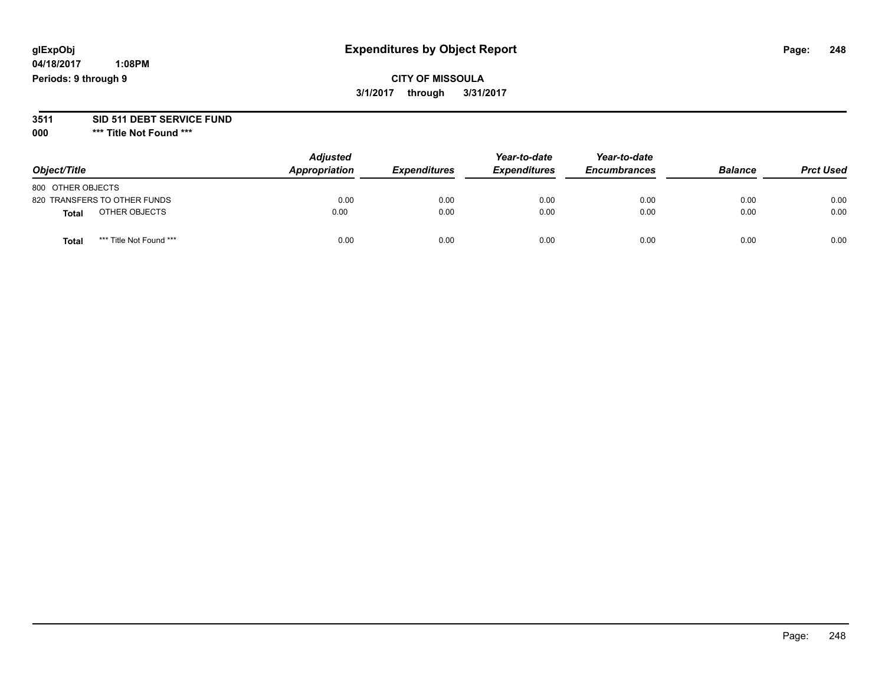# Expenditures by Object Report

glExpObj
04/18/2017 1:08PM
Periods: 9 through 9

**CITY OF MISSOULA**
**3/1/2017 through 3/31/2017**

**3511 SID 511 DEBT SERVICE FUND**
**000 *** Title Not Found *****

| Object/Title | Adjusted Appropriation | Expenditures | Year-to-date Expenditures | Year-to-date Encumbrances | Balance | Prct Used |
|---|---|---|---|---|---|---|
| 800 OTHER OBJECTS | | | | | | |
| 820 TRANSFERS TO OTHER FUNDS | 0.00 | 0.00 | 0.00 | 0.00 | 0.00 | 0.00 |
| **Total** OTHER OBJECTS | 0.00 | 0.00 | 0.00 | 0.00 | 0.00 | 0.00 |
| **Total** *** Title Not Found *** | 0.00 | 0.00 | 0.00 | 0.00 | 0.00 | 0.00 |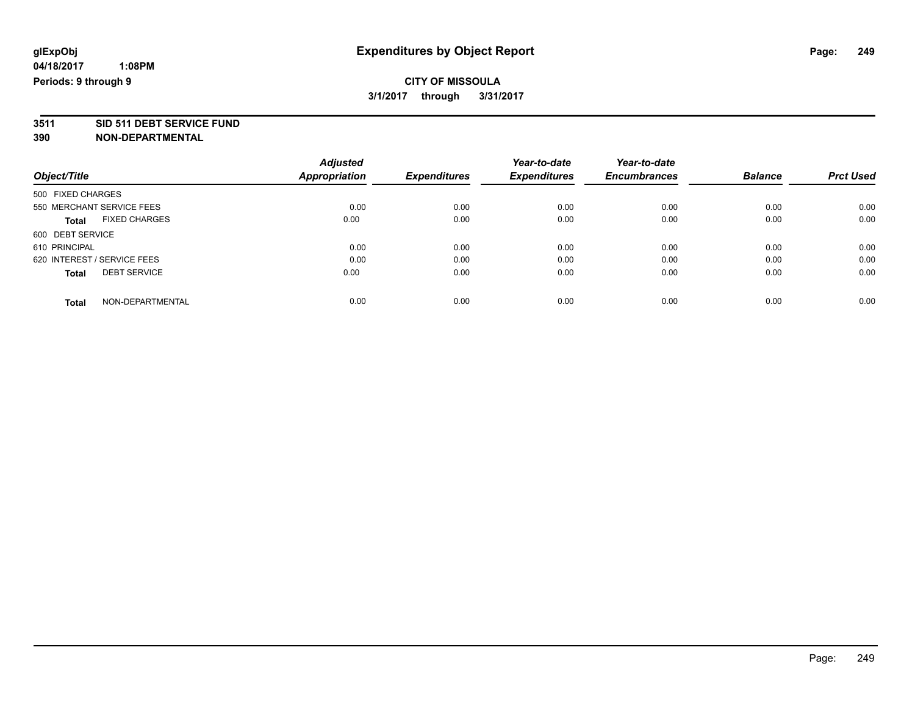glExpObj
04/18/2017 1:08PM
Periods: 9 through 9

# Expenditures by Object Report

**CITY OF MISSOULA**
**3/1/2017 through 3/31/2017**

**3511 SID 511 DEBT SERVICE FUND**
**390 NON-DEPARTMENTAL**

| Object/Title | Adjusted Appropriation | Expenditures | Year-to-date Expenditures | Year-to-date Encumbrances | Balance | Prct Used |
|---|---|---|---|---|---|---|
| 500 FIXED CHARGES | | | | | | |
| 550 MERCHANT SERVICE FEES | 0.00 | 0.00 | 0.00 | 0.00 | 0.00 | 0.00 |
| **Total** FIXED CHARGES | 0.00 | 0.00 | 0.00 | 0.00 | 0.00 | 0.00 |
| 600 DEBT SERVICE | | | | | | |
| 610 PRINCIPAL | 0.00 | 0.00 | 0.00 | 0.00 | 0.00 | 0.00 |
| 620 INTEREST / SERVICE FEES | 0.00 | 0.00 | 0.00 | 0.00 | 0.00 | 0.00 |
| **Total** DEBT SERVICE | 0.00 | 0.00 | 0.00 | 0.00 | 0.00 | 0.00 |
| **Total** NON-DEPARTMENTAL | 0.00 | 0.00 | 0.00 | 0.00 | 0.00 | 0.00 |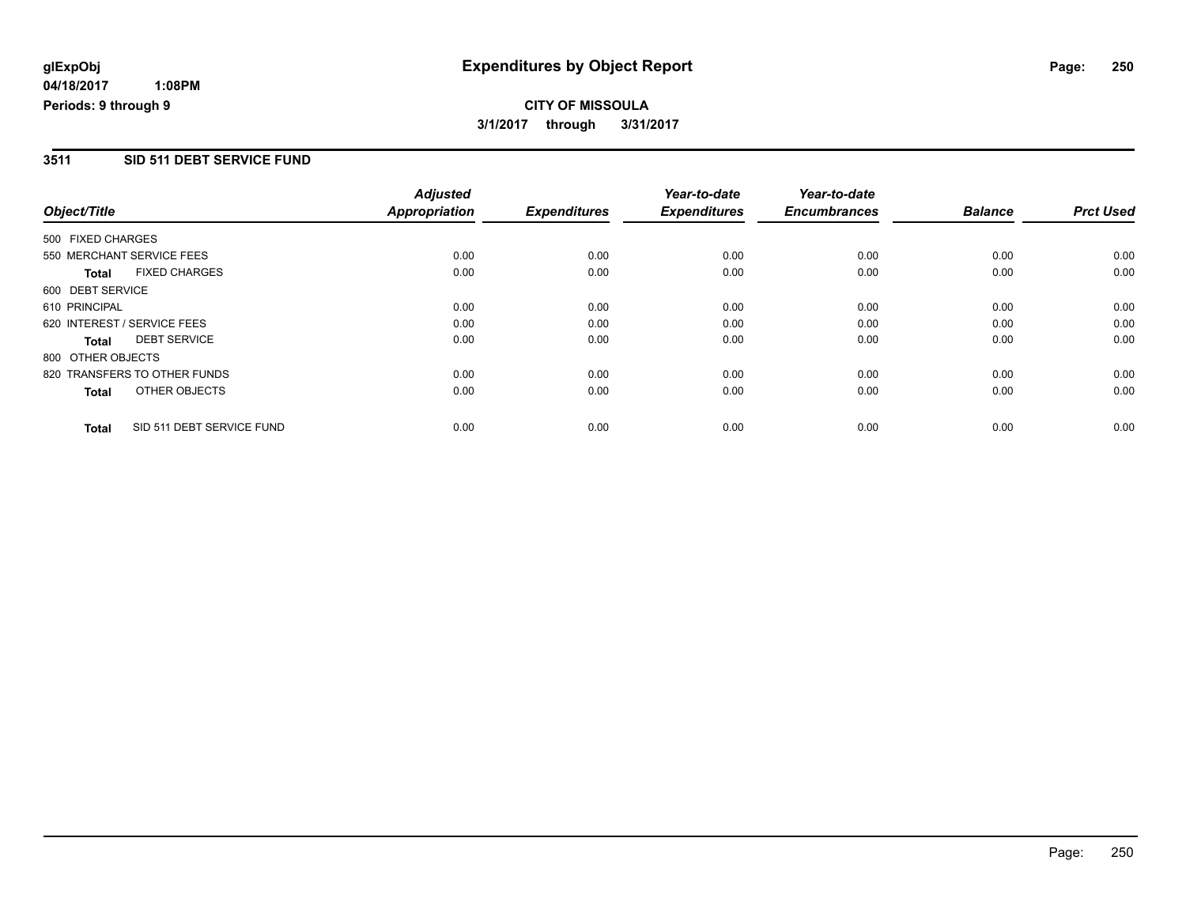glExpObj
04/18/2017 1:08PM
Periods: 9 through 9

# Expenditures by Object Report

**CITY OF MISSOULA**
**3/1/2017 through 3/31/2017**

## 3511 SID 511 DEBT SERVICE FUND

| Object/Title | Adjusted Appropriation | Expenditures | Year-to-date Expenditures | Year-to-date Encumbrances | Balance | Prct Used |
|---|---|---|---|---|---|---|
| 500 FIXED CHARGES | | | | | | |
| 550 MERCHANT SERVICE FEES | 0.00 | 0.00 | 0.00 | 0.00 | 0.00 | 0.00 |
| **Total** FIXED CHARGES | 0.00 | 0.00 | 0.00 | 0.00 | 0.00 | 0.00 |
| 600 DEBT SERVICE | | | | | | |
| 610 PRINCIPAL | 0.00 | 0.00 | 0.00 | 0.00 | 0.00 | 0.00 |
| 620 INTEREST / SERVICE FEES | 0.00 | 0.00 | 0.00 | 0.00 | 0.00 | 0.00 |
| **Total** DEBT SERVICE | 0.00 | 0.00 | 0.00 | 0.00 | 0.00 | 0.00 |
| 800 OTHER OBJECTS | | | | | | |
| 820 TRANSFERS TO OTHER FUNDS | 0.00 | 0.00 | 0.00 | 0.00 | 0.00 | 0.00 |
| **Total** OTHER OBJECTS | 0.00 | 0.00 | 0.00 | 0.00 | 0.00 | 0.00 |
| **Total** SID 511 DEBT SERVICE FUND | 0.00 | 0.00 | 0.00 | 0.00 | 0.00 | 0.00 |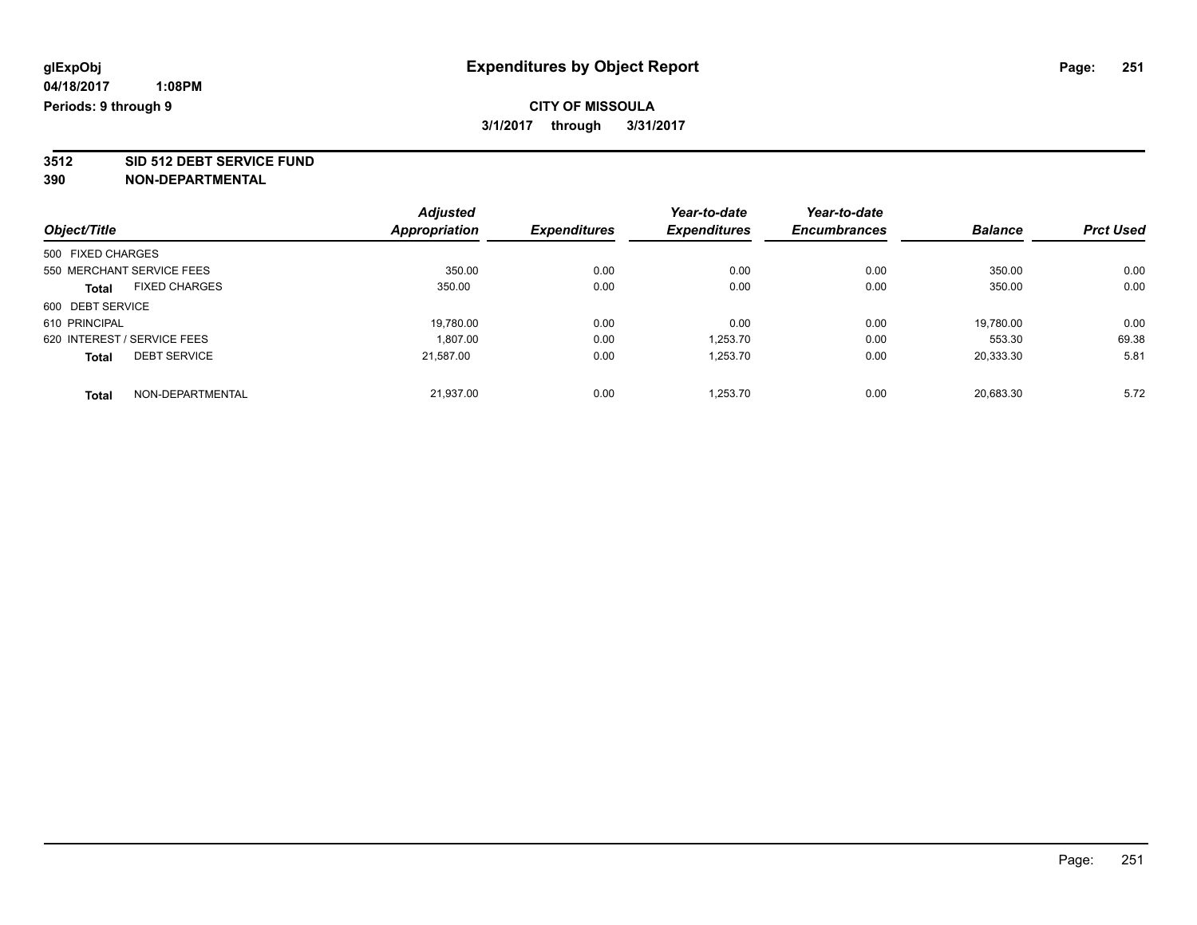**glExpObj**
**04/18/2017 1:08PM**
**Periods: 9 through 9**

# Expenditures by Object Report

**CITY OF MISSOULA**
**3/1/2017 through 3/31/2017**

**3512 SID 512 DEBT SERVICE FUND**
**390 NON-DEPARTMENTAL**

| Object/Title | Adjusted Appropriation | Expenditures | Year-to-date Expenditures | Year-to-date Encumbrances | Balance | Prct Used |
|---|---|---|---|---|---|---|
| 500 FIXED CHARGES | | | | | | |
| 550 MERCHANT SERVICE FEES | 350.00 | 0.00 | 0.00 | 0.00 | 350.00 | 0.00 |
| **Total** FIXED CHARGES | 350.00 | 0.00 | 0.00 | 0.00 | 350.00 | 0.00 |
| 600 DEBT SERVICE | | | | | | |
| 610 PRINCIPAL | 19,780.00 | 0.00 | 0.00 | 0.00 | 19,780.00 | 0.00 |
| 620 INTEREST / SERVICE FEES | 1,807.00 | 0.00 | 1,253.70 | 0.00 | 553.30 | 69.38 |
| **Total** DEBT SERVICE | 21,587.00 | 0.00 | 1,253.70 | 0.00 | 20,333.30 | 5.81 |
| **Total** NON-DEPARTMENTAL | 21,937.00 | 0.00 | 1,253.70 | 0.00 | 20,683.30 | 5.72 |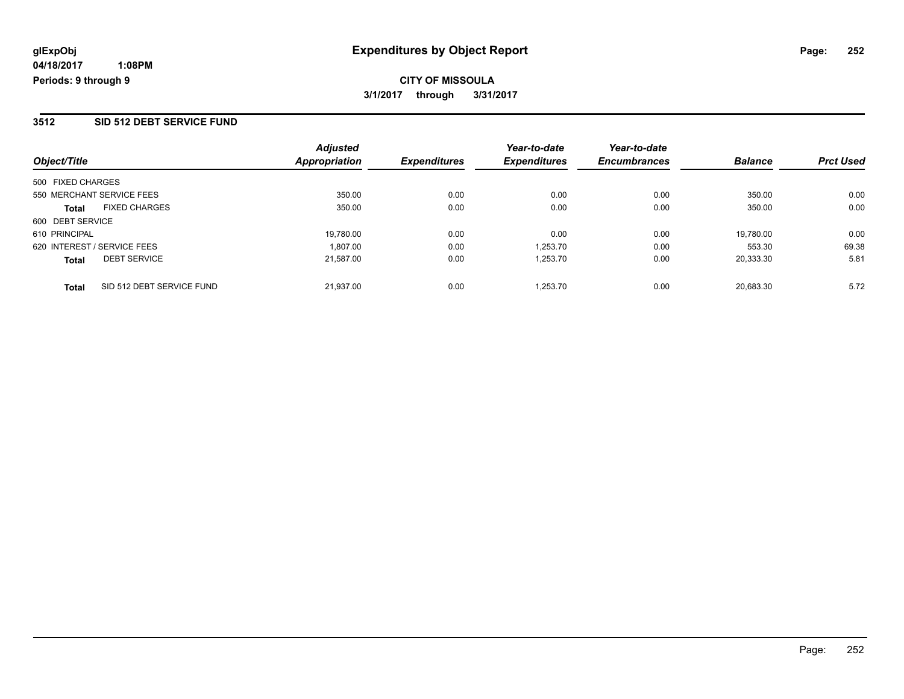**glExpObj** **Expenditures by Object Report**

**04/18/2017 1:08PM**

**Periods: 9 through 9**

**CITY OF MISSOULA**

**3/1/2017 through 3/31/2017**

## 3512 SID 512 DEBT SERVICE FUND

| Object/Title | Adjusted Appropriation | Expenditures | Year-to-date Expenditures | Year-to-date Encumbrances | Balance | Prct Used |
|---|---|---|---|---|---|---|
| 500 FIXED CHARGES | | | | | | |
| 550 MERCHANT SERVICE FEES | 350.00 | 0.00 | 0.00 | 0.00 | 350.00 | 0.00 |
| **Total** FIXED CHARGES | 350.00 | 0.00 | 0.00 | 0.00 | 350.00 | 0.00 |
| 600 DEBT SERVICE | | | | | | |
| 610 PRINCIPAL | 19,780.00 | 0.00 | 0.00 | 0.00 | 19,780.00 | 0.00 |
| 620 INTEREST / SERVICE FEES | 1,807.00 | 0.00 | 1,253.70 | 0.00 | 553.30 | 69.38 |
| **Total** DEBT SERVICE | 21,587.00 | 0.00 | 1,253.70 | 0.00 | 20,333.30 | 5.81 |
| **Total** SID 512 DEBT SERVICE FUND | 21,937.00 | 0.00 | 1,253.70 | 0.00 | 20,683.30 | 5.72 |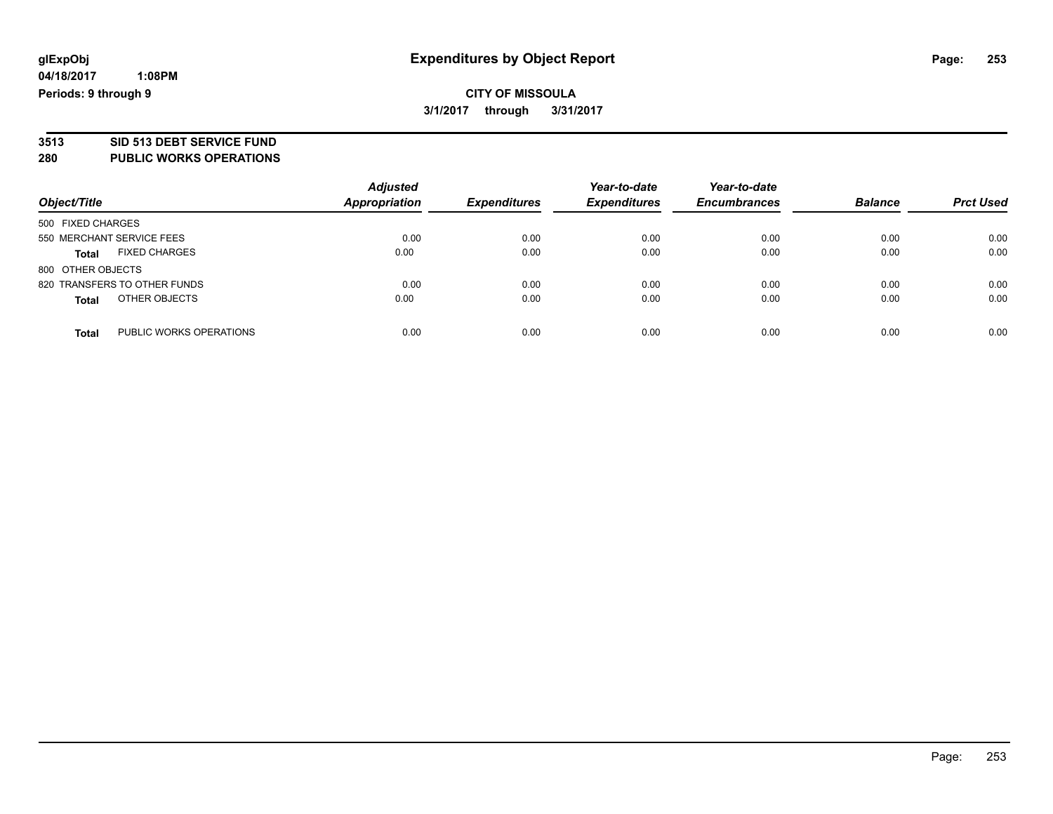glExpObj
04/18/2017 1:08PM
Periods: 9 through 9

# Expenditures by Object Report

**CITY OF MISSOULA**
**3/1/2017 through 3/31/2017**

**3513 SID 513 DEBT SERVICE FUND**
**280 PUBLIC WORKS OPERATIONS**

| Object/Title | Adjusted Appropriation | Expenditures | Year-to-date Expenditures | Year-to-date Encumbrances | Balance | Prct Used |
|---|---|---|---|---|---|---|
| 500 FIXED CHARGES | | | | | | |
| 550 MERCHANT SERVICE FEES | 0.00 | 0.00 | 0.00 | 0.00 | 0.00 | 0.00 |
| **Total** FIXED CHARGES | 0.00 | 0.00 | 0.00 | 0.00 | 0.00 | 0.00 |
| 800 OTHER OBJECTS | | | | | | |
| 820 TRANSFERS TO OTHER FUNDS | 0.00 | 0.00 | 0.00 | 0.00 | 0.00 | 0.00 |
| **Total** OTHER OBJECTS | 0.00 | 0.00 | 0.00 | 0.00 | 0.00 | 0.00 |
| **Total** PUBLIC WORKS OPERATIONS | 0.00 | 0.00 | 0.00 | 0.00 | 0.00 | 0.00 |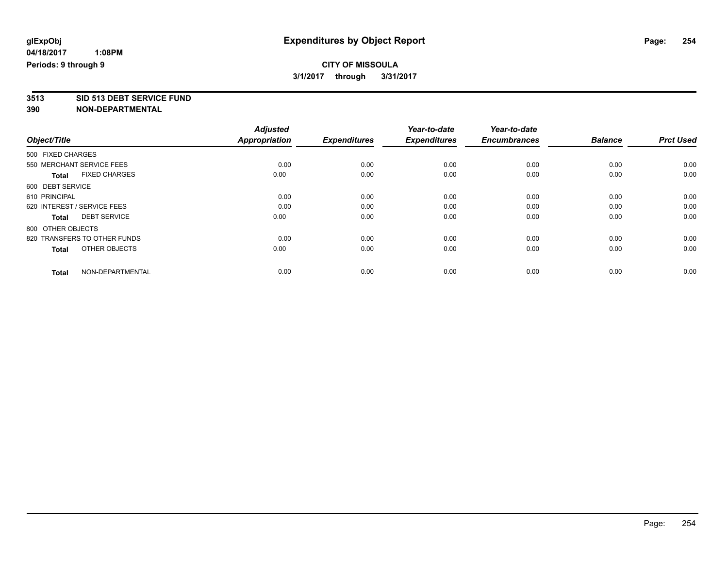**glExpObj**
**04/18/2017 1:08PM**
**Periods: 9 through 9**

# Expenditures by Object Report

**CITY OF MISSOULA**
**3/1/2017 through 3/31/2017**

**3513 SID 513 DEBT SERVICE FUND**
**390 NON-DEPARTMENTAL**

| Object/Title | | Adjusted Appropriation | Expenditures | Year-to-date Expenditures | Year-to-date Encumbrances | Balance | Prct Used |
|---|---|---|---|---|---|---|---|
| 500 FIXED CHARGES | | | | | | | |
| 550 MERCHANT SERVICE FEES | | 0.00 | 0.00 | 0.00 | 0.00 | 0.00 | 0.00 |
| **Total** | FIXED CHARGES | 0.00 | 0.00 | 0.00 | 0.00 | 0.00 | 0.00 |
| 600 DEBT SERVICE | | | | | | | |
| 610 PRINCIPAL | | 0.00 | 0.00 | 0.00 | 0.00 | 0.00 | 0.00 |
| 620 INTEREST / SERVICE FEES | | 0.00 | 0.00 | 0.00 | 0.00 | 0.00 | 0.00 |
| **Total** | DEBT SERVICE | 0.00 | 0.00 | 0.00 | 0.00 | 0.00 | 0.00 |
| 800 OTHER OBJECTS | | | | | | | |
| 820 TRANSFERS TO OTHER FUNDS | | 0.00 | 0.00 | 0.00 | 0.00 | 0.00 | 0.00 |
| **Total** | OTHER OBJECTS | 0.00 | 0.00 | 0.00 | 0.00 | 0.00 | 0.00 |
| **Total** | NON-DEPARTMENTAL | 0.00 | 0.00 | 0.00 | 0.00 | 0.00 | 0.00 |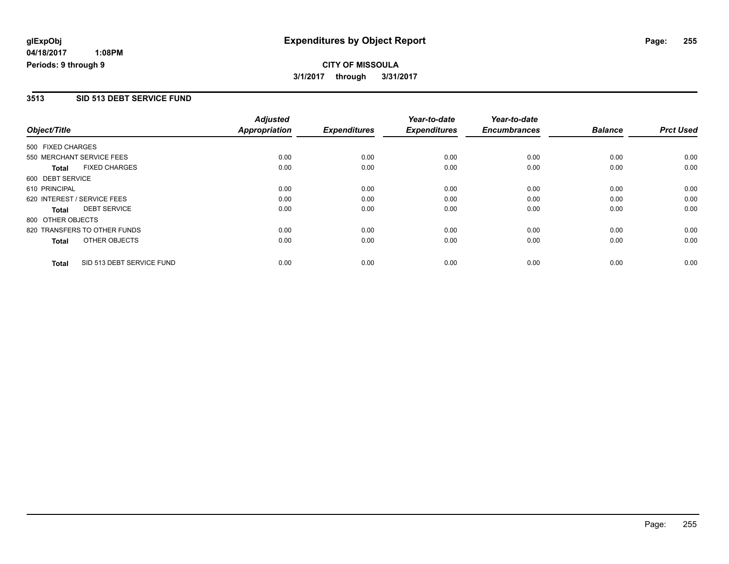**glExpObj** **Expenditures by Object Report**

**04/18/2017 1:08PM**

**Periods: 9 through 9**

**CITY OF MISSOULA**

**3/1/2017 through 3/31/2017**

## 3513 SID 513 DEBT SERVICE FUND

| Object/Title | Adjusted Appropriation | Expenditures | Year-to-date Expenditures | Year-to-date Encumbrances | Balance | Prct Used |
|---|---|---|---|---|---|---|
| 500 FIXED CHARGES | | | | | | |
| 550 MERCHANT SERVICE FEES | 0.00 | 0.00 | 0.00 | 0.00 | 0.00 | 0.00 |
| **Total** FIXED CHARGES | 0.00 | 0.00 | 0.00 | 0.00 | 0.00 | 0.00 |
| 600 DEBT SERVICE | | | | | | |
| 610 PRINCIPAL | 0.00 | 0.00 | 0.00 | 0.00 | 0.00 | 0.00 |
| 620 INTEREST / SERVICE FEES | 0.00 | 0.00 | 0.00 | 0.00 | 0.00 | 0.00 |
| **Total** DEBT SERVICE | 0.00 | 0.00 | 0.00 | 0.00 | 0.00 | 0.00 |
| 800 OTHER OBJECTS | | | | | | |
| 820 TRANSFERS TO OTHER FUNDS | 0.00 | 0.00 | 0.00 | 0.00 | 0.00 | 0.00 |
| **Total** OTHER OBJECTS | 0.00 | 0.00 | 0.00 | 0.00 | 0.00 | 0.00 |
| **Total** SID 513 DEBT SERVICE FUND | 0.00 | 0.00 | 0.00 | 0.00 | 0.00 | 0.00 |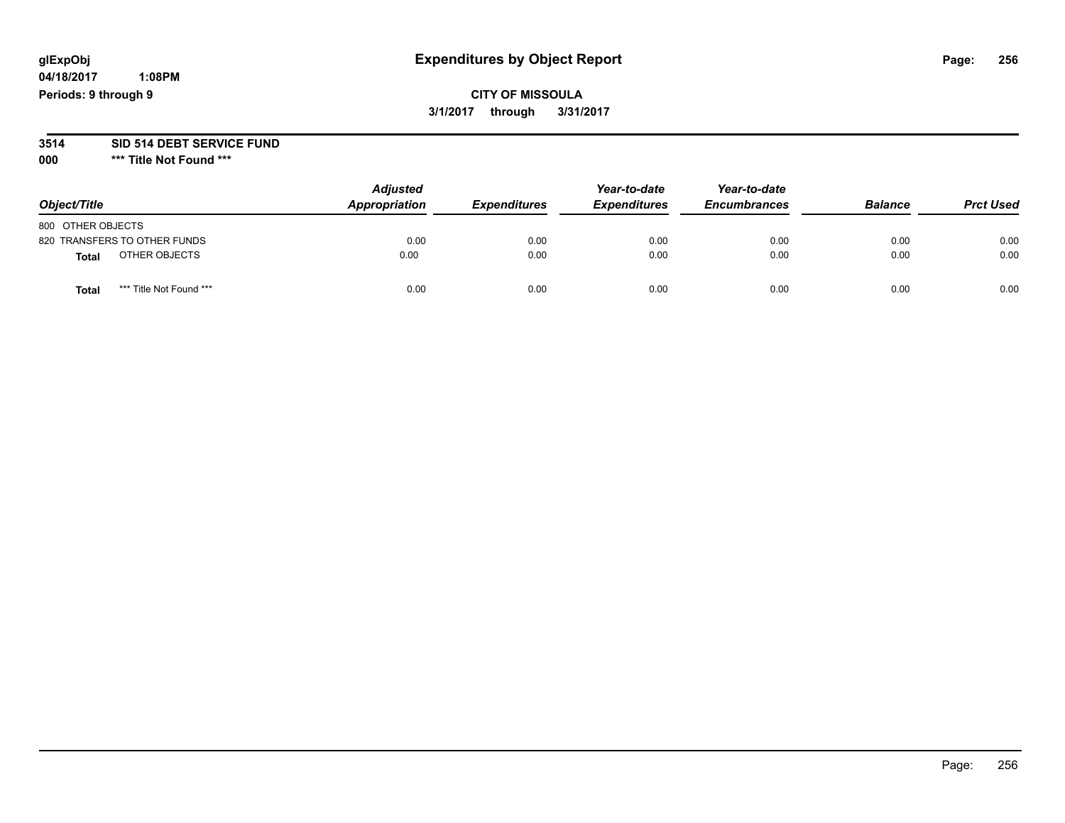**CITY OF MISSOULA**

**3/1/2017 through 3/31/2017**

**3514 SID 514 DEBT SERVICE FUND**

**000 \*\*\* Title Not Found \*\*\***

| Object/Title | Adjusted Appropriation | Expenditures | Year-to-date Expenditures | Year-to-date Encumbrances | Balance | Prct Used |
|---|---|---|---|---|---|---|
| 800 OTHER OBJECTS | | | | | | |
| 820 TRANSFERS TO OTHER FUNDS | 0.00 | 0.00 | 0.00 | 0.00 | 0.00 | 0.00 |
| **Total** OTHER OBJECTS | 0.00 | 0.00 | 0.00 | 0.00 | 0.00 | 0.00 |
| **Total** *** Title Not Found *** | 0.00 | 0.00 | 0.00 | 0.00 | 0.00 | 0.00 |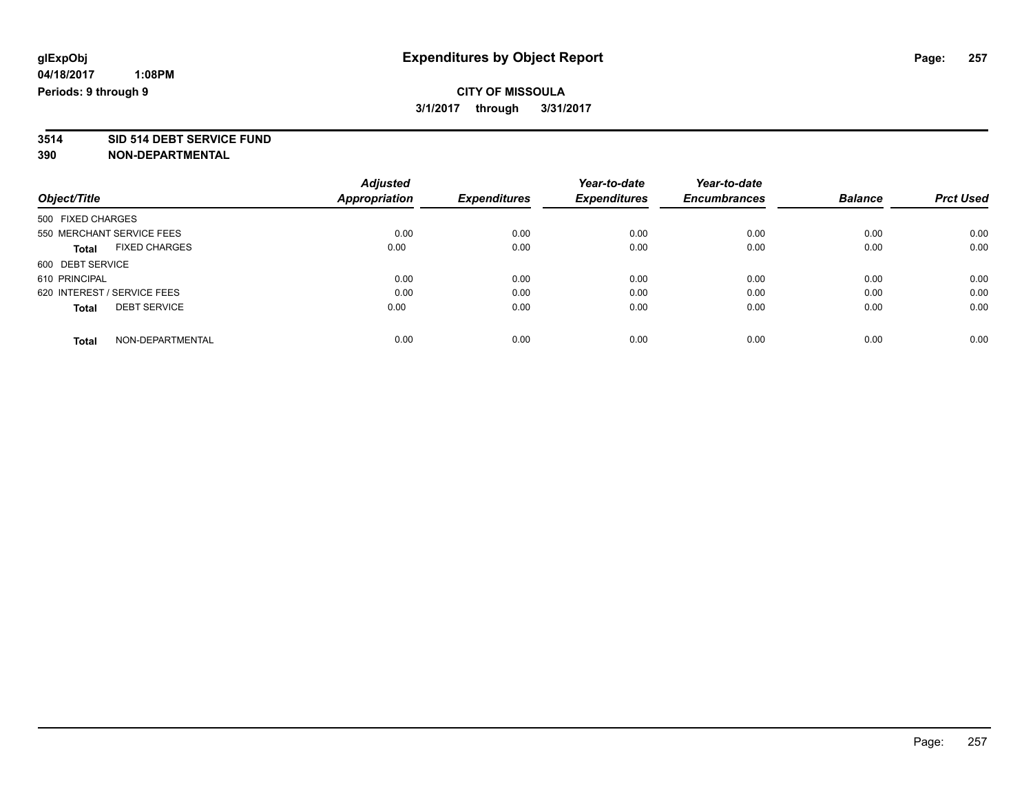glExpObj
04/18/2017 1:08PM
Periods: 9 through 9

# Expenditures by Object Report

**CITY OF MISSOULA**
**3/1/2017 through 3/31/2017**

**3514 SID 514 DEBT SERVICE FUND**
**390 NON-DEPARTMENTAL**

| Object/Title | Adjusted Appropriation | Expenditures | Year-to-date Expenditures | Year-to-date Encumbrances | Balance | Prct Used |
|---|---|---|---|---|---|---|
| 500 FIXED CHARGES | | | | | | |
| 550 MERCHANT SERVICE FEES | 0.00 | 0.00 | 0.00 | 0.00 | 0.00 | 0.00 |
| **Total** FIXED CHARGES | 0.00 | 0.00 | 0.00 | 0.00 | 0.00 | 0.00 |
| 600 DEBT SERVICE | | | | | | |
| 610 PRINCIPAL | 0.00 | 0.00 | 0.00 | 0.00 | 0.00 | 0.00 |
| 620 INTEREST / SERVICE FEES | 0.00 | 0.00 | 0.00 | 0.00 | 0.00 | 0.00 |
| **Total** DEBT SERVICE | 0.00 | 0.00 | 0.00 | 0.00 | 0.00 | 0.00 |
| **Total** NON-DEPARTMENTAL | 0.00 | 0.00 | 0.00 | 0.00 | 0.00 | 0.00 |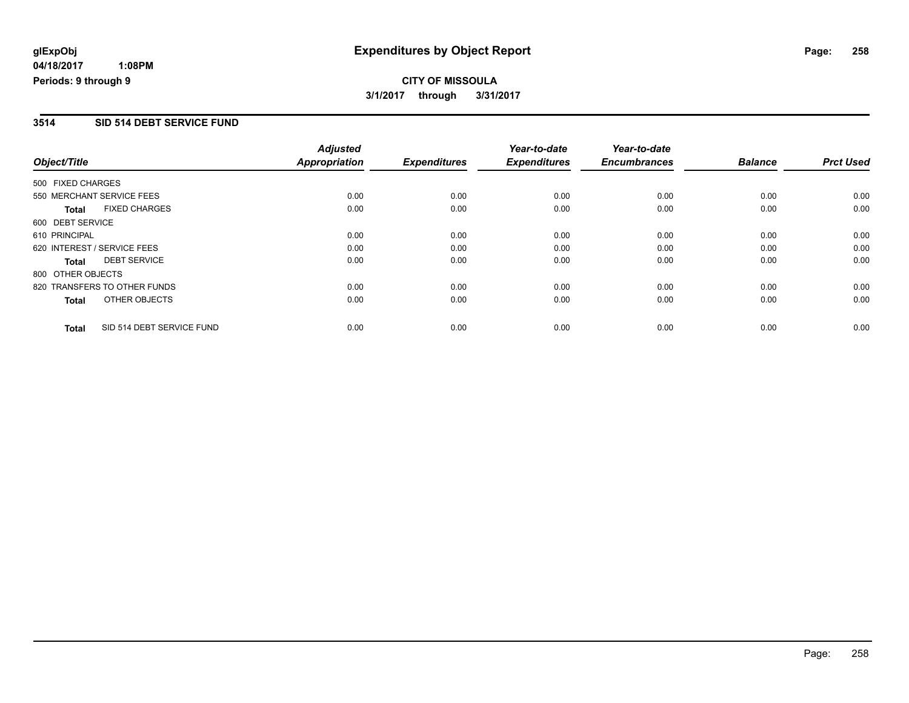**glExpObj**
**04/18/2017 1:08PM**
**Periods: 9 through 9**

# Expenditures by Object Report

**CITY OF MISSOULA**
**3/1/2017 through 3/31/2017**

## 3514 SID 514 DEBT SERVICE FUND

| Object/Title | Adjusted Appropriation | Expenditures | Year-to-date Expenditures | Year-to-date Encumbrances | Balance | Prct Used |
|---|---|---|---|---|---|---|
| 500 FIXED CHARGES | | | | | | |
| 550 MERCHANT SERVICE FEES | 0.00 | 0.00 | 0.00 | 0.00 | 0.00 | 0.00 |
| **Total** FIXED CHARGES | 0.00 | 0.00 | 0.00 | 0.00 | 0.00 | 0.00 |
| 600 DEBT SERVICE | | | | | | |
| 610 PRINCIPAL | 0.00 | 0.00 | 0.00 | 0.00 | 0.00 | 0.00 |
| 620 INTEREST / SERVICE FEES | 0.00 | 0.00 | 0.00 | 0.00 | 0.00 | 0.00 |
| **Total** DEBT SERVICE | 0.00 | 0.00 | 0.00 | 0.00 | 0.00 | 0.00 |
| 800 OTHER OBJECTS | | | | | | |
| 820 TRANSFERS TO OTHER FUNDS | 0.00 | 0.00 | 0.00 | 0.00 | 0.00 | 0.00 |
| **Total** OTHER OBJECTS | 0.00 | 0.00 | 0.00 | 0.00 | 0.00 | 0.00 |
| **Total** SID 514 DEBT SERVICE FUND | 0.00 | 0.00 | 0.00 | 0.00 | 0.00 | 0.00 |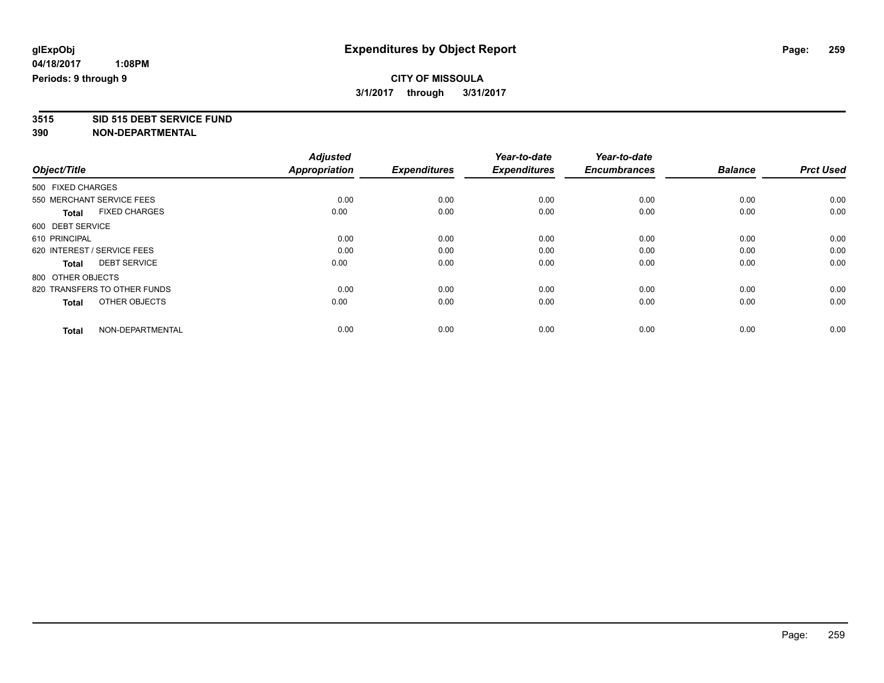# Expenditures by Object Report

**glExpObj**
**04/18/2017 1:08PM**
**Periods: 9 through 9**

**CITY OF MISSOULA**
**3/1/2017 through 3/31/2017**

**3515 SID 515 DEBT SERVICE FUND**
**390 NON-DEPARTMENTAL**

| Object/Title | Adjusted Appropriation | Expenditures | Year-to-date Expenditures | Year-to-date Encumbrances | Balance | Prct Used |
|---|---|---|---|---|---|---|
| 500 FIXED CHARGES | | | | | | |
| 550 MERCHANT SERVICE FEES | 0.00 | 0.00 | 0.00 | 0.00 | 0.00 | 0.00 |
| **Total** FIXED CHARGES | 0.00 | 0.00 | 0.00 | 0.00 | 0.00 | 0.00 |
| 600 DEBT SERVICE | | | | | | |
| 610 PRINCIPAL | 0.00 | 0.00 | 0.00 | 0.00 | 0.00 | 0.00 |
| 620 INTEREST / SERVICE FEES | 0.00 | 0.00 | 0.00 | 0.00 | 0.00 | 0.00 |
| **Total** DEBT SERVICE | 0.00 | 0.00 | 0.00 | 0.00 | 0.00 | 0.00 |
| 800 OTHER OBJECTS | | | | | | |
| 820 TRANSFERS TO OTHER FUNDS | 0.00 | 0.00 | 0.00 | 0.00 | 0.00 | 0.00 |
| **Total** OTHER OBJECTS | 0.00 | 0.00 | 0.00 | 0.00 | 0.00 | 0.00 |
| **Total** NON-DEPARTMENTAL | 0.00 | 0.00 | 0.00 | 0.00 | 0.00 | 0.00 |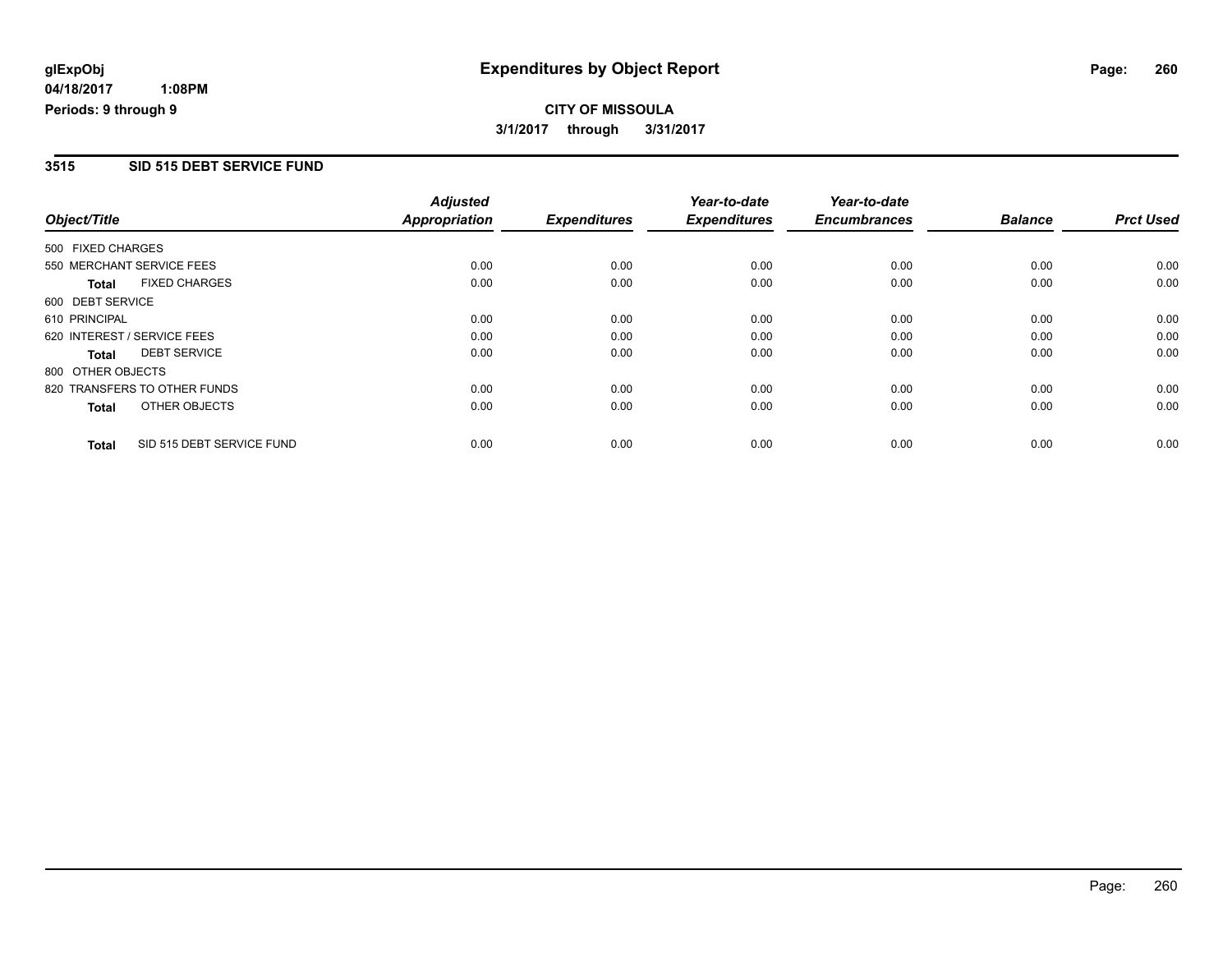glExpObj
04/18/2017 1:08PM
Periods: 9 through 9

# Expenditures by Object Report

**CITY OF MISSOULA**
**3/1/2017 through 3/31/2017**

## 3515 SID 515 DEBT SERVICE FUND

| Object/Title | Adjusted Appropriation | Expenditures | Year-to-date Expenditures | Year-to-date Encumbrances | Balance | Prct Used |
|---|---|---|---|---|---|---|
| 500 FIXED CHARGES | | | | | | |
| 550 MERCHANT SERVICE FEES | 0.00 | 0.00 | 0.00 | 0.00 | 0.00 | 0.00 |
| **Total** FIXED CHARGES | 0.00 | 0.00 | 0.00 | 0.00 | 0.00 | 0.00 |
| 600 DEBT SERVICE | | | | | | |
| 610 PRINCIPAL | 0.00 | 0.00 | 0.00 | 0.00 | 0.00 | 0.00 |
| 620 INTEREST / SERVICE FEES | 0.00 | 0.00 | 0.00 | 0.00 | 0.00 | 0.00 |
| **Total** DEBT SERVICE | 0.00 | 0.00 | 0.00 | 0.00 | 0.00 | 0.00 |
| 800 OTHER OBJECTS | | | | | | |
| 820 TRANSFERS TO OTHER FUNDS | 0.00 | 0.00 | 0.00 | 0.00 | 0.00 | 0.00 |
| **Total** OTHER OBJECTS | 0.00 | 0.00 | 0.00 | 0.00 | 0.00 | 0.00 |
| **Total** SID 515 DEBT SERVICE FUND | 0.00 | 0.00 | 0.00 | 0.00 | 0.00 | 0.00 |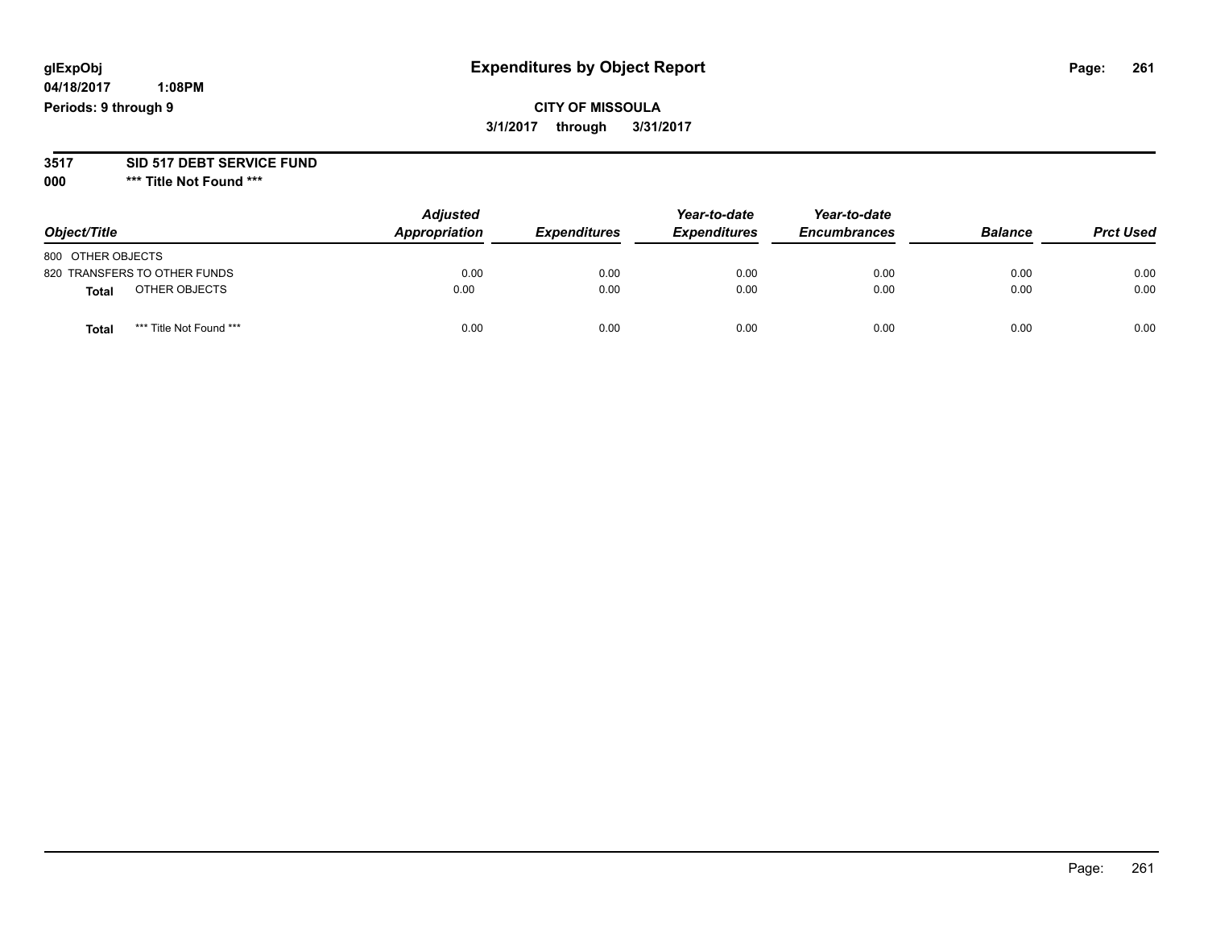glExpObj
04/18/2017 1:08PM
Periods: 9 through 9

# Expenditures by Object Report

**CITY OF MISSOULA**
**3/1/2017 through 3/31/2017**

**3517 SID 517 DEBT SERVICE FUND**
**000 *** Title Not Found *****

| Object/Title | Adjusted Appropriation | Expenditures | Year-to-date Expenditures | Year-to-date Encumbrances | Balance | Prct Used |
|---|---|---|---|---|---|---|
| 800 OTHER OBJECTS | | | | | | |
| 820 TRANSFERS TO OTHER FUNDS | 0.00 | 0.00 | 0.00 | 0.00 | 0.00 | 0.00 |
| **Total** OTHER OBJECTS | 0.00 | 0.00 | 0.00 | 0.00 | 0.00 | 0.00 |
| **Total** *** Title Not Found *** | 0.00 | 0.00 | 0.00 | 0.00 | 0.00 | 0.00 |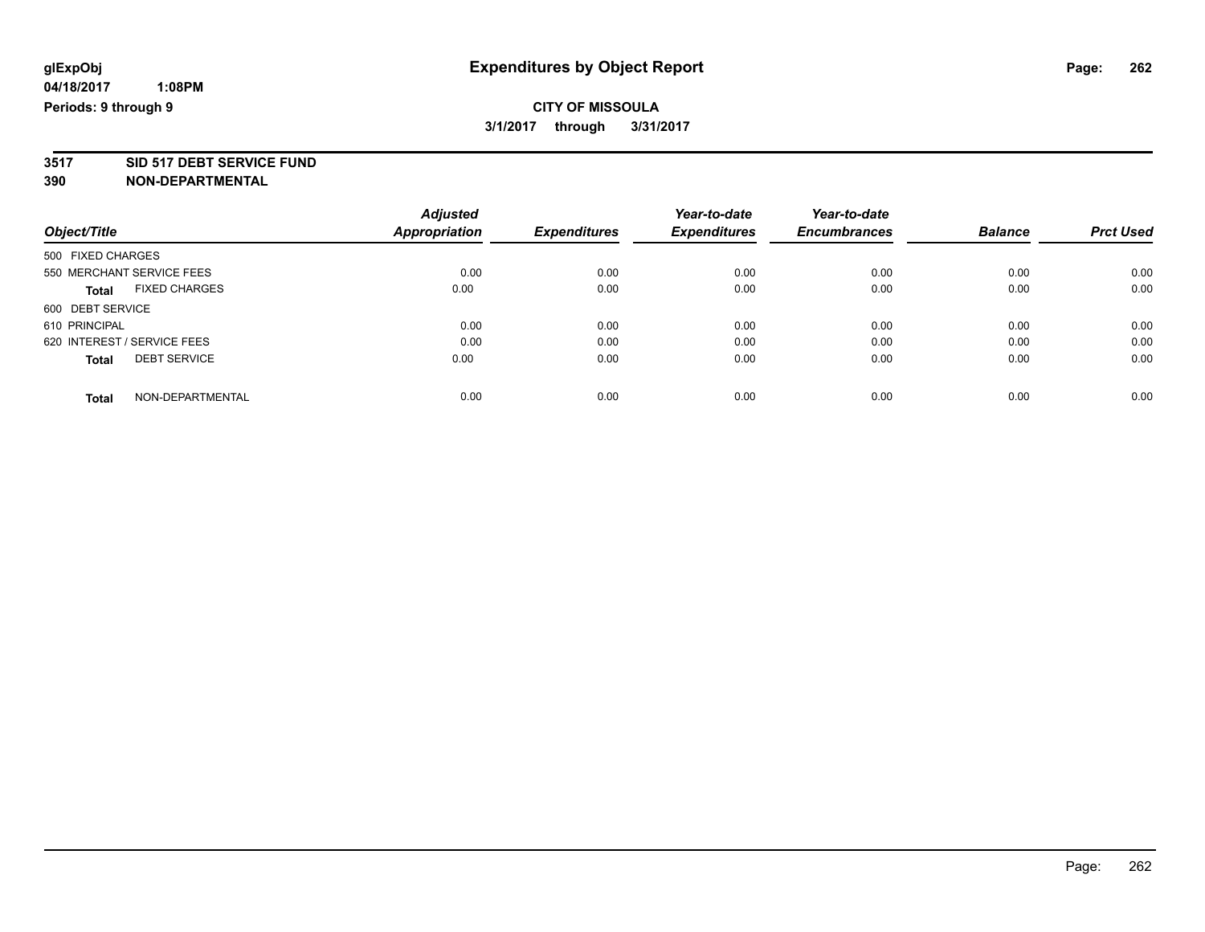# Expenditures by Object Report

glExpObj
04/18/2017 1:08PM
Periods: 9 through 9

**CITY OF MISSOULA**
**3/1/2017 through 3/31/2017**

**3517 SID 517 DEBT SERVICE FUND**
**390 NON-DEPARTMENTAL**

| Object/Title | Adjusted Appropriation | Expenditures | Year-to-date Expenditures | Year-to-date Encumbrances | Balance | Prct Used |
|---|---|---|---|---|---|---|
| 500 FIXED CHARGES | | | | | | |
| 550 MERCHANT SERVICE FEES | 0.00 | 0.00 | 0.00 | 0.00 | 0.00 | 0.00 |
| **Total** FIXED CHARGES | 0.00 | 0.00 | 0.00 | 0.00 | 0.00 | 0.00 |
| 600 DEBT SERVICE | | | | | | |
| 610 PRINCIPAL | 0.00 | 0.00 | 0.00 | 0.00 | 0.00 | 0.00 |
| 620 INTEREST / SERVICE FEES | 0.00 | 0.00 | 0.00 | 0.00 | 0.00 | 0.00 |
| **Total** DEBT SERVICE | 0.00 | 0.00 | 0.00 | 0.00 | 0.00 | 0.00 |
| **Total** NON-DEPARTMENTAL | 0.00 | 0.00 | 0.00 | 0.00 | 0.00 | 0.00 |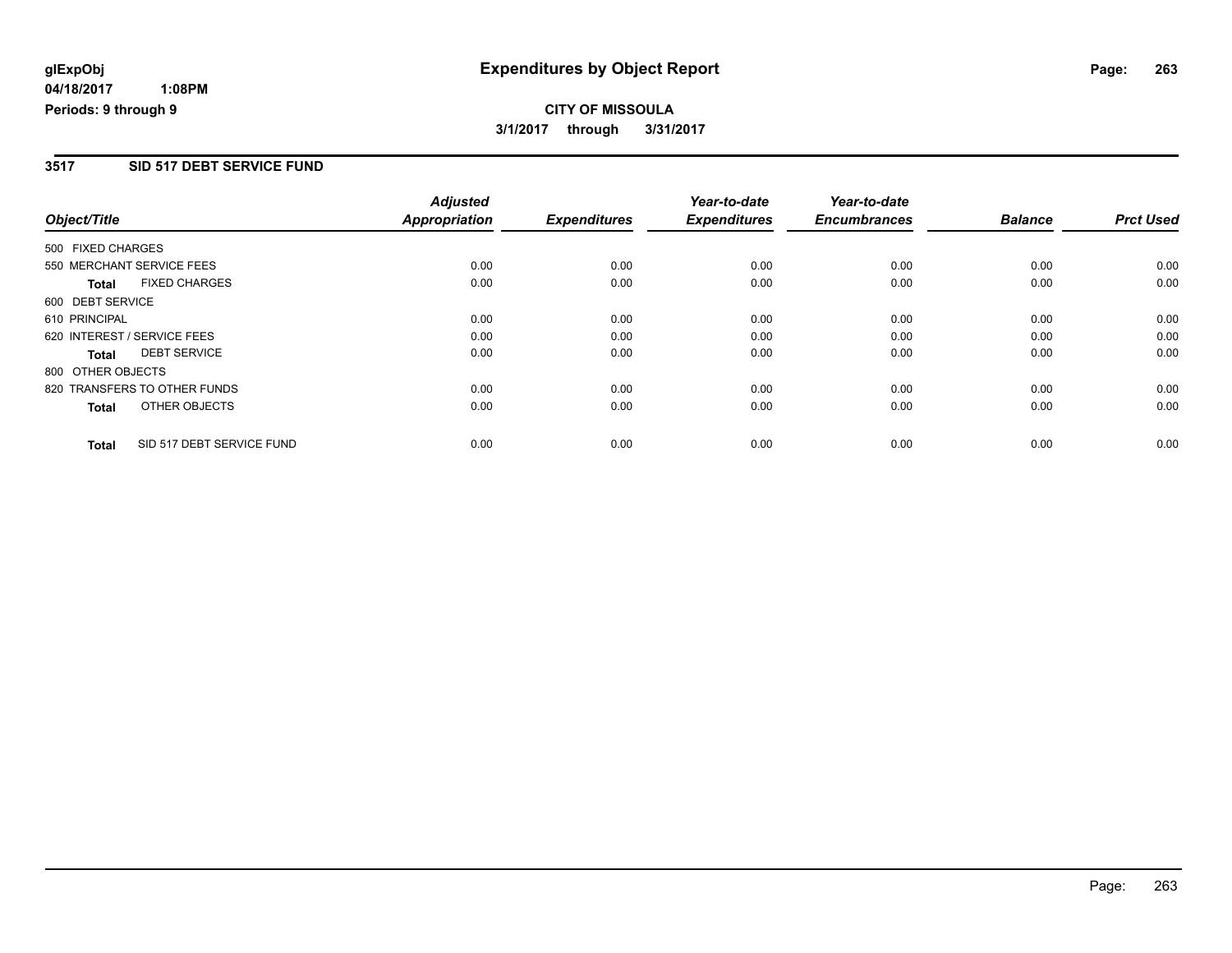# Expenditures by Object Report

glExpObj
04/18/2017 1:08PM
Periods: 9 through 9

**CITY OF MISSOULA**
**3/1/2017 through 3/31/2017**

## 3517 SID 517 DEBT SERVICE FUND

| Object/Title | | Adjusted Appropriation | Expenditures | Year-to-date Expenditures | Year-to-date Encumbrances | Balance | Prct Used |
|---|---|---|---|---|---|---|---|
| 500 FIXED CHARGES | | | | | | | |
| 550 MERCHANT SERVICE FEES | | 0.00 | 0.00 | 0.00 | 0.00 | 0.00 | 0.00 |
| **Total** | FIXED CHARGES | 0.00 | 0.00 | 0.00 | 0.00 | 0.00 | 0.00 |
| 600 DEBT SERVICE | | | | | | | |
| 610 PRINCIPAL | | 0.00 | 0.00 | 0.00 | 0.00 | 0.00 | 0.00 |
| 620 INTEREST / SERVICE FEES | | 0.00 | 0.00 | 0.00 | 0.00 | 0.00 | 0.00 |
| **Total** | DEBT SERVICE | 0.00 | 0.00 | 0.00 | 0.00 | 0.00 | 0.00 |
| 800 OTHER OBJECTS | | | | | | | |
| 820 TRANSFERS TO OTHER FUNDS | | 0.00 | 0.00 | 0.00 | 0.00 | 0.00 | 0.00 |
| **Total** | OTHER OBJECTS | 0.00 | 0.00 | 0.00 | 0.00 | 0.00 | 0.00 |
| **Total** | SID 517 DEBT SERVICE FUND | 0.00 | 0.00 | 0.00 | 0.00 | 0.00 | 0.00 |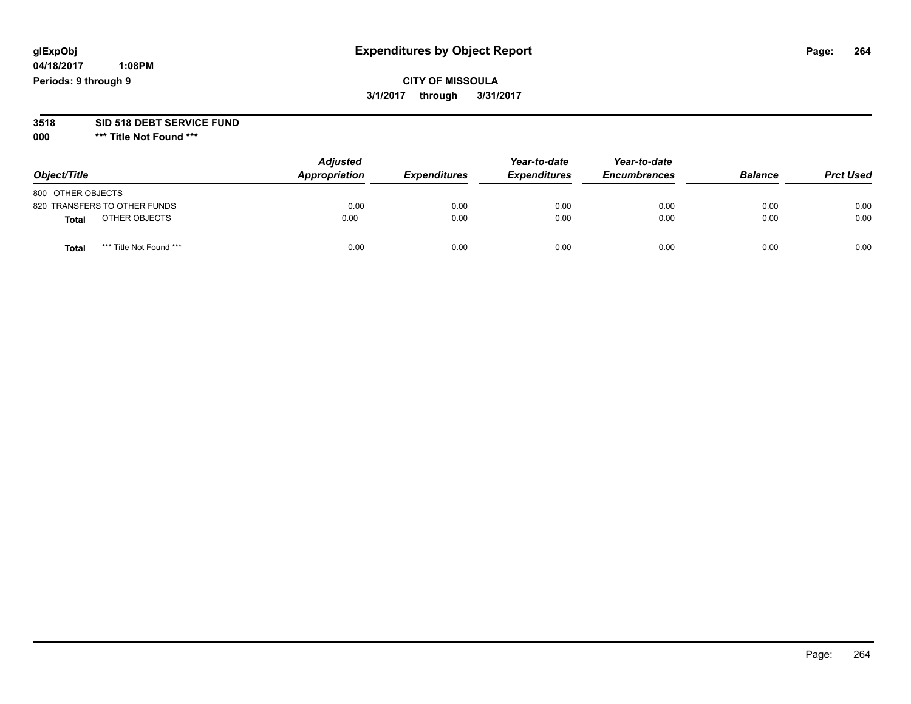**glExpObj** **Expenditures by Object Report**

**04/18/2017 1:08PM**

**Periods: 9 through 9**

**CITY OF MISSOULA**

**3/1/2017 through 3/31/2017**

**3518 SID 518 DEBT SERVICE FUND**

**000 *** Title Not Found *****

| Object/Title | Adjusted Appropriation | Expenditures | Year-to-date Expenditures | Year-to-date Encumbrances | Balance | Prct Used |
|---|---|---|---|---|---|---|
| 800 OTHER OBJECTS | | | | | | |
| 820 TRANSFERS TO OTHER FUNDS | 0.00 | 0.00 | 0.00 | 0.00 | 0.00 | 0.00 |
| **Total** OTHER OBJECTS | 0.00 | 0.00 | 0.00 | 0.00 | 0.00 | 0.00 |
| **Total** *** Title Not Found *** | 0.00 | 0.00 | 0.00 | 0.00 | 0.00 | 0.00 |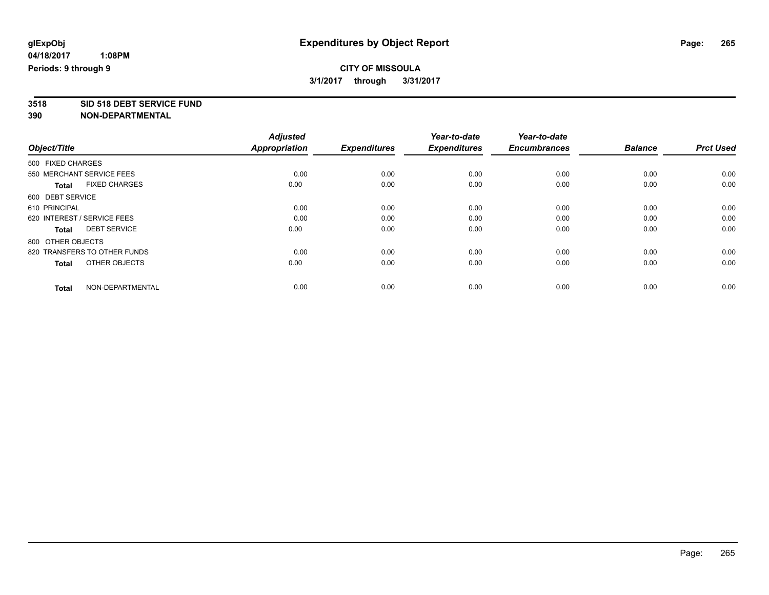# Expenditures by Object Report

glExpObj
04/18/2017 1:08PM
Periods: 9 through 9

**CITY OF MISSOULA**
**3/1/2017 through 3/31/2017**

**3518 SID 518 DEBT SERVICE FUND**
**390 NON-DEPARTMENTAL**

| Object/Title | Adjusted Appropriation | Expenditures | Year-to-date Expenditures | Year-to-date Encumbrances | Balance | Prct Used |
|---|---|---|---|---|---|---|
| 500 FIXED CHARGES | | | | | | |
| 550 MERCHANT SERVICE FEES | 0.00 | 0.00 | 0.00 | 0.00 | 0.00 | 0.00 |
| **Total** FIXED CHARGES | 0.00 | 0.00 | 0.00 | 0.00 | 0.00 | 0.00 |
| 600 DEBT SERVICE | | | | | | |
| 610 PRINCIPAL | 0.00 | 0.00 | 0.00 | 0.00 | 0.00 | 0.00 |
| 620 INTEREST / SERVICE FEES | 0.00 | 0.00 | 0.00 | 0.00 | 0.00 | 0.00 |
| **Total** DEBT SERVICE | 0.00 | 0.00 | 0.00 | 0.00 | 0.00 | 0.00 |
| 800 OTHER OBJECTS | | | | | | |
| 820 TRANSFERS TO OTHER FUNDS | 0.00 | 0.00 | 0.00 | 0.00 | 0.00 | 0.00 |
| **Total** OTHER OBJECTS | 0.00 | 0.00 | 0.00 | 0.00 | 0.00 | 0.00 |
| **Total** NON-DEPARTMENTAL | 0.00 | 0.00 | 0.00 | 0.00 | 0.00 | 0.00 |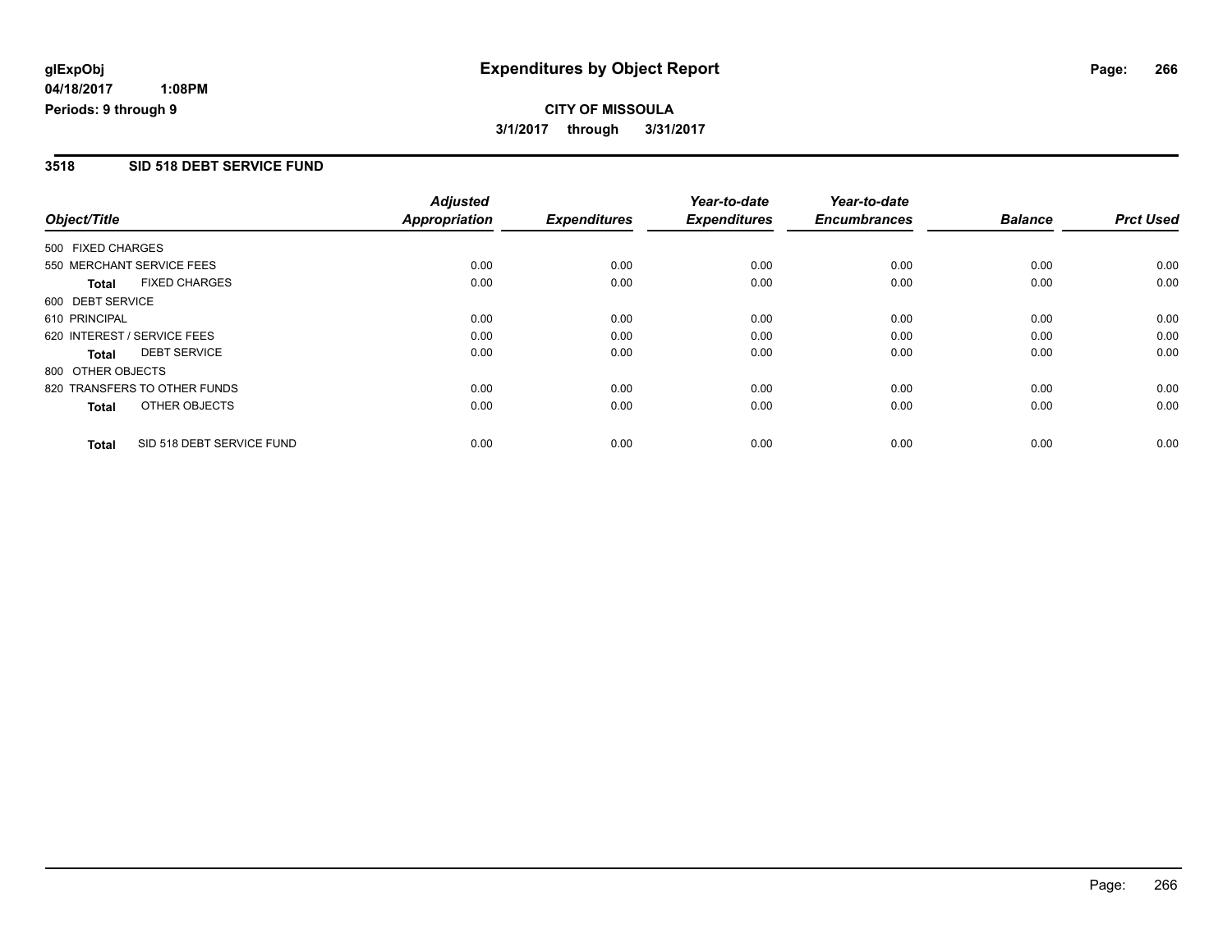# Expenditures by Object Report

**CITY OF MISSOULA**
**3/1/2017 through 3/31/2017**

glExpObj
04/18/2017 1:08PM
Periods: 9 through 9

## 3518 SID 518 DEBT SERVICE FUND

| Object/Title | Adjusted Appropriation | Expenditures | Year-to-date Expenditures | Year-to-date Encumbrances | Balance | Prct Used |
|---|---|---|---|---|---|---|
| 500 FIXED CHARGES | | | | | | |
| 550 MERCHANT SERVICE FEES | 0.00 | 0.00 | 0.00 | 0.00 | 0.00 | 0.00 |
| **Total** FIXED CHARGES | 0.00 | 0.00 | 0.00 | 0.00 | 0.00 | 0.00 |
| 600 DEBT SERVICE | | | | | | |
| 610 PRINCIPAL | 0.00 | 0.00 | 0.00 | 0.00 | 0.00 | 0.00 |
| 620 INTEREST / SERVICE FEES | 0.00 | 0.00 | 0.00 | 0.00 | 0.00 | 0.00 |
| **Total** DEBT SERVICE | 0.00 | 0.00 | 0.00 | 0.00 | 0.00 | 0.00 |
| 800 OTHER OBJECTS | | | | | | |
| 820 TRANSFERS TO OTHER FUNDS | 0.00 | 0.00 | 0.00 | 0.00 | 0.00 | 0.00 |
| **Total** OTHER OBJECTS | 0.00 | 0.00 | 0.00 | 0.00 | 0.00 | 0.00 |
| **Total** SID 518 DEBT SERVICE FUND | 0.00 | 0.00 | 0.00 | 0.00 | 0.00 | 0.00 |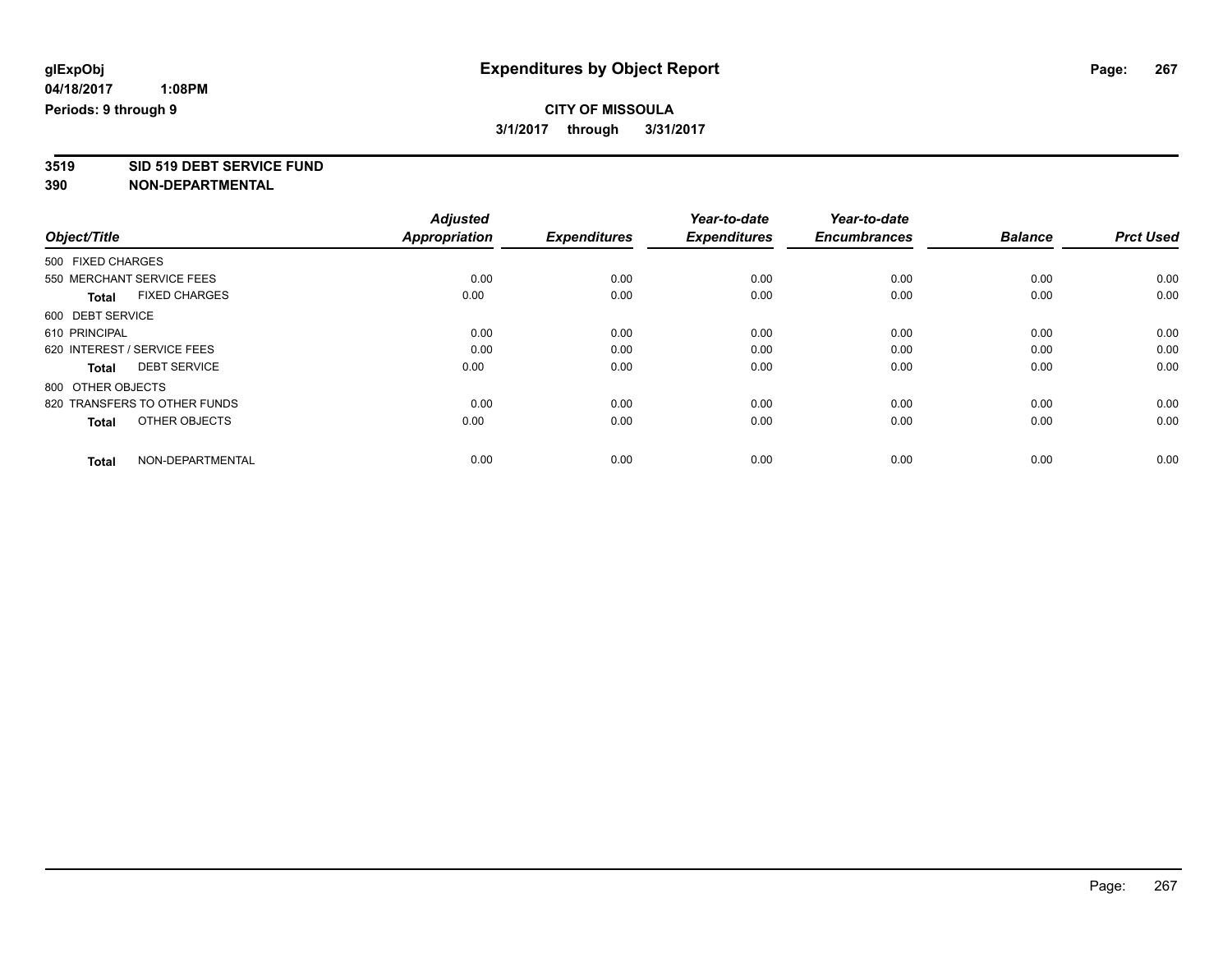**glExpObj**
**04/18/2017 1:08PM**
**Periods: 9 through 9**

# Expenditures by Object Report

**CITY OF MISSOULA**
**3/1/2017 through 3/31/2017**

**3519 SID 519 DEBT SERVICE FUND**
**390 NON-DEPARTMENTAL**

| Object/Title | Adjusted Appropriation | Expenditures | Year-to-date Expenditures | Year-to-date Encumbrances | Balance | Prct Used |
|---|---|---|---|---|---|---|
| 500 FIXED CHARGES | | | | | | |
| 550 MERCHANT SERVICE FEES | 0.00 | 0.00 | 0.00 | 0.00 | 0.00 | 0.00 |
| **Total** FIXED CHARGES | 0.00 | 0.00 | 0.00 | 0.00 | 0.00 | 0.00 |
| 600 DEBT SERVICE | | | | | | |
| 610 PRINCIPAL | 0.00 | 0.00 | 0.00 | 0.00 | 0.00 | 0.00 |
| 620 INTEREST / SERVICE FEES | 0.00 | 0.00 | 0.00 | 0.00 | 0.00 | 0.00 |
| **Total** DEBT SERVICE | 0.00 | 0.00 | 0.00 | 0.00 | 0.00 | 0.00 |
| 800 OTHER OBJECTS | | | | | | |
| 820 TRANSFERS TO OTHER FUNDS | 0.00 | 0.00 | 0.00 | 0.00 | 0.00 | 0.00 |
| **Total** OTHER OBJECTS | 0.00 | 0.00 | 0.00 | 0.00 | 0.00 | 0.00 |
| **Total** NON-DEPARTMENTAL | 0.00 | 0.00 | 0.00 | 0.00 | 0.00 | 0.00 |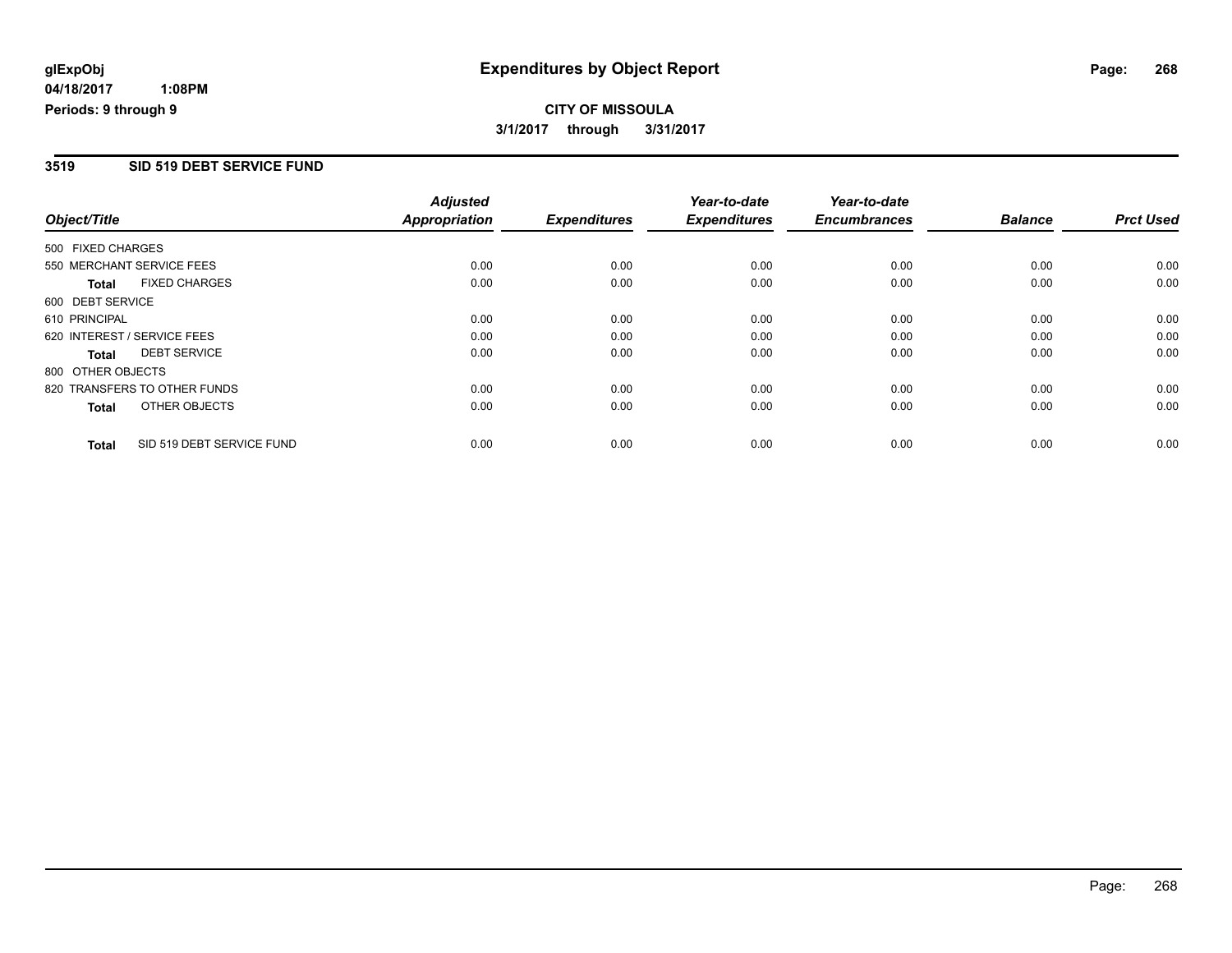glExpObj
04/18/2017 1:08PM
Periods: 9 through 9

# Expenditures by Object Report

**CITY OF MISSOULA**

**3/1/2017 through 3/31/2017**

## 3519 SID 519 DEBT SERVICE FUND

| Object/Title | Adjusted Appropriation | Expenditures | Year-to-date Expenditures | Year-to-date Encumbrances | Balance | Prct Used |
|---|---|---|---|---|---|---|
| 500 FIXED CHARGES | | | | | | |
| 550 MERCHANT SERVICE FEES | 0.00 | 0.00 | 0.00 | 0.00 | 0.00 | 0.00 |
| **Total** FIXED CHARGES | 0.00 | 0.00 | 0.00 | 0.00 | 0.00 | 0.00 |
| 600 DEBT SERVICE | | | | | | |
| 610 PRINCIPAL | 0.00 | 0.00 | 0.00 | 0.00 | 0.00 | 0.00 |
| 620 INTEREST / SERVICE FEES | 0.00 | 0.00 | 0.00 | 0.00 | 0.00 | 0.00 |
| **Total** DEBT SERVICE | 0.00 | 0.00 | 0.00 | 0.00 | 0.00 | 0.00 |
| 800 OTHER OBJECTS | | | | | | |
| 820 TRANSFERS TO OTHER FUNDS | 0.00 | 0.00 | 0.00 | 0.00 | 0.00 | 0.00 |
| **Total** OTHER OBJECTS | 0.00 | 0.00 | 0.00 | 0.00 | 0.00 | 0.00 |
| **Total** SID 519 DEBT SERVICE FUND | 0.00 | 0.00 | 0.00 | 0.00 | 0.00 | 0.00 |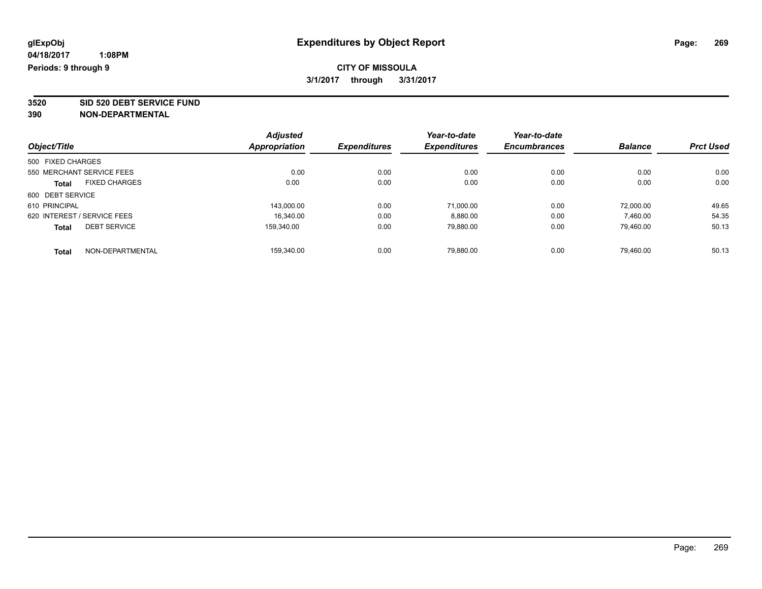**glExpObj** **Expenditures by Object Report**

**04/18/2017 1:08PM**

**Periods: 9 through 9**

**CITY OF MISSOULA**

**3/1/2017 through 3/31/2017**

**3520 SID 520 DEBT SERVICE FUND**

**390 NON-DEPARTMENTAL**

| Object/Title | Adjusted Appropriation | Expenditures | Year-to-date Expenditures | Year-to-date Encumbrances | Balance | Prct Used |
|---|---|---|---|---|---|---|
| 500 FIXED CHARGES | | | | | | |
| 550 MERCHANT SERVICE FEES | 0.00 | 0.00 | 0.00 | 0.00 | 0.00 | 0.00 |
| **Total** FIXED CHARGES | 0.00 | 0.00 | 0.00 | 0.00 | 0.00 | 0.00 |
| 600 DEBT SERVICE | | | | | | |
| 610 PRINCIPAL | 143,000.00 | 0.00 | 71,000.00 | 0.00 | 72,000.00 | 49.65 |
| 620 INTEREST / SERVICE FEES | 16,340.00 | 0.00 | 8,880.00 | 0.00 | 7,460.00 | 54.35 |
| **Total** DEBT SERVICE | 159,340.00 | 0.00 | 79,880.00 | 0.00 | 79,460.00 | 50.13 |
| **Total** NON-DEPARTMENTAL | 159,340.00 | 0.00 | 79,880.00 | 0.00 | 79,460.00 | 50.13 |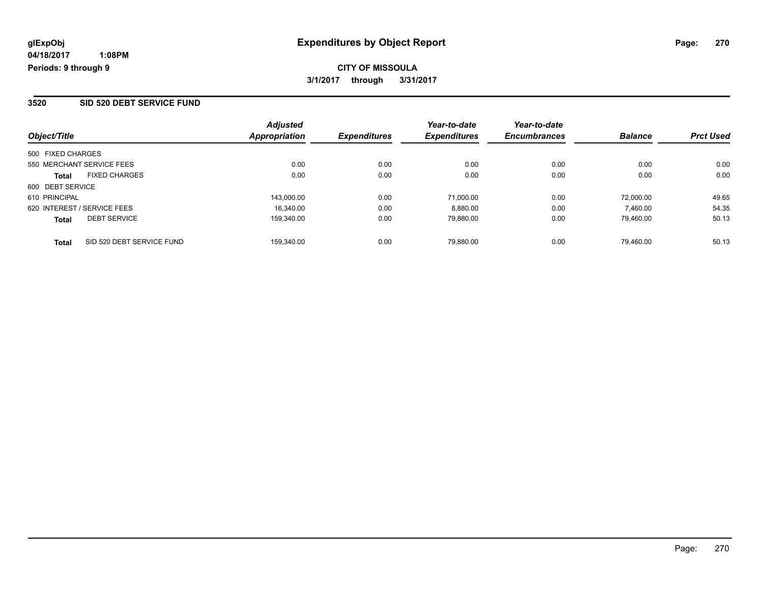# Expenditures by Object Report

glExpObj
04/18/2017 1:08PM
Periods: 9 through 9

**CITY OF MISSOULA**
**3/1/2017 through 3/31/2017**

## 3520 SID 520 DEBT SERVICE FUND

| Object/Title | | Adjusted Appropriation | Expenditures | Year-to-date Expenditures | Year-to-date Encumbrances | Balance | Prct Used |
|---|---|---|---|---|---|---|---|
| 500 FIXED CHARGES | | | | | | | |
| 550 MERCHANT SERVICE FEES | | 0.00 | 0.00 | 0.00 | 0.00 | 0.00 | 0.00 |
| **Total** | FIXED CHARGES | 0.00 | 0.00 | 0.00 | 0.00 | 0.00 | 0.00 |
| 600 DEBT SERVICE | | | | | | | |
| 610 PRINCIPAL | | 143,000.00 | 0.00 | 71,000.00 | 0.00 | 72,000.00 | 49.65 |
| 620 INTEREST / SERVICE FEES | | 16,340.00 | 0.00 | 8,880.00 | 0.00 | 7,460.00 | 54.35 |
| **Total** | DEBT SERVICE | 159,340.00 | 0.00 | 79,880.00 | 0.00 | 79,460.00 | 50.13 |
| **Total** | SID 520 DEBT SERVICE FUND | 159,340.00 | 0.00 | 79,880.00 | 0.00 | 79,460.00 | 50.13 |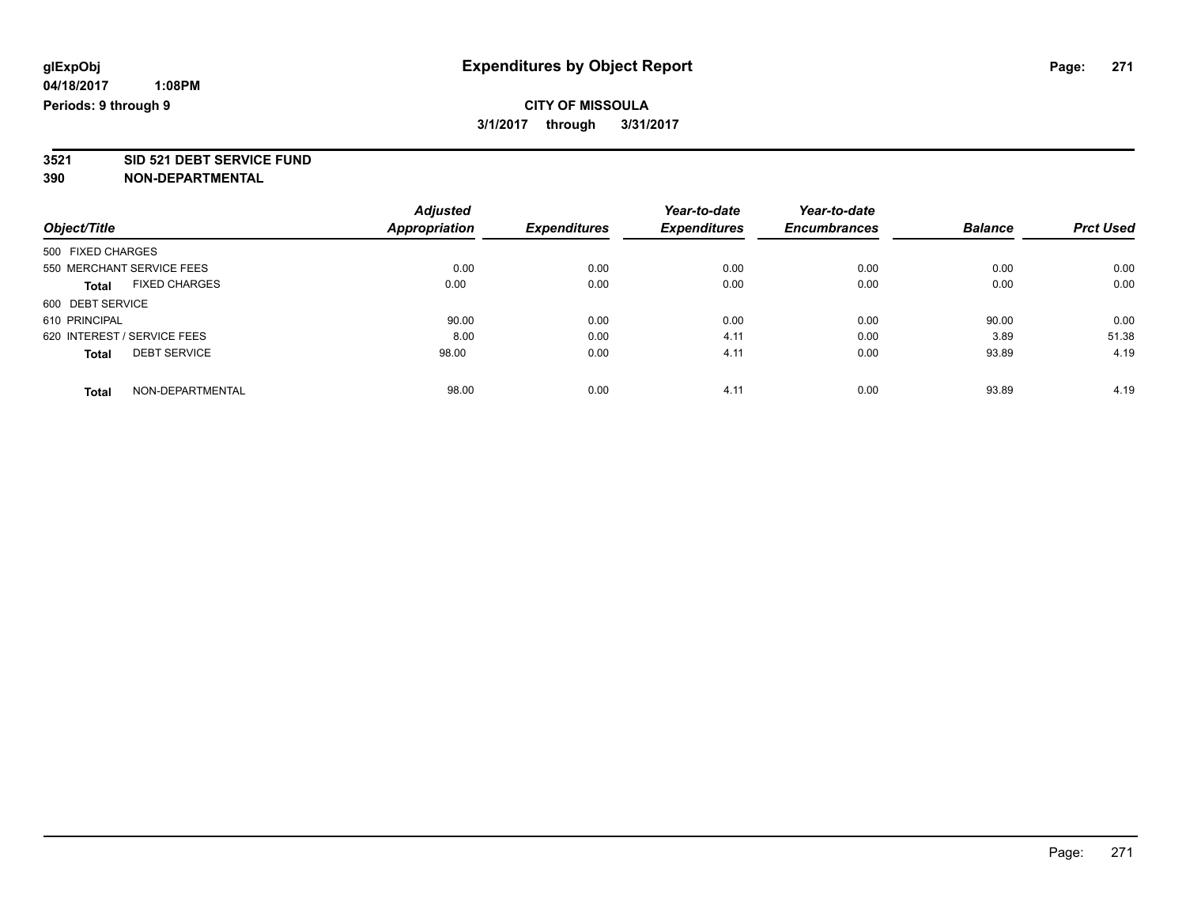**glExpObj** **Expenditures by Object Report**

**04/18/2017 1:08PM**

**Periods: 9 through 9**

**CITY OF MISSOULA**

**3/1/2017 through 3/31/2017**

**3521 SID 521 DEBT SERVICE FUND**

**390 NON-DEPARTMENTAL**

| Object/Title | Adjusted Appropriation | Expenditures | Year-to-date Expenditures | Year-to-date Encumbrances | Balance | Prct Used |
|---|---|---|---|---|---|---|
| 500 FIXED CHARGES | | | | | | |
| 550 MERCHANT SERVICE FEES | 0.00 | 0.00 | 0.00 | 0.00 | 0.00 | 0.00 |
| **Total** FIXED CHARGES | 0.00 | 0.00 | 0.00 | 0.00 | 0.00 | 0.00 |
| 600 DEBT SERVICE | | | | | | |
| 610 PRINCIPAL | 90.00 | 0.00 | 0.00 | 0.00 | 90.00 | 0.00 |
| 620 INTEREST / SERVICE FEES | 8.00 | 0.00 | 4.11 | 0.00 | 3.89 | 51.38 |
| **Total** DEBT SERVICE | 98.00 | 0.00 | 4.11 | 0.00 | 93.89 | 4.19 |
| **Total** NON-DEPARTMENTAL | 98.00 | 0.00 | 4.11 | 0.00 | 93.89 | 4.19 |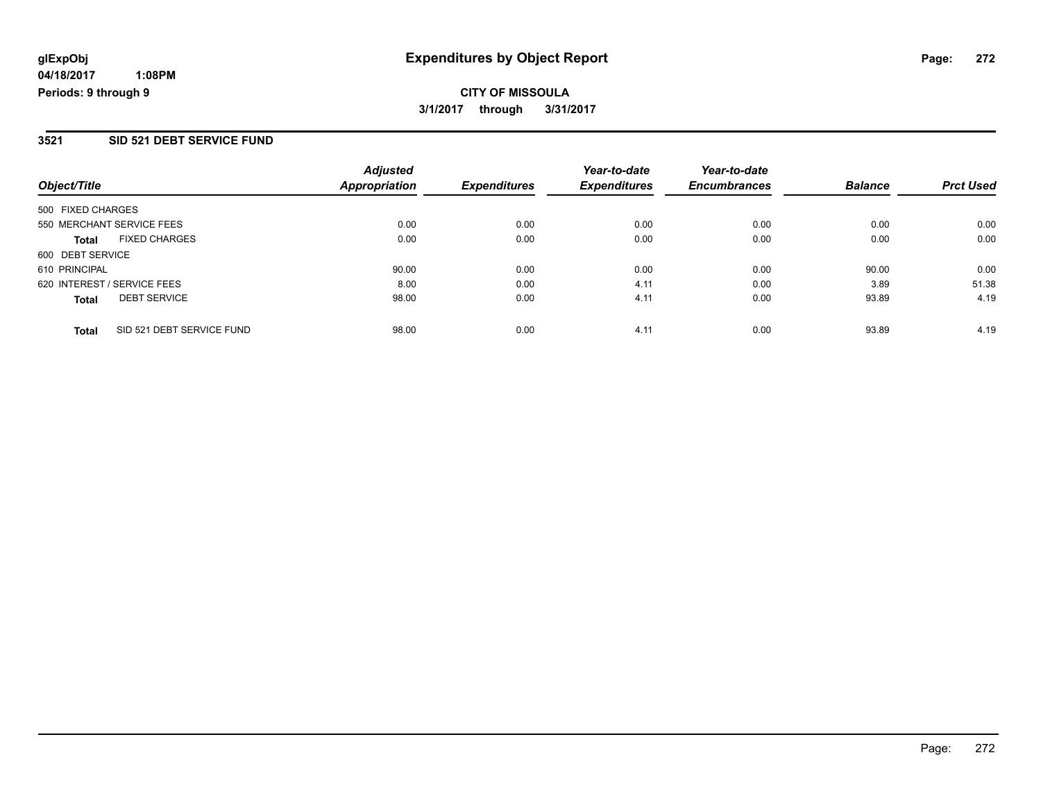**glExpObj**
**04/18/2017 1:08PM**
**Periods: 9 through 9**

# Expenditures by Object Report

**CITY OF MISSOULA**
**3/1/2017 through 3/31/2017**

## 3521 SID 521 DEBT SERVICE FUND

| Object/Title | Adjusted Appropriation | Expenditures | Year-to-date Expenditures | Year-to-date Encumbrances | Balance | Prct Used |
|---|---|---|---|---|---|---|
| 500 FIXED CHARGES | | | | | | |
| 550 MERCHANT SERVICE FEES | 0.00 | 0.00 | 0.00 | 0.00 | 0.00 | 0.00 |
| **Total** FIXED CHARGES | 0.00 | 0.00 | 0.00 | 0.00 | 0.00 | 0.00 |
| 600 DEBT SERVICE | | | | | | |
| 610 PRINCIPAL | 90.00 | 0.00 | 0.00 | 0.00 | 90.00 | 0.00 |
| 620 INTEREST / SERVICE FEES | 8.00 | 0.00 | 4.11 | 0.00 | 3.89 | 51.38 |
| **Total** DEBT SERVICE | 98.00 | 0.00 | 4.11 | 0.00 | 93.89 | 4.19 |
| **Total** SID 521 DEBT SERVICE FUND | 98.00 | 0.00 | 4.11 | 0.00 | 93.89 | 4.19 |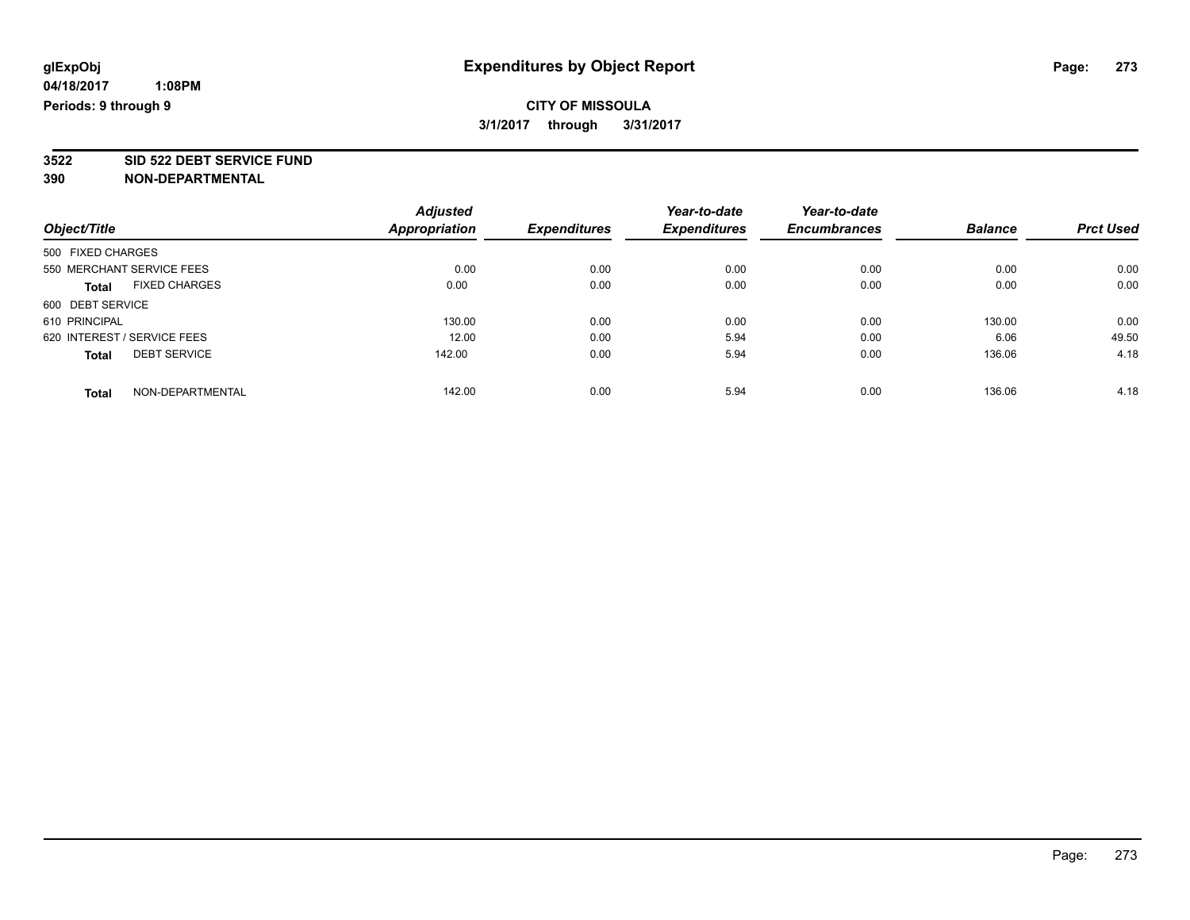# Expenditures by Object Report

glExpObj
04/18/2017 1:08PM
Periods: 9 through 9

**CITY OF MISSOULA**
**3/1/2017 through 3/31/2017**

**3522 SID 522 DEBT SERVICE FUND**
**390 NON-DEPARTMENTAL**

| Object/Title | Adjusted Appropriation | Expenditures | Year-to-date Expenditures | Year-to-date Encumbrances | Balance | Prct Used |
|---|---|---|---|---|---|---|
| 500 FIXED CHARGES | | | | | | |
| 550 MERCHANT SERVICE FEES | 0.00 | 0.00 | 0.00 | 0.00 | 0.00 | 0.00 |
| **Total** FIXED CHARGES | 0.00 | 0.00 | 0.00 | 0.00 | 0.00 | 0.00 |
| 600 DEBT SERVICE | | | | | | |
| 610 PRINCIPAL | 130.00 | 0.00 | 0.00 | 0.00 | 130.00 | 0.00 |
| 620 INTEREST / SERVICE FEES | 12.00 | 0.00 | 5.94 | 0.00 | 6.06 | 49.50 |
| **Total** DEBT SERVICE | 142.00 | 0.00 | 5.94 | 0.00 | 136.06 | 4.18 |
| **Total** NON-DEPARTMENTAL | 142.00 | 0.00 | 5.94 | 0.00 | 136.06 | 4.18 |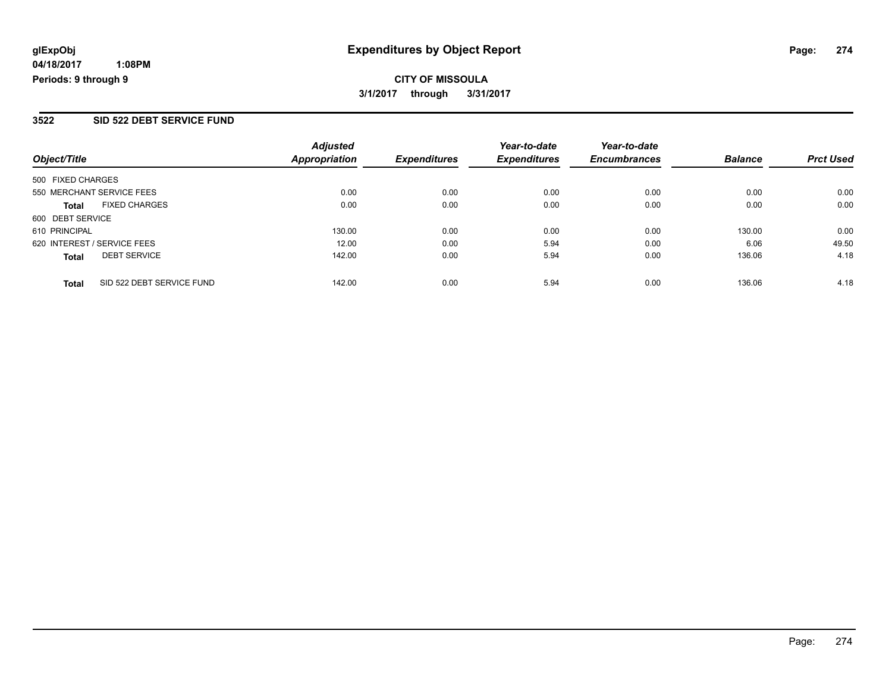**glExpObj** | **Expenditures by Object Report**

**04/18/2017 1:08PM**

**Periods: 9 through 9**

**CITY OF MISSOULA**

**3/1/2017 through 3/31/2017**

## 3522 SID 522 DEBT SERVICE FUND

| Object/Title | Adjusted Appropriation | Expenditures | Year-to-date Expenditures | Year-to-date Encumbrances | Balance | Prct Used |
|---|---|---|---|---|---|---|
| 500 FIXED CHARGES | | | | | | |
| 550 MERCHANT SERVICE FEES | 0.00 | 0.00 | 0.00 | 0.00 | 0.00 | 0.00 |
| **Total** FIXED CHARGES | 0.00 | 0.00 | 0.00 | 0.00 | 0.00 | 0.00 |
| 600 DEBT SERVICE | | | | | | |
| 610 PRINCIPAL | 130.00 | 0.00 | 0.00 | 0.00 | 130.00 | 0.00 |
| 620 INTEREST / SERVICE FEES | 12.00 | 0.00 | 5.94 | 0.00 | 6.06 | 49.50 |
| **Total** DEBT SERVICE | 142.00 | 0.00 | 5.94 | 0.00 | 136.06 | 4.18 |
| **Total** SID 522 DEBT SERVICE FUND | 142.00 | 0.00 | 5.94 | 0.00 | 136.06 | 4.18 |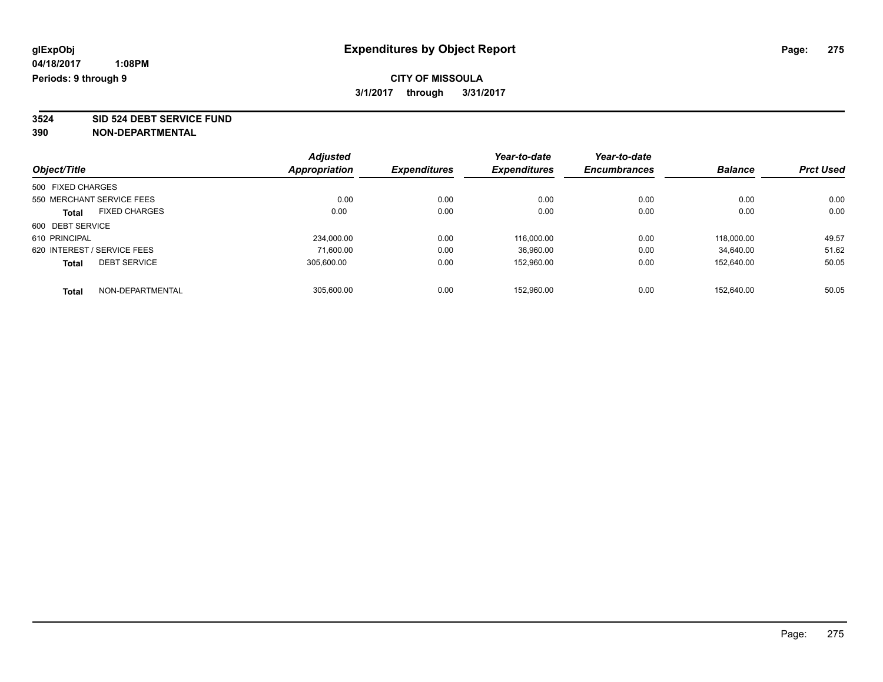**glExpObj** **Expenditures by Object Report**

**04/18/2017 1:08PM**

**Periods: 9 through 9**

**CITY OF MISSOULA**

**3/1/2017 through 3/31/2017**

**3524 SID 524 DEBT SERVICE FUND**

**390 NON-DEPARTMENTAL**

| Object/Title | Adjusted Appropriation | Expenditures | Year-to-date Expenditures | Year-to-date Encumbrances | Balance | Prct Used |
|---|---|---|---|---|---|---|
| 500 FIXED CHARGES | | | | | | |
| 550 MERCHANT SERVICE FEES | 0.00 | 0.00 | 0.00 | 0.00 | 0.00 | 0.00 |
| **Total** FIXED CHARGES | 0.00 | 0.00 | 0.00 | 0.00 | 0.00 | 0.00 |
| 600 DEBT SERVICE | | | | | | |
| 610 PRINCIPAL | 234,000.00 | 0.00 | 116,000.00 | 0.00 | 118,000.00 | 49.57 |
| 620 INTEREST / SERVICE FEES | 71,600.00 | 0.00 | 36,960.00 | 0.00 | 34,640.00 | 51.62 |
| **Total** DEBT SERVICE | 305,600.00 | 0.00 | 152,960.00 | 0.00 | 152,640.00 | 50.05 |
| **Total** NON-DEPARTMENTAL | 305,600.00 | 0.00 | 152,960.00 | 0.00 | 152,640.00 | 50.05 |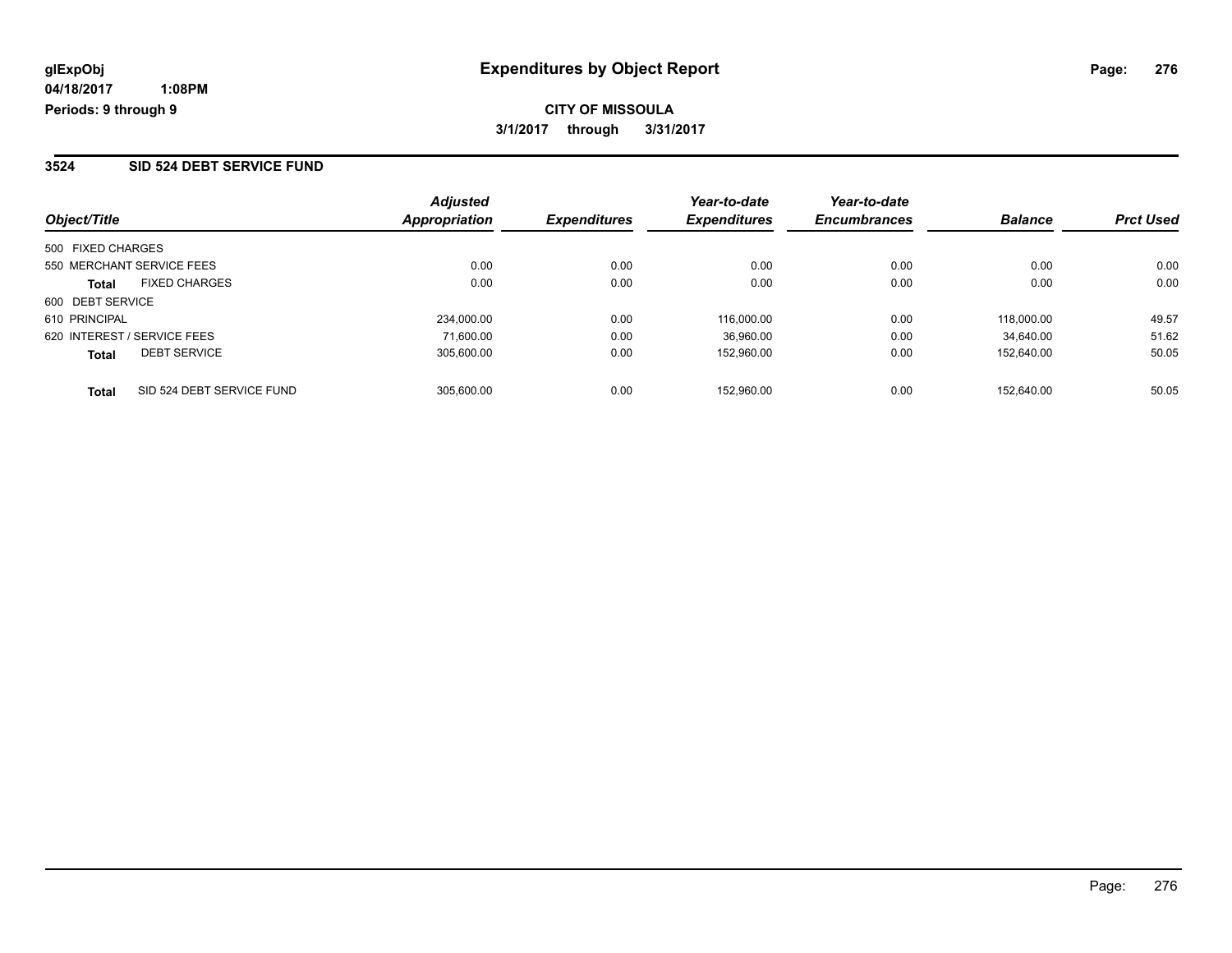glExpObj
04/18/2017 1:08PM
Periods: 9 through 9

# Expenditures by Object Report

**CITY OF MISSOULA**

**3/1/2017 through 3/31/2017**

## 3524 SID 524 DEBT SERVICE FUND

| Object/Title | Adjusted Appropriation | Expenditures | Year-to-date Expenditures | Year-to-date Encumbrances | Balance | Prct Used |
|---|---|---|---|---|---|---|
| 500 FIXED CHARGES | | | | | | |
| 550 MERCHANT SERVICE FEES | 0.00 | 0.00 | 0.00 | 0.00 | 0.00 | 0.00 |
| **Total** FIXED CHARGES | 0.00 | 0.00 | 0.00 | 0.00 | 0.00 | 0.00 |
| 600 DEBT SERVICE | | | | | | |
| 610 PRINCIPAL | 234,000.00 | 0.00 | 116,000.00 | 0.00 | 118,000.00 | 49.57 |
| 620 INTEREST / SERVICE FEES | 71,600.00 | 0.00 | 36,960.00 | 0.00 | 34,640.00 | 51.62 |
| **Total** DEBT SERVICE | 305,600.00 | 0.00 | 152,960.00 | 0.00 | 152,640.00 | 50.05 |
| **Total** SID 524 DEBT SERVICE FUND | 305,600.00 | 0.00 | 152,960.00 | 0.00 | 152,640.00 | 50.05 |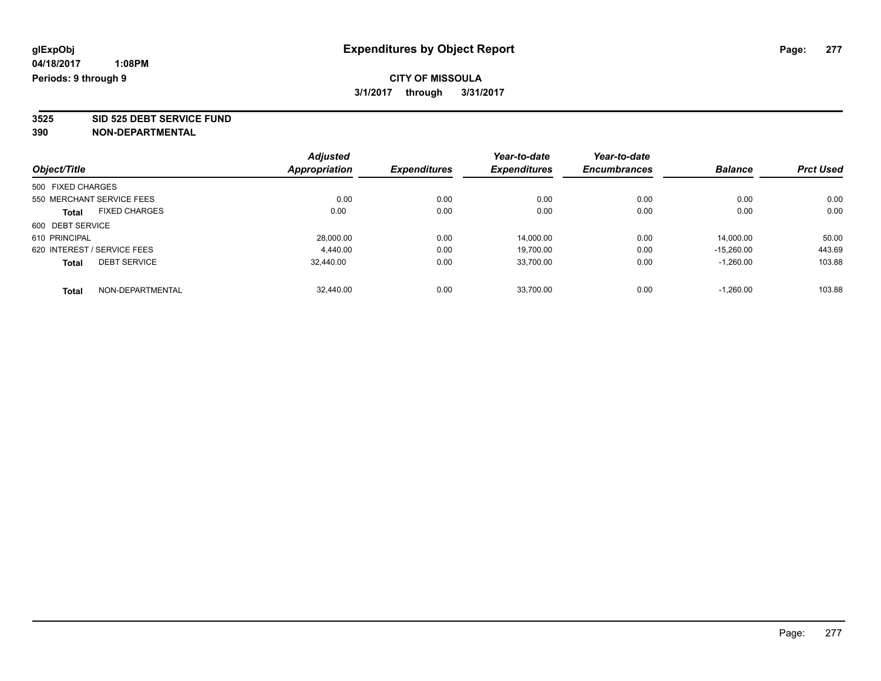**glExpObj** **Expenditures by Object Report**

**04/18/2017 1:08PM**

**Periods: 9 through 9**

**CITY OF MISSOULA**

**3/1/2017 through 3/31/2017**

**3525 SID 525 DEBT SERVICE FUND**

**390 NON-DEPARTMENTAL**

| Object/Title | Adjusted Appropriation | Expenditures | Year-to-date Expenditures | Year-to-date Encumbrances | Balance | Prct Used |
|---|---|---|---|---|---|---|
| 500 FIXED CHARGES | | | | | | |
| 550 MERCHANT SERVICE FEES | 0.00 | 0.00 | 0.00 | 0.00 | 0.00 | 0.00 |
| **Total** FIXED CHARGES | 0.00 | 0.00 | 0.00 | 0.00 | 0.00 | 0.00 |
| 600 DEBT SERVICE | | | | | | |
| 610 PRINCIPAL | 28,000.00 | 0.00 | 14,000.00 | 0.00 | 14,000.00 | 50.00 |
| 620 INTEREST / SERVICE FEES | 4,440.00 | 0.00 | 19,700.00 | 0.00 | -15,260.00 | 443.69 |
| **Total** DEBT SERVICE | 32,440.00 | 0.00 | 33,700.00 | 0.00 | -1,260.00 | 103.88 |
| **Total** NON-DEPARTMENTAL | 32,440.00 | 0.00 | 33,700.00 | 0.00 | -1,260.00 | 103.88 |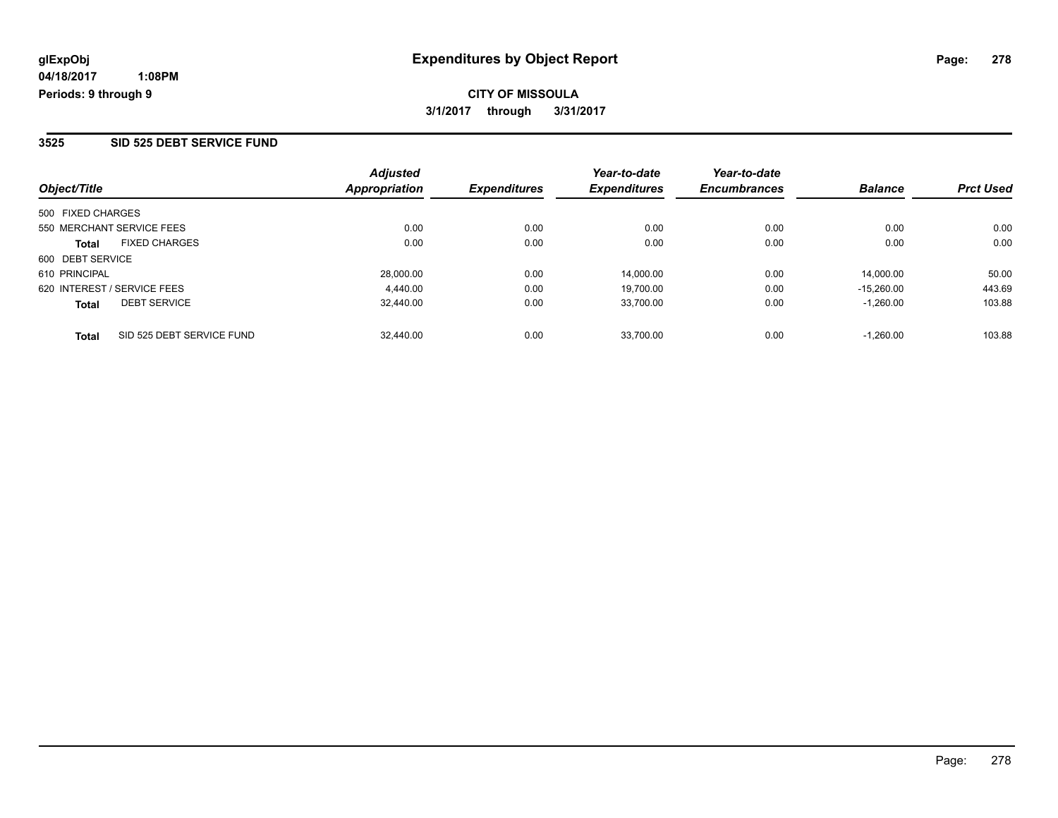# Expenditures by Object Report

glExpObj
04/18/2017 1:08PM
Periods: 9 through 9

**CITY OF MISSOULA**
**3/1/2017 through 3/31/2017**

## 3525 SID 525 DEBT SERVICE FUND

| Object/Title | Adjusted Appropriation | Expenditures | Year-to-date Expenditures | Year-to-date Encumbrances | Balance | Prct Used |
|---|---|---|---|---|---|---|
| 500 FIXED CHARGES | | | | | | |
| 550 MERCHANT SERVICE FEES | 0.00 | 0.00 | 0.00 | 0.00 | 0.00 | 0.00 |
| **Total** FIXED CHARGES | 0.00 | 0.00 | 0.00 | 0.00 | 0.00 | 0.00 |
| 600 DEBT SERVICE | | | | | | |
| 610 PRINCIPAL | 28,000.00 | 0.00 | 14,000.00 | 0.00 | 14,000.00 | 50.00 |
| 620 INTEREST / SERVICE FEES | 4,440.00 | 0.00 | 19,700.00 | 0.00 | -15,260.00 | 443.69 |
| **Total** DEBT SERVICE | 32,440.00 | 0.00 | 33,700.00 | 0.00 | -1,260.00 | 103.88 |
| **Total** SID 525 DEBT SERVICE FUND | 32,440.00 | 0.00 | 33,700.00 | 0.00 | -1,260.00 | 103.88 |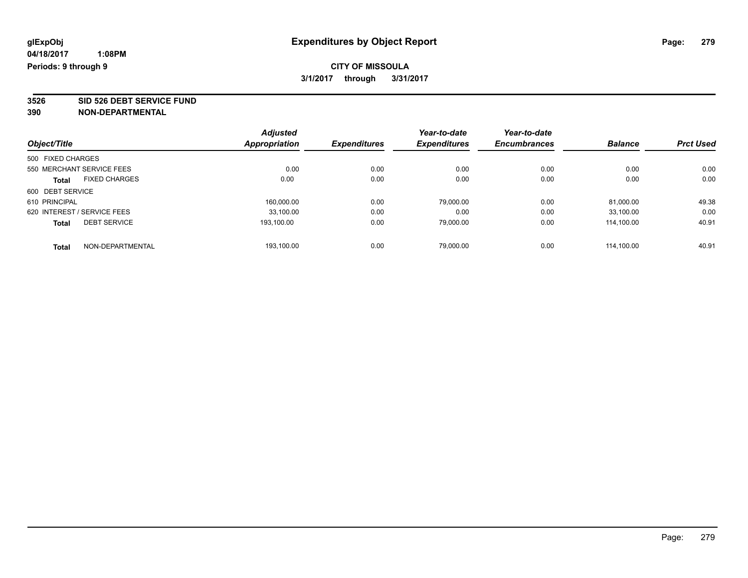glExpObj **Expenditures by Object Report**

04/18/2017 1:08PM

Periods: 9 through 9

**CITY OF MISSOULA**

**3/1/2017 through 3/31/2017**

**3526 SID 526 DEBT SERVICE FUND**

**390 NON-DEPARTMENTAL**

| Object/Title | Adjusted Appropriation | Expenditures | Year-to-date Expenditures | Year-to-date Encumbrances | Balance | Prct Used |
|---|---|---|---|---|---|---|
| 500 FIXED CHARGES | | | | | | |
| 550 MERCHANT SERVICE FEES | 0.00 | 0.00 | 0.00 | 0.00 | 0.00 | 0.00 |
| **Total** FIXED CHARGES | 0.00 | 0.00 | 0.00 | 0.00 | 0.00 | 0.00 |
| 600 DEBT SERVICE | | | | | | |
| 610 PRINCIPAL | 160,000.00 | 0.00 | 79,000.00 | 0.00 | 81,000.00 | 49.38 |
| 620 INTEREST / SERVICE FEES | 33,100.00 | 0.00 | 0.00 | 0.00 | 33,100.00 | 0.00 |
| **Total** DEBT SERVICE | 193,100.00 | 0.00 | 79,000.00 | 0.00 | 114,100.00 | 40.91 |
| **Total** NON-DEPARTMENTAL | 193,100.00 | 0.00 | 79,000.00 | 0.00 | 114,100.00 | 40.91 |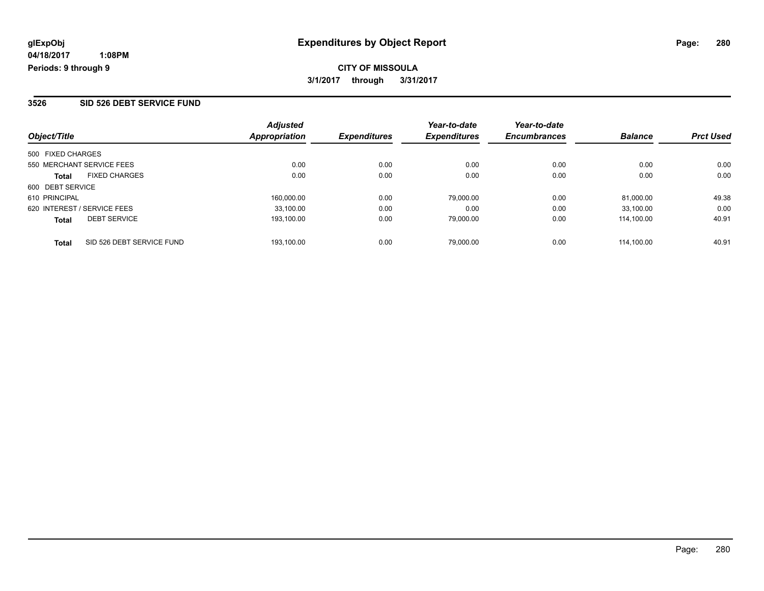glExpObj
04/18/2017 1:08PM
Periods: 9 through 9

## Expenditures by Object Report

**CITY OF MISSOULA**
**3/1/2017 through 3/31/2017**

### 3526 SID 526 DEBT SERVICE FUND

| Object/Title | | Adjusted Appropriation | Expenditures | Year-to-date Expenditures | Year-to-date Encumbrances | Balance | Prct Used |
|---|---|---|---|---|---|---|---|
| 500 FIXED CHARGES | | | | | | | |
| 550 MERCHANT SERVICE FEES | | 0.00 | 0.00 | 0.00 | 0.00 | 0.00 | 0.00 |
| **Total** | FIXED CHARGES | 0.00 | 0.00 | 0.00 | 0.00 | 0.00 | 0.00 |
| 600 DEBT SERVICE | | | | | | | |
| 610 PRINCIPAL | | 160,000.00 | 0.00 | 79,000.00 | 0.00 | 81,000.00 | 49.38 |
| 620 INTEREST / SERVICE FEES | | 33,100.00 | 0.00 | 0.00 | 0.00 | 33,100.00 | 0.00 |
| **Total** | DEBT SERVICE | 193,100.00 | 0.00 | 79,000.00 | 0.00 | 114,100.00 | 40.91 |
| **Total** | SID 526 DEBT SERVICE FUND | 193,100.00 | 0.00 | 79,000.00 | 0.00 | 114,100.00 | 40.91 |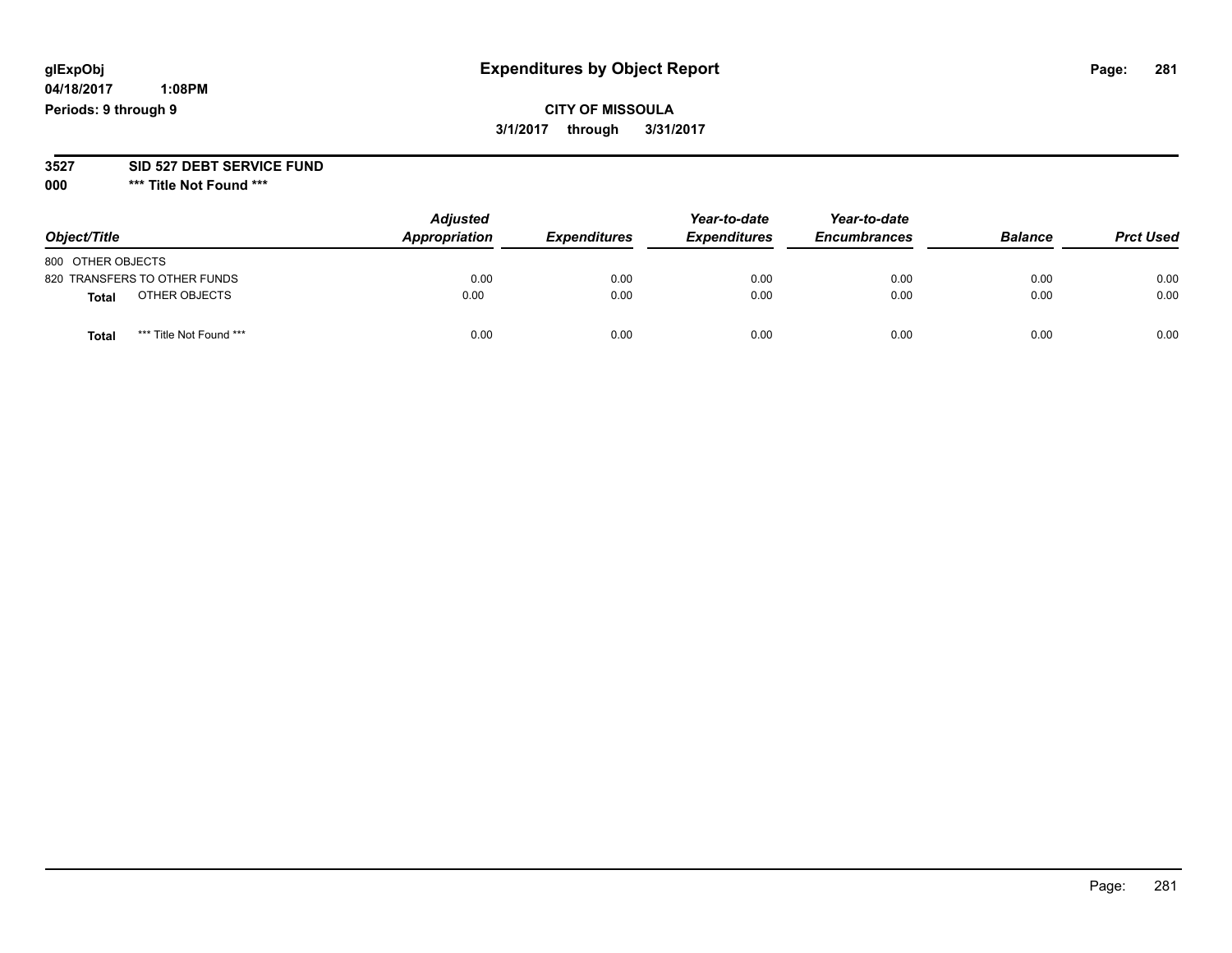glExpObj
04/18/2017 1:08PM
Periods: 9 through 9

# Expenditures by Object Report

**CITY OF MISSOULA**
**3/1/2017 through 3/31/2017**

**3527 SID 527 DEBT SERVICE FUND**
**000 *** Title Not Found *****

| Object/Title | | Adjusted Appropriation | Expenditures | Year-to-date Expenditures | Year-to-date Encumbrances | Balance | Prct Used |
|---|---|---|---|---|---|---|---|
| 800 OTHER OBJECTS | | | | | | | |
| 820 TRANSFERS TO OTHER FUNDS | | 0.00 | 0.00 | 0.00 | 0.00 | 0.00 | 0.00 |
| **Total** | OTHER OBJECTS | 0.00 | 0.00 | 0.00 | 0.00 | 0.00 | 0.00 |
| **Total** | *** Title Not Found *** | 0.00 | 0.00 | 0.00 | 0.00 | 0.00 | 0.00 |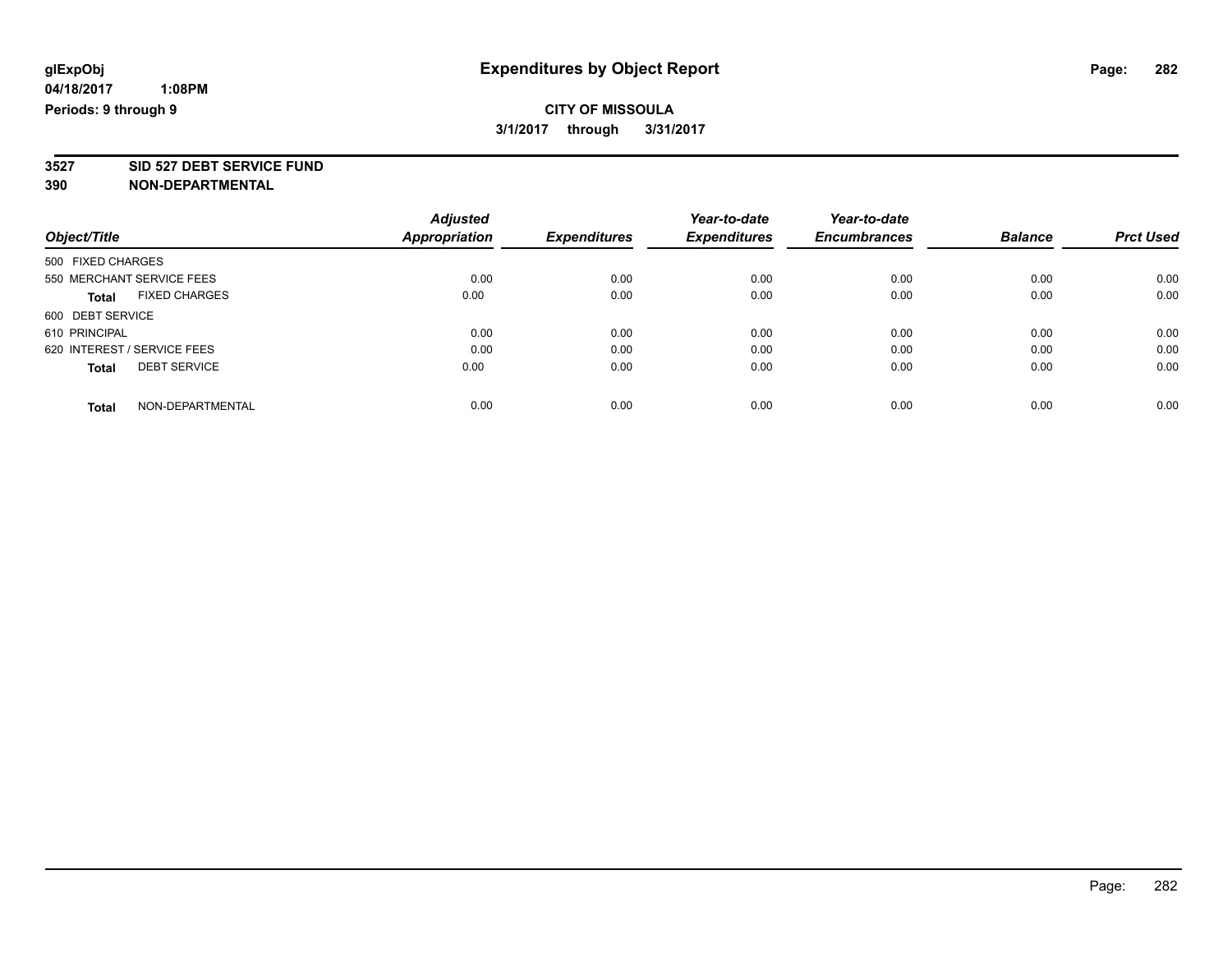**glExpObj**
**04/18/2017 1:08PM**
**Periods: 9 through 9**

# Expenditures by Object Report

**CITY OF MISSOULA**
**3/1/2017 through 3/31/2017**

**3527 SID 527 DEBT SERVICE FUND**
**390 NON-DEPARTMENTAL**

| Object/Title | Adjusted Appropriation | Expenditures | Year-to-date Expenditures | Year-to-date Encumbrances | Balance | Prct Used |
|---|---|---|---|---|---|---|
| 500 FIXED CHARGES | | | | | | |
| 550 MERCHANT SERVICE FEES | 0.00 | 0.00 | 0.00 | 0.00 | 0.00 | 0.00 |
| **Total** FIXED CHARGES | 0.00 | 0.00 | 0.00 | 0.00 | 0.00 | 0.00 |
| 600 DEBT SERVICE | | | | | | |
| 610 PRINCIPAL | 0.00 | 0.00 | 0.00 | 0.00 | 0.00 | 0.00 |
| 620 INTEREST / SERVICE FEES | 0.00 | 0.00 | 0.00 | 0.00 | 0.00 | 0.00 |
| **Total** DEBT SERVICE | 0.00 | 0.00 | 0.00 | 0.00 | 0.00 | 0.00 |
| **Total** NON-DEPARTMENTAL | 0.00 | 0.00 | 0.00 | 0.00 | 0.00 | 0.00 |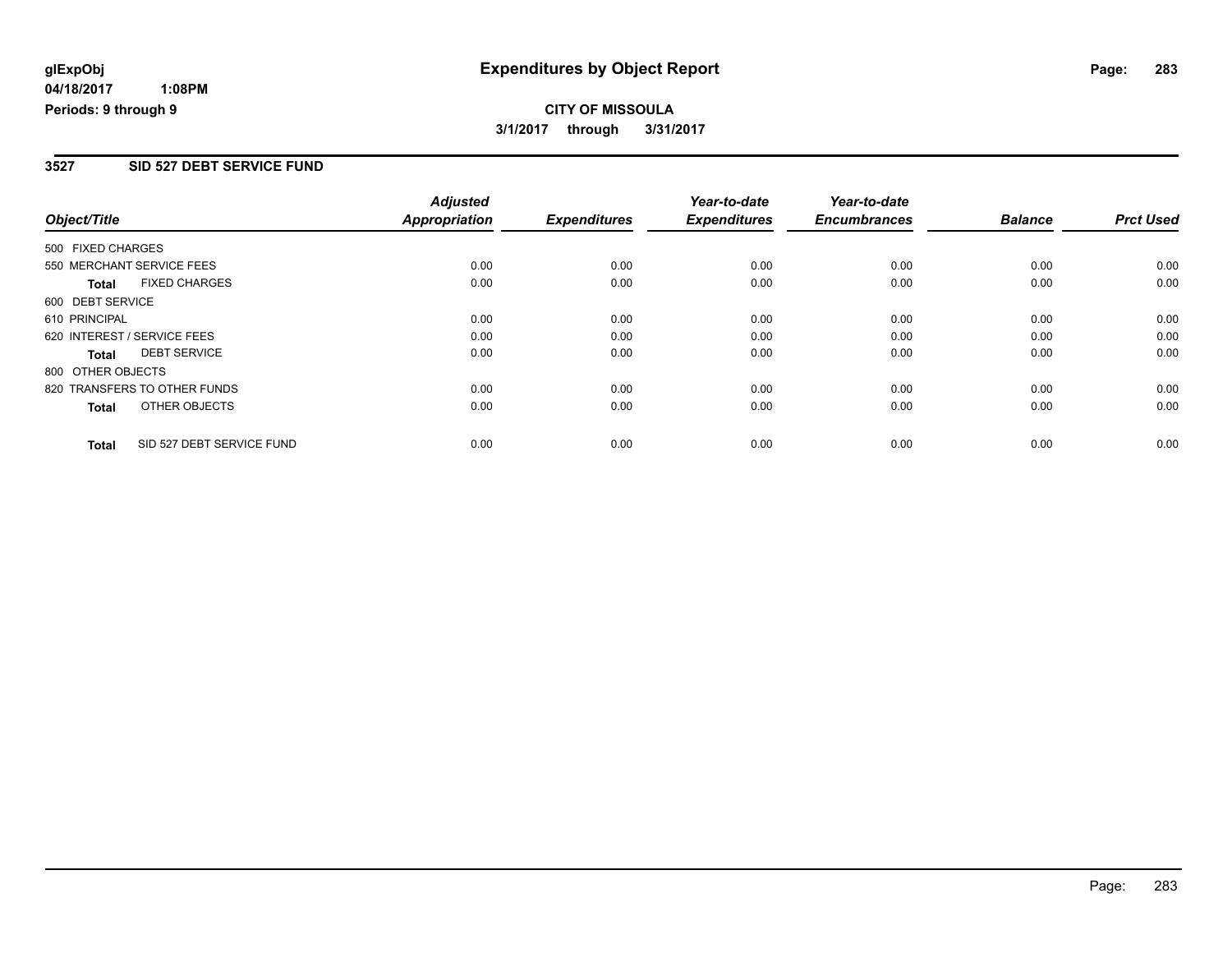**glExpObj**
**04/18/2017 1:08PM**
**Periods: 9 through 9**

# Expenditures by Object Report

**CITY OF MISSOULA**
**3/1/2017 through 3/31/2017**

## 3527 SID 527 DEBT SERVICE FUND

| Object/Title | Adjusted Appropriation | Expenditures | Year-to-date Expenditures | Year-to-date Encumbrances | Balance | Prct Used |
|---|---|---|---|---|---|---|
| 500 FIXED CHARGES | | | | | | |
| 550 MERCHANT SERVICE FEES | 0.00 | 0.00 | 0.00 | 0.00 | 0.00 | 0.00 |
| **Total** FIXED CHARGES | 0.00 | 0.00 | 0.00 | 0.00 | 0.00 | 0.00 |
| 600 DEBT SERVICE | | | | | | |
| 610 PRINCIPAL | 0.00 | 0.00 | 0.00 | 0.00 | 0.00 | 0.00 |
| 620 INTEREST / SERVICE FEES | 0.00 | 0.00 | 0.00 | 0.00 | 0.00 | 0.00 |
| **Total** DEBT SERVICE | 0.00 | 0.00 | 0.00 | 0.00 | 0.00 | 0.00 |
| 800 OTHER OBJECTS | | | | | | |
| 820 TRANSFERS TO OTHER FUNDS | 0.00 | 0.00 | 0.00 | 0.00 | 0.00 | 0.00 |
| **Total** OTHER OBJECTS | 0.00 | 0.00 | 0.00 | 0.00 | 0.00 | 0.00 |
| **Total** SID 527 DEBT SERVICE FUND | 0.00 | 0.00 | 0.00 | 0.00 | 0.00 | 0.00 |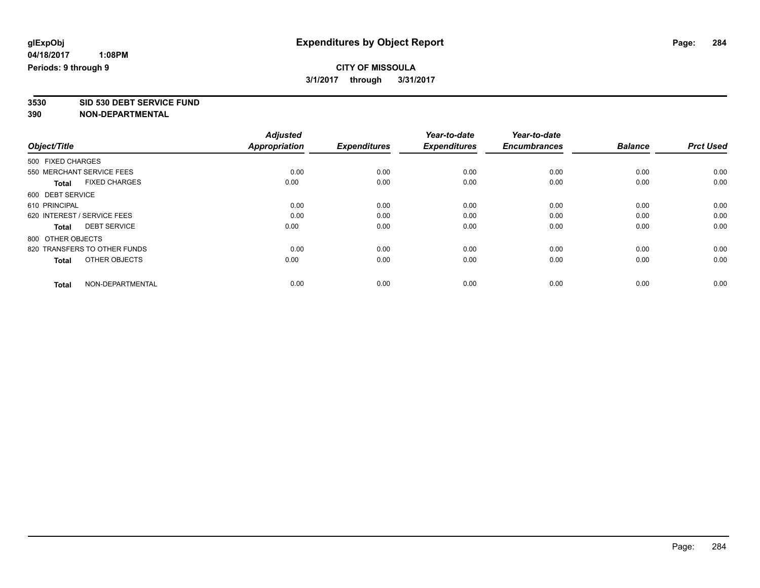**glExpObj** 
**04/18/2017 1:08PM** 
**Periods: 9 through 9**

# Expenditures by Object Report

**CITY OF MISSOULA** 
**3/1/2017 through 3/31/2017**

**3530 SID 530 DEBT SERVICE FUND** 
**390 NON-DEPARTMENTAL**

| Object/Title | Adjusted Appropriation | Expenditures | Year-to-date Expenditures | Year-to-date Encumbrances | Balance | Prct Used |
|---|---|---|---|---|---|---|
| 500 FIXED CHARGES | | | | | | |
| 550 MERCHANT SERVICE FEES | 0.00 | 0.00 | 0.00 | 0.00 | 0.00 | 0.00 |
| **Total** FIXED CHARGES | 0.00 | 0.00 | 0.00 | 0.00 | 0.00 | 0.00 |
| 600 DEBT SERVICE | | | | | | |
| 610 PRINCIPAL | 0.00 | 0.00 | 0.00 | 0.00 | 0.00 | 0.00 |
| 620 INTEREST / SERVICE FEES | 0.00 | 0.00 | 0.00 | 0.00 | 0.00 | 0.00 |
| **Total** DEBT SERVICE | 0.00 | 0.00 | 0.00 | 0.00 | 0.00 | 0.00 |
| 800 OTHER OBJECTS | | | | | | |
| 820 TRANSFERS TO OTHER FUNDS | 0.00 | 0.00 | 0.00 | 0.00 | 0.00 | 0.00 |
| **Total** OTHER OBJECTS | 0.00 | 0.00 | 0.00 | 0.00 | 0.00 | 0.00 |
| **Total** NON-DEPARTMENTAL | 0.00 | 0.00 | 0.00 | 0.00 | 0.00 | 0.00 |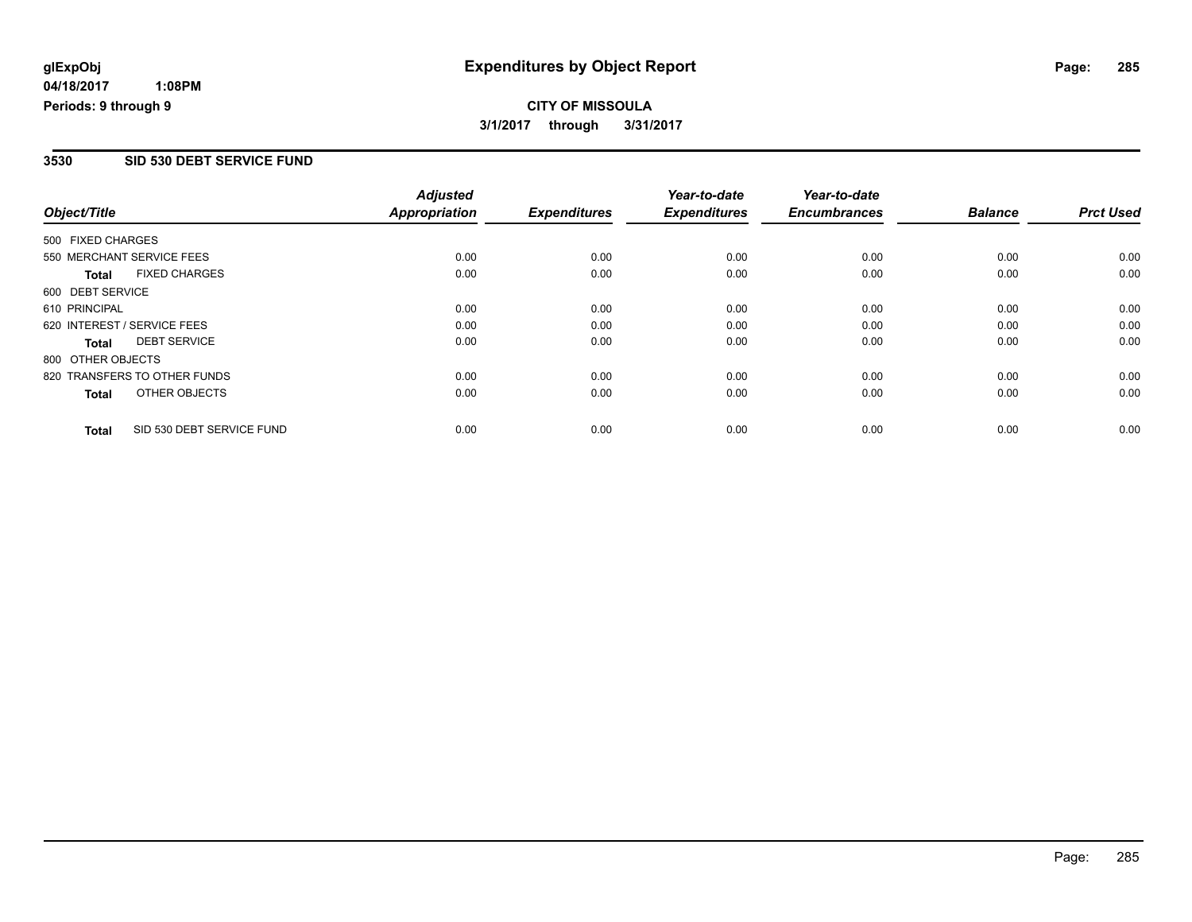**glExpObj**
**04/18/2017 1:08PM**
**Periods: 9 through 9**

# Expenditures by Object Report

**CITY OF MISSOULA**
**3/1/2017 through 3/31/2017**

## 3530 SID 530 DEBT SERVICE FUND

| Object/Title | Adjusted Appropriation | Expenditures | Year-to-date Expenditures | Year-to-date Encumbrances | Balance | Prct Used |
|---|---|---|---|---|---|---|
| 500 FIXED CHARGES | | | | | | |
| 550 MERCHANT SERVICE FEES | 0.00 | 0.00 | 0.00 | 0.00 | 0.00 | 0.00 |
| **Total** FIXED CHARGES | 0.00 | 0.00 | 0.00 | 0.00 | 0.00 | 0.00 |
| 600 DEBT SERVICE | | | | | | |
| 610 PRINCIPAL | 0.00 | 0.00 | 0.00 | 0.00 | 0.00 | 0.00 |
| 620 INTEREST / SERVICE FEES | 0.00 | 0.00 | 0.00 | 0.00 | 0.00 | 0.00 |
| **Total** DEBT SERVICE | 0.00 | 0.00 | 0.00 | 0.00 | 0.00 | 0.00 |
| 800 OTHER OBJECTS | | | | | | |
| 820 TRANSFERS TO OTHER FUNDS | 0.00 | 0.00 | 0.00 | 0.00 | 0.00 | 0.00 |
| **Total** OTHER OBJECTS | 0.00 | 0.00 | 0.00 | 0.00 | 0.00 | 0.00 |
| **Total** SID 530 DEBT SERVICE FUND | 0.00 | 0.00 | 0.00 | 0.00 | 0.00 | 0.00 |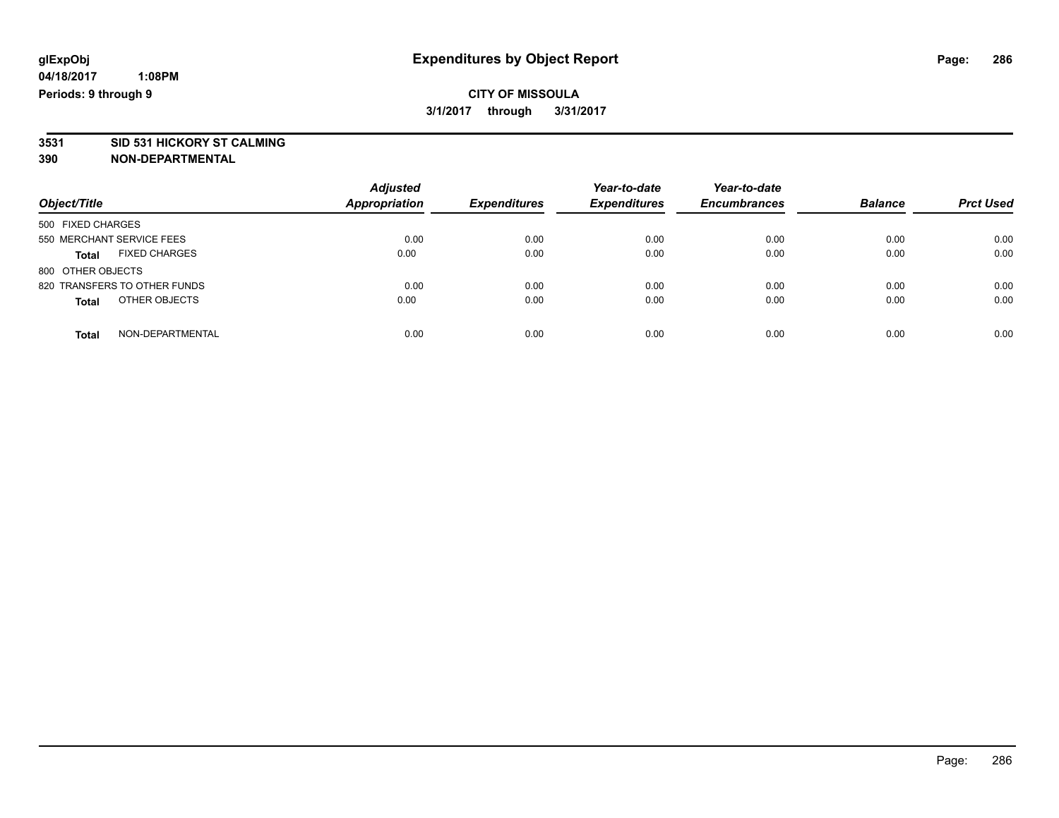# Expenditures by Object Report

glExpObj
04/18/2017 1:08PM
Periods: 9 through 9

**CITY OF MISSOULA**

**3/1/2017 through 3/31/2017**

**3531 SID 531 HICKORY ST CALMING**
**390 NON-DEPARTMENTAL**

| Object/Title | Adjusted Appropriation | Expenditures | Year-to-date Expenditures | Year-to-date Encumbrances | Balance | Prct Used |
|---|---|---|---|---|---|---|
| 500 FIXED CHARGES | | | | | | |
| 550 MERCHANT SERVICE FEES | 0.00 | 0.00 | 0.00 | 0.00 | 0.00 | 0.00 |
| **Total** FIXED CHARGES | 0.00 | 0.00 | 0.00 | 0.00 | 0.00 | 0.00 |
| 800 OTHER OBJECTS | | | | | | |
| 820 TRANSFERS TO OTHER FUNDS | 0.00 | 0.00 | 0.00 | 0.00 | 0.00 | 0.00 |
| **Total** OTHER OBJECTS | 0.00 | 0.00 | 0.00 | 0.00 | 0.00 | 0.00 |
| **Total** NON-DEPARTMENTAL | 0.00 | 0.00 | 0.00 | 0.00 | 0.00 | 0.00 |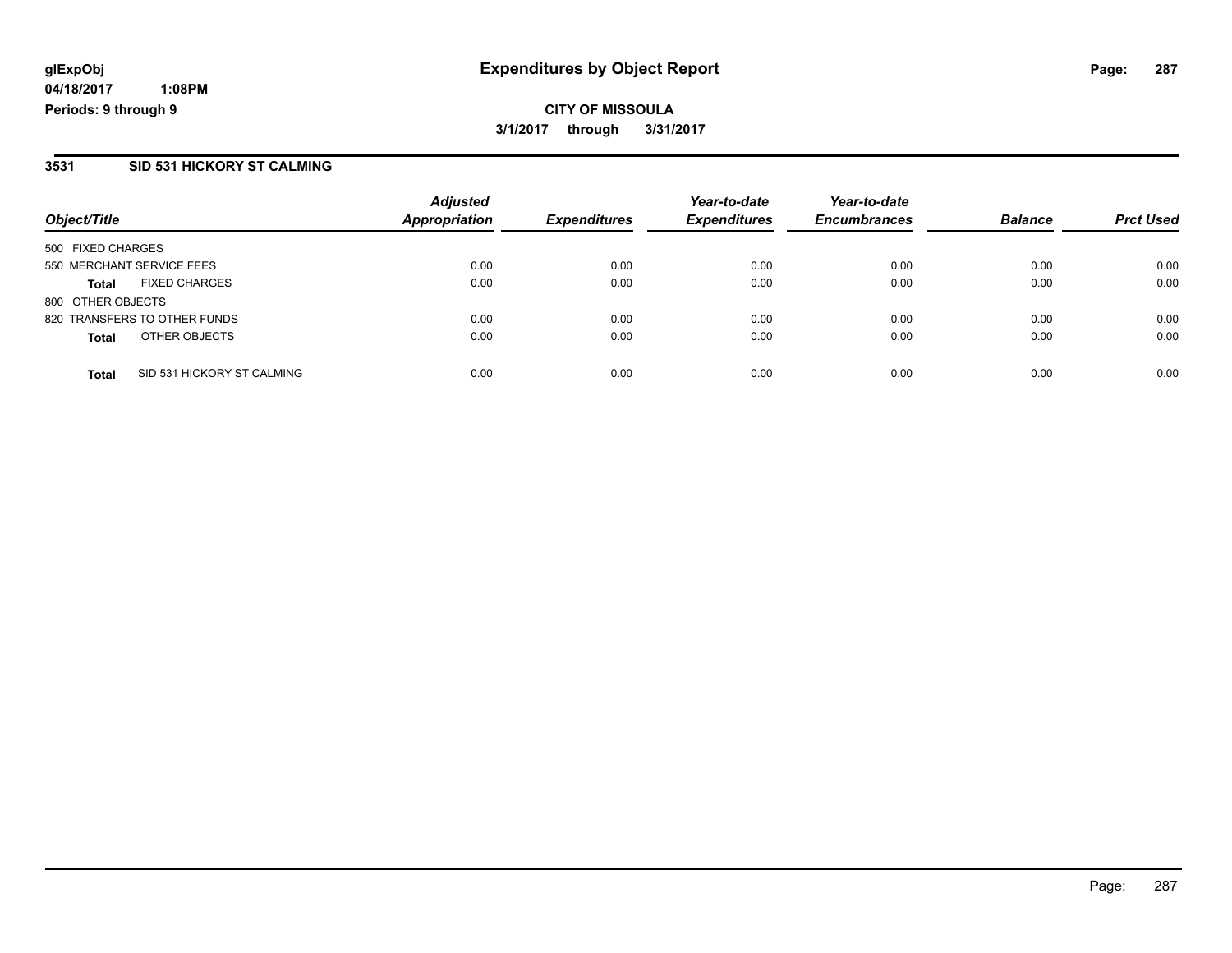**glExpObj**
**04/18/2017 1:08PM**
**Periods: 9 through 9**

# Expenditures by Object Report

**CITY OF MISSOULA**
**3/1/2017 through 3/31/2017**

## 3531 SID 531 HICKORY ST CALMING

| Object/Title | | Adjusted Appropriation | Expenditures | Year-to-date Expenditures | Year-to-date Encumbrances | Balance | Prct Used |
|---|---|---|---|---|---|---|---|
| 500 FIXED CHARGES | | | | | | | |
| 550 MERCHANT SERVICE FEES | | 0.00 | 0.00 | 0.00 | 0.00 | 0.00 | 0.00 |
| **Total** | FIXED CHARGES | 0.00 | 0.00 | 0.00 | 0.00 | 0.00 | 0.00 |
| 800 OTHER OBJECTS | | | | | | | |
| 820 TRANSFERS TO OTHER FUNDS | | 0.00 | 0.00 | 0.00 | 0.00 | 0.00 | 0.00 |
| **Total** | OTHER OBJECTS | 0.00 | 0.00 | 0.00 | 0.00 | 0.00 | 0.00 |
| **Total** | SID 531 HICKORY ST CALMING | 0.00 | 0.00 | 0.00 | 0.00 | 0.00 | 0.00 |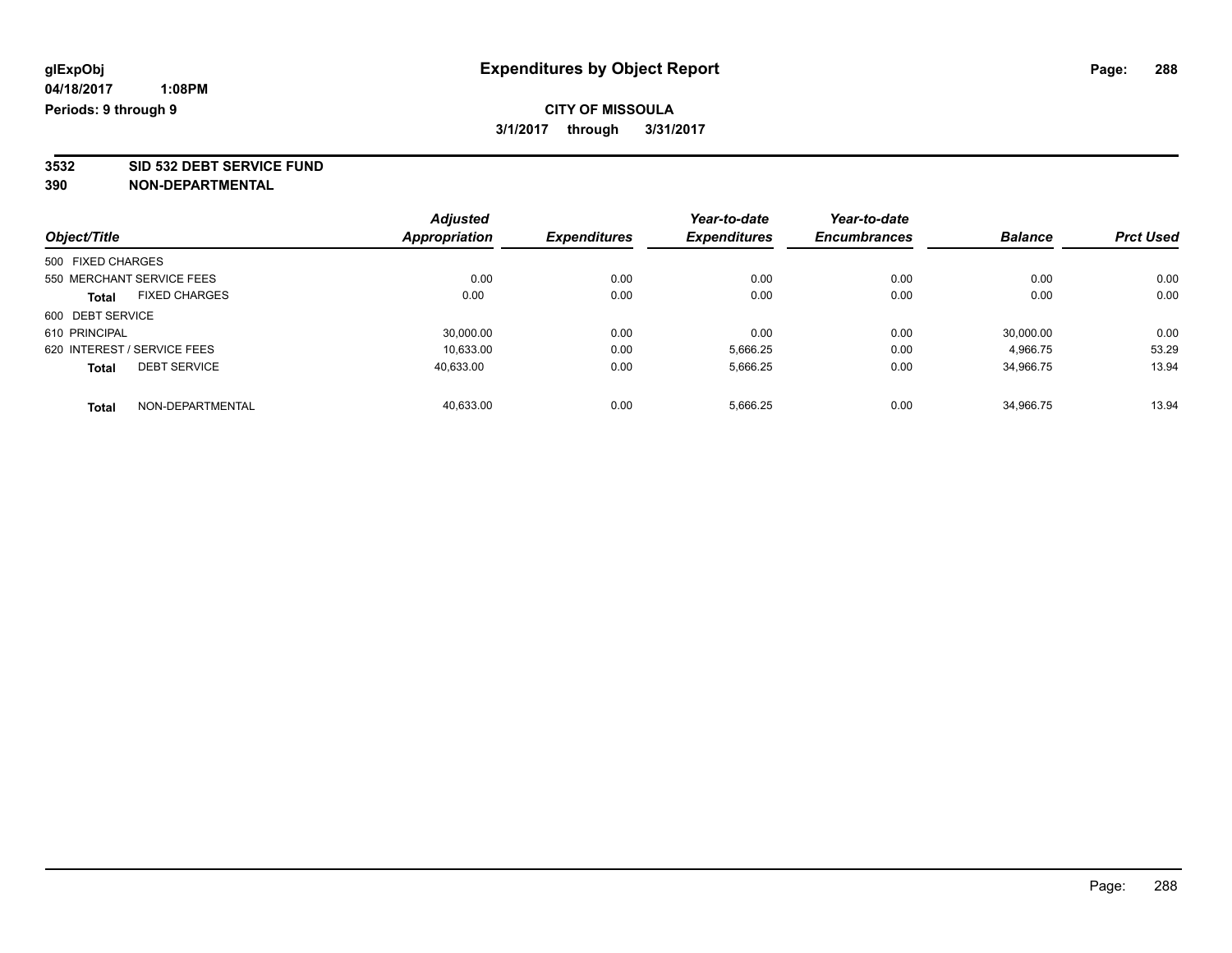**glExpObj** 
**04/18/2017 1:08PM** 
**Periods: 9 through 9**

# Expenditures by Object Report

**CITY OF MISSOULA**
**3/1/2017 through 3/31/2017**

**3532 SID 532 DEBT SERVICE FUND**
**390 NON-DEPARTMENTAL**

| Object/Title | Adjusted Appropriation | Expenditures | Year-to-date Expenditures | Year-to-date Encumbrances | Balance | Prct Used |
|---|---|---|---|---|---|---|
| 500 FIXED CHARGES | | | | | | |
| 550 MERCHANT SERVICE FEES | 0.00 | 0.00 | 0.00 | 0.00 | 0.00 | 0.00 |
| **Total** FIXED CHARGES | 0.00 | 0.00 | 0.00 | 0.00 | 0.00 | 0.00 |
| 600 DEBT SERVICE | | | | | | |
| 610 PRINCIPAL | 30,000.00 | 0.00 | 0.00 | 0.00 | 30,000.00 | 0.00 |
| 620 INTEREST / SERVICE FEES | 10,633.00 | 0.00 | 5,666.25 | 0.00 | 4,966.75 | 53.29 |
| **Total** DEBT SERVICE | 40,633.00 | 0.00 | 5,666.25 | 0.00 | 34,966.75 | 13.94 |
| **Total** NON-DEPARTMENTAL | 40,633.00 | 0.00 | 5,666.25 | 0.00 | 34,966.75 | 13.94 |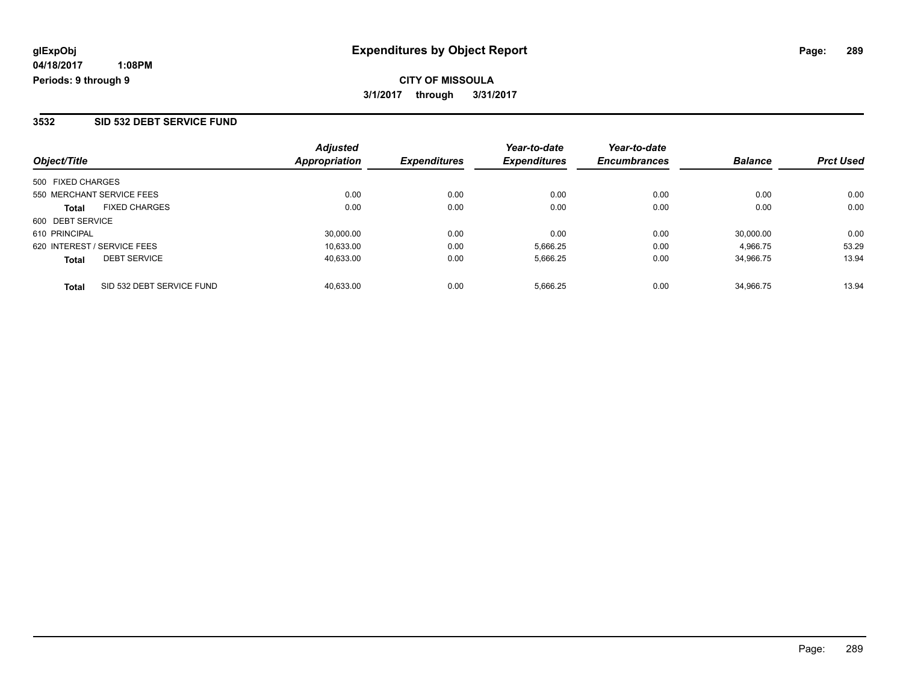**glExpObj**
**04/18/2017 1:08PM**
**Periods: 9 through 9**

# Expenditures by Object Report

**CITY OF MISSOULA**
**3/1/2017 through 3/31/2017**

## 3532 SID 532 DEBT SERVICE FUND

| Object/Title | Adjusted Appropriation | Expenditures | Year-to-date Expenditures | Year-to-date Encumbrances | Balance | Prct Used |
|---|---|---|---|---|---|---|
| 500 FIXED CHARGES | | | | | | |
| 550 MERCHANT SERVICE FEES | 0.00 | 0.00 | 0.00 | 0.00 | 0.00 | 0.00 |
| **Total** FIXED CHARGES | 0.00 | 0.00 | 0.00 | 0.00 | 0.00 | 0.00 |
| 600 DEBT SERVICE | | | | | | |
| 610 PRINCIPAL | 30,000.00 | 0.00 | 0.00 | 0.00 | 30,000.00 | 0.00 |
| 620 INTEREST / SERVICE FEES | 10,633.00 | 0.00 | 5,666.25 | 0.00 | 4,966.75 | 53.29 |
| **Total** DEBT SERVICE | 40,633.00 | 0.00 | 5,666.25 | 0.00 | 34,966.75 | 13.94 |
| **Total** SID 532 DEBT SERVICE FUND | 40,633.00 | 0.00 | 5,666.25 | 0.00 | 34,966.75 | 13.94 |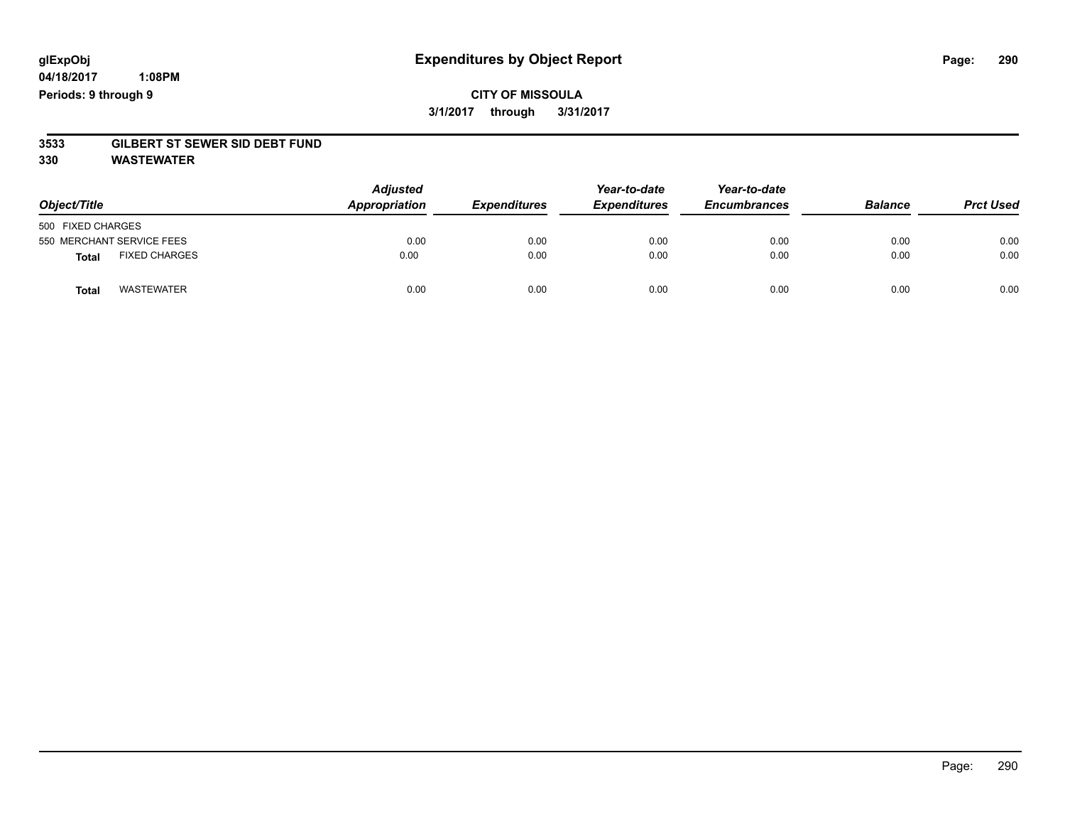glExpObj
04/18/2017 1:08PM
Periods: 9 through 9

# Expenditures by Object Report

**CITY OF MISSOULA**
**3/1/2017 through 3/31/2017**

**3533 GILBERT ST SEWER SID DEBT FUND**
**330 WASTEWATER**

| Object/Title | | Adjusted Appropriation | Expenditures | Year-to-date Expenditures | Year-to-date Encumbrances | Balance | Prct Used |
|---|---|---|---|---|---|---|---|
| 500 FIXED CHARGES | | | | | | | |
| 550 MERCHANT SERVICE FEES | | 0.00 | 0.00 | 0.00 | 0.00 | 0.00 | 0.00 |
| **Total** | FIXED CHARGES | 0.00 | 0.00 | 0.00 | 0.00 | 0.00 | 0.00 |
| **Total** | WASTEWATER | 0.00 | 0.00 | 0.00 | 0.00 | 0.00 | 0.00 |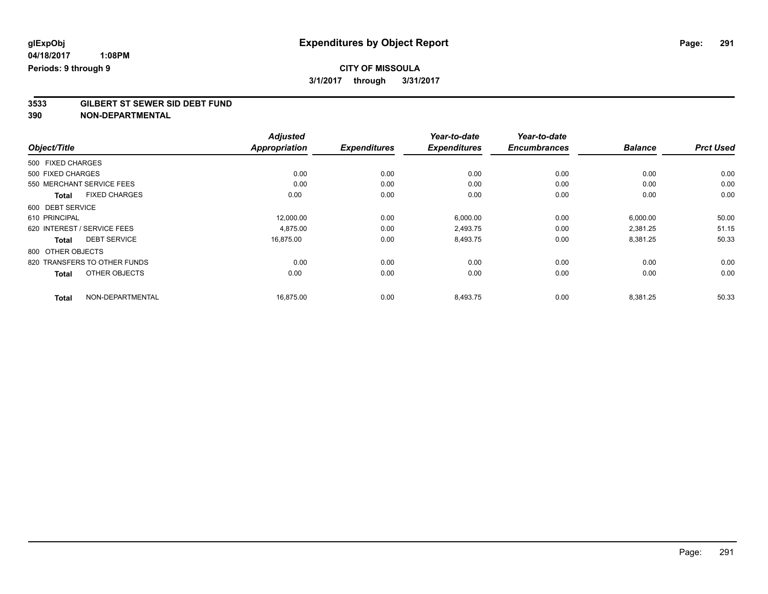# Expenditures by Object Report

glExpObj
04/18/2017 1:08PM
Periods: 9 through 9

**CITY OF MISSOULA**
**3/1/2017 through 3/31/2017**

**3533 GILBERT ST SEWER SID DEBT FUND**
**390 NON-DEPARTMENTAL**

| Object/Title | Adjusted Appropriation | Expenditures | Year-to-date Expenditures | Year-to-date Encumbrances | Balance | Prct Used |
|---|---|---|---|---|---|---|
| 500 FIXED CHARGES | | | | | | |
| 500 FIXED CHARGES | 0.00 | 0.00 | 0.00 | 0.00 | 0.00 | 0.00 |
| 550 MERCHANT SERVICE FEES | 0.00 | 0.00 | 0.00 | 0.00 | 0.00 | 0.00 |
| **Total** FIXED CHARGES | 0.00 | 0.00 | 0.00 | 0.00 | 0.00 | 0.00 |
| 600 DEBT SERVICE | | | | | | |
| 610 PRINCIPAL | 12,000.00 | 0.00 | 6,000.00 | 0.00 | 6,000.00 | 50.00 |
| 620 INTEREST / SERVICE FEES | 4,875.00 | 0.00 | 2,493.75 | 0.00 | 2,381.25 | 51.15 |
| **Total** DEBT SERVICE | 16,875.00 | 0.00 | 8,493.75 | 0.00 | 8,381.25 | 50.33 |
| 800 OTHER OBJECTS | | | | | | |
| 820 TRANSFERS TO OTHER FUNDS | 0.00 | 0.00 | 0.00 | 0.00 | 0.00 | 0.00 |
| **Total** OTHER OBJECTS | 0.00 | 0.00 | 0.00 | 0.00 | 0.00 | 0.00 |
| **Total** NON-DEPARTMENTAL | 16,875.00 | 0.00 | 8,493.75 | 0.00 | 8,381.25 | 50.33 |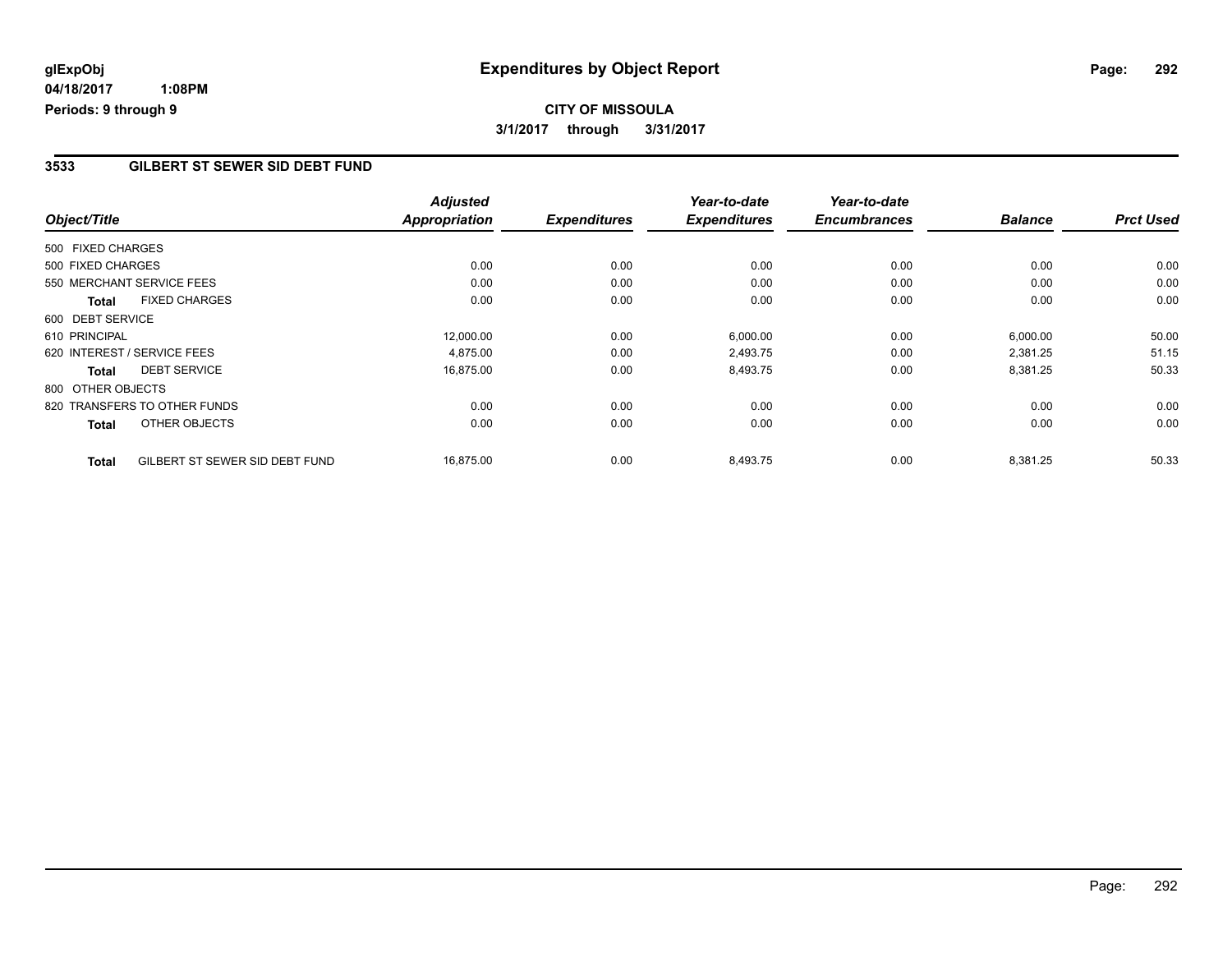**glExpObj**
**04/18/2017 1:08PM**
**Periods: 9 through 9**

# Expenditures by Object Report

**CITY OF MISSOULA**
**3/1/2017 through 3/31/2017**

## 3533 GILBERT ST SEWER SID DEBT FUND

| Object/Title | Adjusted Appropriation | Expenditures | Year-to-date Expenditures | Year-to-date Encumbrances | Balance | Prct Used |
|---|---|---|---|---|---|---|
| 500 FIXED CHARGES | | | | | | |
| 500 FIXED CHARGES | 0.00 | 0.00 | 0.00 | 0.00 | 0.00 | 0.00 |
| 550 MERCHANT SERVICE FEES | 0.00 | 0.00 | 0.00 | 0.00 | 0.00 | 0.00 |
| **Total** FIXED CHARGES | 0.00 | 0.00 | 0.00 | 0.00 | 0.00 | 0.00 |
| 600 DEBT SERVICE | | | | | | |
| 610 PRINCIPAL | 12,000.00 | 0.00 | 6,000.00 | 0.00 | 6,000.00 | 50.00 |
| 620 INTEREST / SERVICE FEES | 4,875.00 | 0.00 | 2,493.75 | 0.00 | 2,381.25 | 51.15 |
| **Total** DEBT SERVICE | 16,875.00 | 0.00 | 8,493.75 | 0.00 | 8,381.25 | 50.33 |
| 800 OTHER OBJECTS | | | | | | |
| 820 TRANSFERS TO OTHER FUNDS | 0.00 | 0.00 | 0.00 | 0.00 | 0.00 | 0.00 |
| **Total** OTHER OBJECTS | 0.00 | 0.00 | 0.00 | 0.00 | 0.00 | 0.00 |
| **Total** GILBERT ST SEWER SID DEBT FUND | 16,875.00 | 0.00 | 8,493.75 | 0.00 | 8,381.25 | 50.33 |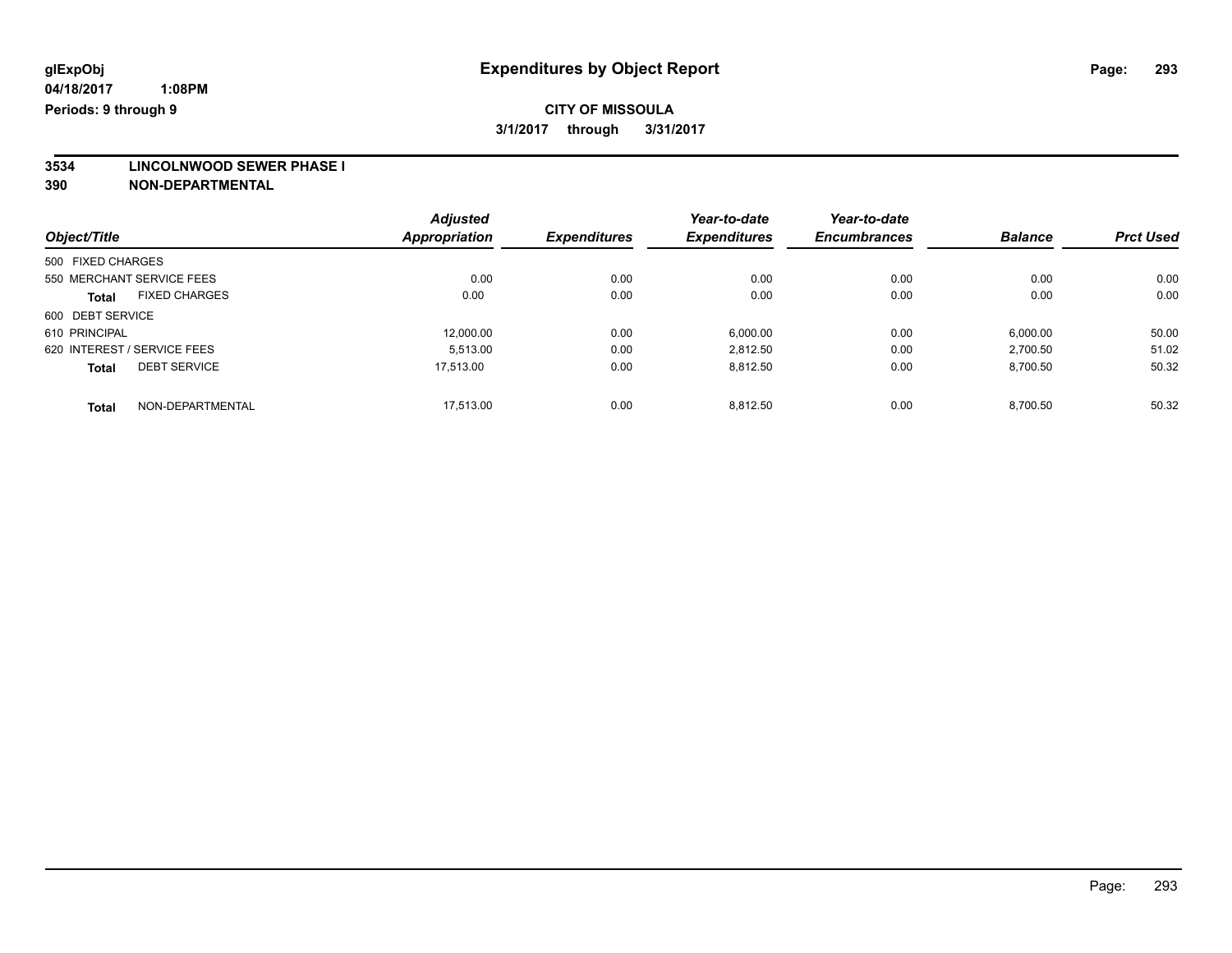glExpObj
04/18/2017 1:08PM
Periods: 9 through 9

# Expenditures by Object Report

**CITY OF MISSOULA**
**3/1/2017 through 3/31/2017**

**3534 LINCOLNWOOD SEWER PHASE I**
**390 NON-DEPARTMENTAL**

| Object/Title | Adjusted Appropriation | Expenditures | Year-to-date Expenditures | Year-to-date Encumbrances | Balance | Prct Used |
|---|---|---|---|---|---|---|
| 500 FIXED CHARGES | | | | | | |
| 550 MERCHANT SERVICE FEES | 0.00 | 0.00 | 0.00 | 0.00 | 0.00 | 0.00 |
| **Total** FIXED CHARGES | 0.00 | 0.00 | 0.00 | 0.00 | 0.00 | 0.00 |
| 600 DEBT SERVICE | | | | | | |
| 610 PRINCIPAL | 12,000.00 | 0.00 | 6,000.00 | 0.00 | 6,000.00 | 50.00 |
| 620 INTEREST / SERVICE FEES | 5,513.00 | 0.00 | 2,812.50 | 0.00 | 2,700.50 | 51.02 |
| **Total** DEBT SERVICE | 17,513.00 | 0.00 | 8,812.50 | 0.00 | 8,700.50 | 50.32 |
| **Total** NON-DEPARTMENTAL | 17,513.00 | 0.00 | 8,812.50 | 0.00 | 8,700.50 | 50.32 |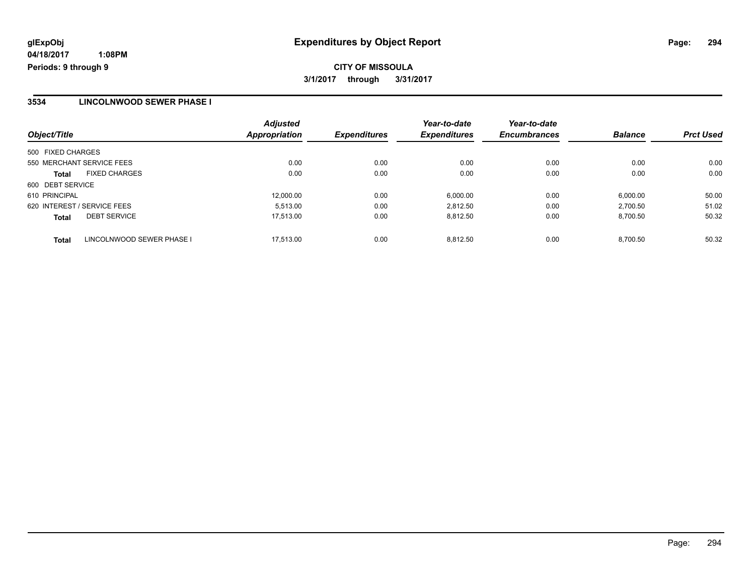**glExpObj**
**04/18/2017 1:08PM**
**Periods: 9 through 9**

# Expenditures by Object Report

**CITY OF MISSOULA**
**3/1/2017 through 3/31/2017**

## 3534 LINCOLNWOOD SEWER PHASE I

| Object/Title | | Adjusted Appropriation | Expenditures | Year-to-date Expenditures | Year-to-date Encumbrances | Balance | Prct Used |
|---|---|---|---|---|---|---|---|
| 500 FIXED CHARGES | | | | | | | |
| 550 MERCHANT SERVICE FEES | | 0.00 | 0.00 | 0.00 | 0.00 | 0.00 | 0.00 |
| **Total** | FIXED CHARGES | 0.00 | 0.00 | 0.00 | 0.00 | 0.00 | 0.00 |
| 600 DEBT SERVICE | | | | | | | |
| 610 PRINCIPAL | | 12,000.00 | 0.00 | 6,000.00 | 0.00 | 6,000.00 | 50.00 |
| 620 INTEREST / SERVICE FEES | | 5,513.00 | 0.00 | 2,812.50 | 0.00 | 2,700.50 | 51.02 |
| **Total** | DEBT SERVICE | 17,513.00 | 0.00 | 8,812.50 | 0.00 | 8,700.50 | 50.32 |
| **Total** | LINCOLNWOOD SEWER PHASE I | 17,513.00 | 0.00 | 8,812.50 | 0.00 | 8,700.50 | 50.32 |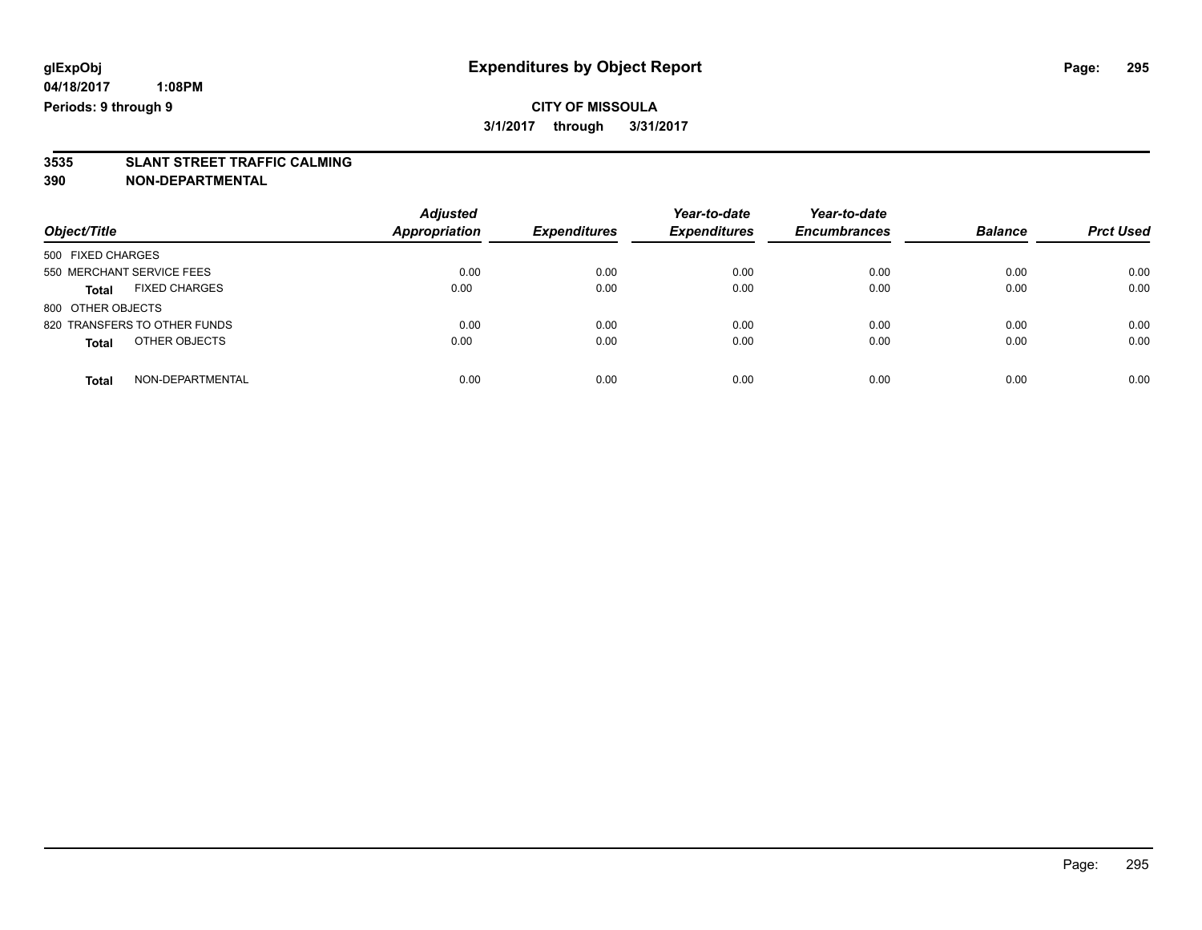# Expenditures by Object Report

glExpObj
04/18/2017 1:08PM
Periods: 9 through 9

**CITY OF MISSOULA**

**3/1/2017 through 3/31/2017**

**3535 SLANT STREET TRAFFIC CALMING**

**390 NON-DEPARTMENTAL**

| Object/Title | Adjusted Appropriation | Expenditures | Year-to-date Expenditures | Year-to-date Encumbrances | Balance | Prct Used |
|---|---|---|---|---|---|---|
| 500 FIXED CHARGES | | | | | | |
| 550 MERCHANT SERVICE FEES | 0.00 | 0.00 | 0.00 | 0.00 | 0.00 | 0.00 |
| **Total** FIXED CHARGES | 0.00 | 0.00 | 0.00 | 0.00 | 0.00 | 0.00 |
| 800 OTHER OBJECTS | | | | | | |
| 820 TRANSFERS TO OTHER FUNDS | 0.00 | 0.00 | 0.00 | 0.00 | 0.00 | 0.00 |
| **Total** OTHER OBJECTS | 0.00 | 0.00 | 0.00 | 0.00 | 0.00 | 0.00 |
| **Total** NON-DEPARTMENTAL | 0.00 | 0.00 | 0.00 | 0.00 | 0.00 | 0.00 |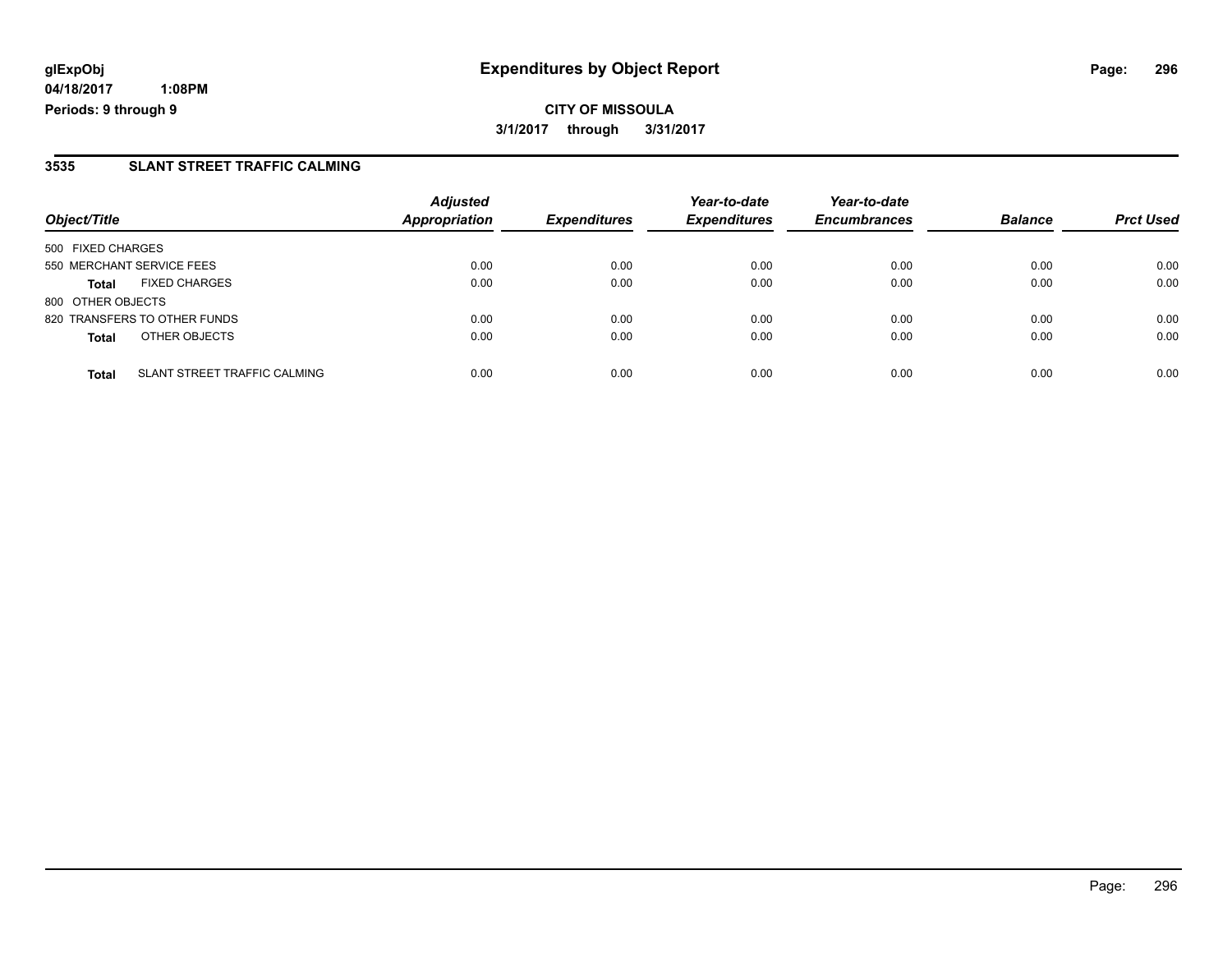glExpObj
04/18/2017 1:08PM
Periods: 9 through 9

# Expenditures by Object Report

**CITY OF MISSOULA**
**3/1/2017 through 3/31/2017**

## 3535 SLANT STREET TRAFFIC CALMING

| Object/Title | | Adjusted Appropriation | Expenditures | Year-to-date Expenditures | Year-to-date Encumbrances | Balance | Prct Used |
|---|---|---|---|---|---|---|---|
| 500 FIXED CHARGES | | | | | | | |
| 550 MERCHANT SERVICE FEES | | 0.00 | 0.00 | 0.00 | 0.00 | 0.00 | 0.00 |
| **Total** | FIXED CHARGES | 0.00 | 0.00 | 0.00 | 0.00 | 0.00 | 0.00 |
| 800 OTHER OBJECTS | | | | | | | |
| 820 TRANSFERS TO OTHER FUNDS | | 0.00 | 0.00 | 0.00 | 0.00 | 0.00 | 0.00 |
| **Total** | OTHER OBJECTS | 0.00 | 0.00 | 0.00 | 0.00 | 0.00 | 0.00 |
| **Total** | SLANT STREET TRAFFIC CALMING | 0.00 | 0.00 | 0.00 | 0.00 | 0.00 | 0.00 |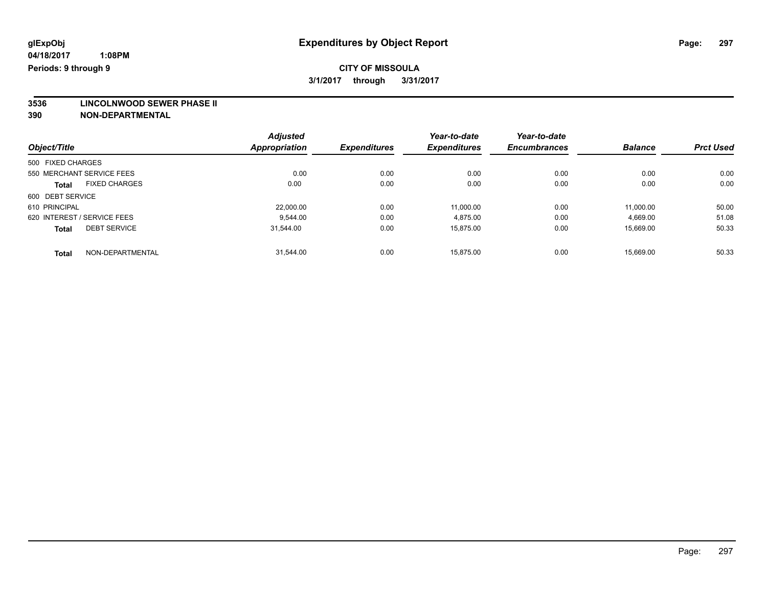**glExpObj** | **Expenditures by Object Report**

**04/18/2017 1:08PM**

**Periods: 9 through 9**

**CITY OF MISSOULA**

**3/1/2017 through 3/31/2017**

**3536 LINCOLNWOOD SEWER PHASE II**

**390 NON-DEPARTMENTAL**

| Object/Title | Adjusted Appropriation | Expenditures | Year-to-date Expenditures | Year-to-date Encumbrances | Balance | Prct Used |
|---|---|---|---|---|---|---|
| 500 FIXED CHARGES | | | | | | |
| 550 MERCHANT SERVICE FEES | 0.00 | 0.00 | 0.00 | 0.00 | 0.00 | 0.00 |
| **Total** FIXED CHARGES | 0.00 | 0.00 | 0.00 | 0.00 | 0.00 | 0.00 |
| 600 DEBT SERVICE | | | | | | |
| 610 PRINCIPAL | 22,000.00 | 0.00 | 11,000.00 | 0.00 | 11,000.00 | 50.00 |
| 620 INTEREST / SERVICE FEES | 9,544.00 | 0.00 | 4,875.00 | 0.00 | 4,669.00 | 51.08 |
| **Total** DEBT SERVICE | 31,544.00 | 0.00 | 15,875.00 | 0.00 | 15,669.00 | 50.33 |
| **Total** NON-DEPARTMENTAL | 31,544.00 | 0.00 | 15,875.00 | 0.00 | 15,669.00 | 50.33 |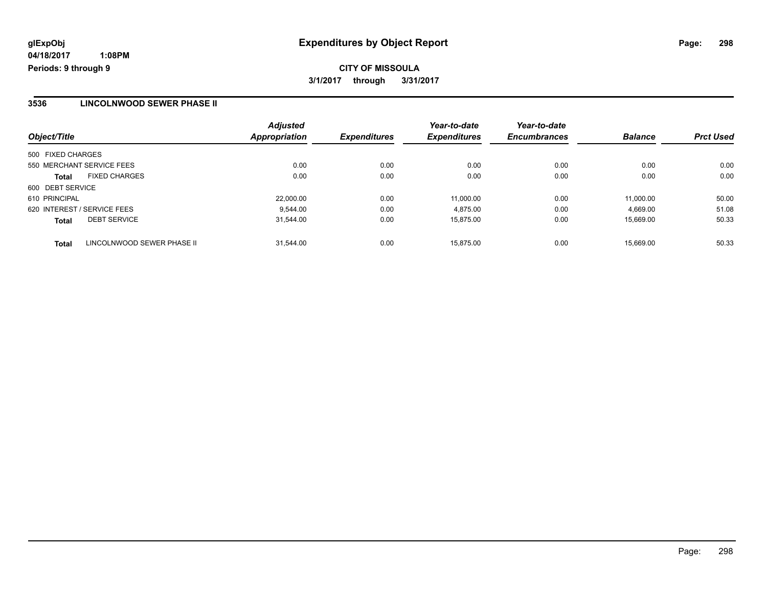**glExpObj**
**04/18/2017 1:08PM**
**Periods: 9 through 9**

# Expenditures by Object Report

**CITY OF MISSOULA**
**3/1/2017 through 3/31/2017**

## 3536 LINCOLNWOOD SEWER PHASE II

| Object/Title | | Adjusted Appropriation | Expenditures | Year-to-date Expenditures | Year-to-date Encumbrances | Balance | Prct Used |
|---|---|---|---|---|---|---|---|
| 500 FIXED CHARGES | | | | | | | |
| 550 MERCHANT SERVICE FEES | | 0.00 | 0.00 | 0.00 | 0.00 | 0.00 | 0.00 |
| **Total** | FIXED CHARGES | 0.00 | 0.00 | 0.00 | 0.00 | 0.00 | 0.00 |
| 600 DEBT SERVICE | | | | | | | |
| 610 PRINCIPAL | | 22,000.00 | 0.00 | 11,000.00 | 0.00 | 11,000.00 | 50.00 |
| 620 INTEREST / SERVICE FEES | | 9,544.00 | 0.00 | 4,875.00 | 0.00 | 4,669.00 | 51.08 |
| **Total** | DEBT SERVICE | 31,544.00 | 0.00 | 15,875.00 | 0.00 | 15,669.00 | 50.33 |
| **Total** | LINCOLNWOOD SEWER PHASE II | 31,544.00 | 0.00 | 15,875.00 | 0.00 | 15,669.00 | 50.33 |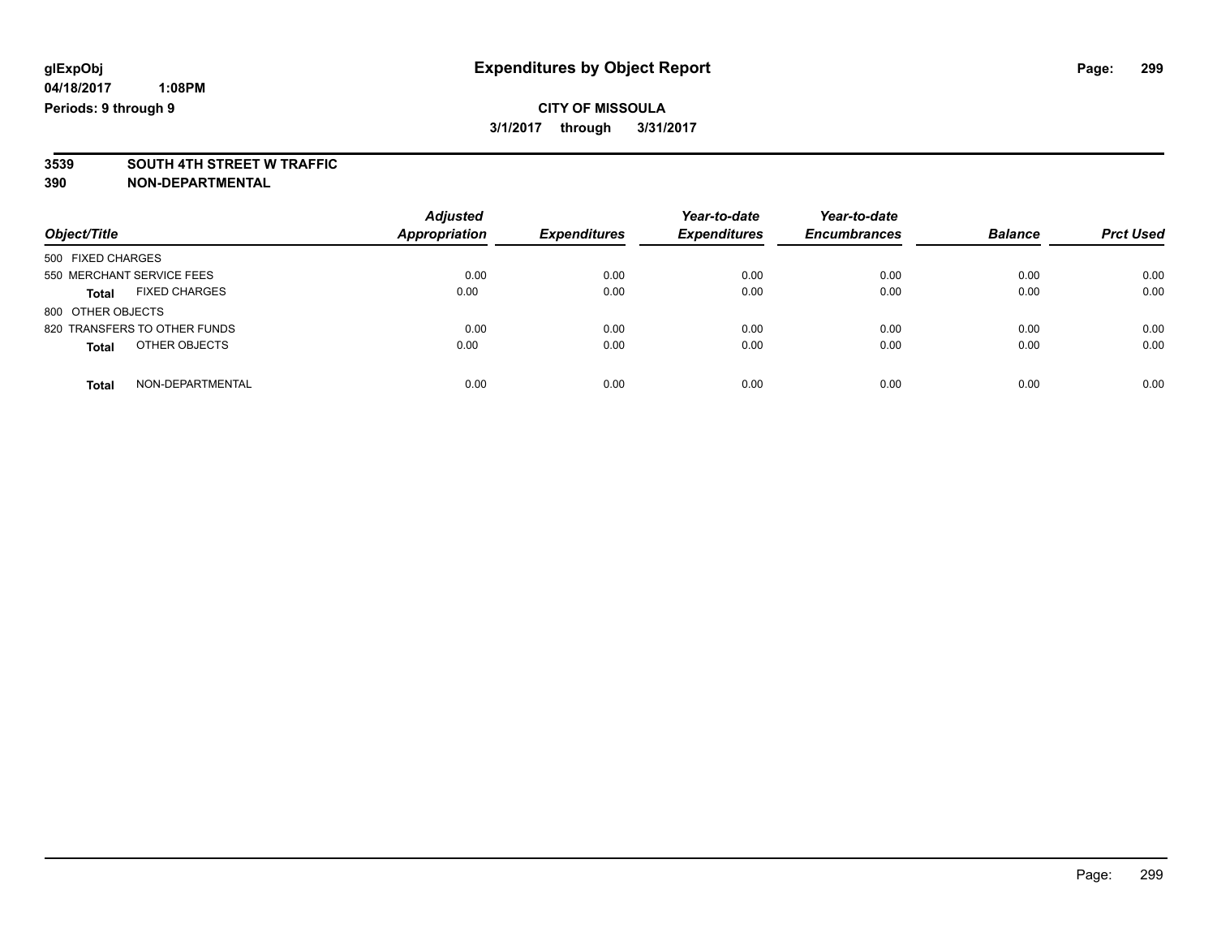# Expenditures by Object Report

glExpObj
04/18/2017 1:08PM
Periods: 9 through 9

**CITY OF MISSOULA**
**3/1/2017 through 3/31/2017**

**3539 SOUTH 4TH STREET W TRAFFIC**
**390 NON-DEPARTMENTAL**

| Object/Title | Adjusted Appropriation | Expenditures | Year-to-date Expenditures | Year-to-date Encumbrances | Balance | Prct Used |
|---|---|---|---|---|---|---|
| 500 FIXED CHARGES | | | | | | |
| 550 MERCHANT SERVICE FEES | 0.00 | 0.00 | 0.00 | 0.00 | 0.00 | 0.00 |
| **Total** FIXED CHARGES | 0.00 | 0.00 | 0.00 | 0.00 | 0.00 | 0.00 |
| 800 OTHER OBJECTS | | | | | | |
| 820 TRANSFERS TO OTHER FUNDS | 0.00 | 0.00 | 0.00 | 0.00 | 0.00 | 0.00 |
| **Total** OTHER OBJECTS | 0.00 | 0.00 | 0.00 | 0.00 | 0.00 | 0.00 |
| **Total** NON-DEPARTMENTAL | 0.00 | 0.00 | 0.00 | 0.00 | 0.00 | 0.00 |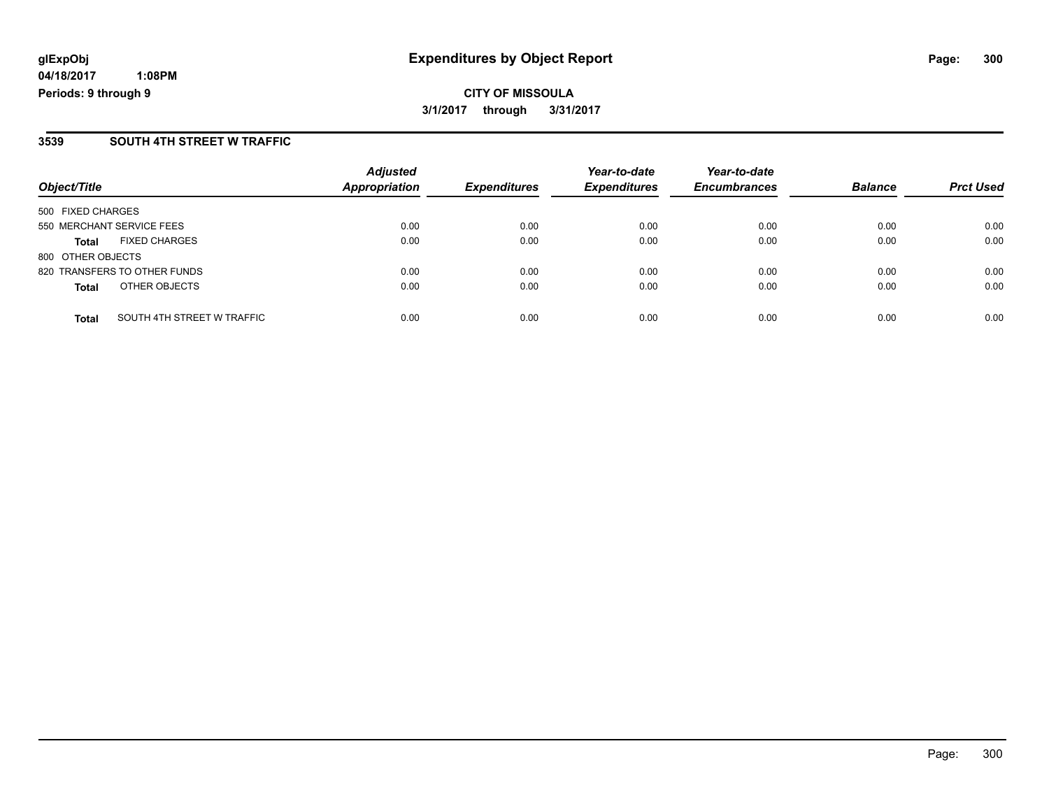**glExpObj**
**04/18/2017 1:08PM**
**Periods: 9 through 9**

# Expenditures by Object Report

**CITY OF MISSOULA**
**3/1/2017 through 3/31/2017**

## 3539 SOUTH 4TH STREET W TRAFFIC

| Object/Title | Adjusted Appropriation | Expenditures | Year-to-date Expenditures | Year-to-date Encumbrances | Balance | Prct Used |
|---|---|---|---|---|---|---|
| 500 FIXED CHARGES | | | | | | |
| 550 MERCHANT SERVICE FEES | 0.00 | 0.00 | 0.00 | 0.00 | 0.00 | 0.00 |
| **Total** FIXED CHARGES | 0.00 | 0.00 | 0.00 | 0.00 | 0.00 | 0.00 |
| 800 OTHER OBJECTS | | | | | | |
| 820 TRANSFERS TO OTHER FUNDS | 0.00 | 0.00 | 0.00 | 0.00 | 0.00 | 0.00 |
| **Total** OTHER OBJECTS | 0.00 | 0.00 | 0.00 | 0.00 | 0.00 | 0.00 |
| **Total** SOUTH 4TH STREET W TRAFFIC | 0.00 | 0.00 | 0.00 | 0.00 | 0.00 | 0.00 |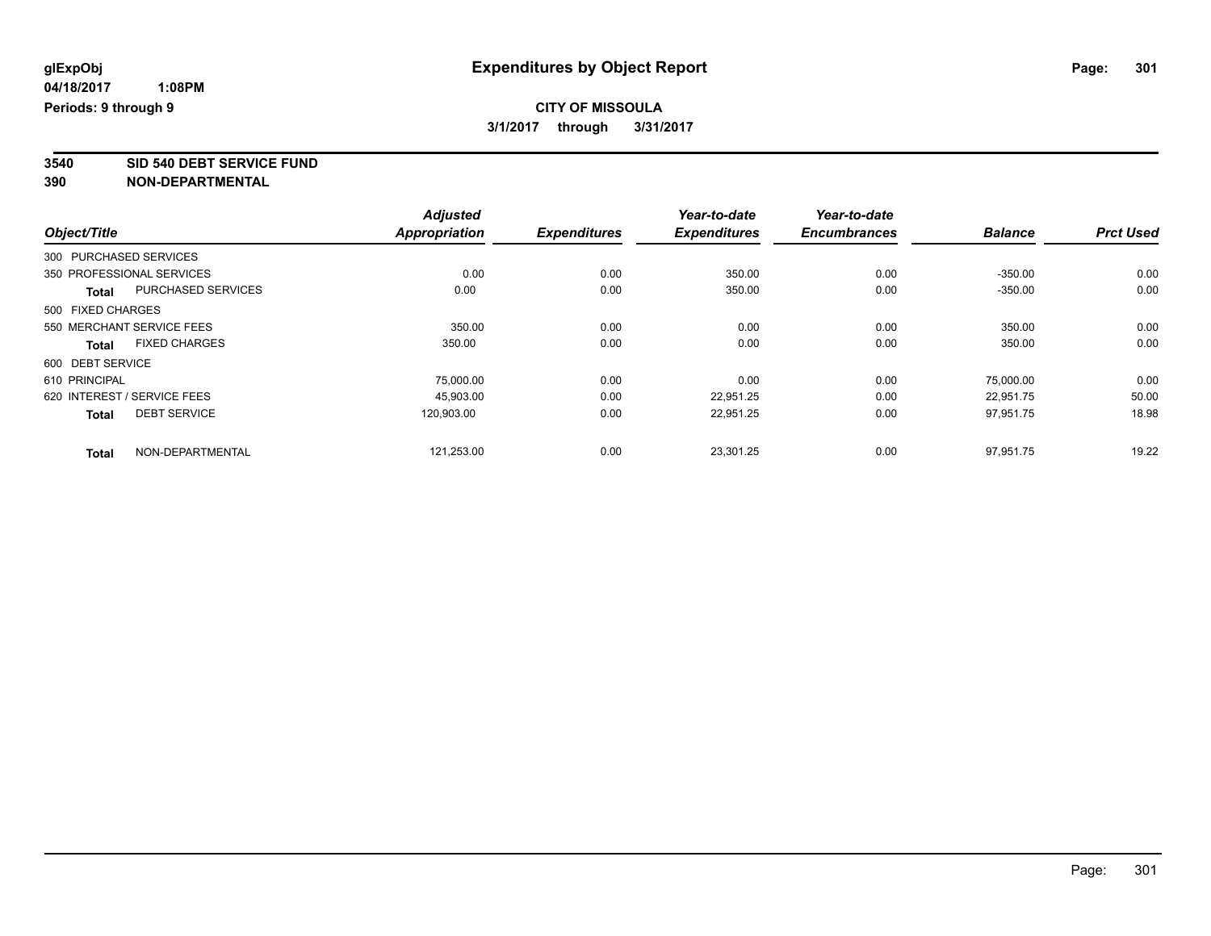# Expenditures by Object Report

glExpObj
04/18/2017 1:08PM
Periods: 9 through 9

**CITY OF MISSOULA**
**3/1/2017 through 3/31/2017**

**3540 SID 540 DEBT SERVICE FUND**
**390 NON-DEPARTMENTAL**

| Object/Title | | Adjusted Appropriation | Expenditures | Year-to-date Expenditures | Year-to-date Encumbrances | Balance | Prct Used |
|---|---|---|---|---|---|---|---|
| 300 PURCHASED SERVICES | | | | | | | |
| 350 PROFESSIONAL SERVICES | | 0.00 | 0.00 | 350.00 | 0.00 | -350.00 | 0.00 |
| **Total** | PURCHASED SERVICES | 0.00 | 0.00 | 350.00 | 0.00 | -350.00 | 0.00 |
| 500 FIXED CHARGES | | | | | | | |
| 550 MERCHANT SERVICE FEES | | 350.00 | 0.00 | 0.00 | 0.00 | 350.00 | 0.00 |
| **Total** | FIXED CHARGES | 350.00 | 0.00 | 0.00 | 0.00 | 350.00 | 0.00 |
| 600 DEBT SERVICE | | | | | | | |
| 610 PRINCIPAL | | 75,000.00 | 0.00 | 0.00 | 0.00 | 75,000.00 | 0.00 |
| 620 INTEREST / SERVICE FEES | | 45,903.00 | 0.00 | 22,951.25 | 0.00 | 22,951.75 | 50.00 |
| **Total** | DEBT SERVICE | 120,903.00 | 0.00 | 22,951.25 | 0.00 | 97,951.75 | 18.98 |
| **Total** | NON-DEPARTMENTAL | 121,253.00 | 0.00 | 23,301.25 | 0.00 | 97,951.75 | 19.22 |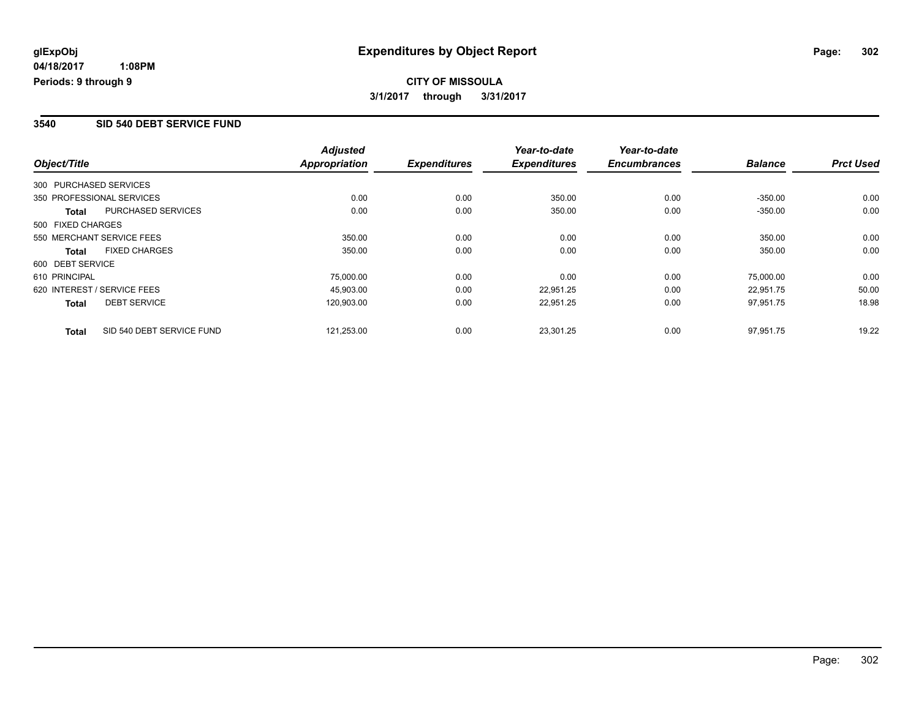**glExpObj**
**04/18/2017 1:08PM**
**Periods: 9 through 9**

# Expenditures by Object Report

**CITY OF MISSOULA**
**3/1/2017 through 3/31/2017**

## 3540 SID 540 DEBT SERVICE FUND

| Object/Title | | Adjusted Appropriation | Expenditures | Year-to-date Expenditures | Year-to-date Encumbrances | Balance | Prct Used |
|---|---|---|---|---|---|---|---|
| 300 PURCHASED SERVICES | | | | | | | |
| 350 PROFESSIONAL SERVICES | | 0.00 | 0.00 | 350.00 | 0.00 | -350.00 | 0.00 |
| **Total** | PURCHASED SERVICES | 0.00 | 0.00 | 350.00 | 0.00 | -350.00 | 0.00 |
| 500 FIXED CHARGES | | | | | | | |
| 550 MERCHANT SERVICE FEES | | 350.00 | 0.00 | 0.00 | 0.00 | 350.00 | 0.00 |
| **Total** | FIXED CHARGES | 350.00 | 0.00 | 0.00 | 0.00 | 350.00 | 0.00 |
| 600 DEBT SERVICE | | | | | | | |
| 610 PRINCIPAL | | 75,000.00 | 0.00 | 0.00 | 0.00 | 75,000.00 | 0.00 |
| 620 INTEREST / SERVICE FEES | | 45,903.00 | 0.00 | 22,951.25 | 0.00 | 22,951.75 | 50.00 |
| **Total** | DEBT SERVICE | 120,903.00 | 0.00 | 22,951.25 | 0.00 | 97,951.75 | 18.98 |
| **Total** | SID 540 DEBT SERVICE FUND | 121,253.00 | 0.00 | 23,301.25 | 0.00 | 97,951.75 | 19.22 |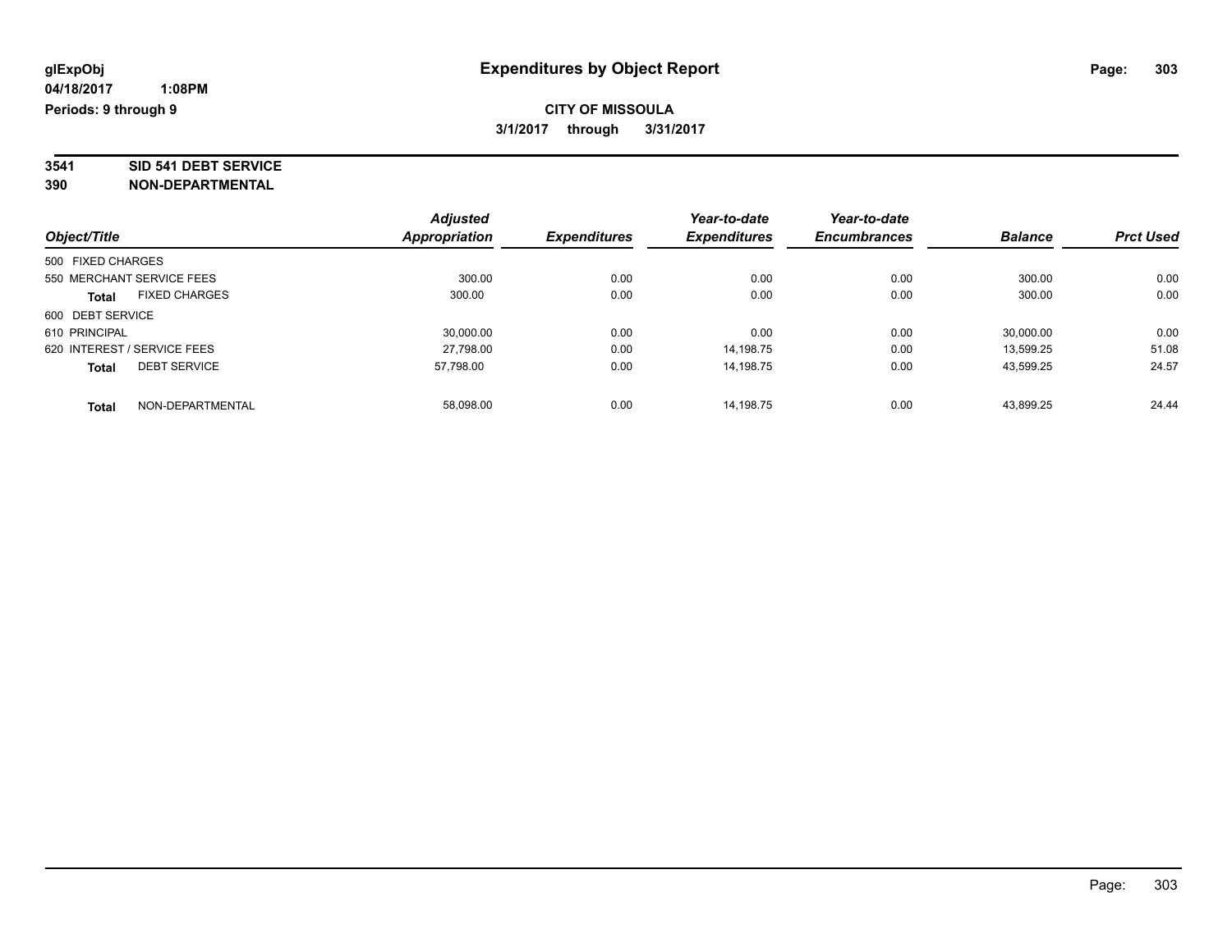glExpObj
04/18/2017 1:08PM
Periods: 9 through 9

# Expenditures by Object Report

**CITY OF MISSOULA**
**3/1/2017 through 3/31/2017**

**3541 SID 541 DEBT SERVICE**
**390 NON-DEPARTMENTAL**

| Object/Title | Adjusted Appropriation | Expenditures | Year-to-date Expenditures | Year-to-date Encumbrances | Balance | Prct Used |
|---|---|---|---|---|---|---|
| 500 FIXED CHARGES | | | | | | |
| 550 MERCHANT SERVICE FEES | 300.00 | 0.00 | 0.00 | 0.00 | 300.00 | 0.00 |
| **Total** FIXED CHARGES | 300.00 | 0.00 | 0.00 | 0.00 | 300.00 | 0.00 |
| 600 DEBT SERVICE | | | | | | |
| 610 PRINCIPAL | 30,000.00 | 0.00 | 0.00 | 0.00 | 30,000.00 | 0.00 |
| 620 INTEREST / SERVICE FEES | 27,798.00 | 0.00 | 14,198.75 | 0.00 | 13,599.25 | 51.08 |
| **Total** DEBT SERVICE | 57,798.00 | 0.00 | 14,198.75 | 0.00 | 43,599.25 | 24.57 |
| **Total** NON-DEPARTMENTAL | 58,098.00 | 0.00 | 14,198.75 | 0.00 | 43,899.25 | 24.44 |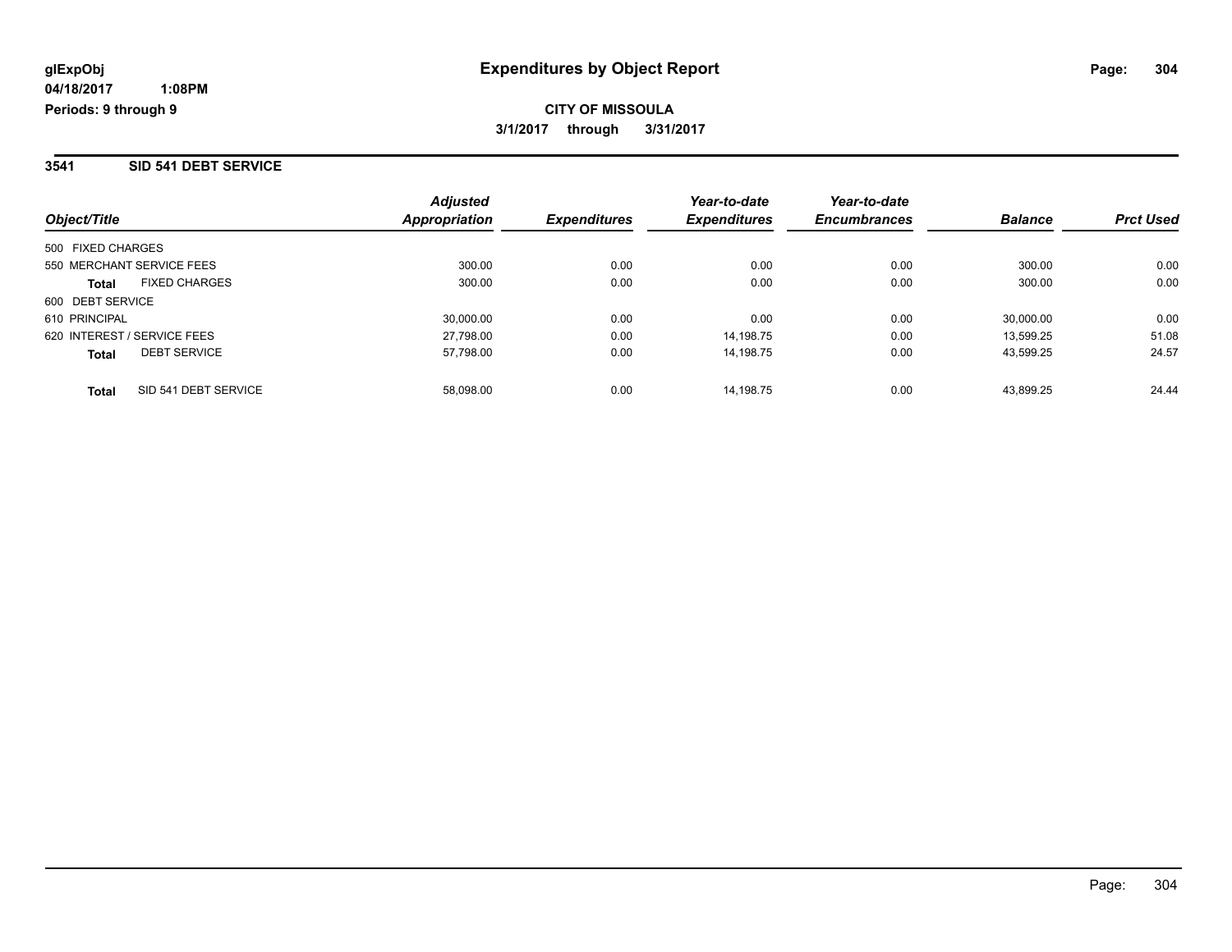**glExpObj**
**04/18/2017 1:08PM**
**Periods: 9 through 9**

# Expenditures by Object Report

**CITY OF MISSOULA**
**3/1/2017 through 3/31/2017**

## 3541 SID 541 DEBT SERVICE

| Object/Title | | Adjusted Appropriation | Expenditures | Year-to-date Expenditures | Year-to-date Encumbrances | Balance | Prct Used |
|---|---|---|---|---|---|---|---|
| 500 FIXED CHARGES | | | | | | | |
| 550 MERCHANT SERVICE FEES | | 300.00 | 0.00 | 0.00 | 0.00 | 300.00 | 0.00 |
| **Total** | FIXED CHARGES | 300.00 | 0.00 | 0.00 | 0.00 | 300.00 | 0.00 |
| 600 DEBT SERVICE | | | | | | | |
| 610 PRINCIPAL | | 30,000.00 | 0.00 | 0.00 | 0.00 | 30,000.00 | 0.00 |
| 620 INTEREST / SERVICE FEES | | 27,798.00 | 0.00 | 14,198.75 | 0.00 | 13,599.25 | 51.08 |
| **Total** | DEBT SERVICE | 57,798.00 | 0.00 | 14,198.75 | 0.00 | 43,599.25 | 24.57 |
| **Total** | SID 541 DEBT SERVICE | 58,098.00 | 0.00 | 14,198.75 | 0.00 | 43,899.25 | 24.44 |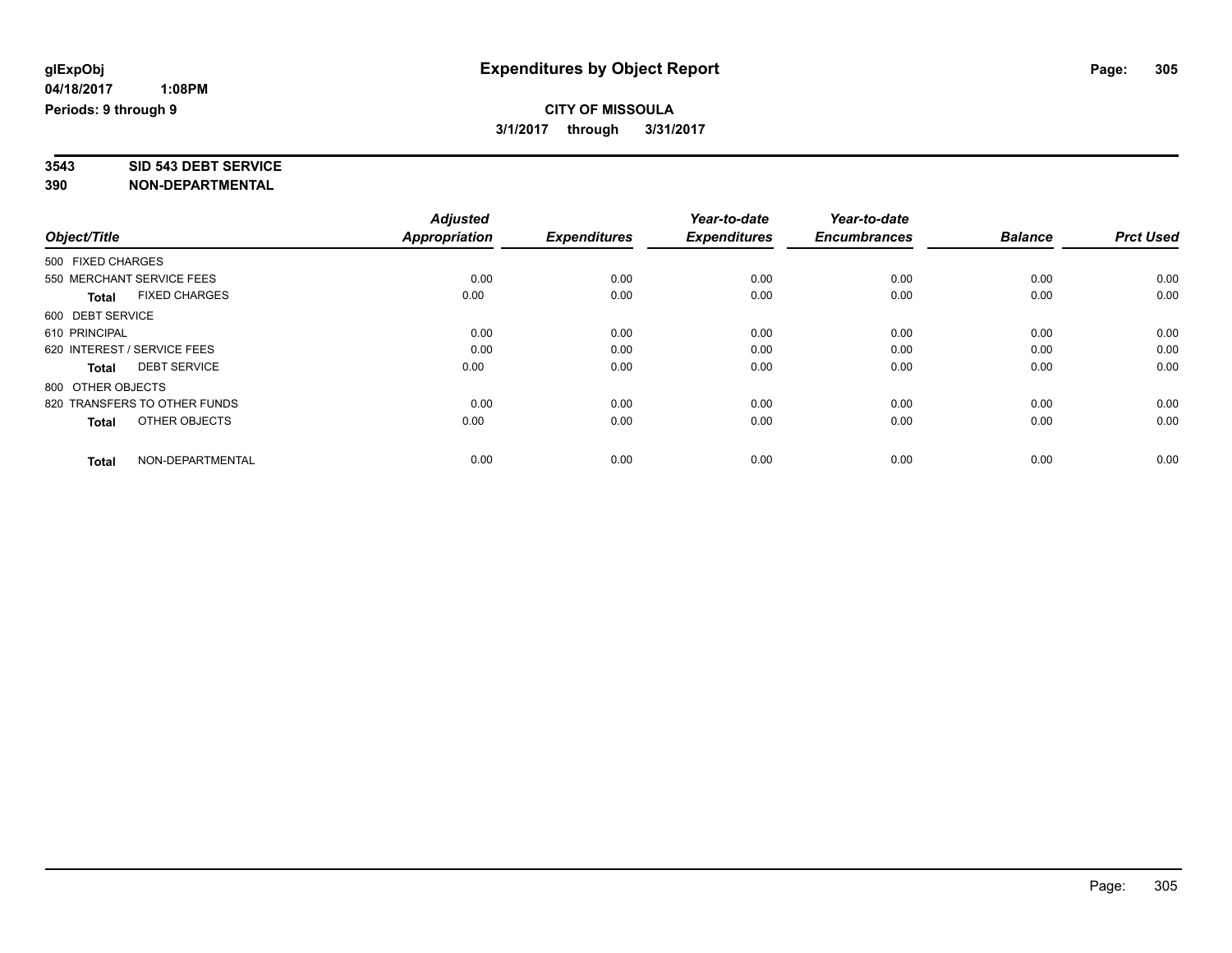**glExpObj**
**04/18/2017 1:08PM**
**Periods: 9 through 9**

# Expenditures by Object Report

**CITY OF MISSOULA**
**3/1/2017 through 3/31/2017**

**3543 SID 543 DEBT SERVICE**
**390 NON-DEPARTMENTAL**

| Object/Title | Adjusted Appropriation | Expenditures | Year-to-date Expenditures | Year-to-date Encumbrances | Balance | Prct Used |
|---|---|---|---|---|---|---|
| 500 FIXED CHARGES | | | | | | |
| 550 MERCHANT SERVICE FEES | 0.00 | 0.00 | 0.00 | 0.00 | 0.00 | 0.00 |
| **Total** FIXED CHARGES | 0.00 | 0.00 | 0.00 | 0.00 | 0.00 | 0.00 |
| 600 DEBT SERVICE | | | | | | |
| 610 PRINCIPAL | 0.00 | 0.00 | 0.00 | 0.00 | 0.00 | 0.00 |
| 620 INTEREST / SERVICE FEES | 0.00 | 0.00 | 0.00 | 0.00 | 0.00 | 0.00 |
| **Total** DEBT SERVICE | 0.00 | 0.00 | 0.00 | 0.00 | 0.00 | 0.00 |
| 800 OTHER OBJECTS | | | | | | |
| 820 TRANSFERS TO OTHER FUNDS | 0.00 | 0.00 | 0.00 | 0.00 | 0.00 | 0.00 |
| **Total** OTHER OBJECTS | 0.00 | 0.00 | 0.00 | 0.00 | 0.00 | 0.00 |
| **Total** NON-DEPARTMENTAL | 0.00 | 0.00 | 0.00 | 0.00 | 0.00 | 0.00 |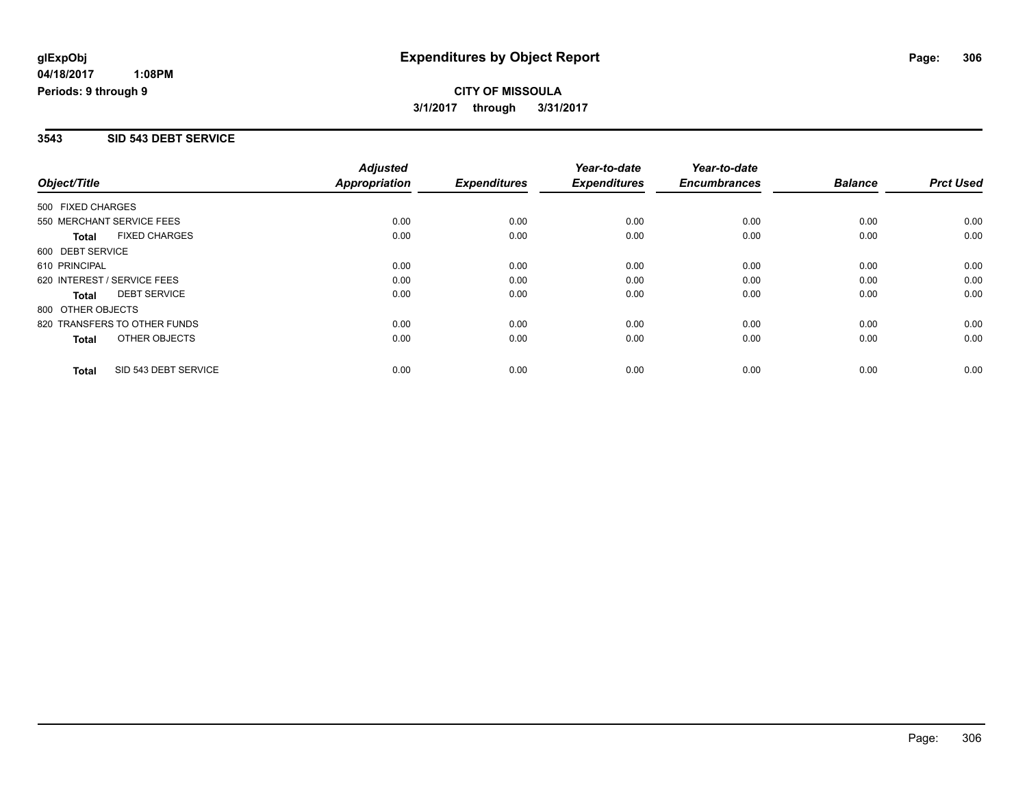**glExpObj**
**04/18/2017 1:08PM**
**Periods: 9 through 9**

# Expenditures by Object Report

**CITY OF MISSOULA**
**3/1/2017 through 3/31/2017**

## 3543 SID 543 DEBT SERVICE

| Object/Title | Adjusted Appropriation | Expenditures | Year-to-date Expenditures | Year-to-date Encumbrances | Balance | Prct Used |
|---|---|---|---|---|---|---|
| 500 FIXED CHARGES | | | | | | |
| 550 MERCHANT SERVICE FEES | 0.00 | 0.00 | 0.00 | 0.00 | 0.00 | 0.00 |
| **Total** FIXED CHARGES | 0.00 | 0.00 | 0.00 | 0.00 | 0.00 | 0.00 |
| 600 DEBT SERVICE | | | | | | |
| 610 PRINCIPAL | 0.00 | 0.00 | 0.00 | 0.00 | 0.00 | 0.00 |
| 620 INTEREST / SERVICE FEES | 0.00 | 0.00 | 0.00 | 0.00 | 0.00 | 0.00 |
| **Total** DEBT SERVICE | 0.00 | 0.00 | 0.00 | 0.00 | 0.00 | 0.00 |
| 800 OTHER OBJECTS | | | | | | |
| 820 TRANSFERS TO OTHER FUNDS | 0.00 | 0.00 | 0.00 | 0.00 | 0.00 | 0.00 |
| **Total** OTHER OBJECTS | 0.00 | 0.00 | 0.00 | 0.00 | 0.00 | 0.00 |
| **Total** SID 543 DEBT SERVICE | 0.00 | 0.00 | 0.00 | 0.00 | 0.00 | 0.00 |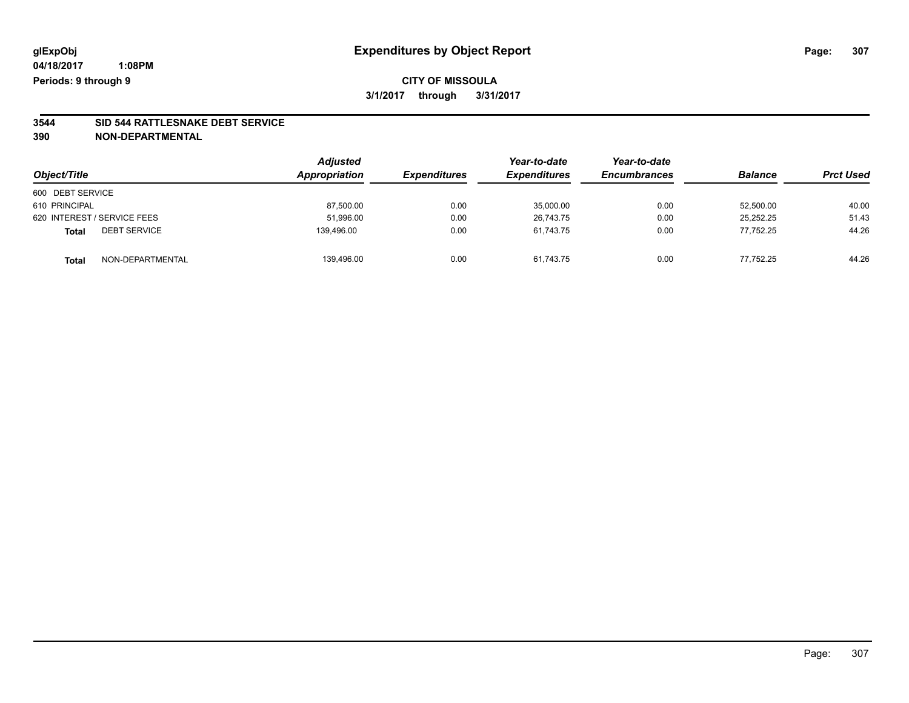**glExpObj** — **Expenditures by Object Report**

**04/18/2017 1:08PM**

**Periods: 9 through 9**

**CITY OF MISSOULA**

**3/1/2017 through 3/31/2017**

**3544 SID 544 RATTLESNAKE DEBT SERVICE**

**390 NON-DEPARTMENTAL**

| Object/Title | | *Adjusted Appropriation* | *Expenditures* | *Year-to-date Expenditures* | *Year-to-date Encumbrances* | *Balance* | *Prct Used* |
|---|---|---|---|---|---|---|---|
| 600 DEBT SERVICE | | | | | | | |
| 610 PRINCIPAL | | 87,500.00 | 0.00 | 35,000.00 | 0.00 | 52,500.00 | 40.00 |
| 620 INTEREST / SERVICE FEES | | 51,996.00 | 0.00 | 26,743.75 | 0.00 | 25,252.25 | 51.43 |
| **Total** | DEBT SERVICE | 139,496.00 | 0.00 | 61,743.75 | 0.00 | 77,752.25 | 44.26 |
| **Total** | NON-DEPARTMENTAL | 139,496.00 | 0.00 | 61,743.75 | 0.00 | 77,752.25 | 44.26 |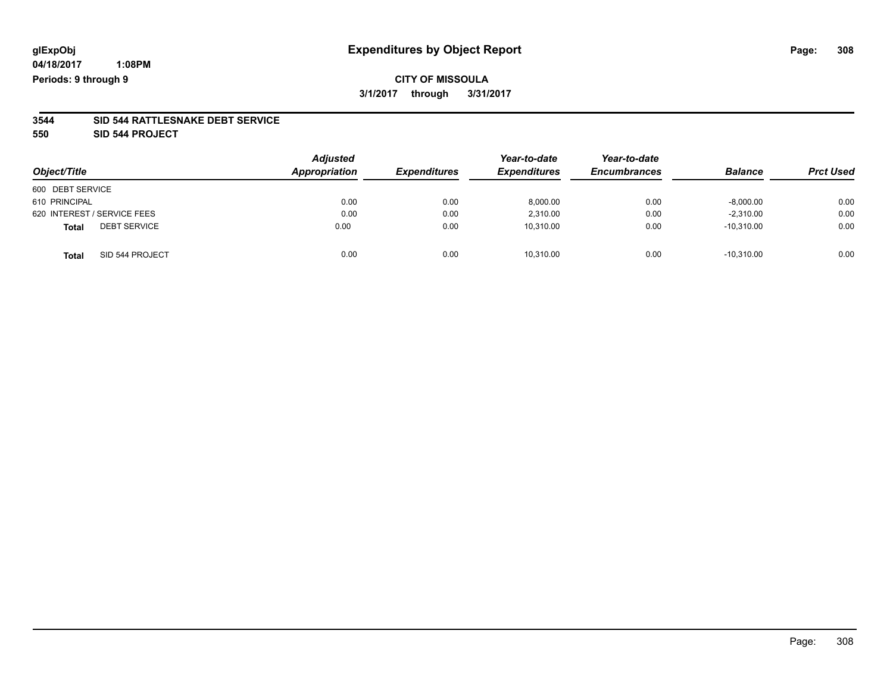# Expenditures by Object Report

**glExpObj**
**04/18/2017 1:08PM**
**Periods: 9 through 9**

**CITY OF MISSOULA**
**3/1/2017 through 3/31/2017**

**3544 SID 544 RATTLESNAKE DEBT SERVICE**
**550 SID 544 PROJECT**

| Object/Title | Adjusted Appropriation | Expenditures | Year-to-date Expenditures | Year-to-date Encumbrances | Balance | Prct Used |
|---|---|---|---|---|---|---|
| 600 DEBT SERVICE | | | | | | |
| 610 PRINCIPAL | 0.00 | 0.00 | 8,000.00 | 0.00 | -8,000.00 | 0.00 |
| 620 INTEREST / SERVICE FEES | 0.00 | 0.00 | 2,310.00 | 0.00 | -2,310.00 | 0.00 |
| **Total** DEBT SERVICE | 0.00 | 0.00 | 10,310.00 | 0.00 | -10,310.00 | 0.00 |
| **Total** SID 544 PROJECT | 0.00 | 0.00 | 10,310.00 | 0.00 | -10,310.00 | 0.00 |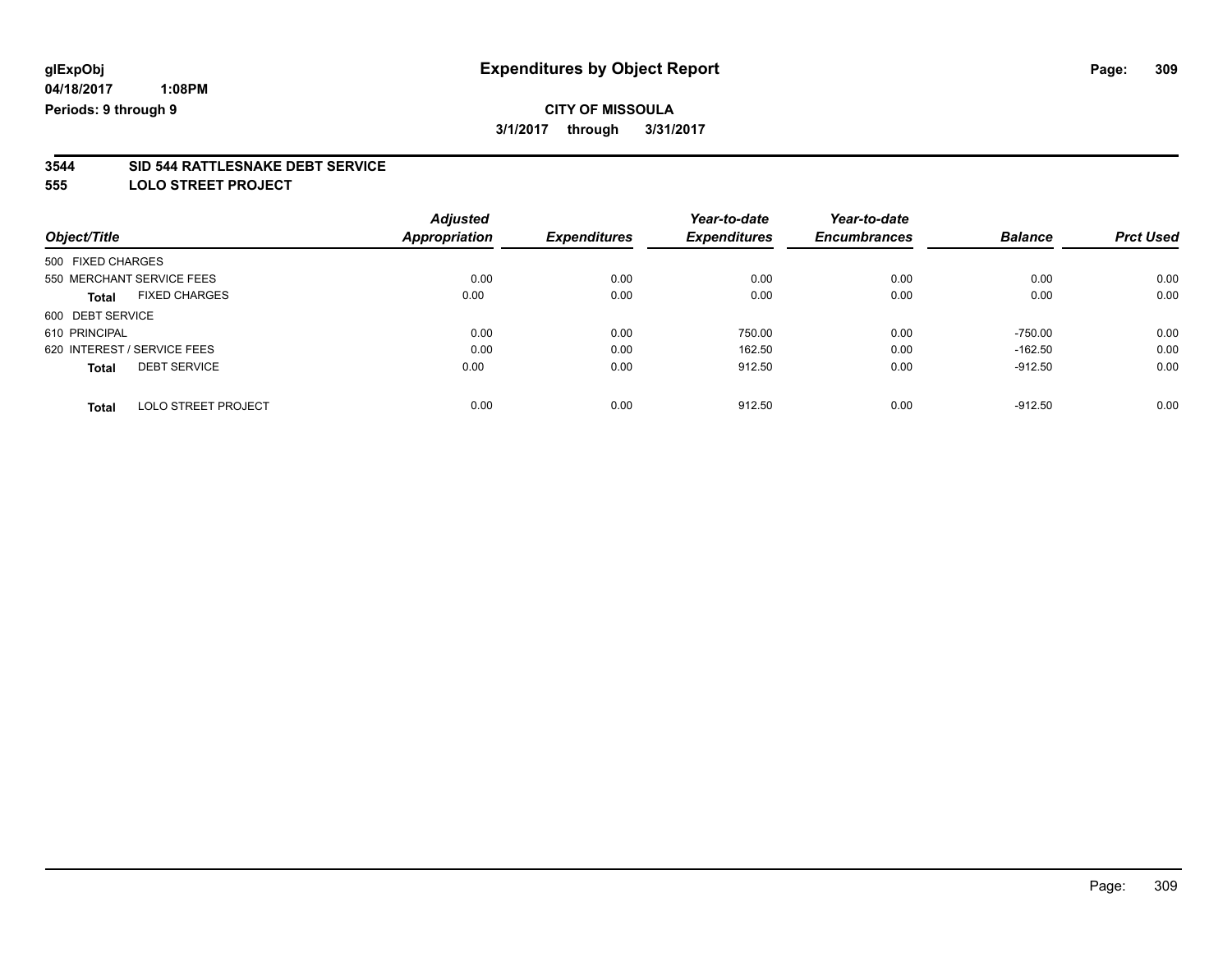**glExpObj** **Expenditures by Object Report**

**04/18/2017 1:08PM**

**Periods: 9 through 9**

**CITY OF MISSOULA**

**3/1/2017 through 3/31/2017**

## 3544 SID 544 RATTLESNAKE DEBT SERVICE
## 555 LOLO STREET PROJECT

| Object/Title | Adjusted Appropriation | Expenditures | Year-to-date Expenditures | Year-to-date Encumbrances | Balance | Prct Used |
|---|---|---|---|---|---|---|
| 500 FIXED CHARGES | | | | | | |
| 550 MERCHANT SERVICE FEES | 0.00 | 0.00 | 0.00 | 0.00 | 0.00 | 0.00 |
| **Total** FIXED CHARGES | 0.00 | 0.00 | 0.00 | 0.00 | 0.00 | 0.00 |
| 600 DEBT SERVICE | | | | | | |
| 610 PRINCIPAL | 0.00 | 0.00 | 750.00 | 0.00 | -750.00 | 0.00 |
| 620 INTEREST / SERVICE FEES | 0.00 | 0.00 | 162.50 | 0.00 | -162.50 | 0.00 |
| **Total** DEBT SERVICE | 0.00 | 0.00 | 912.50 | 0.00 | -912.50 | 0.00 |
| **Total** LOLO STREET PROJECT | 0.00 | 0.00 | 912.50 | 0.00 | -912.50 | 0.00 |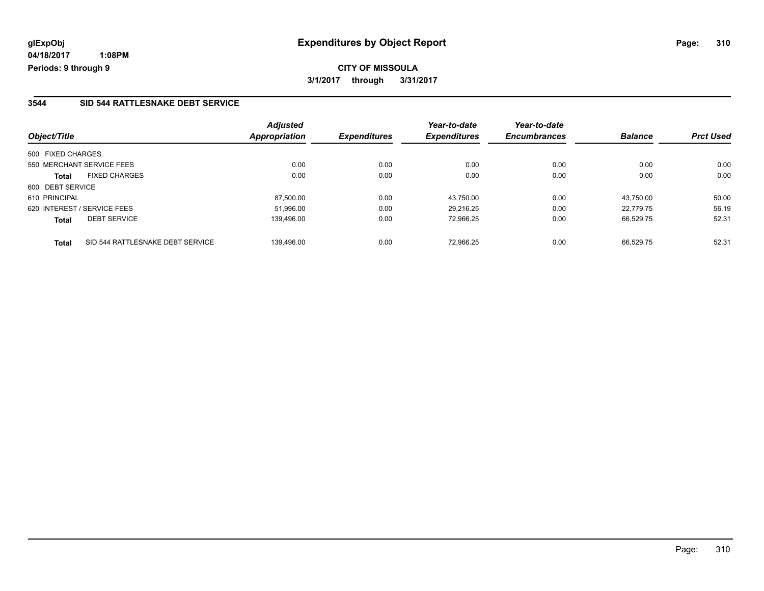**glExpObj** **Expenditures by Object Report**

**04/18/2017 1:08PM**

**Periods: 9 through 9**

**CITY OF MISSOULA**

**3/1/2017 through 3/31/2017**

### 3544 SID 544 RATTLESNAKE DEBT SERVICE

| Object/Title | | Adjusted Appropriation | Expenditures | Year-to-date Expenditures | Year-to-date Encumbrances | Balance | Prct Used |
|---|---|---|---|---|---|---|---|
| 500 FIXED CHARGES | | | | | | | |
| 550 MERCHANT SERVICE FEES | | 0.00 | 0.00 | 0.00 | 0.00 | 0.00 | 0.00 |
| **Total** | FIXED CHARGES | 0.00 | 0.00 | 0.00 | 0.00 | 0.00 | 0.00 |
| 600 DEBT SERVICE | | | | | | | |
| 610 PRINCIPAL | | 87,500.00 | 0.00 | 43,750.00 | 0.00 | 43,750.00 | 50.00 |
| 620 INTEREST / SERVICE FEES | | 51,996.00 | 0.00 | 29,216.25 | 0.00 | 22,779.75 | 56.19 |
| **Total** | DEBT SERVICE | 139,496.00 | 0.00 | 72,966.25 | 0.00 | 66,529.75 | 52.31 |
| **Total** | SID 544 RATTLESNAKE DEBT SERVICE | 139,496.00 | 0.00 | 72,966.25 | 0.00 | 66,529.75 | 52.31 |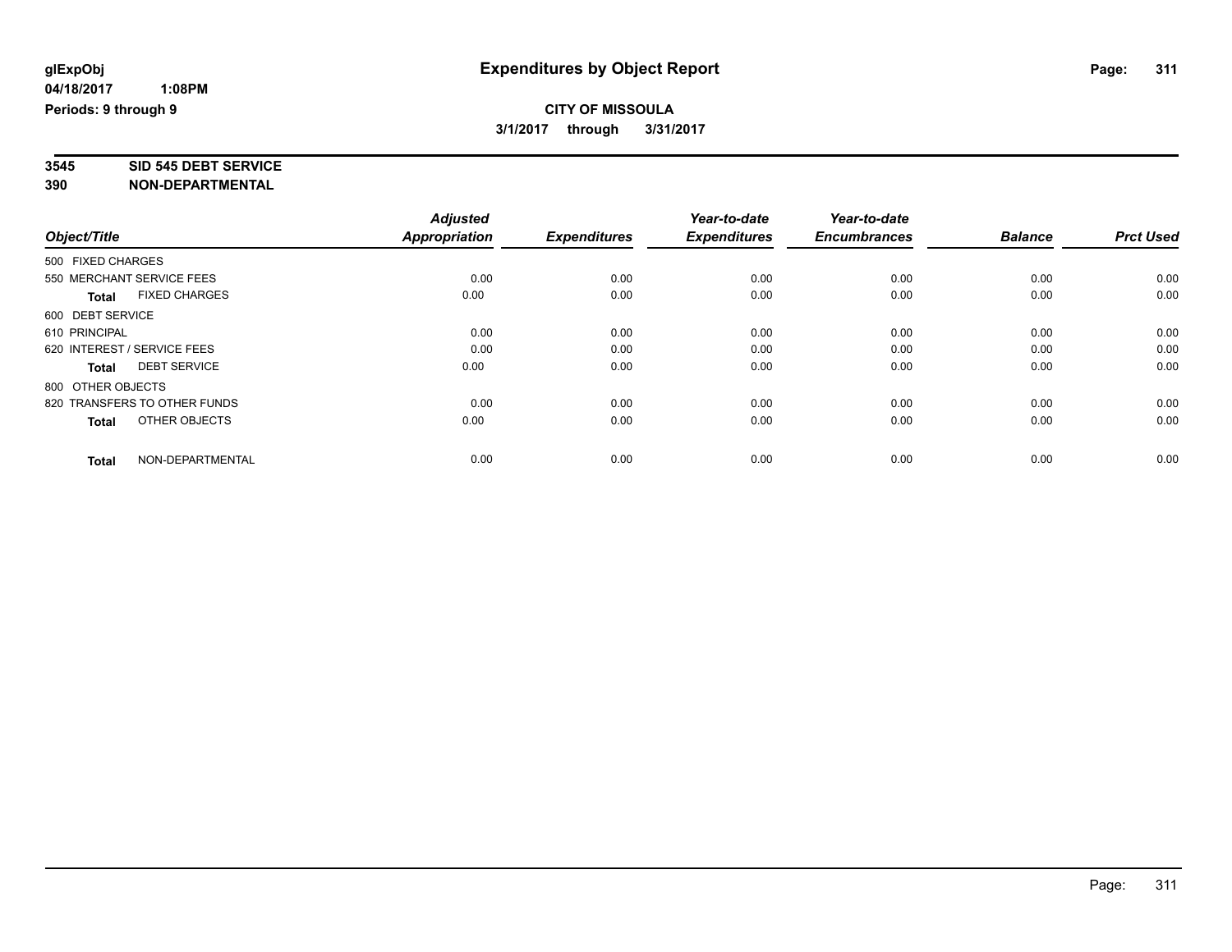# Expenditures by Object Report

glExpObj
04/18/2017 1:08PM
Periods: 9 through 9

**CITY OF MISSOULA**
**3/1/2017 through 3/31/2017**

**3545 SID 545 DEBT SERVICE**
**390 NON-DEPARTMENTAL**

| Object/Title | Adjusted Appropriation | Expenditures | Year-to-date Expenditures | Year-to-date Encumbrances | Balance | Prct Used |
|---|---|---|---|---|---|---|
| 500 FIXED CHARGES | | | | | | |
| 550 MERCHANT SERVICE FEES | 0.00 | 0.00 | 0.00 | 0.00 | 0.00 | 0.00 |
| **Total** FIXED CHARGES | 0.00 | 0.00 | 0.00 | 0.00 | 0.00 | 0.00 |
| 600 DEBT SERVICE | | | | | | |
| 610 PRINCIPAL | 0.00 | 0.00 | 0.00 | 0.00 | 0.00 | 0.00 |
| 620 INTEREST / SERVICE FEES | 0.00 | 0.00 | 0.00 | 0.00 | 0.00 | 0.00 |
| **Total** DEBT SERVICE | 0.00 | 0.00 | 0.00 | 0.00 | 0.00 | 0.00 |
| 800 OTHER OBJECTS | | | | | | |
| 820 TRANSFERS TO OTHER FUNDS | 0.00 | 0.00 | 0.00 | 0.00 | 0.00 | 0.00 |
| **Total** OTHER OBJECTS | 0.00 | 0.00 | 0.00 | 0.00 | 0.00 | 0.00 |
| **Total** NON-DEPARTMENTAL | 0.00 | 0.00 | 0.00 | 0.00 | 0.00 | 0.00 |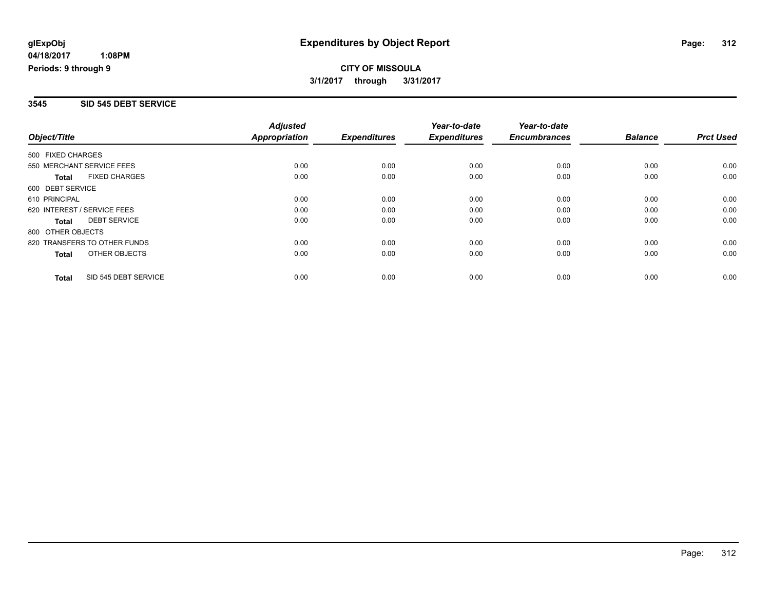**glExpObj** 
**04/18/2017 1:08PM** 
**Periods: 9 through 9**

# Expenditures by Object Report

**CITY OF MISSOULA**

**3/1/2017 through 3/31/2017**

## 3545 SID 545 DEBT SERVICE

| Object/Title | Adjusted Appropriation | Expenditures | Year-to-date Expenditures | Year-to-date Encumbrances | Balance | Prct Used |
|---|---|---|---|---|---|---|
| 500 FIXED CHARGES | | | | | | |
| 550 MERCHANT SERVICE FEES | 0.00 | 0.00 | 0.00 | 0.00 | 0.00 | 0.00 |
| **Total** FIXED CHARGES | 0.00 | 0.00 | 0.00 | 0.00 | 0.00 | 0.00 |
| 600 DEBT SERVICE | | | | | | |
| 610 PRINCIPAL | 0.00 | 0.00 | 0.00 | 0.00 | 0.00 | 0.00 |
| 620 INTEREST / SERVICE FEES | 0.00 | 0.00 | 0.00 | 0.00 | 0.00 | 0.00 |
| **Total** DEBT SERVICE | 0.00 | 0.00 | 0.00 | 0.00 | 0.00 | 0.00 |
| 800 OTHER OBJECTS | | | | | | |
| 820 TRANSFERS TO OTHER FUNDS | 0.00 | 0.00 | 0.00 | 0.00 | 0.00 | 0.00 |
| **Total** OTHER OBJECTS | 0.00 | 0.00 | 0.00 | 0.00 | 0.00 | 0.00 |
| **Total** SID 545 DEBT SERVICE | 0.00 | 0.00 | 0.00 | 0.00 | 0.00 | 0.00 |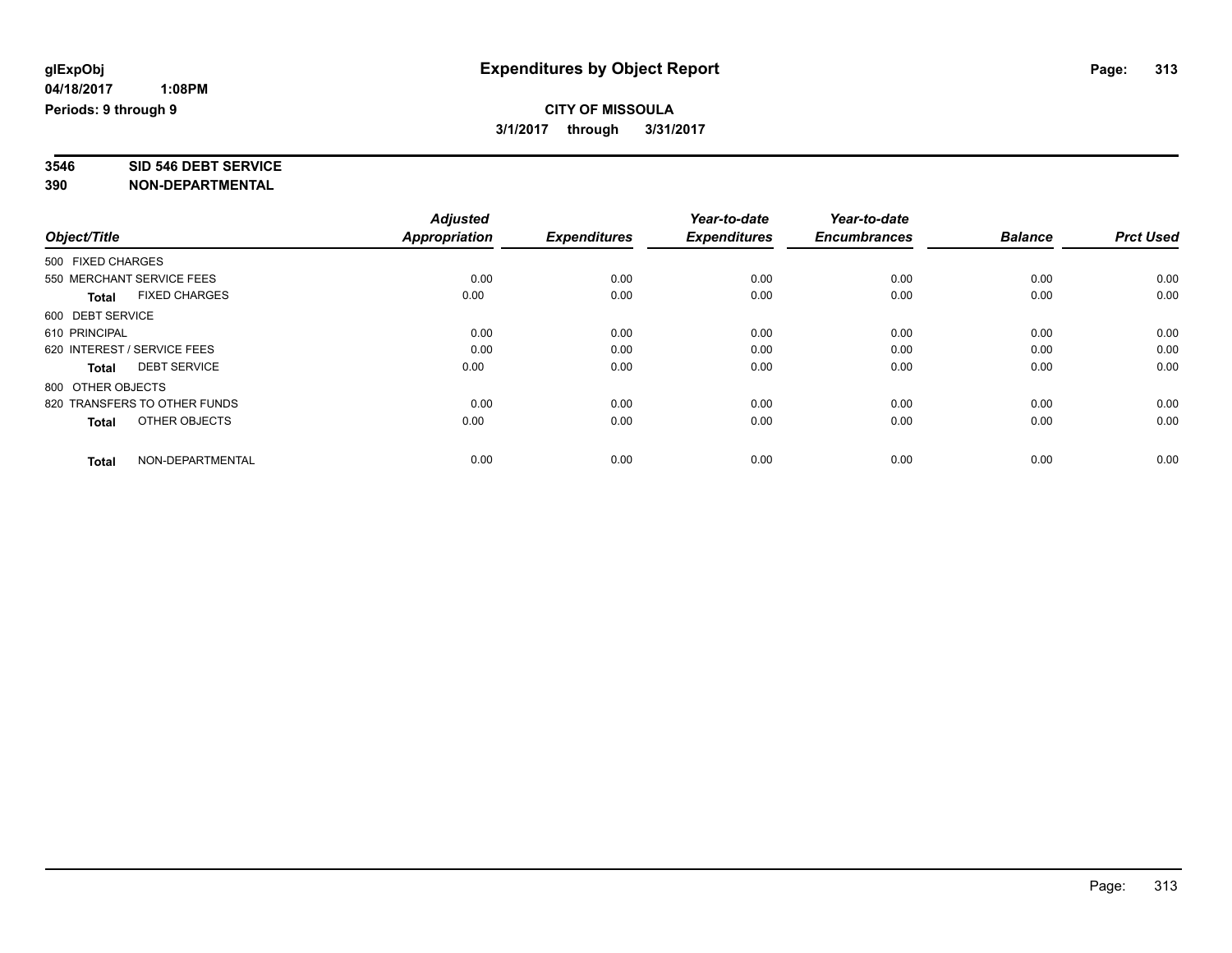glExpObj
04/18/2017 1:08PM
Periods: 9 through 9

# Expenditures by Object Report

**CITY OF MISSOULA**
**3/1/2017 through 3/31/2017**

**3546 SID 546 DEBT SERVICE**
**390 NON-DEPARTMENTAL**

| Object/Title | Adjusted Appropriation | Expenditures | Year-to-date Expenditures | Year-to-date Encumbrances | Balance | Prct Used |
|---|---|---|---|---|---|---|
| 500 FIXED CHARGES | | | | | | |
| 550 MERCHANT SERVICE FEES | 0.00 | 0.00 | 0.00 | 0.00 | 0.00 | 0.00 |
| **Total** FIXED CHARGES | 0.00 | 0.00 | 0.00 | 0.00 | 0.00 | 0.00 |
| 600 DEBT SERVICE | | | | | | |
| 610 PRINCIPAL | 0.00 | 0.00 | 0.00 | 0.00 | 0.00 | 0.00 |
| 620 INTEREST / SERVICE FEES | 0.00 | 0.00 | 0.00 | 0.00 | 0.00 | 0.00 |
| **Total** DEBT SERVICE | 0.00 | 0.00 | 0.00 | 0.00 | 0.00 | 0.00 |
| 800 OTHER OBJECTS | | | | | | |
| 820 TRANSFERS TO OTHER FUNDS | 0.00 | 0.00 | 0.00 | 0.00 | 0.00 | 0.00 |
| **Total** OTHER OBJECTS | 0.00 | 0.00 | 0.00 | 0.00 | 0.00 | 0.00 |
| **Total** NON-DEPARTMENTAL | 0.00 | 0.00 | 0.00 | 0.00 | 0.00 | 0.00 |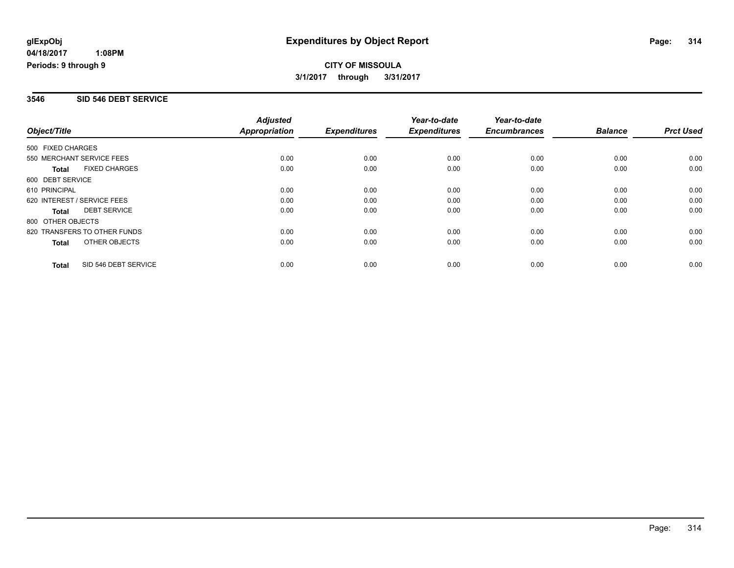**glExpObj** | **Expenditures by Object Report**
**04/18/2017 1:08PM**
**Periods: 9 through 9**

**CITY OF MISSOULA**
**3/1/2017 through 3/31/2017**

## 3546 SID 546 DEBT SERVICE

| Object/Title | Adjusted Appropriation | Expenditures | Year-to-date Expenditures | Year-to-date Encumbrances | Balance | Prct Used |
|---|---|---|---|---|---|---|
| 500 FIXED CHARGES | | | | | | |
| 550 MERCHANT SERVICE FEES | 0.00 | 0.00 | 0.00 | 0.00 | 0.00 | 0.00 |
| **Total** FIXED CHARGES | 0.00 | 0.00 | 0.00 | 0.00 | 0.00 | 0.00 |
| 600 DEBT SERVICE | | | | | | |
| 610 PRINCIPAL | 0.00 | 0.00 | 0.00 | 0.00 | 0.00 | 0.00 |
| 620 INTEREST / SERVICE FEES | 0.00 | 0.00 | 0.00 | 0.00 | 0.00 | 0.00 |
| **Total** DEBT SERVICE | 0.00 | 0.00 | 0.00 | 0.00 | 0.00 | 0.00 |
| 800 OTHER OBJECTS | | | | | | |
| 820 TRANSFERS TO OTHER FUNDS | 0.00 | 0.00 | 0.00 | 0.00 | 0.00 | 0.00 |
| **Total** OTHER OBJECTS | 0.00 | 0.00 | 0.00 | 0.00 | 0.00 | 0.00 |
| **Total** SID 546 DEBT SERVICE | 0.00 | 0.00 | 0.00 | 0.00 | 0.00 | 0.00 |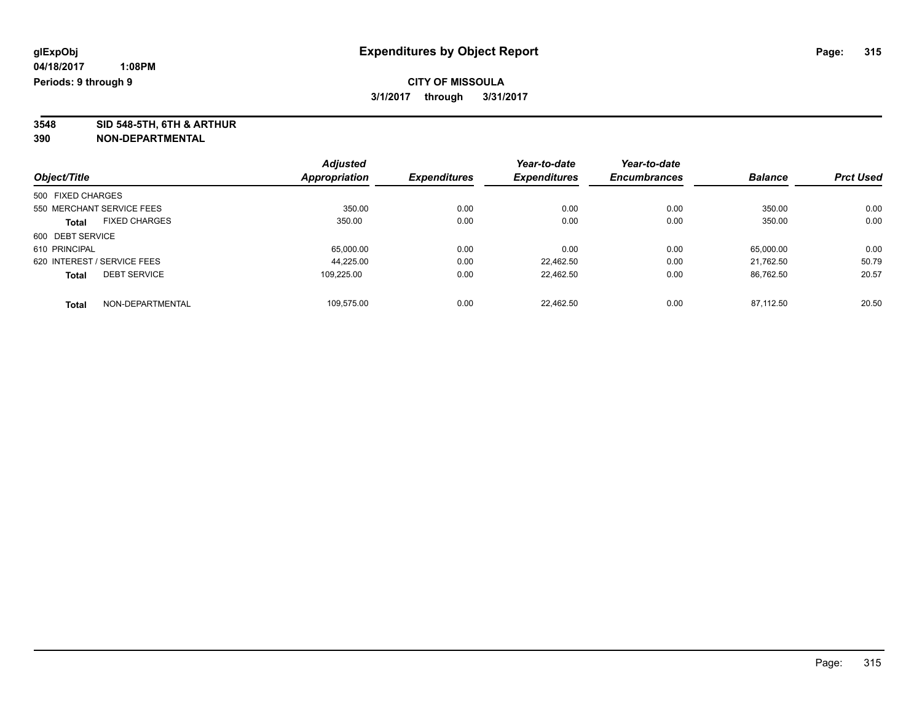# Expenditures by Object Report

glExpObj
04/18/2017 1:08PM
Periods: 9 through 9

**CITY OF MISSOULA**
**3/1/2017 through 3/31/2017**

**3548 SID 548-5TH, 6TH & ARTHUR**
**390 NON-DEPARTMENTAL**

| Object/Title | | Adjusted Appropriation | Expenditures | Year-to-date Expenditures | Year-to-date Encumbrances | Balance | Prct Used |
|---|---|---|---|---|---|---|---|
| 500 FIXED CHARGES | | | | | | | |
| 550 MERCHANT SERVICE FEES | | 350.00 | 0.00 | 0.00 | 0.00 | 350.00 | 0.00 |
| **Total** | FIXED CHARGES | 350.00 | 0.00 | 0.00 | 0.00 | 350.00 | 0.00 |
| 600 DEBT SERVICE | | | | | | | |
| 610 PRINCIPAL | | 65,000.00 | 0.00 | 0.00 | 0.00 | 65,000.00 | 0.00 |
| 620 INTEREST / SERVICE FEES | | 44,225.00 | 0.00 | 22,462.50 | 0.00 | 21,762.50 | 50.79 |
| **Total** | DEBT SERVICE | 109,225.00 | 0.00 | 22,462.50 | 0.00 | 86,762.50 | 20.57 |
| **Total** | NON-DEPARTMENTAL | 109,575.00 | 0.00 | 22,462.50 | 0.00 | 87,112.50 | 20.50 |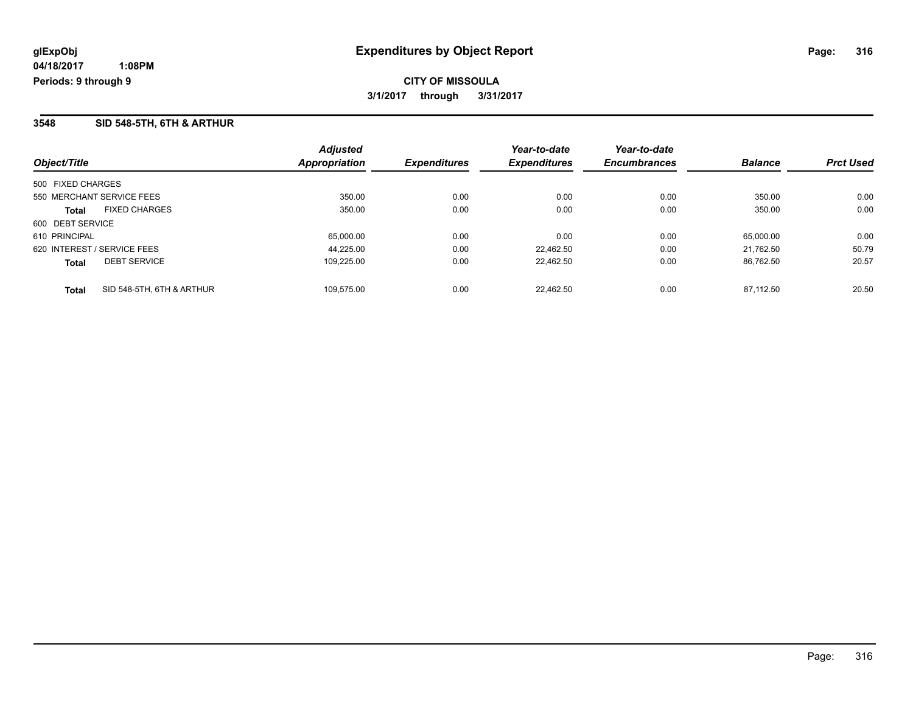glExpObj
04/18/2017 1:08PM
Periods: 9 through 9

# Expenditures by Object Report

**CITY OF MISSOULA**

**3/1/2017 through 3/31/2017**

## 3548 SID 548-5TH, 6TH & ARTHUR

| Object/Title | | Adjusted Appropriation | Expenditures | Year-to-date Expenditures | Year-to-date Encumbrances | Balance | Prct Used |
|---|---|---|---|---|---|---|---|
| 500 FIXED CHARGES | | | | | | | |
| 550 MERCHANT SERVICE FEES | | 350.00 | 0.00 | 0.00 | 0.00 | 350.00 | 0.00 |
| **Total** | FIXED CHARGES | 350.00 | 0.00 | 0.00 | 0.00 | 350.00 | 0.00 |
| 600 DEBT SERVICE | | | | | | | |
| 610 PRINCIPAL | | 65,000.00 | 0.00 | 0.00 | 0.00 | 65,000.00 | 0.00 |
| 620 INTEREST / SERVICE FEES | | 44,225.00 | 0.00 | 22,462.50 | 0.00 | 21,762.50 | 50.79 |
| **Total** | DEBT SERVICE | 109,225.00 | 0.00 | 22,462.50 | 0.00 | 86,762.50 | 20.57 |
| **Total** | SID 548-5TH, 6TH & ARTHUR | 109,575.00 | 0.00 | 22,462.50 | 0.00 | 87,112.50 | 20.50 |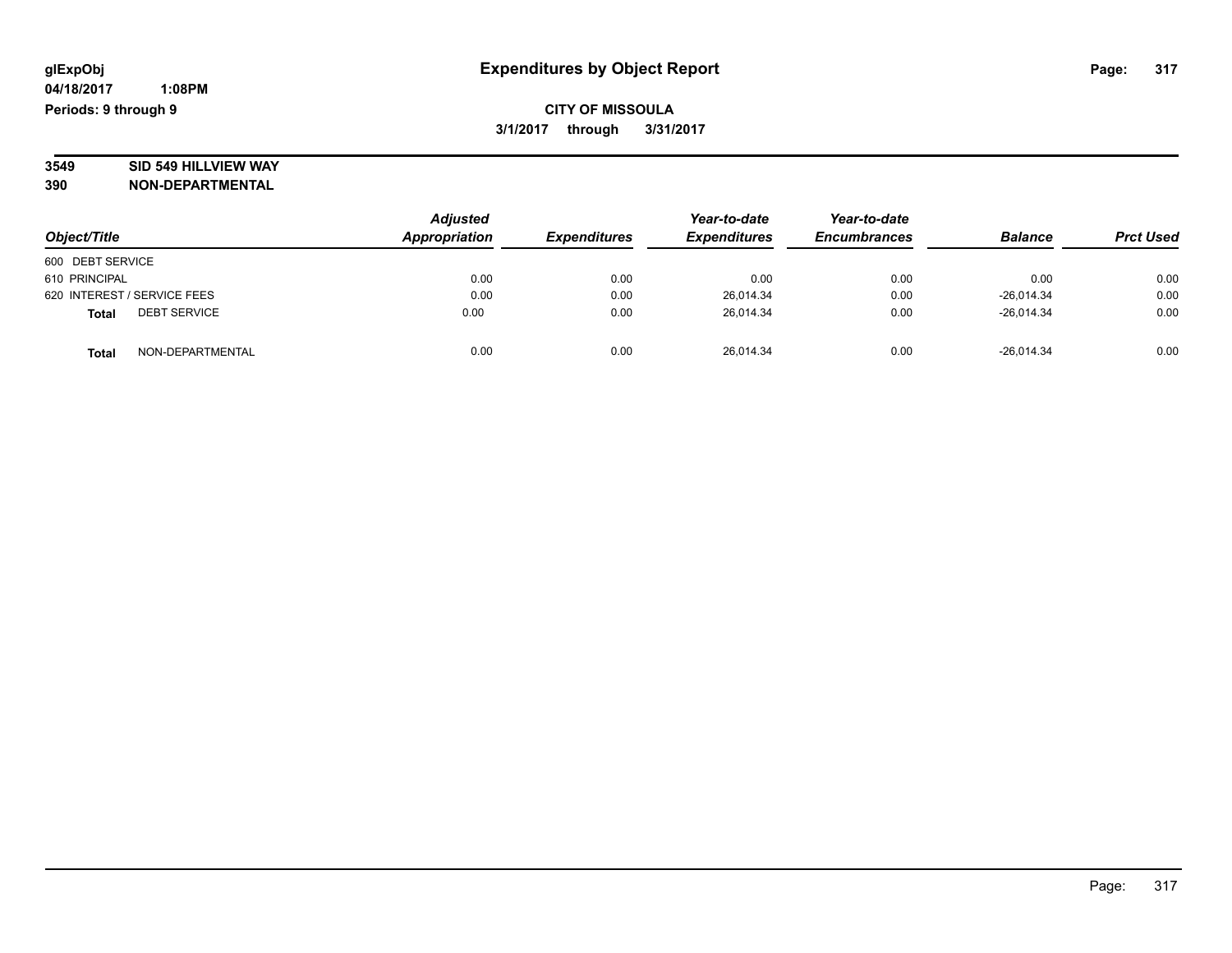**CITY OF MISSOULA**

**3/1/2017 through 3/31/2017**

**3549 SID 549 HILLVIEW WAY**

**390 NON-DEPARTMENTAL**

| Object/Title | Adjusted Appropriation | Expenditures | Year-to-date Expenditures | Year-to-date Encumbrances | Balance | Prct Used |
|---|---|---|---|---|---|---|
| 600 DEBT SERVICE | | | | | | |
| 610 PRINCIPAL | 0.00 | 0.00 | 0.00 | 0.00 | 0.00 | 0.00 |
| 620 INTEREST / SERVICE FEES | 0.00 | 0.00 | 26,014.34 | 0.00 | -26,014.34 | 0.00 |
| **Total** DEBT SERVICE | 0.00 | 0.00 | 26,014.34 | 0.00 | -26,014.34 | 0.00 |
| **Total** NON-DEPARTMENTAL | 0.00 | 0.00 | 26,014.34 | 0.00 | -26,014.34 | 0.00 |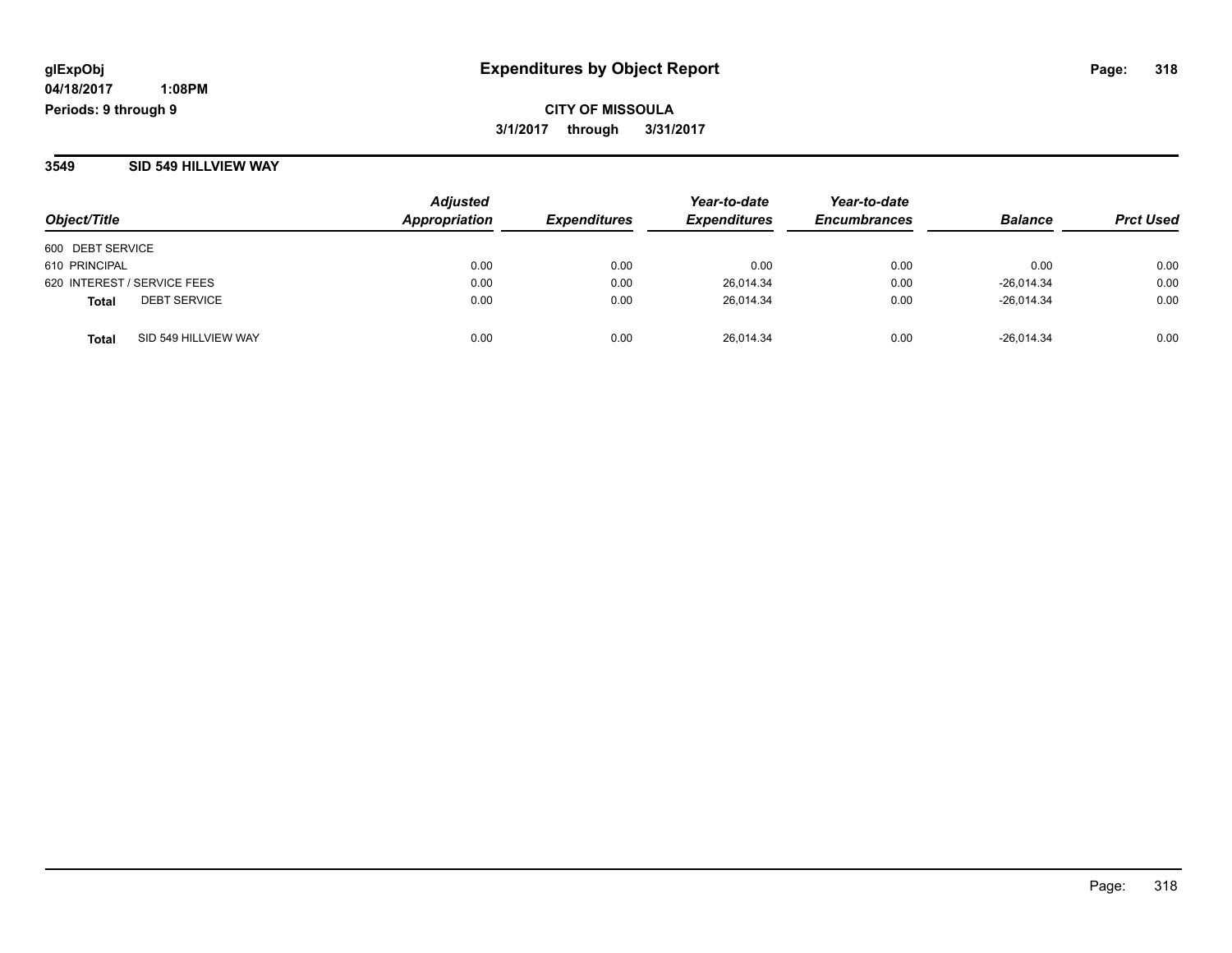**glExpObj**
**04/18/2017 1:08PM**
**Periods: 9 through 9**

# Expenditures by Object Report

**CITY OF MISSOULA**
**3/1/2017 through 3/31/2017**

## 3549 SID 549 HILLVIEW WAY

| Object/Title | Adjusted Appropriation | Expenditures | Year-to-date Expenditures | Year-to-date Encumbrances | Balance | Prct Used |
|---|---|---|---|---|---|---|
| 600 DEBT SERVICE | | | | | | |
| 610 PRINCIPAL | 0.00 | 0.00 | 0.00 | 0.00 | 0.00 | 0.00 |
| 620 INTEREST / SERVICE FEES | 0.00 | 0.00 | 26,014.34 | 0.00 | -26,014.34 | 0.00 |
| **Total** DEBT SERVICE | 0.00 | 0.00 | 26,014.34 | 0.00 | -26,014.34 | 0.00 |
| **Total** SID 549 HILLVIEW WAY | 0.00 | 0.00 | 26,014.34 | 0.00 | -26,014.34 | 0.00 |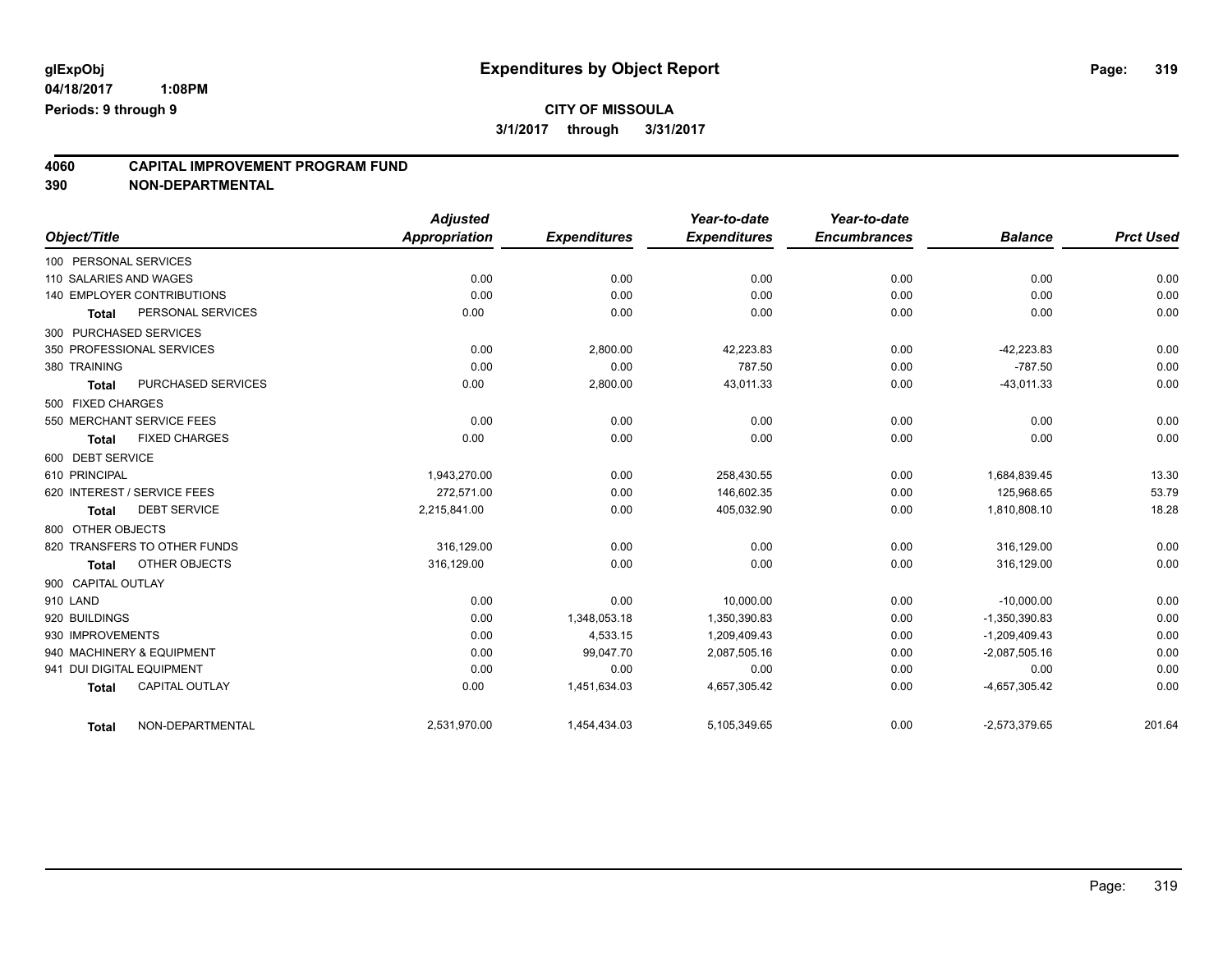# Expenditures by Object Report

glExpObj
04/18/2017 1:08PM
Periods: 9 through 9

**CITY OF MISSOULA**
**3/1/2017 through 3/31/2017**

## 4060 CAPITAL IMPROVEMENT PROGRAM FUND
## 390 NON-DEPARTMENTAL

| Object/Title | Adjusted Appropriation | Expenditures | Year-to-date Expenditures | Year-to-date Encumbrances | Balance | Prct Used |
|---|---|---|---|---|---|---|
| 100 PERSONAL SERVICES | | | | | | |
| 110 SALARIES AND WAGES | 0.00 | 0.00 | 0.00 | 0.00 | 0.00 | 0.00 |
| 140 EMPLOYER CONTRIBUTIONS | 0.00 | 0.00 | 0.00 | 0.00 | 0.00 | 0.00 |
| **Total** PERSONAL SERVICES | 0.00 | 0.00 | 0.00 | 0.00 | 0.00 | 0.00 |
| 300 PURCHASED SERVICES | | | | | | |
| 350 PROFESSIONAL SERVICES | 0.00 | 2,800.00 | 42,223.83 | 0.00 | -42,223.83 | 0.00 |
| 380 TRAINING | 0.00 | 0.00 | 787.50 | 0.00 | -787.50 | 0.00 |
| **Total** PURCHASED SERVICES | 0.00 | 2,800.00 | 43,011.33 | 0.00 | -43,011.33 | 0.00 |
| 500 FIXED CHARGES | | | | | | |
| 550 MERCHANT SERVICE FEES | 0.00 | 0.00 | 0.00 | 0.00 | 0.00 | 0.00 |
| **Total** FIXED CHARGES | 0.00 | 0.00 | 0.00 | 0.00 | 0.00 | 0.00 |
| 600 DEBT SERVICE | | | | | | |
| 610 PRINCIPAL | 1,943,270.00 | 0.00 | 258,430.55 | 0.00 | 1,684,839.45 | 13.30 |
| 620 INTEREST / SERVICE FEES | 272,571.00 | 0.00 | 146,602.35 | 0.00 | 125,968.65 | 53.79 |
| **Total** DEBT SERVICE | 2,215,841.00 | 0.00 | 405,032.90 | 0.00 | 1,810,808.10 | 18.28 |
| 800 OTHER OBJECTS | | | | | | |
| 820 TRANSFERS TO OTHER FUNDS | 316,129.00 | 0.00 | 0.00 | 0.00 | 316,129.00 | 0.00 |
| **Total** OTHER OBJECTS | 316,129.00 | 0.00 | 0.00 | 0.00 | 316,129.00 | 0.00 |
| 900 CAPITAL OUTLAY | | | | | | |
| 910 LAND | 0.00 | 0.00 | 10,000.00 | 0.00 | -10,000.00 | 0.00 |
| 920 BUILDINGS | 0.00 | 1,348,053.18 | 1,350,390.83 | 0.00 | -1,350,390.83 | 0.00 |
| 930 IMPROVEMENTS | 0.00 | 4,533.15 | 1,209,409.43 | 0.00 | -1,209,409.43 | 0.00 |
| 940 MACHINERY & EQUIPMENT | 0.00 | 99,047.70 | 2,087,505.16 | 0.00 | -2,087,505.16 | 0.00 |
| 941 DUI DIGITAL EQUIPMENT | 0.00 | 0.00 | 0.00 | 0.00 | 0.00 | 0.00 |
| **Total** CAPITAL OUTLAY | 0.00 | 1,451,634.03 | 4,657,305.42 | 0.00 | -4,657,305.42 | 0.00 |
| **Total** NON-DEPARTMENTAL | 2,531,970.00 | 1,454,434.03 | 5,105,349.65 | 0.00 | -2,573,379.65 | 201.64 |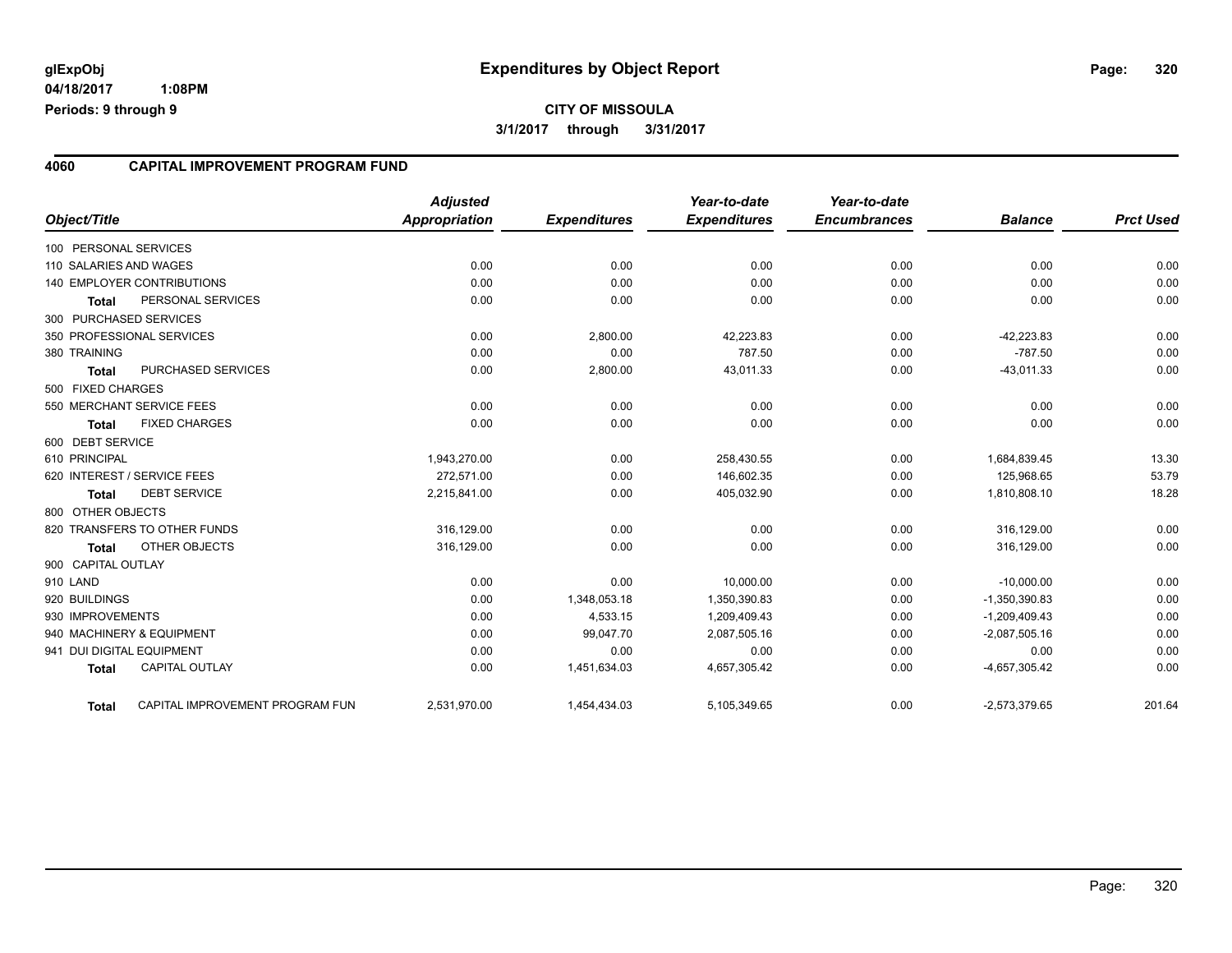glExpObj
04/18/2017 1:08PM
Periods: 9 through 9

# Expenditures by Object Report

**CITY OF MISSOULA**

**3/1/2017 through 3/31/2017**

## 4060 CAPITAL IMPROVEMENT PROGRAM FUND

| Object/Title | | Adjusted Appropriation | Expenditures | Year-to-date Expenditures | Year-to-date Encumbrances | Balance | Prct Used |
|---|---|---|---|---|---|---|---|
| 100 PERSONAL SERVICES | | | | | | | |
| 110 SALARIES AND WAGES | | 0.00 | 0.00 | 0.00 | 0.00 | 0.00 | 0.00 |
| 140 EMPLOYER CONTRIBUTIONS | | 0.00 | 0.00 | 0.00 | 0.00 | 0.00 | 0.00 |
| Total | PERSONAL SERVICES | 0.00 | 0.00 | 0.00 | 0.00 | 0.00 | 0.00 |
| 300 PURCHASED SERVICES | | | | | | | |
| 350 PROFESSIONAL SERVICES | | 0.00 | 2,800.00 | 42,223.83 | 0.00 | -42,223.83 | 0.00 |
| 380 TRAINING | | 0.00 | 0.00 | 787.50 | 0.00 | -787.50 | 0.00 |
| Total | PURCHASED SERVICES | 0.00 | 2,800.00 | 43,011.33 | 0.00 | -43,011.33 | 0.00 |
| 500 FIXED CHARGES | | | | | | | |
| 550 MERCHANT SERVICE FEES | | 0.00 | 0.00 | 0.00 | 0.00 | 0.00 | 0.00 |
| Total | FIXED CHARGES | 0.00 | 0.00 | 0.00 | 0.00 | 0.00 | 0.00 |
| 600 DEBT SERVICE | | | | | | | |
| 610 PRINCIPAL | | 1,943,270.00 | 0.00 | 258,430.55 | 0.00 | 1,684,839.45 | 13.30 |
| 620 INTEREST / SERVICE FEES | | 272,571.00 | 0.00 | 146,602.35 | 0.00 | 125,968.65 | 53.79 |
| Total | DEBT SERVICE | 2,215,841.00 | 0.00 | 405,032.90 | 0.00 | 1,810,808.10 | 18.28 |
| 800 OTHER OBJECTS | | | | | | | |
| 820 TRANSFERS TO OTHER FUNDS | | 316,129.00 | 0.00 | 0.00 | 0.00 | 316,129.00 | 0.00 |
| Total | OTHER OBJECTS | 316,129.00 | 0.00 | 0.00 | 0.00 | 316,129.00 | 0.00 |
| 900 CAPITAL OUTLAY | | | | | | | |
| 910 LAND | | 0.00 | 0.00 | 10,000.00 | 0.00 | -10,000.00 | 0.00 |
| 920 BUILDINGS | | 0.00 | 1,348,053.18 | 1,350,390.83 | 0.00 | -1,350,390.83 | 0.00 |
| 930 IMPROVEMENTS | | 0.00 | 4,533.15 | 1,209,409.43 | 0.00 | -1,209,409.43 | 0.00 |
| 940 MACHINERY & EQUIPMENT | | 0.00 | 99,047.70 | 2,087,505.16 | 0.00 | -2,087,505.16 | 0.00 |
| 941 DUI DIGITAL EQUIPMENT | | 0.00 | 0.00 | 0.00 | 0.00 | 0.00 | 0.00 |
| Total | CAPITAL OUTLAY | 0.00 | 1,451,634.03 | 4,657,305.42 | 0.00 | -4,657,305.42 | 0.00 |
| Total | CAPITAL IMPROVEMENT PROGRAM FUN | 2,531,970.00 | 1,454,434.03 | 5,105,349.65 | 0.00 | -2,573,379.65 | 201.64 |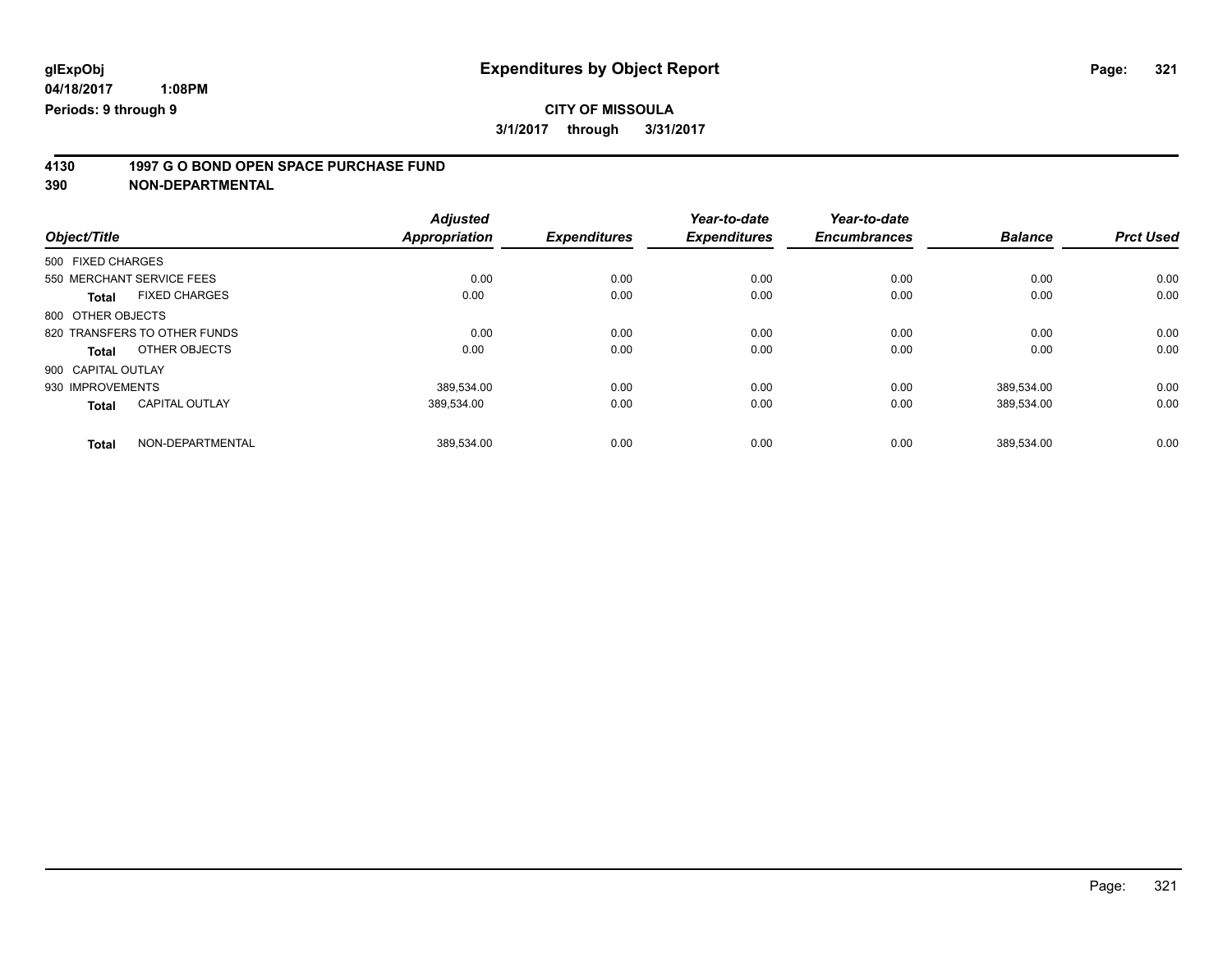glExpObj
04/18/2017 1:08PM
Periods: 9 through 9

# Expenditures by Object Report

**CITY OF MISSOULA**

**3/1/2017 through 3/31/2017**

**4130 1997 G O BOND OPEN SPACE PURCHASE FUND**
**390 NON-DEPARTMENTAL**

| Object/Title | | Adjusted Appropriation | Expenditures | Year-to-date Expenditures | Year-to-date Encumbrances | Balance | Prct Used |
|---|---|---|---|---|---|---|---|
| 500 FIXED CHARGES | | | | | | | |
| 550 MERCHANT SERVICE FEES | | 0.00 | 0.00 | 0.00 | 0.00 | 0.00 | 0.00 |
| **Total** | FIXED CHARGES | 0.00 | 0.00 | 0.00 | 0.00 | 0.00 | 0.00 |
| 800 OTHER OBJECTS | | | | | | | |
| 820 TRANSFERS TO OTHER FUNDS | | 0.00 | 0.00 | 0.00 | 0.00 | 0.00 | 0.00 |
| **Total** | OTHER OBJECTS | 0.00 | 0.00 | 0.00 | 0.00 | 0.00 | 0.00 |
| 900 CAPITAL OUTLAY | | | | | | | |
| 930 IMPROVEMENTS | | 389,534.00 | 0.00 | 0.00 | 0.00 | 389,534.00 | 0.00 |
| **Total** | CAPITAL OUTLAY | 389,534.00 | 0.00 | 0.00 | 0.00 | 389,534.00 | 0.00 |
| **Total** | NON-DEPARTMENTAL | 389,534.00 | 0.00 | 0.00 | 0.00 | 389,534.00 | 0.00 |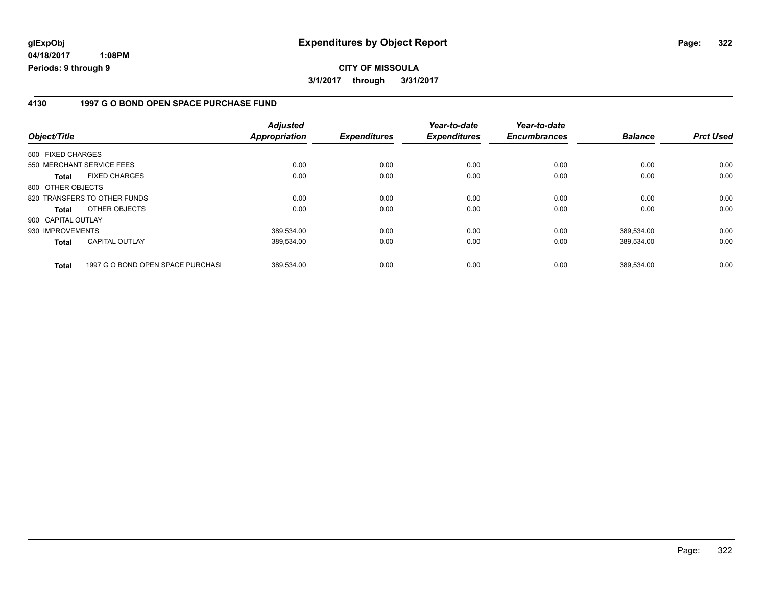**glExpObj** **Expenditures by Object Report**
**04/18/2017 1:08PM**
**Periods: 9 through 9**

**CITY OF MISSOULA**
**3/1/2017 through 3/31/2017**

## 4130 1997 G O BOND OPEN SPACE PURCHASE FUND

| Object/Title | | Adjusted Appropriation | Expenditures | Year-to-date Expenditures | Year-to-date Encumbrances | Balance | Prct Used |
|---|---|---|---|---|---|---|---|
| 500 FIXED CHARGES | | | | | | | |
| 550 MERCHANT SERVICE FEES | | 0.00 | 0.00 | 0.00 | 0.00 | 0.00 | 0.00 |
| **Total** | FIXED CHARGES | 0.00 | 0.00 | 0.00 | 0.00 | 0.00 | 0.00 |
| 800 OTHER OBJECTS | | | | | | | |
| 820 TRANSFERS TO OTHER FUNDS | | 0.00 | 0.00 | 0.00 | 0.00 | 0.00 | 0.00 |
| **Total** | OTHER OBJECTS | 0.00 | 0.00 | 0.00 | 0.00 | 0.00 | 0.00 |
| 900 CAPITAL OUTLAY | | | | | | | |
| 930 IMPROVEMENTS | | 389,534.00 | 0.00 | 0.00 | 0.00 | 389,534.00 | 0.00 |
| **Total** | CAPITAL OUTLAY | 389,534.00 | 0.00 | 0.00 | 0.00 | 389,534.00 | 0.00 |
| **Total** | 1997 G O BOND OPEN SPACE PURCHASI | 389,534.00 | 0.00 | 0.00 | 0.00 | 389,534.00 | 0.00 |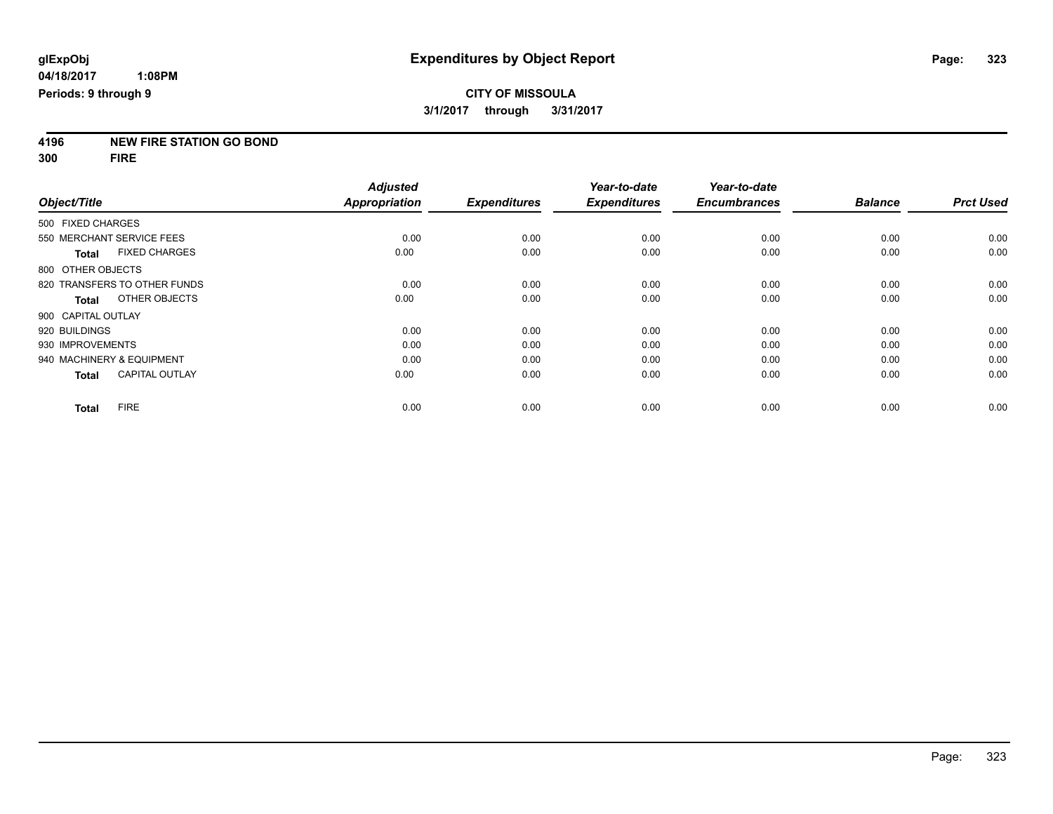**glExpObj**
**04/18/2017 1:08PM**
**Periods: 9 through 9**

# Expenditures by Object Report

**CITY OF MISSOULA**
**3/1/2017 through 3/31/2017**

## 4196 NEW FIRE STATION GO BOND
## 300 FIRE

| Object/Title | Adjusted Appropriation | Expenditures | Year-to-date Expenditures | Year-to-date Encumbrances | Balance | Prct Used |
|---|---|---|---|---|---|---|
| 500 FIXED CHARGES | | | | | | |
| 550 MERCHANT SERVICE FEES | 0.00 | 0.00 | 0.00 | 0.00 | 0.00 | 0.00 |
| **Total** FIXED CHARGES | 0.00 | 0.00 | 0.00 | 0.00 | 0.00 | 0.00 |
| 800 OTHER OBJECTS | | | | | | |
| 820 TRANSFERS TO OTHER FUNDS | 0.00 | 0.00 | 0.00 | 0.00 | 0.00 | 0.00 |
| **Total** OTHER OBJECTS | 0.00 | 0.00 | 0.00 | 0.00 | 0.00 | 0.00 |
| 900 CAPITAL OUTLAY | | | | | | |
| 920 BUILDINGS | 0.00 | 0.00 | 0.00 | 0.00 | 0.00 | 0.00 |
| 930 IMPROVEMENTS | 0.00 | 0.00 | 0.00 | 0.00 | 0.00 | 0.00 |
| 940 MACHINERY & EQUIPMENT | 0.00 | 0.00 | 0.00 | 0.00 | 0.00 | 0.00 |
| **Total** CAPITAL OUTLAY | 0.00 | 0.00 | 0.00 | 0.00 | 0.00 | 0.00 |
| **Total** FIRE | 0.00 | 0.00 | 0.00 | 0.00 | 0.00 | 0.00 |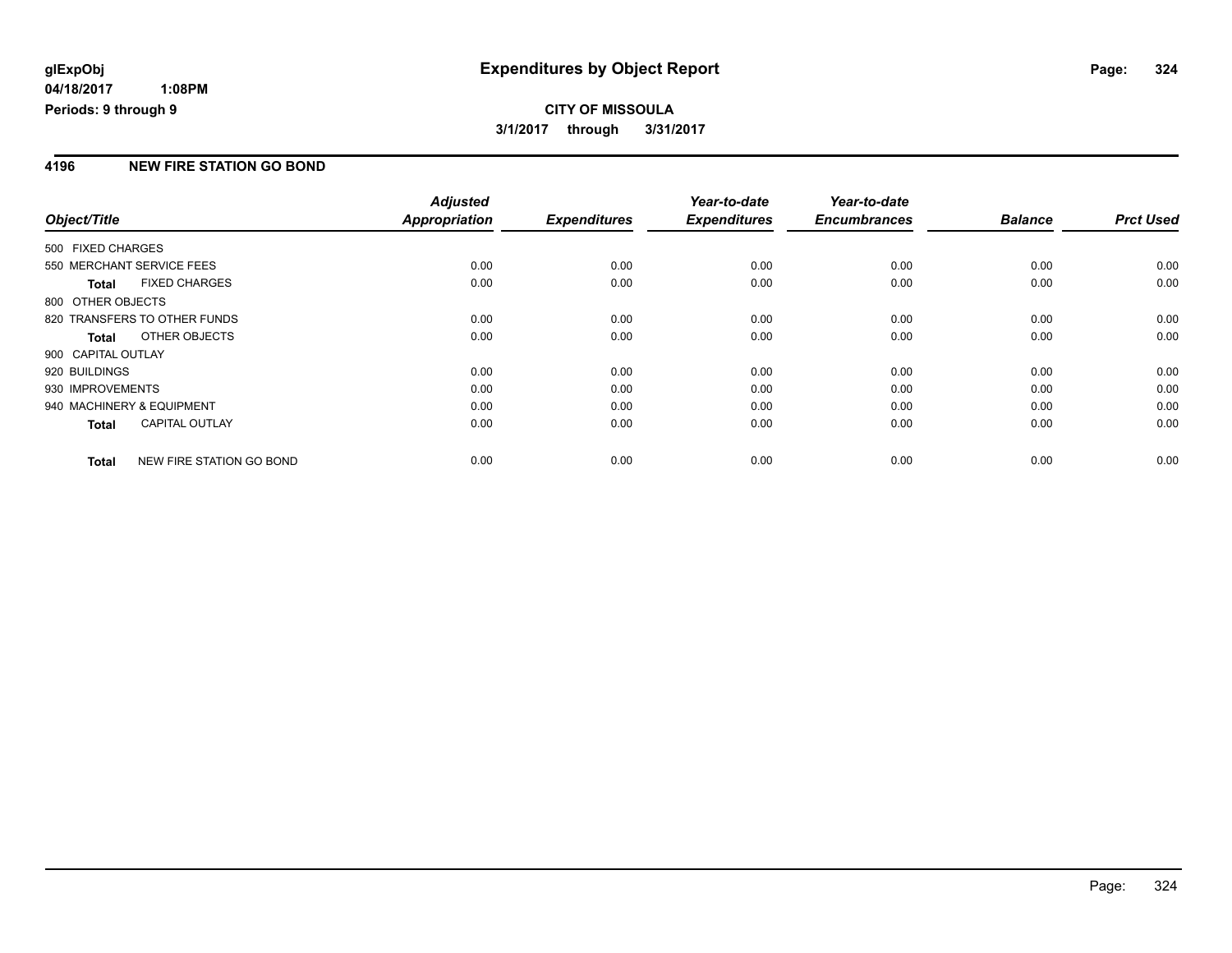**glExpObj** **Expenditures by Object Report**

**04/18/2017 1:08PM**

**Periods: 9 through 9**

**CITY OF MISSOULA**

**3/1/2017 through 3/31/2017**

## 4196 NEW FIRE STATION GO BOND

| Object/Title | Adjusted Appropriation | Expenditures | Year-to-date Expenditures | Year-to-date Encumbrances | Balance | Prct Used |
|---|---|---|---|---|---|---|
| 500 FIXED CHARGES | | | | | | |
| 550 MERCHANT SERVICE FEES | 0.00 | 0.00 | 0.00 | 0.00 | 0.00 | 0.00 |
| **Total** FIXED CHARGES | 0.00 | 0.00 | 0.00 | 0.00 | 0.00 | 0.00 |
| 800 OTHER OBJECTS | | | | | | |
| 820 TRANSFERS TO OTHER FUNDS | 0.00 | 0.00 | 0.00 | 0.00 | 0.00 | 0.00 |
| **Total** OTHER OBJECTS | 0.00 | 0.00 | 0.00 | 0.00 | 0.00 | 0.00 |
| 900 CAPITAL OUTLAY | | | | | | |
| 920 BUILDINGS | 0.00 | 0.00 | 0.00 | 0.00 | 0.00 | 0.00 |
| 930 IMPROVEMENTS | 0.00 | 0.00 | 0.00 | 0.00 | 0.00 | 0.00 |
| 940 MACHINERY & EQUIPMENT | 0.00 | 0.00 | 0.00 | 0.00 | 0.00 | 0.00 |
| **Total** CAPITAL OUTLAY | 0.00 | 0.00 | 0.00 | 0.00 | 0.00 | 0.00 |
| **Total** NEW FIRE STATION GO BOND | 0.00 | 0.00 | 0.00 | 0.00 | 0.00 | 0.00 |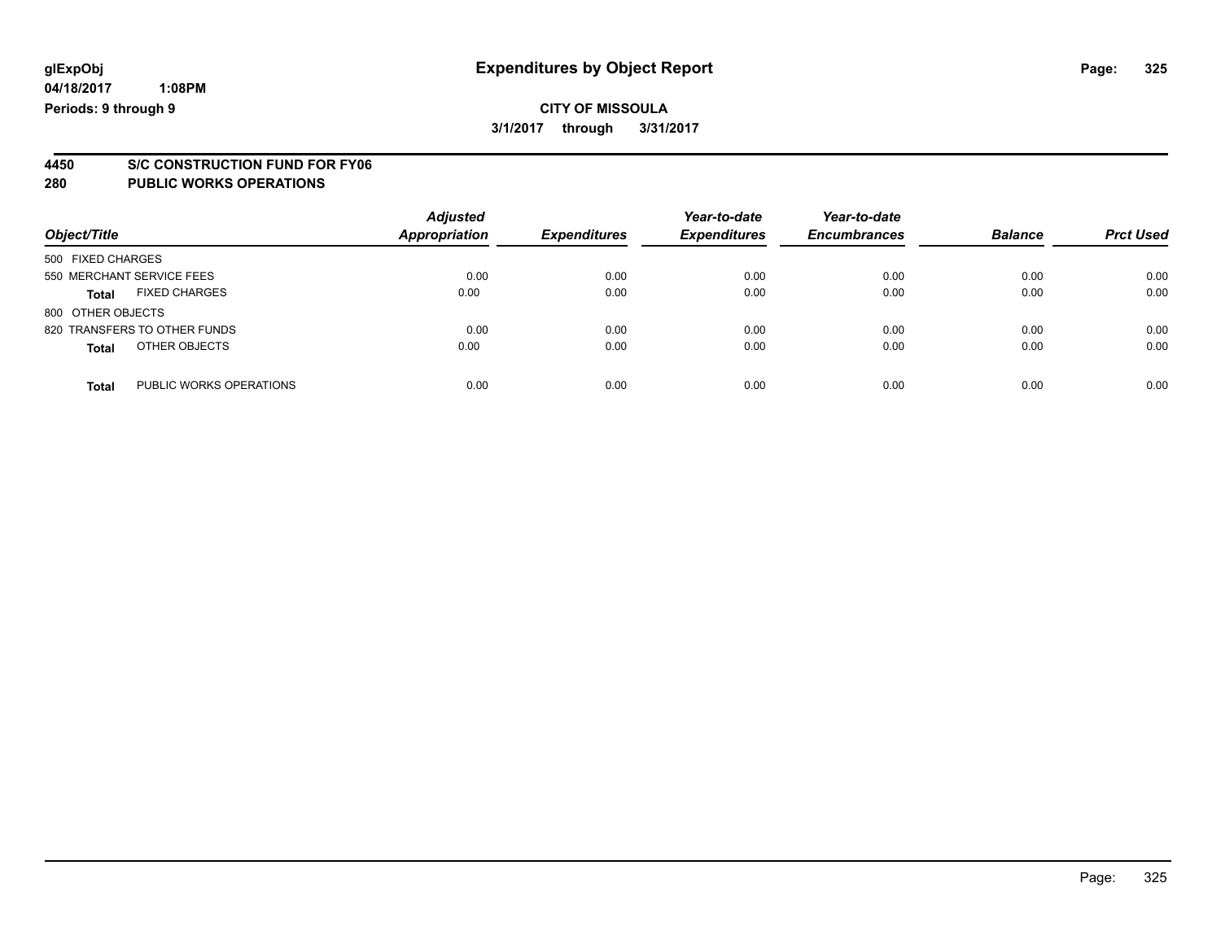**glExpObj** 
**04/18/2017 1:08PM** 
**Periods: 9 through 9**

# Expenditures by Object Report

**CITY OF MISSOULA**

**3/1/2017 through 3/31/2017**

**4450 S/C CONSTRUCTION FUND FOR FY06**

**280 PUBLIC WORKS OPERATIONS**

| Object/Title | Adjusted Appropriation | Expenditures | Year-to-date Expenditures | Year-to-date Encumbrances | Balance | Prct Used |
|---|---|---|---|---|---|---|
| 500 FIXED CHARGES | | | | | | |
| 550 MERCHANT SERVICE FEES | 0.00 | 0.00 | 0.00 | 0.00 | 0.00 | 0.00 |
| **Total** FIXED CHARGES | 0.00 | 0.00 | 0.00 | 0.00 | 0.00 | 0.00 |
| 800 OTHER OBJECTS | | | | | | |
| 820 TRANSFERS TO OTHER FUNDS | 0.00 | 0.00 | 0.00 | 0.00 | 0.00 | 0.00 |
| **Total** OTHER OBJECTS | 0.00 | 0.00 | 0.00 | 0.00 | 0.00 | 0.00 |
| **Total** PUBLIC WORKS OPERATIONS | 0.00 | 0.00 | 0.00 | 0.00 | 0.00 | 0.00 |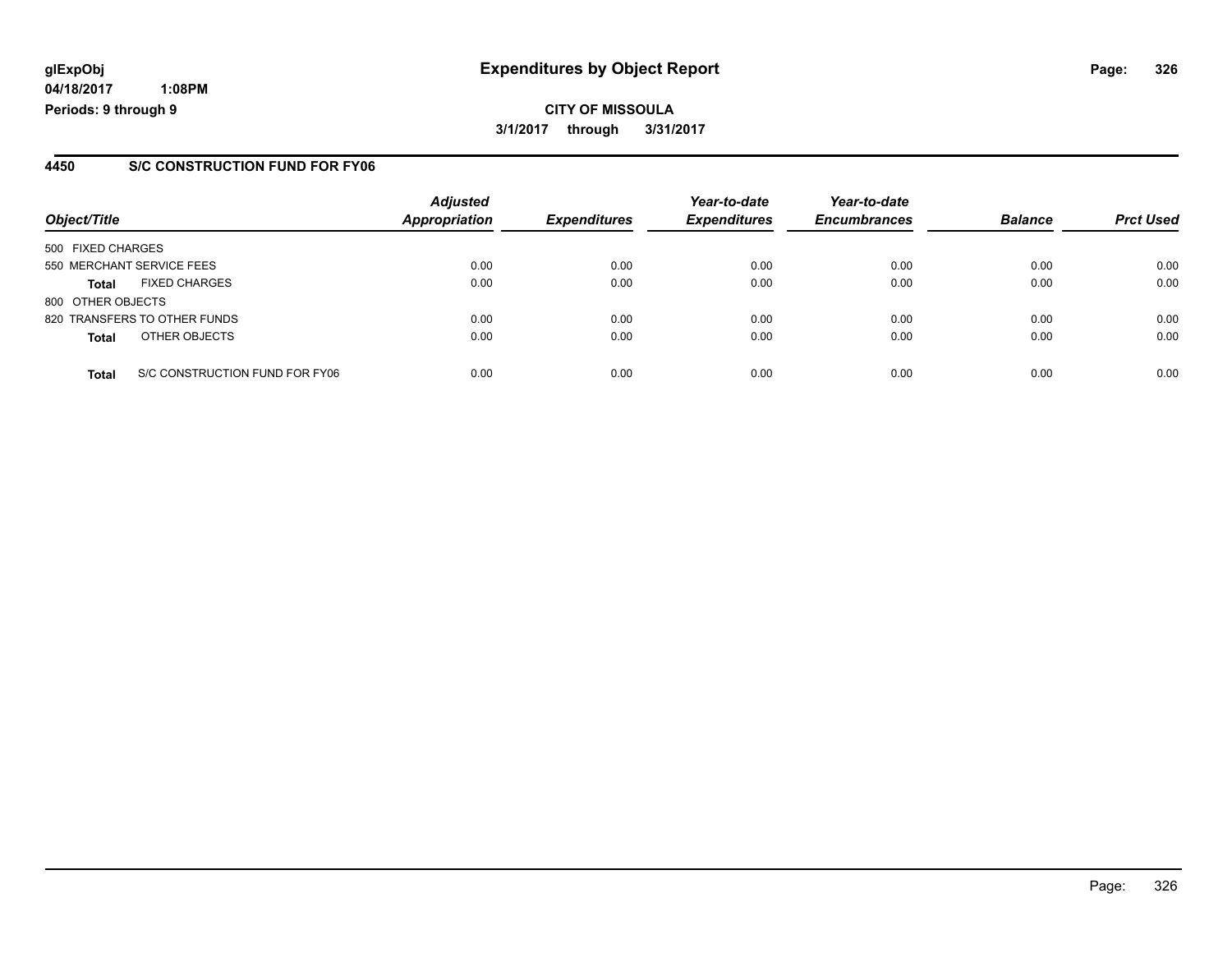# Expenditures by Object Report

glExpObj
04/18/2017 1:08PM
Periods: 9 through 9

**CITY OF MISSOULA**
**3/1/2017 through 3/31/2017**

## 4450 S/C CONSTRUCTION FUND FOR FY06

| Object/Title | Adjusted Appropriation | Expenditures | Year-to-date Expenditures | Year-to-date Encumbrances | Balance | Prct Used |
|---|---|---|---|---|---|---|
| 500 FIXED CHARGES | | | | | | |
| 550 MERCHANT SERVICE FEES | 0.00 | 0.00 | 0.00 | 0.00 | 0.00 | 0.00 |
| **Total** FIXED CHARGES | 0.00 | 0.00 | 0.00 | 0.00 | 0.00 | 0.00 |
| 800 OTHER OBJECTS | | | | | | |
| 820 TRANSFERS TO OTHER FUNDS | 0.00 | 0.00 | 0.00 | 0.00 | 0.00 | 0.00 |
| **Total** OTHER OBJECTS | 0.00 | 0.00 | 0.00 | 0.00 | 0.00 | 0.00 |
| **Total** S/C CONSTRUCTION FUND FOR FY06 | 0.00 | 0.00 | 0.00 | 0.00 | 0.00 | 0.00 |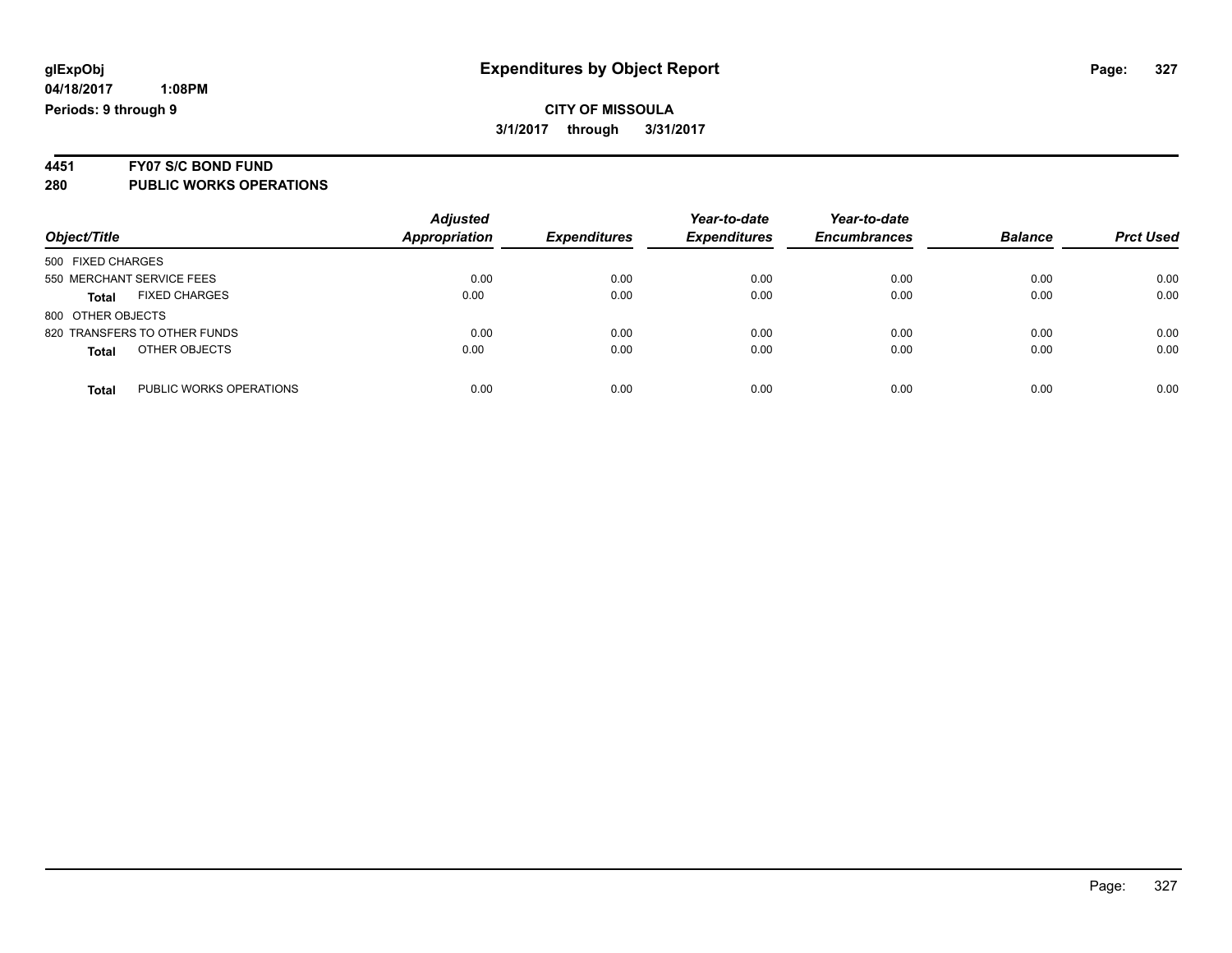**glExpObj**
**04/18/2017 1:08PM**
**Periods: 9 through 9**

# Expenditures by Object Report

**CITY OF MISSOULA**
**3/1/2017 through 3/31/2017**

**4451 FY07 S/C BOND FUND**
**280 PUBLIC WORKS OPERATIONS**

| Object/Title | | *Adjusted Appropriation* | *Expenditures* | *Year-to-date Expenditures* | *Year-to-date Encumbrances* | *Balance* | *Prct Used* |
|---|---|---|---|---|---|---|---|
| 500 FIXED CHARGES | | | | | | | |
| 550 MERCHANT SERVICE FEES | | 0.00 | 0.00 | 0.00 | 0.00 | 0.00 | 0.00 |
| **Total** | FIXED CHARGES | 0.00 | 0.00 | 0.00 | 0.00 | 0.00 | 0.00 |
| 800 OTHER OBJECTS | | | | | | | |
| 820 TRANSFERS TO OTHER FUNDS | | 0.00 | 0.00 | 0.00 | 0.00 | 0.00 | 0.00 |
| **Total** | OTHER OBJECTS | 0.00 | 0.00 | 0.00 | 0.00 | 0.00 | 0.00 |
| **Total** | PUBLIC WORKS OPERATIONS | 0.00 | 0.00 | 0.00 | 0.00 | 0.00 | 0.00 |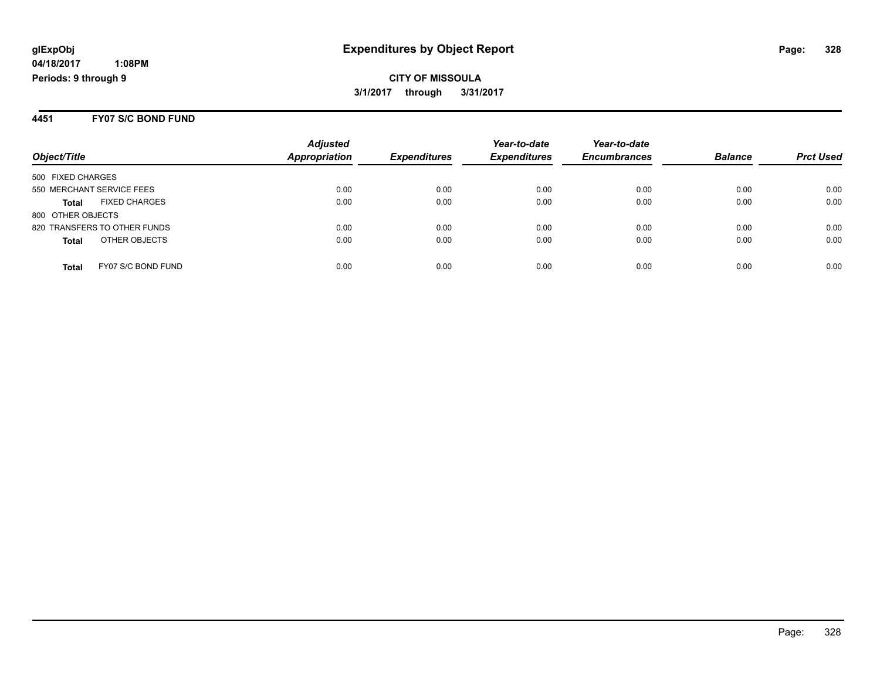# Expenditures by Object Report

glExpObj
04/18/2017 1:08PM
Periods: 9 through 9

**CITY OF MISSOULA**
**3/1/2017 through 3/31/2017**

## 4451 FY07 S/C BOND FUND

| Object/Title | | Adjusted Appropriation | Expenditures | Year-to-date Expenditures | Year-to-date Encumbrances | Balance | Prct Used |
|---|---|---|---|---|---|---|---|
| 500 FIXED CHARGES | | | | | | | |
| 550 MERCHANT SERVICE FEES | | 0.00 | 0.00 | 0.00 | 0.00 | 0.00 | 0.00 |
| **Total** | FIXED CHARGES | 0.00 | 0.00 | 0.00 | 0.00 | 0.00 | 0.00 |
| 800 OTHER OBJECTS | | | | | | | |
| 820 TRANSFERS TO OTHER FUNDS | | 0.00 | 0.00 | 0.00 | 0.00 | 0.00 | 0.00 |
| **Total** | OTHER OBJECTS | 0.00 | 0.00 | 0.00 | 0.00 | 0.00 | 0.00 |
| **Total** | FY07 S/C BOND FUND | 0.00 | 0.00 | 0.00 | 0.00 | 0.00 | 0.00 |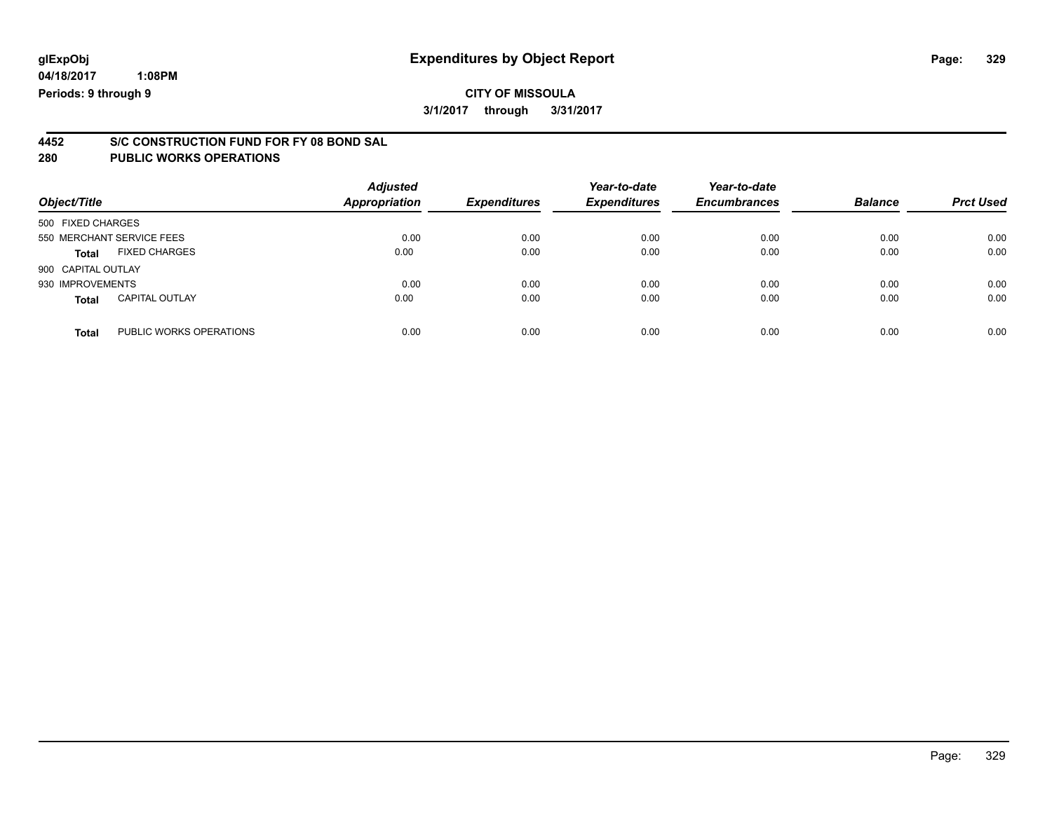**glExpObj** **Expenditures by Object Report**

**04/18/2017 1:08PM**

**Periods: 9 through 9**

**CITY OF MISSOULA**

**3/1/2017 through 3/31/2017**

## 4452 S/C CONSTRUCTION FUND FOR FY 08 BOND SAL
## 280 PUBLIC WORKS OPERATIONS

| Object/Title | | Adjusted Appropriation | Expenditures | Year-to-date Expenditures | Year-to-date Encumbrances | Balance | Prct Used |
|---|---|---|---|---|---|---|---|
| 500 FIXED CHARGES | | | | | | | |
| 550 MERCHANT SERVICE FEES | | 0.00 | 0.00 | 0.00 | 0.00 | 0.00 | 0.00 |
| **Total** | FIXED CHARGES | 0.00 | 0.00 | 0.00 | 0.00 | 0.00 | 0.00 |
| 900 CAPITAL OUTLAY | | | | | | | |
| 930 IMPROVEMENTS | | 0.00 | 0.00 | 0.00 | 0.00 | 0.00 | 0.00 |
| **Total** | CAPITAL OUTLAY | 0.00 | 0.00 | 0.00 | 0.00 | 0.00 | 0.00 |
| **Total** | PUBLIC WORKS OPERATIONS | 0.00 | 0.00 | 0.00 | 0.00 | 0.00 | 0.00 |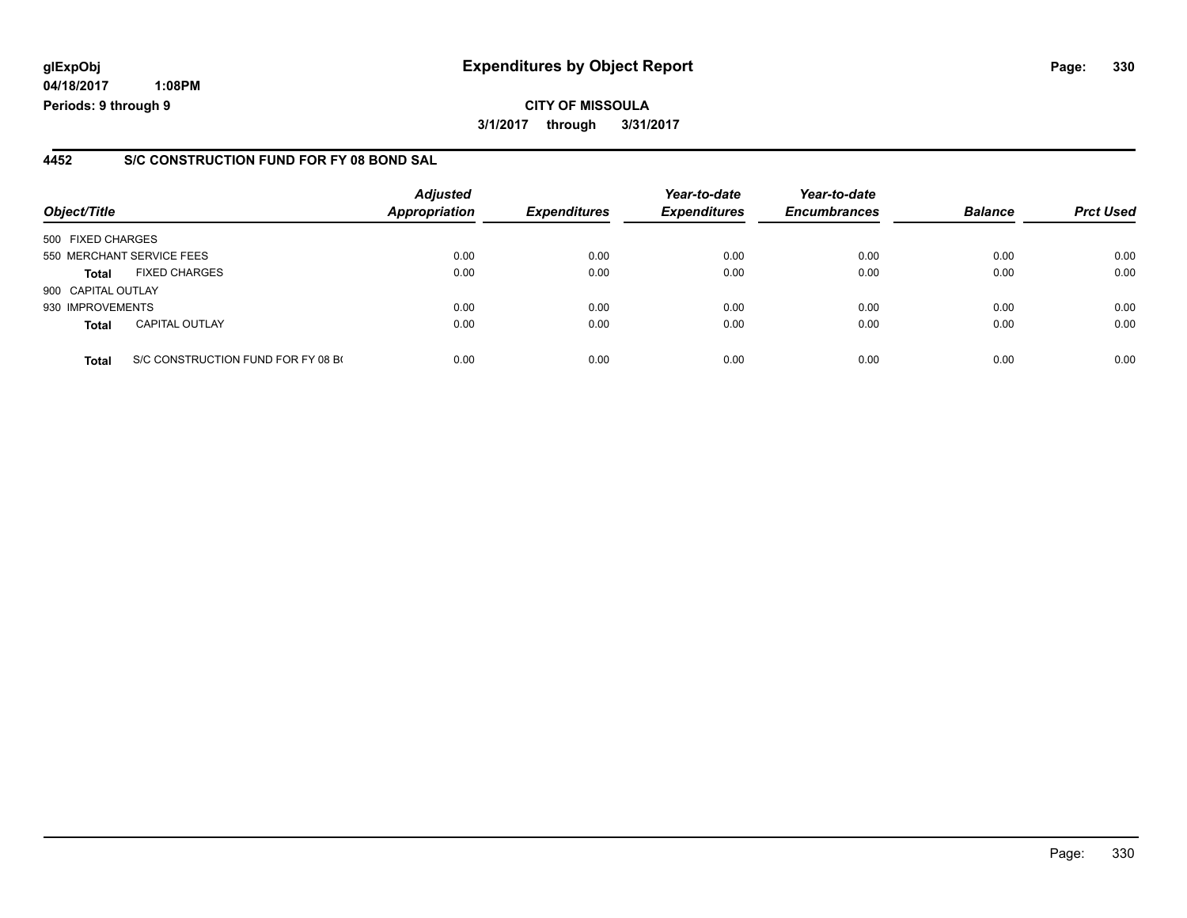**glExpObj**
**04/18/2017 1:08PM**
**Periods: 9 through 9**

# Expenditures by Object Report

**CITY OF MISSOULA**
**3/1/2017 through 3/31/2017**

## 4452 S/C CONSTRUCTION FUND FOR FY 08 BOND SAL

| Object/Title | | Adjusted Appropriation | Expenditures | Year-to-date Expenditures | Year-to-date Encumbrances | Balance | Prct Used |
|---|---|---|---|---|---|---|---|
| 500 FIXED CHARGES | | | | | | | |
| 550 MERCHANT SERVICE FEES | | 0.00 | 0.00 | 0.00 | 0.00 | 0.00 | 0.00 |
| **Total** | FIXED CHARGES | 0.00 | 0.00 | 0.00 | 0.00 | 0.00 | 0.00 |
| 900 CAPITAL OUTLAY | | | | | | | |
| 930 IMPROVEMENTS | | 0.00 | 0.00 | 0.00 | 0.00 | 0.00 | 0.00 |
| **Total** | CAPITAL OUTLAY | 0.00 | 0.00 | 0.00 | 0.00 | 0.00 | 0.00 |
| **Total** | S/C CONSTRUCTION FUND FOR FY 08 B( | 0.00 | 0.00 | 0.00 | 0.00 | 0.00 | 0.00 |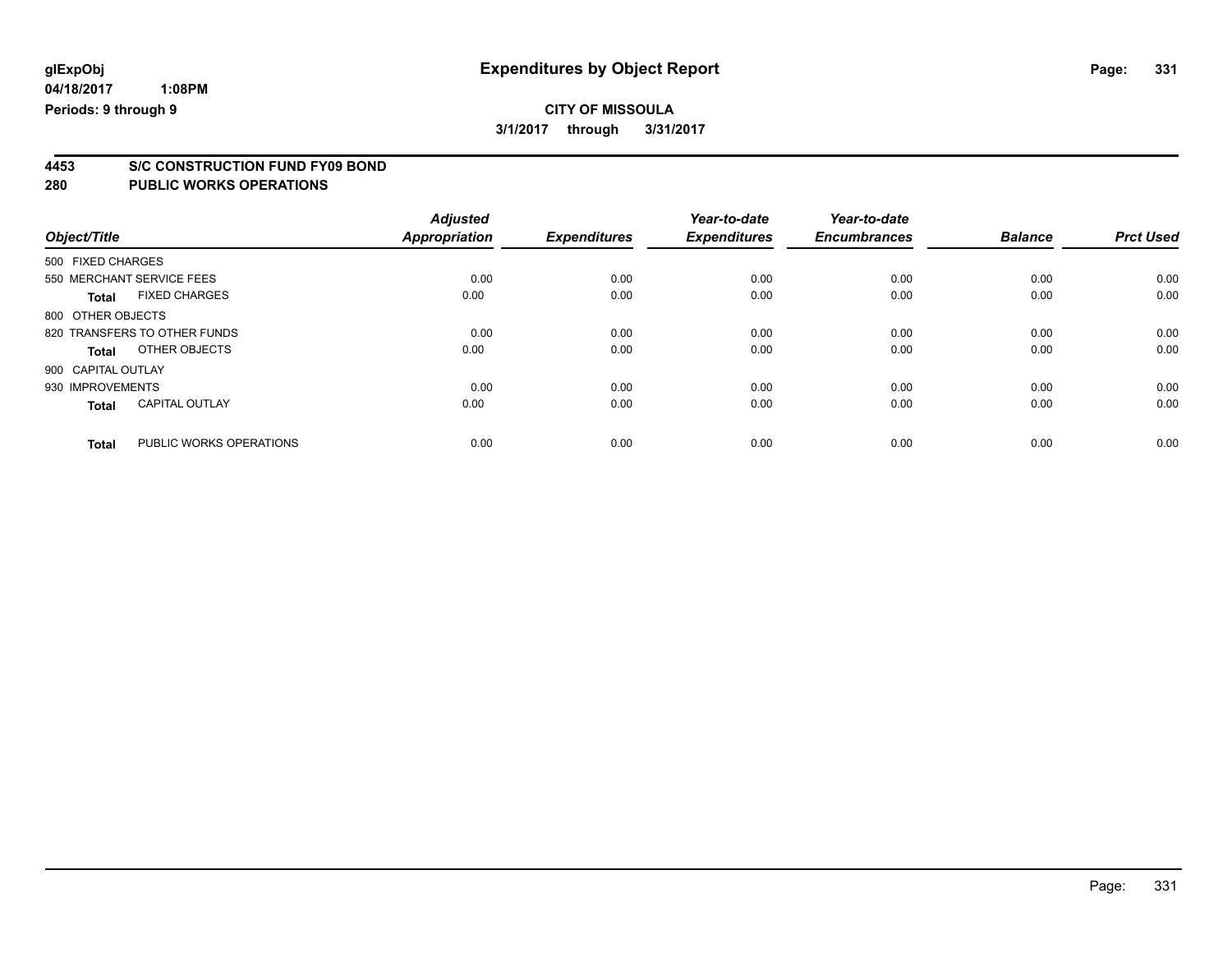**glExpObj** **Expenditures by Object Report**

**04/18/2017 1:08PM**

**Periods: 9 through 9**

**CITY OF MISSOULA**

**3/1/2017 through 3/31/2017**

## 4453 S/C CONSTRUCTION FUND FY09 BOND
## 280 PUBLIC WORKS OPERATIONS

| Object/Title | | Adjusted Appropriation | Expenditures | Year-to-date Expenditures | Year-to-date Encumbrances | Balance | Prct Used |
|---|---|---|---|---|---|---|---|
| 500 FIXED CHARGES | | | | | | | |
| 550 MERCHANT SERVICE FEES | | 0.00 | 0.00 | 0.00 | 0.00 | 0.00 | 0.00 |
| **Total** | FIXED CHARGES | 0.00 | 0.00 | 0.00 | 0.00 | 0.00 | 0.00 |
| 800 OTHER OBJECTS | | | | | | | |
| 820 TRANSFERS TO OTHER FUNDS | | 0.00 | 0.00 | 0.00 | 0.00 | 0.00 | 0.00 |
| **Total** | OTHER OBJECTS | 0.00 | 0.00 | 0.00 | 0.00 | 0.00 | 0.00 |
| 900 CAPITAL OUTLAY | | | | | | | |
| 930 IMPROVEMENTS | | 0.00 | 0.00 | 0.00 | 0.00 | 0.00 | 0.00 |
| **Total** | CAPITAL OUTLAY | 0.00 | 0.00 | 0.00 | 0.00 | 0.00 | 0.00 |
| **Total** | PUBLIC WORKS OPERATIONS | 0.00 | 0.00 | 0.00 | 0.00 | 0.00 | 0.00 |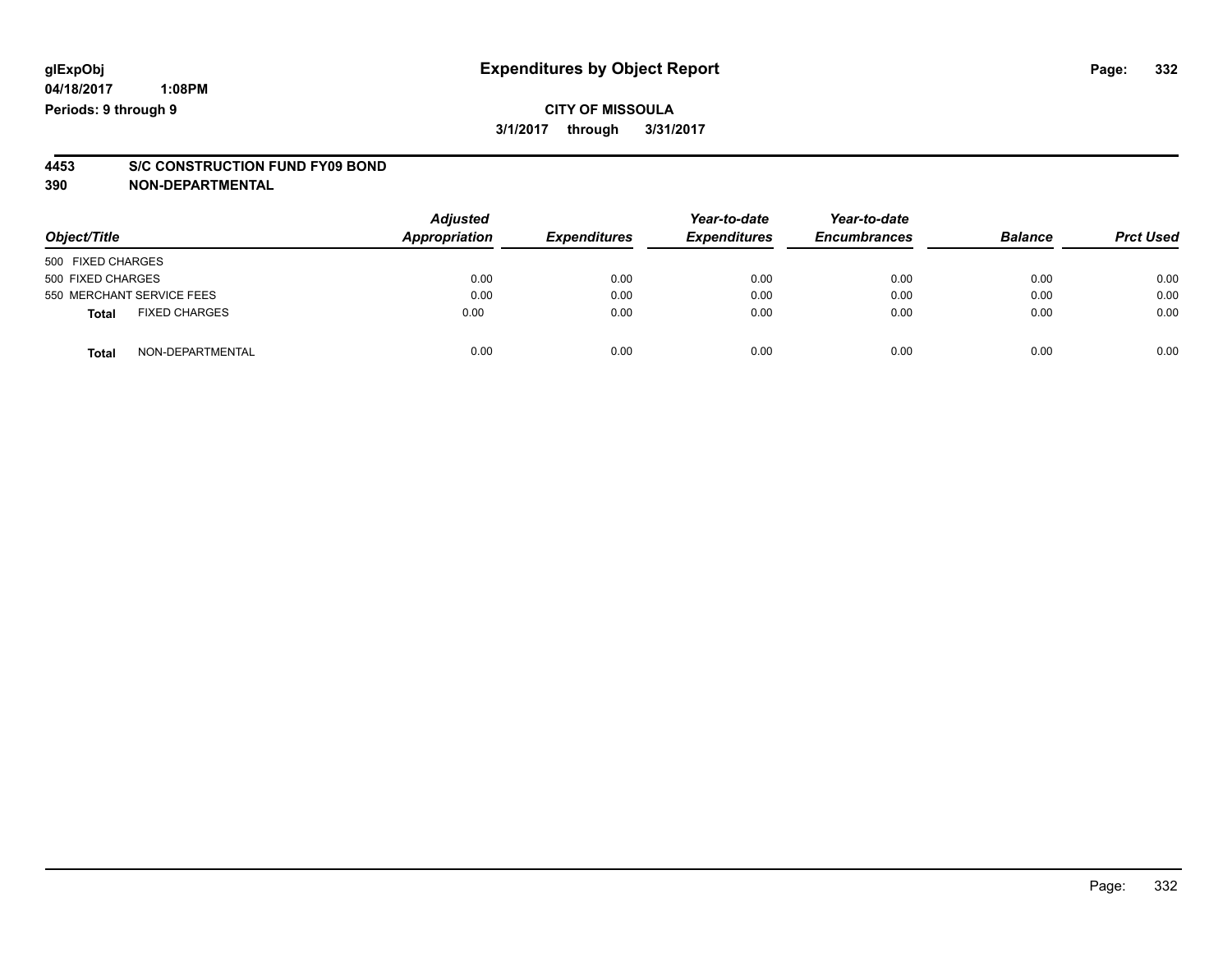glExpObj
04/18/2017 1:08PM
Periods: 9 through 9

# Expenditures by Object Report

**CITY OF MISSOULA**
**3/1/2017 through 3/31/2017**

**4453 S/C CONSTRUCTION FUND FY09 BOND**
**390 NON-DEPARTMENTAL**

| Object/Title | Adjusted Appropriation | Expenditures | Year-to-date Expenditures | Year-to-date Encumbrances | Balance | Prct Used |
|---|---|---|---|---|---|---|
| 500 FIXED CHARGES | | | | | | |
| 500 FIXED CHARGES | 0.00 | 0.00 | 0.00 | 0.00 | 0.00 | 0.00 |
| 550 MERCHANT SERVICE FEES | 0.00 | 0.00 | 0.00 | 0.00 | 0.00 | 0.00 |
| **Total** FIXED CHARGES | 0.00 | 0.00 | 0.00 | 0.00 | 0.00 | 0.00 |
| **Total** NON-DEPARTMENTAL | 0.00 | 0.00 | 0.00 | 0.00 | 0.00 | 0.00 |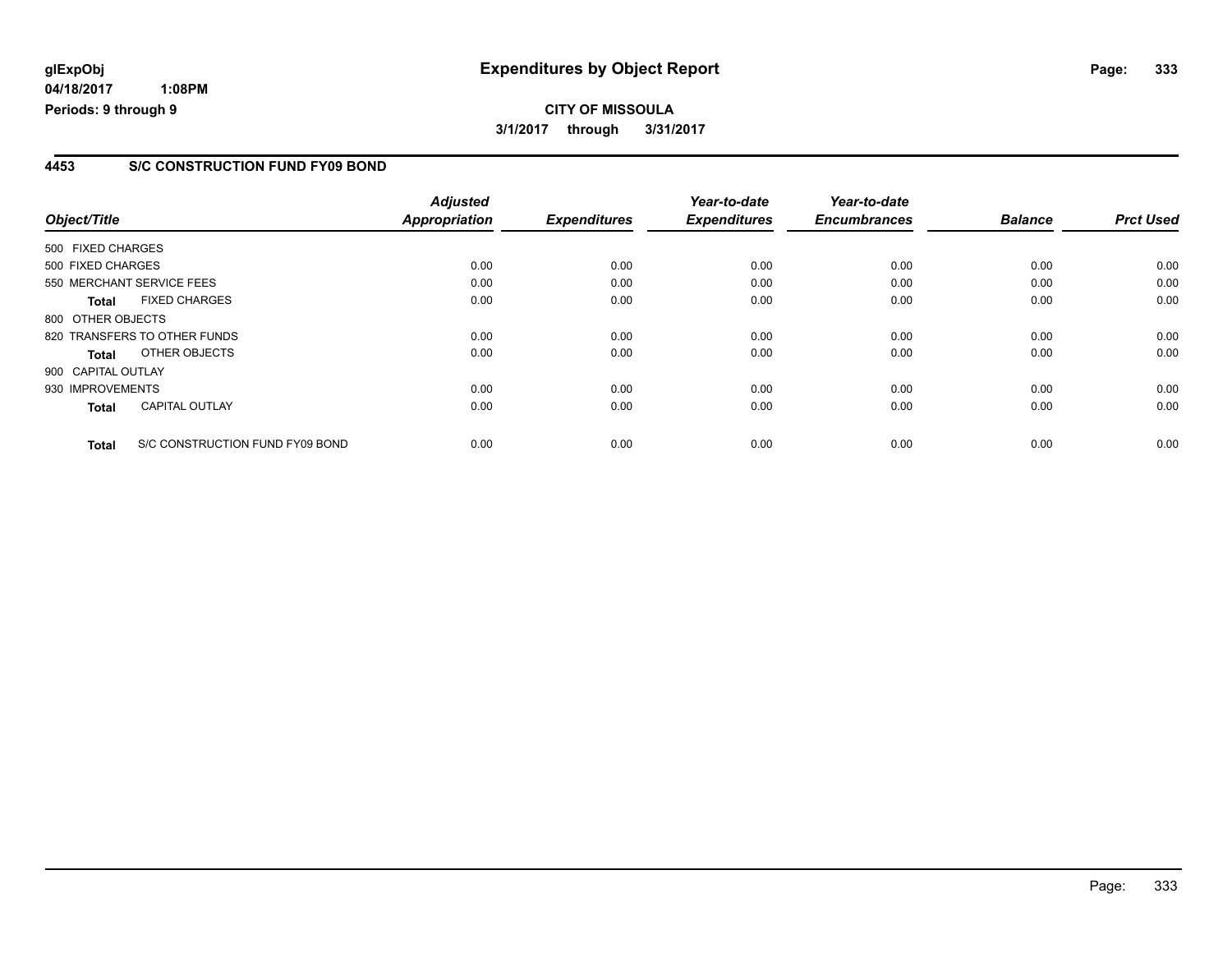# Expenditures by Object Report

glExpObj
04/18/2017 1:08PM
Periods: 9 through 9

**CITY OF MISSOULA**
**3/1/2017 through 3/31/2017**

## 4453 S/C CONSTRUCTION FUND FY09 BOND

| Object/Title | | Adjusted Appropriation | Expenditures | Year-to-date Expenditures | Year-to-date Encumbrances | Balance | Prct Used |
|---|---|---|---|---|---|---|---|
| 500 FIXED CHARGES | | | | | | | |
| 500 FIXED CHARGES | | 0.00 | 0.00 | 0.00 | 0.00 | 0.00 | 0.00 |
| 550 MERCHANT SERVICE FEES | | 0.00 | 0.00 | 0.00 | 0.00 | 0.00 | 0.00 |
| **Total** | FIXED CHARGES | 0.00 | 0.00 | 0.00 | 0.00 | 0.00 | 0.00 |
| 800 OTHER OBJECTS | | | | | | | |
| 820 TRANSFERS TO OTHER FUNDS | | 0.00 | 0.00 | 0.00 | 0.00 | 0.00 | 0.00 |
| **Total** | OTHER OBJECTS | 0.00 | 0.00 | 0.00 | 0.00 | 0.00 | 0.00 |
| 900 CAPITAL OUTLAY | | | | | | | |
| 930 IMPROVEMENTS | | 0.00 | 0.00 | 0.00 | 0.00 | 0.00 | 0.00 |
| **Total** | CAPITAL OUTLAY | 0.00 | 0.00 | 0.00 | 0.00 | 0.00 | 0.00 |
| **Total** | S/C CONSTRUCTION FUND FY09 BOND | 0.00 | 0.00 | 0.00 | 0.00 | 0.00 | 0.00 |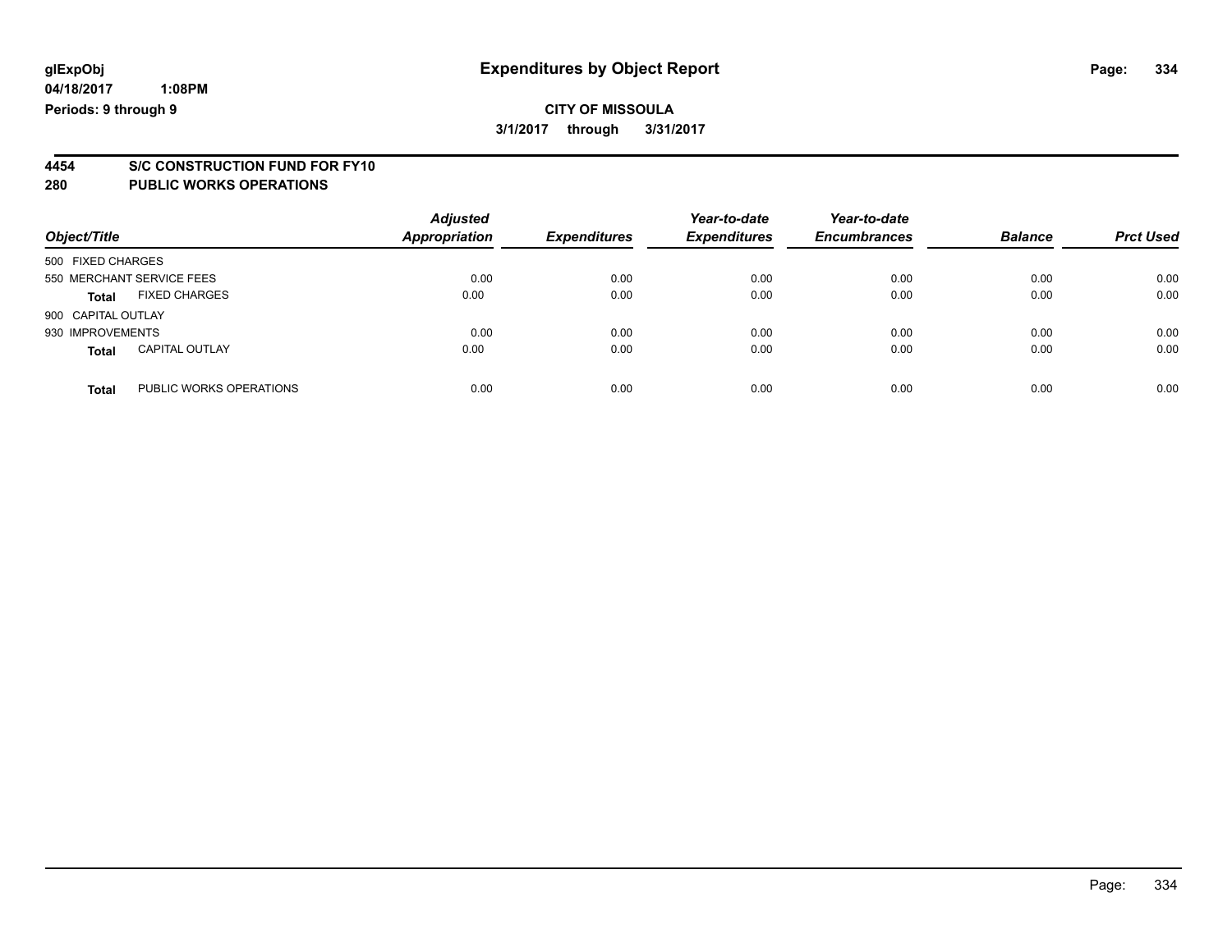**glExpObj**
**04/18/2017 1:08PM**
**Periods: 9 through 9**

# Expenditures by Object Report

**CITY OF MISSOULA**
**3/1/2017 through 3/31/2017**

## 4454 S/C CONSTRUCTION FUND FOR FY10
## 280 PUBLIC WORKS OPERATIONS

| Object/Title | | Adjusted Appropriation | Expenditures | Year-to-date Expenditures | Year-to-date Encumbrances | Balance | Prct Used |
|---|---|---|---|---|---|---|---|
| 500 FIXED CHARGES | | | | | | | |
| 550 MERCHANT SERVICE FEES | | 0.00 | 0.00 | 0.00 | 0.00 | 0.00 | 0.00 |
| **Total** | FIXED CHARGES | 0.00 | 0.00 | 0.00 | 0.00 | 0.00 | 0.00 |
| 900 CAPITAL OUTLAY | | | | | | | |
| 930 IMPROVEMENTS | | 0.00 | 0.00 | 0.00 | 0.00 | 0.00 | 0.00 |
| **Total** | CAPITAL OUTLAY | 0.00 | 0.00 | 0.00 | 0.00 | 0.00 | 0.00 |
| **Total** | PUBLIC WORKS OPERATIONS | 0.00 | 0.00 | 0.00 | 0.00 | 0.00 | 0.00 |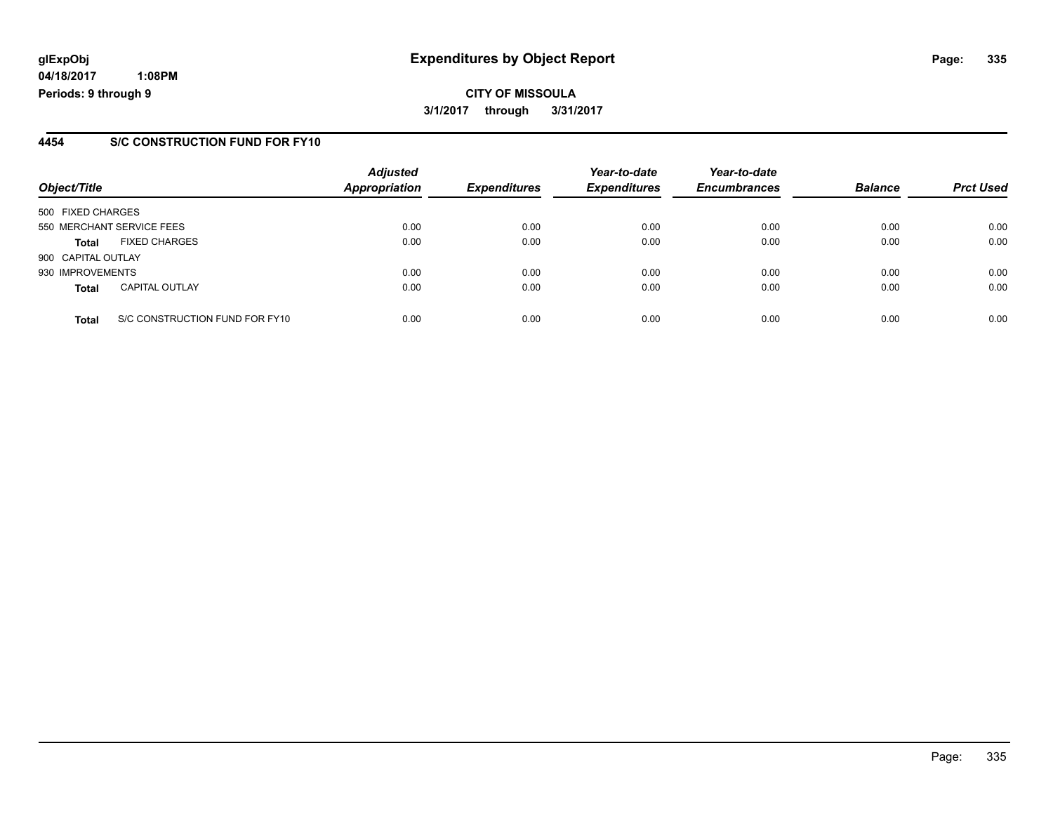**glExpObj** — **Expenditures by Object Report**

**04/18/2017 1:08PM**

**Periods: 9 through 9**

**CITY OF MISSOULA**

**3/1/2017 through 3/31/2017**

## 4454 S/C CONSTRUCTION FUND FOR FY10

| Object/Title | | Adjusted Appropriation | Expenditures | Year-to-date Expenditures | Year-to-date Encumbrances | Balance | Prct Used |
|---|---|---|---|---|---|---|---|
| 500 FIXED CHARGES | | | | | | | |
| 550 MERCHANT SERVICE FEES | | 0.00 | 0.00 | 0.00 | 0.00 | 0.00 | 0.00 |
| **Total** | FIXED CHARGES | 0.00 | 0.00 | 0.00 | 0.00 | 0.00 | 0.00 |
| 900 CAPITAL OUTLAY | | | | | | | |
| 930 IMPROVEMENTS | | 0.00 | 0.00 | 0.00 | 0.00 | 0.00 | 0.00 |
| **Total** | CAPITAL OUTLAY | 0.00 | 0.00 | 0.00 | 0.00 | 0.00 | 0.00 |
| **Total** | S/C CONSTRUCTION FUND FOR FY10 | 0.00 | 0.00 | 0.00 | 0.00 | 0.00 | 0.00 |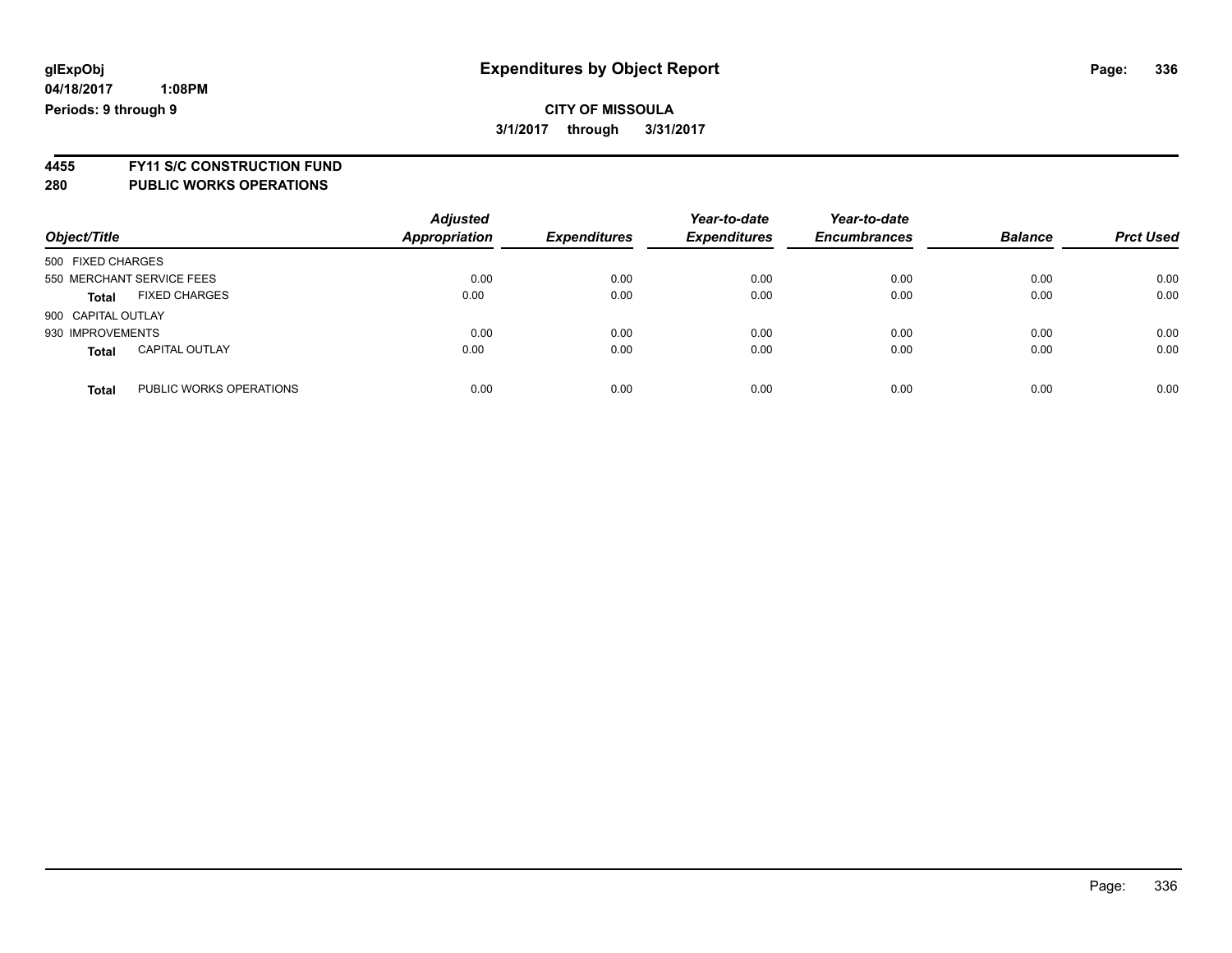**glExpObj** | **Expenditures by Object Report**

**04/18/2017 1:08PM**

**Periods: 9 through 9**

**CITY OF MISSOULA**

**3/1/2017 through 3/31/2017**

**4455 FY11 S/C CONSTRUCTION FUND**

**280 PUBLIC WORKS OPERATIONS**

| Object/Title | | Adjusted Appropriation | Expenditures | Year-to-date Expenditures | Year-to-date Encumbrances | Balance | Prct Used |
|---|---|---|---|---|---|---|---|
| 500 FIXED CHARGES | | | | | | | |
| 550 MERCHANT SERVICE FEES | | 0.00 | 0.00 | 0.00 | 0.00 | 0.00 | 0.00 |
| **Total** | FIXED CHARGES | 0.00 | 0.00 | 0.00 | 0.00 | 0.00 | 0.00 |
| 900 CAPITAL OUTLAY | | | | | | | |
| 930 IMPROVEMENTS | | 0.00 | 0.00 | 0.00 | 0.00 | 0.00 | 0.00 |
| **Total** | CAPITAL OUTLAY | 0.00 | 0.00 | 0.00 | 0.00 | 0.00 | 0.00 |
| **Total** | PUBLIC WORKS OPERATIONS | 0.00 | 0.00 | 0.00 | 0.00 | 0.00 | 0.00 |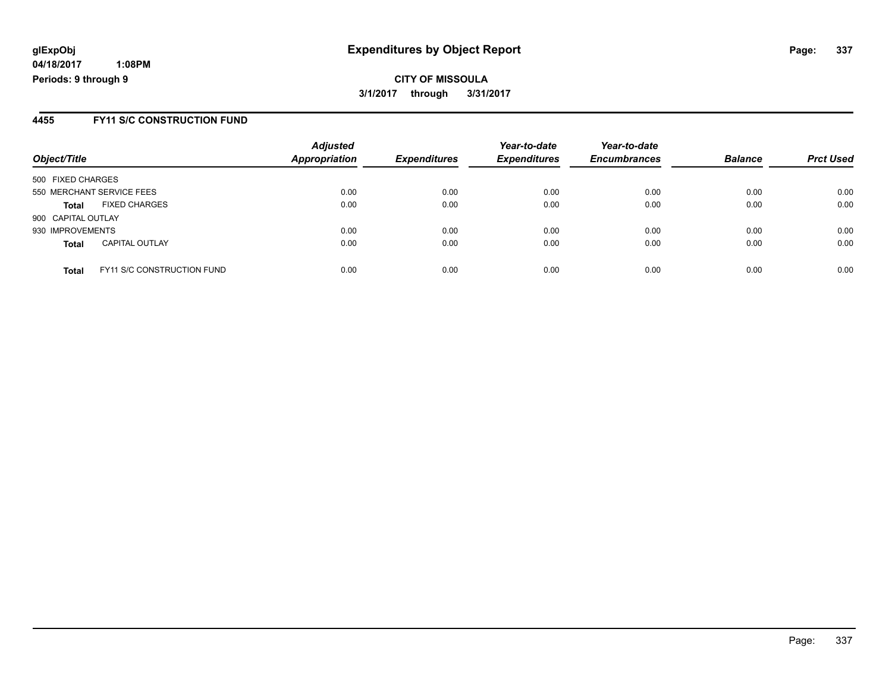# Expenditures by Object Report

glExpObj
04/18/2017 1:08PM
Periods: 9 through 9

**CITY OF MISSOULA**

**3/1/2017 through 3/31/2017**

## 4455 FY11 S/C CONSTRUCTION FUND

| Object/Title | | Adjusted Appropriation | Expenditures | Year-to-date Expenditures | Year-to-date Encumbrances | Balance | Prct Used |
|---|---|---|---|---|---|---|---|
| 500 FIXED CHARGES | | | | | | | |
| 550 MERCHANT SERVICE FEES | | 0.00 | 0.00 | 0.00 | 0.00 | 0.00 | 0.00 |
| **Total** | FIXED CHARGES | 0.00 | 0.00 | 0.00 | 0.00 | 0.00 | 0.00 |
| 900 CAPITAL OUTLAY | | | | | | | |
| 930 IMPROVEMENTS | | 0.00 | 0.00 | 0.00 | 0.00 | 0.00 | 0.00 |
| **Total** | CAPITAL OUTLAY | 0.00 | 0.00 | 0.00 | 0.00 | 0.00 | 0.00 |
| **Total** | FY11 S/C CONSTRUCTION FUND | 0.00 | 0.00 | 0.00 | 0.00 | 0.00 | 0.00 |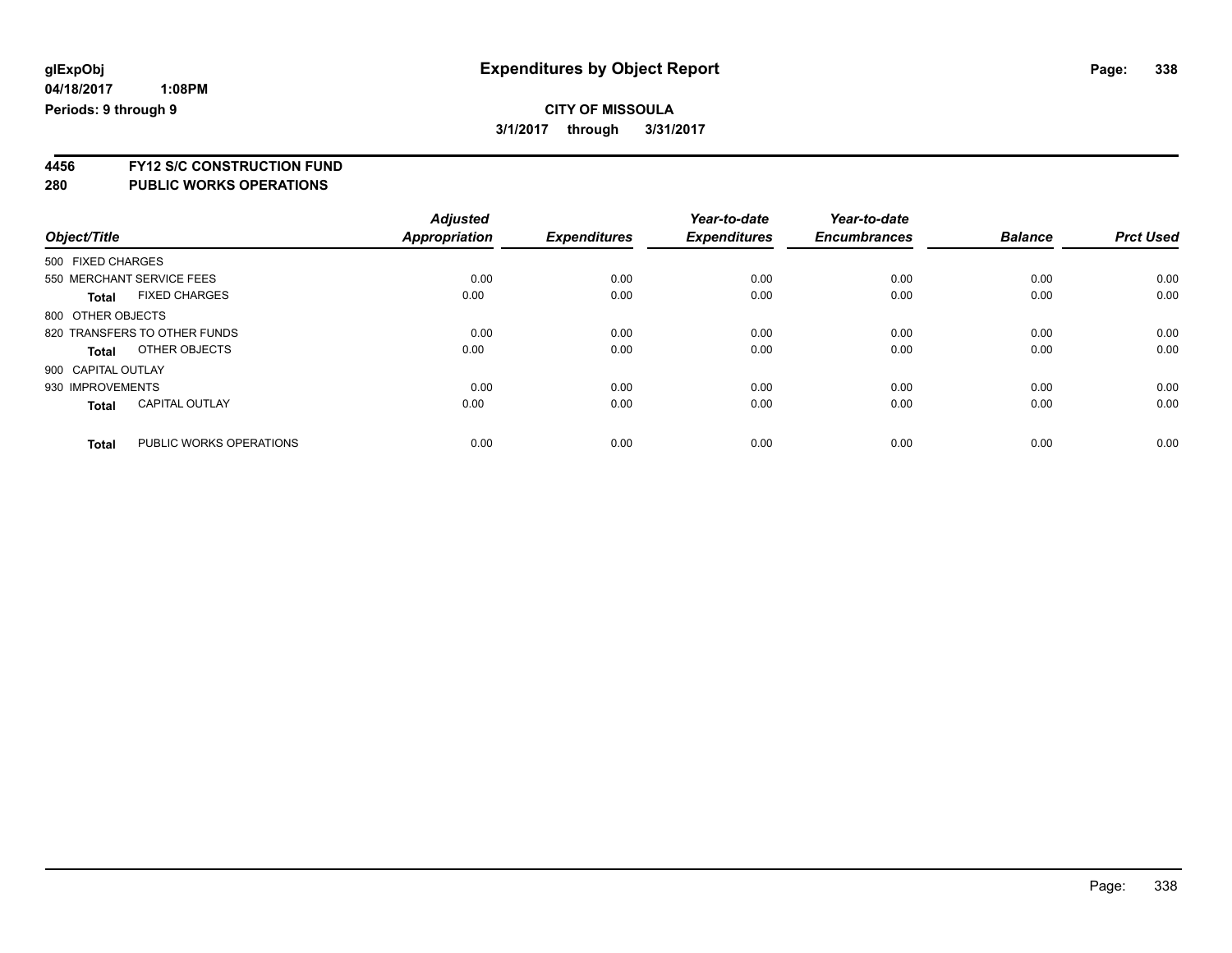**glExpObj**
**04/18/2017 1:08PM**
**Periods: 9 through 9**

# Expenditures by Object Report

**CITY OF MISSOULA**
**3/1/2017 through 3/31/2017**

**4456 FY12 S/C CONSTRUCTION FUND**
**280 PUBLIC WORKS OPERATIONS**

| Object/Title | Adjusted Appropriation | Expenditures | Year-to-date Expenditures | Year-to-date Encumbrances | Balance | Prct Used |
|---|---|---|---|---|---|---|
| 500 FIXED CHARGES | | | | | | |
| 550 MERCHANT SERVICE FEES | 0.00 | 0.00 | 0.00 | 0.00 | 0.00 | 0.00 |
| **Total** FIXED CHARGES | 0.00 | 0.00 | 0.00 | 0.00 | 0.00 | 0.00 |
| 800 OTHER OBJECTS | | | | | | |
| 820 TRANSFERS TO OTHER FUNDS | 0.00 | 0.00 | 0.00 | 0.00 | 0.00 | 0.00 |
| **Total** OTHER OBJECTS | 0.00 | 0.00 | 0.00 | 0.00 | 0.00 | 0.00 |
| 900 CAPITAL OUTLAY | | | | | | |
| 930 IMPROVEMENTS | 0.00 | 0.00 | 0.00 | 0.00 | 0.00 | 0.00 |
| **Total** CAPITAL OUTLAY | 0.00 | 0.00 | 0.00 | 0.00 | 0.00 | 0.00 |
| **Total** PUBLIC WORKS OPERATIONS | 0.00 | 0.00 | 0.00 | 0.00 | 0.00 | 0.00 |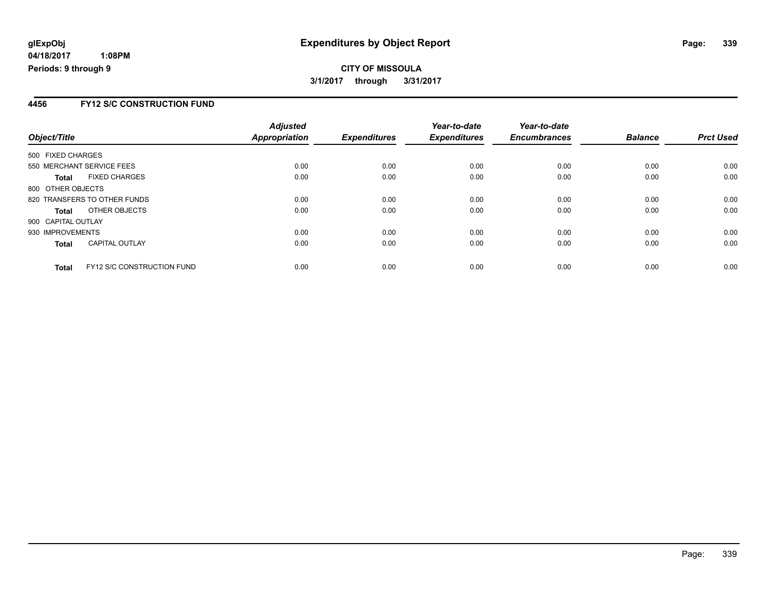**glExpObj**
**04/18/2017 1:08PM**
**Periods: 9 through 9**

# Expenditures by Object Report

**CITY OF MISSOULA**
**3/1/2017 through 3/31/2017**

## 4456 FY12 S/C CONSTRUCTION FUND

| Object/Title | Adjusted Appropriation | Expenditures | Year-to-date Expenditures | Year-to-date Encumbrances | Balance | Prct Used |
|---|---|---|---|---|---|---|
| 500 FIXED CHARGES | | | | | | |
| 550 MERCHANT SERVICE FEES | 0.00 | 0.00 | 0.00 | 0.00 | 0.00 | 0.00 |
| **Total** FIXED CHARGES | 0.00 | 0.00 | 0.00 | 0.00 | 0.00 | 0.00 |
| 800 OTHER OBJECTS | | | | | | |
| 820 TRANSFERS TO OTHER FUNDS | 0.00 | 0.00 | 0.00 | 0.00 | 0.00 | 0.00 |
| **Total** OTHER OBJECTS | 0.00 | 0.00 | 0.00 | 0.00 | 0.00 | 0.00 |
| 900 CAPITAL OUTLAY | | | | | | |
| 930 IMPROVEMENTS | 0.00 | 0.00 | 0.00 | 0.00 | 0.00 | 0.00 |
| **Total** CAPITAL OUTLAY | 0.00 | 0.00 | 0.00 | 0.00 | 0.00 | 0.00 |
| **Total** FY12 S/C CONSTRUCTION FUND | 0.00 | 0.00 | 0.00 | 0.00 | 0.00 | 0.00 |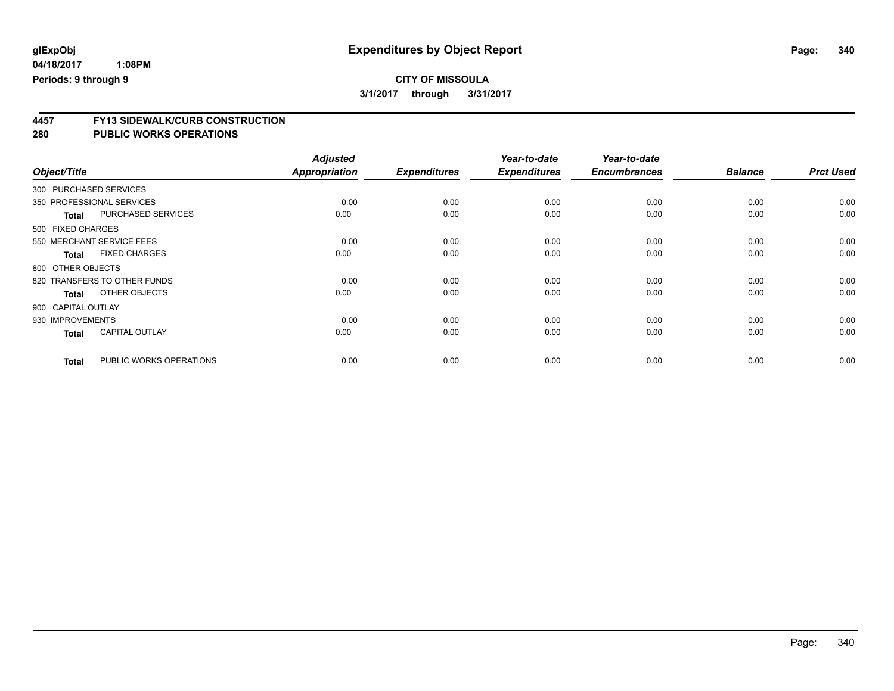**glExpObj** | **Expenditures by Object Report**

**04/18/2017 1:08PM**

**Periods: 9 through 9**

**CITY OF MISSOULA**

**3/1/2017 through 3/31/2017**

## 4457 FY13 SIDEWALK/CURB CONSTRUCTION
## 280 PUBLIC WORKS OPERATIONS

| Object/Title | Adjusted Appropriation | Expenditures | Year-to-date Expenditures | Year-to-date Encumbrances | Balance | Prct Used |
|---|---|---|---|---|---|---|
| 300 PURCHASED SERVICES | | | | | | |
| 350 PROFESSIONAL SERVICES | 0.00 | 0.00 | 0.00 | 0.00 | 0.00 | 0.00 |
| **Total** PURCHASED SERVICES | 0.00 | 0.00 | 0.00 | 0.00 | 0.00 | 0.00 |
| 500 FIXED CHARGES | | | | | | |
| 550 MERCHANT SERVICE FEES | 0.00 | 0.00 | 0.00 | 0.00 | 0.00 | 0.00 |
| **Total** FIXED CHARGES | 0.00 | 0.00 | 0.00 | 0.00 | 0.00 | 0.00 |
| 800 OTHER OBJECTS | | | | | | |
| 820 TRANSFERS TO OTHER FUNDS | 0.00 | 0.00 | 0.00 | 0.00 | 0.00 | 0.00 |
| **Total** OTHER OBJECTS | 0.00 | 0.00 | 0.00 | 0.00 | 0.00 | 0.00 |
| 900 CAPITAL OUTLAY | | | | | | |
| 930 IMPROVEMENTS | 0.00 | 0.00 | 0.00 | 0.00 | 0.00 | 0.00 |
| **Total** CAPITAL OUTLAY | 0.00 | 0.00 | 0.00 | 0.00 | 0.00 | 0.00 |
| **Total** PUBLIC WORKS OPERATIONS | 0.00 | 0.00 | 0.00 | 0.00 | 0.00 | 0.00 |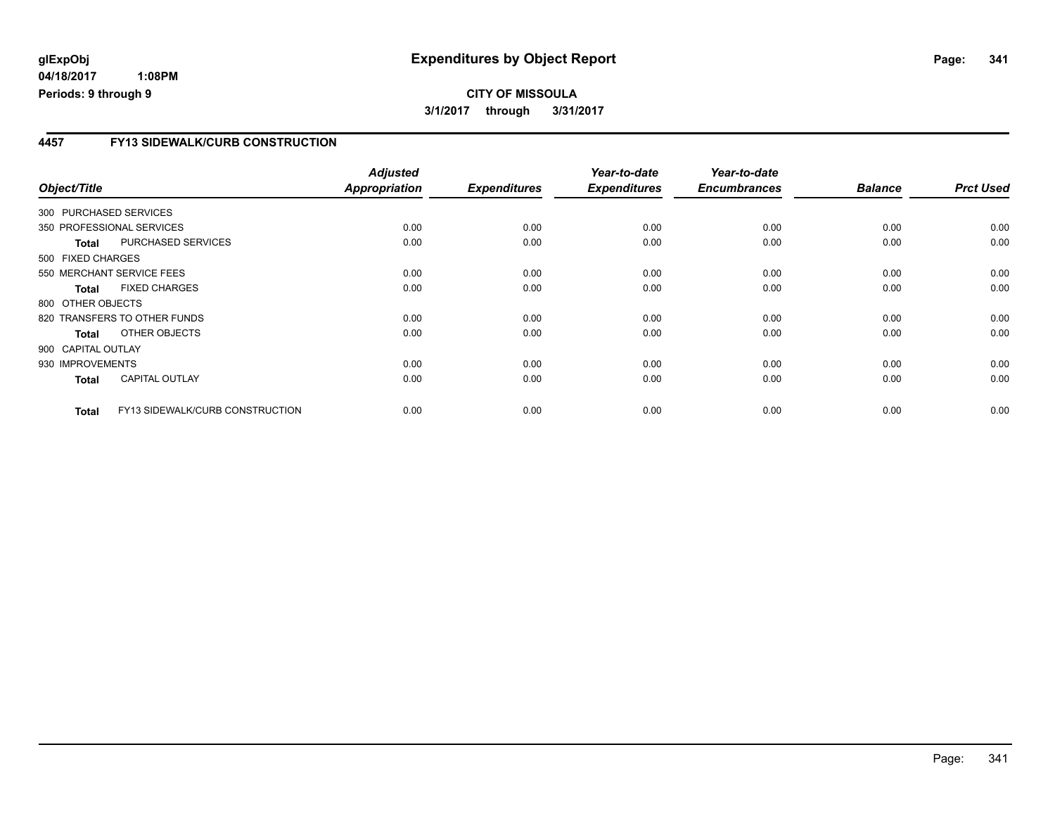# Expenditures by Object Report

glExpObj
04/18/2017 1:08PM
Periods: 9 through 9

**CITY OF MISSOULA**
3/1/2017 through 3/31/2017

## 4457 FY13 SIDEWALK/CURB CONSTRUCTION

| Object/Title | | Adjusted Appropriation | Expenditures | Year-to-date Expenditures | Year-to-date Encumbrances | Balance | Prct Used |
|---|---|---|---|---|---|---|---|
| 300 PURCHASED SERVICES | | | | | | | |
| 350 PROFESSIONAL SERVICES | | 0.00 | 0.00 | 0.00 | 0.00 | 0.00 | 0.00 |
| **Total** | PURCHASED SERVICES | 0.00 | 0.00 | 0.00 | 0.00 | 0.00 | 0.00 |
| 500 FIXED CHARGES | | | | | | | |
| 550 MERCHANT SERVICE FEES | | 0.00 | 0.00 | 0.00 | 0.00 | 0.00 | 0.00 |
| **Total** | FIXED CHARGES | 0.00 | 0.00 | 0.00 | 0.00 | 0.00 | 0.00 |
| 800 OTHER OBJECTS | | | | | | | |
| 820 TRANSFERS TO OTHER FUNDS | | 0.00 | 0.00 | 0.00 | 0.00 | 0.00 | 0.00 |
| **Total** | OTHER OBJECTS | 0.00 | 0.00 | 0.00 | 0.00 | 0.00 | 0.00 |
| 900 CAPITAL OUTLAY | | | | | | | |
| 930 IMPROVEMENTS | | 0.00 | 0.00 | 0.00 | 0.00 | 0.00 | 0.00 |
| **Total** | CAPITAL OUTLAY | 0.00 | 0.00 | 0.00 | 0.00 | 0.00 | 0.00 |
| **Total** | FY13 SIDEWALK/CURB CONSTRUCTION | 0.00 | 0.00 | 0.00 | 0.00 | 0.00 | 0.00 |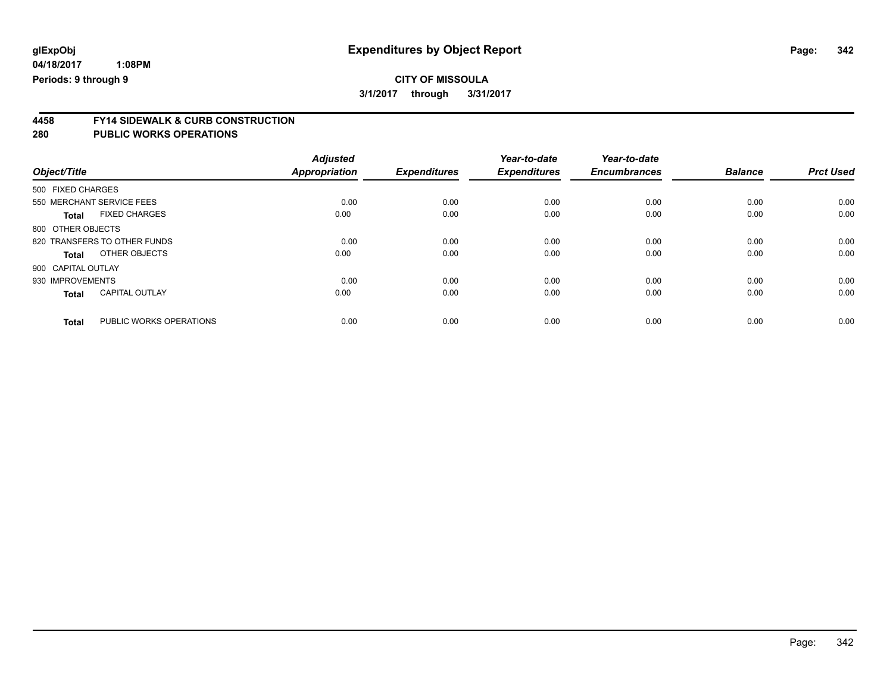**glExpObj**
**04/18/2017 1:08PM**
**Periods: 9 through 9**

# Expenditures by Object Report

**CITY OF MISSOULA**
**3/1/2017 through 3/31/2017**

## 4458 FY14 SIDEWALK & CURB CONSTRUCTION
## 280 PUBLIC WORKS OPERATIONS

| Object/Title | | Adjusted Appropriation | Expenditures | Year-to-date Expenditures | Year-to-date Encumbrances | Balance | Prct Used |
|---|---|---|---|---|---|---|---|
| 500 FIXED CHARGES | | | | | | | |
| 550 MERCHANT SERVICE FEES | | 0.00 | 0.00 | 0.00 | 0.00 | 0.00 | 0.00 |
| **Total** | FIXED CHARGES | 0.00 | 0.00 | 0.00 | 0.00 | 0.00 | 0.00 |
| 800 OTHER OBJECTS | | | | | | | |
| 820 TRANSFERS TO OTHER FUNDS | | 0.00 | 0.00 | 0.00 | 0.00 | 0.00 | 0.00 |
| **Total** | OTHER OBJECTS | 0.00 | 0.00 | 0.00 | 0.00 | 0.00 | 0.00 |
| 900 CAPITAL OUTLAY | | | | | | | |
| 930 IMPROVEMENTS | | 0.00 | 0.00 | 0.00 | 0.00 | 0.00 | 0.00 |
| **Total** | CAPITAL OUTLAY | 0.00 | 0.00 | 0.00 | 0.00 | 0.00 | 0.00 |
| **Total** | PUBLIC WORKS OPERATIONS | 0.00 | 0.00 | 0.00 | 0.00 | 0.00 | 0.00 |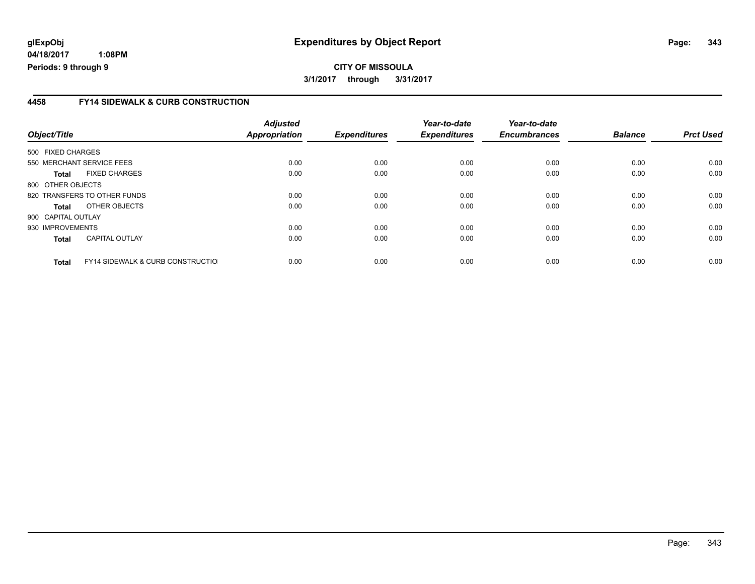**glExpObj**
**04/18/2017 1:08PM**
**Periods: 9 through 9**

# Expenditures by Object Report

**CITY OF MISSOULA**
**3/1/2017 through 3/31/2017**

## 4458 FY14 SIDEWALK & CURB CONSTRUCTION

| Object/Title | | Adjusted Appropriation | Expenditures | Year-to-date Expenditures | Year-to-date Encumbrances | Balance | Prct Used |
|---|---|---|---|---|---|---|---|
| 500 FIXED CHARGES | | | | | | | |
| 550 MERCHANT SERVICE FEES | | 0.00 | 0.00 | 0.00 | 0.00 | 0.00 | 0.00 |
| **Total** | FIXED CHARGES | 0.00 | 0.00 | 0.00 | 0.00 | 0.00 | 0.00 |
| 800 OTHER OBJECTS | | | | | | | |
| 820 TRANSFERS TO OTHER FUNDS | | 0.00 | 0.00 | 0.00 | 0.00 | 0.00 | 0.00 |
| **Total** | OTHER OBJECTS | 0.00 | 0.00 | 0.00 | 0.00 | 0.00 | 0.00 |
| 900 CAPITAL OUTLAY | | | | | | | |
| 930 IMPROVEMENTS | | 0.00 | 0.00 | 0.00 | 0.00 | 0.00 | 0.00 |
| **Total** | CAPITAL OUTLAY | 0.00 | 0.00 | 0.00 | 0.00 | 0.00 | 0.00 |
| **Total** | FY14 SIDEWALK & CURB CONSTRUCTIO | 0.00 | 0.00 | 0.00 | 0.00 | 0.00 | 0.00 |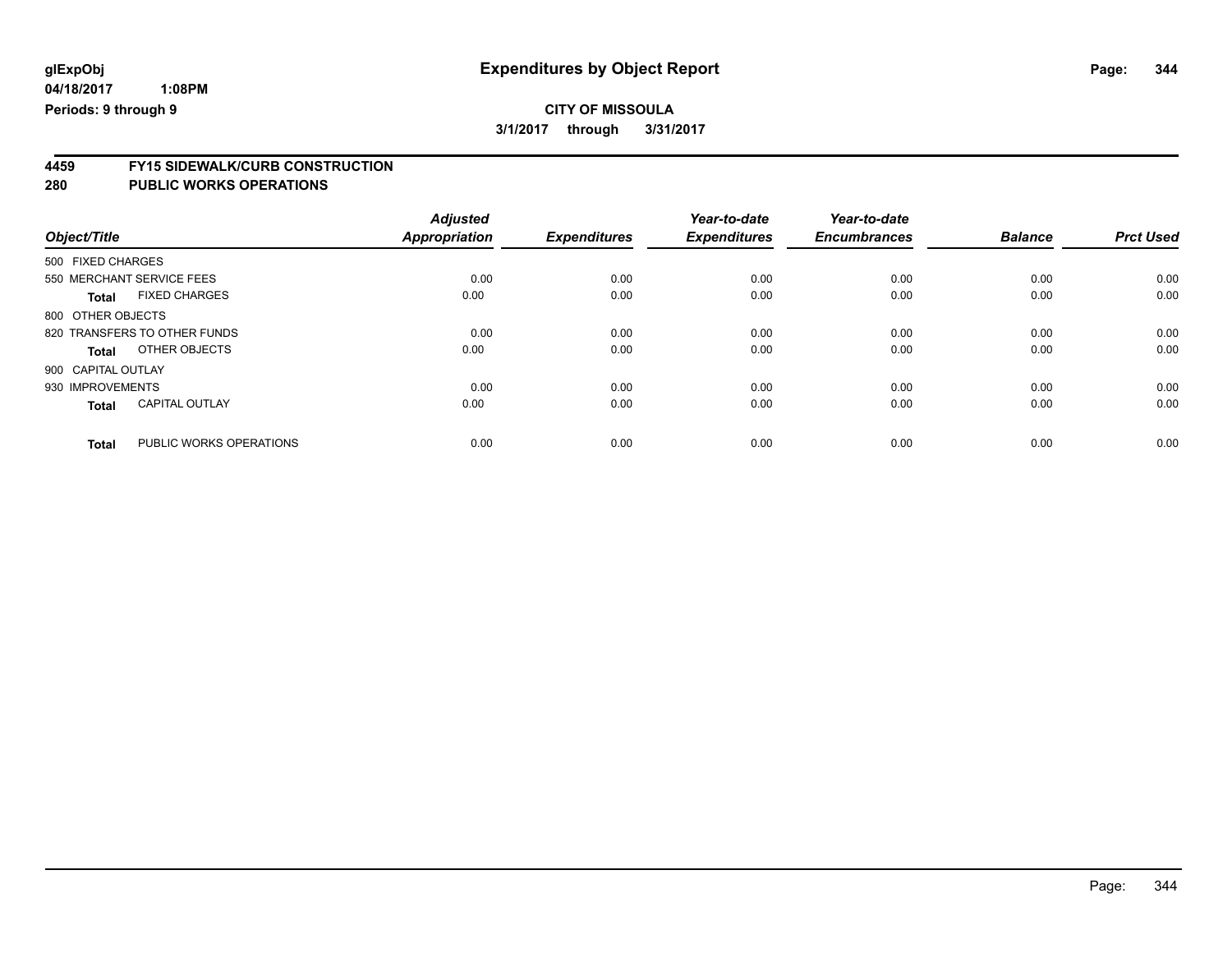**glExpObj** **Expenditures by Object Report**

**04/18/2017 1:08PM**

**Periods: 9 through 9**

**CITY OF MISSOULA**

**3/1/2017 through 3/31/2017**

## 4459 FY15 SIDEWALK/CURB CONSTRUCTION
## 280 PUBLIC WORKS OPERATIONS

| Object/Title | | Adjusted Appropriation | Expenditures | Year-to-date Expenditures | Year-to-date Encumbrances | Balance | Prct Used |
|---|---|---|---|---|---|---|---|
| 500 FIXED CHARGES | | | | | | | |
| 550 MERCHANT SERVICE FEES | | 0.00 | 0.00 | 0.00 | 0.00 | 0.00 | 0.00 |
| **Total** | FIXED CHARGES | 0.00 | 0.00 | 0.00 | 0.00 | 0.00 | 0.00 |
| 800 OTHER OBJECTS | | | | | | | |
| 820 TRANSFERS TO OTHER FUNDS | | 0.00 | 0.00 | 0.00 | 0.00 | 0.00 | 0.00 |
| **Total** | OTHER OBJECTS | 0.00 | 0.00 | 0.00 | 0.00 | 0.00 | 0.00 |
| 900 CAPITAL OUTLAY | | | | | | | |
| 930 IMPROVEMENTS | | 0.00 | 0.00 | 0.00 | 0.00 | 0.00 | 0.00 |
| **Total** | CAPITAL OUTLAY | 0.00 | 0.00 | 0.00 | 0.00 | 0.00 | 0.00 |
| **Total** | PUBLIC WORKS OPERATIONS | 0.00 | 0.00 | 0.00 | 0.00 | 0.00 | 0.00 |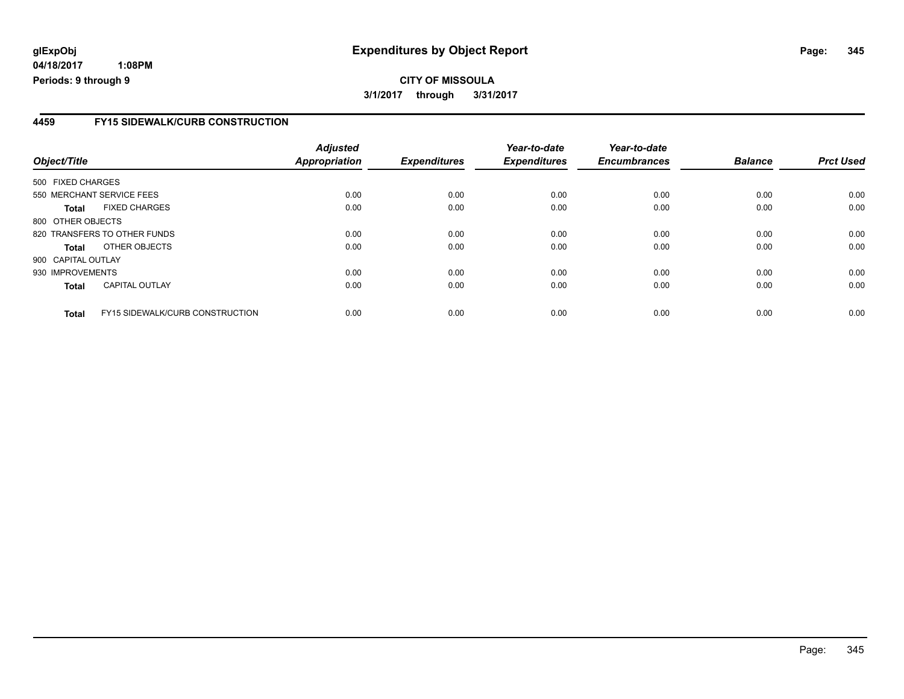# Expenditures by Object Report

glExpObj
04/18/2017 1:08PM
Periods: 9 through 9

**CITY OF MISSOULA**
**3/1/2017 through 3/31/2017**

## 4459 FY15 SIDEWALK/CURB CONSTRUCTION

| Object/Title | | Adjusted Appropriation | Expenditures | Year-to-date Expenditures | Year-to-date Encumbrances | Balance | Prct Used |
|---|---|---|---|---|---|---|---|
| 500 FIXED CHARGES | | | | | | | |
| 550 MERCHANT SERVICE FEES | | 0.00 | 0.00 | 0.00 | 0.00 | 0.00 | 0.00 |
| **Total** | FIXED CHARGES | 0.00 | 0.00 | 0.00 | 0.00 | 0.00 | 0.00 |
| 800 OTHER OBJECTS | | | | | | | |
| 820 TRANSFERS TO OTHER FUNDS | | 0.00 | 0.00 | 0.00 | 0.00 | 0.00 | 0.00 |
| **Total** | OTHER OBJECTS | 0.00 | 0.00 | 0.00 | 0.00 | 0.00 | 0.00 |
| 900 CAPITAL OUTLAY | | | | | | | |
| 930 IMPROVEMENTS | | 0.00 | 0.00 | 0.00 | 0.00 | 0.00 | 0.00 |
| **Total** | CAPITAL OUTLAY | 0.00 | 0.00 | 0.00 | 0.00 | 0.00 | 0.00 |
| **Total** | FY15 SIDEWALK/CURB CONSTRUCTION | 0.00 | 0.00 | 0.00 | 0.00 | 0.00 | 0.00 |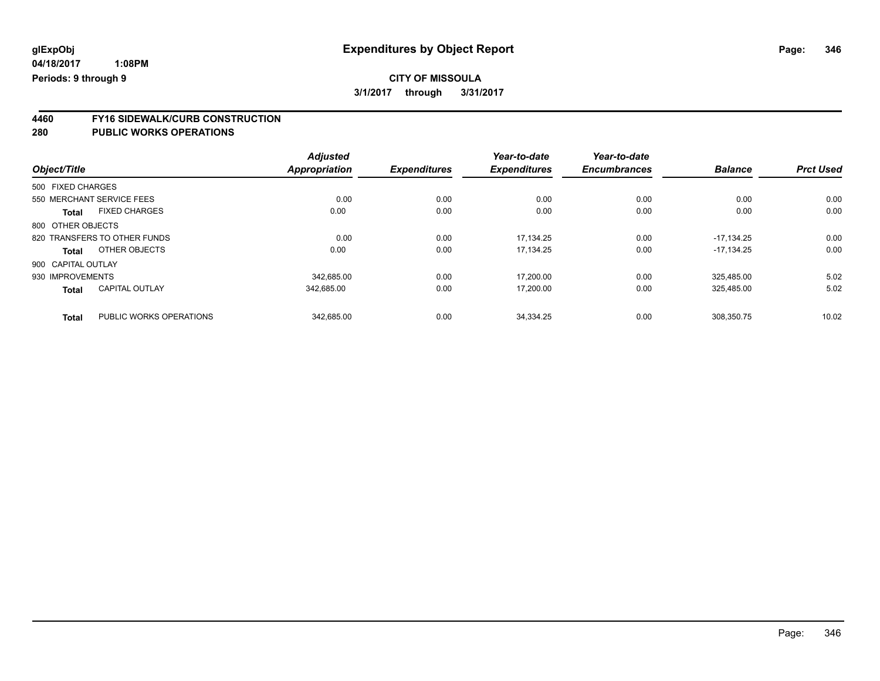**glExpObj** 04/18/2017 1:08PM
**Periods: 9 through 9**

# Expenditures by Object Report

**CITY OF MISSOULA**
**3/1/2017 through 3/31/2017**

## 4460 FY16 SIDEWALK/CURB CONSTRUCTION
## 280 PUBLIC WORKS OPERATIONS

| Object/Title | | Adjusted Appropriation | Expenditures | Year-to-date Expenditures | Year-to-date Encumbrances | Balance | Prct Used |
|---|---|---|---|---|---|---|---|
| 500 FIXED CHARGES | | | | | | | |
| 550 MERCHANT SERVICE FEES | | 0.00 | 0.00 | 0.00 | 0.00 | 0.00 | 0.00 |
| **Total** | FIXED CHARGES | 0.00 | 0.00 | 0.00 | 0.00 | 0.00 | 0.00 |
| 800 OTHER OBJECTS | | | | | | | |
| 820 TRANSFERS TO OTHER FUNDS | | 0.00 | 0.00 | 17,134.25 | 0.00 | -17,134.25 | 0.00 |
| **Total** | OTHER OBJECTS | 0.00 | 0.00 | 17,134.25 | 0.00 | -17,134.25 | 0.00 |
| 900 CAPITAL OUTLAY | | | | | | | |
| 930 IMPROVEMENTS | | 342,685.00 | 0.00 | 17,200.00 | 0.00 | 325,485.00 | 5.02 |
| **Total** | CAPITAL OUTLAY | 342,685.00 | 0.00 | 17,200.00 | 0.00 | 325,485.00 | 5.02 |
| **Total** | PUBLIC WORKS OPERATIONS | 342,685.00 | 0.00 | 34,334.25 | 0.00 | 308,350.75 | 10.02 |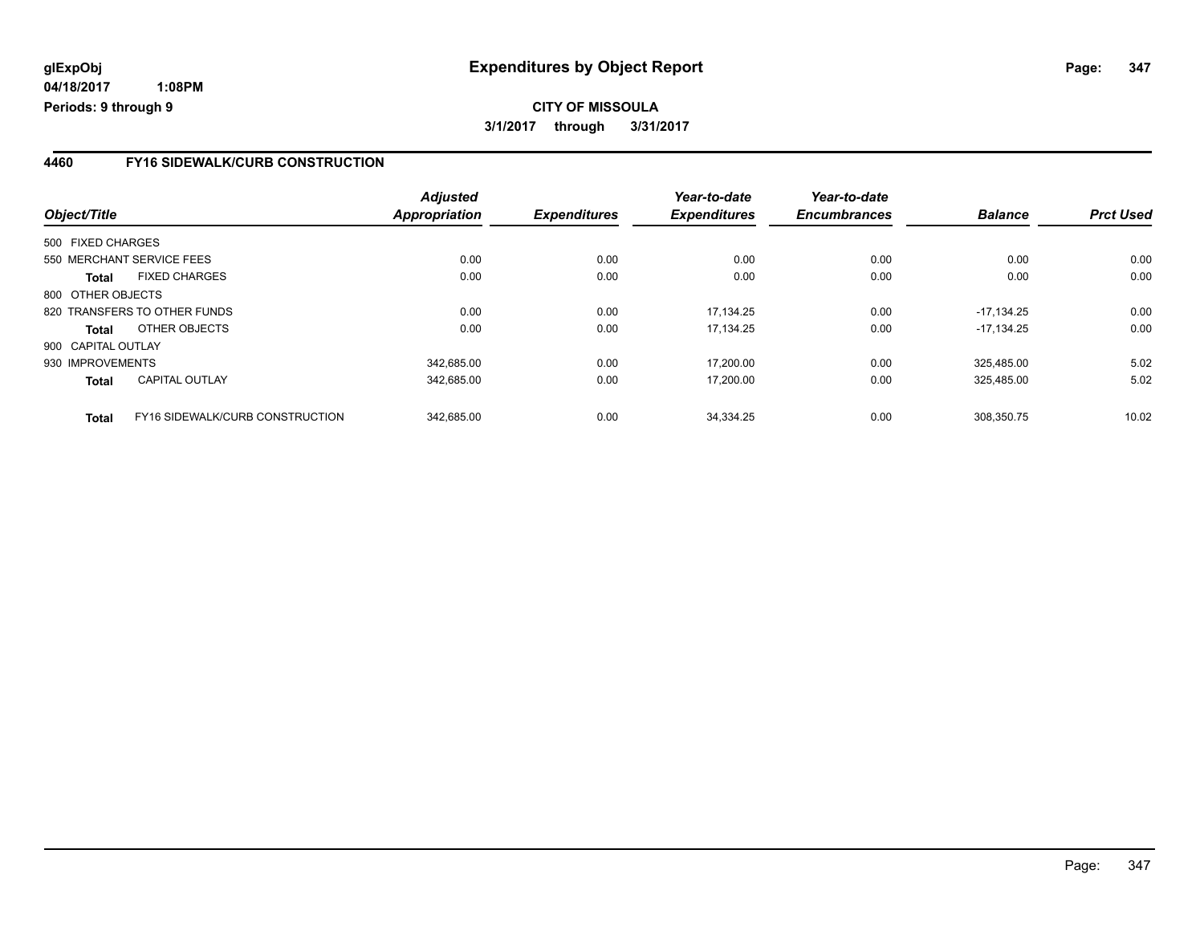**glExpObj**
**04/18/2017 1:08PM**
**Periods: 9 through 9**

# Expenditures by Object Report

**CITY OF MISSOULA**
**3/1/2017 through 3/31/2017**

## 4460 FY16 SIDEWALK/CURB CONSTRUCTION

| Object/Title | | Adjusted Appropriation | Expenditures | Year-to-date Expenditures | Year-to-date Encumbrances | Balance | Prct Used |
|---|---|---|---|---|---|---|---|
| 500 FIXED CHARGES | | | | | | | |
| 550 MERCHANT SERVICE FEES | | 0.00 | 0.00 | 0.00 | 0.00 | 0.00 | 0.00 |
| **Total** | FIXED CHARGES | 0.00 | 0.00 | 0.00 | 0.00 | 0.00 | 0.00 |
| 800 OTHER OBJECTS | | | | | | | |
| 820 TRANSFERS TO OTHER FUNDS | | 0.00 | 0.00 | 17,134.25 | 0.00 | -17,134.25 | 0.00 |
| **Total** | OTHER OBJECTS | 0.00 | 0.00 | 17,134.25 | 0.00 | -17,134.25 | 0.00 |
| 900 CAPITAL OUTLAY | | | | | | | |
| 930 IMPROVEMENTS | | 342,685.00 | 0.00 | 17,200.00 | 0.00 | 325,485.00 | 5.02 |
| **Total** | CAPITAL OUTLAY | 342,685.00 | 0.00 | 17,200.00 | 0.00 | 325,485.00 | 5.02 |
| **Total** | FY16 SIDEWALK/CURB CONSTRUCTION | 342,685.00 | 0.00 | 34,334.25 | 0.00 | 308,350.75 | 10.02 |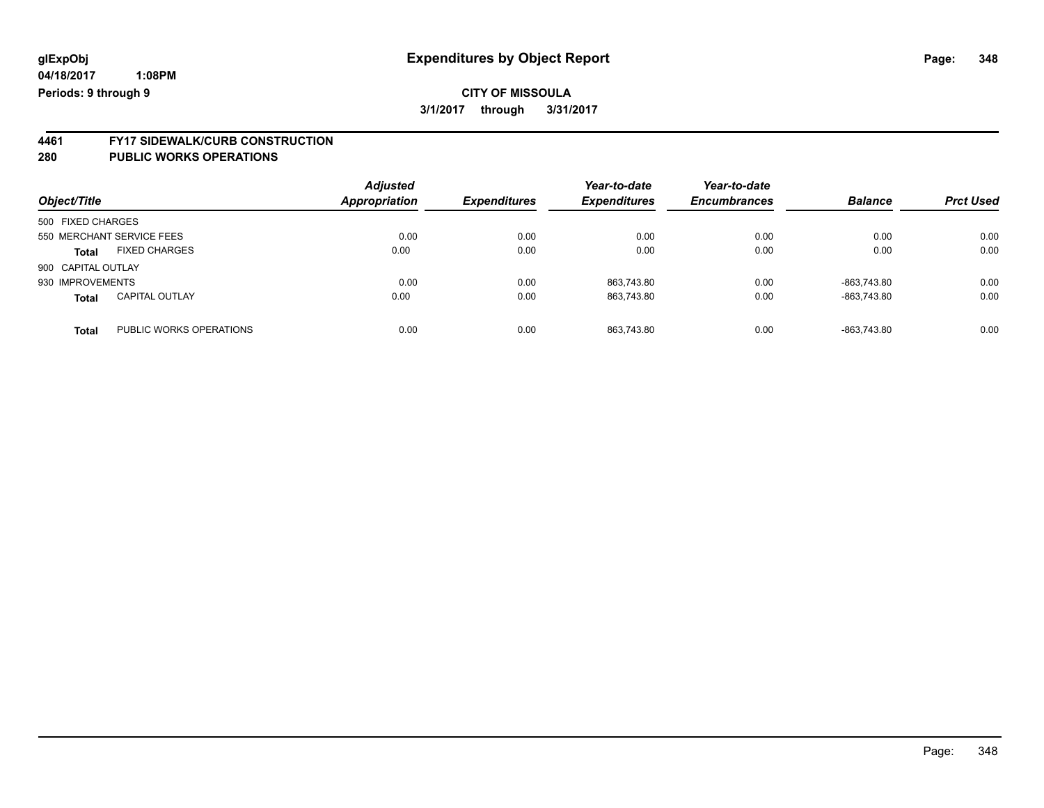**glExpObj**
**04/18/2017 1:08PM**
**Periods: 9 through 9**

# Expenditures by Object Report

**CITY OF MISSOULA**
**3/1/2017 through 3/31/2017**

## 4461 FY17 SIDEWALK/CURB CONSTRUCTION
## 280 PUBLIC WORKS OPERATIONS

| Object/Title | | Adjusted Appropriation | Expenditures | Year-to-date Expenditures | Year-to-date Encumbrances | Balance | Prct Used |
|---|---|---|---|---|---|---|---|
| 500 FIXED CHARGES | | | | | | | |
| 550 MERCHANT SERVICE FEES | | 0.00 | 0.00 | 0.00 | 0.00 | 0.00 | 0.00 |
| **Total** | FIXED CHARGES | 0.00 | 0.00 | 0.00 | 0.00 | 0.00 | 0.00 |
| 900 CAPITAL OUTLAY | | | | | | | |
| 930 IMPROVEMENTS | | 0.00 | 0.00 | 863,743.80 | 0.00 | -863,743.80 | 0.00 |
| **Total** | CAPITAL OUTLAY | 0.00 | 0.00 | 863,743.80 | 0.00 | -863,743.80 | 0.00 |
| **Total** | PUBLIC WORKS OPERATIONS | 0.00 | 0.00 | 863,743.80 | 0.00 | -863,743.80 | 0.00 |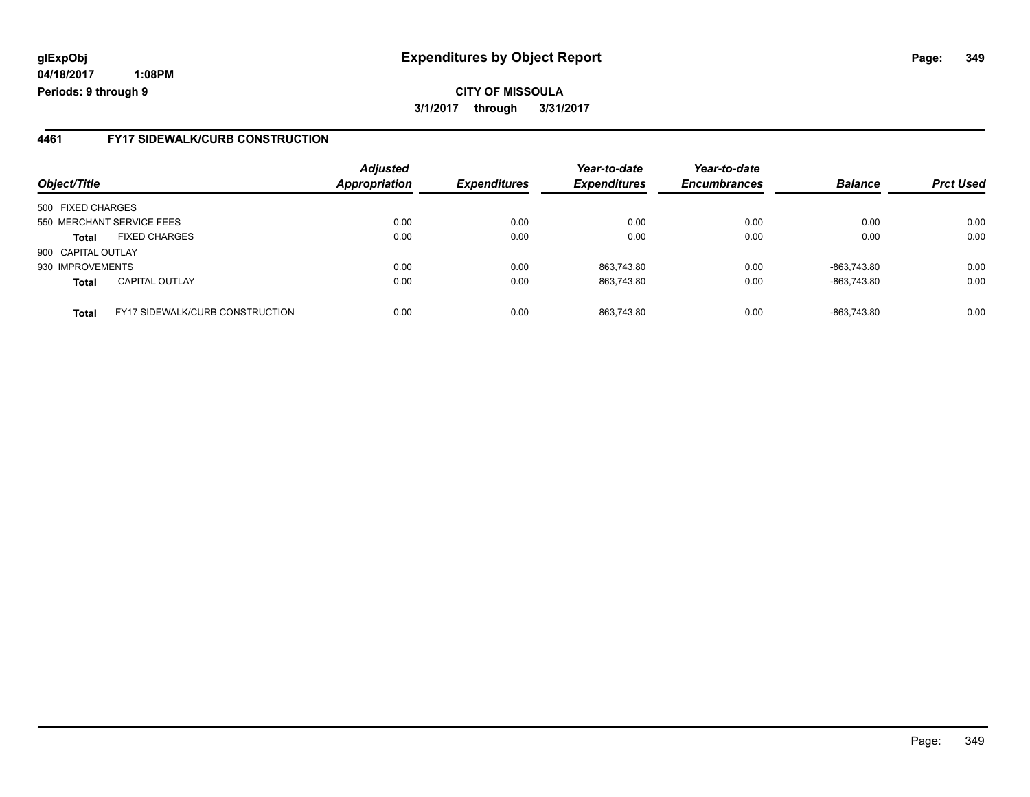**glExpObj** | **Expenditures by Object Report**

**04/18/2017 1:08PM**

**Periods: 9 through 9**

**CITY OF MISSOULA**

**3/1/2017 through 3/31/2017**

### 4461 FY17 SIDEWALK/CURB CONSTRUCTION

| *Object/Title* | | *Adjusted Appropriation* | *Expenditures* | *Year-to-date Expenditures* | *Year-to-date Encumbrances* | *Balance* | *Prct Used* |
|---|---|---|---|---|---|---|---|
| 500 FIXED CHARGES | | | | | | | |
| 550 MERCHANT SERVICE FEES | | 0.00 | 0.00 | 0.00 | 0.00 | 0.00 | 0.00 |
| **Total** | FIXED CHARGES | 0.00 | 0.00 | 0.00 | 0.00 | 0.00 | 0.00 |
| 900 CAPITAL OUTLAY | | | | | | | |
| 930 IMPROVEMENTS | | 0.00 | 0.00 | 863,743.80 | 0.00 | -863,743.80 | 0.00 |
| **Total** | CAPITAL OUTLAY | 0.00 | 0.00 | 863,743.80 | 0.00 | -863,743.80 | 0.00 |
| **Total** | FY17 SIDEWALK/CURB CONSTRUCTION | 0.00 | 0.00 | 863,743.80 | 0.00 | -863,743.80 | 0.00 |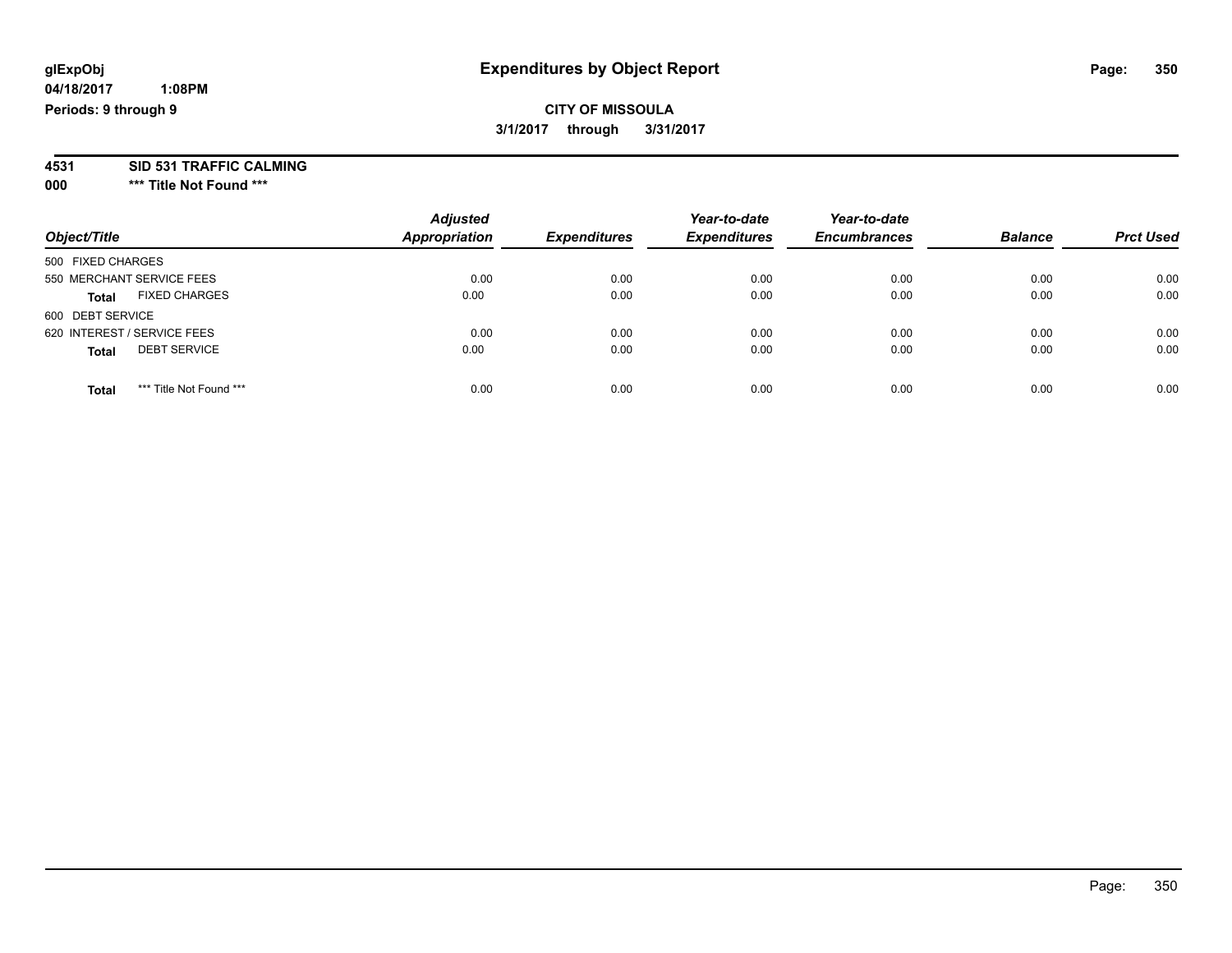**glExpObj** **Expenditures by Object Report**

**04/18/2017 1:08PM**

**Periods: 9 through 9**

**CITY OF MISSOULA**

**3/1/2017 through 3/31/2017**

**4531 SID 531 TRAFFIC CALMING**

**000 \*\*\* Title Not Found \*\*\***

| Object/Title | Adjusted Appropriation | Expenditures | Year-to-date Expenditures | Year-to-date Encumbrances | Balance | Prct Used |
|---|---|---|---|---|---|---|
| 500 FIXED CHARGES | | | | | | |
| 550 MERCHANT SERVICE FEES | 0.00 | 0.00 | 0.00 | 0.00 | 0.00 | 0.00 |
| **Total** FIXED CHARGES | 0.00 | 0.00 | 0.00 | 0.00 | 0.00 | 0.00 |
| 600 DEBT SERVICE | | | | | | |
| 620 INTEREST / SERVICE FEES | 0.00 | 0.00 | 0.00 | 0.00 | 0.00 | 0.00 |
| **Total** DEBT SERVICE | 0.00 | 0.00 | 0.00 | 0.00 | 0.00 | 0.00 |
| **Total** *** Title Not Found *** | 0.00 | 0.00 | 0.00 | 0.00 | 0.00 | 0.00 |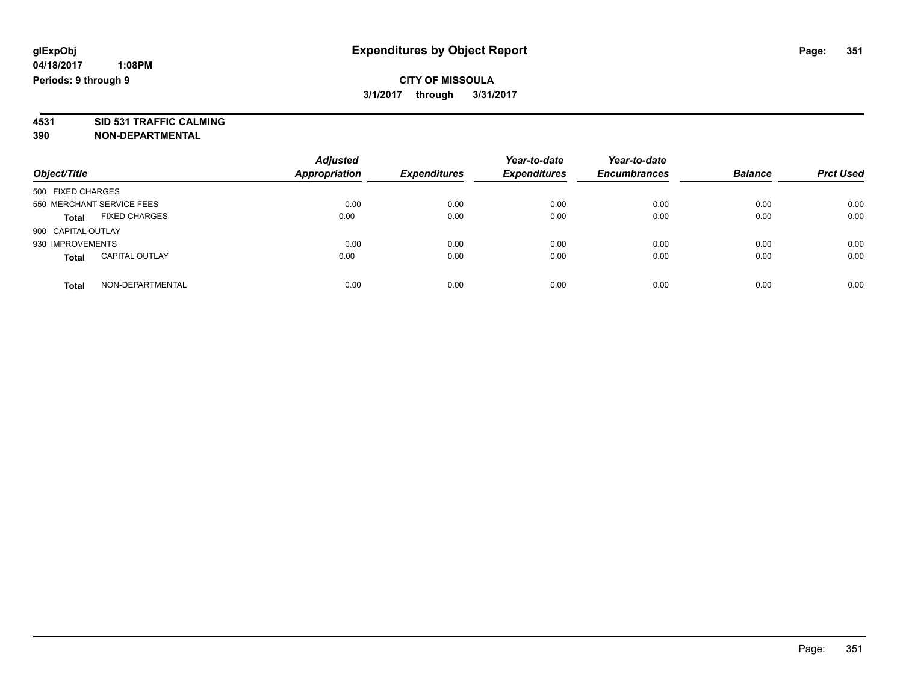**glExpObj**
**04/18/2017 1:08PM**
**Periods: 9 through 9**

# Expenditures by Object Report

**CITY OF MISSOULA**
**3/1/2017 through 3/31/2017**

**4531 SID 531 TRAFFIC CALMING**
**390 NON-DEPARTMENTAL**

| Object/Title | | Adjusted Appropriation | Expenditures | Year-to-date Expenditures | Year-to-date Encumbrances | Balance | Prct Used |
|---|---|---|---|---|---|---|---|
| 500 FIXED CHARGES | | | | | | | |
| 550 MERCHANT SERVICE FEES | | 0.00 | 0.00 | 0.00 | 0.00 | 0.00 | 0.00 |
| **Total** | FIXED CHARGES | 0.00 | 0.00 | 0.00 | 0.00 | 0.00 | 0.00 |
| 900 CAPITAL OUTLAY | | | | | | | |
| 930 IMPROVEMENTS | | 0.00 | 0.00 | 0.00 | 0.00 | 0.00 | 0.00 |
| **Total** | CAPITAL OUTLAY | 0.00 | 0.00 | 0.00 | 0.00 | 0.00 | 0.00 |
| **Total** | NON-DEPARTMENTAL | 0.00 | 0.00 | 0.00 | 0.00 | 0.00 | 0.00 |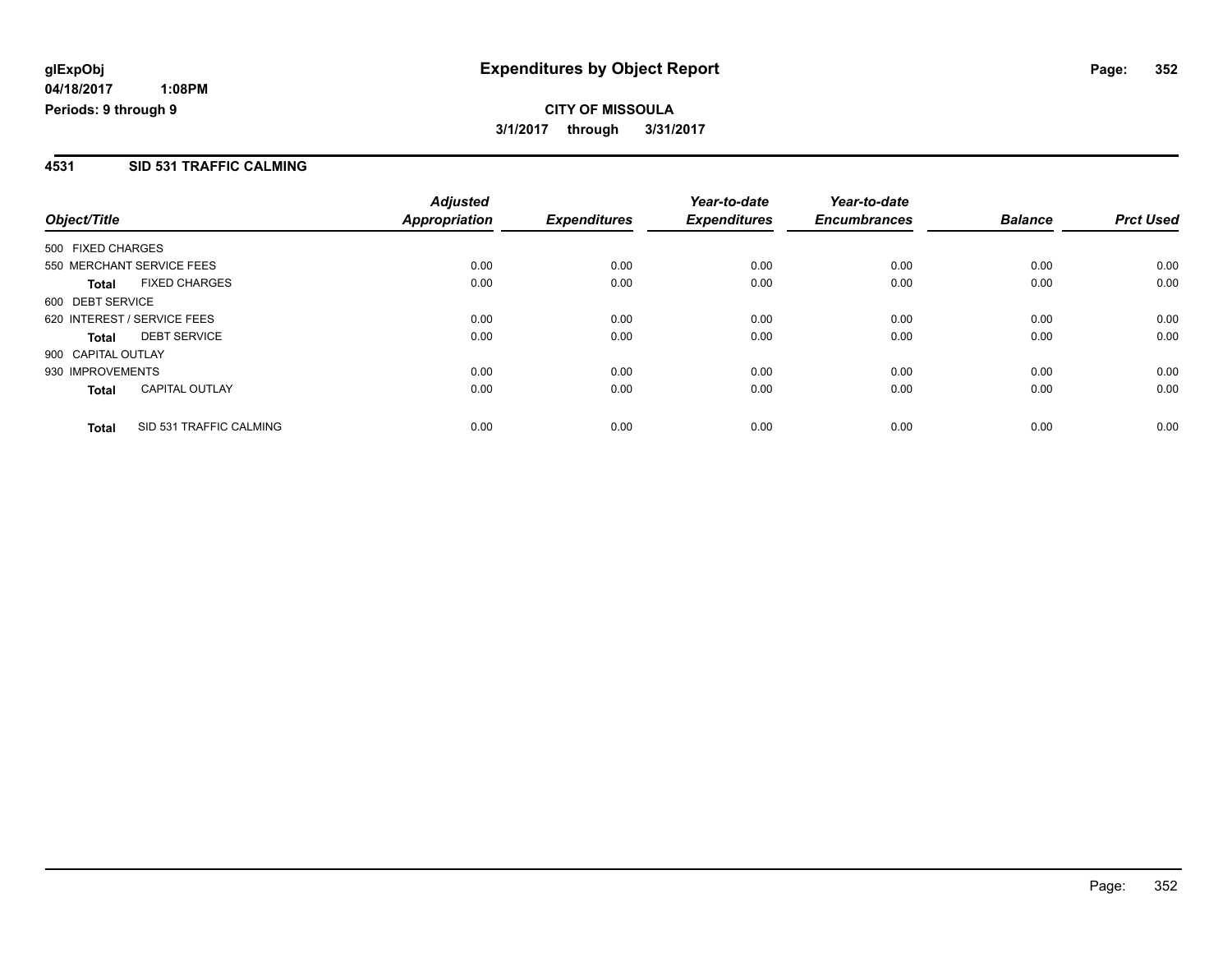**glExpObj**
**04/18/2017 1:08PM**
**Periods: 9 through 9**

# Expenditures by Object Report

**CITY OF MISSOULA**
**3/1/2017 through 3/31/2017**

## 4531 SID 531 TRAFFIC CALMING

| Object/Title | | Adjusted Appropriation | Expenditures | Year-to-date Expenditures | Year-to-date Encumbrances | Balance | Prct Used |
|---|---|---|---|---|---|---|---|
| 500 FIXED CHARGES | | | | | | | |
| 550 MERCHANT SERVICE FEES | | 0.00 | 0.00 | 0.00 | 0.00 | 0.00 | 0.00 |
| **Total** | FIXED CHARGES | 0.00 | 0.00 | 0.00 | 0.00 | 0.00 | 0.00 |
| 600 DEBT SERVICE | | | | | | | |
| 620 INTEREST / SERVICE FEES | | 0.00 | 0.00 | 0.00 | 0.00 | 0.00 | 0.00 |
| **Total** | DEBT SERVICE | 0.00 | 0.00 | 0.00 | 0.00 | 0.00 | 0.00 |
| 900 CAPITAL OUTLAY | | | | | | | |
| 930 IMPROVEMENTS | | 0.00 | 0.00 | 0.00 | 0.00 | 0.00 | 0.00 |
| **Total** | CAPITAL OUTLAY | 0.00 | 0.00 | 0.00 | 0.00 | 0.00 | 0.00 |
| **Total** | SID 531 TRAFFIC CALMING | 0.00 | 0.00 | 0.00 | 0.00 | 0.00 | 0.00 |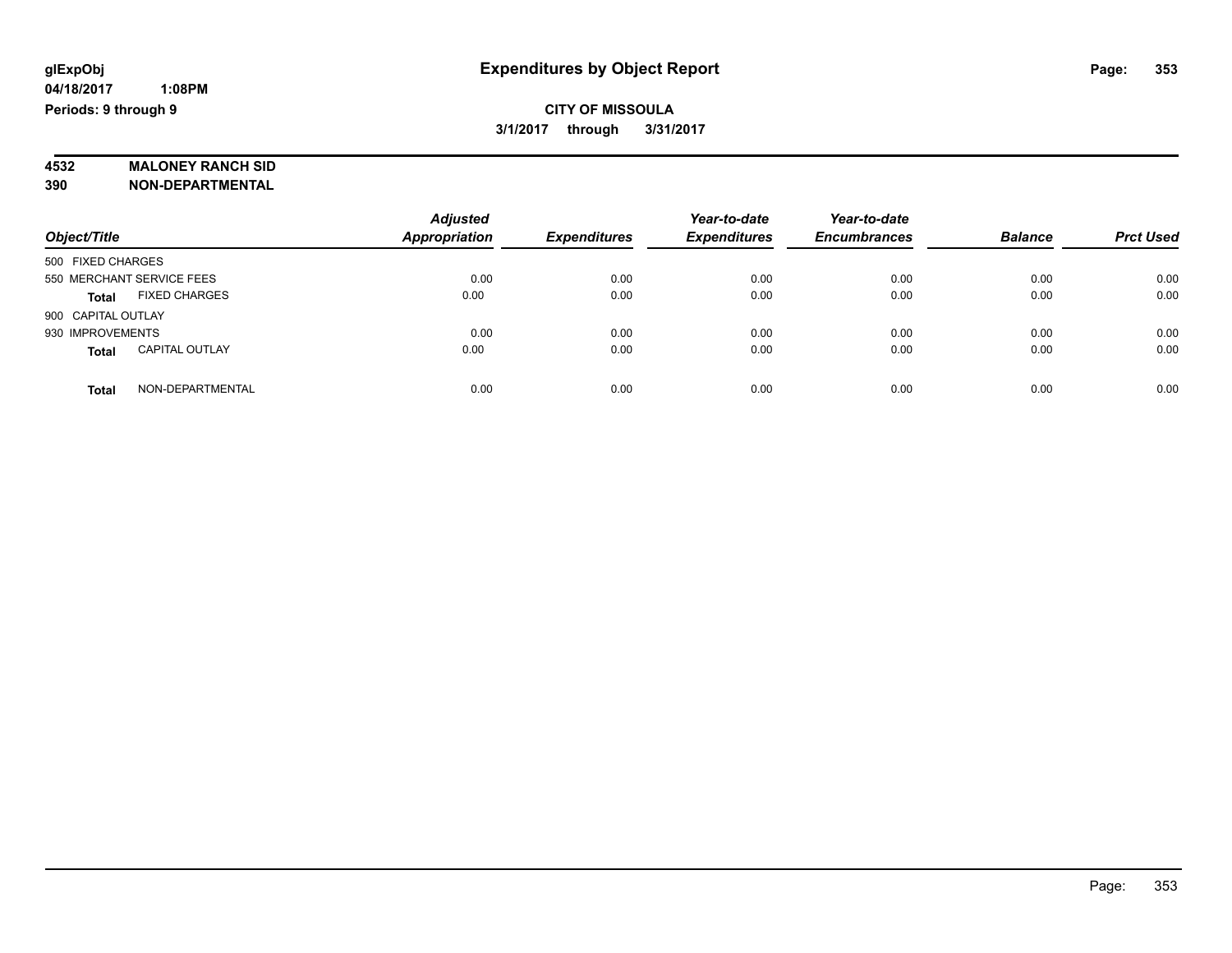**glExpObj** **Expenditures by Object Report**

**04/18/2017 1:08PM**

**Periods: 9 through 9**

**CITY OF MISSOULA**

**3/1/2017 through 3/31/2017**

**4532 MALONEY RANCH SID**

**390 NON-DEPARTMENTAL**

| Object/Title | | Adjusted Appropriation | Expenditures | Year-to-date Expenditures | Year-to-date Encumbrances | Balance | Prct Used |
|---|---|---|---|---|---|---|---|
| 500 FIXED CHARGES | | | | | | | |
| 550 MERCHANT SERVICE FEES | | 0.00 | 0.00 | 0.00 | 0.00 | 0.00 | 0.00 |
| **Total** | FIXED CHARGES | 0.00 | 0.00 | 0.00 | 0.00 | 0.00 | 0.00 |
| 900 CAPITAL OUTLAY | | | | | | | |
| 930 IMPROVEMENTS | | 0.00 | 0.00 | 0.00 | 0.00 | 0.00 | 0.00 |
| **Total** | CAPITAL OUTLAY | 0.00 | 0.00 | 0.00 | 0.00 | 0.00 | 0.00 |
| **Total** | NON-DEPARTMENTAL | 0.00 | 0.00 | 0.00 | 0.00 | 0.00 | 0.00 |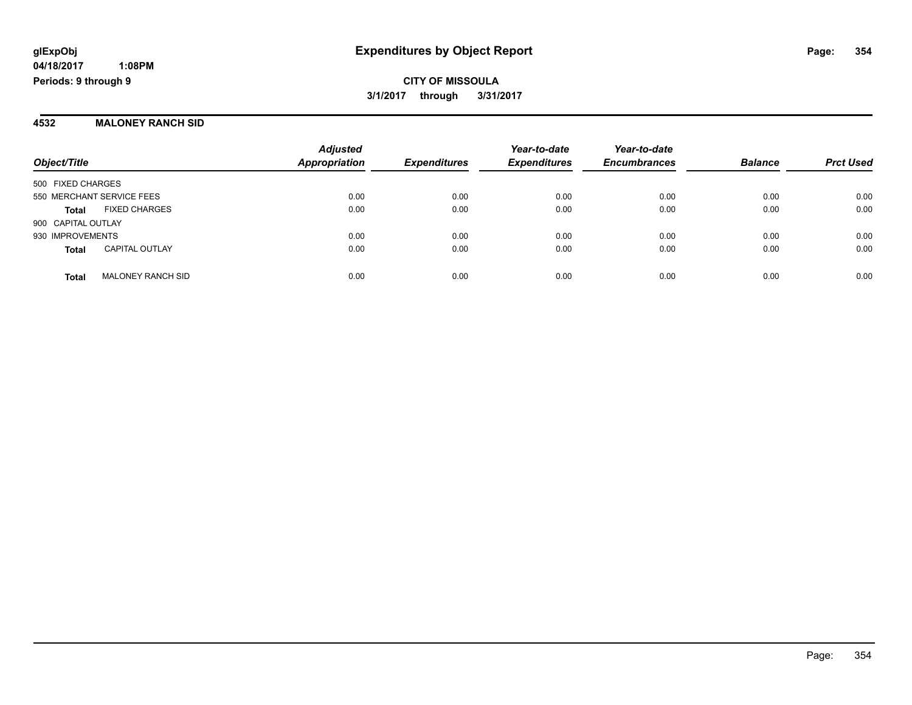# Expenditures by Object Report

glExpObj
04/18/2017 1:08PM
Periods: 9 through 9

**CITY OF MISSOULA**
**3/1/2017 through 3/31/2017**

## 4532 MALONEY RANCH SID

| Object/Title | | Adjusted Appropriation | Expenditures | Year-to-date Expenditures | Year-to-date Encumbrances | Balance | Prct Used |
|---|---|---|---|---|---|---|---|
| 500 FIXED CHARGES | | | | | | | |
| 550 MERCHANT SERVICE FEES | | 0.00 | 0.00 | 0.00 | 0.00 | 0.00 | 0.00 |
| **Total** | FIXED CHARGES | 0.00 | 0.00 | 0.00 | 0.00 | 0.00 | 0.00 |
| 900 CAPITAL OUTLAY | | | | | | | |
| 930 IMPROVEMENTS | | 0.00 | 0.00 | 0.00 | 0.00 | 0.00 | 0.00 |
| **Total** | CAPITAL OUTLAY | 0.00 | 0.00 | 0.00 | 0.00 | 0.00 | 0.00 |
| **Total** | MALONEY RANCH SID | 0.00 | 0.00 | 0.00 | 0.00 | 0.00 | 0.00 |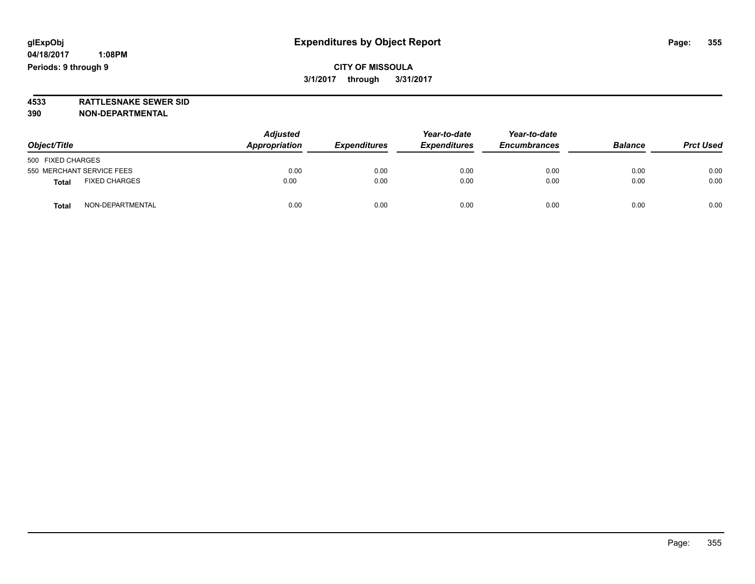# Expenditures by Object Report

glExpObj
04/18/2017 1:08PM
Periods: 9 through 9

**CITY OF MISSOULA**
**3/1/2017 through 3/31/2017**

**4533 RATTLESNAKE SEWER SID**
**390 NON-DEPARTMENTAL**

| Object/Title | | Adjusted Appropriation | Expenditures | Year-to-date Expenditures | Year-to-date Encumbrances | Balance | Prct Used |
|---|---|---|---|---|---|---|---|
| 500 FIXED CHARGES | | | | | | | |
| 550 MERCHANT SERVICE FEES | | 0.00 | 0.00 | 0.00 | 0.00 | 0.00 | 0.00 |
| **Total** | FIXED CHARGES | 0.00 | 0.00 | 0.00 | 0.00 | 0.00 | 0.00 |
| **Total** | NON-DEPARTMENTAL | 0.00 | 0.00 | 0.00 | 0.00 | 0.00 | 0.00 |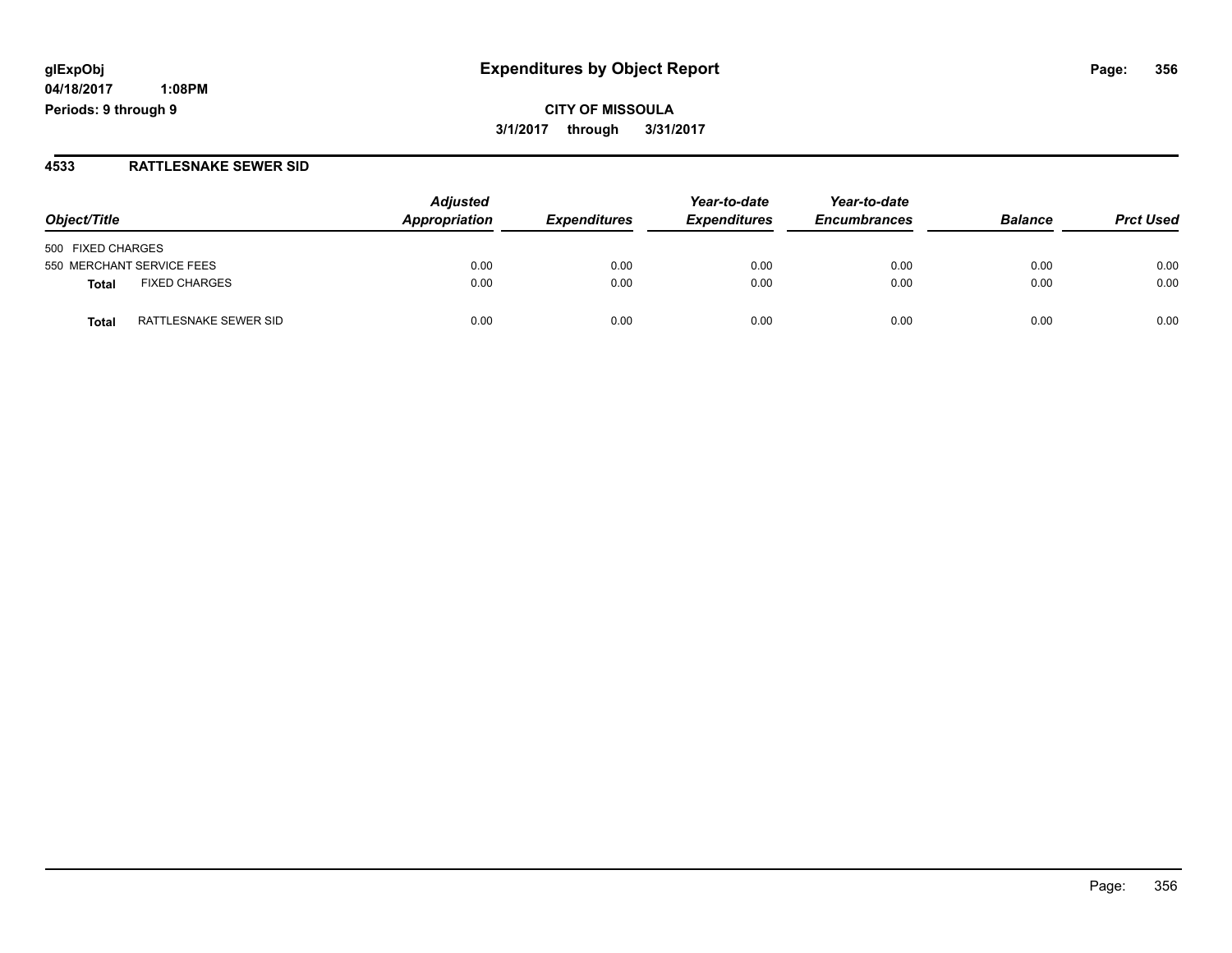# Expenditures by Object Report

glExpObj
04/18/2017 1:08PM
Periods: 9 through 9

**CITY OF MISSOULA**
**3/1/2017 through 3/31/2017**

## 4533 RATTLESNAKE SEWER SID

| Object/Title | Adjusted Appropriation | Expenditures | Year-to-date Expenditures | Year-to-date Encumbrances | Balance | Prct Used |
|---|---|---|---|---|---|---|
| 500 FIXED CHARGES | | | | | | |
| 550 MERCHANT SERVICE FEES | 0.00 | 0.00 | 0.00 | 0.00 | 0.00 | 0.00 |
| **Total** FIXED CHARGES | 0.00 | 0.00 | 0.00 | 0.00 | 0.00 | 0.00 |
| **Total** RATTLESNAKE SEWER SID | 0.00 | 0.00 | 0.00 | 0.00 | 0.00 | 0.00 |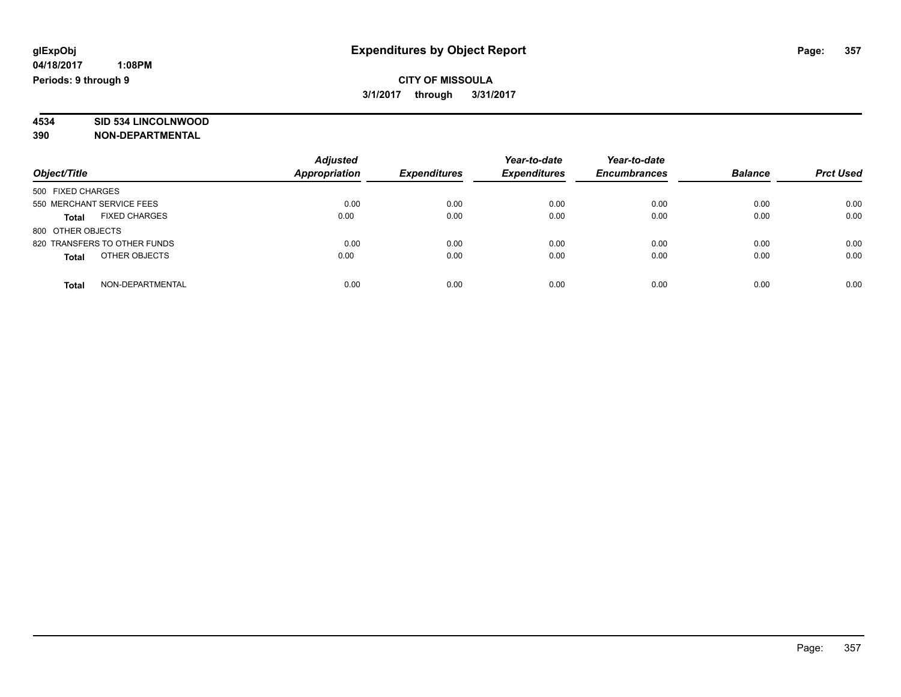# Expenditures by Object Report

glExpObj
04/18/2017 1:08PM
Periods: 9 through 9

**CITY OF MISSOULA**
**3/1/2017 through 3/31/2017**

**4534 SID 534 LINCOLNWOOD**
**390 NON-DEPARTMENTAL**

| Object/Title | Adjusted Appropriation | Expenditures | Year-to-date Expenditures | Year-to-date Encumbrances | Balance | Prct Used |
|---|---|---|---|---|---|---|
| 500 FIXED CHARGES | | | | | | |
| 550 MERCHANT SERVICE FEES | 0.00 | 0.00 | 0.00 | 0.00 | 0.00 | 0.00 |
| **Total** FIXED CHARGES | 0.00 | 0.00 | 0.00 | 0.00 | 0.00 | 0.00 |
| 800 OTHER OBJECTS | | | | | | |
| 820 TRANSFERS TO OTHER FUNDS | 0.00 | 0.00 | 0.00 | 0.00 | 0.00 | 0.00 |
| **Total** OTHER OBJECTS | 0.00 | 0.00 | 0.00 | 0.00 | 0.00 | 0.00 |
| **Total** NON-DEPARTMENTAL | 0.00 | 0.00 | 0.00 | 0.00 | 0.00 | 0.00 |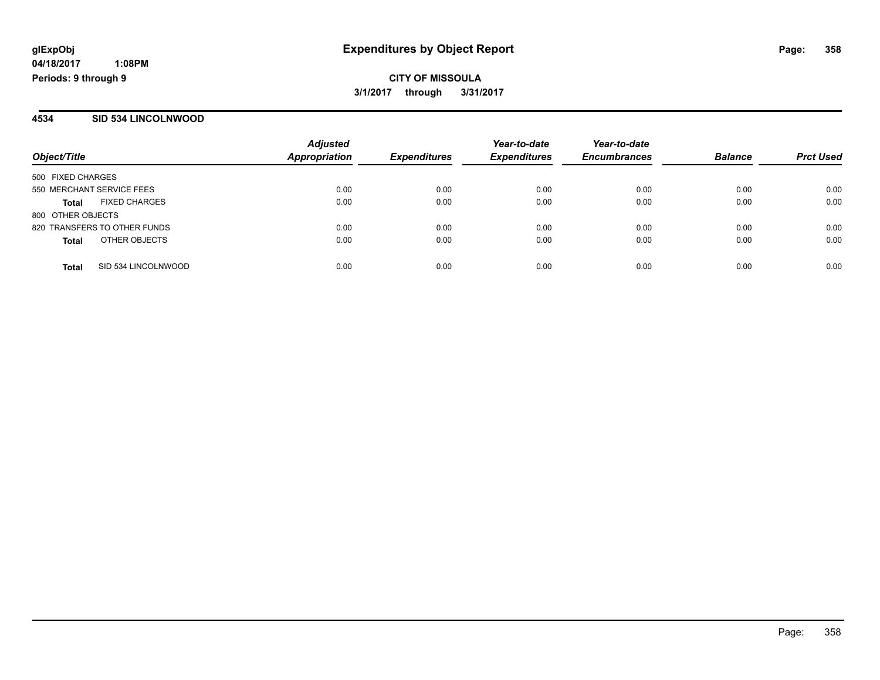glExpObj
04/18/2017 1:08PM
Periods: 9 through 9

# Expenditures by Object Report

**CITY OF MISSOULA**

**3/1/2017 through 3/31/2017**

## 4534 SID 534 LINCOLNWOOD

| Object/Title | Adjusted Appropriation | Expenditures | Year-to-date Expenditures | Year-to-date Encumbrances | Balance | Prct Used |
|---|---|---|---|---|---|---|
| 500 FIXED CHARGES | | | | | | |
| 550 MERCHANT SERVICE FEES | 0.00 | 0.00 | 0.00 | 0.00 | 0.00 | 0.00 |
| **Total** FIXED CHARGES | 0.00 | 0.00 | 0.00 | 0.00 | 0.00 | 0.00 |
| 800 OTHER OBJECTS | | | | | | |
| 820 TRANSFERS TO OTHER FUNDS | 0.00 | 0.00 | 0.00 | 0.00 | 0.00 | 0.00 |
| **Total** OTHER OBJECTS | 0.00 | 0.00 | 0.00 | 0.00 | 0.00 | 0.00 |
| **Total** SID 534 LINCOLNWOOD | 0.00 | 0.00 | 0.00 | 0.00 | 0.00 | 0.00 |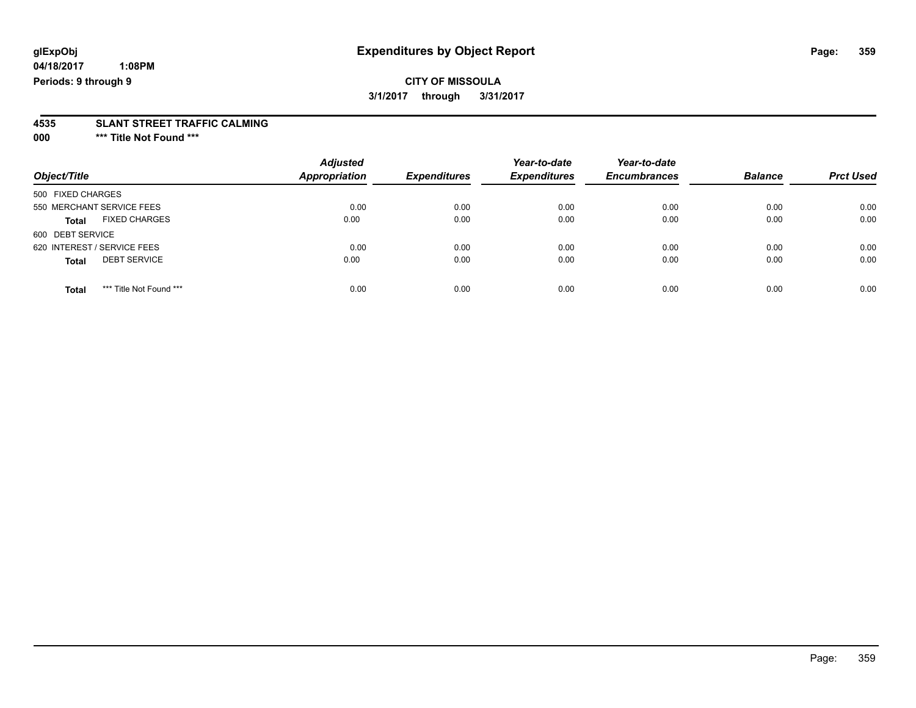**glExpObj**
**04/18/2017 1:08PM**
**Periods: 9 through 9**

# Expenditures by Object Report

**CITY OF MISSOULA**
**3/1/2017 through 3/31/2017**

**4535 SLANT STREET TRAFFIC CALMING**
**000 \*\*\* Title Not Found \*\*\***

| Object/Title | Adjusted Appropriation | Expenditures | Year-to-date Expenditures | Year-to-date Encumbrances | Balance | Prct Used |
|---|---|---|---|---|---|---|
| 500 FIXED CHARGES | | | | | | |
| 550 MERCHANT SERVICE FEES | 0.00 | 0.00 | 0.00 | 0.00 | 0.00 | 0.00 |
| **Total** FIXED CHARGES | 0.00 | 0.00 | 0.00 | 0.00 | 0.00 | 0.00 |
| 600 DEBT SERVICE | | | | | | |
| 620 INTEREST / SERVICE FEES | 0.00 | 0.00 | 0.00 | 0.00 | 0.00 | 0.00 |
| **Total** DEBT SERVICE | 0.00 | 0.00 | 0.00 | 0.00 | 0.00 | 0.00 |
| **Total** \*\*\* Title Not Found \*\*\* | 0.00 | 0.00 | 0.00 | 0.00 | 0.00 | 0.00 |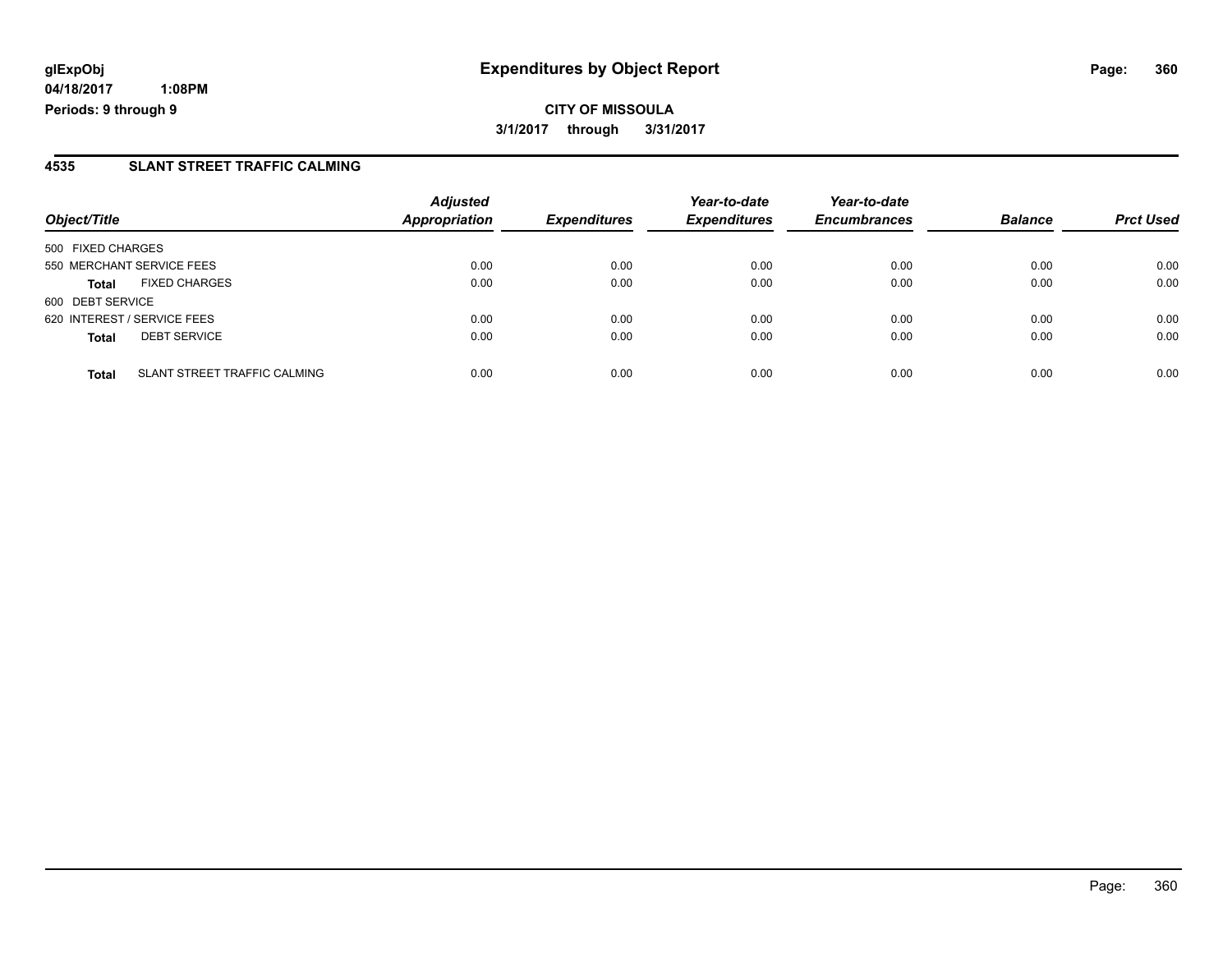# Expenditures by Object Report

**glExpObj**
**04/18/2017 1:08PM**
**Periods: 9 through 9**

**CITY OF MISSOULA**
**3/1/2017 through 3/31/2017**

## 4535 SLANT STREET TRAFFIC CALMING

| Object/Title | | Adjusted Appropriation | Expenditures | Year-to-date Expenditures | Year-to-date Encumbrances | Balance | Prct Used |
|---|---|---|---|---|---|---|---|
| 500 FIXED CHARGES | | | | | | | |
| 550 MERCHANT SERVICE FEES | | 0.00 | 0.00 | 0.00 | 0.00 | 0.00 | 0.00 |
| **Total** | FIXED CHARGES | 0.00 | 0.00 | 0.00 | 0.00 | 0.00 | 0.00 |
| 600 DEBT SERVICE | | | | | | | |
| 620 INTEREST / SERVICE FEES | | 0.00 | 0.00 | 0.00 | 0.00 | 0.00 | 0.00 |
| **Total** | DEBT SERVICE | 0.00 | 0.00 | 0.00 | 0.00 | 0.00 | 0.00 |
| **Total** | SLANT STREET TRAFFIC CALMING | 0.00 | 0.00 | 0.00 | 0.00 | 0.00 | 0.00 |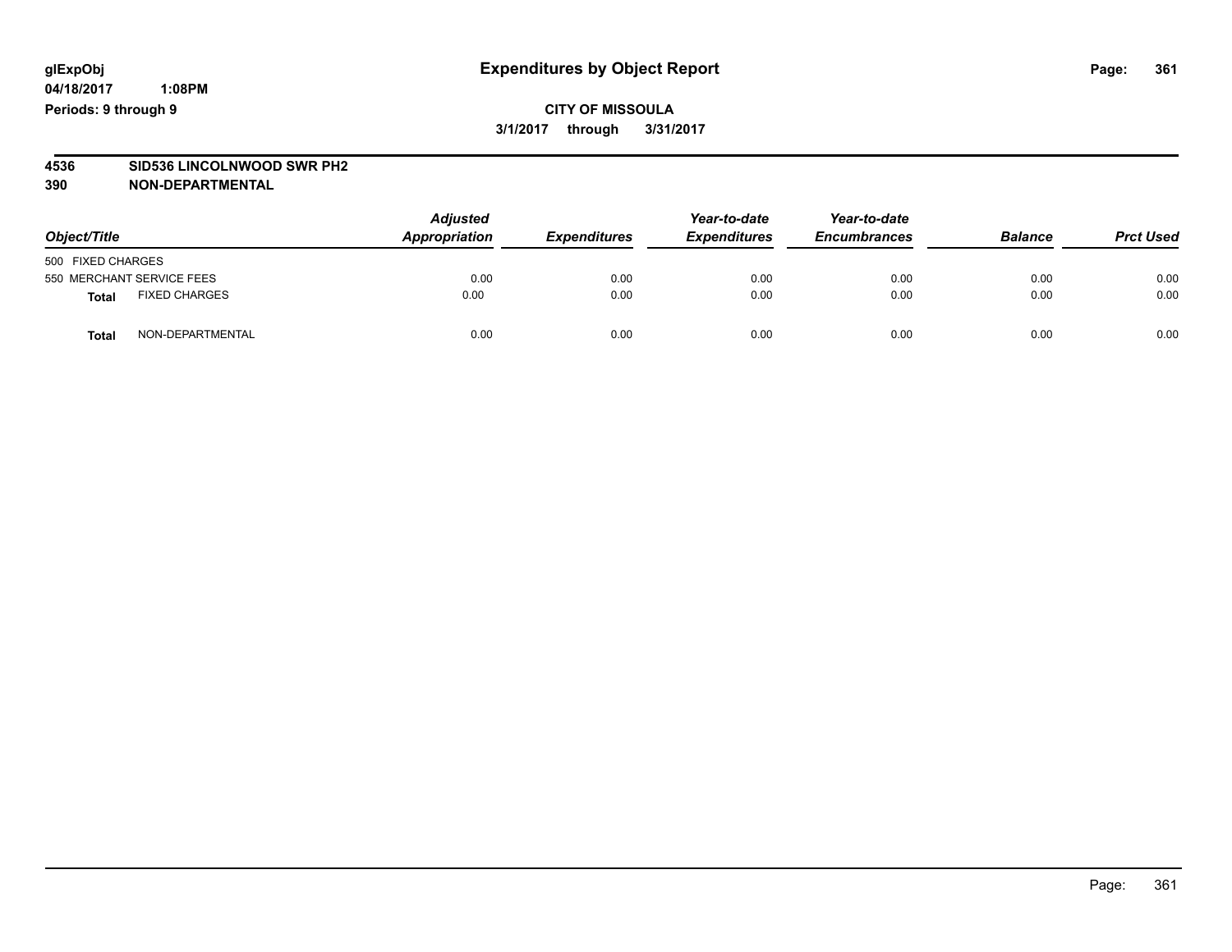# Expenditures by Object Report

glExpObj
04/18/2017 1:08PM
Periods: 9 through 9

**CITY OF MISSOULA**
**3/1/2017 through 3/31/2017**

**4536 SID536 LINCOLNWOOD SWR PH2**
**390 NON-DEPARTMENTAL**

| Object/Title | | Adjusted Appropriation | Expenditures | Year-to-date Expenditures | Year-to-date Encumbrances | Balance | Prct Used |
|---|---|---|---|---|---|---|---|
| 500 FIXED CHARGES | | | | | | | |
| 550 MERCHANT SERVICE FEES | | 0.00 | 0.00 | 0.00 | 0.00 | 0.00 | 0.00 |
| **Total** | FIXED CHARGES | 0.00 | 0.00 | 0.00 | 0.00 | 0.00 | 0.00 |
| **Total** | NON-DEPARTMENTAL | 0.00 | 0.00 | 0.00 | 0.00 | 0.00 | 0.00 |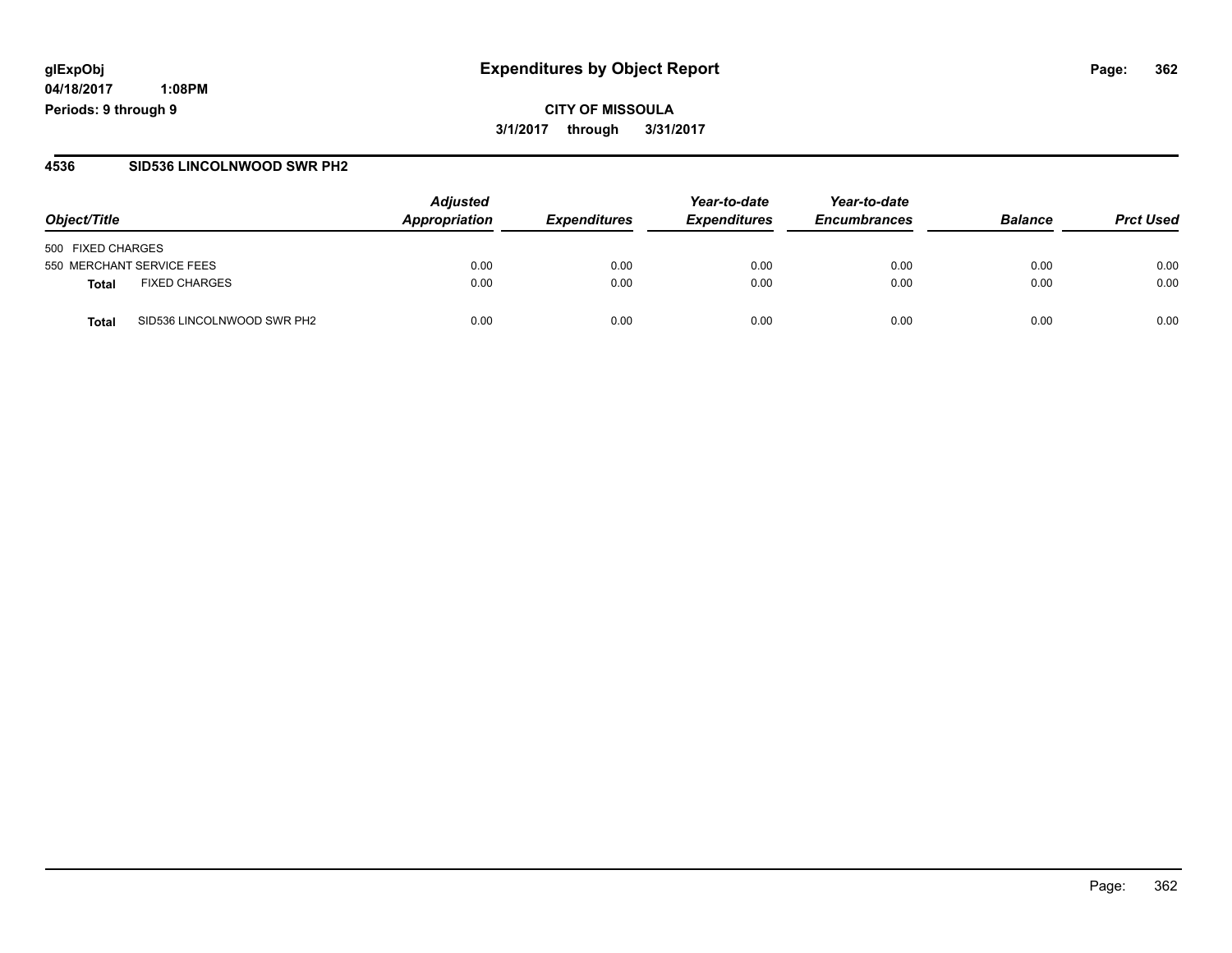**glExpObj**
**04/18/2017 1:08PM**
**Periods: 9 through 9**

# Expenditures by Object Report

**CITY OF MISSOULA**
**3/1/2017 through 3/31/2017**

## 4536 SID536 LINCOLNWOOD SWR PH2

| Object/Title | | Adjusted Appropriation | Expenditures | Year-to-date Expenditures | Year-to-date Encumbrances | Balance | Prct Used |
|---|---|---|---|---|---|---|---|
| 500 FIXED CHARGES | | | | | | | |
| 550 MERCHANT SERVICE FEES | | 0.00 | 0.00 | 0.00 | 0.00 | 0.00 | 0.00 |
| **Total** | FIXED CHARGES | 0.00 | 0.00 | 0.00 | 0.00 | 0.00 | 0.00 |
| **Total** | SID536 LINCOLNWOOD SWR PH2 | 0.00 | 0.00 | 0.00 | 0.00 | 0.00 | 0.00 |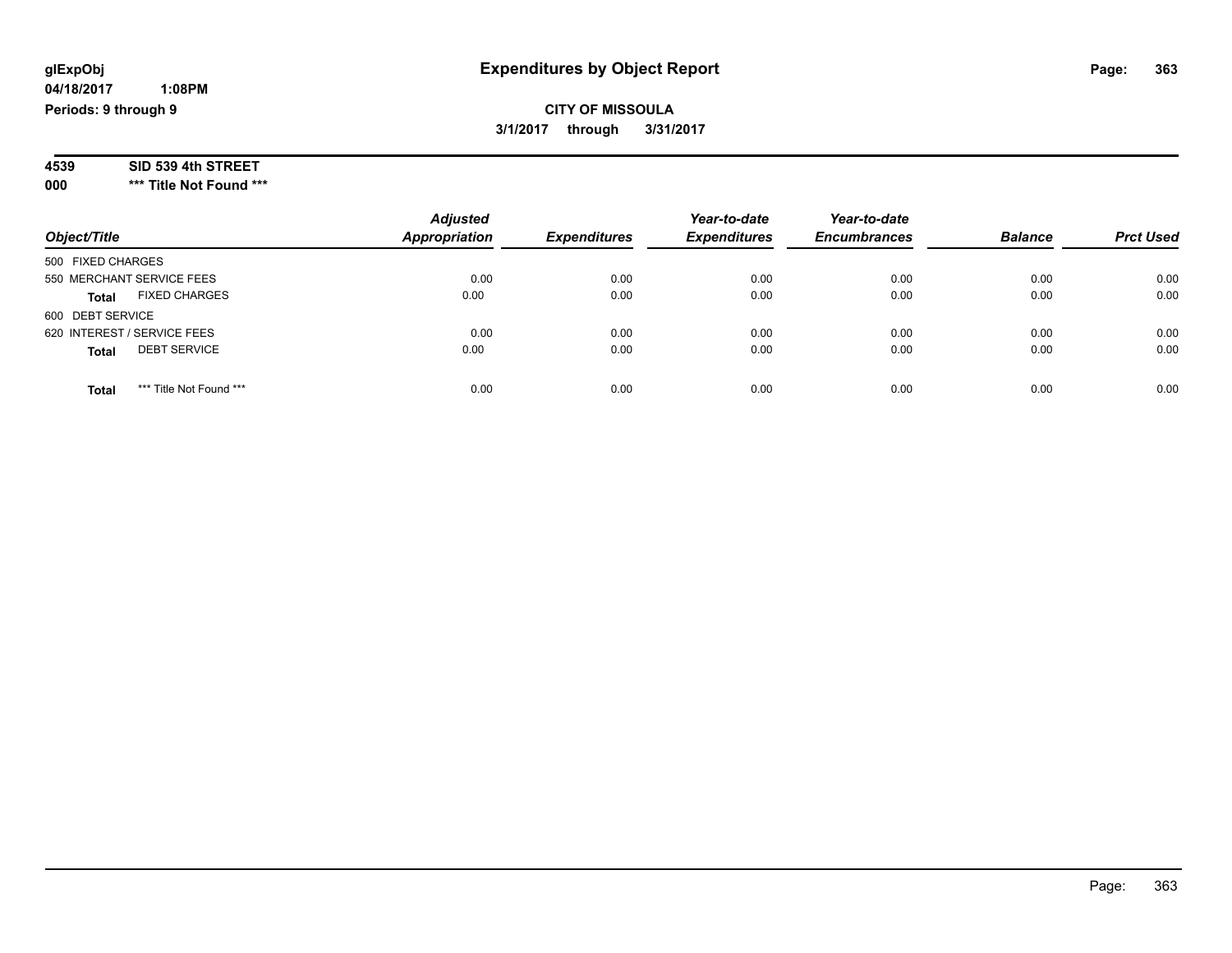**glExpObj**
**04/18/2017 1:08PM**
**Periods: 9 through 9**

# Expenditures by Object Report

**CITY OF MISSOULA**
**3/1/2017 through 3/31/2017**

**4539 SID 539 4th STREET**
**000 \*\*\* Title Not Found \*\*\***

| Object/Title | Adjusted Appropriation | Expenditures | Year-to-date Expenditures | Year-to-date Encumbrances | Balance | Prct Used |
|---|---|---|---|---|---|---|
| 500 FIXED CHARGES | | | | | | |
| 550 MERCHANT SERVICE FEES | 0.00 | 0.00 | 0.00 | 0.00 | 0.00 | 0.00 |
| **Total** FIXED CHARGES | 0.00 | 0.00 | 0.00 | 0.00 | 0.00 | 0.00 |
| 600 DEBT SERVICE | | | | | | |
| 620 INTEREST / SERVICE FEES | 0.00 | 0.00 | 0.00 | 0.00 | 0.00 | 0.00 |
| **Total** DEBT SERVICE | 0.00 | 0.00 | 0.00 | 0.00 | 0.00 | 0.00 |
| **Total** *** Title Not Found *** | 0.00 | 0.00 | 0.00 | 0.00 | 0.00 | 0.00 |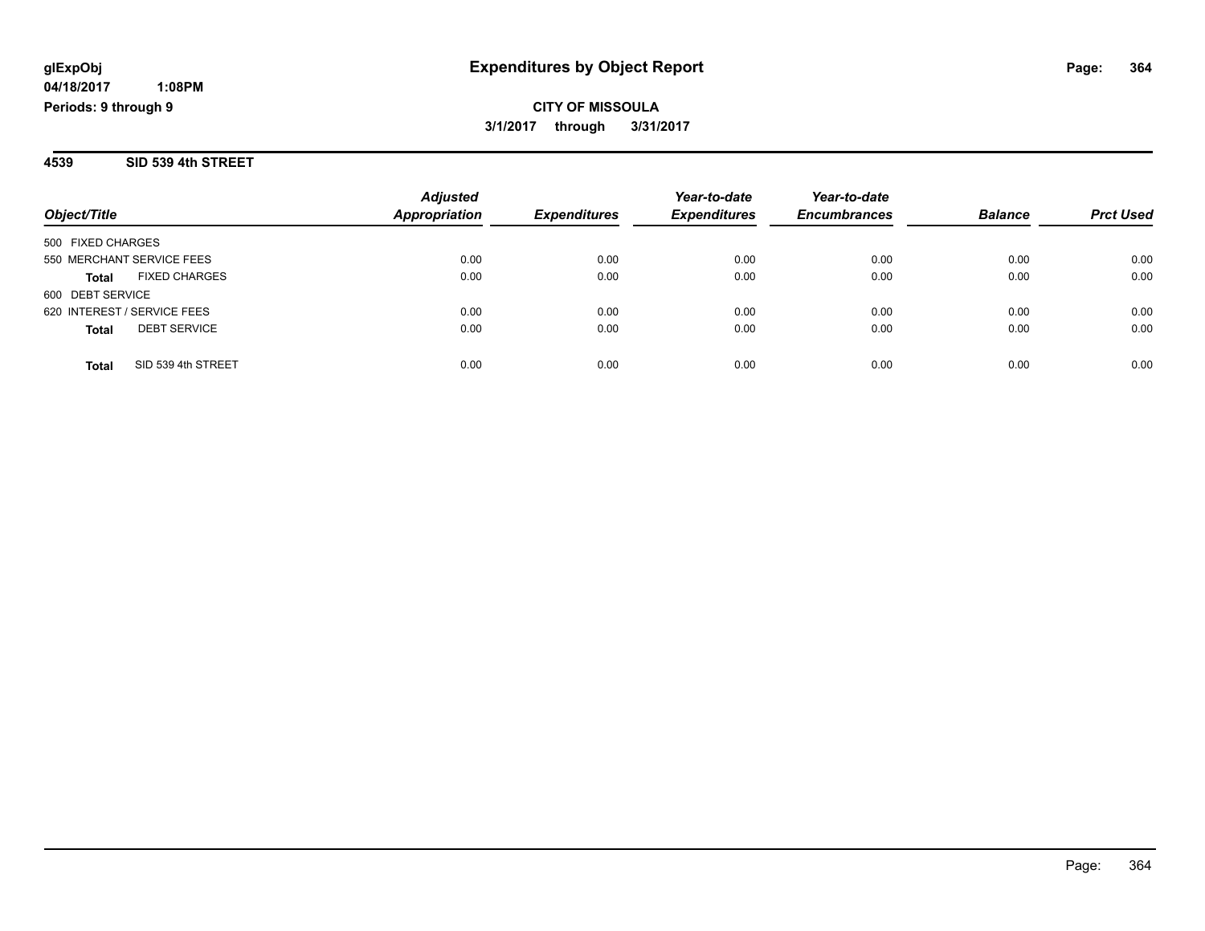**glExpObj**
**04/18/2017 1:08PM**
**Periods: 9 through 9**

# Expenditures by Object Report

**CITY OF MISSOULA**
**3/1/2017 through 3/31/2017**

## 4539 SID 539 4th STREET

| Object/Title | Adjusted Appropriation | Expenditures | Year-to-date Expenditures | Year-to-date Encumbrances | Balance | Prct Used |
|---|---|---|---|---|---|---|
| 500 FIXED CHARGES | | | | | | |
| 550 MERCHANT SERVICE FEES | 0.00 | 0.00 | 0.00 | 0.00 | 0.00 | 0.00 |
| **Total** FIXED CHARGES | 0.00 | 0.00 | 0.00 | 0.00 | 0.00 | 0.00 |
| 600 DEBT SERVICE | | | | | | |
| 620 INTEREST / SERVICE FEES | 0.00 | 0.00 | 0.00 | 0.00 | 0.00 | 0.00 |
| **Total** DEBT SERVICE | 0.00 | 0.00 | 0.00 | 0.00 | 0.00 | 0.00 |
| **Total** SID 539 4th STREET | 0.00 | 0.00 | 0.00 | 0.00 | 0.00 | 0.00 |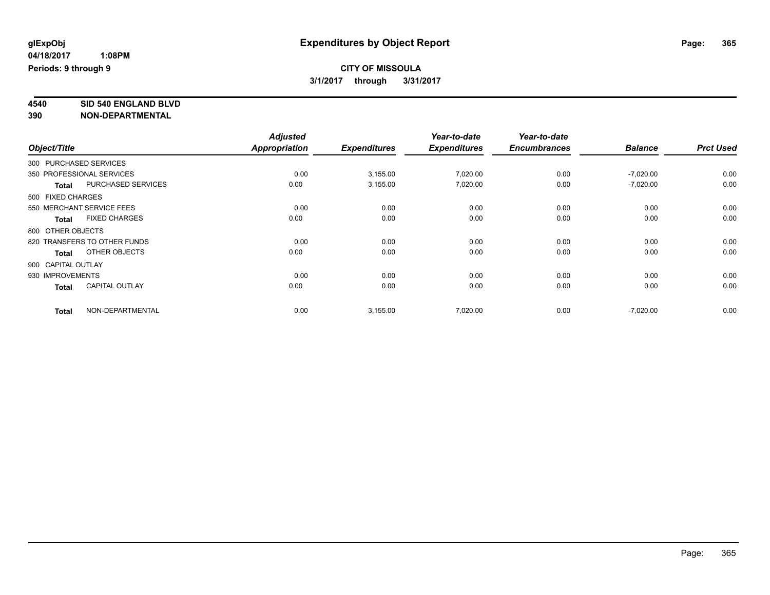# Expenditures by Object Report

glExpObj
04/18/2017 1:08PM
Periods: 9 through 9

**CITY OF MISSOULA**
**3/1/2017 through 3/31/2017**

**4540 SID 540 ENGLAND BLVD**
**390 NON-DEPARTMENTAL**

| Object/Title | | Adjusted Appropriation | Expenditures | Year-to-date Expenditures | Year-to-date Encumbrances | Balance | Prct Used |
|---|---|---|---|---|---|---|---|
| 300 PURCHASED SERVICES | | | | | | | |
| 350 PROFESSIONAL SERVICES | | 0.00 | 3,155.00 | 7,020.00 | 0.00 | -7,020.00 | 0.00 |
| **Total** | PURCHASED SERVICES | 0.00 | 3,155.00 | 7,020.00 | 0.00 | -7,020.00 | 0.00 |
| 500 FIXED CHARGES | | | | | | | |
| 550 MERCHANT SERVICE FEES | | 0.00 | 0.00 | 0.00 | 0.00 | 0.00 | 0.00 |
| **Total** | FIXED CHARGES | 0.00 | 0.00 | 0.00 | 0.00 | 0.00 | 0.00 |
| 800 OTHER OBJECTS | | | | | | | |
| 820 TRANSFERS TO OTHER FUNDS | | 0.00 | 0.00 | 0.00 | 0.00 | 0.00 | 0.00 |
| **Total** | OTHER OBJECTS | 0.00 | 0.00 | 0.00 | 0.00 | 0.00 | 0.00 |
| 900 CAPITAL OUTLAY | | | | | | | |
| 930 IMPROVEMENTS | | 0.00 | 0.00 | 0.00 | 0.00 | 0.00 | 0.00 |
| **Total** | CAPITAL OUTLAY | 0.00 | 0.00 | 0.00 | 0.00 | 0.00 | 0.00 |
| **Total** | NON-DEPARTMENTAL | 0.00 | 3,155.00 | 7,020.00 | 0.00 | -7,020.00 | 0.00 |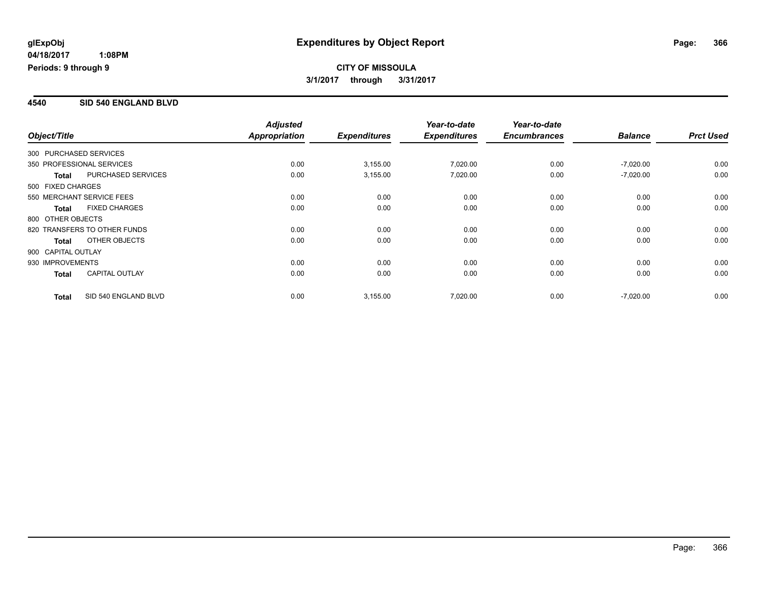# Expenditures by Object Report

glExpObj
04/18/2017 1:08PM
Periods: 9 through 9

**CITY OF MISSOULA**
**3/1/2017 through 3/31/2017**

## 4540 SID 540 ENGLAND BLVD

| Object/Title | | Adjusted Appropriation | Expenditures | Year-to-date Expenditures | Year-to-date Encumbrances | Balance | Prct Used |
|---|---|---|---|---|---|---|---|
| 300 PURCHASED SERVICES | | | | | | | |
| 350 PROFESSIONAL SERVICES | | 0.00 | 3,155.00 | 7,020.00 | 0.00 | -7,020.00 | 0.00 |
| **Total** | PURCHASED SERVICES | 0.00 | 3,155.00 | 7,020.00 | 0.00 | -7,020.00 | 0.00 |
| 500 FIXED CHARGES | | | | | | | |
| 550 MERCHANT SERVICE FEES | | 0.00 | 0.00 | 0.00 | 0.00 | 0.00 | 0.00 |
| **Total** | FIXED CHARGES | 0.00 | 0.00 | 0.00 | 0.00 | 0.00 | 0.00 |
| 800 OTHER OBJECTS | | | | | | | |
| 820 TRANSFERS TO OTHER FUNDS | | 0.00 | 0.00 | 0.00 | 0.00 | 0.00 | 0.00 |
| **Total** | OTHER OBJECTS | 0.00 | 0.00 | 0.00 | 0.00 | 0.00 | 0.00 |
| 900 CAPITAL OUTLAY | | | | | | | |
| 930 IMPROVEMENTS | | 0.00 | 0.00 | 0.00 | 0.00 | 0.00 | 0.00 |
| **Total** | CAPITAL OUTLAY | 0.00 | 0.00 | 0.00 | 0.00 | 0.00 | 0.00 |
| **Total** | SID 540 ENGLAND BLVD | 0.00 | 3,155.00 | 7,020.00 | 0.00 | -7,020.00 | 0.00 |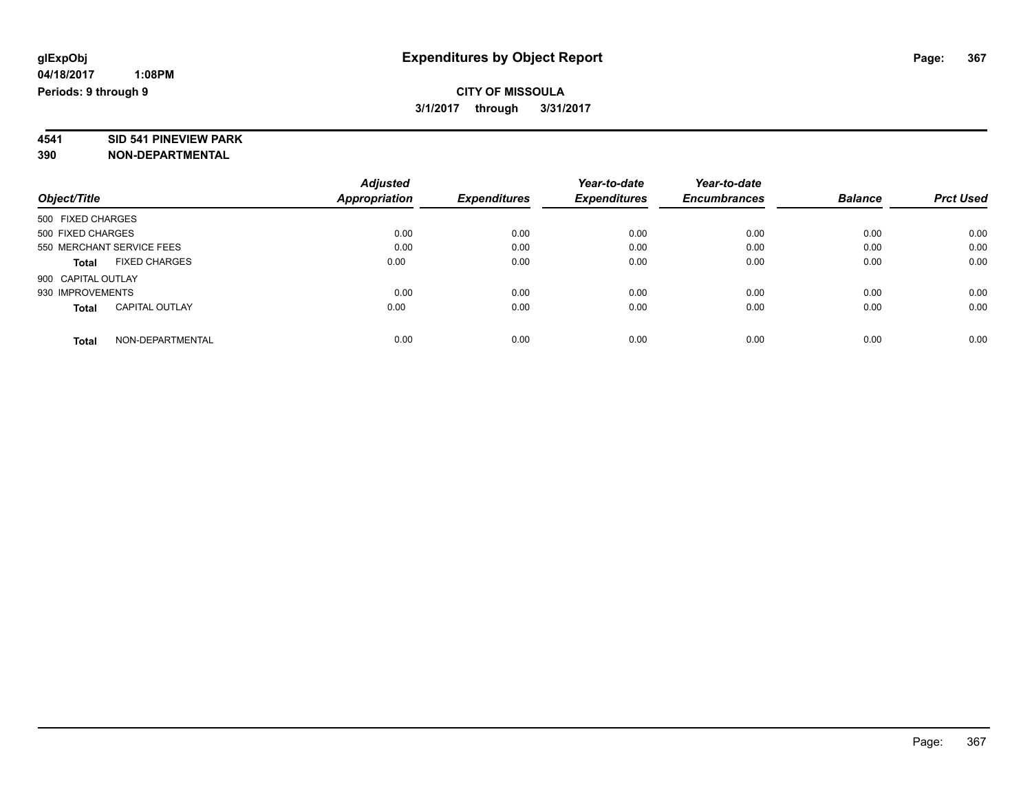**glExpObj**
**04/18/2017 1:08PM**
**Periods: 9 through 9**

# Expenditures by Object Report

**CITY OF MISSOULA**
**3/1/2017 through 3/31/2017**

**4541 SID 541 PINEVIEW PARK**
**390 NON-DEPARTMENTAL**

| Object/Title | Adjusted Appropriation | Expenditures | Year-to-date Expenditures | Year-to-date Encumbrances | Balance | Prct Used |
|---|---|---|---|---|---|---|
| 500 FIXED CHARGES | | | | | | |
| 500 FIXED CHARGES | 0.00 | 0.00 | 0.00 | 0.00 | 0.00 | 0.00 |
| 550 MERCHANT SERVICE FEES | 0.00 | 0.00 | 0.00 | 0.00 | 0.00 | 0.00 |
| **Total** FIXED CHARGES | 0.00 | 0.00 | 0.00 | 0.00 | 0.00 | 0.00 |
| 900 CAPITAL OUTLAY | | | | | | |
| 930 IMPROVEMENTS | 0.00 | 0.00 | 0.00 | 0.00 | 0.00 | 0.00 |
| **Total** CAPITAL OUTLAY | 0.00 | 0.00 | 0.00 | 0.00 | 0.00 | 0.00 |
| **Total** NON-DEPARTMENTAL | 0.00 | 0.00 | 0.00 | 0.00 | 0.00 | 0.00 |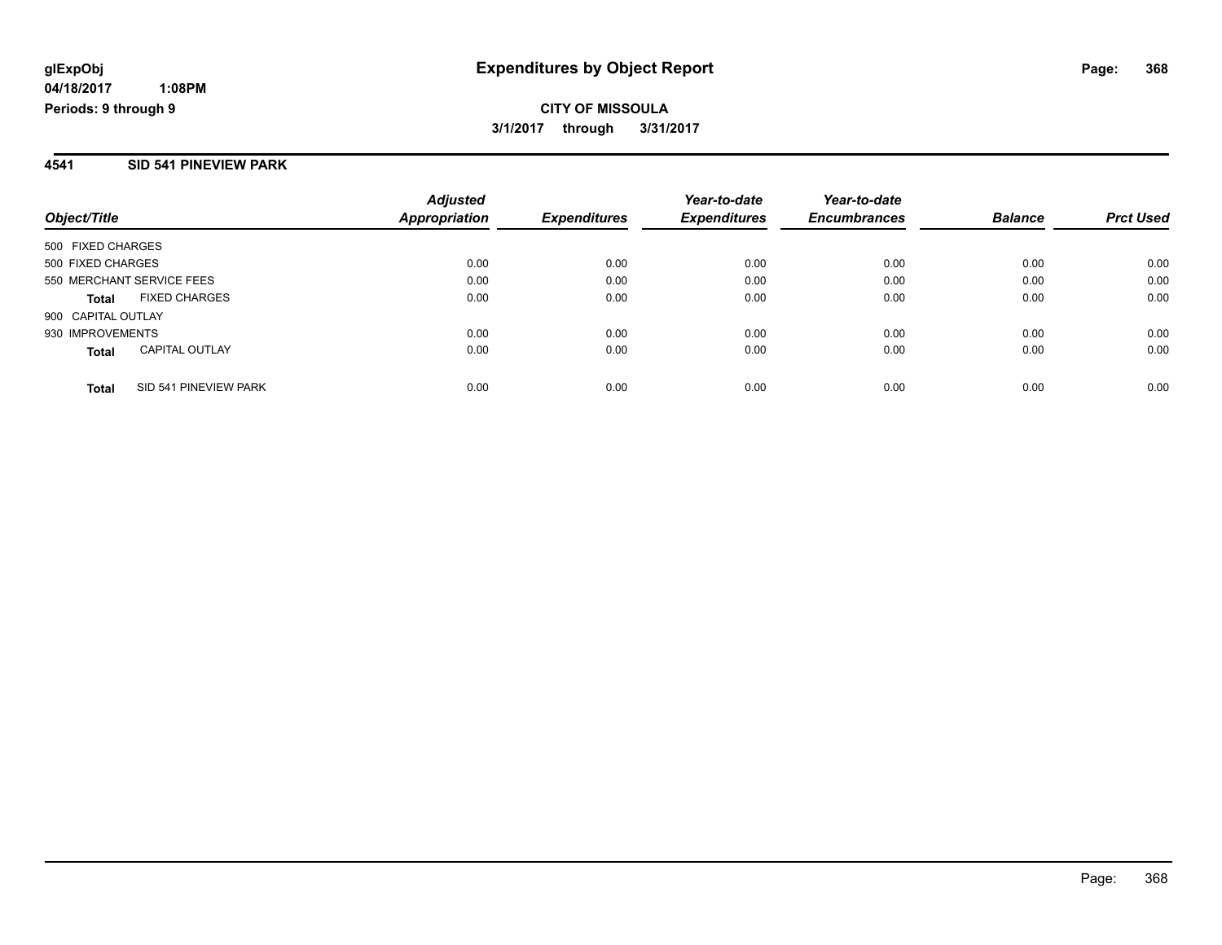**glExpObj** **Expenditures by Object Report**
**04/18/2017 1:08PM**
**Periods: 9 through 9**

**CITY OF MISSOULA**
**3/1/2017 through 3/31/2017**

## 4541 SID 541 PINEVIEW PARK

| Object/Title | | Adjusted Appropriation | Expenditures | Year-to-date Expenditures | Year-to-date Encumbrances | Balance | Prct Used |
|---|---|---|---|---|---|---|---|
| 500 FIXED CHARGES | | | | | | | |
| 500 FIXED CHARGES | | 0.00 | 0.00 | 0.00 | 0.00 | 0.00 | 0.00 |
| 550 MERCHANT SERVICE FEES | | 0.00 | 0.00 | 0.00 | 0.00 | 0.00 | 0.00 |
| **Total** | FIXED CHARGES | 0.00 | 0.00 | 0.00 | 0.00 | 0.00 | 0.00 |
| 900 CAPITAL OUTLAY | | | | | | | |
| 930 IMPROVEMENTS | | 0.00 | 0.00 | 0.00 | 0.00 | 0.00 | 0.00 |
| **Total** | CAPITAL OUTLAY | 0.00 | 0.00 | 0.00 | 0.00 | 0.00 | 0.00 |
| **Total** | SID 541 PINEVIEW PARK | 0.00 | 0.00 | 0.00 | 0.00 | 0.00 | 0.00 |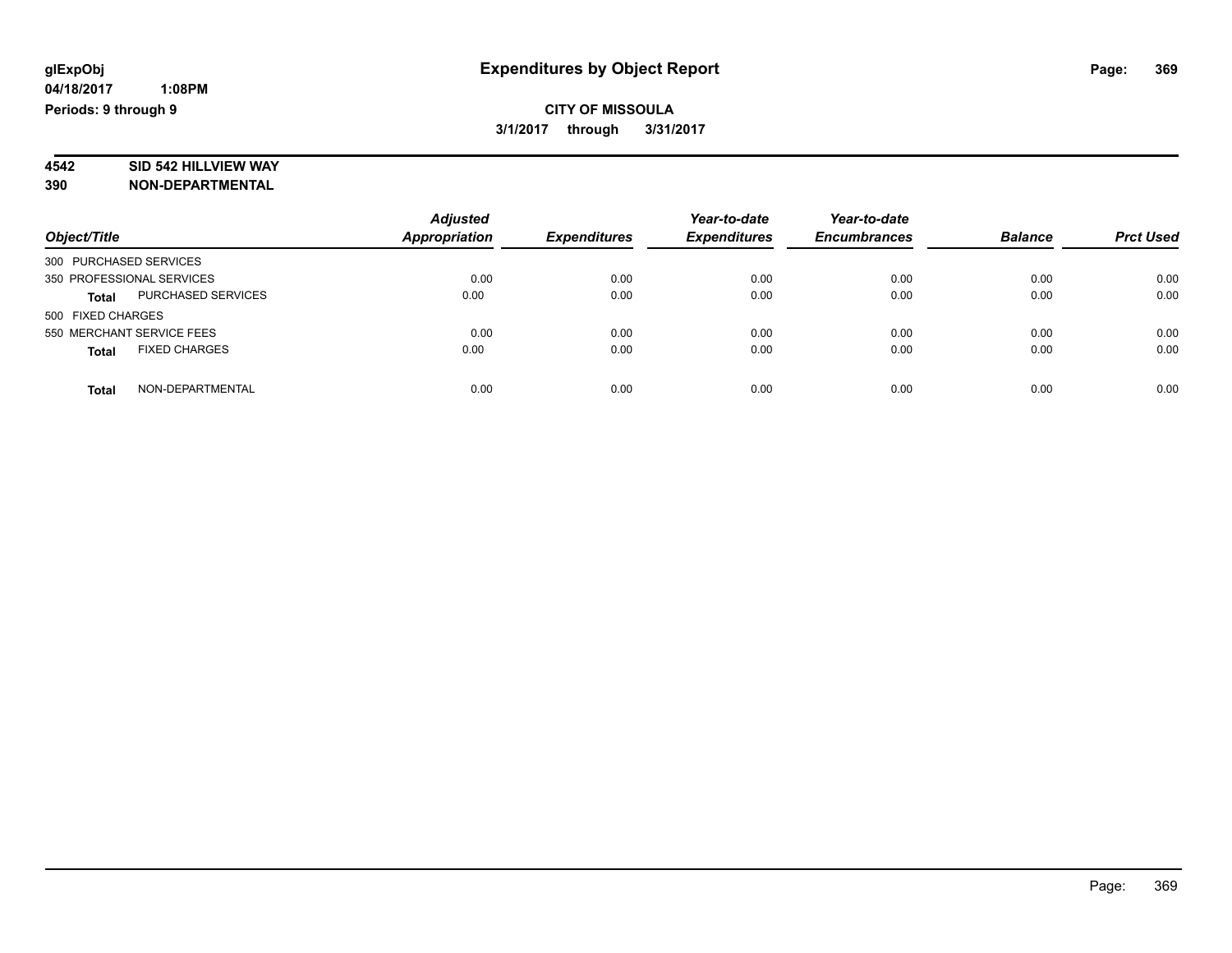# Expenditures by Object Report

glExpObj
04/18/2017 1:08PM
Periods: 9 through 9

**CITY OF MISSOULA**
**3/1/2017 through 3/31/2017**

**4542 SID 542 HILLVIEW WAY**
**390 NON-DEPARTMENTAL**

| Object/Title | Adjusted Appropriation | Expenditures | Year-to-date Expenditures | Year-to-date Encumbrances | Balance | Prct Used |
|---|---|---|---|---|---|---|
| 300 PURCHASED SERVICES | | | | | | |
| 350 PROFESSIONAL SERVICES | 0.00 | 0.00 | 0.00 | 0.00 | 0.00 | 0.00 |
| **Total** PURCHASED SERVICES | 0.00 | 0.00 | 0.00 | 0.00 | 0.00 | 0.00 |
| 500 FIXED CHARGES | | | | | | |
| 550 MERCHANT SERVICE FEES | 0.00 | 0.00 | 0.00 | 0.00 | 0.00 | 0.00 |
| **Total** FIXED CHARGES | 0.00 | 0.00 | 0.00 | 0.00 | 0.00 | 0.00 |
| **Total** NON-DEPARTMENTAL | 0.00 | 0.00 | 0.00 | 0.00 | 0.00 | 0.00 |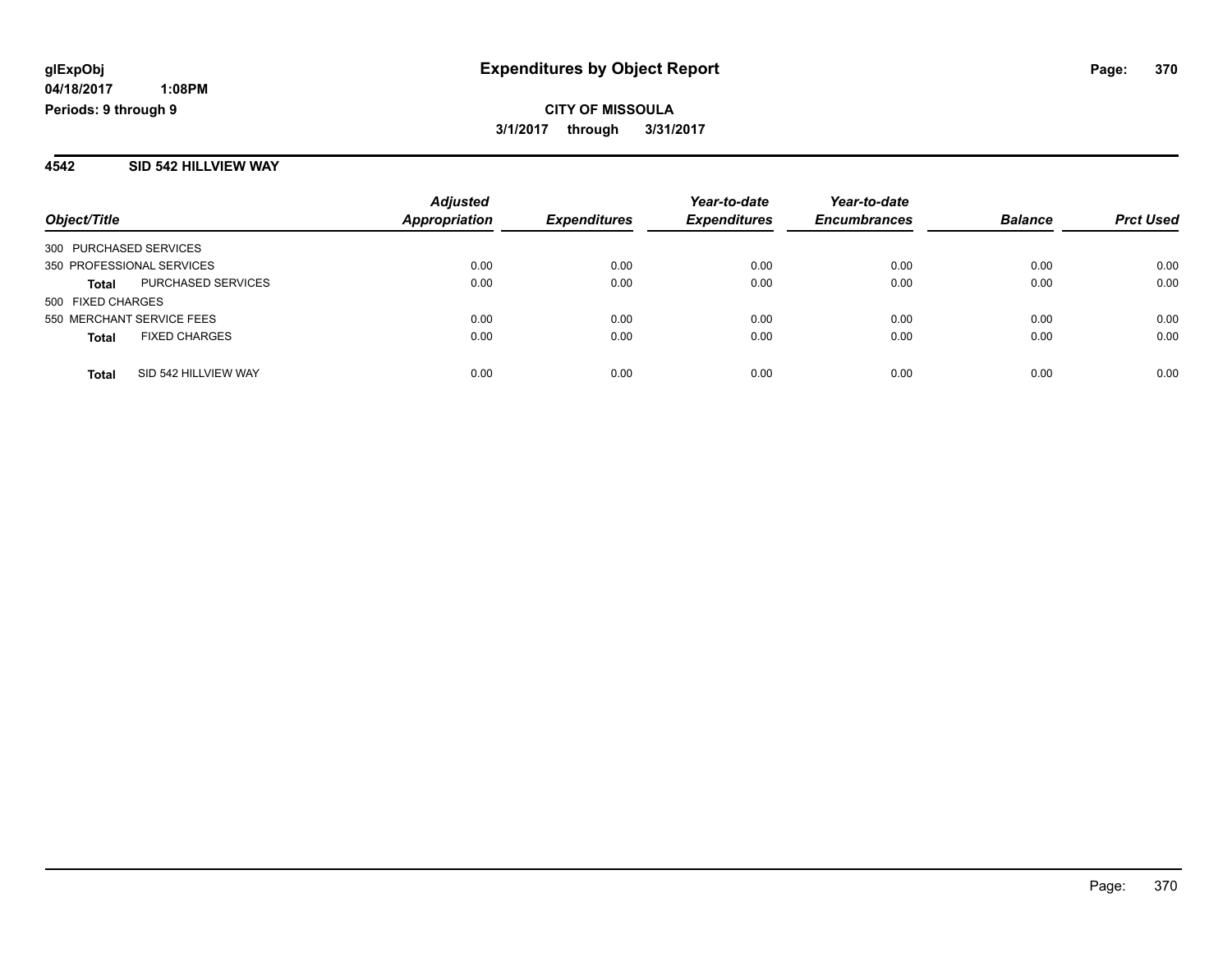**glExpObj** **Expenditures by Object Report**

**04/18/2017 1:08PM**

**Periods: 9 through 9**

**CITY OF MISSOULA**

**3/1/2017 through 3/31/2017**

## 4542 SID 542 HILLVIEW WAY

| Object/Title | Adjusted Appropriation | Expenditures | Year-to-date Expenditures | Year-to-date Encumbrances | Balance | Prct Used |
|---|---|---|---|---|---|---|
| 300 PURCHASED SERVICES | | | | | | |
| 350 PROFESSIONAL SERVICES | 0.00 | 0.00 | 0.00 | 0.00 | 0.00 | 0.00 |
| **Total** PURCHASED SERVICES | 0.00 | 0.00 | 0.00 | 0.00 | 0.00 | 0.00 |
| 500 FIXED CHARGES | | | | | | |
| 550 MERCHANT SERVICE FEES | 0.00 | 0.00 | 0.00 | 0.00 | 0.00 | 0.00 |
| **Total** FIXED CHARGES | 0.00 | 0.00 | 0.00 | 0.00 | 0.00 | 0.00 |
| **Total** SID 542 HILLVIEW WAY | 0.00 | 0.00 | 0.00 | 0.00 | 0.00 | 0.00 |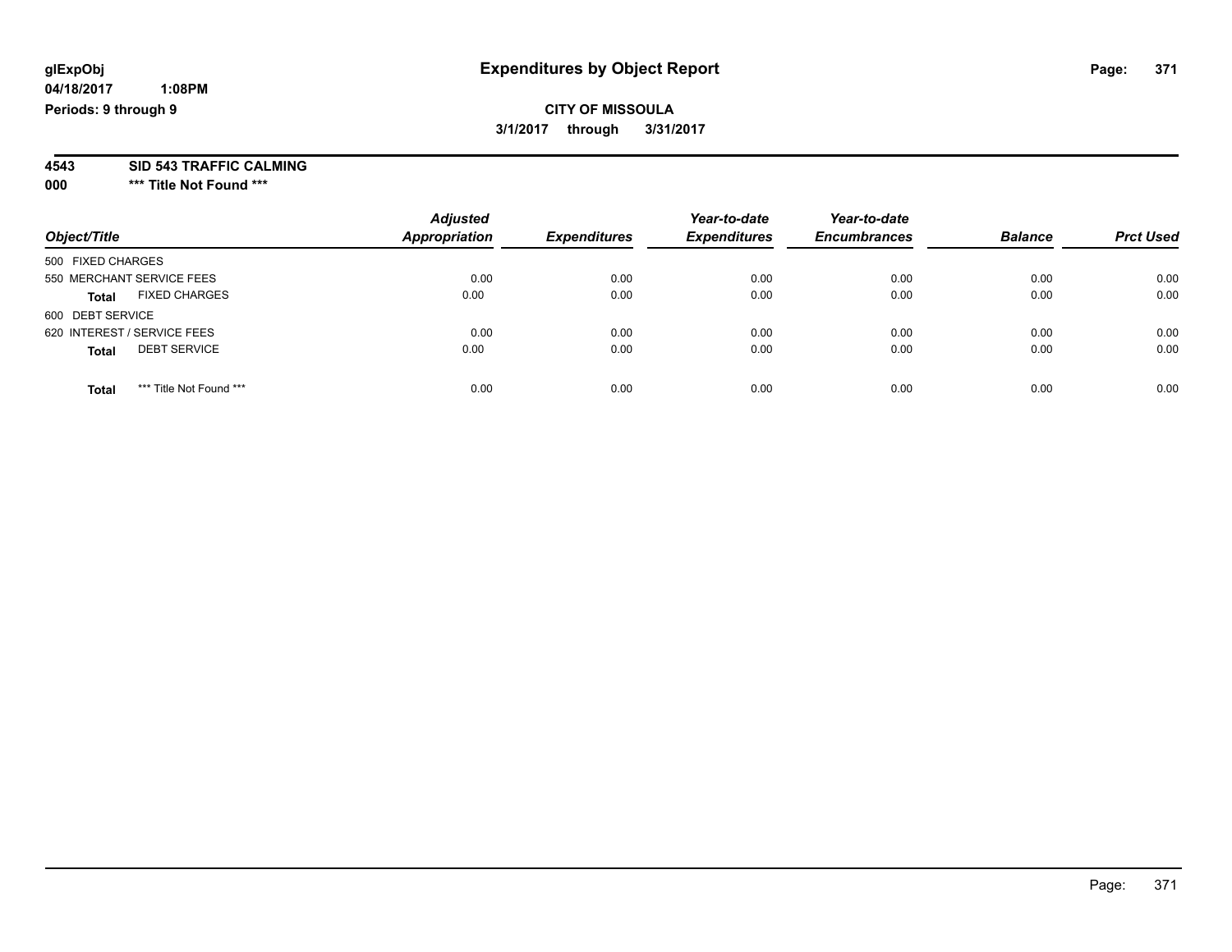glExpObj
04/18/2017 1:08PM
Periods: 9 through 9

# Expenditures by Object Report

**CITY OF MISSOULA**

**3/1/2017 through 3/31/2017**

**4543 SID 543 TRAFFIC CALMING**

**000 \*\*\* Title Not Found \*\*\***

| Object/Title | Adjusted Appropriation | Expenditures | Year-to-date Expenditures | Year-to-date Encumbrances | Balance | Prct Used |
|---|---|---|---|---|---|---|
| 500 FIXED CHARGES | | | | | | |
| 550 MERCHANT SERVICE FEES | 0.00 | 0.00 | 0.00 | 0.00 | 0.00 | 0.00 |
| **Total** FIXED CHARGES | 0.00 | 0.00 | 0.00 | 0.00 | 0.00 | 0.00 |
| 600 DEBT SERVICE | | | | | | |
| 620 INTEREST / SERVICE FEES | 0.00 | 0.00 | 0.00 | 0.00 | 0.00 | 0.00 |
| **Total** DEBT SERVICE | 0.00 | 0.00 | 0.00 | 0.00 | 0.00 | 0.00 |
| **Total** \*\*\* Title Not Found \*\*\* | 0.00 | 0.00 | 0.00 | 0.00 | 0.00 | 0.00 |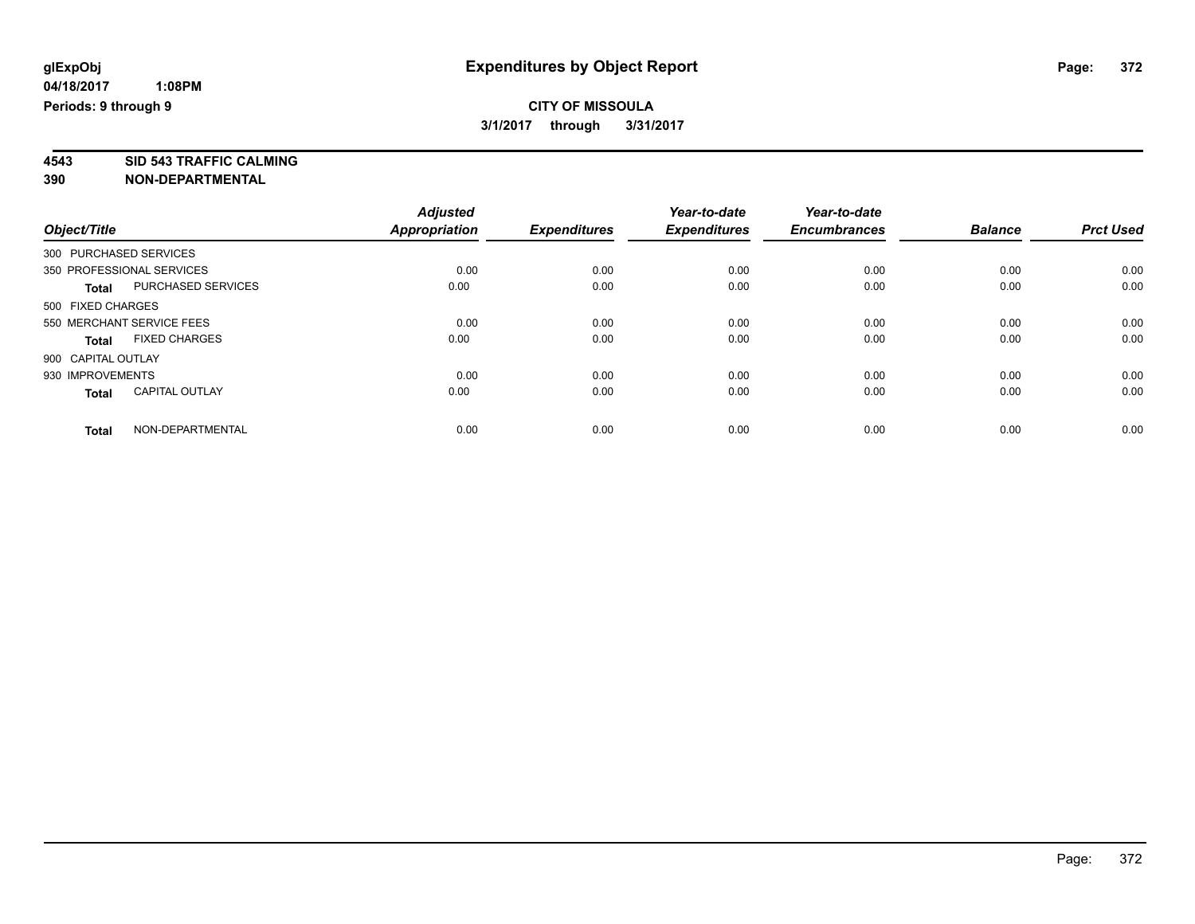glExpObj
04/18/2017 1:08PM
Periods: 9 through 9

# Expenditures by Object Report

**CITY OF MISSOULA**
**3/1/2017 through 3/31/2017**

## 4543 SID 543 TRAFFIC CALMING
## 390 NON-DEPARTMENTAL

| Object/Title | | Adjusted Appropriation | Expenditures | Year-to-date Expenditures | Year-to-date Encumbrances | Balance | Prct Used |
|---|---|---|---|---|---|---|---|
| 300 PURCHASED SERVICES | | | | | | | |
| 350 PROFESSIONAL SERVICES | | 0.00 | 0.00 | 0.00 | 0.00 | 0.00 | 0.00 |
| **Total** | PURCHASED SERVICES | 0.00 | 0.00 | 0.00 | 0.00 | 0.00 | 0.00 |
| 500 FIXED CHARGES | | | | | | | |
| 550 MERCHANT SERVICE FEES | | 0.00 | 0.00 | 0.00 | 0.00 | 0.00 | 0.00 |
| **Total** | FIXED CHARGES | 0.00 | 0.00 | 0.00 | 0.00 | 0.00 | 0.00 |
| 900 CAPITAL OUTLAY | | | | | | | |
| 930 IMPROVEMENTS | | 0.00 | 0.00 | 0.00 | 0.00 | 0.00 | 0.00 |
| **Total** | CAPITAL OUTLAY | 0.00 | 0.00 | 0.00 | 0.00 | 0.00 | 0.00 |
| **Total** | NON-DEPARTMENTAL | 0.00 | 0.00 | 0.00 | 0.00 | 0.00 | 0.00 |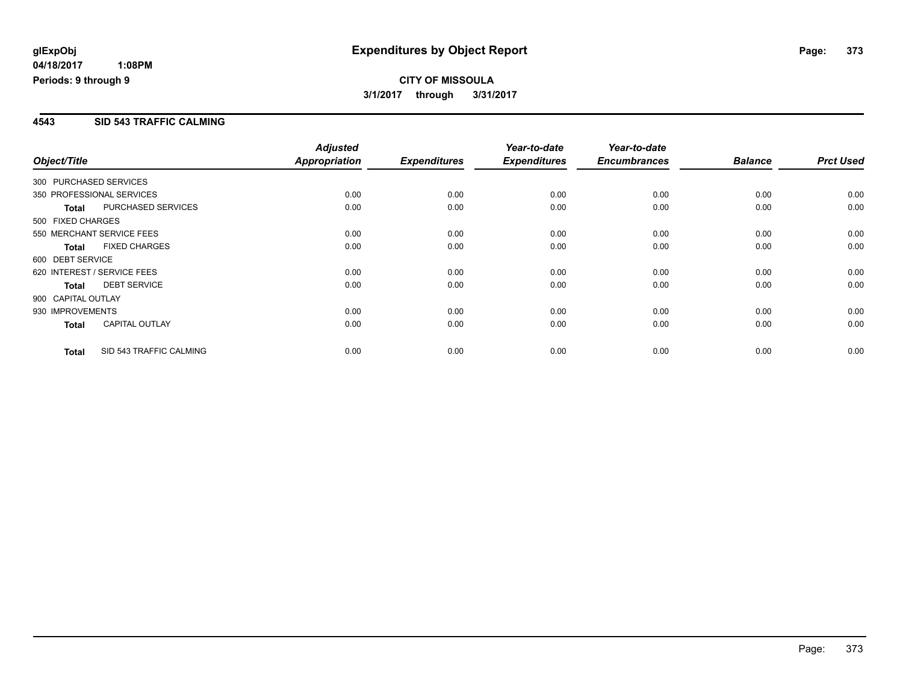**glExpObj** 04/18/2017 1:08PM
**Periods: 9 through 9**

# Expenditures by Object Report

**CITY OF MISSOULA**
**3/1/2017 through 3/31/2017**

## 4543 SID 543 TRAFFIC CALMING

| Object/Title | | Adjusted Appropriation | Expenditures | Year-to-date Expenditures | Year-to-date Encumbrances | Balance | Prct Used |
|---|---|---|---|---|---|---|---|
| 300 PURCHASED SERVICES | | | | | | | |
| 350 PROFESSIONAL SERVICES | | 0.00 | 0.00 | 0.00 | 0.00 | 0.00 | 0.00 |
| **Total** | PURCHASED SERVICES | 0.00 | 0.00 | 0.00 | 0.00 | 0.00 | 0.00 |
| 500 FIXED CHARGES | | | | | | | |
| 550 MERCHANT SERVICE FEES | | 0.00 | 0.00 | 0.00 | 0.00 | 0.00 | 0.00 |
| **Total** | FIXED CHARGES | 0.00 | 0.00 | 0.00 | 0.00 | 0.00 | 0.00 |
| 600 DEBT SERVICE | | | | | | | |
| 620 INTEREST / SERVICE FEES | | 0.00 | 0.00 | 0.00 | 0.00 | 0.00 | 0.00 |
| **Total** | DEBT SERVICE | 0.00 | 0.00 | 0.00 | 0.00 | 0.00 | 0.00 |
| 900 CAPITAL OUTLAY | | | | | | | |
| 930 IMPROVEMENTS | | 0.00 | 0.00 | 0.00 | 0.00 | 0.00 | 0.00 |
| **Total** | CAPITAL OUTLAY | 0.00 | 0.00 | 0.00 | 0.00 | 0.00 | 0.00 |
| **Total** | SID 543 TRAFFIC CALMING | 0.00 | 0.00 | 0.00 | 0.00 | 0.00 | 0.00 |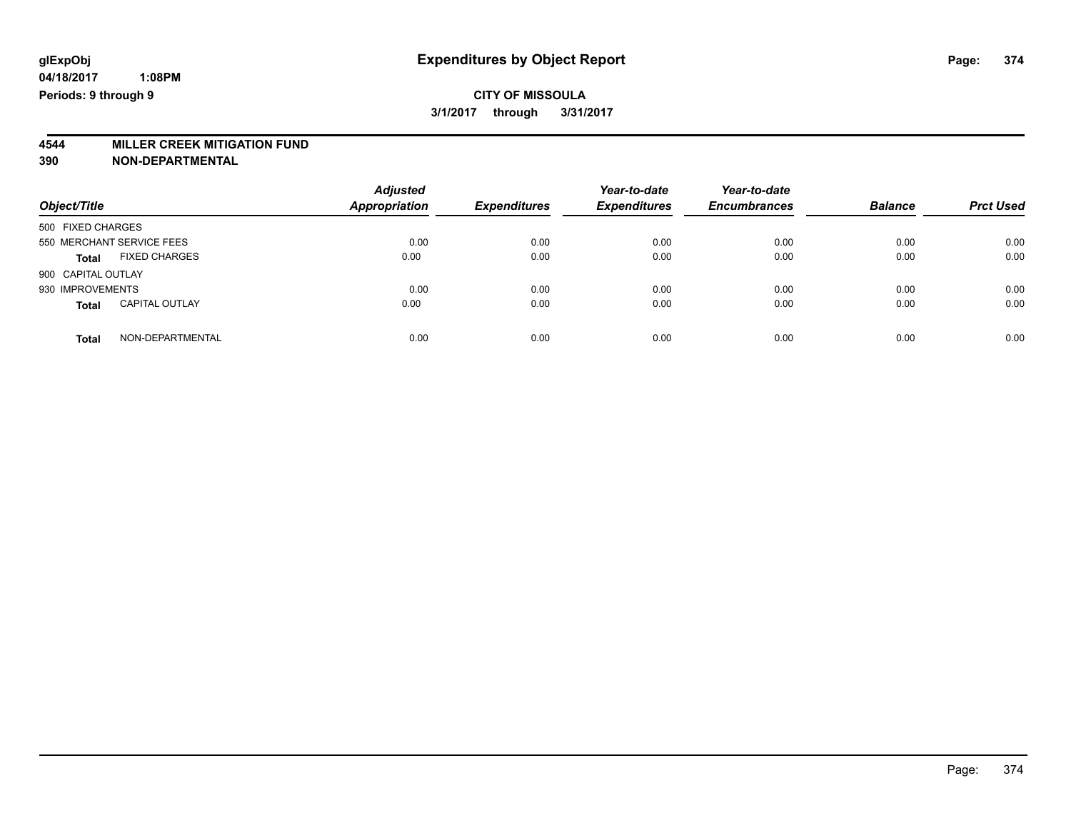glExpObj
04/18/2017 1:08PM
Periods: 9 through 9

# Expenditures by Object Report

**CITY OF MISSOULA**
**3/1/2017 through 3/31/2017**

**4544 MILLER CREEK MITIGATION FUND**
**390 NON-DEPARTMENTAL**

| Object/Title | Adjusted Appropriation | Expenditures | Year-to-date Expenditures | Year-to-date Encumbrances | Balance | Prct Used |
|---|---|---|---|---|---|---|
| 500 FIXED CHARGES | | | | | | |
| 550 MERCHANT SERVICE FEES | 0.00 | 0.00 | 0.00 | 0.00 | 0.00 | 0.00 |
| **Total** FIXED CHARGES | 0.00 | 0.00 | 0.00 | 0.00 | 0.00 | 0.00 |
| 900 CAPITAL OUTLAY | | | | | | |
| 930 IMPROVEMENTS | 0.00 | 0.00 | 0.00 | 0.00 | 0.00 | 0.00 |
| **Total** CAPITAL OUTLAY | 0.00 | 0.00 | 0.00 | 0.00 | 0.00 | 0.00 |
| **Total** NON-DEPARTMENTAL | 0.00 | 0.00 | 0.00 | 0.00 | 0.00 | 0.00 |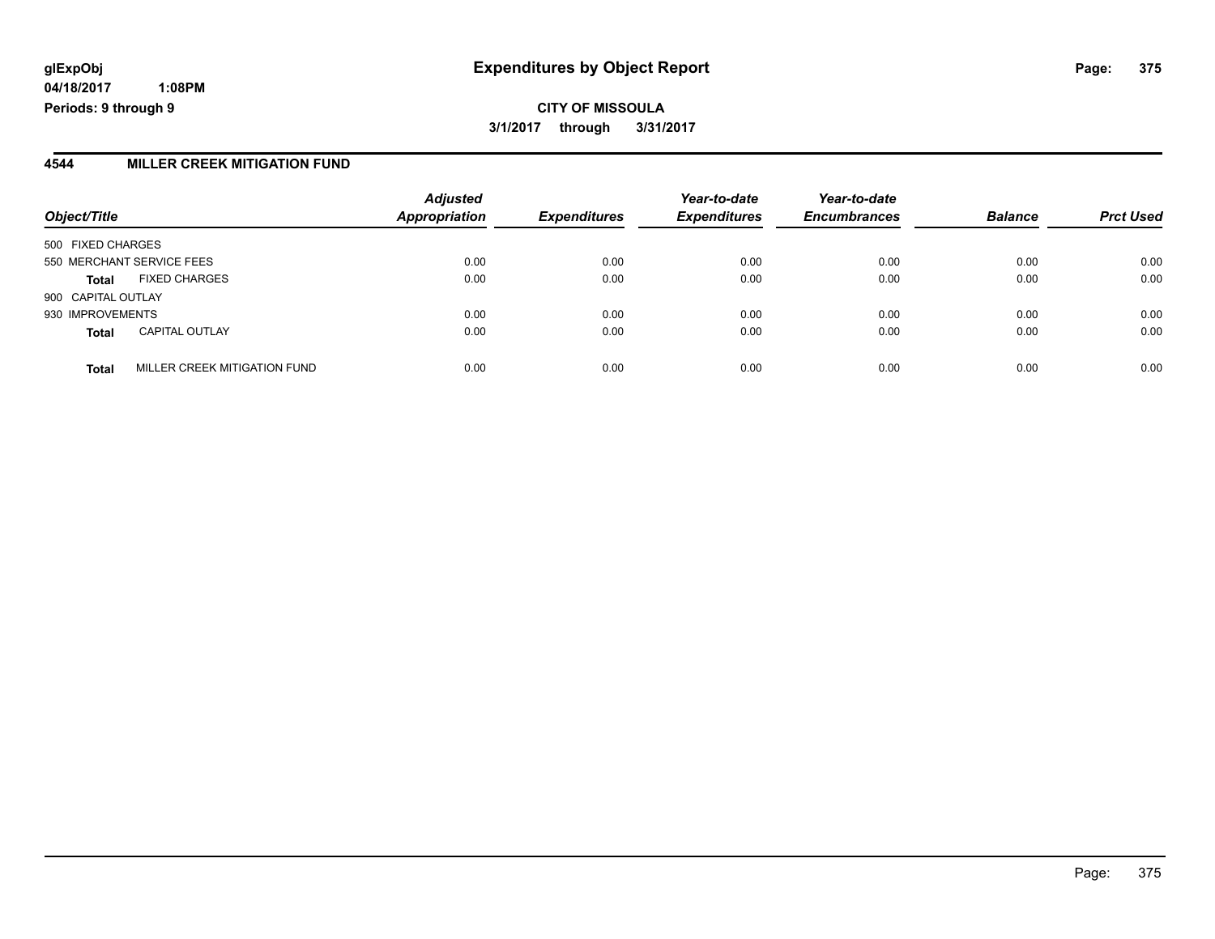**glExpObj** 
**04/18/2017 1:08PM** 
**Periods: 9 through 9**

# Expenditures by Object Report

**CITY OF MISSOULA**

**3/1/2017 through 3/31/2017**

## 4544 MILLER CREEK MITIGATION FUND

| Object/Title | | *Adjusted Appropriation* | *Expenditures* | *Year-to-date Expenditures* | *Year-to-date Encumbrances* | *Balance* | *Prct Used* |
|---|---|---|---|---|---|---|---|
| 500 FIXED CHARGES | | | | | | | |
| 550 MERCHANT SERVICE FEES | | 0.00 | 0.00 | 0.00 | 0.00 | 0.00 | 0.00 |
| **Total** | FIXED CHARGES | 0.00 | 0.00 | 0.00 | 0.00 | 0.00 | 0.00 |
| 900 CAPITAL OUTLAY | | | | | | | |
| 930 IMPROVEMENTS | | 0.00 | 0.00 | 0.00 | 0.00 | 0.00 | 0.00 |
| **Total** | CAPITAL OUTLAY | 0.00 | 0.00 | 0.00 | 0.00 | 0.00 | 0.00 |
| **Total** | MILLER CREEK MITIGATION FUND | 0.00 | 0.00 | 0.00 | 0.00 | 0.00 | 0.00 |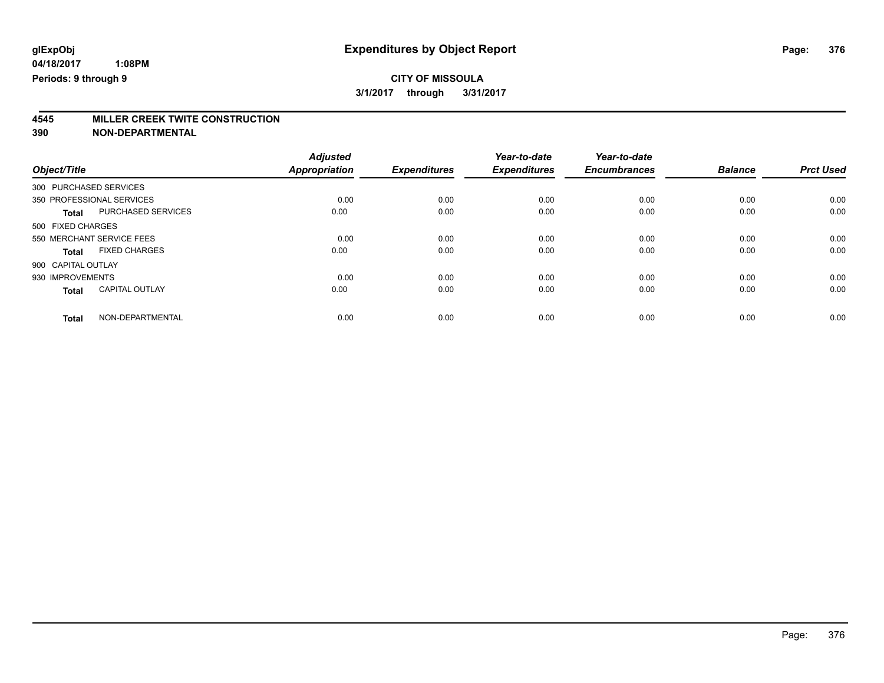glExpObj
04/18/2017 1:08PM
Periods: 9 through 9

# Expenditures by Object Report

**CITY OF MISSOULA**
**3/1/2017 through 3/31/2017**

## 4545 MILLER CREEK TWITE CONSTRUCTION
## 390 NON-DEPARTMENTAL

| Object/Title | | Adjusted Appropriation | Expenditures | Year-to-date Expenditures | Year-to-date Encumbrances | Balance | Prct Used |
|---|---|---|---|---|---|---|---|
| 300 PURCHASED SERVICES | | | | | | | |
| 350 PROFESSIONAL SERVICES | | 0.00 | 0.00 | 0.00 | 0.00 | 0.00 | 0.00 |
| **Total** | PURCHASED SERVICES | 0.00 | 0.00 | 0.00 | 0.00 | 0.00 | 0.00 |
| 500 FIXED CHARGES | | | | | | | |
| 550 MERCHANT SERVICE FEES | | 0.00 | 0.00 | 0.00 | 0.00 | 0.00 | 0.00 |
| **Total** | FIXED CHARGES | 0.00 | 0.00 | 0.00 | 0.00 | 0.00 | 0.00 |
| 900 CAPITAL OUTLAY | | | | | | | |
| 930 IMPROVEMENTS | | 0.00 | 0.00 | 0.00 | 0.00 | 0.00 | 0.00 |
| **Total** | CAPITAL OUTLAY | 0.00 | 0.00 | 0.00 | 0.00 | 0.00 | 0.00 |
| **Total** | NON-DEPARTMENTAL | 0.00 | 0.00 | 0.00 | 0.00 | 0.00 | 0.00 |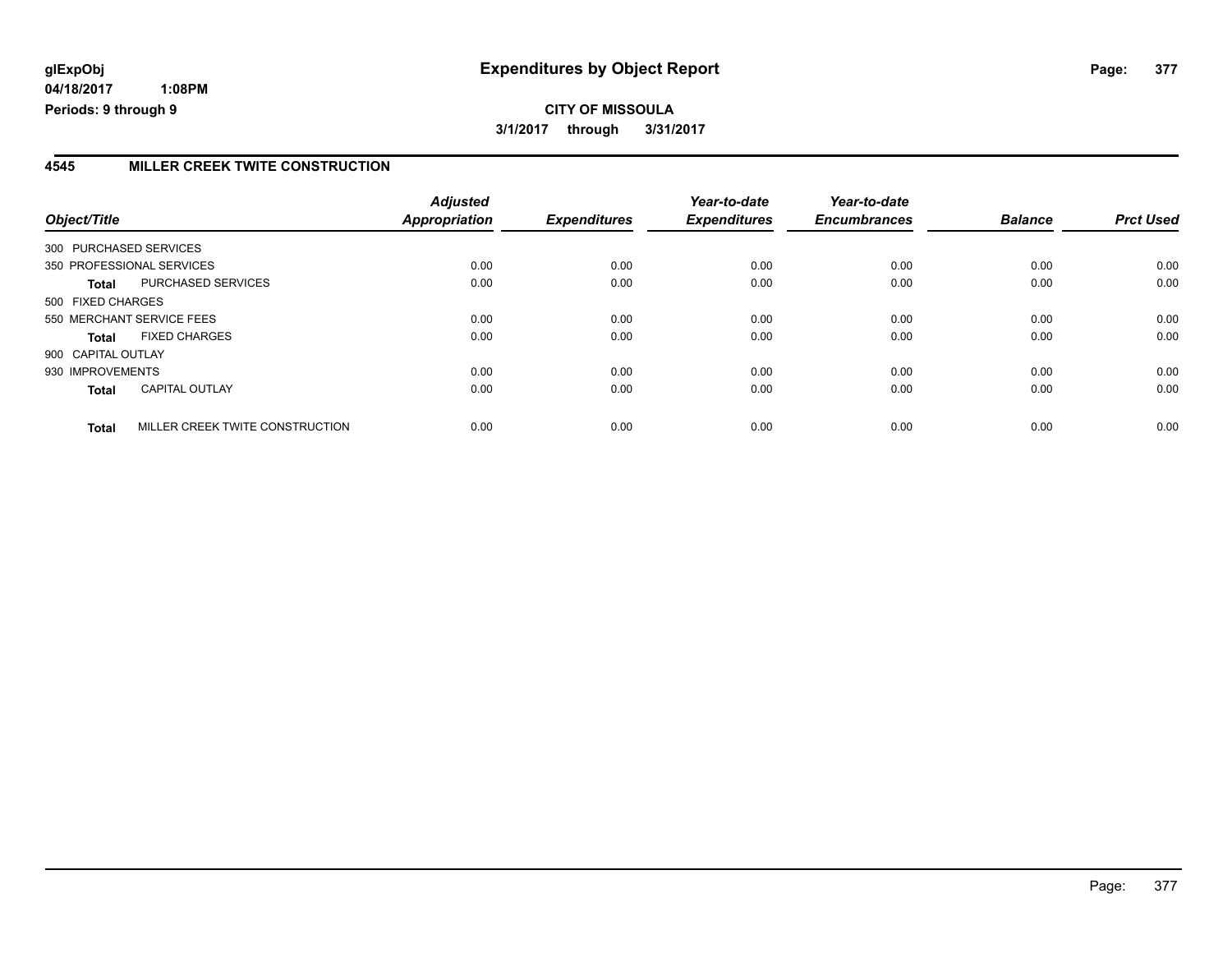**glExpObj** 
**04/18/2017 1:08PM**
**Periods: 9 through 9**

# Expenditures by Object Report

**CITY OF MISSOULA**
**3/1/2017 through 3/31/2017**

## 4545 MILLER CREEK TWITE CONSTRUCTION

| Object/Title | | Adjusted Appropriation | Expenditures | Year-to-date Expenditures | Year-to-date Encumbrances | Balance | Prct Used |
|---|---|---|---|---|---|---|---|
| 300 PURCHASED SERVICES | | | | | | | |
| 350 PROFESSIONAL SERVICES | | 0.00 | 0.00 | 0.00 | 0.00 | 0.00 | 0.00 |
| **Total** | PURCHASED SERVICES | 0.00 | 0.00 | 0.00 | 0.00 | 0.00 | 0.00 |
| 500 FIXED CHARGES | | | | | | | |
| 550 MERCHANT SERVICE FEES | | 0.00 | 0.00 | 0.00 | 0.00 | 0.00 | 0.00 |
| **Total** | FIXED CHARGES | 0.00 | 0.00 | 0.00 | 0.00 | 0.00 | 0.00 |
| 900 CAPITAL OUTLAY | | | | | | | |
| 930 IMPROVEMENTS | | 0.00 | 0.00 | 0.00 | 0.00 | 0.00 | 0.00 |
| **Total** | CAPITAL OUTLAY | 0.00 | 0.00 | 0.00 | 0.00 | 0.00 | 0.00 |
| **Total** | MILLER CREEK TWITE CONSTRUCTION | 0.00 | 0.00 | 0.00 | 0.00 | 0.00 | 0.00 |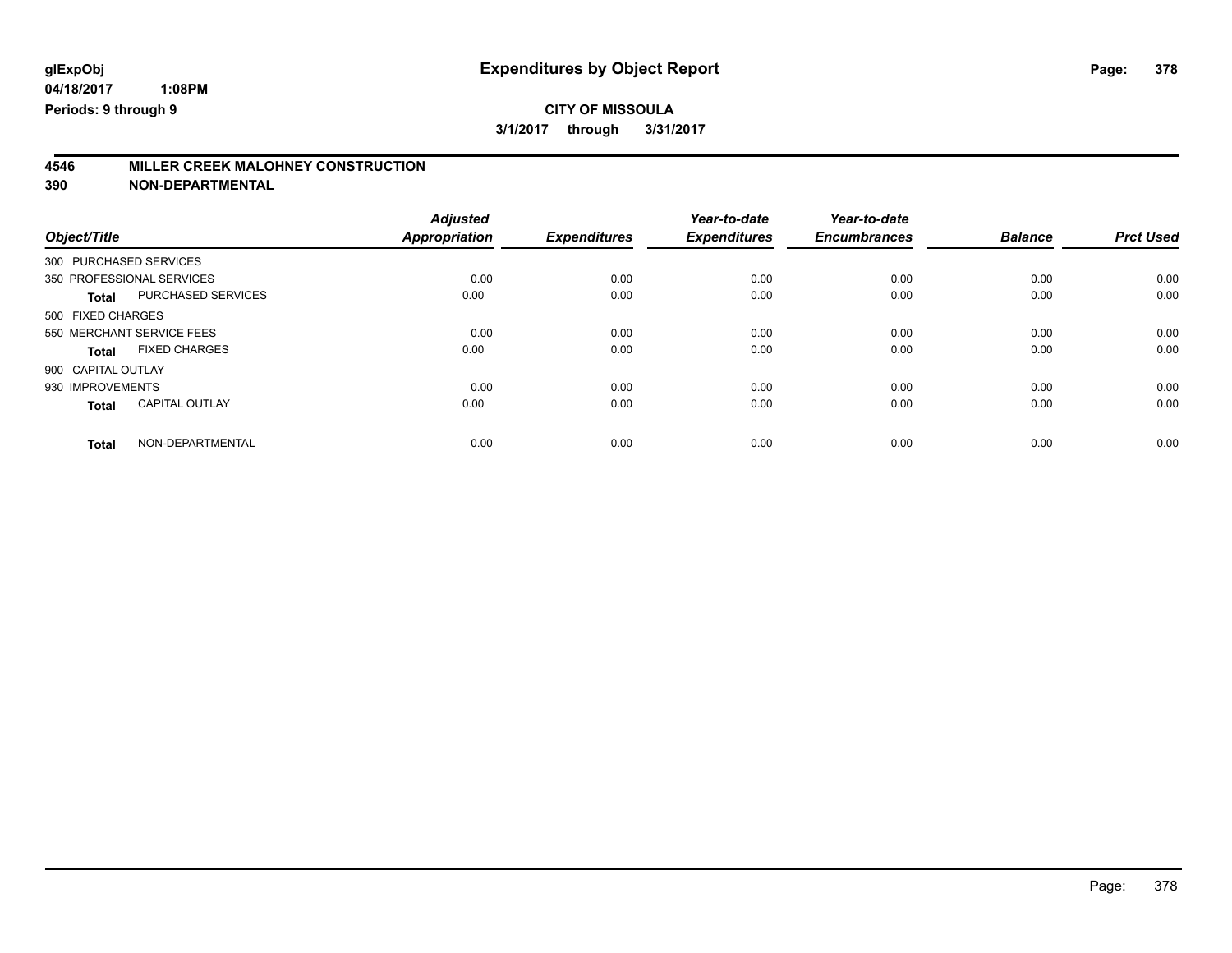**glExpObj** **Expenditures by Object Report**

**04/18/2017 1:08PM**

**Periods: 9 through 9**

**CITY OF MISSOULA**

**3/1/2017 through 3/31/2017**

**4546 MILLER CREEK MALOHNEY CONSTRUCTION**

**390 NON-DEPARTMENTAL**

| Object/Title | | Adjusted Appropriation | Expenditures | Year-to-date Expenditures | Year-to-date Encumbrances | Balance | Prct Used |
|---|---|---|---|---|---|---|---|
| 300 PURCHASED SERVICES | | | | | | | |
| 350 PROFESSIONAL SERVICES | | 0.00 | 0.00 | 0.00 | 0.00 | 0.00 | 0.00 |
| **Total** | PURCHASED SERVICES | 0.00 | 0.00 | 0.00 | 0.00 | 0.00 | 0.00 |
| 500 FIXED CHARGES | | | | | | | |
| 550 MERCHANT SERVICE FEES | | 0.00 | 0.00 | 0.00 | 0.00 | 0.00 | 0.00 |
| **Total** | FIXED CHARGES | 0.00 | 0.00 | 0.00 | 0.00 | 0.00 | 0.00 |
| 900 CAPITAL OUTLAY | | | | | | | |
| 930 IMPROVEMENTS | | 0.00 | 0.00 | 0.00 | 0.00 | 0.00 | 0.00 |
| **Total** | CAPITAL OUTLAY | 0.00 | 0.00 | 0.00 | 0.00 | 0.00 | 0.00 |
| **Total** | NON-DEPARTMENTAL | 0.00 | 0.00 | 0.00 | 0.00 | 0.00 | 0.00 |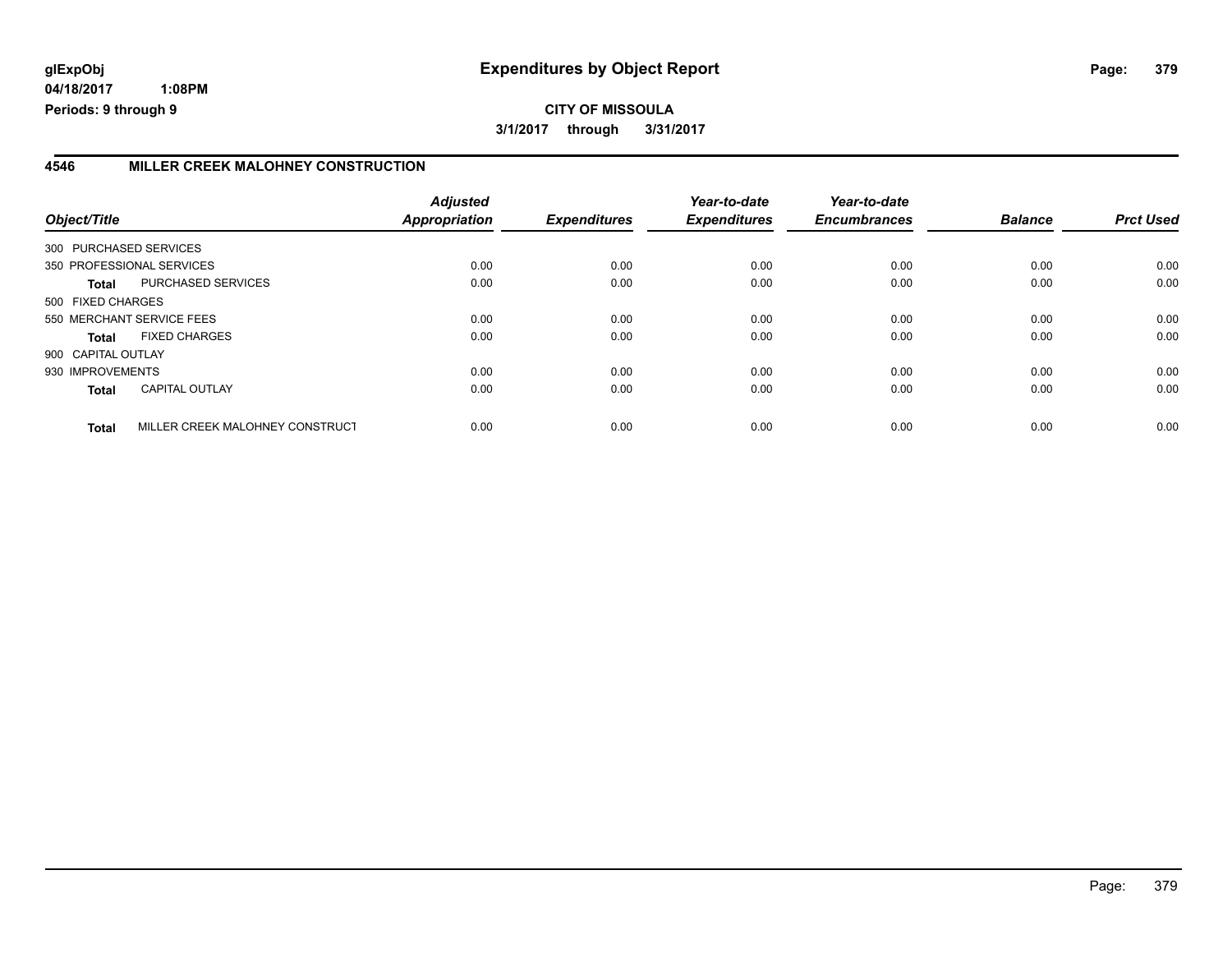**glExpObj** **Expenditures by Object Report**
**04/18/2017 1:08PM**
**Periods: 9 through 9**

**CITY OF MISSOULA**
**3/1/2017 through 3/31/2017**

## 4546 MILLER CREEK MALOHNEY CONSTRUCTION

| Object/Title | | Adjusted Appropriation | Expenditures | Year-to-date Expenditures | Year-to-date Encumbrances | Balance | Prct Used |
|---|---|---|---|---|---|---|---|
| 300 PURCHASED SERVICES | | | | | | | |
| 350 PROFESSIONAL SERVICES | | 0.00 | 0.00 | 0.00 | 0.00 | 0.00 | 0.00 |
| **Total** | PURCHASED SERVICES | 0.00 | 0.00 | 0.00 | 0.00 | 0.00 | 0.00 |
| 500 FIXED CHARGES | | | | | | | |
| 550 MERCHANT SERVICE FEES | | 0.00 | 0.00 | 0.00 | 0.00 | 0.00 | 0.00 |
| **Total** | FIXED CHARGES | 0.00 | 0.00 | 0.00 | 0.00 | 0.00 | 0.00 |
| 900 CAPITAL OUTLAY | | | | | | | |
| 930 IMPROVEMENTS | | 0.00 | 0.00 | 0.00 | 0.00 | 0.00 | 0.00 |
| **Total** | CAPITAL OUTLAY | 0.00 | 0.00 | 0.00 | 0.00 | 0.00 | 0.00 |
| **Total** | MILLER CREEK MALOHNEY CONSTRUCT | 0.00 | 0.00 | 0.00 | 0.00 | 0.00 | 0.00 |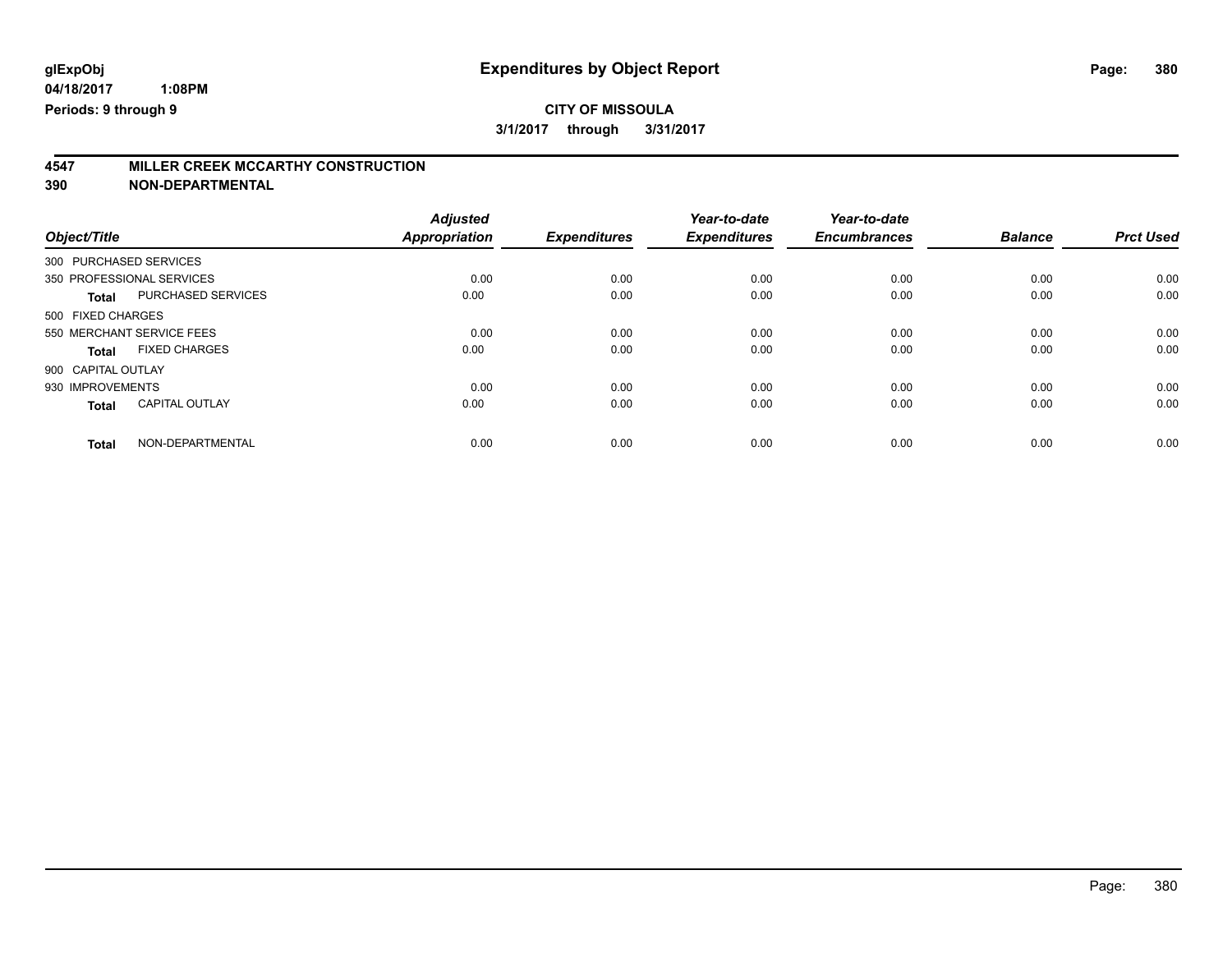**glExpObj** **Expenditures by Object Report**

**04/18/2017 1:08PM**

**Periods: 9 through 9**

**CITY OF MISSOULA**

**3/1/2017 through 3/31/2017**

## 4547 MILLER CREEK MCCARTHY CONSTRUCTION

## 390 NON-DEPARTMENTAL

| Object/Title | Adjusted Appropriation | Expenditures | Year-to-date Expenditures | Year-to-date Encumbrances | Balance | Prct Used |
|---|---|---|---|---|---|---|
| 300 PURCHASED SERVICES | | | | | | |
| 350 PROFESSIONAL SERVICES | 0.00 | 0.00 | 0.00 | 0.00 | 0.00 | 0.00 |
| **Total** PURCHASED SERVICES | 0.00 | 0.00 | 0.00 | 0.00 | 0.00 | 0.00 |
| 500 FIXED CHARGES | | | | | | |
| 550 MERCHANT SERVICE FEES | 0.00 | 0.00 | 0.00 | 0.00 | 0.00 | 0.00 |
| **Total** FIXED CHARGES | 0.00 | 0.00 | 0.00 | 0.00 | 0.00 | 0.00 |
| 900 CAPITAL OUTLAY | | | | | | |
| 930 IMPROVEMENTS | 0.00 | 0.00 | 0.00 | 0.00 | 0.00 | 0.00 |
| **Total** CAPITAL OUTLAY | 0.00 | 0.00 | 0.00 | 0.00 | 0.00 | 0.00 |
| **Total** NON-DEPARTMENTAL | 0.00 | 0.00 | 0.00 | 0.00 | 0.00 | 0.00 |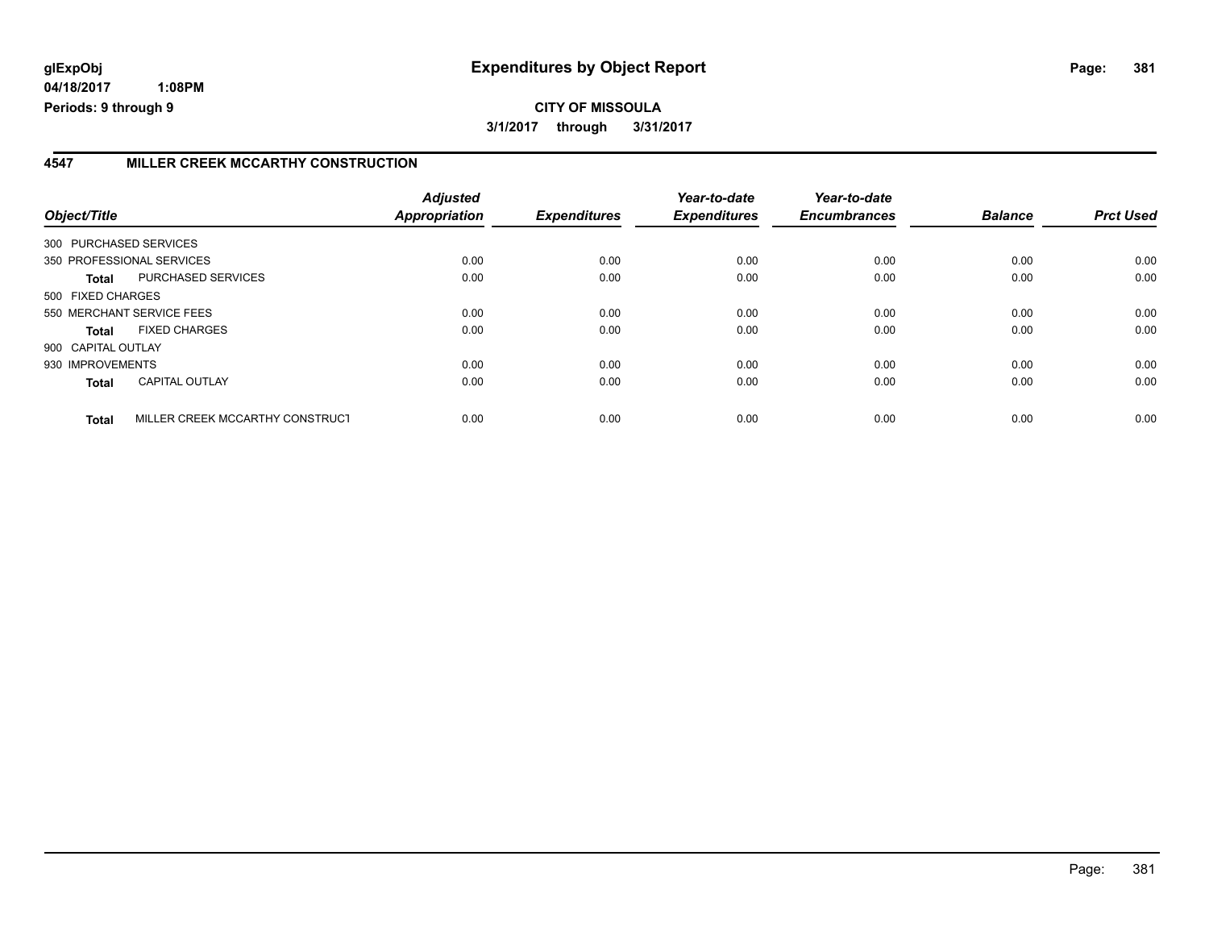**glExpObj**
**04/18/2017 1:08PM**
**Periods: 9 through 9**

# Expenditures by Object Report

**CITY OF MISSOULA**
**3/1/2017 through 3/31/2017**

## 4547 MILLER CREEK MCCARTHY CONSTRUCTION

| Object/Title | | Adjusted Appropriation | Expenditures | Year-to-date Expenditures | Year-to-date Encumbrances | Balance | Prct Used |
|---|---|---|---|---|---|---|---|
| 300 PURCHASED SERVICES | | | | | | | |
| 350 PROFESSIONAL SERVICES | | 0.00 | 0.00 | 0.00 | 0.00 | 0.00 | 0.00 |
| **Total** | PURCHASED SERVICES | 0.00 | 0.00 | 0.00 | 0.00 | 0.00 | 0.00 |
| 500 FIXED CHARGES | | | | | | | |
| 550 MERCHANT SERVICE FEES | | 0.00 | 0.00 | 0.00 | 0.00 | 0.00 | 0.00 |
| **Total** | FIXED CHARGES | 0.00 | 0.00 | 0.00 | 0.00 | 0.00 | 0.00 |
| 900 CAPITAL OUTLAY | | | | | | | |
| 930 IMPROVEMENTS | | 0.00 | 0.00 | 0.00 | 0.00 | 0.00 | 0.00 |
| **Total** | CAPITAL OUTLAY | 0.00 | 0.00 | 0.00 | 0.00 | 0.00 | 0.00 |
| **Total** | MILLER CREEK MCCARTHY CONSTRUCT | 0.00 | 0.00 | 0.00 | 0.00 | 0.00 | 0.00 |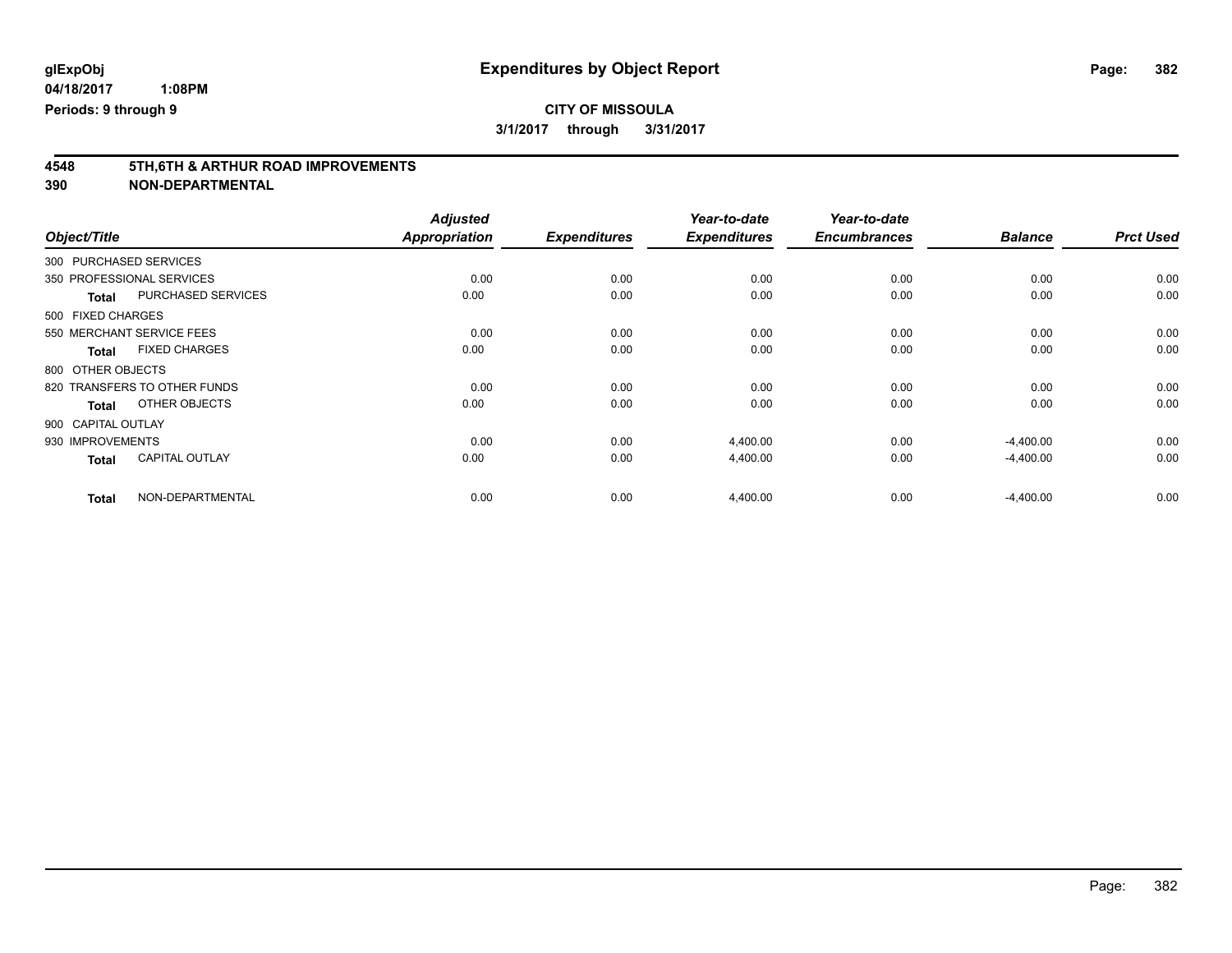glExpObj
04/18/2017 1:08PM
Periods: 9 through 9

# Expenditures by Object Report

**CITY OF MISSOULA**

**3/1/2017 through 3/31/2017**

## 4548 5TH,6TH & ARTHUR ROAD IMPROVEMENTS
## 390 NON-DEPARTMENTAL

| Object/Title | Adjusted Appropriation | Expenditures | Year-to-date Expenditures | Year-to-date Encumbrances | Balance | Prct Used |
|---|---|---|---|---|---|---|
| 300 PURCHASED SERVICES | | | | | | |
| 350 PROFESSIONAL SERVICES | 0.00 | 0.00 | 0.00 | 0.00 | 0.00 | 0.00 |
| **Total** PURCHASED SERVICES | 0.00 | 0.00 | 0.00 | 0.00 | 0.00 | 0.00 |
| 500 FIXED CHARGES | | | | | | |
| 550 MERCHANT SERVICE FEES | 0.00 | 0.00 | 0.00 | 0.00 | 0.00 | 0.00 |
| **Total** FIXED CHARGES | 0.00 | 0.00 | 0.00 | 0.00 | 0.00 | 0.00 |
| 800 OTHER OBJECTS | | | | | | |
| 820 TRANSFERS TO OTHER FUNDS | 0.00 | 0.00 | 0.00 | 0.00 | 0.00 | 0.00 |
| **Total** OTHER OBJECTS | 0.00 | 0.00 | 0.00 | 0.00 | 0.00 | 0.00 |
| 900 CAPITAL OUTLAY | | | | | | |
| 930 IMPROVEMENTS | 0.00 | 0.00 | 4,400.00 | 0.00 | -4,400.00 | 0.00 |
| **Total** CAPITAL OUTLAY | 0.00 | 0.00 | 4,400.00 | 0.00 | -4,400.00 | 0.00 |
| **Total** NON-DEPARTMENTAL | 0.00 | 0.00 | 4,400.00 | 0.00 | -4,400.00 | 0.00 |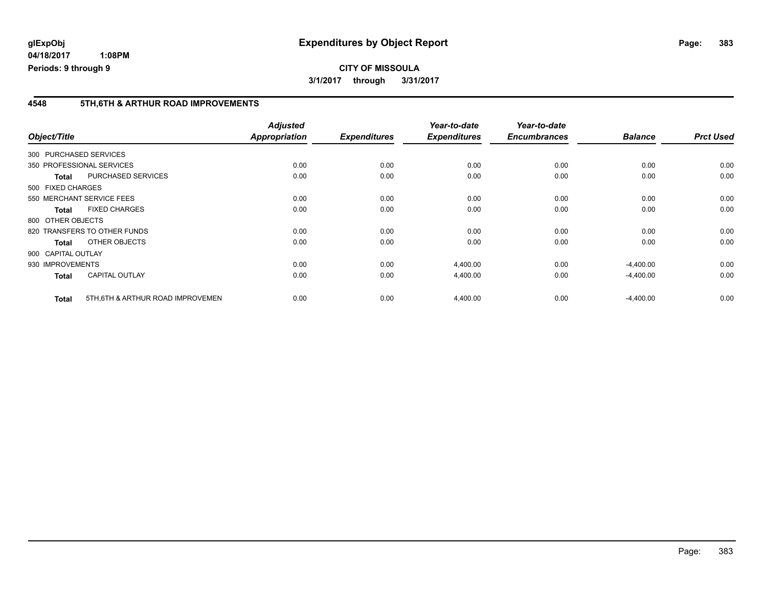glExpObj
04/18/2017 1:08PM
Periods: 9 through 9

# Expenditures by Object Report

**CITY OF MISSOULA**

**3/1/2017 through 3/31/2017**

## 4548 5TH,6TH & ARTHUR ROAD IMPROVEMENTS

| Object/Title | | Adjusted Appropriation | Expenditures | Year-to-date Expenditures | Year-to-date Encumbrances | Balance | Prct Used |
|---|---|---|---|---|---|---|---|
| 300 PURCHASED SERVICES | | | | | | | |
| 350 PROFESSIONAL SERVICES | | 0.00 | 0.00 | 0.00 | 0.00 | 0.00 | 0.00 |
| Total | PURCHASED SERVICES | 0.00 | 0.00 | 0.00 | 0.00 | 0.00 | 0.00 |
| 500 FIXED CHARGES | | | | | | | |
| 550 MERCHANT SERVICE FEES | | 0.00 | 0.00 | 0.00 | 0.00 | 0.00 | 0.00 |
| Total | FIXED CHARGES | 0.00 | 0.00 | 0.00 | 0.00 | 0.00 | 0.00 |
| 800 OTHER OBJECTS | | | | | | | |
| 820 TRANSFERS TO OTHER FUNDS | | 0.00 | 0.00 | 0.00 | 0.00 | 0.00 | 0.00 |
| Total | OTHER OBJECTS | 0.00 | 0.00 | 0.00 | 0.00 | 0.00 | 0.00 |
| 900 CAPITAL OUTLAY | | | | | | | |
| 930 IMPROVEMENTS | | 0.00 | 0.00 | 4,400.00 | 0.00 | -4,400.00 | 0.00 |
| Total | CAPITAL OUTLAY | 0.00 | 0.00 | 4,400.00 | 0.00 | -4,400.00 | 0.00 |
| Total | 5TH,6TH & ARTHUR ROAD IMPROVEMEN | 0.00 | 0.00 | 4,400.00 | 0.00 | -4,400.00 | 0.00 |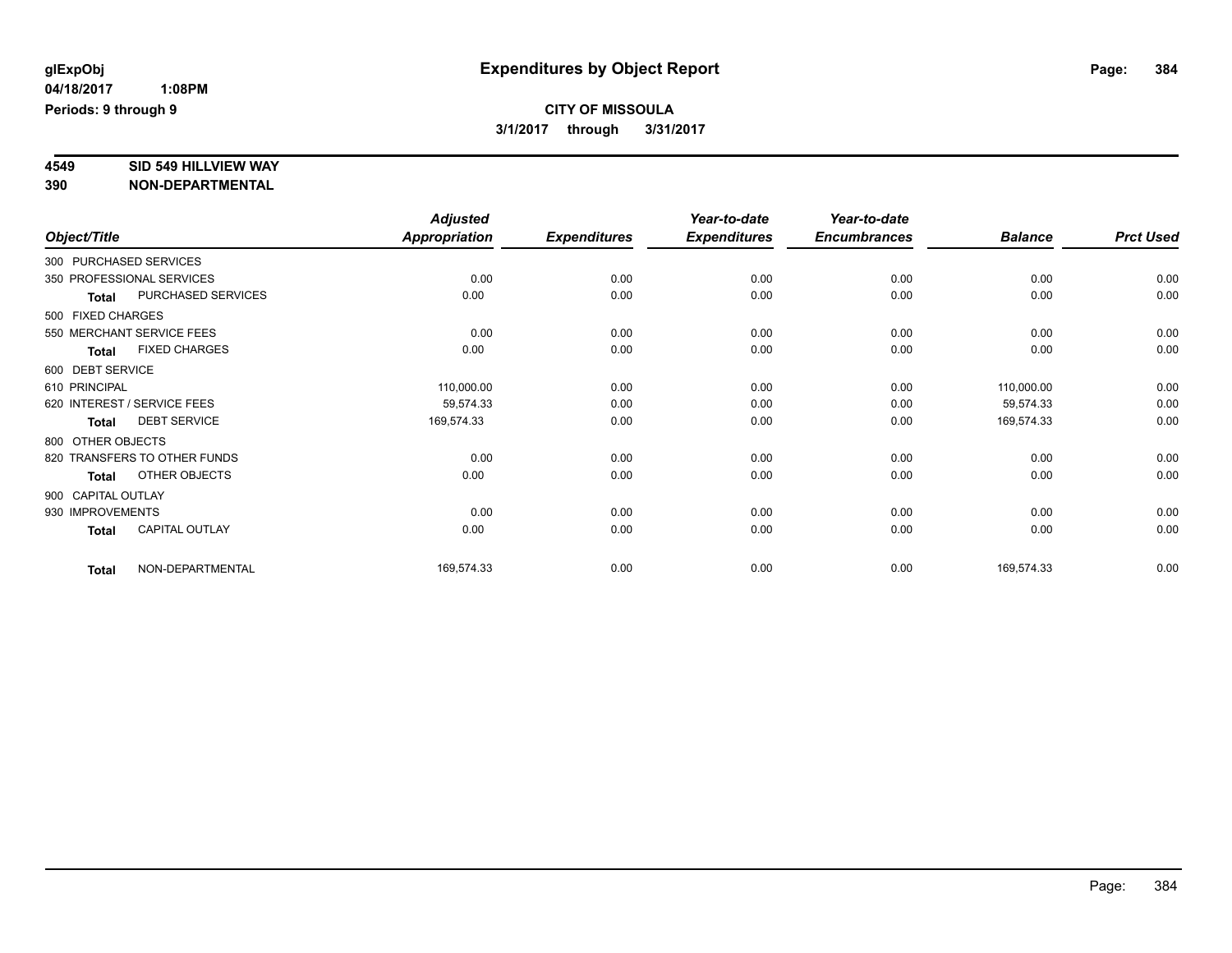**glExpObj** **Expenditures by Object Report**

**04/18/2017 1:08PM**

**Periods: 9 through 9**

**CITY OF MISSOULA**

**3/1/2017 through 3/31/2017**

**4549 SID 549 HILLVIEW WAY**

**390 NON-DEPARTMENTAL**

| Object/Title | | Adjusted Appropriation | Expenditures | Year-to-date Expenditures | Year-to-date Encumbrances | Balance | Prct Used |
|---|---|---|---|---|---|---|---|
| 300 PURCHASED SERVICES | | | | | | | |
| 350 PROFESSIONAL SERVICES | | 0.00 | 0.00 | 0.00 | 0.00 | 0.00 | 0.00 |
| **Total** | PURCHASED SERVICES | 0.00 | 0.00 | 0.00 | 0.00 | 0.00 | 0.00 |
| 500 FIXED CHARGES | | | | | | | |
| 550 MERCHANT SERVICE FEES | | 0.00 | 0.00 | 0.00 | 0.00 | 0.00 | 0.00 |
| **Total** | FIXED CHARGES | 0.00 | 0.00 | 0.00 | 0.00 | 0.00 | 0.00 |
| 600 DEBT SERVICE | | | | | | | |
| 610 PRINCIPAL | | 110,000.00 | 0.00 | 0.00 | 0.00 | 110,000.00 | 0.00 |
| 620 INTEREST / SERVICE FEES | | 59,574.33 | 0.00 | 0.00 | 0.00 | 59,574.33 | 0.00 |
| **Total** | DEBT SERVICE | 169,574.33 | 0.00 | 0.00 | 0.00 | 169,574.33 | 0.00 |
| 800 OTHER OBJECTS | | | | | | | |
| 820 TRANSFERS TO OTHER FUNDS | | 0.00 | 0.00 | 0.00 | 0.00 | 0.00 | 0.00 |
| **Total** | OTHER OBJECTS | 0.00 | 0.00 | 0.00 | 0.00 | 0.00 | 0.00 |
| 900 CAPITAL OUTLAY | | | | | | | |
| 930 IMPROVEMENTS | | 0.00 | 0.00 | 0.00 | 0.00 | 0.00 | 0.00 |
| **Total** | CAPITAL OUTLAY | 0.00 | 0.00 | 0.00 | 0.00 | 0.00 | 0.00 |
| **Total** | NON-DEPARTMENTAL | 169,574.33 | 0.00 | 0.00 | 0.00 | 169,574.33 | 0.00 |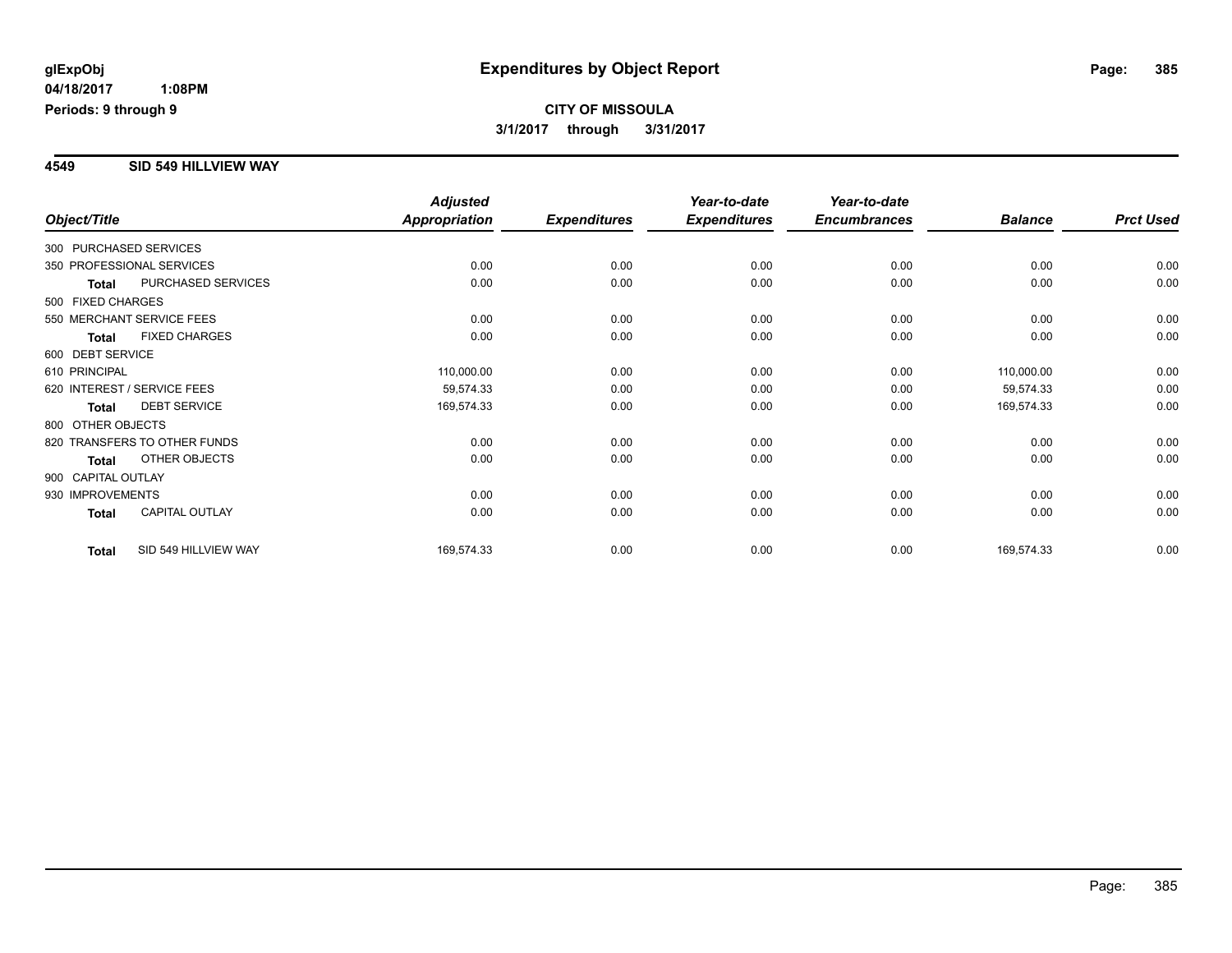glExpObj
04/18/2017 1:08PM
Periods: 9 through 9

# Expenditures by Object Report

**CITY OF MISSOULA**

**3/1/2017 through 3/31/2017**

## 4549 SID 549 HILLVIEW WAY

| Object/Title | Adjusted Appropriation | Expenditures | Year-to-date Expenditures | Year-to-date Encumbrances | Balance | Prct Used |
|---|---|---|---|---|---|---|
| 300 PURCHASED SERVICES | | | | | | |
| 350 PROFESSIONAL SERVICES | 0.00 | 0.00 | 0.00 | 0.00 | 0.00 | 0.00 |
| **Total** PURCHASED SERVICES | 0.00 | 0.00 | 0.00 | 0.00 | 0.00 | 0.00 |
| 500 FIXED CHARGES | | | | | | |
| 550 MERCHANT SERVICE FEES | 0.00 | 0.00 | 0.00 | 0.00 | 0.00 | 0.00 |
| **Total** FIXED CHARGES | 0.00 | 0.00 | 0.00 | 0.00 | 0.00 | 0.00 |
| 600 DEBT SERVICE | | | | | | |
| 610 PRINCIPAL | 110,000.00 | 0.00 | 0.00 | 0.00 | 110,000.00 | 0.00 |
| 620 INTEREST / SERVICE FEES | 59,574.33 | 0.00 | 0.00 | 0.00 | 59,574.33 | 0.00 |
| **Total** DEBT SERVICE | 169,574.33 | 0.00 | 0.00 | 0.00 | 169,574.33 | 0.00 |
| 800 OTHER OBJECTS | | | | | | |
| 820 TRANSFERS TO OTHER FUNDS | 0.00 | 0.00 | 0.00 | 0.00 | 0.00 | 0.00 |
| **Total** OTHER OBJECTS | 0.00 | 0.00 | 0.00 | 0.00 | 0.00 | 0.00 |
| 900 CAPITAL OUTLAY | | | | | | |
| 930 IMPROVEMENTS | 0.00 | 0.00 | 0.00 | 0.00 | 0.00 | 0.00 |
| **Total** CAPITAL OUTLAY | 0.00 | 0.00 | 0.00 | 0.00 | 0.00 | 0.00 |
| **Total** SID 549 HILLVIEW WAY | 169,574.33 | 0.00 | 0.00 | 0.00 | 169,574.33 | 0.00 |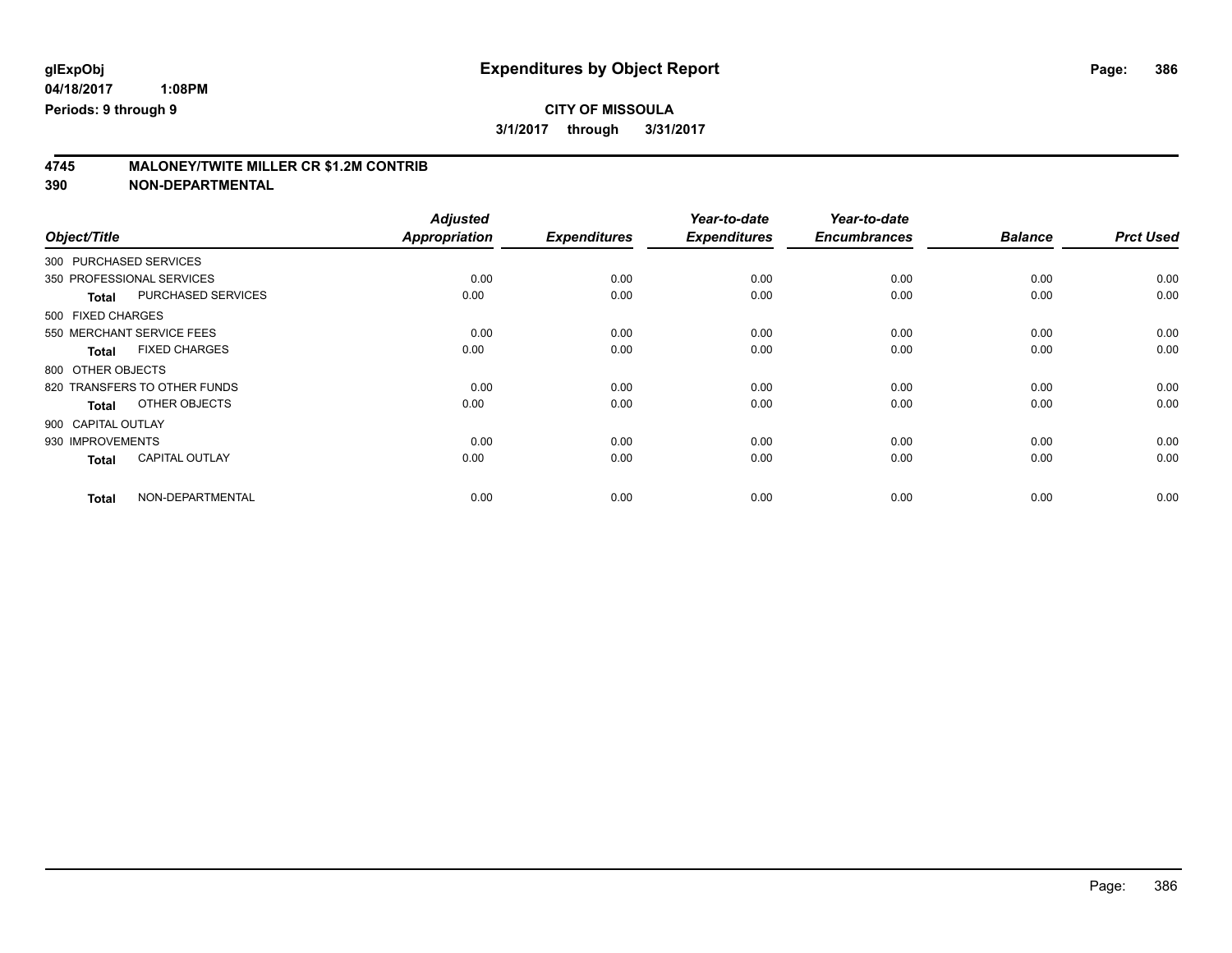**glExpObj**
**04/18/2017 1:08PM**
**Periods: 9 through 9**

# Expenditures by Object Report

**CITY OF MISSOULA**
**3/1/2017 through 3/31/2017**

## 4745 MALONEY/TWITE MILLER CR $1.2M CONTRIB
## 390 NON-DEPARTMENTAL

| Object/Title | Adjusted Appropriation | Expenditures | Year-to-date Expenditures | Year-to-date Encumbrances | Balance | Prct Used |
|---|---|---|---|---|---|---|
| 300 PURCHASED SERVICES | | | | | | |
| 350 PROFESSIONAL SERVICES | 0.00 | 0.00 | 0.00 | 0.00 | 0.00 | 0.00 |
| **Total** PURCHASED SERVICES | 0.00 | 0.00 | 0.00 | 0.00 | 0.00 | 0.00 |
| 500 FIXED CHARGES | | | | | | |
| 550 MERCHANT SERVICE FEES | 0.00 | 0.00 | 0.00 | 0.00 | 0.00 | 0.00 |
| **Total** FIXED CHARGES | 0.00 | 0.00 | 0.00 | 0.00 | 0.00 | 0.00 |
| 800 OTHER OBJECTS | | | | | | |
| 820 TRANSFERS TO OTHER FUNDS | 0.00 | 0.00 | 0.00 | 0.00 | 0.00 | 0.00 |
| **Total** OTHER OBJECTS | 0.00 | 0.00 | 0.00 | 0.00 | 0.00 | 0.00 |
| 900 CAPITAL OUTLAY | | | | | | |
| 930 IMPROVEMENTS | 0.00 | 0.00 | 0.00 | 0.00 | 0.00 | 0.00 |
| **Total** CAPITAL OUTLAY | 0.00 | 0.00 | 0.00 | 0.00 | 0.00 | 0.00 |
| **Total** NON-DEPARTMENTAL | 0.00 | 0.00 | 0.00 | 0.00 | 0.00 | 0.00 |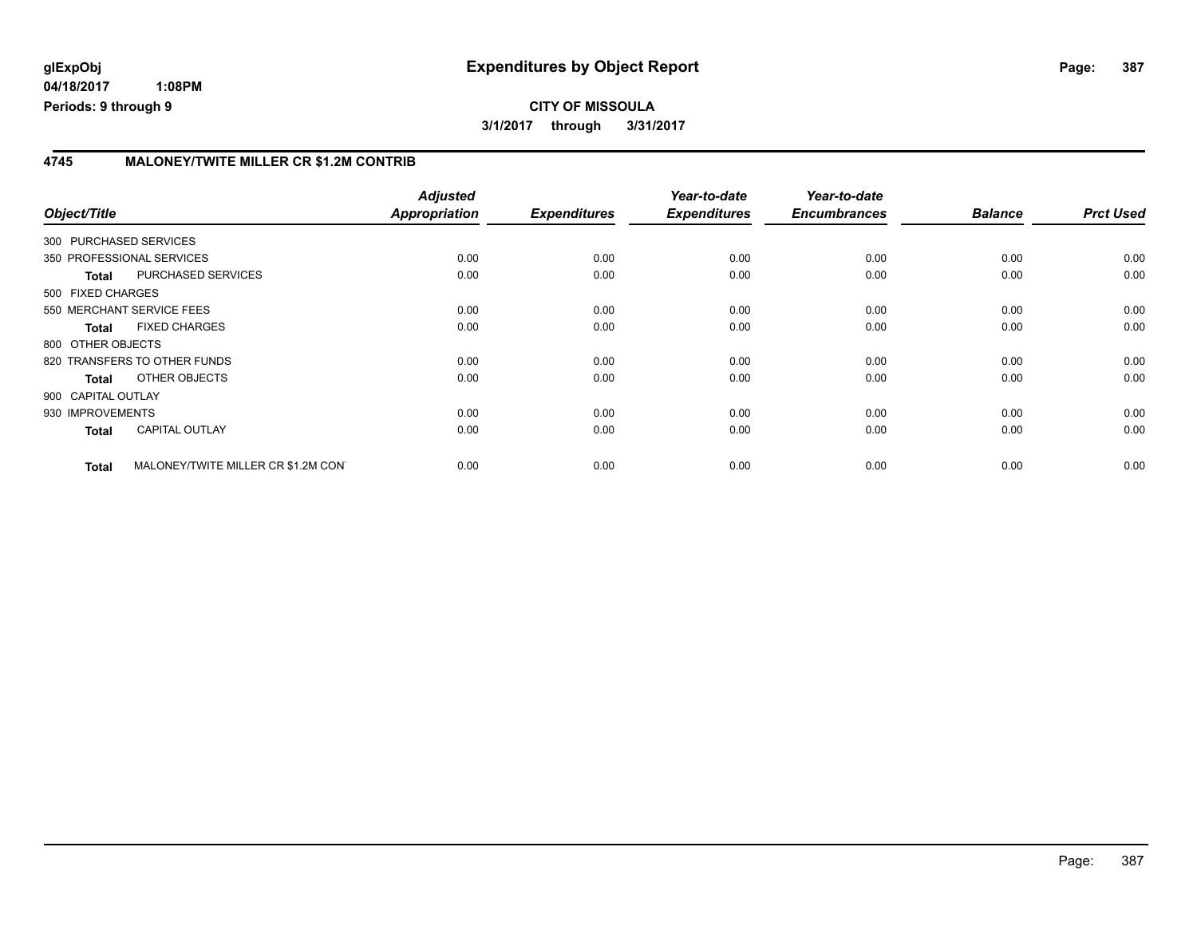**glExpObj** 04/18/2017 1:08PM
**Periods: 9 through 9**

# Expenditures by Object Report

**CITY OF MISSOULA**

**3/1/2017 through 3/31/2017**

## 4745 MALONEY/TWITE MILLER CR $1.2M CONTRIB

| Object/Title | | Adjusted Appropriation | Expenditures | Year-to-date Expenditures | Year-to-date Encumbrances | Balance | Prct Used |
|---|---|---|---|---|---|---|---|
| 300 PURCHASED SERVICES | | | | | | | |
| 350 PROFESSIONAL SERVICES | | 0.00 | 0.00 | 0.00 | 0.00 | 0.00 | 0.00 |
| **Total** | PURCHASED SERVICES | 0.00 | 0.00 | 0.00 | 0.00 | 0.00 | 0.00 |
| 500 FIXED CHARGES | | | | | | | |
| 550 MERCHANT SERVICE FEES | | 0.00 | 0.00 | 0.00 | 0.00 | 0.00 | 0.00 |
| **Total** | FIXED CHARGES | 0.00 | 0.00 | 0.00 | 0.00 | 0.00 | 0.00 |
| 800 OTHER OBJECTS | | | | | | | |
| 820 TRANSFERS TO OTHER FUNDS | | 0.00 | 0.00 | 0.00 | 0.00 | 0.00 | 0.00 |
| **Total** | OTHER OBJECTS | 0.00 | 0.00 | 0.00 | 0.00 | 0.00 | 0.00 |
| 900 CAPITAL OUTLAY | | | | | | | |
| 930 IMPROVEMENTS | | 0.00 | 0.00 | 0.00 | 0.00 | 0.00 | 0.00 |
| **Total** | CAPITAL OUTLAY | 0.00 | 0.00 | 0.00 | 0.00 | 0.00 | 0.00 |
| **Total** | MALONEY/TWITE MILLER CR $1.2M CON | 0.00 | 0.00 | 0.00 | 0.00 | 0.00 | 0.00 |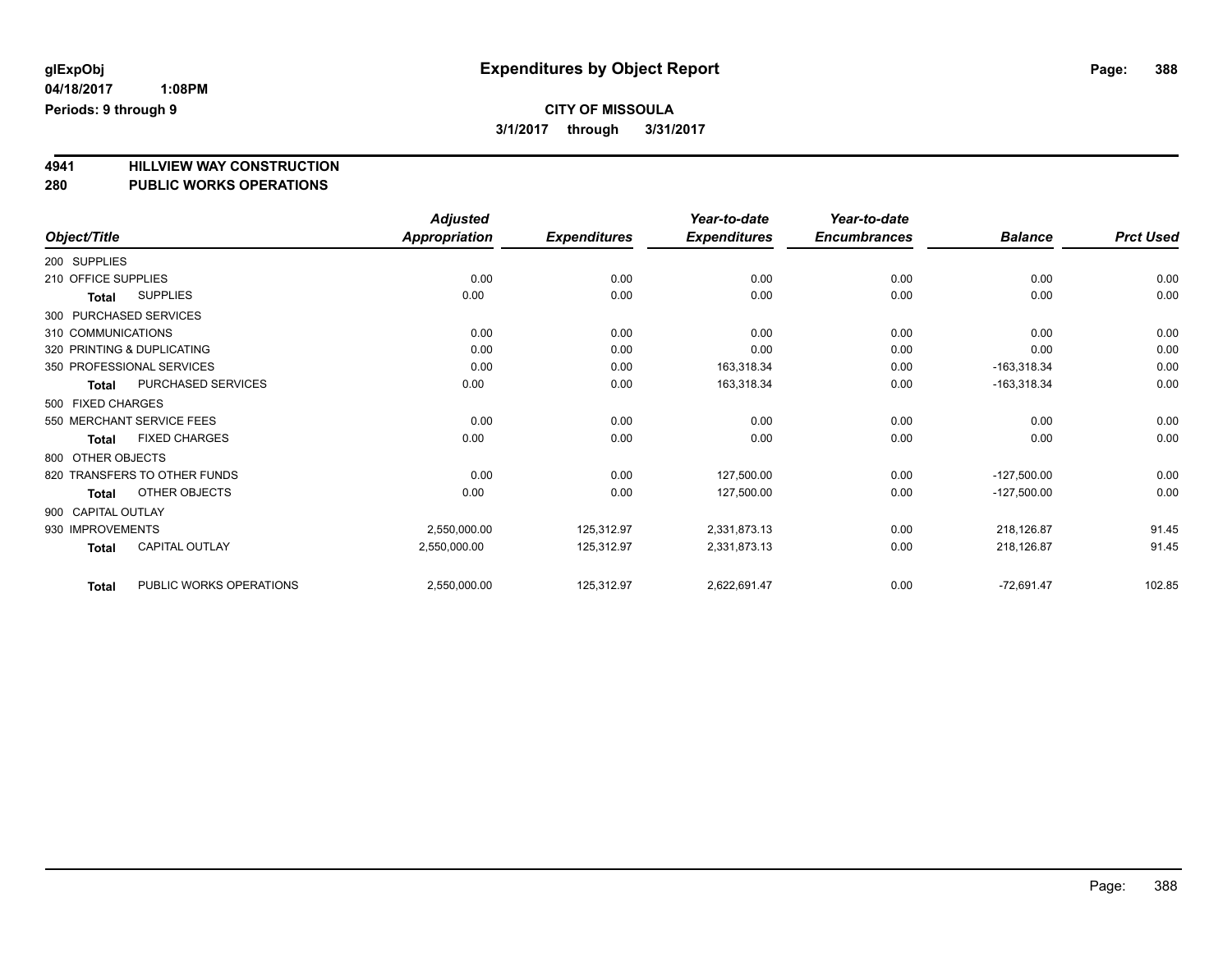**glExpObj** 04/18/2017 1:08PM
**Periods: 9 through 9**

# Expenditures by Object Report

**CITY OF MISSOULA**
**3/1/2017 through 3/31/2017**

## 4941 HILLVIEW WAY CONSTRUCTION
## 280 PUBLIC WORKS OPERATIONS

| Object/Title | | Adjusted Appropriation | Expenditures | Year-to-date Expenditures | Year-to-date Encumbrances | Balance | Prct Used |
|---|---|---|---|---|---|---|---|
| 200 SUPPLIES | | | | | | | |
| 210 OFFICE SUPPLIES | | 0.00 | 0.00 | 0.00 | 0.00 | 0.00 | 0.00 |
| Total | SUPPLIES | 0.00 | 0.00 | 0.00 | 0.00 | 0.00 | 0.00 |
| 300 PURCHASED SERVICES | | | | | | | |
| 310 COMMUNICATIONS | | 0.00 | 0.00 | 0.00 | 0.00 | 0.00 | 0.00 |
| 320 PRINTING & DUPLICATING | | 0.00 | 0.00 | 0.00 | 0.00 | 0.00 | 0.00 |
| 350 PROFESSIONAL SERVICES | | 0.00 | 0.00 | 163,318.34 | 0.00 | -163,318.34 | 0.00 |
| Total | PURCHASED SERVICES | 0.00 | 0.00 | 163,318.34 | 0.00 | -163,318.34 | 0.00 |
| 500 FIXED CHARGES | | | | | | | |
| 550 MERCHANT SERVICE FEES | | 0.00 | 0.00 | 0.00 | 0.00 | 0.00 | 0.00 |
| Total | FIXED CHARGES | 0.00 | 0.00 | 0.00 | 0.00 | 0.00 | 0.00 |
| 800 OTHER OBJECTS | | | | | | | |
| 820 TRANSFERS TO OTHER FUNDS | | 0.00 | 0.00 | 127,500.00 | 0.00 | -127,500.00 | 0.00 |
| Total | OTHER OBJECTS | 0.00 | 0.00 | 127,500.00 | 0.00 | -127,500.00 | 0.00 |
| 900 CAPITAL OUTLAY | | | | | | | |
| 930 IMPROVEMENTS | | 2,550,000.00 | 125,312.97 | 2,331,873.13 | 0.00 | 218,126.87 | 91.45 |
| Total | CAPITAL OUTLAY | 2,550,000.00 | 125,312.97 | 2,331,873.13 | 0.00 | 218,126.87 | 91.45 |
| Total | PUBLIC WORKS OPERATIONS | 2,550,000.00 | 125,312.97 | 2,622,691.47 | 0.00 | -72,691.47 | 102.85 |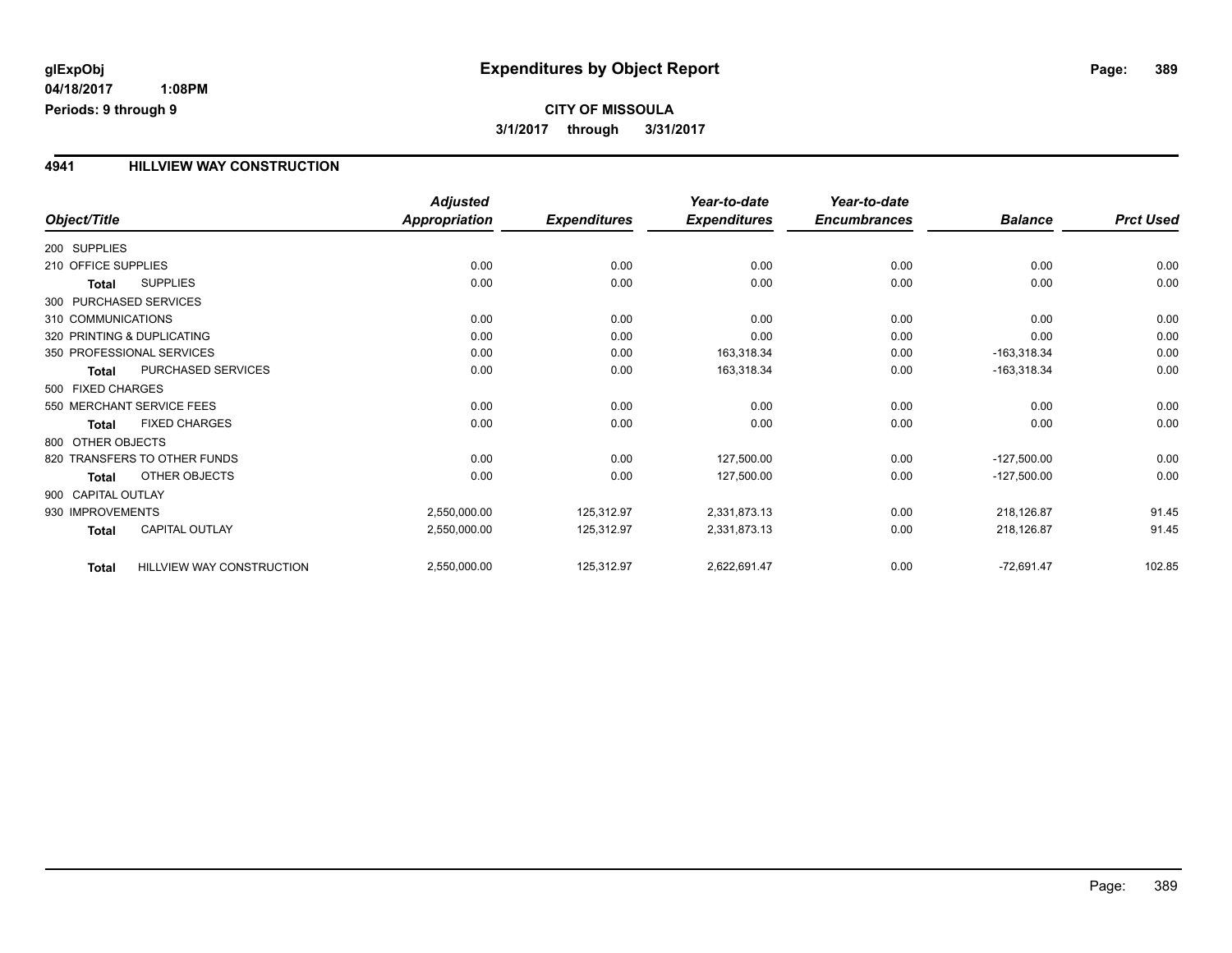**glExpObj**
**04/18/2017 1:08PM**
**Periods: 9 through 9**

# Expenditures by Object Report

**CITY OF MISSOULA**
**3/1/2017 through 3/31/2017**

## 4941 HILLVIEW WAY CONSTRUCTION

| Object/Title | Adjusted Appropriation | Expenditures | Year-to-date Expenditures | Year-to-date Encumbrances | Balance | Prct Used |
|---|---|---|---|---|---|---|
| 200 SUPPLIES | | | | | | |
| 210 OFFICE SUPPLIES | 0.00 | 0.00 | 0.00 | 0.00 | 0.00 | 0.00 |
| **Total** SUPPLIES | 0.00 | 0.00 | 0.00 | 0.00 | 0.00 | 0.00 |
| 300 PURCHASED SERVICES | | | | | | |
| 310 COMMUNICATIONS | 0.00 | 0.00 | 0.00 | 0.00 | 0.00 | 0.00 |
| 320 PRINTING & DUPLICATING | 0.00 | 0.00 | 0.00 | 0.00 | 0.00 | 0.00 |
| 350 PROFESSIONAL SERVICES | 0.00 | 0.00 | 163,318.34 | 0.00 | -163,318.34 | 0.00 |
| **Total** PURCHASED SERVICES | 0.00 | 0.00 | 163,318.34 | 0.00 | -163,318.34 | 0.00 |
| 500 FIXED CHARGES | | | | | | |
| 550 MERCHANT SERVICE FEES | 0.00 | 0.00 | 0.00 | 0.00 | 0.00 | 0.00 |
| **Total** FIXED CHARGES | 0.00 | 0.00 | 0.00 | 0.00 | 0.00 | 0.00 |
| 800 OTHER OBJECTS | | | | | | |
| 820 TRANSFERS TO OTHER FUNDS | 0.00 | 0.00 | 127,500.00 | 0.00 | -127,500.00 | 0.00 |
| **Total** OTHER OBJECTS | 0.00 | 0.00 | 127,500.00 | 0.00 | -127,500.00 | 0.00 |
| 900 CAPITAL OUTLAY | | | | | | |
| 930 IMPROVEMENTS | 2,550,000.00 | 125,312.97 | 2,331,873.13 | 0.00 | 218,126.87 | 91.45 |
| **Total** CAPITAL OUTLAY | 2,550,000.00 | 125,312.97 | 2,331,873.13 | 0.00 | 218,126.87 | 91.45 |
| **Total** HILLVIEW WAY CONSTRUCTION | 2,550,000.00 | 125,312.97 | 2,622,691.47 | 0.00 | -72,691.47 | 102.85 |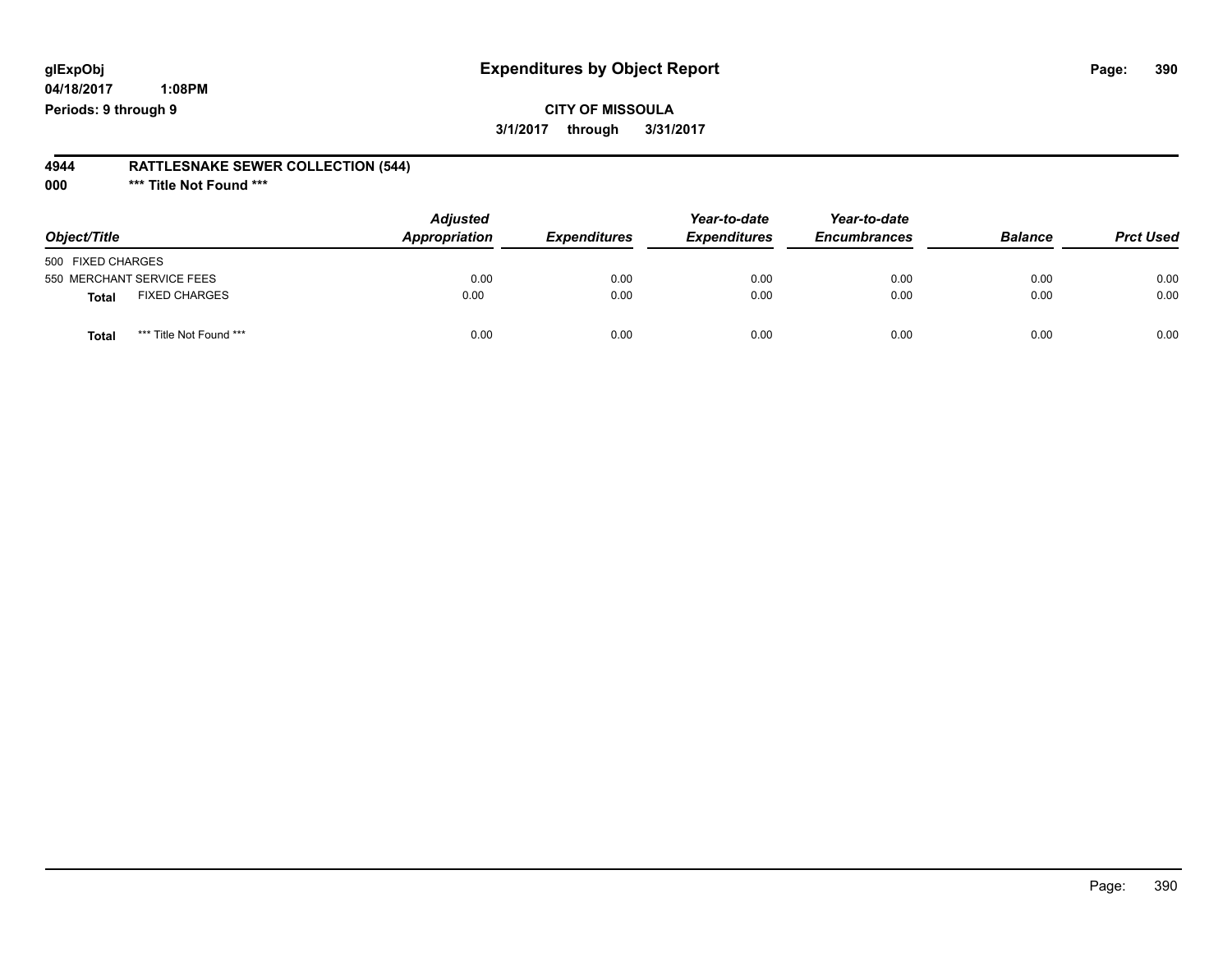# Expenditures by Object Report

glExpObj
04/18/2017 1:08PM
Periods: 9 through 9

**CITY OF MISSOULA**
**3/1/2017 through 3/31/2017**

**4944 RATTLESNAKE SEWER COLLECTION (544)**
**000 \*\*\* Title Not Found \*\*\***

| Object/Title | Adjusted Appropriation | Expenditures | Year-to-date Expenditures | Year-to-date Encumbrances | Balance | Prct Used |
|---|---|---|---|---|---|---|
| 500 FIXED CHARGES | | | | | | |
| 550 MERCHANT SERVICE FEES | 0.00 | 0.00 | 0.00 | 0.00 | 0.00 | 0.00 |
| **Total** FIXED CHARGES | 0.00 | 0.00 | 0.00 | 0.00 | 0.00 | 0.00 |
| **Total** *** Title Not Found *** | 0.00 | 0.00 | 0.00 | 0.00 | 0.00 | 0.00 |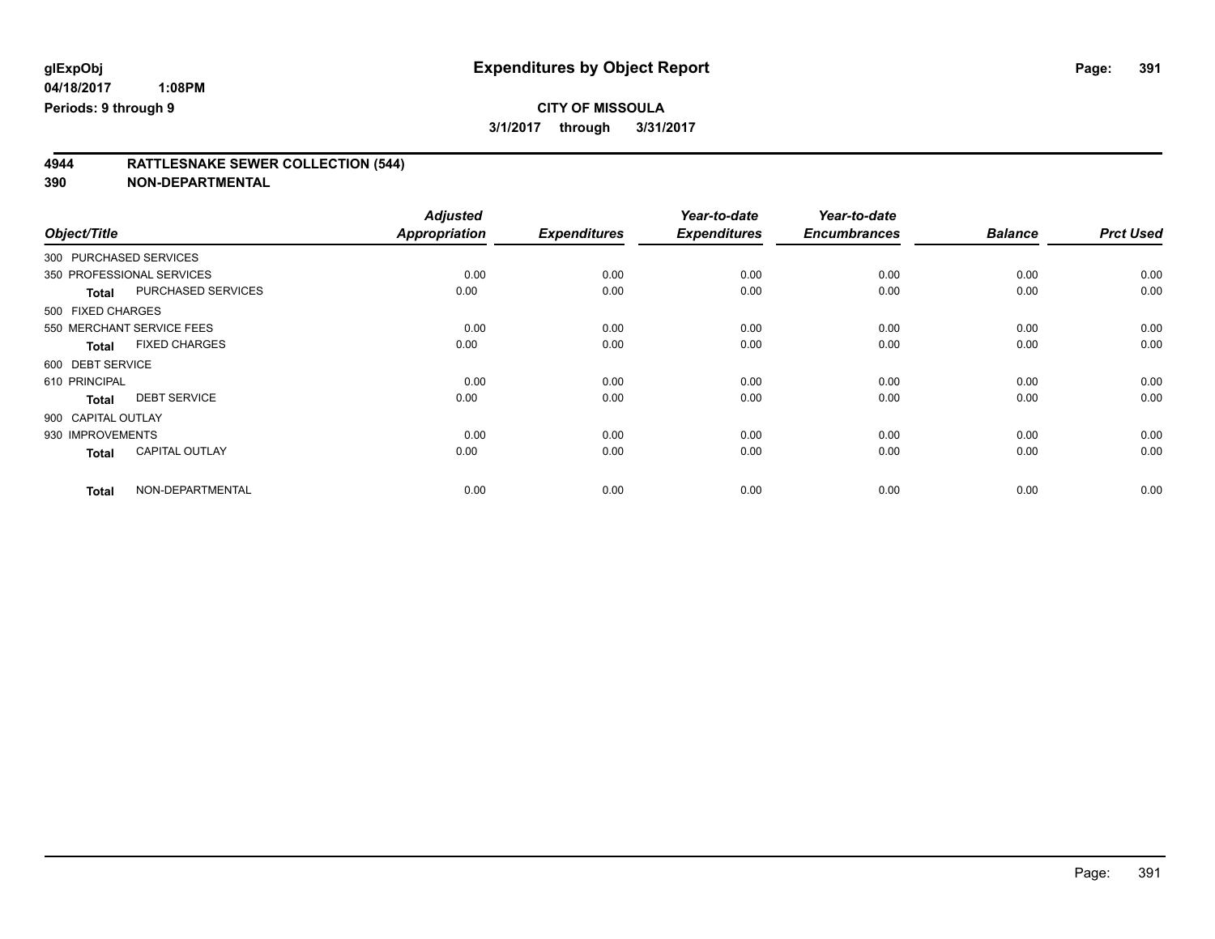**glExpObj** | **Expenditures by Object Report**

**04/18/2017 1:08PM**

**Periods: 9 through 9**

**CITY OF MISSOULA**

**3/1/2017 through 3/31/2017**

## 4944 RATTLESNAKE SEWER COLLECTION (544)

## 390 NON-DEPARTMENTAL

| Object/Title | | Adjusted Appropriation | Expenditures | Year-to-date Expenditures | Year-to-date Encumbrances | Balance | Prct Used |
|---|---|---|---|---|---|---|---|
| 300 PURCHASED SERVICES | | | | | | | |
| 350 PROFESSIONAL SERVICES | | 0.00 | 0.00 | 0.00 | 0.00 | 0.00 | 0.00 |
| **Total** | PURCHASED SERVICES | 0.00 | 0.00 | 0.00 | 0.00 | 0.00 | 0.00 |
| 500 FIXED CHARGES | | | | | | | |
| 550 MERCHANT SERVICE FEES | | 0.00 | 0.00 | 0.00 | 0.00 | 0.00 | 0.00 |
| **Total** | FIXED CHARGES | 0.00 | 0.00 | 0.00 | 0.00 | 0.00 | 0.00 |
| 600 DEBT SERVICE | | | | | | | |
| 610 PRINCIPAL | | 0.00 | 0.00 | 0.00 | 0.00 | 0.00 | 0.00 |
| **Total** | DEBT SERVICE | 0.00 | 0.00 | 0.00 | 0.00 | 0.00 | 0.00 |
| 900 CAPITAL OUTLAY | | | | | | | |
| 930 IMPROVEMENTS | | 0.00 | 0.00 | 0.00 | 0.00 | 0.00 | 0.00 |
| **Total** | CAPITAL OUTLAY | 0.00 | 0.00 | 0.00 | 0.00 | 0.00 | 0.00 |
| **Total** | NON-DEPARTMENTAL | 0.00 | 0.00 | 0.00 | 0.00 | 0.00 | 0.00 |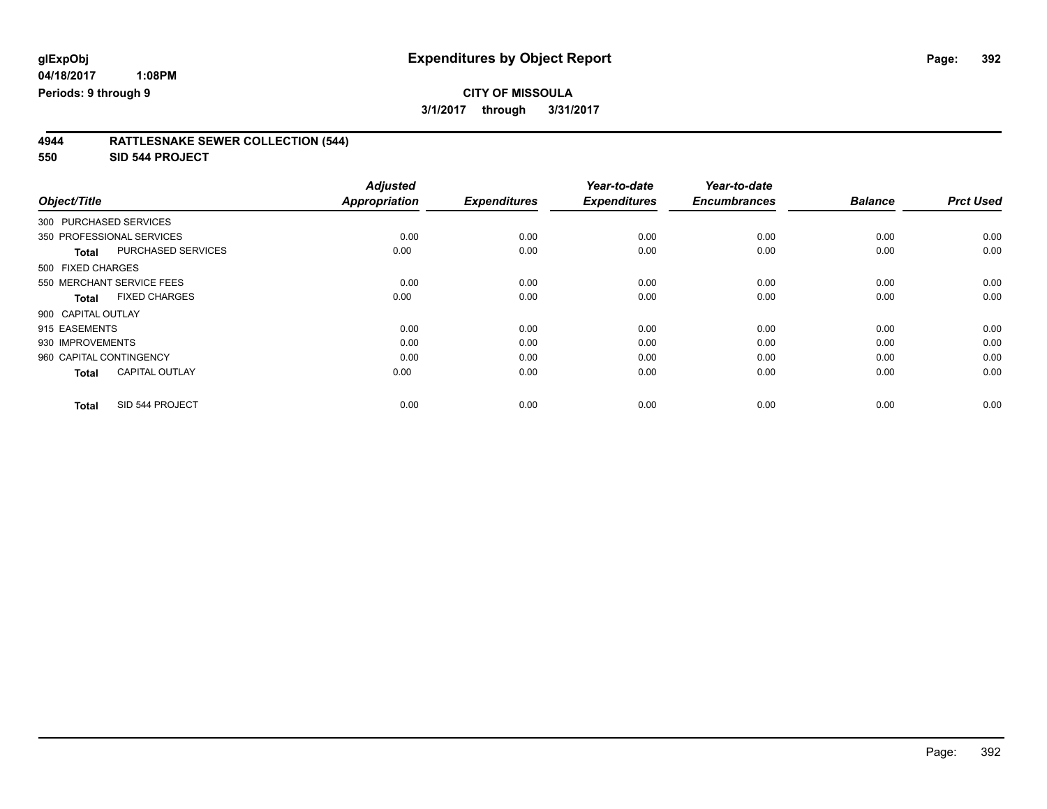# Expenditures by Object Report

glExpObj
04/18/2017 1:08PM
Periods: 9 through 9

**CITY OF MISSOULA**
**3/1/2017 through 3/31/2017**

## 4944 RATTLESNAKE SEWER COLLECTION (544)
## 550 SID 544 PROJECT

| Object/Title | Adjusted Appropriation | Expenditures | Year-to-date Expenditures | Year-to-date Encumbrances | Balance | Prct Used |
|---|---|---|---|---|---|---|
| 300 PURCHASED SERVICES | | | | | | |
| 350 PROFESSIONAL SERVICES | 0.00 | 0.00 | 0.00 | 0.00 | 0.00 | 0.00 |
| **Total** PURCHASED SERVICES | 0.00 | 0.00 | 0.00 | 0.00 | 0.00 | 0.00 |
| 500 FIXED CHARGES | | | | | | |
| 550 MERCHANT SERVICE FEES | 0.00 | 0.00 | 0.00 | 0.00 | 0.00 | 0.00 |
| **Total** FIXED CHARGES | 0.00 | 0.00 | 0.00 | 0.00 | 0.00 | 0.00 |
| 900 CAPITAL OUTLAY | | | | | | |
| 915 EASEMENTS | 0.00 | 0.00 | 0.00 | 0.00 | 0.00 | 0.00 |
| 930 IMPROVEMENTS | 0.00 | 0.00 | 0.00 | 0.00 | 0.00 | 0.00 |
| 960 CAPITAL CONTINGENCY | 0.00 | 0.00 | 0.00 | 0.00 | 0.00 | 0.00 |
| **Total** CAPITAL OUTLAY | 0.00 | 0.00 | 0.00 | 0.00 | 0.00 | 0.00 |
| **Total** SID 544 PROJECT | 0.00 | 0.00 | 0.00 | 0.00 | 0.00 | 0.00 |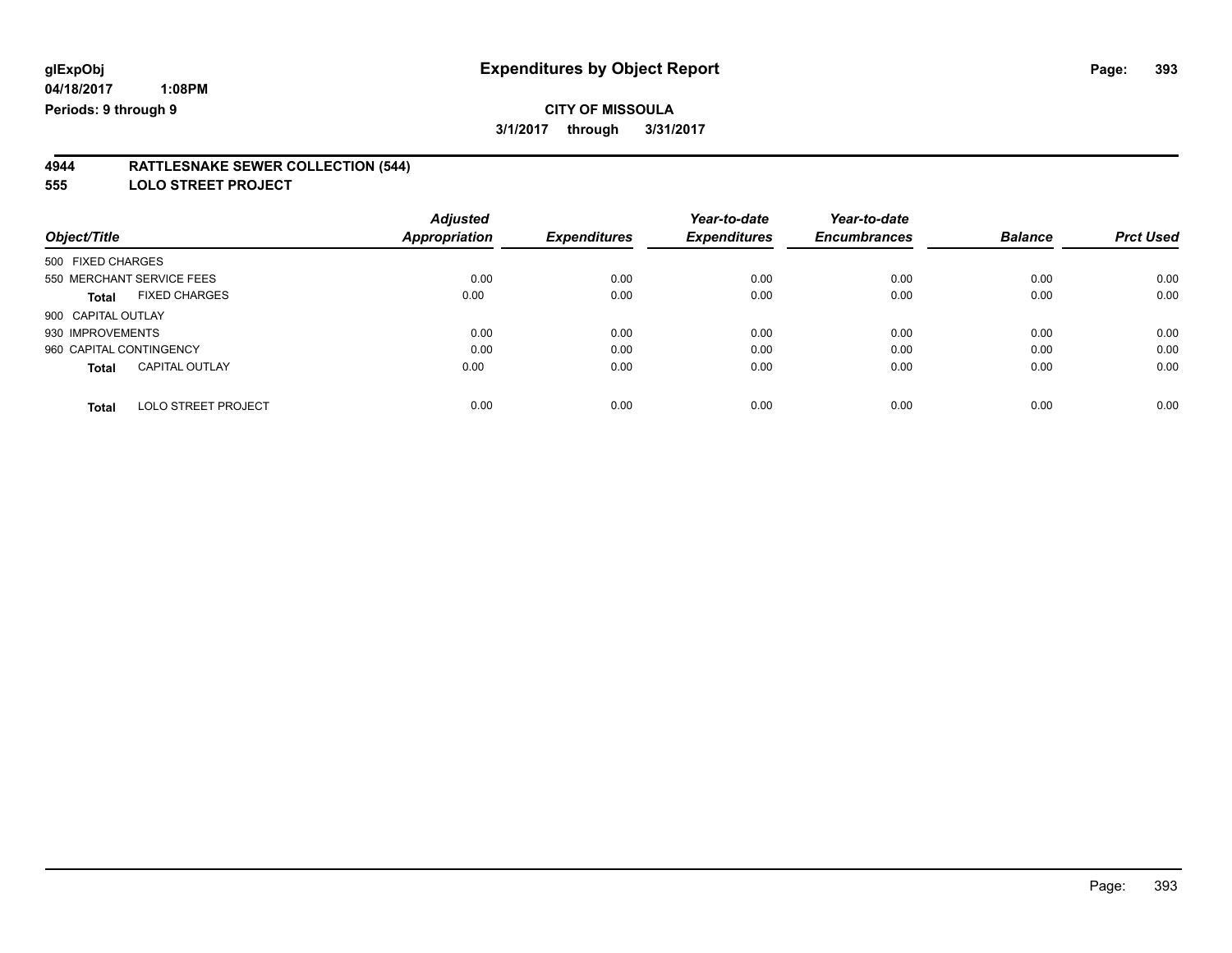# Expenditures by Object Report

glExpObj
04/18/2017 1:08PM
Periods: 9 through 9

**CITY OF MISSOULA**
**3/1/2017 through 3/31/2017**

## 4944 RATTLESNAKE SEWER COLLECTION (544)
## 555 LOLO STREET PROJECT

| Object/Title | | Adjusted Appropriation | Expenditures | Year-to-date Expenditures | Year-to-date Encumbrances | Balance | Prct Used |
|---|---|---|---|---|---|---|---|
| 500 FIXED CHARGES | | | | | | | |
| 550 MERCHANT SERVICE FEES | | 0.00 | 0.00 | 0.00 | 0.00 | 0.00 | 0.00 |
| **Total** | FIXED CHARGES | 0.00 | 0.00 | 0.00 | 0.00 | 0.00 | 0.00 |
| 900 CAPITAL OUTLAY | | | | | | | |
| 930 IMPROVEMENTS | | 0.00 | 0.00 | 0.00 | 0.00 | 0.00 | 0.00 |
| 960 CAPITAL CONTINGENCY | | 0.00 | 0.00 | 0.00 | 0.00 | 0.00 | 0.00 |
| **Total** | CAPITAL OUTLAY | 0.00 | 0.00 | 0.00 | 0.00 | 0.00 | 0.00 |
| **Total** | LOLO STREET PROJECT | 0.00 | 0.00 | 0.00 | 0.00 | 0.00 | 0.00 |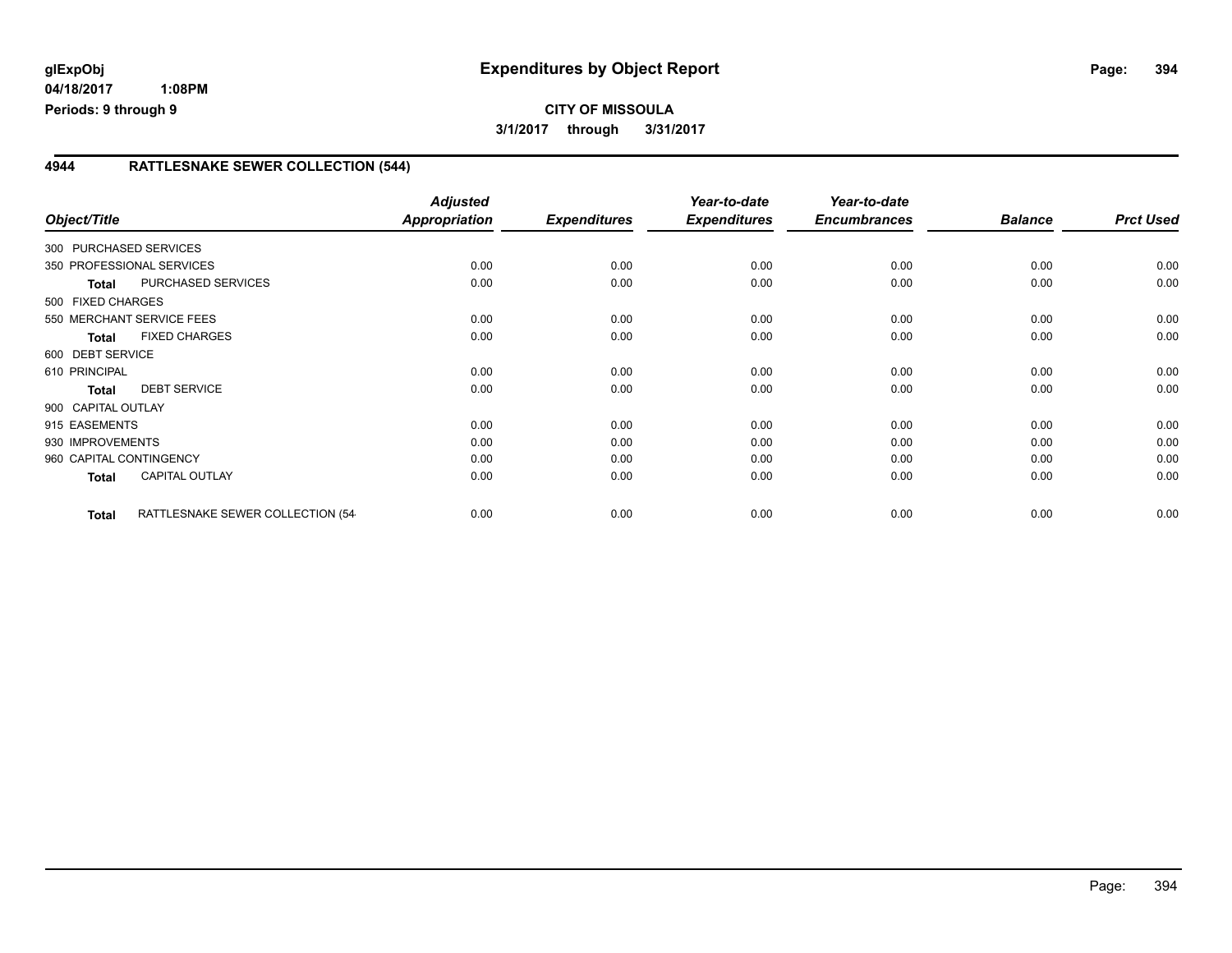**glExpObj** **Expenditures by Object Report**
**04/18/2017 1:08PM**
**Periods: 9 through 9**

**CITY OF MISSOULA**
**3/1/2017 through 3/31/2017**

## 4944 RATTLESNAKE SEWER COLLECTION (544)

| Object/Title | | Adjusted Appropriation | Expenditures | Year-to-date Expenditures | Year-to-date Encumbrances | Balance | Prct Used |
|---|---|---|---|---|---|---|---|
| 300 PURCHASED SERVICES | | | | | | | |
| 350 PROFESSIONAL SERVICES | | 0.00 | 0.00 | 0.00 | 0.00 | 0.00 | 0.00 |
| **Total** | PURCHASED SERVICES | 0.00 | 0.00 | 0.00 | 0.00 | 0.00 | 0.00 |
| 500 FIXED CHARGES | | | | | | | |
| 550 MERCHANT SERVICE FEES | | 0.00 | 0.00 | 0.00 | 0.00 | 0.00 | 0.00 |
| **Total** | FIXED CHARGES | 0.00 | 0.00 | 0.00 | 0.00 | 0.00 | 0.00 |
| 600 DEBT SERVICE | | | | | | | |
| 610 PRINCIPAL | | 0.00 | 0.00 | 0.00 | 0.00 | 0.00 | 0.00 |
| **Total** | DEBT SERVICE | 0.00 | 0.00 | 0.00 | 0.00 | 0.00 | 0.00 |
| 900 CAPITAL OUTLAY | | | | | | | |
| 915 EASEMENTS | | 0.00 | 0.00 | 0.00 | 0.00 | 0.00 | 0.00 |
| 930 IMPROVEMENTS | | 0.00 | 0.00 | 0.00 | 0.00 | 0.00 | 0.00 |
| 960 CAPITAL CONTINGENCY | | 0.00 | 0.00 | 0.00 | 0.00 | 0.00 | 0.00 |
| **Total** | CAPITAL OUTLAY | 0.00 | 0.00 | 0.00 | 0.00 | 0.00 | 0.00 |
| **Total** | RATTLESNAKE SEWER COLLECTION (54 | 0.00 | 0.00 | 0.00 | 0.00 | 0.00 | 0.00 |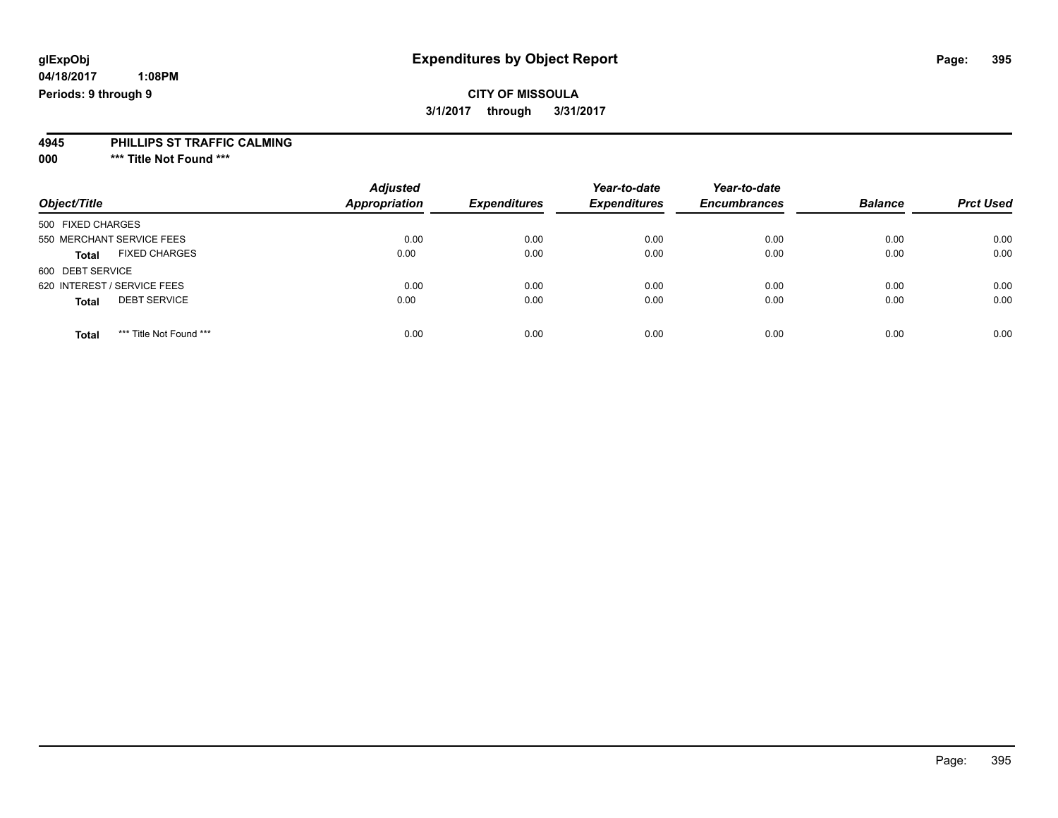**glExpObj**
**04/18/2017 1:08PM**
**Periods: 9 through 9**

# Expenditures by Object Report

**CITY OF MISSOULA**
**3/1/2017 through 3/31/2017**

**4945 PHILLIPS ST TRAFFIC CALMING**
**000 *** Title Not Found *****

| Object/Title | Adjusted Appropriation | Expenditures | Year-to-date Expenditures | Year-to-date Encumbrances | Balance | Prct Used |
|---|---|---|---|---|---|---|
| 500 FIXED CHARGES | | | | | | |
| 550 MERCHANT SERVICE FEES | 0.00 | 0.00 | 0.00 | 0.00 | 0.00 | 0.00 |
| **Total** FIXED CHARGES | 0.00 | 0.00 | 0.00 | 0.00 | 0.00 | 0.00 |
| 600 DEBT SERVICE | | | | | | |
| 620 INTEREST / SERVICE FEES | 0.00 | 0.00 | 0.00 | 0.00 | 0.00 | 0.00 |
| **Total** DEBT SERVICE | 0.00 | 0.00 | 0.00 | 0.00 | 0.00 | 0.00 |
| **Total** *** Title Not Found *** | 0.00 | 0.00 | 0.00 | 0.00 | 0.00 | 0.00 |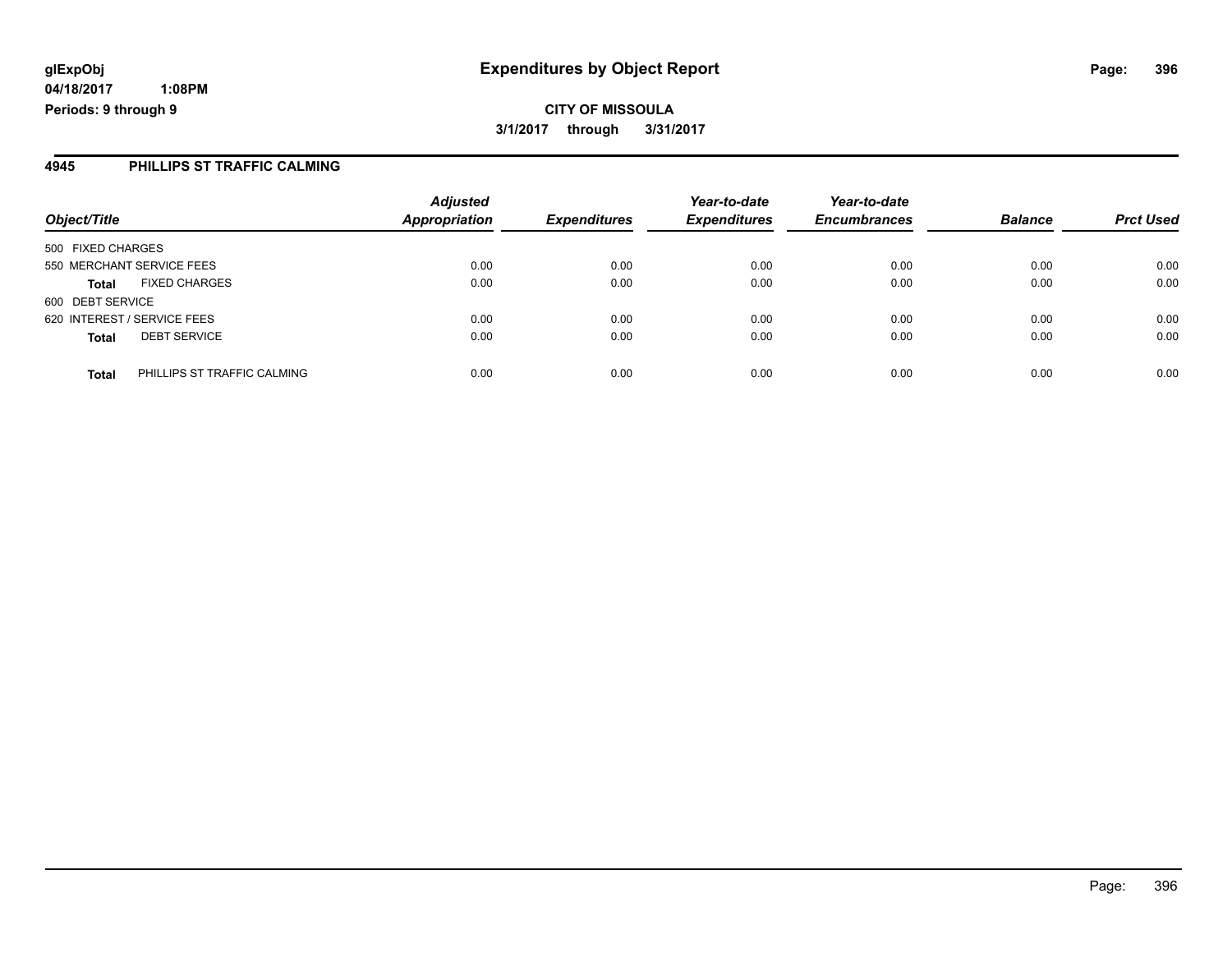**glExpObj**
**04/18/2017 1:08PM**
**Periods: 9 through 9**

# Expenditures by Object Report

**CITY OF MISSOULA**
**3/1/2017 through 3/31/2017**

## 4945 PHILLIPS ST TRAFFIC CALMING

| Object/Title | Adjusted Appropriation | Expenditures | Year-to-date Expenditures | Year-to-date Encumbrances | Balance | Prct Used |
|---|---|---|---|---|---|---|
| 500 FIXED CHARGES | | | | | | |
| 550 MERCHANT SERVICE FEES | 0.00 | 0.00 | 0.00 | 0.00 | 0.00 | 0.00 |
| **Total** FIXED CHARGES | 0.00 | 0.00 | 0.00 | 0.00 | 0.00 | 0.00 |
| 600 DEBT SERVICE | | | | | | |
| 620 INTEREST / SERVICE FEES | 0.00 | 0.00 | 0.00 | 0.00 | 0.00 | 0.00 |
| **Total** DEBT SERVICE | 0.00 | 0.00 | 0.00 | 0.00 | 0.00 | 0.00 |
| **Total** PHILLIPS ST TRAFFIC CALMING | 0.00 | 0.00 | 0.00 | 0.00 | 0.00 | 0.00 |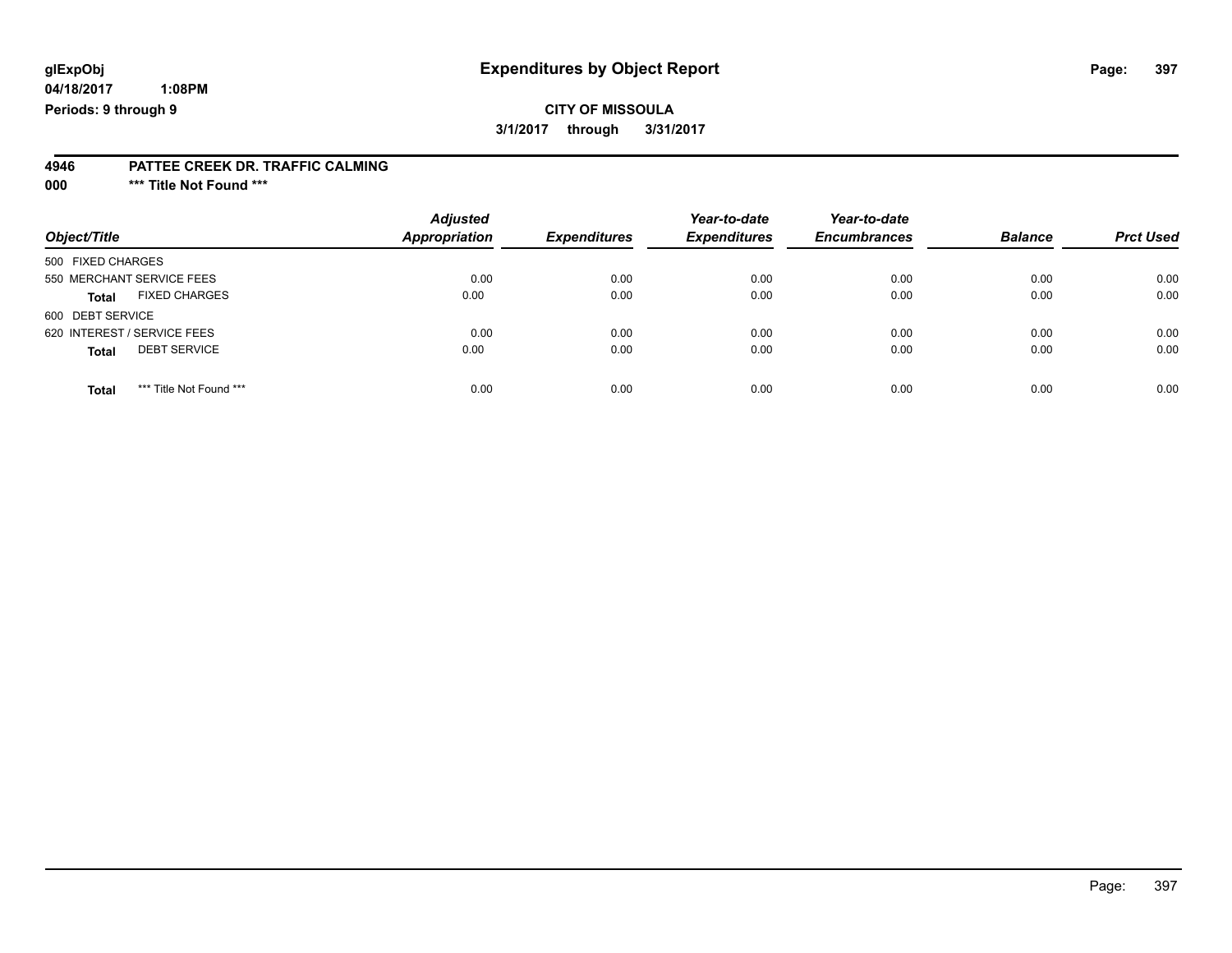glExpObj
04/18/2017 1:08PM
Periods: 9 through 9

# Expenditures by Object Report

**CITY OF MISSOULA**

**3/1/2017 through 3/31/2017**

**4946 PATTEE CREEK DR. TRAFFIC CALMING**

**000 \*\*\* Title Not Found \*\*\***

| Object/Title | Adjusted Appropriation | Expenditures | Year-to-date Expenditures | Year-to-date Encumbrances | Balance | Prct Used |
|---|---|---|---|---|---|---|
| 500 FIXED CHARGES | | | | | | |
| 550 MERCHANT SERVICE FEES | 0.00 | 0.00 | 0.00 | 0.00 | 0.00 | 0.00 |
| **Total** FIXED CHARGES | 0.00 | 0.00 | 0.00 | 0.00 | 0.00 | 0.00 |
| 600 DEBT SERVICE | | | | | | |
| 620 INTEREST / SERVICE FEES | 0.00 | 0.00 | 0.00 | 0.00 | 0.00 | 0.00 |
| **Total** DEBT SERVICE | 0.00 | 0.00 | 0.00 | 0.00 | 0.00 | 0.00 |
| **Total** *** Title Not Found *** | 0.00 | 0.00 | 0.00 | 0.00 | 0.00 | 0.00 |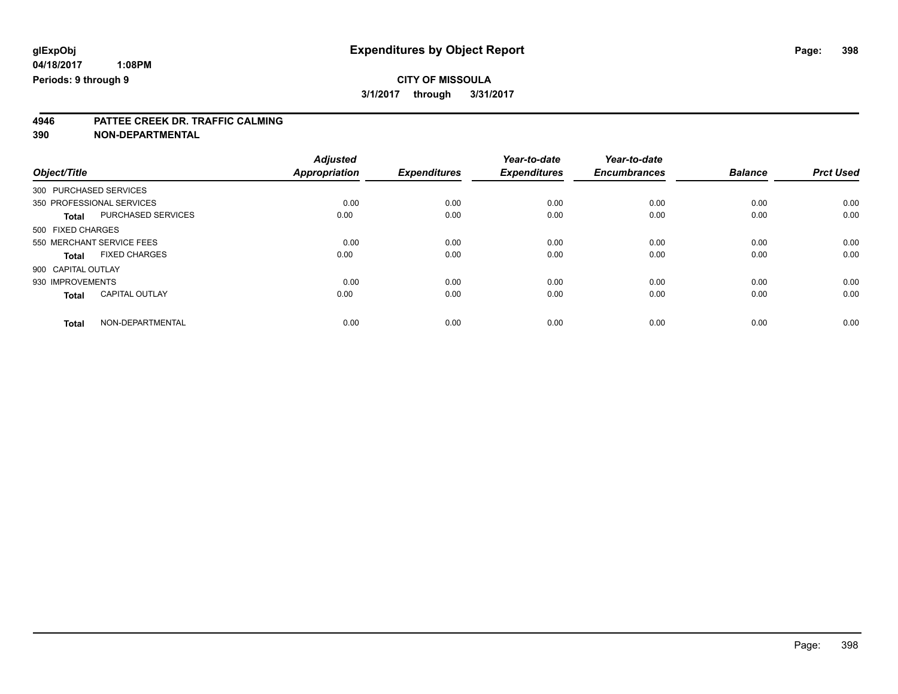**glExpObj** 
**04/18/2017 1:08PM** 
**Periods: 9 through 9**

# Expenditures by Object Report

**CITY OF MISSOULA**
**3/1/2017 through 3/31/2017**

**4946 PATTEE CREEK DR. TRAFFIC CALMING**
**390 NON-DEPARTMENTAL**

| Object/Title | | Adjusted Appropriation | Expenditures | Year-to-date Expenditures | Year-to-date Encumbrances | Balance | Prct Used |
|---|---|---|---|---|---|---|---|
| 300 PURCHASED SERVICES | | | | | | | |
| 350 PROFESSIONAL SERVICES | | 0.00 | 0.00 | 0.00 | 0.00 | 0.00 | 0.00 |
| **Total** | PURCHASED SERVICES | 0.00 | 0.00 | 0.00 | 0.00 | 0.00 | 0.00 |
| 500 FIXED CHARGES | | | | | | | |
| 550 MERCHANT SERVICE FEES | | 0.00 | 0.00 | 0.00 | 0.00 | 0.00 | 0.00 |
| **Total** | FIXED CHARGES | 0.00 | 0.00 | 0.00 | 0.00 | 0.00 | 0.00 |
| 900 CAPITAL OUTLAY | | | | | | | |
| 930 IMPROVEMENTS | | 0.00 | 0.00 | 0.00 | 0.00 | 0.00 | 0.00 |
| **Total** | CAPITAL OUTLAY | 0.00 | 0.00 | 0.00 | 0.00 | 0.00 | 0.00 |
| **Total** | NON-DEPARTMENTAL | 0.00 | 0.00 | 0.00 | 0.00 | 0.00 | 0.00 |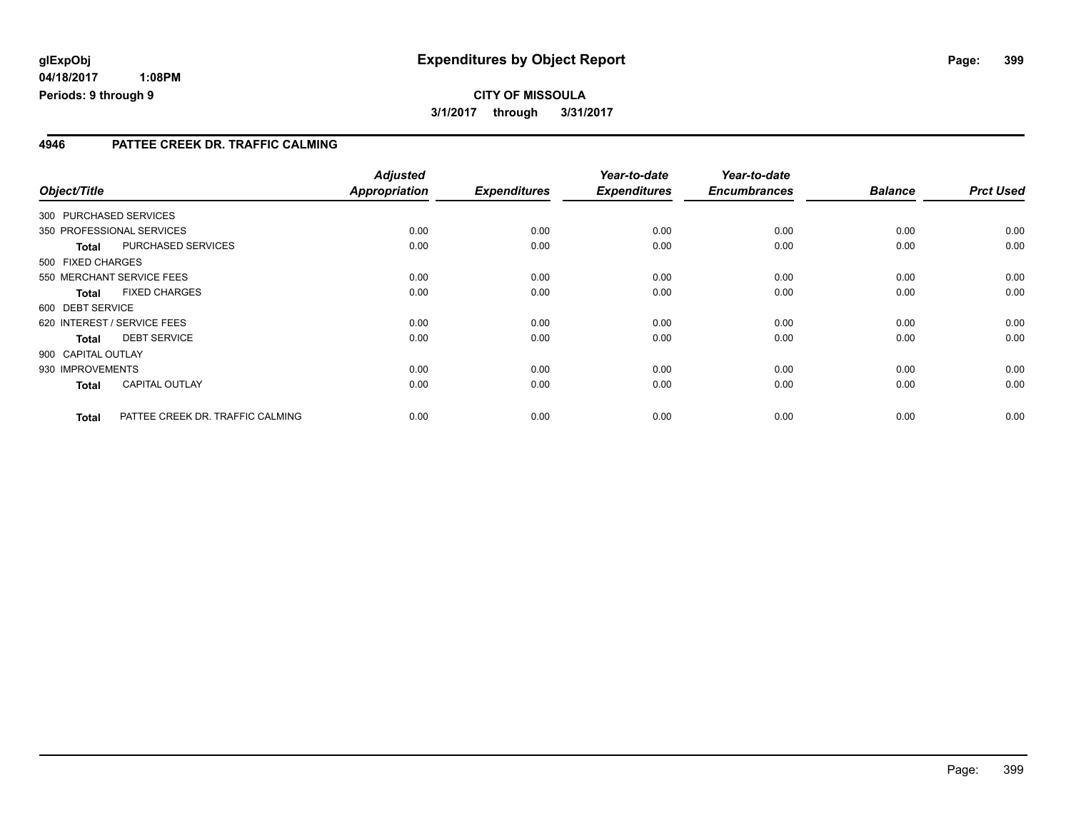**glExpObj**
**04/18/2017 1:08PM**
**Periods: 9 through 9**

# Expenditures by Object Report

**CITY OF MISSOULA**
**3/1/2017 through 3/31/2017**

## 4946 PATTEE CREEK DR. TRAFFIC CALMING

| Object/Title | | Adjusted Appropriation | Expenditures | Year-to-date Expenditures | Year-to-date Encumbrances | Balance | Prct Used |
|---|---|---|---|---|---|---|---|
| 300 PURCHASED SERVICES | | | | | | | |
| 350 PROFESSIONAL SERVICES | | 0.00 | 0.00 | 0.00 | 0.00 | 0.00 | 0.00 |
| **Total** | PURCHASED SERVICES | 0.00 | 0.00 | 0.00 | 0.00 | 0.00 | 0.00 |
| 500 FIXED CHARGES | | | | | | | |
| 550 MERCHANT SERVICE FEES | | 0.00 | 0.00 | 0.00 | 0.00 | 0.00 | 0.00 |
| **Total** | FIXED CHARGES | 0.00 | 0.00 | 0.00 | 0.00 | 0.00 | 0.00 |
| 600 DEBT SERVICE | | | | | | | |
| 620 INTEREST / SERVICE FEES | | 0.00 | 0.00 | 0.00 | 0.00 | 0.00 | 0.00 |
| **Total** | DEBT SERVICE | 0.00 | 0.00 | 0.00 | 0.00 | 0.00 | 0.00 |
| 900 CAPITAL OUTLAY | | | | | | | |
| 930 IMPROVEMENTS | | 0.00 | 0.00 | 0.00 | 0.00 | 0.00 | 0.00 |
| **Total** | CAPITAL OUTLAY | 0.00 | 0.00 | 0.00 | 0.00 | 0.00 | 0.00 |
| **Total** | PATTEE CREEK DR. TRAFFIC CALMING | 0.00 | 0.00 | 0.00 | 0.00 | 0.00 | 0.00 |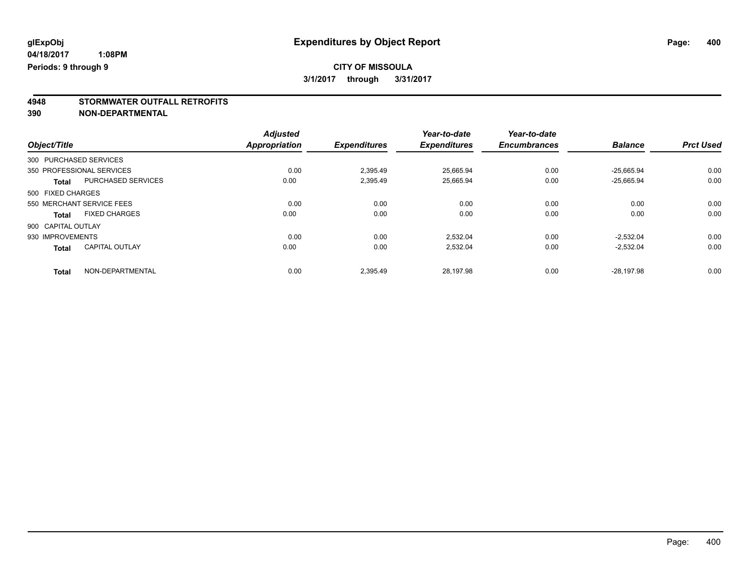# Expenditures by Object Report

glExpObj
04/18/2017 1:08PM
Periods: 9 through 9

**CITY OF MISSOULA**
**3/1/2017 through 3/31/2017**

## 4948 STORMWATER OUTFALL RETROFITS
## 390 NON-DEPARTMENTAL

| Object/Title | Adjusted Appropriation | Expenditures | Year-to-date Expenditures | Year-to-date Encumbrances | Balance | Prct Used |
|---|---|---|---|---|---|---|
| 300 PURCHASED SERVICES | | | | | | |
| 350 PROFESSIONAL SERVICES | 0.00 | 2,395.49 | 25,665.94 | 0.00 | -25,665.94 | 0.00 |
| **Total** PURCHASED SERVICES | 0.00 | 2,395.49 | 25,665.94 | 0.00 | -25,665.94 | 0.00 |
| 500 FIXED CHARGES | | | | | | |
| 550 MERCHANT SERVICE FEES | 0.00 | 0.00 | 0.00 | 0.00 | 0.00 | 0.00 |
| **Total** FIXED CHARGES | 0.00 | 0.00 | 0.00 | 0.00 | 0.00 | 0.00 |
| 900 CAPITAL OUTLAY | | | | | | |
| 930 IMPROVEMENTS | 0.00 | 0.00 | 2,532.04 | 0.00 | -2,532.04 | 0.00 |
| **Total** CAPITAL OUTLAY | 0.00 | 0.00 | 2,532.04 | 0.00 | -2,532.04 | 0.00 |
| **Total** NON-DEPARTMENTAL | 0.00 | 2,395.49 | 28,197.98 | 0.00 | -28,197.98 | 0.00 |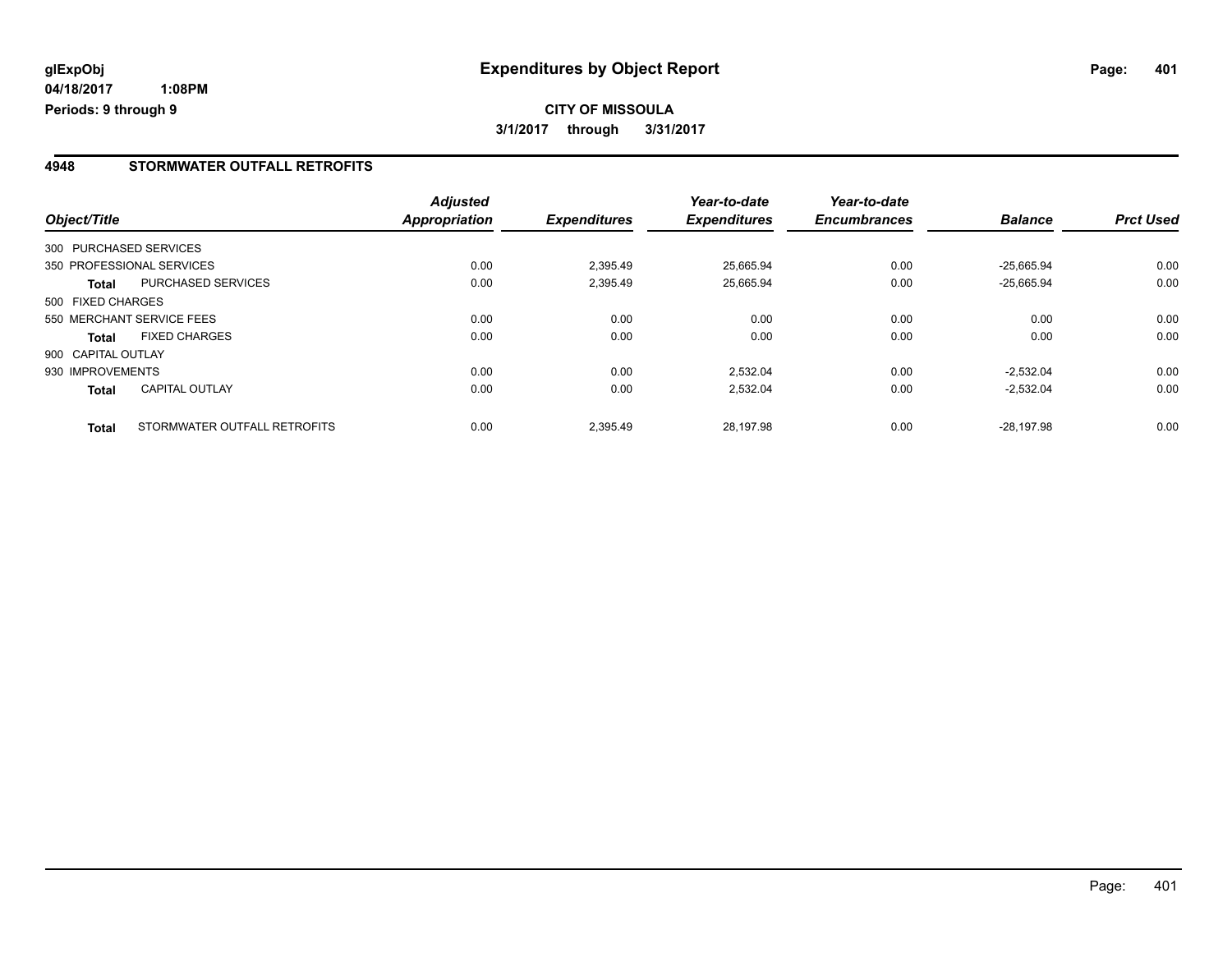**glExpObj** **Expenditures by Object Report**
**04/18/2017 1:08PM**
**Periods: 9 through 9**

**CITY OF MISSOULA**
**3/1/2017 through 3/31/2017**

## 4948 STORMWATER OUTFALL RETROFITS

| Object/Title | | Adjusted Appropriation | Expenditures | Year-to-date Expenditures | Year-to-date Encumbrances | Balance | Prct Used |
|---|---|---|---|---|---|---|---|
| 300 PURCHASED SERVICES | | | | | | | |
| 350 PROFESSIONAL SERVICES | | 0.00 | 2,395.49 | 25,665.94 | 0.00 | -25,665.94 | 0.00 |
| **Total** | PURCHASED SERVICES | 0.00 | 2,395.49 | 25,665.94 | 0.00 | -25,665.94 | 0.00 |
| 500 FIXED CHARGES | | | | | | | |
| 550 MERCHANT SERVICE FEES | | 0.00 | 0.00 | 0.00 | 0.00 | 0.00 | 0.00 |
| **Total** | FIXED CHARGES | 0.00 | 0.00 | 0.00 | 0.00 | 0.00 | 0.00 |
| 900 CAPITAL OUTLAY | | | | | | | |
| 930 IMPROVEMENTS | | 0.00 | 0.00 | 2,532.04 | 0.00 | -2,532.04 | 0.00 |
| **Total** | CAPITAL OUTLAY | 0.00 | 0.00 | 2,532.04 | 0.00 | -2,532.04 | 0.00 |
| **Total** | STORMWATER OUTFALL RETROFITS | 0.00 | 2,395.49 | 28,197.98 | 0.00 | -28,197.98 | 0.00 |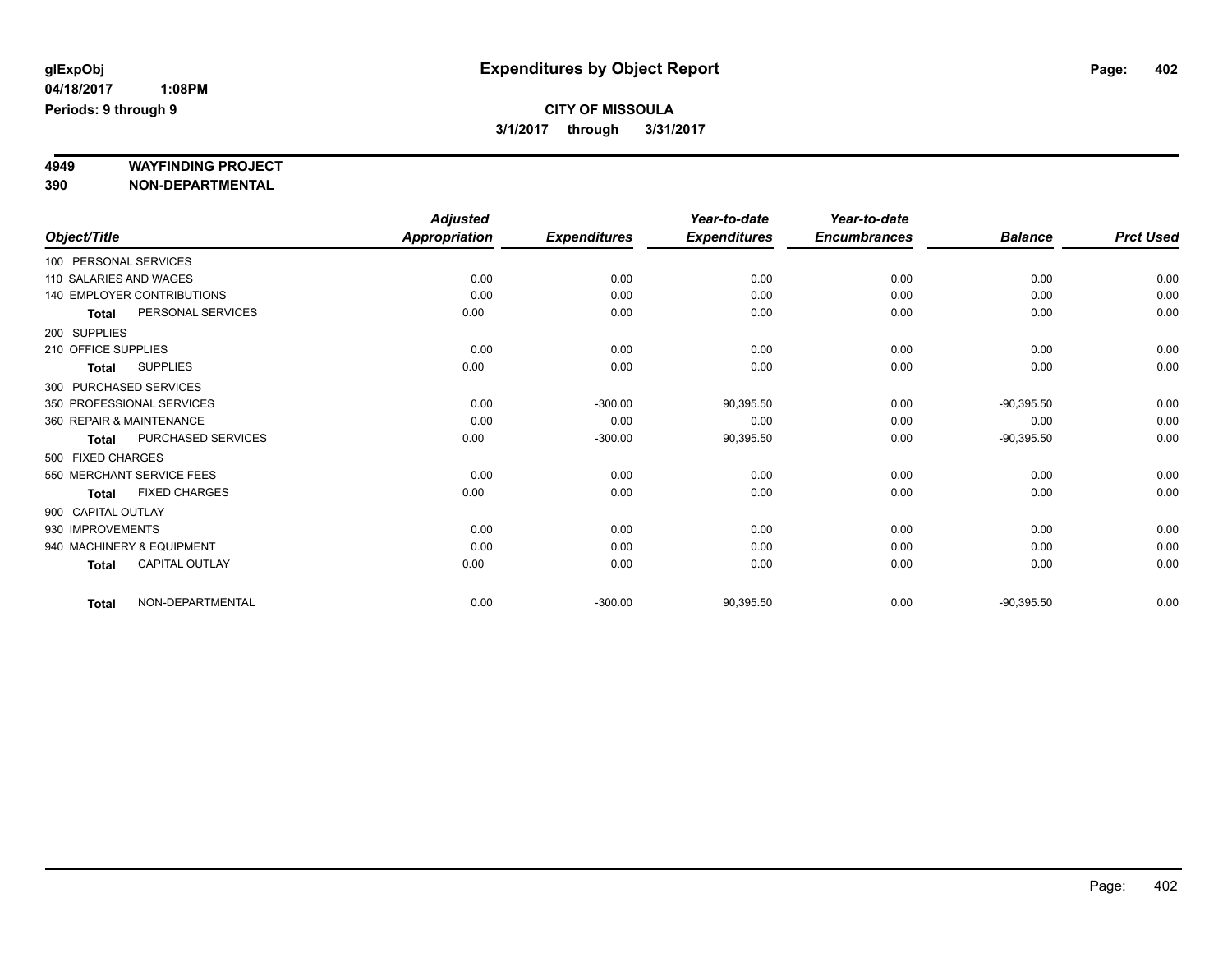**glExpObj** **Expenditures by Object Report**

**04/18/2017 1:08PM**

**Periods: 9 through 9**

**CITY OF MISSOULA**

**3/1/2017 through 3/31/2017**

**4949 WAYFINDING PROJECT**

**390 NON-DEPARTMENTAL**

| Object/Title | Adjusted Appropriation | Expenditures | Year-to-date Expenditures | Year-to-date Encumbrances | Balance | Prct Used |
|---|---|---|---|---|---|---|
| 100 PERSONAL SERVICES | | | | | | |
| 110 SALARIES AND WAGES | 0.00 | 0.00 | 0.00 | 0.00 | 0.00 | 0.00 |
| 140 EMPLOYER CONTRIBUTIONS | 0.00 | 0.00 | 0.00 | 0.00 | 0.00 | 0.00 |
| **Total** PERSONAL SERVICES | 0.00 | 0.00 | 0.00 | 0.00 | 0.00 | 0.00 |
| 200 SUPPLIES | | | | | | |
| 210 OFFICE SUPPLIES | 0.00 | 0.00 | 0.00 | 0.00 | 0.00 | 0.00 |
| **Total** SUPPLIES | 0.00 | 0.00 | 0.00 | 0.00 | 0.00 | 0.00 |
| 300 PURCHASED SERVICES | | | | | | |
| 350 PROFESSIONAL SERVICES | 0.00 | -300.00 | 90,395.50 | 0.00 | -90,395.50 | 0.00 |
| 360 REPAIR & MAINTENANCE | 0.00 | 0.00 | 0.00 | 0.00 | 0.00 | 0.00 |
| **Total** PURCHASED SERVICES | 0.00 | -300.00 | 90,395.50 | 0.00 | -90,395.50 | 0.00 |
| 500 FIXED CHARGES | | | | | | |
| 550 MERCHANT SERVICE FEES | 0.00 | 0.00 | 0.00 | 0.00 | 0.00 | 0.00 |
| **Total** FIXED CHARGES | 0.00 | 0.00 | 0.00 | 0.00 | 0.00 | 0.00 |
| 900 CAPITAL OUTLAY | | | | | | |
| 930 IMPROVEMENTS | 0.00 | 0.00 | 0.00 | 0.00 | 0.00 | 0.00 |
| 940 MACHINERY & EQUIPMENT | 0.00 | 0.00 | 0.00 | 0.00 | 0.00 | 0.00 |
| **Total** CAPITAL OUTLAY | 0.00 | 0.00 | 0.00 | 0.00 | 0.00 | 0.00 |
| **Total** NON-DEPARTMENTAL | 0.00 | -300.00 | 90,395.50 | 0.00 | -90,395.50 | 0.00 |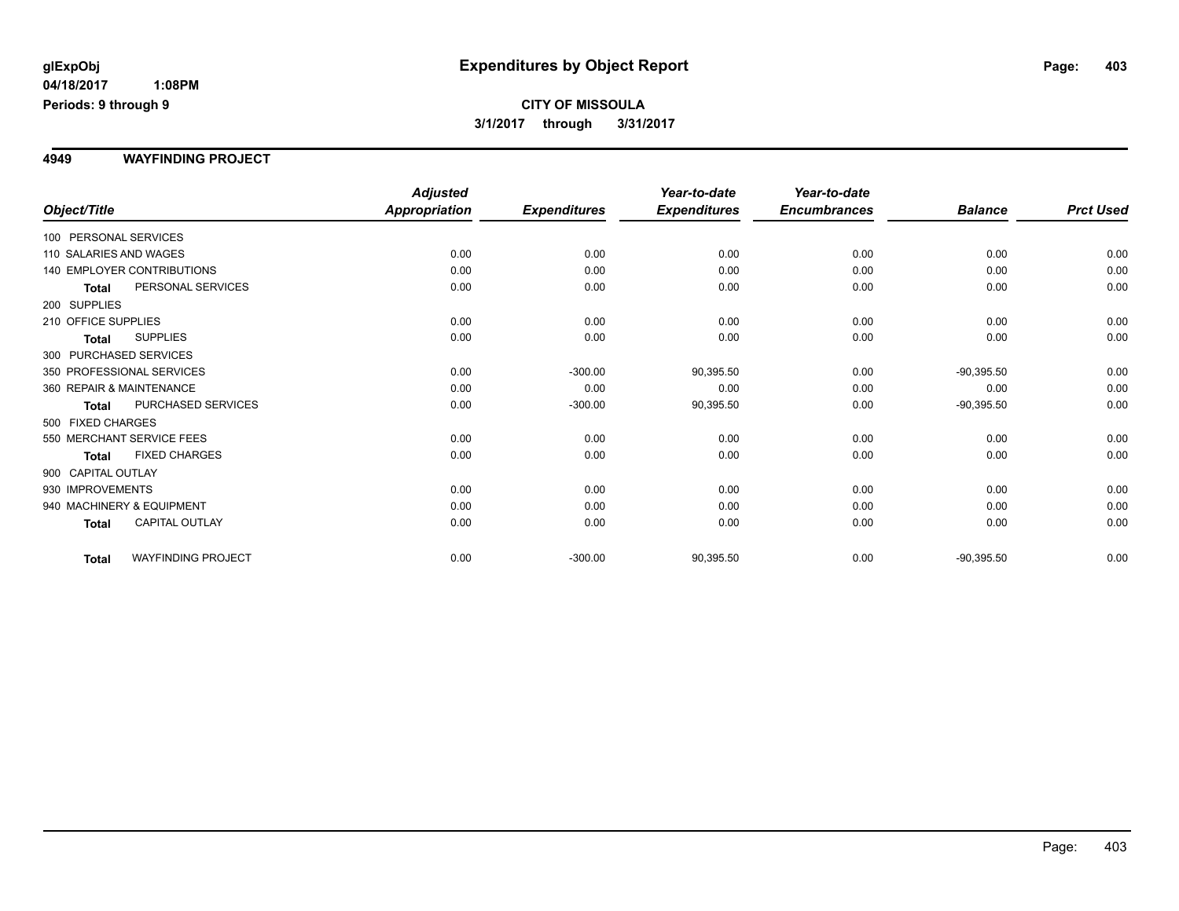glExpObj
04/18/2017 1:08PM
Periods: 9 through 9

# Expenditures by Object Report

**CITY OF MISSOULA**
**3/1/2017 through 3/31/2017**

## 4949 WAYFINDING PROJECT

| Object/Title | | Adjusted Appropriation | Expenditures | Year-to-date Expenditures | Year-to-date Encumbrances | Balance | Prct Used |
|---|---|---|---|---|---|---|---|
| 100 PERSONAL SERVICES | | | | | | | |
| 110 SALARIES AND WAGES | | 0.00 | 0.00 | 0.00 | 0.00 | 0.00 | 0.00 |
| 140 EMPLOYER CONTRIBUTIONS | | 0.00 | 0.00 | 0.00 | 0.00 | 0.00 | 0.00 |
| Total | PERSONAL SERVICES | 0.00 | 0.00 | 0.00 | 0.00 | 0.00 | 0.00 |
| 200 SUPPLIES | | | | | | | |
| 210 OFFICE SUPPLIES | | 0.00 | 0.00 | 0.00 | 0.00 | 0.00 | 0.00 |
| Total | SUPPLIES | 0.00 | 0.00 | 0.00 | 0.00 | 0.00 | 0.00 |
| 300 PURCHASED SERVICES | | | | | | | |
| 350 PROFESSIONAL SERVICES | | 0.00 | -300.00 | 90,395.50 | 0.00 | -90,395.50 | 0.00 |
| 360 REPAIR & MAINTENANCE | | 0.00 | 0.00 | 0.00 | 0.00 | 0.00 | 0.00 |
| Total | PURCHASED SERVICES | 0.00 | -300.00 | 90,395.50 | 0.00 | -90,395.50 | 0.00 |
| 500 FIXED CHARGES | | | | | | | |
| 550 MERCHANT SERVICE FEES | | 0.00 | 0.00 | 0.00 | 0.00 | 0.00 | 0.00 |
| Total | FIXED CHARGES | 0.00 | 0.00 | 0.00 | 0.00 | 0.00 | 0.00 |
| 900 CAPITAL OUTLAY | | | | | | | |
| 930 IMPROVEMENTS | | 0.00 | 0.00 | 0.00 | 0.00 | 0.00 | 0.00 |
| 940 MACHINERY & EQUIPMENT | | 0.00 | 0.00 | 0.00 | 0.00 | 0.00 | 0.00 |
| Total | CAPITAL OUTLAY | 0.00 | 0.00 | 0.00 | 0.00 | 0.00 | 0.00 |
| Total | WAYFINDING PROJECT | 0.00 | -300.00 | 90,395.50 | 0.00 | -90,395.50 | 0.00 |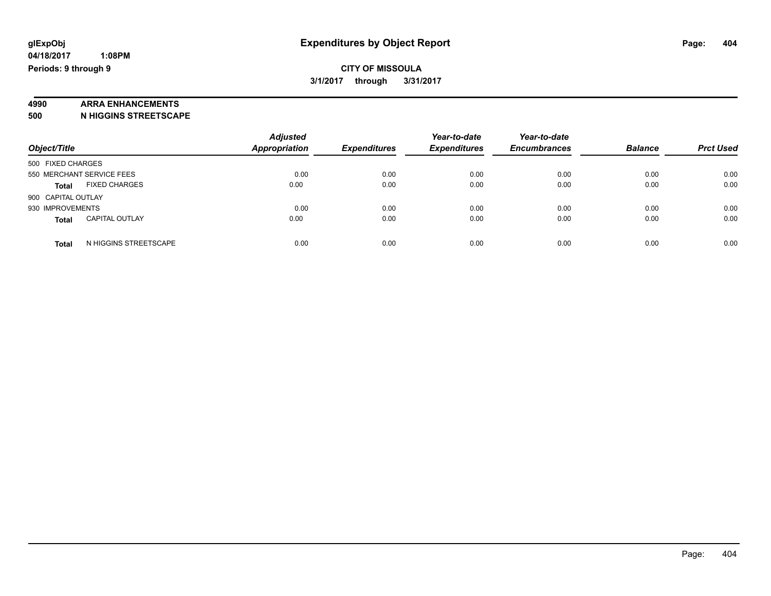**Expenditures by Object Report**

**CITY OF MISSOULA**

**3/1/2017 through 3/31/2017**

glExpObj
04/18/2017 1:08PM
Periods: 9 through 9

**4990 ARRA ENHANCEMENTS**
**500 N HIGGINS STREETSCAPE**

| Object/Title | Adjusted Appropriation | Expenditures | Year-to-date Expenditures | Year-to-date Encumbrances | Balance | Prct Used |
|---|---|---|---|---|---|---|
| 500 FIXED CHARGES | | | | | | |
| 550 MERCHANT SERVICE FEES | 0.00 | 0.00 | 0.00 | 0.00 | 0.00 | 0.00 |
| **Total** FIXED CHARGES | 0.00 | 0.00 | 0.00 | 0.00 | 0.00 | 0.00 |
| 900 CAPITAL OUTLAY | | | | | | |
| 930 IMPROVEMENTS | 0.00 | 0.00 | 0.00 | 0.00 | 0.00 | 0.00 |
| **Total** CAPITAL OUTLAY | 0.00 | 0.00 | 0.00 | 0.00 | 0.00 | 0.00 |
| **Total** N HIGGINS STREETSCAPE | 0.00 | 0.00 | 0.00 | 0.00 | 0.00 | 0.00 |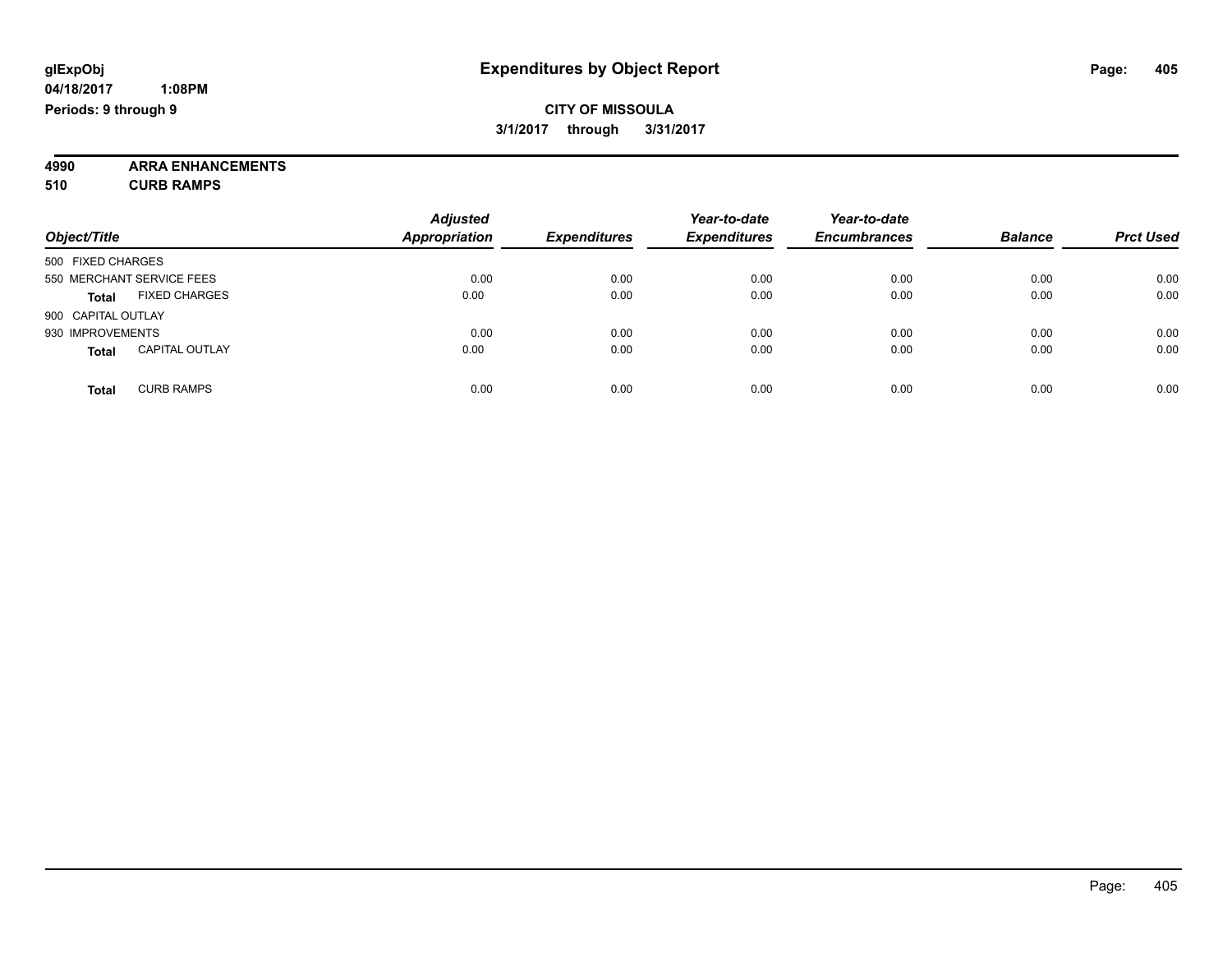**glExpObj** **Expenditures by Object Report**
**04/18/2017 1:08PM**
**Periods: 9 through 9**

**CITY OF MISSOULA**
**3/1/2017 through 3/31/2017**

**4990 ARRA ENHANCEMENTS**
**510 CURB RAMPS**

| Object/Title | | Adjusted Appropriation | Expenditures | Year-to-date Expenditures | Year-to-date Encumbrances | Balance | Prct Used |
|---|---|---|---|---|---|---|---|
| 500 FIXED CHARGES | | | | | | | |
| 550 MERCHANT SERVICE FEES | | 0.00 | 0.00 | 0.00 | 0.00 | 0.00 | 0.00 |
| **Total** | FIXED CHARGES | 0.00 | 0.00 | 0.00 | 0.00 | 0.00 | 0.00 |
| 900 CAPITAL OUTLAY | | | | | | | |
| 930 IMPROVEMENTS | | 0.00 | 0.00 | 0.00 | 0.00 | 0.00 | 0.00 |
| **Total** | CAPITAL OUTLAY | 0.00 | 0.00 | 0.00 | 0.00 | 0.00 | 0.00 |
| **Total** | CURB RAMPS | 0.00 | 0.00 | 0.00 | 0.00 | 0.00 | 0.00 |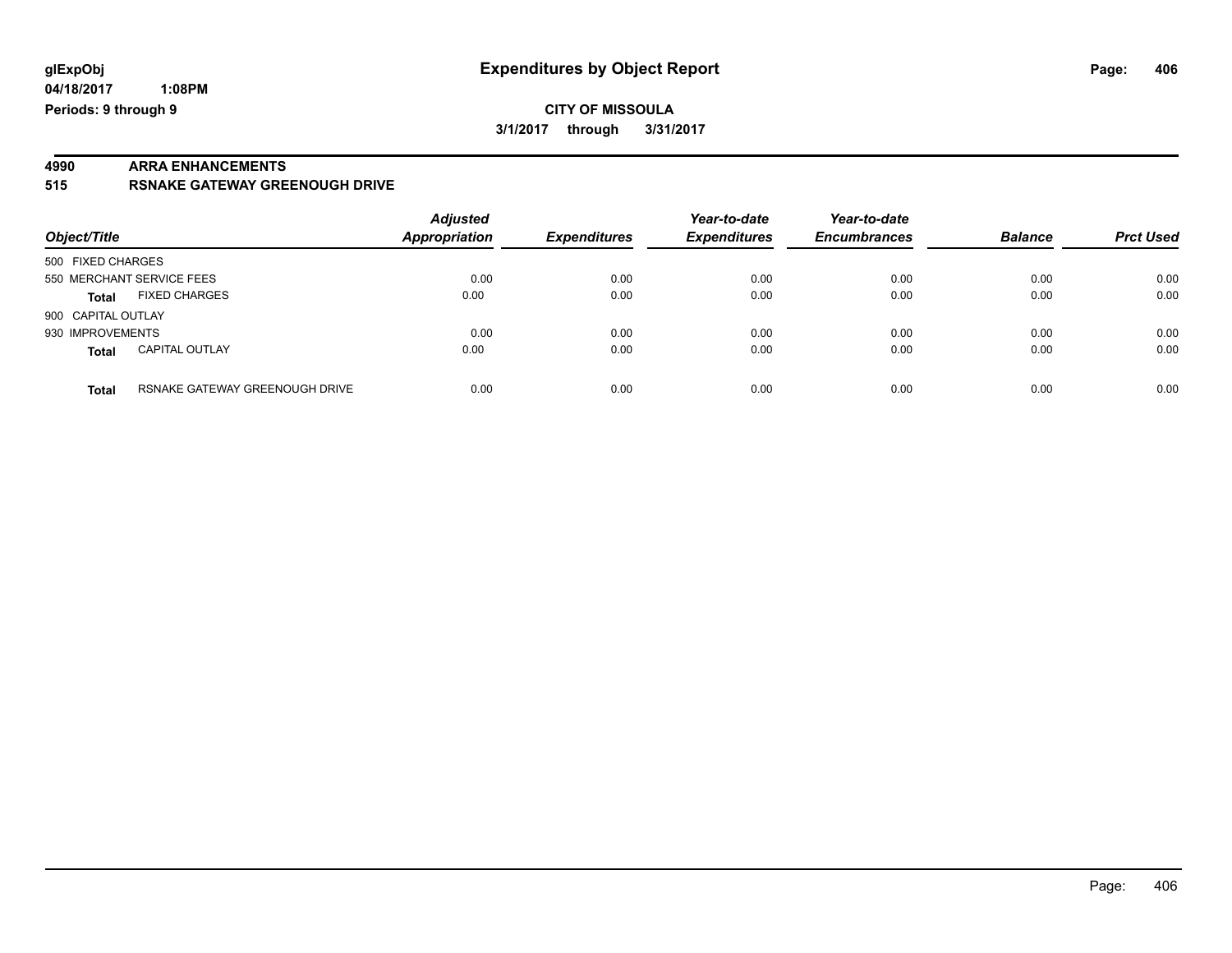glExpObj
04/18/2017 1:08PM
Periods: 9 through 9

# Expenditures by Object Report

**CITY OF MISSOULA**

**3/1/2017 through 3/31/2017**

**4990 ARRA ENHANCEMENTS**

**515 RSNAKE GATEWAY GREENOUGH DRIVE**

| Object/Title | | Adjusted Appropriation | Expenditures | Year-to-date Expenditures | Year-to-date Encumbrances | Balance | Prct Used |
|---|---|---|---|---|---|---|---|
| 500 FIXED CHARGES | | | | | | | |
| 550 MERCHANT SERVICE FEES | | 0.00 | 0.00 | 0.00 | 0.00 | 0.00 | 0.00 |
| **Total** | FIXED CHARGES | 0.00 | 0.00 | 0.00 | 0.00 | 0.00 | 0.00 |
| 900 CAPITAL OUTLAY | | | | | | | |
| 930 IMPROVEMENTS | | 0.00 | 0.00 | 0.00 | 0.00 | 0.00 | 0.00 |
| **Total** | CAPITAL OUTLAY | 0.00 | 0.00 | 0.00 | 0.00 | 0.00 | 0.00 |
| **Total** | RSNAKE GATEWAY GREENOUGH DRIVE | 0.00 | 0.00 | 0.00 | 0.00 | 0.00 | 0.00 |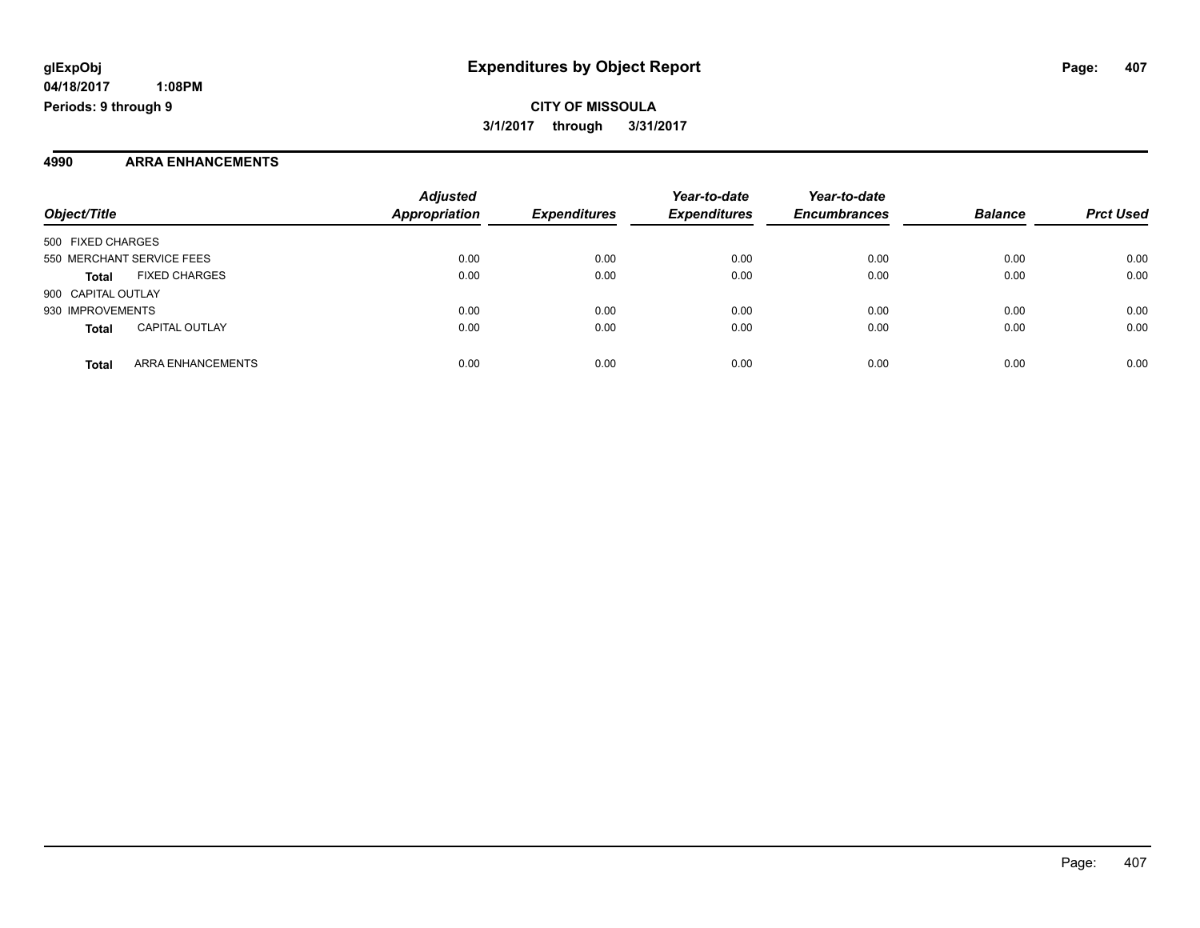**glExpObj** | **Expenditures by Object Report**
**04/18/2017 1:08PM**
**Periods: 9 through 9**

**CITY OF MISSOULA**
**3/1/2017 through 3/31/2017**

## 4990 ARRA ENHANCEMENTS

| Object/Title | | Adjusted Appropriation | Expenditures | Year-to-date Expenditures | Year-to-date Encumbrances | Balance | Prct Used |
|---|---|---|---|---|---|---|---|
| 500 FIXED CHARGES | | | | | | | |
| 550 MERCHANT SERVICE FEES | | 0.00 | 0.00 | 0.00 | 0.00 | 0.00 | 0.00 |
| **Total** | FIXED CHARGES | 0.00 | 0.00 | 0.00 | 0.00 | 0.00 | 0.00 |
| 900 CAPITAL OUTLAY | | | | | | | |
| 930 IMPROVEMENTS | | 0.00 | 0.00 | 0.00 | 0.00 | 0.00 | 0.00 |
| **Total** | CAPITAL OUTLAY | 0.00 | 0.00 | 0.00 | 0.00 | 0.00 | 0.00 |
| **Total** | ARRA ENHANCEMENTS | 0.00 | 0.00 | 0.00 | 0.00 | 0.00 | 0.00 |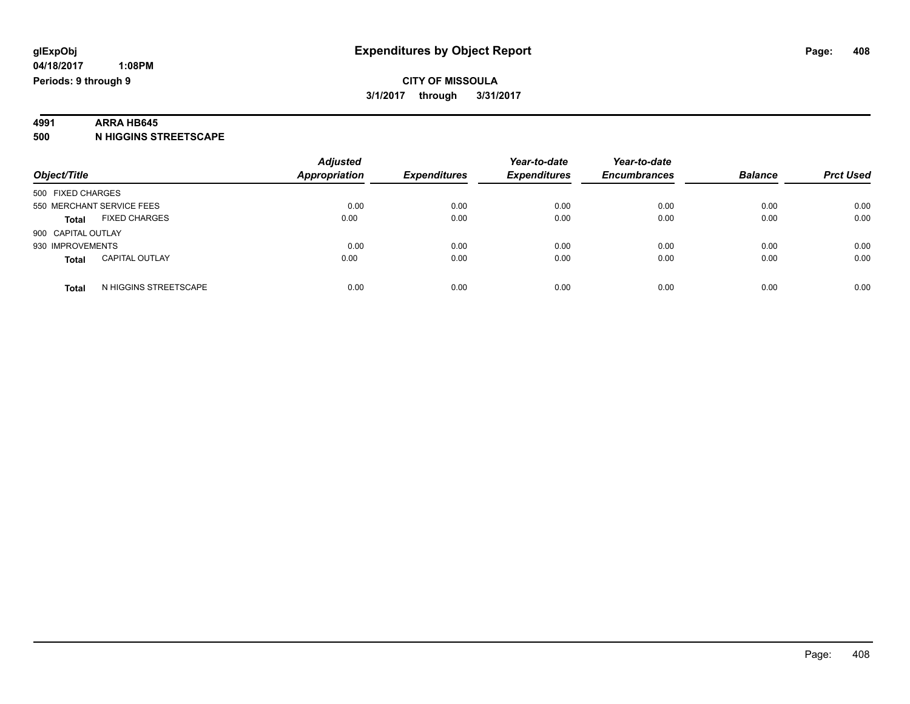**glExpObj**
**04/18/2017 1:08PM**
**Periods: 9 through 9**

# Expenditures by Object Report

**CITY OF MISSOULA**
**3/1/2017 through 3/31/2017**

**4991 ARRA HB645**
**500 N HIGGINS STREETSCAPE**

| Object/Title | | Adjusted Appropriation | Expenditures | Year-to-date Expenditures | Year-to-date Encumbrances | Balance | Prct Used |
|---|---|---|---|---|---|---|---|
| 500 FIXED CHARGES | | | | | | | |
| 550 MERCHANT SERVICE FEES | | 0.00 | 0.00 | 0.00 | 0.00 | 0.00 | 0.00 |
| **Total** | FIXED CHARGES | 0.00 | 0.00 | 0.00 | 0.00 | 0.00 | 0.00 |
| 900 CAPITAL OUTLAY | | | | | | | |
| 930 IMPROVEMENTS | | 0.00 | 0.00 | 0.00 | 0.00 | 0.00 | 0.00 |
| **Total** | CAPITAL OUTLAY | 0.00 | 0.00 | 0.00 | 0.00 | 0.00 | 0.00 |
| **Total** | N HIGGINS STREETSCAPE | 0.00 | 0.00 | 0.00 | 0.00 | 0.00 | 0.00 |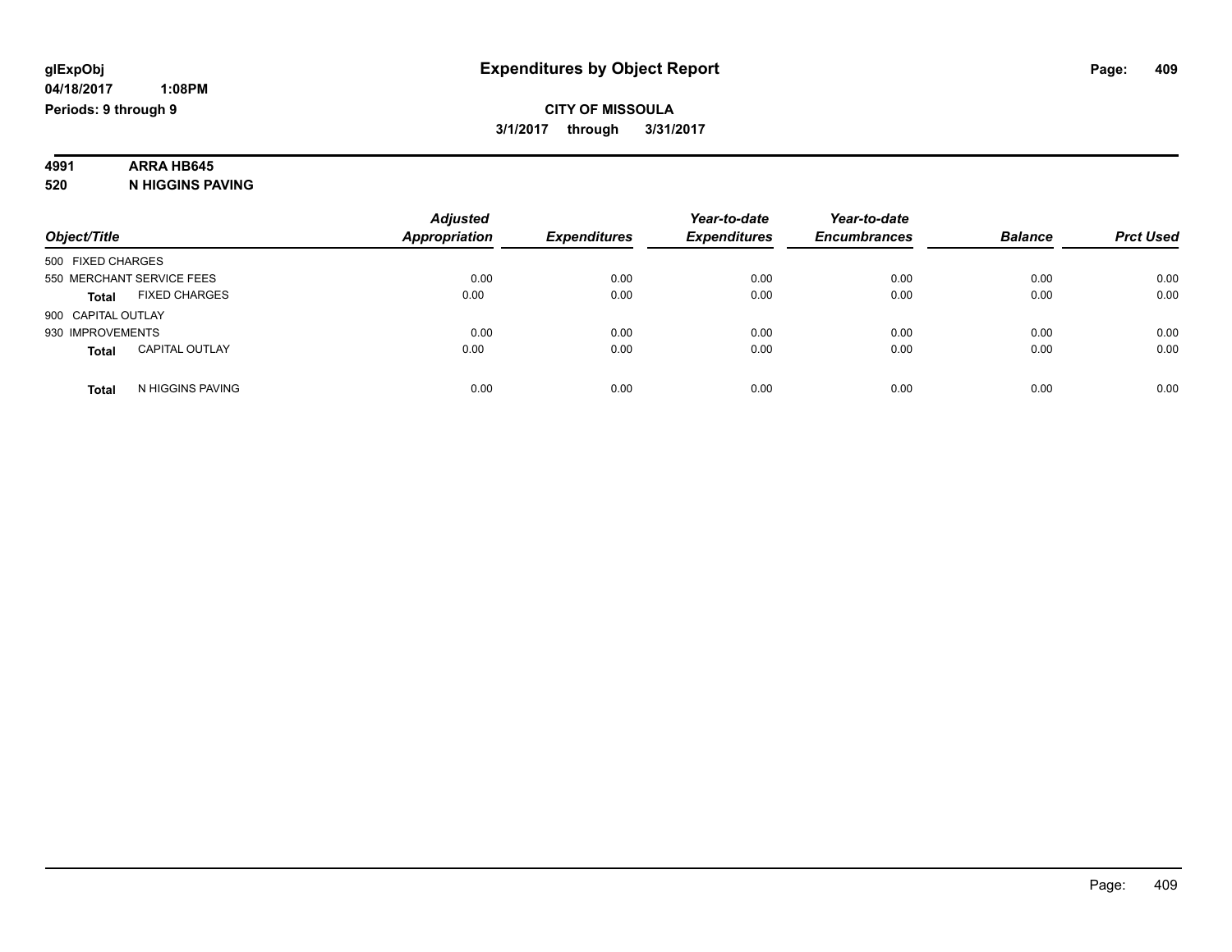# Expenditures by Object Report

glExpObj
04/18/2017 1:08PM
Periods: 9 through 9

**CITY OF MISSOULA**
**3/1/2017 through 3/31/2017**

**4991 ARRA HB645**
**520 N HIGGINS PAVING**

| Object/Title | Adjusted Appropriation | Expenditures | Year-to-date Expenditures | Year-to-date Encumbrances | Balance | Prct Used |
|---|---|---|---|---|---|---|
| 500 FIXED CHARGES | | | | | | |
| 550 MERCHANT SERVICE FEES | 0.00 | 0.00 | 0.00 | 0.00 | 0.00 | 0.00 |
| **Total** FIXED CHARGES | 0.00 | 0.00 | 0.00 | 0.00 | 0.00 | 0.00 |
| 900 CAPITAL OUTLAY | | | | | | |
| 930 IMPROVEMENTS | 0.00 | 0.00 | 0.00 | 0.00 | 0.00 | 0.00 |
| **Total** CAPITAL OUTLAY | 0.00 | 0.00 | 0.00 | 0.00 | 0.00 | 0.00 |
| **Total** N HIGGINS PAVING | 0.00 | 0.00 | 0.00 | 0.00 | 0.00 | 0.00 |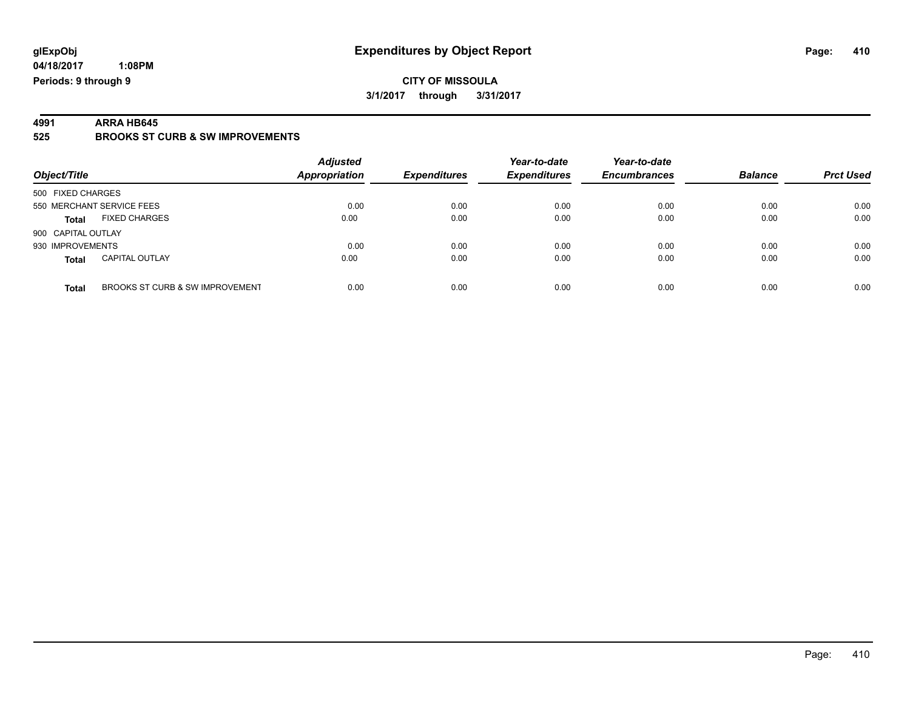**glExpObj**
**04/18/2017 1:08PM**
**Periods: 9 through 9**

# Expenditures by Object Report

**CITY OF MISSOULA**
**3/1/2017 through 3/31/2017**

**4991 ARRA HB645**
**525 BROOKS ST CURB & SW IMPROVEMENTS**

| Object/Title | | Adjusted Appropriation | Expenditures | Year-to-date Expenditures | Year-to-date Encumbrances | Balance | Prct Used |
|---|---|---|---|---|---|---|---|
| 500 FIXED CHARGES | | | | | | | |
| 550 MERCHANT SERVICE FEES | | 0.00 | 0.00 | 0.00 | 0.00 | 0.00 | 0.00 |
| **Total** | FIXED CHARGES | 0.00 | 0.00 | 0.00 | 0.00 | 0.00 | 0.00 |
| 900 CAPITAL OUTLAY | | | | | | | |
| 930 IMPROVEMENTS | | 0.00 | 0.00 | 0.00 | 0.00 | 0.00 | 0.00 |
| **Total** | CAPITAL OUTLAY | 0.00 | 0.00 | 0.00 | 0.00 | 0.00 | 0.00 |
| **Total** | BROOKS ST CURB & SW IMPROVEMENT | 0.00 | 0.00 | 0.00 | 0.00 | 0.00 | 0.00 |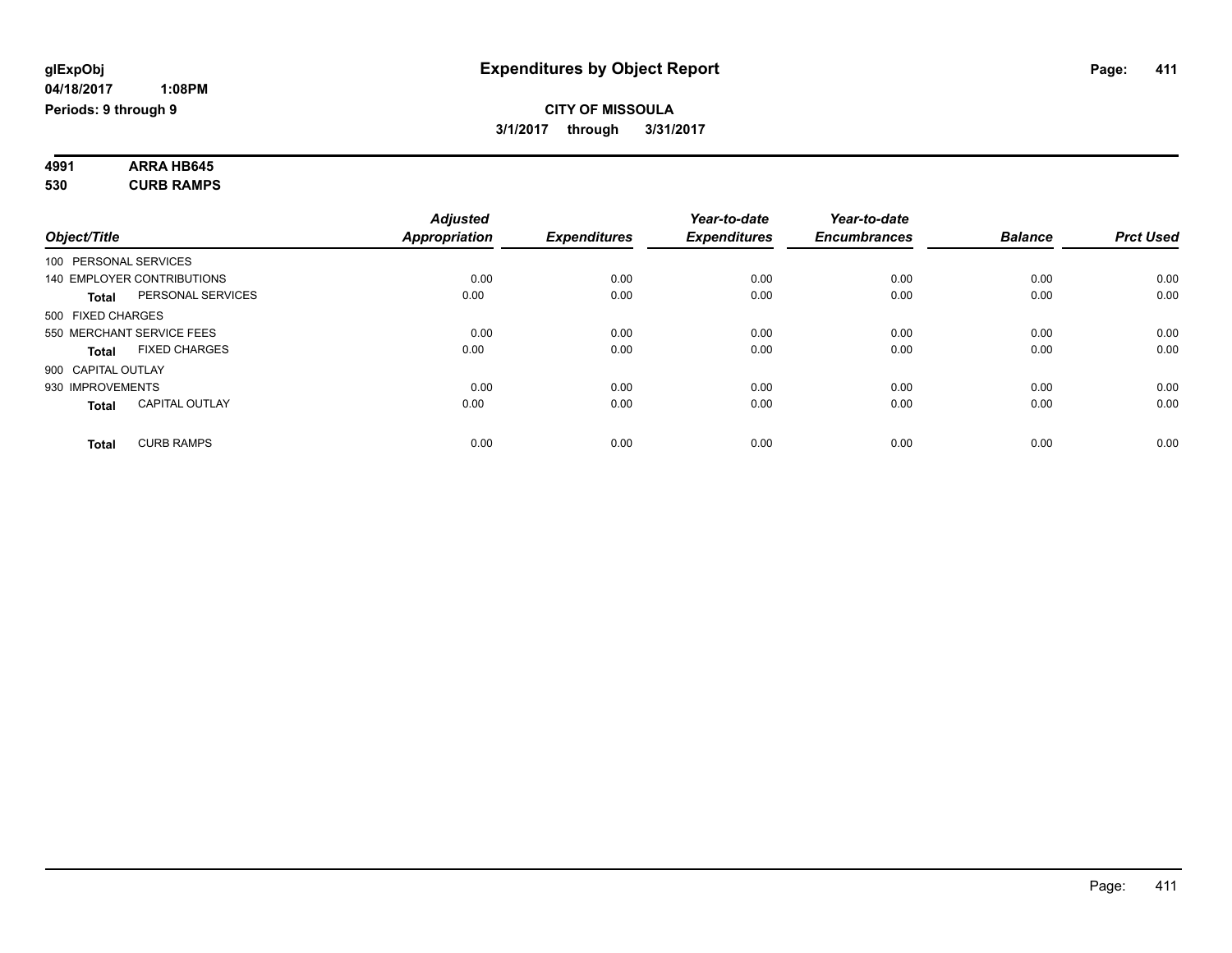# Expenditures by Object Report

glExpObj
04/18/2017 1:08PM
Periods: 9 through 9

**CITY OF MISSOULA**
3/1/2017 through 3/31/2017

**4991 ARRA HB645**
**530 CURB RAMPS**

| Object/Title | | Adjusted Appropriation | Expenditures | Year-to-date Expenditures | Year-to-date Encumbrances | Balance | Prct Used |
|---|---|---|---|---|---|---|---|
| 100 PERSONAL SERVICES | | | | | | | |
| 140 EMPLOYER CONTRIBUTIONS | | 0.00 | 0.00 | 0.00 | 0.00 | 0.00 | 0.00 |
| **Total** | PERSONAL SERVICES | 0.00 | 0.00 | 0.00 | 0.00 | 0.00 | 0.00 |
| 500 FIXED CHARGES | | | | | | | |
| 550 MERCHANT SERVICE FEES | | 0.00 | 0.00 | 0.00 | 0.00 | 0.00 | 0.00 |
| **Total** | FIXED CHARGES | 0.00 | 0.00 | 0.00 | 0.00 | 0.00 | 0.00 |
| 900 CAPITAL OUTLAY | | | | | | | |
| 930 IMPROVEMENTS | | 0.00 | 0.00 | 0.00 | 0.00 | 0.00 | 0.00 |
| **Total** | CAPITAL OUTLAY | 0.00 | 0.00 | 0.00 | 0.00 | 0.00 | 0.00 |
| **Total** | CURB RAMPS | 0.00 | 0.00 | 0.00 | 0.00 | 0.00 | 0.00 |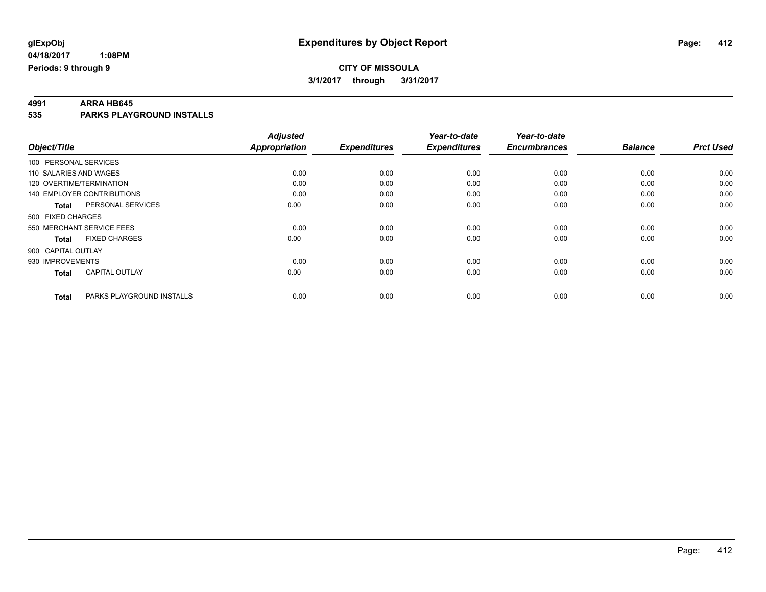glExpObj
04/18/2017 1:08PM
Periods: 9 through 9

# Expenditures by Object Report

**CITY OF MISSOULA**
**3/1/2017 through 3/31/2017**

**4991 ARRA HB645**
**535 PARKS PLAYGROUND INSTALLS**

| Object/Title | Adjusted Appropriation | Expenditures | Year-to-date Expenditures | Year-to-date Encumbrances | Balance | Prct Used |
|---|---|---|---|---|---|---|
| 100 PERSONAL SERVICES | | | | | | |
| 110 SALARIES AND WAGES | 0.00 | 0.00 | 0.00 | 0.00 | 0.00 | 0.00 |
| 120 OVERTIME/TERMINATION | 0.00 | 0.00 | 0.00 | 0.00 | 0.00 | 0.00 |
| 140 EMPLOYER CONTRIBUTIONS | 0.00 | 0.00 | 0.00 | 0.00 | 0.00 | 0.00 |
| **Total** PERSONAL SERVICES | 0.00 | 0.00 | 0.00 | 0.00 | 0.00 | 0.00 |
| 500 FIXED CHARGES | | | | | | |
| 550 MERCHANT SERVICE FEES | 0.00 | 0.00 | 0.00 | 0.00 | 0.00 | 0.00 |
| **Total** FIXED CHARGES | 0.00 | 0.00 | 0.00 | 0.00 | 0.00 | 0.00 |
| 900 CAPITAL OUTLAY | | | | | | |
| 930 IMPROVEMENTS | 0.00 | 0.00 | 0.00 | 0.00 | 0.00 | 0.00 |
| **Total** CAPITAL OUTLAY | 0.00 | 0.00 | 0.00 | 0.00 | 0.00 | 0.00 |
| **Total** PARKS PLAYGROUND INSTALLS | 0.00 | 0.00 | 0.00 | 0.00 | 0.00 | 0.00 |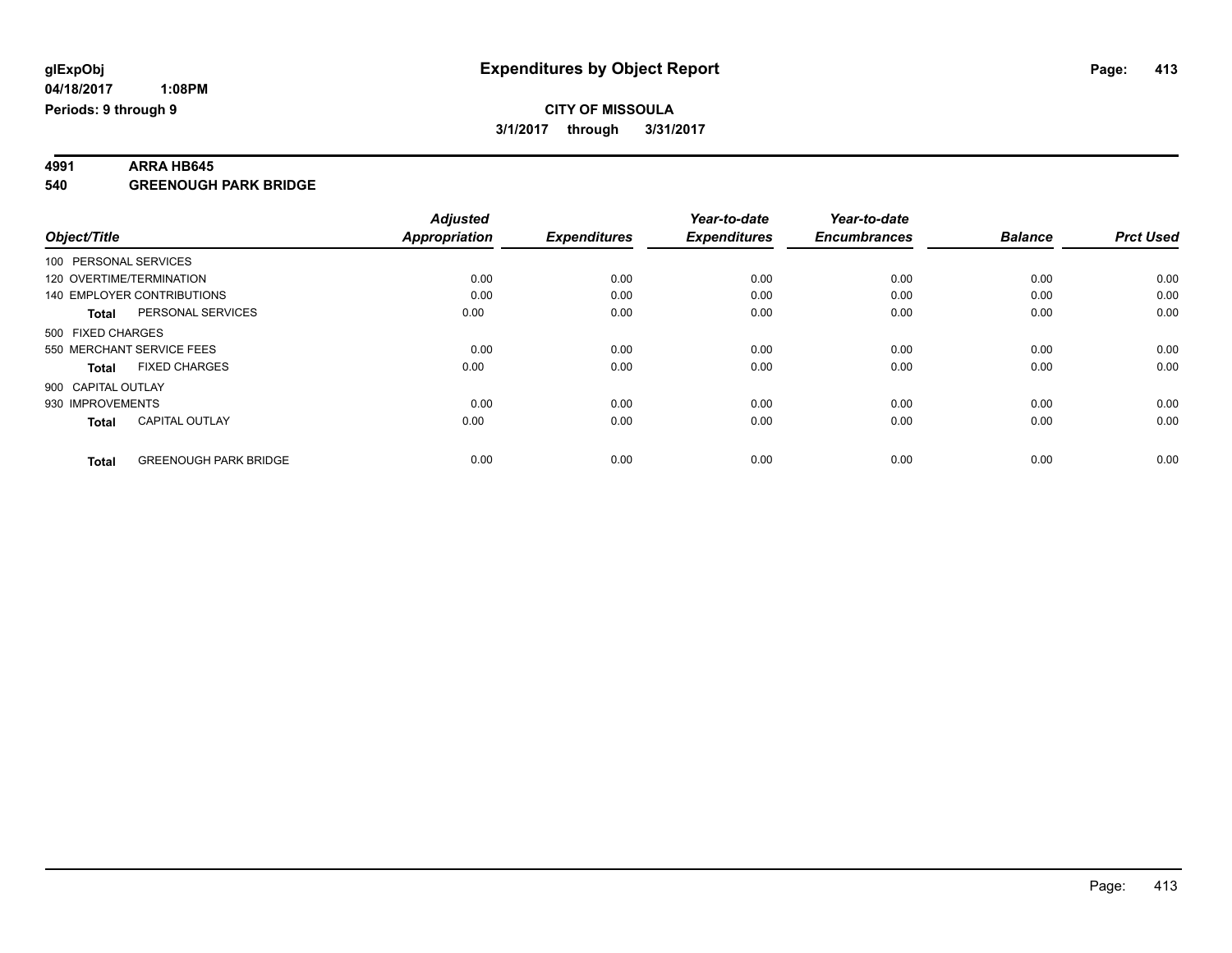glExpObj
04/18/2017 1:08PM
Periods: 9 through 9

# Expenditures by Object Report

**CITY OF MISSOULA**
**3/1/2017 through 3/31/2017**

**4991 ARRA HB645**
**540 GREENOUGH PARK BRIDGE**

| Object/Title | Adjusted Appropriation | Expenditures | Year-to-date Expenditures | Year-to-date Encumbrances | Balance | Prct Used |
|---|---|---|---|---|---|---|
| 100 PERSONAL SERVICES | | | | | | |
| 120 OVERTIME/TERMINATION | 0.00 | 0.00 | 0.00 | 0.00 | 0.00 | 0.00 |
| 140 EMPLOYER CONTRIBUTIONS | 0.00 | 0.00 | 0.00 | 0.00 | 0.00 | 0.00 |
| **Total** PERSONAL SERVICES | 0.00 | 0.00 | 0.00 | 0.00 | 0.00 | 0.00 |
| 500 FIXED CHARGES | | | | | | |
| 550 MERCHANT SERVICE FEES | 0.00 | 0.00 | 0.00 | 0.00 | 0.00 | 0.00 |
| **Total** FIXED CHARGES | 0.00 | 0.00 | 0.00 | 0.00 | 0.00 | 0.00 |
| 900 CAPITAL OUTLAY | | | | | | |
| 930 IMPROVEMENTS | 0.00 | 0.00 | 0.00 | 0.00 | 0.00 | 0.00 |
| **Total** CAPITAL OUTLAY | 0.00 | 0.00 | 0.00 | 0.00 | 0.00 | 0.00 |
| **Total** GREENOUGH PARK BRIDGE | 0.00 | 0.00 | 0.00 | 0.00 | 0.00 | 0.00 |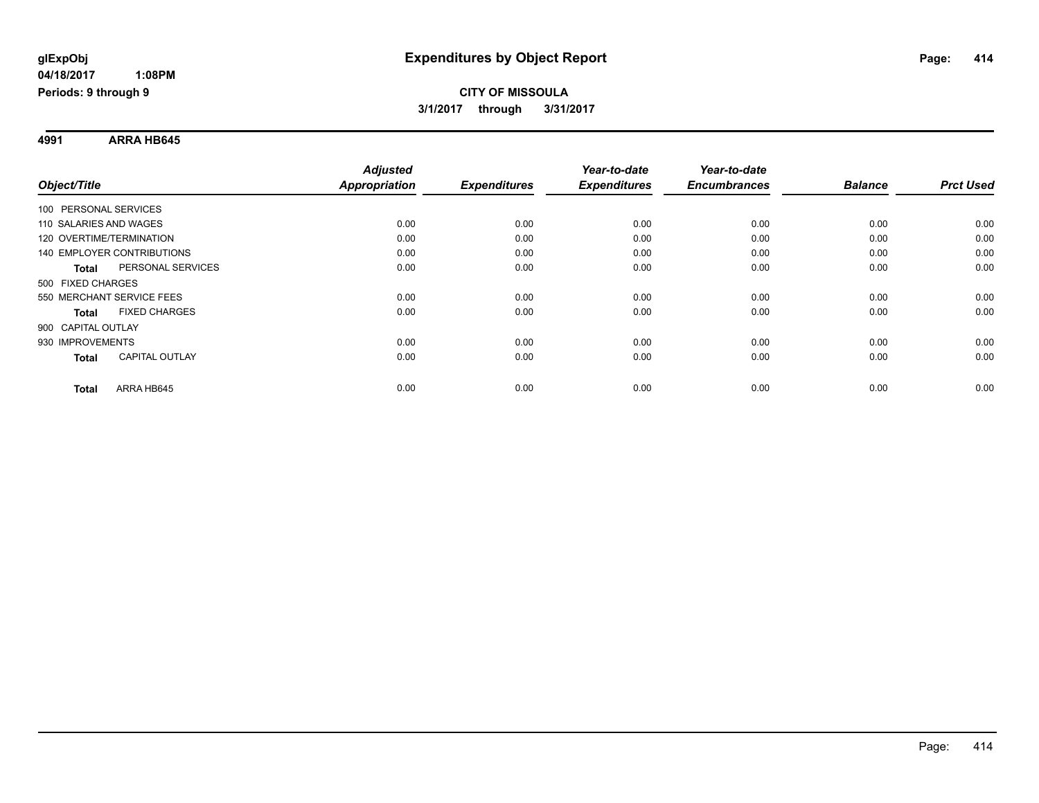# Expenditures by Object Report

**glExpObj**
**04/18/2017 1:08PM**
**Periods: 9 through 9**

**CITY OF MISSOULA**
**3/1/2017 through 3/31/2017**

**4991 ARRA HB645**

| Object/Title | Adjusted Appropriation | Expenditures | Year-to-date Expenditures | Year-to-date Encumbrances | Balance | Prct Used |
|---|---|---|---|---|---|---|
| 100 PERSONAL SERVICES | | | | | | |
| 110 SALARIES AND WAGES | 0.00 | 0.00 | 0.00 | 0.00 | 0.00 | 0.00 |
| 120 OVERTIME/TERMINATION | 0.00 | 0.00 | 0.00 | 0.00 | 0.00 | 0.00 |
| 140 EMPLOYER CONTRIBUTIONS | 0.00 | 0.00 | 0.00 | 0.00 | 0.00 | 0.00 |
| **Total** PERSONAL SERVICES | 0.00 | 0.00 | 0.00 | 0.00 | 0.00 | 0.00 |
| 500 FIXED CHARGES | | | | | | |
| 550 MERCHANT SERVICE FEES | 0.00 | 0.00 | 0.00 | 0.00 | 0.00 | 0.00 |
| **Total** FIXED CHARGES | 0.00 | 0.00 | 0.00 | 0.00 | 0.00 | 0.00 |
| 900 CAPITAL OUTLAY | | | | | | |
| 930 IMPROVEMENTS | 0.00 | 0.00 | 0.00 | 0.00 | 0.00 | 0.00 |
| **Total** CAPITAL OUTLAY | 0.00 | 0.00 | 0.00 | 0.00 | 0.00 | 0.00 |
| **Total** ARRA HB645 | 0.00 | 0.00 | 0.00 | 0.00 | 0.00 | 0.00 |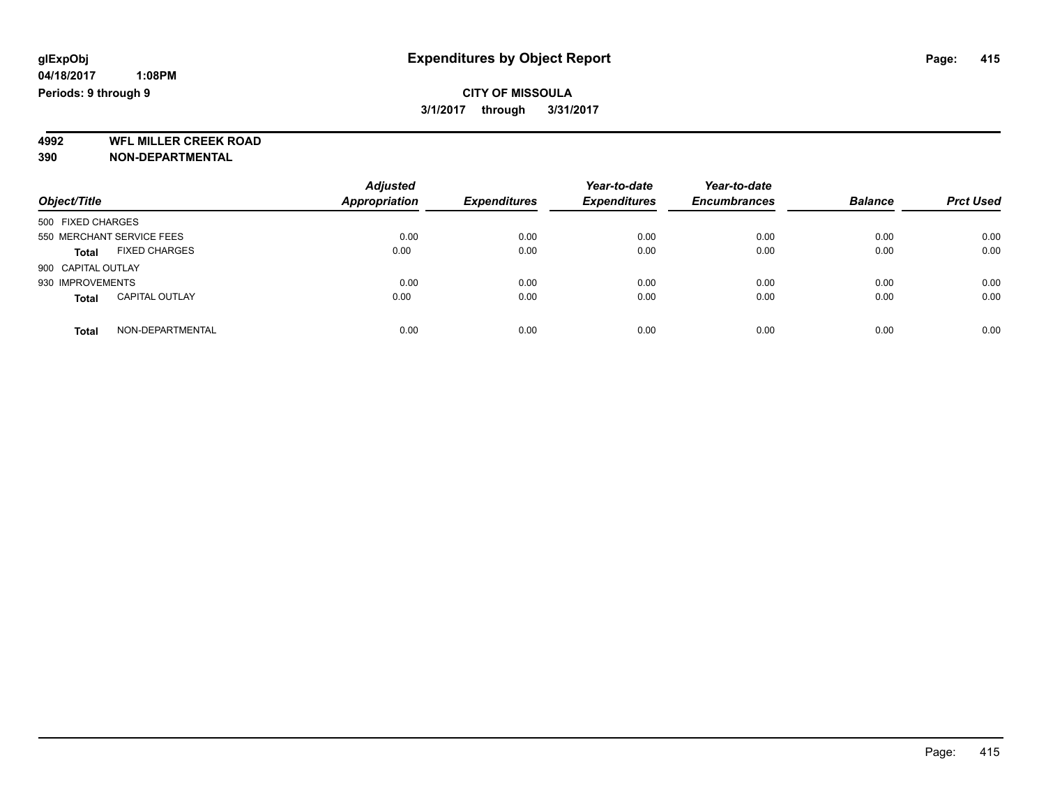**glExpObj**
**04/18/2017 1:08PM**
**Periods: 9 through 9**

# Expenditures by Object Report

**CITY OF MISSOULA**
**3/1/2017 through 3/31/2017**

**4992 WFL MILLER CREEK ROAD**
**390 NON-DEPARTMENTAL**

| Object/Title | Adjusted Appropriation | Expenditures | Year-to-date Expenditures | Year-to-date Encumbrances | Balance | Prct Used |
|---|---|---|---|---|---|---|
| 500 FIXED CHARGES | | | | | | |
| 550 MERCHANT SERVICE FEES | 0.00 | 0.00 | 0.00 | 0.00 | 0.00 | 0.00 |
| **Total** FIXED CHARGES | 0.00 | 0.00 | 0.00 | 0.00 | 0.00 | 0.00 |
| 900 CAPITAL OUTLAY | | | | | | |
| 930 IMPROVEMENTS | 0.00 | 0.00 | 0.00 | 0.00 | 0.00 | 0.00 |
| **Total** CAPITAL OUTLAY | 0.00 | 0.00 | 0.00 | 0.00 | 0.00 | 0.00 |
| **Total** NON-DEPARTMENTAL | 0.00 | 0.00 | 0.00 | 0.00 | 0.00 | 0.00 |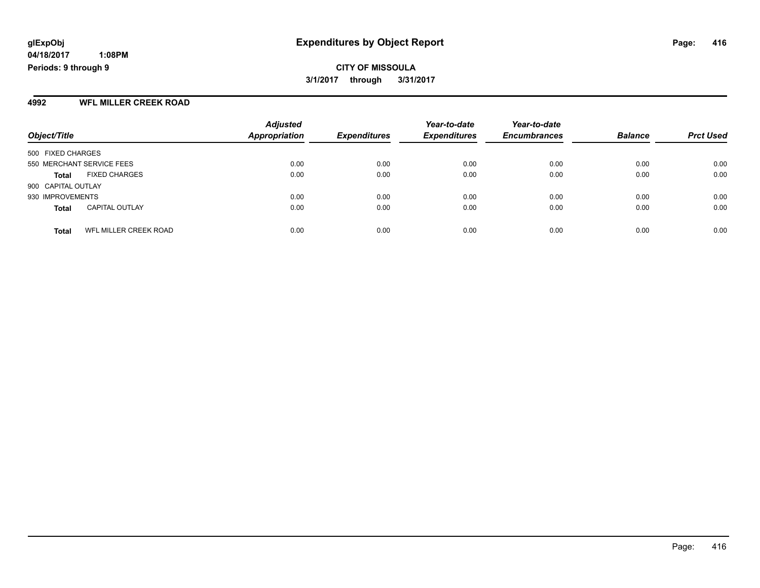**glExpObj** **Expenditures by Object Report**

**04/18/2017 1:08PM**

**Periods: 9 through 9**

**CITY OF MISSOULA**

**3/1/2017 through 3/31/2017**

## 4992 WFL MILLER CREEK ROAD

| Object/Title | | Adjusted Appropriation | Expenditures | Year-to-date Expenditures | Year-to-date Encumbrances | Balance | Prct Used |
|---|---|---|---|---|---|---|---|
| 500 FIXED CHARGES | | | | | | | |
| 550 MERCHANT SERVICE FEES | | 0.00 | 0.00 | 0.00 | 0.00 | 0.00 | 0.00 |
| **Total** | FIXED CHARGES | 0.00 | 0.00 | 0.00 | 0.00 | 0.00 | 0.00 |
| 900 CAPITAL OUTLAY | | | | | | | |
| 930 IMPROVEMENTS | | 0.00 | 0.00 | 0.00 | 0.00 | 0.00 | 0.00 |
| **Total** | CAPITAL OUTLAY | 0.00 | 0.00 | 0.00 | 0.00 | 0.00 | 0.00 |
| **Total** | WFL MILLER CREEK ROAD | 0.00 | 0.00 | 0.00 | 0.00 | 0.00 | 0.00 |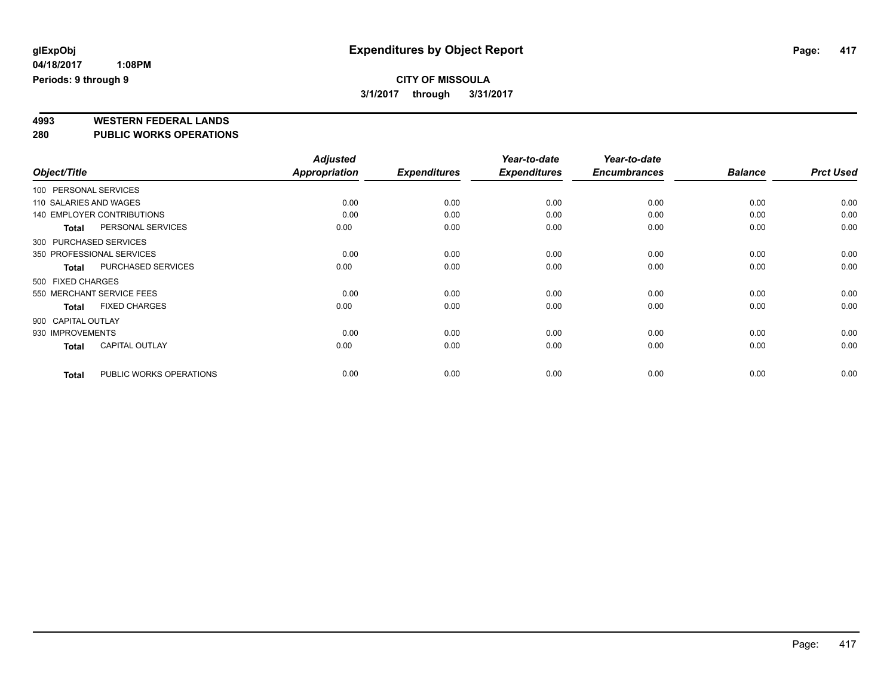glExpObj
04/18/2017 1:08PM
Periods: 9 through 9

# Expenditures by Object Report

**CITY OF MISSOULA**
**3/1/2017 through 3/31/2017**

## 4993 WESTERN FEDERAL LANDS
## 280 PUBLIC WORKS OPERATIONS

| Object/Title | | *Adjusted Appropriation* | *Expenditures* | *Year-to-date Expenditures* | *Year-to-date Encumbrances* | *Balance* | *Prct Used* |
|---|---|---|---|---|---|---|---|
| 100 PERSONAL SERVICES | | | | | | | |
| 110 SALARIES AND WAGES | | 0.00 | 0.00 | 0.00 | 0.00 | 0.00 | 0.00 |
| 140 EMPLOYER CONTRIBUTIONS | | 0.00 | 0.00 | 0.00 | 0.00 | 0.00 | 0.00 |
| **Total** | PERSONAL SERVICES | 0.00 | 0.00 | 0.00 | 0.00 | 0.00 | 0.00 |
| 300 PURCHASED SERVICES | | | | | | | |
| 350 PROFESSIONAL SERVICES | | 0.00 | 0.00 | 0.00 | 0.00 | 0.00 | 0.00 |
| **Total** | PURCHASED SERVICES | 0.00 | 0.00 | 0.00 | 0.00 | 0.00 | 0.00 |
| 500 FIXED CHARGES | | | | | | | |
| 550 MERCHANT SERVICE FEES | | 0.00 | 0.00 | 0.00 | 0.00 | 0.00 | 0.00 |
| **Total** | FIXED CHARGES | 0.00 | 0.00 | 0.00 | 0.00 | 0.00 | 0.00 |
| 900 CAPITAL OUTLAY | | | | | | | |
| 930 IMPROVEMENTS | | 0.00 | 0.00 | 0.00 | 0.00 | 0.00 | 0.00 |
| **Total** | CAPITAL OUTLAY | 0.00 | 0.00 | 0.00 | 0.00 | 0.00 | 0.00 |
| **Total** | PUBLIC WORKS OPERATIONS | 0.00 | 0.00 | 0.00 | 0.00 | 0.00 | 0.00 |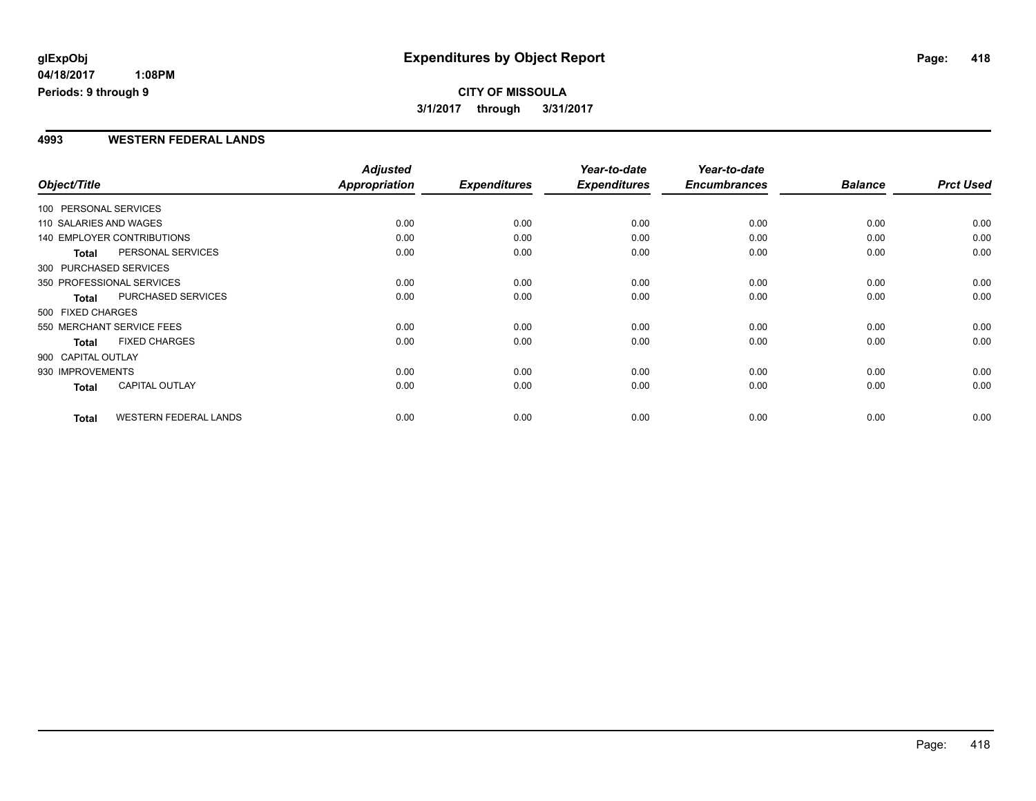**glExpObj**
**04/18/2017 1:08PM**
**Periods: 9 through 9**

# Expenditures by Object Report

**CITY OF MISSOULA**
**3/1/2017 through 3/31/2017**

## 4993 WESTERN FEDERAL LANDS

| Object/Title | | Adjusted Appropriation | Expenditures | Year-to-date Expenditures | Year-to-date Encumbrances | Balance | Prct Used |
|---|---|---|---|---|---|---|---|
| 100 PERSONAL SERVICES | | | | | | | |
| 110 SALARIES AND WAGES | | 0.00 | 0.00 | 0.00 | 0.00 | 0.00 | 0.00 |
| 140 EMPLOYER CONTRIBUTIONS | | 0.00 | 0.00 | 0.00 | 0.00 | 0.00 | 0.00 |
| **Total** | PERSONAL SERVICES | 0.00 | 0.00 | 0.00 | 0.00 | 0.00 | 0.00 |
| 300 PURCHASED SERVICES | | | | | | | |
| 350 PROFESSIONAL SERVICES | | 0.00 | 0.00 | 0.00 | 0.00 | 0.00 | 0.00 |
| **Total** | PURCHASED SERVICES | 0.00 | 0.00 | 0.00 | 0.00 | 0.00 | 0.00 |
| 500 FIXED CHARGES | | | | | | | |
| 550 MERCHANT SERVICE FEES | | 0.00 | 0.00 | 0.00 | 0.00 | 0.00 | 0.00 |
| **Total** | FIXED CHARGES | 0.00 | 0.00 | 0.00 | 0.00 | 0.00 | 0.00 |
| 900 CAPITAL OUTLAY | | | | | | | |
| 930 IMPROVEMENTS | | 0.00 | 0.00 | 0.00 | 0.00 | 0.00 | 0.00 |
| **Total** | CAPITAL OUTLAY | 0.00 | 0.00 | 0.00 | 0.00 | 0.00 | 0.00 |
| **Total** | WESTERN FEDERAL LANDS | 0.00 | 0.00 | 0.00 | 0.00 | 0.00 | 0.00 |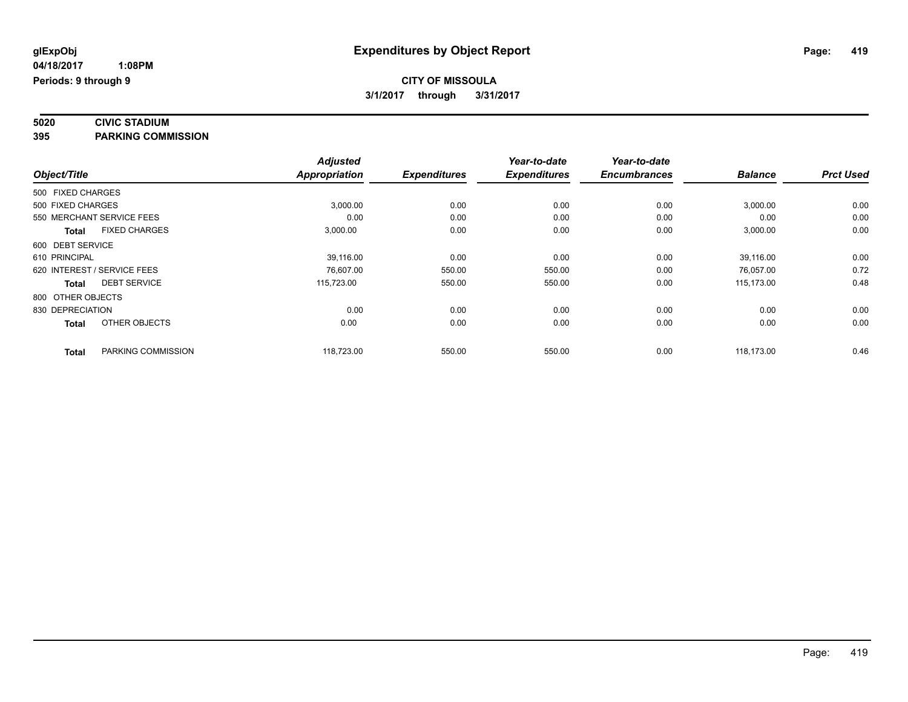glExpObj
04/18/2017 1:08PM
Periods: 9 through 9

# Expenditures by Object Report

**CITY OF MISSOULA**
**3/1/2017 through 3/31/2017**

## 5020 CIVIC STADIUM
## 395 PARKING COMMISSION

| Object/Title | Adjusted Appropriation | Expenditures | Year-to-date Expenditures | Year-to-date Encumbrances | Balance | Prct Used |
|---|---|---|---|---|---|---|
| 500 FIXED CHARGES | | | | | | |
| 500 FIXED CHARGES | 3,000.00 | 0.00 | 0.00 | 0.00 | 3,000.00 | 0.00 |
| 550 MERCHANT SERVICE FEES | 0.00 | 0.00 | 0.00 | 0.00 | 0.00 | 0.00 |
| **Total** FIXED CHARGES | 3,000.00 | 0.00 | 0.00 | 0.00 | 3,000.00 | 0.00 |
| 600 DEBT SERVICE | | | | | | |
| 610 PRINCIPAL | 39,116.00 | 0.00 | 0.00 | 0.00 | 39,116.00 | 0.00 |
| 620 INTEREST / SERVICE FEES | 76,607.00 | 550.00 | 550.00 | 0.00 | 76,057.00 | 0.72 |
| **Total** DEBT SERVICE | 115,723.00 | 550.00 | 550.00 | 0.00 | 115,173.00 | 0.48 |
| 800 OTHER OBJECTS | | | | | | |
| 830 DEPRECIATION | 0.00 | 0.00 | 0.00 | 0.00 | 0.00 | 0.00 |
| **Total** OTHER OBJECTS | 0.00 | 0.00 | 0.00 | 0.00 | 0.00 | 0.00 |
| **Total** PARKING COMMISSION | 118,723.00 | 550.00 | 550.00 | 0.00 | 118,173.00 | 0.46 |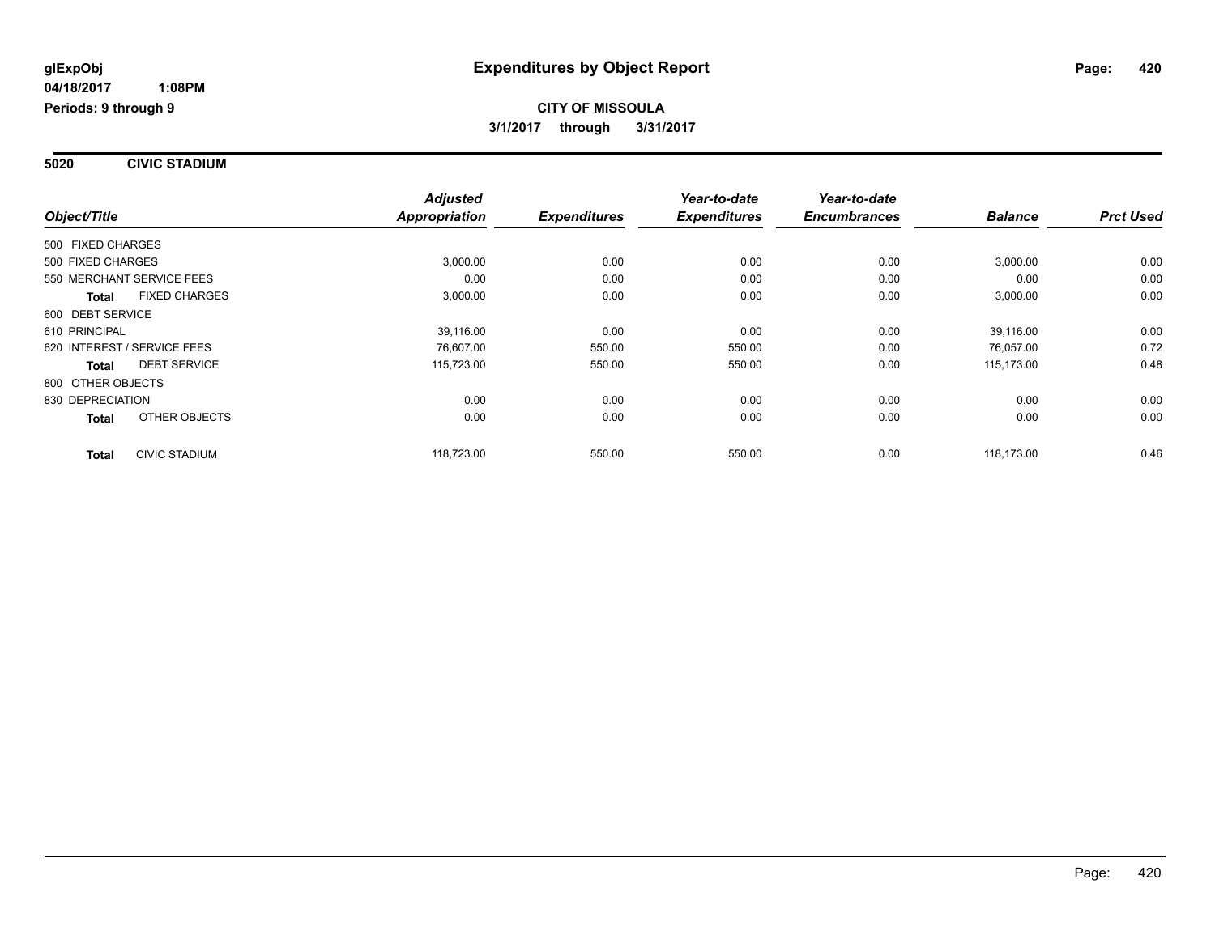glExpObj
04/18/2017 1:08PM
Periods: 9 through 9

# Expenditures by Object Report

**CITY OF MISSOULA**
**3/1/2017 through 3/31/2017**

## 5020 CIVIC STADIUM

| Object/Title | Adjusted Appropriation | Expenditures | Year-to-date Expenditures | Year-to-date Encumbrances | Balance | Prct Used |
|---|---|---|---|---|---|---|
| 500 FIXED CHARGES | | | | | | |
| 500 FIXED CHARGES | 3,000.00 | 0.00 | 0.00 | 0.00 | 3,000.00 | 0.00 |
| 550 MERCHANT SERVICE FEES | 0.00 | 0.00 | 0.00 | 0.00 | 0.00 | 0.00 |
| **Total** FIXED CHARGES | 3,000.00 | 0.00 | 0.00 | 0.00 | 3,000.00 | 0.00 |
| 600 DEBT SERVICE | | | | | | |
| 610 PRINCIPAL | 39,116.00 | 0.00 | 0.00 | 0.00 | 39,116.00 | 0.00 |
| 620 INTEREST / SERVICE FEES | 76,607.00 | 550.00 | 550.00 | 0.00 | 76,057.00 | 0.72 |
| **Total** DEBT SERVICE | 115,723.00 | 550.00 | 550.00 | 0.00 | 115,173.00 | 0.48 |
| 800 OTHER OBJECTS | | | | | | |
| 830 DEPRECIATION | 0.00 | 0.00 | 0.00 | 0.00 | 0.00 | 0.00 |
| **Total** OTHER OBJECTS | 0.00 | 0.00 | 0.00 | 0.00 | 0.00 | 0.00 |
| **Total** CIVIC STADIUM | 118,723.00 | 550.00 | 550.00 | 0.00 | 118,173.00 | 0.46 |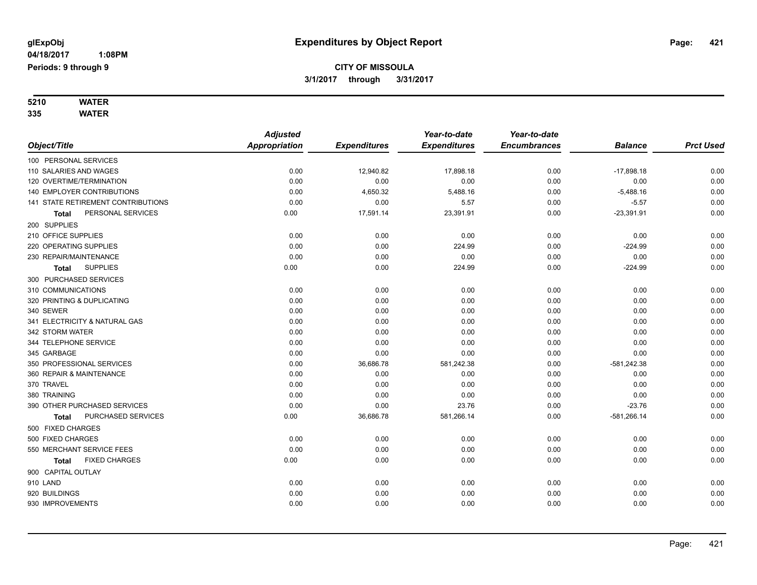**glExpObj** **Expenditures by Object Report**

**04/18/2017 1:08PM**

**Periods: 9 through 9**

**CITY OF MISSOULA**

**3/1/2017 through 3/31/2017**

**5210 WATER**

**335 WATER**

| Object/Title | Adjusted Appropriation | Expenditures | Year-to-date Expenditures | Year-to-date Encumbrances | Balance | Prct Used |
|---|---|---|---|---|---|---|
| 100 PERSONAL SERVICES | | | | | | |
| 110 SALARIES AND WAGES | 0.00 | 12,940.82 | 17,898.18 | 0.00 | -17,898.18 | 0.00 |
| 120 OVERTIME/TERMINATION | 0.00 | 0.00 | 0.00 | 0.00 | 0.00 | 0.00 |
| 140 EMPLOYER CONTRIBUTIONS | 0.00 | 4,650.32 | 5,488.16 | 0.00 | -5,488.16 | 0.00 |
| 141 STATE RETIREMENT CONTRIBUTIONS | 0.00 | 0.00 | 5.57 | 0.00 | -5.57 | 0.00 |
| **Total** PERSONAL SERVICES | 0.00 | 17,591.14 | 23,391.91 | 0.00 | -23,391.91 | 0.00 |
| 200 SUPPLIES | | | | | | |
| 210 OFFICE SUPPLIES | 0.00 | 0.00 | 0.00 | 0.00 | 0.00 | 0.00 |
| 220 OPERATING SUPPLIES | 0.00 | 0.00 | 224.99 | 0.00 | -224.99 | 0.00 |
| 230 REPAIR/MAINTENANCE | 0.00 | 0.00 | 0.00 | 0.00 | 0.00 | 0.00 |
| **Total** SUPPLIES | 0.00 | 0.00 | 224.99 | 0.00 | -224.99 | 0.00 |
| 300 PURCHASED SERVICES | | | | | | |
| 310 COMMUNICATIONS | 0.00 | 0.00 | 0.00 | 0.00 | 0.00 | 0.00 |
| 320 PRINTING & DUPLICATING | 0.00 | 0.00 | 0.00 | 0.00 | 0.00 | 0.00 |
| 340 SEWER | 0.00 | 0.00 | 0.00 | 0.00 | 0.00 | 0.00 |
| 341 ELECTRICITY & NATURAL GAS | 0.00 | 0.00 | 0.00 | 0.00 | 0.00 | 0.00 |
| 342 STORM WATER | 0.00 | 0.00 | 0.00 | 0.00 | 0.00 | 0.00 |
| 344 TELEPHONE SERVICE | 0.00 | 0.00 | 0.00 | 0.00 | 0.00 | 0.00 |
| 345 GARBAGE | 0.00 | 0.00 | 0.00 | 0.00 | 0.00 | 0.00 |
| 350 PROFESSIONAL SERVICES | 0.00 | 36,686.78 | 581,242.38 | 0.00 | -581,242.38 | 0.00 |
| 360 REPAIR & MAINTENANCE | 0.00 | 0.00 | 0.00 | 0.00 | 0.00 | 0.00 |
| 370 TRAVEL | 0.00 | 0.00 | 0.00 | 0.00 | 0.00 | 0.00 |
| 380 TRAINING | 0.00 | 0.00 | 0.00 | 0.00 | 0.00 | 0.00 |
| 390 OTHER PURCHASED SERVICES | 0.00 | 0.00 | 23.76 | 0.00 | -23.76 | 0.00 |
| **Total** PURCHASED SERVICES | 0.00 | 36,686.78 | 581,266.14 | 0.00 | -581,266.14 | 0.00 |
| 500 FIXED CHARGES | | | | | | |
| 500 FIXED CHARGES | 0.00 | 0.00 | 0.00 | 0.00 | 0.00 | 0.00 |
| 550 MERCHANT SERVICE FEES | 0.00 | 0.00 | 0.00 | 0.00 | 0.00 | 0.00 |
| **Total** FIXED CHARGES | 0.00 | 0.00 | 0.00 | 0.00 | 0.00 | 0.00 |
| 900 CAPITAL OUTLAY | | | | | | |
| 910 LAND | 0.00 | 0.00 | 0.00 | 0.00 | 0.00 | 0.00 |
| 920 BUILDINGS | 0.00 | 0.00 | 0.00 | 0.00 | 0.00 | 0.00 |
| 930 IMPROVEMENTS | 0.00 | 0.00 | 0.00 | 0.00 | 0.00 | 0.00 |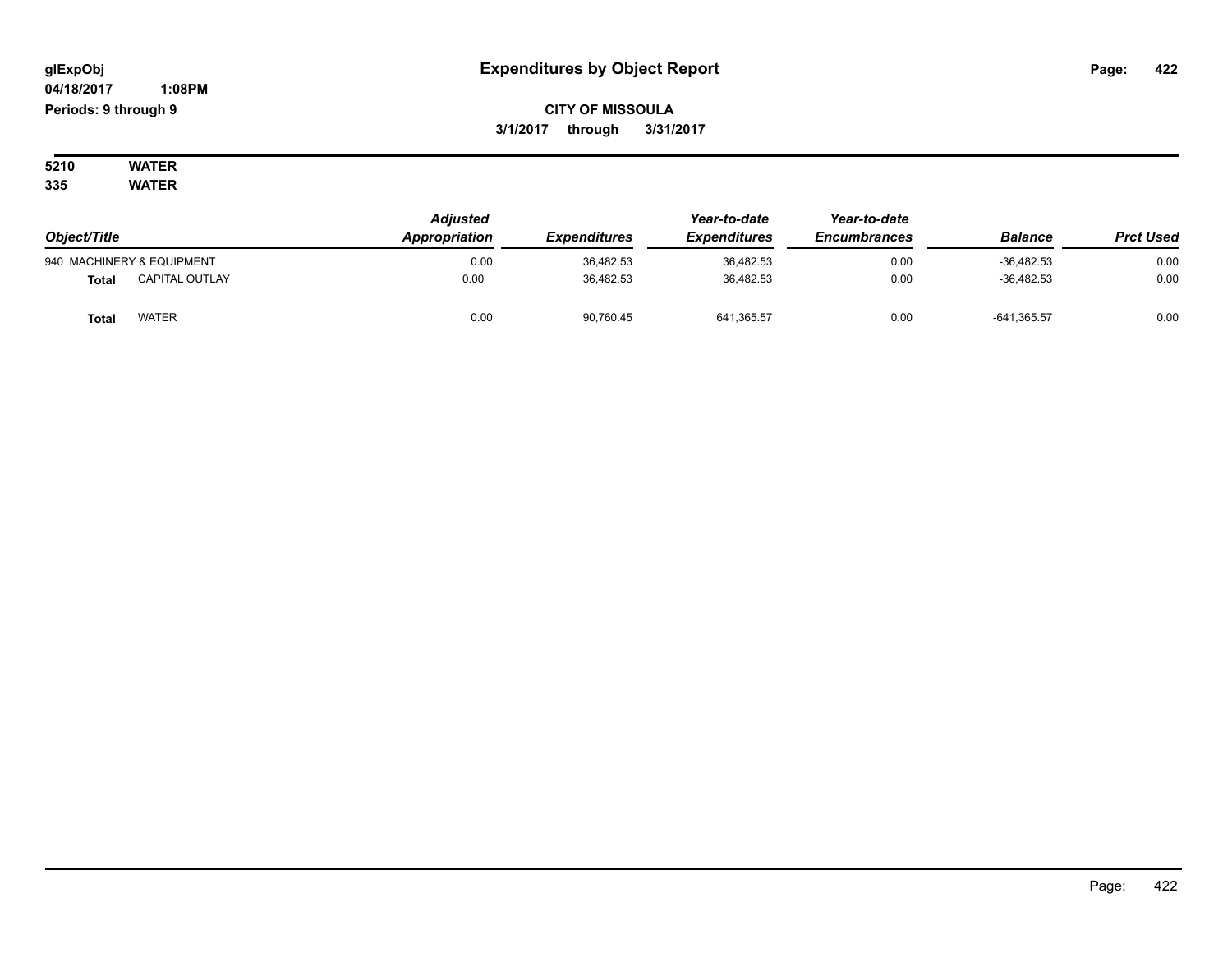# Expenditures by Object Report

glExpObj
04/18/2017 1:08PM
Periods: 9 through 9

**CITY OF MISSOULA**
**3/1/2017 through 3/31/2017**

**5210 WATER**
**335 WATER**

| Object/Title | | Adjusted Appropriation | Expenditures | Year-to-date Expenditures | Year-to-date Encumbrances | Balance | Prct Used |
|---|---|---|---|---|---|---|---|
| 940 MACHINERY & EQUIPMENT | | 0.00 | 36,482.53 | 36,482.53 | 0.00 | -36,482.53 | 0.00 |
| **Total** | CAPITAL OUTLAY | 0.00 | 36,482.53 | 36,482.53 | 0.00 | -36,482.53 | 0.00 |
| **Total** | WATER | 0.00 | 90,760.45 | 641,365.57 | 0.00 | -641,365.57 | 0.00 |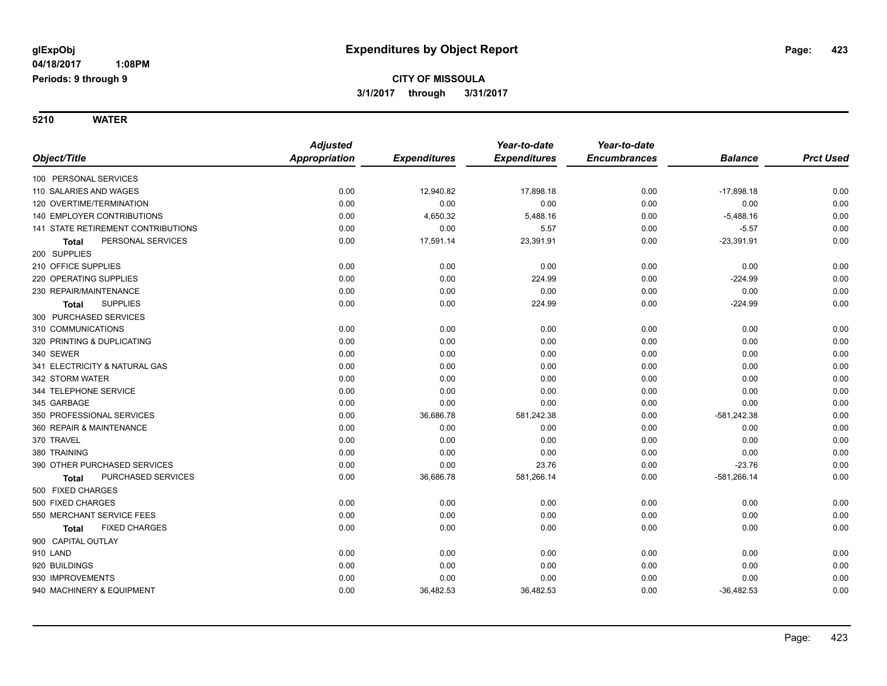**glExpObj** **Expenditures by Object Report**

**04/18/2017 1:08PM**

**Periods: 9 through 9**

**CITY OF MISSOULA**

**3/1/2017 through 3/31/2017**

**5210 WATER**

| Object/Title | Adjusted Appropriation | Expenditures | Year-to-date Expenditures | Year-to-date Encumbrances | Balance | Prct Used |
|---|---|---|---|---|---|---|
| 100 PERSONAL SERVICES | | | | | | |
| 110 SALARIES AND WAGES | 0.00 | 12,940.82 | 17,898.18 | 0.00 | -17,898.18 | 0.00 |
| 120 OVERTIME/TERMINATION | 0.00 | 0.00 | 0.00 | 0.00 | 0.00 | 0.00 |
| 140 EMPLOYER CONTRIBUTIONS | 0.00 | 4,650.32 | 5,488.16 | 0.00 | -5,488.16 | 0.00 |
| 141 STATE RETIREMENT CONTRIBUTIONS | 0.00 | 0.00 | 5.57 | 0.00 | -5.57 | 0.00 |
| **Total** PERSONAL SERVICES | 0.00 | 17,591.14 | 23,391.91 | 0.00 | -23,391.91 | 0.00 |
| 200 SUPPLIES | | | | | | |
| 210 OFFICE SUPPLIES | 0.00 | 0.00 | 0.00 | 0.00 | 0.00 | 0.00 |
| 220 OPERATING SUPPLIES | 0.00 | 0.00 | 224.99 | 0.00 | -224.99 | 0.00 |
| 230 REPAIR/MAINTENANCE | 0.00 | 0.00 | 0.00 | 0.00 | 0.00 | 0.00 |
| **Total** SUPPLIES | 0.00 | 0.00 | 224.99 | 0.00 | -224.99 | 0.00 |
| 300 PURCHASED SERVICES | | | | | | |
| 310 COMMUNICATIONS | 0.00 | 0.00 | 0.00 | 0.00 | 0.00 | 0.00 |
| 320 PRINTING & DUPLICATING | 0.00 | 0.00 | 0.00 | 0.00 | 0.00 | 0.00 |
| 340 SEWER | 0.00 | 0.00 | 0.00 | 0.00 | 0.00 | 0.00 |
| 341 ELECTRICITY & NATURAL GAS | 0.00 | 0.00 | 0.00 | 0.00 | 0.00 | 0.00 |
| 342 STORM WATER | 0.00 | 0.00 | 0.00 | 0.00 | 0.00 | 0.00 |
| 344 TELEPHONE SERVICE | 0.00 | 0.00 | 0.00 | 0.00 | 0.00 | 0.00 |
| 345 GARBAGE | 0.00 | 0.00 | 0.00 | 0.00 | 0.00 | 0.00 |
| 350 PROFESSIONAL SERVICES | 0.00 | 36,686.78 | 581,242.38 | 0.00 | -581,242.38 | 0.00 |
| 360 REPAIR & MAINTENANCE | 0.00 | 0.00 | 0.00 | 0.00 | 0.00 | 0.00 |
| 370 TRAVEL | 0.00 | 0.00 | 0.00 | 0.00 | 0.00 | 0.00 |
| 380 TRAINING | 0.00 | 0.00 | 0.00 | 0.00 | 0.00 | 0.00 |
| 390 OTHER PURCHASED SERVICES | 0.00 | 0.00 | 23.76 | 0.00 | -23.76 | 0.00 |
| **Total** PURCHASED SERVICES | 0.00 | 36,686.78 | 581,266.14 | 0.00 | -581,266.14 | 0.00 |
| 500 FIXED CHARGES | | | | | | |
| 500 FIXED CHARGES | 0.00 | 0.00 | 0.00 | 0.00 | 0.00 | 0.00 |
| 550 MERCHANT SERVICE FEES | 0.00 | 0.00 | 0.00 | 0.00 | 0.00 | 0.00 |
| **Total** FIXED CHARGES | 0.00 | 0.00 | 0.00 | 0.00 | 0.00 | 0.00 |
| 900 CAPITAL OUTLAY | | | | | | |
| 910 LAND | 0.00 | 0.00 | 0.00 | 0.00 | 0.00 | 0.00 |
| 920 BUILDINGS | 0.00 | 0.00 | 0.00 | 0.00 | 0.00 | 0.00 |
| 930 IMPROVEMENTS | 0.00 | 0.00 | 0.00 | 0.00 | 0.00 | 0.00 |
| 940 MACHINERY & EQUIPMENT | 0.00 | 36,482.53 | 36,482.53 | 0.00 | -36,482.53 | 0.00 |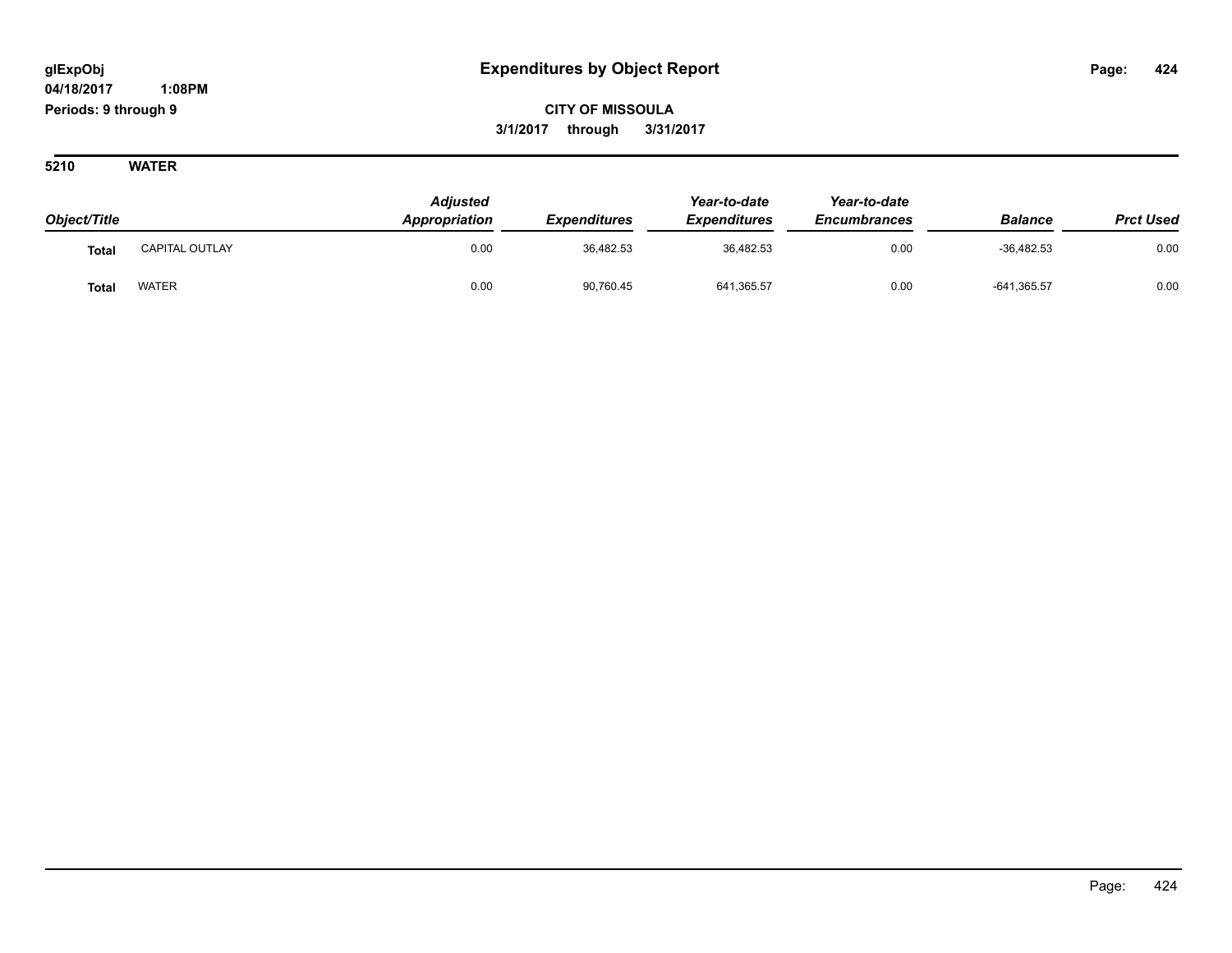# Expenditures by Object Report

glExpObj
04/18/2017 1:08PM
Periods: 9 through 9

**CITY OF MISSOULA**
**3/1/2017 through 3/31/2017**

**5210 WATER**

| Object/Title | | Adjusted Appropriation | Expenditures | Year-to-date Expenditures | Year-to-date Encumbrances | Balance | Prct Used |
|---|---|---|---|---|---|---|---|
| **Total** | CAPITAL OUTLAY | 0.00 | 36,482.53 | 36,482.53 | 0.00 | -36,482.53 | 0.00 |
| **Total** | WATER | 0.00 | 90,760.45 | 641,365.57 | 0.00 | -641,365.57 | 0.00 |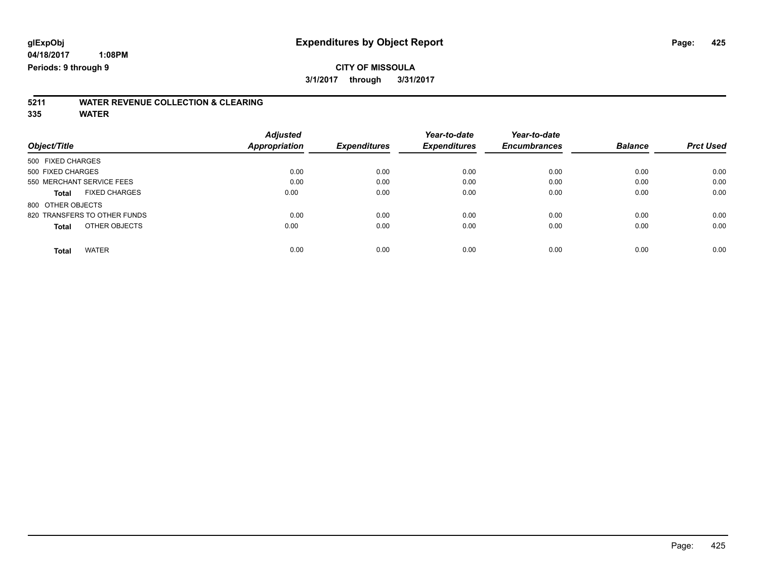# Expenditures by Object Report

glExpObj
04/18/2017 1:08PM
Periods: 9 through 9

**CITY OF MISSOULA**
**3/1/2017 through 3/31/2017**

## 5211 WATER REVENUE COLLECTION & CLEARING
## 335 WATER

| Object/Title | | Adjusted Appropriation | Expenditures | Year-to-date Expenditures | Year-to-date Encumbrances | Balance | Prct Used |
|---|---|---|---|---|---|---|---|
| 500 FIXED CHARGES | | | | | | | |
| 500 FIXED CHARGES | | 0.00 | 0.00 | 0.00 | 0.00 | 0.00 | 0.00 |
| 550 MERCHANT SERVICE FEES | | 0.00 | 0.00 | 0.00 | 0.00 | 0.00 | 0.00 |
| **Total** | FIXED CHARGES | 0.00 | 0.00 | 0.00 | 0.00 | 0.00 | 0.00 |
| 800 OTHER OBJECTS | | | | | | | |
| 820 TRANSFERS TO OTHER FUNDS | | 0.00 | 0.00 | 0.00 | 0.00 | 0.00 | 0.00 |
| **Total** | OTHER OBJECTS | 0.00 | 0.00 | 0.00 | 0.00 | 0.00 | 0.00 |
| **Total** | WATER | 0.00 | 0.00 | 0.00 | 0.00 | 0.00 | 0.00 |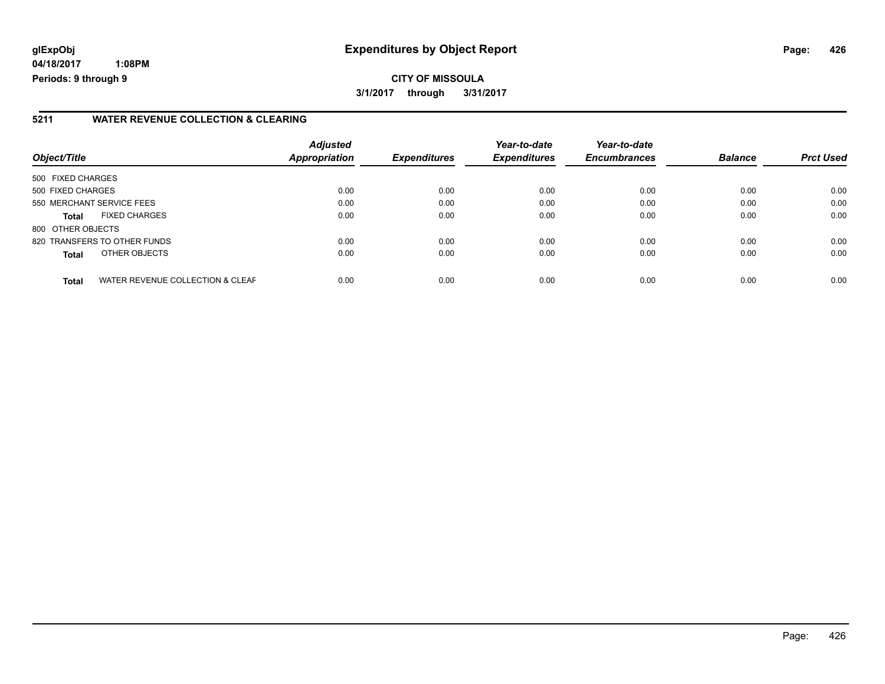# Expenditures by Object Report

glExpObj
04/18/2017 1:08PM
Periods: 9 through 9

**CITY OF MISSOULA**
**3/1/2017 through 3/31/2017**

## 5211 WATER REVENUE COLLECTION & CLEARING

| Object/Title | | Adjusted Appropriation | Expenditures | Year-to-date Expenditures | Year-to-date Encumbrances | Balance | Prct Used |
|---|---|---|---|---|---|---|---|
| 500 FIXED CHARGES | | | | | | | |
| 500 FIXED CHARGES | | 0.00 | 0.00 | 0.00 | 0.00 | 0.00 | 0.00 |
| 550 MERCHANT SERVICE FEES | | 0.00 | 0.00 | 0.00 | 0.00 | 0.00 | 0.00 |
| **Total** | FIXED CHARGES | 0.00 | 0.00 | 0.00 | 0.00 | 0.00 | 0.00 |
| 800 OTHER OBJECTS | | | | | | | |
| 820 TRANSFERS TO OTHER FUNDS | | 0.00 | 0.00 | 0.00 | 0.00 | 0.00 | 0.00 |
| **Total** | OTHER OBJECTS | 0.00 | 0.00 | 0.00 | 0.00 | 0.00 | 0.00 |
| **Total** | WATER REVENUE COLLECTION & CLEAF | 0.00 | 0.00 | 0.00 | 0.00 | 0.00 | 0.00 |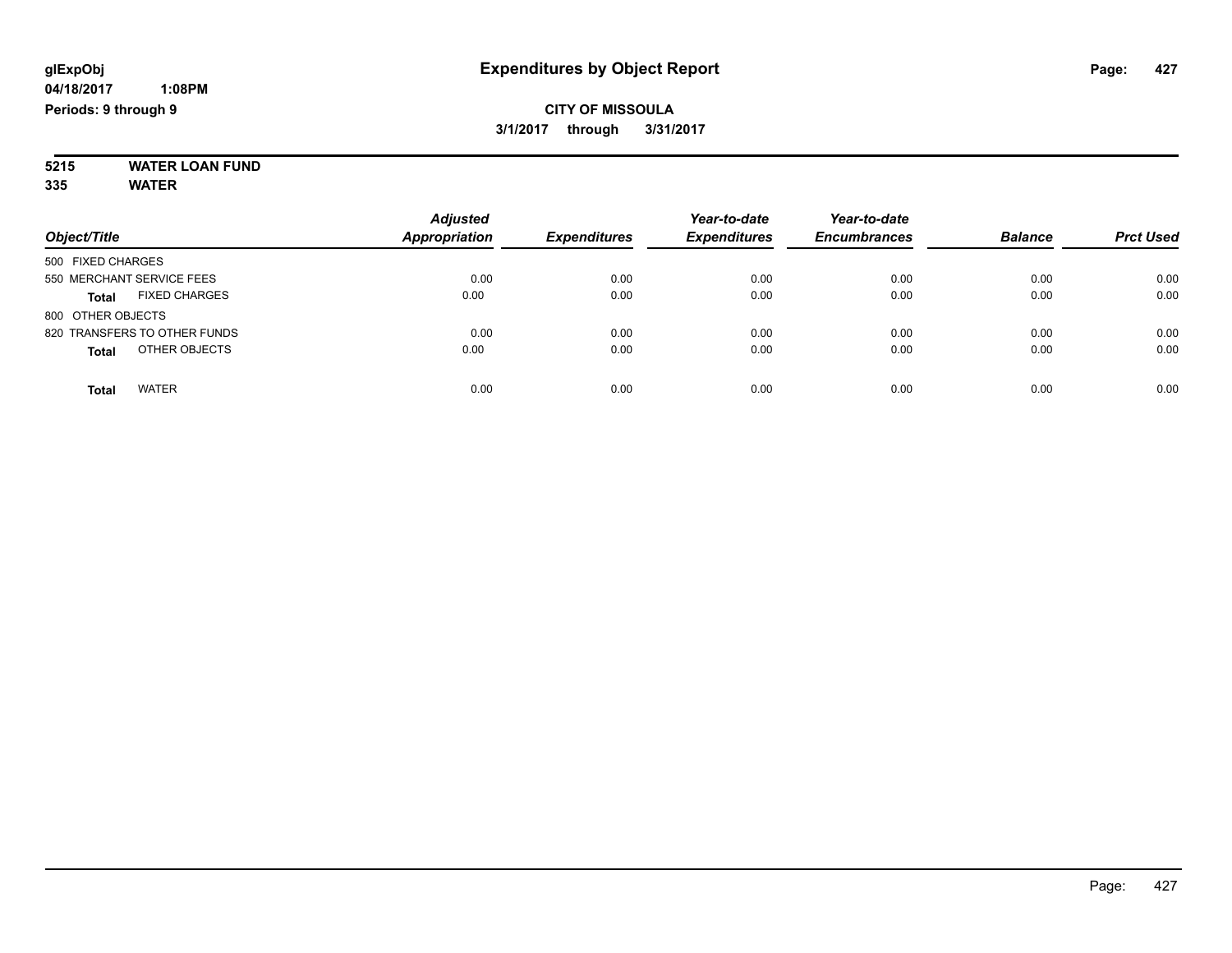# Expenditures by Object Report

glExpObj
04/18/2017 1:08PM
Periods: 9 through 9

**CITY OF MISSOULA**
**3/1/2017 through 3/31/2017**

**5215 WATER LOAN FUND**
**335 WATER**

| Object/Title | Adjusted Appropriation | Expenditures | Year-to-date Expenditures | Year-to-date Encumbrances | Balance | Prct Used |
|---|---|---|---|---|---|---|
| 500 FIXED CHARGES | | | | | | |
| 550 MERCHANT SERVICE FEES | 0.00 | 0.00 | 0.00 | 0.00 | 0.00 | 0.00 |
| **Total** FIXED CHARGES | 0.00 | 0.00 | 0.00 | 0.00 | 0.00 | 0.00 |
| 800 OTHER OBJECTS | | | | | | |
| 820 TRANSFERS TO OTHER FUNDS | 0.00 | 0.00 | 0.00 | 0.00 | 0.00 | 0.00 |
| **Total** OTHER OBJECTS | 0.00 | 0.00 | 0.00 | 0.00 | 0.00 | 0.00 |
| **Total** WATER | 0.00 | 0.00 | 0.00 | 0.00 | 0.00 | 0.00 |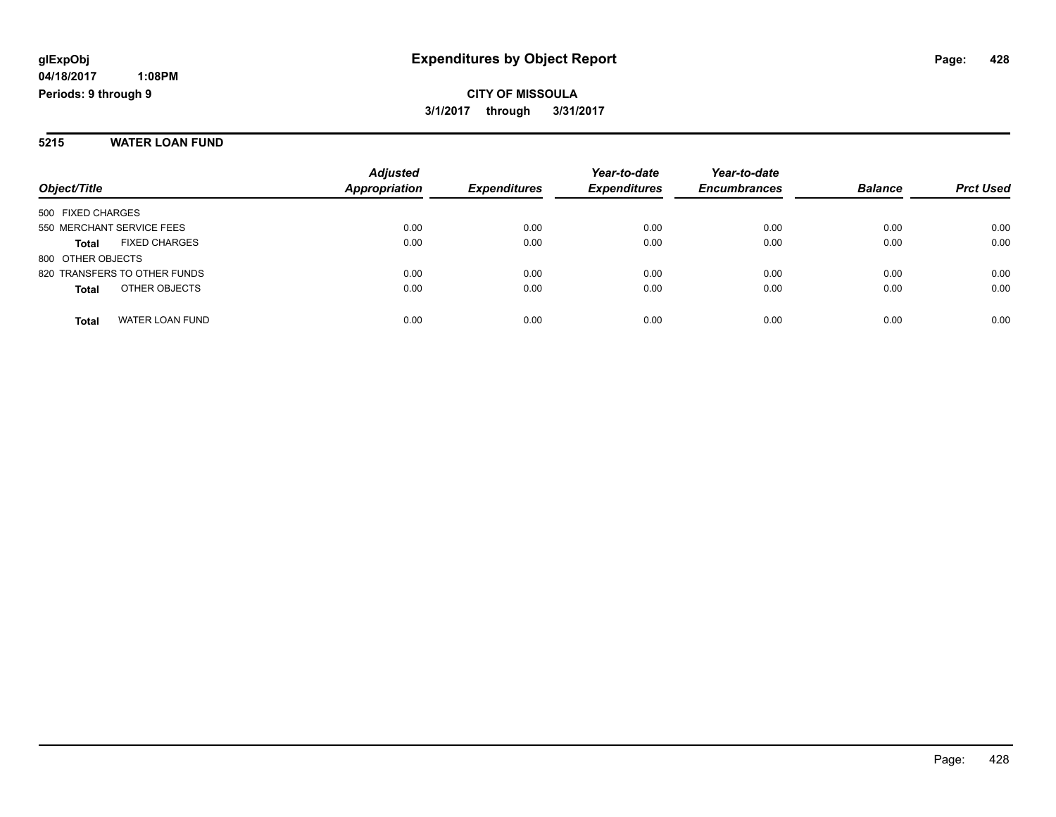**glExpObj**
**04/18/2017 1:08PM**
**Periods: 9 through 9**

# Expenditures by Object Report

**CITY OF MISSOULA**
**3/1/2017 through 3/31/2017**

## 5215 WATER LOAN FUND

| Object/Title | Adjusted Appropriation | Expenditures | Year-to-date Expenditures | Year-to-date Encumbrances | Balance | Prct Used |
|---|---|---|---|---|---|---|
| 500 FIXED CHARGES | | | | | | |
| 550 MERCHANT SERVICE FEES | 0.00 | 0.00 | 0.00 | 0.00 | 0.00 | 0.00 |
| **Total** FIXED CHARGES | 0.00 | 0.00 | 0.00 | 0.00 | 0.00 | 0.00 |
| 800 OTHER OBJECTS | | | | | | |
| 820 TRANSFERS TO OTHER FUNDS | 0.00 | 0.00 | 0.00 | 0.00 | 0.00 | 0.00 |
| **Total** OTHER OBJECTS | 0.00 | 0.00 | 0.00 | 0.00 | 0.00 | 0.00 |
| **Total** WATER LOAN FUND | 0.00 | 0.00 | 0.00 | 0.00 | 0.00 | 0.00 |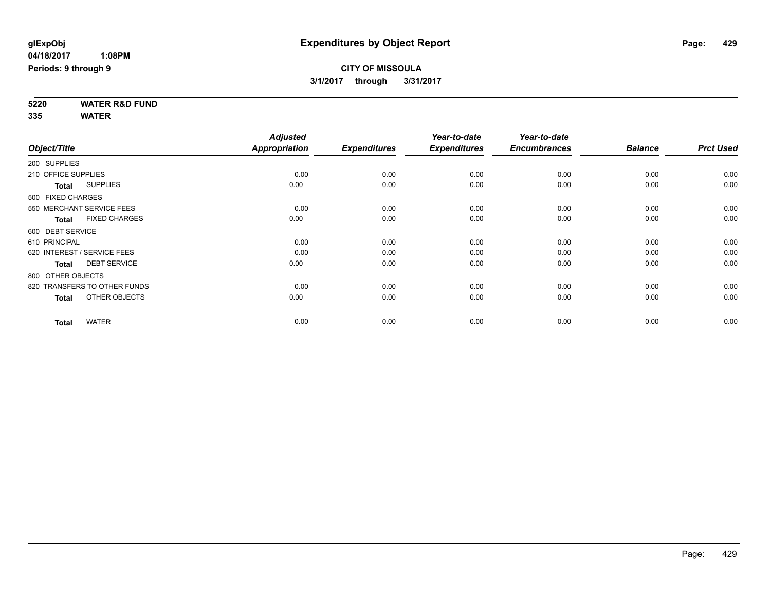**glExpObj**
**04/18/2017 1:08PM**
**Periods: 9 through 9**

# Expenditures by Object Report

**CITY OF MISSOULA**
**3/1/2017 through 3/31/2017**

**5220 WATER R&D FUND**
**335 WATER**

| Object/Title | Adjusted Appropriation | Expenditures | Year-to-date Expenditures | Year-to-date Encumbrances | Balance | Prct Used |
|---|---|---|---|---|---|---|
| 200 SUPPLIES | | | | | | |
| 210 OFFICE SUPPLIES | 0.00 | 0.00 | 0.00 | 0.00 | 0.00 | 0.00 |
| **Total** SUPPLIES | 0.00 | 0.00 | 0.00 | 0.00 | 0.00 | 0.00 |
| 500 FIXED CHARGES | | | | | | |
| 550 MERCHANT SERVICE FEES | 0.00 | 0.00 | 0.00 | 0.00 | 0.00 | 0.00 |
| **Total** FIXED CHARGES | 0.00 | 0.00 | 0.00 | 0.00 | 0.00 | 0.00 |
| 600 DEBT SERVICE | | | | | | |
| 610 PRINCIPAL | 0.00 | 0.00 | 0.00 | 0.00 | 0.00 | 0.00 |
| 620 INTEREST / SERVICE FEES | 0.00 | 0.00 | 0.00 | 0.00 | 0.00 | 0.00 |
| **Total** DEBT SERVICE | 0.00 | 0.00 | 0.00 | 0.00 | 0.00 | 0.00 |
| 800 OTHER OBJECTS | | | | | | |
| 820 TRANSFERS TO OTHER FUNDS | 0.00 | 0.00 | 0.00 | 0.00 | 0.00 | 0.00 |
| **Total** OTHER OBJECTS | 0.00 | 0.00 | 0.00 | 0.00 | 0.00 | 0.00 |
| **Total** WATER | 0.00 | 0.00 | 0.00 | 0.00 | 0.00 | 0.00 |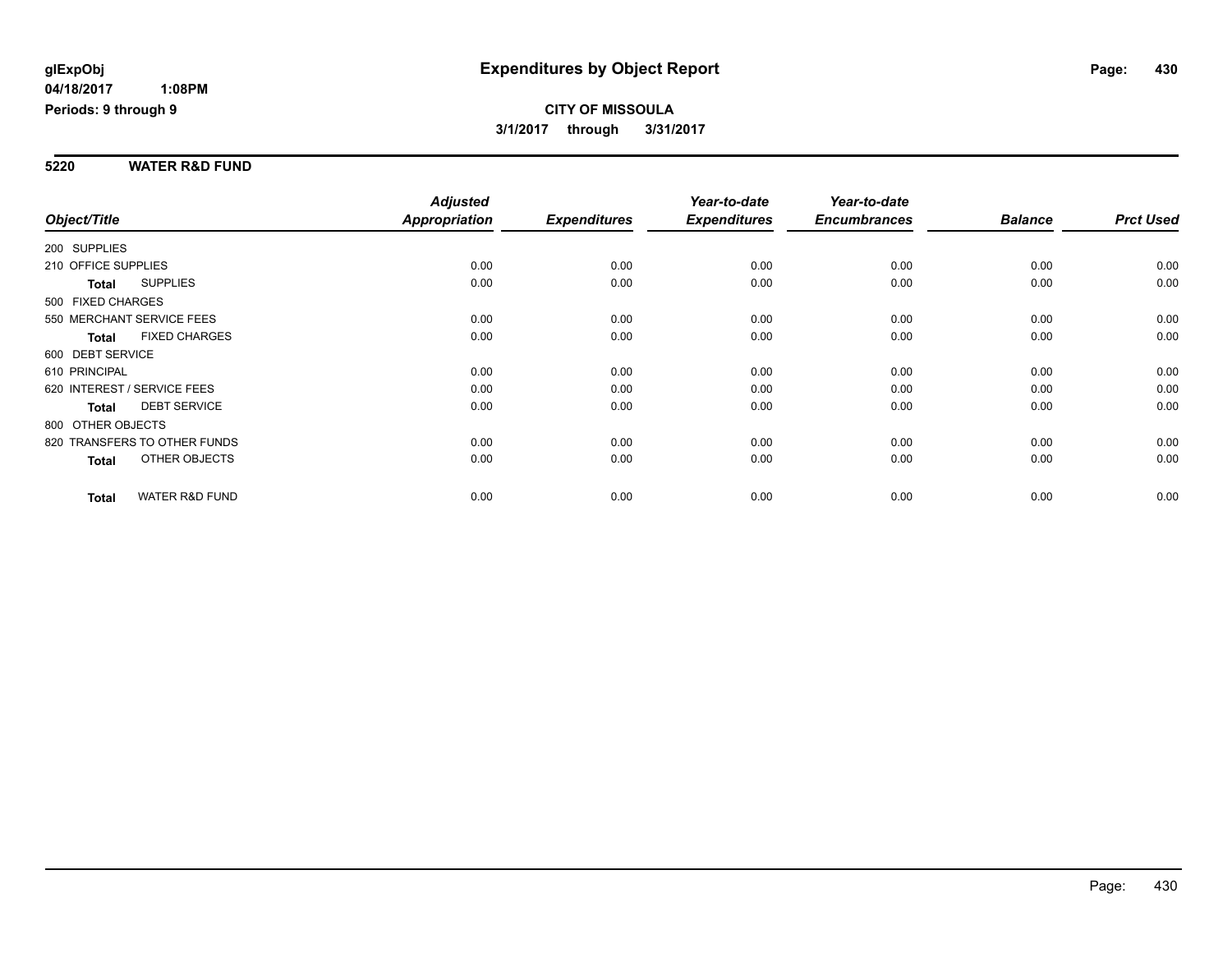glExpObj
04/18/2017 1:08PM
Periods: 9 through 9

# Expenditures by Object Report

**CITY OF MISSOULA**
**3/1/2017 through 3/31/2017**

## 5220 WATER R&D FUND

| Object/Title | Adjusted Appropriation | Expenditures | Year-to-date Expenditures | Year-to-date Encumbrances | Balance | Prct Used |
|---|---|---|---|---|---|---|
| 200 SUPPLIES | | | | | | |
| 210 OFFICE SUPPLIES | 0.00 | 0.00 | 0.00 | 0.00 | 0.00 | 0.00 |
| **Total** SUPPLIES | 0.00 | 0.00 | 0.00 | 0.00 | 0.00 | 0.00 |
| 500 FIXED CHARGES | | | | | | |
| 550 MERCHANT SERVICE FEES | 0.00 | 0.00 | 0.00 | 0.00 | 0.00 | 0.00 |
| **Total** FIXED CHARGES | 0.00 | 0.00 | 0.00 | 0.00 | 0.00 | 0.00 |
| 600 DEBT SERVICE | | | | | | |
| 610 PRINCIPAL | 0.00 | 0.00 | 0.00 | 0.00 | 0.00 | 0.00 |
| 620 INTEREST / SERVICE FEES | 0.00 | 0.00 | 0.00 | 0.00 | 0.00 | 0.00 |
| **Total** DEBT SERVICE | 0.00 | 0.00 | 0.00 | 0.00 | 0.00 | 0.00 |
| 800 OTHER OBJECTS | | | | | | |
| 820 TRANSFERS TO OTHER FUNDS | 0.00 | 0.00 | 0.00 | 0.00 | 0.00 | 0.00 |
| **Total** OTHER OBJECTS | 0.00 | 0.00 | 0.00 | 0.00 | 0.00 | 0.00 |
| **Total** WATER R&D FUND | 0.00 | 0.00 | 0.00 | 0.00 | 0.00 | 0.00 |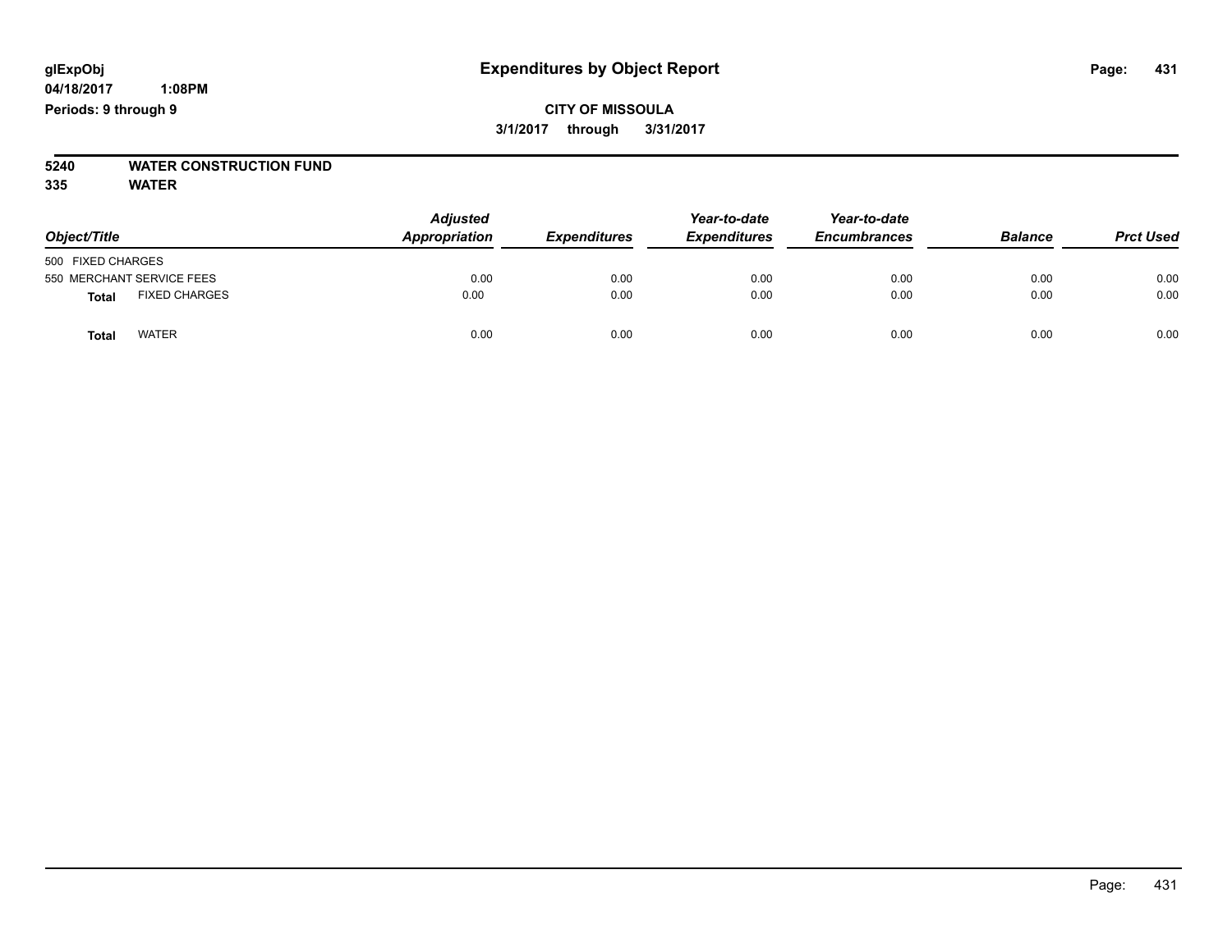glExpObj
04/18/2017 1:08PM
Periods: 9 through 9

# Expenditures by Object Report

**CITY OF MISSOULA**
**3/1/2017 through 3/31/2017**

**5240 WATER CONSTRUCTION FUND**
**335 WATER**

| Object/Title | Adjusted Appropriation | Expenditures | Year-to-date Expenditures | Year-to-date Encumbrances | Balance | Prct Used |
|---|---|---|---|---|---|---|
| 500 FIXED CHARGES | | | | | | |
| 550 MERCHANT SERVICE FEES | 0.00 | 0.00 | 0.00 | 0.00 | 0.00 | 0.00 |
| **Total** FIXED CHARGES | 0.00 | 0.00 | 0.00 | 0.00 | 0.00 | 0.00 |
| **Total** WATER | 0.00 | 0.00 | 0.00 | 0.00 | 0.00 | 0.00 |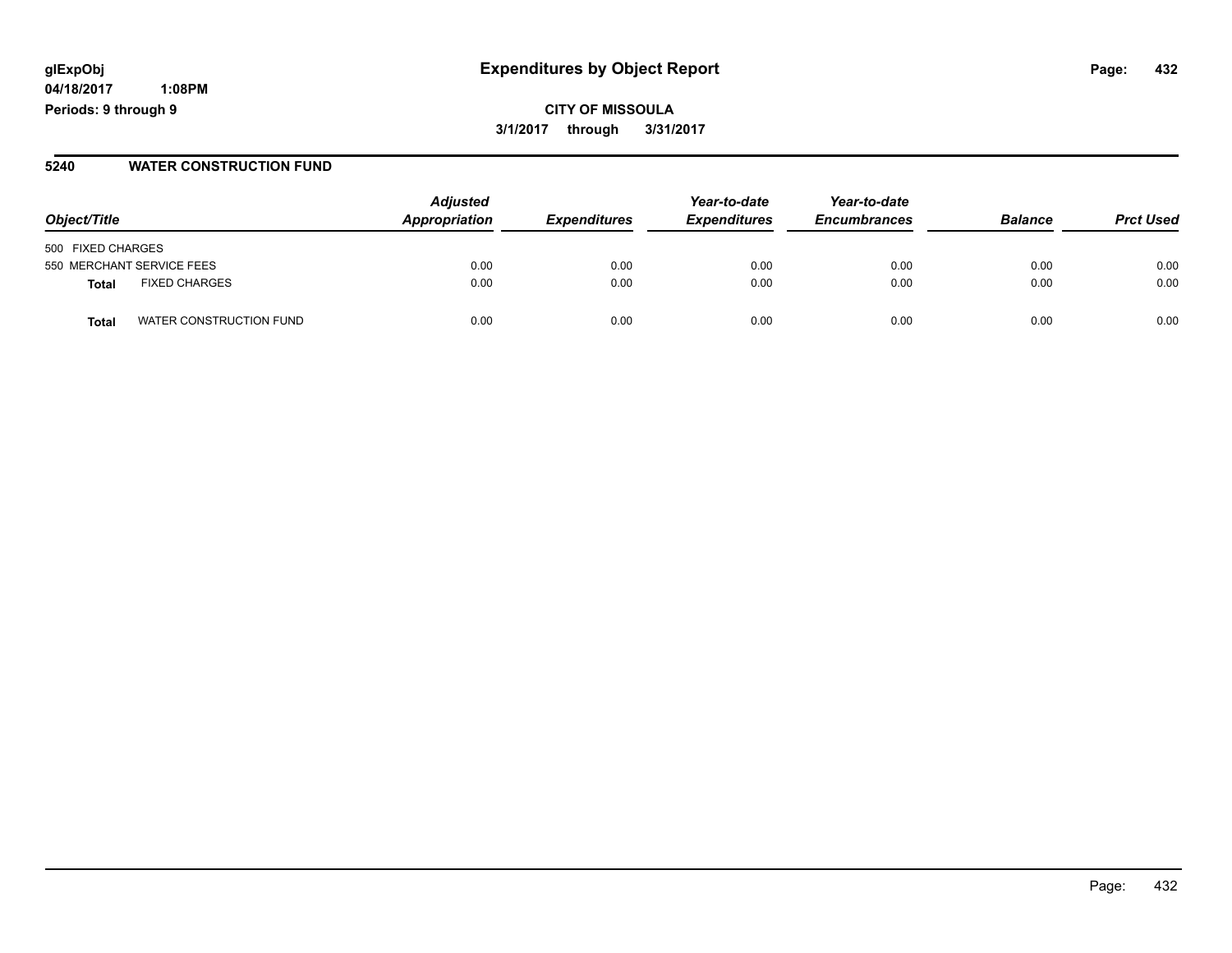# Expenditures by Object Report

glExpObj
04/18/2017 1:08PM
Periods: 9 through 9

**CITY OF MISSOULA**
**3/1/2017 through 3/31/2017**

## 5240 WATER CONSTRUCTION FUND

| Object/Title | | Adjusted Appropriation | Expenditures | Year-to-date Expenditures | Year-to-date Encumbrances | Balance | Prct Used |
|---|---|---|---|---|---|---|---|
| 500 FIXED CHARGES | | | | | | | |
| 550 MERCHANT SERVICE FEES | | 0.00 | 0.00 | 0.00 | 0.00 | 0.00 | 0.00 |
| **Total** | FIXED CHARGES | 0.00 | 0.00 | 0.00 | 0.00 | 0.00 | 0.00 |
| **Total** | WATER CONSTRUCTION FUND | 0.00 | 0.00 | 0.00 | 0.00 | 0.00 | 0.00 |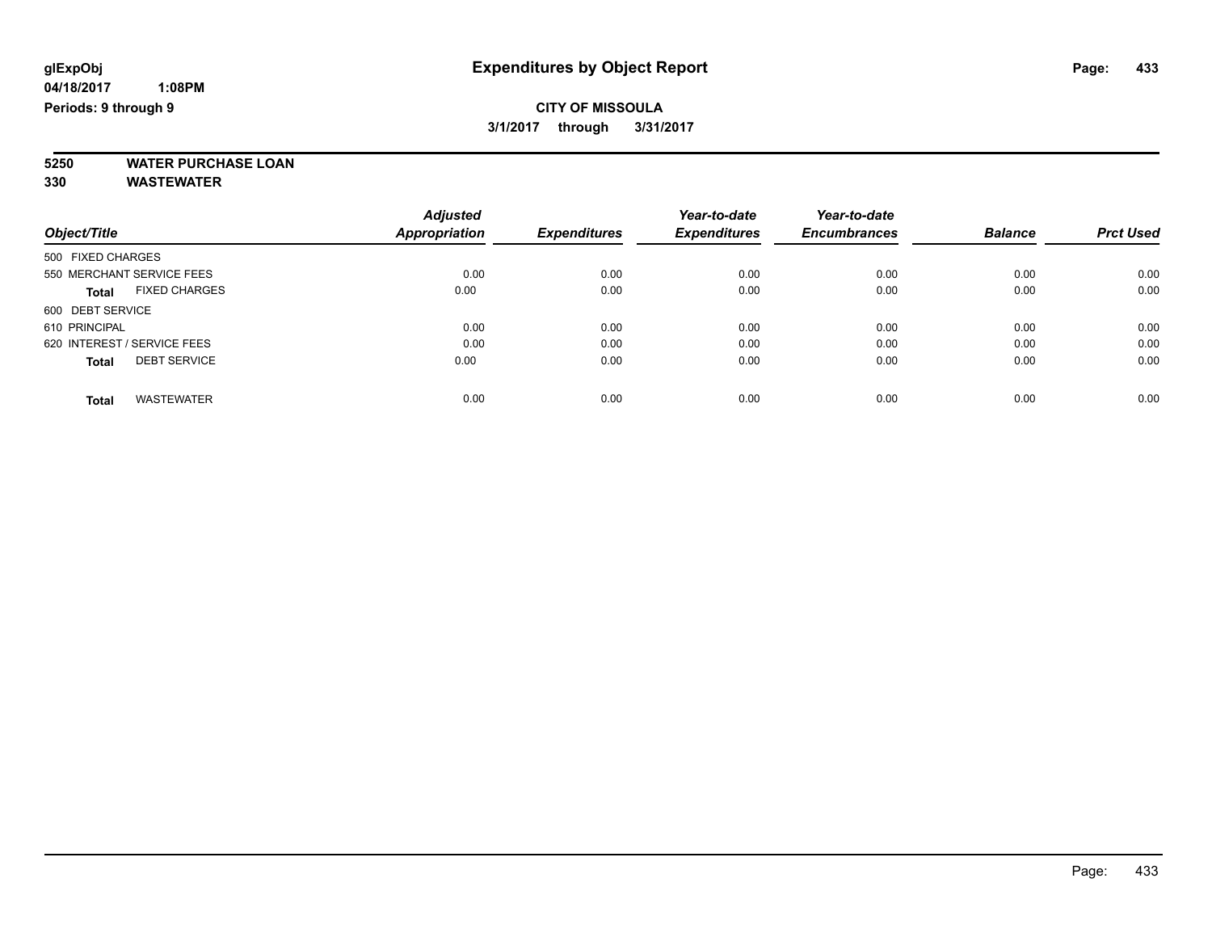# Expenditures by Object Report

**glExpObj**
**04/18/2017 1:08PM**
**Periods: 9 through 9**

**CITY OF MISSOULA**
**3/1/2017 through 3/31/2017**

**5250 WATER PURCHASE LOAN**
**330 WASTEWATER**

| Object/Title | Adjusted Appropriation | Expenditures | Year-to-date Expenditures | Year-to-date Encumbrances | Balance | Prct Used |
|---|---|---|---|---|---|---|
| 500 FIXED CHARGES | | | | | | |
| 550 MERCHANT SERVICE FEES | 0.00 | 0.00 | 0.00 | 0.00 | 0.00 | 0.00 |
| **Total** FIXED CHARGES | 0.00 | 0.00 | 0.00 | 0.00 | 0.00 | 0.00 |
| 600 DEBT SERVICE | | | | | | |
| 610 PRINCIPAL | 0.00 | 0.00 | 0.00 | 0.00 | 0.00 | 0.00 |
| 620 INTEREST / SERVICE FEES | 0.00 | 0.00 | 0.00 | 0.00 | 0.00 | 0.00 |
| **Total** DEBT SERVICE | 0.00 | 0.00 | 0.00 | 0.00 | 0.00 | 0.00 |
| **Total** WASTEWATER | 0.00 | 0.00 | 0.00 | 0.00 | 0.00 | 0.00 |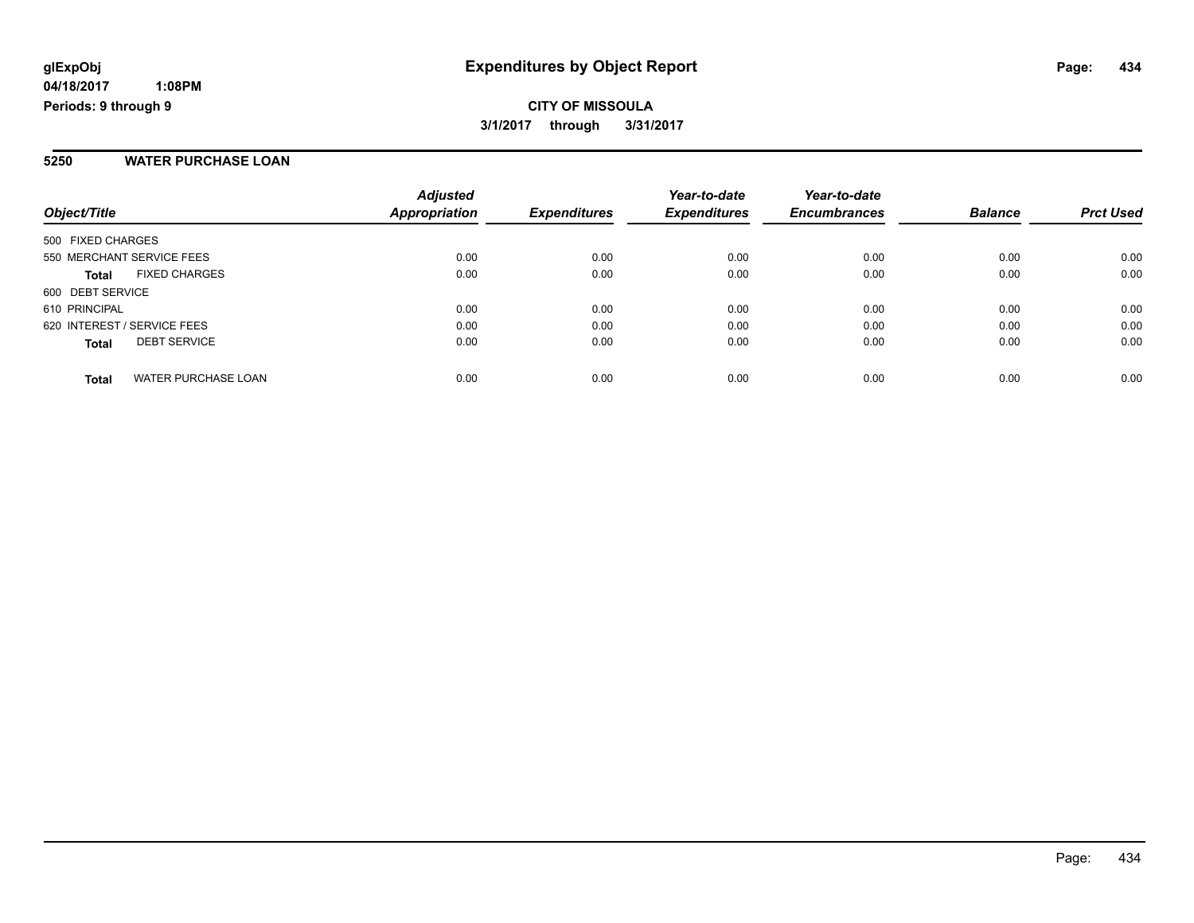# Expenditures by Object Report

glExpObj
04/18/2017 1:08PM
Periods: 9 through 9

**CITY OF MISSOULA**
**3/1/2017 through 3/31/2017**

## 5250 WATER PURCHASE LOAN

| Object/Title | | Adjusted Appropriation | Expenditures | Year-to-date Expenditures | Year-to-date Encumbrances | Balance | Prct Used |
|---|---|---|---|---|---|---|---|
| 500 FIXED CHARGES | | | | | | | |
| 550 MERCHANT SERVICE FEES | | 0.00 | 0.00 | 0.00 | 0.00 | 0.00 | 0.00 |
| **Total** | FIXED CHARGES | 0.00 | 0.00 | 0.00 | 0.00 | 0.00 | 0.00 |
| 600 DEBT SERVICE | | | | | | | |
| 610 PRINCIPAL | | 0.00 | 0.00 | 0.00 | 0.00 | 0.00 | 0.00 |
| 620 INTEREST / SERVICE FEES | | 0.00 | 0.00 | 0.00 | 0.00 | 0.00 | 0.00 |
| **Total** | DEBT SERVICE | 0.00 | 0.00 | 0.00 | 0.00 | 0.00 | 0.00 |
| **Total** | WATER PURCHASE LOAN | 0.00 | 0.00 | 0.00 | 0.00 | 0.00 | 0.00 |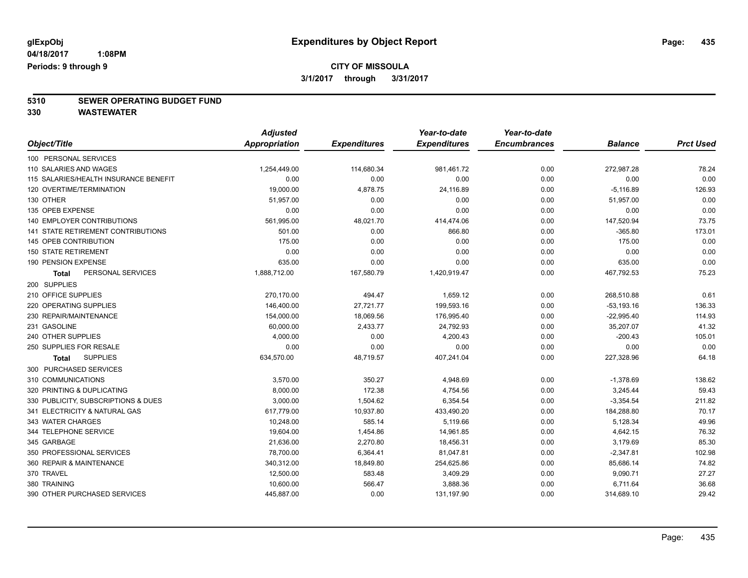**glExpObj** | **Expenditures by Object Report**

**04/18/2017 1:08PM**

**Periods: 9 through 9**

**CITY OF MISSOULA**

**3/1/2017 through 3/31/2017**

## 5310 SEWER OPERATING BUDGET FUND
## 330 WASTEWATER

| Object/Title | Adjusted Appropriation | Expenditures | Year-to-date Expenditures | Year-to-date Encumbrances | Balance | Prct Used |
|---|---|---|---|---|---|---|
| 100 PERSONAL SERVICES | | | | | | |
| 110 SALARIES AND WAGES | 1,254,449.00 | 114,680.34 | 981,461.72 | 0.00 | 272,987.28 | 78.24 |
| 115 SALARIES/HEALTH INSURANCE BENEFIT | 0.00 | 0.00 | 0.00 | 0.00 | 0.00 | 0.00 |
| 120 OVERTIME/TERMINATION | 19,000.00 | 4,878.75 | 24,116.89 | 0.00 | -5,116.89 | 126.93 |
| 130 OTHER | 51,957.00 | 0.00 | 0.00 | 0.00 | 51,957.00 | 0.00 |
| 135 OPEB EXPENSE | 0.00 | 0.00 | 0.00 | 0.00 | 0.00 | 0.00 |
| 140 EMPLOYER CONTRIBUTIONS | 561,995.00 | 48,021.70 | 414,474.06 | 0.00 | 147,520.94 | 73.75 |
| 141 STATE RETIREMENT CONTRIBUTIONS | 501.00 | 0.00 | 866.80 | 0.00 | -365.80 | 173.01 |
| 145 OPEB CONTRIBUTION | 175.00 | 0.00 | 0.00 | 0.00 | 175.00 | 0.00 |
| 150 STATE RETIREMENT | 0.00 | 0.00 | 0.00 | 0.00 | 0.00 | 0.00 |
| 190 PENSION EXPENSE | 635.00 | 0.00 | 0.00 | 0.00 | 635.00 | 0.00 |
| **Total** PERSONAL SERVICES | 1,888,712.00 | 167,580.79 | 1,420,919.47 | 0.00 | 467,792.53 | 75.23 |
| 200 SUPPLIES | | | | | | |
| 210 OFFICE SUPPLIES | 270,170.00 | 494.47 | 1,659.12 | 0.00 | 268,510.88 | 0.61 |
| 220 OPERATING SUPPLIES | 146,400.00 | 27,721.77 | 199,593.16 | 0.00 | -53,193.16 | 136.33 |
| 230 REPAIR/MAINTENANCE | 154,000.00 | 18,069.56 | 176,995.40 | 0.00 | -22,995.40 | 114.93 |
| 231 GASOLINE | 60,000.00 | 2,433.77 | 24,792.93 | 0.00 | 35,207.07 | 41.32 |
| 240 OTHER SUPPLIES | 4,000.00 | 0.00 | 4,200.43 | 0.00 | -200.43 | 105.01 |
| 250 SUPPLIES FOR RESALE | 0.00 | 0.00 | 0.00 | 0.00 | 0.00 | 0.00 |
| **Total** SUPPLIES | 634,570.00 | 48,719.57 | 407,241.04 | 0.00 | 227,328.96 | 64.18 |
| 300 PURCHASED SERVICES | | | | | | |
| 310 COMMUNICATIONS | 3,570.00 | 350.27 | 4,948.69 | 0.00 | -1,378.69 | 138.62 |
| 320 PRINTING & DUPLICATING | 8,000.00 | 172.38 | 4,754.56 | 0.00 | 3,245.44 | 59.43 |
| 330 PUBLICITY, SUBSCRIPTIONS & DUES | 3,000.00 | 1,504.62 | 6,354.54 | 0.00 | -3,354.54 | 211.82 |
| 341 ELECTRICITY & NATURAL GAS | 617,779.00 | 10,937.80 | 433,490.20 | 0.00 | 184,288.80 | 70.17 |
| 343 WATER CHARGES | 10,248.00 | 585.14 | 5,119.66 | 0.00 | 5,128.34 | 49.96 |
| 344 TELEPHONE SERVICE | 19,604.00 | 1,454.86 | 14,961.85 | 0.00 | 4,642.15 | 76.32 |
| 345 GARBAGE | 21,636.00 | 2,270.80 | 18,456.31 | 0.00 | 3,179.69 | 85.30 |
| 350 PROFESSIONAL SERVICES | 78,700.00 | 6,364.41 | 81,047.81 | 0.00 | -2,347.81 | 102.98 |
| 360 REPAIR & MAINTENANCE | 340,312.00 | 18,849.80 | 254,625.86 | 0.00 | 85,686.14 | 74.82 |
| 370 TRAVEL | 12,500.00 | 583.48 | 3,409.29 | 0.00 | 9,090.71 | 27.27 |
| 380 TRAINING | 10,600.00 | 566.47 | 3,888.36 | 0.00 | 6,711.64 | 36.68 |
| 390 OTHER PURCHASED SERVICES | 445,887.00 | 0.00 | 131,197.90 | 0.00 | 314,689.10 | 29.42 |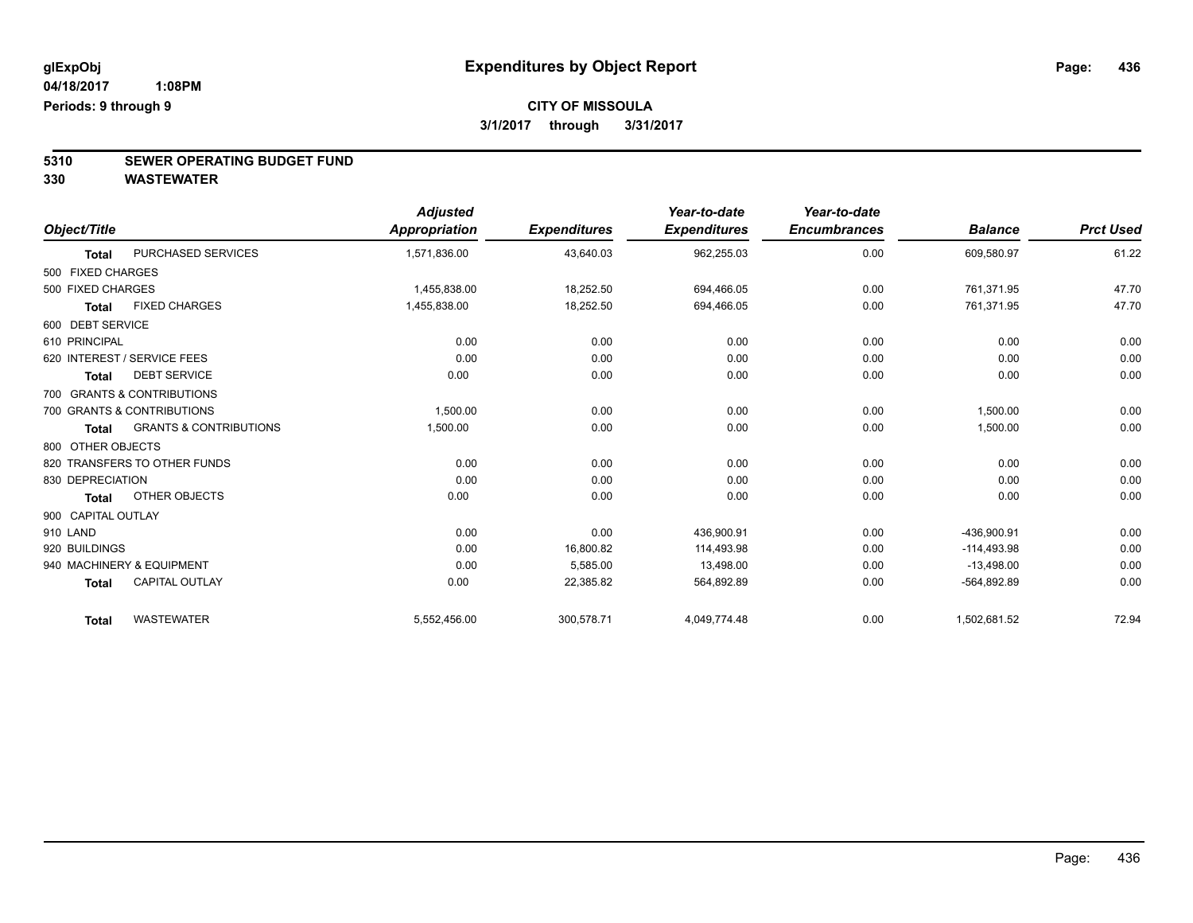**glExpObj**
**04/18/2017 1:08PM**
**Periods: 9 through 9**

# Expenditures by Object Report

**CITY OF MISSOULA**
**3/1/2017 through 3/31/2017**

## 5310 SEWER OPERATING BUDGET FUND
## 330 WASTEWATER

| Object/Title | | Adjusted Appropriation | Expenditures | Year-to-date Expenditures | Year-to-date Encumbrances | Balance | Prct Used |
|---|---|---|---|---|---|---|---|
| **Total** | PURCHASED SERVICES | 1,571,836.00 | 43,640.03 | 962,255.03 | 0.00 | 609,580.97 | 61.22 |
| 500 FIXED CHARGES | | | | | | | |
| 500 FIXED CHARGES | | 1,455,838.00 | 18,252.50 | 694,466.05 | 0.00 | 761,371.95 | 47.70 |
| **Total** | FIXED CHARGES | 1,455,838.00 | 18,252.50 | 694,466.05 | 0.00 | 761,371.95 | 47.70 |
| 600 DEBT SERVICE | | | | | | | |
| 610 PRINCIPAL | | 0.00 | 0.00 | 0.00 | 0.00 | 0.00 | 0.00 |
| 620 INTEREST / SERVICE FEES | | 0.00 | 0.00 | 0.00 | 0.00 | 0.00 | 0.00 |
| **Total** | DEBT SERVICE | 0.00 | 0.00 | 0.00 | 0.00 | 0.00 | 0.00 |
| 700 GRANTS & CONTRIBUTIONS | | | | | | | |
| 700 GRANTS & CONTRIBUTIONS | | 1,500.00 | 0.00 | 0.00 | 0.00 | 1,500.00 | 0.00 |
| **Total** | GRANTS & CONTRIBUTIONS | 1,500.00 | 0.00 | 0.00 | 0.00 | 1,500.00 | 0.00 |
| 800 OTHER OBJECTS | | | | | | | |
| 820 TRANSFERS TO OTHER FUNDS | | 0.00 | 0.00 | 0.00 | 0.00 | 0.00 | 0.00 |
| 830 DEPRECIATION | | 0.00 | 0.00 | 0.00 | 0.00 | 0.00 | 0.00 |
| **Total** | OTHER OBJECTS | 0.00 | 0.00 | 0.00 | 0.00 | 0.00 | 0.00 |
| 900 CAPITAL OUTLAY | | | | | | | |
| 910 LAND | | 0.00 | 0.00 | 436,900.91 | 0.00 | -436,900.91 | 0.00 |
| 920 BUILDINGS | | 0.00 | 16,800.82 | 114,493.98 | 0.00 | -114,493.98 | 0.00 |
| 940 MACHINERY & EQUIPMENT | | 0.00 | 5,585.00 | 13,498.00 | 0.00 | -13,498.00 | 0.00 |
| **Total** | CAPITAL OUTLAY | 0.00 | 22,385.82 | 564,892.89 | 0.00 | -564,892.89 | 0.00 |
| **Total** | WASTEWATER | 5,552,456.00 | 300,578.71 | 4,049,774.48 | 0.00 | 1,502,681.52 | 72.94 |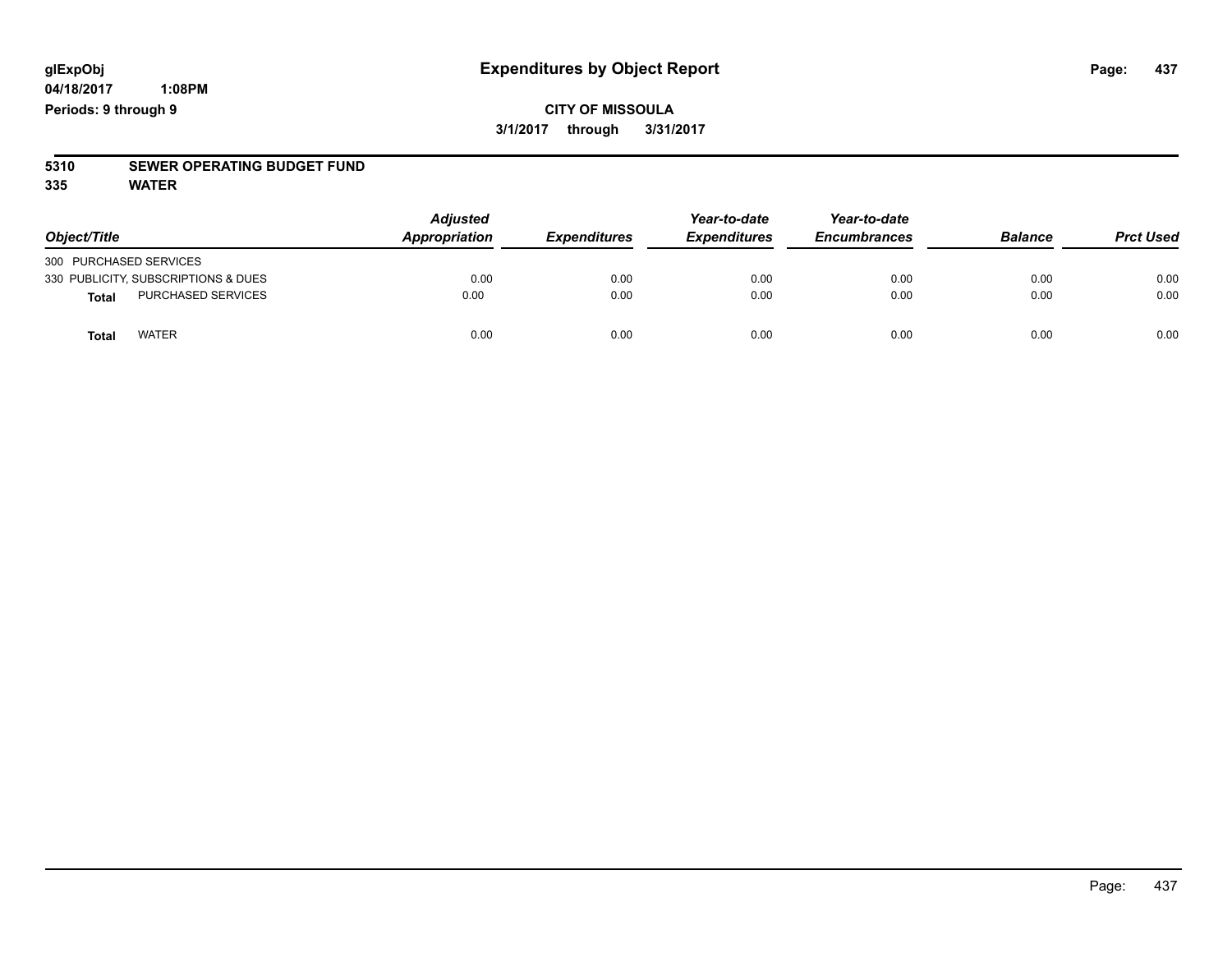**glExpObj** **Expenditures by Object Report**
**04/18/2017 1:08PM**
**Periods: 9 through 9**

**CITY OF MISSOULA**
**3/1/2017 through 3/31/2017**

**5310 SEWER OPERATING BUDGET FUND**
**335 WATER**

| Object/Title | Adjusted Appropriation | Expenditures | Year-to-date Expenditures | Year-to-date Encumbrances | Balance | Prct Used |
|---|---|---|---|---|---|---|
| 300 PURCHASED SERVICES | | | | | | |
| 330 PUBLICITY, SUBSCRIPTIONS & DUES | 0.00 | 0.00 | 0.00 | 0.00 | 0.00 | 0.00 |
| **Total** PURCHASED SERVICES | 0.00 | 0.00 | 0.00 | 0.00 | 0.00 | 0.00 |
| **Total** WATER | 0.00 | 0.00 | 0.00 | 0.00 | 0.00 | 0.00 |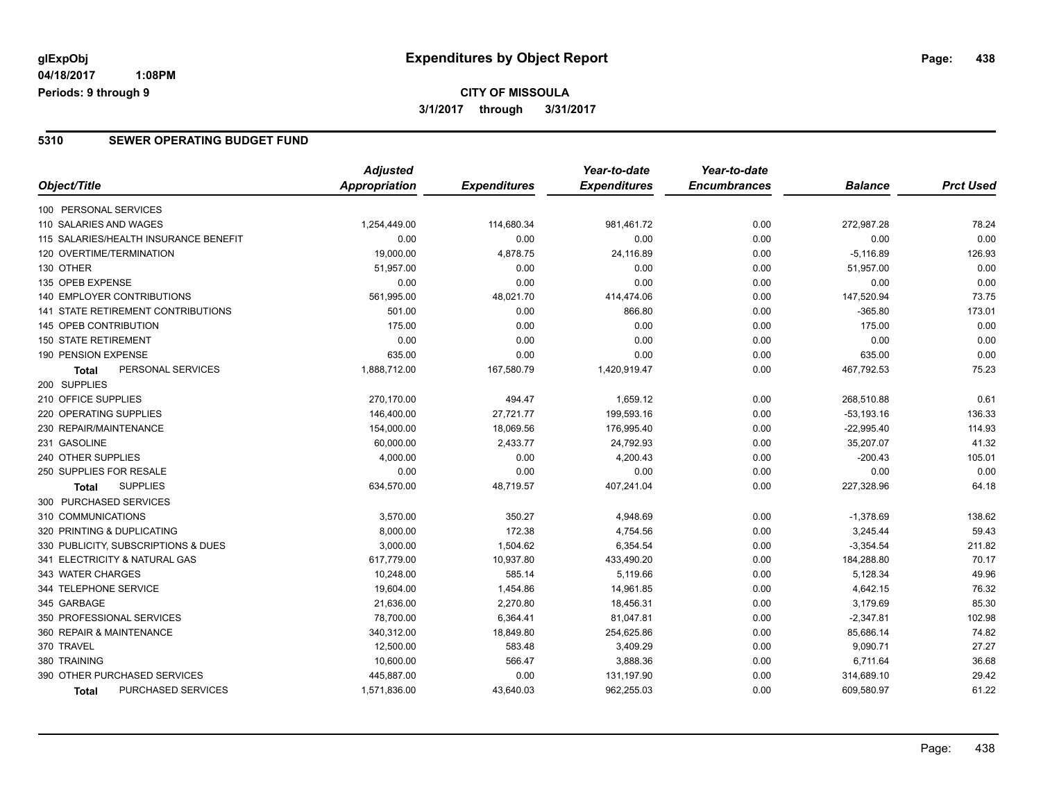**glExpObj** **Expenditures by Object Report**

**04/18/2017 1:08PM**

**Periods: 9 through 9**

**CITY OF MISSOULA**

**3/1/2017 through 3/31/2017**

## 5310 SEWER OPERATING BUDGET FUND

| Object/Title | Adjusted Appropriation | Expenditures | Year-to-date Expenditures | Year-to-date Encumbrances | Balance | Prct Used |
|---|---|---|---|---|---|---|
| 100 PERSONAL SERVICES | | | | | | |
| 110 SALARIES AND WAGES | 1,254,449.00 | 114,680.34 | 981,461.72 | 0.00 | 272,987.28 | 78.24 |
| 115 SALARIES/HEALTH INSURANCE BENEFIT | 0.00 | 0.00 | 0.00 | 0.00 | 0.00 | 0.00 |
| 120 OVERTIME/TERMINATION | 19,000.00 | 4,878.75 | 24,116.89 | 0.00 | -5,116.89 | 126.93 |
| 130 OTHER | 51,957.00 | 0.00 | 0.00 | 0.00 | 51,957.00 | 0.00 |
| 135 OPEB EXPENSE | 0.00 | 0.00 | 0.00 | 0.00 | 0.00 | 0.00 |
| 140 EMPLOYER CONTRIBUTIONS | 561,995.00 | 48,021.70 | 414,474.06 | 0.00 | 147,520.94 | 73.75 |
| 141 STATE RETIREMENT CONTRIBUTIONS | 501.00 | 0.00 | 866.80 | 0.00 | -365.80 | 173.01 |
| 145 OPEB CONTRIBUTION | 175.00 | 0.00 | 0.00 | 0.00 | 175.00 | 0.00 |
| 150 STATE RETIREMENT | 0.00 | 0.00 | 0.00 | 0.00 | 0.00 | 0.00 |
| 190 PENSION EXPENSE | 635.00 | 0.00 | 0.00 | 0.00 | 635.00 | 0.00 |
| **Total** PERSONAL SERVICES | 1,888,712.00 | 167,580.79 | 1,420,919.47 | 0.00 | 467,792.53 | 75.23 |
| 200 SUPPLIES | | | | | | |
| 210 OFFICE SUPPLIES | 270,170.00 | 494.47 | 1,659.12 | 0.00 | 268,510.88 | 0.61 |
| 220 OPERATING SUPPLIES | 146,400.00 | 27,721.77 | 199,593.16 | 0.00 | -53,193.16 | 136.33 |
| 230 REPAIR/MAINTENANCE | 154,000.00 | 18,069.56 | 176,995.40 | 0.00 | -22,995.40 | 114.93 |
| 231 GASOLINE | 60,000.00 | 2,433.77 | 24,792.93 | 0.00 | 35,207.07 | 41.32 |
| 240 OTHER SUPPLIES | 4,000.00 | 0.00 | 4,200.43 | 0.00 | -200.43 | 105.01 |
| 250 SUPPLIES FOR RESALE | 0.00 | 0.00 | 0.00 | 0.00 | 0.00 | 0.00 |
| **Total** SUPPLIES | 634,570.00 | 48,719.57 | 407,241.04 | 0.00 | 227,328.96 | 64.18 |
| 300 PURCHASED SERVICES | | | | | | |
| 310 COMMUNICATIONS | 3,570.00 | 350.27 | 4,948.69 | 0.00 | -1,378.69 | 138.62 |
| 320 PRINTING & DUPLICATING | 8,000.00 | 172.38 | 4,754.56 | 0.00 | 3,245.44 | 59.43 |
| 330 PUBLICITY, SUBSCRIPTIONS & DUES | 3,000.00 | 1,504.62 | 6,354.54 | 0.00 | -3,354.54 | 211.82 |
| 341 ELECTRICITY & NATURAL GAS | 617,779.00 | 10,937.80 | 433,490.20 | 0.00 | 184,288.80 | 70.17 |
| 343 WATER CHARGES | 10,248.00 | 585.14 | 5,119.66 | 0.00 | 5,128.34 | 49.96 |
| 344 TELEPHONE SERVICE | 19,604.00 | 1,454.86 | 14,961.85 | 0.00 | 4,642.15 | 76.32 |
| 345 GARBAGE | 21,636.00 | 2,270.80 | 18,456.31 | 0.00 | 3,179.69 | 85.30 |
| 350 PROFESSIONAL SERVICES | 78,700.00 | 6,364.41 | 81,047.81 | 0.00 | -2,347.81 | 102.98 |
| 360 REPAIR & MAINTENANCE | 340,312.00 | 18,849.80 | 254,625.86 | 0.00 | 85,686.14 | 74.82 |
| 370 TRAVEL | 12,500.00 | 583.48 | 3,409.29 | 0.00 | 9,090.71 | 27.27 |
| 380 TRAINING | 10,600.00 | 566.47 | 3,888.36 | 0.00 | 6,711.64 | 36.68 |
| 390 OTHER PURCHASED SERVICES | 445,887.00 | 0.00 | 131,197.90 | 0.00 | 314,689.10 | 29.42 |
| **Total** PURCHASED SERVICES | 1,571,836.00 | 43,640.03 | 962,255.03 | 0.00 | 609,580.97 | 61.22 |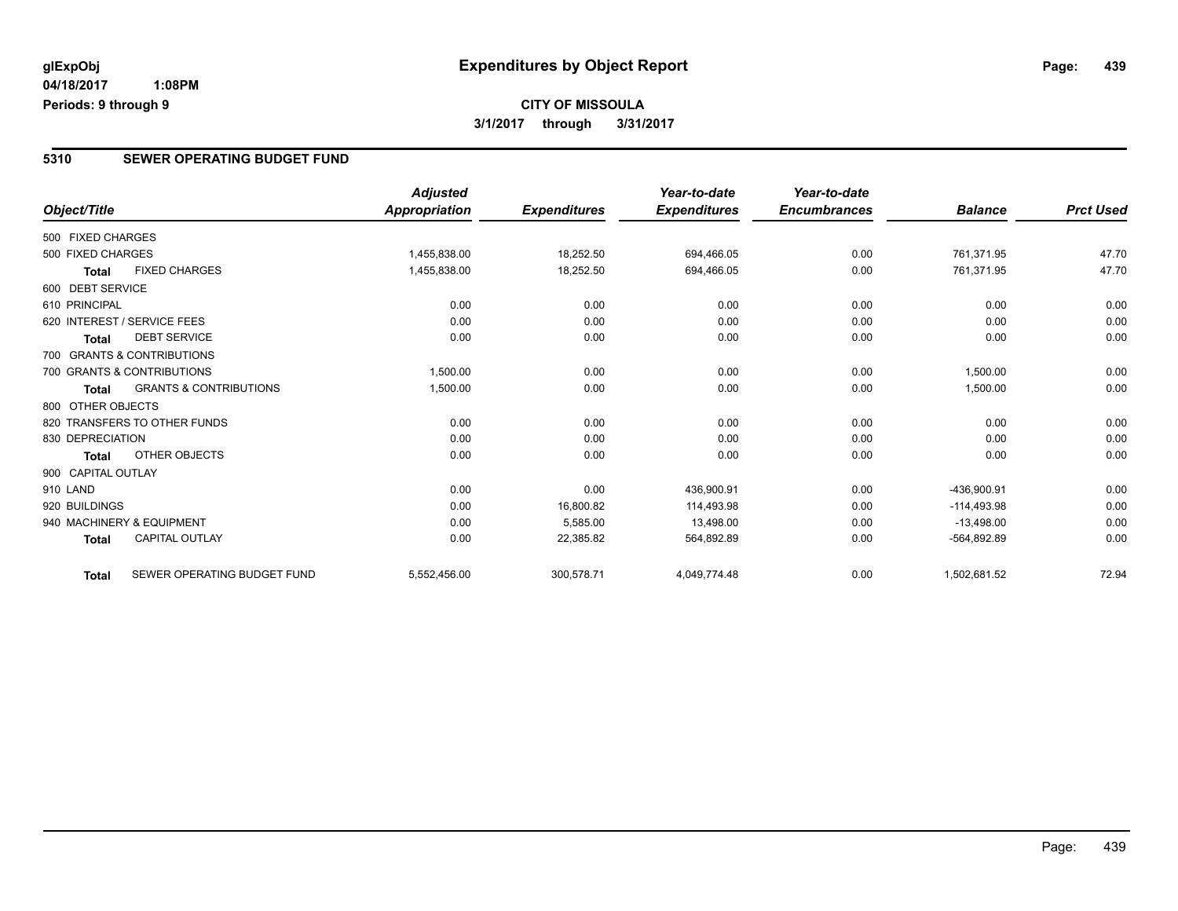**glExpObj** 04/18/2017 1:08PM
**Periods: 9 through 9**

# Expenditures by Object Report

**CITY OF MISSOULA**
**3/1/2017 through 3/31/2017**

## 5310 SEWER OPERATING BUDGET FUND

| Object/Title | | Adjusted Appropriation | Expenditures | Year-to-date Expenditures | Year-to-date Encumbrances | Balance | Prct Used |
|---|---|---|---|---|---|---|---|
| 500 FIXED CHARGES | | | | | | | |
| 500 FIXED CHARGES | | 1,455,838.00 | 18,252.50 | 694,466.05 | 0.00 | 761,371.95 | 47.70 |
| **Total** | FIXED CHARGES | 1,455,838.00 | 18,252.50 | 694,466.05 | 0.00 | 761,371.95 | 47.70 |
| 600 DEBT SERVICE | | | | | | | |
| 610 PRINCIPAL | | 0.00 | 0.00 | 0.00 | 0.00 | 0.00 | 0.00 |
| 620 INTEREST / SERVICE FEES | | 0.00 | 0.00 | 0.00 | 0.00 | 0.00 | 0.00 |
| **Total** | DEBT SERVICE | 0.00 | 0.00 | 0.00 | 0.00 | 0.00 | 0.00 |
| 700 GRANTS & CONTRIBUTIONS | | | | | | | |
| 700 GRANTS & CONTRIBUTIONS | | 1,500.00 | 0.00 | 0.00 | 0.00 | 1,500.00 | 0.00 |
| **Total** | GRANTS & CONTRIBUTIONS | 1,500.00 | 0.00 | 0.00 | 0.00 | 1,500.00 | 0.00 |
| 800 OTHER OBJECTS | | | | | | | |
| 820 TRANSFERS TO OTHER FUNDS | | 0.00 | 0.00 | 0.00 | 0.00 | 0.00 | 0.00 |
| 830 DEPRECIATION | | 0.00 | 0.00 | 0.00 | 0.00 | 0.00 | 0.00 |
| **Total** | OTHER OBJECTS | 0.00 | 0.00 | 0.00 | 0.00 | 0.00 | 0.00 |
| 900 CAPITAL OUTLAY | | | | | | | |
| 910 LAND | | 0.00 | 0.00 | 436,900.91 | 0.00 | -436,900.91 | 0.00 |
| 920 BUILDINGS | | 0.00 | 16,800.82 | 114,493.98 | 0.00 | -114,493.98 | 0.00 |
| 940 MACHINERY & EQUIPMENT | | 0.00 | 5,585.00 | 13,498.00 | 0.00 | -13,498.00 | 0.00 |
| **Total** | CAPITAL OUTLAY | 0.00 | 22,385.82 | 564,892.89 | 0.00 | -564,892.89 | 0.00 |
| **Total** | SEWER OPERATING BUDGET FUND | 5,552,456.00 | 300,578.71 | 4,049,774.48 | 0.00 | 1,502,681.52 | 72.94 |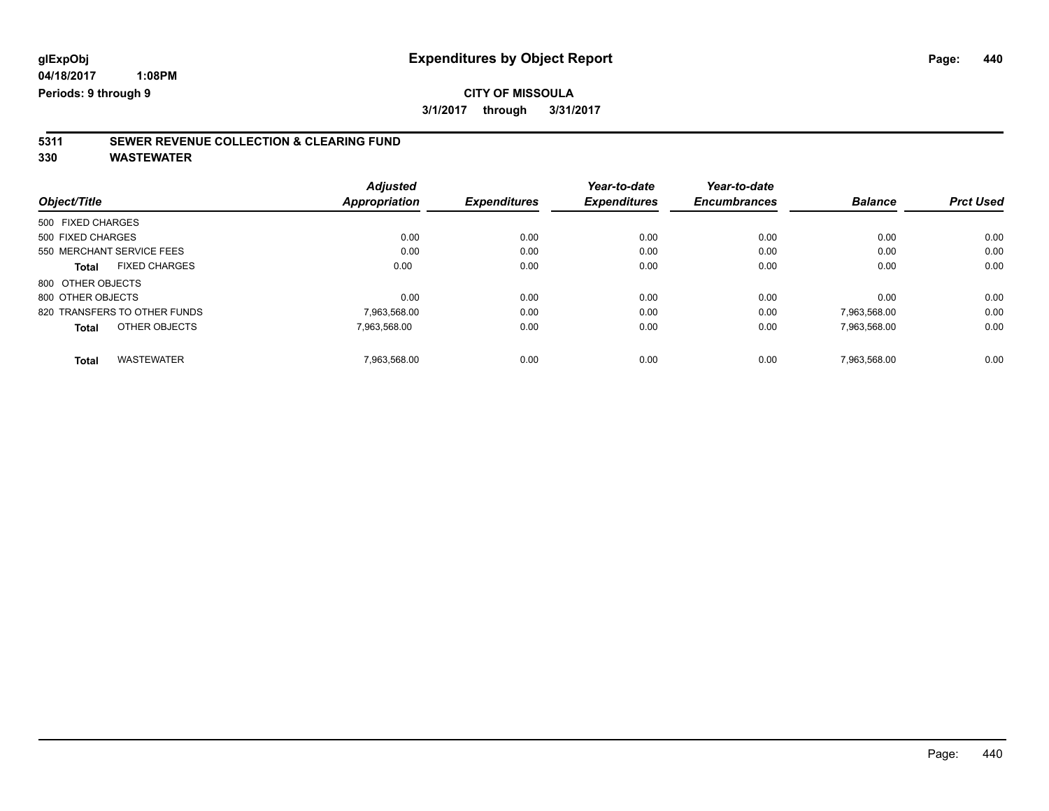**glExpObj**
**04/18/2017 1:08PM**
**Periods: 9 through 9**

# Expenditures by Object Report

**CITY OF MISSOULA**
**3/1/2017 through 3/31/2017**

## 5311 SEWER REVENUE COLLECTION & CLEARING FUND
## 330 WASTEWATER

| Object/Title | Adjusted Appropriation | Expenditures | Year-to-date Expenditures | Year-to-date Encumbrances | Balance | Prct Used |
|---|---|---|---|---|---|---|
| 500 FIXED CHARGES | | | | | | |
| 500 FIXED CHARGES | 0.00 | 0.00 | 0.00 | 0.00 | 0.00 | 0.00 |
| 550 MERCHANT SERVICE FEES | 0.00 | 0.00 | 0.00 | 0.00 | 0.00 | 0.00 |
| **Total** FIXED CHARGES | 0.00 | 0.00 | 0.00 | 0.00 | 0.00 | 0.00 |
| 800 OTHER OBJECTS | | | | | | |
| 800 OTHER OBJECTS | 0.00 | 0.00 | 0.00 | 0.00 | 0.00 | 0.00 |
| 820 TRANSFERS TO OTHER FUNDS | 7,963,568.00 | 0.00 | 0.00 | 0.00 | 7,963,568.00 | 0.00 |
| **Total** OTHER OBJECTS | 7,963,568.00 | 0.00 | 0.00 | 0.00 | 7,963,568.00 | 0.00 |
| **Total** WASTEWATER | 7,963,568.00 | 0.00 | 0.00 | 0.00 | 7,963,568.00 | 0.00 |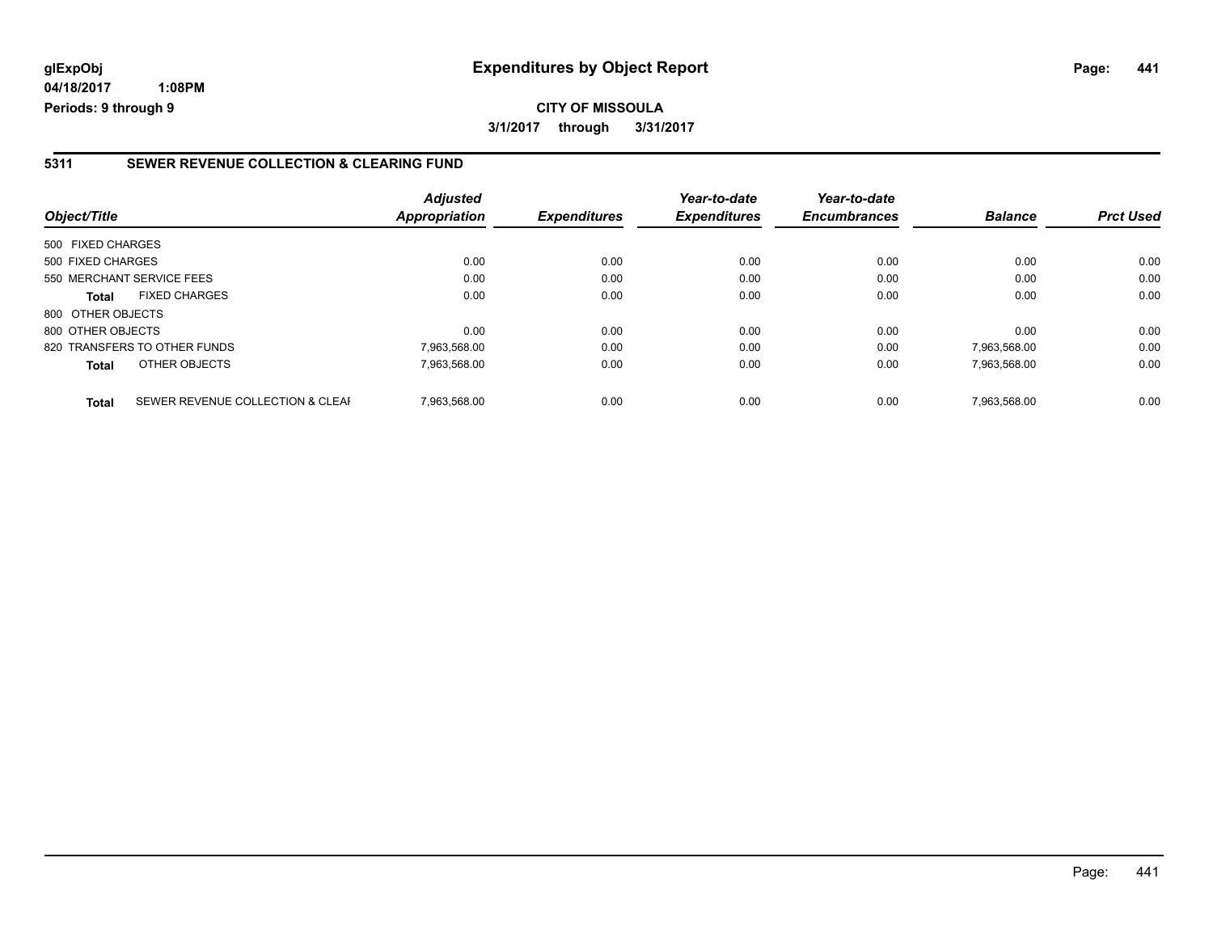# Expenditures by Object Report

glExpObj
04/18/2017 1:08PM
Periods: 9 through 9

**CITY OF MISSOULA**
3/1/2017 through 3/31/2017

## 5311 SEWER REVENUE COLLECTION & CLEARING FUND

| Object/Title | | Adjusted Appropriation | Expenditures | Year-to-date Expenditures | Year-to-date Encumbrances | Balance | Prct Used |
|---|---|---|---|---|---|---|---|
| 500 FIXED CHARGES | | | | | | | |
| 500 FIXED CHARGES | | 0.00 | 0.00 | 0.00 | 0.00 | 0.00 | 0.00 |
| 550 MERCHANT SERVICE FEES | | 0.00 | 0.00 | 0.00 | 0.00 | 0.00 | 0.00 |
| **Total** | FIXED CHARGES | 0.00 | 0.00 | 0.00 | 0.00 | 0.00 | 0.00 |
| 800 OTHER OBJECTS | | | | | | | |
| 800 OTHER OBJECTS | | 0.00 | 0.00 | 0.00 | 0.00 | 0.00 | 0.00 |
| 820 TRANSFERS TO OTHER FUNDS | | 7,963,568.00 | 0.00 | 0.00 | 0.00 | 7,963,568.00 | 0.00 |
| **Total** | OTHER OBJECTS | 7,963,568.00 | 0.00 | 0.00 | 0.00 | 7,963,568.00 | 0.00 |
| **Total** | SEWER REVENUE COLLECTION & CLEAI | 7,963,568.00 | 0.00 | 0.00 | 0.00 | 7,963,568.00 | 0.00 |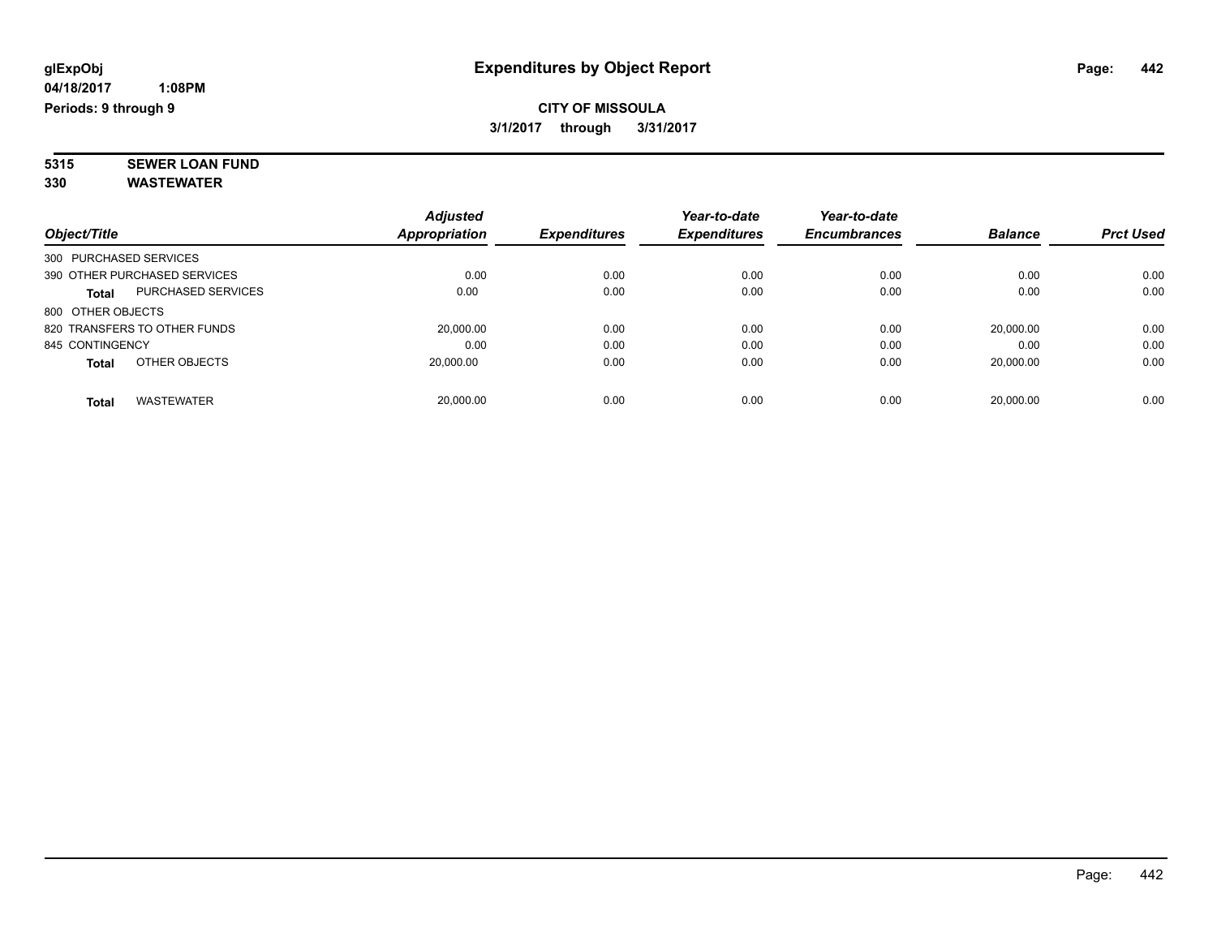# Expenditures by Object Report

glExpObj
04/18/2017 1:08PM
Periods: 9 through 9

**CITY OF MISSOULA**
**3/1/2017 through 3/31/2017**

**5315 SEWER LOAN FUND**
**330 WASTEWATER**

| Object/Title | | Adjusted Appropriation | Expenditures | Year-to-date Expenditures | Year-to-date Encumbrances | Balance | Prct Used |
|---|---|---|---|---|---|---|---|
| 300 PURCHASED SERVICES | | | | | | | |
| 390 OTHER PURCHASED SERVICES | | 0.00 | 0.00 | 0.00 | 0.00 | 0.00 | 0.00 |
| **Total** | PURCHASED SERVICES | 0.00 | 0.00 | 0.00 | 0.00 | 0.00 | 0.00 |
| 800 OTHER OBJECTS | | | | | | | |
| 820 TRANSFERS TO OTHER FUNDS | | 20,000.00 | 0.00 | 0.00 | 0.00 | 20,000.00 | 0.00 |
| 845 CONTINGENCY | | 0.00 | 0.00 | 0.00 | 0.00 | 0.00 | 0.00 |
| **Total** | OTHER OBJECTS | 20,000.00 | 0.00 | 0.00 | 0.00 | 20,000.00 | 0.00 |
| **Total** | WASTEWATER | 20,000.00 | 0.00 | 0.00 | 0.00 | 20,000.00 | 0.00 |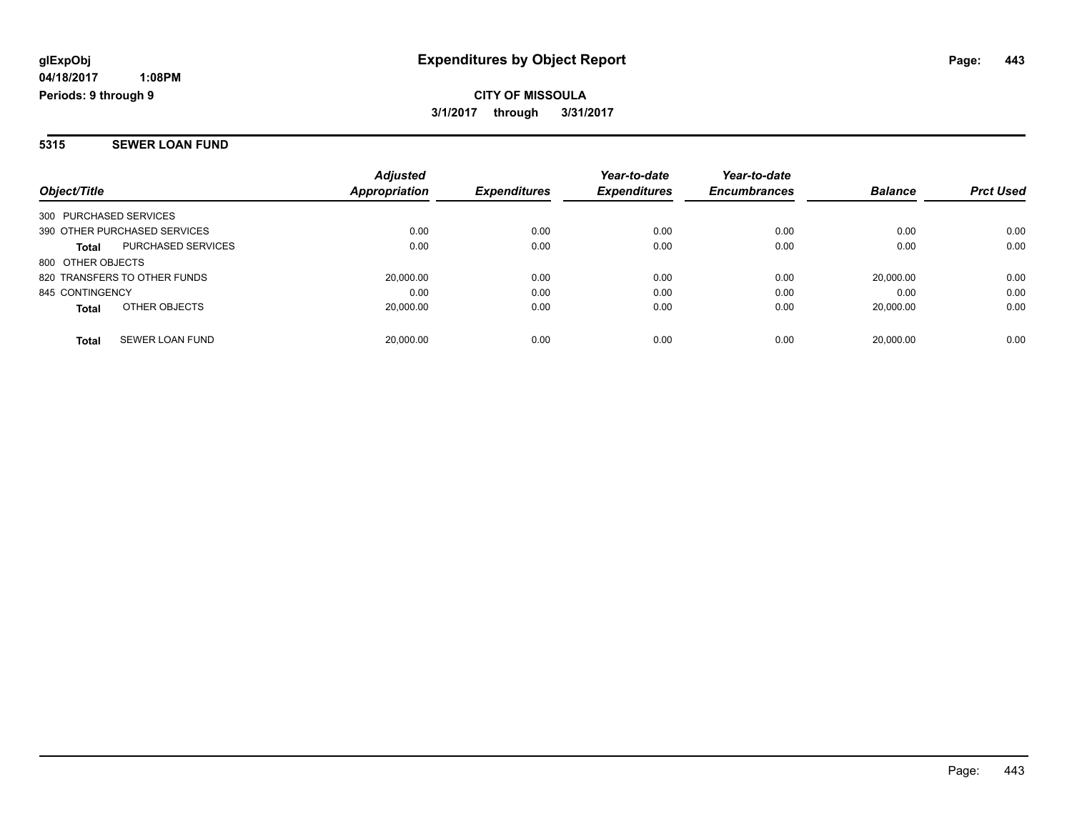# Expenditures by Object Report

glExpObj
04/18/2017 1:08PM
Periods: 9 through 9

**CITY OF MISSOULA**
**3/1/2017 through 3/31/2017**

## 5315 SEWER LOAN FUND

| Object/Title | | Adjusted Appropriation | Expenditures | Year-to-date Expenditures | Year-to-date Encumbrances | Balance | Prct Used |
|---|---|---|---|---|---|---|---|
| 300 PURCHASED SERVICES | | | | | | | |
| 390 OTHER PURCHASED SERVICES | | 0.00 | 0.00 | 0.00 | 0.00 | 0.00 | 0.00 |
| **Total** | PURCHASED SERVICES | 0.00 | 0.00 | 0.00 | 0.00 | 0.00 | 0.00 |
| 800 OTHER OBJECTS | | | | | | | |
| 820 TRANSFERS TO OTHER FUNDS | | 20,000.00 | 0.00 | 0.00 | 0.00 | 20,000.00 | 0.00 |
| 845 CONTINGENCY | | 0.00 | 0.00 | 0.00 | 0.00 | 0.00 | 0.00 |
| **Total** | OTHER OBJECTS | 20,000.00 | 0.00 | 0.00 | 0.00 | 20,000.00 | 0.00 |
| **Total** | SEWER LOAN FUND | 20,000.00 | 0.00 | 0.00 | 0.00 | 20,000.00 | 0.00 |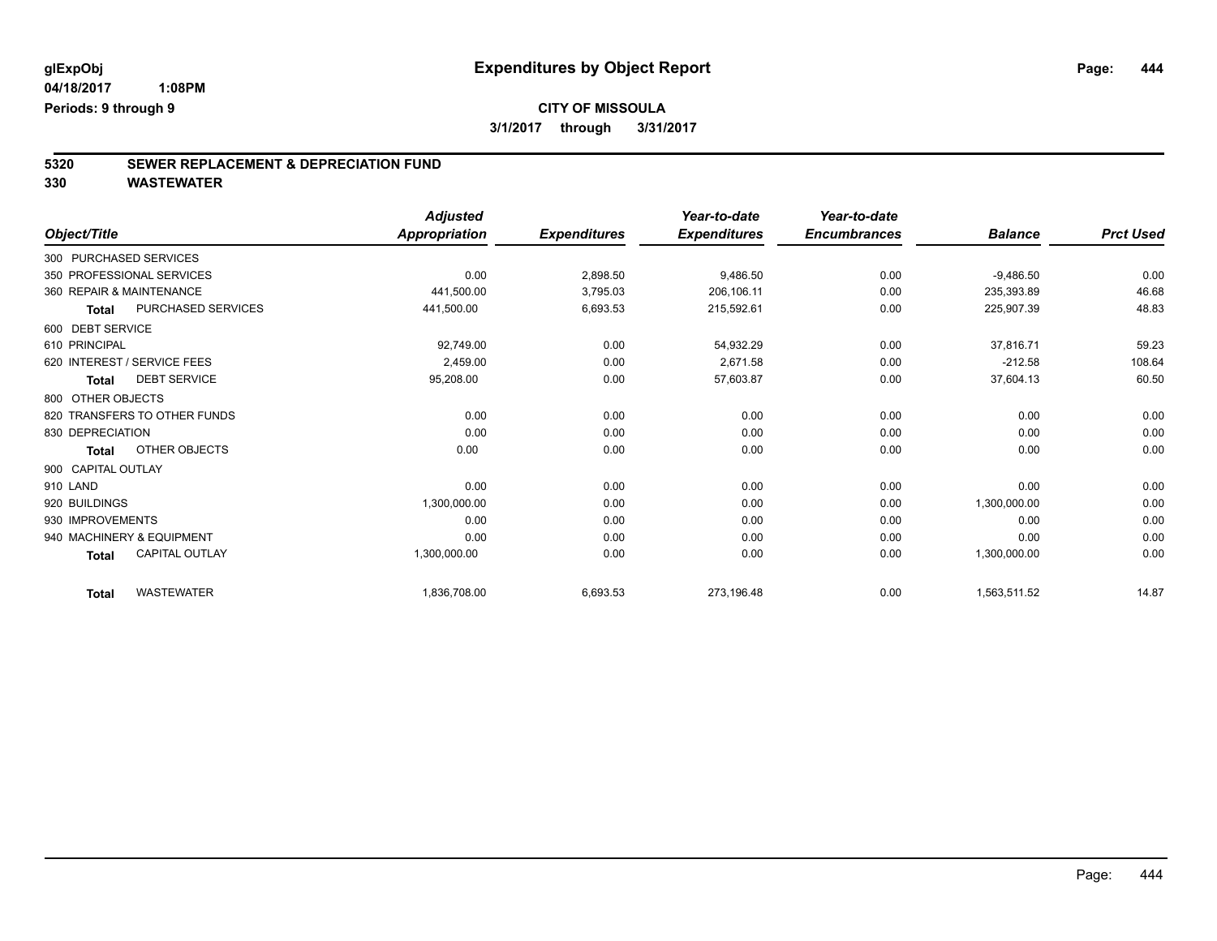glExpObj
04/18/2017 1:08PM
Periods: 9 through 9

# Expenditures by Object Report

**CITY OF MISSOULA**
**3/1/2017 through 3/31/2017**

## 5320 SEWER REPLACEMENT & DEPRECIATION FUND
## 330 WASTEWATER

| Object/Title | Adjusted Appropriation | Expenditures | Year-to-date Expenditures | Year-to-date Encumbrances | Balance | Prct Used |
|---|---|---|---|---|---|---|
| 300 PURCHASED SERVICES | | | | | | |
| 350 PROFESSIONAL SERVICES | 0.00 | 2,898.50 | 9,486.50 | 0.00 | -9,486.50 | 0.00 |
| 360 REPAIR & MAINTENANCE | 441,500.00 | 3,795.03 | 206,106.11 | 0.00 | 235,393.89 | 46.68 |
| **Total** PURCHASED SERVICES | 441,500.00 | 6,693.53 | 215,592.61 | 0.00 | 225,907.39 | 48.83 |
| 600 DEBT SERVICE | | | | | | |
| 610 PRINCIPAL | 92,749.00 | 0.00 | 54,932.29 | 0.00 | 37,816.71 | 59.23 |
| 620 INTEREST / SERVICE FEES | 2,459.00 | 0.00 | 2,671.58 | 0.00 | -212.58 | 108.64 |
| **Total** DEBT SERVICE | 95,208.00 | 0.00 | 57,603.87 | 0.00 | 37,604.13 | 60.50 |
| 800 OTHER OBJECTS | | | | | | |
| 820 TRANSFERS TO OTHER FUNDS | 0.00 | 0.00 | 0.00 | 0.00 | 0.00 | 0.00 |
| 830 DEPRECIATION | 0.00 | 0.00 | 0.00 | 0.00 | 0.00 | 0.00 |
| **Total** OTHER OBJECTS | 0.00 | 0.00 | 0.00 | 0.00 | 0.00 | 0.00 |
| 900 CAPITAL OUTLAY | | | | | | |
| 910 LAND | 0.00 | 0.00 | 0.00 | 0.00 | 0.00 | 0.00 |
| 920 BUILDINGS | 1,300,000.00 | 0.00 | 0.00 | 0.00 | 1,300,000.00 | 0.00 |
| 930 IMPROVEMENTS | 0.00 | 0.00 | 0.00 | 0.00 | 0.00 | 0.00 |
| 940 MACHINERY & EQUIPMENT | 0.00 | 0.00 | 0.00 | 0.00 | 0.00 | 0.00 |
| **Total** CAPITAL OUTLAY | 1,300,000.00 | 0.00 | 0.00 | 0.00 | 1,300,000.00 | 0.00 |
| **Total** WASTEWATER | 1,836,708.00 | 6,693.53 | 273,196.48 | 0.00 | 1,563,511.52 | 14.87 |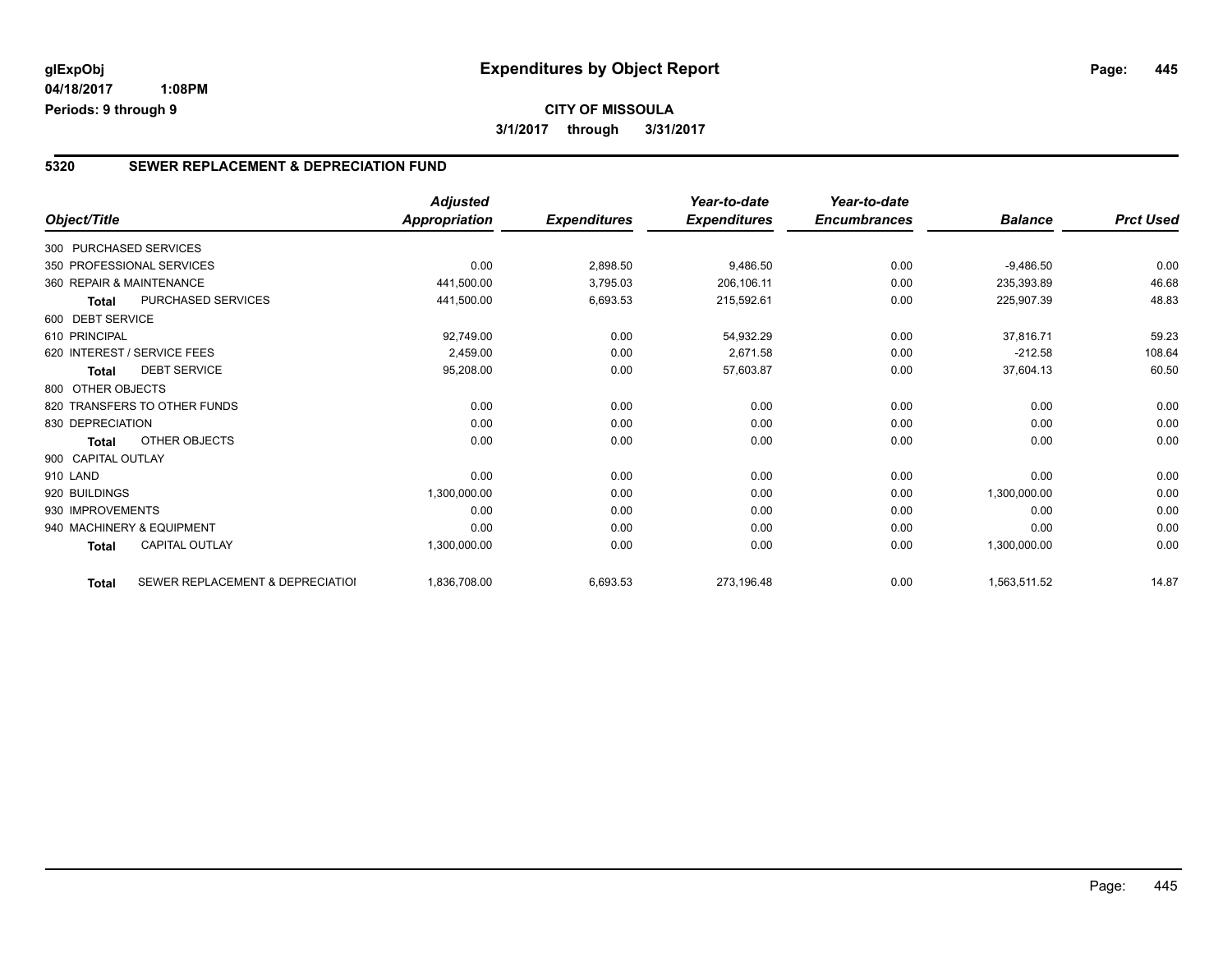# Expenditures by Object Report

glExpObj
04/18/2017 1:08PM
Periods: 9 through 9

**CITY OF MISSOULA**
3/1/2017 through 3/31/2017

## 5320 SEWER REPLACEMENT & DEPRECIATION FUND

| Object/Title | | Adjusted Appropriation | Expenditures | Year-to-date Expenditures | Year-to-date Encumbrances | Balance | Prct Used |
|---|---|---|---|---|---|---|---|
| 300 PURCHASED SERVICES | | | | | | | |
| 350 PROFESSIONAL SERVICES | | 0.00 | 2,898.50 | 9,486.50 | 0.00 | -9,486.50 | 0.00 |
| 360 REPAIR & MAINTENANCE | | 441,500.00 | 3,795.03 | 206,106.11 | 0.00 | 235,393.89 | 46.68 |
| Total | PURCHASED SERVICES | 441,500.00 | 6,693.53 | 215,592.61 | 0.00 | 225,907.39 | 48.83 |
| 600 DEBT SERVICE | | | | | | | |
| 610 PRINCIPAL | | 92,749.00 | 0.00 | 54,932.29 | 0.00 | 37,816.71 | 59.23 |
| 620 INTEREST / SERVICE FEES | | 2,459.00 | 0.00 | 2,671.58 | 0.00 | -212.58 | 108.64 |
| Total | DEBT SERVICE | 95,208.00 | 0.00 | 57,603.87 | 0.00 | 37,604.13 | 60.50 |
| 800 OTHER OBJECTS | | | | | | | |
| 820 TRANSFERS TO OTHER FUNDS | | 0.00 | 0.00 | 0.00 | 0.00 | 0.00 | 0.00 |
| 830 DEPRECIATION | | 0.00 | 0.00 | 0.00 | 0.00 | 0.00 | 0.00 |
| Total | OTHER OBJECTS | 0.00 | 0.00 | 0.00 | 0.00 | 0.00 | 0.00 |
| 900 CAPITAL OUTLAY | | | | | | | |
| 910 LAND | | 0.00 | 0.00 | 0.00 | 0.00 | 0.00 | 0.00 |
| 920 BUILDINGS | | 1,300,000.00 | 0.00 | 0.00 | 0.00 | 1,300,000.00 | 0.00 |
| 930 IMPROVEMENTS | | 0.00 | 0.00 | 0.00 | 0.00 | 0.00 | 0.00 |
| 940 MACHINERY & EQUIPMENT | | 0.00 | 0.00 | 0.00 | 0.00 | 0.00 | 0.00 |
| Total | CAPITAL OUTLAY | 1,300,000.00 | 0.00 | 0.00 | 0.00 | 1,300,000.00 | 0.00 |
| Total | SEWER REPLACEMENT & DEPRECIATIOI | 1,836,708.00 | 6,693.53 | 273,196.48 | 0.00 | 1,563,511.52 | 14.87 |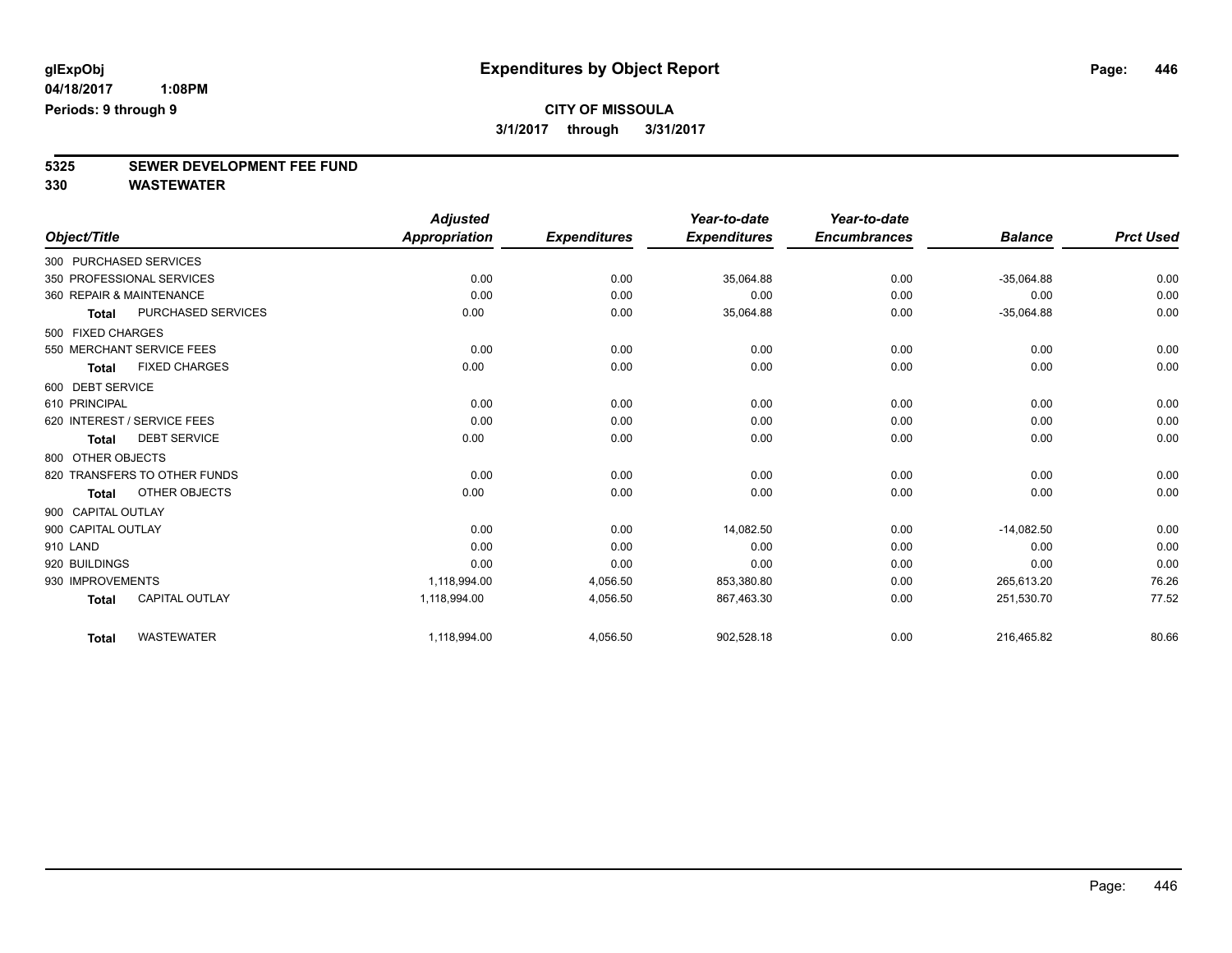**glExpObj** **Expenditures by Object Report**

**04/18/2017 1:08PM**

**Periods: 9 through 9**

**CITY OF MISSOULA**

**3/1/2017 through 3/31/2017**

**5325 SEWER DEVELOPMENT FEE FUND**

**330 WASTEWATER**

| Object/Title | | Adjusted Appropriation | Expenditures | Year-to-date Expenditures | Year-to-date Encumbrances | Balance | Prct Used |
|---|---|---|---|---|---|---|---|
| 300 PURCHASED SERVICES | | | | | | | |
| 350 PROFESSIONAL SERVICES | | 0.00 | 0.00 | 35,064.88 | 0.00 | -35,064.88 | 0.00 |
| 360 REPAIR & MAINTENANCE | | 0.00 | 0.00 | 0.00 | 0.00 | 0.00 | 0.00 |
| Total | PURCHASED SERVICES | 0.00 | 0.00 | 35,064.88 | 0.00 | -35,064.88 | 0.00 |
| 500 FIXED CHARGES | | | | | | | |
| 550 MERCHANT SERVICE FEES | | 0.00 | 0.00 | 0.00 | 0.00 | 0.00 | 0.00 |
| Total | FIXED CHARGES | 0.00 | 0.00 | 0.00 | 0.00 | 0.00 | 0.00 |
| 600 DEBT SERVICE | | | | | | | |
| 610 PRINCIPAL | | 0.00 | 0.00 | 0.00 | 0.00 | 0.00 | 0.00 |
| 620 INTEREST / SERVICE FEES | | 0.00 | 0.00 | 0.00 | 0.00 | 0.00 | 0.00 |
| Total | DEBT SERVICE | 0.00 | 0.00 | 0.00 | 0.00 | 0.00 | 0.00 |
| 800 OTHER OBJECTS | | | | | | | |
| 820 TRANSFERS TO OTHER FUNDS | | 0.00 | 0.00 | 0.00 | 0.00 | 0.00 | 0.00 |
| Total | OTHER OBJECTS | 0.00 | 0.00 | 0.00 | 0.00 | 0.00 | 0.00 |
| 900 CAPITAL OUTLAY | | | | | | | |
| 900 CAPITAL OUTLAY | | 0.00 | 0.00 | 14,082.50 | 0.00 | -14,082.50 | 0.00 |
| 910 LAND | | 0.00 | 0.00 | 0.00 | 0.00 | 0.00 | 0.00 |
| 920 BUILDINGS | | 0.00 | 0.00 | 0.00 | 0.00 | 0.00 | 0.00 |
| 930 IMPROVEMENTS | | 1,118,994.00 | 4,056.50 | 853,380.80 | 0.00 | 265,613.20 | 76.26 |
| Total | CAPITAL OUTLAY | 1,118,994.00 | 4,056.50 | 867,463.30 | 0.00 | 251,530.70 | 77.52 |
| Total | WASTEWATER | 1,118,994.00 | 4,056.50 | 902,528.18 | 0.00 | 216,465.82 | 80.66 |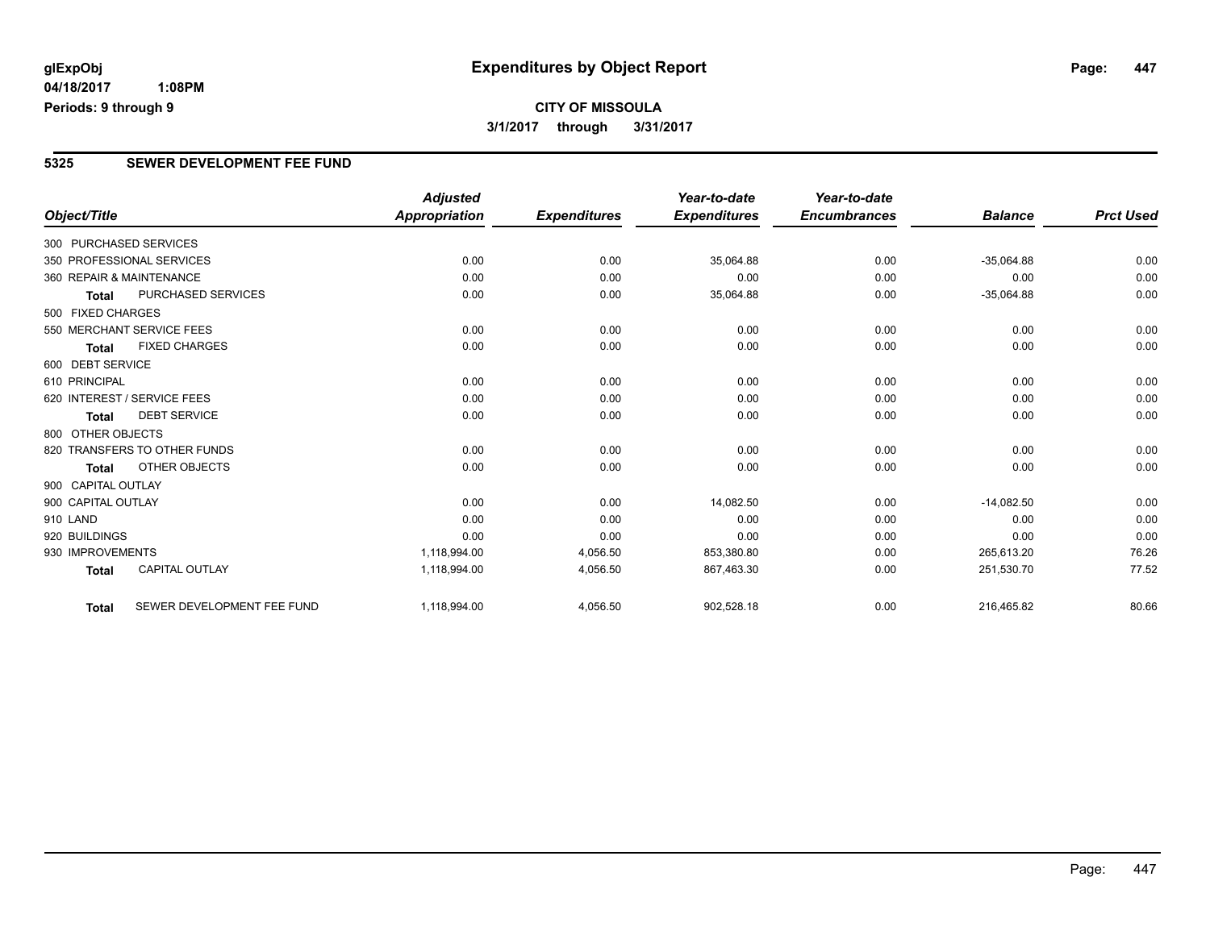**glExpObj**
**04/18/2017 1:08PM**
**Periods: 9 through 9**

# Expenditures by Object Report

**CITY OF MISSOULA**
**3/1/2017 through 3/31/2017**

## 5325 SEWER DEVELOPMENT FEE FUND

| Object/Title | | Adjusted Appropriation | Expenditures | Year-to-date Expenditures | Year-to-date Encumbrances | Balance | Prct Used |
|---|---|---|---|---|---|---|---|
| 300 PURCHASED SERVICES | | | | | | | |
| 350 PROFESSIONAL SERVICES | | 0.00 | 0.00 | 35,064.88 | 0.00 | -35,064.88 | 0.00 |
| 360 REPAIR & MAINTENANCE | | 0.00 | 0.00 | 0.00 | 0.00 | 0.00 | 0.00 |
| **Total** | PURCHASED SERVICES | 0.00 | 0.00 | 35,064.88 | 0.00 | -35,064.88 | 0.00 |
| 500 FIXED CHARGES | | | | | | | |
| 550 MERCHANT SERVICE FEES | | 0.00 | 0.00 | 0.00 | 0.00 | 0.00 | 0.00 |
| **Total** | FIXED CHARGES | 0.00 | 0.00 | 0.00 | 0.00 | 0.00 | 0.00 |
| 600 DEBT SERVICE | | | | | | | |
| 610 PRINCIPAL | | 0.00 | 0.00 | 0.00 | 0.00 | 0.00 | 0.00 |
| 620 INTEREST / SERVICE FEES | | 0.00 | 0.00 | 0.00 | 0.00 | 0.00 | 0.00 |
| **Total** | DEBT SERVICE | 0.00 | 0.00 | 0.00 | 0.00 | 0.00 | 0.00 |
| 800 OTHER OBJECTS | | | | | | | |
| 820 TRANSFERS TO OTHER FUNDS | | 0.00 | 0.00 | 0.00 | 0.00 | 0.00 | 0.00 |
| **Total** | OTHER OBJECTS | 0.00 | 0.00 | 0.00 | 0.00 | 0.00 | 0.00 |
| 900 CAPITAL OUTLAY | | | | | | | |
| 900 CAPITAL OUTLAY | | 0.00 | 0.00 | 14,082.50 | 0.00 | -14,082.50 | 0.00 |
| 910 LAND | | 0.00 | 0.00 | 0.00 | 0.00 | 0.00 | 0.00 |
| 920 BUILDINGS | | 0.00 | 0.00 | 0.00 | 0.00 | 0.00 | 0.00 |
| 930 IMPROVEMENTS | | 1,118,994.00 | 4,056.50 | 853,380.80 | 0.00 | 265,613.20 | 76.26 |
| **Total** | CAPITAL OUTLAY | 1,118,994.00 | 4,056.50 | 867,463.30 | 0.00 | 251,530.70 | 77.52 |
| **Total** | SEWER DEVELOPMENT FEE FUND | 1,118,994.00 | 4,056.50 | 902,528.18 | 0.00 | 216,465.82 | 80.66 |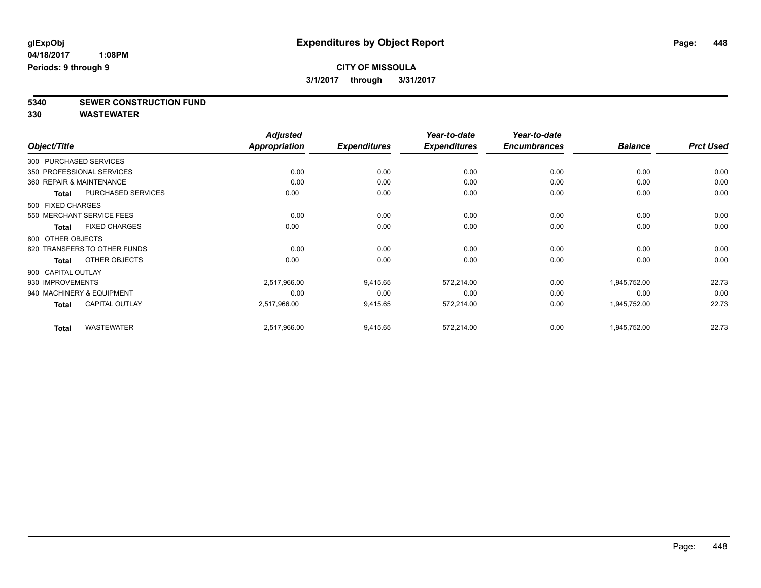# Expenditures by Object Report

glExpObj
04/18/2017 1:08PM
Periods: 9 through 9

**CITY OF MISSOULA**
**3/1/2017 through 3/31/2017**

**5340 SEWER CONSTRUCTION FUND**
**330 WASTEWATER**

| Object/Title | | Adjusted Appropriation | Expenditures | Year-to-date Expenditures | Year-to-date Encumbrances | Balance | Prct Used |
|---|---|---|---|---|---|---|---|
| 300 PURCHASED SERVICES | | | | | | | |
| 350 PROFESSIONAL SERVICES | | 0.00 | 0.00 | 0.00 | 0.00 | 0.00 | 0.00 |
| 360 REPAIR & MAINTENANCE | | 0.00 | 0.00 | 0.00 | 0.00 | 0.00 | 0.00 |
| **Total** | PURCHASED SERVICES | 0.00 | 0.00 | 0.00 | 0.00 | 0.00 | 0.00 |
| 500 FIXED CHARGES | | | | | | | |
| 550 MERCHANT SERVICE FEES | | 0.00 | 0.00 | 0.00 | 0.00 | 0.00 | 0.00 |
| **Total** | FIXED CHARGES | 0.00 | 0.00 | 0.00 | 0.00 | 0.00 | 0.00 |
| 800 OTHER OBJECTS | | | | | | | |
| 820 TRANSFERS TO OTHER FUNDS | | 0.00 | 0.00 | 0.00 | 0.00 | 0.00 | 0.00 |
| **Total** | OTHER OBJECTS | 0.00 | 0.00 | 0.00 | 0.00 | 0.00 | 0.00 |
| 900 CAPITAL OUTLAY | | | | | | | |
| 930 IMPROVEMENTS | | 2,517,966.00 | 9,415.65 | 572,214.00 | 0.00 | 1,945,752.00 | 22.73 |
| 940 MACHINERY & EQUIPMENT | | 0.00 | 0.00 | 0.00 | 0.00 | 0.00 | 0.00 |
| **Total** | CAPITAL OUTLAY | 2,517,966.00 | 9,415.65 | 572,214.00 | 0.00 | 1,945,752.00 | 22.73 |
| **Total** | WASTEWATER | 2,517,966.00 | 9,415.65 | 572,214.00 | 0.00 | 1,945,752.00 | 22.73 |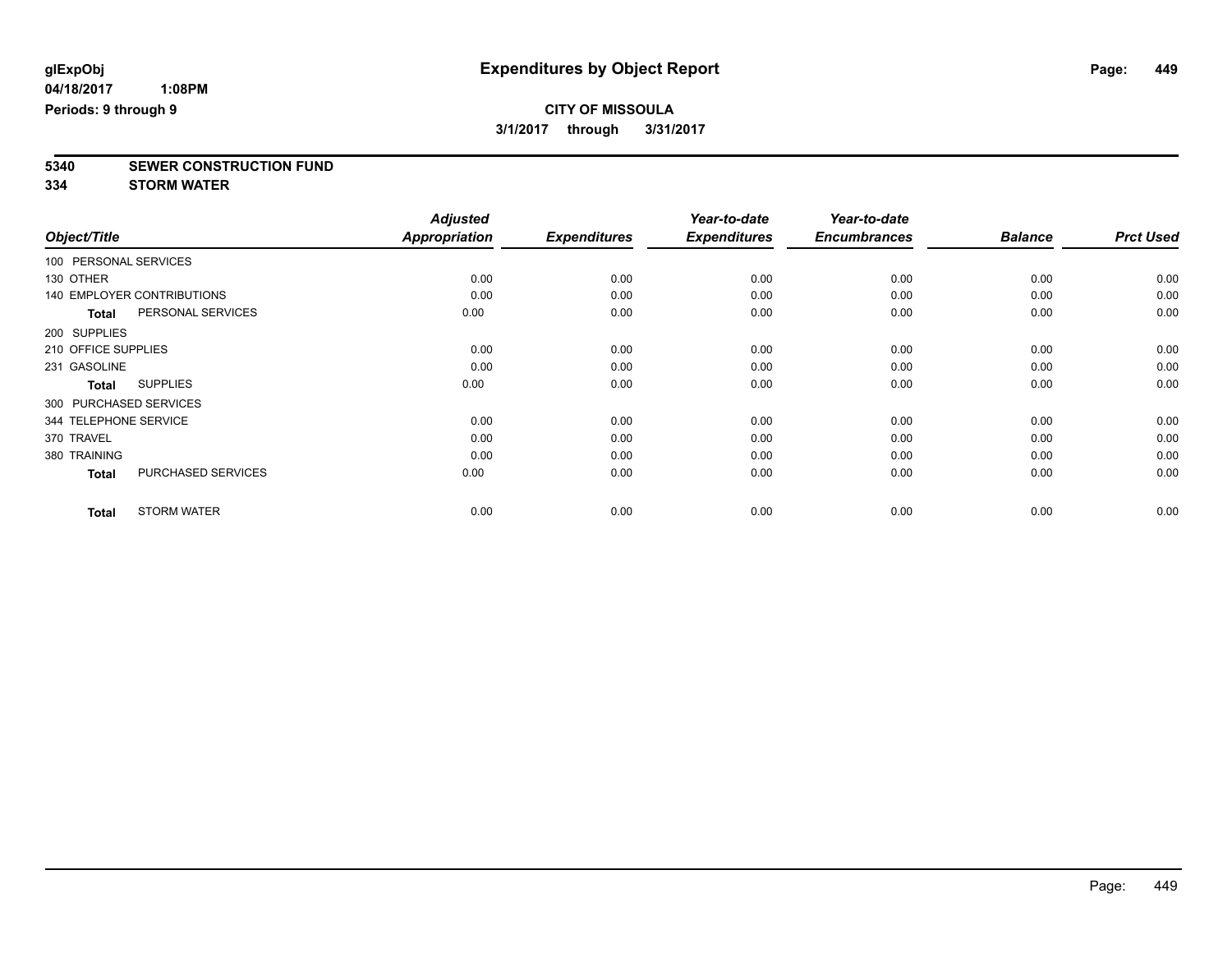**glExpObj**
**04/18/2017 1:08PM**
**Periods: 9 through 9**

# Expenditures by Object Report

**CITY OF MISSOULA**
**3/1/2017 through 3/31/2017**

**5340 SEWER CONSTRUCTION FUND**
**334 STORM WATER**

| Object/Title | | Adjusted Appropriation | Expenditures | Year-to-date Expenditures | Year-to-date Encumbrances | Balance | Prct Used |
|---|---|---|---|---|---|---|---|
| 100 PERSONAL SERVICES | | | | | | | |
| 130 OTHER | | 0.00 | 0.00 | 0.00 | 0.00 | 0.00 | 0.00 |
| 140 EMPLOYER CONTRIBUTIONS | | 0.00 | 0.00 | 0.00 | 0.00 | 0.00 | 0.00 |
| **Total** | PERSONAL SERVICES | 0.00 | 0.00 | 0.00 | 0.00 | 0.00 | 0.00 |
| 200 SUPPLIES | | | | | | | |
| 210 OFFICE SUPPLIES | | 0.00 | 0.00 | 0.00 | 0.00 | 0.00 | 0.00 |
| 231 GASOLINE | | 0.00 | 0.00 | 0.00 | 0.00 | 0.00 | 0.00 |
| **Total** | SUPPLIES | 0.00 | 0.00 | 0.00 | 0.00 | 0.00 | 0.00 |
| 300 PURCHASED SERVICES | | | | | | | |
| 344 TELEPHONE SERVICE | | 0.00 | 0.00 | 0.00 | 0.00 | 0.00 | 0.00 |
| 370 TRAVEL | | 0.00 | 0.00 | 0.00 | 0.00 | 0.00 | 0.00 |
| 380 TRAINING | | 0.00 | 0.00 | 0.00 | 0.00 | 0.00 | 0.00 |
| **Total** | PURCHASED SERVICES | 0.00 | 0.00 | 0.00 | 0.00 | 0.00 | 0.00 |
| **Total** | STORM WATER | 0.00 | 0.00 | 0.00 | 0.00 | 0.00 | 0.00 |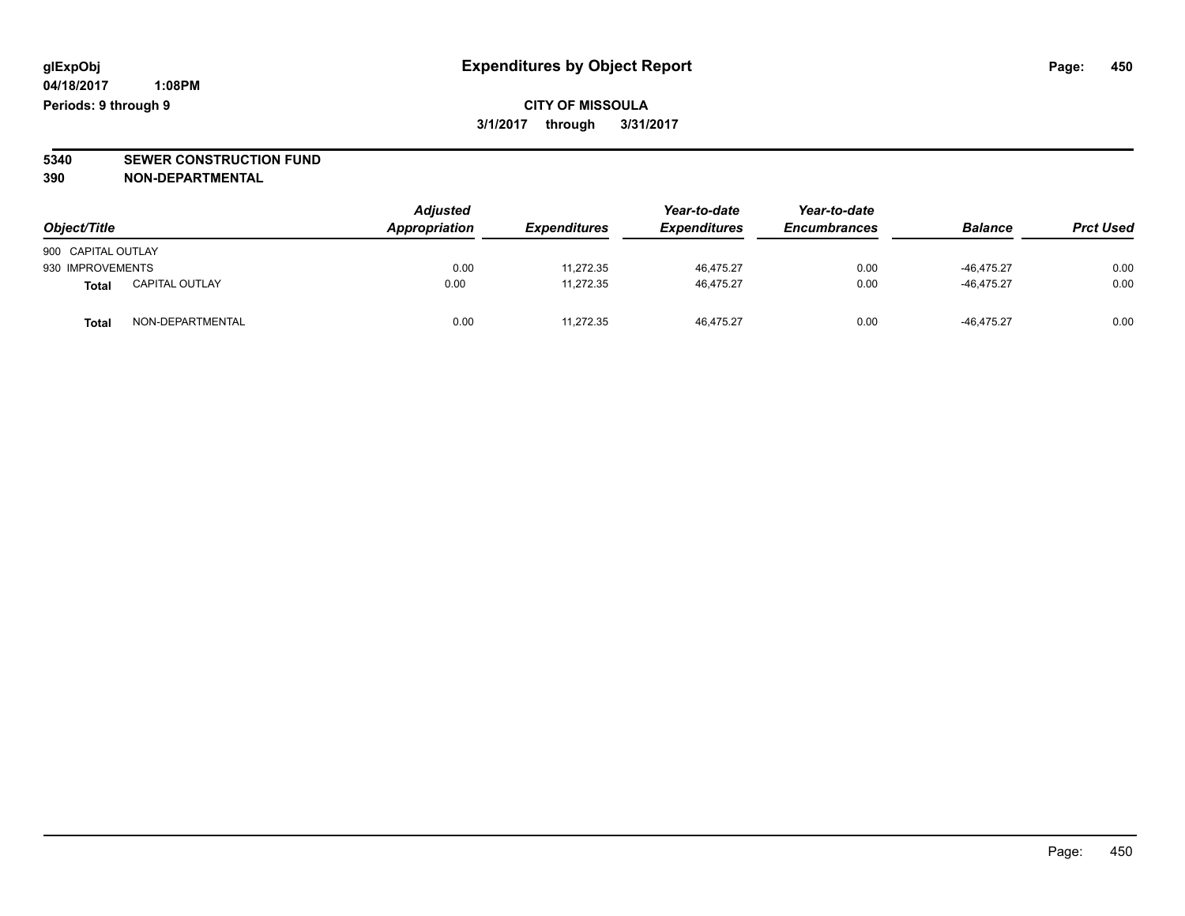# Expenditures by Object Report

glExpObj
04/18/2017 1:08PM
Periods: 9 through 9

**CITY OF MISSOULA**
**3/1/2017 through 3/31/2017**

**5340 SEWER CONSTRUCTION FUND**
**390 NON-DEPARTMENTAL**

| Object/Title | | Adjusted Appropriation | Expenditures | Year-to-date Expenditures | Year-to-date Encumbrances | Balance | Prct Used |
|---|---|---|---|---|---|---|---|
| 900 CAPITAL OUTLAY | | | | | | | |
| 930 IMPROVEMENTS | | 0.00 | 11,272.35 | 46,475.27 | 0.00 | -46,475.27 | 0.00 |
| **Total** | CAPITAL OUTLAY | 0.00 | 11,272.35 | 46,475.27 | 0.00 | -46,475.27 | 0.00 |
| **Total** | NON-DEPARTMENTAL | 0.00 | 11,272.35 | 46,475.27 | 0.00 | -46,475.27 | 0.00 |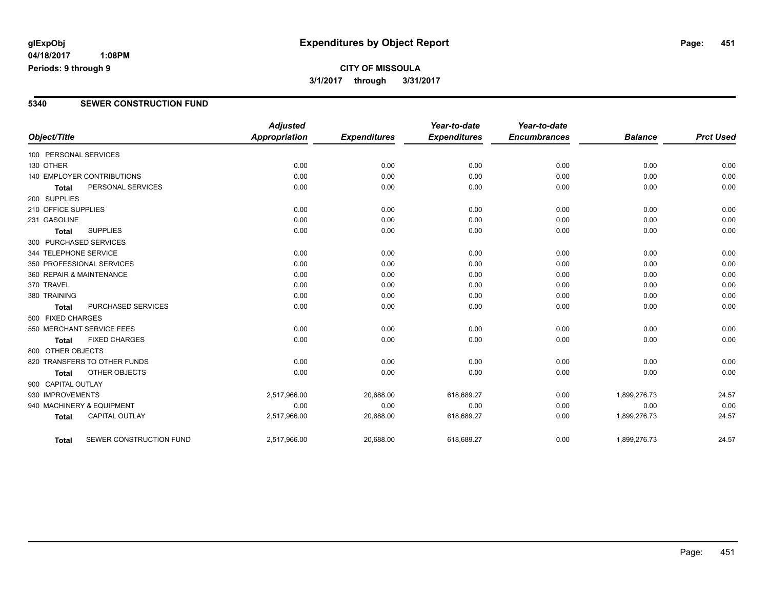# Expenditures by Object Report

glExpObj
04/18/2017 1:08PM
Periods: 9 through 9

**CITY OF MISSOULA**
**3/1/2017 through 3/31/2017**

## 5340 SEWER CONSTRUCTION FUND

| Object/Title | Adjusted Appropriation | Expenditures | Year-to-date Expenditures | Year-to-date Encumbrances | Balance | Prct Used |
|---|---|---|---|---|---|---|
| 100 PERSONAL SERVICES | | | | | | |
| 130 OTHER | 0.00 | 0.00 | 0.00 | 0.00 | 0.00 | 0.00 |
| 140 EMPLOYER CONTRIBUTIONS | 0.00 | 0.00 | 0.00 | 0.00 | 0.00 | 0.00 |
| **Total** PERSONAL SERVICES | 0.00 | 0.00 | 0.00 | 0.00 | 0.00 | 0.00 |
| 200 SUPPLIES | | | | | | |
| 210 OFFICE SUPPLIES | 0.00 | 0.00 | 0.00 | 0.00 | 0.00 | 0.00 |
| 231 GASOLINE | 0.00 | 0.00 | 0.00 | 0.00 | 0.00 | 0.00 |
| **Total** SUPPLIES | 0.00 | 0.00 | 0.00 | 0.00 | 0.00 | 0.00 |
| 300 PURCHASED SERVICES | | | | | | |
| 344 TELEPHONE SERVICE | 0.00 | 0.00 | 0.00 | 0.00 | 0.00 | 0.00 |
| 350 PROFESSIONAL SERVICES | 0.00 | 0.00 | 0.00 | 0.00 | 0.00 | 0.00 |
| 360 REPAIR & MAINTENANCE | 0.00 | 0.00 | 0.00 | 0.00 | 0.00 | 0.00 |
| 370 TRAVEL | 0.00 | 0.00 | 0.00 | 0.00 | 0.00 | 0.00 |
| 380 TRAINING | 0.00 | 0.00 | 0.00 | 0.00 | 0.00 | 0.00 |
| **Total** PURCHASED SERVICES | 0.00 | 0.00 | 0.00 | 0.00 | 0.00 | 0.00 |
| 500 FIXED CHARGES | | | | | | |
| 550 MERCHANT SERVICE FEES | 0.00 | 0.00 | 0.00 | 0.00 | 0.00 | 0.00 |
| **Total** FIXED CHARGES | 0.00 | 0.00 | 0.00 | 0.00 | 0.00 | 0.00 |
| 800 OTHER OBJECTS | | | | | | |
| 820 TRANSFERS TO OTHER FUNDS | 0.00 | 0.00 | 0.00 | 0.00 | 0.00 | 0.00 |
| **Total** OTHER OBJECTS | 0.00 | 0.00 | 0.00 | 0.00 | 0.00 | 0.00 |
| 900 CAPITAL OUTLAY | | | | | | |
| 930 IMPROVEMENTS | 2,517,966.00 | 20,688.00 | 618,689.27 | 0.00 | 1,899,276.73 | 24.57 |
| 940 MACHINERY & EQUIPMENT | 0.00 | 0.00 | 0.00 | 0.00 | 0.00 | 0.00 |
| **Total** CAPITAL OUTLAY | 2,517,966.00 | 20,688.00 | 618,689.27 | 0.00 | 1,899,276.73 | 24.57 |
| **Total** SEWER CONSTRUCTION FUND | 2,517,966.00 | 20,688.00 | 618,689.27 | 0.00 | 1,899,276.73 | 24.57 |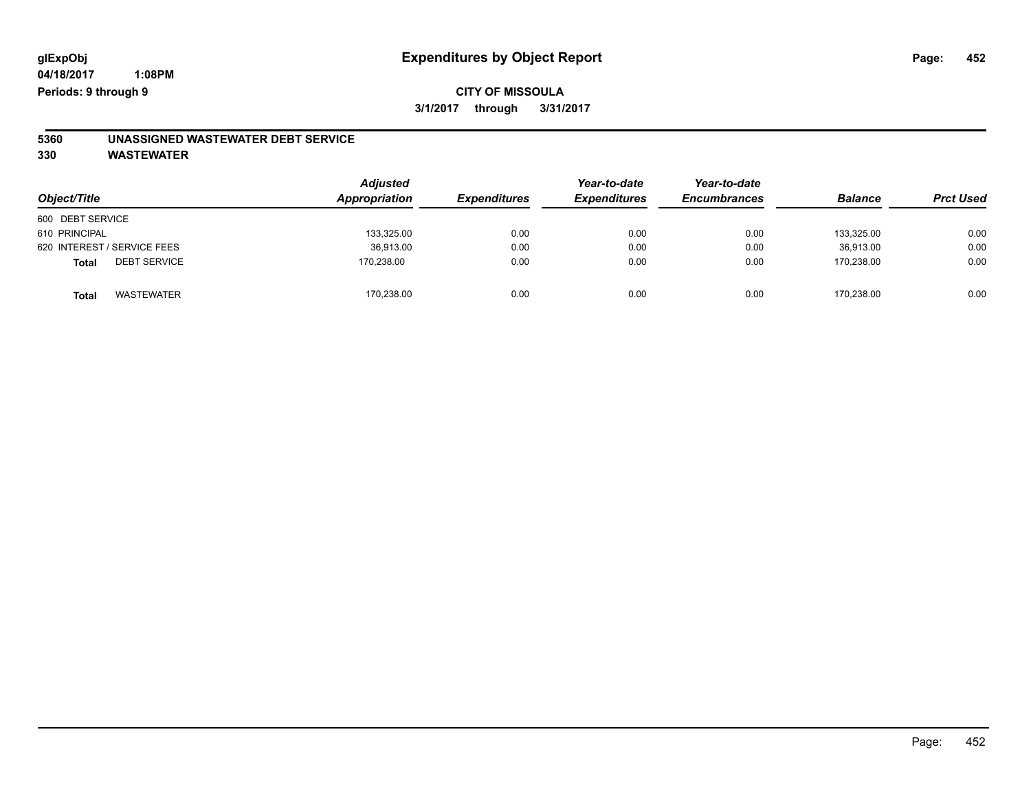**glExpObj**
**04/18/2017 1:08PM**
**Periods: 9 through 9**

# Expenditures by Object Report

**CITY OF MISSOULA**
**3/1/2017 through 3/31/2017**

## 5360 UNASSIGNED WASTEWATER DEBT SERVICE
## 330 WASTEWATER

| Object/Title | Adjusted Appropriation | Expenditures | Year-to-date Expenditures | Year-to-date Encumbrances | Balance | Prct Used |
|---|---|---|---|---|---|---|
| 600 DEBT SERVICE | | | | | | |
| 610 PRINCIPAL | 133,325.00 | 0.00 | 0.00 | 0.00 | 133,325.00 | 0.00 |
| 620 INTEREST / SERVICE FEES | 36,913.00 | 0.00 | 0.00 | 0.00 | 36,913.00 | 0.00 |
| **Total** DEBT SERVICE | 170,238.00 | 0.00 | 0.00 | 0.00 | 170,238.00 | 0.00 |
| **Total** WASTEWATER | 170,238.00 | 0.00 | 0.00 | 0.00 | 170,238.00 | 0.00 |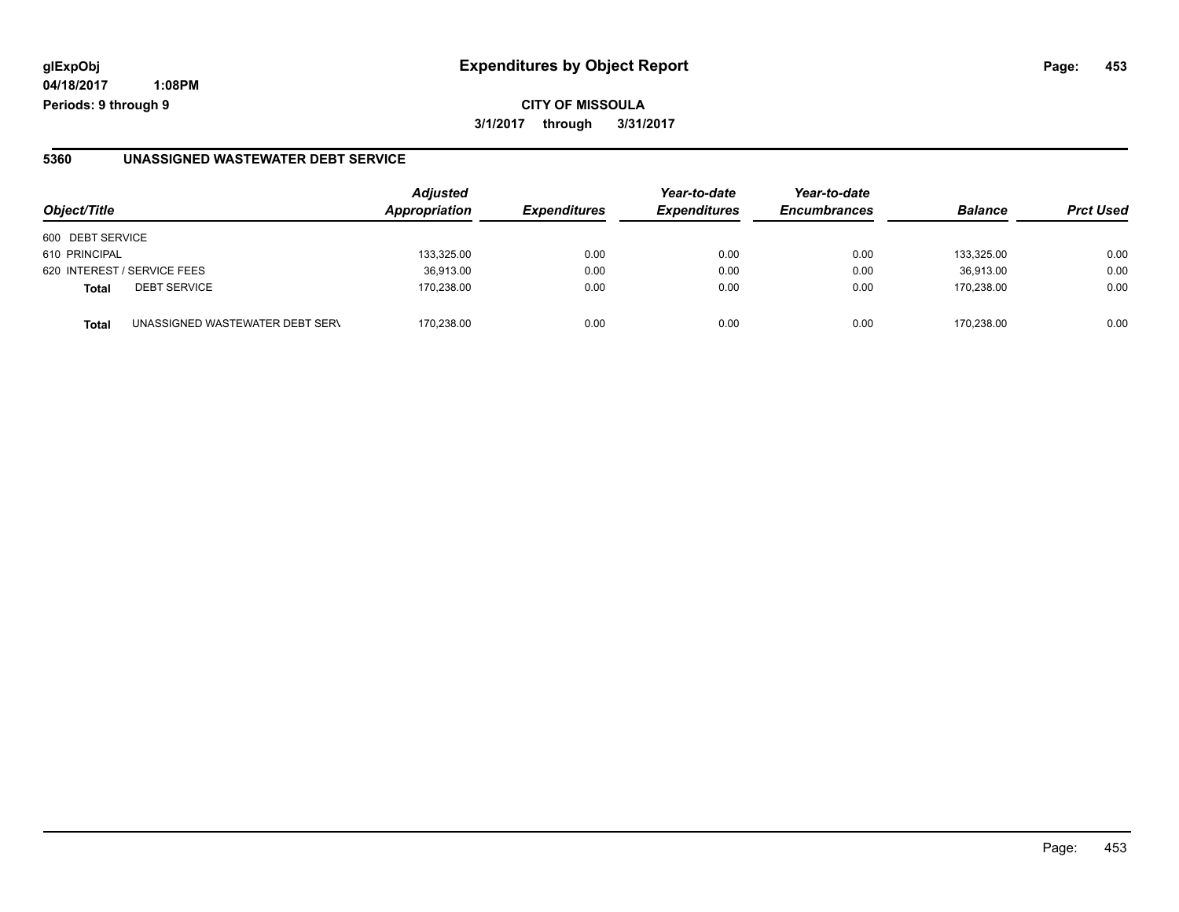**glExpObj**
**04/18/2017 1:08PM**
**Periods: 9 through 9**

# Expenditures by Object Report

**CITY OF MISSOULA**
**3/1/2017 through 3/31/2017**

## 5360 UNASSIGNED WASTEWATER DEBT SERVICE

| Object/Title | | *Adjusted Appropriation* | *Expenditures* | *Year-to-date Expenditures* | *Year-to-date Encumbrances* | *Balance* | *Prct Used* |
|---|---|---|---|---|---|---|---|
| 600 DEBT SERVICE | | | | | | | |
| 610 PRINCIPAL | | 133,325.00 | 0.00 | 0.00 | 0.00 | 133,325.00 | 0.00 |
| 620 INTEREST / SERVICE FEES | | 36,913.00 | 0.00 | 0.00 | 0.00 | 36,913.00 | 0.00 |
| **Total** | DEBT SERVICE | 170,238.00 | 0.00 | 0.00 | 0.00 | 170,238.00 | 0.00 |
| **Total** | UNASSIGNED WASTEWATER DEBT SERV | 170,238.00 | 0.00 | 0.00 | 0.00 | 170,238.00 | 0.00 |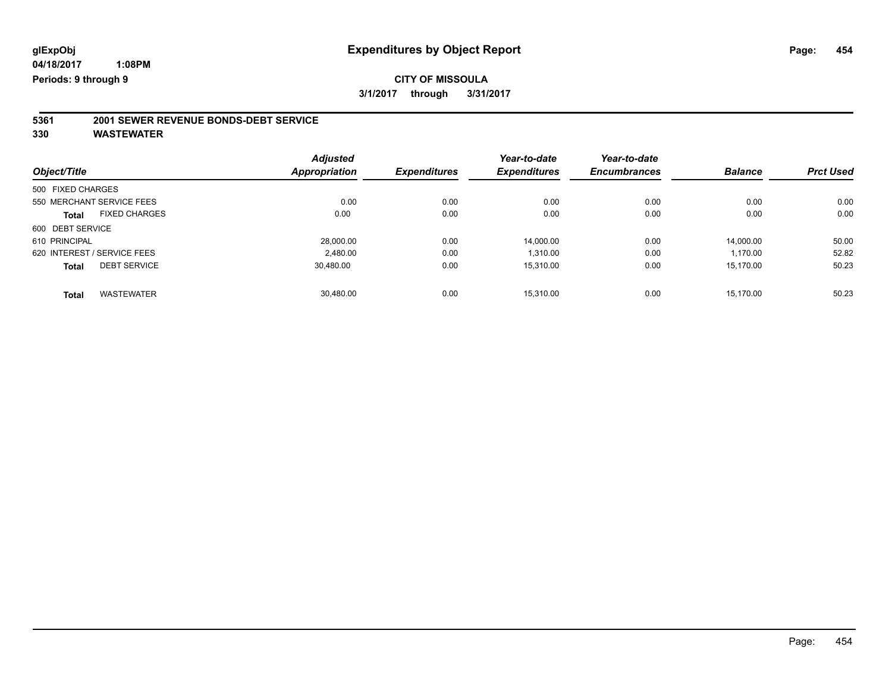# Expenditures by Object Report

glExpObj
04/18/2017 1:08PM
Periods: 9 through 9

**CITY OF MISSOULA**
**3/1/2017 through 3/31/2017**

## 5361 2001 SEWER REVENUE BONDS-DEBT SERVICE
## 330 WASTEWATER

| Object/Title | Adjusted Appropriation | Expenditures | Year-to-date Expenditures | Year-to-date Encumbrances | Balance | Prct Used |
|---|---|---|---|---|---|---|
| 500 FIXED CHARGES | | | | | | |
| 550 MERCHANT SERVICE FEES | 0.00 | 0.00 | 0.00 | 0.00 | 0.00 | 0.00 |
| **Total** FIXED CHARGES | 0.00 | 0.00 | 0.00 | 0.00 | 0.00 | 0.00 |
| 600 DEBT SERVICE | | | | | | |
| 610 PRINCIPAL | 28,000.00 | 0.00 | 14,000.00 | 0.00 | 14,000.00 | 50.00 |
| 620 INTEREST / SERVICE FEES | 2,480.00 | 0.00 | 1,310.00 | 0.00 | 1,170.00 | 52.82 |
| **Total** DEBT SERVICE | 30,480.00 | 0.00 | 15,310.00 | 0.00 | 15,170.00 | 50.23 |
| **Total** WASTEWATER | 30,480.00 | 0.00 | 15,310.00 | 0.00 | 15,170.00 | 50.23 |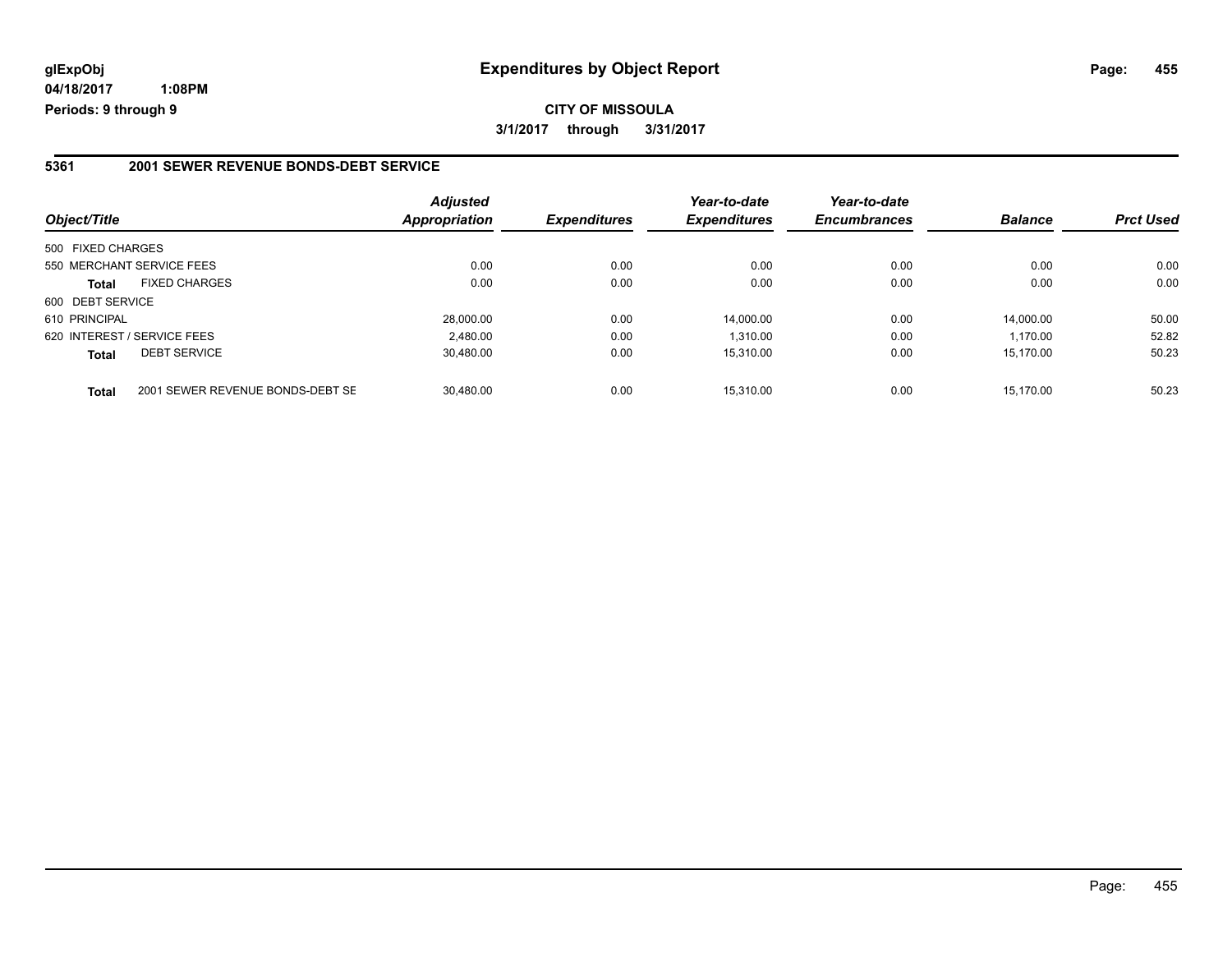**glExpObj** **Expenditures by Object Report**

**04/18/2017 1:08PM**

**Periods: 9 through 9**

**CITY OF MISSOULA**

**3/1/2017 through 3/31/2017**

## 5361 2001 SEWER REVENUE BONDS-DEBT SERVICE

| Object/Title | | Adjusted Appropriation | Expenditures | Year-to-date Expenditures | Year-to-date Encumbrances | Balance | Prct Used |
|---|---|---|---|---|---|---|---|
| 500 FIXED CHARGES | | | | | | | |
| 550 MERCHANT SERVICE FEES | | 0.00 | 0.00 | 0.00 | 0.00 | 0.00 | 0.00 |
| **Total** | FIXED CHARGES | 0.00 | 0.00 | 0.00 | 0.00 | 0.00 | 0.00 |
| 600 DEBT SERVICE | | | | | | | |
| 610 PRINCIPAL | | 28,000.00 | 0.00 | 14,000.00 | 0.00 | 14,000.00 | 50.00 |
| 620 INTEREST / SERVICE FEES | | 2,480.00 | 0.00 | 1,310.00 | 0.00 | 1,170.00 | 52.82 |
| **Total** | DEBT SERVICE | 30,480.00 | 0.00 | 15,310.00 | 0.00 | 15,170.00 | 50.23 |
| **Total** | 2001 SEWER REVENUE BONDS-DEBT SE | 30,480.00 | 0.00 | 15,310.00 | 0.00 | 15,170.00 | 50.23 |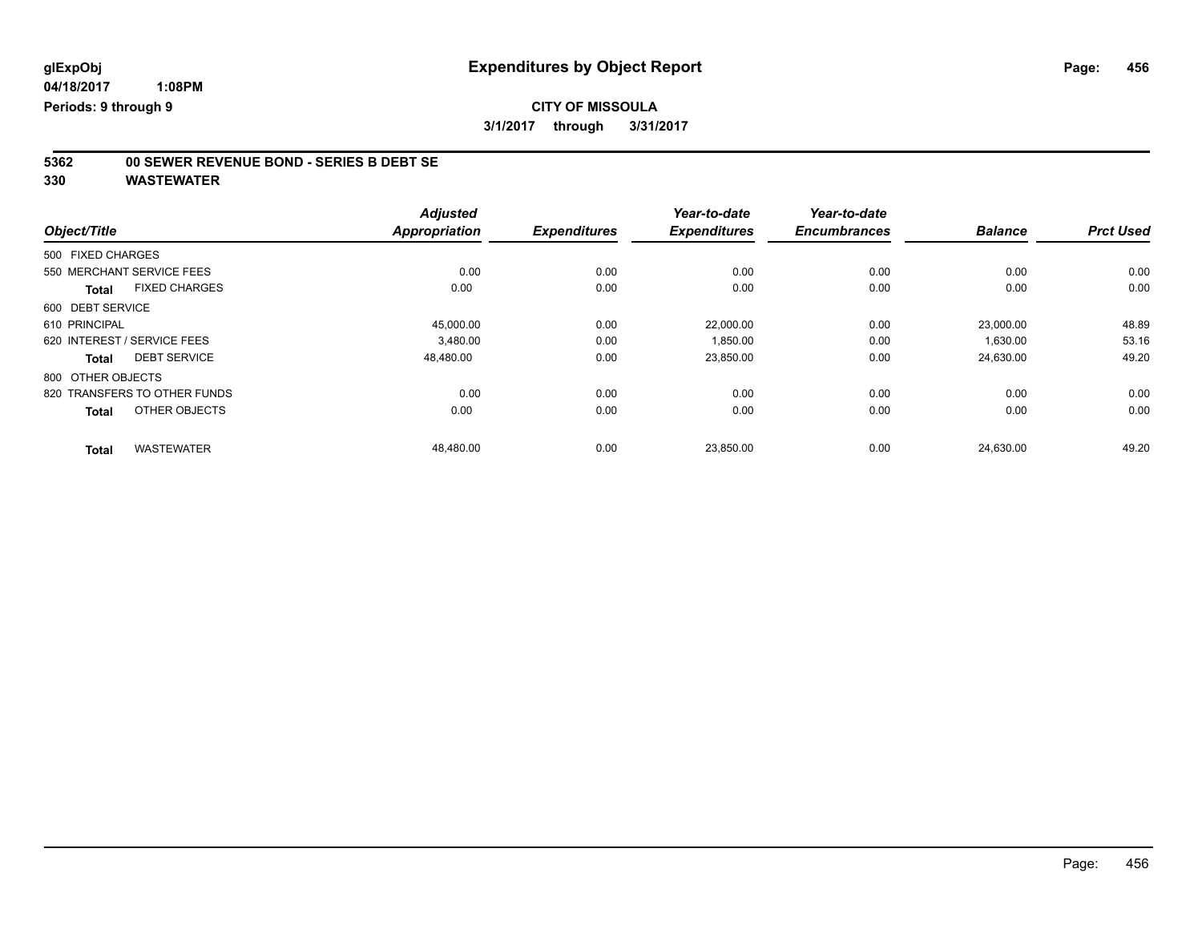# Expenditures by Object Report

glExpObj
04/18/2017 1:08PM
Periods: 9 through 9

**CITY OF MISSOULA**
**3/1/2017 through 3/31/2017**

**5362 00 SEWER REVENUE BOND - SERIES B DEBT SE**
**330 WASTEWATER**

| Object/Title | Adjusted Appropriation | Expenditures | Year-to-date Expenditures | Year-to-date Encumbrances | Balance | Prct Used |
|---|---|---|---|---|---|---|
| 500 FIXED CHARGES | | | | | | |
| 550 MERCHANT SERVICE FEES | 0.00 | 0.00 | 0.00 | 0.00 | 0.00 | 0.00 |
| **Total** FIXED CHARGES | 0.00 | 0.00 | 0.00 | 0.00 | 0.00 | 0.00 |
| 600 DEBT SERVICE | | | | | | |
| 610 PRINCIPAL | 45,000.00 | 0.00 | 22,000.00 | 0.00 | 23,000.00 | 48.89 |
| 620 INTEREST / SERVICE FEES | 3,480.00 | 0.00 | 1,850.00 | 0.00 | 1,630.00 | 53.16 |
| **Total** DEBT SERVICE | 48,480.00 | 0.00 | 23,850.00 | 0.00 | 24,630.00 | 49.20 |
| 800 OTHER OBJECTS | | | | | | |
| 820 TRANSFERS TO OTHER FUNDS | 0.00 | 0.00 | 0.00 | 0.00 | 0.00 | 0.00 |
| **Total** OTHER OBJECTS | 0.00 | 0.00 | 0.00 | 0.00 | 0.00 | 0.00 |
| **Total** WASTEWATER | 48,480.00 | 0.00 | 23,850.00 | 0.00 | 24,630.00 | 49.20 |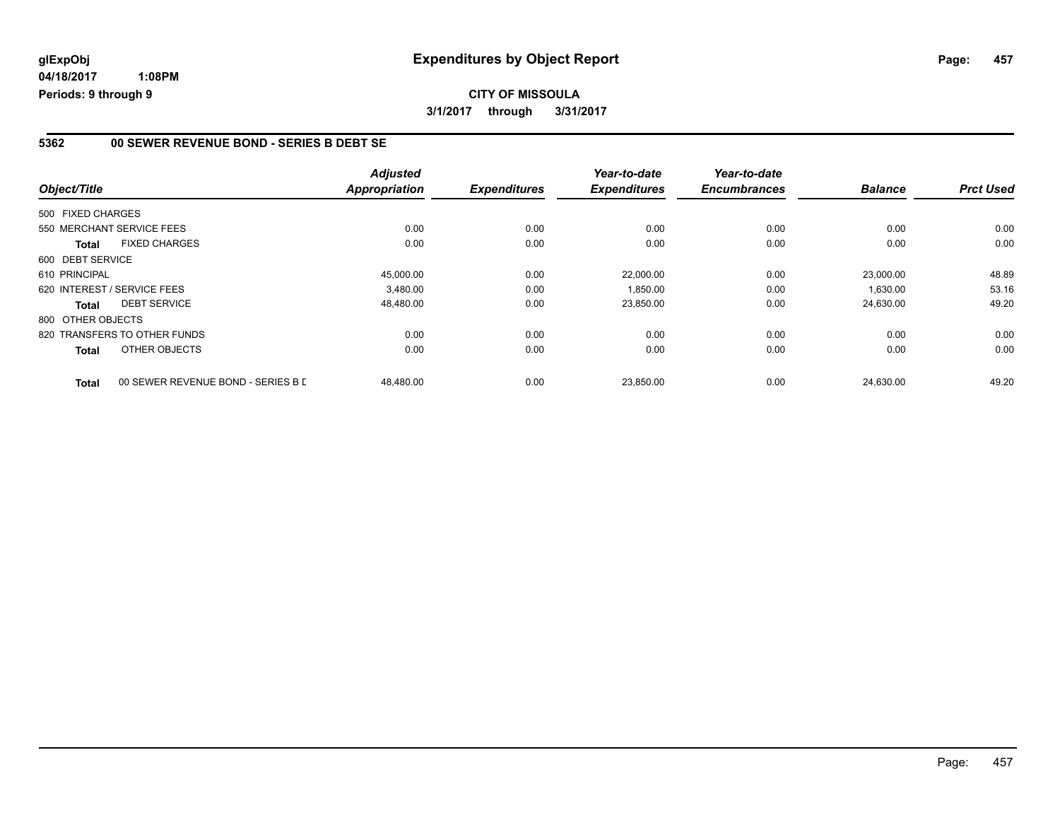**glExpObj** **Expenditures by Object Report**

**04/18/2017 1:08PM**

**Periods: 9 through 9**

**CITY OF MISSOULA**

**3/1/2017 through 3/31/2017**

### 5362 00 SEWER REVENUE BOND - SERIES B DEBT SE

| Object/Title | | Adjusted Appropriation | Expenditures | Year-to-date Expenditures | Year-to-date Encumbrances | Balance | Prct Used |
|---|---|---|---|---|---|---|---|
| 500 FIXED CHARGES | | | | | | | |
| 550 MERCHANT SERVICE FEES | | 0.00 | 0.00 | 0.00 | 0.00 | 0.00 | 0.00 |
| **Total** | FIXED CHARGES | 0.00 | 0.00 | 0.00 | 0.00 | 0.00 | 0.00 |
| 600 DEBT SERVICE | | | | | | | |
| 610 PRINCIPAL | | 45,000.00 | 0.00 | 22,000.00 | 0.00 | 23,000.00 | 48.89 |
| 620 INTEREST / SERVICE FEES | | 3,480.00 | 0.00 | 1,850.00 | 0.00 | 1,630.00 | 53.16 |
| **Total** | DEBT SERVICE | 48,480.00 | 0.00 | 23,850.00 | 0.00 | 24,630.00 | 49.20 |
| 800 OTHER OBJECTS | | | | | | | |
| 820 TRANSFERS TO OTHER FUNDS | | 0.00 | 0.00 | 0.00 | 0.00 | 0.00 | 0.00 |
| **Total** | OTHER OBJECTS | 0.00 | 0.00 | 0.00 | 0.00 | 0.00 | 0.00 |
| **Total** | 00 SEWER REVENUE BOND - SERIES B D | 48,480.00 | 0.00 | 23,850.00 | 0.00 | 24,630.00 | 49.20 |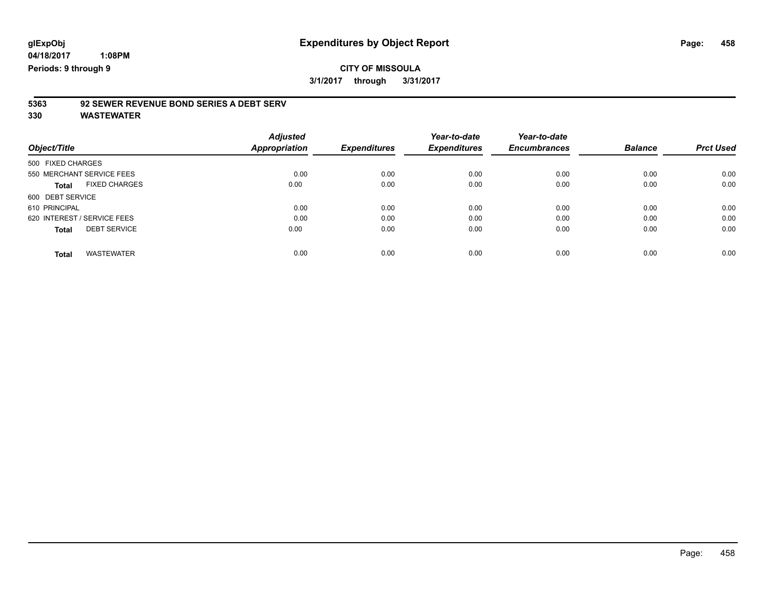glExpObj
04/18/2017 1:08PM
Periods: 9 through 9

# Expenditures by Object Report

**CITY OF MISSOULA**

**3/1/2017 through 3/31/2017**

**5363 92 SEWER REVENUE BOND SERIES A DEBT SERV**

**330 WASTEWATER**

| Object/Title | Adjusted Appropriation | Expenditures | Year-to-date Expenditures | Year-to-date Encumbrances | Balance | Prct Used |
|---|---|---|---|---|---|---|
| 500 FIXED CHARGES | | | | | | |
| 550 MERCHANT SERVICE FEES | 0.00 | 0.00 | 0.00 | 0.00 | 0.00 | 0.00 |
| **Total** FIXED CHARGES | 0.00 | 0.00 | 0.00 | 0.00 | 0.00 | 0.00 |
| 600 DEBT SERVICE | | | | | | |
| 610 PRINCIPAL | 0.00 | 0.00 | 0.00 | 0.00 | 0.00 | 0.00 |
| 620 INTEREST / SERVICE FEES | 0.00 | 0.00 | 0.00 | 0.00 | 0.00 | 0.00 |
| **Total** DEBT SERVICE | 0.00 | 0.00 | 0.00 | 0.00 | 0.00 | 0.00 |
| **Total** WASTEWATER | 0.00 | 0.00 | 0.00 | 0.00 | 0.00 | 0.00 |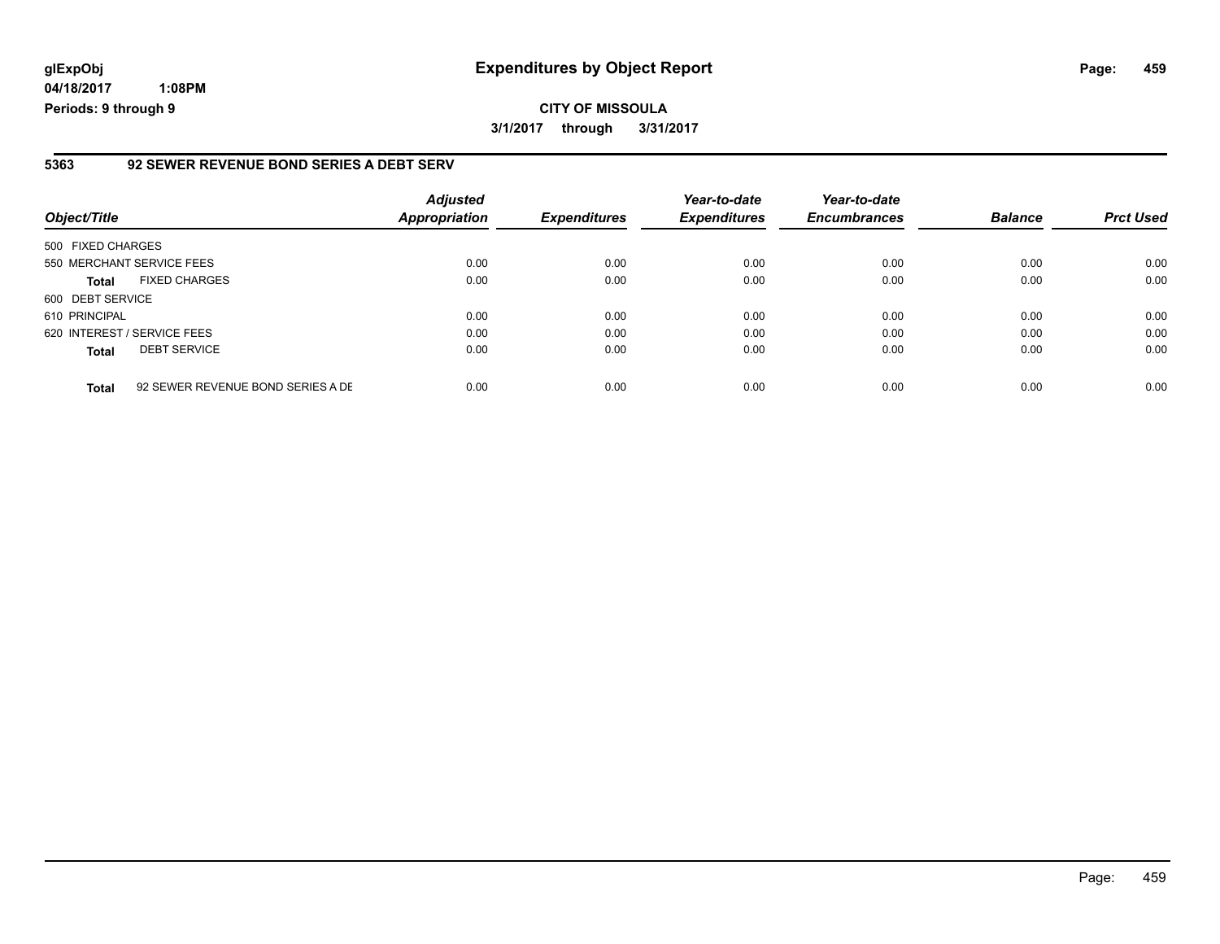**glExpObj** **Expenditures by Object Report**

**04/18/2017 1:08PM**

**Periods: 9 through 9**

**CITY OF MISSOULA**

**3/1/2017 through 3/31/2017**

## 5363 92 SEWER REVENUE BOND SERIES A DEBT SERV

| Object/Title | | Adjusted Appropriation | Expenditures | Year-to-date Expenditures | Year-to-date Encumbrances | Balance | Prct Used |
|---|---|---|---|---|---|---|---|
| 500 FIXED CHARGES | | | | | | | |
| 550 MERCHANT SERVICE FEES | | 0.00 | 0.00 | 0.00 | 0.00 | 0.00 | 0.00 |
| **Total** | FIXED CHARGES | 0.00 | 0.00 | 0.00 | 0.00 | 0.00 | 0.00 |
| 600 DEBT SERVICE | | | | | | | |
| 610 PRINCIPAL | | 0.00 | 0.00 | 0.00 | 0.00 | 0.00 | 0.00 |
| 620 INTEREST / SERVICE FEES | | 0.00 | 0.00 | 0.00 | 0.00 | 0.00 | 0.00 |
| **Total** | DEBT SERVICE | 0.00 | 0.00 | 0.00 | 0.00 | 0.00 | 0.00 |
| **Total** | 92 SEWER REVENUE BOND SERIES A DE | 0.00 | 0.00 | 0.00 | 0.00 | 0.00 | 0.00 |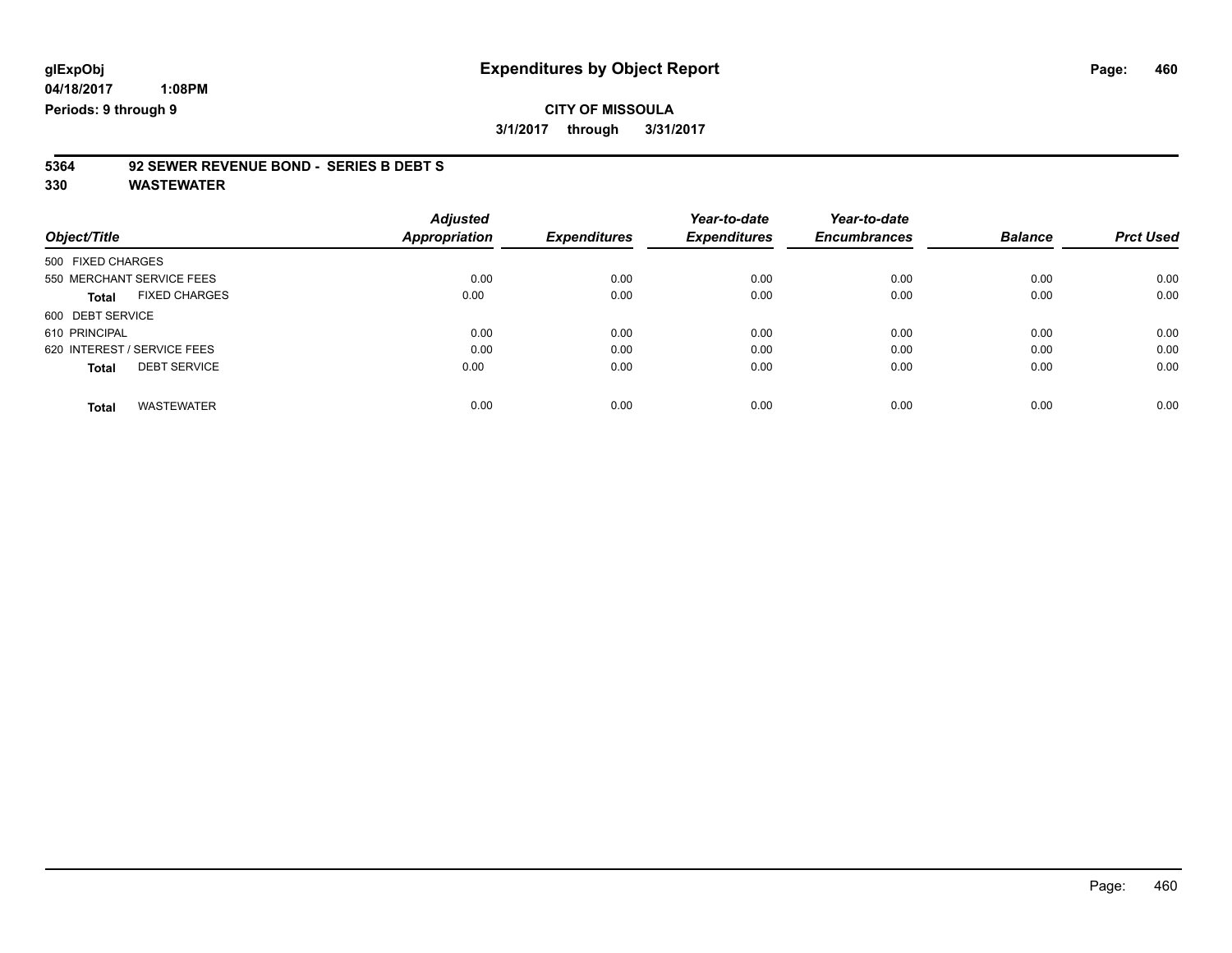**glExpObj**
**04/18/2017 1:08PM**
**Periods: 9 through 9**

# Expenditures by Object Report

**CITY OF MISSOULA**

**3/1/2017 through 3/31/2017**

## 5364 92 SEWER REVENUE BOND - SERIES B DEBT S
## 330 WASTEWATER

| Object/Title | Adjusted Appropriation | Expenditures | Year-to-date Expenditures | Year-to-date Encumbrances | Balance | Prct Used |
|---|---|---|---|---|---|---|
| 500 FIXED CHARGES | | | | | | |
| 550 MERCHANT SERVICE FEES | 0.00 | 0.00 | 0.00 | 0.00 | 0.00 | 0.00 |
| **Total** FIXED CHARGES | 0.00 | 0.00 | 0.00 | 0.00 | 0.00 | 0.00 |
| 600 DEBT SERVICE | | | | | | |
| 610 PRINCIPAL | 0.00 | 0.00 | 0.00 | 0.00 | 0.00 | 0.00 |
| 620 INTEREST / SERVICE FEES | 0.00 | 0.00 | 0.00 | 0.00 | 0.00 | 0.00 |
| **Total** DEBT SERVICE | 0.00 | 0.00 | 0.00 | 0.00 | 0.00 | 0.00 |
| **Total** WASTEWATER | 0.00 | 0.00 | 0.00 | 0.00 | 0.00 | 0.00 |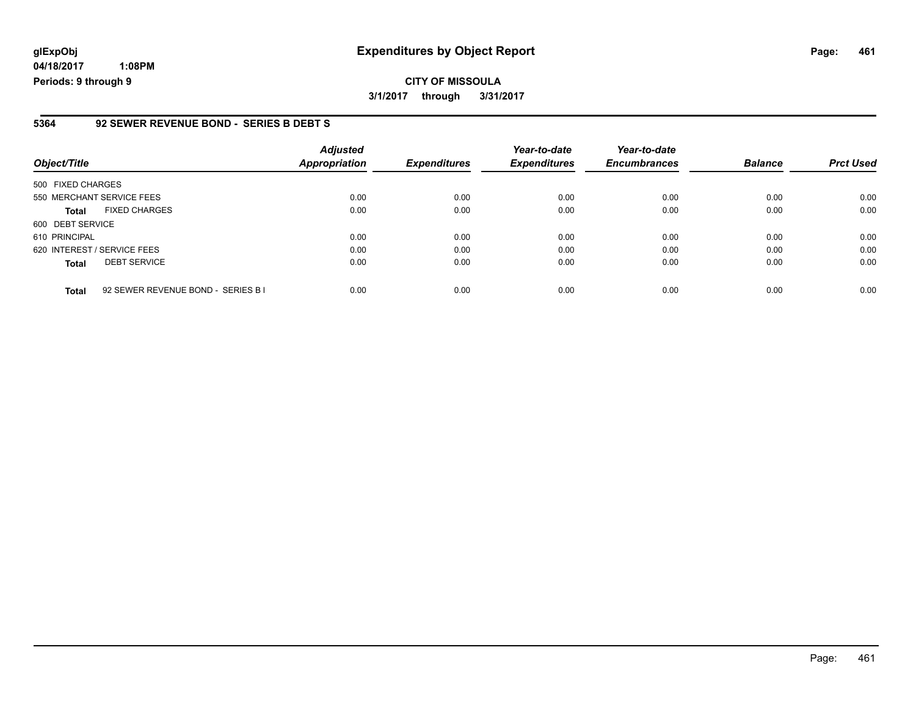# Expenditures by Object Report

**CITY OF MISSOULA**

**3/1/2017 through 3/31/2017**

glExpObj
04/18/2017 1:08PM
Periods: 9 through 9

## 5364 92 SEWER REVENUE BOND - SERIES B DEBT S

| Object/Title | | Adjusted Appropriation | Expenditures | Year-to-date Expenditures | Year-to-date Encumbrances | Balance | Prct Used |
|---|---|---|---|---|---|---|---|
| 500 FIXED CHARGES | | | | | | | |
| 550 MERCHANT SERVICE FEES | | 0.00 | 0.00 | 0.00 | 0.00 | 0.00 | 0.00 |
| **Total** | FIXED CHARGES | 0.00 | 0.00 | 0.00 | 0.00 | 0.00 | 0.00 |
| 600 DEBT SERVICE | | | | | | | |
| 610 PRINCIPAL | | 0.00 | 0.00 | 0.00 | 0.00 | 0.00 | 0.00 |
| 620 INTEREST / SERVICE FEES | | 0.00 | 0.00 | 0.00 | 0.00 | 0.00 | 0.00 |
| **Total** | DEBT SERVICE | 0.00 | 0.00 | 0.00 | 0.00 | 0.00 | 0.00 |
| **Total** | 92 SEWER REVENUE BOND - SERIES B I | 0.00 | 0.00 | 0.00 | 0.00 | 0.00 | 0.00 |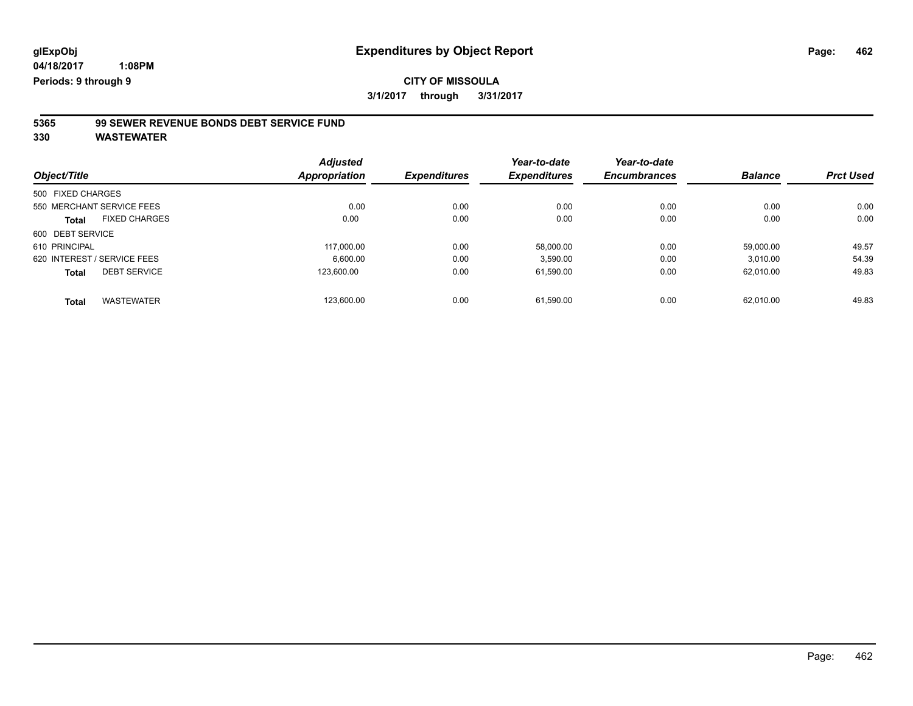glExpObj
04/18/2017 1:08PM
Periods: 9 through 9

# Expenditures by Object Report

**CITY OF MISSOULA**

**3/1/2017 through 3/31/2017**

**5365 99 SEWER REVENUE BONDS DEBT SERVICE FUND**

**330 WASTEWATER**

| Object/Title | | Adjusted Appropriation | Expenditures | Year-to-date Expenditures | Year-to-date Encumbrances | Balance | Prct Used |
|---|---|---|---|---|---|---|---|
| 500 FIXED CHARGES | | | | | | | |
| 550 MERCHANT SERVICE FEES | | 0.00 | 0.00 | 0.00 | 0.00 | 0.00 | 0.00 |
| **Total** | FIXED CHARGES | 0.00 | 0.00 | 0.00 | 0.00 | 0.00 | 0.00 |
| 600 DEBT SERVICE | | | | | | | |
| 610 PRINCIPAL | | 117,000.00 | 0.00 | 58,000.00 | 0.00 | 59,000.00 | 49.57 |
| 620 INTEREST / SERVICE FEES | | 6,600.00 | 0.00 | 3,590.00 | 0.00 | 3,010.00 | 54.39 |
| **Total** | DEBT SERVICE | 123,600.00 | 0.00 | 61,590.00 | 0.00 | 62,010.00 | 49.83 |
| **Total** | WASTEWATER | 123,600.00 | 0.00 | 61,590.00 | 0.00 | 62,010.00 | 49.83 |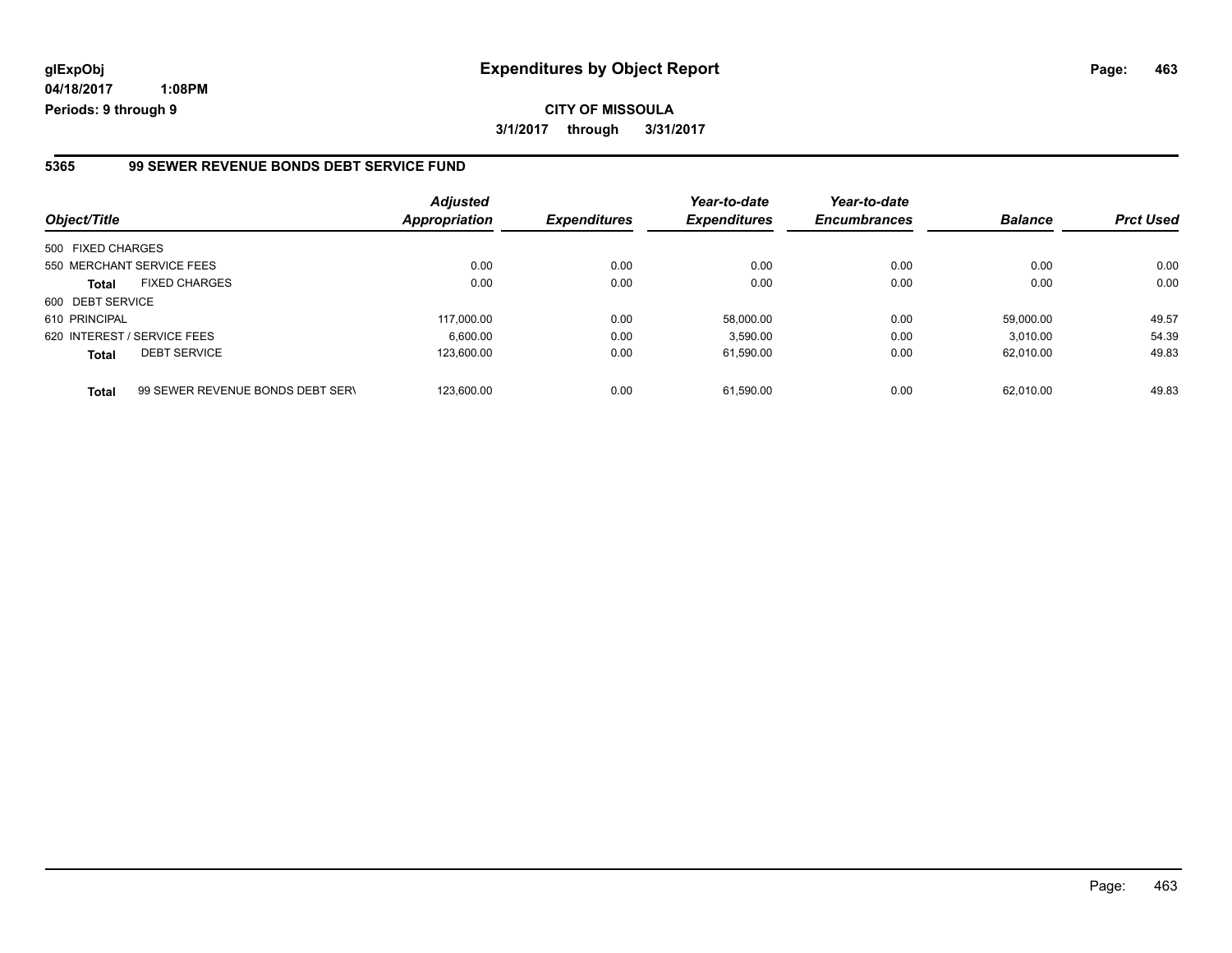# Expenditures by Object Report

glExpObj
04/18/2017 1:08PM
Periods: 9 through 9

**CITY OF MISSOULA**

**3/1/2017 through 3/31/2017**

## 5365 99 SEWER REVENUE BONDS DEBT SERVICE FUND

| Object/Title | | Adjusted Appropriation | Expenditures | Year-to-date Expenditures | Year-to-date Encumbrances | Balance | Prct Used |
|---|---|---|---|---|---|---|---|
| 500 FIXED CHARGES | | | | | | | |
| 550 MERCHANT SERVICE FEES | | 0.00 | 0.00 | 0.00 | 0.00 | 0.00 | 0.00 |
| **Total** | FIXED CHARGES | 0.00 | 0.00 | 0.00 | 0.00 | 0.00 | 0.00 |
| 600 DEBT SERVICE | | | | | | | |
| 610 PRINCIPAL | | 117,000.00 | 0.00 | 58,000.00 | 0.00 | 59,000.00 | 49.57 |
| 620 INTEREST / SERVICE FEES | | 6,600.00 | 0.00 | 3,590.00 | 0.00 | 3,010.00 | 54.39 |
| **Total** | DEBT SERVICE | 123,600.00 | 0.00 | 61,590.00 | 0.00 | 62,010.00 | 49.83 |
| **Total** | 99 SEWER REVENUE BONDS DEBT SERV | 123,600.00 | 0.00 | 61,590.00 | 0.00 | 62,010.00 | 49.83 |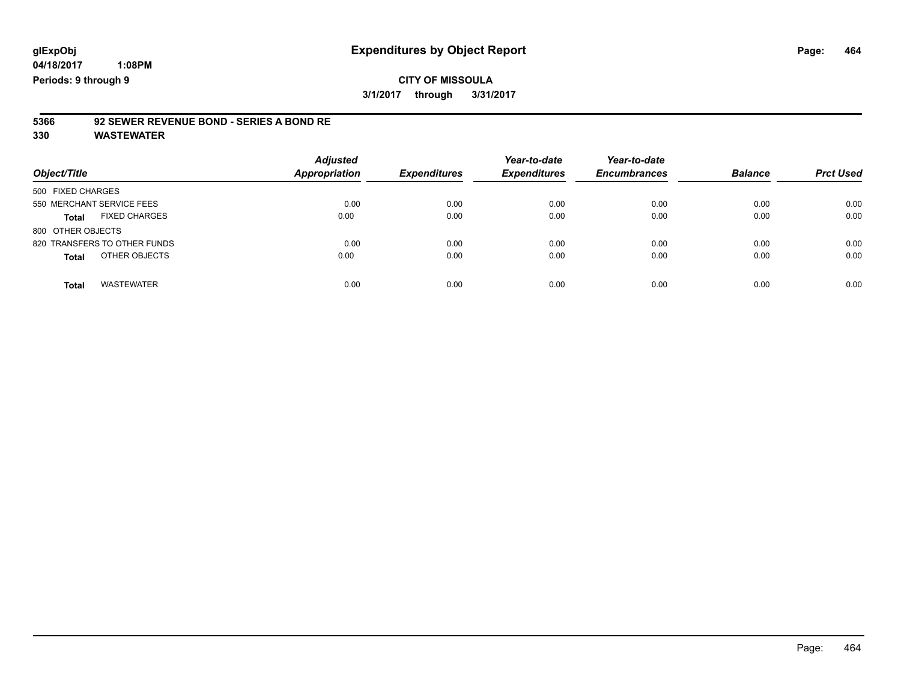**glExpObj**
**04/18/2017 1:08PM**
**Periods: 9 through 9**

# Expenditures by Object Report

**CITY OF MISSOULA**
**3/1/2017 through 3/31/2017**

## 5366 92 SEWER REVENUE BOND - SERIES A BOND RE
## 330 WASTEWATER

| Object/Title | Adjusted Appropriation | Expenditures | Year-to-date Expenditures | Year-to-date Encumbrances | Balance | Prct Used |
|---|---|---|---|---|---|---|
| 500 FIXED CHARGES | | | | | | |
| 550 MERCHANT SERVICE FEES | 0.00 | 0.00 | 0.00 | 0.00 | 0.00 | 0.00 |
| **Total** FIXED CHARGES | 0.00 | 0.00 | 0.00 | 0.00 | 0.00 | 0.00 |
| 800 OTHER OBJECTS | | | | | | |
| 820 TRANSFERS TO OTHER FUNDS | 0.00 | 0.00 | 0.00 | 0.00 | 0.00 | 0.00 |
| **Total** OTHER OBJECTS | 0.00 | 0.00 | 0.00 | 0.00 | 0.00 | 0.00 |
| **Total** WASTEWATER | 0.00 | 0.00 | 0.00 | 0.00 | 0.00 | 0.00 |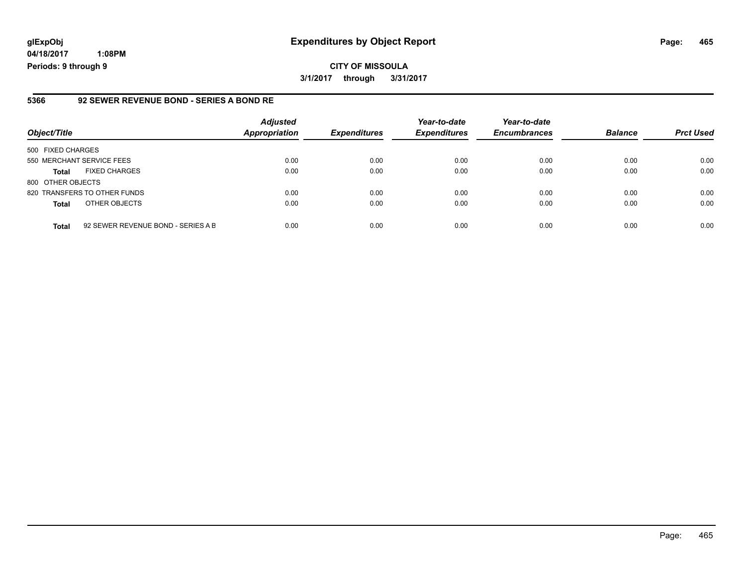**glExpObj**
**04/18/2017 1:08PM**
**Periods: 9 through 9**

# Expenditures by Object Report

**CITY OF MISSOULA**
**3/1/2017 through 3/31/2017**

## 5366 92 SEWER REVENUE BOND - SERIES A BOND RE

| Object/Title | | Adjusted Appropriation | Expenditures | Year-to-date Expenditures | Year-to-date Encumbrances | Balance | Prct Used |
|---|---|---|---|---|---|---|---|
| 500 FIXED CHARGES | | | | | | | |
| 550 MERCHANT SERVICE FEES | | 0.00 | 0.00 | 0.00 | 0.00 | 0.00 | 0.00 |
| **Total** | FIXED CHARGES | 0.00 | 0.00 | 0.00 | 0.00 | 0.00 | 0.00 |
| 800 OTHER OBJECTS | | | | | | | |
| 820 TRANSFERS TO OTHER FUNDS | | 0.00 | 0.00 | 0.00 | 0.00 | 0.00 | 0.00 |
| **Total** | OTHER OBJECTS | 0.00 | 0.00 | 0.00 | 0.00 | 0.00 | 0.00 |
| **Total** | 92 SEWER REVENUE BOND - SERIES A B | 0.00 | 0.00 | 0.00 | 0.00 | 0.00 | 0.00 |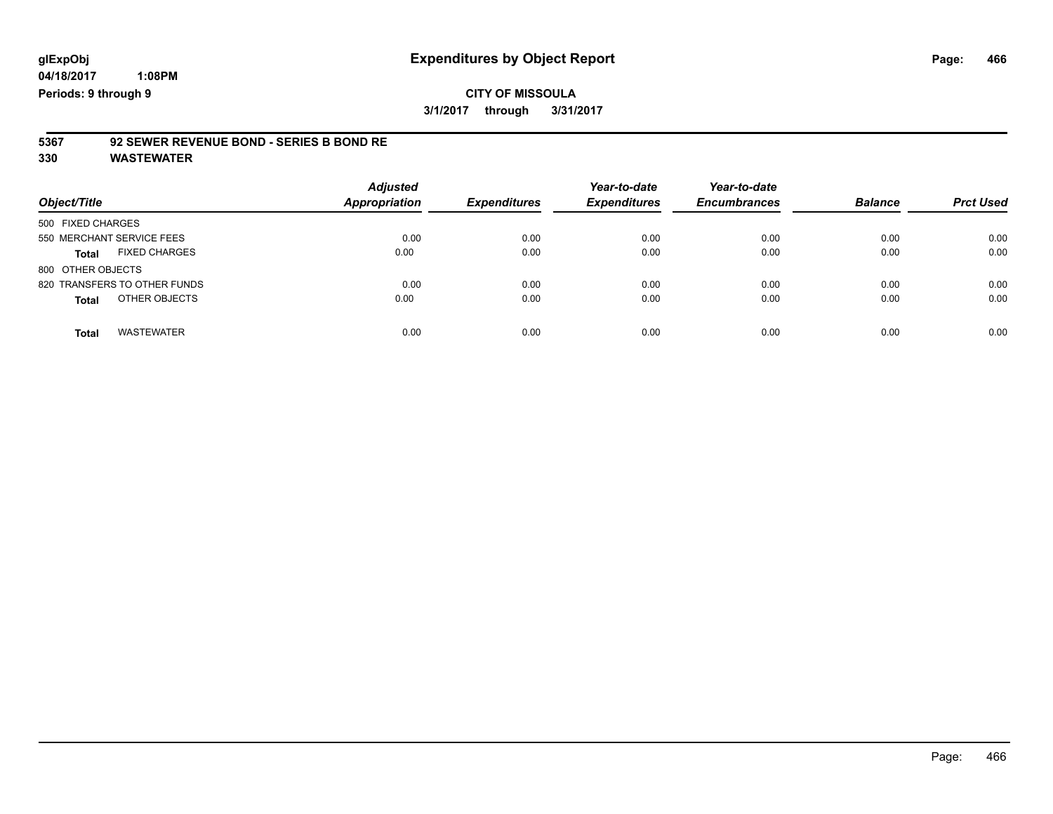**glExpObj**
**04/18/2017 1:08PM**
**Periods: 9 through 9**

# Expenditures by Object Report

**CITY OF MISSOULA**
**3/1/2017 through 3/31/2017**

**5367 92 SEWER REVENUE BOND - SERIES B BOND RE**
**330 WASTEWATER**

| Object/Title | Adjusted Appropriation | Expenditures | Year-to-date Expenditures | Year-to-date Encumbrances | Balance | Prct Used |
|---|---|---|---|---|---|---|
| 500 FIXED CHARGES | | | | | | |
| 550 MERCHANT SERVICE FEES | 0.00 | 0.00 | 0.00 | 0.00 | 0.00 | 0.00 |
| **Total** FIXED CHARGES | 0.00 | 0.00 | 0.00 | 0.00 | 0.00 | 0.00 |
| 800 OTHER OBJECTS | | | | | | |
| 820 TRANSFERS TO OTHER FUNDS | 0.00 | 0.00 | 0.00 | 0.00 | 0.00 | 0.00 |
| **Total** OTHER OBJECTS | 0.00 | 0.00 | 0.00 | 0.00 | 0.00 | 0.00 |
| **Total** WASTEWATER | 0.00 | 0.00 | 0.00 | 0.00 | 0.00 | 0.00 |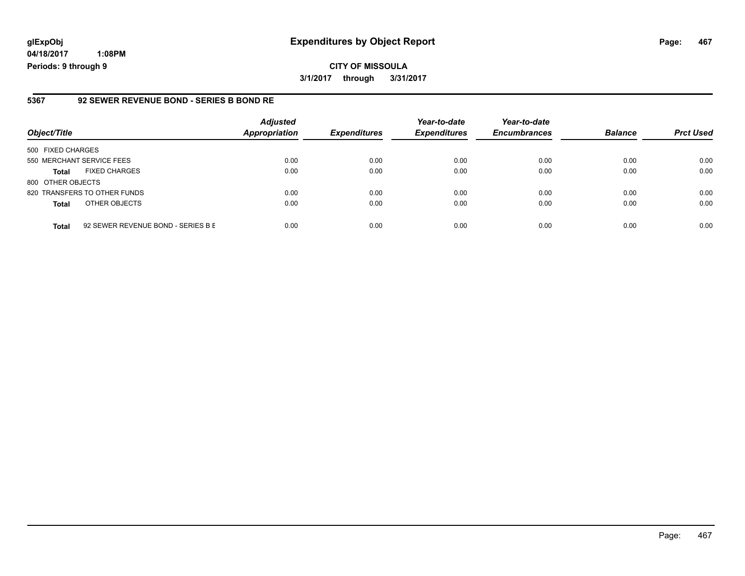# Expenditures by Object Report

glExpObj
04/18/2017 1:08PM
Periods: 9 through 9

**CITY OF MISSOULA**
**3/1/2017 through 3/31/2017**

## 5367 92 SEWER REVENUE BOND - SERIES B BOND RE

| Object/Title | | Adjusted Appropriation | Expenditures | Year-to-date Expenditures | Year-to-date Encumbrances | Balance | Prct Used |
|---|---|---|---|---|---|---|---|
| 500 FIXED CHARGES | | | | | | | |
| 550 MERCHANT SERVICE FEES | | 0.00 | 0.00 | 0.00 | 0.00 | 0.00 | 0.00 |
| **Total** | FIXED CHARGES | 0.00 | 0.00 | 0.00 | 0.00 | 0.00 | 0.00 |
| 800 OTHER OBJECTS | | | | | | | |
| 820 TRANSFERS TO OTHER FUNDS | | 0.00 | 0.00 | 0.00 | 0.00 | 0.00 | 0.00 |
| **Total** | OTHER OBJECTS | 0.00 | 0.00 | 0.00 | 0.00 | 0.00 | 0.00 |
| **Total** | 92 SEWER REVENUE BOND - SERIES B E | 0.00 | 0.00 | 0.00 | 0.00 | 0.00 | 0.00 |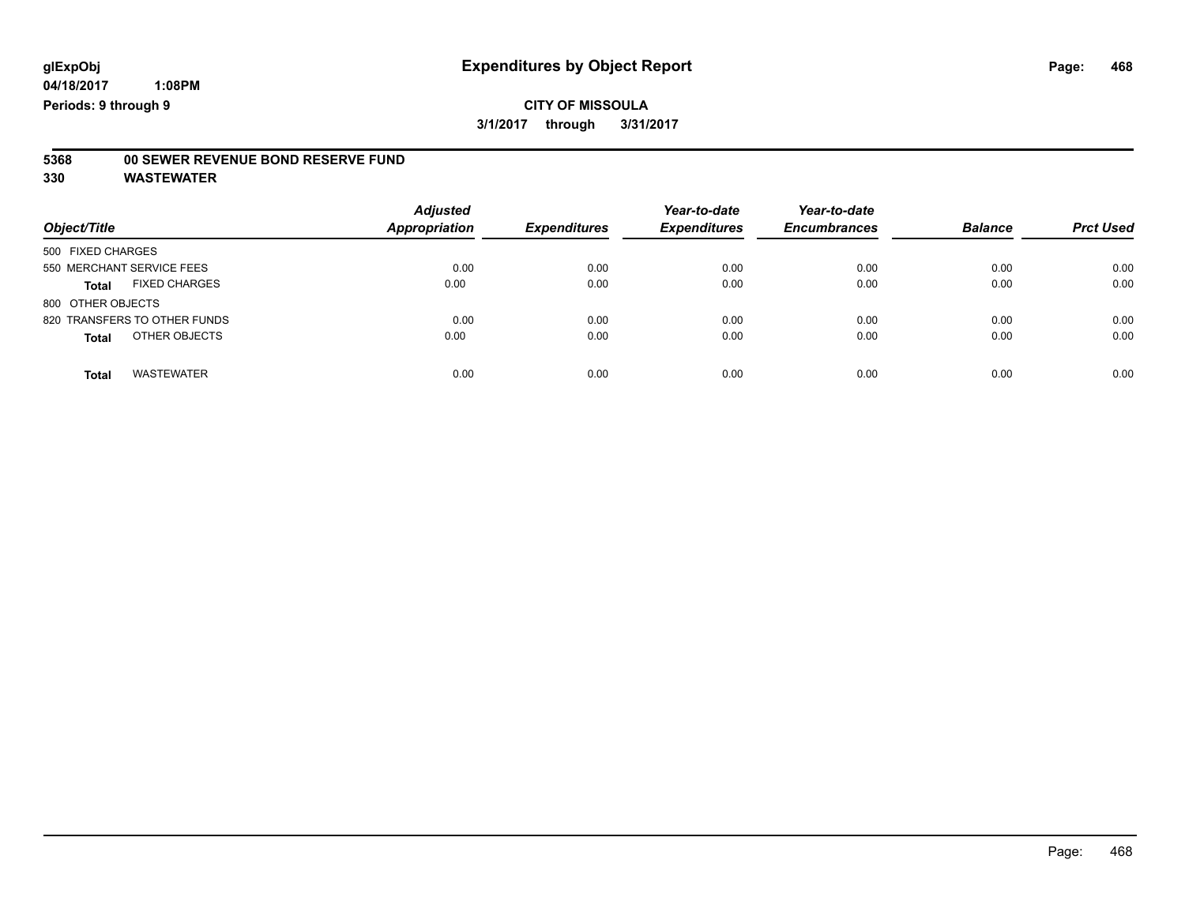# Expenditures by Object Report

**CITY OF MISSOULA**

**3/1/2017 through 3/31/2017**

glExpObj
04/18/2017 1:08PM
Periods: 9 through 9

**5368 00 SEWER REVENUE BOND RESERVE FUND**

**330 WASTEWATER**

| Object/Title | Adjusted Appropriation | Expenditures | Year-to-date Expenditures | Year-to-date Encumbrances | Balance | Prct Used |
|---|---|---|---|---|---|---|
| 500 FIXED CHARGES | | | | | | |
| 550 MERCHANT SERVICE FEES | 0.00 | 0.00 | 0.00 | 0.00 | 0.00 | 0.00 |
| **Total** FIXED CHARGES | 0.00 | 0.00 | 0.00 | 0.00 | 0.00 | 0.00 |
| 800 OTHER OBJECTS | | | | | | |
| 820 TRANSFERS TO OTHER FUNDS | 0.00 | 0.00 | 0.00 | 0.00 | 0.00 | 0.00 |
| **Total** OTHER OBJECTS | 0.00 | 0.00 | 0.00 | 0.00 | 0.00 | 0.00 |
| **Total** WASTEWATER | 0.00 | 0.00 | 0.00 | 0.00 | 0.00 | 0.00 |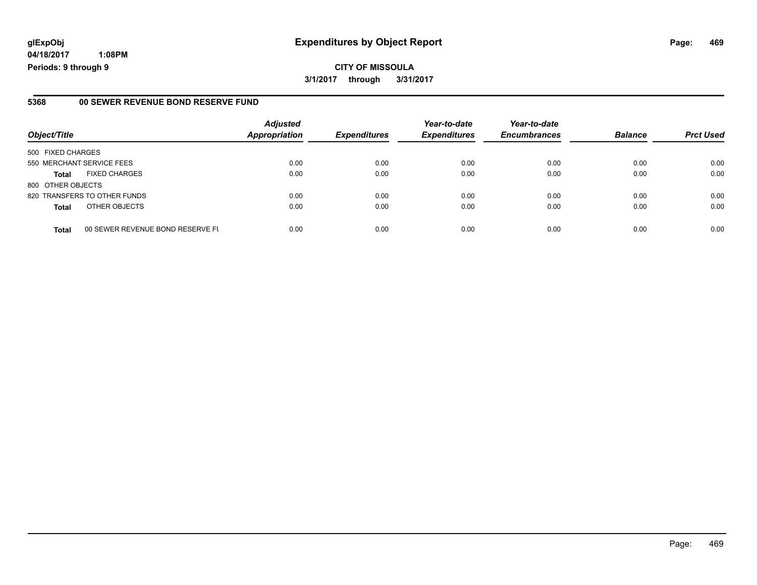**glExpObj**
**04/18/2017 1:08PM**
**Periods: 9 through 9**

# Expenditures by Object Report

**CITY OF MISSOULA**
**3/1/2017 through 3/31/2017**

## 5368 00 SEWER REVENUE BOND RESERVE FUND

| Object/Title | | Adjusted Appropriation | Expenditures | Year-to-date Expenditures | Year-to-date Encumbrances | Balance | Prct Used |
|---|---|---|---|---|---|---|---|
| 500 FIXED CHARGES | | | | | | | |
| 550 MERCHANT SERVICE FEES | | 0.00 | 0.00 | 0.00 | 0.00 | 0.00 | 0.00 |
| **Total** | FIXED CHARGES | 0.00 | 0.00 | 0.00 | 0.00 | 0.00 | 0.00 |
| 800 OTHER OBJECTS | | | | | | | |
| 820 TRANSFERS TO OTHER FUNDS | | 0.00 | 0.00 | 0.00 | 0.00 | 0.00 | 0.00 |
| **Total** | OTHER OBJECTS | 0.00 | 0.00 | 0.00 | 0.00 | 0.00 | 0.00 |
| **Total** | 00 SEWER REVENUE BOND RESERVE FU | 0.00 | 0.00 | 0.00 | 0.00 | 0.00 | 0.00 |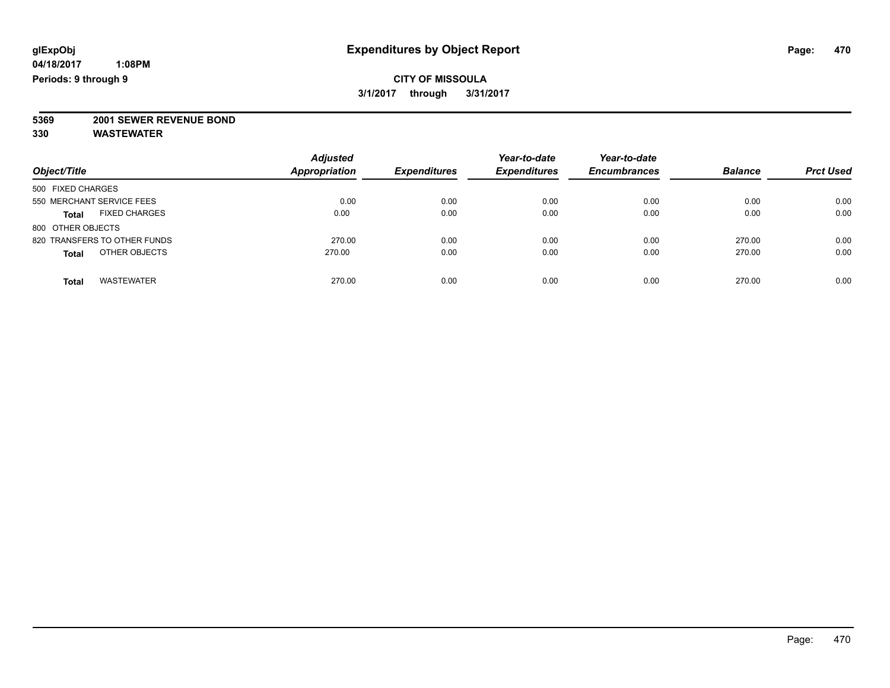# Expenditures by Object Report

glExpObj
04/18/2017 1:08PM
Periods: 9 through 9

**CITY OF MISSOULA**
**3/1/2017 through 3/31/2017**

**5369 2001 SEWER REVENUE BOND**
**330 WASTEWATER**

| Object/Title | | Adjusted Appropriation | Expenditures | Year-to-date Expenditures | Year-to-date Encumbrances | Balance | Prct Used |
|---|---|---|---|---|---|---|---|
| 500 FIXED CHARGES | | | | | | | |
| 550 MERCHANT SERVICE FEES | | 0.00 | 0.00 | 0.00 | 0.00 | 0.00 | 0.00 |
| **Total** | FIXED CHARGES | 0.00 | 0.00 | 0.00 | 0.00 | 0.00 | 0.00 |
| 800 OTHER OBJECTS | | | | | | | |
| 820 TRANSFERS TO OTHER FUNDS | | 270.00 | 0.00 | 0.00 | 0.00 | 270.00 | 0.00 |
| **Total** | OTHER OBJECTS | 270.00 | 0.00 | 0.00 | 0.00 | 270.00 | 0.00 |
| **Total** | WASTEWATER | 270.00 | 0.00 | 0.00 | 0.00 | 270.00 | 0.00 |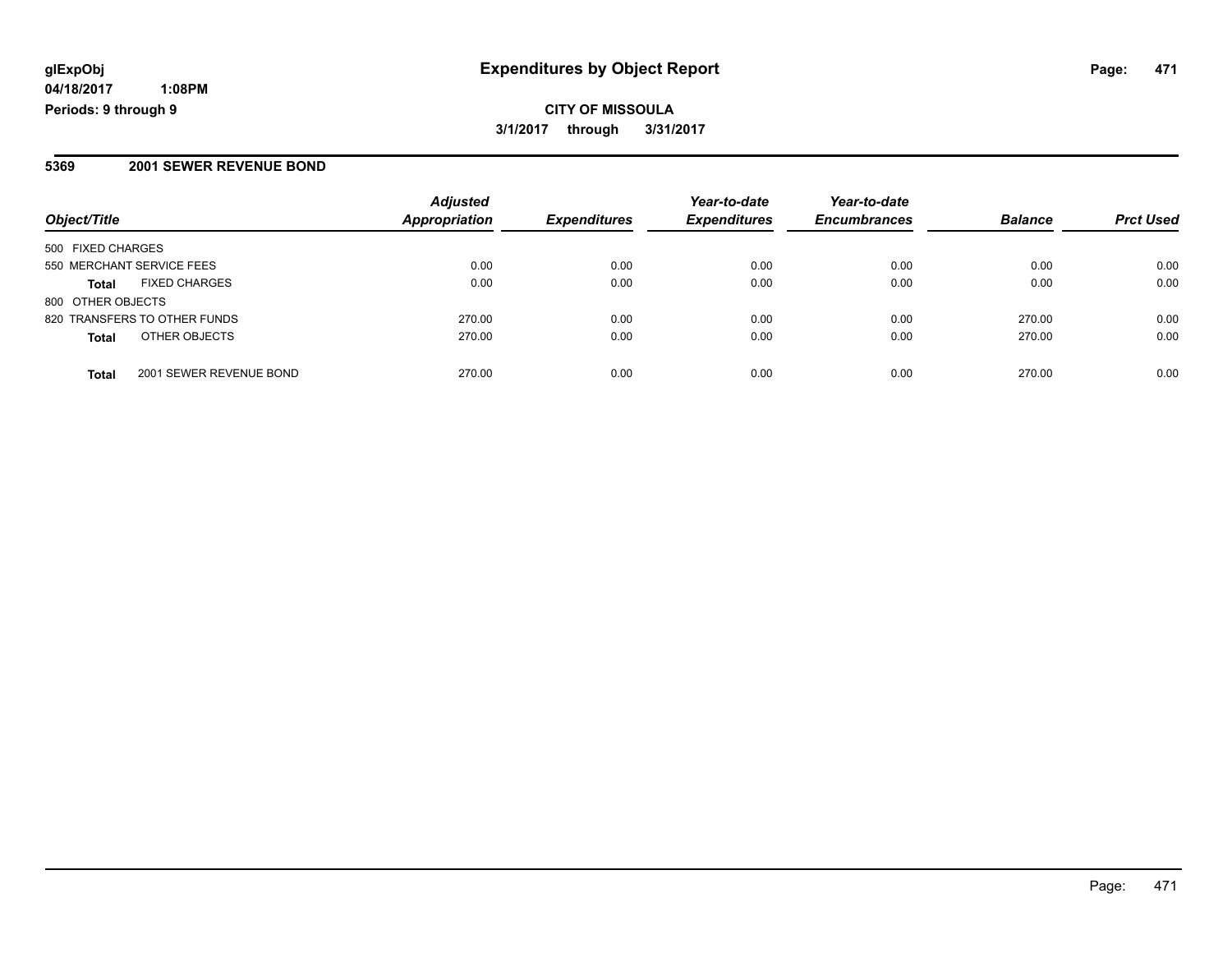# Expenditures by Object Report

glExpObj
04/18/2017 1:08PM
Periods: 9 through 9

**CITY OF MISSOULA**
**3/1/2017 through 3/31/2017**

## 5369 2001 SEWER REVENUE BOND

| Object/Title | Adjusted Appropriation | Expenditures | Year-to-date Expenditures | Year-to-date Encumbrances | Balance | Prct Used |
|---|---|---|---|---|---|---|
| 500 FIXED CHARGES | | | | | | |
| 550 MERCHANT SERVICE FEES | 0.00 | 0.00 | 0.00 | 0.00 | 0.00 | 0.00 |
| **Total** FIXED CHARGES | 0.00 | 0.00 | 0.00 | 0.00 | 0.00 | 0.00 |
| 800 OTHER OBJECTS | | | | | | |
| 820 TRANSFERS TO OTHER FUNDS | 270.00 | 0.00 | 0.00 | 0.00 | 270.00 | 0.00 |
| **Total** OTHER OBJECTS | 270.00 | 0.00 | 0.00 | 0.00 | 270.00 | 0.00 |
| **Total** 2001 SEWER REVENUE BOND | 270.00 | 0.00 | 0.00 | 0.00 | 270.00 | 0.00 |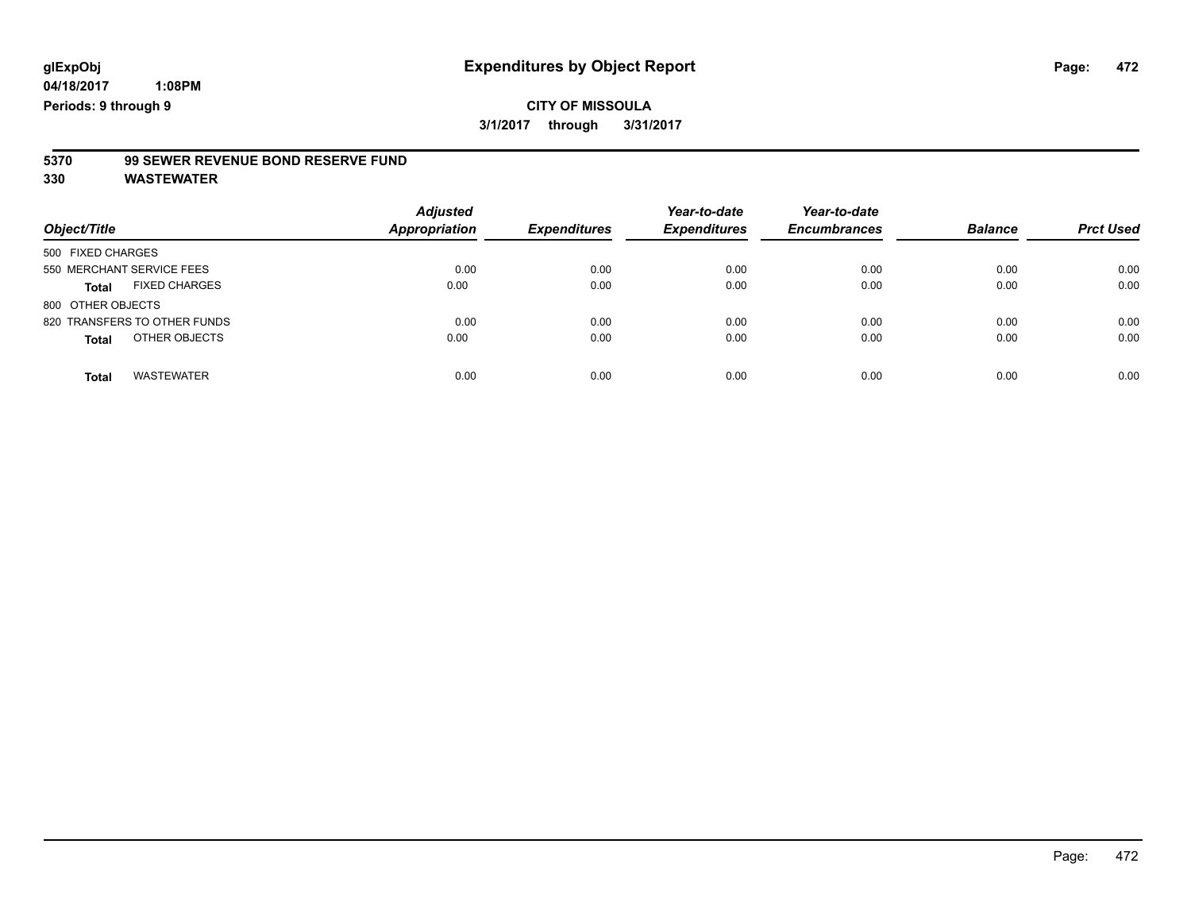**glExpObj** **Expenditures by Object Report**

**04/18/2017 1:08PM**

**Periods: 9 through 9**

**CITY OF MISSOULA**

**3/1/2017 through 3/31/2017**

**5370 99 SEWER REVENUE BOND RESERVE FUND**

**330 WASTEWATER**

| Object/Title | Adjusted Appropriation | Expenditures | Year-to-date Expenditures | Year-to-date Encumbrances | Balance | Prct Used |
|---|---|---|---|---|---|---|
| 500 FIXED CHARGES | | | | | | |
| 550 MERCHANT SERVICE FEES | 0.00 | 0.00 | 0.00 | 0.00 | 0.00 | 0.00 |
| **Total** FIXED CHARGES | 0.00 | 0.00 | 0.00 | 0.00 | 0.00 | 0.00 |
| 800 OTHER OBJECTS | | | | | | |
| 820 TRANSFERS TO OTHER FUNDS | 0.00 | 0.00 | 0.00 | 0.00 | 0.00 | 0.00 |
| **Total** OTHER OBJECTS | 0.00 | 0.00 | 0.00 | 0.00 | 0.00 | 0.00 |
| **Total** WASTEWATER | 0.00 | 0.00 | 0.00 | 0.00 | 0.00 | 0.00 |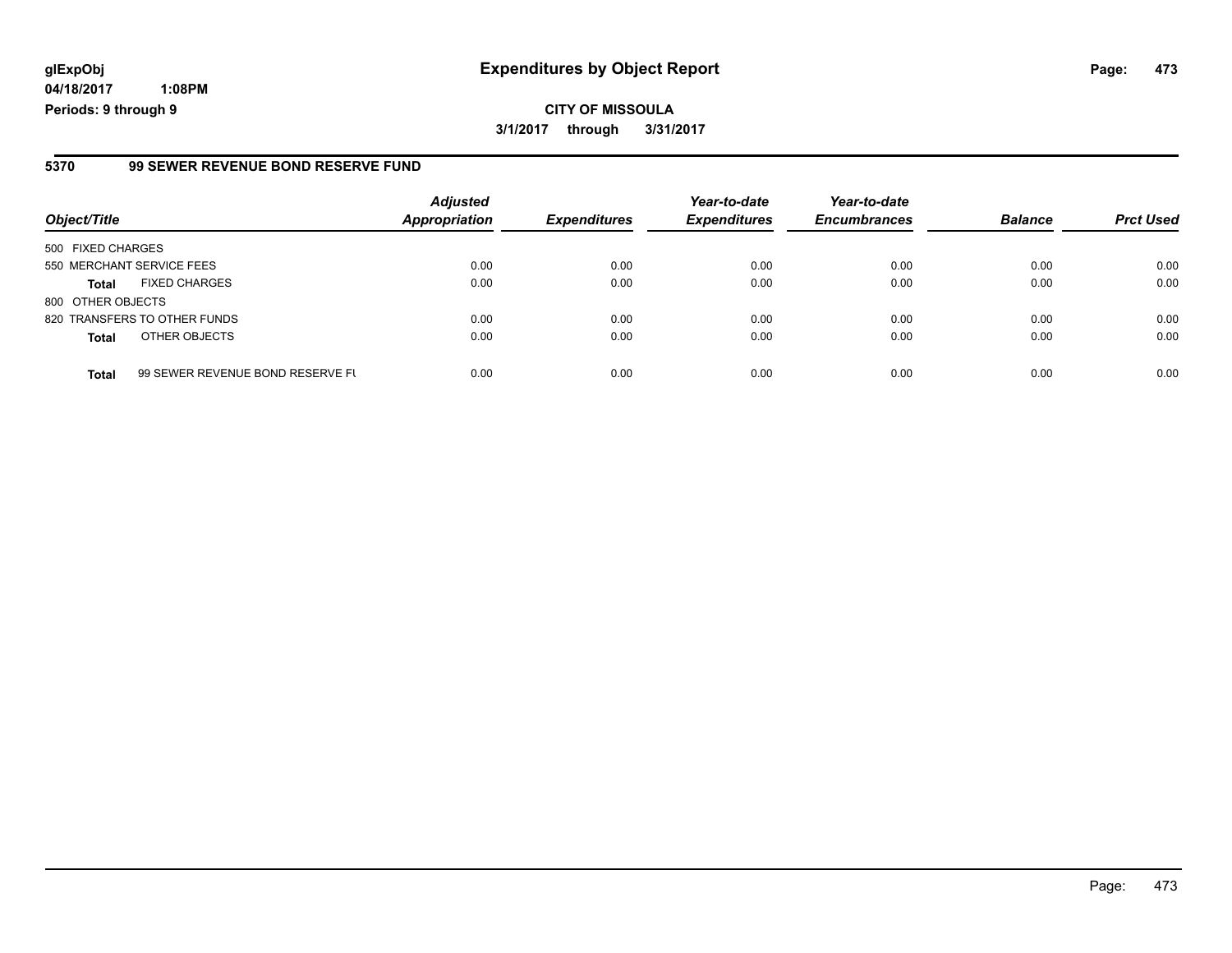**glExpObj**
**04/18/2017 1:08PM**
**Periods: 9 through 9**

# Expenditures by Object Report

**CITY OF MISSOULA**
**3/1/2017 through 3/31/2017**

## 5370 99 SEWER REVENUE BOND RESERVE FUND

| Object/Title | | Adjusted Appropriation | Expenditures | Year-to-date Expenditures | Year-to-date Encumbrances | Balance | Prct Used |
|---|---|---|---|---|---|---|---|
| 500 FIXED CHARGES | | | | | | | |
| 550 MERCHANT SERVICE FEES | | 0.00 | 0.00 | 0.00 | 0.00 | 0.00 | 0.00 |
| **Total** | FIXED CHARGES | 0.00 | 0.00 | 0.00 | 0.00 | 0.00 | 0.00 |
| 800 OTHER OBJECTS | | | | | | | |
| 820 TRANSFERS TO OTHER FUNDS | | 0.00 | 0.00 | 0.00 | 0.00 | 0.00 | 0.00 |
| **Total** | OTHER OBJECTS | 0.00 | 0.00 | 0.00 | 0.00 | 0.00 | 0.00 |
| **Total** | 99 SEWER REVENUE BOND RESERVE FU | 0.00 | 0.00 | 0.00 | 0.00 | 0.00 | 0.00 |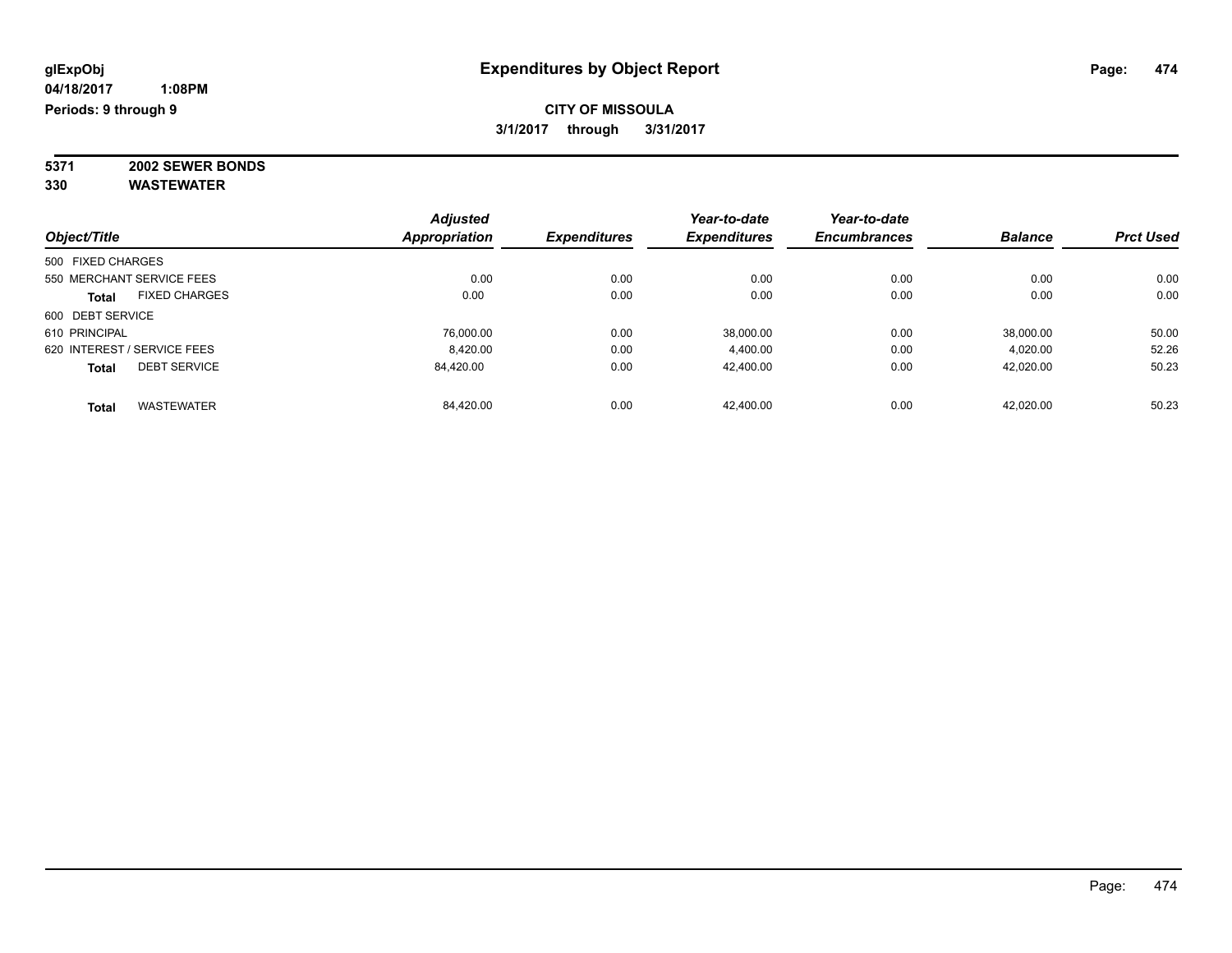**glExpObj** — **Expenditures by Object Report**

**04/18/2017 1:08PM**

**Periods: 9 through 9**

**CITY OF MISSOULA**

**3/1/2017 through 3/31/2017**

**5371 2002 SEWER BONDS**

**330 WASTEWATER**

| Object/Title | Adjusted Appropriation | Expenditures | Year-to-date Expenditures | Year-to-date Encumbrances | Balance | Prct Used |
|---|---|---|---|---|---|---|
| 500 FIXED CHARGES | | | | | | |
| 550 MERCHANT SERVICE FEES | 0.00 | 0.00 | 0.00 | 0.00 | 0.00 | 0.00 |
| **Total** FIXED CHARGES | 0.00 | 0.00 | 0.00 | 0.00 | 0.00 | 0.00 |
| 600 DEBT SERVICE | | | | | | |
| 610 PRINCIPAL | 76,000.00 | 0.00 | 38,000.00 | 0.00 | 38,000.00 | 50.00 |
| 620 INTEREST / SERVICE FEES | 8,420.00 | 0.00 | 4,400.00 | 0.00 | 4,020.00 | 52.26 |
| **Total** DEBT SERVICE | 84,420.00 | 0.00 | 42,400.00 | 0.00 | 42,020.00 | 50.23 |
| **Total** WASTEWATER | 84,420.00 | 0.00 | 42,400.00 | 0.00 | 42,020.00 | 50.23 |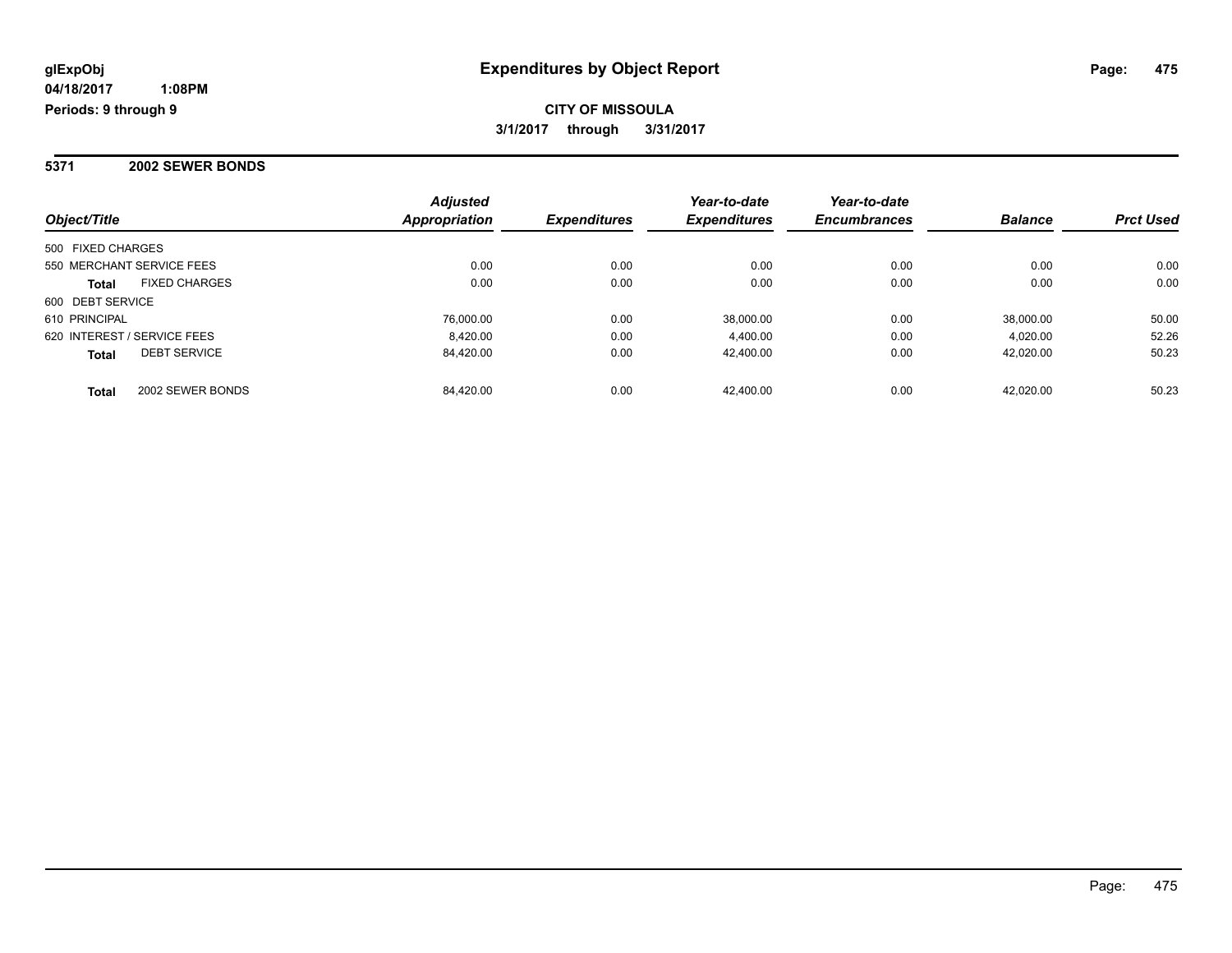**glExpObj** **Expenditures by Object Report**

**04/18/2017 1:08PM**

**Periods: 9 through 9**

**CITY OF MISSOULA**

**3/1/2017 through 3/31/2017**

**5371 2002 SEWER BONDS**

| Object/Title | Adjusted Appropriation | Expenditures | Year-to-date Expenditures | Year-to-date Encumbrances | Balance | Prct Used |
|---|---|---|---|---|---|---|
| 500 FIXED CHARGES | | | | | | |
| 550 MERCHANT SERVICE FEES | 0.00 | 0.00 | 0.00 | 0.00 | 0.00 | 0.00 |
| **Total** FIXED CHARGES | 0.00 | 0.00 | 0.00 | 0.00 | 0.00 | 0.00 |
| 600 DEBT SERVICE | | | | | | |
| 610 PRINCIPAL | 76,000.00 | 0.00 | 38,000.00 | 0.00 | 38,000.00 | 50.00 |
| 620 INTEREST / SERVICE FEES | 8,420.00 | 0.00 | 4,400.00 | 0.00 | 4,020.00 | 52.26 |
| **Total** DEBT SERVICE | 84,420.00 | 0.00 | 42,400.00 | 0.00 | 42,020.00 | 50.23 |
| **Total** 2002 SEWER BONDS | 84,420.00 | 0.00 | 42,400.00 | 0.00 | 42,020.00 | 50.23 |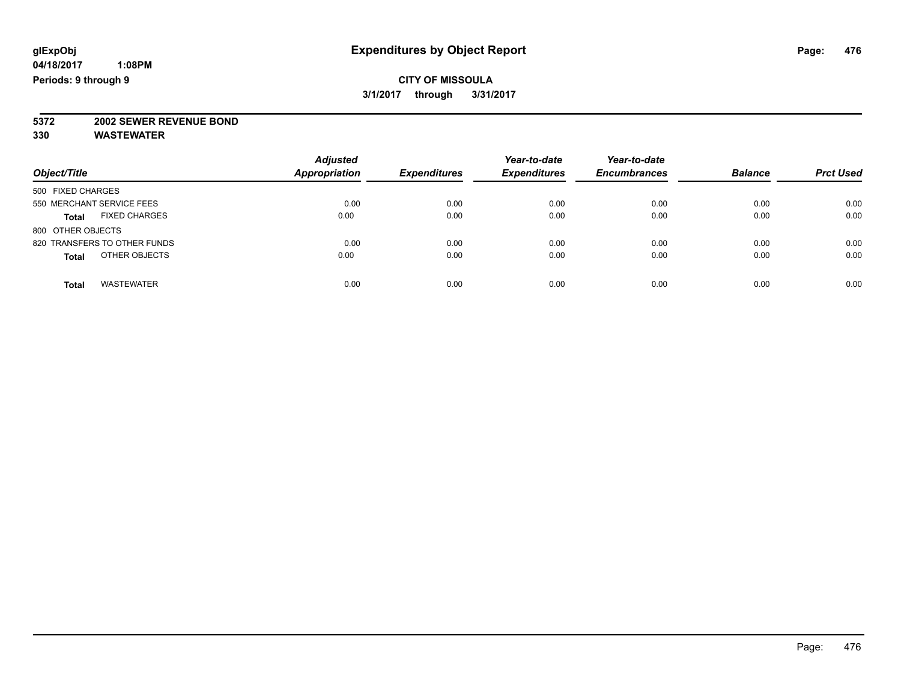**glExpObj** **Expenditures by Object Report**

**04/18/2017 1:08PM**

**Periods: 9 through 9**

**CITY OF MISSOULA**

**3/1/2017 through 3/31/2017**

**5372 2002 SEWER REVENUE BOND**

**330 WASTEWATER**

| Object/Title | Adjusted Appropriation | Expenditures | Year-to-date Expenditures | Year-to-date Encumbrances | Balance | Prct Used |
|---|---|---|---|---|---|---|
| 500 FIXED CHARGES | | | | | | |
| 550 MERCHANT SERVICE FEES | 0.00 | 0.00 | 0.00 | 0.00 | 0.00 | 0.00 |
| **Total** FIXED CHARGES | 0.00 | 0.00 | 0.00 | 0.00 | 0.00 | 0.00 |
| 800 OTHER OBJECTS | | | | | | |
| 820 TRANSFERS TO OTHER FUNDS | 0.00 | 0.00 | 0.00 | 0.00 | 0.00 | 0.00 |
| **Total** OTHER OBJECTS | 0.00 | 0.00 | 0.00 | 0.00 | 0.00 | 0.00 |
| **Total** WASTEWATER | 0.00 | 0.00 | 0.00 | 0.00 | 0.00 | 0.00 |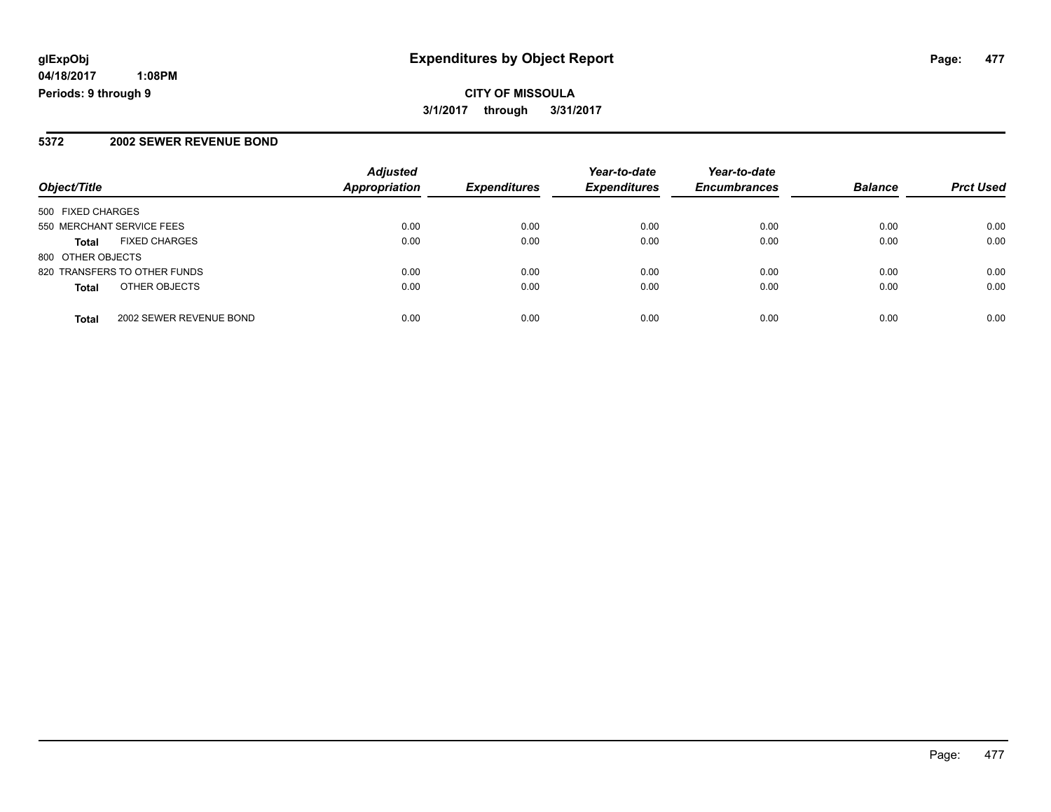**glExpObj**
**04/18/2017 1:08PM**
**Periods: 9 through 9**

# Expenditures by Object Report

**CITY OF MISSOULA**
**3/1/2017 through 3/31/2017**

## 5372 2002 SEWER REVENUE BOND

| Object/Title | | Adjusted Appropriation | Expenditures | Year-to-date Expenditures | Year-to-date Encumbrances | Balance | Prct Used |
|---|---|---|---|---|---|---|---|
| 500 FIXED CHARGES | | | | | | | |
| 550 MERCHANT SERVICE FEES | | 0.00 | 0.00 | 0.00 | 0.00 | 0.00 | 0.00 |
| **Total** | FIXED CHARGES | 0.00 | 0.00 | 0.00 | 0.00 | 0.00 | 0.00 |
| 800 OTHER OBJECTS | | | | | | | |
| 820 TRANSFERS TO OTHER FUNDS | | 0.00 | 0.00 | 0.00 | 0.00 | 0.00 | 0.00 |
| **Total** | OTHER OBJECTS | 0.00 | 0.00 | 0.00 | 0.00 | 0.00 | 0.00 |
| **Total** | 2002 SEWER REVENUE BOND | 0.00 | 0.00 | 0.00 | 0.00 | 0.00 | 0.00 |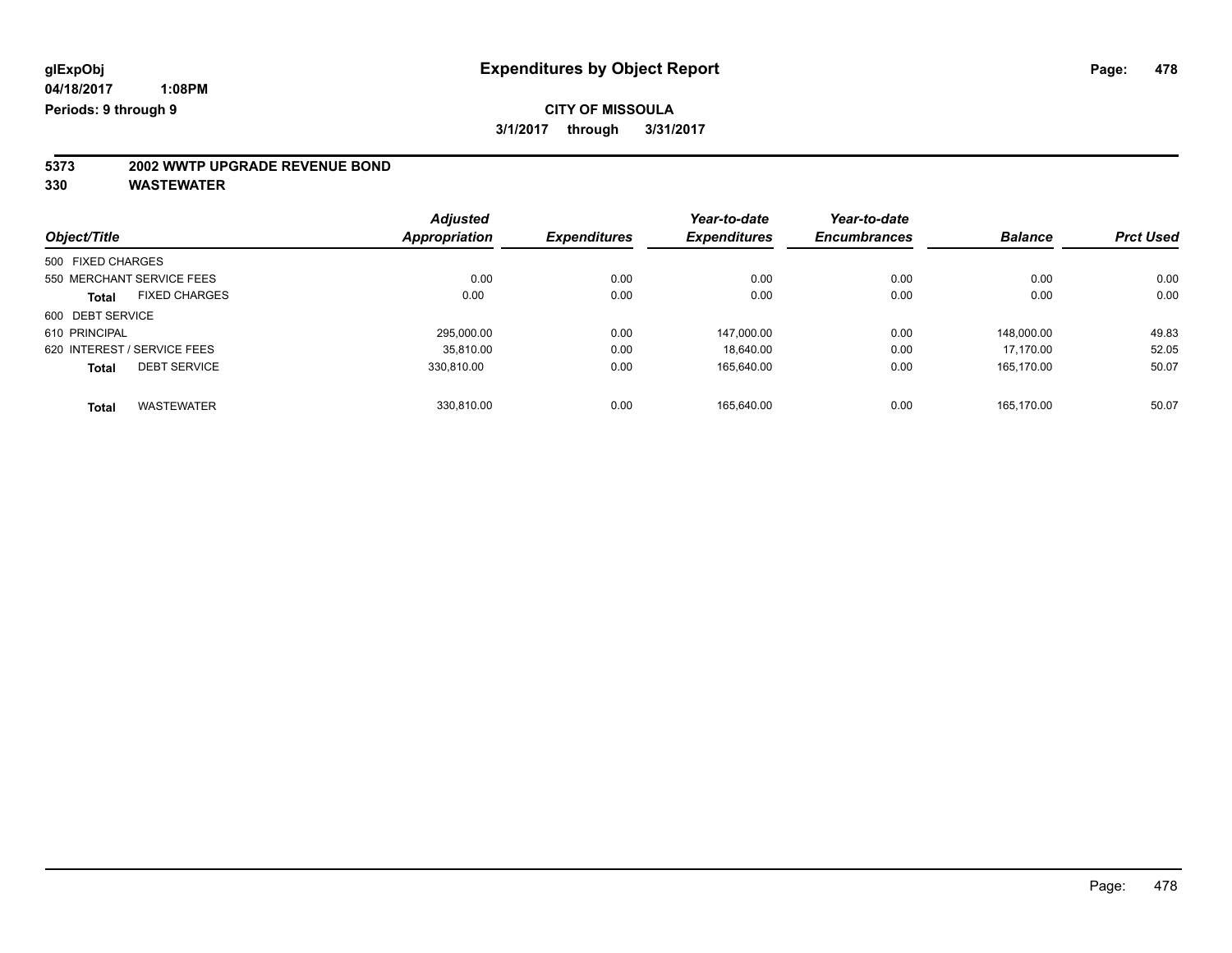**glExpObj** **Expenditures by Object Report**

**04/18/2017 1:08PM**

**Periods: 9 through 9**

**CITY OF MISSOULA**

**3/1/2017 through 3/31/2017**

## 5373 2002 WWTP UPGRADE REVENUE BOND

## 330 WASTEWATER

| Object/Title | Adjusted Appropriation | Expenditures | Year-to-date Expenditures | Year-to-date Encumbrances | Balance | Prct Used |
|---|---|---|---|---|---|---|
| 500 FIXED CHARGES | | | | | | |
| 550 MERCHANT SERVICE FEES | 0.00 | 0.00 | 0.00 | 0.00 | 0.00 | 0.00 |
| **Total** FIXED CHARGES | 0.00 | 0.00 | 0.00 | 0.00 | 0.00 | 0.00 |
| 600 DEBT SERVICE | | | | | | |
| 610 PRINCIPAL | 295,000.00 | 0.00 | 147,000.00 | 0.00 | 148,000.00 | 49.83 |
| 620 INTEREST / SERVICE FEES | 35,810.00 | 0.00 | 18,640.00 | 0.00 | 17,170.00 | 52.05 |
| **Total** DEBT SERVICE | 330,810.00 | 0.00 | 165,640.00 | 0.00 | 165,170.00 | 50.07 |
| **Total** WASTEWATER | 330,810.00 | 0.00 | 165,640.00 | 0.00 | 165,170.00 | 50.07 |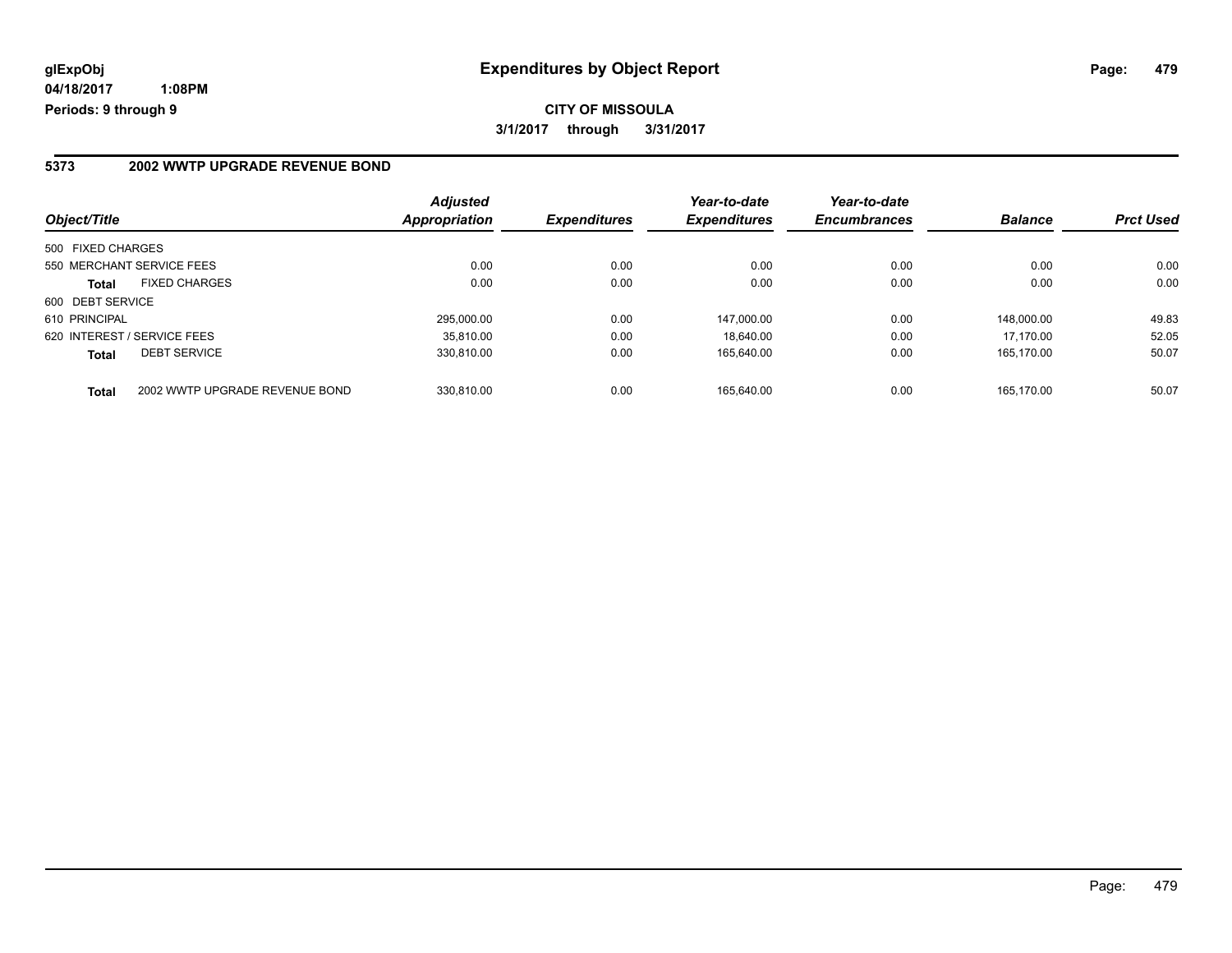**glExpObj**
**04/18/2017 1:08PM**
**Periods: 9 through 9**

# Expenditures by Object Report

**CITY OF MISSOULA**
**3/1/2017 through 3/31/2017**

## 5373 2002 WWTP UPGRADE REVENUE BOND

| Object/Title | | Adjusted Appropriation | Expenditures | Year-to-date Expenditures | Year-to-date Encumbrances | Balance | Prct Used |
|---|---|---|---|---|---|---|---|
| 500 FIXED CHARGES | | | | | | | |
| 550 MERCHANT SERVICE FEES | | 0.00 | 0.00 | 0.00 | 0.00 | 0.00 | 0.00 |
| **Total** | FIXED CHARGES | 0.00 | 0.00 | 0.00 | 0.00 | 0.00 | 0.00 |
| 600 DEBT SERVICE | | | | | | | |
| 610 PRINCIPAL | | 295,000.00 | 0.00 | 147,000.00 | 0.00 | 148,000.00 | 49.83 |
| 620 INTEREST / SERVICE FEES | | 35,810.00 | 0.00 | 18,640.00 | 0.00 | 17,170.00 | 52.05 |
| **Total** | DEBT SERVICE | 330,810.00 | 0.00 | 165,640.00 | 0.00 | 165,170.00 | 50.07 |
| **Total** | 2002 WWTP UPGRADE REVENUE BOND | 330,810.00 | 0.00 | 165,640.00 | 0.00 | 165,170.00 | 50.07 |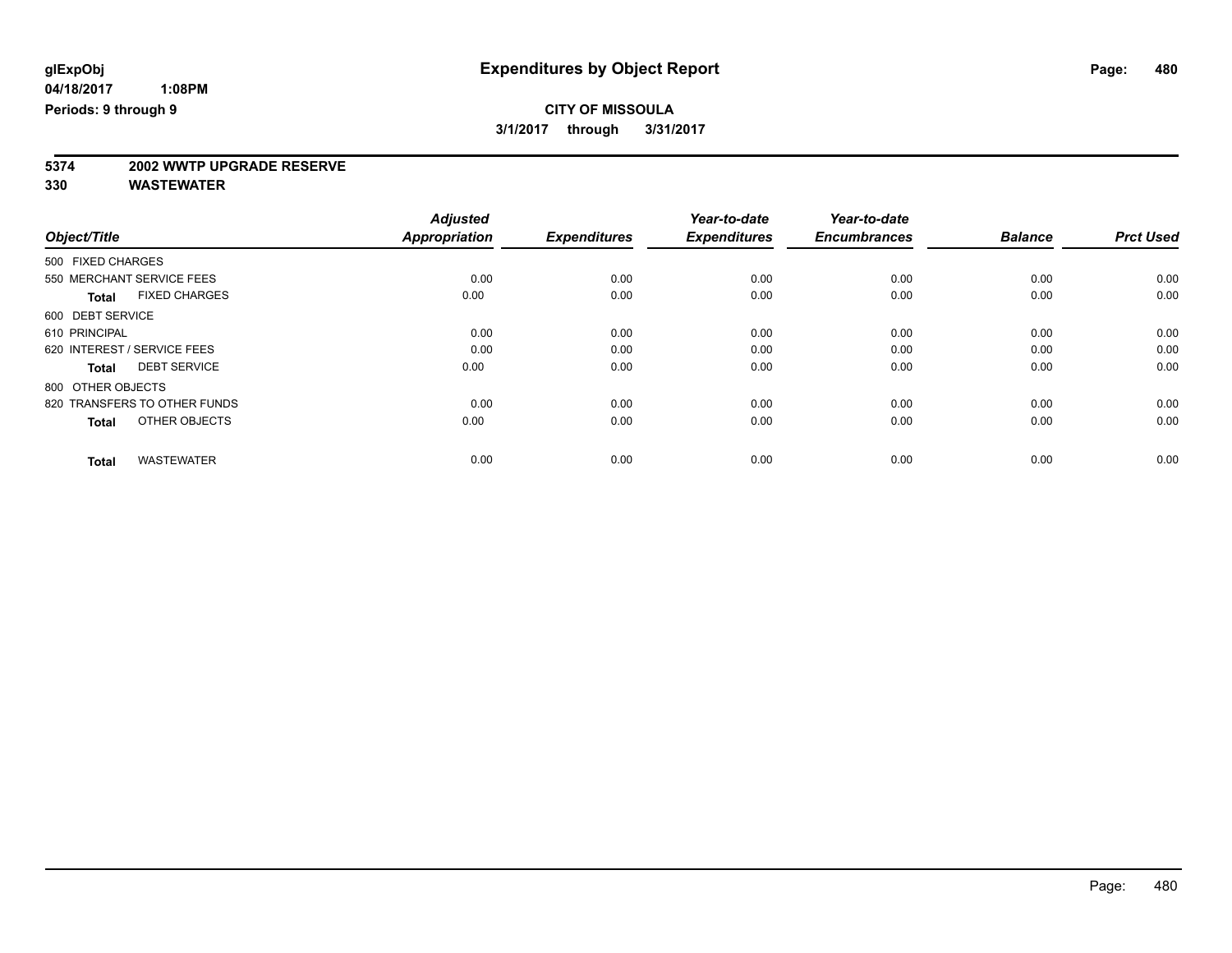glExpObj
04/18/2017 1:08PM
Periods: 9 through 9

# Expenditures by Object Report

**CITY OF MISSOULA**
**3/1/2017 through 3/31/2017**

**5374 2002 WWTP UPGRADE RESERVE**
**330 WASTEWATER**

| Object/Title | Adjusted Appropriation | Expenditures | Year-to-date Expenditures | Year-to-date Encumbrances | Balance | Prct Used |
|---|---|---|---|---|---|---|
| 500 FIXED CHARGES | | | | | | |
| 550 MERCHANT SERVICE FEES | 0.00 | 0.00 | 0.00 | 0.00 | 0.00 | 0.00 |
| **Total** FIXED CHARGES | 0.00 | 0.00 | 0.00 | 0.00 | 0.00 | 0.00 |
| 600 DEBT SERVICE | | | | | | |
| 610 PRINCIPAL | 0.00 | 0.00 | 0.00 | 0.00 | 0.00 | 0.00 |
| 620 INTEREST / SERVICE FEES | 0.00 | 0.00 | 0.00 | 0.00 | 0.00 | 0.00 |
| **Total** DEBT SERVICE | 0.00 | 0.00 | 0.00 | 0.00 | 0.00 | 0.00 |
| 800 OTHER OBJECTS | | | | | | |
| 820 TRANSFERS TO OTHER FUNDS | 0.00 | 0.00 | 0.00 | 0.00 | 0.00 | 0.00 |
| **Total** OTHER OBJECTS | 0.00 | 0.00 | 0.00 | 0.00 | 0.00 | 0.00 |
| **Total** WASTEWATER | 0.00 | 0.00 | 0.00 | 0.00 | 0.00 | 0.00 |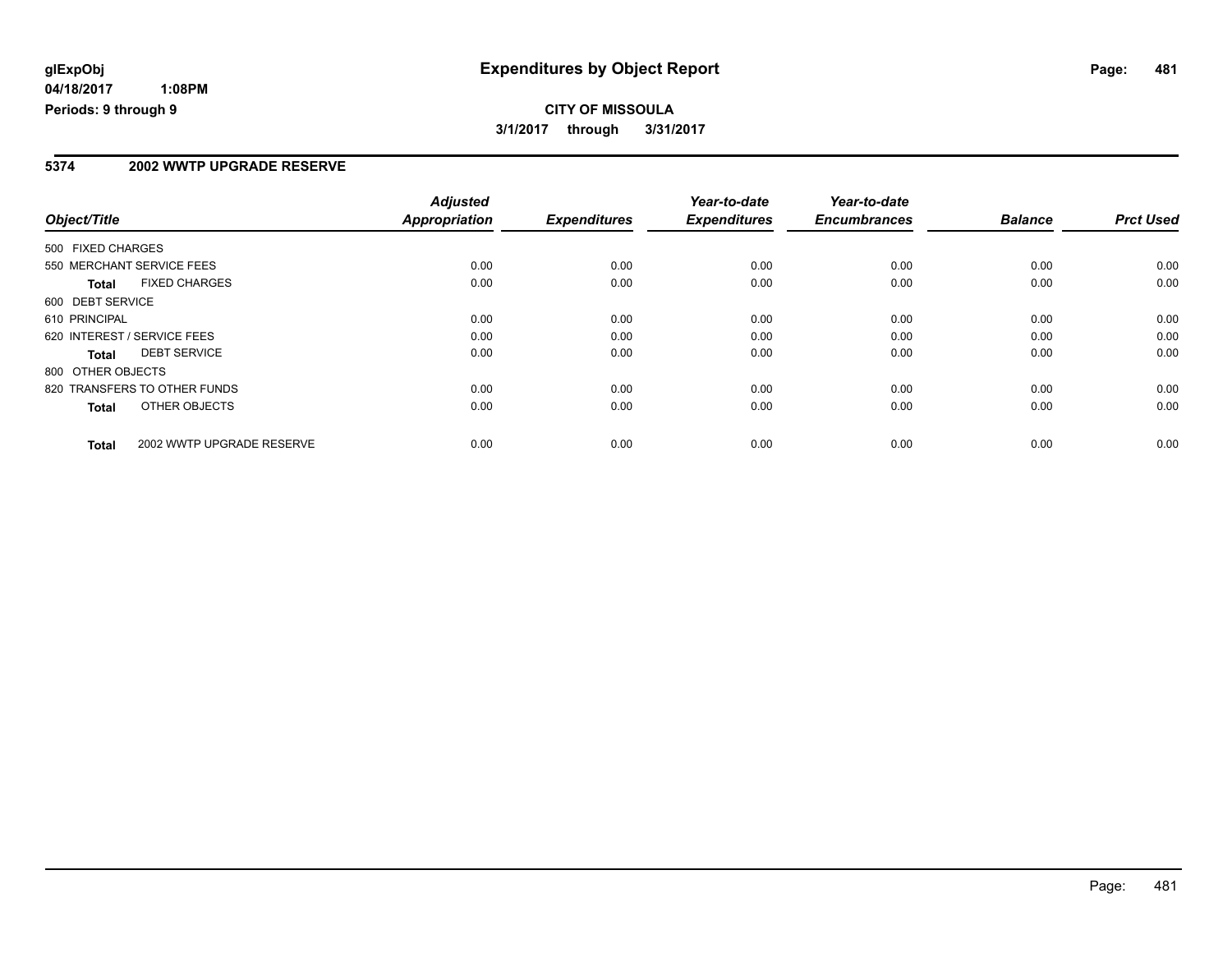glExpObj
04/18/2017 1:08PM
Periods: 9 through 9

# Expenditures by Object Report

**CITY OF MISSOULA**
**3/1/2017 through 3/31/2017**

## 5374 2002 WWTP UPGRADE RESERVE

| Object/Title | | Adjusted Appropriation | Expenditures | Year-to-date Expenditures | Year-to-date Encumbrances | Balance | Prct Used |
|---|---|---|---|---|---|---|---|
| 500 FIXED CHARGES | | | | | | | |
| 550 MERCHANT SERVICE FEES | | 0.00 | 0.00 | 0.00 | 0.00 | 0.00 | 0.00 |
| **Total** | FIXED CHARGES | 0.00 | 0.00 | 0.00 | 0.00 | 0.00 | 0.00 |
| 600 DEBT SERVICE | | | | | | | |
| 610 PRINCIPAL | | 0.00 | 0.00 | 0.00 | 0.00 | 0.00 | 0.00 |
| 620 INTEREST / SERVICE FEES | | 0.00 | 0.00 | 0.00 | 0.00 | 0.00 | 0.00 |
| **Total** | DEBT SERVICE | 0.00 | 0.00 | 0.00 | 0.00 | 0.00 | 0.00 |
| 800 OTHER OBJECTS | | | | | | | |
| 820 TRANSFERS TO OTHER FUNDS | | 0.00 | 0.00 | 0.00 | 0.00 | 0.00 | 0.00 |
| **Total** | OTHER OBJECTS | 0.00 | 0.00 | 0.00 | 0.00 | 0.00 | 0.00 |
| **Total** | 2002 WWTP UPGRADE RESERVE | 0.00 | 0.00 | 0.00 | 0.00 | 0.00 | 0.00 |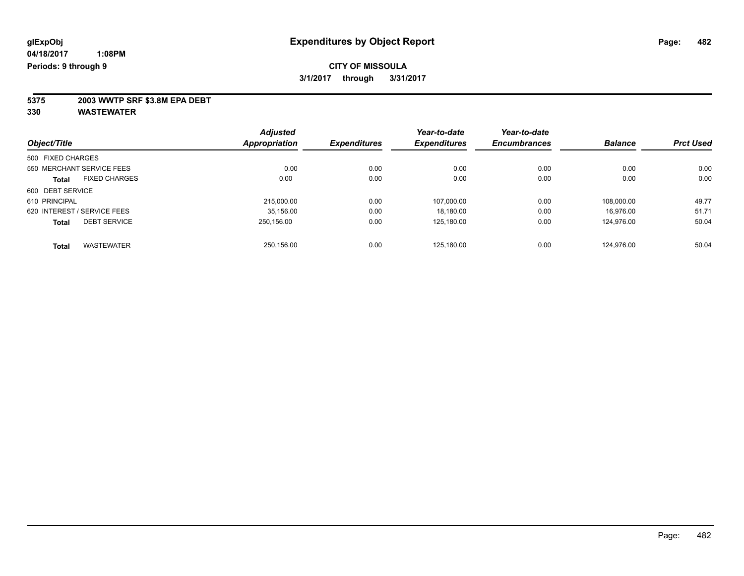**glExpObj**
**04/18/2017 1:08PM**
**Periods: 9 through 9**

# Expenditures by Object Report

**CITY OF MISSOULA**
**3/1/2017 through 3/31/2017**

**5375 2003 WWTP SRF $3.8M EPA DEBT**
**330 WASTEWATER**

| Object/Title | Adjusted Appropriation | Expenditures | Year-to-date Expenditures | Year-to-date Encumbrances | Balance | Prct Used |
|---|---|---|---|---|---|---|
| 500 FIXED CHARGES | | | | | | |
| 550 MERCHANT SERVICE FEES | 0.00 | 0.00 | 0.00 | 0.00 | 0.00 | 0.00 |
| **Total** FIXED CHARGES | 0.00 | 0.00 | 0.00 | 0.00 | 0.00 | 0.00 |
| 600 DEBT SERVICE | | | | | | |
| 610 PRINCIPAL | 215,000.00 | 0.00 | 107,000.00 | 0.00 | 108,000.00 | 49.77 |
| 620 INTEREST / SERVICE FEES | 35,156.00 | 0.00 | 18,180.00 | 0.00 | 16,976.00 | 51.71 |
| **Total** DEBT SERVICE | 250,156.00 | 0.00 | 125,180.00 | 0.00 | 124,976.00 | 50.04 |
| **Total** WASTEWATER | 250,156.00 | 0.00 | 125,180.00 | 0.00 | 124,976.00 | 50.04 |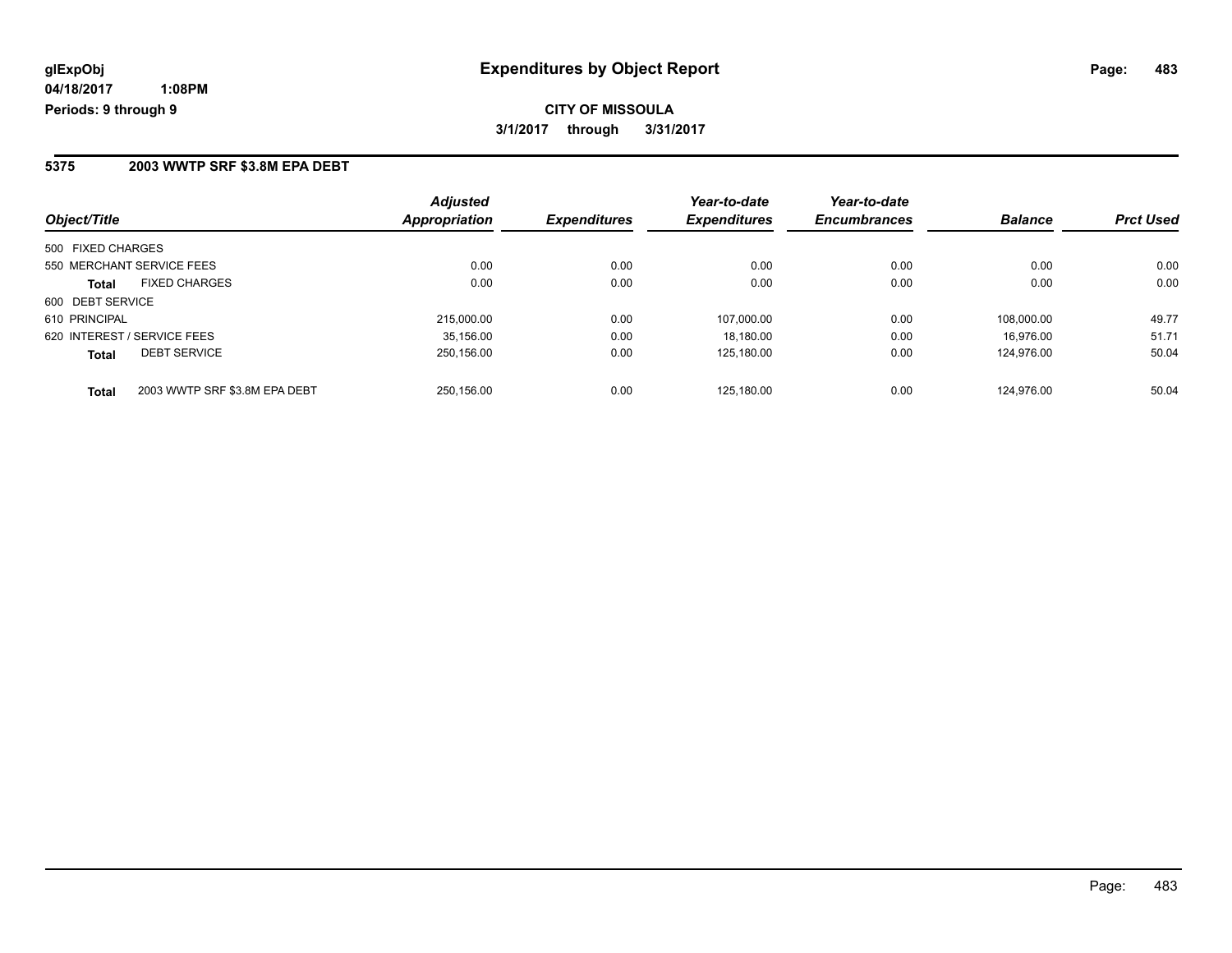**glExpObj**
**04/18/2017 1:08PM**
**Periods: 9 through 9**

# Expenditures by Object Report

**CITY OF MISSOULA**
**3/1/2017 through 3/31/2017**

## 5375 2003 WWTP SRF $3.8M EPA DEBT

| Object/Title | | Adjusted Appropriation | Expenditures | Year-to-date Expenditures | Year-to-date Encumbrances | Balance | Prct Used |
|---|---|---|---|---|---|---|---|
| 500 FIXED CHARGES | | | | | | | |
| 550 MERCHANT SERVICE FEES | | 0.00 | 0.00 | 0.00 | 0.00 | 0.00 | 0.00 |
| **Total** | FIXED CHARGES | 0.00 | 0.00 | 0.00 | 0.00 | 0.00 | 0.00 |
| 600 DEBT SERVICE | | | | | | | |
| 610 PRINCIPAL | | 215,000.00 | 0.00 | 107,000.00 | 0.00 | 108,000.00 | 49.77 |
| 620 INTEREST / SERVICE FEES | | 35,156.00 | 0.00 | 18,180.00 | 0.00 | 16,976.00 | 51.71 |
| **Total** | DEBT SERVICE | 250,156.00 | 0.00 | 125,180.00 | 0.00 | 124,976.00 | 50.04 |
| **Total** | 2003 WWTP SRF $3.8M EPA DEBT | 250,156.00 | 0.00 | 125,180.00 | 0.00 | 124,976.00 | 50.04 |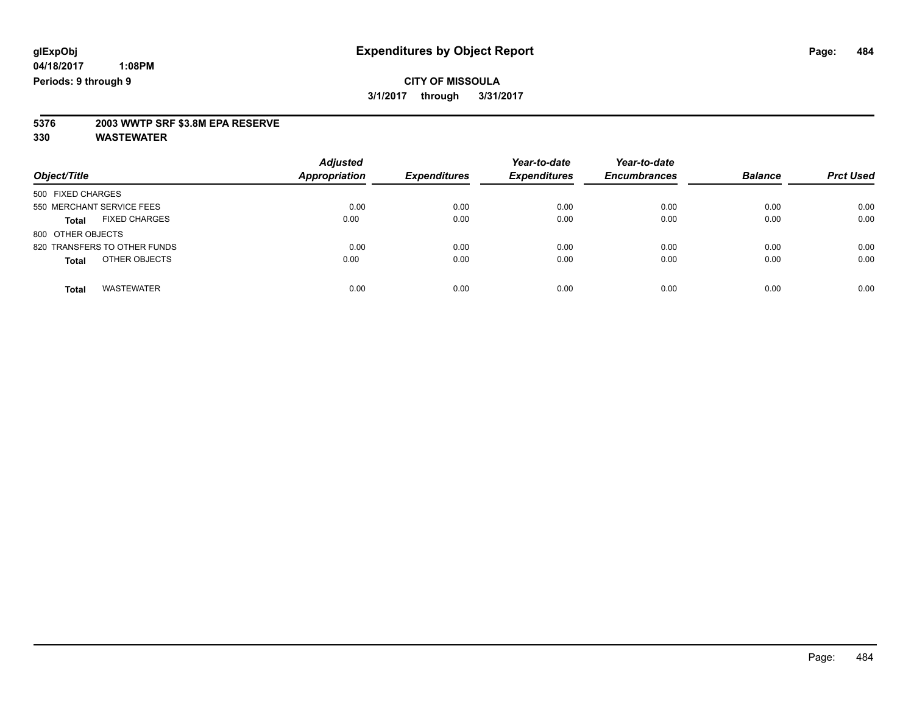**glExpObj** **Expenditures by Object Report**

**04/18/2017 1:08PM**

**Periods: 9 through 9**

**CITY OF MISSOULA**

**3/1/2017 through 3/31/2017**

**5376 2003 WWTP SRF $3.8M EPA RESERVE**

**330 WASTEWATER**

| Object/Title | Adjusted Appropriation | Expenditures | Year-to-date Expenditures | Year-to-date Encumbrances | Balance | Prct Used |
|---|---|---|---|---|---|---|
| 500 FIXED CHARGES | | | | | | |
| 550 MERCHANT SERVICE FEES | 0.00 | 0.00 | 0.00 | 0.00 | 0.00 | 0.00 |
| **Total** FIXED CHARGES | 0.00 | 0.00 | 0.00 | 0.00 | 0.00 | 0.00 |
| 800 OTHER OBJECTS | | | | | | |
| 820 TRANSFERS TO OTHER FUNDS | 0.00 | 0.00 | 0.00 | 0.00 | 0.00 | 0.00 |
| **Total** OTHER OBJECTS | 0.00 | 0.00 | 0.00 | 0.00 | 0.00 | 0.00 |
| **Total** WASTEWATER | 0.00 | 0.00 | 0.00 | 0.00 | 0.00 | 0.00 |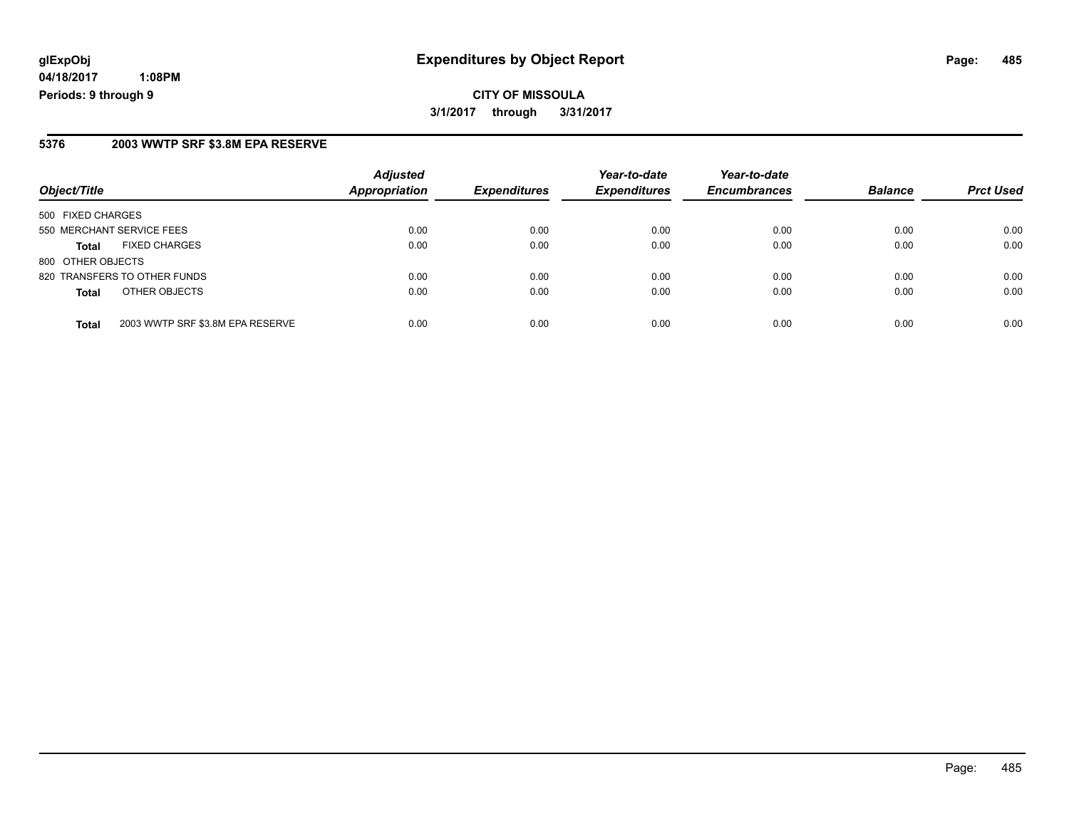**glExpObj**
**04/18/2017 1:08PM**
**Periods: 9 through 9**

# Expenditures by Object Report

**CITY OF MISSOULA**
**3/1/2017 through 3/31/2017**

## 5376 2003 WWTP SRF $3.8M EPA RESERVE

| Object/Title | | Adjusted Appropriation | Expenditures | Year-to-date Expenditures | Year-to-date Encumbrances | Balance | Prct Used |
|---|---|---|---|---|---|---|---|
| 500 FIXED CHARGES | | | | | | | |
| 550 MERCHANT SERVICE FEES | | 0.00 | 0.00 | 0.00 | 0.00 | 0.00 | 0.00 |
| **Total** | FIXED CHARGES | 0.00 | 0.00 | 0.00 | 0.00 | 0.00 | 0.00 |
| 800 OTHER OBJECTS | | | | | | | |
| 820 TRANSFERS TO OTHER FUNDS | | 0.00 | 0.00 | 0.00 | 0.00 | 0.00 | 0.00 |
| **Total** | OTHER OBJECTS | 0.00 | 0.00 | 0.00 | 0.00 | 0.00 | 0.00 |
| **Total** | 2003 WWTP SRF $3.8M EPA RESERVE | 0.00 | 0.00 | 0.00 | 0.00 | 0.00 | 0.00 |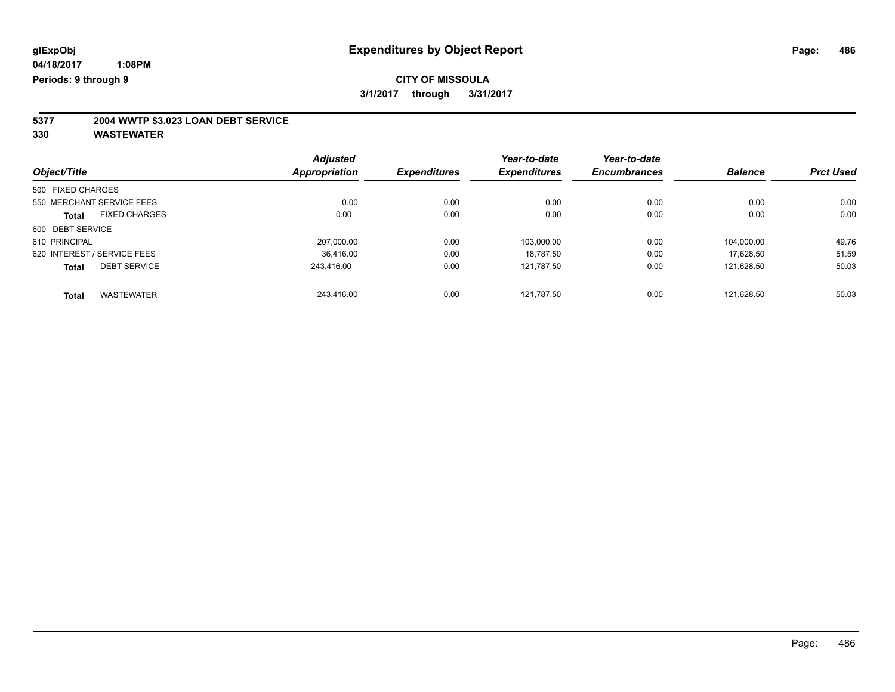# Expenditures by Object Report

**glExpObj**
**04/18/2017 1:08PM**
**Periods: 9 through 9**

**CITY OF MISSOULA**
**3/1/2017 through 3/31/2017**

## 5377 2004 WWTP $3.023 LOAN DEBT SERVICE
## 330 WASTEWATER

| Object/Title | Adjusted Appropriation | Expenditures | Year-to-date Expenditures | Year-to-date Encumbrances | Balance | Prct Used |
|---|---|---|---|---|---|---|
| 500 FIXED CHARGES | | | | | | |
| 550 MERCHANT SERVICE FEES | 0.00 | 0.00 | 0.00 | 0.00 | 0.00 | 0.00 |
| **Total** FIXED CHARGES | 0.00 | 0.00 | 0.00 | 0.00 | 0.00 | 0.00 |
| 600 DEBT SERVICE | | | | | | |
| 610 PRINCIPAL | 207,000.00 | 0.00 | 103,000.00 | 0.00 | 104,000.00 | 49.76 |
| 620 INTEREST / SERVICE FEES | 36,416.00 | 0.00 | 18,787.50 | 0.00 | 17,628.50 | 51.59 |
| **Total** DEBT SERVICE | 243,416.00 | 0.00 | 121,787.50 | 0.00 | 121,628.50 | 50.03 |
| **Total** WASTEWATER | 243,416.00 | 0.00 | 121,787.50 | 0.00 | 121,628.50 | 50.03 |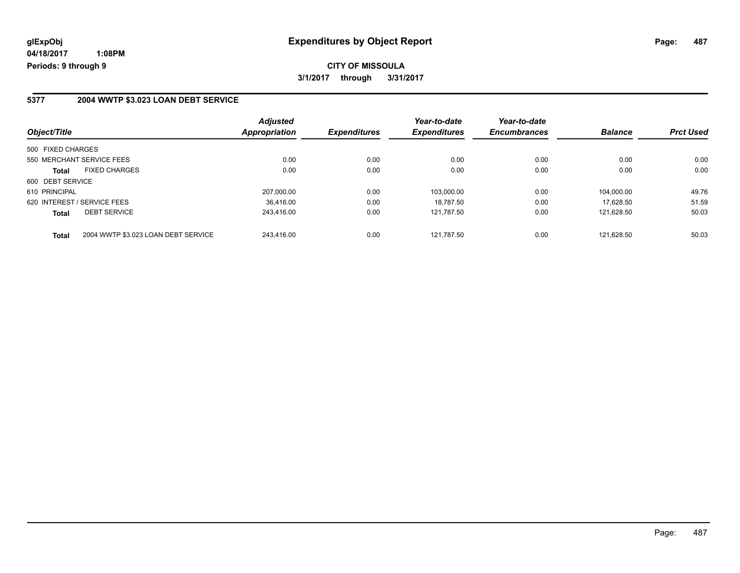**glExpObj** **Expenditures by Object Report**

**04/18/2017 1:08PM**

**Periods: 9 through 9**

**CITY OF MISSOULA**

**3/1/2017 through 3/31/2017**

## 5377 2004 WWTP $3.023 LOAN DEBT SERVICE

| Object/Title | | Adjusted Appropriation | Expenditures | Year-to-date Expenditures | Year-to-date Encumbrances | Balance | Prct Used |
|---|---|---|---|---|---|---|---|
| 500 FIXED CHARGES | | | | | | | |
| 550 MERCHANT SERVICE FEES | | 0.00 | 0.00 | 0.00 | 0.00 | 0.00 | 0.00 |
| **Total** | FIXED CHARGES | 0.00 | 0.00 | 0.00 | 0.00 | 0.00 | 0.00 |
| 600 DEBT SERVICE | | | | | | | |
| 610 PRINCIPAL | | 207,000.00 | 0.00 | 103,000.00 | 0.00 | 104,000.00 | 49.76 |
| 620 INTEREST / SERVICE FEES | | 36,416.00 | 0.00 | 18,787.50 | 0.00 | 17,628.50 | 51.59 |
| **Total** | DEBT SERVICE | 243,416.00 | 0.00 | 121,787.50 | 0.00 | 121,628.50 | 50.03 |
| **Total** | 2004 WWTP $3.023 LOAN DEBT SERVICE | 243,416.00 | 0.00 | 121,787.50 | 0.00 | 121,628.50 | 50.03 |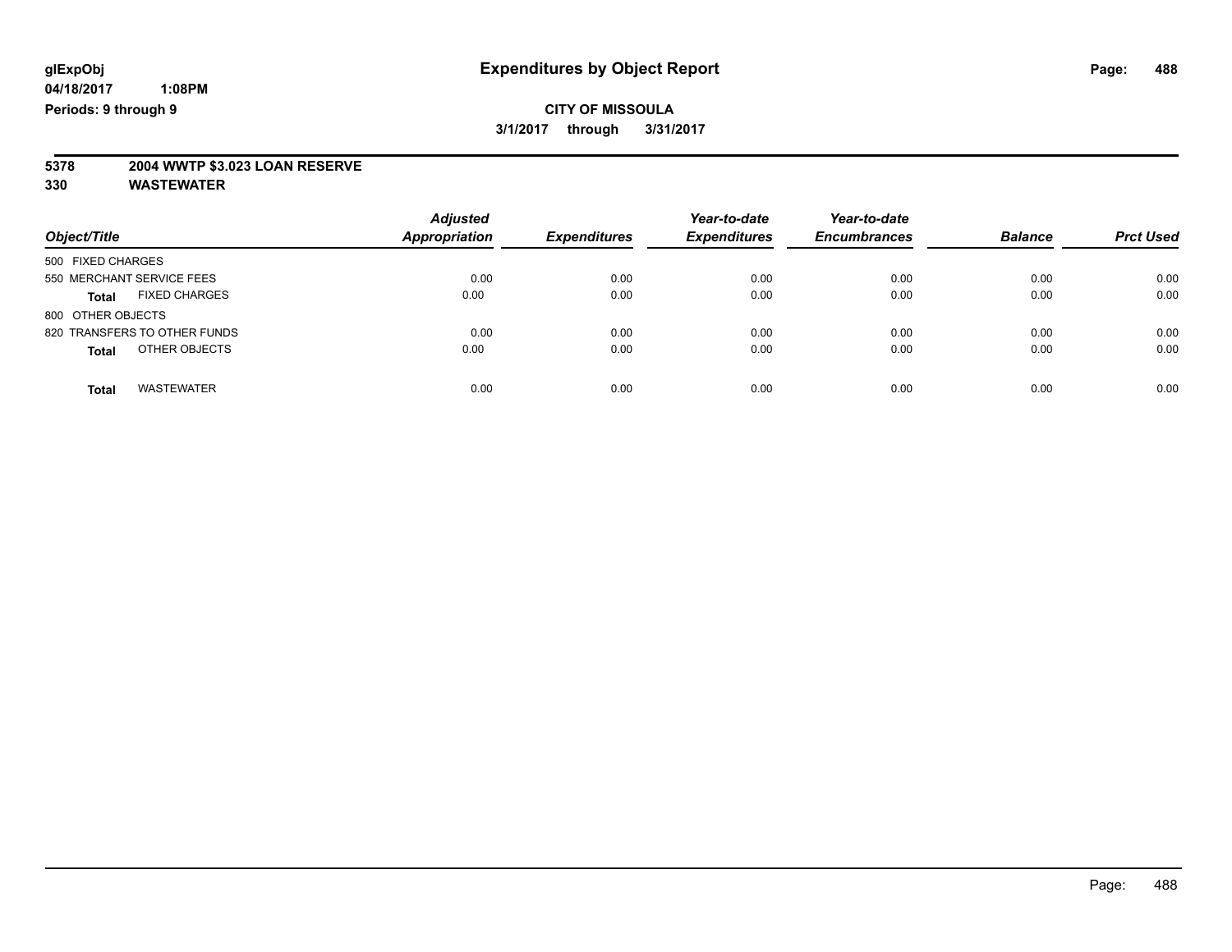# Expenditures by Object Report

glExpObj
04/18/2017 1:08PM
Periods: 9 through 9

**CITY OF MISSOULA**
**3/1/2017 through 3/31/2017**

**5378 2004 WWTP $3.023 LOAN RESERVE**
**330 WASTEWATER**

| Object/Title | Adjusted Appropriation | Expenditures | Year-to-date Expenditures | Year-to-date Encumbrances | Balance | Prct Used |
|---|---|---|---|---|---|---|
| 500 FIXED CHARGES | | | | | | |
| 550 MERCHANT SERVICE FEES | 0.00 | 0.00 | 0.00 | 0.00 | 0.00 | 0.00 |
| **Total** FIXED CHARGES | 0.00 | 0.00 | 0.00 | 0.00 | 0.00 | 0.00 |
| 800 OTHER OBJECTS | | | | | | |
| 820 TRANSFERS TO OTHER FUNDS | 0.00 | 0.00 | 0.00 | 0.00 | 0.00 | 0.00 |
| **Total** OTHER OBJECTS | 0.00 | 0.00 | 0.00 | 0.00 | 0.00 | 0.00 |
| **Total** WASTEWATER | 0.00 | 0.00 | 0.00 | 0.00 | 0.00 | 0.00 |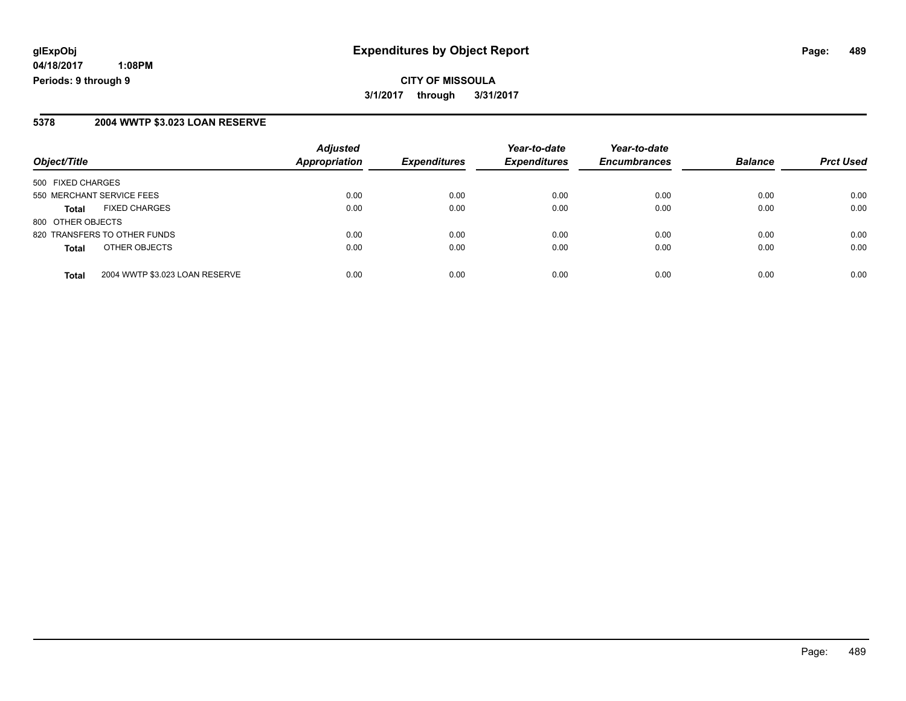**glExpObj** | **Expenditures by Object Report**

**04/18/2017 1:08PM**

**Periods: 9 through 9**

**CITY OF MISSOULA**

**3/1/2017 through 3/31/2017**

## 5378 2004 WWTP $3.023 LOAN RESERVE

| Object/Title | Adjusted Appropriation | Expenditures | Year-to-date Expenditures | Year-to-date Encumbrances | Balance | Prct Used |
|---|---|---|---|---|---|---|
| 500 FIXED CHARGES | | | | | | |
| 550 MERCHANT SERVICE FEES | 0.00 | 0.00 | 0.00 | 0.00 | 0.00 | 0.00 |
| **Total** FIXED CHARGES | 0.00 | 0.00 | 0.00 | 0.00 | 0.00 | 0.00 |
| 800 OTHER OBJECTS | | | | | | |
| 820 TRANSFERS TO OTHER FUNDS | 0.00 | 0.00 | 0.00 | 0.00 | 0.00 | 0.00 |
| **Total** OTHER OBJECTS | 0.00 | 0.00 | 0.00 | 0.00 | 0.00 | 0.00 |
| **Total** 2004 WWTP $3.023 LOAN RESERVE | 0.00 | 0.00 | 0.00 | 0.00 | 0.00 | 0.00 |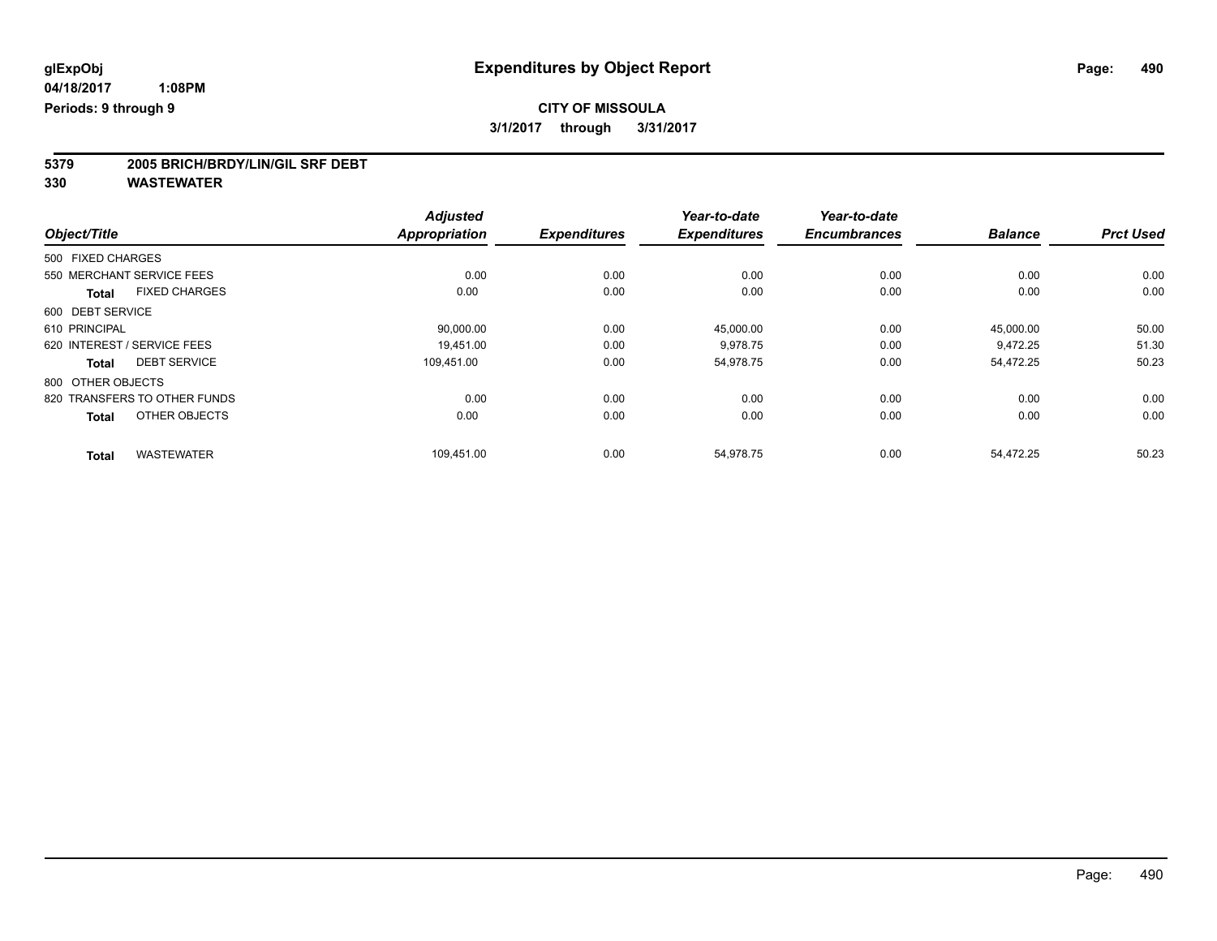**glExpObj** **Expenditures by Object Report**

**04/18/2017 1:08PM**

**Periods: 9 through 9**

**CITY OF MISSOULA**

**3/1/2017 through 3/31/2017**

**5379 2005 BRICH/BRDY/LIN/GIL SRF DEBT**

**330 WASTEWATER**

| Object/Title | Adjusted Appropriation | Expenditures | Year-to-date Expenditures | Year-to-date Encumbrances | Balance | Prct Used |
|---|---|---|---|---|---|---|
| 500 FIXED CHARGES | | | | | | |
| 550 MERCHANT SERVICE FEES | 0.00 | 0.00 | 0.00 | 0.00 | 0.00 | 0.00 |
| **Total** FIXED CHARGES | 0.00 | 0.00 | 0.00 | 0.00 | 0.00 | 0.00 |
| 600 DEBT SERVICE | | | | | | |
| 610 PRINCIPAL | 90,000.00 | 0.00 | 45,000.00 | 0.00 | 45,000.00 | 50.00 |
| 620 INTEREST / SERVICE FEES | 19,451.00 | 0.00 | 9,978.75 | 0.00 | 9,472.25 | 51.30 |
| **Total** DEBT SERVICE | 109,451.00 | 0.00 | 54,978.75 | 0.00 | 54,472.25 | 50.23 |
| 800 OTHER OBJECTS | | | | | | |
| 820 TRANSFERS TO OTHER FUNDS | 0.00 | 0.00 | 0.00 | 0.00 | 0.00 | 0.00 |
| **Total** OTHER OBJECTS | 0.00 | 0.00 | 0.00 | 0.00 | 0.00 | 0.00 |
| **Total** WASTEWATER | 109,451.00 | 0.00 | 54,978.75 | 0.00 | 54,472.25 | 50.23 |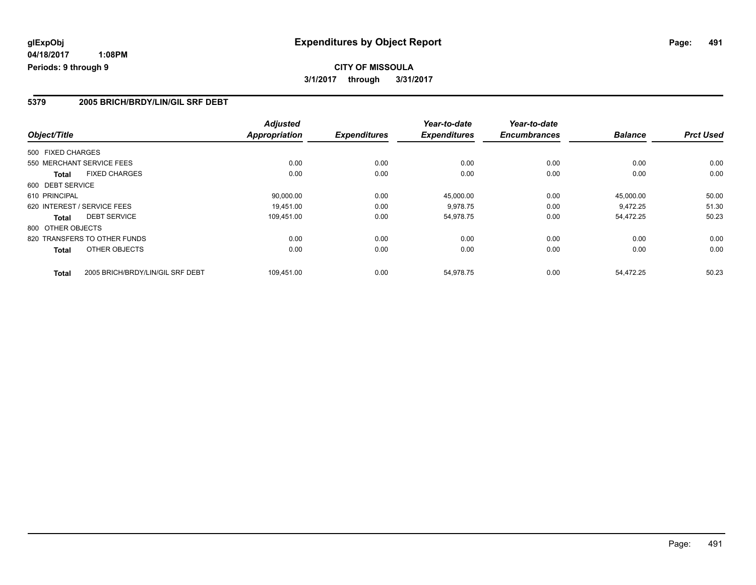glExpObj
04/18/2017 1:08PM
Periods: 9 through 9

# Expenditures by Object Report

**CITY OF MISSOULA**

**3/1/2017 through 3/31/2017**

## 5379 2005 BRICH/BRDY/LIN/GIL SRF DEBT

| Object/Title | | Adjusted Appropriation | Expenditures | Year-to-date Expenditures | Year-to-date Encumbrances | Balance | Prct Used |
|---|---|---|---|---|---|---|---|
| 500 FIXED CHARGES | | | | | | | |
| 550 MERCHANT SERVICE FEES | | 0.00 | 0.00 | 0.00 | 0.00 | 0.00 | 0.00 |
| **Total** | FIXED CHARGES | 0.00 | 0.00 | 0.00 | 0.00 | 0.00 | 0.00 |
| 600 DEBT SERVICE | | | | | | | |
| 610 PRINCIPAL | | 90,000.00 | 0.00 | 45,000.00 | 0.00 | 45,000.00 | 50.00 |
| 620 INTEREST / SERVICE FEES | | 19,451.00 | 0.00 | 9,978.75 | 0.00 | 9,472.25 | 51.30 |
| **Total** | DEBT SERVICE | 109,451.00 | 0.00 | 54,978.75 | 0.00 | 54,472.25 | 50.23 |
| 800 OTHER OBJECTS | | | | | | | |
| 820 TRANSFERS TO OTHER FUNDS | | 0.00 | 0.00 | 0.00 | 0.00 | 0.00 | 0.00 |
| **Total** | OTHER OBJECTS | 0.00 | 0.00 | 0.00 | 0.00 | 0.00 | 0.00 |
| **Total** | 2005 BRICH/BRDY/LIN/GIL SRF DEBT | 109,451.00 | 0.00 | 54,978.75 | 0.00 | 54,472.25 | 50.23 |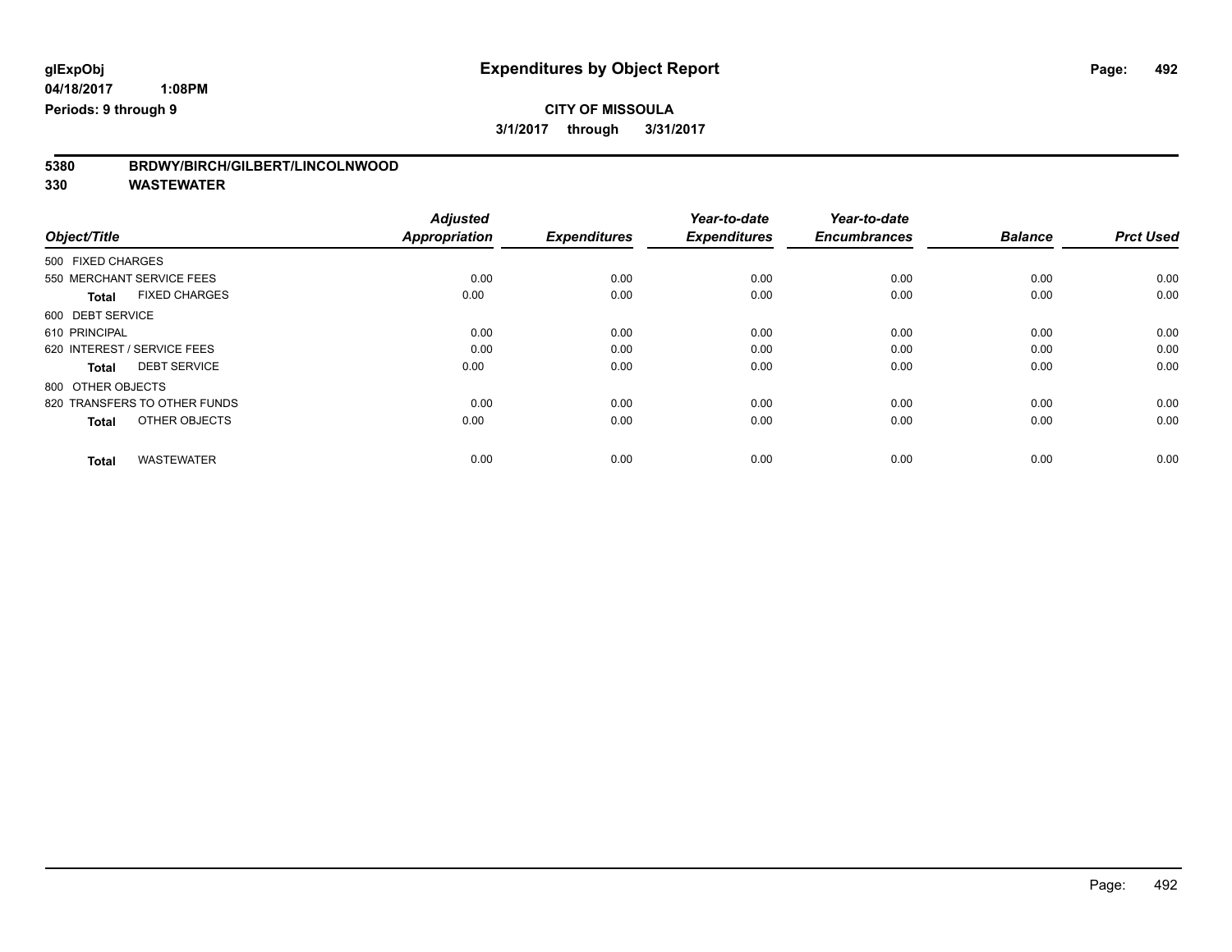**glExpObj**
**04/18/2017 1:08PM**
**Periods: 9 through 9**

# Expenditures by Object Report

**CITY OF MISSOULA**
**3/1/2017 through 3/31/2017**

**5380 BRDWY/BIRCH/GILBERT/LINCOLNWOOD**
**330 WASTEWATER**

| Object/Title | Adjusted Appropriation | Expenditures | Year-to-date Expenditures | Year-to-date Encumbrances | Balance | Prct Used |
|---|---|---|---|---|---|---|
| 500 FIXED CHARGES | | | | | | |
| 550 MERCHANT SERVICE FEES | 0.00 | 0.00 | 0.00 | 0.00 | 0.00 | 0.00 |
| **Total** FIXED CHARGES | 0.00 | 0.00 | 0.00 | 0.00 | 0.00 | 0.00 |
| 600 DEBT SERVICE | | | | | | |
| 610 PRINCIPAL | 0.00 | 0.00 | 0.00 | 0.00 | 0.00 | 0.00 |
| 620 INTEREST / SERVICE FEES | 0.00 | 0.00 | 0.00 | 0.00 | 0.00 | 0.00 |
| **Total** DEBT SERVICE | 0.00 | 0.00 | 0.00 | 0.00 | 0.00 | 0.00 |
| 800 OTHER OBJECTS | | | | | | |
| 820 TRANSFERS TO OTHER FUNDS | 0.00 | 0.00 | 0.00 | 0.00 | 0.00 | 0.00 |
| **Total** OTHER OBJECTS | 0.00 | 0.00 | 0.00 | 0.00 | 0.00 | 0.00 |
| **Total** WASTEWATER | 0.00 | 0.00 | 0.00 | 0.00 | 0.00 | 0.00 |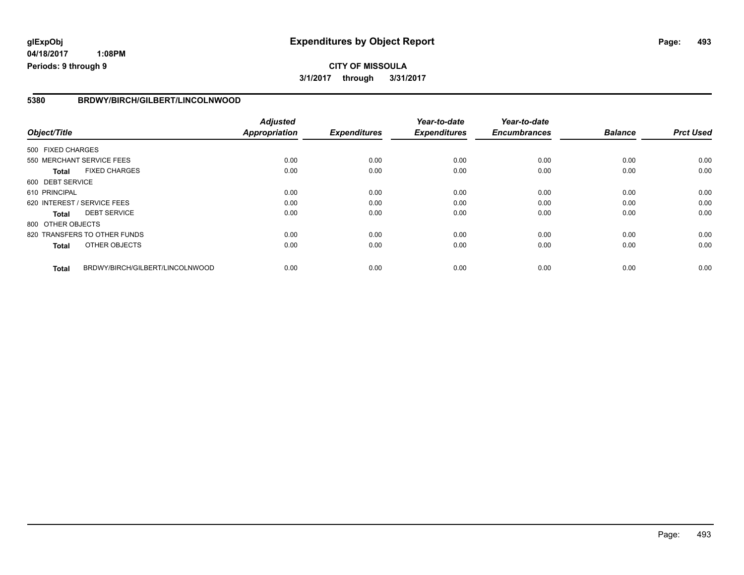**glExpObj** 04/18/2017 1:08PM
**Periods: 9 through 9**

# Expenditures by Object Report

**CITY OF MISSOULA**
**3/1/2017 through 3/31/2017**

## 5380 BRDWY/BIRCH/GILBERT/LINCOLNWOOD

| Object/Title | Adjusted Appropriation | Expenditures | Year-to-date Expenditures | Year-to-date Encumbrances | Balance | Prct Used |
|---|---|---|---|---|---|---|
| 500 FIXED CHARGES | | | | | | |
| 550 MERCHANT SERVICE FEES | 0.00 | 0.00 | 0.00 | 0.00 | 0.00 | 0.00 |
| **Total** FIXED CHARGES | 0.00 | 0.00 | 0.00 | 0.00 | 0.00 | 0.00 |
| 600 DEBT SERVICE | | | | | | |
| 610 PRINCIPAL | 0.00 | 0.00 | 0.00 | 0.00 | 0.00 | 0.00 |
| 620 INTEREST / SERVICE FEES | 0.00 | 0.00 | 0.00 | 0.00 | 0.00 | 0.00 |
| **Total** DEBT SERVICE | 0.00 | 0.00 | 0.00 | 0.00 | 0.00 | 0.00 |
| 800 OTHER OBJECTS | | | | | | |
| 820 TRANSFERS TO OTHER FUNDS | 0.00 | 0.00 | 0.00 | 0.00 | 0.00 | 0.00 |
| **Total** OTHER OBJECTS | 0.00 | 0.00 | 0.00 | 0.00 | 0.00 | 0.00 |
| **Total** BRDWY/BIRCH/GILBERT/LINCOLNWOOD | 0.00 | 0.00 | 0.00 | 0.00 | 0.00 | 0.00 |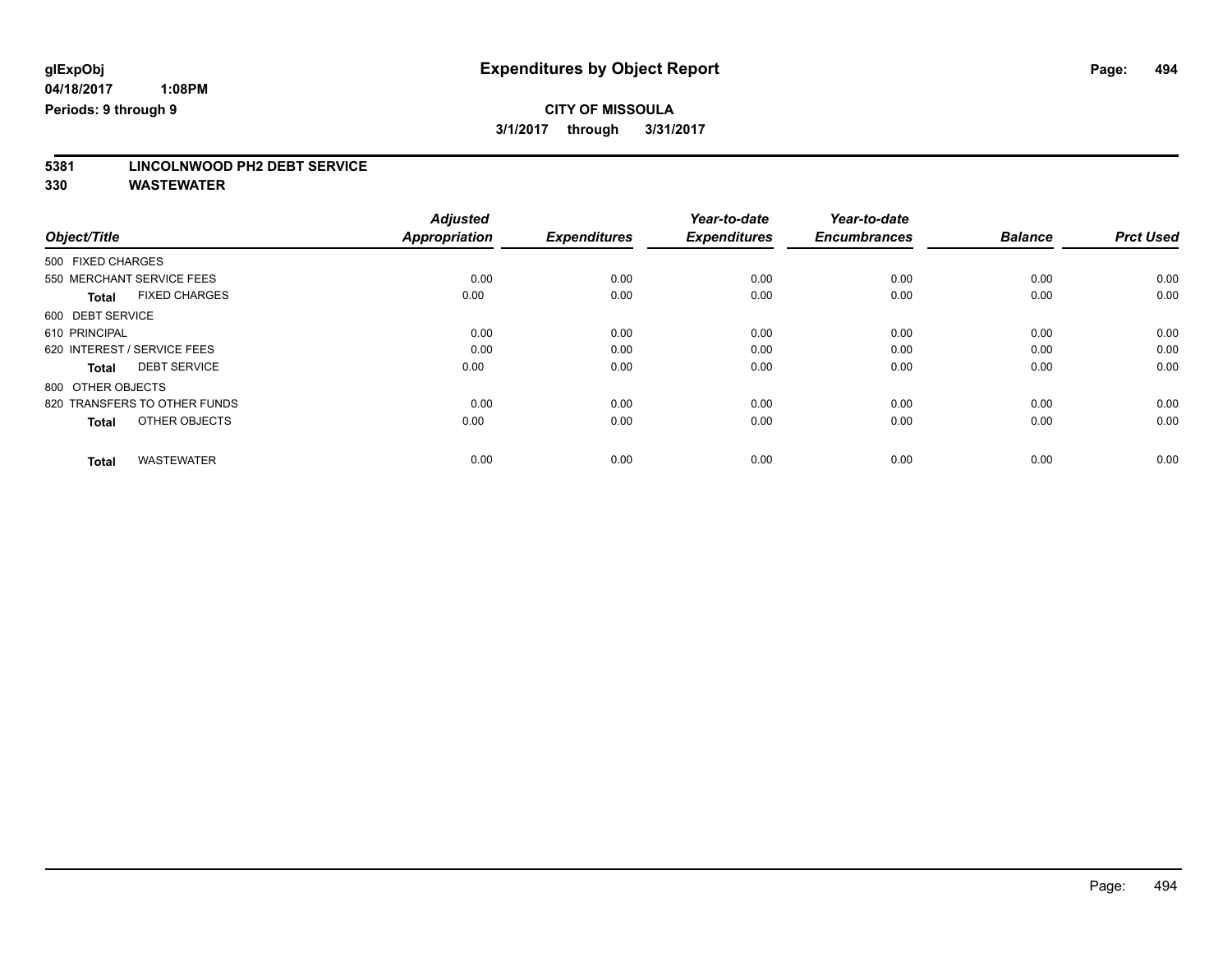**glExpObj**
**04/18/2017 1:08PM**
**Periods: 9 through 9**

# Expenditures by Object Report

**CITY OF MISSOULA**
**3/1/2017 through 3/31/2017**

## 5381 LINCOLNWOOD PH2 DEBT SERVICE
## 330 WASTEWATER

| Object/Title | Adjusted Appropriation | Expenditures | Year-to-date Expenditures | Year-to-date Encumbrances | Balance | Prct Used |
|---|---|---|---|---|---|---|
| 500 FIXED CHARGES | | | | | | |
| 550 MERCHANT SERVICE FEES | 0.00 | 0.00 | 0.00 | 0.00 | 0.00 | 0.00 |
| **Total** FIXED CHARGES | 0.00 | 0.00 | 0.00 | 0.00 | 0.00 | 0.00 |
| 600 DEBT SERVICE | | | | | | |
| 610 PRINCIPAL | 0.00 | 0.00 | 0.00 | 0.00 | 0.00 | 0.00 |
| 620 INTEREST / SERVICE FEES | 0.00 | 0.00 | 0.00 | 0.00 | 0.00 | 0.00 |
| **Total** DEBT SERVICE | 0.00 | 0.00 | 0.00 | 0.00 | 0.00 | 0.00 |
| 800 OTHER OBJECTS | | | | | | |
| 820 TRANSFERS TO OTHER FUNDS | 0.00 | 0.00 | 0.00 | 0.00 | 0.00 | 0.00 |
| **Total** OTHER OBJECTS | 0.00 | 0.00 | 0.00 | 0.00 | 0.00 | 0.00 |
| **Total** WASTEWATER | 0.00 | 0.00 | 0.00 | 0.00 | 0.00 | 0.00 |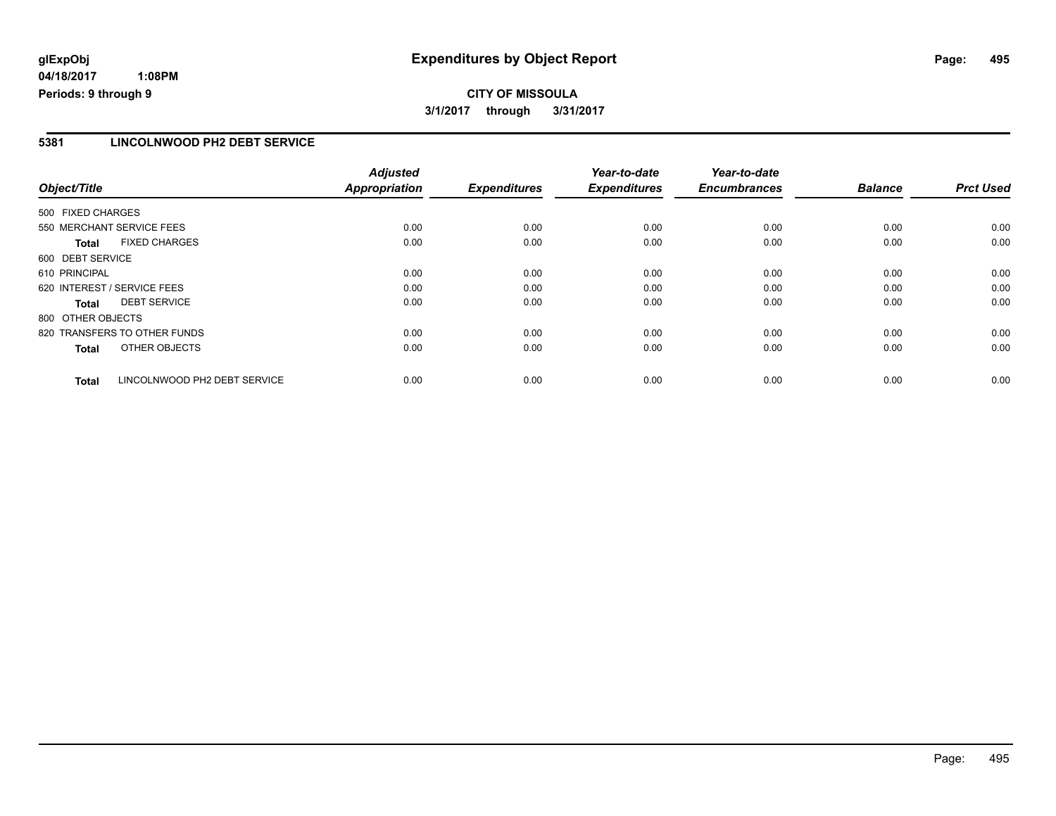**glExpObj** 
**04/18/2017 1:08PM** 
**Periods: 9 through 9**

# Expenditures by Object Report

**CITY OF MISSOULA**
**3/1/2017 through 3/31/2017**

## 5381 LINCOLNWOOD PH2 DEBT SERVICE

| Object/Title | Adjusted Appropriation | Expenditures | Year-to-date Expenditures | Year-to-date Encumbrances | Balance | Prct Used |
|---|---|---|---|---|---|---|
| 500 FIXED CHARGES | | | | | | |
| 550 MERCHANT SERVICE FEES | 0.00 | 0.00 | 0.00 | 0.00 | 0.00 | 0.00 |
| **Total** FIXED CHARGES | 0.00 | 0.00 | 0.00 | 0.00 | 0.00 | 0.00 |
| 600 DEBT SERVICE | | | | | | |
| 610 PRINCIPAL | 0.00 | 0.00 | 0.00 | 0.00 | 0.00 | 0.00 |
| 620 INTEREST / SERVICE FEES | 0.00 | 0.00 | 0.00 | 0.00 | 0.00 | 0.00 |
| **Total** DEBT SERVICE | 0.00 | 0.00 | 0.00 | 0.00 | 0.00 | 0.00 |
| 800 OTHER OBJECTS | | | | | | |
| 820 TRANSFERS TO OTHER FUNDS | 0.00 | 0.00 | 0.00 | 0.00 | 0.00 | 0.00 |
| **Total** OTHER OBJECTS | 0.00 | 0.00 | 0.00 | 0.00 | 0.00 | 0.00 |
| **Total** LINCOLNWOOD PH2 DEBT SERVICE | 0.00 | 0.00 | 0.00 | 0.00 | 0.00 | 0.00 |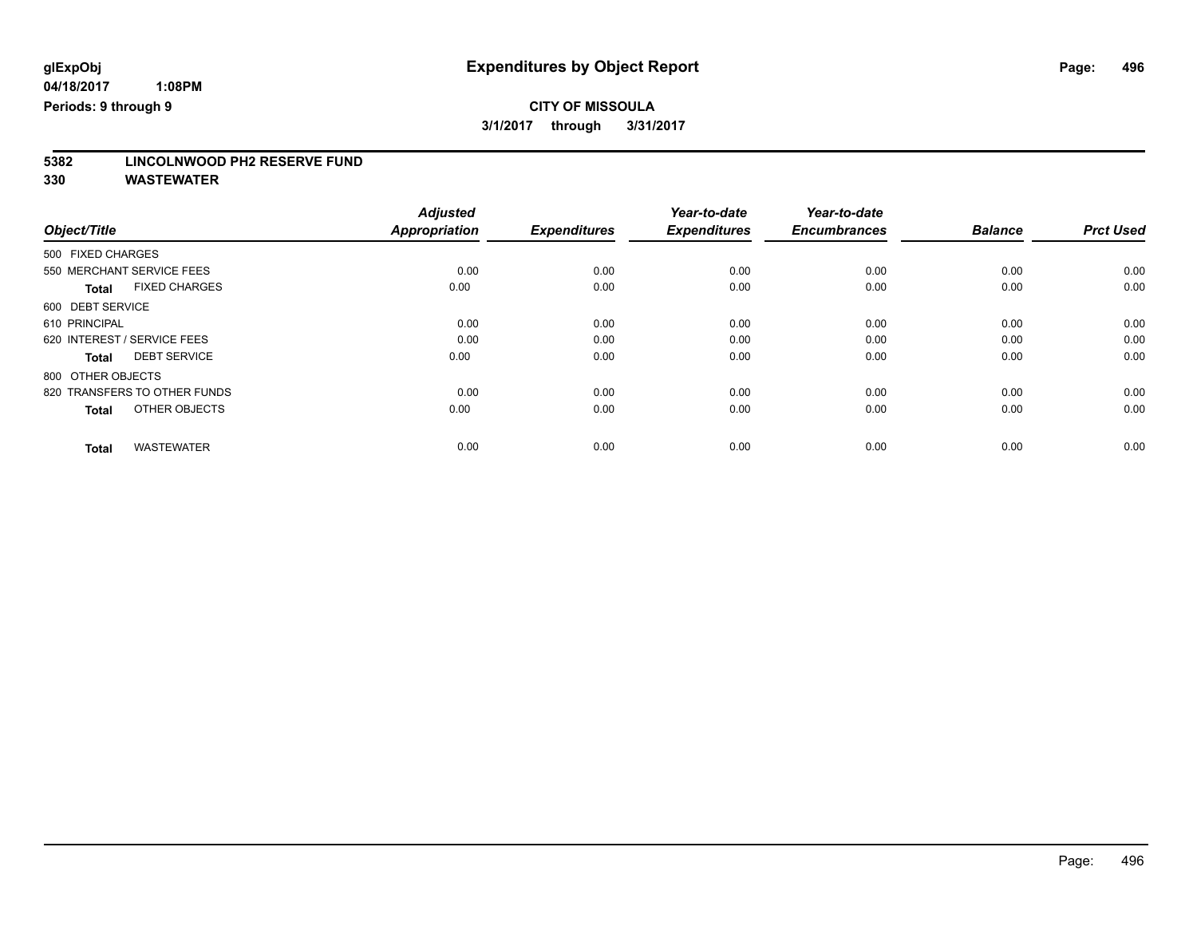**glExpObj**
**04/18/2017 1:08PM**
**Periods: 9 through 9**

# Expenditures by Object Report

**CITY OF MISSOULA**
**3/1/2017 through 3/31/2017**

**5382 LINCOLNWOOD PH2 RESERVE FUND**
**330 WASTEWATER**

| Object/Title | Adjusted Appropriation | Expenditures | Year-to-date Expenditures | Year-to-date Encumbrances | Balance | Prct Used |
|---|---|---|---|---|---|---|
| 500 FIXED CHARGES | | | | | | |
| 550 MERCHANT SERVICE FEES | 0.00 | 0.00 | 0.00 | 0.00 | 0.00 | 0.00 |
| **Total** FIXED CHARGES | 0.00 | 0.00 | 0.00 | 0.00 | 0.00 | 0.00 |
| 600 DEBT SERVICE | | | | | | |
| 610 PRINCIPAL | 0.00 | 0.00 | 0.00 | 0.00 | 0.00 | 0.00 |
| 620 INTEREST / SERVICE FEES | 0.00 | 0.00 | 0.00 | 0.00 | 0.00 | 0.00 |
| **Total** DEBT SERVICE | 0.00 | 0.00 | 0.00 | 0.00 | 0.00 | 0.00 |
| 800 OTHER OBJECTS | | | | | | |
| 820 TRANSFERS TO OTHER FUNDS | 0.00 | 0.00 | 0.00 | 0.00 | 0.00 | 0.00 |
| **Total** OTHER OBJECTS | 0.00 | 0.00 | 0.00 | 0.00 | 0.00 | 0.00 |
| **Total** WASTEWATER | 0.00 | 0.00 | 0.00 | 0.00 | 0.00 | 0.00 |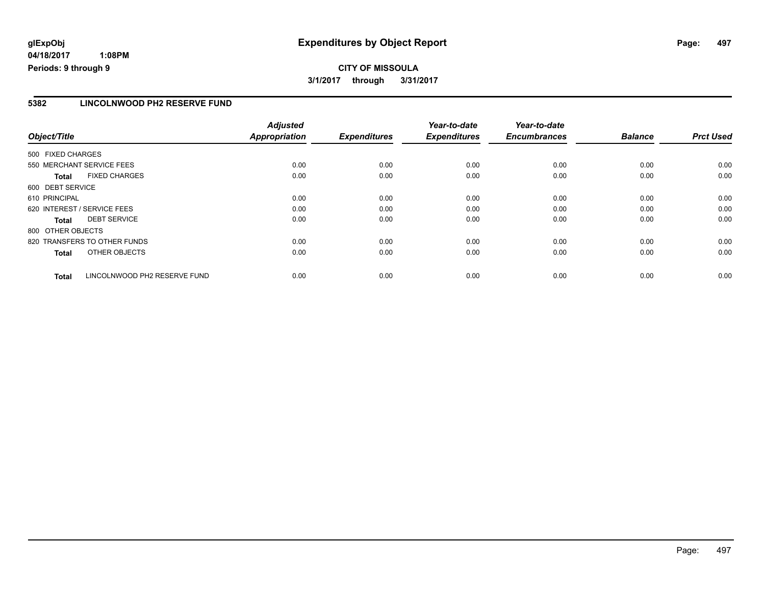# Expenditures by Object Report

**glExpObj**
**04/18/2017 1:08PM**
**Periods: 9 through 9**

**CITY OF MISSOULA**
**3/1/2017 through 3/31/2017**

## 5382 LINCOLNWOOD PH2 RESERVE FUND

| Object/Title | Adjusted Appropriation | Expenditures | Year-to-date Expenditures | Year-to-date Encumbrances | Balance | Prct Used |
|---|---|---|---|---|---|---|
| 500 FIXED CHARGES | | | | | | |
| 550 MERCHANT SERVICE FEES | 0.00 | 0.00 | 0.00 | 0.00 | 0.00 | 0.00 |
| **Total** FIXED CHARGES | 0.00 | 0.00 | 0.00 | 0.00 | 0.00 | 0.00 |
| 600 DEBT SERVICE | | | | | | |
| 610 PRINCIPAL | 0.00 | 0.00 | 0.00 | 0.00 | 0.00 | 0.00 |
| 620 INTEREST / SERVICE FEES | 0.00 | 0.00 | 0.00 | 0.00 | 0.00 | 0.00 |
| **Total** DEBT SERVICE | 0.00 | 0.00 | 0.00 | 0.00 | 0.00 | 0.00 |
| 800 OTHER OBJECTS | | | | | | |
| 820 TRANSFERS TO OTHER FUNDS | 0.00 | 0.00 | 0.00 | 0.00 | 0.00 | 0.00 |
| **Total** OTHER OBJECTS | 0.00 | 0.00 | 0.00 | 0.00 | 0.00 | 0.00 |
| **Total** LINCOLNWOOD PH2 RESERVE FUND | 0.00 | 0.00 | 0.00 | 0.00 | 0.00 | 0.00 |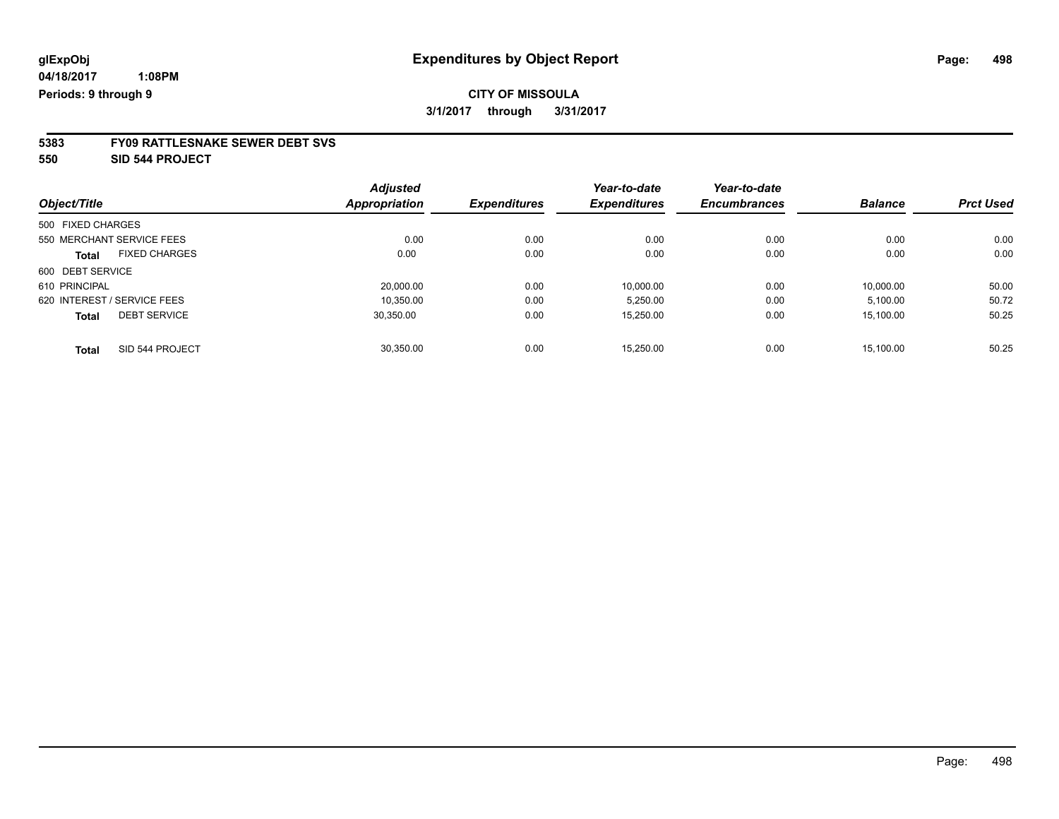# Expenditures by Object Report

glExpObj
04/18/2017 1:08PM
Periods: 9 through 9

**CITY OF MISSOULA**
**3/1/2017 through 3/31/2017**

## 5383 FY09 RATTLESNAKE SEWER DEBT SVS
## 550 SID 544 PROJECT

| Object/Title | Adjusted Appropriation | Expenditures | Year-to-date Expenditures | Year-to-date Encumbrances | Balance | Prct Used |
|---|---|---|---|---|---|---|
| 500 FIXED CHARGES | | | | | | |
| 550 MERCHANT SERVICE FEES | 0.00 | 0.00 | 0.00 | 0.00 | 0.00 | 0.00 |
| **Total** FIXED CHARGES | 0.00 | 0.00 | 0.00 | 0.00 | 0.00 | 0.00 |
| 600 DEBT SERVICE | | | | | | |
| 610 PRINCIPAL | 20,000.00 | 0.00 | 10,000.00 | 0.00 | 10,000.00 | 50.00 |
| 620 INTEREST / SERVICE FEES | 10,350.00 | 0.00 | 5,250.00 | 0.00 | 5,100.00 | 50.72 |
| **Total** DEBT SERVICE | 30,350.00 | 0.00 | 15,250.00 | 0.00 | 15,100.00 | 50.25 |
| **Total** SID 544 PROJECT | 30,350.00 | 0.00 | 15,250.00 | 0.00 | 15,100.00 | 50.25 |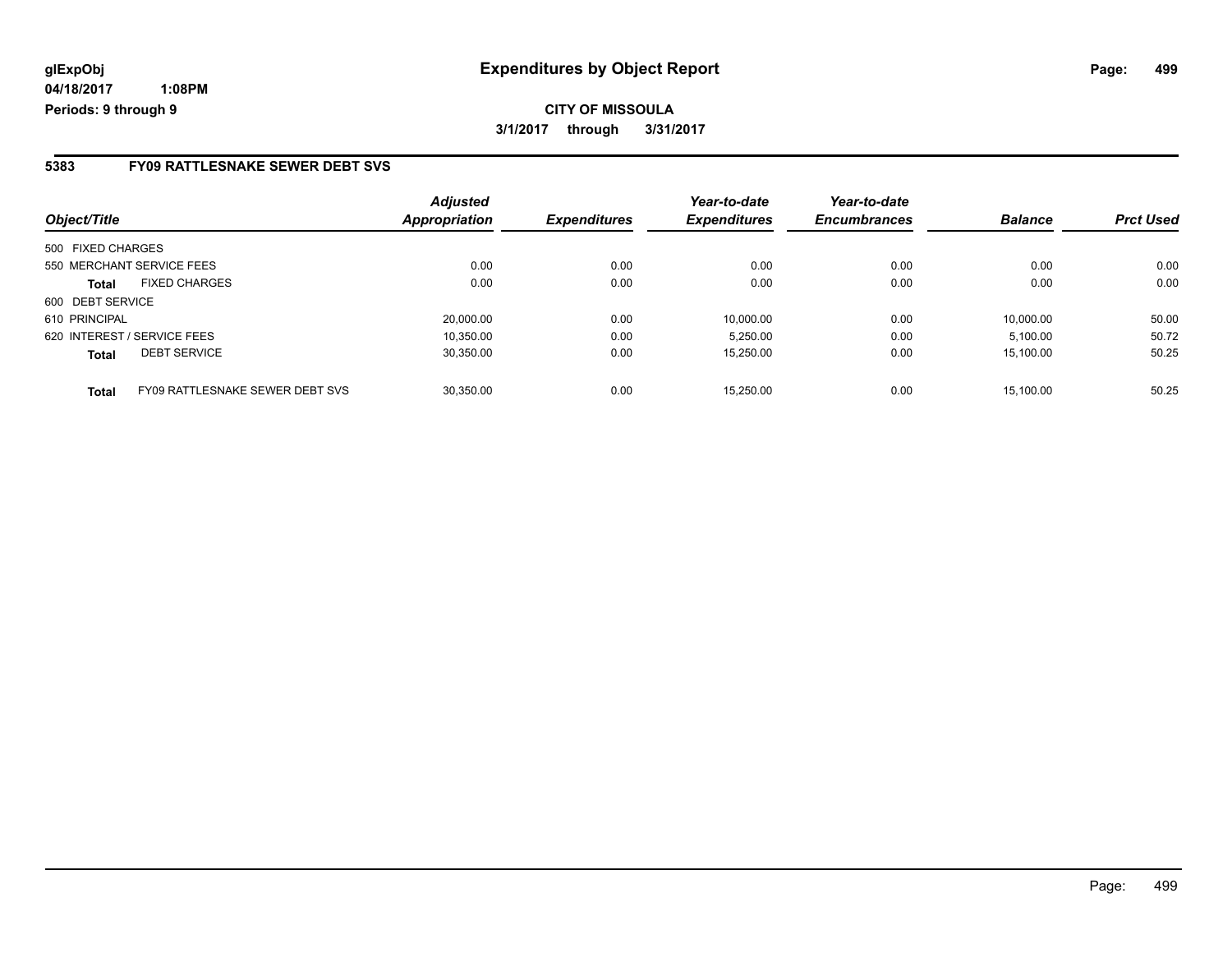# Expenditures by Object Report

glExpObj
04/18/2017 1:08PM
Periods: 9 through 9

**CITY OF MISSOULA**

**3/1/2017 through 3/31/2017**

## 5383 FY09 RATTLESNAKE SEWER DEBT SVS

| Object/Title | | Adjusted Appropriation | Expenditures | Year-to-date Expenditures | Year-to-date Encumbrances | Balance | Prct Used |
|---|---|---|---|---|---|---|---|
| 500 FIXED CHARGES | | | | | | | |
| 550 MERCHANT SERVICE FEES | | 0.00 | 0.00 | 0.00 | 0.00 | 0.00 | 0.00 |
| **Total** | FIXED CHARGES | 0.00 | 0.00 | 0.00 | 0.00 | 0.00 | 0.00 |
| 600 DEBT SERVICE | | | | | | | |
| 610 PRINCIPAL | | 20,000.00 | 0.00 | 10,000.00 | 0.00 | 10,000.00 | 50.00 |
| 620 INTEREST / SERVICE FEES | | 10,350.00 | 0.00 | 5,250.00 | 0.00 | 5,100.00 | 50.72 |
| **Total** | DEBT SERVICE | 30,350.00 | 0.00 | 15,250.00 | 0.00 | 15,100.00 | 50.25 |
| **Total** | FY09 RATTLESNAKE SEWER DEBT SVS | 30,350.00 | 0.00 | 15,250.00 | 0.00 | 15,100.00 | 50.25 |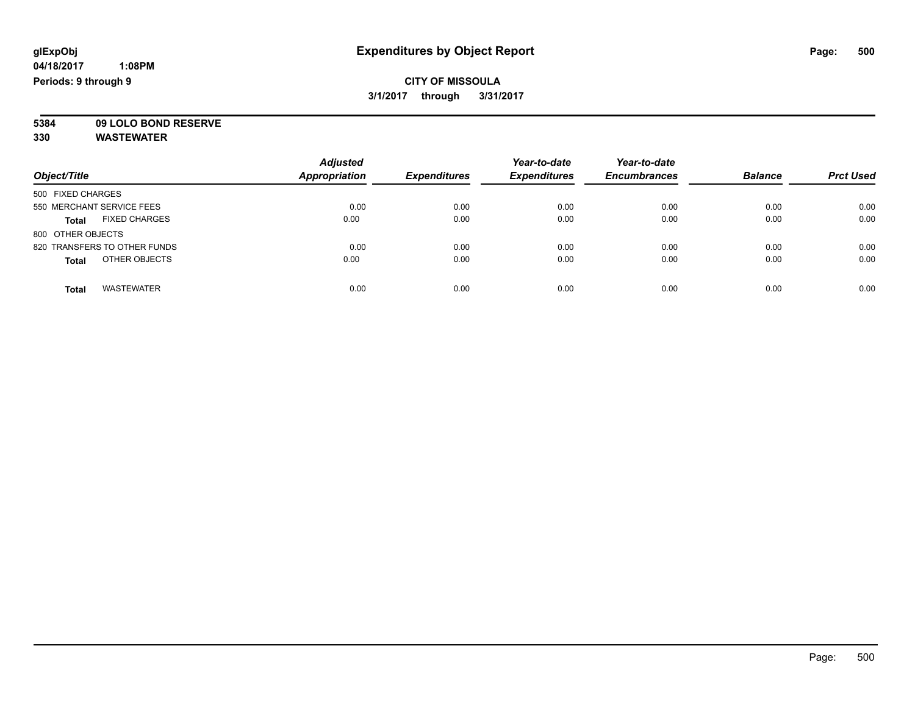**glExpObj**
**04/18/2017 1:08PM**
**Periods: 9 through 9**

# Expenditures by Object Report

**CITY OF MISSOULA**
**3/1/2017 through 3/31/2017**

**5384 09 LOLO BOND RESERVE**
**330 WASTEWATER**

| Object/Title | Adjusted Appropriation | Expenditures | Year-to-date Expenditures | Year-to-date Encumbrances | Balance | Prct Used |
|---|---|---|---|---|---|---|
| 500 FIXED CHARGES | | | | | | |
| 550 MERCHANT SERVICE FEES | 0.00 | 0.00 | 0.00 | 0.00 | 0.00 | 0.00 |
| **Total** FIXED CHARGES | 0.00 | 0.00 | 0.00 | 0.00 | 0.00 | 0.00 |
| 800 OTHER OBJECTS | | | | | | |
| 820 TRANSFERS TO OTHER FUNDS | 0.00 | 0.00 | 0.00 | 0.00 | 0.00 | 0.00 |
| **Total** OTHER OBJECTS | 0.00 | 0.00 | 0.00 | 0.00 | 0.00 | 0.00 |
| **Total** WASTEWATER | 0.00 | 0.00 | 0.00 | 0.00 | 0.00 | 0.00 |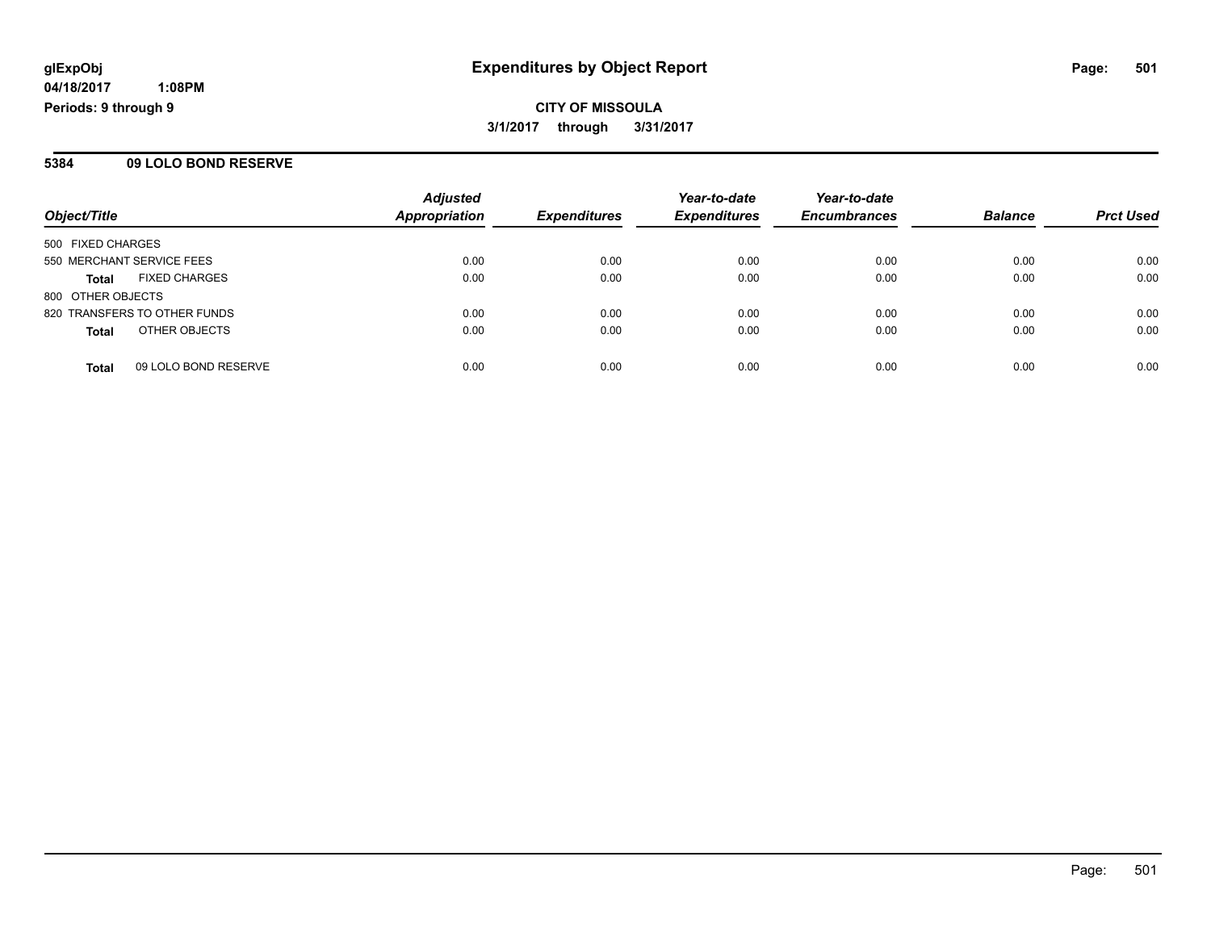**glExpObj**
**04/18/2017 1:08PM**
**Periods: 9 through 9**

# Expenditures by Object Report

**CITY OF MISSOULA**
**3/1/2017 through 3/31/2017**

## 5384 09 LOLO BOND RESERVE

| Object/Title | Adjusted Appropriation | Expenditures | Year-to-date Expenditures | Year-to-date Encumbrances | Balance | Prct Used |
|---|---|---|---|---|---|---|
| 500 FIXED CHARGES | | | | | | |
| 550 MERCHANT SERVICE FEES | 0.00 | 0.00 | 0.00 | 0.00 | 0.00 | 0.00 |
| **Total** FIXED CHARGES | 0.00 | 0.00 | 0.00 | 0.00 | 0.00 | 0.00 |
| 800 OTHER OBJECTS | | | | | | |
| 820 TRANSFERS TO OTHER FUNDS | 0.00 | 0.00 | 0.00 | 0.00 | 0.00 | 0.00 |
| **Total** OTHER OBJECTS | 0.00 | 0.00 | 0.00 | 0.00 | 0.00 | 0.00 |
| **Total** 09 LOLO BOND RESERVE | 0.00 | 0.00 | 0.00 | 0.00 | 0.00 | 0.00 |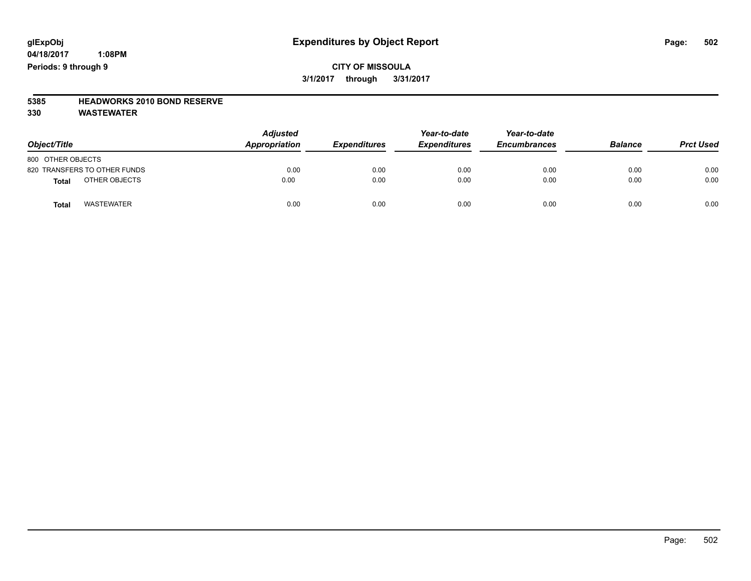**glExpObj** **Expenditures by Object Report**

**04/18/2017 1:08PM**

**Periods: 9 through 9**

**CITY OF MISSOULA**

**3/1/2017 through 3/31/2017**

**5385 HEADWORKS 2010 BOND RESERVE**

**330 WASTEWATER**

| Object/Title | Adjusted Appropriation | Expenditures | Year-to-date Expenditures | Year-to-date Encumbrances | Balance | Prct Used |
|---|---|---|---|---|---|---|
| 800 OTHER OBJECTS | | | | | | |
| 820 TRANSFERS TO OTHER FUNDS | 0.00 | 0.00 | 0.00 | 0.00 | 0.00 | 0.00 |
| **Total** OTHER OBJECTS | 0.00 | 0.00 | 0.00 | 0.00 | 0.00 | 0.00 |
| **Total** WASTEWATER | 0.00 | 0.00 | 0.00 | 0.00 | 0.00 | 0.00 |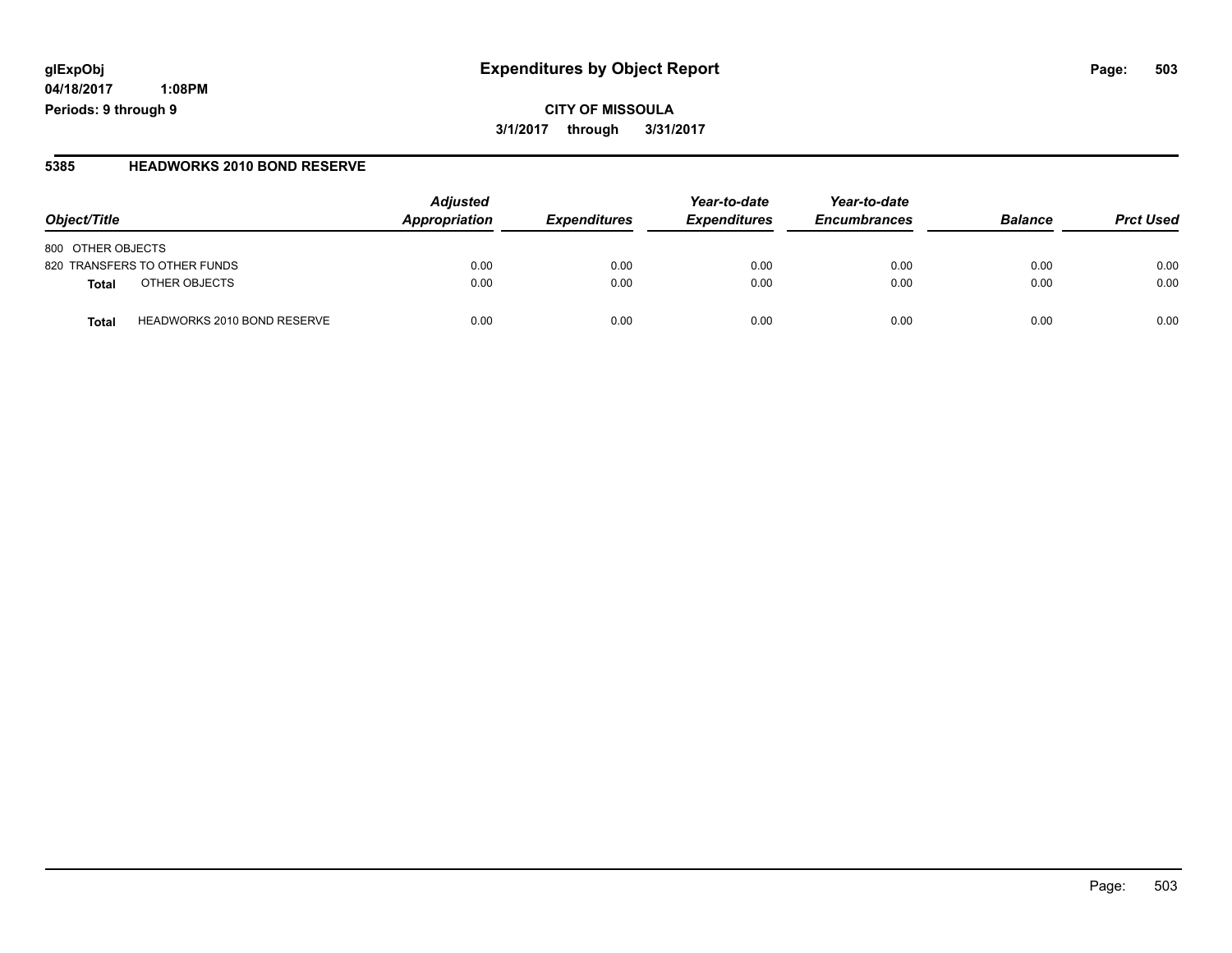**glExpObj** **Expenditures by Object Report**

**04/18/2017 1:08PM**

**Periods: 9 through 9**

**CITY OF MISSOULA**

**3/1/2017 through 3/31/2017**

## 5385 HEADWORKS 2010 BOND RESERVE

| Object/Title | Adjusted Appropriation | Expenditures | Year-to-date Expenditures | Year-to-date Encumbrances | Balance | Prct Used |
|---|---|---|---|---|---|---|
| 800 OTHER OBJECTS | | | | | | |
| 820 TRANSFERS TO OTHER FUNDS | 0.00 | 0.00 | 0.00 | 0.00 | 0.00 | 0.00 |
| **Total** OTHER OBJECTS | 0.00 | 0.00 | 0.00 | 0.00 | 0.00 | 0.00 |
| **Total** HEADWORKS 2010 BOND RESERVE | 0.00 | 0.00 | 0.00 | 0.00 | 0.00 | 0.00 |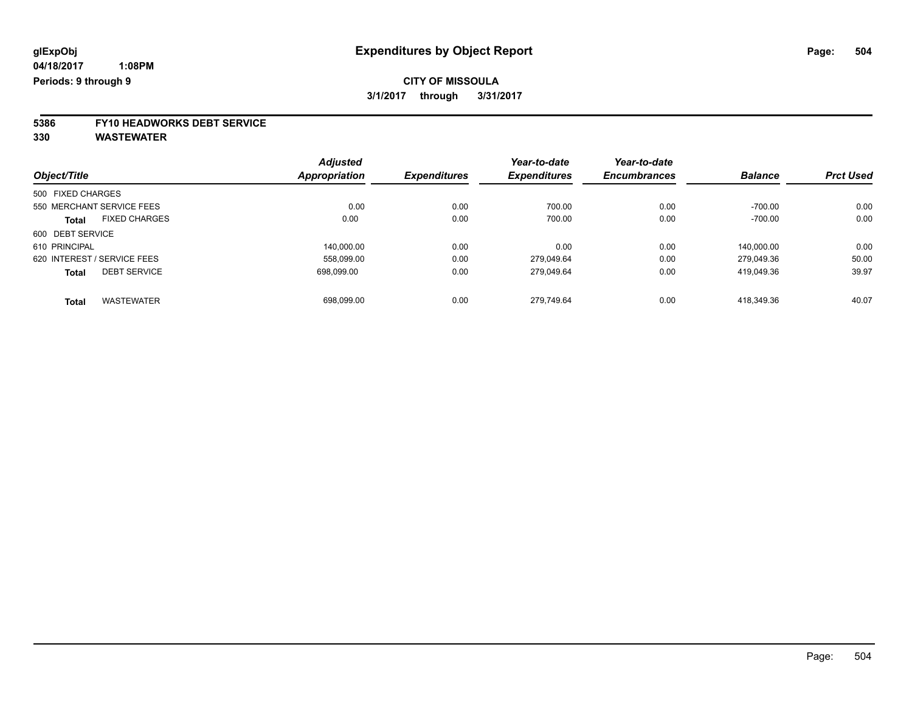# Expenditures by Object Report

glExpObj
04/18/2017 1:08PM
Periods: 9 through 9

**CITY OF MISSOULA**
**3/1/2017 through 3/31/2017**

**5386 FY10 HEADWORKS DEBT SERVICE**
**330 WASTEWATER**

| Object/Title | | Adjusted Appropriation | Expenditures | Year-to-date Expenditures | Year-to-date Encumbrances | Balance | Prct Used |
|---|---|---|---|---|---|---|---|
| 500 FIXED CHARGES | | | | | | | |
| 550 MERCHANT SERVICE FEES | | 0.00 | 0.00 | 700.00 | 0.00 | -700.00 | 0.00 |
| **Total** | FIXED CHARGES | 0.00 | 0.00 | 700.00 | 0.00 | -700.00 | 0.00 |
| 600 DEBT SERVICE | | | | | | | |
| 610 PRINCIPAL | | 140,000.00 | 0.00 | 0.00 | 0.00 | 140,000.00 | 0.00 |
| 620 INTEREST / SERVICE FEES | | 558,099.00 | 0.00 | 279,049.64 | 0.00 | 279,049.36 | 50.00 |
| **Total** | DEBT SERVICE | 698,099.00 | 0.00 | 279,049.64 | 0.00 | 419,049.36 | 39.97 |
| **Total** | WASTEWATER | 698,099.00 | 0.00 | 279,749.64 | 0.00 | 418,349.36 | 40.07 |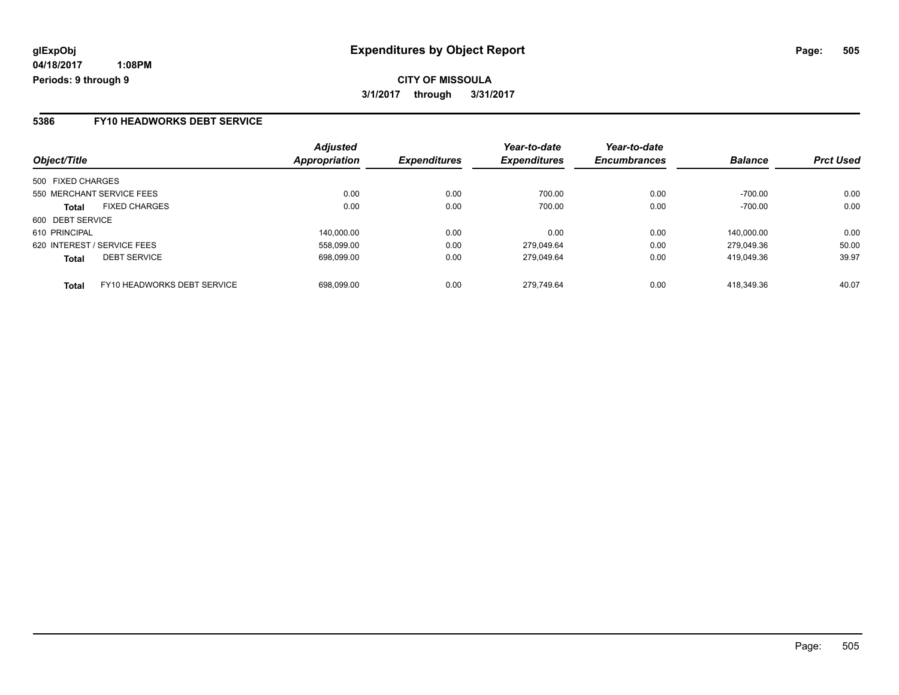**glExpObj** **Expenditures by Object Report**

**04/18/2017 1:08PM**

**Periods: 9 through 9**

**CITY OF MISSOULA**

**3/1/2017 through 3/31/2017**

## 5386 FY10 HEADWORKS DEBT SERVICE

| Object/Title | | Adjusted Appropriation | Expenditures | Year-to-date Expenditures | Year-to-date Encumbrances | Balance | Prct Used |
|---|---|---|---|---|---|---|---|
| 500 FIXED CHARGES | | | | | | | |
| 550 MERCHANT SERVICE FEES | | 0.00 | 0.00 | 700.00 | 0.00 | -700.00 | 0.00 |
| **Total** | FIXED CHARGES | 0.00 | 0.00 | 700.00 | 0.00 | -700.00 | 0.00 |
| 600 DEBT SERVICE | | | | | | | |
| 610 PRINCIPAL | | 140,000.00 | 0.00 | 0.00 | 0.00 | 140,000.00 | 0.00 |
| 620 INTEREST / SERVICE FEES | | 558,099.00 | 0.00 | 279,049.64 | 0.00 | 279,049.36 | 50.00 |
| **Total** | DEBT SERVICE | 698,099.00 | 0.00 | 279,049.64 | 0.00 | 419,049.36 | 39.97 |
| **Total** | FY10 HEADWORKS DEBT SERVICE | 698,099.00 | 0.00 | 279,749.64 | 0.00 | 418,349.36 | 40.07 |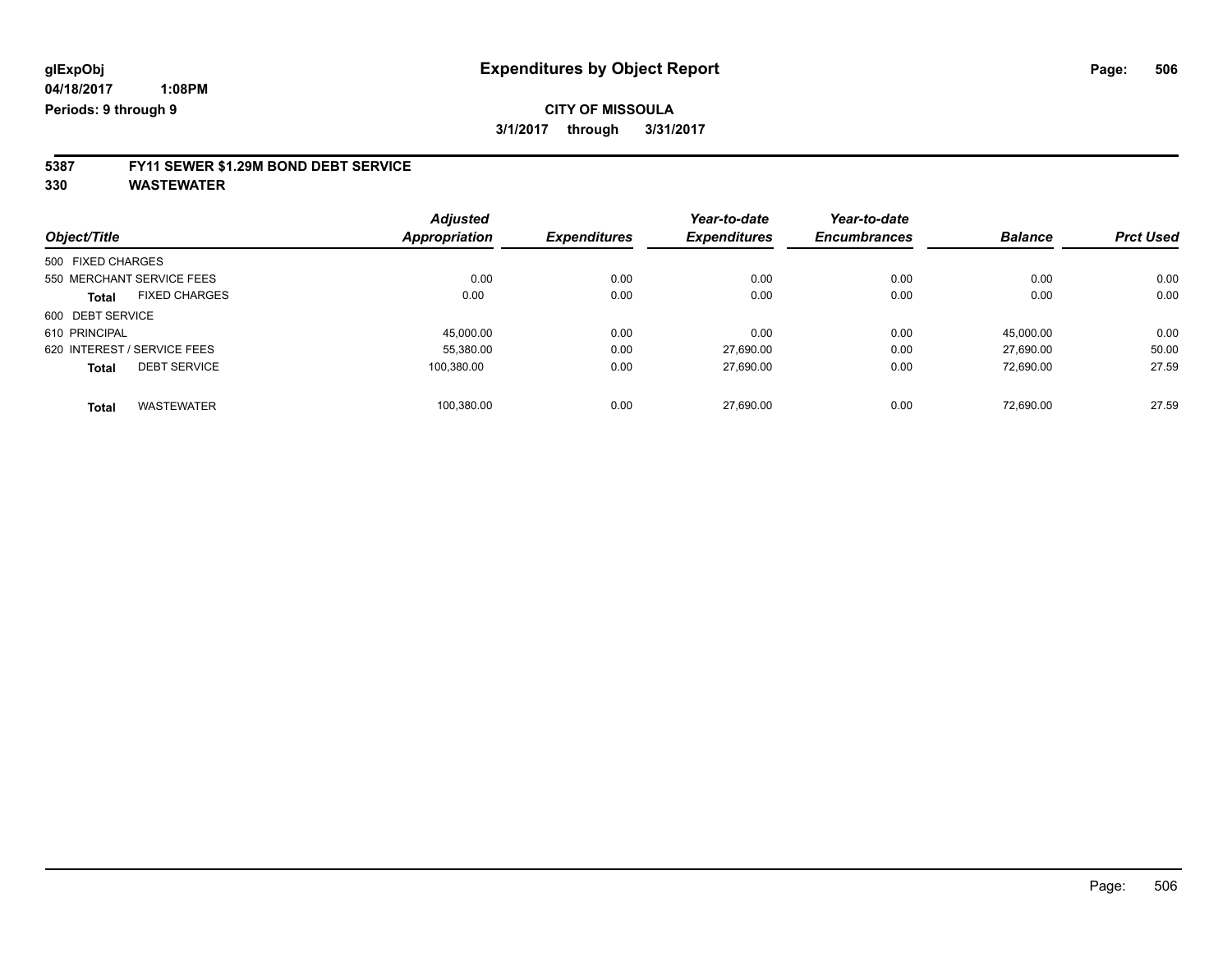**glExpObj** **Expenditures by Object Report**

**04/18/2017 1:08PM**

**Periods: 9 through 9**

**CITY OF MISSOULA**

**3/1/2017 through 3/31/2017**

## 5387 FY11 SEWER $1.29M BOND DEBT SERVICE

## 330 WASTEWATER

| Object/Title | Adjusted Appropriation | Expenditures | Year-to-date Expenditures | Year-to-date Encumbrances | Balance | Prct Used |
|---|---|---|---|---|---|---|
| 500 FIXED CHARGES | | | | | | |
| 550 MERCHANT SERVICE FEES | 0.00 | 0.00 | 0.00 | 0.00 | 0.00 | 0.00 |
| **Total** FIXED CHARGES | 0.00 | 0.00 | 0.00 | 0.00 | 0.00 | 0.00 |
| 600 DEBT SERVICE | | | | | | |
| 610 PRINCIPAL | 45,000.00 | 0.00 | 0.00 | 0.00 | 45,000.00 | 0.00 |
| 620 INTEREST / SERVICE FEES | 55,380.00 | 0.00 | 27,690.00 | 0.00 | 27,690.00 | 50.00 |
| **Total** DEBT SERVICE | 100,380.00 | 0.00 | 27,690.00 | 0.00 | 72,690.00 | 27.59 |
| **Total** WASTEWATER | 100,380.00 | 0.00 | 27,690.00 | 0.00 | 72,690.00 | 27.59 |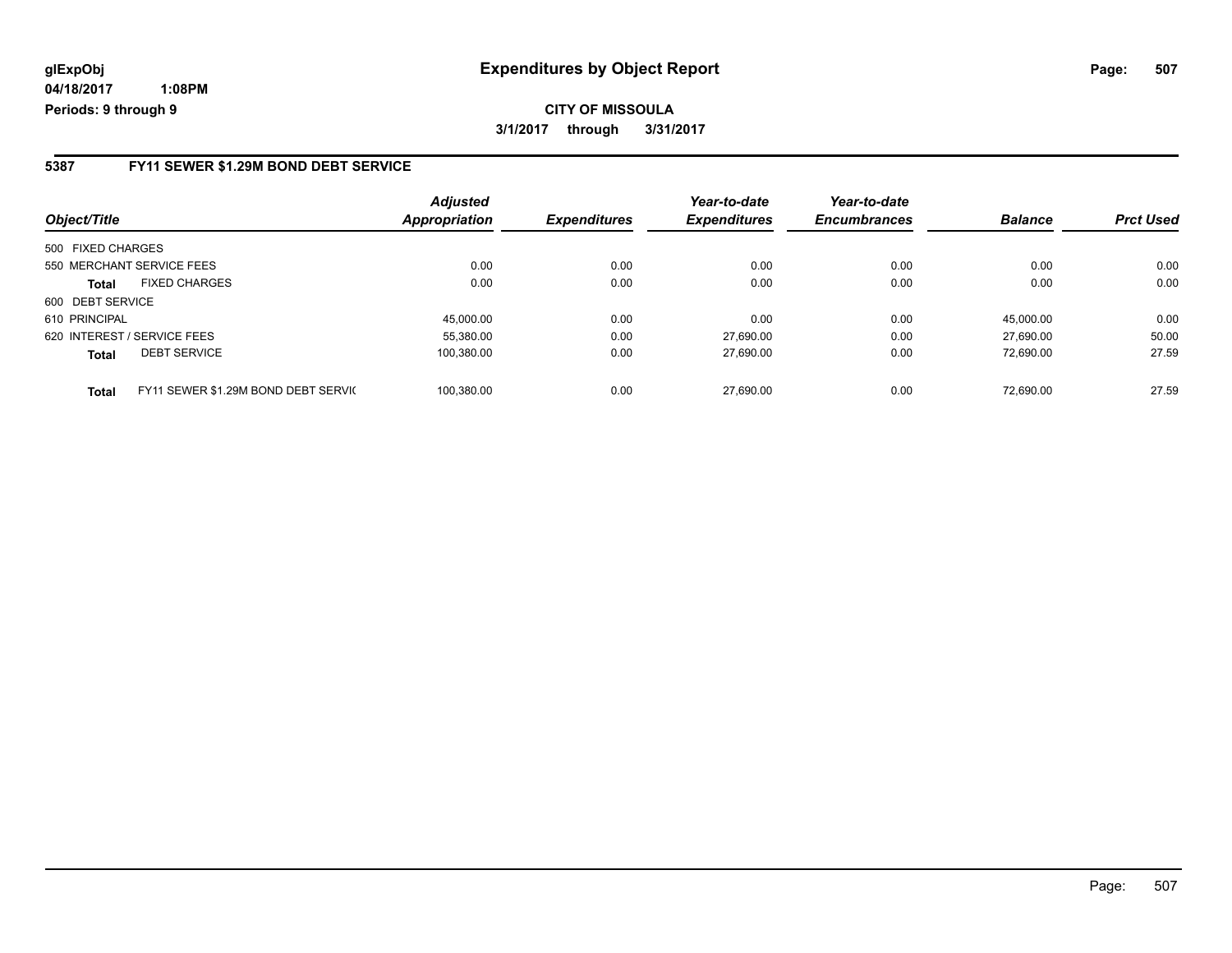**glExpObj** 
**04/18/2017 1:08PM** 
**Periods: 9 through 9**

# Expenditures by Object Report

**CITY OF MISSOULA**

**3/1/2017 through 3/31/2017**

## 5387 FY11 SEWER $1.29M BOND DEBT SERVICE

| Object/Title | | Adjusted Appropriation | Expenditures | Year-to-date Expenditures | Year-to-date Encumbrances | Balance | Prct Used |
|---|---|---|---|---|---|---|---|
| 500 FIXED CHARGES | | | | | | | |
| 550 MERCHANT SERVICE FEES | | 0.00 | 0.00 | 0.00 | 0.00 | 0.00 | 0.00 |
| **Total** | FIXED CHARGES | 0.00 | 0.00 | 0.00 | 0.00 | 0.00 | 0.00 |
| 600 DEBT SERVICE | | | | | | | |
| 610 PRINCIPAL | | 45,000.00 | 0.00 | 0.00 | 0.00 | 45,000.00 | 0.00 |
| 620 INTEREST / SERVICE FEES | | 55,380.00 | 0.00 | 27,690.00 | 0.00 | 27,690.00 | 50.00 |
| **Total** | DEBT SERVICE | 100,380.00 | 0.00 | 27,690.00 | 0.00 | 72,690.00 | 27.59 |
| **Total** | FY11 SEWER $1.29M BOND DEBT SERVIC | 100,380.00 | 0.00 | 27,690.00 | 0.00 | 72,690.00 | 27.59 |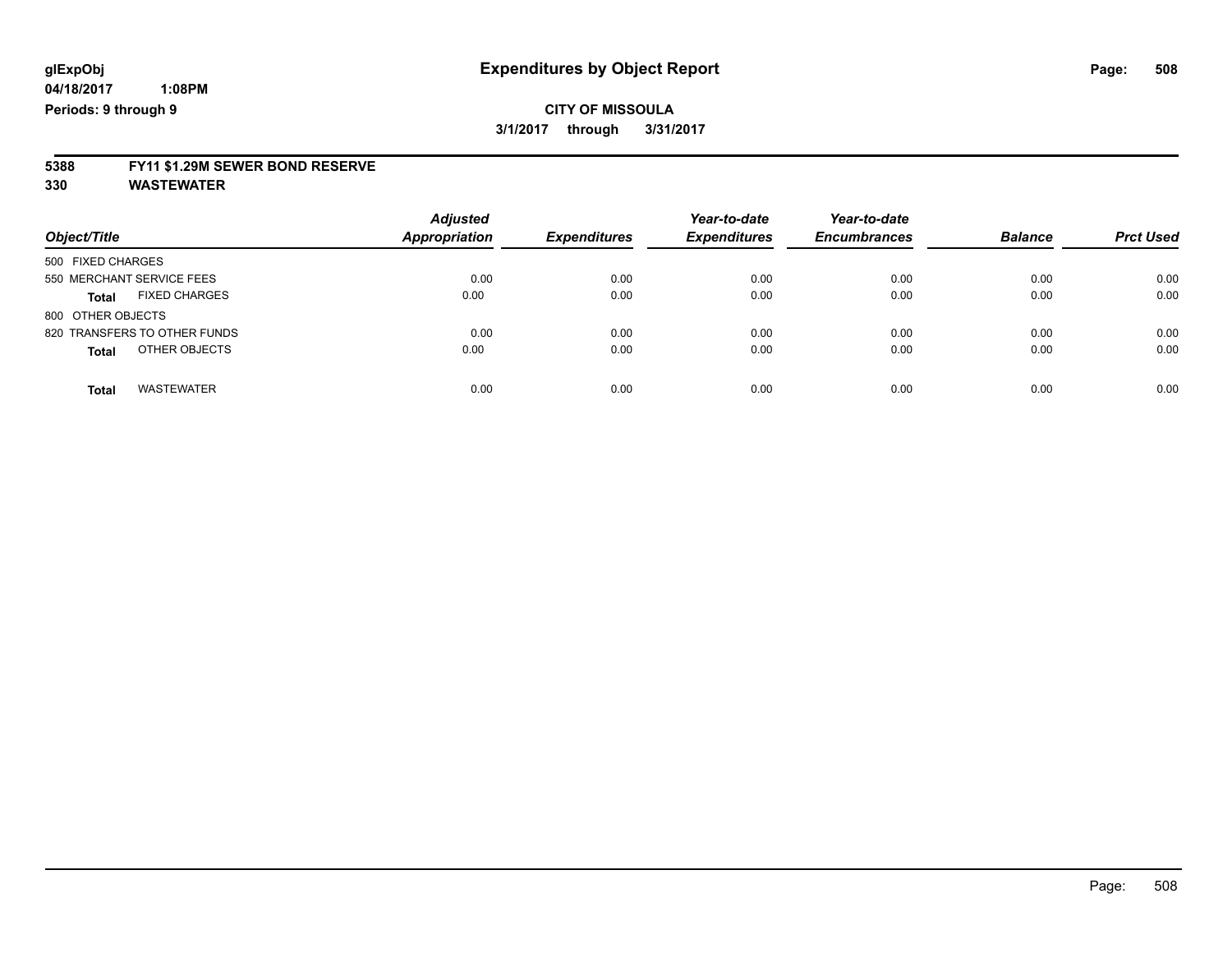# Expenditures by Object Report

**glExpObj**
**04/18/2017 1:08PM**
**Periods: 9 through 9**

**CITY OF MISSOULA**
**3/1/2017 through 3/31/2017**

**5388 FY11 $1.29M SEWER BOND RESERVE**
**330 WASTEWATER**

| Object/Title | Adjusted Appropriation | Expenditures | Year-to-date Expenditures | Year-to-date Encumbrances | Balance | Prct Used |
|---|---|---|---|---|---|---|
| 500 FIXED CHARGES | | | | | | |
| 550 MERCHANT SERVICE FEES | 0.00 | 0.00 | 0.00 | 0.00 | 0.00 | 0.00 |
| **Total** FIXED CHARGES | 0.00 | 0.00 | 0.00 | 0.00 | 0.00 | 0.00 |
| 800 OTHER OBJECTS | | | | | | |
| 820 TRANSFERS TO OTHER FUNDS | 0.00 | 0.00 | 0.00 | 0.00 | 0.00 | 0.00 |
| **Total** OTHER OBJECTS | 0.00 | 0.00 | 0.00 | 0.00 | 0.00 | 0.00 |
| **Total** WASTEWATER | 0.00 | 0.00 | 0.00 | 0.00 | 0.00 | 0.00 |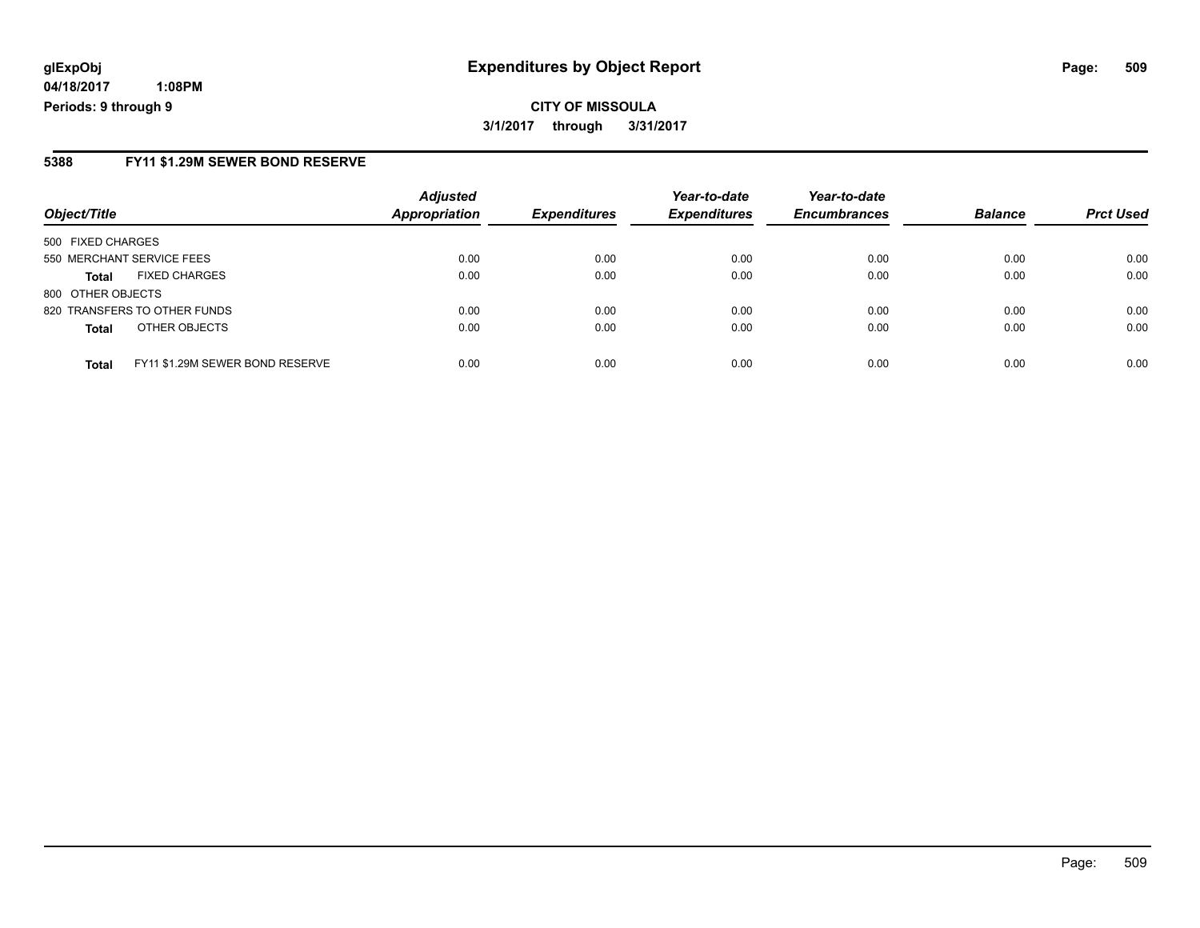**glExpObj**
**04/18/2017 1:08PM**
**Periods: 9 through 9**

# Expenditures by Object Report

**CITY OF MISSOULA**
**3/1/2017 through 3/31/2017**

## 5388 FY11 $1.29M SEWER BOND RESERVE

| Object/Title | Adjusted Appropriation | Expenditures | Year-to-date Expenditures | Year-to-date Encumbrances | Balance | Prct Used |
|---|---|---|---|---|---|---|
| 500 FIXED CHARGES | | | | | | |
| 550 MERCHANT SERVICE FEES | 0.00 | 0.00 | 0.00 | 0.00 | 0.00 | 0.00 |
| **Total** FIXED CHARGES | 0.00 | 0.00 | 0.00 | 0.00 | 0.00 | 0.00 |
| 800 OTHER OBJECTS | | | | | | |
| 820 TRANSFERS TO OTHER FUNDS | 0.00 | 0.00 | 0.00 | 0.00 | 0.00 | 0.00 |
| **Total** OTHER OBJECTS | 0.00 | 0.00 | 0.00 | 0.00 | 0.00 | 0.00 |
| **Total** FY11 $1.29M SEWER BOND RESERVE | 0.00 | 0.00 | 0.00 | 0.00 | 0.00 | 0.00 |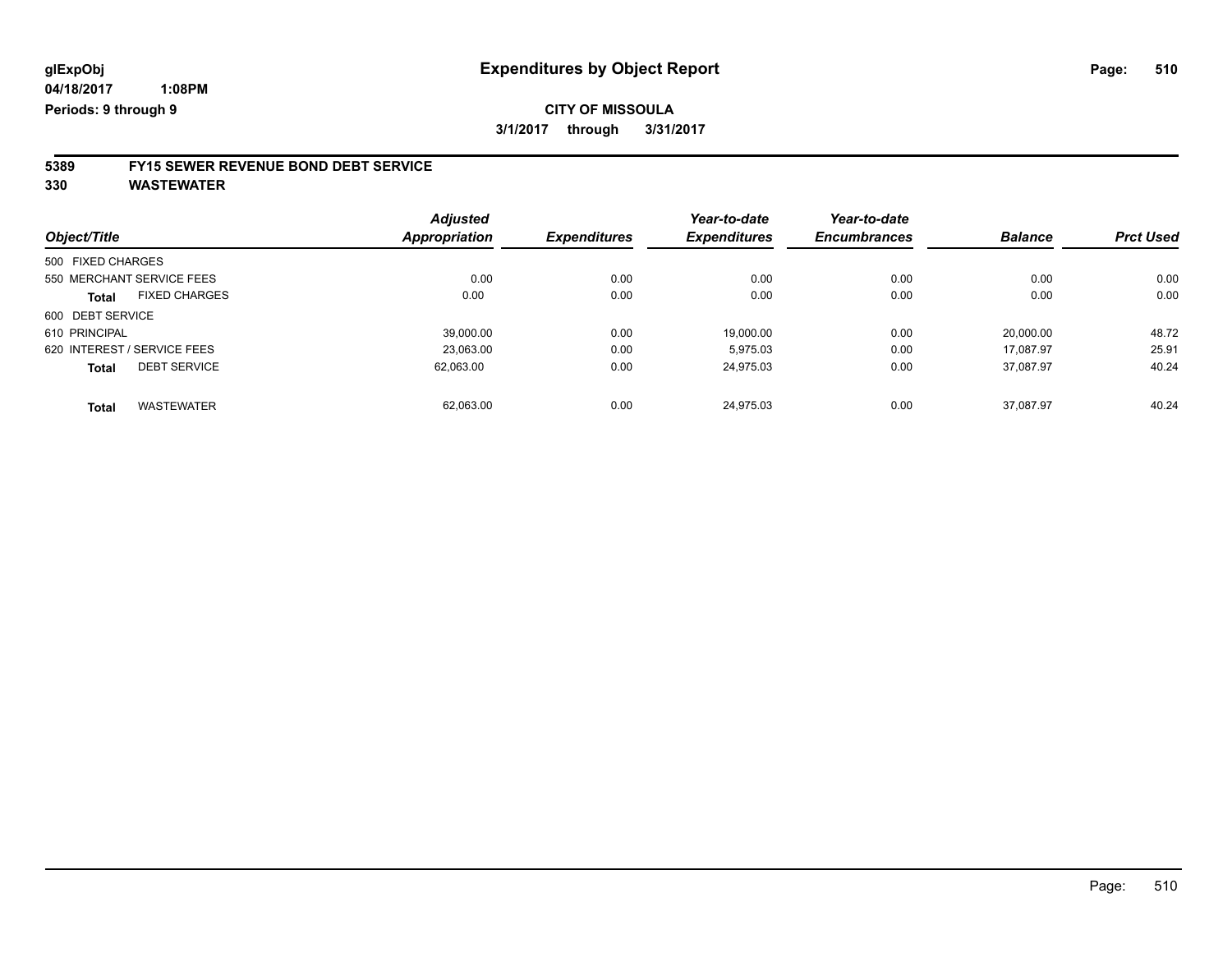**glExpObj** **Expenditures by Object Report**

**04/18/2017 1:08PM**

**Periods: 9 through 9**

**CITY OF MISSOULA**

**3/1/2017 through 3/31/2017**

## 5389 FY15 SEWER REVENUE BOND DEBT SERVICE
## 330 WASTEWATER

| Object/Title | Adjusted Appropriation | Expenditures | Year-to-date Expenditures | Year-to-date Encumbrances | Balance | Prct Used |
|---|---|---|---|---|---|---|
| 500 FIXED CHARGES | | | | | | |
| 550 MERCHANT SERVICE FEES | 0.00 | 0.00 | 0.00 | 0.00 | 0.00 | 0.00 |
| **Total** FIXED CHARGES | 0.00 | 0.00 | 0.00 | 0.00 | 0.00 | 0.00 |
| 600 DEBT SERVICE | | | | | | |
| 610 PRINCIPAL | 39,000.00 | 0.00 | 19,000.00 | 0.00 | 20,000.00 | 48.72 |
| 620 INTEREST / SERVICE FEES | 23,063.00 | 0.00 | 5,975.03 | 0.00 | 17,087.97 | 25.91 |
| **Total** DEBT SERVICE | 62,063.00 | 0.00 | 24,975.03 | 0.00 | 37,087.97 | 40.24 |
| **Total** WASTEWATER | 62,063.00 | 0.00 | 24,975.03 | 0.00 | 37,087.97 | 40.24 |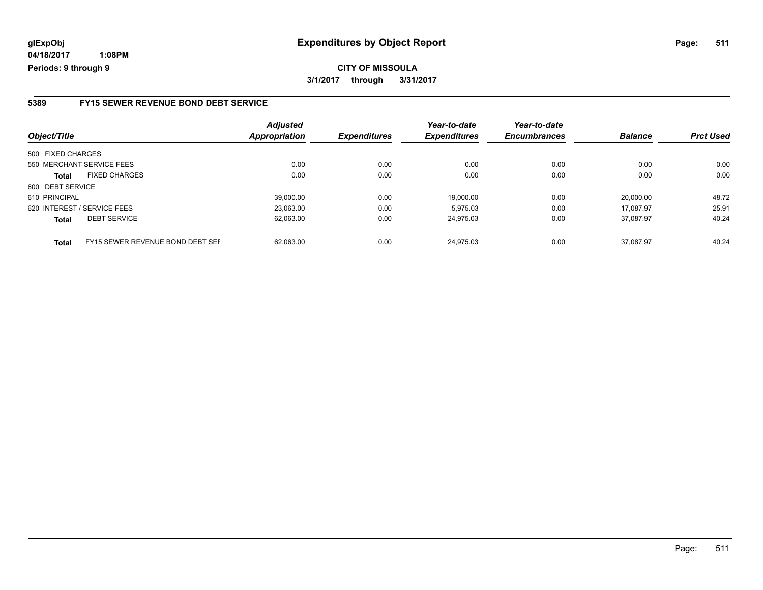**glExpObj**
**04/18/2017 1:08PM**
**Periods: 9 through 9**

# Expenditures by Object Report

**CITY OF MISSOULA**
**3/1/2017 through 3/31/2017**

## 5389 FY15 SEWER REVENUE BOND DEBT SERVICE

| Object/Title | | Adjusted Appropriation | Expenditures | Year-to-date Expenditures | Year-to-date Encumbrances | Balance | Prct Used |
|---|---|---|---|---|---|---|---|
| 500 FIXED CHARGES | | | | | | | |
| 550 MERCHANT SERVICE FEES | | 0.00 | 0.00 | 0.00 | 0.00 | 0.00 | 0.00 |
| **Total** | FIXED CHARGES | 0.00 | 0.00 | 0.00 | 0.00 | 0.00 | 0.00 |
| 600 DEBT SERVICE | | | | | | | |
| 610 PRINCIPAL | | 39,000.00 | 0.00 | 19,000.00 | 0.00 | 20,000.00 | 48.72 |
| 620 INTEREST / SERVICE FEES | | 23,063.00 | 0.00 | 5,975.03 | 0.00 | 17,087.97 | 25.91 |
| **Total** | DEBT SERVICE | 62,063.00 | 0.00 | 24,975.03 | 0.00 | 37,087.97 | 40.24 |
| **Total** | FY15 SEWER REVENUE BOND DEBT SEF | 62,063.00 | 0.00 | 24,975.03 | 0.00 | 37,087.97 | 40.24 |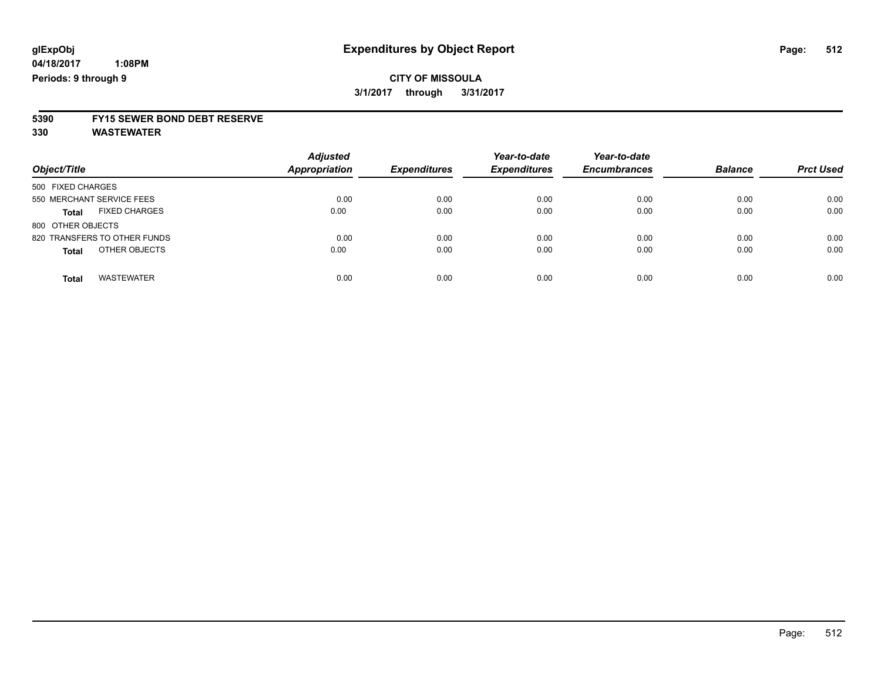glExpObj
04/18/2017 1:08PM
Periods: 9 through 9

# Expenditures by Object Report

**CITY OF MISSOULA**

**3/1/2017 through 3/31/2017**

**5390 FY15 SEWER BOND DEBT RESERVE**
**330 WASTEWATER**

| Object/Title | Adjusted Appropriation | Expenditures | Year-to-date Expenditures | Year-to-date Encumbrances | Balance | Prct Used |
|---|---|---|---|---|---|---|
| 500 FIXED CHARGES | | | | | | |
| 550 MERCHANT SERVICE FEES | 0.00 | 0.00 | 0.00 | 0.00 | 0.00 | 0.00 |
| **Total** FIXED CHARGES | 0.00 | 0.00 | 0.00 | 0.00 | 0.00 | 0.00 |
| 800 OTHER OBJECTS | | | | | | |
| 820 TRANSFERS TO OTHER FUNDS | 0.00 | 0.00 | 0.00 | 0.00 | 0.00 | 0.00 |
| **Total** OTHER OBJECTS | 0.00 | 0.00 | 0.00 | 0.00 | 0.00 | 0.00 |
| **Total** WASTEWATER | 0.00 | 0.00 | 0.00 | 0.00 | 0.00 | 0.00 |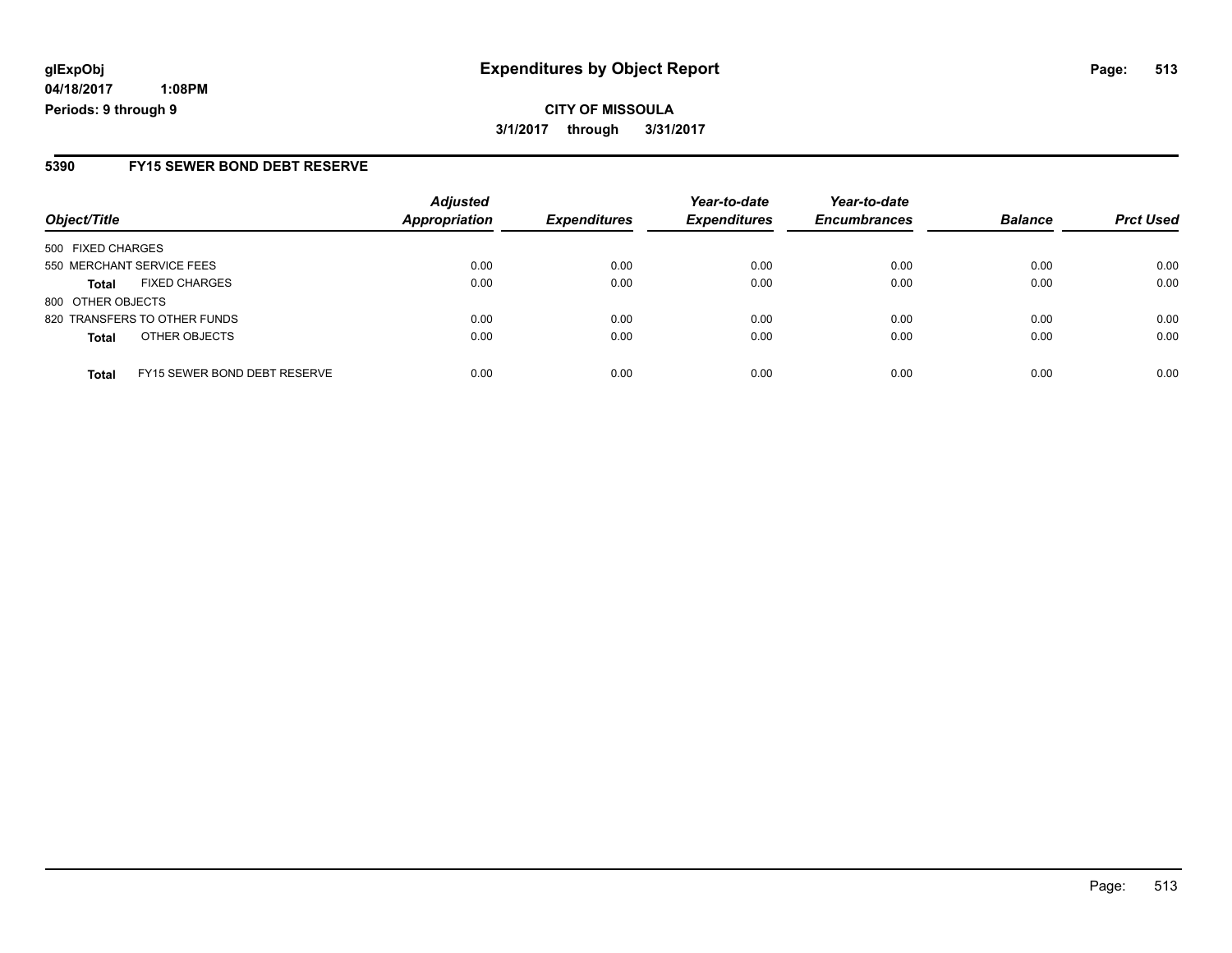**CITY OF MISSOULA**

**3/1/2017 through 3/31/2017**

## 5390 FY15 SEWER BOND DEBT RESERVE

| Object/Title | | Adjusted Appropriation | Expenditures | Year-to-date Expenditures | Year-to-date Encumbrances | Balance | Prct Used |
|---|---|---|---|---|---|---|---|
| 500 FIXED CHARGES | | | | | | | |
| 550 MERCHANT SERVICE FEES | | 0.00 | 0.00 | 0.00 | 0.00 | 0.00 | 0.00 |
| **Total** | FIXED CHARGES | 0.00 | 0.00 | 0.00 | 0.00 | 0.00 | 0.00 |
| 800 OTHER OBJECTS | | | | | | | |
| 820 TRANSFERS TO OTHER FUNDS | | 0.00 | 0.00 | 0.00 | 0.00 | 0.00 | 0.00 |
| **Total** | OTHER OBJECTS | 0.00 | 0.00 | 0.00 | 0.00 | 0.00 | 0.00 |
| **Total** | FY15 SEWER BOND DEBT RESERVE | 0.00 | 0.00 | 0.00 | 0.00 | 0.00 | 0.00 |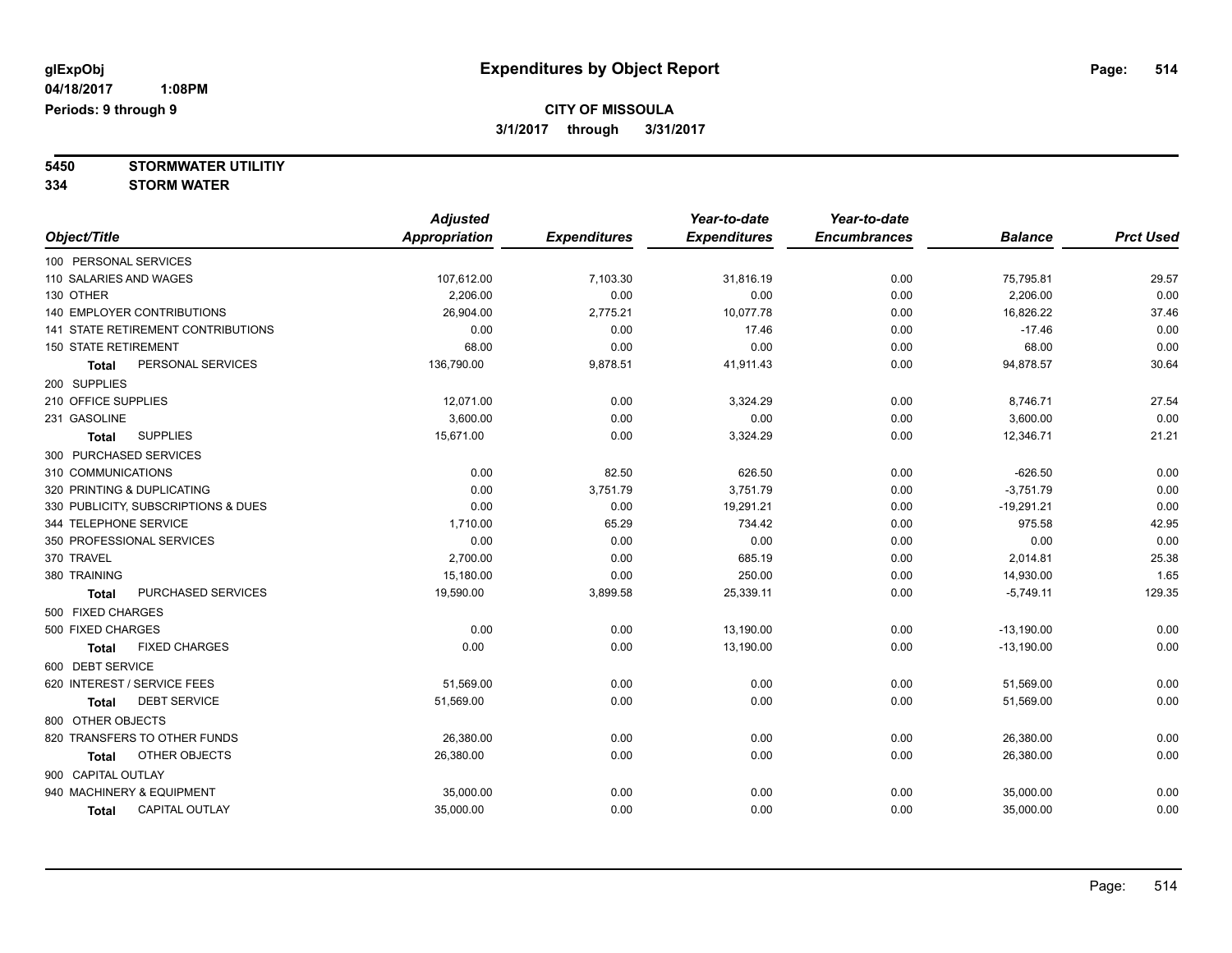# Expenditures by Object Report

glExpObj
04/18/2017 1:08PM
Periods: 9 through 9

**CITY OF MISSOULA**
**3/1/2017 through 3/31/2017**

**5450 STORMWATER UTILITIY**
**334 STORM WATER**

| Object/Title | Adjusted Appropriation | Expenditures | Year-to-date Expenditures | Year-to-date Encumbrances | Balance | Prct Used |
|---|---|---|---|---|---|---|
| 100 PERSONAL SERVICES | | | | | | |
| 110 SALARIES AND WAGES | 107,612.00 | 7,103.30 | 31,816.19 | 0.00 | 75,795.81 | 29.57 |
| 130 OTHER | 2,206.00 | 0.00 | 0.00 | 0.00 | 2,206.00 | 0.00 |
| 140 EMPLOYER CONTRIBUTIONS | 26,904.00 | 2,775.21 | 10,077.78 | 0.00 | 16,826.22 | 37.46 |
| 141 STATE RETIREMENT CONTRIBUTIONS | 0.00 | 0.00 | 17.46 | 0.00 | -17.46 | 0.00 |
| 150 STATE RETIREMENT | 68.00 | 0.00 | 0.00 | 0.00 | 68.00 | 0.00 |
| **Total** PERSONAL SERVICES | 136,790.00 | 9,878.51 | 41,911.43 | 0.00 | 94,878.57 | 30.64 |
| 200 SUPPLIES | | | | | | |
| 210 OFFICE SUPPLIES | 12,071.00 | 0.00 | 3,324.29 | 0.00 | 8,746.71 | 27.54 |
| 231 GASOLINE | 3,600.00 | 0.00 | 0.00 | 0.00 | 3,600.00 | 0.00 |
| **Total** SUPPLIES | 15,671.00 | 0.00 | 3,324.29 | 0.00 | 12,346.71 | 21.21 |
| 300 PURCHASED SERVICES | | | | | | |
| 310 COMMUNICATIONS | 0.00 | 82.50 | 626.50 | 0.00 | -626.50 | 0.00 |
| 320 PRINTING & DUPLICATING | 0.00 | 3,751.79 | 3,751.79 | 0.00 | -3,751.79 | 0.00 |
| 330 PUBLICITY, SUBSCRIPTIONS & DUES | 0.00 | 0.00 | 19,291.21 | 0.00 | -19,291.21 | 0.00 |
| 344 TELEPHONE SERVICE | 1,710.00 | 65.29 | 734.42 | 0.00 | 975.58 | 42.95 |
| 350 PROFESSIONAL SERVICES | 0.00 | 0.00 | 0.00 | 0.00 | 0.00 | 0.00 |
| 370 TRAVEL | 2,700.00 | 0.00 | 685.19 | 0.00 | 2,014.81 | 25.38 |
| 380 TRAINING | 15,180.00 | 0.00 | 250.00 | 0.00 | 14,930.00 | 1.65 |
| **Total** PURCHASED SERVICES | 19,590.00 | 3,899.58 | 25,339.11 | 0.00 | -5,749.11 | 129.35 |
| 500 FIXED CHARGES | | | | | | |
| 500 FIXED CHARGES | 0.00 | 0.00 | 13,190.00 | 0.00 | -13,190.00 | 0.00 |
| **Total** FIXED CHARGES | 0.00 | 0.00 | 13,190.00 | 0.00 | -13,190.00 | 0.00 |
| 600 DEBT SERVICE | | | | | | |
| 620 INTEREST / SERVICE FEES | 51,569.00 | 0.00 | 0.00 | 0.00 | 51,569.00 | 0.00 |
| **Total** DEBT SERVICE | 51,569.00 | 0.00 | 0.00 | 0.00 | 51,569.00 | 0.00 |
| 800 OTHER OBJECTS | | | | | | |
| 820 TRANSFERS TO OTHER FUNDS | 26,380.00 | 0.00 | 0.00 | 0.00 | 26,380.00 | 0.00 |
| **Total** OTHER OBJECTS | 26,380.00 | 0.00 | 0.00 | 0.00 | 26,380.00 | 0.00 |
| 900 CAPITAL OUTLAY | | | | | | |
| 940 MACHINERY & EQUIPMENT | 35,000.00 | 0.00 | 0.00 | 0.00 | 35,000.00 | 0.00 |
| **Total** CAPITAL OUTLAY | 35,000.00 | 0.00 | 0.00 | 0.00 | 35,000.00 | 0.00 |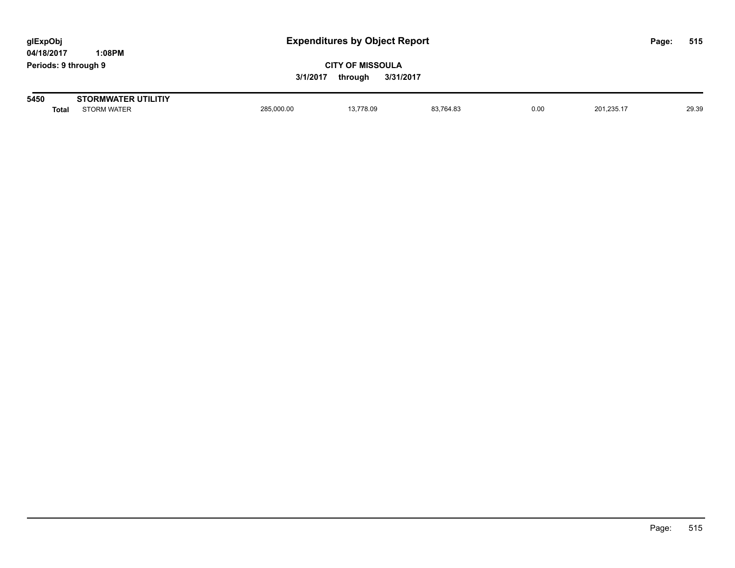**glExpObj** **Expenditures by Object Report**
**04/18/2017 1:08PM**
**Periods: 9 through 9**

**CITY OF MISSOULA**
**3/1/2017 through 3/31/2017**

| | | | | | | | |
|---|---|---|---|---|---|---|---|
| **5450** | **STORMWATER UTILITIY** | | | | | | |
| **Total** | STORM WATER | 285,000.00 | 13,778.09 | 83,764.83 | 0.00 | 201,235.17 | 29.39 |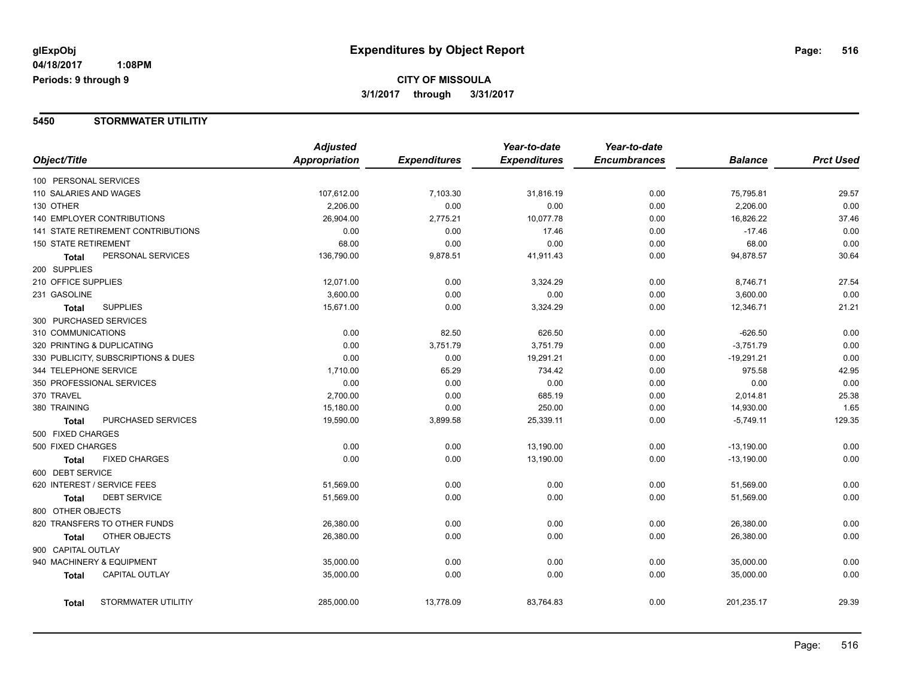# Expenditures by Object Report

glExpObj
04/18/2017 1:08PM
Periods: 9 through 9

**CITY OF MISSOULA**
**3/1/2017 through 3/31/2017**

## 5450 STORMWATER UTILITIY

| Object/Title | Adjusted Appropriation | Expenditures | Year-to-date Expenditures | Year-to-date Encumbrances | Balance | Prct Used |
|---|---|---|---|---|---|---|
| 100 PERSONAL SERVICES | | | | | | |
| 110 SALARIES AND WAGES | 107,612.00 | 7,103.30 | 31,816.19 | 0.00 | 75,795.81 | 29.57 |
| 130 OTHER | 2,206.00 | 0.00 | 0.00 | 0.00 | 2,206.00 | 0.00 |
| 140 EMPLOYER CONTRIBUTIONS | 26,904.00 | 2,775.21 | 10,077.78 | 0.00 | 16,826.22 | 37.46 |
| 141 STATE RETIREMENT CONTRIBUTIONS | 0.00 | 0.00 | 17.46 | 0.00 | -17.46 | 0.00 |
| 150 STATE RETIREMENT | 68.00 | 0.00 | 0.00 | 0.00 | 68.00 | 0.00 |
| **Total** PERSONAL SERVICES | 136,790.00 | 9,878.51 | 41,911.43 | 0.00 | 94,878.57 | 30.64 |
| 200 SUPPLIES | | | | | | |
| 210 OFFICE SUPPLIES | 12,071.00 | 0.00 | 3,324.29 | 0.00 | 8,746.71 | 27.54 |
| 231 GASOLINE | 3,600.00 | 0.00 | 0.00 | 0.00 | 3,600.00 | 0.00 |
| **Total** SUPPLIES | 15,671.00 | 0.00 | 3,324.29 | 0.00 | 12,346.71 | 21.21 |
| 300 PURCHASED SERVICES | | | | | | |
| 310 COMMUNICATIONS | 0.00 | 82.50 | 626.50 | 0.00 | -626.50 | 0.00 |
| 320 PRINTING & DUPLICATING | 0.00 | 3,751.79 | 3,751.79 | 0.00 | -3,751.79 | 0.00 |
| 330 PUBLICITY, SUBSCRIPTIONS & DUES | 0.00 | 0.00 | 19,291.21 | 0.00 | -19,291.21 | 0.00 |
| 344 TELEPHONE SERVICE | 1,710.00 | 65.29 | 734.42 | 0.00 | 975.58 | 42.95 |
| 350 PROFESSIONAL SERVICES | 0.00 | 0.00 | 0.00 | 0.00 | 0.00 | 0.00 |
| 370 TRAVEL | 2,700.00 | 0.00 | 685.19 | 0.00 | 2,014.81 | 25.38 |
| 380 TRAINING | 15,180.00 | 0.00 | 250.00 | 0.00 | 14,930.00 | 1.65 |
| **Total** PURCHASED SERVICES | 19,590.00 | 3,899.58 | 25,339.11 | 0.00 | -5,749.11 | 129.35 |
| 500 FIXED CHARGES | | | | | | |
| 500 FIXED CHARGES | 0.00 | 0.00 | 13,190.00 | 0.00 | -13,190.00 | 0.00 |
| **Total** FIXED CHARGES | 0.00 | 0.00 | 13,190.00 | 0.00 | -13,190.00 | 0.00 |
| 600 DEBT SERVICE | | | | | | |
| 620 INTEREST / SERVICE FEES | 51,569.00 | 0.00 | 0.00 | 0.00 | 51,569.00 | 0.00 |
| **Total** DEBT SERVICE | 51,569.00 | 0.00 | 0.00 | 0.00 | 51,569.00 | 0.00 |
| 800 OTHER OBJECTS | | | | | | |
| 820 TRANSFERS TO OTHER FUNDS | 26,380.00 | 0.00 | 0.00 | 0.00 | 26,380.00 | 0.00 |
| **Total** OTHER OBJECTS | 26,380.00 | 0.00 | 0.00 | 0.00 | 26,380.00 | 0.00 |
| 900 CAPITAL OUTLAY | | | | | | |
| 940 MACHINERY & EQUIPMENT | 35,000.00 | 0.00 | 0.00 | 0.00 | 35,000.00 | 0.00 |
| **Total** CAPITAL OUTLAY | 35,000.00 | 0.00 | 0.00 | 0.00 | 35,000.00 | 0.00 |
| **Total** STORMWATER UTILITIY | 285,000.00 | 13,778.09 | 83,764.83 | 0.00 | 201,235.17 | 29.39 |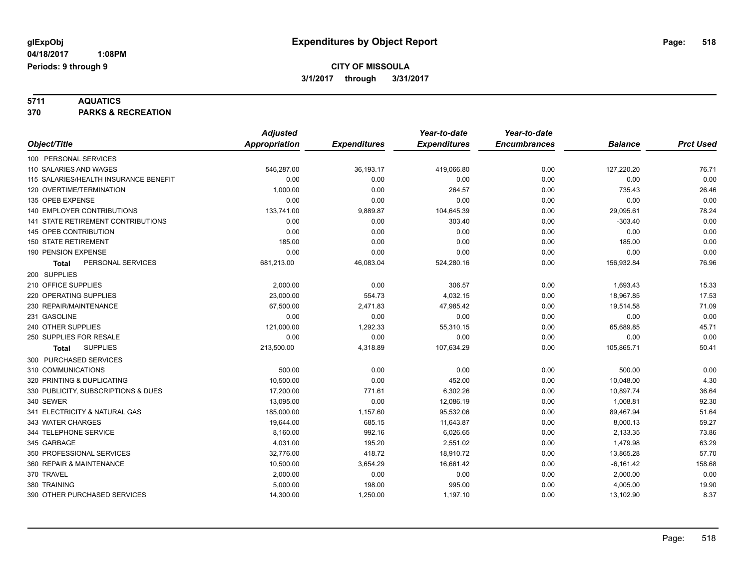**glExpObj**
**04/18/2017 1:08PM**
**Periods: 9 through 9**

# Expenditures by Object Report

**CITY OF MISSOULA**
**3/1/2017 through 3/31/2017**

**5711 AQUATICS**
**370 PARKS & RECREATION**

| Object/Title | Adjusted Appropriation | Expenditures | Year-to-date Expenditures | Year-to-date Encumbrances | Balance | Prct Used |
|---|---|---|---|---|---|---|
| 100 PERSONAL SERVICES | | | | | | |
| 110 SALARIES AND WAGES | 546,287.00 | 36,193.17 | 419,066.80 | 0.00 | 127,220.20 | 76.71 |
| 115 SALARIES/HEALTH INSURANCE BENEFIT | 0.00 | 0.00 | 0.00 | 0.00 | 0.00 | 0.00 |
| 120 OVERTIME/TERMINATION | 1,000.00 | 0.00 | 264.57 | 0.00 | 735.43 | 26.46 |
| 135 OPEB EXPENSE | 0.00 | 0.00 | 0.00 | 0.00 | 0.00 | 0.00 |
| 140 EMPLOYER CONTRIBUTIONS | 133,741.00 | 9,889.87 | 104,645.39 | 0.00 | 29,095.61 | 78.24 |
| 141 STATE RETIREMENT CONTRIBUTIONS | 0.00 | 0.00 | 303.40 | 0.00 | -303.40 | 0.00 |
| 145 OPEB CONTRIBUTION | 0.00 | 0.00 | 0.00 | 0.00 | 0.00 | 0.00 |
| 150 STATE RETIREMENT | 185.00 | 0.00 | 0.00 | 0.00 | 185.00 | 0.00 |
| 190 PENSION EXPENSE | 0.00 | 0.00 | 0.00 | 0.00 | 0.00 | 0.00 |
| **Total** PERSONAL SERVICES | 681,213.00 | 46,083.04 | 524,280.16 | 0.00 | 156,932.84 | 76.96 |
| 200 SUPPLIES | | | | | | |
| 210 OFFICE SUPPLIES | 2,000.00 | 0.00 | 306.57 | 0.00 | 1,693.43 | 15.33 |
| 220 OPERATING SUPPLIES | 23,000.00 | 554.73 | 4,032.15 | 0.00 | 18,967.85 | 17.53 |
| 230 REPAIR/MAINTENANCE | 67,500.00 | 2,471.83 | 47,985.42 | 0.00 | 19,514.58 | 71.09 |
| 231 GASOLINE | 0.00 | 0.00 | 0.00 | 0.00 | 0.00 | 0.00 |
| 240 OTHER SUPPLIES | 121,000.00 | 1,292.33 | 55,310.15 | 0.00 | 65,689.85 | 45.71 |
| 250 SUPPLIES FOR RESALE | 0.00 | 0.00 | 0.00 | 0.00 | 0.00 | 0.00 |
| **Total** SUPPLIES | 213,500.00 | 4,318.89 | 107,634.29 | 0.00 | 105,865.71 | 50.41 |
| 300 PURCHASED SERVICES | | | | | | |
| 310 COMMUNICATIONS | 500.00 | 0.00 | 0.00 | 0.00 | 500.00 | 0.00 |
| 320 PRINTING & DUPLICATING | 10,500.00 | 0.00 | 452.00 | 0.00 | 10,048.00 | 4.30 |
| 330 PUBLICITY, SUBSCRIPTIONS & DUES | 17,200.00 | 771.61 | 6,302.26 | 0.00 | 10,897.74 | 36.64 |
| 340 SEWER | 13,095.00 | 0.00 | 12,086.19 | 0.00 | 1,008.81 | 92.30 |
| 341 ELECTRICITY & NATURAL GAS | 185,000.00 | 1,157.60 | 95,532.06 | 0.00 | 89,467.94 | 51.64 |
| 343 WATER CHARGES | 19,644.00 | 685.15 | 11,643.87 | 0.00 | 8,000.13 | 59.27 |
| 344 TELEPHONE SERVICE | 8,160.00 | 992.16 | 6,026.65 | 0.00 | 2,133.35 | 73.86 |
| 345 GARBAGE | 4,031.00 | 195.20 | 2,551.02 | 0.00 | 1,479.98 | 63.29 |
| 350 PROFESSIONAL SERVICES | 32,776.00 | 418.72 | 18,910.72 | 0.00 | 13,865.28 | 57.70 |
| 360 REPAIR & MAINTENANCE | 10,500.00 | 3,654.29 | 16,661.42 | 0.00 | -6,161.42 | 158.68 |
| 370 TRAVEL | 2,000.00 | 0.00 | 0.00 | 0.00 | 2,000.00 | 0.00 |
| 380 TRAINING | 5,000.00 | 198.00 | 995.00 | 0.00 | 4,005.00 | 19.90 |
| 390 OTHER PURCHASED SERVICES | 14,300.00 | 1,250.00 | 1,197.10 | 0.00 | 13,102.90 | 8.37 |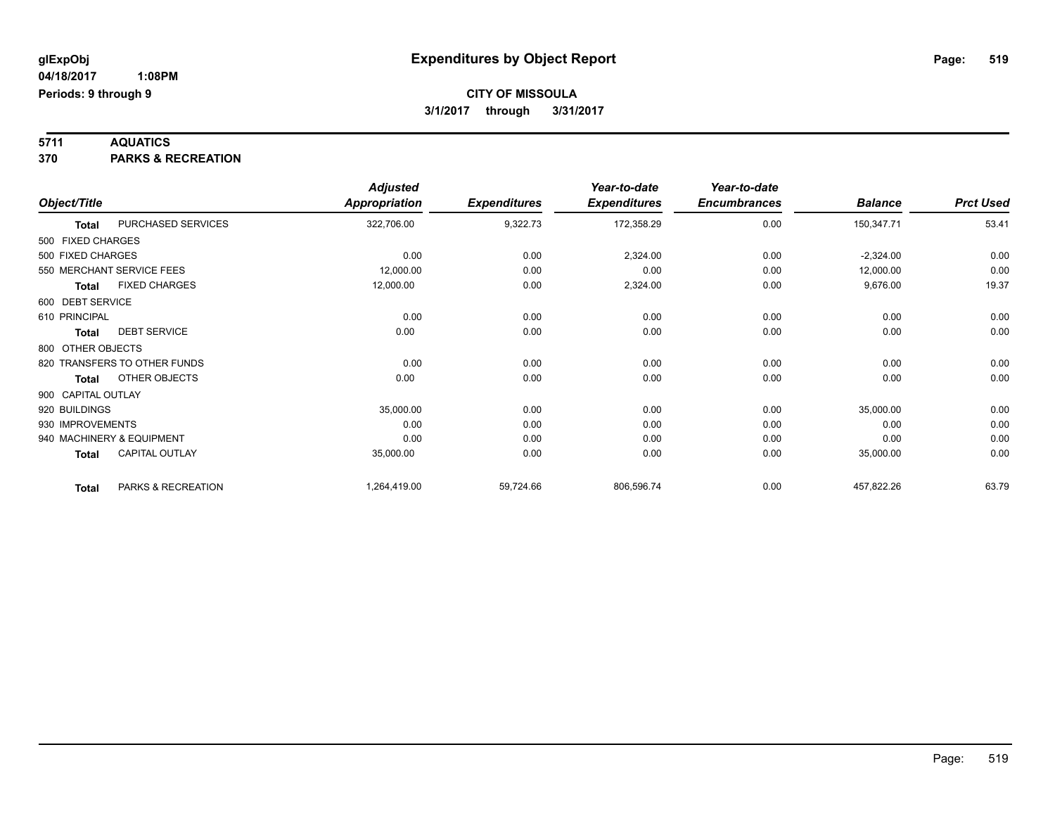**glExpObj**
**04/18/2017 1:08PM**
**Periods: 9 through 9**

# Expenditures by Object Report

**CITY OF MISSOULA**
**3/1/2017 through 3/31/2017**

**5711 AQUATICS**
**370 PARKS & RECREATION**

| Object/Title | Adjusted Appropriation | Expenditures | Year-to-date Expenditures | Year-to-date Encumbrances | Balance | Prct Used |
|---|---|---|---|---|---|---|
| **Total** PURCHASED SERVICES | 322,706.00 | 9,322.73 | 172,358.29 | 0.00 | 150,347.71 | 53.41 |
| 500 FIXED CHARGES | | | | | | |
| 500 FIXED CHARGES | 0.00 | 0.00 | 2,324.00 | 0.00 | -2,324.00 | 0.00 |
| 550 MERCHANT SERVICE FEES | 12,000.00 | 0.00 | 0.00 | 0.00 | 12,000.00 | 0.00 |
| **Total** FIXED CHARGES | 12,000.00 | 0.00 | 2,324.00 | 0.00 | 9,676.00 | 19.37 |
| 600 DEBT SERVICE | | | | | | |
| 610 PRINCIPAL | 0.00 | 0.00 | 0.00 | 0.00 | 0.00 | 0.00 |
| **Total** DEBT SERVICE | 0.00 | 0.00 | 0.00 | 0.00 | 0.00 | 0.00 |
| 800 OTHER OBJECTS | | | | | | |
| 820 TRANSFERS TO OTHER FUNDS | 0.00 | 0.00 | 0.00 | 0.00 | 0.00 | 0.00 |
| **Total** OTHER OBJECTS | 0.00 | 0.00 | 0.00 | 0.00 | 0.00 | 0.00 |
| 900 CAPITAL OUTLAY | | | | | | |
| 920 BUILDINGS | 35,000.00 | 0.00 | 0.00 | 0.00 | 35,000.00 | 0.00 |
| 930 IMPROVEMENTS | 0.00 | 0.00 | 0.00 | 0.00 | 0.00 | 0.00 |
| 940 MACHINERY & EQUIPMENT | 0.00 | 0.00 | 0.00 | 0.00 | 0.00 | 0.00 |
| **Total** CAPITAL OUTLAY | 35,000.00 | 0.00 | 0.00 | 0.00 | 35,000.00 | 0.00 |
| **Total** PARKS & RECREATION | 1,264,419.00 | 59,724.66 | 806,596.74 | 0.00 | 457,822.26 | 63.79 |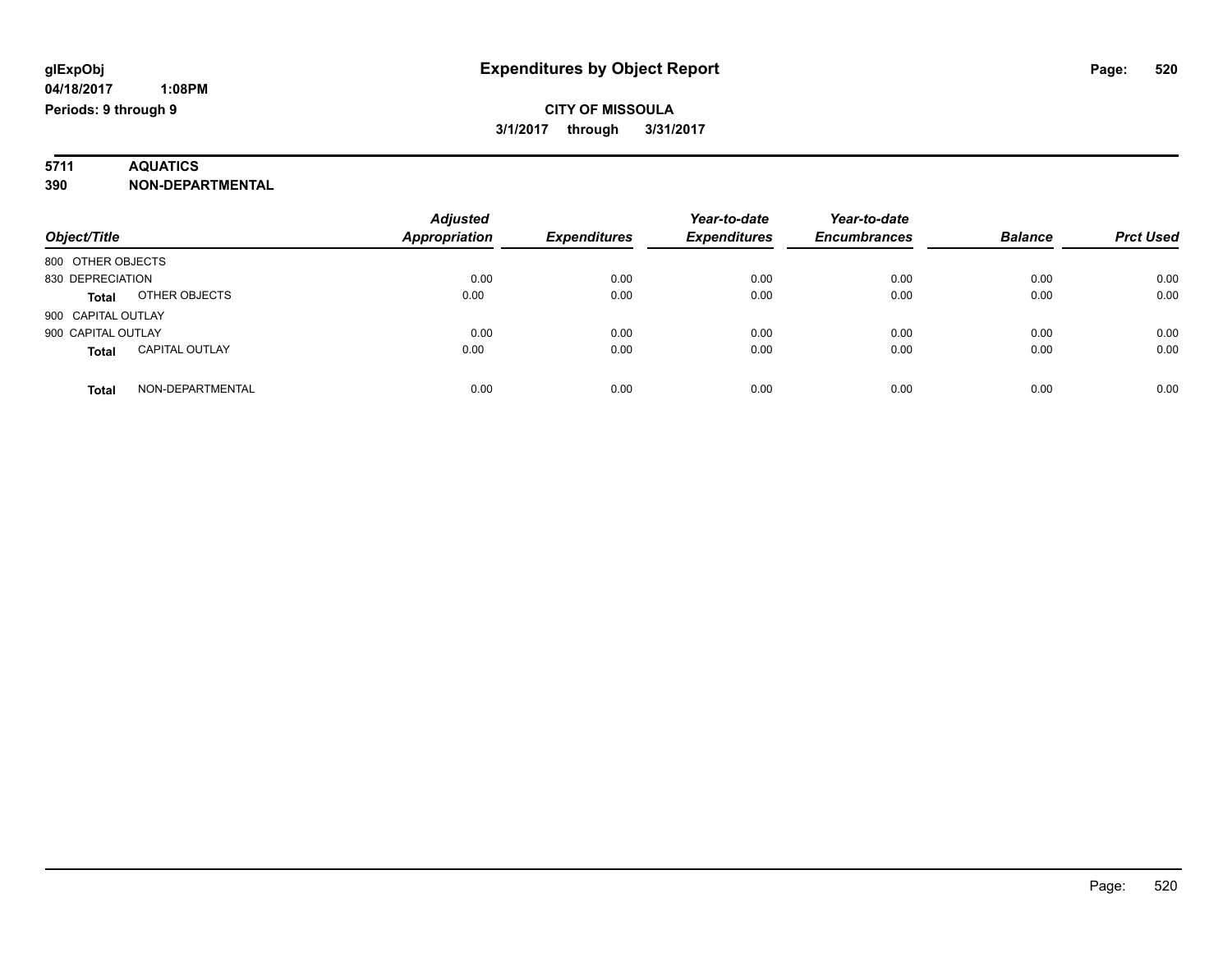# Expenditures by Object Report

**glExpObj**
**04/18/2017 1:08PM**
**Periods: 9 through 9**

**CITY OF MISSOULA**
**3/1/2017 through 3/31/2017**

**5711 AQUATICS**
**390 NON-DEPARTMENTAL**

| Object/Title | | Adjusted Appropriation | Expenditures | Year-to-date Expenditures | Year-to-date Encumbrances | Balance | Prct Used |
|---|---|---|---|---|---|---|---|
| 800 OTHER OBJECTS | | | | | | | |
| 830 DEPRECIATION | | 0.00 | 0.00 | 0.00 | 0.00 | 0.00 | 0.00 |
| **Total** | OTHER OBJECTS | 0.00 | 0.00 | 0.00 | 0.00 | 0.00 | 0.00 |
| 900 CAPITAL OUTLAY | | | | | | | |
| 900 CAPITAL OUTLAY | | 0.00 | 0.00 | 0.00 | 0.00 | 0.00 | 0.00 |
| **Total** | CAPITAL OUTLAY | 0.00 | 0.00 | 0.00 | 0.00 | 0.00 | 0.00 |
| **Total** | NON-DEPARTMENTAL | 0.00 | 0.00 | 0.00 | 0.00 | 0.00 | 0.00 |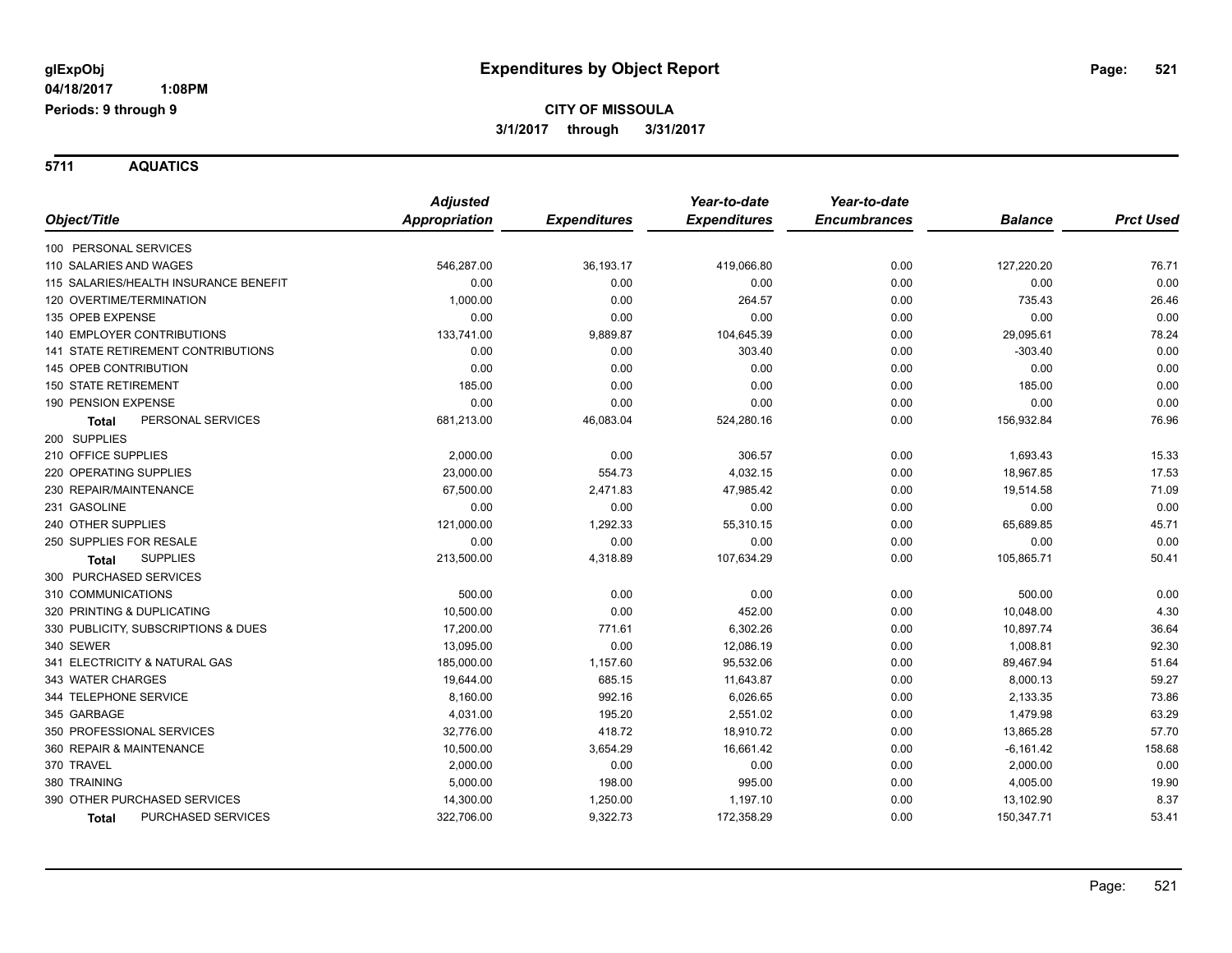**glExpObj** **Expenditures by Object Report**

**04/18/2017 1:08PM**

**Periods: 9 through 9**

**CITY OF MISSOULA**

**3/1/2017 through 3/31/2017**

## 5711 AQUATICS

| Object/Title | Adjusted Appropriation | Expenditures | Year-to-date Expenditures | Year-to-date Encumbrances | Balance | Prct Used |
|---|---|---|---|---|---|---|
| 100 PERSONAL SERVICES | | | | | | |
| 110 SALARIES AND WAGES | 546,287.00 | 36,193.17 | 419,066.80 | 0.00 | 127,220.20 | 76.71 |
| 115 SALARIES/HEALTH INSURANCE BENEFIT | 0.00 | 0.00 | 0.00 | 0.00 | 0.00 | 0.00 |
| 120 OVERTIME/TERMINATION | 1,000.00 | 0.00 | 264.57 | 0.00 | 735.43 | 26.46 |
| 135 OPEB EXPENSE | 0.00 | 0.00 | 0.00 | 0.00 | 0.00 | 0.00 |
| 140 EMPLOYER CONTRIBUTIONS | 133,741.00 | 9,889.87 | 104,645.39 | 0.00 | 29,095.61 | 78.24 |
| 141 STATE RETIREMENT CONTRIBUTIONS | 0.00 | 0.00 | 303.40 | 0.00 | -303.40 | 0.00 |
| 145 OPEB CONTRIBUTION | 0.00 | 0.00 | 0.00 | 0.00 | 0.00 | 0.00 |
| 150 STATE RETIREMENT | 185.00 | 0.00 | 0.00 | 0.00 | 185.00 | 0.00 |
| 190 PENSION EXPENSE | 0.00 | 0.00 | 0.00 | 0.00 | 0.00 | 0.00 |
| **Total** PERSONAL SERVICES | 681,213.00 | 46,083.04 | 524,280.16 | 0.00 | 156,932.84 | 76.96 |
| 200 SUPPLIES | | | | | | |
| 210 OFFICE SUPPLIES | 2,000.00 | 0.00 | 306.57 | 0.00 | 1,693.43 | 15.33 |
| 220 OPERATING SUPPLIES | 23,000.00 | 554.73 | 4,032.15 | 0.00 | 18,967.85 | 17.53 |
| 230 REPAIR/MAINTENANCE | 67,500.00 | 2,471.83 | 47,985.42 | 0.00 | 19,514.58 | 71.09 |
| 231 GASOLINE | 0.00 | 0.00 | 0.00 | 0.00 | 0.00 | 0.00 |
| 240 OTHER SUPPLIES | 121,000.00 | 1,292.33 | 55,310.15 | 0.00 | 65,689.85 | 45.71 |
| 250 SUPPLIES FOR RESALE | 0.00 | 0.00 | 0.00 | 0.00 | 0.00 | 0.00 |
| **Total** SUPPLIES | 213,500.00 | 4,318.89 | 107,634.29 | 0.00 | 105,865.71 | 50.41 |
| 300 PURCHASED SERVICES | | | | | | |
| 310 COMMUNICATIONS | 500.00 | 0.00 | 0.00 | 0.00 | 500.00 | 0.00 |
| 320 PRINTING & DUPLICATING | 10,500.00 | 0.00 | 452.00 | 0.00 | 10,048.00 | 4.30 |
| 330 PUBLICITY, SUBSCRIPTIONS & DUES | 17,200.00 | 771.61 | 6,302.26 | 0.00 | 10,897.74 | 36.64 |
| 340 SEWER | 13,095.00 | 0.00 | 12,086.19 | 0.00 | 1,008.81 | 92.30 |
| 341 ELECTRICITY & NATURAL GAS | 185,000.00 | 1,157.60 | 95,532.06 | 0.00 | 89,467.94 | 51.64 |
| 343 WATER CHARGES | 19,644.00 | 685.15 | 11,643.87 | 0.00 | 8,000.13 | 59.27 |
| 344 TELEPHONE SERVICE | 8,160.00 | 992.16 | 6,026.65 | 0.00 | 2,133.35 | 73.86 |
| 345 GARBAGE | 4,031.00 | 195.20 | 2,551.02 | 0.00 | 1,479.98 | 63.29 |
| 350 PROFESSIONAL SERVICES | 32,776.00 | 418.72 | 18,910.72 | 0.00 | 13,865.28 | 57.70 |
| 360 REPAIR & MAINTENANCE | 10,500.00 | 3,654.29 | 16,661.42 | 0.00 | -6,161.42 | 158.68 |
| 370 TRAVEL | 2,000.00 | 0.00 | 0.00 | 0.00 | 2,000.00 | 0.00 |
| 380 TRAINING | 5,000.00 | 198.00 | 995.00 | 0.00 | 4,005.00 | 19.90 |
| 390 OTHER PURCHASED SERVICES | 14,300.00 | 1,250.00 | 1,197.10 | 0.00 | 13,102.90 | 8.37 |
| **Total** PURCHASED SERVICES | 322,706.00 | 9,322.73 | 172,358.29 | 0.00 | 150,347.71 | 53.41 |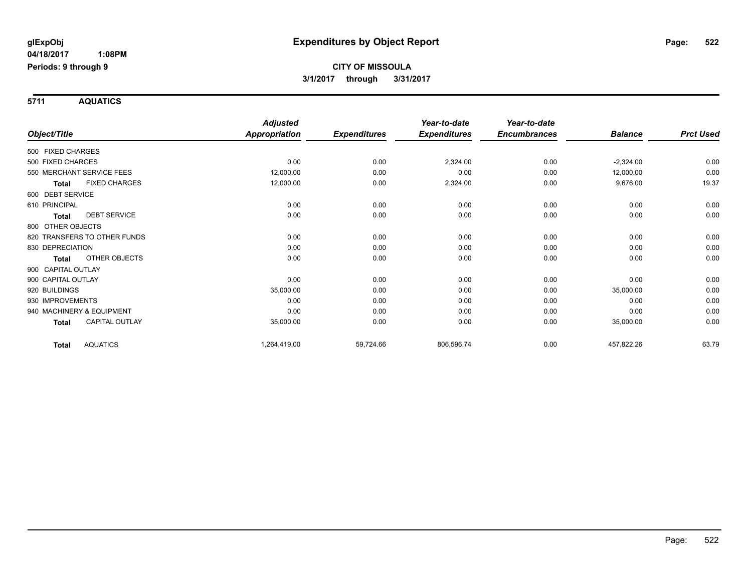# Expenditures by Object Report

glExpObj
04/18/2017 1:08PM
Periods: 9 through 9

**CITY OF MISSOULA**
**3/1/2017 through 3/31/2017**

## 5711 AQUATICS

| Object/Title | Adjusted Appropriation | Expenditures | Year-to-date Expenditures | Year-to-date Encumbrances | Balance | Prct Used |
|---|---|---|---|---|---|---|
| 500 FIXED CHARGES | | | | | | |
| 500 FIXED CHARGES | 0.00 | 0.00 | 2,324.00 | 0.00 | -2,324.00 | 0.00 |
| 550 MERCHANT SERVICE FEES | 12,000.00 | 0.00 | 0.00 | 0.00 | 12,000.00 | 0.00 |
| **Total** FIXED CHARGES | 12,000.00 | 0.00 | 2,324.00 | 0.00 | 9,676.00 | 19.37 |
| 600 DEBT SERVICE | | | | | | |
| 610 PRINCIPAL | 0.00 | 0.00 | 0.00 | 0.00 | 0.00 | 0.00 |
| **Total** DEBT SERVICE | 0.00 | 0.00 | 0.00 | 0.00 | 0.00 | 0.00 |
| 800 OTHER OBJECTS | | | | | | |
| 820 TRANSFERS TO OTHER FUNDS | 0.00 | 0.00 | 0.00 | 0.00 | 0.00 | 0.00 |
| 830 DEPRECIATION | 0.00 | 0.00 | 0.00 | 0.00 | 0.00 | 0.00 |
| **Total** OTHER OBJECTS | 0.00 | 0.00 | 0.00 | 0.00 | 0.00 | 0.00 |
| 900 CAPITAL OUTLAY | | | | | | |
| 900 CAPITAL OUTLAY | 0.00 | 0.00 | 0.00 | 0.00 | 0.00 | 0.00 |
| 920 BUILDINGS | 35,000.00 | 0.00 | 0.00 | 0.00 | 35,000.00 | 0.00 |
| 930 IMPROVEMENTS | 0.00 | 0.00 | 0.00 | 0.00 | 0.00 | 0.00 |
| 940 MACHINERY & EQUIPMENT | 0.00 | 0.00 | 0.00 | 0.00 | 0.00 | 0.00 |
| **Total** CAPITAL OUTLAY | 35,000.00 | 0.00 | 0.00 | 0.00 | 35,000.00 | 0.00 |
| **Total** AQUATICS | 1,264,419.00 | 59,724.66 | 806,596.74 | 0.00 | 457,822.26 | 63.79 |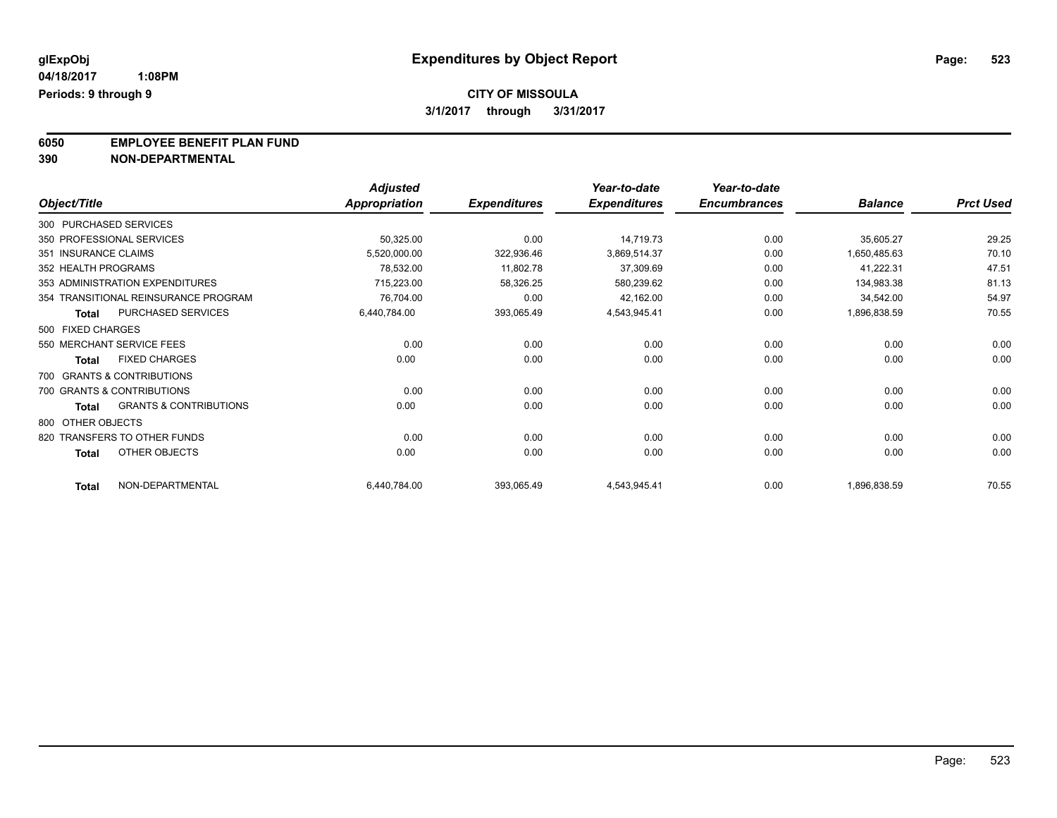# Expenditures by Object Report

glExpObj
04/18/2017 1:08PM
Periods: 9 through 9

**CITY OF MISSOULA**
**3/1/2017 through 3/31/2017**

**6050 EMPLOYEE BENEFIT PLAN FUND**
**390 NON-DEPARTMENTAL**

| Object/Title | Adjusted Appropriation | Expenditures | Year-to-date Expenditures | Year-to-date Encumbrances | Balance | Prct Used |
|---|---|---|---|---|---|---|
| 300 PURCHASED SERVICES | | | | | | |
| 350 PROFESSIONAL SERVICES | 50,325.00 | 0.00 | 14,719.73 | 0.00 | 35,605.27 | 29.25 |
| 351 INSURANCE CLAIMS | 5,520,000.00 | 322,936.46 | 3,869,514.37 | 0.00 | 1,650,485.63 | 70.10 |
| 352 HEALTH PROGRAMS | 78,532.00 | 11,802.78 | 37,309.69 | 0.00 | 41,222.31 | 47.51 |
| 353 ADMINISTRATION EXPENDITURES | 715,223.00 | 58,326.25 | 580,239.62 | 0.00 | 134,983.38 | 81.13 |
| 354 TRANSITIONAL REINSURANCE PROGRAM | 76,704.00 | 0.00 | 42,162.00 | 0.00 | 34,542.00 | 54.97 |
| **Total** PURCHASED SERVICES | 6,440,784.00 | 393,065.49 | 4,543,945.41 | 0.00 | 1,896,838.59 | 70.55 |
| 500 FIXED CHARGES | | | | | | |
| 550 MERCHANT SERVICE FEES | 0.00 | 0.00 | 0.00 | 0.00 | 0.00 | 0.00 |
| **Total** FIXED CHARGES | 0.00 | 0.00 | 0.00 | 0.00 | 0.00 | 0.00 |
| 700 GRANTS & CONTRIBUTIONS | | | | | | |
| 700 GRANTS & CONTRIBUTIONS | 0.00 | 0.00 | 0.00 | 0.00 | 0.00 | 0.00 |
| **Total** GRANTS & CONTRIBUTIONS | 0.00 | 0.00 | 0.00 | 0.00 | 0.00 | 0.00 |
| 800 OTHER OBJECTS | | | | | | |
| 820 TRANSFERS TO OTHER FUNDS | 0.00 | 0.00 | 0.00 | 0.00 | 0.00 | 0.00 |
| **Total** OTHER OBJECTS | 0.00 | 0.00 | 0.00 | 0.00 | 0.00 | 0.00 |
| **Total** NON-DEPARTMENTAL | 6,440,784.00 | 393,065.49 | 4,543,945.41 | 0.00 | 1,896,838.59 | 70.55 |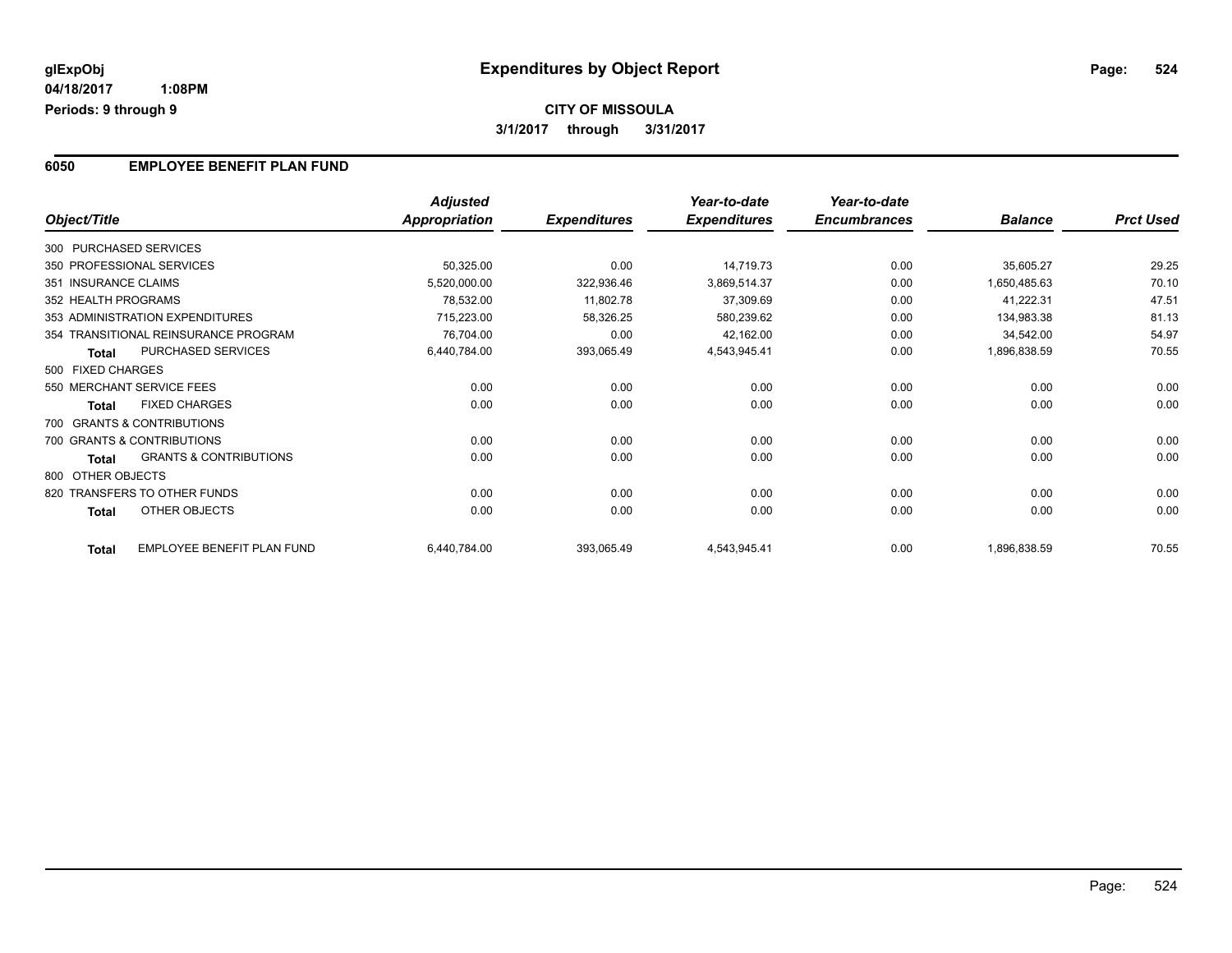**glExpObj**
**04/18/2017 1:08PM**
**Periods: 9 through 9**

# Expenditures by Object Report

**CITY OF MISSOULA**
**3/1/2017 through 3/31/2017**

## 6050 EMPLOYEE BENEFIT PLAN FUND

| Object/Title | | *Adjusted Appropriation* | *Expenditures* | *Year-to-date Expenditures* | *Year-to-date Encumbrances* | *Balance* | *Prct Used* |
|---|---|---|---|---|---|---|---|
| 300 PURCHASED SERVICES | | | | | | | |
| 350 PROFESSIONAL SERVICES | | 50,325.00 | 0.00 | 14,719.73 | 0.00 | 35,605.27 | 29.25 |
| 351 INSURANCE CLAIMS | | 5,520,000.00 | 322,936.46 | 3,869,514.37 | 0.00 | 1,650,485.63 | 70.10 |
| 352 HEALTH PROGRAMS | | 78,532.00 | 11,802.78 | 37,309.69 | 0.00 | 41,222.31 | 47.51 |
| 353 ADMINISTRATION EXPENDITURES | | 715,223.00 | 58,326.25 | 580,239.62 | 0.00 | 134,983.38 | 81.13 |
| 354 TRANSITIONAL REINSURANCE PROGRAM | | 76,704.00 | 0.00 | 42,162.00 | 0.00 | 34,542.00 | 54.97 |
| **Total** | PURCHASED SERVICES | 6,440,784.00 | 393,065.49 | 4,543,945.41 | 0.00 | 1,896,838.59 | 70.55 |
| 500 FIXED CHARGES | | | | | | | |
| 550 MERCHANT SERVICE FEES | | 0.00 | 0.00 | 0.00 | 0.00 | 0.00 | 0.00 |
| **Total** | FIXED CHARGES | 0.00 | 0.00 | 0.00 | 0.00 | 0.00 | 0.00 |
| 700 GRANTS & CONTRIBUTIONS | | | | | | | |
| 700 GRANTS & CONTRIBUTIONS | | 0.00 | 0.00 | 0.00 | 0.00 | 0.00 | 0.00 |
| **Total** | GRANTS & CONTRIBUTIONS | 0.00 | 0.00 | 0.00 | 0.00 | 0.00 | 0.00 |
| 800 OTHER OBJECTS | | | | | | | |
| 820 TRANSFERS TO OTHER FUNDS | | 0.00 | 0.00 | 0.00 | 0.00 | 0.00 | 0.00 |
| **Total** | OTHER OBJECTS | 0.00 | 0.00 | 0.00 | 0.00 | 0.00 | 0.00 |
| **Total** | EMPLOYEE BENEFIT PLAN FUND | 6,440,784.00 | 393,065.49 | 4,543,945.41 | 0.00 | 1,896,838.59 | 70.55 |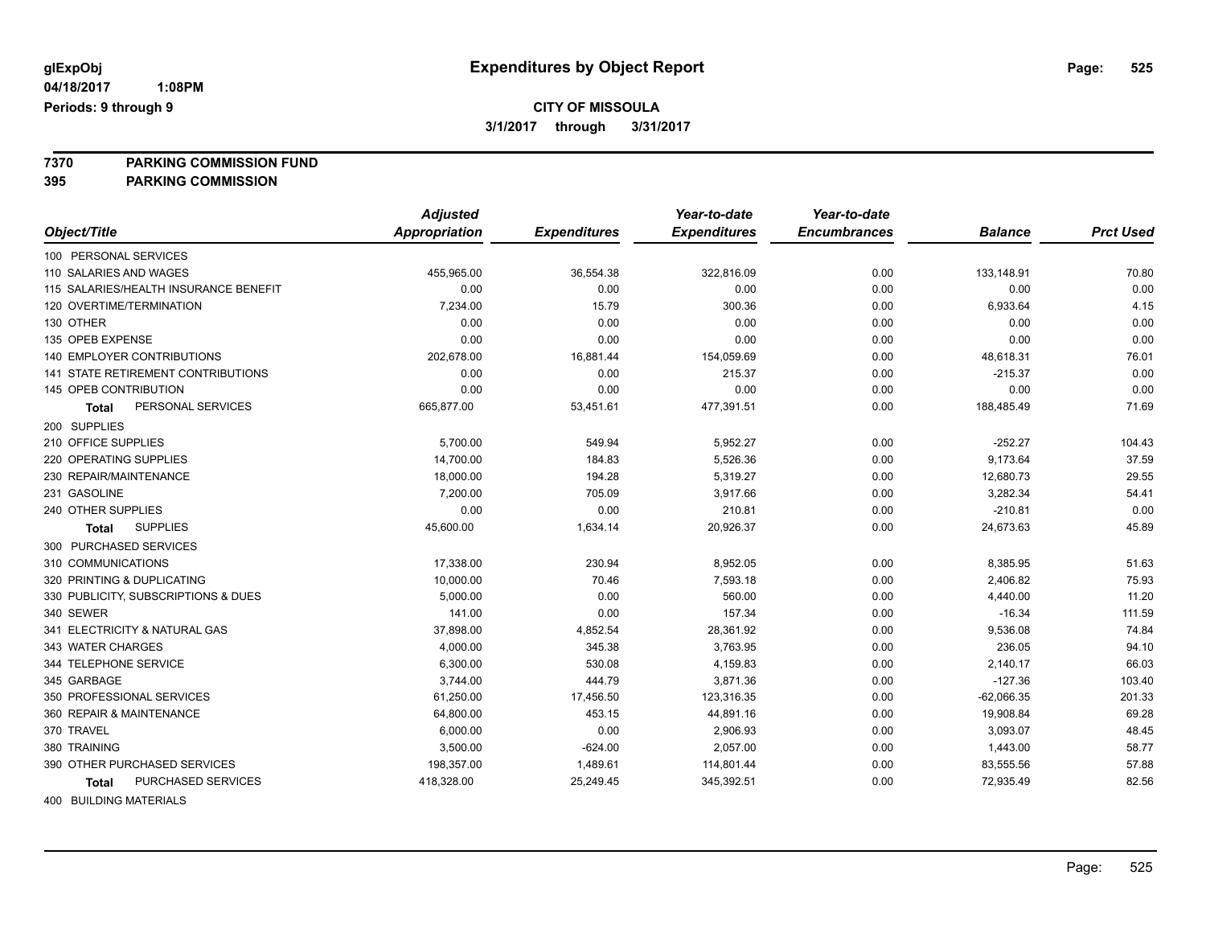# Expenditures by Object Report

glExpObj
04/18/2017 1:08PM
Periods: 9 through 9

**CITY OF MISSOULA**
**3/1/2017 through 3/31/2017**

**7370 PARKING COMMISSION FUND**
**395 PARKING COMMISSION**

| Object/Title | Adjusted Appropriation | Expenditures | Year-to-date Expenditures | Year-to-date Encumbrances | Balance | Prct Used |
|---|---|---|---|---|---|---|
| 100 PERSONAL SERVICES | | | | | | |
| 110 SALARIES AND WAGES | 455,965.00 | 36,554.38 | 322,816.09 | 0.00 | 133,148.91 | 70.80 |
| 115 SALARIES/HEALTH INSURANCE BENEFIT | 0.00 | 0.00 | 0.00 | 0.00 | 0.00 | 0.00 |
| 120 OVERTIME/TERMINATION | 7,234.00 | 15.79 | 300.36 | 0.00 | 6,933.64 | 4.15 |
| 130 OTHER | 0.00 | 0.00 | 0.00 | 0.00 | 0.00 | 0.00 |
| 135 OPEB EXPENSE | 0.00 | 0.00 | 0.00 | 0.00 | 0.00 | 0.00 |
| 140 EMPLOYER CONTRIBUTIONS | 202,678.00 | 16,881.44 | 154,059.69 | 0.00 | 48,618.31 | 76.01 |
| 141 STATE RETIREMENT CONTRIBUTIONS | 0.00 | 0.00 | 215.37 | 0.00 | -215.37 | 0.00 |
| 145 OPEB CONTRIBUTION | 0.00 | 0.00 | 0.00 | 0.00 | 0.00 | 0.00 |
| **Total** PERSONAL SERVICES | 665,877.00 | 53,451.61 | 477,391.51 | 0.00 | 188,485.49 | 71.69 |
| 200 SUPPLIES | | | | | | |
| 210 OFFICE SUPPLIES | 5,700.00 | 549.94 | 5,952.27 | 0.00 | -252.27 | 104.43 |
| 220 OPERATING SUPPLIES | 14,700.00 | 184.83 | 5,526.36 | 0.00 | 9,173.64 | 37.59 |
| 230 REPAIR/MAINTENANCE | 18,000.00 | 194.28 | 5,319.27 | 0.00 | 12,680.73 | 29.55 |
| 231 GASOLINE | 7,200.00 | 705.09 | 3,917.66 | 0.00 | 3,282.34 | 54.41 |
| 240 OTHER SUPPLIES | 0.00 | 0.00 | 210.81 | 0.00 | -210.81 | 0.00 |
| **Total** SUPPLIES | 45,600.00 | 1,634.14 | 20,926.37 | 0.00 | 24,673.63 | 45.89 |
| 300 PURCHASED SERVICES | | | | | | |
| 310 COMMUNICATIONS | 17,338.00 | 230.94 | 8,952.05 | 0.00 | 8,385.95 | 51.63 |
| 320 PRINTING & DUPLICATING | 10,000.00 | 70.46 | 7,593.18 | 0.00 | 2,406.82 | 75.93 |
| 330 PUBLICITY, SUBSCRIPTIONS & DUES | 5,000.00 | 0.00 | 560.00 | 0.00 | 4,440.00 | 11.20 |
| 340 SEWER | 141.00 | 0.00 | 157.34 | 0.00 | -16.34 | 111.59 |
| 341 ELECTRICITY & NATURAL GAS | 37,898.00 | 4,852.54 | 28,361.92 | 0.00 | 9,536.08 | 74.84 |
| 343 WATER CHARGES | 4,000.00 | 345.38 | 3,763.95 | 0.00 | 236.05 | 94.10 |
| 344 TELEPHONE SERVICE | 6,300.00 | 530.08 | 4,159.83 | 0.00 | 2,140.17 | 66.03 |
| 345 GARBAGE | 3,744.00 | 444.79 | 3,871.36 | 0.00 | -127.36 | 103.40 |
| 350 PROFESSIONAL SERVICES | 61,250.00 | 17,456.50 | 123,316.35 | 0.00 | -62,066.35 | 201.33 |
| 360 REPAIR & MAINTENANCE | 64,800.00 | 453.15 | 44,891.16 | 0.00 | 19,908.84 | 69.28 |
| 370 TRAVEL | 6,000.00 | 0.00 | 2,906.93 | 0.00 | 3,093.07 | 48.45 |
| 380 TRAINING | 3,500.00 | -624.00 | 2,057.00 | 0.00 | 1,443.00 | 58.77 |
| 390 OTHER PURCHASED SERVICES | 198,357.00 | 1,489.61 | 114,801.44 | 0.00 | 83,555.56 | 57.88 |
| **Total** PURCHASED SERVICES | 418,328.00 | 25,249.45 | 345,392.51 | 0.00 | 72,935.49 | 82.56 |
| 400 BUILDING MATERIALS | | | | | | |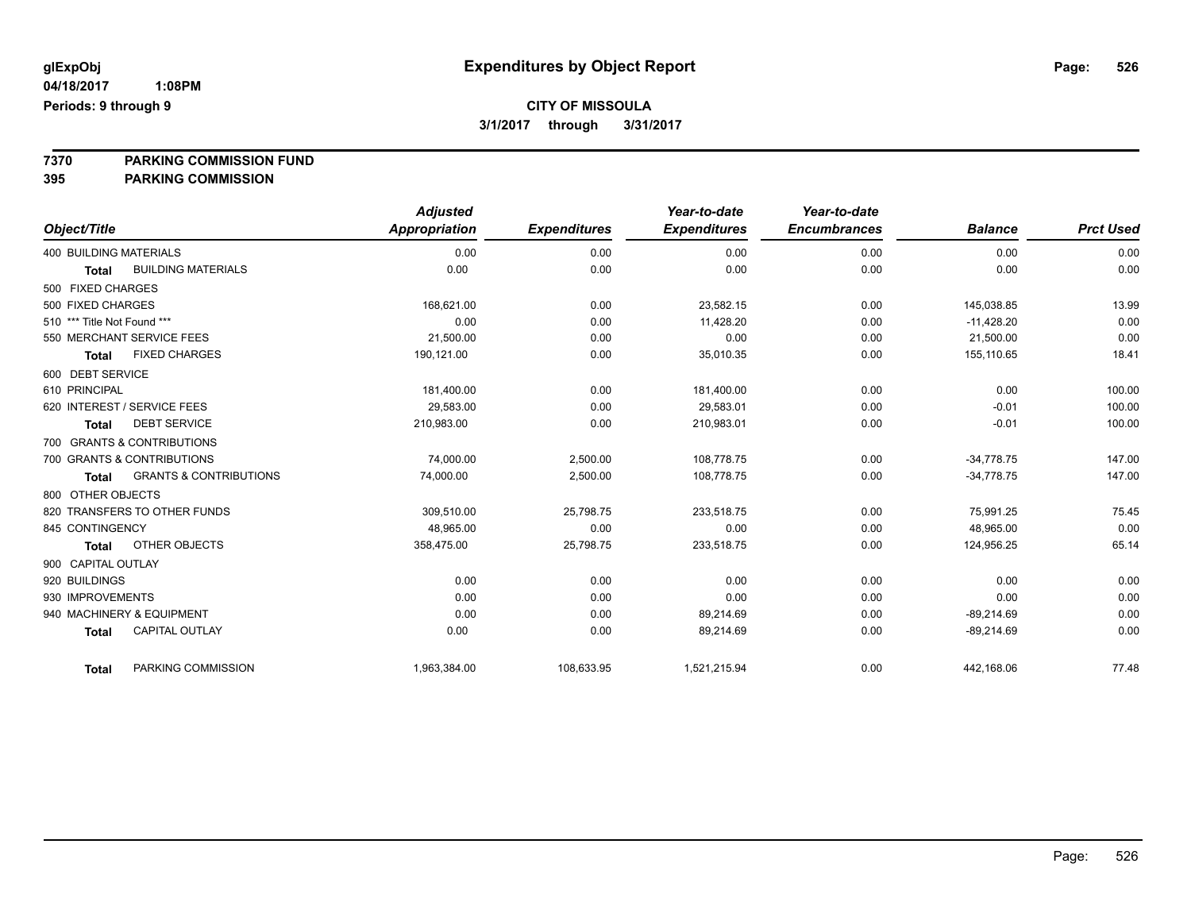# Expenditures by Object Report

glExpObj
04/18/2017 1:08PM
Periods: 9 through 9

**CITY OF MISSOULA**
**3/1/2017 through 3/31/2017**

**7370 PARKING COMMISSION FUND**
**395 PARKING COMMISSION**

| Object/Title | | Adjusted Appropriation | Expenditures | Year-to-date Expenditures | Year-to-date Encumbrances | Balance | Prct Used |
|---|---|---|---|---|---|---|---|
| 400 BUILDING MATERIALS | | 0.00 | 0.00 | 0.00 | 0.00 | 0.00 | 0.00 |
| **Total** | BUILDING MATERIALS | 0.00 | 0.00 | 0.00 | 0.00 | 0.00 | 0.00 |
| 500 FIXED CHARGES | | | | | | | |
| 500 FIXED CHARGES | | 168,621.00 | 0.00 | 23,582.15 | 0.00 | 145,038.85 | 13.99 |
| 510 *** Title Not Found *** | | 0.00 | 0.00 | 11,428.20 | 0.00 | -11,428.20 | 0.00 |
| 550 MERCHANT SERVICE FEES | | 21,500.00 | 0.00 | 0.00 | 0.00 | 21,500.00 | 0.00 |
| **Total** | FIXED CHARGES | 190,121.00 | 0.00 | 35,010.35 | 0.00 | 155,110.65 | 18.41 |
| 600 DEBT SERVICE | | | | | | | |
| 610 PRINCIPAL | | 181,400.00 | 0.00 | 181,400.00 | 0.00 | 0.00 | 100.00 |
| 620 INTEREST / SERVICE FEES | | 29,583.00 | 0.00 | 29,583.01 | 0.00 | -0.01 | 100.00 |
| **Total** | DEBT SERVICE | 210,983.00 | 0.00 | 210,983.01 | 0.00 | -0.01 | 100.00 |
| 700 GRANTS & CONTRIBUTIONS | | | | | | | |
| 700 GRANTS & CONTRIBUTIONS | | 74,000.00 | 2,500.00 | 108,778.75 | 0.00 | -34,778.75 | 147.00 |
| **Total** | GRANTS & CONTRIBUTIONS | 74,000.00 | 2,500.00 | 108,778.75 | 0.00 | -34,778.75 | 147.00 |
| 800 OTHER OBJECTS | | | | | | | |
| 820 TRANSFERS TO OTHER FUNDS | | 309,510.00 | 25,798.75 | 233,518.75 | 0.00 | 75,991.25 | 75.45 |
| 845 CONTINGENCY | | 48,965.00 | 0.00 | 0.00 | 0.00 | 48,965.00 | 0.00 |
| **Total** | OTHER OBJECTS | 358,475.00 | 25,798.75 | 233,518.75 | 0.00 | 124,956.25 | 65.14 |
| 900 CAPITAL OUTLAY | | | | | | | |
| 920 BUILDINGS | | 0.00 | 0.00 | 0.00 | 0.00 | 0.00 | 0.00 |
| 930 IMPROVEMENTS | | 0.00 | 0.00 | 0.00 | 0.00 | 0.00 | 0.00 |
| 940 MACHINERY & EQUIPMENT | | 0.00 | 0.00 | 89,214.69 | 0.00 | -89,214.69 | 0.00 |
| **Total** | CAPITAL OUTLAY | 0.00 | 0.00 | 89,214.69 | 0.00 | -89,214.69 | 0.00 |
| **Total** | PARKING COMMISSION | 1,963,384.00 | 108,633.95 | 1,521,215.94 | 0.00 | 442,168.06 | 77.48 |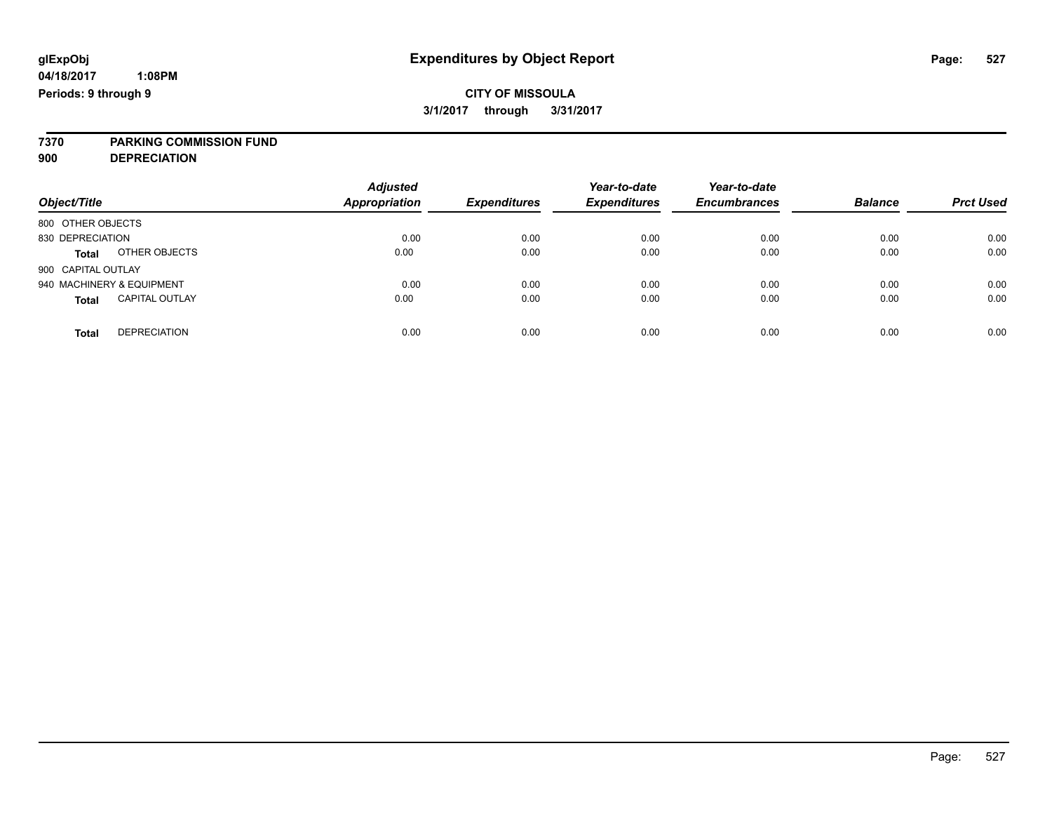**glExpObj** **Expenditures by Object Report**

**04/18/2017 1:08PM**

**Periods: 9 through 9**

**CITY OF MISSOULA**

**3/1/2017 through 3/31/2017**

**7370 PARKING COMMISSION FUND**

**900 DEPRECIATION**

| Object/Title | | Adjusted Appropriation | Expenditures | Year-to-date Expenditures | Year-to-date Encumbrances | Balance | Prct Used |
|---|---|---|---|---|---|---|---|
| 800 OTHER OBJECTS | | | | | | | |
| 830 DEPRECIATION | | 0.00 | 0.00 | 0.00 | 0.00 | 0.00 | 0.00 |
| **Total** | OTHER OBJECTS | 0.00 | 0.00 | 0.00 | 0.00 | 0.00 | 0.00 |
| 900 CAPITAL OUTLAY | | | | | | | |
| 940 MACHINERY & EQUIPMENT | | 0.00 | 0.00 | 0.00 | 0.00 | 0.00 | 0.00 |
| **Total** | CAPITAL OUTLAY | 0.00 | 0.00 | 0.00 | 0.00 | 0.00 | 0.00 |
| **Total** | DEPRECIATION | 0.00 | 0.00 | 0.00 | 0.00 | 0.00 | 0.00 |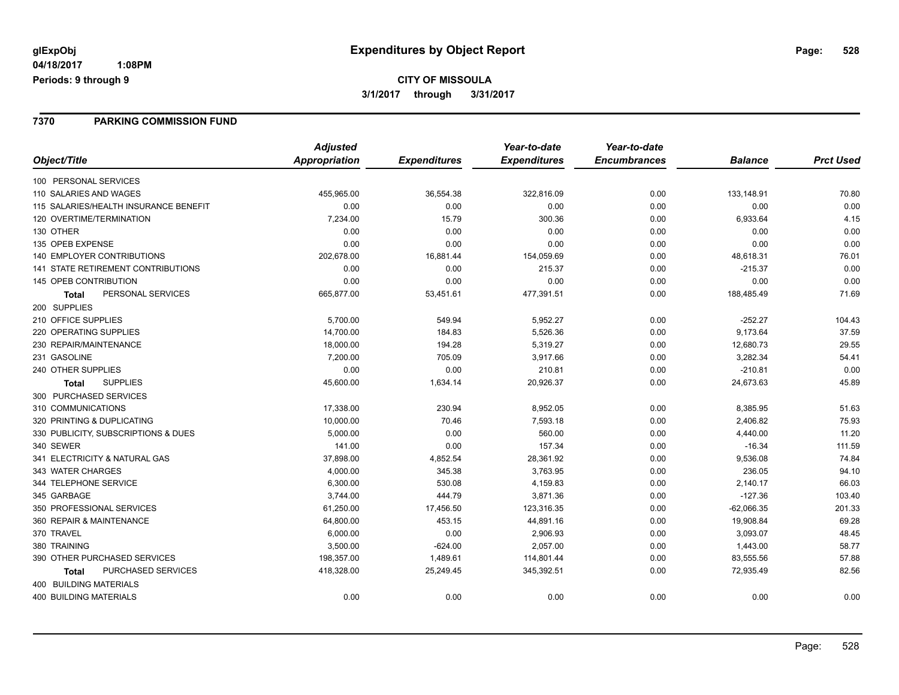**glExpObj**
**04/18/2017 1:08PM**
**Periods: 9 through 9**

# Expenditures by Object Report

**CITY OF MISSOULA**
**3/1/2017 through 3/31/2017**

## 7370 PARKING COMMISSION FUND

| Object/Title | Adjusted Appropriation | Expenditures | Year-to-date Expenditures | Year-to-date Encumbrances | Balance | Prct Used |
|---|---|---|---|---|---|---|
| 100 PERSONAL SERVICES | | | | | | |
| 110 SALARIES AND WAGES | 455,965.00 | 36,554.38 | 322,816.09 | 0.00 | 133,148.91 | 70.80 |
| 115 SALARIES/HEALTH INSURANCE BENEFIT | 0.00 | 0.00 | 0.00 | 0.00 | 0.00 | 0.00 |
| 120 OVERTIME/TERMINATION | 7,234.00 | 15.79 | 300.36 | 0.00 | 6,933.64 | 4.15 |
| 130 OTHER | 0.00 | 0.00 | 0.00 | 0.00 | 0.00 | 0.00 |
| 135 OPEB EXPENSE | 0.00 | 0.00 | 0.00 | 0.00 | 0.00 | 0.00 |
| 140 EMPLOYER CONTRIBUTIONS | 202,678.00 | 16,881.44 | 154,059.69 | 0.00 | 48,618.31 | 76.01 |
| 141 STATE RETIREMENT CONTRIBUTIONS | 0.00 | 0.00 | 215.37 | 0.00 | -215.37 | 0.00 |
| 145 OPEB CONTRIBUTION | 0.00 | 0.00 | 0.00 | 0.00 | 0.00 | 0.00 |
| **Total** PERSONAL SERVICES | 665,877.00 | 53,451.61 | 477,391.51 | 0.00 | 188,485.49 | 71.69 |
| 200 SUPPLIES | | | | | | |
| 210 OFFICE SUPPLIES | 5,700.00 | 549.94 | 5,952.27 | 0.00 | -252.27 | 104.43 |
| 220 OPERATING SUPPLIES | 14,700.00 | 184.83 | 5,526.36 | 0.00 | 9,173.64 | 37.59 |
| 230 REPAIR/MAINTENANCE | 18,000.00 | 194.28 | 5,319.27 | 0.00 | 12,680.73 | 29.55 |
| 231 GASOLINE | 7,200.00 | 705.09 | 3,917.66 | 0.00 | 3,282.34 | 54.41 |
| 240 OTHER SUPPLIES | 0.00 | 0.00 | 210.81 | 0.00 | -210.81 | 0.00 |
| **Total** SUPPLIES | 45,600.00 | 1,634.14 | 20,926.37 | 0.00 | 24,673.63 | 45.89 |
| 300 PURCHASED SERVICES | | | | | | |
| 310 COMMUNICATIONS | 17,338.00 | 230.94 | 8,952.05 | 0.00 | 8,385.95 | 51.63 |
| 320 PRINTING & DUPLICATING | 10,000.00 | 70.46 | 7,593.18 | 0.00 | 2,406.82 | 75.93 |
| 330 PUBLICITY, SUBSCRIPTIONS & DUES | 5,000.00 | 0.00 | 560.00 | 0.00 | 4,440.00 | 11.20 |
| 340 SEWER | 141.00 | 0.00 | 157.34 | 0.00 | -16.34 | 111.59 |
| 341 ELECTRICITY & NATURAL GAS | 37,898.00 | 4,852.54 | 28,361.92 | 0.00 | 9,536.08 | 74.84 |
| 343 WATER CHARGES | 4,000.00 | 345.38 | 3,763.95 | 0.00 | 236.05 | 94.10 |
| 344 TELEPHONE SERVICE | 6,300.00 | 530.08 | 4,159.83 | 0.00 | 2,140.17 | 66.03 |
| 345 GARBAGE | 3,744.00 | 444.79 | 3,871.36 | 0.00 | -127.36 | 103.40 |
| 350 PROFESSIONAL SERVICES | 61,250.00 | 17,456.50 | 123,316.35 | 0.00 | -62,066.35 | 201.33 |
| 360 REPAIR & MAINTENANCE | 64,800.00 | 453.15 | 44,891.16 | 0.00 | 19,908.84 | 69.28 |
| 370 TRAVEL | 6,000.00 | 0.00 | 2,906.93 | 0.00 | 3,093.07 | 48.45 |
| 380 TRAINING | 3,500.00 | -624.00 | 2,057.00 | 0.00 | 1,443.00 | 58.77 |
| 390 OTHER PURCHASED SERVICES | 198,357.00 | 1,489.61 | 114,801.44 | 0.00 | 83,555.56 | 57.88 |
| **Total** PURCHASED SERVICES | 418,328.00 | 25,249.45 | 345,392.51 | 0.00 | 72,935.49 | 82.56 |
| 400 BUILDING MATERIALS | | | | | | |
| 400 BUILDING MATERIALS | 0.00 | 0.00 | 0.00 | 0.00 | 0.00 | 0.00 |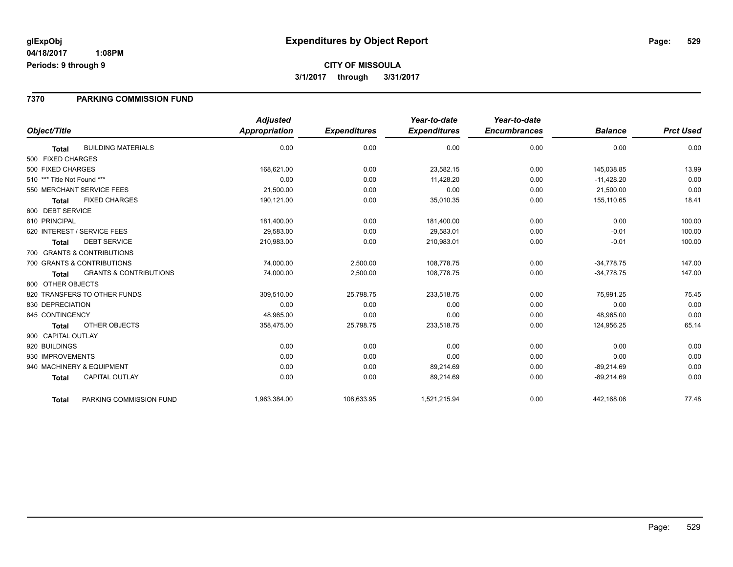**glExpObj** 04/18/2017 1:08PM Periods: 9 through 9

# Expenditures by Object Report

**CITY OF MISSOULA**
**3/1/2017 through 3/31/2017**

## 7370 PARKING COMMISSION FUND

| Object/Title | Adjusted Appropriation | Expenditures | Year-to-date Expenditures | Year-to-date Encumbrances | Balance | Prct Used |
|---|---|---|---|---|---|---|
| **Total** BUILDING MATERIALS | 0.00 | 0.00 | 0.00 | 0.00 | 0.00 | 0.00 |
| 500 FIXED CHARGES | | | | | | |
| 500 FIXED CHARGES | 168,621.00 | 0.00 | 23,582.15 | 0.00 | 145,038.85 | 13.99 |
| 510 *** Title Not Found *** | 0.00 | 0.00 | 11,428.20 | 0.00 | -11,428.20 | 0.00 |
| 550 MERCHANT SERVICE FEES | 21,500.00 | 0.00 | 0.00 | 0.00 | 21,500.00 | 0.00 |
| **Total** FIXED CHARGES | 190,121.00 | 0.00 | 35,010.35 | 0.00 | 155,110.65 | 18.41 |
| 600 DEBT SERVICE | | | | | | |
| 610 PRINCIPAL | 181,400.00 | 0.00 | 181,400.00 | 0.00 | 0.00 | 100.00 |
| 620 INTEREST / SERVICE FEES | 29,583.00 | 0.00 | 29,583.01 | 0.00 | -0.01 | 100.00 |
| **Total** DEBT SERVICE | 210,983.00 | 0.00 | 210,983.01 | 0.00 | -0.01 | 100.00 |
| 700 GRANTS & CONTRIBUTIONS | | | | | | |
| 700 GRANTS & CONTRIBUTIONS | 74,000.00 | 2,500.00 | 108,778.75 | 0.00 | -34,778.75 | 147.00 |
| **Total** GRANTS & CONTRIBUTIONS | 74,000.00 | 2,500.00 | 108,778.75 | 0.00 | -34,778.75 | 147.00 |
| 800 OTHER OBJECTS | | | | | | |
| 820 TRANSFERS TO OTHER FUNDS | 309,510.00 | 25,798.75 | 233,518.75 | 0.00 | 75,991.25 | 75.45 |
| 830 DEPRECIATION | 0.00 | 0.00 | 0.00 | 0.00 | 0.00 | 0.00 |
| 845 CONTINGENCY | 48,965.00 | 0.00 | 0.00 | 0.00 | 48,965.00 | 0.00 |
| **Total** OTHER OBJECTS | 358,475.00 | 25,798.75 | 233,518.75 | 0.00 | 124,956.25 | 65.14 |
| 900 CAPITAL OUTLAY | | | | | | |
| 920 BUILDINGS | 0.00 | 0.00 | 0.00 | 0.00 | 0.00 | 0.00 |
| 930 IMPROVEMENTS | 0.00 | 0.00 | 0.00 | 0.00 | 0.00 | 0.00 |
| 940 MACHINERY & EQUIPMENT | 0.00 | 0.00 | 89,214.69 | 0.00 | -89,214.69 | 0.00 |
| **Total** CAPITAL OUTLAY | 0.00 | 0.00 | 89,214.69 | 0.00 | -89,214.69 | 0.00 |
| **Total** PARKING COMMISSION FUND | 1,963,384.00 | 108,633.95 | 1,521,215.94 | 0.00 | 442,168.06 | 77.48 |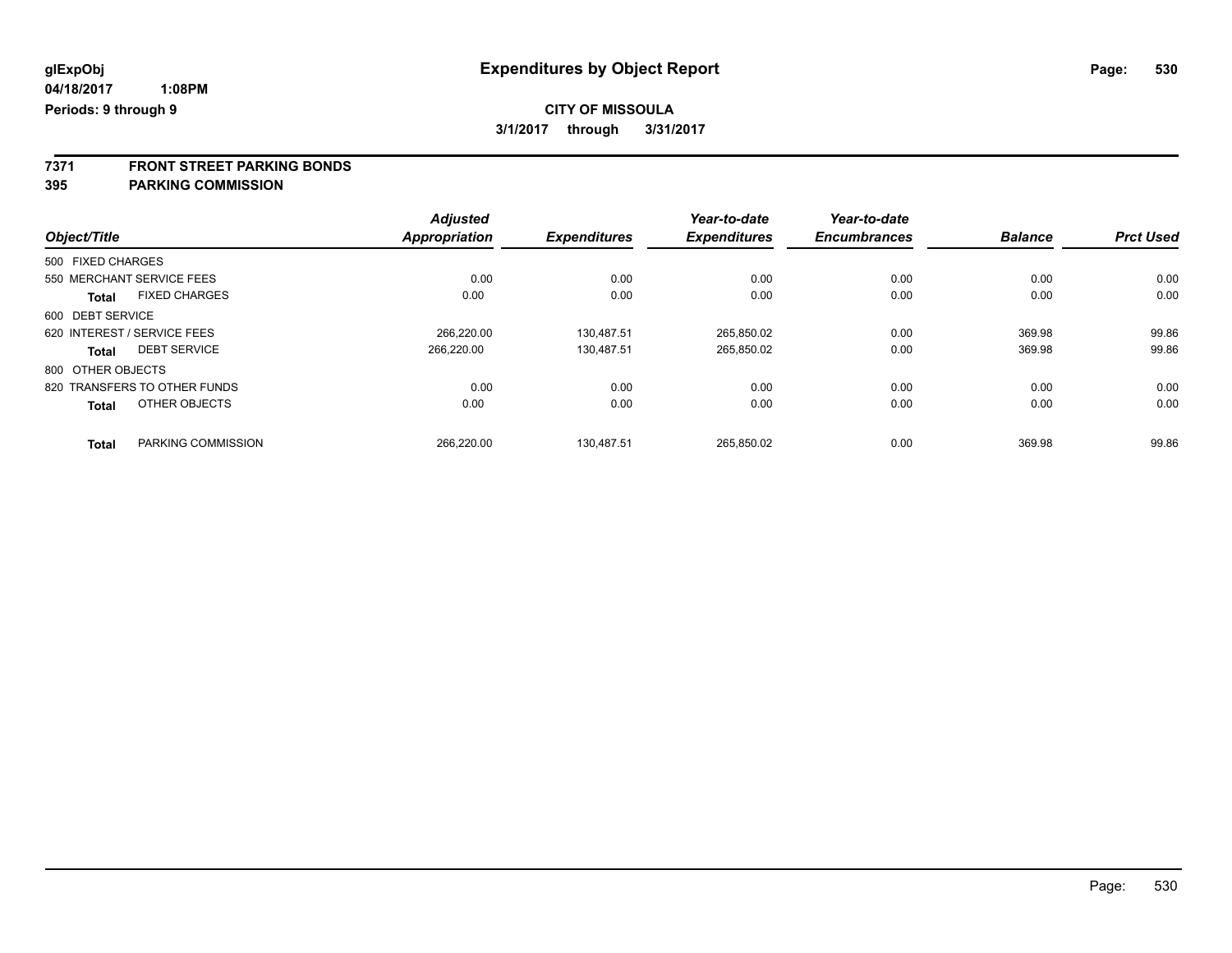**glExpObj**
**04/18/2017 1:08PM**
**Periods: 9 through 9**

# Expenditures by Object Report

**CITY OF MISSOULA**
**3/1/2017 through 3/31/2017**

## 7371 FRONT STREET PARKING BONDS
## 395 PARKING COMMISSION

| Object/Title | Adjusted Appropriation | Expenditures | Year-to-date Expenditures | Year-to-date Encumbrances | Balance | Prct Used |
|---|---|---|---|---|---|---|
| 500 FIXED CHARGES | | | | | | |
| 550 MERCHANT SERVICE FEES | 0.00 | 0.00 | 0.00 | 0.00 | 0.00 | 0.00 |
| **Total** FIXED CHARGES | 0.00 | 0.00 | 0.00 | 0.00 | 0.00 | 0.00 |
| 600 DEBT SERVICE | | | | | | |
| 620 INTEREST / SERVICE FEES | 266,220.00 | 130,487.51 | 265,850.02 | 0.00 | 369.98 | 99.86 |
| **Total** DEBT SERVICE | 266,220.00 | 130,487.51 | 265,850.02 | 0.00 | 369.98 | 99.86 |
| 800 OTHER OBJECTS | | | | | | |
| 820 TRANSFERS TO OTHER FUNDS | 0.00 | 0.00 | 0.00 | 0.00 | 0.00 | 0.00 |
| **Total** OTHER OBJECTS | 0.00 | 0.00 | 0.00 | 0.00 | 0.00 | 0.00 |
| **Total** PARKING COMMISSION | 266,220.00 | 130,487.51 | 265,850.02 | 0.00 | 369.98 | 99.86 |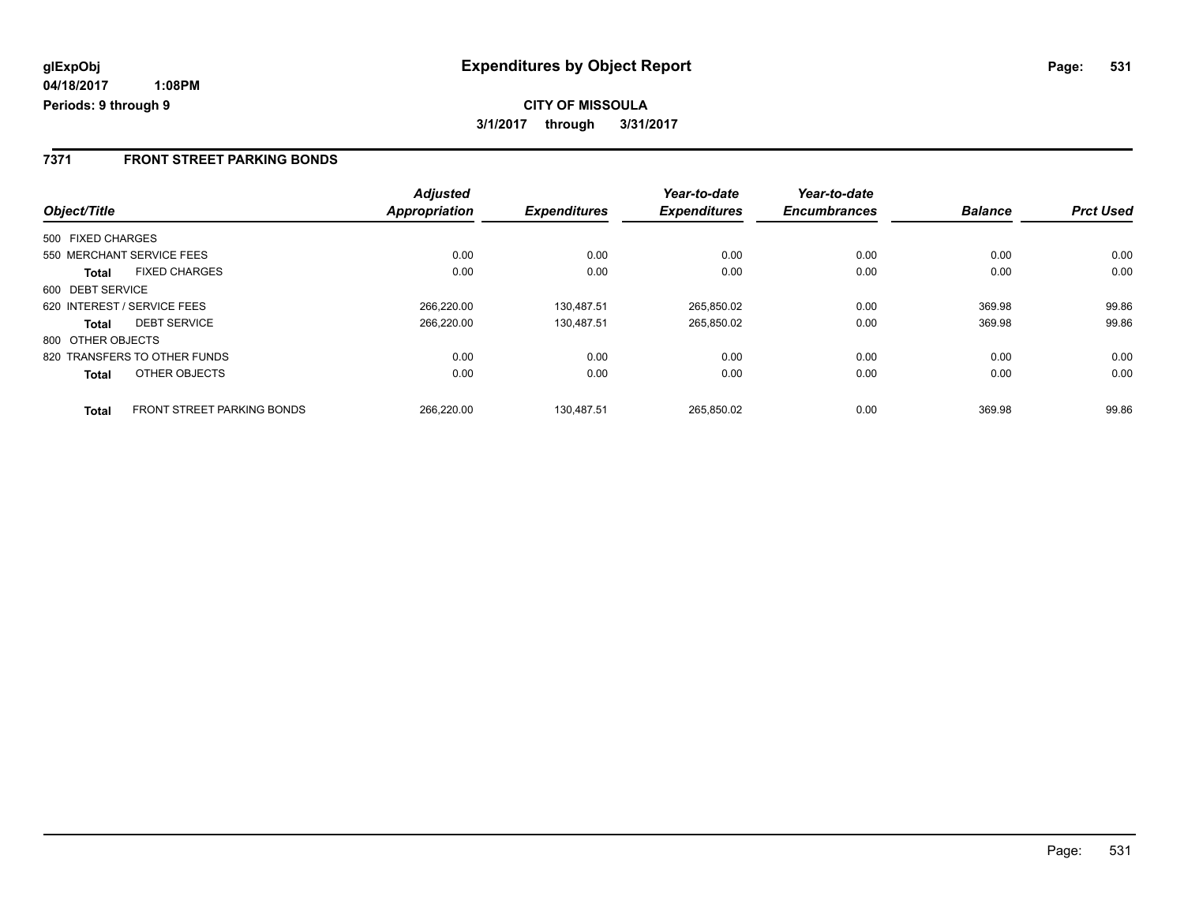**glExpObj**
**04/18/2017 1:08PM**
**Periods: 9 through 9**

# Expenditures by Object Report

**CITY OF MISSOULA**
**3/1/2017 through 3/31/2017**

## 7371 FRONT STREET PARKING BONDS

| Object/Title | | Adjusted Appropriation | Expenditures | Year-to-date Expenditures | Year-to-date Encumbrances | Balance | Prct Used |
|---|---|---|---|---|---|---|---|
| 500 FIXED CHARGES | | | | | | | |
| 550 MERCHANT SERVICE FEES | | 0.00 | 0.00 | 0.00 | 0.00 | 0.00 | 0.00 |
| **Total** | FIXED CHARGES | 0.00 | 0.00 | 0.00 | 0.00 | 0.00 | 0.00 |
| 600 DEBT SERVICE | | | | | | | |
| 620 INTEREST / SERVICE FEES | | 266,220.00 | 130,487.51 | 265,850.02 | 0.00 | 369.98 | 99.86 |
| **Total** | DEBT SERVICE | 266,220.00 | 130,487.51 | 265,850.02 | 0.00 | 369.98 | 99.86 |
| 800 OTHER OBJECTS | | | | | | | |
| 820 TRANSFERS TO OTHER FUNDS | | 0.00 | 0.00 | 0.00 | 0.00 | 0.00 | 0.00 |
| **Total** | OTHER OBJECTS | 0.00 | 0.00 | 0.00 | 0.00 | 0.00 | 0.00 |
| **Total** | FRONT STREET PARKING BONDS | 266,220.00 | 130,487.51 | 265,850.02 | 0.00 | 369.98 | 99.86 |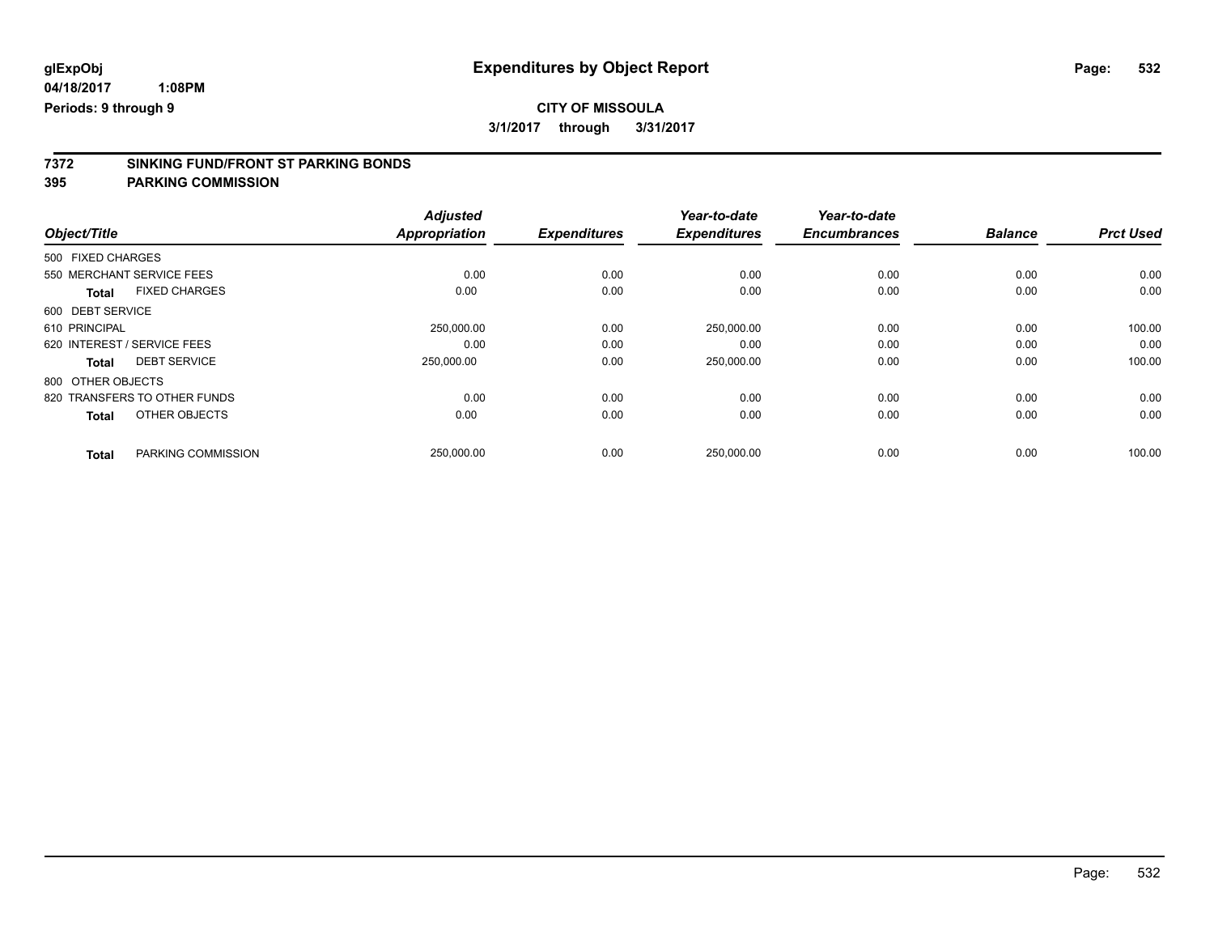**glExpObj** **Expenditures by Object Report**

**04/18/2017 1:08PM**

**Periods: 9 through 9**

**CITY OF MISSOULA**

**3/1/2017 through 3/31/2017**

## 7372 SINKING FUND/FRONT ST PARKING BONDS

## 395 PARKING COMMISSION

| Object/Title | | Adjusted Appropriation | Expenditures | Year-to-date Expenditures | Year-to-date Encumbrances | Balance | Prct Used |
|---|---|---|---|---|---|---|---|
| 500 FIXED CHARGES | | | | | | | |
| 550 MERCHANT SERVICE FEES | | 0.00 | 0.00 | 0.00 | 0.00 | 0.00 | 0.00 |
| **Total** | FIXED CHARGES | 0.00 | 0.00 | 0.00 | 0.00 | 0.00 | 0.00 |
| 600 DEBT SERVICE | | | | | | | |
| 610 PRINCIPAL | | 250,000.00 | 0.00 | 250,000.00 | 0.00 | 0.00 | 100.00 |
| 620 INTEREST / SERVICE FEES | | 0.00 | 0.00 | 0.00 | 0.00 | 0.00 | 0.00 |
| **Total** | DEBT SERVICE | 250,000.00 | 0.00 | 250,000.00 | 0.00 | 0.00 | 100.00 |
| 800 OTHER OBJECTS | | | | | | | |
| 820 TRANSFERS TO OTHER FUNDS | | 0.00 | 0.00 | 0.00 | 0.00 | 0.00 | 0.00 |
| **Total** | OTHER OBJECTS | 0.00 | 0.00 | 0.00 | 0.00 | 0.00 | 0.00 |
| **Total** | PARKING COMMISSION | 250,000.00 | 0.00 | 250,000.00 | 0.00 | 0.00 | 100.00 |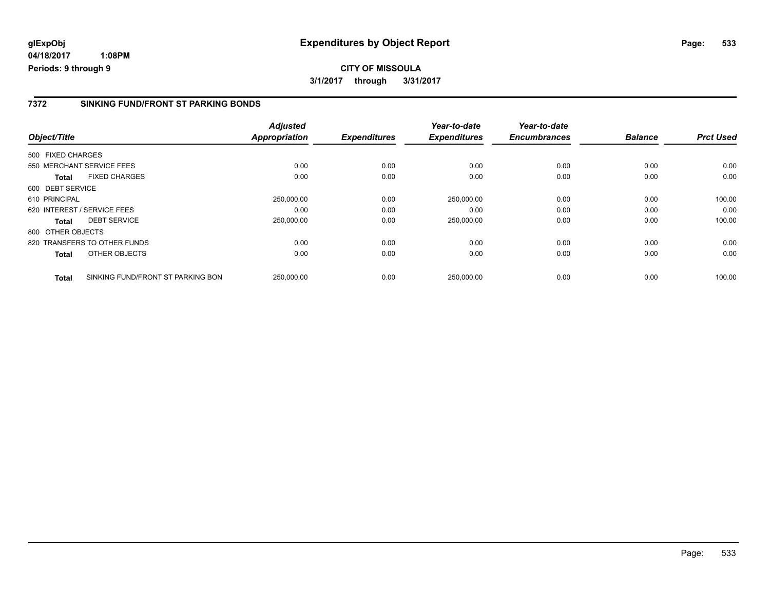**glExpObj** **Expenditures by Object Report**

**04/18/2017 1:08PM**

**Periods: 9 through 9**

**CITY OF MISSOULA**

**3/1/2017 through 3/31/2017**

## 7372 SINKING FUND/FRONT ST PARKING BONDS

| Object/Title | | Adjusted Appropriation | Expenditures | Year-to-date Expenditures | Year-to-date Encumbrances | Balance | Prct Used |
|---|---|---|---|---|---|---|---|
| 500 FIXED CHARGES | | | | | | | |
| 550 MERCHANT SERVICE FEES | | 0.00 | 0.00 | 0.00 | 0.00 | 0.00 | 0.00 |
| **Total** | FIXED CHARGES | 0.00 | 0.00 | 0.00 | 0.00 | 0.00 | 0.00 |
| 600 DEBT SERVICE | | | | | | | |
| 610 PRINCIPAL | | 250,000.00 | 0.00 | 250,000.00 | 0.00 | 0.00 | 100.00 |
| 620 INTEREST / SERVICE FEES | | 0.00 | 0.00 | 0.00 | 0.00 | 0.00 | 0.00 |
| **Total** | DEBT SERVICE | 250,000.00 | 0.00 | 250,000.00 | 0.00 | 0.00 | 100.00 |
| 800 OTHER OBJECTS | | | | | | | |
| 820 TRANSFERS TO OTHER FUNDS | | 0.00 | 0.00 | 0.00 | 0.00 | 0.00 | 0.00 |
| **Total** | OTHER OBJECTS | 0.00 | 0.00 | 0.00 | 0.00 | 0.00 | 0.00 |
| **Total** | SINKING FUND/FRONT ST PARKING BON | 250,000.00 | 0.00 | 250,000.00 | 0.00 | 0.00 | 100.00 |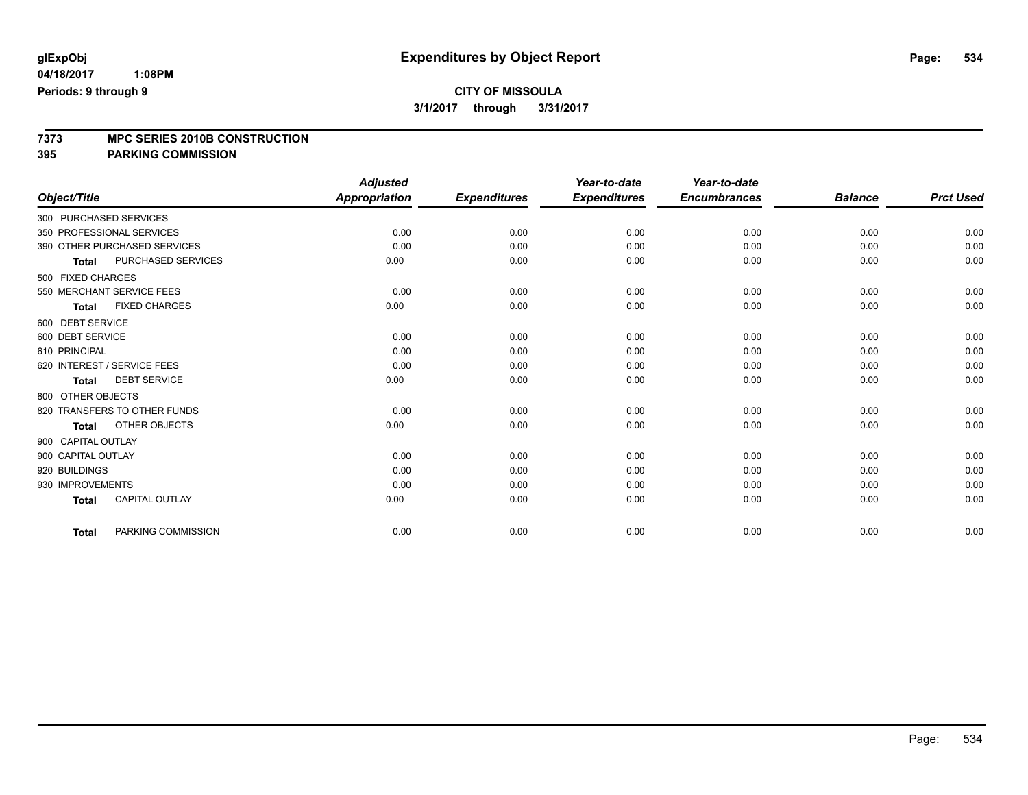# Expenditures by Object Report

glExpObj
04/18/2017 1:08PM
Periods: 9 through 9

**CITY OF MISSOULA**
**3/1/2017 through 3/31/2017**

**7373 MPC SERIES 2010B CONSTRUCTION**
**395 PARKING COMMISSION**

| Object/Title | | Adjusted Appropriation | Expenditures | Year-to-date Expenditures | Year-to-date Encumbrances | Balance | Prct Used |
|---|---|---|---|---|---|---|---|
| 300 PURCHASED SERVICES | | | | | | | |
| 350 PROFESSIONAL SERVICES | | 0.00 | 0.00 | 0.00 | 0.00 | 0.00 | 0.00 |
| 390 OTHER PURCHASED SERVICES | | 0.00 | 0.00 | 0.00 | 0.00 | 0.00 | 0.00 |
| Total | PURCHASED SERVICES | 0.00 | 0.00 | 0.00 | 0.00 | 0.00 | 0.00 |
| 500 FIXED CHARGES | | | | | | | |
| 550 MERCHANT SERVICE FEES | | 0.00 | 0.00 | 0.00 | 0.00 | 0.00 | 0.00 |
| Total | FIXED CHARGES | 0.00 | 0.00 | 0.00 | 0.00 | 0.00 | 0.00 |
| 600 DEBT SERVICE | | | | | | | |
| 600 DEBT SERVICE | | 0.00 | 0.00 | 0.00 | 0.00 | 0.00 | 0.00 |
| 610 PRINCIPAL | | 0.00 | 0.00 | 0.00 | 0.00 | 0.00 | 0.00 |
| 620 INTEREST / SERVICE FEES | | 0.00 | 0.00 | 0.00 | 0.00 | 0.00 | 0.00 |
| Total | DEBT SERVICE | 0.00 | 0.00 | 0.00 | 0.00 | 0.00 | 0.00 |
| 800 OTHER OBJECTS | | | | | | | |
| 820 TRANSFERS TO OTHER FUNDS | | 0.00 | 0.00 | 0.00 | 0.00 | 0.00 | 0.00 |
| Total | OTHER OBJECTS | 0.00 | 0.00 | 0.00 | 0.00 | 0.00 | 0.00 |
| 900 CAPITAL OUTLAY | | | | | | | |
| 900 CAPITAL OUTLAY | | 0.00 | 0.00 | 0.00 | 0.00 | 0.00 | 0.00 |
| 920 BUILDINGS | | 0.00 | 0.00 | 0.00 | 0.00 | 0.00 | 0.00 |
| 930 IMPROVEMENTS | | 0.00 | 0.00 | 0.00 | 0.00 | 0.00 | 0.00 |
| Total | CAPITAL OUTLAY | 0.00 | 0.00 | 0.00 | 0.00 | 0.00 | 0.00 |
| Total | PARKING COMMISSION | 0.00 | 0.00 | 0.00 | 0.00 | 0.00 | 0.00 |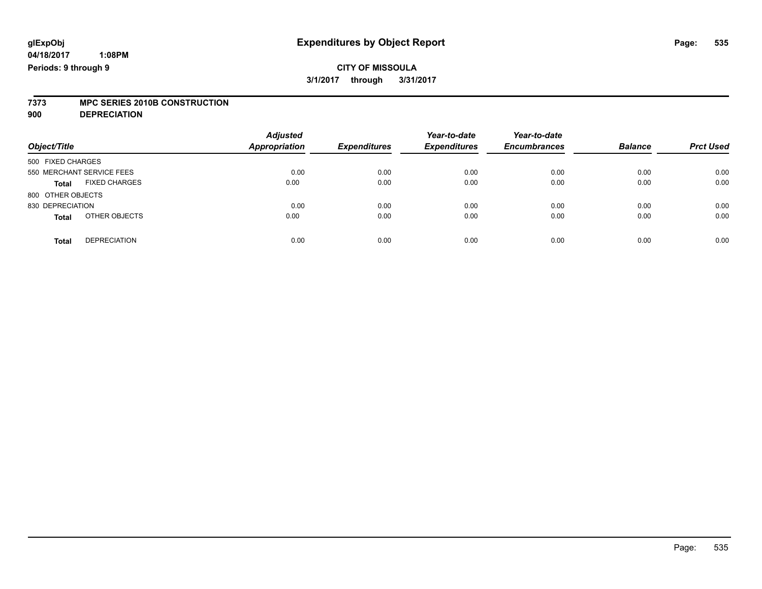**glExpObj** **Expenditures by Object Report**

**04/18/2017 1:08PM**

**Periods: 9 through 9**

**CITY OF MISSOULA**

**3/1/2017 through 3/31/2017**

## 7373 MPC SERIES 2010B CONSTRUCTION
## 900 DEPRECIATION

| Object/Title | Adjusted Appropriation | Expenditures | Year-to-date Expenditures | Year-to-date Encumbrances | Balance | Prct Used |
|---|---|---|---|---|---|---|
| 500 FIXED CHARGES | | | | | | |
| 550 MERCHANT SERVICE FEES | 0.00 | 0.00 | 0.00 | 0.00 | 0.00 | 0.00 |
| **Total** FIXED CHARGES | 0.00 | 0.00 | 0.00 | 0.00 | 0.00 | 0.00 |
| 800 OTHER OBJECTS | | | | | | |
| 830 DEPRECIATION | 0.00 | 0.00 | 0.00 | 0.00 | 0.00 | 0.00 |
| **Total** OTHER OBJECTS | 0.00 | 0.00 | 0.00 | 0.00 | 0.00 | 0.00 |
| **Total** DEPRECIATION | 0.00 | 0.00 | 0.00 | 0.00 | 0.00 | 0.00 |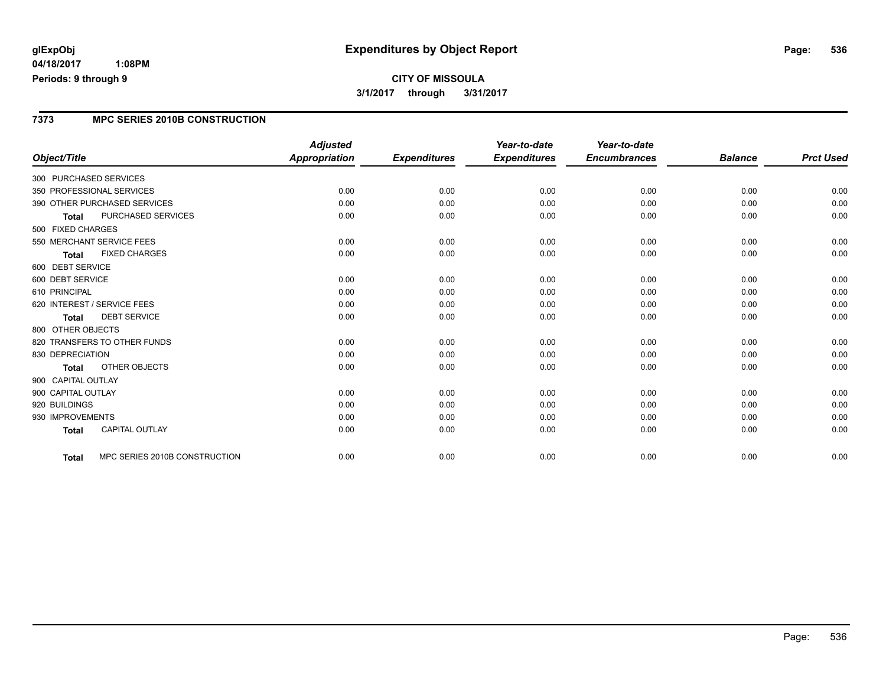**glExpObj** **Expenditures by Object Report**

**04/18/2017 1:08PM**

**Periods: 9 through 9**

**CITY OF MISSOULA**

**3/1/2017 through 3/31/2017**

## 7373 MPC SERIES 2010B CONSTRUCTION

| Object/Title | Adjusted Appropriation | Expenditures | Year-to-date Expenditures | Year-to-date Encumbrances | Balance | Prct Used |
|---|---|---|---|---|---|---|
| 300 PURCHASED SERVICES | | | | | | |
| 350 PROFESSIONAL SERVICES | 0.00 | 0.00 | 0.00 | 0.00 | 0.00 | 0.00 |
| 390 OTHER PURCHASED SERVICES | 0.00 | 0.00 | 0.00 | 0.00 | 0.00 | 0.00 |
| **Total** PURCHASED SERVICES | 0.00 | 0.00 | 0.00 | 0.00 | 0.00 | 0.00 |
| 500 FIXED CHARGES | | | | | | |
| 550 MERCHANT SERVICE FEES | 0.00 | 0.00 | 0.00 | 0.00 | 0.00 | 0.00 |
| **Total** FIXED CHARGES | 0.00 | 0.00 | 0.00 | 0.00 | 0.00 | 0.00 |
| 600 DEBT SERVICE | | | | | | |
| 600 DEBT SERVICE | 0.00 | 0.00 | 0.00 | 0.00 | 0.00 | 0.00 |
| 610 PRINCIPAL | 0.00 | 0.00 | 0.00 | 0.00 | 0.00 | 0.00 |
| 620 INTEREST / SERVICE FEES | 0.00 | 0.00 | 0.00 | 0.00 | 0.00 | 0.00 |
| **Total** DEBT SERVICE | 0.00 | 0.00 | 0.00 | 0.00 | 0.00 | 0.00 |
| 800 OTHER OBJECTS | | | | | | |
| 820 TRANSFERS TO OTHER FUNDS | 0.00 | 0.00 | 0.00 | 0.00 | 0.00 | 0.00 |
| 830 DEPRECIATION | 0.00 | 0.00 | 0.00 | 0.00 | 0.00 | 0.00 |
| **Total** OTHER OBJECTS | 0.00 | 0.00 | 0.00 | 0.00 | 0.00 | 0.00 |
| 900 CAPITAL OUTLAY | | | | | | |
| 900 CAPITAL OUTLAY | 0.00 | 0.00 | 0.00 | 0.00 | 0.00 | 0.00 |
| 920 BUILDINGS | 0.00 | 0.00 | 0.00 | 0.00 | 0.00 | 0.00 |
| 930 IMPROVEMENTS | 0.00 | 0.00 | 0.00 | 0.00 | 0.00 | 0.00 |
| **Total** CAPITAL OUTLAY | 0.00 | 0.00 | 0.00 | 0.00 | 0.00 | 0.00 |
| **Total** MPC SERIES 2010B CONSTRUCTION | 0.00 | 0.00 | 0.00 | 0.00 | 0.00 | 0.00 |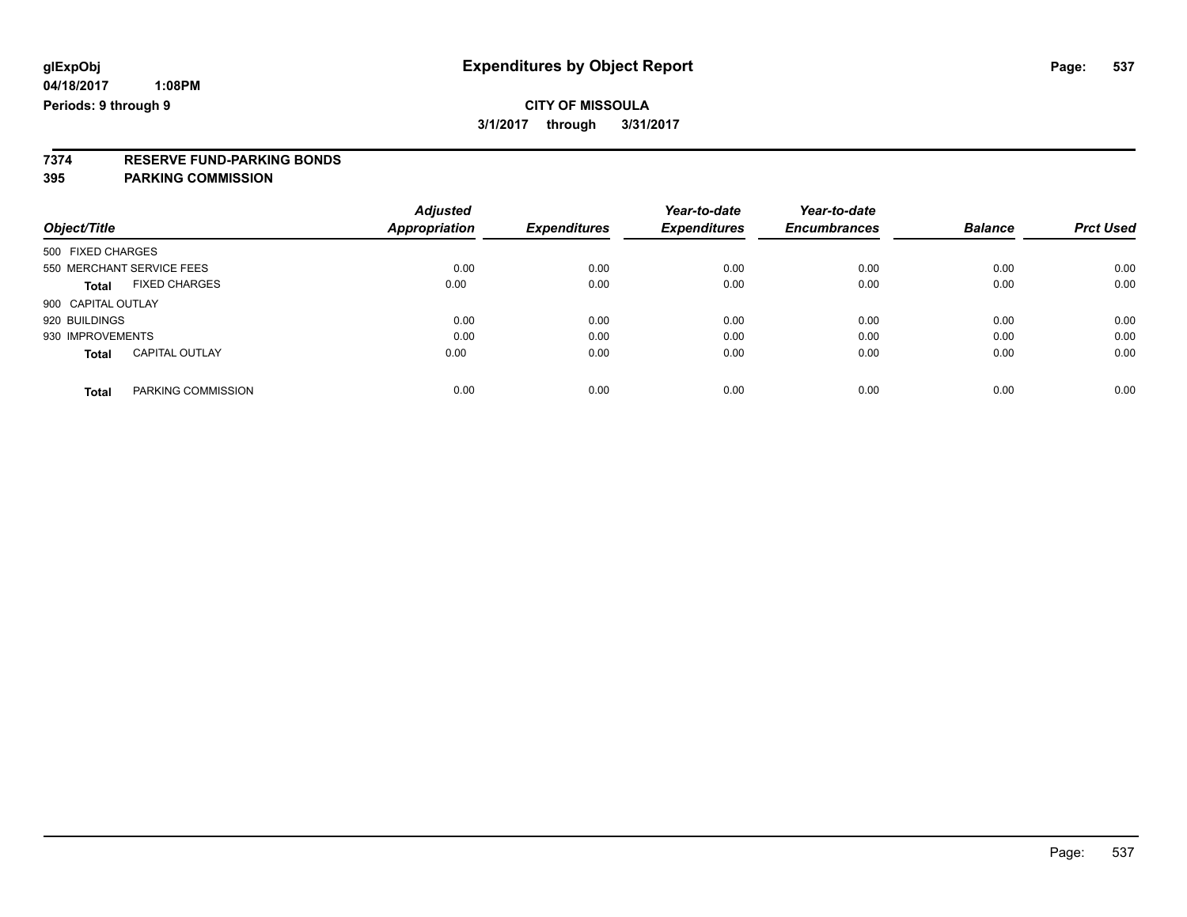**glExpObj**
**04/18/2017 1:08PM**
**Periods: 9 through 9**

# Expenditures by Object Report

**CITY OF MISSOULA**
**3/1/2017 through 3/31/2017**

**7374 RESERVE FUND-PARKING BONDS**
**395 PARKING COMMISSION**

| Object/Title | Adjusted Appropriation | Expenditures | Year-to-date Expenditures | Year-to-date Encumbrances | Balance | Prct Used |
|---|---|---|---|---|---|---|
| 500 FIXED CHARGES | | | | | | |
| 550 MERCHANT SERVICE FEES | 0.00 | 0.00 | 0.00 | 0.00 | 0.00 | 0.00 |
| **Total** FIXED CHARGES | 0.00 | 0.00 | 0.00 | 0.00 | 0.00 | 0.00 |
| 900 CAPITAL OUTLAY | | | | | | |
| 920 BUILDINGS | 0.00 | 0.00 | 0.00 | 0.00 | 0.00 | 0.00 |
| 930 IMPROVEMENTS | 0.00 | 0.00 | 0.00 | 0.00 | 0.00 | 0.00 |
| **Total** CAPITAL OUTLAY | 0.00 | 0.00 | 0.00 | 0.00 | 0.00 | 0.00 |
| **Total** PARKING COMMISSION | 0.00 | 0.00 | 0.00 | 0.00 | 0.00 | 0.00 |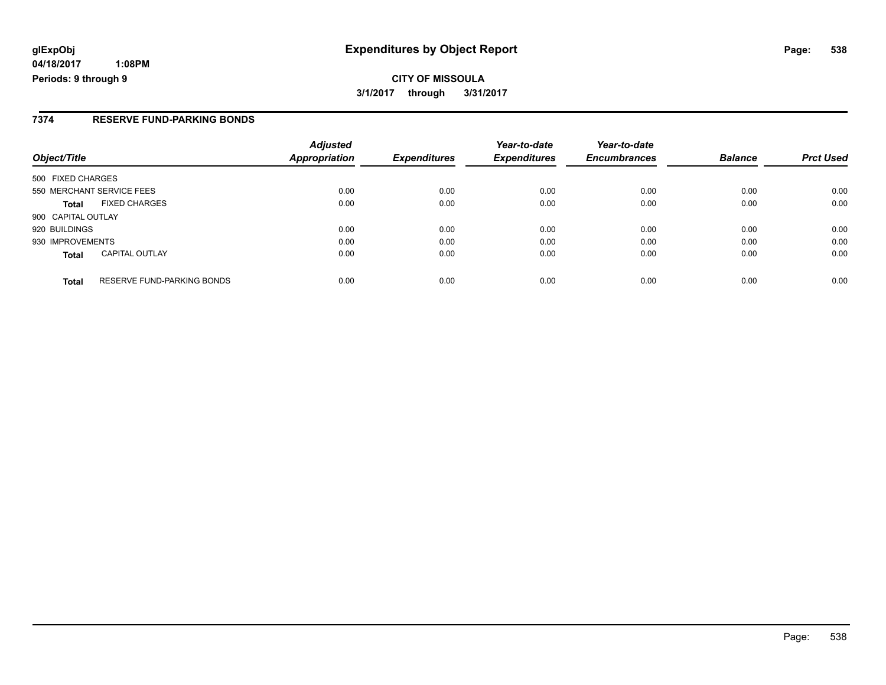**Expenditures by Object Report**

**CITY OF MISSOULA**

**3/1/2017 through 3/31/2017**

glExpObj
04/18/2017 1:08PM
Periods: 9 through 9

## 7374 RESERVE FUND-PARKING BONDS

| Object/Title | | Adjusted Appropriation | Expenditures | Year-to-date Expenditures | Year-to-date Encumbrances | Balance | Prct Used |
|---|---|---|---|---|---|---|---|
| 500 FIXED CHARGES | | | | | | | |
| 550 MERCHANT SERVICE FEES | | 0.00 | 0.00 | 0.00 | 0.00 | 0.00 | 0.00 |
| **Total** | FIXED CHARGES | 0.00 | 0.00 | 0.00 | 0.00 | 0.00 | 0.00 |
| 900 CAPITAL OUTLAY | | | | | | | |
| 920 BUILDINGS | | 0.00 | 0.00 | 0.00 | 0.00 | 0.00 | 0.00 |
| 930 IMPROVEMENTS | | 0.00 | 0.00 | 0.00 | 0.00 | 0.00 | 0.00 |
| **Total** | CAPITAL OUTLAY | 0.00 | 0.00 | 0.00 | 0.00 | 0.00 | 0.00 |
| **Total** | RESERVE FUND-PARKING BONDS | 0.00 | 0.00 | 0.00 | 0.00 | 0.00 | 0.00 |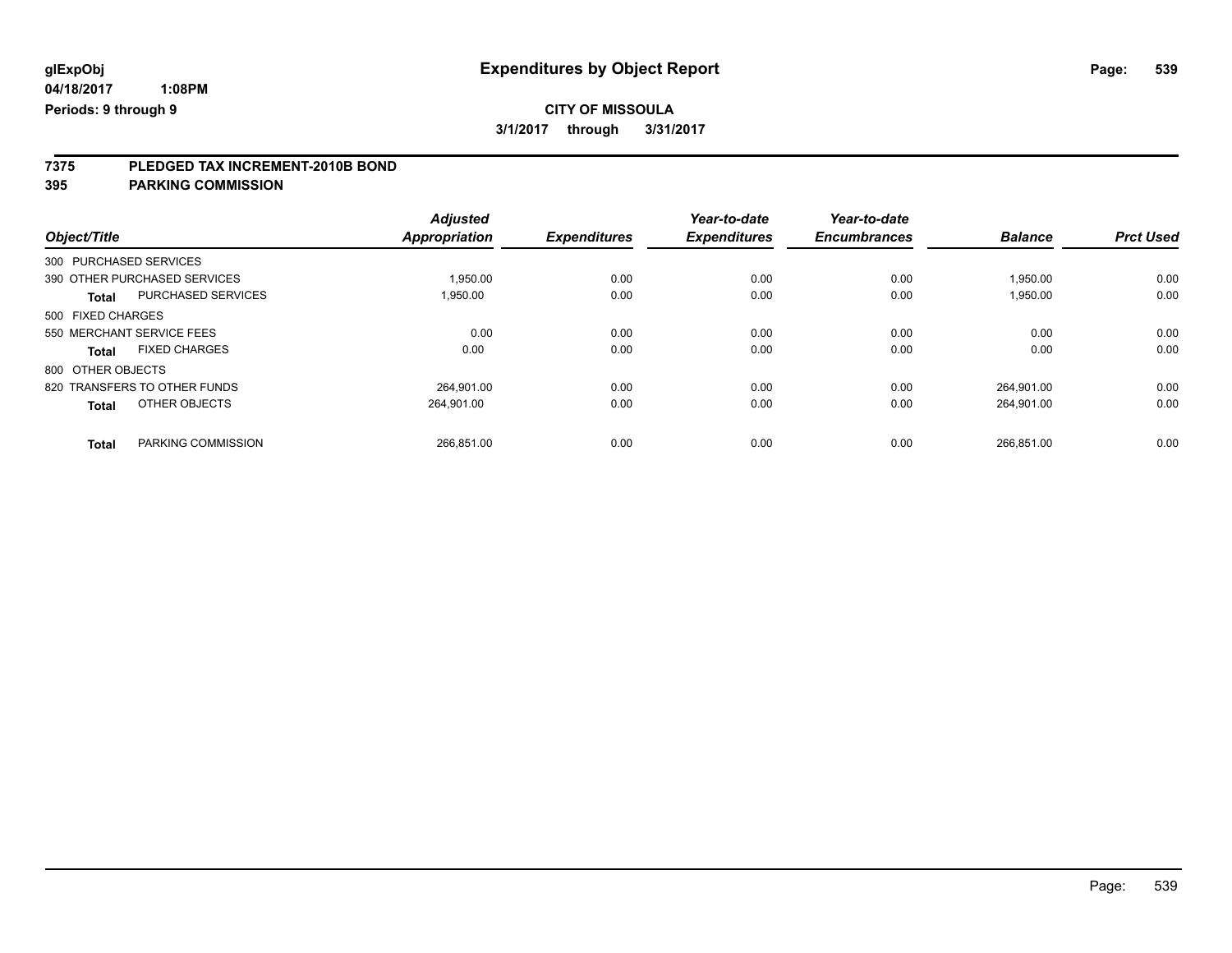**glExpObj**
**04/18/2017 1:08PM**
**Periods: 9 through 9**

# Expenditures by Object Report

**CITY OF MISSOULA**
**3/1/2017 through 3/31/2017**

## 7375 PLEDGED TAX INCREMENT-2010B BOND
## 395 PARKING COMMISSION

| Object/Title | | *Adjusted Appropriation* | *Expenditures* | *Year-to-date Expenditures* | *Year-to-date Encumbrances* | *Balance* | *Prct Used* |
|---|---|---|---|---|---|---|---|
| 300 PURCHASED SERVICES | | | | | | | |
| 390 OTHER PURCHASED SERVICES | | 1,950.00 | 0.00 | 0.00 | 0.00 | 1,950.00 | 0.00 |
| **Total** | PURCHASED SERVICES | 1,950.00 | 0.00 | 0.00 | 0.00 | 1,950.00 | 0.00 |
| 500 FIXED CHARGES | | | | | | | |
| 550 MERCHANT SERVICE FEES | | 0.00 | 0.00 | 0.00 | 0.00 | 0.00 | 0.00 |
| **Total** | FIXED CHARGES | 0.00 | 0.00 | 0.00 | 0.00 | 0.00 | 0.00 |
| 800 OTHER OBJECTS | | | | | | | |
| 820 TRANSFERS TO OTHER FUNDS | | 264,901.00 | 0.00 | 0.00 | 0.00 | 264,901.00 | 0.00 |
| **Total** | OTHER OBJECTS | 264,901.00 | 0.00 | 0.00 | 0.00 | 264,901.00 | 0.00 |
| **Total** | PARKING COMMISSION | 266,851.00 | 0.00 | 0.00 | 0.00 | 266,851.00 | 0.00 |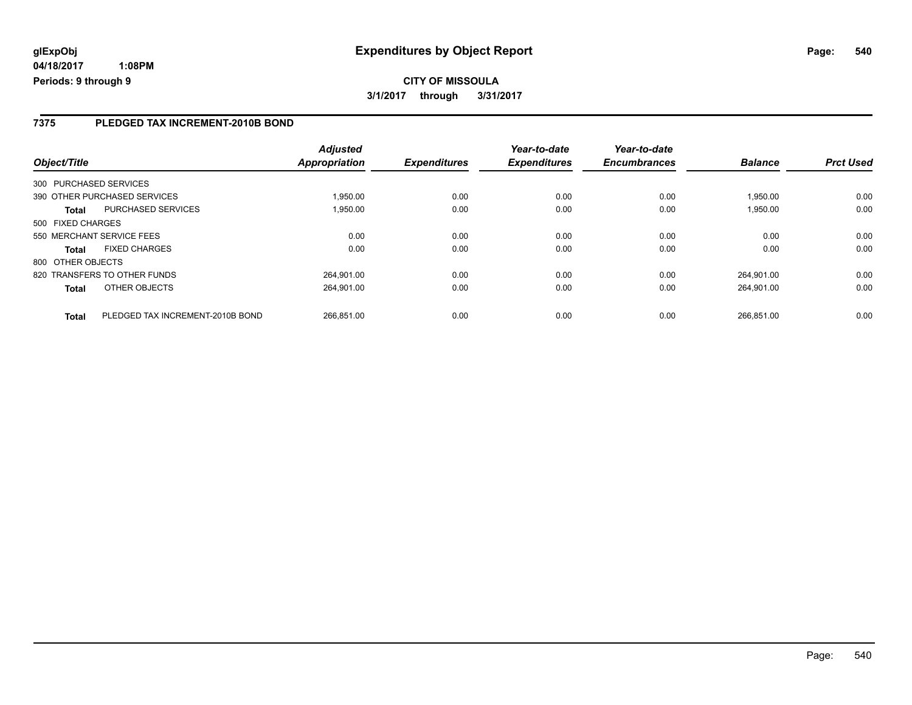**glExpObj**
**04/18/2017 1:08PM**
**Periods: 9 through 9**

# Expenditures by Object Report

**CITY OF MISSOULA**
**3/1/2017 through 3/31/2017**

## 7375 PLEDGED TAX INCREMENT-2010B BOND

| Object/Title | | *Adjusted Appropriation* | *Expenditures* | *Year-to-date Expenditures* | *Year-to-date Encumbrances* | *Balance* | *Prct Used* |
|---|---|---|---|---|---|---|---|
| 300 PURCHASED SERVICES | | | | | | | |
| 390 OTHER PURCHASED SERVICES | | 1,950.00 | 0.00 | 0.00 | 0.00 | 1,950.00 | 0.00 |
| **Total** | PURCHASED SERVICES | 1,950.00 | 0.00 | 0.00 | 0.00 | 1,950.00 | 0.00 |
| 500 FIXED CHARGES | | | | | | | |
| 550 MERCHANT SERVICE FEES | | 0.00 | 0.00 | 0.00 | 0.00 | 0.00 | 0.00 |
| **Total** | FIXED CHARGES | 0.00 | 0.00 | 0.00 | 0.00 | 0.00 | 0.00 |
| 800 OTHER OBJECTS | | | | | | | |
| 820 TRANSFERS TO OTHER FUNDS | | 264,901.00 | 0.00 | 0.00 | 0.00 | 264,901.00 | 0.00 |
| **Total** | OTHER OBJECTS | 264,901.00 | 0.00 | 0.00 | 0.00 | 264,901.00 | 0.00 |
| **Total** | PLEDGED TAX INCREMENT-2010B BOND | 266,851.00 | 0.00 | 0.00 | 0.00 | 266,851.00 | 0.00 |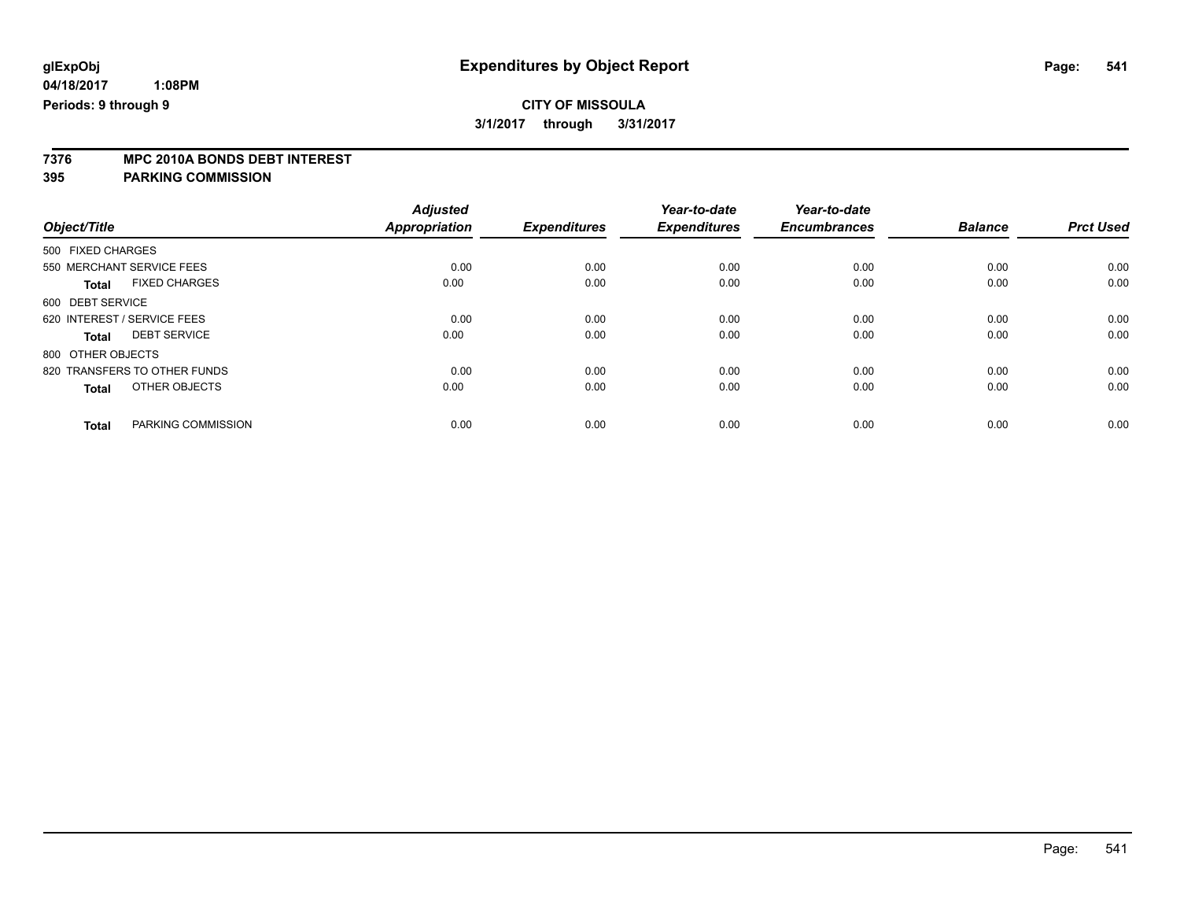# Expenditures by Object Report

glExpObj
04/18/2017 1:08PM
Periods: 9 through 9

**CITY OF MISSOULA**
**3/1/2017 through 3/31/2017**

**7376 MPC 2010A BONDS DEBT INTEREST**
**395 PARKING COMMISSION**

| Object/Title | Adjusted Appropriation | Expenditures | Year-to-date Expenditures | Year-to-date Encumbrances | Balance | Prct Used |
|---|---|---|---|---|---|---|
| 500 FIXED CHARGES | | | | | | |
| 550 MERCHANT SERVICE FEES | 0.00 | 0.00 | 0.00 | 0.00 | 0.00 | 0.00 |
| **Total** FIXED CHARGES | 0.00 | 0.00 | 0.00 | 0.00 | 0.00 | 0.00 |
| 600 DEBT SERVICE | | | | | | |
| 620 INTEREST / SERVICE FEES | 0.00 | 0.00 | 0.00 | 0.00 | 0.00 | 0.00 |
| **Total** DEBT SERVICE | 0.00 | 0.00 | 0.00 | 0.00 | 0.00 | 0.00 |
| 800 OTHER OBJECTS | | | | | | |
| 820 TRANSFERS TO OTHER FUNDS | 0.00 | 0.00 | 0.00 | 0.00 | 0.00 | 0.00 |
| **Total** OTHER OBJECTS | 0.00 | 0.00 | 0.00 | 0.00 | 0.00 | 0.00 |
| **Total** PARKING COMMISSION | 0.00 | 0.00 | 0.00 | 0.00 | 0.00 | 0.00 |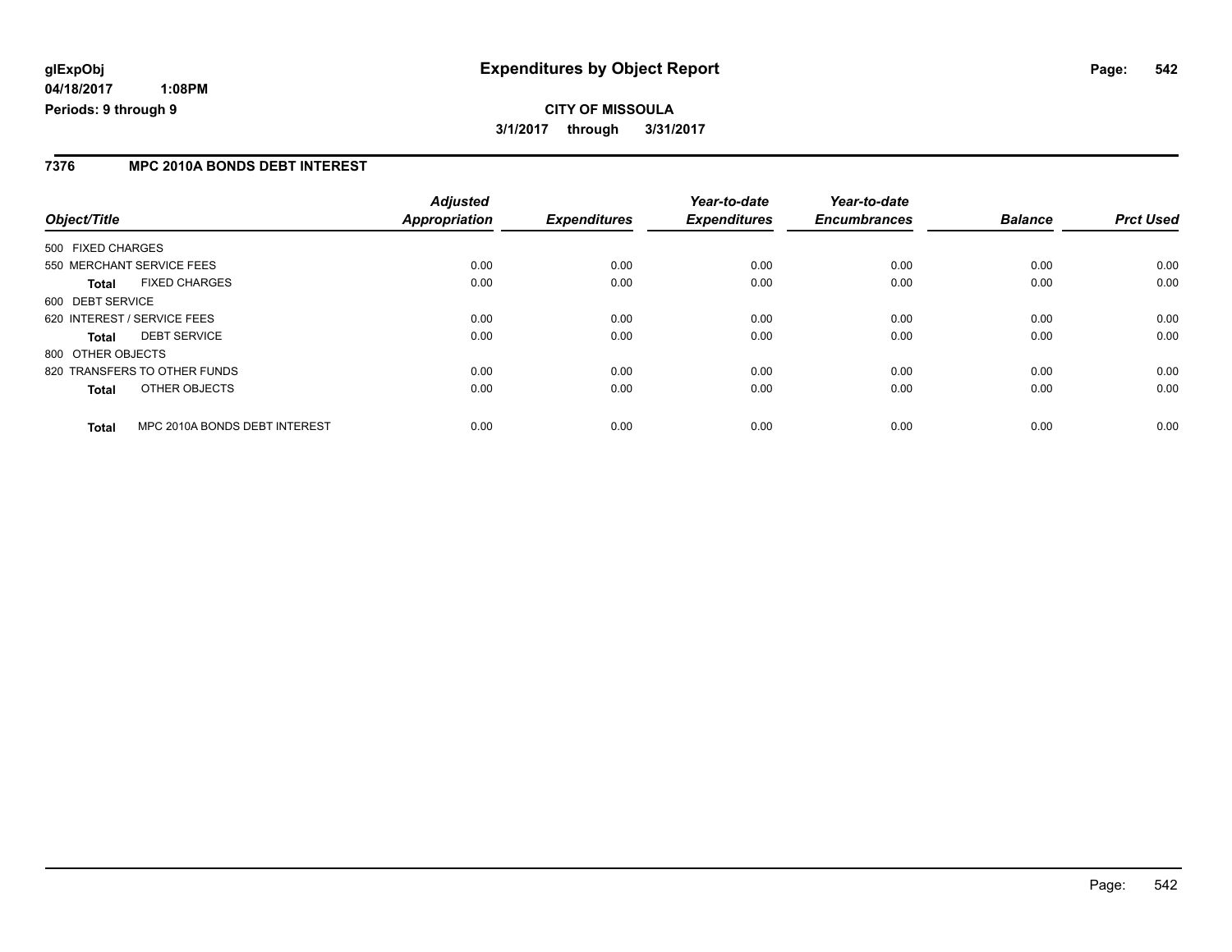# Expenditures by Object Report

glExpObj
04/18/2017 1:08PM
Periods: 9 through 9

**CITY OF MISSOULA**
**3/1/2017 through 3/31/2017**

## 7376 MPC 2010A BONDS DEBT INTEREST

| Object/Title | | Adjusted Appropriation | Expenditures | Year-to-date Expenditures | Year-to-date Encumbrances | Balance | Prct Used |
|---|---|---|---|---|---|---|---|
| 500 FIXED CHARGES | | | | | | | |
| 550 MERCHANT SERVICE FEES | | 0.00 | 0.00 | 0.00 | 0.00 | 0.00 | 0.00 |
| **Total** | FIXED CHARGES | 0.00 | 0.00 | 0.00 | 0.00 | 0.00 | 0.00 |
| 600 DEBT SERVICE | | | | | | | |
| 620 INTEREST / SERVICE FEES | | 0.00 | 0.00 | 0.00 | 0.00 | 0.00 | 0.00 |
| **Total** | DEBT SERVICE | 0.00 | 0.00 | 0.00 | 0.00 | 0.00 | 0.00 |
| 800 OTHER OBJECTS | | | | | | | |
| 820 TRANSFERS TO OTHER FUNDS | | 0.00 | 0.00 | 0.00 | 0.00 | 0.00 | 0.00 |
| **Total** | OTHER OBJECTS | 0.00 | 0.00 | 0.00 | 0.00 | 0.00 | 0.00 |
| **Total** | MPC 2010A BONDS DEBT INTEREST | 0.00 | 0.00 | 0.00 | 0.00 | 0.00 | 0.00 |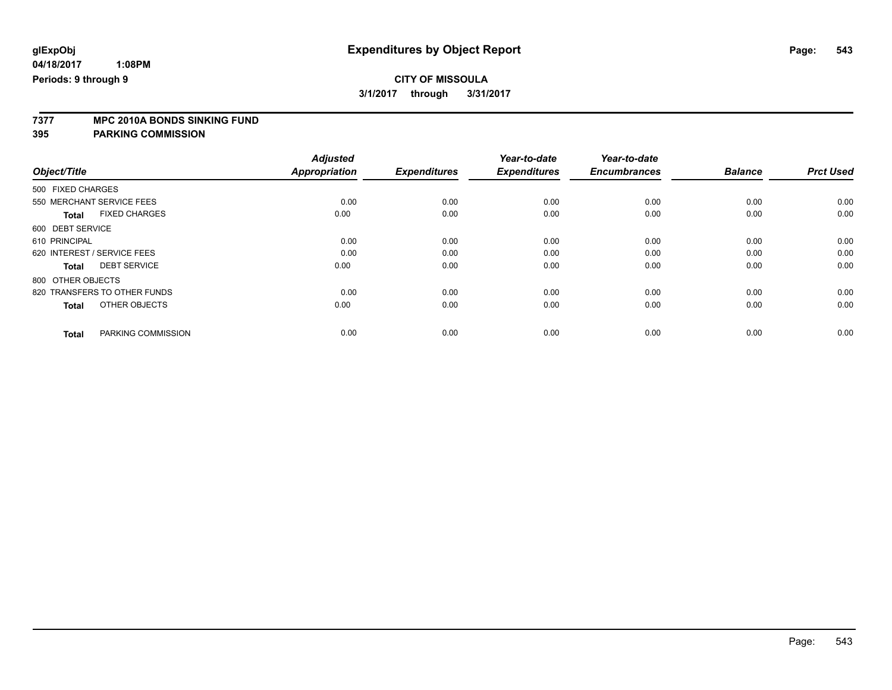# Expenditures by Object Report

**glExpObj**
**04/18/2017 1:08PM**
**Periods: 9 through 9**

**CITY OF MISSOULA**
**3/1/2017 through 3/31/2017**

## 7377 MPC 2010A BONDS SINKING FUND
## 395 PARKING COMMISSION

| Object/Title | Adjusted Appropriation | Expenditures | Year-to-date Expenditures | Year-to-date Encumbrances | Balance | Prct Used |
|---|---|---|---|---|---|---|
| 500 FIXED CHARGES | | | | | | |
| 550 MERCHANT SERVICE FEES | 0.00 | 0.00 | 0.00 | 0.00 | 0.00 | 0.00 |
| **Total** FIXED CHARGES | 0.00 | 0.00 | 0.00 | 0.00 | 0.00 | 0.00 |
| 600 DEBT SERVICE | | | | | | |
| 610 PRINCIPAL | 0.00 | 0.00 | 0.00 | 0.00 | 0.00 | 0.00 |
| 620 INTEREST / SERVICE FEES | 0.00 | 0.00 | 0.00 | 0.00 | 0.00 | 0.00 |
| **Total** DEBT SERVICE | 0.00 | 0.00 | 0.00 | 0.00 | 0.00 | 0.00 |
| 800 OTHER OBJECTS | | | | | | |
| 820 TRANSFERS TO OTHER FUNDS | 0.00 | 0.00 | 0.00 | 0.00 | 0.00 | 0.00 |
| **Total** OTHER OBJECTS | 0.00 | 0.00 | 0.00 | 0.00 | 0.00 | 0.00 |
| **Total** PARKING COMMISSION | 0.00 | 0.00 | 0.00 | 0.00 | 0.00 | 0.00 |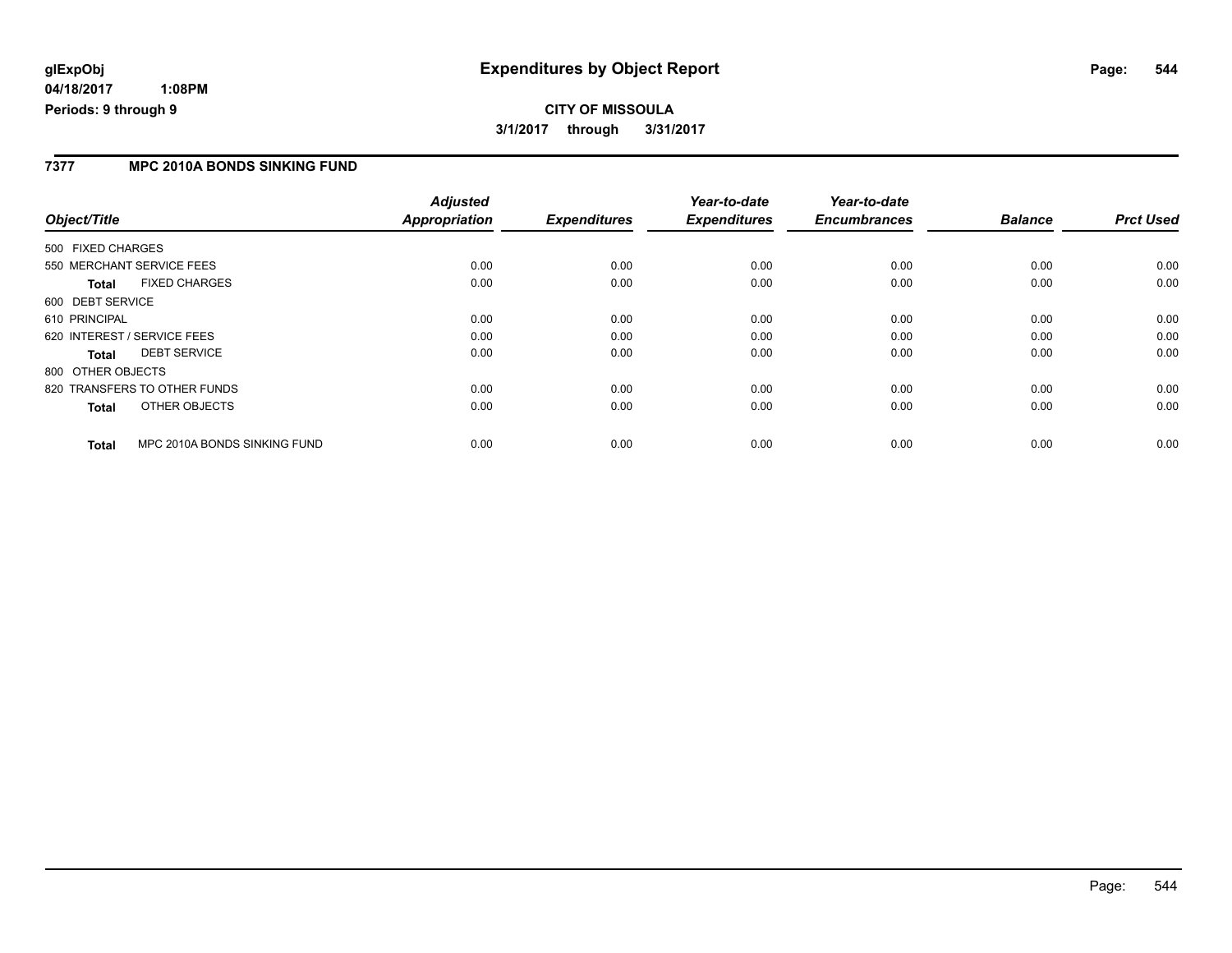**glExpObj** **Expenditures by Object Report**

**04/18/2017 1:08PM**

**Periods: 9 through 9**

**CITY OF MISSOULA**

**3/1/2017 through 3/31/2017**

## 7377 MPC 2010A BONDS SINKING FUND

| Object/Title | | Adjusted Appropriation | Expenditures | Year-to-date Expenditures | Year-to-date Encumbrances | Balance | Prct Used |
|---|---|---|---|---|---|---|---|
| 500 FIXED CHARGES | | | | | | | |
| 550 MERCHANT SERVICE FEES | | 0.00 | 0.00 | 0.00 | 0.00 | 0.00 | 0.00 |
| **Total** | FIXED CHARGES | 0.00 | 0.00 | 0.00 | 0.00 | 0.00 | 0.00 |
| 600 DEBT SERVICE | | | | | | | |
| 610 PRINCIPAL | | 0.00 | 0.00 | 0.00 | 0.00 | 0.00 | 0.00 |
| 620 INTEREST / SERVICE FEES | | 0.00 | 0.00 | 0.00 | 0.00 | 0.00 | 0.00 |
| **Total** | DEBT SERVICE | 0.00 | 0.00 | 0.00 | 0.00 | 0.00 | 0.00 |
| 800 OTHER OBJECTS | | | | | | | |
| 820 TRANSFERS TO OTHER FUNDS | | 0.00 | 0.00 | 0.00 | 0.00 | 0.00 | 0.00 |
| **Total** | OTHER OBJECTS | 0.00 | 0.00 | 0.00 | 0.00 | 0.00 | 0.00 |
| **Total** | MPC 2010A BONDS SINKING FUND | 0.00 | 0.00 | 0.00 | 0.00 | 0.00 | 0.00 |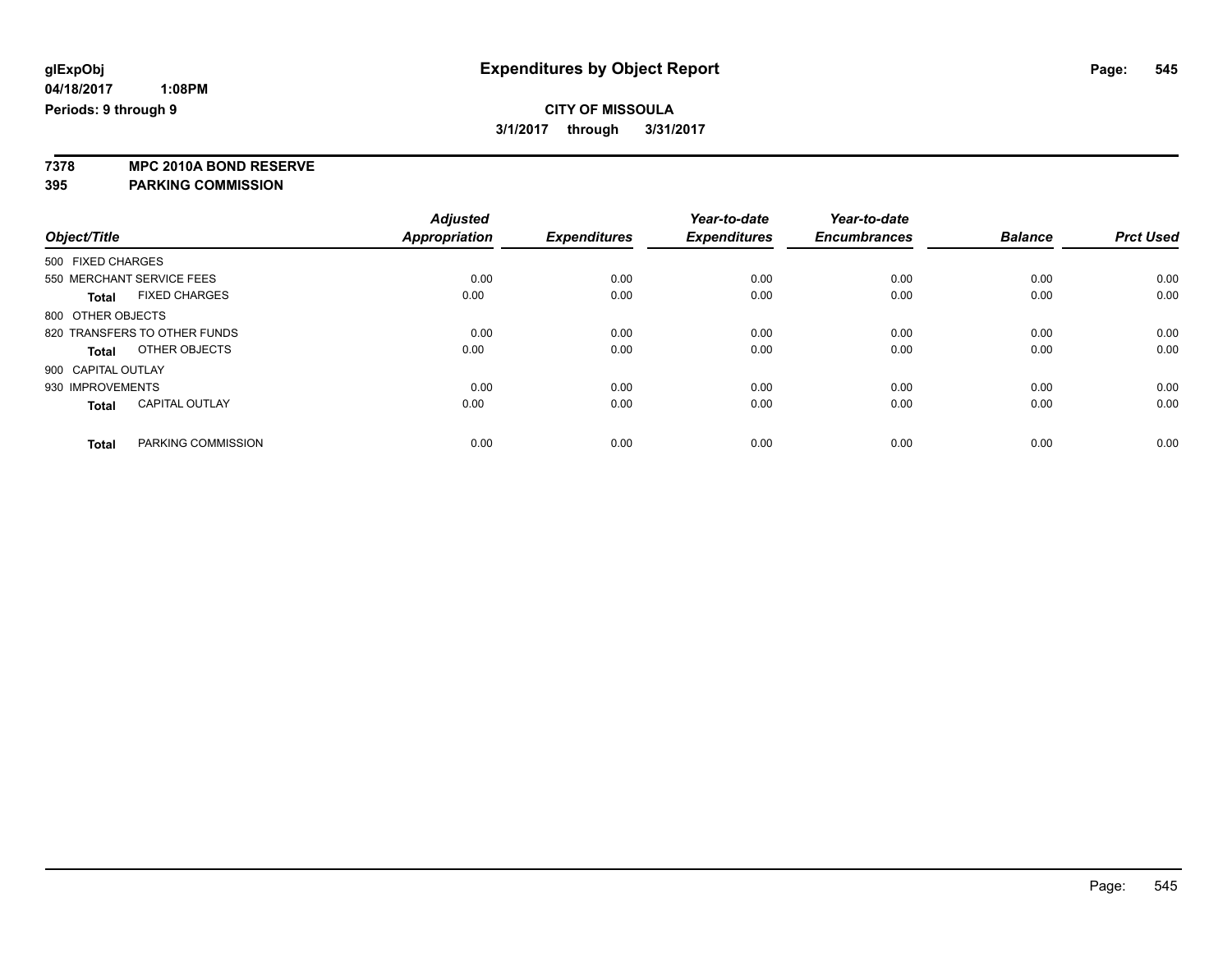# Expenditures by Object Report

glExpObj
04/18/2017 1:08PM
Periods: 9 through 9

**CITY OF MISSOULA**
3/1/2017 through 3/31/2017

**7378 MPC 2010A BOND RESERVE**
**395 PARKING COMMISSION**

| Object/Title | | Adjusted Appropriation | Expenditures | Year-to-date Expenditures | Year-to-date Encumbrances | Balance | Prct Used |
|---|---|---|---|---|---|---|---|
| 500 FIXED CHARGES | | | | | | | |
| 550 MERCHANT SERVICE FEES | | 0.00 | 0.00 | 0.00 | 0.00 | 0.00 | 0.00 |
| **Total** | FIXED CHARGES | 0.00 | 0.00 | 0.00 | 0.00 | 0.00 | 0.00 |
| 800 OTHER OBJECTS | | | | | | | |
| 820 TRANSFERS TO OTHER FUNDS | | 0.00 | 0.00 | 0.00 | 0.00 | 0.00 | 0.00 |
| **Total** | OTHER OBJECTS | 0.00 | 0.00 | 0.00 | 0.00 | 0.00 | 0.00 |
| 900 CAPITAL OUTLAY | | | | | | | |
| 930 IMPROVEMENTS | | 0.00 | 0.00 | 0.00 | 0.00 | 0.00 | 0.00 |
| **Total** | CAPITAL OUTLAY | 0.00 | 0.00 | 0.00 | 0.00 | 0.00 | 0.00 |
| **Total** | PARKING COMMISSION | 0.00 | 0.00 | 0.00 | 0.00 | 0.00 | 0.00 |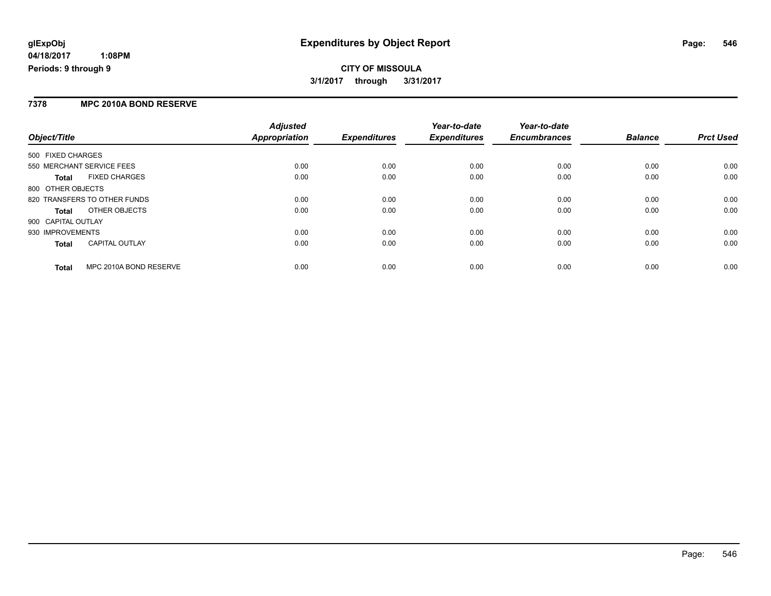**glExpObj**
**04/18/2017 1:08PM**
**Periods: 9 through 9**

# Expenditures by Object Report

**CITY OF MISSOULA**
**3/1/2017 through 3/31/2017**

## 7378 MPC 2010A BOND RESERVE

| Object/Title | Adjusted Appropriation | Expenditures | Year-to-date Expenditures | Year-to-date Encumbrances | Balance | Prct Used |
|---|---|---|---|---|---|---|
| 500 FIXED CHARGES | | | | | | |
| 550 MERCHANT SERVICE FEES | 0.00 | 0.00 | 0.00 | 0.00 | 0.00 | 0.00 |
| **Total** FIXED CHARGES | 0.00 | 0.00 | 0.00 | 0.00 | 0.00 | 0.00 |
| 800 OTHER OBJECTS | | | | | | |
| 820 TRANSFERS TO OTHER FUNDS | 0.00 | 0.00 | 0.00 | 0.00 | 0.00 | 0.00 |
| **Total** OTHER OBJECTS | 0.00 | 0.00 | 0.00 | 0.00 | 0.00 | 0.00 |
| 900 CAPITAL OUTLAY | | | | | | |
| 930 IMPROVEMENTS | 0.00 | 0.00 | 0.00 | 0.00 | 0.00 | 0.00 |
| **Total** CAPITAL OUTLAY | 0.00 | 0.00 | 0.00 | 0.00 | 0.00 | 0.00 |
| **Total** MPC 2010A BOND RESERVE | 0.00 | 0.00 | 0.00 | 0.00 | 0.00 | 0.00 |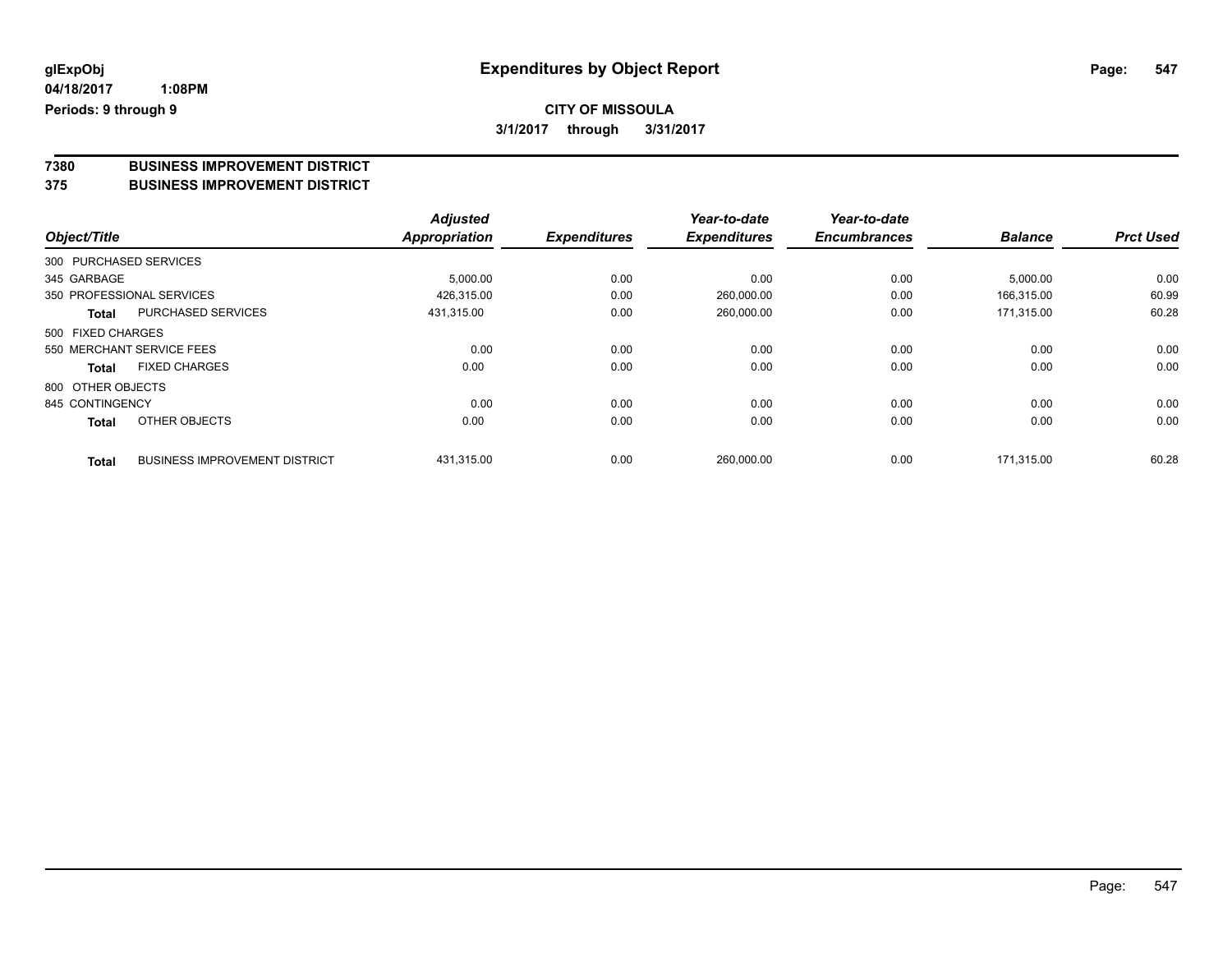**glExpObj** 04/18/2017 1:08PM
**Periods: 9 through 9**

# Expenditures by Object Report

**CITY OF MISSOULA**
**3/1/2017 through 3/31/2017**

## 7380 BUSINESS IMPROVEMENT DISTRICT
## 375 BUSINESS IMPROVEMENT DISTRICT

| Object/Title | | Adjusted Appropriation | Expenditures | Year-to-date Expenditures | Year-to-date Encumbrances | Balance | Prct Used |
|---|---|---|---|---|---|---|---|
| 300 PURCHASED SERVICES | | | | | | | |
| 345 GARBAGE | | 5,000.00 | 0.00 | 0.00 | 0.00 | 5,000.00 | 0.00 |
| 350 PROFESSIONAL SERVICES | | 426,315.00 | 0.00 | 260,000.00 | 0.00 | 166,315.00 | 60.99 |
| **Total** | PURCHASED SERVICES | 431,315.00 | 0.00 | 260,000.00 | 0.00 | 171,315.00 | 60.28 |
| 500 FIXED CHARGES | | | | | | | |
| 550 MERCHANT SERVICE FEES | | 0.00 | 0.00 | 0.00 | 0.00 | 0.00 | 0.00 |
| **Total** | FIXED CHARGES | 0.00 | 0.00 | 0.00 | 0.00 | 0.00 | 0.00 |
| 800 OTHER OBJECTS | | | | | | | |
| 845 CONTINGENCY | | 0.00 | 0.00 | 0.00 | 0.00 | 0.00 | 0.00 |
| **Total** | OTHER OBJECTS | 0.00 | 0.00 | 0.00 | 0.00 | 0.00 | 0.00 |
| **Total** | BUSINESS IMPROVEMENT DISTRICT | 431,315.00 | 0.00 | 260,000.00 | 0.00 | 171,315.00 | 60.28 |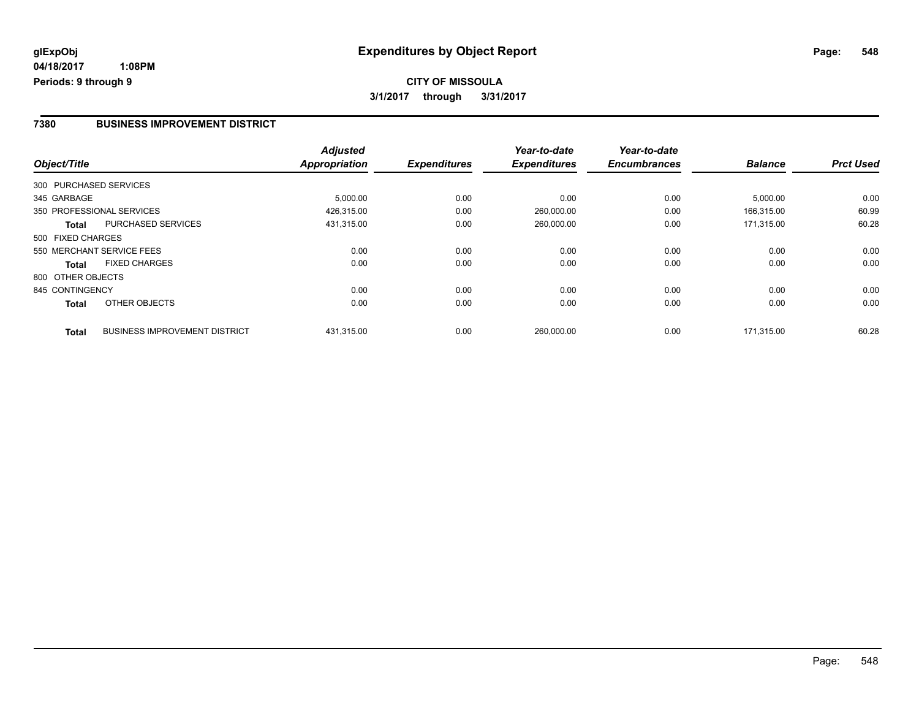# Expenditures by Object Report

**glExpObj**
**04/18/2017 1:08PM**
**Periods: 9 through 9**

**CITY OF MISSOULA**
**3/1/2017 through 3/31/2017**

## 7380 BUSINESS IMPROVEMENT DISTRICT

| Object/Title | Adjusted Appropriation | Expenditures | Year-to-date Expenditures | Year-to-date Encumbrances | Balance | Prct Used |
|---|---|---|---|---|---|---|
| 300 PURCHASED SERVICES | | | | | | |
| 345 GARBAGE | 5,000.00 | 0.00 | 0.00 | 0.00 | 5,000.00 | 0.00 |
| 350 PROFESSIONAL SERVICES | 426,315.00 | 0.00 | 260,000.00 | 0.00 | 166,315.00 | 60.99 |
| **Total** PURCHASED SERVICES | 431,315.00 | 0.00 | 260,000.00 | 0.00 | 171,315.00 | 60.28 |
| 500 FIXED CHARGES | | | | | | |
| 550 MERCHANT SERVICE FEES | 0.00 | 0.00 | 0.00 | 0.00 | 0.00 | 0.00 |
| **Total** FIXED CHARGES | 0.00 | 0.00 | 0.00 | 0.00 | 0.00 | 0.00 |
| 800 OTHER OBJECTS | | | | | | |
| 845 CONTINGENCY | 0.00 | 0.00 | 0.00 | 0.00 | 0.00 | 0.00 |
| **Total** OTHER OBJECTS | 0.00 | 0.00 | 0.00 | 0.00 | 0.00 | 0.00 |
| **Total** BUSINESS IMPROVEMENT DISTRICT | 431,315.00 | 0.00 | 260,000.00 | 0.00 | 171,315.00 | 60.28 |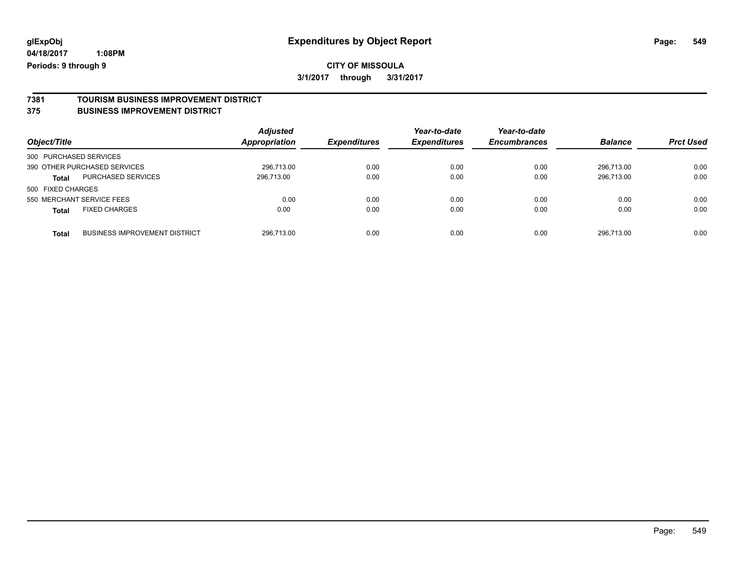# Expenditures by Object Report

glExpObj
04/18/2017 1:08PM
Periods: 9 through 9

**CITY OF MISSOULA**
**3/1/2017 through 3/31/2017**

## 7381 TOURISM BUSINESS IMPROVEMENT DISTRICT
## 375 BUSINESS IMPROVEMENT DISTRICT

| Object/Title | | Adjusted Appropriation | Expenditures | Year-to-date Expenditures | Year-to-date Encumbrances | Balance | Prct Used |
|---|---|---|---|---|---|---|---|
| 300 PURCHASED SERVICES | | | | | | | |
| 390 OTHER PURCHASED SERVICES | | 296,713.00 | 0.00 | 0.00 | 0.00 | 296,713.00 | 0.00 |
| **Total** | PURCHASED SERVICES | 296,713.00 | 0.00 | 0.00 | 0.00 | 296,713.00 | 0.00 |
| 500 FIXED CHARGES | | | | | | | |
| 550 MERCHANT SERVICE FEES | | 0.00 | 0.00 | 0.00 | 0.00 | 0.00 | 0.00 |
| **Total** | FIXED CHARGES | 0.00 | 0.00 | 0.00 | 0.00 | 0.00 | 0.00 |
| **Total** | BUSINESS IMPROVEMENT DISTRICT | 296,713.00 | 0.00 | 0.00 | 0.00 | 296,713.00 | 0.00 |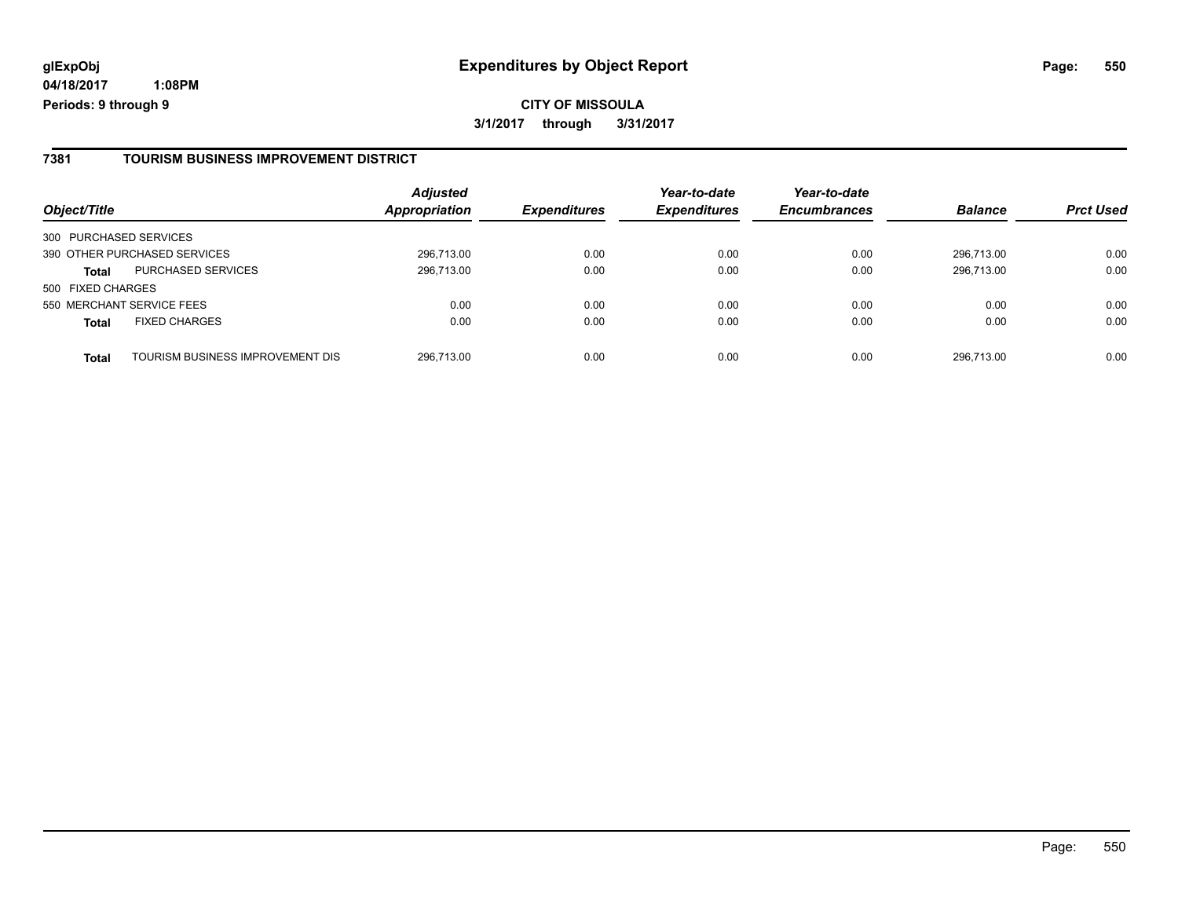**glExpObj** **Expenditures by Object Report**

**04/18/2017 1:08PM**

**Periods: 9 through 9**

**CITY OF MISSOULA**

**3/1/2017 through 3/31/2017**

## 7381 TOURISM BUSINESS IMPROVEMENT DISTRICT

| Object/Title | | Adjusted Appropriation | Expenditures | Year-to-date Expenditures | Year-to-date Encumbrances | Balance | Prct Used |
|---|---|---|---|---|---|---|---|
| 300 PURCHASED SERVICES | | | | | | | |
| 390 OTHER PURCHASED SERVICES | | 296,713.00 | 0.00 | 0.00 | 0.00 | 296,713.00 | 0.00 |
| **Total** | PURCHASED SERVICES | 296,713.00 | 0.00 | 0.00 | 0.00 | 296,713.00 | 0.00 |
| 500 FIXED CHARGES | | | | | | | |
| 550 MERCHANT SERVICE FEES | | 0.00 | 0.00 | 0.00 | 0.00 | 0.00 | 0.00 |
| **Total** | FIXED CHARGES | 0.00 | 0.00 | 0.00 | 0.00 | 0.00 | 0.00 |
| **Total** | TOURISM BUSINESS IMPROVEMENT DIS | 296,713.00 | 0.00 | 0.00 | 0.00 | 296,713.00 | 0.00 |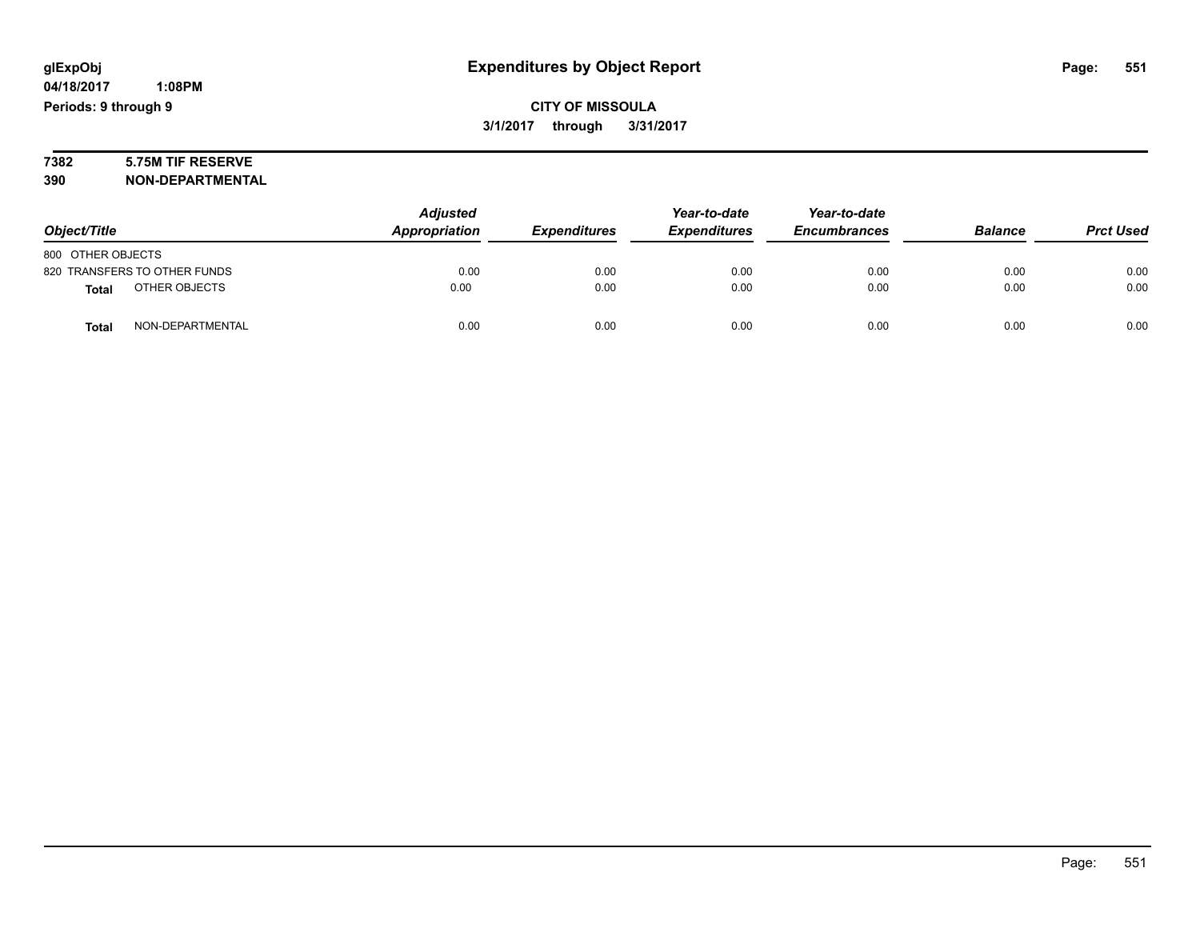# Expenditures by Object Report

glExpObj
04/18/2017 1:08PM
Periods: 9 through 9

**CITY OF MISSOULA**
**3/1/2017 through 3/31/2017**

**7382 5.75M TIF RESERVE**
**390 NON-DEPARTMENTAL**

| Object/Title | Adjusted Appropriation | Expenditures | Year-to-date Expenditures | Year-to-date Encumbrances | Balance | Prct Used |
|---|---|---|---|---|---|---|
| 800 OTHER OBJECTS | | | | | | |
| 820 TRANSFERS TO OTHER FUNDS | 0.00 | 0.00 | 0.00 | 0.00 | 0.00 | 0.00 |
| **Total** OTHER OBJECTS | 0.00 | 0.00 | 0.00 | 0.00 | 0.00 | 0.00 |
| **Total** NON-DEPARTMENTAL | 0.00 | 0.00 | 0.00 | 0.00 | 0.00 | 0.00 |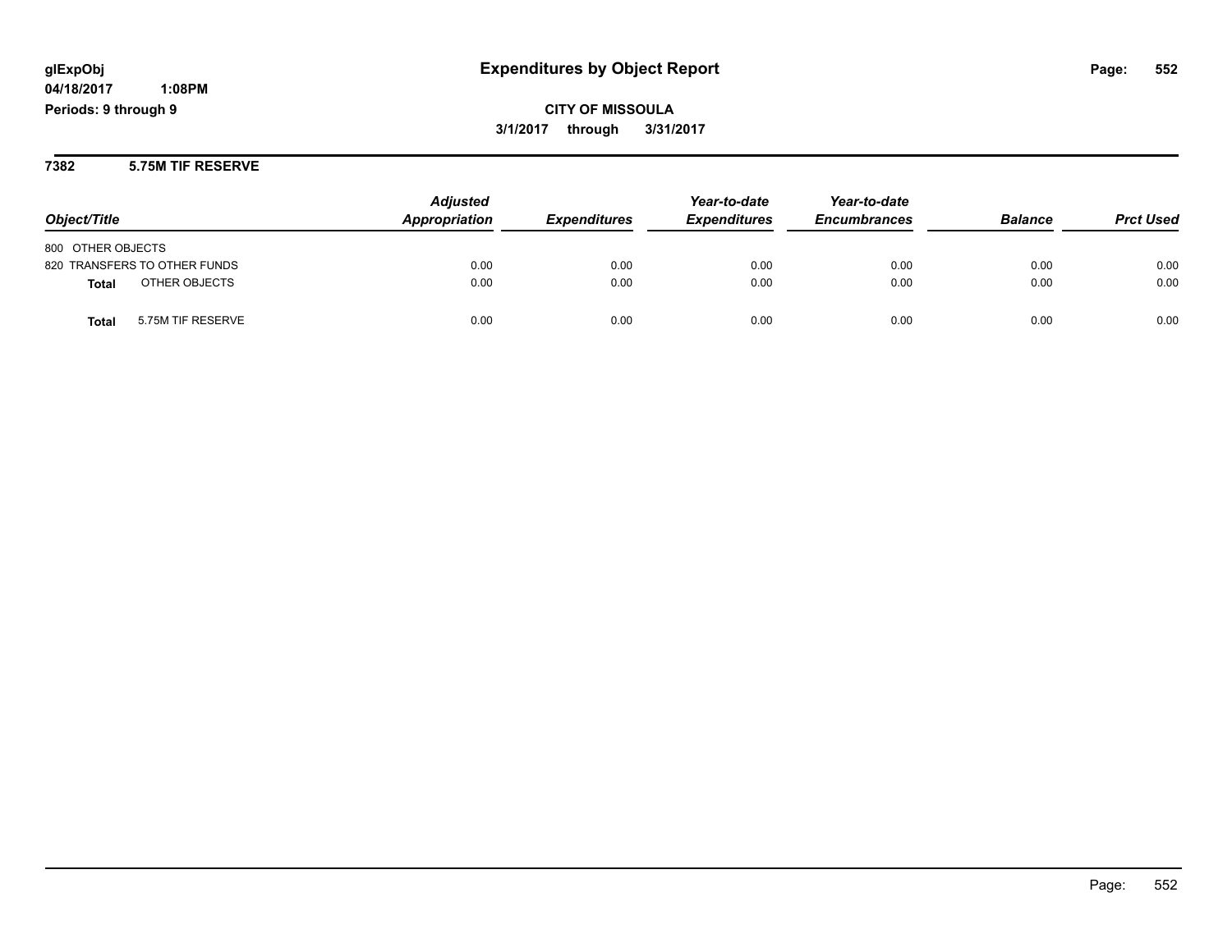glExpObj
04/18/2017 1:08PM
Periods: 9 through 9

# Expenditures by Object Report

**CITY OF MISSOULA**

**3/1/2017 through 3/31/2017**

## 7382 5.75M TIF RESERVE

| Object/Title | Adjusted Appropriation | Expenditures | Year-to-date Expenditures | Year-to-date Encumbrances | Balance | Prct Used |
|---|---|---|---|---|---|---|
| 800 OTHER OBJECTS | | | | | | |
| 820 TRANSFERS TO OTHER FUNDS | 0.00 | 0.00 | 0.00 | 0.00 | 0.00 | 0.00 |
| **Total** OTHER OBJECTS | 0.00 | 0.00 | 0.00 | 0.00 | 0.00 | 0.00 |
| **Total** 5.75M TIF RESERVE | 0.00 | 0.00 | 0.00 | 0.00 | 0.00 | 0.00 |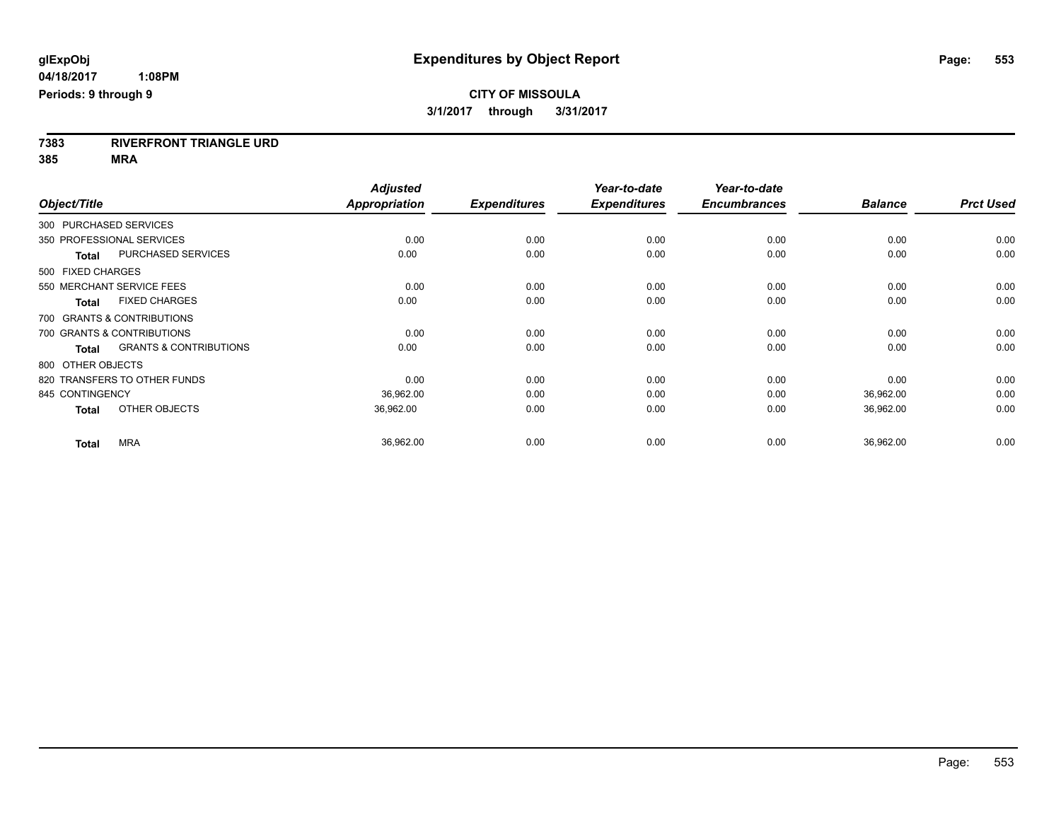**glExpObj**
**04/18/2017 1:08PM**
**Periods: 9 through 9**

# Expenditures by Object Report

**CITY OF MISSOULA**
**3/1/2017 through 3/31/2017**

**7383 RIVERFRONT TRIANGLE URD**
**385 MRA**

| Object/Title | Adjusted Appropriation | Expenditures | Year-to-date Expenditures | Year-to-date Encumbrances | Balance | Prct Used |
|---|---|---|---|---|---|---|
| 300 PURCHASED SERVICES | | | | | | |
| 350 PROFESSIONAL SERVICES | 0.00 | 0.00 | 0.00 | 0.00 | 0.00 | 0.00 |
| **Total** PURCHASED SERVICES | 0.00 | 0.00 | 0.00 | 0.00 | 0.00 | 0.00 |
| 500 FIXED CHARGES | | | | | | |
| 550 MERCHANT SERVICE FEES | 0.00 | 0.00 | 0.00 | 0.00 | 0.00 | 0.00 |
| **Total** FIXED CHARGES | 0.00 | 0.00 | 0.00 | 0.00 | 0.00 | 0.00 |
| 700 GRANTS & CONTRIBUTIONS | | | | | | |
| 700 GRANTS & CONTRIBUTIONS | 0.00 | 0.00 | 0.00 | 0.00 | 0.00 | 0.00 |
| **Total** GRANTS & CONTRIBUTIONS | 0.00 | 0.00 | 0.00 | 0.00 | 0.00 | 0.00 |
| 800 OTHER OBJECTS | | | | | | |
| 820 TRANSFERS TO OTHER FUNDS | 0.00 | 0.00 | 0.00 | 0.00 | 0.00 | 0.00 |
| 845 CONTINGENCY | 36,962.00 | 0.00 | 0.00 | 0.00 | 36,962.00 | 0.00 |
| **Total** OTHER OBJECTS | 36,962.00 | 0.00 | 0.00 | 0.00 | 36,962.00 | 0.00 |
| **Total** MRA | 36,962.00 | 0.00 | 0.00 | 0.00 | 36,962.00 | 0.00 |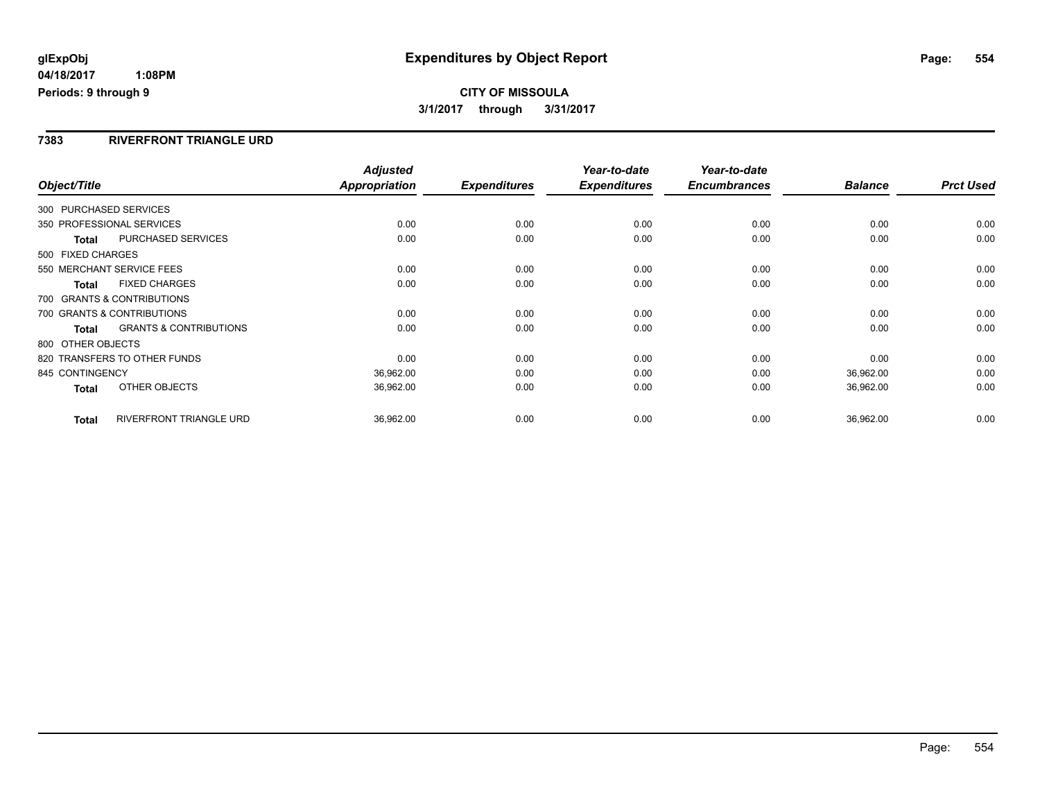**glExpObj** **Expenditures by Object Report**

**04/18/2017 1:08PM**

**Periods: 9 through 9**

**CITY OF MISSOULA**

**3/1/2017 through 3/31/2017**

## 7383 RIVERFRONT TRIANGLE URD

| Object/Title | Adjusted Appropriation | Expenditures | Year-to-date Expenditures | Year-to-date Encumbrances | Balance | Prct Used |
|---|---|---|---|---|---|---|
| 300 PURCHASED SERVICES | | | | | | |
| 350 PROFESSIONAL SERVICES | 0.00 | 0.00 | 0.00 | 0.00 | 0.00 | 0.00 |
| **Total** PURCHASED SERVICES | 0.00 | 0.00 | 0.00 | 0.00 | 0.00 | 0.00 |
| 500 FIXED CHARGES | | | | | | |
| 550 MERCHANT SERVICE FEES | 0.00 | 0.00 | 0.00 | 0.00 | 0.00 | 0.00 |
| **Total** FIXED CHARGES | 0.00 | 0.00 | 0.00 | 0.00 | 0.00 | 0.00 |
| 700 GRANTS & CONTRIBUTIONS | | | | | | |
| 700 GRANTS & CONTRIBUTIONS | 0.00 | 0.00 | 0.00 | 0.00 | 0.00 | 0.00 |
| **Total** GRANTS & CONTRIBUTIONS | 0.00 | 0.00 | 0.00 | 0.00 | 0.00 | 0.00 |
| 800 OTHER OBJECTS | | | | | | |
| 820 TRANSFERS TO OTHER FUNDS | 0.00 | 0.00 | 0.00 | 0.00 | 0.00 | 0.00 |
| 845 CONTINGENCY | 36,962.00 | 0.00 | 0.00 | 0.00 | 36,962.00 | 0.00 |
| **Total** OTHER OBJECTS | 36,962.00 | 0.00 | 0.00 | 0.00 | 36,962.00 | 0.00 |
| **Total** RIVERFRONT TRIANGLE URD | 36,962.00 | 0.00 | 0.00 | 0.00 | 36,962.00 | 0.00 |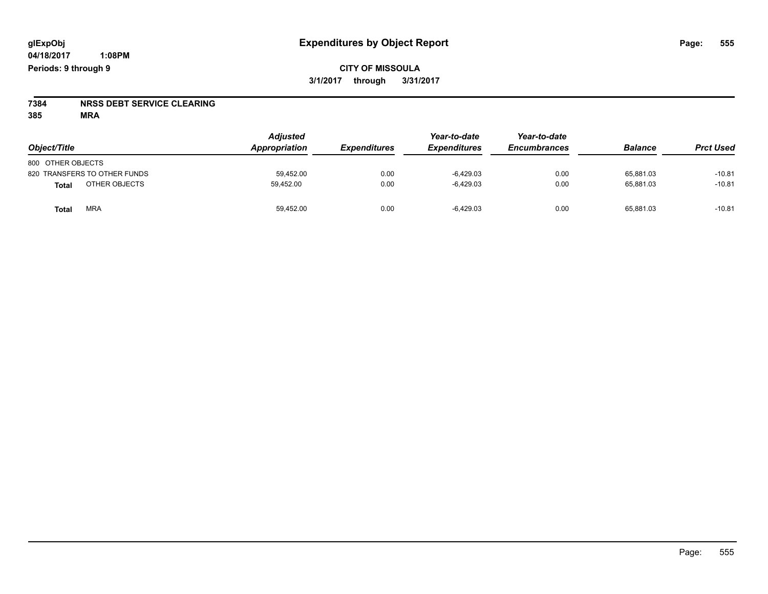glExpObj **Expenditures by Object Report**
04/18/2017 1:08PM
Periods: 9 through 9

**CITY OF MISSOULA**
**3/1/2017 through 3/31/2017**

**7384 NRSS DEBT SERVICE CLEARING**
**385 MRA**

| Object/Title | Adjusted Appropriation | Expenditures | Year-to-date Expenditures | Year-to-date Encumbrances | Balance | Prct Used |
|---|---|---|---|---|---|---|
| 800 OTHER OBJECTS | | | | | | |
| 820 TRANSFERS TO OTHER FUNDS | 59,452.00 | 0.00 | -6,429.03 | 0.00 | 65,881.03 | -10.81 |
| **Total** OTHER OBJECTS | 59,452.00 | 0.00 | -6,429.03 | 0.00 | 65,881.03 | -10.81 |
| **Total** MRA | 59,452.00 | 0.00 | -6,429.03 | 0.00 | 65,881.03 | -10.81 |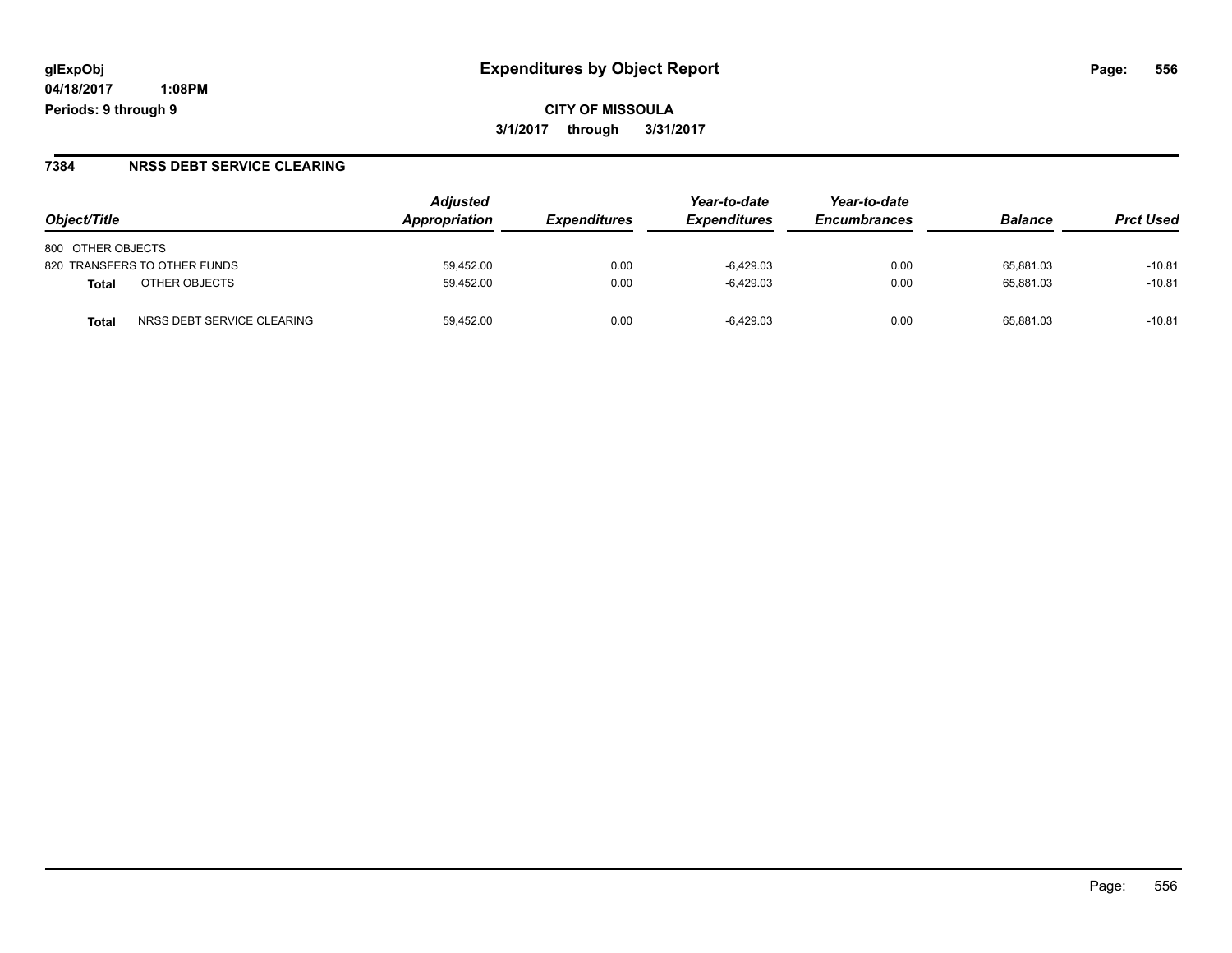glExpObj
04/18/2017 1:08PM
Periods: 9 through 9

# Expenditures by Object Report

**CITY OF MISSOULA**

**3/1/2017 through 3/31/2017**

## 7384 NRSS DEBT SERVICE CLEARING

| Object/Title | Adjusted Appropriation | Expenditures | Year-to-date Expenditures | Year-to-date Encumbrances | Balance | Prct Used |
|---|---|---|---|---|---|---|
| 800 OTHER OBJECTS | | | | | | |
| 820 TRANSFERS TO OTHER FUNDS | 59,452.00 | 0.00 | -6,429.03 | 0.00 | 65,881.03 | -10.81 |
| **Total** OTHER OBJECTS | 59,452.00 | 0.00 | -6,429.03 | 0.00 | 65,881.03 | -10.81 |
| **Total** NRSS DEBT SERVICE CLEARING | 59,452.00 | 0.00 | -6,429.03 | 0.00 | 65,881.03 | -10.81 |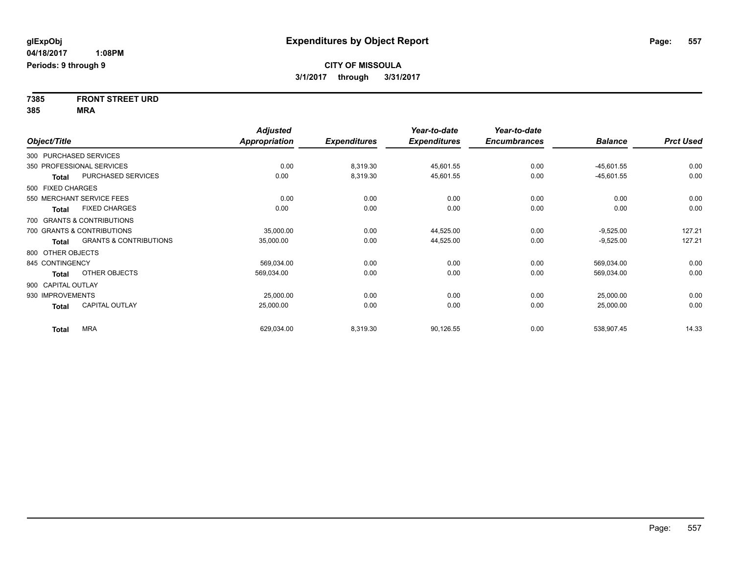**glExpObj**
**04/18/2017 1:08PM**
**Periods: 9 through 9**

# Expenditures by Object Report

**CITY OF MISSOULA**
**3/1/2017 through 3/31/2017**

**7385 FRONT STREET URD**
**385 MRA**

| Object/Title | Adjusted Appropriation | Expenditures | Year-to-date Expenditures | Year-to-date Encumbrances | Balance | Prct Used |
|---|---|---|---|---|---|---|
| 300 PURCHASED SERVICES | | | | | | |
| 350 PROFESSIONAL SERVICES | 0.00 | 8,319.30 | 45,601.55 | 0.00 | -45,601.55 | 0.00 |
| **Total** PURCHASED SERVICES | 0.00 | 8,319.30 | 45,601.55 | 0.00 | -45,601.55 | 0.00 |
| 500 FIXED CHARGES | | | | | | |
| 550 MERCHANT SERVICE FEES | 0.00 | 0.00 | 0.00 | 0.00 | 0.00 | 0.00 |
| **Total** FIXED CHARGES | 0.00 | 0.00 | 0.00 | 0.00 | 0.00 | 0.00 |
| 700 GRANTS & CONTRIBUTIONS | | | | | | |
| 700 GRANTS & CONTRIBUTIONS | 35,000.00 | 0.00 | 44,525.00 | 0.00 | -9,525.00 | 127.21 |
| **Total** GRANTS & CONTRIBUTIONS | 35,000.00 | 0.00 | 44,525.00 | 0.00 | -9,525.00 | 127.21 |
| 800 OTHER OBJECTS | | | | | | |
| 845 CONTINGENCY | 569,034.00 | 0.00 | 0.00 | 0.00 | 569,034.00 | 0.00 |
| **Total** OTHER OBJECTS | 569,034.00 | 0.00 | 0.00 | 0.00 | 569,034.00 | 0.00 |
| 900 CAPITAL OUTLAY | | | | | | |
| 930 IMPROVEMENTS | 25,000.00 | 0.00 | 0.00 | 0.00 | 25,000.00 | 0.00 |
| **Total** CAPITAL OUTLAY | 25,000.00 | 0.00 | 0.00 | 0.00 | 25,000.00 | 0.00 |
| **Total** MRA | 629,034.00 | 8,319.30 | 90,126.55 | 0.00 | 538,907.45 | 14.33 |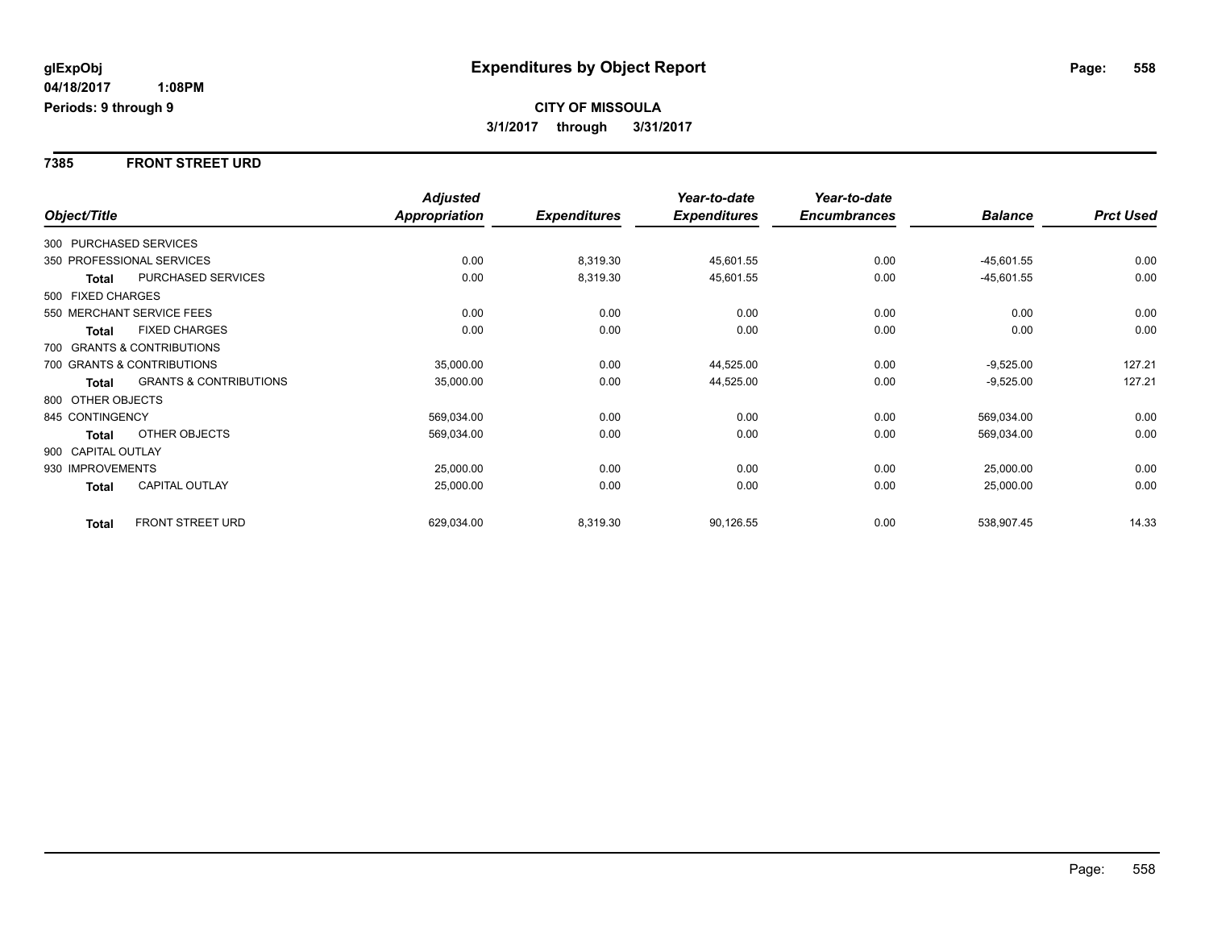glExpObj
04/18/2017 1:08PM
Periods: 9 through 9

# Expenditures by Object Report

**CITY OF MISSOULA**
**3/1/2017 through 3/31/2017**

## 7385 FRONT STREET URD

| Object/Title | | *Adjusted Appropriation* | *Expenditures* | *Year-to-date Expenditures* | *Year-to-date Encumbrances* | *Balance* | *Prct Used* |
|---|---|---|---|---|---|---|---|
| 300 PURCHASED SERVICES | | | | | | | |
| 350 PROFESSIONAL SERVICES | | 0.00 | 8,319.30 | 45,601.55 | 0.00 | -45,601.55 | 0.00 |
| **Total** | PURCHASED SERVICES | 0.00 | 8,319.30 | 45,601.55 | 0.00 | -45,601.55 | 0.00 |
| 500 FIXED CHARGES | | | | | | | |
| 550 MERCHANT SERVICE FEES | | 0.00 | 0.00 | 0.00 | 0.00 | 0.00 | 0.00 |
| **Total** | FIXED CHARGES | 0.00 | 0.00 | 0.00 | 0.00 | 0.00 | 0.00 |
| 700 GRANTS & CONTRIBUTIONS | | | | | | | |
| 700 GRANTS & CONTRIBUTIONS | | 35,000.00 | 0.00 | 44,525.00 | 0.00 | -9,525.00 | 127.21 |
| **Total** | GRANTS & CONTRIBUTIONS | 35,000.00 | 0.00 | 44,525.00 | 0.00 | -9,525.00 | 127.21 |
| 800 OTHER OBJECTS | | | | | | | |
| 845 CONTINGENCY | | 569,034.00 | 0.00 | 0.00 | 0.00 | 569,034.00 | 0.00 |
| **Total** | OTHER OBJECTS | 569,034.00 | 0.00 | 0.00 | 0.00 | 569,034.00 | 0.00 |
| 900 CAPITAL OUTLAY | | | | | | | |
| 930 IMPROVEMENTS | | 25,000.00 | 0.00 | 0.00 | 0.00 | 25,000.00 | 0.00 |
| **Total** | CAPITAL OUTLAY | 25,000.00 | 0.00 | 0.00 | 0.00 | 25,000.00 | 0.00 |
| **Total** | FRONT STREET URD | 629,034.00 | 8,319.30 | 90,126.55 | 0.00 | 538,907.45 | 14.33 |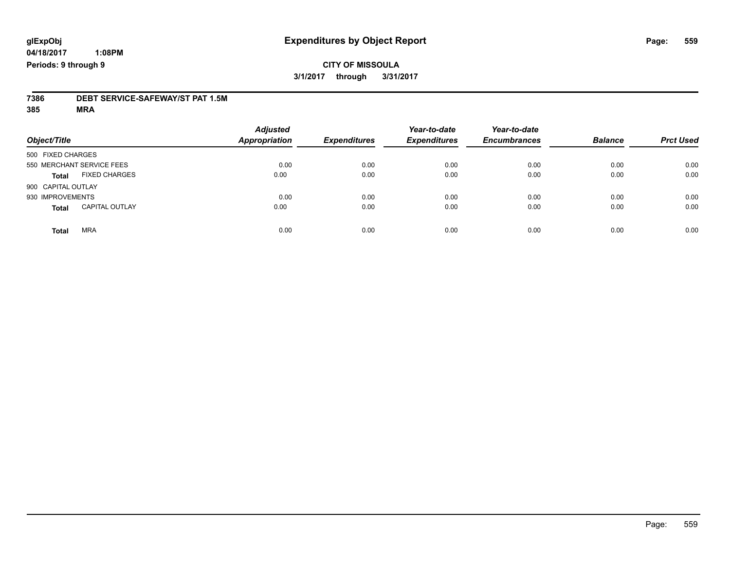**glExpObj** **Expenditures by Object Report**

**04/18/2017 1:08PM**

**Periods: 9 through 9**

**CITY OF MISSOULA**

**3/1/2017 through 3/31/2017**

**7386 DEBT SERVICE-SAFEWAY/ST PAT 1.5M**

**385 MRA**

| Object/Title | Adjusted Appropriation | Expenditures | Year-to-date Expenditures | Year-to-date Encumbrances | Balance | Prct Used |
|---|---|---|---|---|---|---|
| 500 FIXED CHARGES | | | | | | |
| 550 MERCHANT SERVICE FEES | 0.00 | 0.00 | 0.00 | 0.00 | 0.00 | 0.00 |
| **Total** FIXED CHARGES | 0.00 | 0.00 | 0.00 | 0.00 | 0.00 | 0.00 |
| 900 CAPITAL OUTLAY | | | | | | |
| 930 IMPROVEMENTS | 0.00 | 0.00 | 0.00 | 0.00 | 0.00 | 0.00 |
| **Total** CAPITAL OUTLAY | 0.00 | 0.00 | 0.00 | 0.00 | 0.00 | 0.00 |
| **Total** MRA | 0.00 | 0.00 | 0.00 | 0.00 | 0.00 | 0.00 |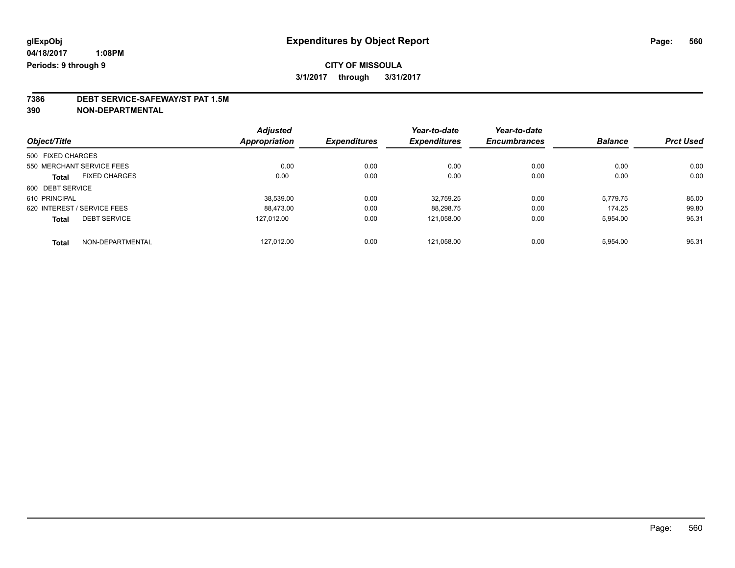# Expenditures by Object Report

glExpObj
04/18/2017 1:08PM
Periods: 9 through 9

**CITY OF MISSOULA**
3/1/2017 through 3/31/2017

**7386 DEBT SERVICE-SAFEWAY/ST PAT 1.5M**
**390 NON-DEPARTMENTAL**

| Object/Title | Adjusted Appropriation | Expenditures | Year-to-date Expenditures | Year-to-date Encumbrances | Balance | Prct Used |
|---|---|---|---|---|---|---|
| 500 FIXED CHARGES | | | | | | |
| 550 MERCHANT SERVICE FEES | 0.00 | 0.00 | 0.00 | 0.00 | 0.00 | 0.00 |
| **Total** FIXED CHARGES | 0.00 | 0.00 | 0.00 | 0.00 | 0.00 | 0.00 |
| 600 DEBT SERVICE | | | | | | |
| 610 PRINCIPAL | 38,539.00 | 0.00 | 32,759.25 | 0.00 | 5,779.75 | 85.00 |
| 620 INTEREST / SERVICE FEES | 88,473.00 | 0.00 | 88,298.75 | 0.00 | 174.25 | 99.80 |
| **Total** DEBT SERVICE | 127,012.00 | 0.00 | 121,058.00 | 0.00 | 5,954.00 | 95.31 |
| **Total** NON-DEPARTMENTAL | 127,012.00 | 0.00 | 121,058.00 | 0.00 | 5,954.00 | 95.31 |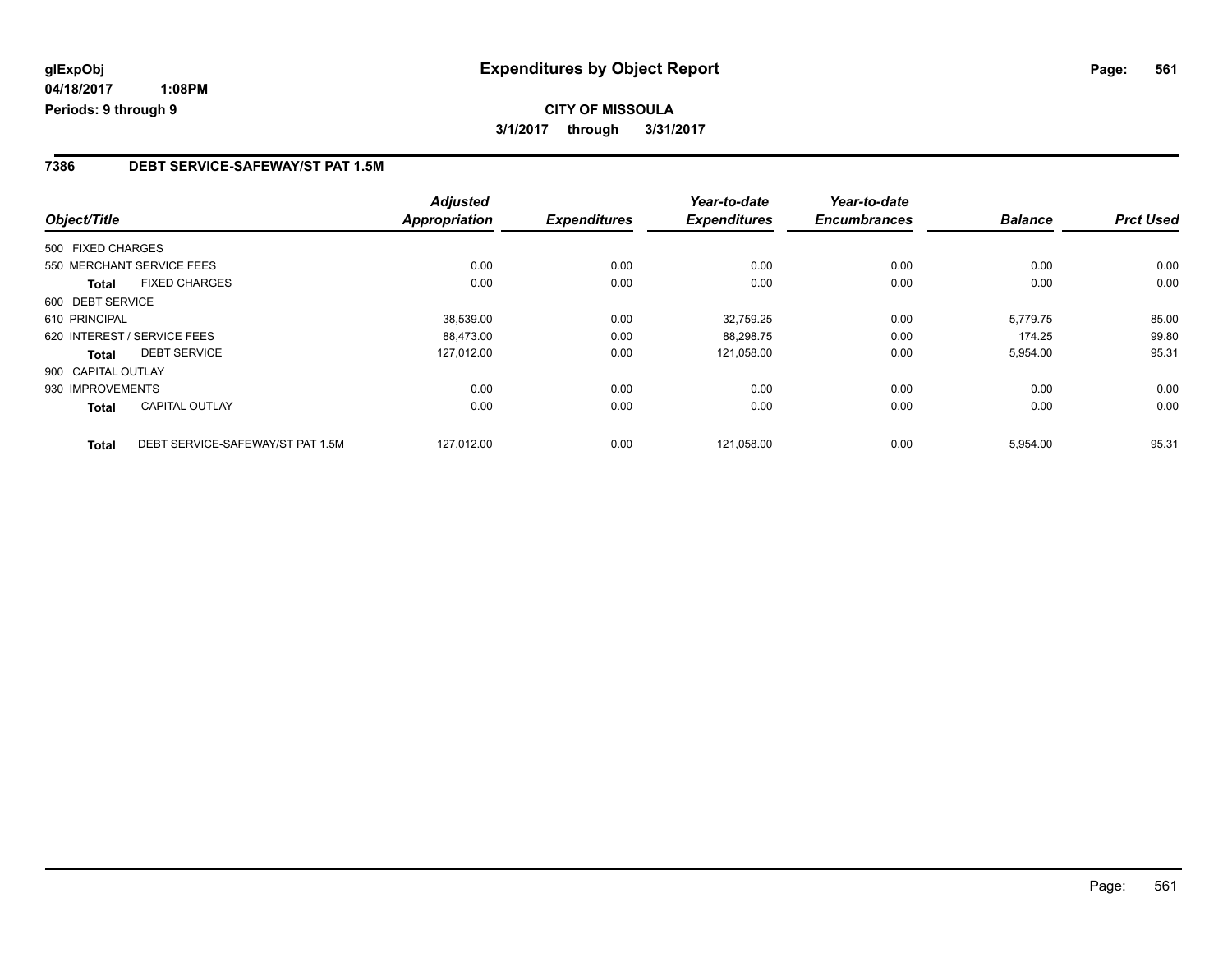**glExpObj** 04/18/2017 1:08PM
**Periods: 9 through 9**

# Expenditures by Object Report

**CITY OF MISSOULA**

**3/1/2017 through 3/31/2017**

## 7386 DEBT SERVICE-SAFEWAY/ST PAT 1.5M

| Object/Title | | Adjusted Appropriation | Expenditures | Year-to-date Expenditures | Year-to-date Encumbrances | Balance | Prct Used |
|---|---|---|---|---|---|---|---|
| 500 FIXED CHARGES | | | | | | | |
| 550 MERCHANT SERVICE FEES | | 0.00 | 0.00 | 0.00 | 0.00 | 0.00 | 0.00 |
| **Total** | FIXED CHARGES | 0.00 | 0.00 | 0.00 | 0.00 | 0.00 | 0.00 |
| 600 DEBT SERVICE | | | | | | | |
| 610 PRINCIPAL | | 38,539.00 | 0.00 | 32,759.25 | 0.00 | 5,779.75 | 85.00 |
| 620 INTEREST / SERVICE FEES | | 88,473.00 | 0.00 | 88,298.75 | 0.00 | 174.25 | 99.80 |
| **Total** | DEBT SERVICE | 127,012.00 | 0.00 | 121,058.00 | 0.00 | 5,954.00 | 95.31 |
| 900 CAPITAL OUTLAY | | | | | | | |
| 930 IMPROVEMENTS | | 0.00 | 0.00 | 0.00 | 0.00 | 0.00 | 0.00 |
| **Total** | CAPITAL OUTLAY | 0.00 | 0.00 | 0.00 | 0.00 | 0.00 | 0.00 |
| **Total** | DEBT SERVICE-SAFEWAY/ST PAT 1.5M | 127,012.00 | 0.00 | 121,058.00 | 0.00 | 5,954.00 | 95.31 |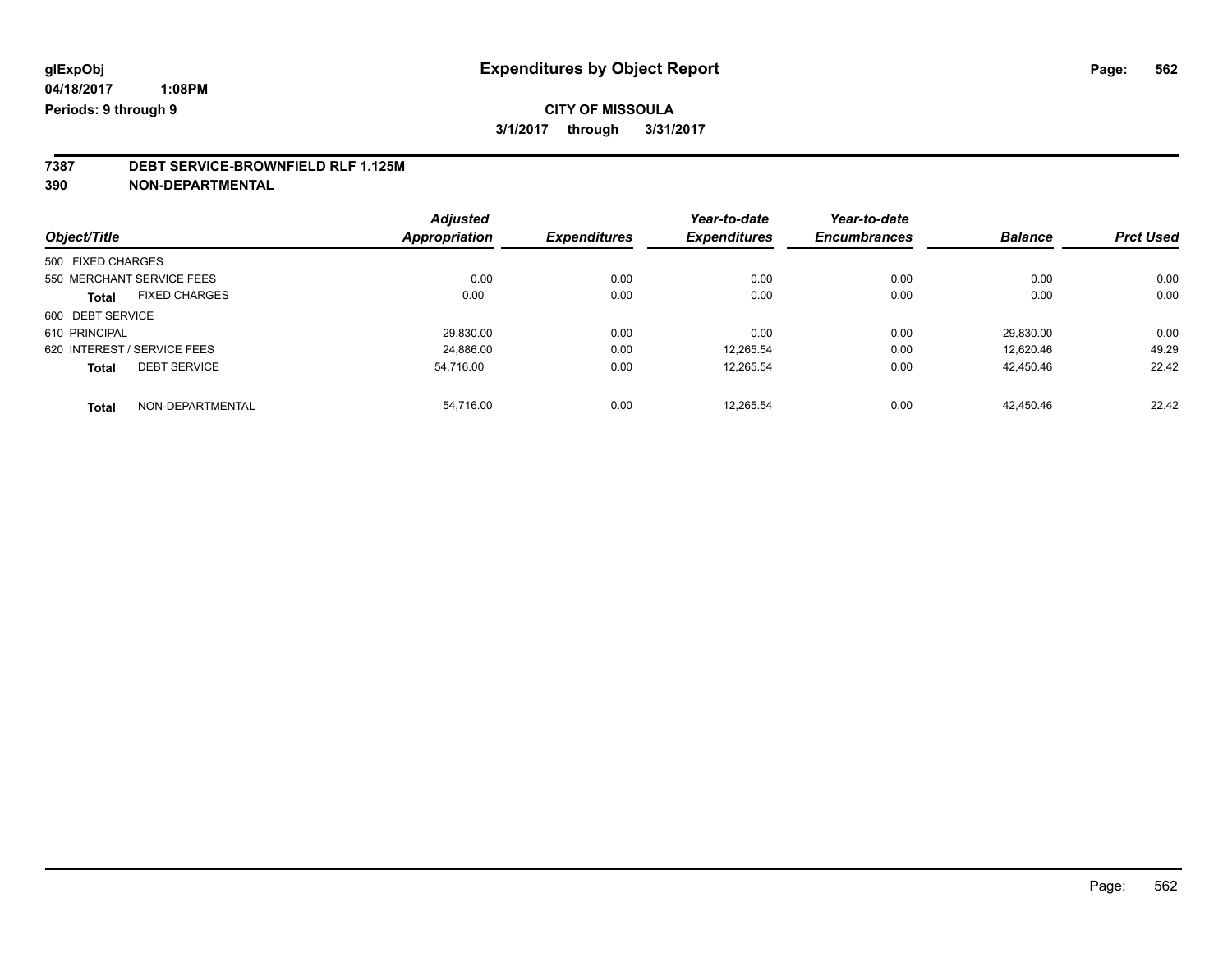**glExpObj**
**04/18/2017 1:08PM**
**Periods: 9 through 9**

# Expenditures by Object Report

**CITY OF MISSOULA**
**3/1/2017 through 3/31/2017**

## 7387 DEBT SERVICE-BROWNFIELD RLF 1.125M
## 390 NON-DEPARTMENTAL

| Object/Title | | Adjusted Appropriation | Expenditures | Year-to-date Expenditures | Year-to-date Encumbrances | Balance | Prct Used |
|---|---|---|---|---|---|---|---|
| 500 FIXED CHARGES | | | | | | | |
| 550 MERCHANT SERVICE FEES | | 0.00 | 0.00 | 0.00 | 0.00 | 0.00 | 0.00 |
| **Total** | FIXED CHARGES | 0.00 | 0.00 | 0.00 | 0.00 | 0.00 | 0.00 |
| 600 DEBT SERVICE | | | | | | | |
| 610 PRINCIPAL | | 29,830.00 | 0.00 | 0.00 | 0.00 | 29,830.00 | 0.00 |
| 620 INTEREST / SERVICE FEES | | 24,886.00 | 0.00 | 12,265.54 | 0.00 | 12,620.46 | 49.29 |
| **Total** | DEBT SERVICE | 54,716.00 | 0.00 | 12,265.54 | 0.00 | 42,450.46 | 22.42 |
| **Total** | NON-DEPARTMENTAL | 54,716.00 | 0.00 | 12,265.54 | 0.00 | 42,450.46 | 22.42 |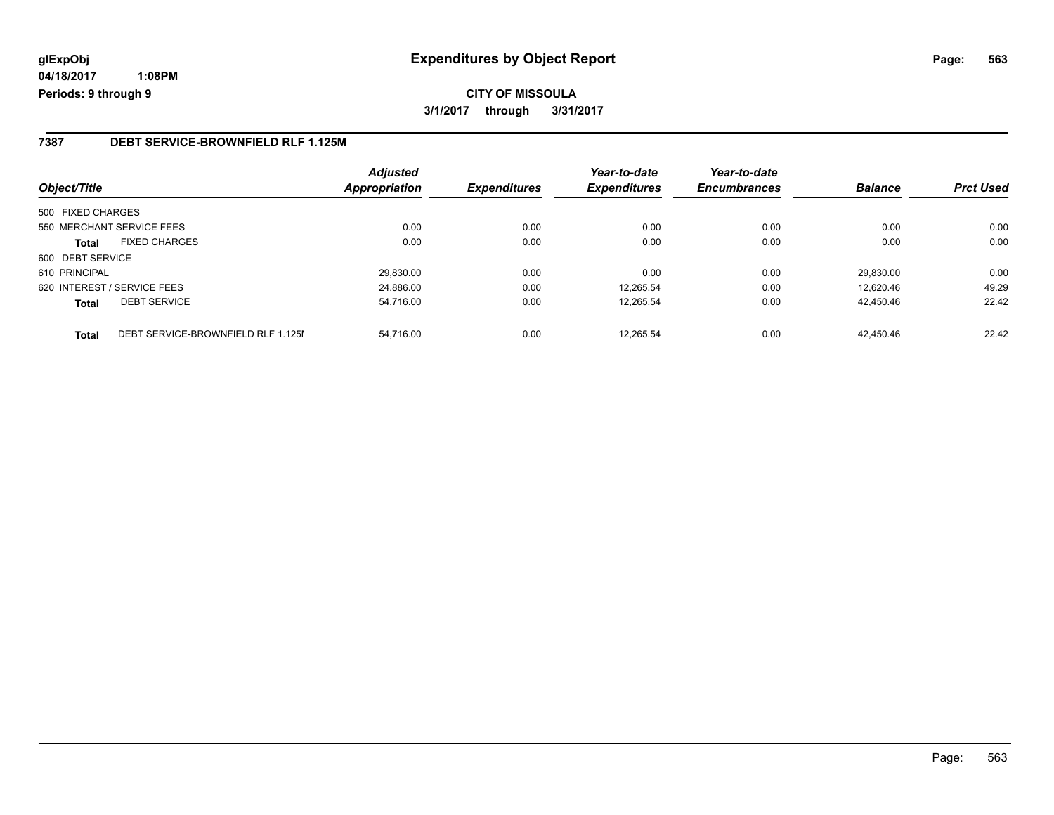**glExpObj** **Expenditures by Object Report**

**04/18/2017 1:08PM**

**Periods: 9 through 9**

**CITY OF MISSOULA**

**3/1/2017 through 3/31/2017**

## 7387 DEBT SERVICE-BROWNFIELD RLF 1.125M

| Object/Title | | Adjusted Appropriation | Expenditures | Year-to-date Expenditures | Year-to-date Encumbrances | Balance | Prct Used |
|---|---|---|---|---|---|---|---|
| 500 FIXED CHARGES | | | | | | | |
| 550 MERCHANT SERVICE FEES | | 0.00 | 0.00 | 0.00 | 0.00 | 0.00 | 0.00 |
| **Total** | FIXED CHARGES | 0.00 | 0.00 | 0.00 | 0.00 | 0.00 | 0.00 |
| 600 DEBT SERVICE | | | | | | | |
| 610 PRINCIPAL | | 29,830.00 | 0.00 | 0.00 | 0.00 | 29,830.00 | 0.00 |
| 620 INTEREST / SERVICE FEES | | 24,886.00 | 0.00 | 12,265.54 | 0.00 | 12,620.46 | 49.29 |
| **Total** | DEBT SERVICE | 54,716.00 | 0.00 | 12,265.54 | 0.00 | 42,450.46 | 22.42 |
| **Total** | DEBT SERVICE-BROWNFIELD RLF 1.125M | 54,716.00 | 0.00 | 12,265.54 | 0.00 | 42,450.46 | 22.42 |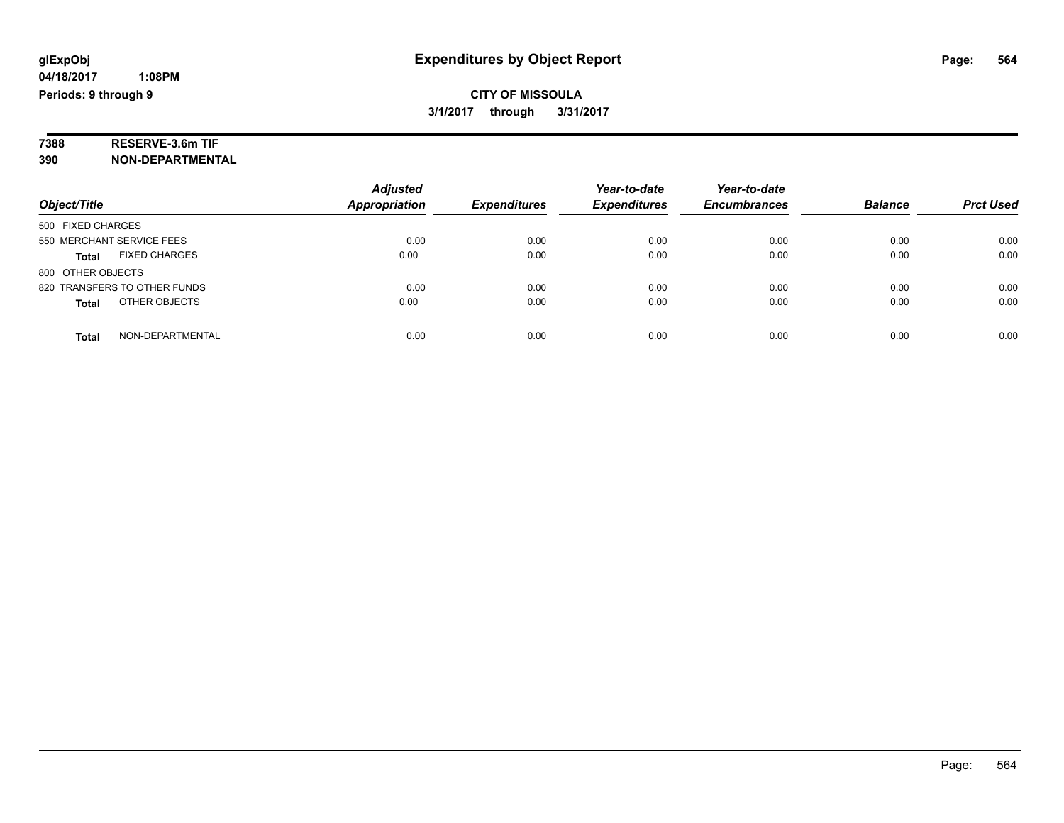# Expenditures by Object Report

glExpObj
04/18/2017 1:08PM
Periods: 9 through 9

**CITY OF MISSOULA**
**3/1/2017 through 3/31/2017**

**7388 RESERVE-3.6m TIF**
**390 NON-DEPARTMENTAL**

| Object/Title | Adjusted Appropriation | Expenditures | Year-to-date Expenditures | Year-to-date Encumbrances | Balance | Prct Used |
|---|---|---|---|---|---|---|
| 500 FIXED CHARGES | | | | | | |
| 550 MERCHANT SERVICE FEES | 0.00 | 0.00 | 0.00 | 0.00 | 0.00 | 0.00 |
| **Total** FIXED CHARGES | 0.00 | 0.00 | 0.00 | 0.00 | 0.00 | 0.00 |
| 800 OTHER OBJECTS | | | | | | |
| 820 TRANSFERS TO OTHER FUNDS | 0.00 | 0.00 | 0.00 | 0.00 | 0.00 | 0.00 |
| **Total** OTHER OBJECTS | 0.00 | 0.00 | 0.00 | 0.00 | 0.00 | 0.00 |
| **Total** NON-DEPARTMENTAL | 0.00 | 0.00 | 0.00 | 0.00 | 0.00 | 0.00 |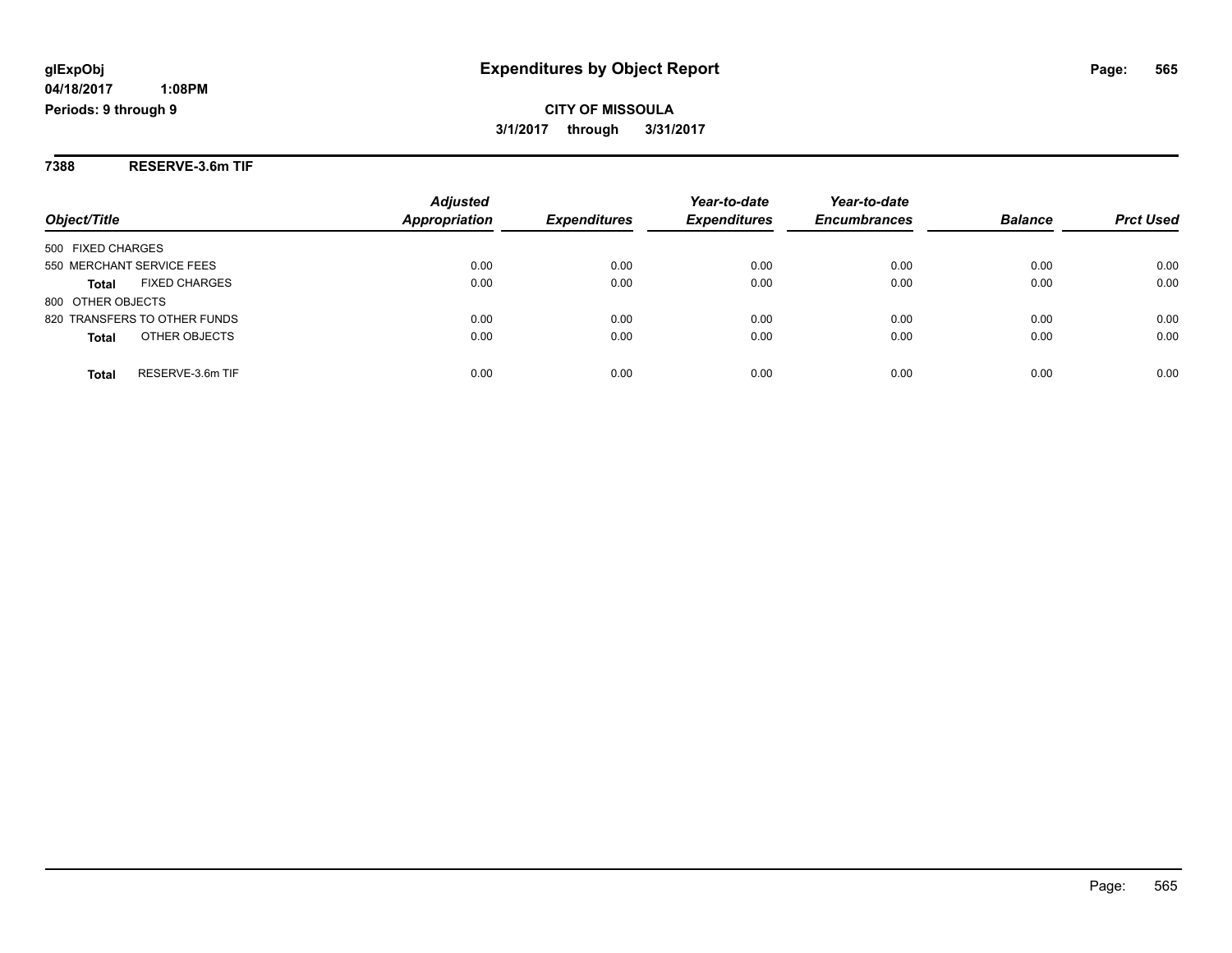**glExpObj**
**04/18/2017 1:08PM**
**Periods: 9 through 9**

# Expenditures by Object Report

**CITY OF MISSOULA**
**3/1/2017 through 3/31/2017**

**7388 RESERVE-3.6m TIF**

| Object/Title | Adjusted Appropriation | Expenditures | Year-to-date Expenditures | Year-to-date Encumbrances | Balance | Prct Used |
|---|---|---|---|---|---|---|
| 500 FIXED CHARGES | | | | | | |
| 550 MERCHANT SERVICE FEES | 0.00 | 0.00 | 0.00 | 0.00 | 0.00 | 0.00 |
| **Total** FIXED CHARGES | 0.00 | 0.00 | 0.00 | 0.00 | 0.00 | 0.00 |
| 800 OTHER OBJECTS | | | | | | |
| 820 TRANSFERS TO OTHER FUNDS | 0.00 | 0.00 | 0.00 | 0.00 | 0.00 | 0.00 |
| **Total** OTHER OBJECTS | 0.00 | 0.00 | 0.00 | 0.00 | 0.00 | 0.00 |
| **Total** RESERVE-3.6m TIF | 0.00 | 0.00 | 0.00 | 0.00 | 0.00 | 0.00 |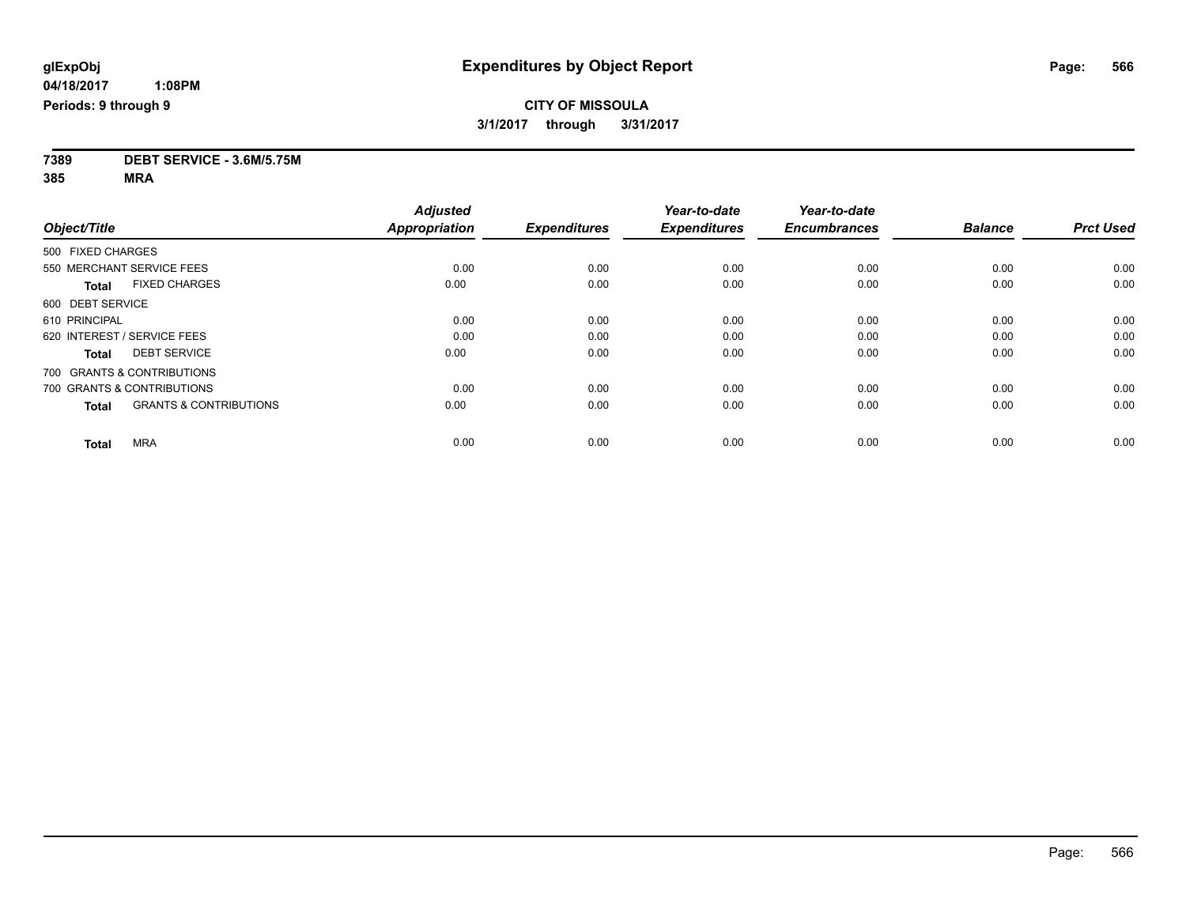**glExpObj**
**04/18/2017 1:08PM**
**Periods: 9 through 9**

# Expenditures by Object Report

**CITY OF MISSOULA**
**3/1/2017 through 3/31/2017**

**7389 DEBT SERVICE - 3.6M/5.75M**
**385 MRA**

| Object/Title | | Adjusted Appropriation | Expenditures | Year-to-date Expenditures | Year-to-date Encumbrances | Balance | Prct Used |
|---|---|---|---|---|---|---|---|
| 500 FIXED CHARGES | | | | | | | |
| 550 MERCHANT SERVICE FEES | | 0.00 | 0.00 | 0.00 | 0.00 | 0.00 | 0.00 |
| **Total** | FIXED CHARGES | 0.00 | 0.00 | 0.00 | 0.00 | 0.00 | 0.00 |
| 600 DEBT SERVICE | | | | | | | |
| 610 PRINCIPAL | | 0.00 | 0.00 | 0.00 | 0.00 | 0.00 | 0.00 |
| 620 INTEREST / SERVICE FEES | | 0.00 | 0.00 | 0.00 | 0.00 | 0.00 | 0.00 |
| **Total** | DEBT SERVICE | 0.00 | 0.00 | 0.00 | 0.00 | 0.00 | 0.00 |
| 700 GRANTS & CONTRIBUTIONS | | | | | | | |
| 700 GRANTS & CONTRIBUTIONS | | 0.00 | 0.00 | 0.00 | 0.00 | 0.00 | 0.00 |
| **Total** | GRANTS & CONTRIBUTIONS | 0.00 | 0.00 | 0.00 | 0.00 | 0.00 | 0.00 |
| **Total** | MRA | 0.00 | 0.00 | 0.00 | 0.00 | 0.00 | 0.00 |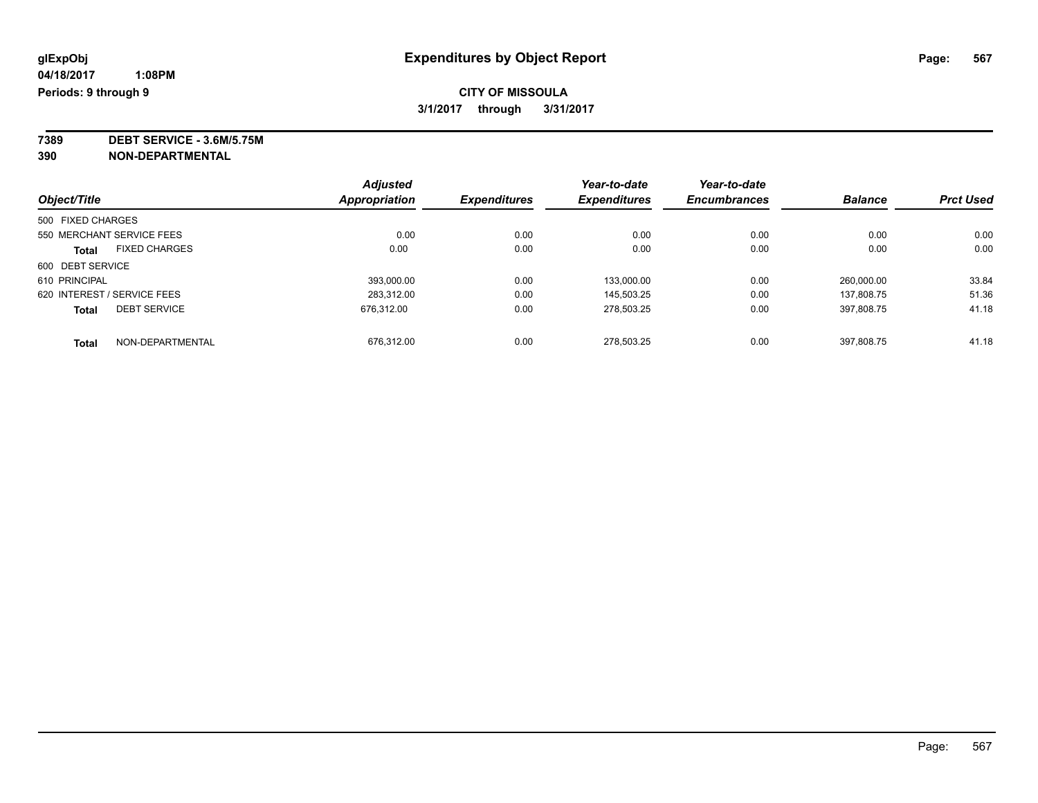# Expenditures by Object Report

glExpObj
04/18/2017 1:08PM
Periods: 9 through 9

**CITY OF MISSOULA**
**3/1/2017 through 3/31/2017**

**7389 DEBT SERVICE - 3.6M/5.75M**
**390 NON-DEPARTMENTAL**

| Object/Title | Adjusted Appropriation | Expenditures | Year-to-date Expenditures | Year-to-date Encumbrances | Balance | Prct Used |
|---|---|---|---|---|---|---|
| 500 FIXED CHARGES | | | | | | |
| 550 MERCHANT SERVICE FEES | 0.00 | 0.00 | 0.00 | 0.00 | 0.00 | 0.00 |
| **Total** FIXED CHARGES | 0.00 | 0.00 | 0.00 | 0.00 | 0.00 | 0.00 |
| 600 DEBT SERVICE | | | | | | |
| 610 PRINCIPAL | 393,000.00 | 0.00 | 133,000.00 | 0.00 | 260,000.00 | 33.84 |
| 620 INTEREST / SERVICE FEES | 283,312.00 | 0.00 | 145,503.25 | 0.00 | 137,808.75 | 51.36 |
| **Total** DEBT SERVICE | 676,312.00 | 0.00 | 278,503.25 | 0.00 | 397,808.75 | 41.18 |
| **Total** NON-DEPARTMENTAL | 676,312.00 | 0.00 | 278,503.25 | 0.00 | 397,808.75 | 41.18 |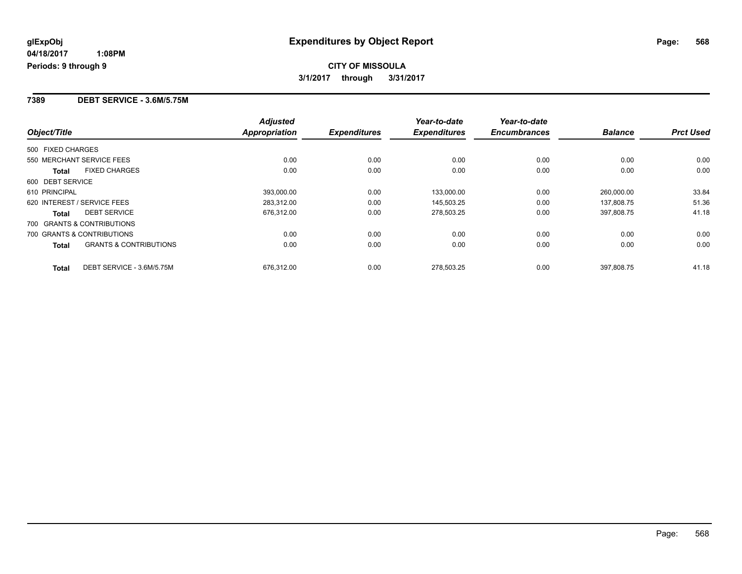**glExpObj** 
**04/18/2017 1:08PM** 
**Periods: 9 through 9**

# Expenditures by Object Report

**CITY OF MISSOULA**

**3/1/2017 through 3/31/2017**

## 7389 DEBT SERVICE - 3.6M/5.75M

| Object/Title | | Adjusted Appropriation | Expenditures | Year-to-date Expenditures | Year-to-date Encumbrances | Balance | Prct Used |
|---|---|---|---|---|---|---|---|
| 500 FIXED CHARGES | | | | | | | |
| 550 MERCHANT SERVICE FEES | | 0.00 | 0.00 | 0.00 | 0.00 | 0.00 | 0.00 |
| **Total** | FIXED CHARGES | 0.00 | 0.00 | 0.00 | 0.00 | 0.00 | 0.00 |
| 600 DEBT SERVICE | | | | | | | |
| 610 PRINCIPAL | | 393,000.00 | 0.00 | 133,000.00 | 0.00 | 260,000.00 | 33.84 |
| 620 INTEREST / SERVICE FEES | | 283,312.00 | 0.00 | 145,503.25 | 0.00 | 137,808.75 | 51.36 |
| **Total** | DEBT SERVICE | 676,312.00 | 0.00 | 278,503.25 | 0.00 | 397,808.75 | 41.18 |
| 700 GRANTS & CONTRIBUTIONS | | | | | | | |
| 700 GRANTS & CONTRIBUTIONS | | 0.00 | 0.00 | 0.00 | 0.00 | 0.00 | 0.00 |
| **Total** | GRANTS & CONTRIBUTIONS | 0.00 | 0.00 | 0.00 | 0.00 | 0.00 | 0.00 |
| **Total** | DEBT SERVICE - 3.6M/5.75M | 676,312.00 | 0.00 | 278,503.25 | 0.00 | 397,808.75 | 41.18 |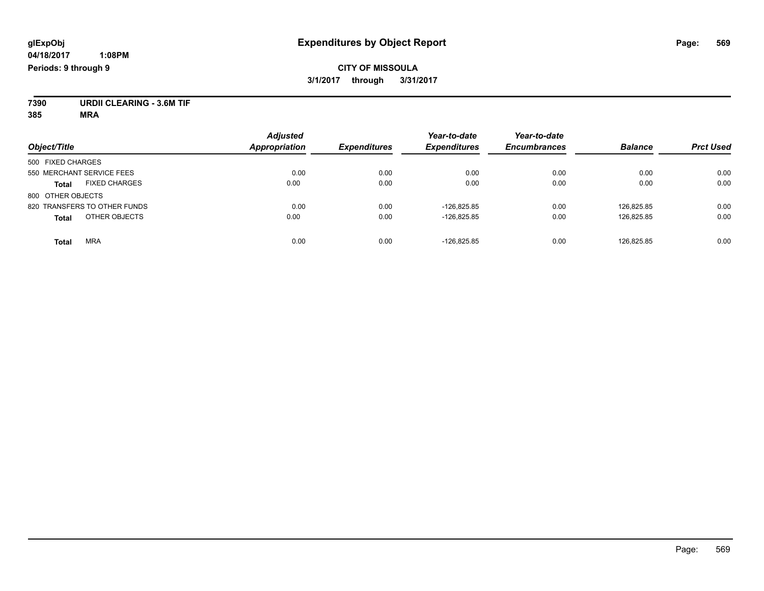glExpObj
04/18/2017 1:08PM
Periods: 9 through 9

# Expenditures by Object Report

**CITY OF MISSOULA**
**3/1/2017 through 3/31/2017**

**7390 URDII CLEARING - 3.6M TIF**
**385 MRA**

| Object/Title | Adjusted Appropriation | Expenditures | Year-to-date Expenditures | Year-to-date Encumbrances | Balance | Prct Used |
|---|---|---|---|---|---|---|
| 500 FIXED CHARGES | | | | | | |
| 550 MERCHANT SERVICE FEES | 0.00 | 0.00 | 0.00 | 0.00 | 0.00 | 0.00 |
| **Total** FIXED CHARGES | 0.00 | 0.00 | 0.00 | 0.00 | 0.00 | 0.00 |
| 800 OTHER OBJECTS | | | | | | |
| 820 TRANSFERS TO OTHER FUNDS | 0.00 | 0.00 | -126,825.85 | 0.00 | 126,825.85 | 0.00 |
| **Total** OTHER OBJECTS | 0.00 | 0.00 | -126,825.85 | 0.00 | 126,825.85 | 0.00 |
| **Total** MRA | 0.00 | 0.00 | -126,825.85 | 0.00 | 126,825.85 | 0.00 |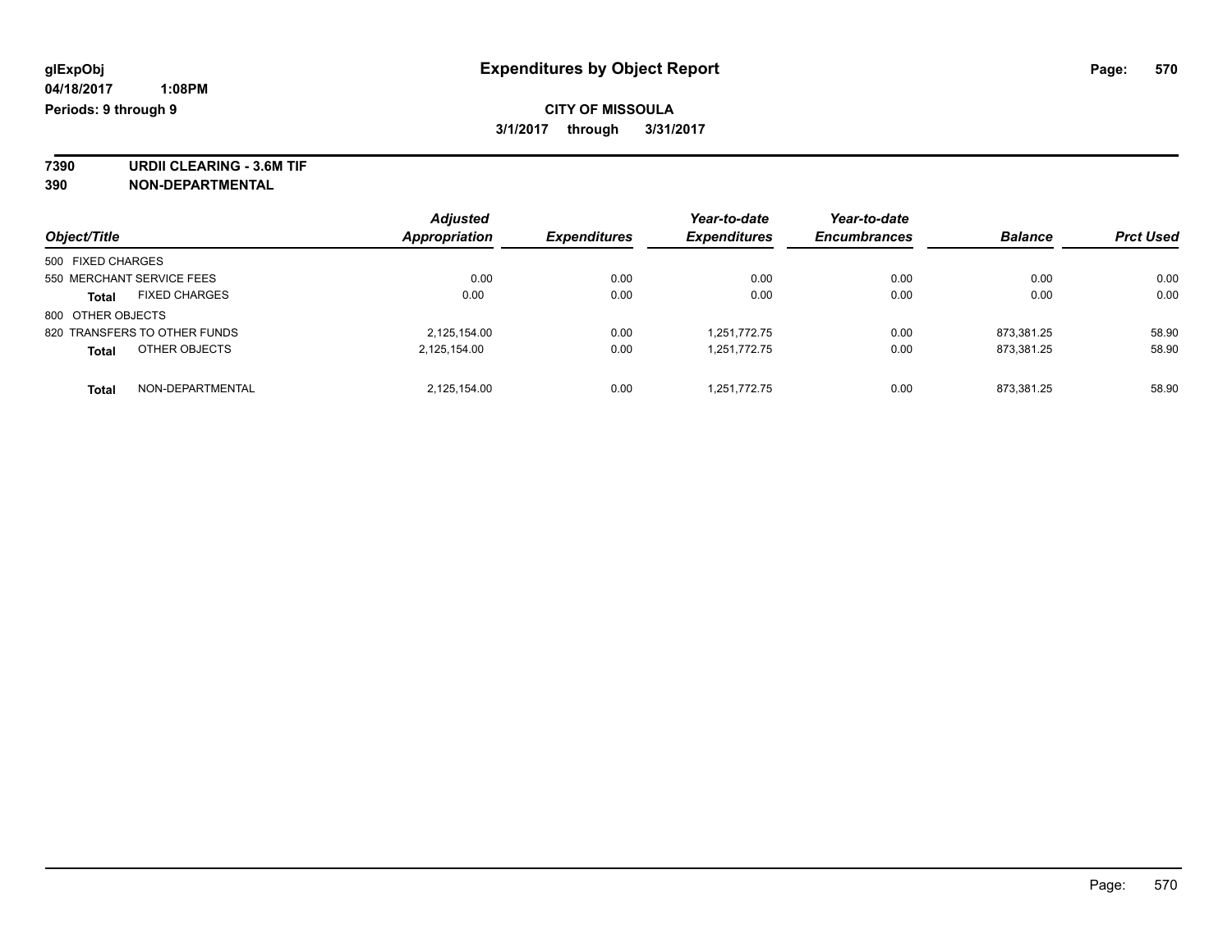**glExpObj**
**04/18/2017 1:08PM**
**Periods: 9 through 9**

# Expenditures by Object Report

**CITY OF MISSOULA**
**3/1/2017 through 3/31/2017**

**7390 URDII CLEARING - 3.6M TIF**
**390 NON-DEPARTMENTAL**

| Object/Title | Adjusted Appropriation | Expenditures | Year-to-date Expenditures | Year-to-date Encumbrances | Balance | Prct Used |
|---|---|---|---|---|---|---|
| 500 FIXED CHARGES | | | | | | |
| 550 MERCHANT SERVICE FEES | 0.00 | 0.00 | 0.00 | 0.00 | 0.00 | 0.00 |
| **Total** FIXED CHARGES | 0.00 | 0.00 | 0.00 | 0.00 | 0.00 | 0.00 |
| 800 OTHER OBJECTS | | | | | | |
| 820 TRANSFERS TO OTHER FUNDS | 2,125,154.00 | 0.00 | 1,251,772.75 | 0.00 | 873,381.25 | 58.90 |
| **Total** OTHER OBJECTS | 2,125,154.00 | 0.00 | 1,251,772.75 | 0.00 | 873,381.25 | 58.90 |
| **Total** NON-DEPARTMENTAL | 2,125,154.00 | 0.00 | 1,251,772.75 | 0.00 | 873,381.25 | 58.90 |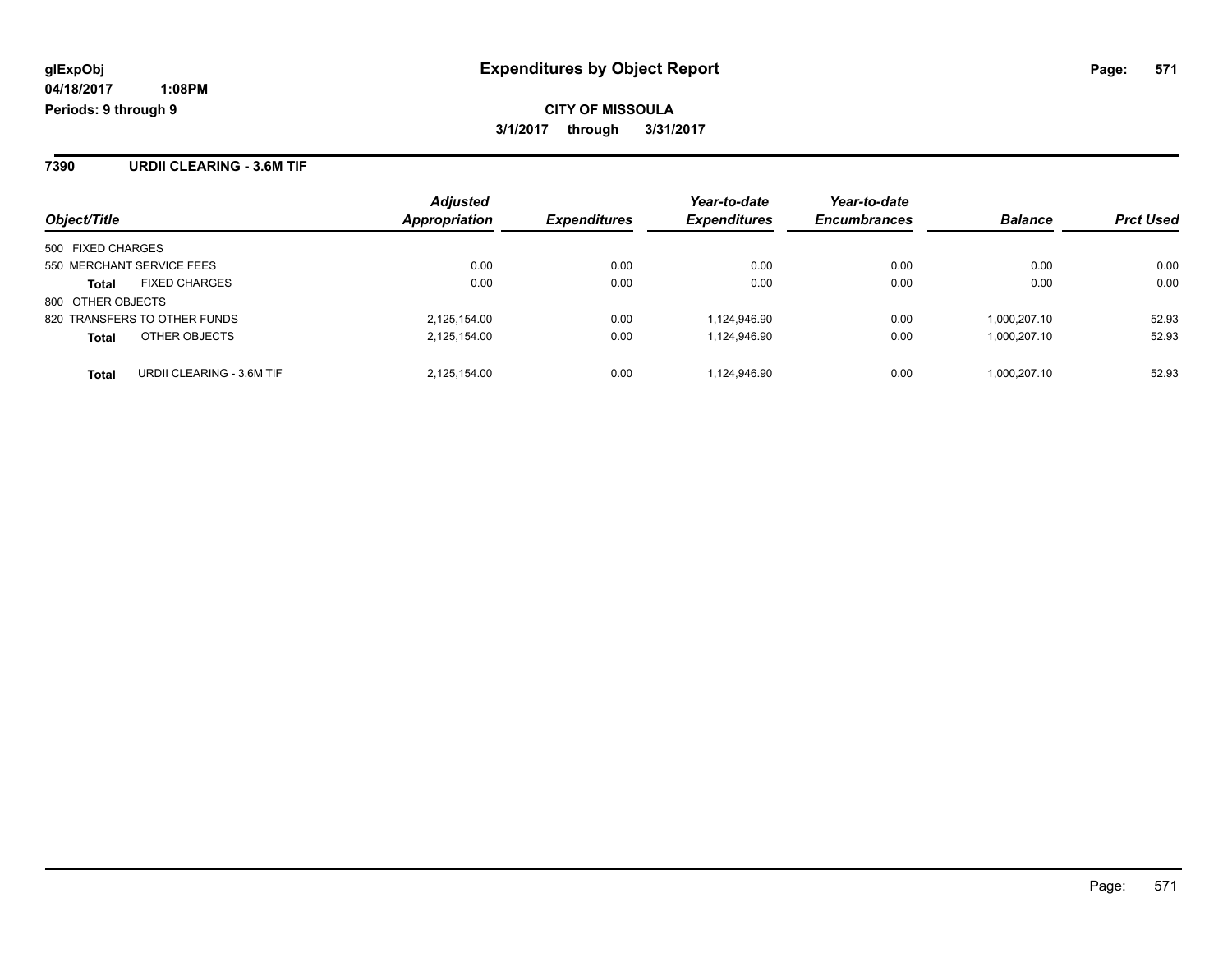**glExpObj**
**04/18/2017 1:08PM**
**Periods: 9 through 9**

# Expenditures by Object Report

**CITY OF MISSOULA**
**3/1/2017 through 3/31/2017**

## 7390 URDII CLEARING - 3.6M TIF

| Object/Title | | *Adjusted Appropriation* | *Expenditures* | *Year-to-date Expenditures* | *Year-to-date Encumbrances* | *Balance* | *Prct Used* |
|---|---|---|---|---|---|---|---|
| 500 FIXED CHARGES | | | | | | | |
| 550 MERCHANT SERVICE FEES | | 0.00 | 0.00 | 0.00 | 0.00 | 0.00 | 0.00 |
| **Total** | FIXED CHARGES | 0.00 | 0.00 | 0.00 | 0.00 | 0.00 | 0.00 |
| 800 OTHER OBJECTS | | | | | | | |
| 820 TRANSFERS TO OTHER FUNDS | | 2,125,154.00 | 0.00 | 1,124,946.90 | 0.00 | 1,000,207.10 | 52.93 |
| **Total** | OTHER OBJECTS | 2,125,154.00 | 0.00 | 1,124,946.90 | 0.00 | 1,000,207.10 | 52.93 |
| **Total** | URDII CLEARING - 3.6M TIF | 2,125,154.00 | 0.00 | 1,124,946.90 | 0.00 | 1,000,207.10 | 52.93 |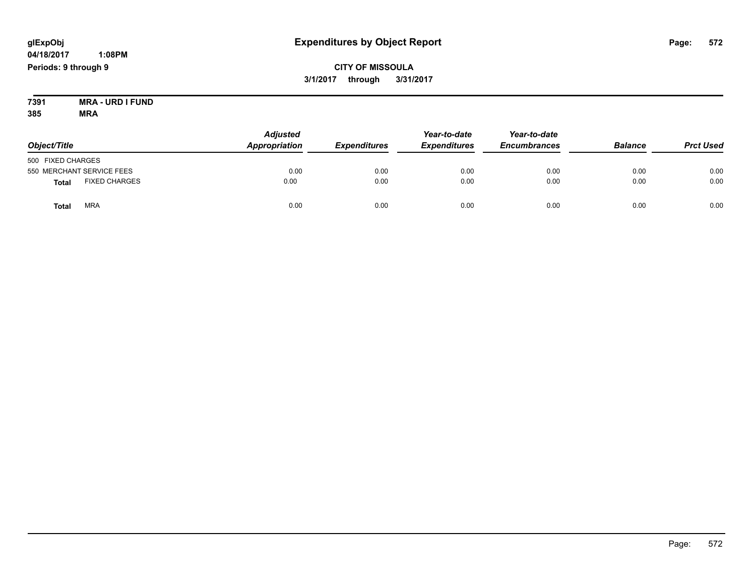# Expenditures by Object Report

glExpObj
04/18/2017 1:08PM
Periods: 9 through 9

**CITY OF MISSOULA**
**3/1/2017 through 3/31/2017**

**7391 MRA - URD I FUND**
**385 MRA**

| Object/Title | Adjusted Appropriation | Expenditures | Year-to-date Expenditures | Year-to-date Encumbrances | Balance | Prct Used |
|---|---|---|---|---|---|---|
| 500 FIXED CHARGES | | | | | | |
| 550 MERCHANT SERVICE FEES | 0.00 | 0.00 | 0.00 | 0.00 | 0.00 | 0.00 |
| **Total** FIXED CHARGES | 0.00 | 0.00 | 0.00 | 0.00 | 0.00 | 0.00 |
| **Total** MRA | 0.00 | 0.00 | 0.00 | 0.00 | 0.00 | 0.00 |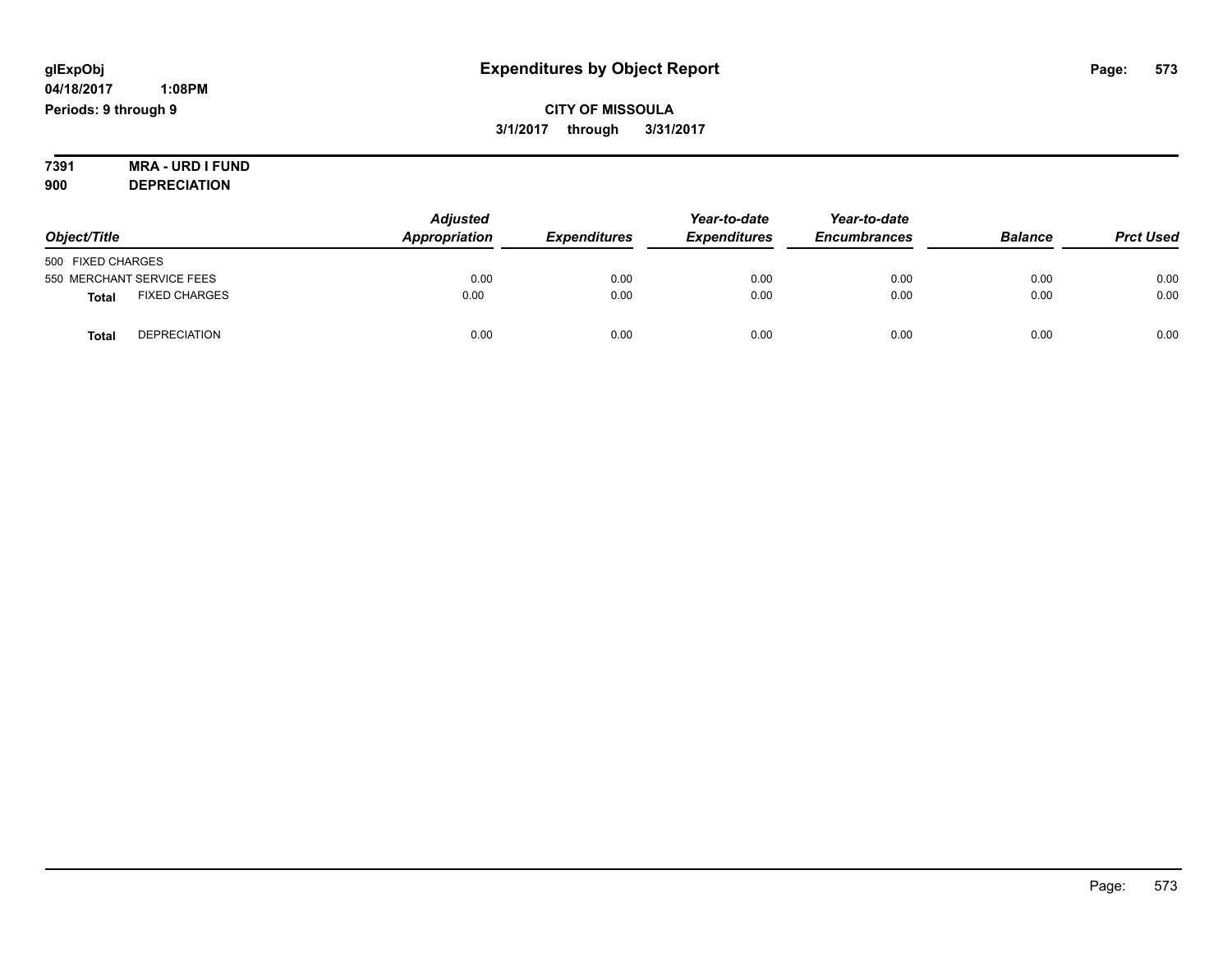glExpObj
04/18/2017 1:08PM
Periods: 9 through 9

# Expenditures by Object Report

**CITY OF MISSOULA**
**3/1/2017 through 3/31/2017**

**7391 MRA - URD I FUND**
**900 DEPRECIATION**

| Object/Title | | Adjusted Appropriation | Expenditures | Year-to-date Expenditures | Year-to-date Encumbrances | Balance | Prct Used |
|---|---|---|---|---|---|---|---|
| 500 FIXED CHARGES | | | | | | | |
| 550 MERCHANT SERVICE FEES | | 0.00 | 0.00 | 0.00 | 0.00 | 0.00 | 0.00 |
| **Total** | FIXED CHARGES | 0.00 | 0.00 | 0.00 | 0.00 | 0.00 | 0.00 |
| **Total** | DEPRECIATION | 0.00 | 0.00 | 0.00 | 0.00 | 0.00 | 0.00 |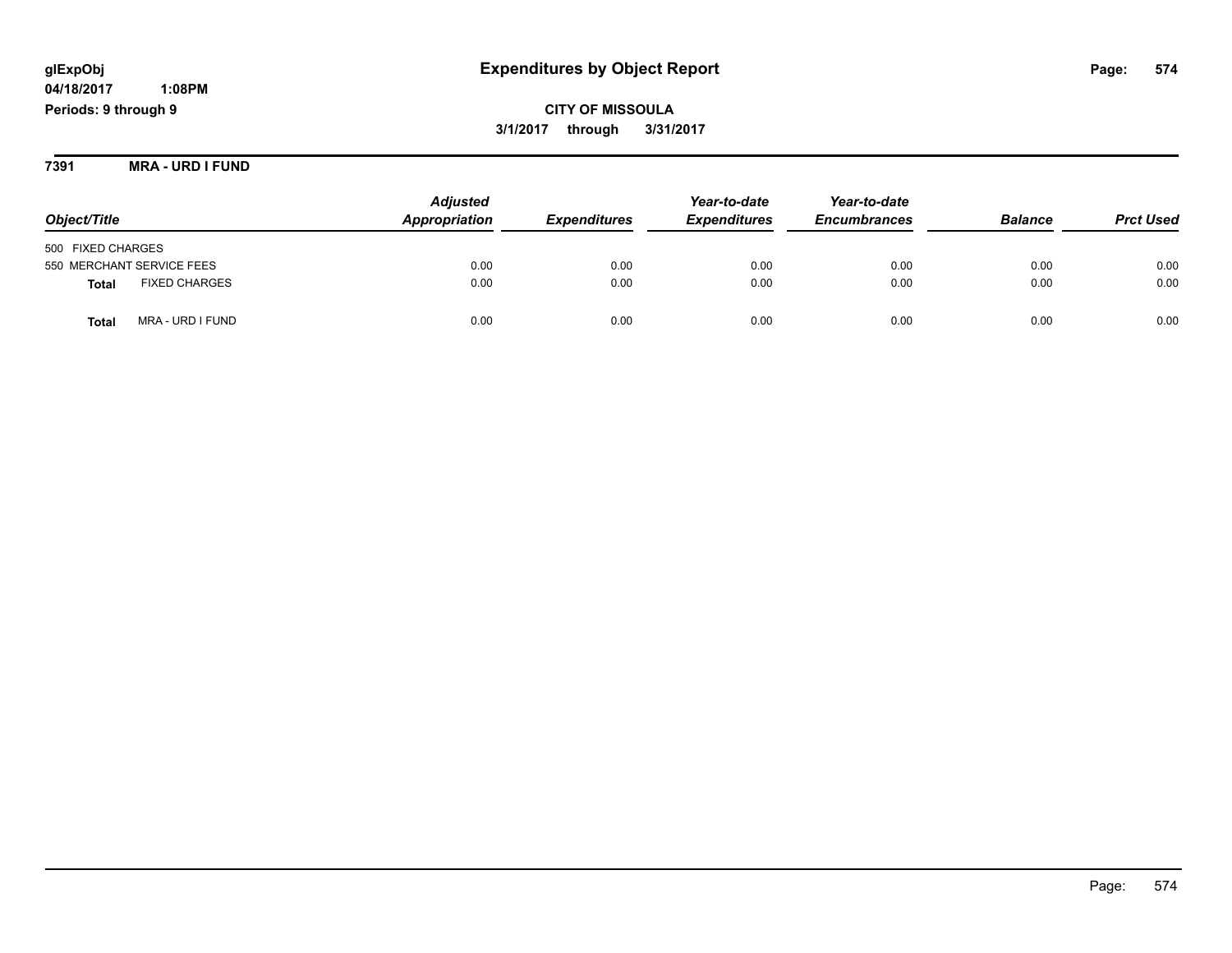glExpObj
04/18/2017 1:08PM
Periods: 9 through 9

# Expenditures by Object Report

**CITY OF MISSOULA**
**3/1/2017 through 3/31/2017**

**7391 MRA - URD I FUND**

| Object/Title | Adjusted Appropriation | Expenditures | Year-to-date Expenditures | Year-to-date Encumbrances | Balance | Prct Used |
|---|---|---|---|---|---|---|
| 500 FIXED CHARGES | | | | | | |
| 550 MERCHANT SERVICE FEES | 0.00 | 0.00 | 0.00 | 0.00 | 0.00 | 0.00 |
| **Total** FIXED CHARGES | 0.00 | 0.00 | 0.00 | 0.00 | 0.00 | 0.00 |
| **Total** MRA - URD I FUND | 0.00 | 0.00 | 0.00 | 0.00 | 0.00 | 0.00 |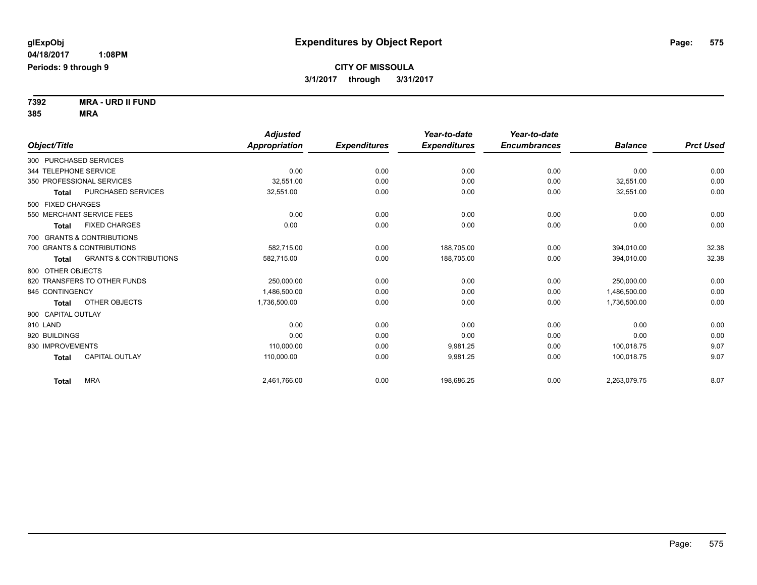**glExpObj** **Expenditures by Object Report**

**04/18/2017 1:08PM**

**Periods: 9 through 9**

**CITY OF MISSOULA**

**3/1/2017 through 3/31/2017**

**7392 MRA - URD II FUND**

**385 MRA**

| Object/Title | Adjusted Appropriation | Expenditures | Year-to-date Expenditures | Year-to-date Encumbrances | Balance | Prct Used |
|---|---|---|---|---|---|---|
| 300 PURCHASED SERVICES | | | | | | |
| 344 TELEPHONE SERVICE | 0.00 | 0.00 | 0.00 | 0.00 | 0.00 | 0.00 |
| 350 PROFESSIONAL SERVICES | 32,551.00 | 0.00 | 0.00 | 0.00 | 32,551.00 | 0.00 |
| **Total** PURCHASED SERVICES | 32,551.00 | 0.00 | 0.00 | 0.00 | 32,551.00 | 0.00 |
| 500 FIXED CHARGES | | | | | | |
| 550 MERCHANT SERVICE FEES | 0.00 | 0.00 | 0.00 | 0.00 | 0.00 | 0.00 |
| **Total** FIXED CHARGES | 0.00 | 0.00 | 0.00 | 0.00 | 0.00 | 0.00 |
| 700 GRANTS & CONTRIBUTIONS | | | | | | |
| 700 GRANTS & CONTRIBUTIONS | 582,715.00 | 0.00 | 188,705.00 | 0.00 | 394,010.00 | 32.38 |
| **Total** GRANTS & CONTRIBUTIONS | 582,715.00 | 0.00 | 188,705.00 | 0.00 | 394,010.00 | 32.38 |
| 800 OTHER OBJECTS | | | | | | |
| 820 TRANSFERS TO OTHER FUNDS | 250,000.00 | 0.00 | 0.00 | 0.00 | 250,000.00 | 0.00 |
| 845 CONTINGENCY | 1,486,500.00 | 0.00 | 0.00 | 0.00 | 1,486,500.00 | 0.00 |
| **Total** OTHER OBJECTS | 1,736,500.00 | 0.00 | 0.00 | 0.00 | 1,736,500.00 | 0.00 |
| 900 CAPITAL OUTLAY | | | | | | |
| 910 LAND | 0.00 | 0.00 | 0.00 | 0.00 | 0.00 | 0.00 |
| 920 BUILDINGS | 0.00 | 0.00 | 0.00 | 0.00 | 0.00 | 0.00 |
| 930 IMPROVEMENTS | 110,000.00 | 0.00 | 9,981.25 | 0.00 | 100,018.75 | 9.07 |
| **Total** CAPITAL OUTLAY | 110,000.00 | 0.00 | 9,981.25 | 0.00 | 100,018.75 | 9.07 |
| **Total** MRA | 2,461,766.00 | 0.00 | 198,686.25 | 0.00 | 2,263,079.75 | 8.07 |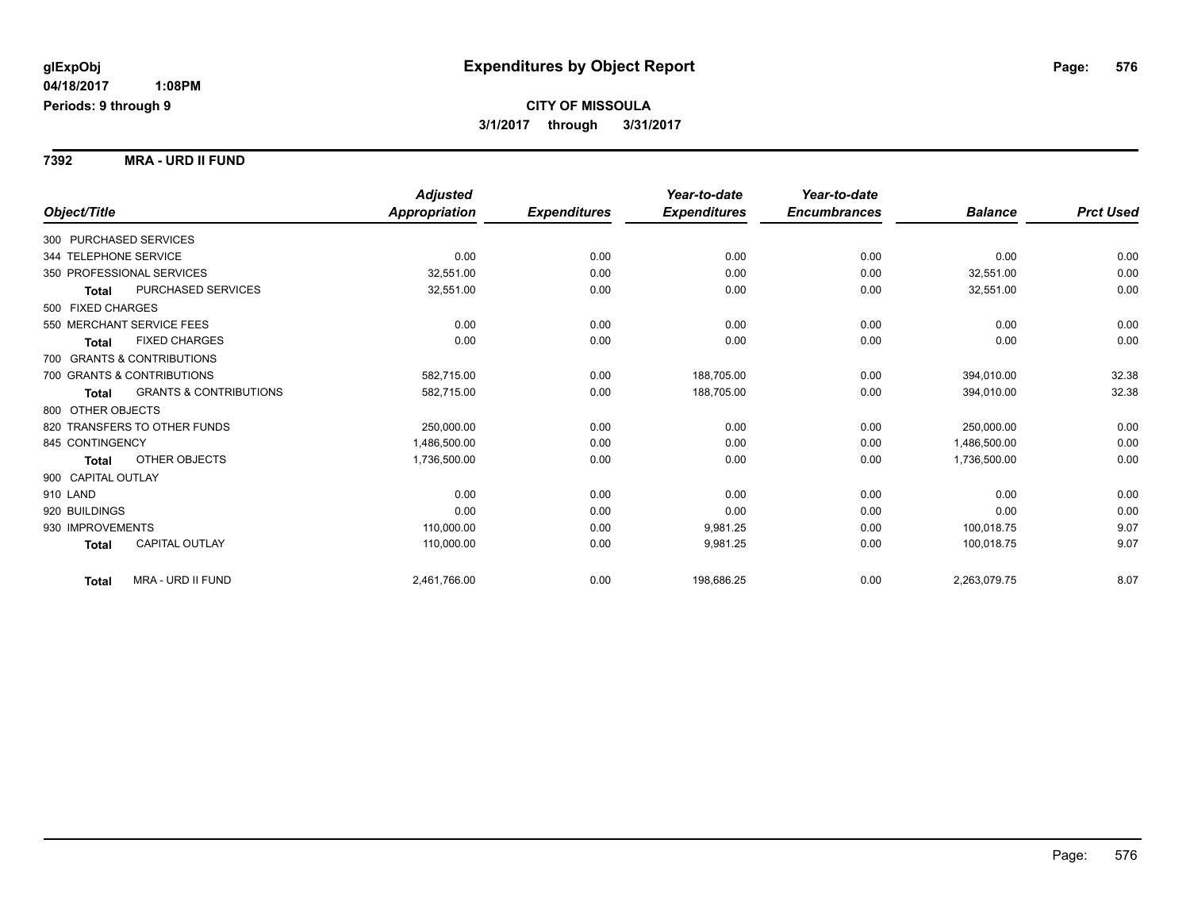glExpObj
04/18/2017 1:08PM
Periods: 9 through 9

# Expenditures by Object Report

**CITY OF MISSOULA**
**3/1/2017 through 3/31/2017**

**7392 MRA - URD II FUND**

| Object/Title | | Adjusted Appropriation | Expenditures | Year-to-date Expenditures | Year-to-date Encumbrances | Balance | Prct Used |
|---|---|---|---|---|---|---|---|
| 300 PURCHASED SERVICES | | | | | | | |
| 344 TELEPHONE SERVICE | | 0.00 | 0.00 | 0.00 | 0.00 | 0.00 | 0.00 |
| 350 PROFESSIONAL SERVICES | | 32,551.00 | 0.00 | 0.00 | 0.00 | 32,551.00 | 0.00 |
| **Total** | PURCHASED SERVICES | 32,551.00 | 0.00 | 0.00 | 0.00 | 32,551.00 | 0.00 |
| 500 FIXED CHARGES | | | | | | | |
| 550 MERCHANT SERVICE FEES | | 0.00 | 0.00 | 0.00 | 0.00 | 0.00 | 0.00 |
| **Total** | FIXED CHARGES | 0.00 | 0.00 | 0.00 | 0.00 | 0.00 | 0.00 |
| 700 GRANTS & CONTRIBUTIONS | | | | | | | |
| 700 GRANTS & CONTRIBUTIONS | | 582,715.00 | 0.00 | 188,705.00 | 0.00 | 394,010.00 | 32.38 |
| **Total** | GRANTS & CONTRIBUTIONS | 582,715.00 | 0.00 | 188,705.00 | 0.00 | 394,010.00 | 32.38 |
| 800 OTHER OBJECTS | | | | | | | |
| 820 TRANSFERS TO OTHER FUNDS | | 250,000.00 | 0.00 | 0.00 | 0.00 | 250,000.00 | 0.00 |
| 845 CONTINGENCY | | 1,486,500.00 | 0.00 | 0.00 | 0.00 | 1,486,500.00 | 0.00 |
| **Total** | OTHER OBJECTS | 1,736,500.00 | 0.00 | 0.00 | 0.00 | 1,736,500.00 | 0.00 |
| 900 CAPITAL OUTLAY | | | | | | | |
| 910 LAND | | 0.00 | 0.00 | 0.00 | 0.00 | 0.00 | 0.00 |
| 920 BUILDINGS | | 0.00 | 0.00 | 0.00 | 0.00 | 0.00 | 0.00 |
| 930 IMPROVEMENTS | | 110,000.00 | 0.00 | 9,981.25 | 0.00 | 100,018.75 | 9.07 |
| **Total** | CAPITAL OUTLAY | 110,000.00 | 0.00 | 9,981.25 | 0.00 | 100,018.75 | 9.07 |
| **Total** | MRA - URD II FUND | 2,461,766.00 | 0.00 | 198,686.25 | 0.00 | 2,263,079.75 | 8.07 |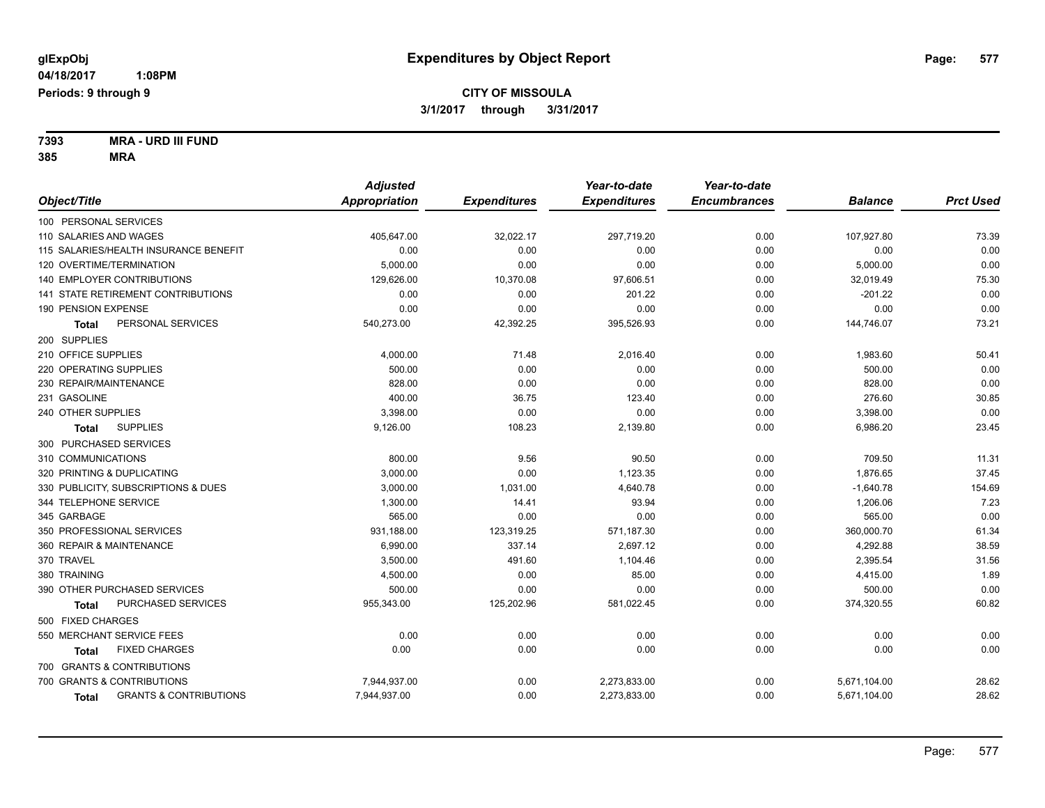**glExpObj** **Expenditures by Object Report**

**04/18/2017 1:08PM**

**Periods: 9 through 9**

**CITY OF MISSOULA**

**3/1/2017 through 3/31/2017**

**7393 MRA - URD III FUND**

**385 MRA**

| Object/Title | Adjusted Appropriation | Expenditures | Year-to-date Expenditures | Year-to-date Encumbrances | Balance | Prct Used |
|---|---|---|---|---|---|---|
| 100 PERSONAL SERVICES | | | | | | |
| 110 SALARIES AND WAGES | 405,647.00 | 32,022.17 | 297,719.20 | 0.00 | 107,927.80 | 73.39 |
| 115 SALARIES/HEALTH INSURANCE BENEFIT | 0.00 | 0.00 | 0.00 | 0.00 | 0.00 | 0.00 |
| 120 OVERTIME/TERMINATION | 5,000.00 | 0.00 | 0.00 | 0.00 | 5,000.00 | 0.00 |
| 140 EMPLOYER CONTRIBUTIONS | 129,626.00 | 10,370.08 | 97,606.51 | 0.00 | 32,019.49 | 75.30 |
| 141 STATE RETIREMENT CONTRIBUTIONS | 0.00 | 0.00 | 201.22 | 0.00 | -201.22 | 0.00 |
| 190 PENSION EXPENSE | 0.00 | 0.00 | 0.00 | 0.00 | 0.00 | 0.00 |
| **Total** PERSONAL SERVICES | 540,273.00 | 42,392.25 | 395,526.93 | 0.00 | 144,746.07 | 73.21 |
| 200 SUPPLIES | | | | | | |
| 210 OFFICE SUPPLIES | 4,000.00 | 71.48 | 2,016.40 | 0.00 | 1,983.60 | 50.41 |
| 220 OPERATING SUPPLIES | 500.00 | 0.00 | 0.00 | 0.00 | 500.00 | 0.00 |
| 230 REPAIR/MAINTENANCE | 828.00 | 0.00 | 0.00 | 0.00 | 828.00 | 0.00 |
| 231 GASOLINE | 400.00 | 36.75 | 123.40 | 0.00 | 276.60 | 30.85 |
| 240 OTHER SUPPLIES | 3,398.00 | 0.00 | 0.00 | 0.00 | 3,398.00 | 0.00 |
| **Total** SUPPLIES | 9,126.00 | 108.23 | 2,139.80 | 0.00 | 6,986.20 | 23.45 |
| 300 PURCHASED SERVICES | | | | | | |
| 310 COMMUNICATIONS | 800.00 | 9.56 | 90.50 | 0.00 | 709.50 | 11.31 |
| 320 PRINTING & DUPLICATING | 3,000.00 | 0.00 | 1,123.35 | 0.00 | 1,876.65 | 37.45 |
| 330 PUBLICITY, SUBSCRIPTIONS & DUES | 3,000.00 | 1,031.00 | 4,640.78 | 0.00 | -1,640.78 | 154.69 |
| 344 TELEPHONE SERVICE | 1,300.00 | 14.41 | 93.94 | 0.00 | 1,206.06 | 7.23 |
| 345 GARBAGE | 565.00 | 0.00 | 0.00 | 0.00 | 565.00 | 0.00 |
| 350 PROFESSIONAL SERVICES | 931,188.00 | 123,319.25 | 571,187.30 | 0.00 | 360,000.70 | 61.34 |
| 360 REPAIR & MAINTENANCE | 6,990.00 | 337.14 | 2,697.12 | 0.00 | 4,292.88 | 38.59 |
| 370 TRAVEL | 3,500.00 | 491.60 | 1,104.46 | 0.00 | 2,395.54 | 31.56 |
| 380 TRAINING | 4,500.00 | 0.00 | 85.00 | 0.00 | 4,415.00 | 1.89 |
| 390 OTHER PURCHASED SERVICES | 500.00 | 0.00 | 0.00 | 0.00 | 500.00 | 0.00 |
| **Total** PURCHASED SERVICES | 955,343.00 | 125,202.96 | 581,022.45 | 0.00 | 374,320.55 | 60.82 |
| 500 FIXED CHARGES | | | | | | |
| 550 MERCHANT SERVICE FEES | 0.00 | 0.00 | 0.00 | 0.00 | 0.00 | 0.00 |
| **Total** FIXED CHARGES | 0.00 | 0.00 | 0.00 | 0.00 | 0.00 | 0.00 |
| 700 GRANTS & CONTRIBUTIONS | | | | | | |
| 700 GRANTS & CONTRIBUTIONS | 7,944,937.00 | 0.00 | 2,273,833.00 | 0.00 | 5,671,104.00 | 28.62 |
| **Total** GRANTS & CONTRIBUTIONS | 7,944,937.00 | 0.00 | 2,273,833.00 | 0.00 | 5,671,104.00 | 28.62 |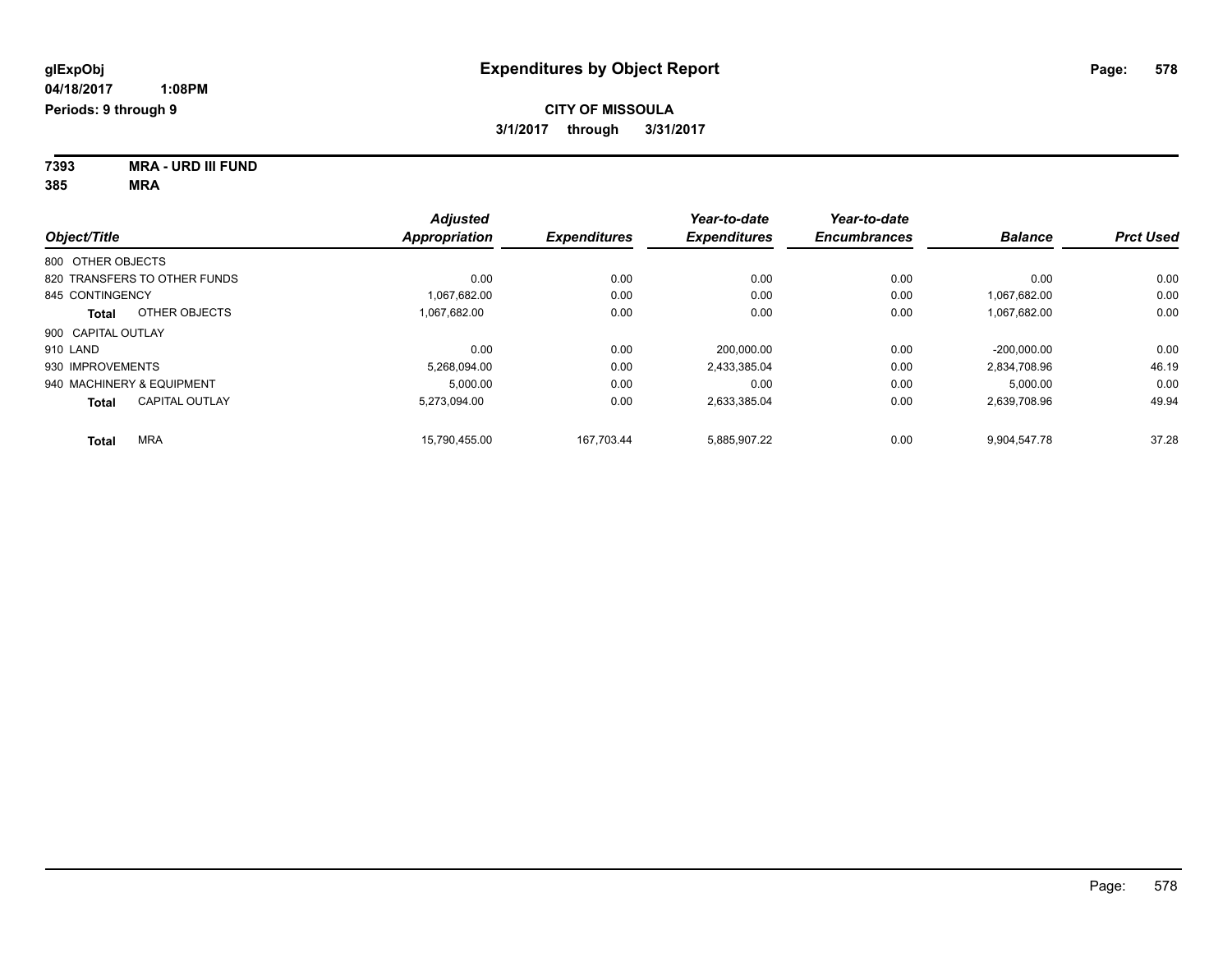# Expenditures by Object Report

glExpObj
04/18/2017 1:08PM
Periods: 9 through 9

**CITY OF MISSOULA**
**3/1/2017 through 3/31/2017**

**7393 MRA - URD III FUND**
**385 MRA**

| Object/Title | Adjusted Appropriation | Expenditures | Year-to-date Expenditures | Year-to-date Encumbrances | Balance | Prct Used |
|---|---|---|---|---|---|---|
| 800 OTHER OBJECTS | | | | | | |
| 820 TRANSFERS TO OTHER FUNDS | 0.00 | 0.00 | 0.00 | 0.00 | 0.00 | 0.00 |
| 845 CONTINGENCY | 1,067,682.00 | 0.00 | 0.00 | 0.00 | 1,067,682.00 | 0.00 |
| **Total** OTHER OBJECTS | 1,067,682.00 | 0.00 | 0.00 | 0.00 | 1,067,682.00 | 0.00 |
| 900 CAPITAL OUTLAY | | | | | | |
| 910 LAND | 0.00 | 0.00 | 200,000.00 | 0.00 | -200,000.00 | 0.00 |
| 930 IMPROVEMENTS | 5,268,094.00 | 0.00 | 2,433,385.04 | 0.00 | 2,834,708.96 | 46.19 |
| 940 MACHINERY & EQUIPMENT | 5,000.00 | 0.00 | 0.00 | 0.00 | 5,000.00 | 0.00 |
| **Total** CAPITAL OUTLAY | 5,273,094.00 | 0.00 | 2,633,385.04 | 0.00 | 2,639,708.96 | 49.94 |
| **Total** MRA | 15,790,455.00 | 167,703.44 | 5,885,907.22 | 0.00 | 9,904,547.78 | 37.28 |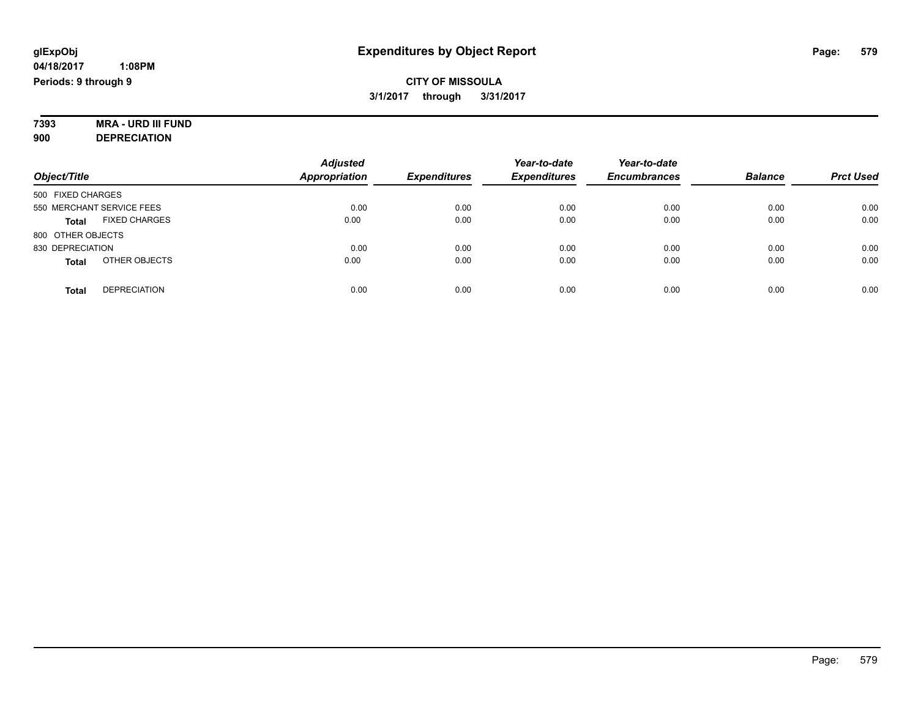glExpObj
04/18/2017 1:08PM
Periods: 9 through 9

# Expenditures by Object Report

**CITY OF MISSOULA**
**3/1/2017 through 3/31/2017**

**7393 MRA - URD III FUND**
**900 DEPRECIATION**

| Object/Title | Adjusted Appropriation | Expenditures | Year-to-date Expenditures | Year-to-date Encumbrances | Balance | Prct Used |
|---|---|---|---|---|---|---|
| 500 FIXED CHARGES | | | | | | |
| 550 MERCHANT SERVICE FEES | 0.00 | 0.00 | 0.00 | 0.00 | 0.00 | 0.00 |
| **Total** FIXED CHARGES | 0.00 | 0.00 | 0.00 | 0.00 | 0.00 | 0.00 |
| 800 OTHER OBJECTS | | | | | | |
| 830 DEPRECIATION | 0.00 | 0.00 | 0.00 | 0.00 | 0.00 | 0.00 |
| **Total** OTHER OBJECTS | 0.00 | 0.00 | 0.00 | 0.00 | 0.00 | 0.00 |
| **Total** DEPRECIATION | 0.00 | 0.00 | 0.00 | 0.00 | 0.00 | 0.00 |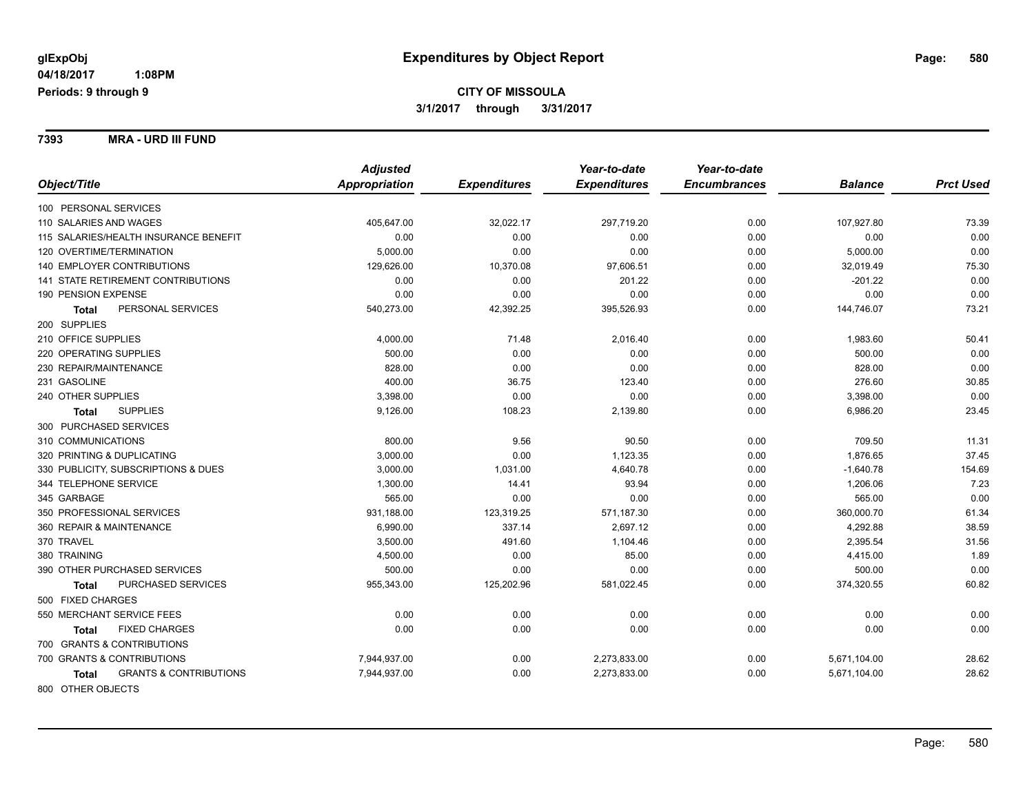**glExpObj**
**04/18/2017 1:08PM**
**Periods: 9 through 9**

# Expenditures by Object Report

**CITY OF MISSOULA**
**3/1/2017 through 3/31/2017**

**7393 MRA - URD III FUND**

| Object/Title | Adjusted Appropriation | Expenditures | Year-to-date Expenditures | Year-to-date Encumbrances | Balance | Prct Used |
|---|---|---|---|---|---|---|
| 100 PERSONAL SERVICES | | | | | | |
| 110 SALARIES AND WAGES | 405,647.00 | 32,022.17 | 297,719.20 | 0.00 | 107,927.80 | 73.39 |
| 115 SALARIES/HEALTH INSURANCE BENEFIT | 0.00 | 0.00 | 0.00 | 0.00 | 0.00 | 0.00 |
| 120 OVERTIME/TERMINATION | 5,000.00 | 0.00 | 0.00 | 0.00 | 5,000.00 | 0.00 |
| 140 EMPLOYER CONTRIBUTIONS | 129,626.00 | 10,370.08 | 97,606.51 | 0.00 | 32,019.49 | 75.30 |
| 141 STATE RETIREMENT CONTRIBUTIONS | 0.00 | 0.00 | 201.22 | 0.00 | -201.22 | 0.00 |
| 190 PENSION EXPENSE | 0.00 | 0.00 | 0.00 | 0.00 | 0.00 | 0.00 |
| **Total** PERSONAL SERVICES | 540,273.00 | 42,392.25 | 395,526.93 | 0.00 | 144,746.07 | 73.21 |
| 200 SUPPLIES | | | | | | |
| 210 OFFICE SUPPLIES | 4,000.00 | 71.48 | 2,016.40 | 0.00 | 1,983.60 | 50.41 |
| 220 OPERATING SUPPLIES | 500.00 | 0.00 | 0.00 | 0.00 | 500.00 | 0.00 |
| 230 REPAIR/MAINTENANCE | 828.00 | 0.00 | 0.00 | 0.00 | 828.00 | 0.00 |
| 231 GASOLINE | 400.00 | 36.75 | 123.40 | 0.00 | 276.60 | 30.85 |
| 240 OTHER SUPPLIES | 3,398.00 | 0.00 | 0.00 | 0.00 | 3,398.00 | 0.00 |
| **Total** SUPPLIES | 9,126.00 | 108.23 | 2,139.80 | 0.00 | 6,986.20 | 23.45 |
| 300 PURCHASED SERVICES | | | | | | |
| 310 COMMUNICATIONS | 800.00 | 9.56 | 90.50 | 0.00 | 709.50 | 11.31 |
| 320 PRINTING & DUPLICATING | 3,000.00 | 0.00 | 1,123.35 | 0.00 | 1,876.65 | 37.45 |
| 330 PUBLICITY, SUBSCRIPTIONS & DUES | 3,000.00 | 1,031.00 | 4,640.78 | 0.00 | -1,640.78 | 154.69 |
| 344 TELEPHONE SERVICE | 1,300.00 | 14.41 | 93.94 | 0.00 | 1,206.06 | 7.23 |
| 345 GARBAGE | 565.00 | 0.00 | 0.00 | 0.00 | 565.00 | 0.00 |
| 350 PROFESSIONAL SERVICES | 931,188.00 | 123,319.25 | 571,187.30 | 0.00 | 360,000.70 | 61.34 |
| 360 REPAIR & MAINTENANCE | 6,990.00 | 337.14 | 2,697.12 | 0.00 | 4,292.88 | 38.59 |
| 370 TRAVEL | 3,500.00 | 491.60 | 1,104.46 | 0.00 | 2,395.54 | 31.56 |
| 380 TRAINING | 4,500.00 | 0.00 | 85.00 | 0.00 | 4,415.00 | 1.89 |
| 390 OTHER PURCHASED SERVICES | 500.00 | 0.00 | 0.00 | 0.00 | 500.00 | 0.00 |
| **Total** PURCHASED SERVICES | 955,343.00 | 125,202.96 | 581,022.45 | 0.00 | 374,320.55 | 60.82 |
| 500 FIXED CHARGES | | | | | | |
| 550 MERCHANT SERVICE FEES | 0.00 | 0.00 | 0.00 | 0.00 | 0.00 | 0.00 |
| **Total** FIXED CHARGES | 0.00 | 0.00 | 0.00 | 0.00 | 0.00 | 0.00 |
| 700 GRANTS & CONTRIBUTIONS | | | | | | |
| 700 GRANTS & CONTRIBUTIONS | 7,944,937.00 | 0.00 | 2,273,833.00 | 0.00 | 5,671,104.00 | 28.62 |
| **Total** GRANTS & CONTRIBUTIONS | 7,944,937.00 | 0.00 | 2,273,833.00 | 0.00 | 5,671,104.00 | 28.62 |
| 800 OTHER OBJECTS | | | | | | |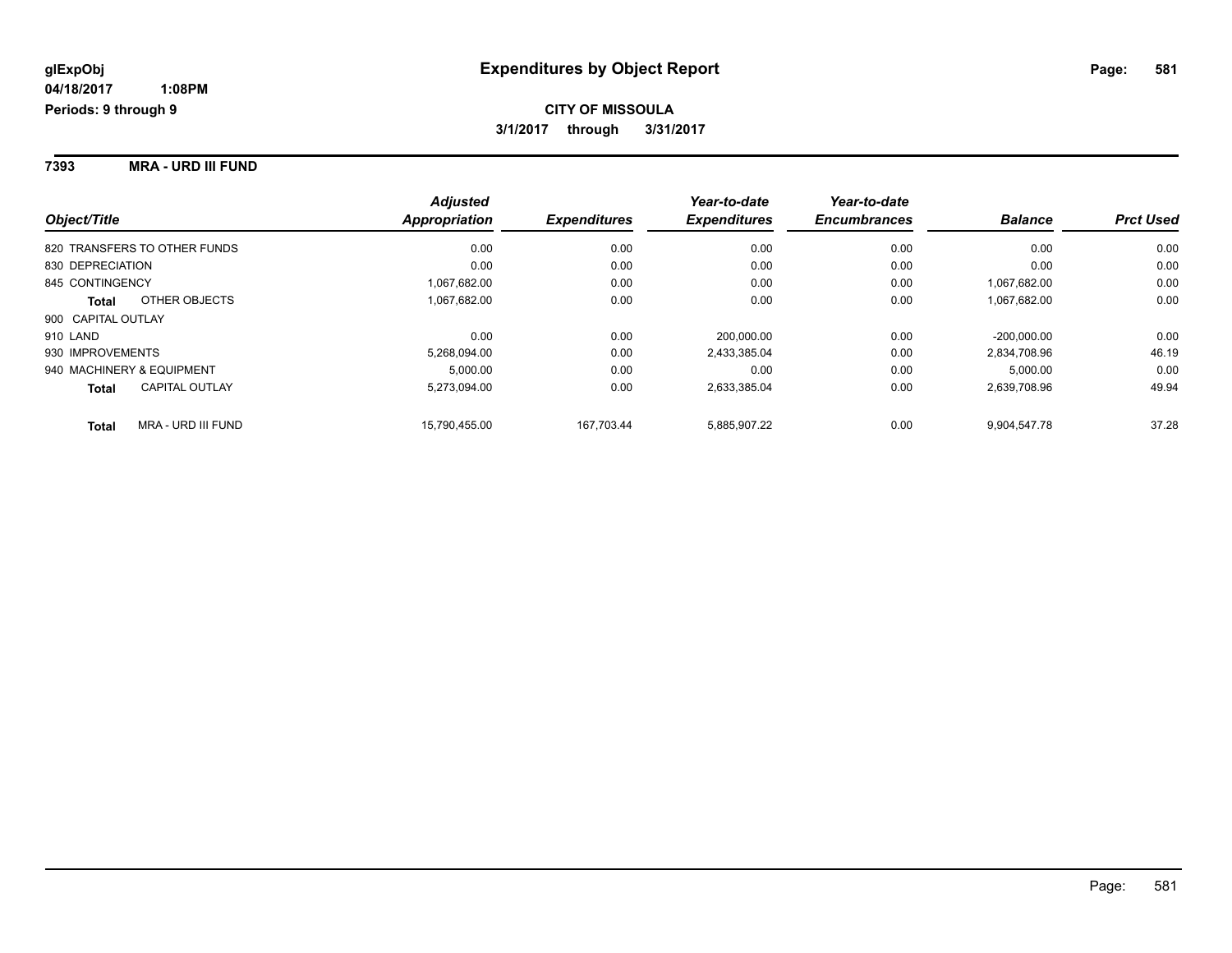# Expenditures by Object Report

glExpObj
04/18/2017 1:08PM
Periods: 9 through 9

**CITY OF MISSOULA**
**3/1/2017 through 3/31/2017**

## 7393 MRA - URD III FUND

| Object/Title | Adjusted Appropriation | Expenditures | Year-to-date Expenditures | Year-to-date Encumbrances | Balance | Prct Used |
|---|---|---|---|---|---|---|
| 820 TRANSFERS TO OTHER FUNDS | 0.00 | 0.00 | 0.00 | 0.00 | 0.00 | 0.00 |
| 830 DEPRECIATION | 0.00 | 0.00 | 0.00 | 0.00 | 0.00 | 0.00 |
| 845 CONTINGENCY | 1,067,682.00 | 0.00 | 0.00 | 0.00 | 1,067,682.00 | 0.00 |
| **Total** OTHER OBJECTS | 1,067,682.00 | 0.00 | 0.00 | 0.00 | 1,067,682.00 | 0.00 |
| 900 CAPITAL OUTLAY | | | | | | |
| 910 LAND | 0.00 | 0.00 | 200,000.00 | 0.00 | -200,000.00 | 0.00 |
| 930 IMPROVEMENTS | 5,268,094.00 | 0.00 | 2,433,385.04 | 0.00 | 2,834,708.96 | 46.19 |
| 940 MACHINERY & EQUIPMENT | 5,000.00 | 0.00 | 0.00 | 0.00 | 5,000.00 | 0.00 |
| **Total** CAPITAL OUTLAY | 5,273,094.00 | 0.00 | 2,633,385.04 | 0.00 | 2,639,708.96 | 49.94 |
| **Total** MRA - URD III FUND | 15,790,455.00 | 167,703.44 | 5,885,907.22 | 0.00 | 9,904,547.78 | 37.28 |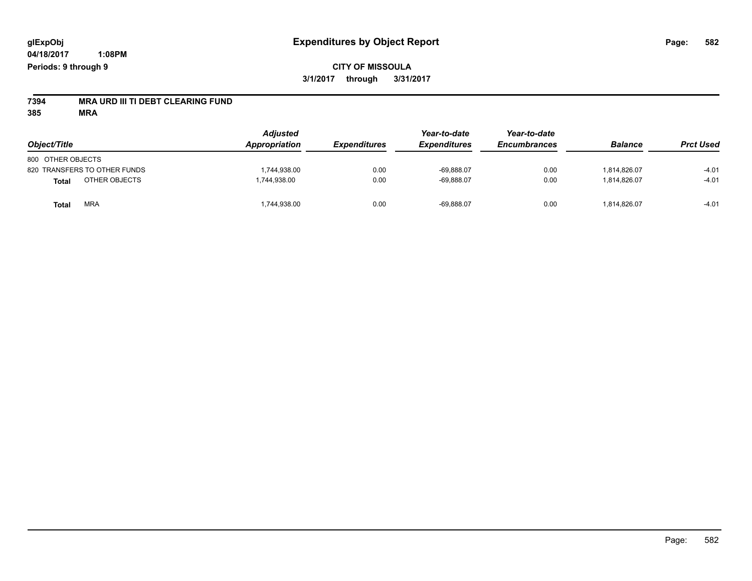**glExpObj** **Expenditures by Object Report**

**04/18/2017 1:08PM**

**Periods: 9 through 9**

**CITY OF MISSOULA**

**3/1/2017 through 3/31/2017**

**7394 MRA URD III TI DEBT CLEARING FUND**

**385 MRA**

| Object/Title | | Adjusted Appropriation | Expenditures | Year-to-date Expenditures | Year-to-date Encumbrances | Balance | Prct Used |
|---|---|---|---|---|---|---|---|
| 800 OTHER OBJECTS | | | | | | | |
| 820 TRANSFERS TO OTHER FUNDS | | 1,744,938.00 | 0.00 | -69,888.07 | 0.00 | 1,814,826.07 | -4.01 |
| **Total** | OTHER OBJECTS | 1,744,938.00 | 0.00 | -69,888.07 | 0.00 | 1,814,826.07 | -4.01 |
| **Total** | MRA | 1,744,938.00 | 0.00 | -69,888.07 | 0.00 | 1,814,826.07 | -4.01 |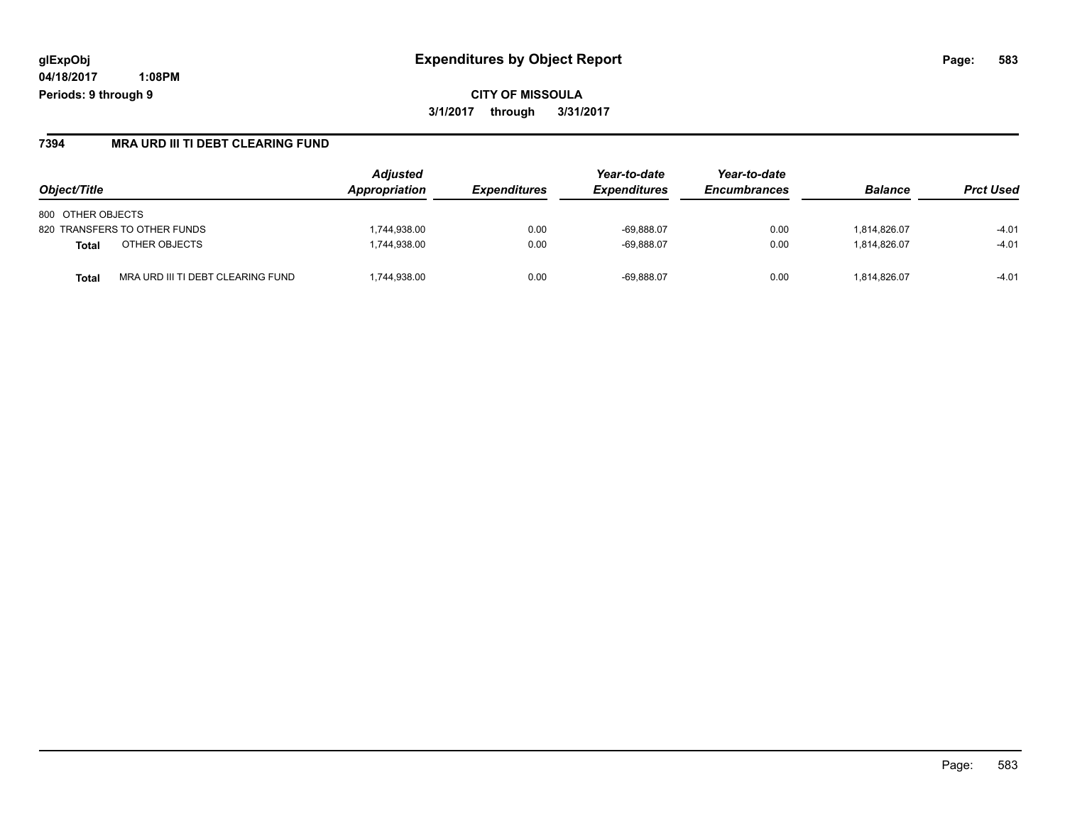**glExpObj**
**04/18/2017 1:08PM**
**Periods: 9 through 9**

# Expenditures by Object Report

**CITY OF MISSOULA**
**3/1/2017 through 3/31/2017**

## 7394 MRA URD III TI DEBT CLEARING FUND

| Object/Title | | Adjusted Appropriation | Expenditures | Year-to-date Expenditures | Year-to-date Encumbrances | Balance | Prct Used |
|---|---|---|---|---|---|---|---|
| 800 OTHER OBJECTS | | | | | | | |
| 820 TRANSFERS TO OTHER FUNDS | | 1,744,938.00 | 0.00 | -69,888.07 | 0.00 | 1,814,826.07 | -4.01 |
| **Total** | OTHER OBJECTS | 1,744,938.00 | 0.00 | -69,888.07 | 0.00 | 1,814,826.07 | -4.01 |
| **Total** | MRA URD III TI DEBT CLEARING FUND | 1,744,938.00 | 0.00 | -69,888.07 | 0.00 | 1,814,826.07 | -4.01 |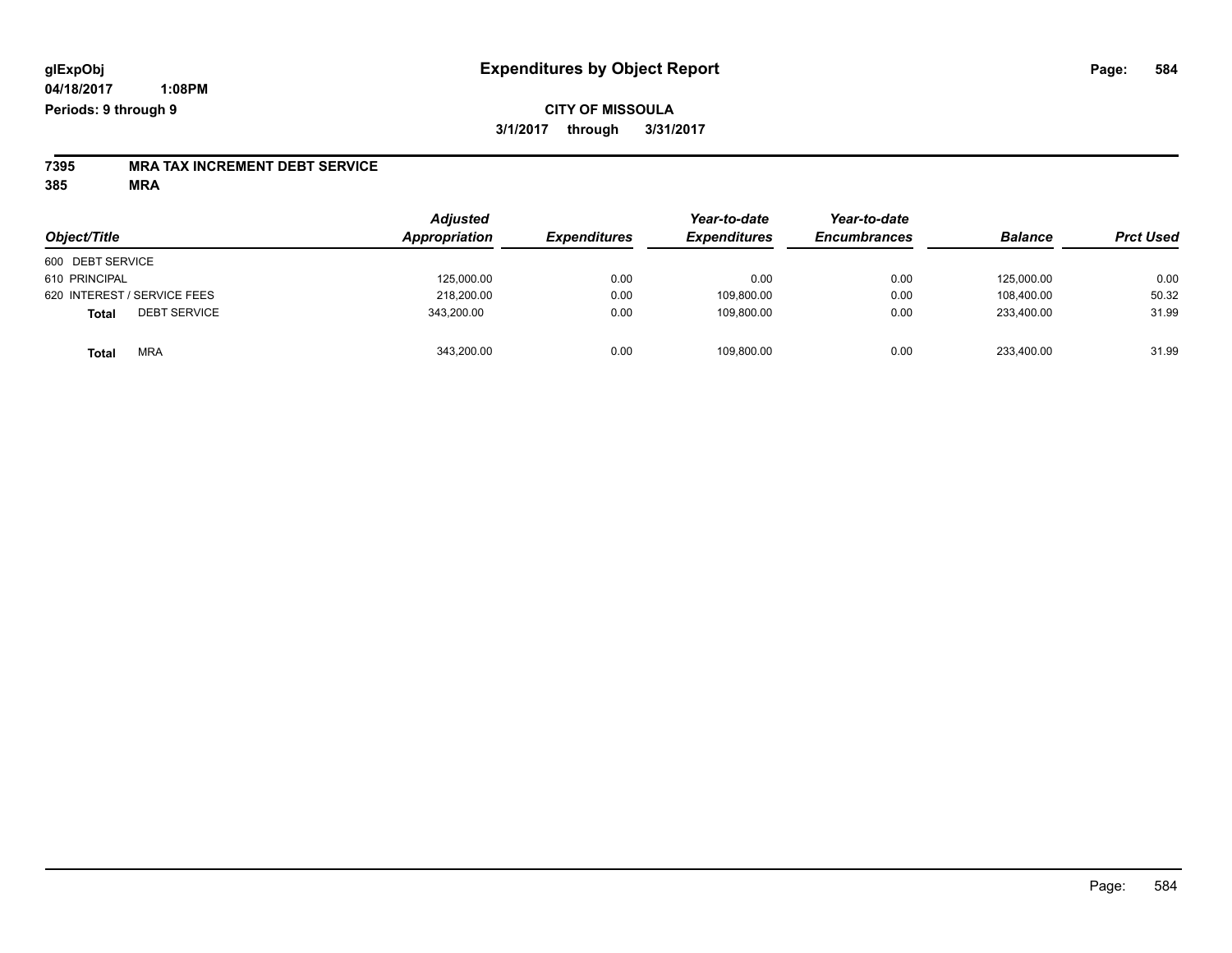# Expenditures by Object Report

glExpObj
04/18/2017 1:08PM
Periods: 9 through 9

**CITY OF MISSOULA**
**3/1/2017 through 3/31/2017**

**7395 MRA TAX INCREMENT DEBT SERVICE**
**385 MRA**

| Object/Title | | Adjusted Appropriation | Expenditures | Year-to-date Expenditures | Year-to-date Encumbrances | Balance | Prct Used |
|---|---|---|---|---|---|---|---|
| 600 DEBT SERVICE | | | | | | | |
| 610 PRINCIPAL | | 125,000.00 | 0.00 | 0.00 | 0.00 | 125,000.00 | 0.00 |
| 620 INTEREST / SERVICE FEES | | 218,200.00 | 0.00 | 109,800.00 | 0.00 | 108,400.00 | 50.32 |
| **Total** | DEBT SERVICE | 343,200.00 | 0.00 | 109,800.00 | 0.00 | 233,400.00 | 31.99 |
| **Total** | MRA | 343,200.00 | 0.00 | 109,800.00 | 0.00 | 233,400.00 | 31.99 |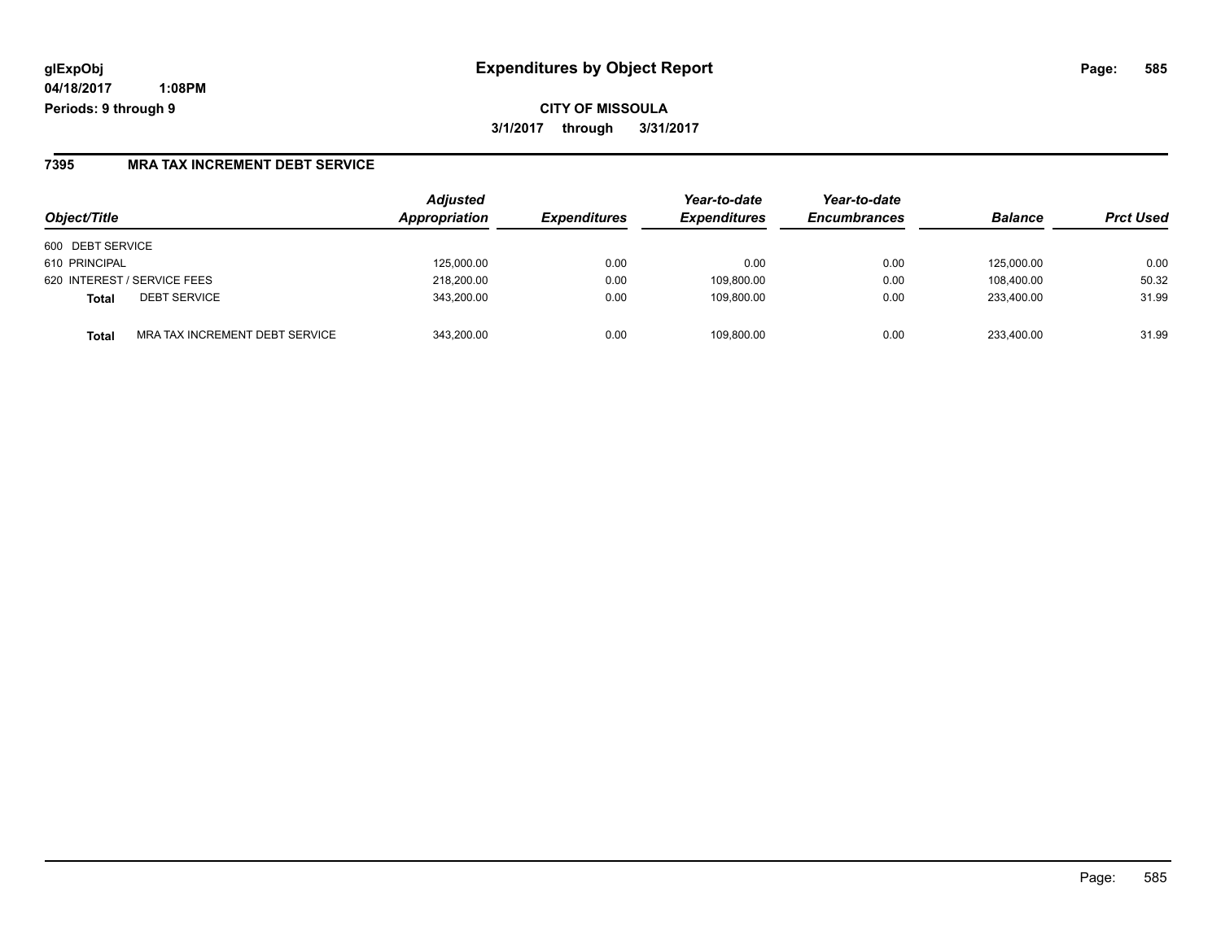**glExpObj** | **Expenditures by Object Report**
**04/18/2017 1:08PM**
**Periods: 9 through 9**

**CITY OF MISSOULA**
**3/1/2017 through 3/31/2017**

## 7395 MRA TAX INCREMENT DEBT SERVICE

| Object/Title | | Adjusted Appropriation | Expenditures | Year-to-date Expenditures | Year-to-date Encumbrances | Balance | Prct Used |
|---|---|---|---|---|---|---|---|
| 600 DEBT SERVICE | | | | | | | |
| 610 PRINCIPAL | | 125,000.00 | 0.00 | 0.00 | 0.00 | 125,000.00 | 0.00 |
| 620 INTEREST / SERVICE FEES | | 218,200.00 | 0.00 | 109,800.00 | 0.00 | 108,400.00 | 50.32 |
| **Total** | DEBT SERVICE | 343,200.00 | 0.00 | 109,800.00 | 0.00 | 233,400.00 | 31.99 |
| **Total** | MRA TAX INCREMENT DEBT SERVICE | 343,200.00 | 0.00 | 109,800.00 | 0.00 | 233,400.00 | 31.99 |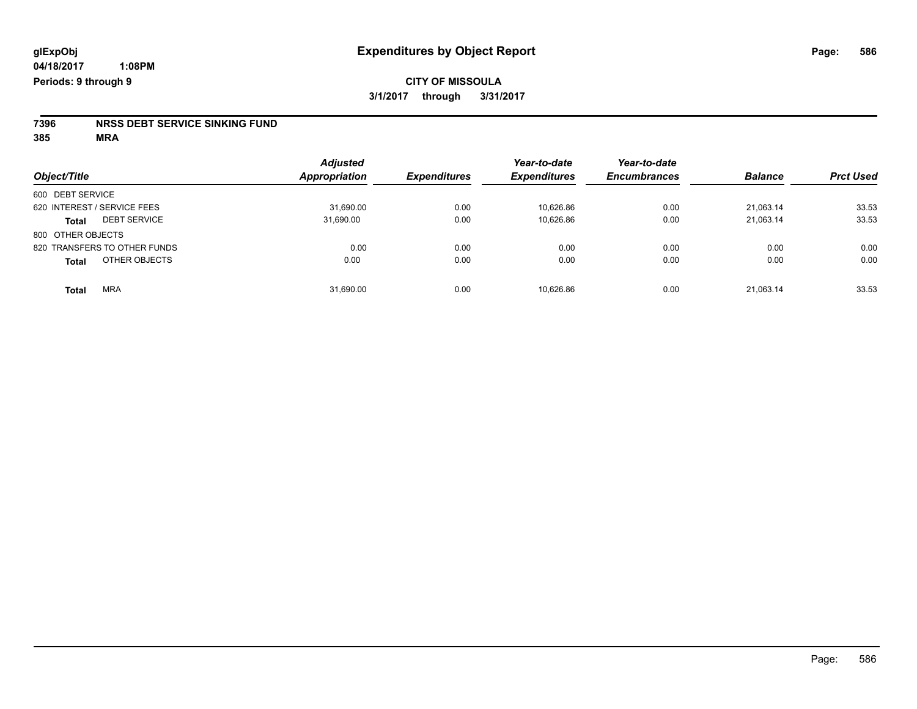**glExpObj**
**04/18/2017 1:08PM**
**Periods: 9 through 9**

# Expenditures by Object Report

**CITY OF MISSOULA**
**3/1/2017 through 3/31/2017**

**7396 NRSS DEBT SERVICE SINKING FUND**
**385 MRA**

| Object/Title | Adjusted Appropriation | Expenditures | Year-to-date Expenditures | Year-to-date Encumbrances | Balance | Prct Used |
|---|---|---|---|---|---|---|
| 600 DEBT SERVICE | | | | | | |
| 620 INTEREST / SERVICE FEES | 31,690.00 | 0.00 | 10,626.86 | 0.00 | 21,063.14 | 33.53 |
| **Total** DEBT SERVICE | 31,690.00 | 0.00 | 10,626.86 | 0.00 | 21,063.14 | 33.53 |
| 800 OTHER OBJECTS | | | | | | |
| 820 TRANSFERS TO OTHER FUNDS | 0.00 | 0.00 | 0.00 | 0.00 | 0.00 | 0.00 |
| **Total** OTHER OBJECTS | 0.00 | 0.00 | 0.00 | 0.00 | 0.00 | 0.00 |
| **Total** MRA | 31,690.00 | 0.00 | 10,626.86 | 0.00 | 21,063.14 | 33.53 |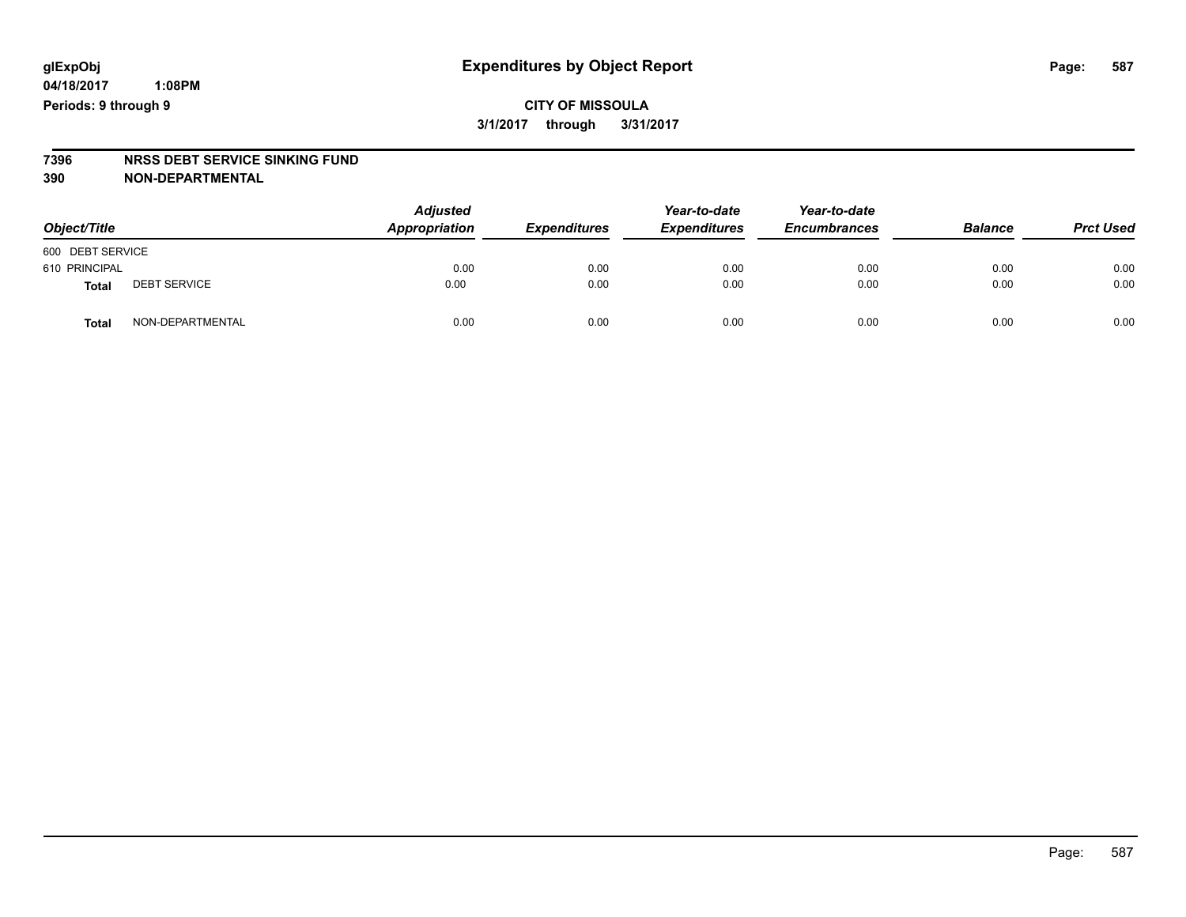# Expenditures by Object Report

glExpObj
04/18/2017 1:08PM
Periods: 9 through 9

**CITY OF MISSOULA**
**3/1/2017 through 3/31/2017**

**7396 NRSS DEBT SERVICE SINKING FUND**
**390 NON-DEPARTMENTAL**

| Object/Title | | Adjusted Appropriation | Expenditures | Year-to-date Expenditures | Year-to-date Encumbrances | Balance | Prct Used |
|---|---|---|---|---|---|---|---|
| 600 DEBT SERVICE | | | | | | | |
| 610 PRINCIPAL | | 0.00 | 0.00 | 0.00 | 0.00 | 0.00 | 0.00 |
| **Total** | DEBT SERVICE | 0.00 | 0.00 | 0.00 | 0.00 | 0.00 | 0.00 |
| **Total** | NON-DEPARTMENTAL | 0.00 | 0.00 | 0.00 | 0.00 | 0.00 | 0.00 |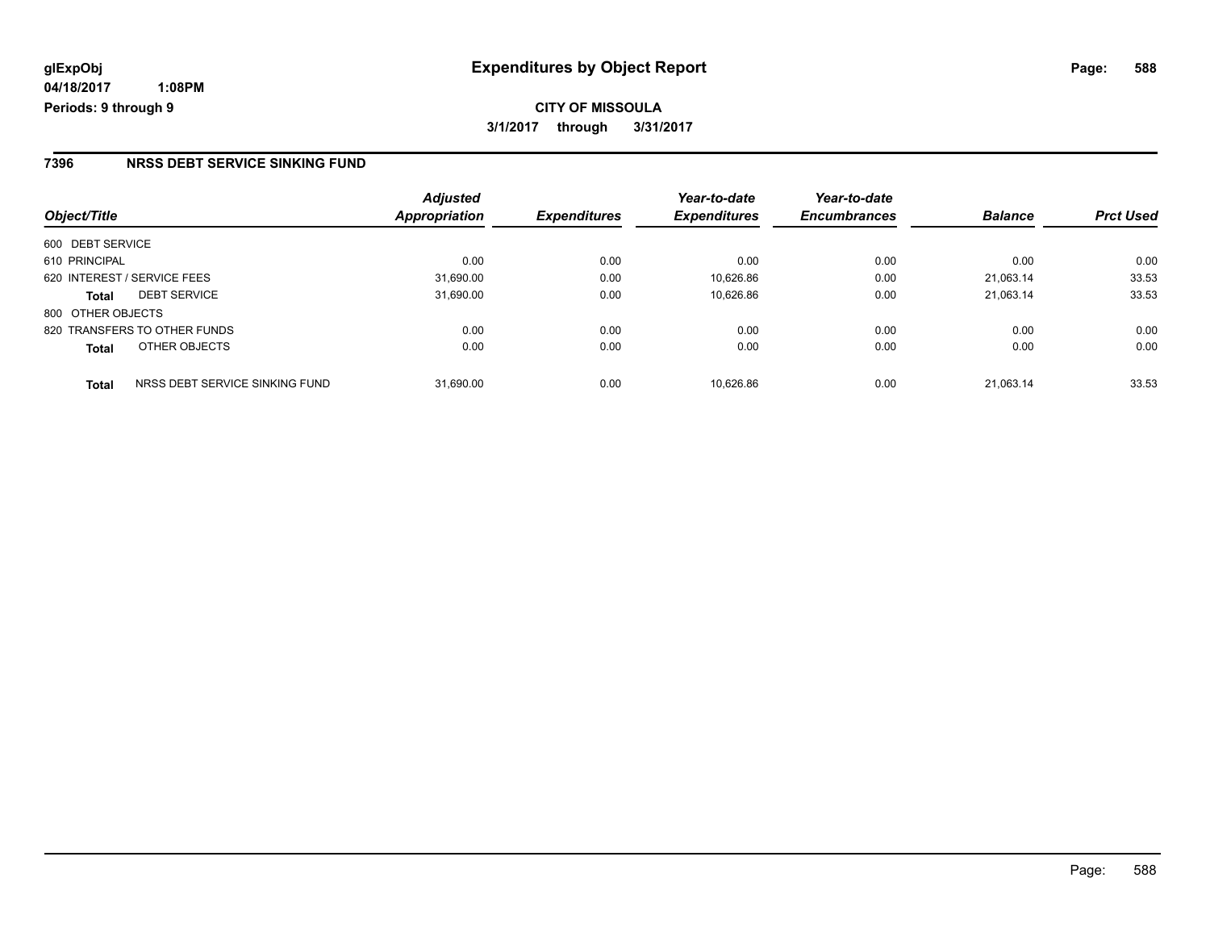# Expenditures by Object Report

glExpObj
04/18/2017 1:08PM
Periods: 9 through 9

**CITY OF MISSOULA**

**3/1/2017 through 3/31/2017**

## 7396 NRSS DEBT SERVICE SINKING FUND

| Object/Title | | Adjusted Appropriation | Expenditures | Year-to-date Expenditures | Year-to-date Encumbrances | Balance | Prct Used |
|---|---|---|---|---|---|---|---|
| 600 DEBT SERVICE | | | | | | | |
| 610 PRINCIPAL | | 0.00 | 0.00 | 0.00 | 0.00 | 0.00 | 0.00 |
| 620 INTEREST / SERVICE FEES | | 31,690.00 | 0.00 | 10,626.86 | 0.00 | 21,063.14 | 33.53 |
| **Total** | DEBT SERVICE | 31,690.00 | 0.00 | 10,626.86 | 0.00 | 21,063.14 | 33.53 |
| 800 OTHER OBJECTS | | | | | | | |
| 820 TRANSFERS TO OTHER FUNDS | | 0.00 | 0.00 | 0.00 | 0.00 | 0.00 | 0.00 |
| **Total** | OTHER OBJECTS | 0.00 | 0.00 | 0.00 | 0.00 | 0.00 | 0.00 |
| **Total** | NRSS DEBT SERVICE SINKING FUND | 31,690.00 | 0.00 | 10,626.86 | 0.00 | 21,063.14 | 33.53 |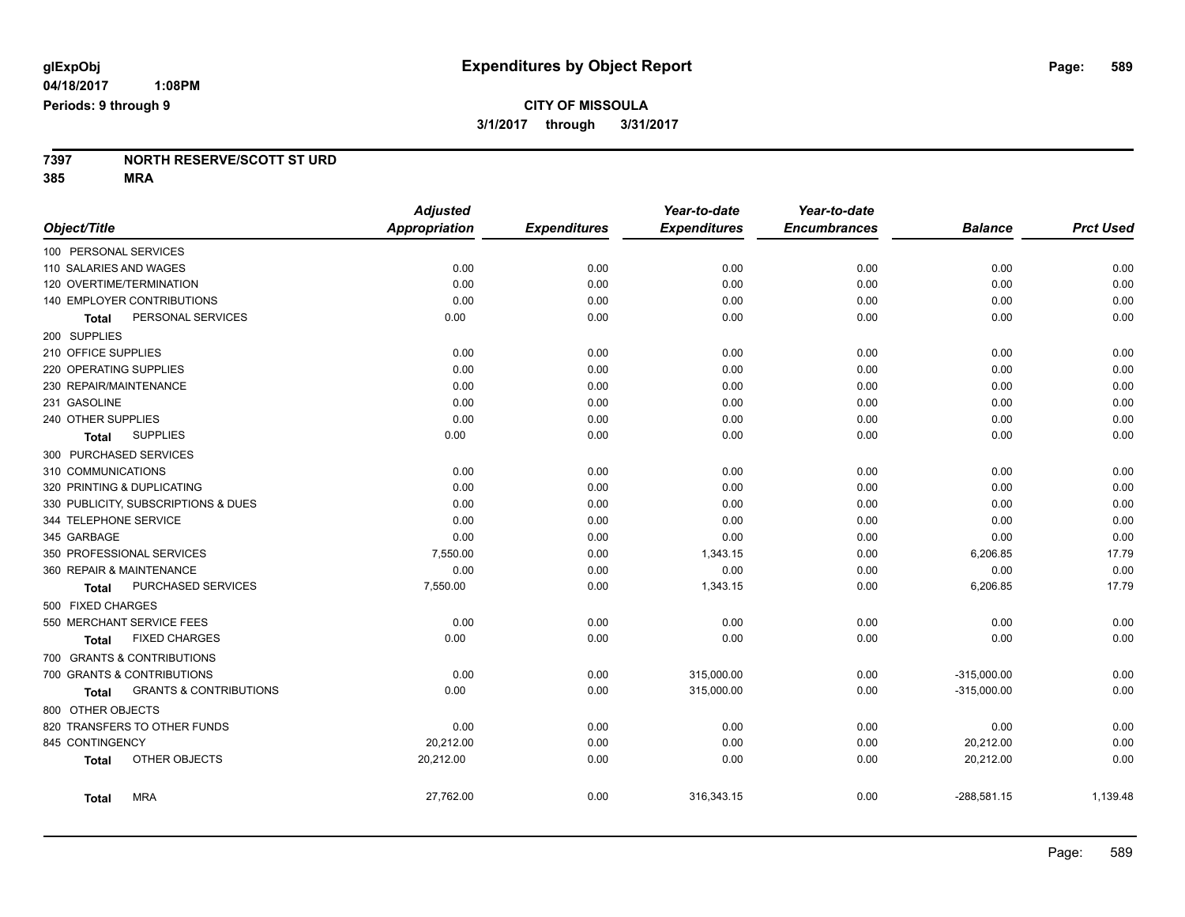**glExpObj**
**04/18/2017 1:08PM**
**Periods: 9 through 9**

# Expenditures by Object Report

**CITY OF MISSOULA**
**3/1/2017 through 3/31/2017**

**7397 NORTH RESERVE/SCOTT ST URD**
**385 MRA**

| Object/Title | Adjusted Appropriation | Expenditures | Year-to-date Expenditures | Year-to-date Encumbrances | Balance | Prct Used |
|---|---|---|---|---|---|---|
| 100 PERSONAL SERVICES | | | | | | |
| 110 SALARIES AND WAGES | 0.00 | 0.00 | 0.00 | 0.00 | 0.00 | 0.00 |
| 120 OVERTIME/TERMINATION | 0.00 | 0.00 | 0.00 | 0.00 | 0.00 | 0.00 |
| 140 EMPLOYER CONTRIBUTIONS | 0.00 | 0.00 | 0.00 | 0.00 | 0.00 | 0.00 |
| **Total** PERSONAL SERVICES | 0.00 | 0.00 | 0.00 | 0.00 | 0.00 | 0.00 |
| 200 SUPPLIES | | | | | | |
| 210 OFFICE SUPPLIES | 0.00 | 0.00 | 0.00 | 0.00 | 0.00 | 0.00 |
| 220 OPERATING SUPPLIES | 0.00 | 0.00 | 0.00 | 0.00 | 0.00 | 0.00 |
| 230 REPAIR/MAINTENANCE | 0.00 | 0.00 | 0.00 | 0.00 | 0.00 | 0.00 |
| 231 GASOLINE | 0.00 | 0.00 | 0.00 | 0.00 | 0.00 | 0.00 |
| 240 OTHER SUPPLIES | 0.00 | 0.00 | 0.00 | 0.00 | 0.00 | 0.00 |
| **Total** SUPPLIES | 0.00 | 0.00 | 0.00 | 0.00 | 0.00 | 0.00 |
| 300 PURCHASED SERVICES | | | | | | |
| 310 COMMUNICATIONS | 0.00 | 0.00 | 0.00 | 0.00 | 0.00 | 0.00 |
| 320 PRINTING & DUPLICATING | 0.00 | 0.00 | 0.00 | 0.00 | 0.00 | 0.00 |
| 330 PUBLICITY, SUBSCRIPTIONS & DUES | 0.00 | 0.00 | 0.00 | 0.00 | 0.00 | 0.00 |
| 344 TELEPHONE SERVICE | 0.00 | 0.00 | 0.00 | 0.00 | 0.00 | 0.00 |
| 345 GARBAGE | 0.00 | 0.00 | 0.00 | 0.00 | 0.00 | 0.00 |
| 350 PROFESSIONAL SERVICES | 7,550.00 | 0.00 | 1,343.15 | 0.00 | 6,206.85 | 17.79 |
| 360 REPAIR & MAINTENANCE | 0.00 | 0.00 | 0.00 | 0.00 | 0.00 | 0.00 |
| **Total** PURCHASED SERVICES | 7,550.00 | 0.00 | 1,343.15 | 0.00 | 6,206.85 | 17.79 |
| 500 FIXED CHARGES | | | | | | |
| 550 MERCHANT SERVICE FEES | 0.00 | 0.00 | 0.00 | 0.00 | 0.00 | 0.00 |
| **Total** FIXED CHARGES | 0.00 | 0.00 | 0.00 | 0.00 | 0.00 | 0.00 |
| 700 GRANTS & CONTRIBUTIONS | | | | | | |
| 700 GRANTS & CONTRIBUTIONS | 0.00 | 0.00 | 315,000.00 | 0.00 | -315,000.00 | 0.00 |
| **Total** GRANTS & CONTRIBUTIONS | 0.00 | 0.00 | 315,000.00 | 0.00 | -315,000.00 | 0.00 |
| 800 OTHER OBJECTS | | | | | | |
| 820 TRANSFERS TO OTHER FUNDS | 0.00 | 0.00 | 0.00 | 0.00 | 0.00 | 0.00 |
| 845 CONTINGENCY | 20,212.00 | 0.00 | 0.00 | 0.00 | 20,212.00 | 0.00 |
| **Total** OTHER OBJECTS | 20,212.00 | 0.00 | 0.00 | 0.00 | 20,212.00 | 0.00 |
| **Total** MRA | 27,762.00 | 0.00 | 316,343.15 | 0.00 | -288,581.15 | 1,139.48 |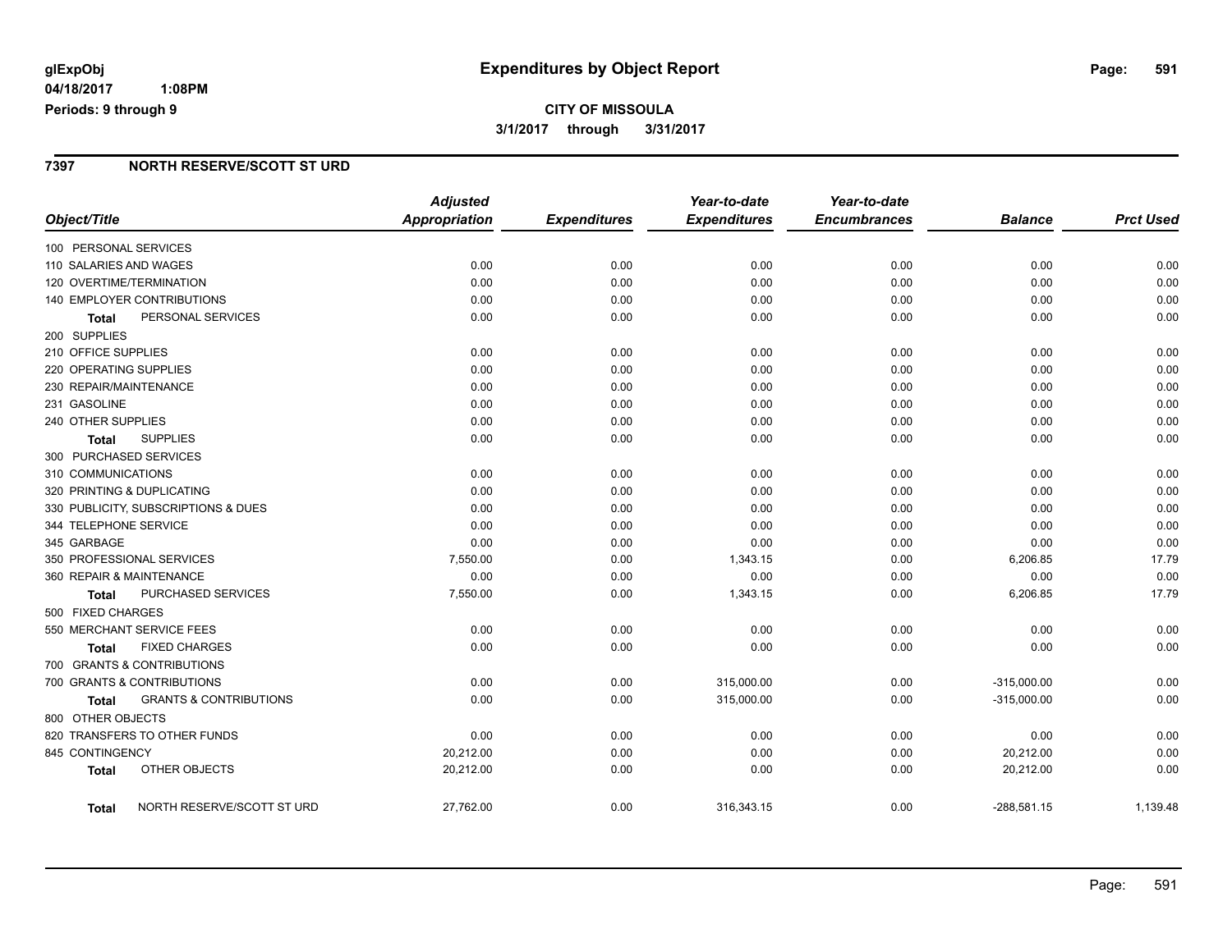**glExpObj** **Expenditures by Object Report**

**04/18/2017 1:08PM**

**Periods: 9 through 9**

**CITY OF MISSOULA**

**3/1/2017 through 3/31/2017**

## 7397 NORTH RESERVE/SCOTT ST URD

| Object/Title | Adjusted Appropriation | Expenditures | Year-to-date Expenditures | Year-to-date Encumbrances | Balance | Prct Used |
|---|---|---|---|---|---|---|
| 100 PERSONAL SERVICES | | | | | | |
| 110 SALARIES AND WAGES | 0.00 | 0.00 | 0.00 | 0.00 | 0.00 | 0.00 |
| 120 OVERTIME/TERMINATION | 0.00 | 0.00 | 0.00 | 0.00 | 0.00 | 0.00 |
| 140 EMPLOYER CONTRIBUTIONS | 0.00 | 0.00 | 0.00 | 0.00 | 0.00 | 0.00 |
| **Total** PERSONAL SERVICES | 0.00 | 0.00 | 0.00 | 0.00 | 0.00 | 0.00 |
| 200 SUPPLIES | | | | | | |
| 210 OFFICE SUPPLIES | 0.00 | 0.00 | 0.00 | 0.00 | 0.00 | 0.00 |
| 220 OPERATING SUPPLIES | 0.00 | 0.00 | 0.00 | 0.00 | 0.00 | 0.00 |
| 230 REPAIR/MAINTENANCE | 0.00 | 0.00 | 0.00 | 0.00 | 0.00 | 0.00 |
| 231 GASOLINE | 0.00 | 0.00 | 0.00 | 0.00 | 0.00 | 0.00 |
| 240 OTHER SUPPLIES | 0.00 | 0.00 | 0.00 | 0.00 | 0.00 | 0.00 |
| **Total** SUPPLIES | 0.00 | 0.00 | 0.00 | 0.00 | 0.00 | 0.00 |
| 300 PURCHASED SERVICES | | | | | | |
| 310 COMMUNICATIONS | 0.00 | 0.00 | 0.00 | 0.00 | 0.00 | 0.00 |
| 320 PRINTING & DUPLICATING | 0.00 | 0.00 | 0.00 | 0.00 | 0.00 | 0.00 |
| 330 PUBLICITY, SUBSCRIPTIONS & DUES | 0.00 | 0.00 | 0.00 | 0.00 | 0.00 | 0.00 |
| 344 TELEPHONE SERVICE | 0.00 | 0.00 | 0.00 | 0.00 | 0.00 | 0.00 |
| 345 GARBAGE | 0.00 | 0.00 | 0.00 | 0.00 | 0.00 | 0.00 |
| 350 PROFESSIONAL SERVICES | 7,550.00 | 0.00 | 1,343.15 | 0.00 | 6,206.85 | 17.79 |
| 360 REPAIR & MAINTENANCE | 0.00 | 0.00 | 0.00 | 0.00 | 0.00 | 0.00 |
| **Total** PURCHASED SERVICES | 7,550.00 | 0.00 | 1,343.15 | 0.00 | 6,206.85 | 17.79 |
| 500 FIXED CHARGES | | | | | | |
| 550 MERCHANT SERVICE FEES | 0.00 | 0.00 | 0.00 | 0.00 | 0.00 | 0.00 |
| **Total** FIXED CHARGES | 0.00 | 0.00 | 0.00 | 0.00 | 0.00 | 0.00 |
| 700 GRANTS & CONTRIBUTIONS | | | | | | |
| 700 GRANTS & CONTRIBUTIONS | 0.00 | 0.00 | 315,000.00 | 0.00 | -315,000.00 | 0.00 |
| **Total** GRANTS & CONTRIBUTIONS | 0.00 | 0.00 | 315,000.00 | 0.00 | -315,000.00 | 0.00 |
| 800 OTHER OBJECTS | | | | | | |
| 820 TRANSFERS TO OTHER FUNDS | 0.00 | 0.00 | 0.00 | 0.00 | 0.00 | 0.00 |
| 845 CONTINGENCY | 20,212.00 | 0.00 | 0.00 | 0.00 | 20,212.00 | 0.00 |
| **Total** OTHER OBJECTS | 20,212.00 | 0.00 | 0.00 | 0.00 | 20,212.00 | 0.00 |
| **Total** NORTH RESERVE/SCOTT ST URD | 27,762.00 | 0.00 | 316,343.15 | 0.00 | -288,581.15 | 1,139.48 |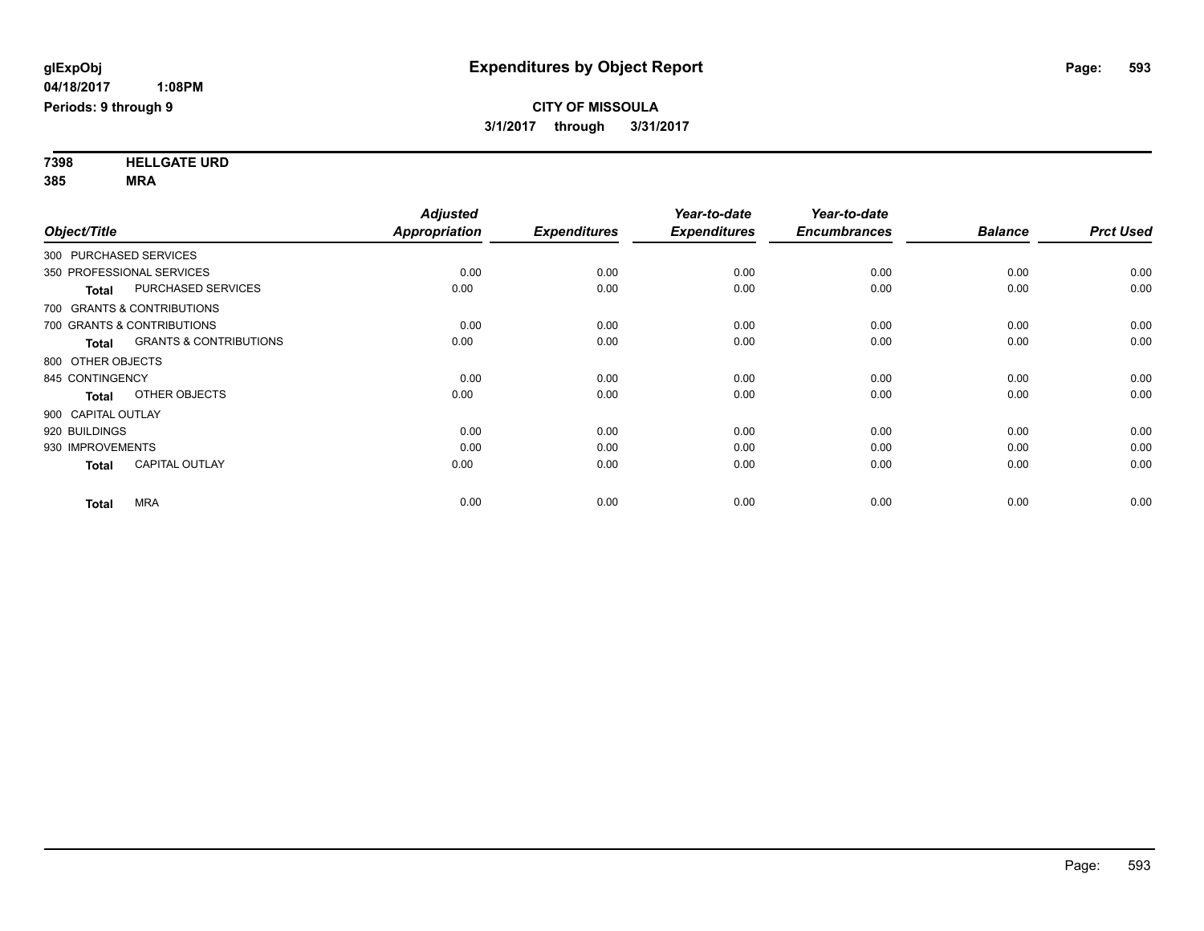**glExpObj**
**04/18/2017 1:08PM**
**Periods: 9 through 9**

# Expenditures by Object Report

**CITY OF MISSOULA**
**3/1/2017 through 3/31/2017**

**7398 HELLGATE URD**
**385 MRA**

| Object/Title | | Adjusted Appropriation | Expenditures | Year-to-date Expenditures | Year-to-date Encumbrances | Balance | Prct Used |
|---|---|---|---|---|---|---|---|
| 300 PURCHASED SERVICES | | | | | | | |
| 350 PROFESSIONAL SERVICES | | 0.00 | 0.00 | 0.00 | 0.00 | 0.00 | 0.00 |
| **Total** | PURCHASED SERVICES | 0.00 | 0.00 | 0.00 | 0.00 | 0.00 | 0.00 |
| 700 GRANTS & CONTRIBUTIONS | | | | | | | |
| 700 GRANTS & CONTRIBUTIONS | | 0.00 | 0.00 | 0.00 | 0.00 | 0.00 | 0.00 |
| **Total** | GRANTS & CONTRIBUTIONS | 0.00 | 0.00 | 0.00 | 0.00 | 0.00 | 0.00 |
| 800 OTHER OBJECTS | | | | | | | |
| 845 CONTINGENCY | | 0.00 | 0.00 | 0.00 | 0.00 | 0.00 | 0.00 |
| **Total** | OTHER OBJECTS | 0.00 | 0.00 | 0.00 | 0.00 | 0.00 | 0.00 |
| 900 CAPITAL OUTLAY | | | | | | | |
| 920 BUILDINGS | | 0.00 | 0.00 | 0.00 | 0.00 | 0.00 | 0.00 |
| 930 IMPROVEMENTS | | 0.00 | 0.00 | 0.00 | 0.00 | 0.00 | 0.00 |
| **Total** | CAPITAL OUTLAY | 0.00 | 0.00 | 0.00 | 0.00 | 0.00 | 0.00 |
| **Total** | MRA | 0.00 | 0.00 | 0.00 | 0.00 | 0.00 | 0.00 |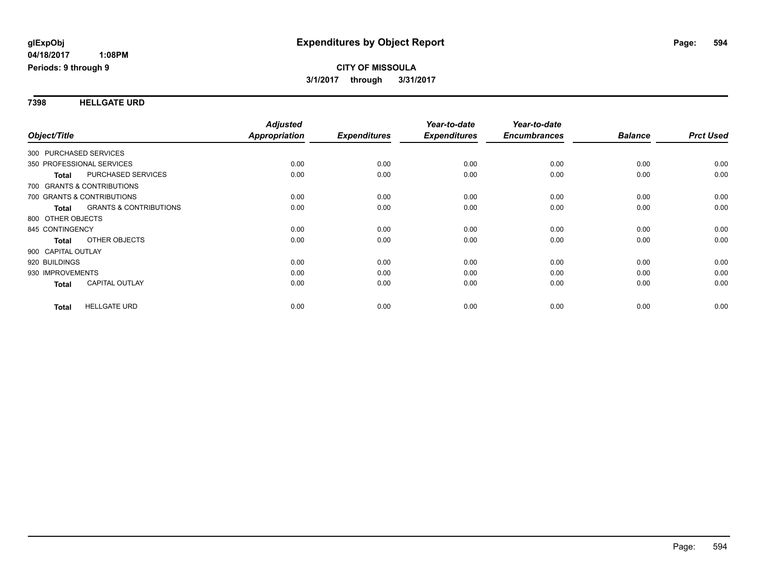# Expenditures by Object Report

glExpObj
04/18/2017 1:08PM
Periods: 9 through 9

**CITY OF MISSOULA**
**3/1/2017 through 3/31/2017**

## 7398 HELLGATE URD

| Object/Title | | Adjusted Appropriation | Expenditures | Year-to-date Expenditures | Year-to-date Encumbrances | Balance | Prct Used |
|---|---|---|---|---|---|---|---|
| 300 PURCHASED SERVICES | | | | | | | |
| 350 PROFESSIONAL SERVICES | | 0.00 | 0.00 | 0.00 | 0.00 | 0.00 | 0.00 |
| **Total** | PURCHASED SERVICES | 0.00 | 0.00 | 0.00 | 0.00 | 0.00 | 0.00 |
| 700 GRANTS & CONTRIBUTIONS | | | | | | | |
| 700 GRANTS & CONTRIBUTIONS | | 0.00 | 0.00 | 0.00 | 0.00 | 0.00 | 0.00 |
| **Total** | GRANTS & CONTRIBUTIONS | 0.00 | 0.00 | 0.00 | 0.00 | 0.00 | 0.00 |
| 800 OTHER OBJECTS | | | | | | | |
| 845 CONTINGENCY | | 0.00 | 0.00 | 0.00 | 0.00 | 0.00 | 0.00 |
| **Total** | OTHER OBJECTS | 0.00 | 0.00 | 0.00 | 0.00 | 0.00 | 0.00 |
| 900 CAPITAL OUTLAY | | | | | | | |
| 920 BUILDINGS | | 0.00 | 0.00 | 0.00 | 0.00 | 0.00 | 0.00 |
| 930 IMPROVEMENTS | | 0.00 | 0.00 | 0.00 | 0.00 | 0.00 | 0.00 |
| **Total** | CAPITAL OUTLAY | 0.00 | 0.00 | 0.00 | 0.00 | 0.00 | 0.00 |
| **Total** | HELLGATE URD | 0.00 | 0.00 | 0.00 | 0.00 | 0.00 | 0.00 |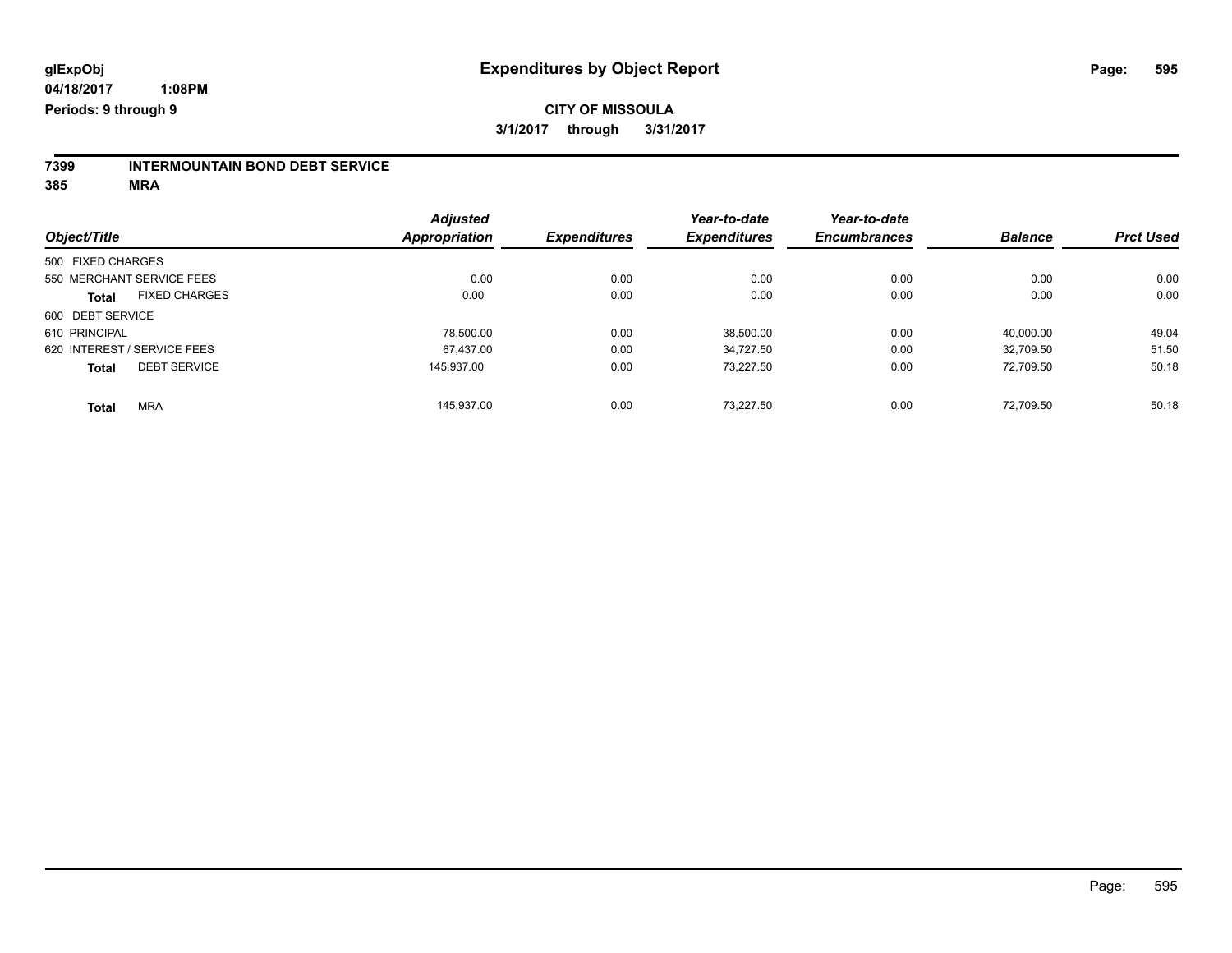**glExpObj**
**04/18/2017 1:08PM**
**Periods: 9 through 9**

# Expenditures by Object Report

**CITY OF MISSOULA**
**3/1/2017 through 3/31/2017**

**7399 INTERMOUNTAIN BOND DEBT SERVICE**
**385 MRA**

| Object/Title | Adjusted Appropriation | Expenditures | Year-to-date Expenditures | Year-to-date Encumbrances | Balance | Prct Used |
|---|---|---|---|---|---|---|
| 500 FIXED CHARGES | | | | | | |
| 550 MERCHANT SERVICE FEES | 0.00 | 0.00 | 0.00 | 0.00 | 0.00 | 0.00 |
| **Total** FIXED CHARGES | 0.00 | 0.00 | 0.00 | 0.00 | 0.00 | 0.00 |
| 600 DEBT SERVICE | | | | | | |
| 610 PRINCIPAL | 78,500.00 | 0.00 | 38,500.00 | 0.00 | 40,000.00 | 49.04 |
| 620 INTEREST / SERVICE FEES | 67,437.00 | 0.00 | 34,727.50 | 0.00 | 32,709.50 | 51.50 |
| **Total** DEBT SERVICE | 145,937.00 | 0.00 | 73,227.50 | 0.00 | 72,709.50 | 50.18 |
| **Total** MRA | 145,937.00 | 0.00 | 73,227.50 | 0.00 | 72,709.50 | 50.18 |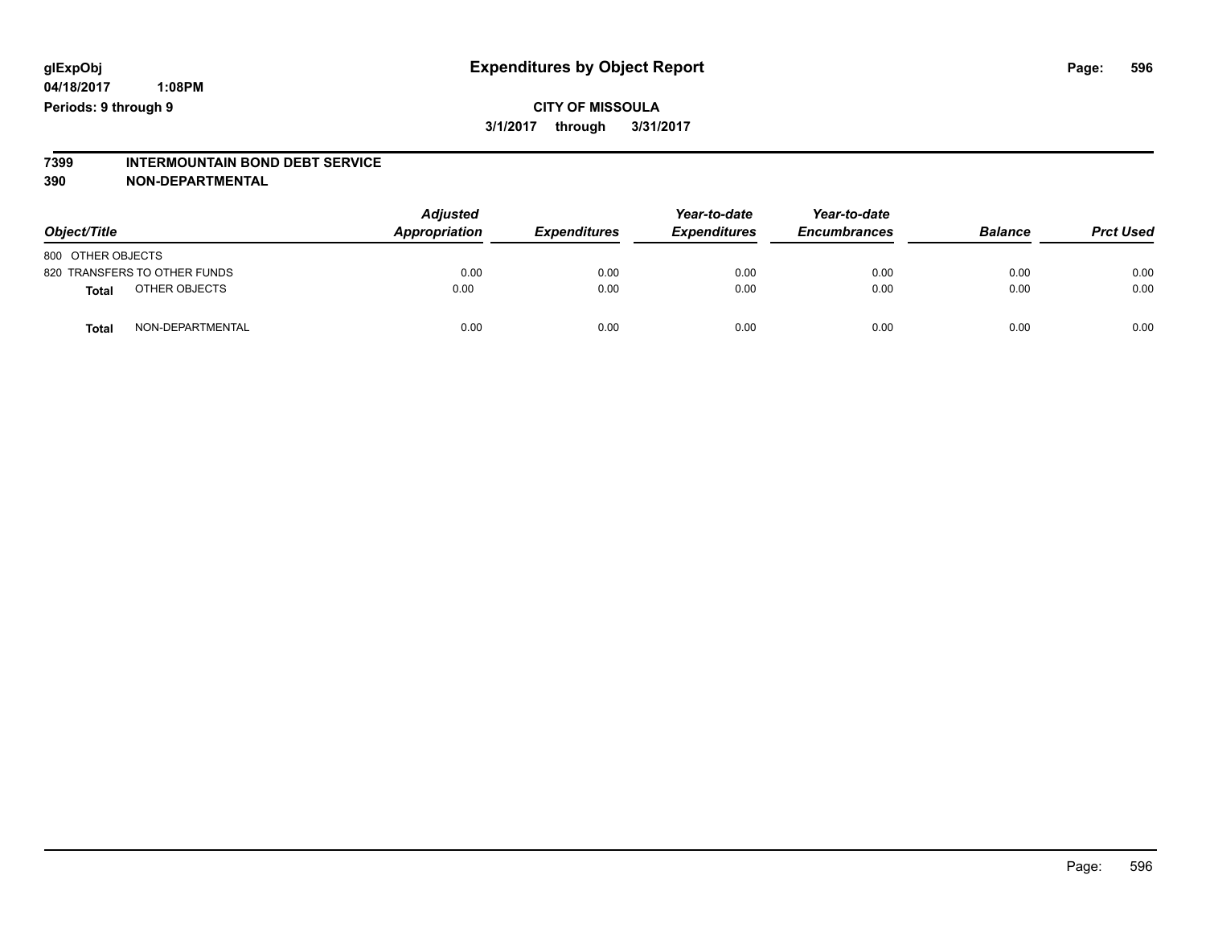# Expenditures by Object Report

glExpObj
04/18/2017 1:08PM
Periods: 9 through 9

**CITY OF MISSOULA**
**3/1/2017 through 3/31/2017**

**7399 INTERMOUNTAIN BOND DEBT SERVICE**
**390 NON-DEPARTMENTAL**

| Object/Title | Adjusted Appropriation | Expenditures | Year-to-date Expenditures | Year-to-date Encumbrances | Balance | Prct Used |
|---|---|---|---|---|---|---|
| 800 OTHER OBJECTS | | | | | | |
| 820 TRANSFERS TO OTHER FUNDS | 0.00 | 0.00 | 0.00 | 0.00 | 0.00 | 0.00 |
| **Total** OTHER OBJECTS | 0.00 | 0.00 | 0.00 | 0.00 | 0.00 | 0.00 |
| **Total** NON-DEPARTMENTAL | 0.00 | 0.00 | 0.00 | 0.00 | 0.00 | 0.00 |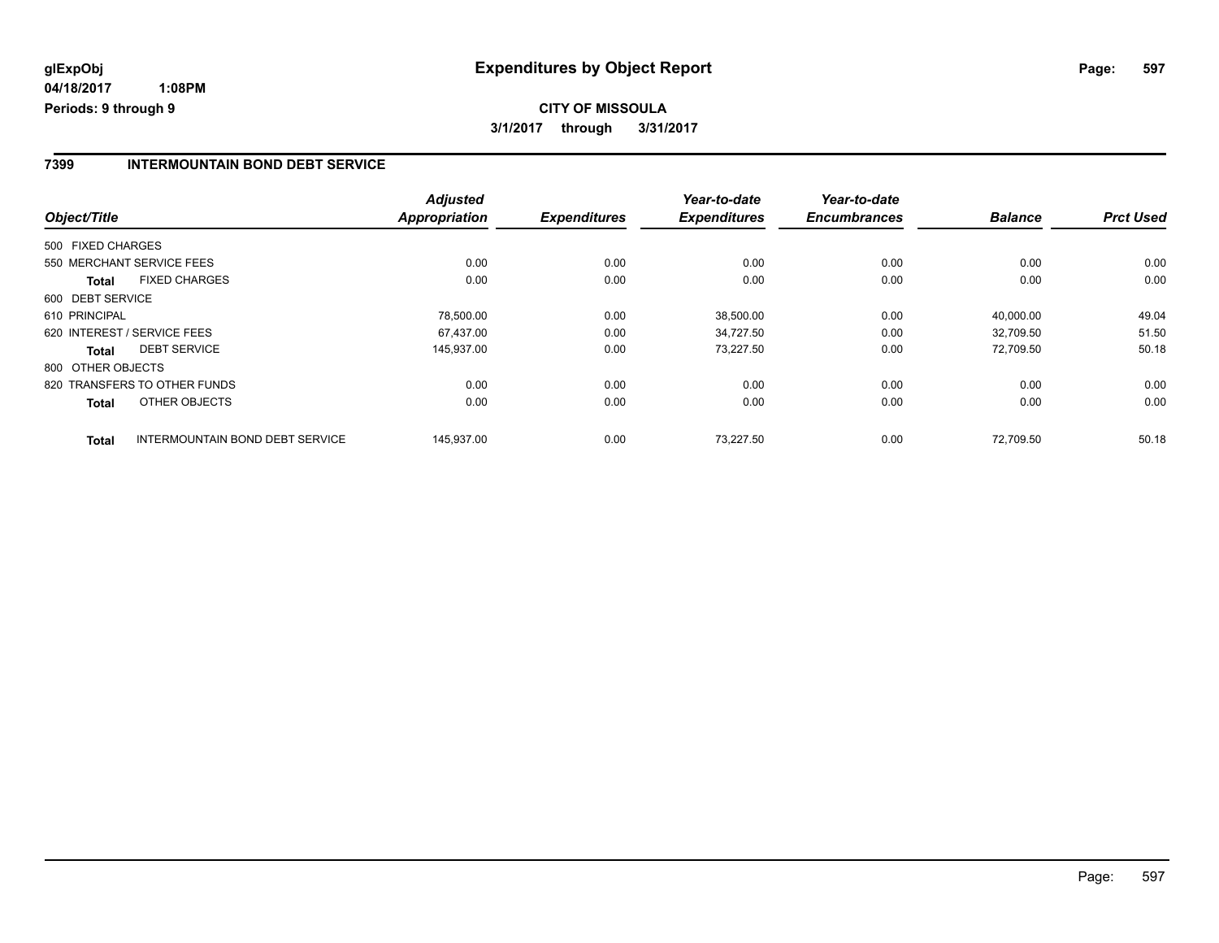# Expenditures by Object Report

**CITY OF MISSOULA**

**3/1/2017 through 3/31/2017**

glExpObj
04/18/2017 1:08PM
Periods: 9 through 9

## 7399 INTERMOUNTAIN BOND DEBT SERVICE

| Object/Title | | Adjusted Appropriation | Expenditures | Year-to-date Expenditures | Year-to-date Encumbrances | Balance | Prct Used |
|---|---|---|---|---|---|---|---|
| 500 FIXED CHARGES | | | | | | | |
| 550 MERCHANT SERVICE FEES | | 0.00 | 0.00 | 0.00 | 0.00 | 0.00 | 0.00 |
| **Total** | FIXED CHARGES | 0.00 | 0.00 | 0.00 | 0.00 | 0.00 | 0.00 |
| 600 DEBT SERVICE | | | | | | | |
| 610 PRINCIPAL | | 78,500.00 | 0.00 | 38,500.00 | 0.00 | 40,000.00 | 49.04 |
| 620 INTEREST / SERVICE FEES | | 67,437.00 | 0.00 | 34,727.50 | 0.00 | 32,709.50 | 51.50 |
| **Total** | DEBT SERVICE | 145,937.00 | 0.00 | 73,227.50 | 0.00 | 72,709.50 | 50.18 |
| 800 OTHER OBJECTS | | | | | | | |
| 820 TRANSFERS TO OTHER FUNDS | | 0.00 | 0.00 | 0.00 | 0.00 | 0.00 | 0.00 |
| **Total** | OTHER OBJECTS | 0.00 | 0.00 | 0.00 | 0.00 | 0.00 | 0.00 |
| **Total** | INTERMOUNTAIN BOND DEBT SERVICE | 145,937.00 | 0.00 | 73,227.50 | 0.00 | 72,709.50 | 50.18 |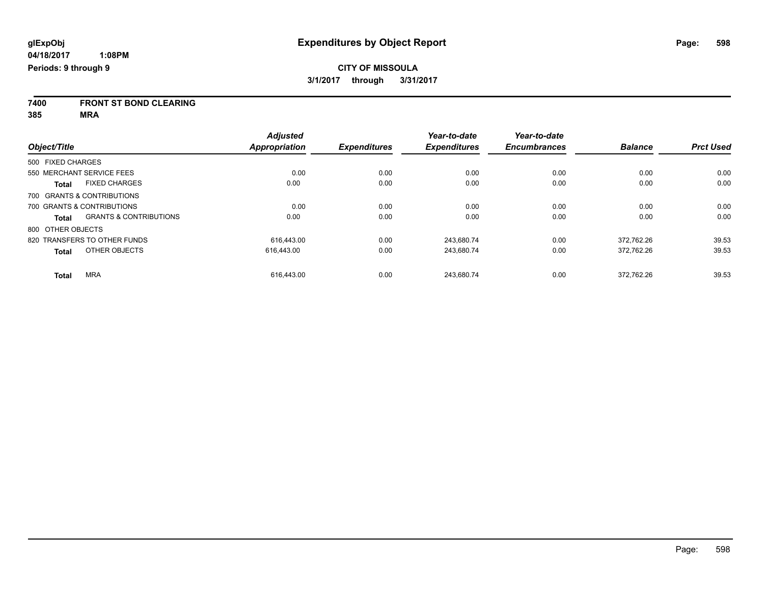# Expenditures by Object Report

glExpObj
04/18/2017 1:08PM
Periods: 9 through 9

**CITY OF MISSOULA**
**3/1/2017 through 3/31/2017**

**7400 FRONT ST BOND CLEARING**
**385 MRA**

| Object/Title | Adjusted Appropriation | Expenditures | Year-to-date Expenditures | Year-to-date Encumbrances | Balance | Prct Used |
|---|---|---|---|---|---|---|
| 500 FIXED CHARGES | | | | | | |
| 550 MERCHANT SERVICE FEES | 0.00 | 0.00 | 0.00 | 0.00 | 0.00 | 0.00 |
| **Total** FIXED CHARGES | 0.00 | 0.00 | 0.00 | 0.00 | 0.00 | 0.00 |
| 700 GRANTS & CONTRIBUTIONS | | | | | | |
| 700 GRANTS & CONTRIBUTIONS | 0.00 | 0.00 | 0.00 | 0.00 | 0.00 | 0.00 |
| **Total** GRANTS & CONTRIBUTIONS | 0.00 | 0.00 | 0.00 | 0.00 | 0.00 | 0.00 |
| 800 OTHER OBJECTS | | | | | | |
| 820 TRANSFERS TO OTHER FUNDS | 616,443.00 | 0.00 | 243,680.74 | 0.00 | 372,762.26 | 39.53 |
| **Total** OTHER OBJECTS | 616,443.00 | 0.00 | 243,680.74 | 0.00 | 372,762.26 | 39.53 |
| **Total** MRA | 616,443.00 | 0.00 | 243,680.74 | 0.00 | 372,762.26 | 39.53 |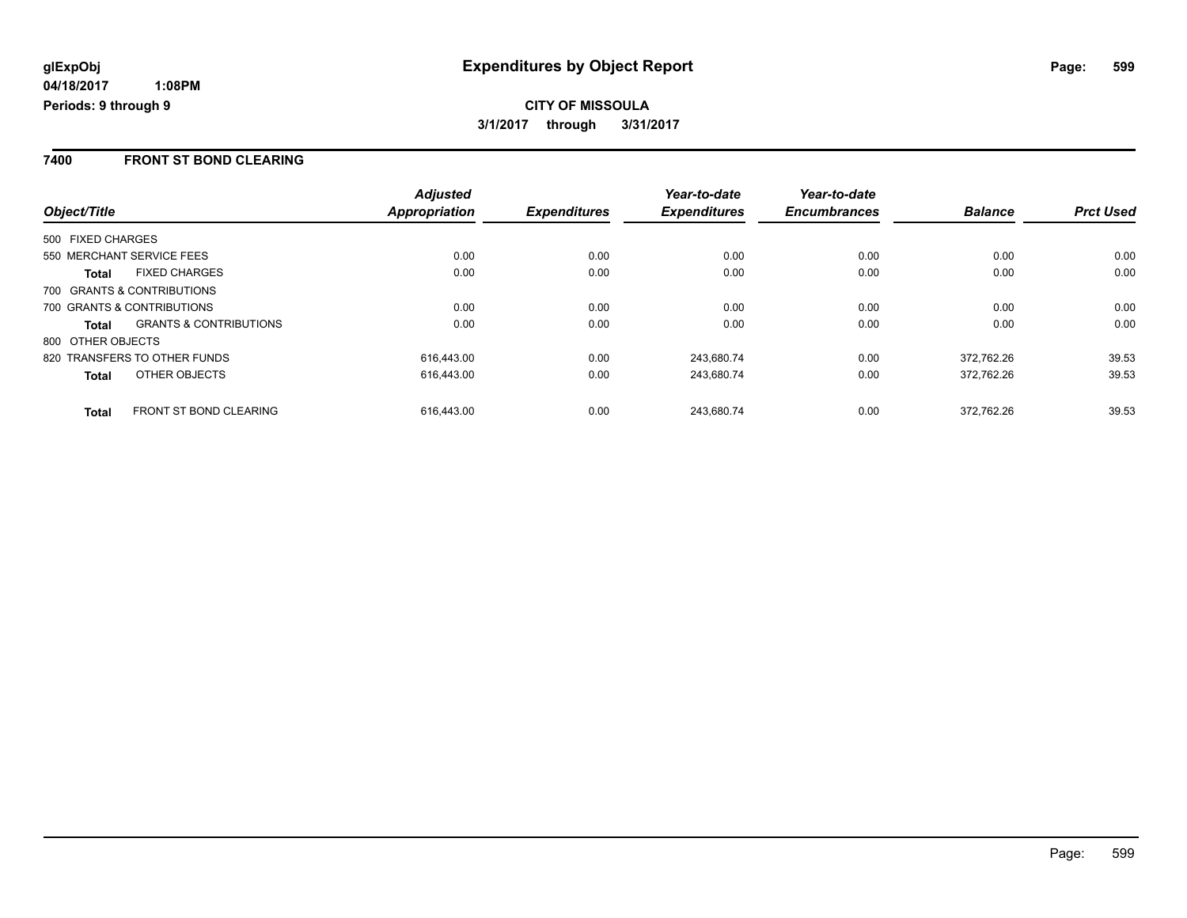**glExpObj**
**04/18/2017 1:08PM**
**Periods: 9 through 9**

# Expenditures by Object Report

**CITY OF MISSOULA**
**3/1/2017 through 3/31/2017**

## 7400 FRONT ST BOND CLEARING

| Object/Title | | Adjusted Appropriation | Expenditures | Year-to-date Expenditures | Year-to-date Encumbrances | Balance | Prct Used |
|---|---|---|---|---|---|---|---|
| 500 FIXED CHARGES | | | | | | | |
| 550 MERCHANT SERVICE FEES | | 0.00 | 0.00 | 0.00 | 0.00 | 0.00 | 0.00 |
| **Total** | FIXED CHARGES | 0.00 | 0.00 | 0.00 | 0.00 | 0.00 | 0.00 |
| 700 GRANTS & CONTRIBUTIONS | | | | | | | |
| 700 GRANTS & CONTRIBUTIONS | | 0.00 | 0.00 | 0.00 | 0.00 | 0.00 | 0.00 |
| **Total** | GRANTS & CONTRIBUTIONS | 0.00 | 0.00 | 0.00 | 0.00 | 0.00 | 0.00 |
| 800 OTHER OBJECTS | | | | | | | |
| 820 TRANSFERS TO OTHER FUNDS | | 616,443.00 | 0.00 | 243,680.74 | 0.00 | 372,762.26 | 39.53 |
| **Total** | OTHER OBJECTS | 616,443.00 | 0.00 | 243,680.74 | 0.00 | 372,762.26 | 39.53 |
| **Total** | FRONT ST BOND CLEARING | 616,443.00 | 0.00 | 243,680.74 | 0.00 | 372,762.26 | 39.53 |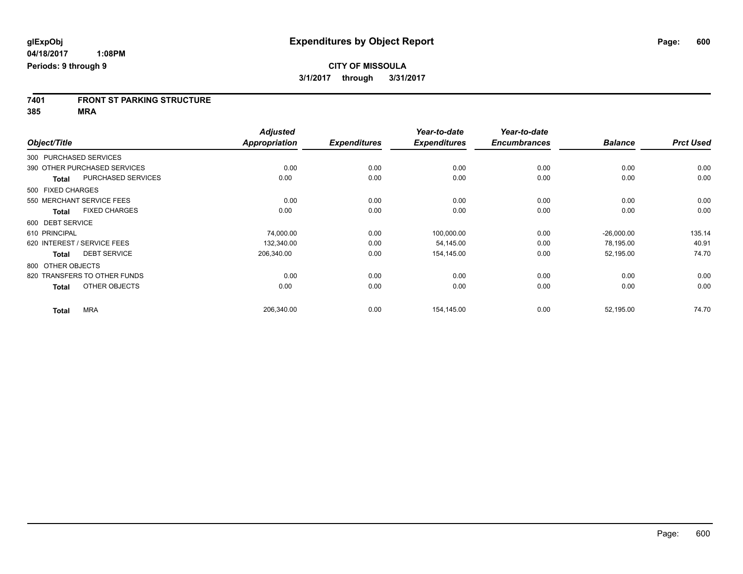# Expenditures by Object Report

glExpObj
04/18/2017 1:08PM
Periods: 9 through 9

**CITY OF MISSOULA**
**3/1/2017 through 3/31/2017**

**7401 FRONT ST PARKING STRUCTURE**
**385 MRA**

| Object/Title | | Adjusted Appropriation | Expenditures | Year-to-date Expenditures | Year-to-date Encumbrances | Balance | Prct Used |
|---|---|---|---|---|---|---|---|
| 300 PURCHASED SERVICES | | | | | | | |
| 390 OTHER PURCHASED SERVICES | | 0.00 | 0.00 | 0.00 | 0.00 | 0.00 | 0.00 |
| **Total** | PURCHASED SERVICES | 0.00 | 0.00 | 0.00 | 0.00 | 0.00 | 0.00 |
| 500 FIXED CHARGES | | | | | | | |
| 550 MERCHANT SERVICE FEES | | 0.00 | 0.00 | 0.00 | 0.00 | 0.00 | 0.00 |
| **Total** | FIXED CHARGES | 0.00 | 0.00 | 0.00 | 0.00 | 0.00 | 0.00 |
| 600 DEBT SERVICE | | | | | | | |
| 610 PRINCIPAL | | 74,000.00 | 0.00 | 100,000.00 | 0.00 | -26,000.00 | 135.14 |
| 620 INTEREST / SERVICE FEES | | 132,340.00 | 0.00 | 54,145.00 | 0.00 | 78,195.00 | 40.91 |
| **Total** | DEBT SERVICE | 206,340.00 | 0.00 | 154,145.00 | 0.00 | 52,195.00 | 74.70 |
| 800 OTHER OBJECTS | | | | | | | |
| 820 TRANSFERS TO OTHER FUNDS | | 0.00 | 0.00 | 0.00 | 0.00 | 0.00 | 0.00 |
| **Total** | OTHER OBJECTS | 0.00 | 0.00 | 0.00 | 0.00 | 0.00 | 0.00 |
| **Total** | MRA | 206,340.00 | 0.00 | 154,145.00 | 0.00 | 52,195.00 | 74.70 |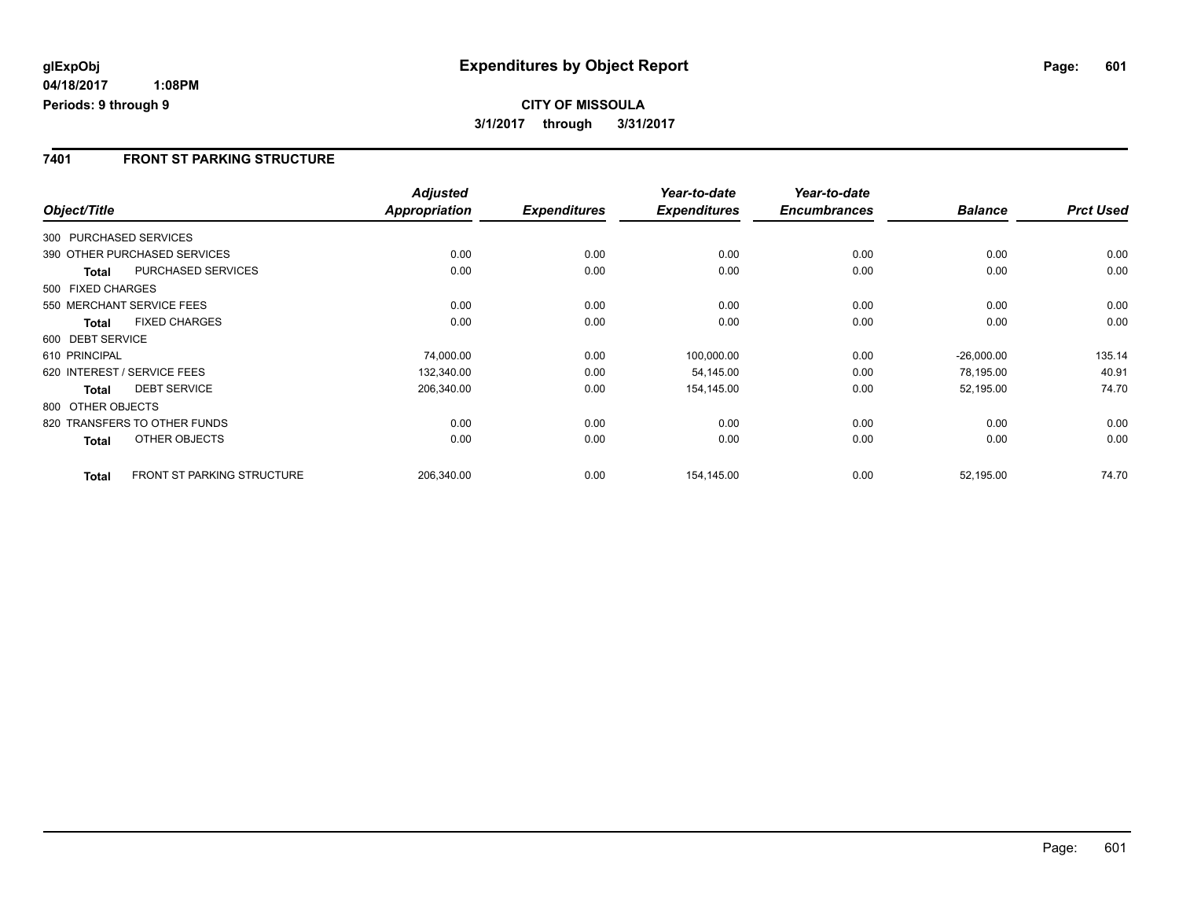**glExpObj** **Expenditures by Object Report**

**04/18/2017 1:08PM**

**Periods: 9 through 9**

**CITY OF MISSOULA**

**3/1/2017 through 3/31/2017**

## 7401 FRONT ST PARKING STRUCTURE

| Object/Title | | Adjusted Appropriation | Expenditures | Year-to-date Expenditures | Year-to-date Encumbrances | Balance | Prct Used |
|---|---|---|---|---|---|---|---|
| 300 PURCHASED SERVICES | | | | | | | |
| 390 OTHER PURCHASED SERVICES | | 0.00 | 0.00 | 0.00 | 0.00 | 0.00 | 0.00 |
| **Total** | PURCHASED SERVICES | 0.00 | 0.00 | 0.00 | 0.00 | 0.00 | 0.00 |
| 500 FIXED CHARGES | | | | | | | |
| 550 MERCHANT SERVICE FEES | | 0.00 | 0.00 | 0.00 | 0.00 | 0.00 | 0.00 |
| **Total** | FIXED CHARGES | 0.00 | 0.00 | 0.00 | 0.00 | 0.00 | 0.00 |
| 600 DEBT SERVICE | | | | | | | |
| 610 PRINCIPAL | | 74,000.00 | 0.00 | 100,000.00 | 0.00 | -26,000.00 | 135.14 |
| 620 INTEREST / SERVICE FEES | | 132,340.00 | 0.00 | 54,145.00 | 0.00 | 78,195.00 | 40.91 |
| **Total** | DEBT SERVICE | 206,340.00 | 0.00 | 154,145.00 | 0.00 | 52,195.00 | 74.70 |
| 800 OTHER OBJECTS | | | | | | | |
| 820 TRANSFERS TO OTHER FUNDS | | 0.00 | 0.00 | 0.00 | 0.00 | 0.00 | 0.00 |
| **Total** | OTHER OBJECTS | 0.00 | 0.00 | 0.00 | 0.00 | 0.00 | 0.00 |
| **Total** | FRONT ST PARKING STRUCTURE | 206,340.00 | 0.00 | 154,145.00 | 0.00 | 52,195.00 | 74.70 |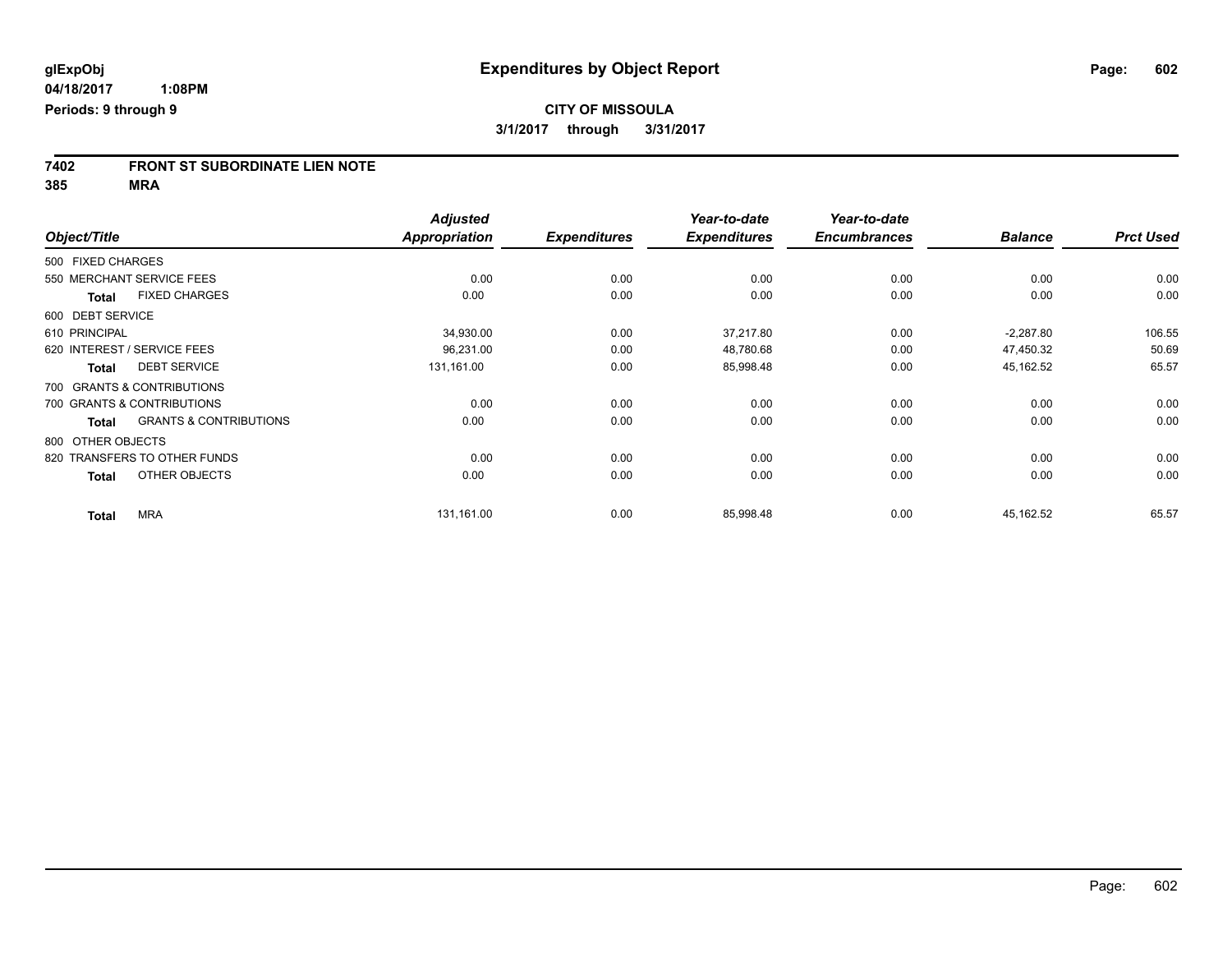glExpObj
04/18/2017 1:08PM
Periods: 9 through 9

# Expenditures by Object Report

**CITY OF MISSOULA**

**3/1/2017 through 3/31/2017**

## 7402 FRONT ST SUBORDINATE LIEN NOTE

**385 MRA**

| Object/Title | Adjusted Appropriation | Expenditures | Year-to-date Expenditures | Year-to-date Encumbrances | Balance | Prct Used |
|---|---|---|---|---|---|---|
| 500 FIXED CHARGES | | | | | | |
| 550 MERCHANT SERVICE FEES | 0.00 | 0.00 | 0.00 | 0.00 | 0.00 | 0.00 |
| **Total** FIXED CHARGES | 0.00 | 0.00 | 0.00 | 0.00 | 0.00 | 0.00 |
| 600 DEBT SERVICE | | | | | | |
| 610 PRINCIPAL | 34,930.00 | 0.00 | 37,217.80 | 0.00 | -2,287.80 | 106.55 |
| 620 INTEREST / SERVICE FEES | 96,231.00 | 0.00 | 48,780.68 | 0.00 | 47,450.32 | 50.69 |
| **Total** DEBT SERVICE | 131,161.00 | 0.00 | 85,998.48 | 0.00 | 45,162.52 | 65.57 |
| 700 GRANTS & CONTRIBUTIONS | | | | | | |
| 700 GRANTS & CONTRIBUTIONS | 0.00 | 0.00 | 0.00 | 0.00 | 0.00 | 0.00 |
| **Total** GRANTS & CONTRIBUTIONS | 0.00 | 0.00 | 0.00 | 0.00 | 0.00 | 0.00 |
| 800 OTHER OBJECTS | | | | | | |
| 820 TRANSFERS TO OTHER FUNDS | 0.00 | 0.00 | 0.00 | 0.00 | 0.00 | 0.00 |
| **Total** OTHER OBJECTS | 0.00 | 0.00 | 0.00 | 0.00 | 0.00 | 0.00 |
| **Total** MRA | 131,161.00 | 0.00 | 85,998.48 | 0.00 | 45,162.52 | 65.57 |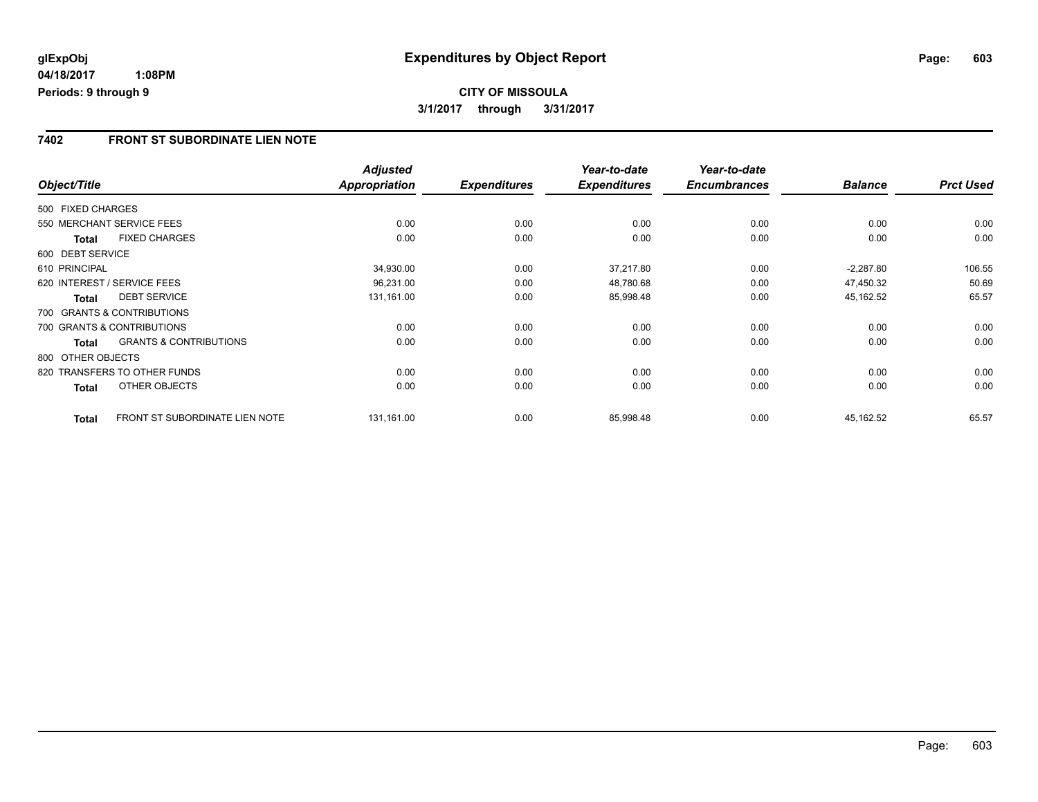glExpObj
04/18/2017 1:08PM
Periods: 9 through 9

# Expenditures by Object Report

**CITY OF MISSOULA**

**3/1/2017 through 3/31/2017**

## 7402 FRONT ST SUBORDINATE LIEN NOTE

| Object/Title | | Adjusted Appropriation | Expenditures | Year-to-date Expenditures | Year-to-date Encumbrances | Balance | Prct Used |
|---|---|---|---|---|---|---|---|
| 500 FIXED CHARGES | | | | | | | |
| 550 MERCHANT SERVICE FEES | | 0.00 | 0.00 | 0.00 | 0.00 | 0.00 | 0.00 |
| **Total** | FIXED CHARGES | 0.00 | 0.00 | 0.00 | 0.00 | 0.00 | 0.00 |
| 600 DEBT SERVICE | | | | | | | |
| 610 PRINCIPAL | | 34,930.00 | 0.00 | 37,217.80 | 0.00 | -2,287.80 | 106.55 |
| 620 INTEREST / SERVICE FEES | | 96,231.00 | 0.00 | 48,780.68 | 0.00 | 47,450.32 | 50.69 |
| **Total** | DEBT SERVICE | 131,161.00 | 0.00 | 85,998.48 | 0.00 | 45,162.52 | 65.57 |
| 700 GRANTS & CONTRIBUTIONS | | | | | | | |
| 700 GRANTS & CONTRIBUTIONS | | 0.00 | 0.00 | 0.00 | 0.00 | 0.00 | 0.00 |
| **Total** | GRANTS & CONTRIBUTIONS | 0.00 | 0.00 | 0.00 | 0.00 | 0.00 | 0.00 |
| 800 OTHER OBJECTS | | | | | | | |
| 820 TRANSFERS TO OTHER FUNDS | | 0.00 | 0.00 | 0.00 | 0.00 | 0.00 | 0.00 |
| **Total** | OTHER OBJECTS | 0.00 | 0.00 | 0.00 | 0.00 | 0.00 | 0.00 |
| **Total** | FRONT ST SUBORDINATE LIEN NOTE | 131,161.00 | 0.00 | 85,998.48 | 0.00 | 45,162.52 | 65.57 |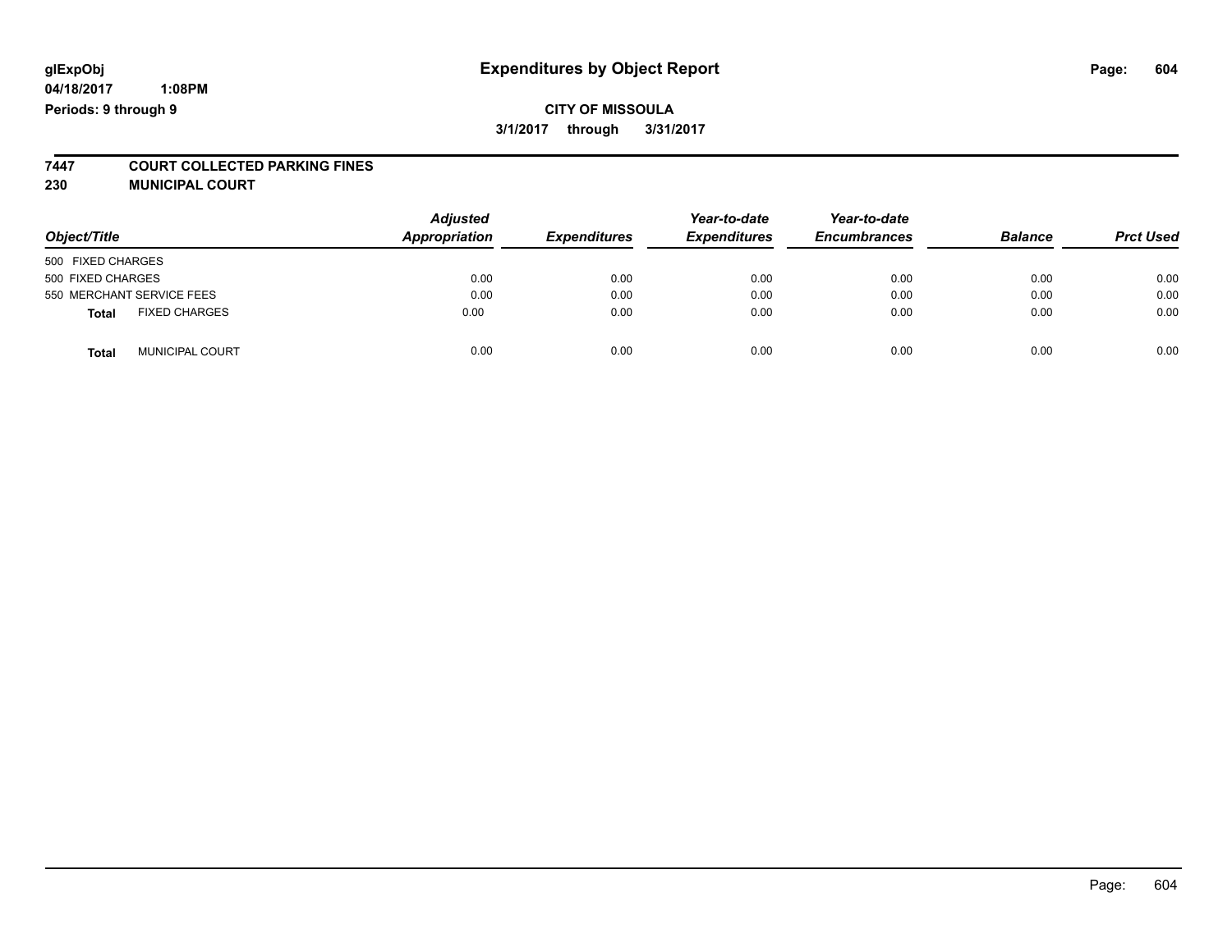glExpObj
04/18/2017 1:08PM
Periods: 9 through 9

# Expenditures by Object Report

**CITY OF MISSOULA**
**3/1/2017 through 3/31/2017**

**7447 COURT COLLECTED PARKING FINES**
**230 MUNICIPAL COURT**

| Object/Title | Adjusted Appropriation | Expenditures | Year-to-date Expenditures | Year-to-date Encumbrances | Balance | Prct Used |
|---|---|---|---|---|---|---|
| 500 FIXED CHARGES | | | | | | |
| 500 FIXED CHARGES | 0.00 | 0.00 | 0.00 | 0.00 | 0.00 | 0.00 |
| 550 MERCHANT SERVICE FEES | 0.00 | 0.00 | 0.00 | 0.00 | 0.00 | 0.00 |
| **Total** FIXED CHARGES | 0.00 | 0.00 | 0.00 | 0.00 | 0.00 | 0.00 |
| **Total** MUNICIPAL COURT | 0.00 | 0.00 | 0.00 | 0.00 | 0.00 | 0.00 |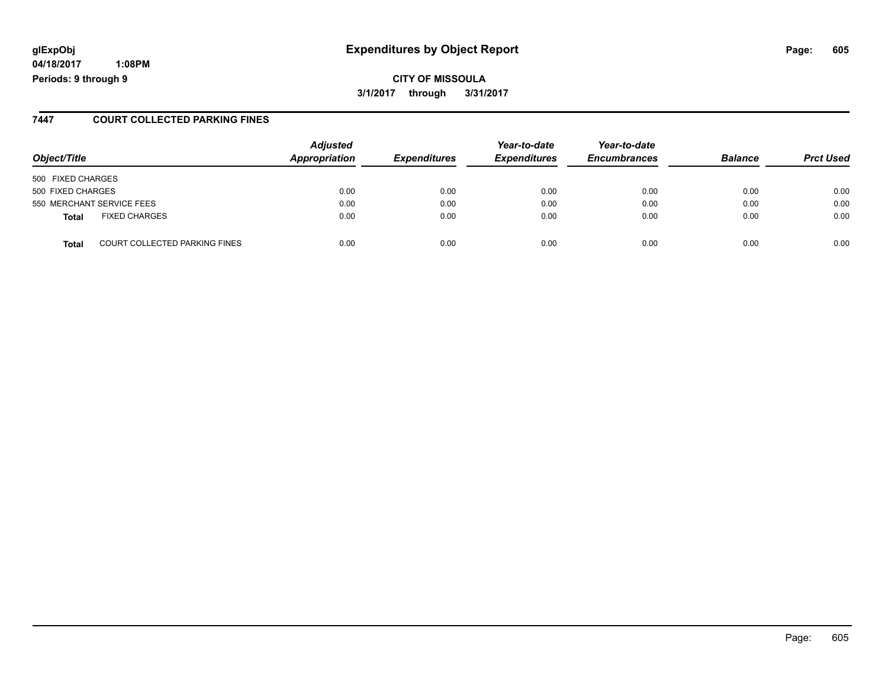**glExpObj**
**04/18/2017 1:08PM**
**Periods: 9 through 9**

# Expenditures by Object Report

**CITY OF MISSOULA**
**3/1/2017 through 3/31/2017**

## 7447 COURT COLLECTED PARKING FINES

| Object/Title | | Adjusted Appropriation | Expenditures | Year-to-date Expenditures | Year-to-date Encumbrances | Balance | Prct Used |
|---|---|---|---|---|---|---|---|
| 500 FIXED CHARGES | | | | | | | |
| 500 FIXED CHARGES | | 0.00 | 0.00 | 0.00 | 0.00 | 0.00 | 0.00 |
| 550 MERCHANT SERVICE FEES | | 0.00 | 0.00 | 0.00 | 0.00 | 0.00 | 0.00 |
| **Total** | FIXED CHARGES | 0.00 | 0.00 | 0.00 | 0.00 | 0.00 | 0.00 |
| **Total** | COURT COLLECTED PARKING FINES | 0.00 | 0.00 | 0.00 | 0.00 | 0.00 | 0.00 |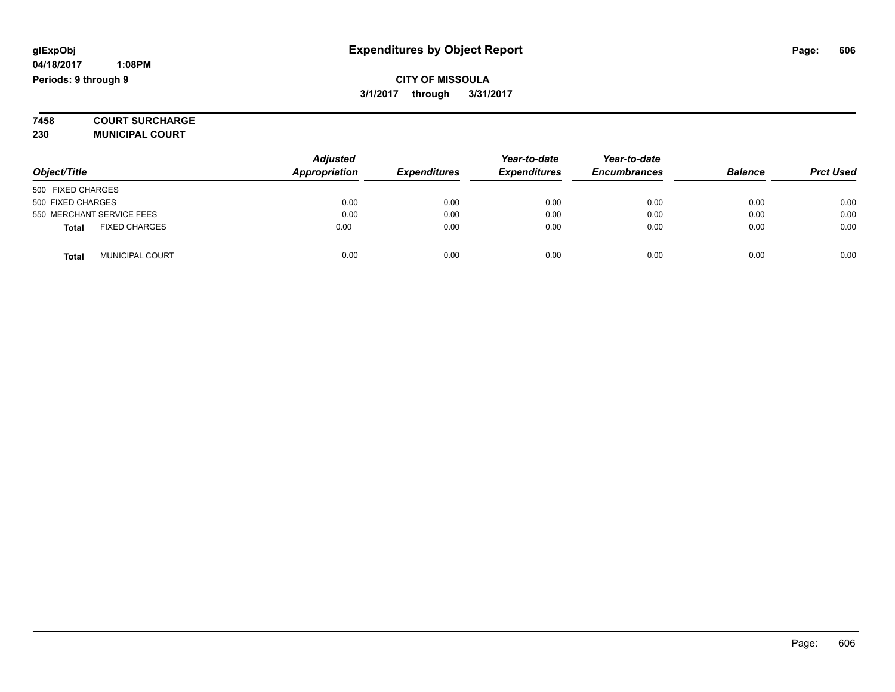glExpObj
04/18/2017 1:08PM
Periods: 9 through 9

# Expenditures by Object Report

**CITY OF MISSOULA**
**3/1/2017 through 3/31/2017**

**7458 COURT SURCHARGE**
**230 MUNICIPAL COURT**

| Object/Title | Adjusted Appropriation | Expenditures | Year-to-date Expenditures | Year-to-date Encumbrances | Balance | Prct Used |
|---|---|---|---|---|---|---|
| 500 FIXED CHARGES | | | | | | |
| 500 FIXED CHARGES | 0.00 | 0.00 | 0.00 | 0.00 | 0.00 | 0.00 |
| 550 MERCHANT SERVICE FEES | 0.00 | 0.00 | 0.00 | 0.00 | 0.00 | 0.00 |
| **Total** FIXED CHARGES | 0.00 | 0.00 | 0.00 | 0.00 | 0.00 | 0.00 |
| **Total** MUNICIPAL COURT | 0.00 | 0.00 | 0.00 | 0.00 | 0.00 | 0.00 |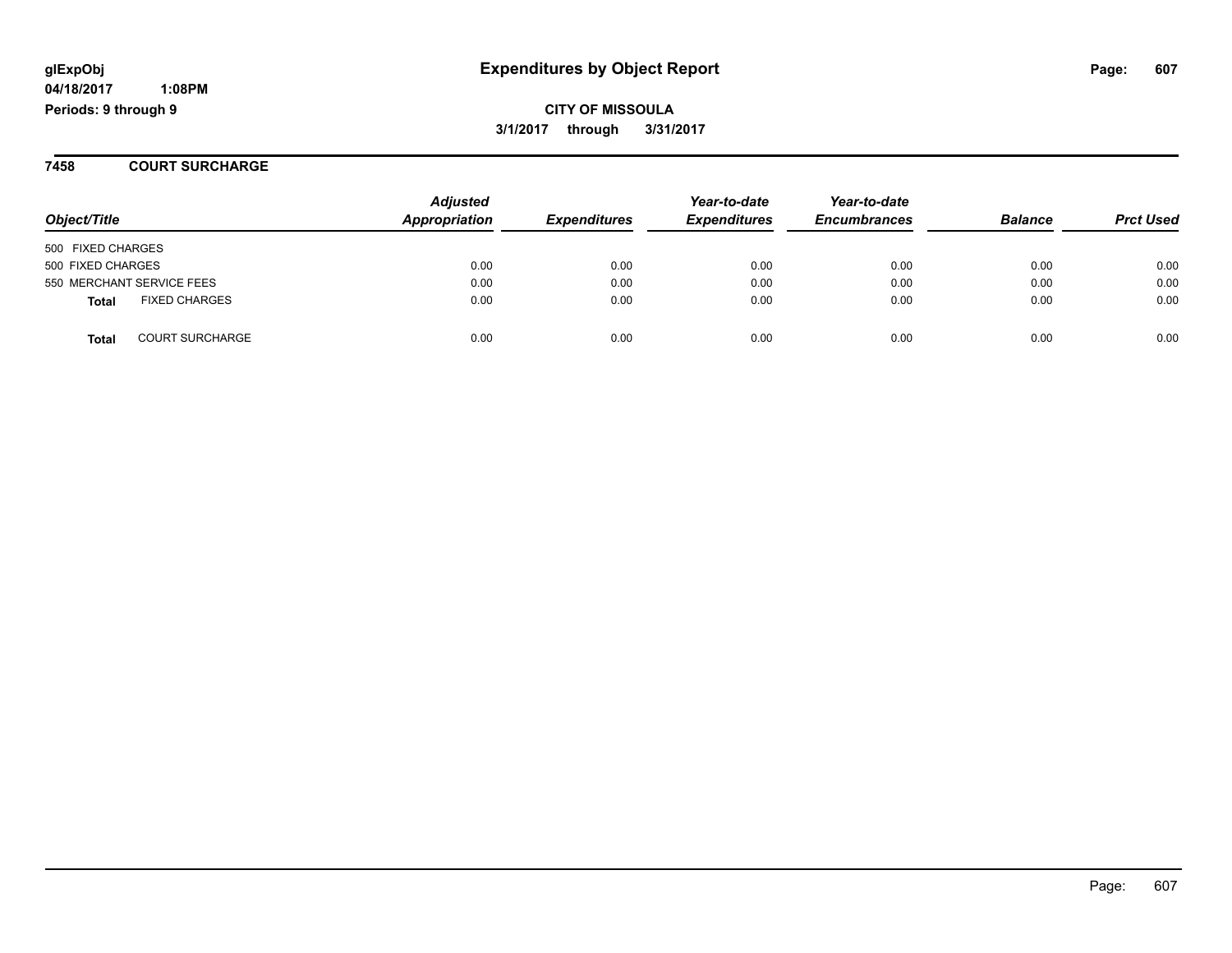**glExpObj** **Expenditures by Object Report**

**04/18/2017 1:08PM**

**Periods: 9 through 9**

**CITY OF MISSOULA**

**3/1/2017 through 3/31/2017**

## 7458 COURT SURCHARGE

| Object/Title | | Adjusted Appropriation | Expenditures | Year-to-date Expenditures | Year-to-date Encumbrances | Balance | Prct Used |
|---|---|---|---|---|---|---|---|
| 500 FIXED CHARGES | | | | | | | |
| 500 FIXED CHARGES | | 0.00 | 0.00 | 0.00 | 0.00 | 0.00 | 0.00 |
| 550 MERCHANT SERVICE FEES | | 0.00 | 0.00 | 0.00 | 0.00 | 0.00 | 0.00 |
| **Total** | FIXED CHARGES | 0.00 | 0.00 | 0.00 | 0.00 | 0.00 | 0.00 |
| **Total** | COURT SURCHARGE | 0.00 | 0.00 | 0.00 | 0.00 | 0.00 | 0.00 |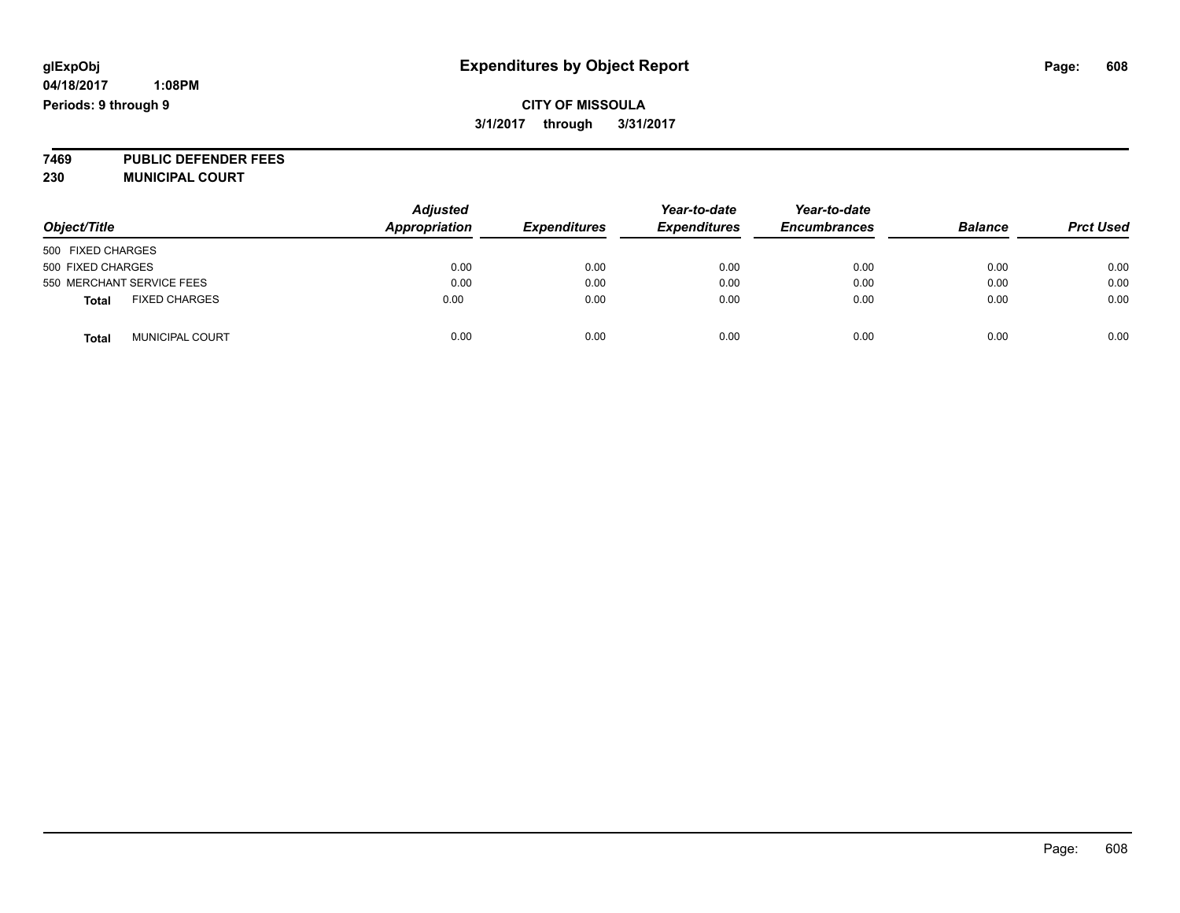# Expenditures by Object Report

glExpObj
04/18/2017 1:08PM
Periods: 9 through 9

**CITY OF MISSOULA**
**3/1/2017 through 3/31/2017**

**7469 PUBLIC DEFENDER FEES**
**230 MUNICIPAL COURT**

| Object/Title | Adjusted Appropriation | Expenditures | Year-to-date Expenditures | Year-to-date Encumbrances | Balance | Prct Used |
|---|---|---|---|---|---|---|
| 500 FIXED CHARGES | | | | | | |
| 500 FIXED CHARGES | 0.00 | 0.00 | 0.00 | 0.00 | 0.00 | 0.00 |
| 550 MERCHANT SERVICE FEES | 0.00 | 0.00 | 0.00 | 0.00 | 0.00 | 0.00 |
| **Total** FIXED CHARGES | 0.00 | 0.00 | 0.00 | 0.00 | 0.00 | 0.00 |
| **Total** MUNICIPAL COURT | 0.00 | 0.00 | 0.00 | 0.00 | 0.00 | 0.00 |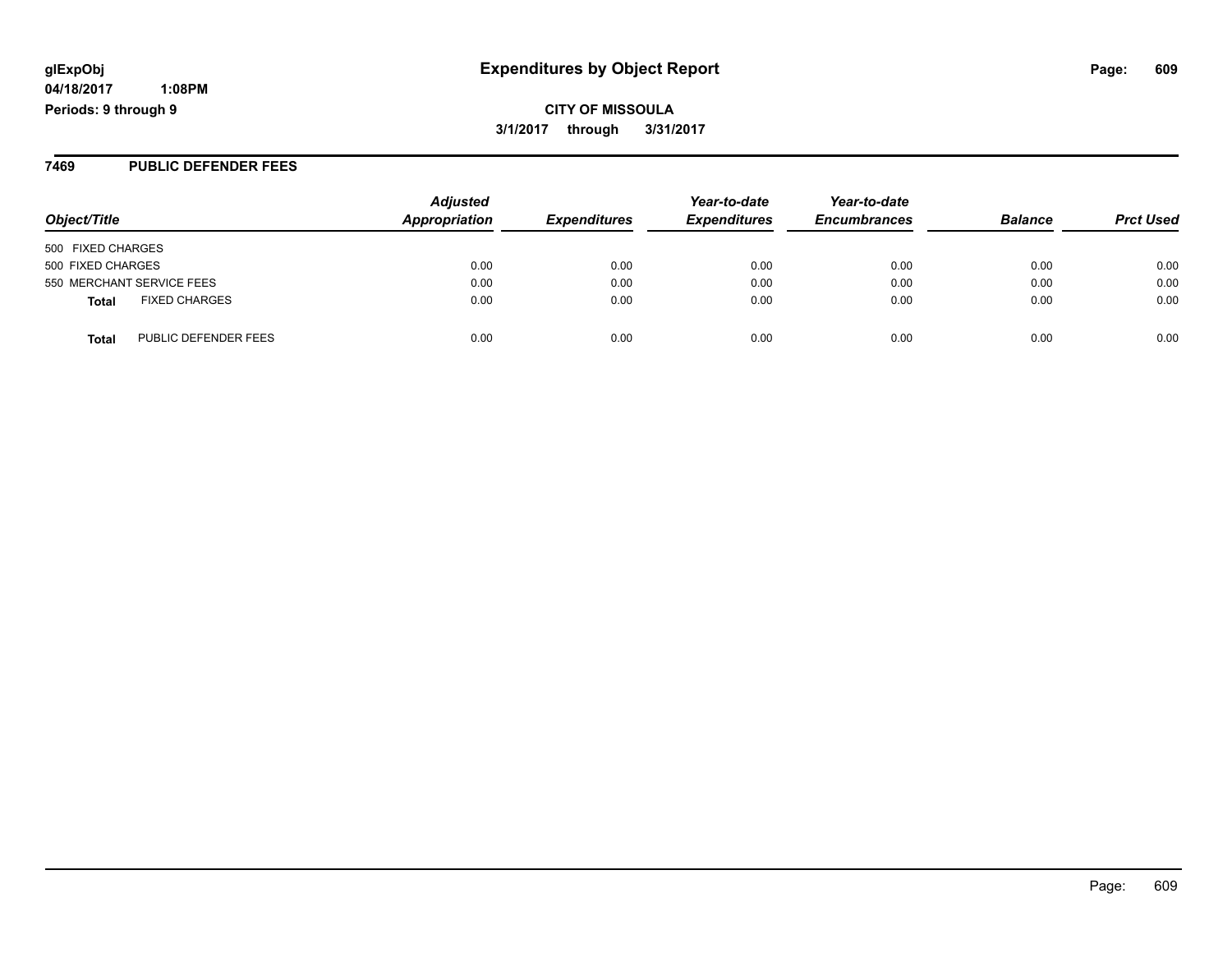# Expenditures by Object Report

glExpObj
04/18/2017 1:08PM
Periods: 9 through 9

**CITY OF MISSOULA**
**3/1/2017 through 3/31/2017**

## 7469 PUBLIC DEFENDER FEES

| Object/Title | Adjusted Appropriation | Expenditures | Year-to-date Expenditures | Year-to-date Encumbrances | Balance | Prct Used |
|---|---|---|---|---|---|---|
| 500 FIXED CHARGES | | | | | | |
| 500 FIXED CHARGES | 0.00 | 0.00 | 0.00 | 0.00 | 0.00 | 0.00 |
| 550 MERCHANT SERVICE FEES | 0.00 | 0.00 | 0.00 | 0.00 | 0.00 | 0.00 |
| **Total** FIXED CHARGES | 0.00 | 0.00 | 0.00 | 0.00 | 0.00 | 0.00 |
| **Total** PUBLIC DEFENDER FEES | 0.00 | 0.00 | 0.00 | 0.00 | 0.00 | 0.00 |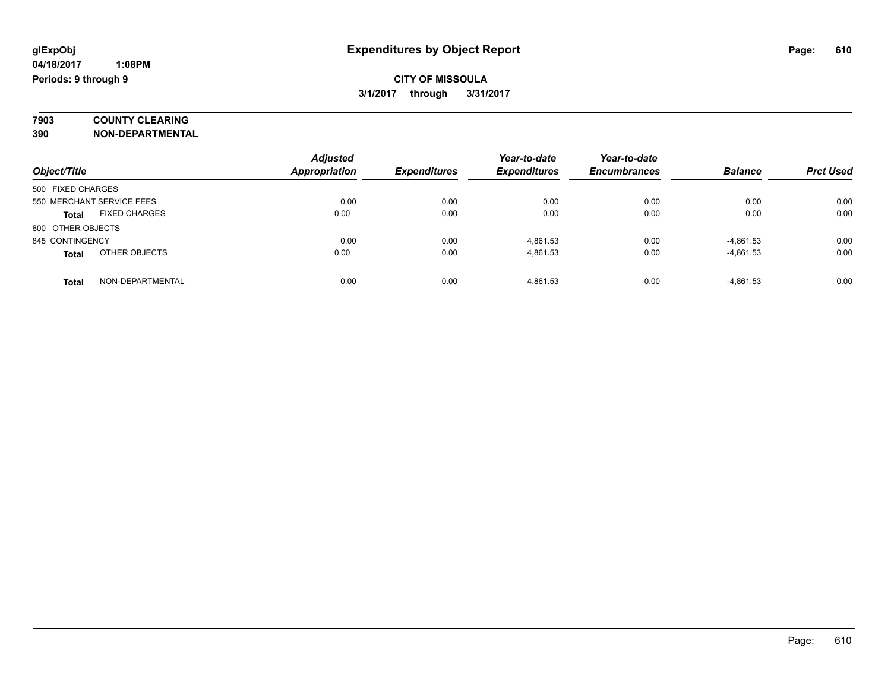**glExpObj** **Expenditures by Object Report**

**04/18/2017 1:08PM**

**Periods: 9 through 9**

**CITY OF MISSOULA**

**3/1/2017 through 3/31/2017**

**7903 COUNTY CLEARING**

**390 NON-DEPARTMENTAL**

| Object/Title | | Adjusted Appropriation | Expenditures | Year-to-date Expenditures | Year-to-date Encumbrances | Balance | Prct Used |
|---|---|---|---|---|---|---|---|
| 500 FIXED CHARGES | | | | | | | |
| 550 MERCHANT SERVICE FEES | | 0.00 | 0.00 | 0.00 | 0.00 | 0.00 | 0.00 |
| **Total** | FIXED CHARGES | 0.00 | 0.00 | 0.00 | 0.00 | 0.00 | 0.00 |
| 800 OTHER OBJECTS | | | | | | | |
| 845 CONTINGENCY | | 0.00 | 0.00 | 4,861.53 | 0.00 | -4,861.53 | 0.00 |
| **Total** | OTHER OBJECTS | 0.00 | 0.00 | 4,861.53 | 0.00 | -4,861.53 | 0.00 |
| **Total** | NON-DEPARTMENTAL | 0.00 | 0.00 | 4,861.53 | 0.00 | -4,861.53 | 0.00 |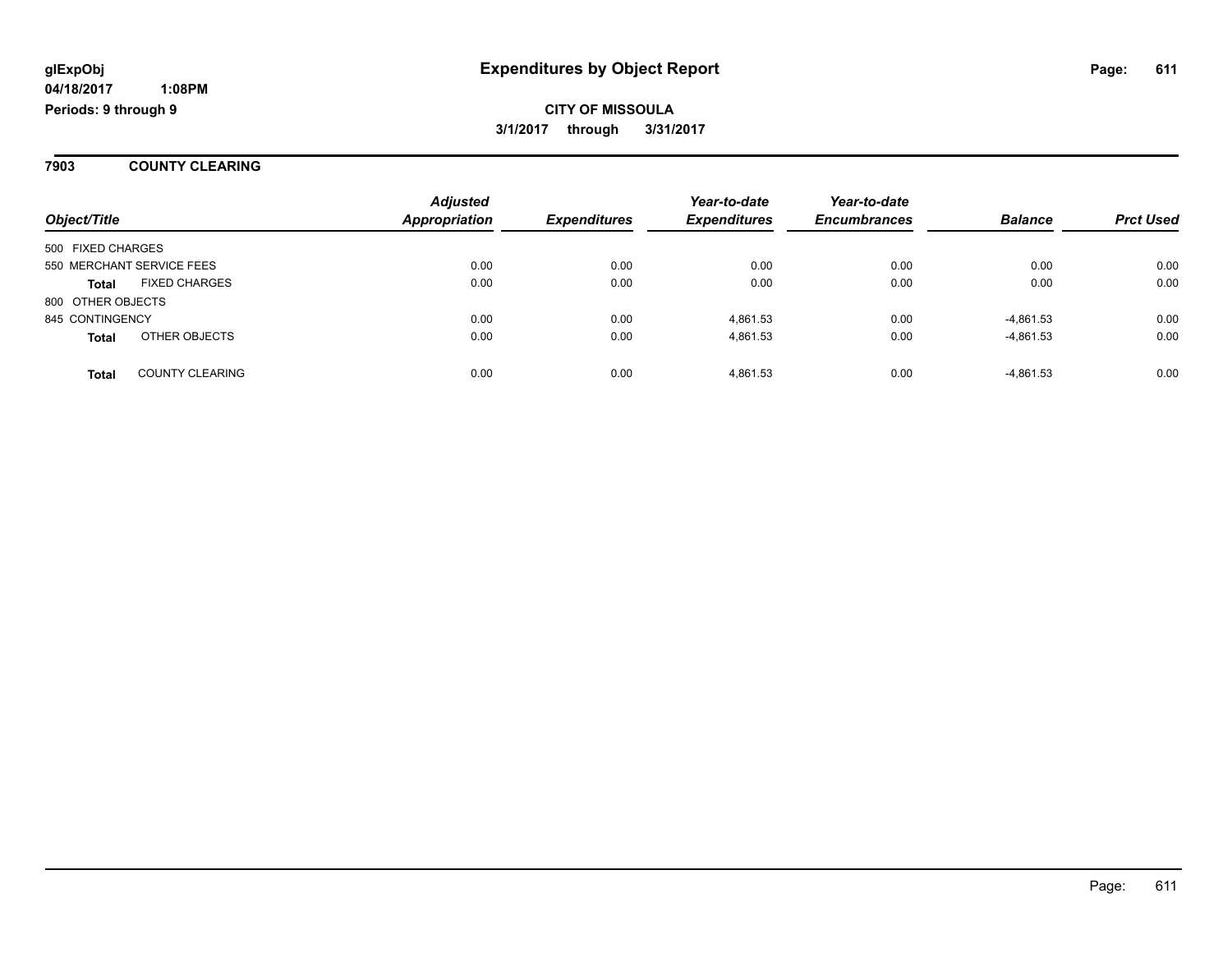glExpObj
04/18/2017 1:08PM
Periods: 9 through 9

# Expenditures by Object Report

**CITY OF MISSOULA**
**3/1/2017 through 3/31/2017**

## 7903 COUNTY CLEARING

| Object/Title | | Adjusted Appropriation | Expenditures | Year-to-date Expenditures | Year-to-date Encumbrances | Balance | Prct Used |
|---|---|---|---|---|---|---|---|
| 500 FIXED CHARGES | | | | | | | |
| 550 MERCHANT SERVICE FEES | | 0.00 | 0.00 | 0.00 | 0.00 | 0.00 | 0.00 |
| **Total** | FIXED CHARGES | 0.00 | 0.00 | 0.00 | 0.00 | 0.00 | 0.00 |
| 800 OTHER OBJECTS | | | | | | | |
| 845 CONTINGENCY | | 0.00 | 0.00 | 4,861.53 | 0.00 | -4,861.53 | 0.00 |
| **Total** | OTHER OBJECTS | 0.00 | 0.00 | 4,861.53 | 0.00 | -4,861.53 | 0.00 |
| **Total** | COUNTY CLEARING | 0.00 | 0.00 | 4,861.53 | 0.00 | -4,861.53 | 0.00 |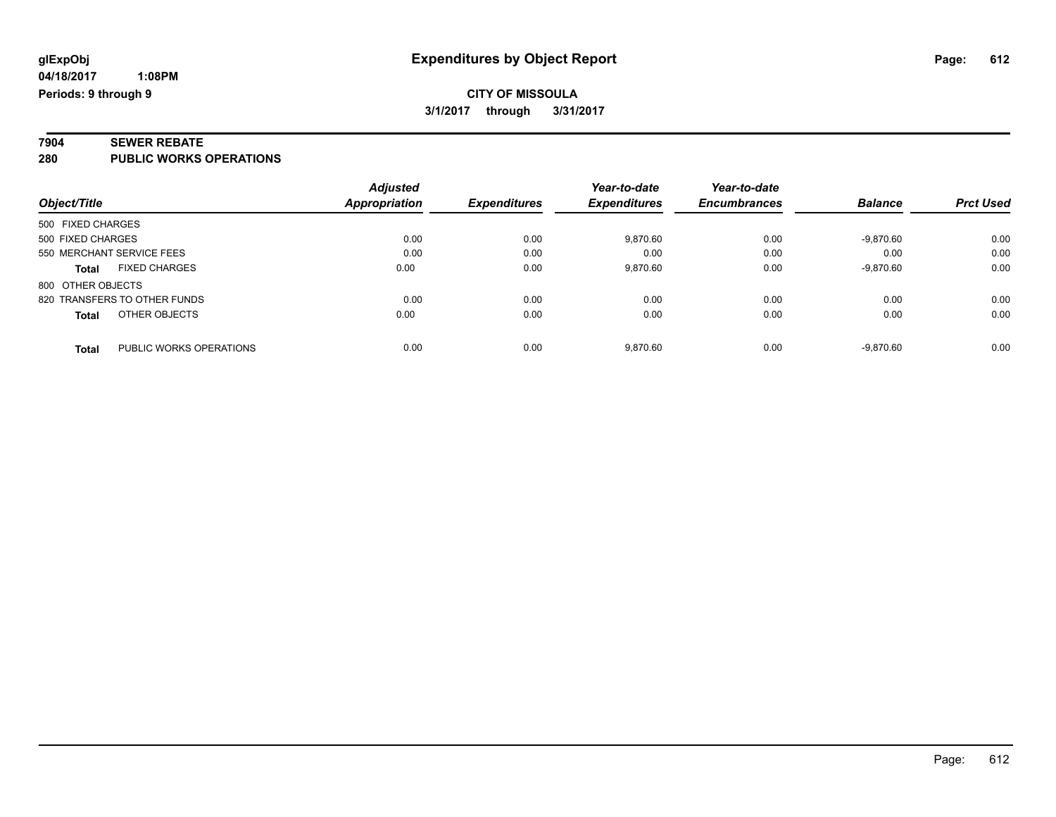glExpObj
04/18/2017 1:08PM
Periods: 9 through 9

# Expenditures by Object Report

**CITY OF MISSOULA**
**3/1/2017 through 3/31/2017**

**7904 SEWER REBATE**
**280 PUBLIC WORKS OPERATIONS**

| Object/Title | | Adjusted Appropriation | Expenditures | Year-to-date Expenditures | Year-to-date Encumbrances | Balance | Prct Used |
|---|---|---|---|---|---|---|---|
| 500 FIXED CHARGES | | | | | | | |
| 500 FIXED CHARGES | | 0.00 | 0.00 | 9,870.60 | 0.00 | -9,870.60 | 0.00 |
| 550 MERCHANT SERVICE FEES | | 0.00 | 0.00 | 0.00 | 0.00 | 0.00 | 0.00 |
| **Total** | FIXED CHARGES | 0.00 | 0.00 | 9,870.60 | 0.00 | -9,870.60 | 0.00 |
| 800 OTHER OBJECTS | | | | | | | |
| 820 TRANSFERS TO OTHER FUNDS | | 0.00 | 0.00 | 0.00 | 0.00 | 0.00 | 0.00 |
| **Total** | OTHER OBJECTS | 0.00 | 0.00 | 0.00 | 0.00 | 0.00 | 0.00 |
| **Total** | PUBLIC WORKS OPERATIONS | 0.00 | 0.00 | 9,870.60 | 0.00 | -9,870.60 | 0.00 |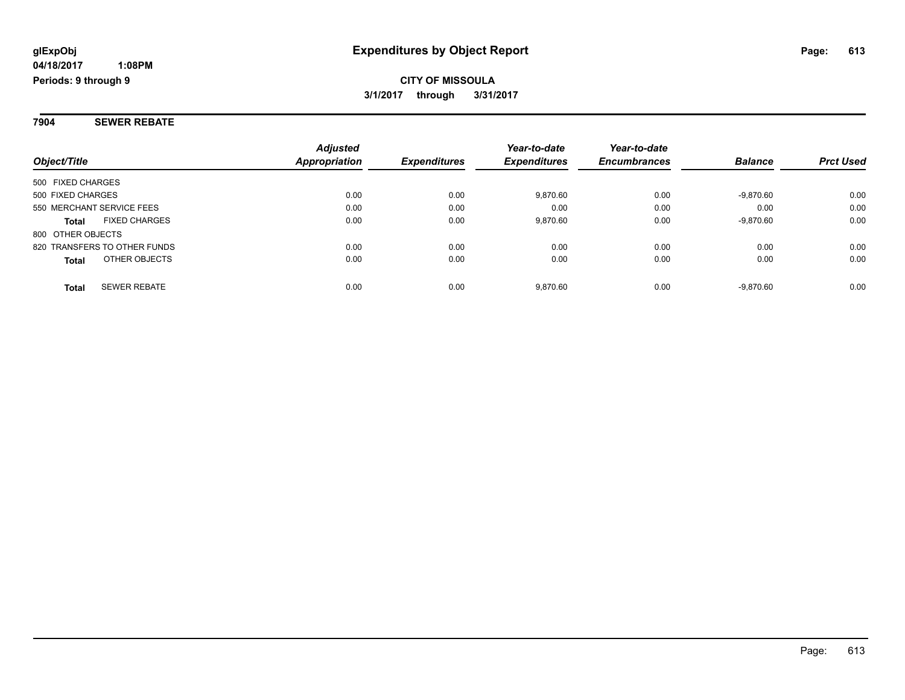**glExpObj** **Expenditures by Object Report**

**04/18/2017 1:08PM**

**Periods: 9 through 9**

**CITY OF MISSOULA**

**3/1/2017 through 3/31/2017**

## 7904 SEWER REBATE

| Object/Title | Adjusted Appropriation | Expenditures | Year-to-date Expenditures | Year-to-date Encumbrances | Balance | Prct Used |
|---|---|---|---|---|---|---|
| 500 FIXED CHARGES | | | | | | |
| 500 FIXED CHARGES | 0.00 | 0.00 | 9,870.60 | 0.00 | -9,870.60 | 0.00 |
| 550 MERCHANT SERVICE FEES | 0.00 | 0.00 | 0.00 | 0.00 | 0.00 | 0.00 |
| **Total** FIXED CHARGES | 0.00 | 0.00 | 9,870.60 | 0.00 | -9,870.60 | 0.00 |
| 800 OTHER OBJECTS | | | | | | |
| 820 TRANSFERS TO OTHER FUNDS | 0.00 | 0.00 | 0.00 | 0.00 | 0.00 | 0.00 |
| **Total** OTHER OBJECTS | 0.00 | 0.00 | 0.00 | 0.00 | 0.00 | 0.00 |
| **Total** SEWER REBATE | 0.00 | 0.00 | 9,870.60 | 0.00 | -9,870.60 | 0.00 |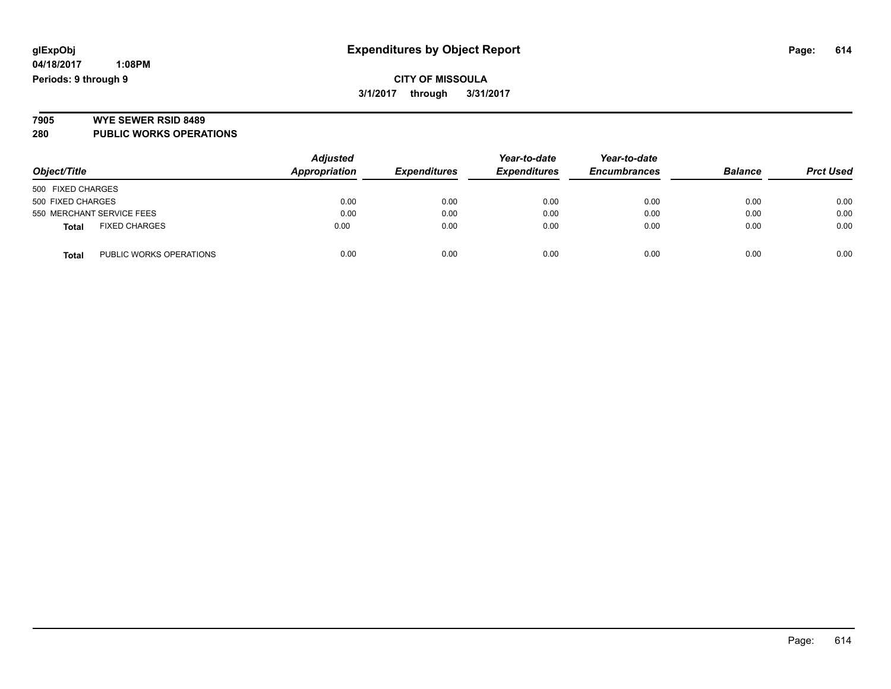glExpObj
04/18/2017 1:08PM
Periods: 9 through 9

# Expenditures by Object Report

**CITY OF MISSOULA**
**3/1/2017 through 3/31/2017**

**7905 WYE SEWER RSID 8489**
**280 PUBLIC WORKS OPERATIONS**

| Object/Title | | Adjusted Appropriation | Expenditures | Year-to-date Expenditures | Year-to-date Encumbrances | Balance | Prct Used |
|---|---|---|---|---|---|---|---|
| 500 FIXED CHARGES | | | | | | | |
| 500 FIXED CHARGES | | 0.00 | 0.00 | 0.00 | 0.00 | 0.00 | 0.00 |
| 550 MERCHANT SERVICE FEES | | 0.00 | 0.00 | 0.00 | 0.00 | 0.00 | 0.00 |
| **Total** | FIXED CHARGES | 0.00 | 0.00 | 0.00 | 0.00 | 0.00 | 0.00 |
| **Total** | PUBLIC WORKS OPERATIONS | 0.00 | 0.00 | 0.00 | 0.00 | 0.00 | 0.00 |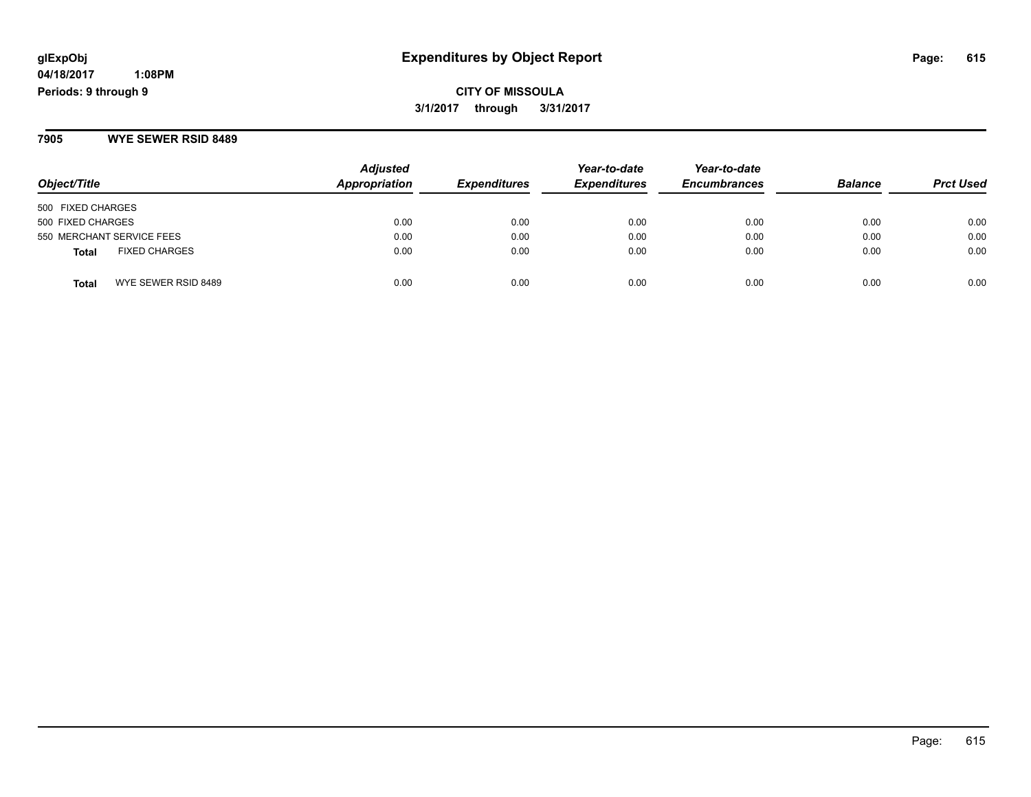**glExpObj** **Expenditures by Object Report**

**04/18/2017 1:08PM**

**Periods: 9 through 9**

**CITY OF MISSOULA**

**3/1/2017 through 3/31/2017**

## 7905 WYE SEWER RSID 8489

| Object/Title | Adjusted Appropriation | Expenditures | Year-to-date Expenditures | Year-to-date Encumbrances | Balance | Prct Used |
|---|---|---|---|---|---|---|
| 500 FIXED CHARGES | | | | | | |
| 500 FIXED CHARGES | 0.00 | 0.00 | 0.00 | 0.00 | 0.00 | 0.00 |
| 550 MERCHANT SERVICE FEES | 0.00 | 0.00 | 0.00 | 0.00 | 0.00 | 0.00 |
| **Total** FIXED CHARGES | 0.00 | 0.00 | 0.00 | 0.00 | 0.00 | 0.00 |
| **Total** WYE SEWER RSID 8489 | 0.00 | 0.00 | 0.00 | 0.00 | 0.00 | 0.00 |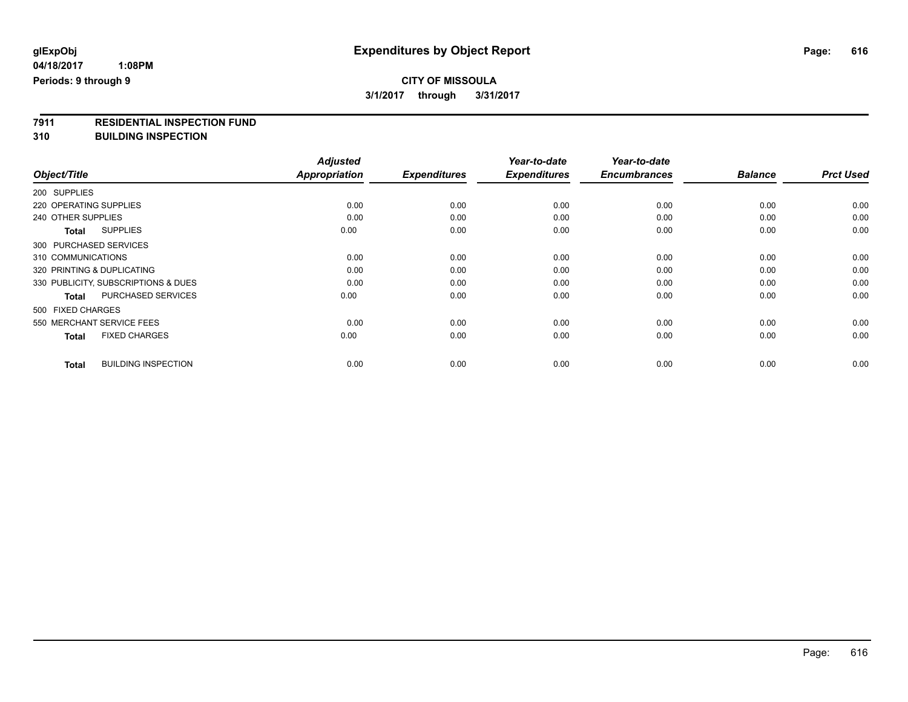glExpObj
04/18/2017 1:08PM
Periods: 9 through 9

# Expenditures by Object Report

**CITY OF MISSOULA**
**3/1/2017 through 3/31/2017**

**7911 RESIDENTIAL INSPECTION FUND**
**310 BUILDING INSPECTION**

| Object/Title | Adjusted Appropriation | Expenditures | Year-to-date Expenditures | Year-to-date Encumbrances | Balance | Prct Used |
|---|---|---|---|---|---|---|
| 200 SUPPLIES | | | | | | |
| 220 OPERATING SUPPLIES | 0.00 | 0.00 | 0.00 | 0.00 | 0.00 | 0.00 |
| 240 OTHER SUPPLIES | 0.00 | 0.00 | 0.00 | 0.00 | 0.00 | 0.00 |
| **Total** SUPPLIES | 0.00 | 0.00 | 0.00 | 0.00 | 0.00 | 0.00 |
| 300 PURCHASED SERVICES | | | | | | |
| 310 COMMUNICATIONS | 0.00 | 0.00 | 0.00 | 0.00 | 0.00 | 0.00 |
| 320 PRINTING & DUPLICATING | 0.00 | 0.00 | 0.00 | 0.00 | 0.00 | 0.00 |
| 330 PUBLICITY, SUBSCRIPTIONS & DUES | 0.00 | 0.00 | 0.00 | 0.00 | 0.00 | 0.00 |
| **Total** PURCHASED SERVICES | 0.00 | 0.00 | 0.00 | 0.00 | 0.00 | 0.00 |
| 500 FIXED CHARGES | | | | | | |
| 550 MERCHANT SERVICE FEES | 0.00 | 0.00 | 0.00 | 0.00 | 0.00 | 0.00 |
| **Total** FIXED CHARGES | 0.00 | 0.00 | 0.00 | 0.00 | 0.00 | 0.00 |
| **Total** BUILDING INSPECTION | 0.00 | 0.00 | 0.00 | 0.00 | 0.00 | 0.00 |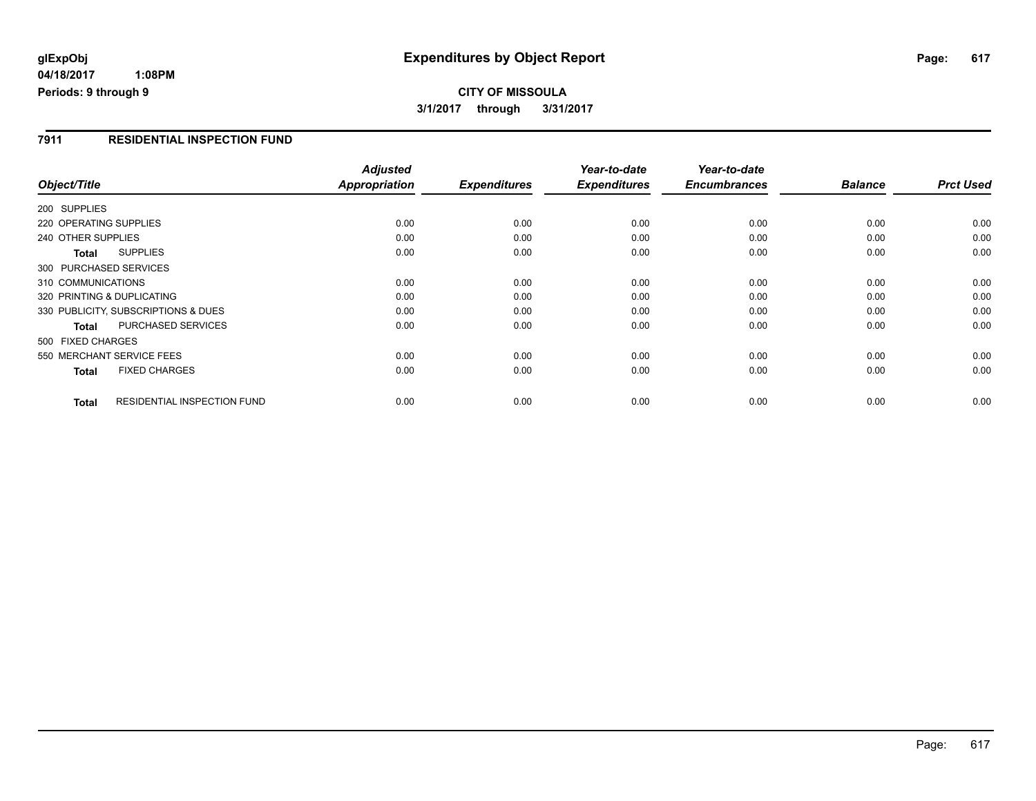**glExpObj** **Expenditures by Object Report**

**04/18/2017 1:08PM**

**Periods: 9 through 9**

**CITY OF MISSOULA**

**3/1/2017 through 3/31/2017**

## 7911 RESIDENTIAL INSPECTION FUND

| Object/Title | | Adjusted Appropriation | Expenditures | Year-to-date Expenditures | Year-to-date Encumbrances | Balance | Prct Used |
|---|---|---|---|---|---|---|---|
| 200 SUPPLIES | | | | | | | |
| 220 OPERATING SUPPLIES | | 0.00 | 0.00 | 0.00 | 0.00 | 0.00 | 0.00 |
| 240 OTHER SUPPLIES | | 0.00 | 0.00 | 0.00 | 0.00 | 0.00 | 0.00 |
| **Total** | SUPPLIES | 0.00 | 0.00 | 0.00 | 0.00 | 0.00 | 0.00 |
| 300 PURCHASED SERVICES | | | | | | | |
| 310 COMMUNICATIONS | | 0.00 | 0.00 | 0.00 | 0.00 | 0.00 | 0.00 |
| 320 PRINTING & DUPLICATING | | 0.00 | 0.00 | 0.00 | 0.00 | 0.00 | 0.00 |
| 330 PUBLICITY, SUBSCRIPTIONS & DUES | | 0.00 | 0.00 | 0.00 | 0.00 | 0.00 | 0.00 |
| **Total** | PURCHASED SERVICES | 0.00 | 0.00 | 0.00 | 0.00 | 0.00 | 0.00 |
| 500 FIXED CHARGES | | | | | | | |
| 550 MERCHANT SERVICE FEES | | 0.00 | 0.00 | 0.00 | 0.00 | 0.00 | 0.00 |
| **Total** | FIXED CHARGES | 0.00 | 0.00 | 0.00 | 0.00 | 0.00 | 0.00 |
| **Total** | RESIDENTIAL INSPECTION FUND | 0.00 | 0.00 | 0.00 | 0.00 | 0.00 | 0.00 |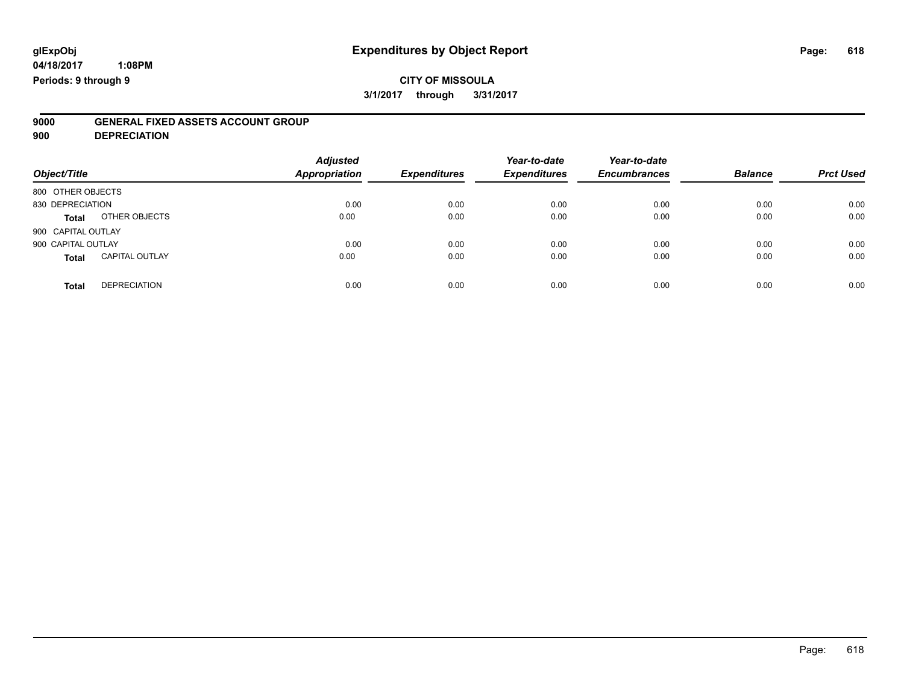glExpObj
04/18/2017 1:08PM
Periods: 9 through 9

# Expenditures by Object Report

**CITY OF MISSOULA**

**3/1/2017 through 3/31/2017**

**9000 GENERAL FIXED ASSETS ACCOUNT GROUP**
**900 DEPRECIATION**

| Object/Title | | Adjusted Appropriation | Expenditures | Year-to-date Expenditures | Year-to-date Encumbrances | Balance | Prct Used |
|---|---|---|---|---|---|---|---|
| 800 OTHER OBJECTS | | | | | | | |
| 830 DEPRECIATION | | 0.00 | 0.00 | 0.00 | 0.00 | 0.00 | 0.00 |
| **Total** | OTHER OBJECTS | 0.00 | 0.00 | 0.00 | 0.00 | 0.00 | 0.00 |
| 900 CAPITAL OUTLAY | | | | | | | |
| 900 CAPITAL OUTLAY | | 0.00 | 0.00 | 0.00 | 0.00 | 0.00 | 0.00 |
| **Total** | CAPITAL OUTLAY | 0.00 | 0.00 | 0.00 | 0.00 | 0.00 | 0.00 |
| **Total** | DEPRECIATION | 0.00 | 0.00 | 0.00 | 0.00 | 0.00 | 0.00 |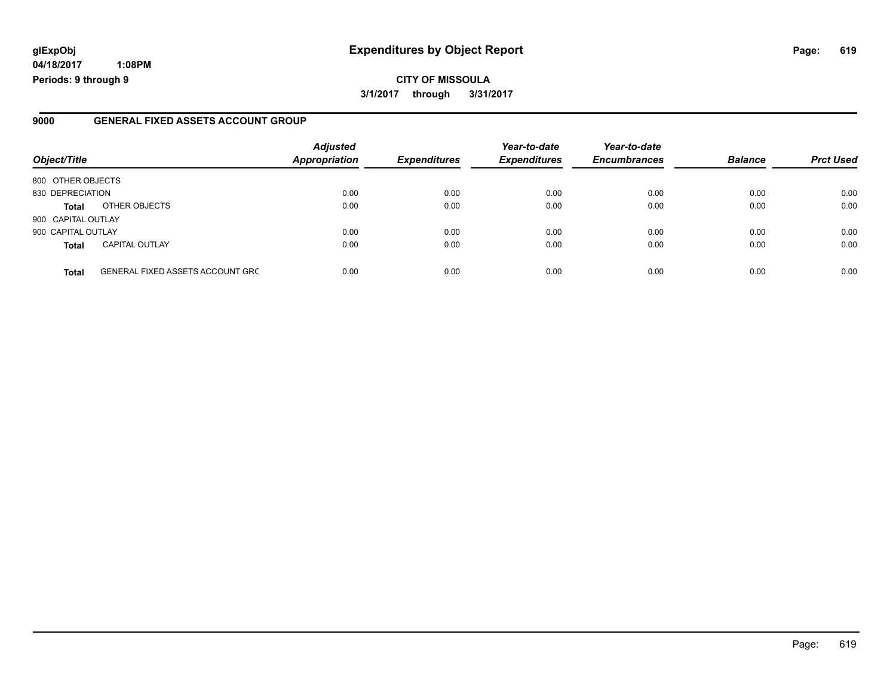glExpObj
04/18/2017 1:08PM
Periods: 9 through 9

# Expenditures by Object Report

**CITY OF MISSOULA**

**3/1/2017 through 3/31/2017**

## 9000 GENERAL FIXED ASSETS ACCOUNT GROUP

| Object/Title | | Adjusted Appropriation | Expenditures | Year-to-date Expenditures | Year-to-date Encumbrances | Balance | Prct Used |
|---|---|---|---|---|---|---|---|
| 800 OTHER OBJECTS | | | | | | | |
| 830 DEPRECIATION | | 0.00 | 0.00 | 0.00 | 0.00 | 0.00 | 0.00 |
| **Total** | OTHER OBJECTS | 0.00 | 0.00 | 0.00 | 0.00 | 0.00 | 0.00 |
| 900 CAPITAL OUTLAY | | | | | | | |
| 900 CAPITAL OUTLAY | | 0.00 | 0.00 | 0.00 | 0.00 | 0.00 | 0.00 |
| **Total** | CAPITAL OUTLAY | 0.00 | 0.00 | 0.00 | 0.00 | 0.00 | 0.00 |
| **Total** | GENERAL FIXED ASSETS ACCOUNT GRC | 0.00 | 0.00 | 0.00 | 0.00 | 0.00 | 0.00 |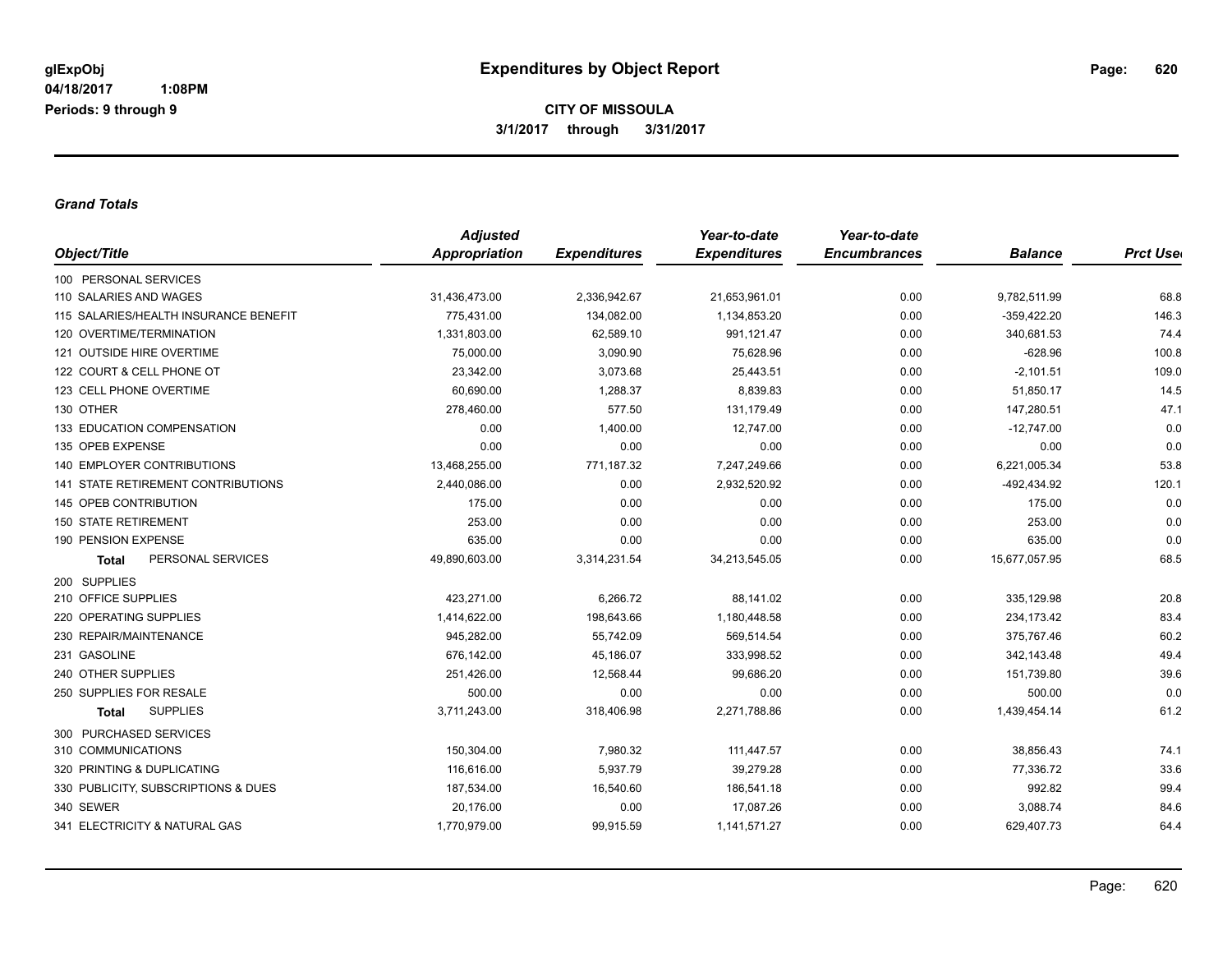**CITY OF MISSOULA**
**3/1/2017 through 3/31/2017**

**Expenditures by Object Report**

glExpObj
04/18/2017 1:08PM
Periods: 9 through 9

### *Grand Totals*

| Object/Title | Adjusted Appropriation | Expenditures | Year-to-date Expenditures | Year-to-date Encumbrances | Balance | Prct Used |
|---|---|---|---|---|---|---|
| 100 PERSONAL SERVICES | | | | | | |
| 110 SALARIES AND WAGES | 31,436,473.00 | 2,336,942.67 | 21,653,961.01 | 0.00 | 9,782,511.99 | 68.8 |
| 115 SALARIES/HEALTH INSURANCE BENEFIT | 775,431.00 | 134,082.00 | 1,134,853.20 | 0.00 | -359,422.20 | 146.3 |
| 120 OVERTIME/TERMINATION | 1,331,803.00 | 62,589.10 | 991,121.47 | 0.00 | 340,681.53 | 74.4 |
| 121 OUTSIDE HIRE OVERTIME | 75,000.00 | 3,090.90 | 75,628.96 | 0.00 | -628.96 | 100.8 |
| 122 COURT & CELL PHONE OT | 23,342.00 | 3,073.68 | 25,443.51 | 0.00 | -2,101.51 | 109.0 |
| 123 CELL PHONE OVERTIME | 60,690.00 | 1,288.37 | 8,839.83 | 0.00 | 51,850.17 | 14.5 |
| 130 OTHER | 278,460.00 | 577.50 | 131,179.49 | 0.00 | 147,280.51 | 47.1 |
| 133 EDUCATION COMPENSATION | 0.00 | 1,400.00 | 12,747.00 | 0.00 | -12,747.00 | 0.0 |
| 135 OPEB EXPENSE | 0.00 | 0.00 | 0.00 | 0.00 | 0.00 | 0.0 |
| 140 EMPLOYER CONTRIBUTIONS | 13,468,255.00 | 771,187.32 | 7,247,249.66 | 0.00 | 6,221,005.34 | 53.8 |
| 141 STATE RETIREMENT CONTRIBUTIONS | 2,440,086.00 | 0.00 | 2,932,520.92 | 0.00 | -492,434.92 | 120.1 |
| 145 OPEB CONTRIBUTION | 175.00 | 0.00 | 0.00 | 0.00 | 175.00 | 0.0 |
| 150 STATE RETIREMENT | 253.00 | 0.00 | 0.00 | 0.00 | 253.00 | 0.0 |
| 190 PENSION EXPENSE | 635.00 | 0.00 | 0.00 | 0.00 | 635.00 | 0.0 |
| **Total** PERSONAL SERVICES | 49,890,603.00 | 3,314,231.54 | 34,213,545.05 | 0.00 | 15,677,057.95 | 68.5 |
| 200 SUPPLIES | | | | | | |
| 210 OFFICE SUPPLIES | 423,271.00 | 6,266.72 | 88,141.02 | 0.00 | 335,129.98 | 20.8 |
| 220 OPERATING SUPPLIES | 1,414,622.00 | 198,643.66 | 1,180,448.58 | 0.00 | 234,173.42 | 83.4 |
| 230 REPAIR/MAINTENANCE | 945,282.00 | 55,742.09 | 569,514.54 | 0.00 | 375,767.46 | 60.2 |
| 231 GASOLINE | 676,142.00 | 45,186.07 | 333,998.52 | 0.00 | 342,143.48 | 49.4 |
| 240 OTHER SUPPLIES | 251,426.00 | 12,568.44 | 99,686.20 | 0.00 | 151,739.80 | 39.6 |
| 250 SUPPLIES FOR RESALE | 500.00 | 0.00 | 0.00 | 0.00 | 500.00 | 0.0 |
| **Total** SUPPLIES | 3,711,243.00 | 318,406.98 | 2,271,788.86 | 0.00 | 1,439,454.14 | 61.2 |
| 300 PURCHASED SERVICES | | | | | | |
| 310 COMMUNICATIONS | 150,304.00 | 7,980.32 | 111,447.57 | 0.00 | 38,856.43 | 74.1 |
| 320 PRINTING & DUPLICATING | 116,616.00 | 5,937.79 | 39,279.28 | 0.00 | 77,336.72 | 33.6 |
| 330 PUBLICITY, SUBSCRIPTIONS & DUES | 187,534.00 | 16,540.60 | 186,541.18 | 0.00 | 992.82 | 99.4 |
| 340 SEWER | 20,176.00 | 0.00 | 17,087.26 | 0.00 | 3,088.74 | 84.6 |
| 341 ELECTRICITY & NATURAL GAS | 1,770,979.00 | 99,915.59 | 1,141,571.27 | 0.00 | 629,407.73 | 64.4 |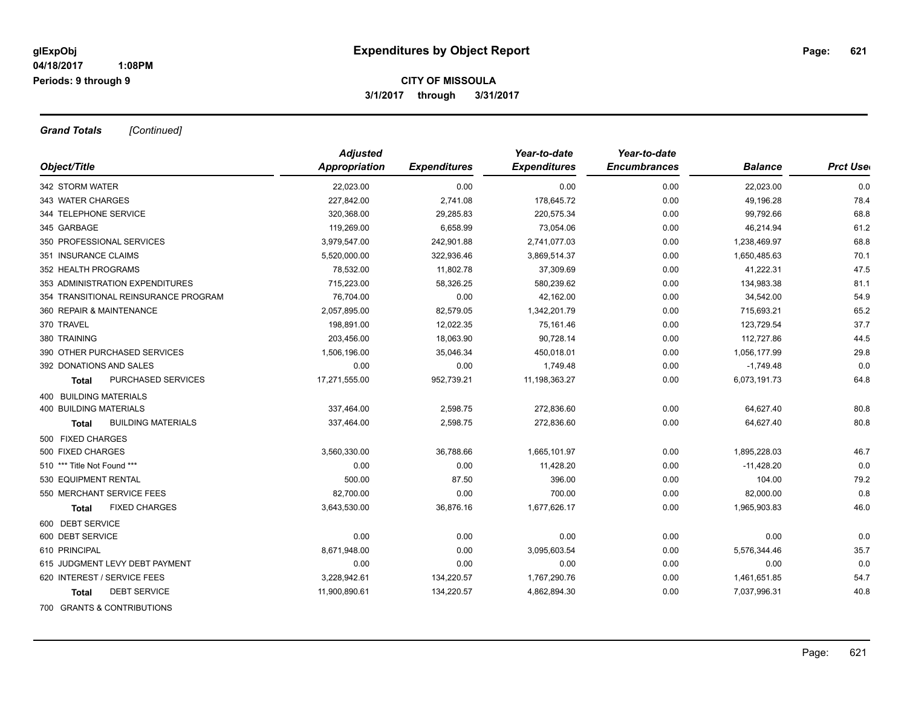# Expenditures by Object Report

glExpObj
04/18/2017 1:08PM
Periods: 9 through 9

**CITY OF MISSOULA**
**3/1/2017 through 3/31/2017**

***Grand Totals*** *[Continued]*

| Object/Title | Adjusted Appropriation | Expenditures | Year-to-date Expenditures | Year-to-date Encumbrances | Balance | Prct Used |
|---|---|---|---|---|---|---|
| 342 STORM WATER | 22,023.00 | 0.00 | 0.00 | 0.00 | 22,023.00 | 0.0 |
| 343 WATER CHARGES | 227,842.00 | 2,741.08 | 178,645.72 | 0.00 | 49,196.28 | 78.4 |
| 344 TELEPHONE SERVICE | 320,368.00 | 29,285.83 | 220,575.34 | 0.00 | 99,792.66 | 68.8 |
| 345 GARBAGE | 119,269.00 | 6,658.99 | 73,054.06 | 0.00 | 46,214.94 | 61.2 |
| 350 PROFESSIONAL SERVICES | 3,979,547.00 | 242,901.88 | 2,741,077.03 | 0.00 | 1,238,469.97 | 68.8 |
| 351 INSURANCE CLAIMS | 5,520,000.00 | 322,936.46 | 3,869,514.37 | 0.00 | 1,650,485.63 | 70.1 |
| 352 HEALTH PROGRAMS | 78,532.00 | 11,802.78 | 37,309.69 | 0.00 | 41,222.31 | 47.5 |
| 353 ADMINISTRATION EXPENDITURES | 715,223.00 | 58,326.25 | 580,239.62 | 0.00 | 134,983.38 | 81.1 |
| 354 TRANSITIONAL REINSURANCE PROGRAM | 76,704.00 | 0.00 | 42,162.00 | 0.00 | 34,542.00 | 54.9 |
| 360 REPAIR & MAINTENANCE | 2,057,895.00 | 82,579.05 | 1,342,201.79 | 0.00 | 715,693.21 | 65.2 |
| 370 TRAVEL | 198,891.00 | 12,022.35 | 75,161.46 | 0.00 | 123,729.54 | 37.7 |
| 380 TRAINING | 203,456.00 | 18,063.90 | 90,728.14 | 0.00 | 112,727.86 | 44.5 |
| 390 OTHER PURCHASED SERVICES | 1,506,196.00 | 35,046.34 | 450,018.01 | 0.00 | 1,056,177.99 | 29.8 |
| 392 DONATIONS AND SALES | 0.00 | 0.00 | 1,749.48 | 0.00 | -1,749.48 | 0.0 |
| **Total** PURCHASED SERVICES | 17,271,555.00 | 952,739.21 | 11,198,363.27 | 0.00 | 6,073,191.73 | 64.8 |
| 400 BUILDING MATERIALS | | | | | | |
| 400 BUILDING MATERIALS | 337,464.00 | 2,598.75 | 272,836.60 | 0.00 | 64,627.40 | 80.8 |
| **Total** BUILDING MATERIALS | 337,464.00 | 2,598.75 | 272,836.60 | 0.00 | 64,627.40 | 80.8 |
| 500 FIXED CHARGES | | | | | | |
| 500 FIXED CHARGES | 3,560,330.00 | 36,788.66 | 1,665,101.97 | 0.00 | 1,895,228.03 | 46.7 |
| 510 *** Title Not Found *** | 0.00 | 0.00 | 11,428.20 | 0.00 | -11,428.20 | 0.0 |
| 530 EQUIPMENT RENTAL | 500.00 | 87.50 | 396.00 | 0.00 | 104.00 | 79.2 |
| 550 MERCHANT SERVICE FEES | 82,700.00 | 0.00 | 700.00 | 0.00 | 82,000.00 | 0.8 |
| **Total** FIXED CHARGES | 3,643,530.00 | 36,876.16 | 1,677,626.17 | 0.00 | 1,965,903.83 | 46.0 |
| 600 DEBT SERVICE | | | | | | |
| 600 DEBT SERVICE | 0.00 | 0.00 | 0.00 | 0.00 | 0.00 | 0.0 |
| 610 PRINCIPAL | 8,671,948.00 | 0.00 | 3,095,603.54 | 0.00 | 5,576,344.46 | 35.7 |
| 615 JUDGMENT LEVY DEBT PAYMENT | 0.00 | 0.00 | 0.00 | 0.00 | 0.00 | 0.0 |
| 620 INTEREST / SERVICE FEES | 3,228,942.61 | 134,220.57 | 1,767,290.76 | 0.00 | 1,461,651.85 | 54.7 |
| **Total** DEBT SERVICE | 11,900,890.61 | 134,220.57 | 4,862,894.30 | 0.00 | 7,037,996.31 | 40.8 |
| 700 GRANTS & CONTRIBUTIONS | | | | | | |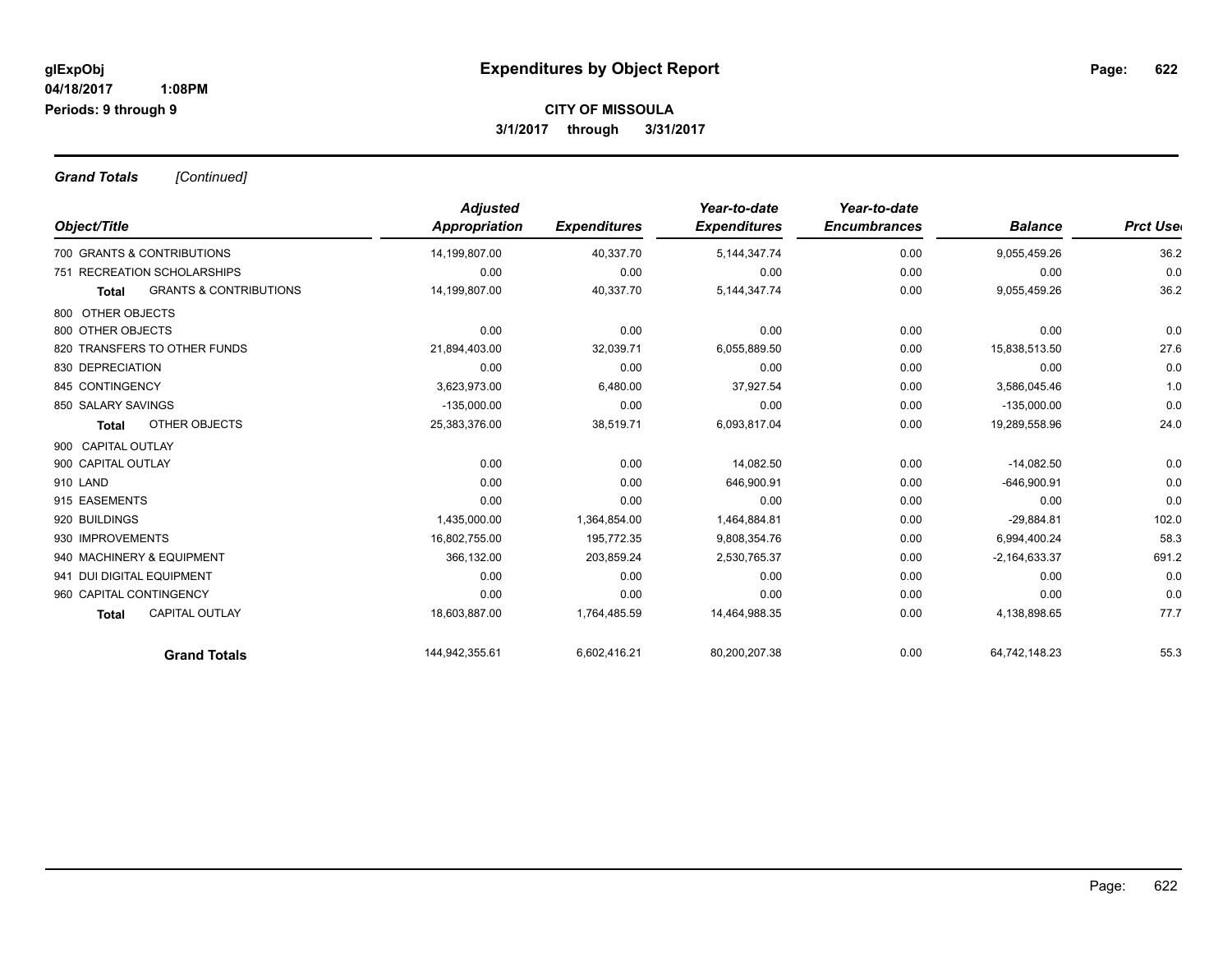**glExpObj** **Expenditures by Object Report**

**04/18/2017 1:08PM**

**Periods: 9 through 9**

**CITY OF MISSOULA**

**3/1/2017 through 3/31/2017**

***Grand Totals*** *[Continued]*

| Object/Title | Adjusted Appropriation | Expenditures | Year-to-date Expenditures | Year-to-date Encumbrances | Balance | Prct Used |
|---|---|---|---|---|---|---|
| 700 GRANTS & CONTRIBUTIONS | 14,199,807.00 | 40,337.70 | 5,144,347.74 | 0.00 | 9,055,459.26 | 36.2 |
| 751 RECREATION SCHOLARSHIPS | 0.00 | 0.00 | 0.00 | 0.00 | 0.00 | 0.0 |
| **Total** GRANTS & CONTRIBUTIONS | 14,199,807.00 | 40,337.70 | 5,144,347.74 | 0.00 | 9,055,459.26 | 36.2 |
| 800 OTHER OBJECTS | | | | | | |
| 800 OTHER OBJECTS | 0.00 | 0.00 | 0.00 | 0.00 | 0.00 | 0.0 |
| 820 TRANSFERS TO OTHER FUNDS | 21,894,403.00 | 32,039.71 | 6,055,889.50 | 0.00 | 15,838,513.50 | 27.6 |
| 830 DEPRECIATION | 0.00 | 0.00 | 0.00 | 0.00 | 0.00 | 0.0 |
| 845 CONTINGENCY | 3,623,973.00 | 6,480.00 | 37,927.54 | 0.00 | 3,586,045.46 | 1.0 |
| 850 SALARY SAVINGS | -135,000.00 | 0.00 | 0.00 | 0.00 | -135,000.00 | 0.0 |
| **Total** OTHER OBJECTS | 25,383,376.00 | 38,519.71 | 6,093,817.04 | 0.00 | 19,289,558.96 | 24.0 |
| 900 CAPITAL OUTLAY | | | | | | |
| 900 CAPITAL OUTLAY | 0.00 | 0.00 | 14,082.50 | 0.00 | -14,082.50 | 0.0 |
| 910 LAND | 0.00 | 0.00 | 646,900.91 | 0.00 | -646,900.91 | 0.0 |
| 915 EASEMENTS | 0.00 | 0.00 | 0.00 | 0.00 | 0.00 | 0.0 |
| 920 BUILDINGS | 1,435,000.00 | 1,364,854.00 | 1,464,884.81 | 0.00 | -29,884.81 | 102.0 |
| 930 IMPROVEMENTS | 16,802,755.00 | 195,772.35 | 9,808,354.76 | 0.00 | 6,994,400.24 | 58.3 |
| 940 MACHINERY & EQUIPMENT | 366,132.00 | 203,859.24 | 2,530,765.37 | 0.00 | -2,164,633.37 | 691.2 |
| 941 DUI DIGITAL EQUIPMENT | 0.00 | 0.00 | 0.00 | 0.00 | 0.00 | 0.0 |
| 960 CAPITAL CONTINGENCY | 0.00 | 0.00 | 0.00 | 0.00 | 0.00 | 0.0 |
| **Total** CAPITAL OUTLAY | 18,603,887.00 | 1,764,485.59 | 14,464,988.35 | 0.00 | 4,138,898.65 | 77.7 |
| **Grand Totals** | 144,942,355.61 | 6,602,416.21 | 80,200,207.38 | 0.00 | 64,742,148.23 | 55.3 |